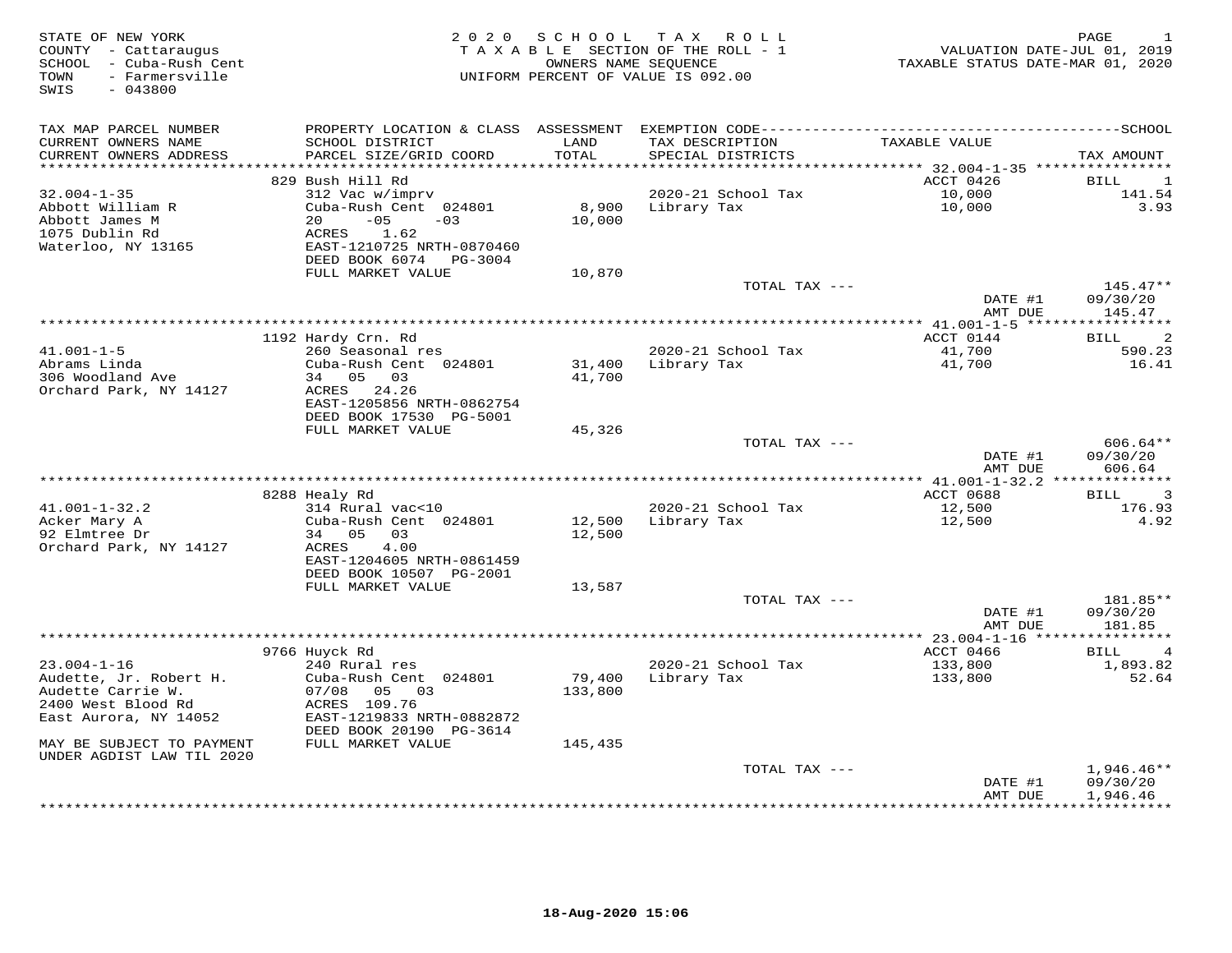STATE OF NEW YORK
COUNTY - Cattaraugus
SCHOOL - Cuba-Rush Cent
TOWN - Farmersville
SWIS - 043800

# 2020 SCHOOL TAX ROLL

TAXABLE SECTION OF THE ROLL - 1
OWNERS NAME SEQUENCE
UNIFORM PERCENT OF VALUE IS 092.00

VALUATION DATE-JUL 01, 2019
TAXABLE STATUS DATE-MAR 01, 2020

| TAX MAP PARCEL NUMBER / CURRENT OWNERS NAME / CURRENT OWNERS ADDRESS | PROPERTY LOCATION & CLASS / SCHOOL DISTRICT / PARCEL SIZE/GRID COORD | ASSESSMENT LAND / TOTAL | EXEMPTION CODE / TAX DESCRIPTION / SPECIAL DISTRICTS | TAXABLE VALUE | TAX AMOUNT |
|---|---|---|---|---|---|
| 32.004-1-35 | 829 Bush Hill Rd | | | ACCT 0426 | BILL 1 |
| Abbott William R | 312 Vac w/imprv | | 2020-21 School Tax | 10,000 | 141.54 |
| Abbott James M | Cuba-Rush Cent 024801 | 8,900 | Library Tax | 10,000 | 3.93 |
| 1075 Dublin Rd | 20 -05 -03 | 10,000 | | | |
| Waterloo, NY 13165 | ACRES 1.62 | | | | |
| | EAST-1210725 NRTH-0870460 | | | | |
| | DEED BOOK 6074 PG-3004 | | | | |
| | FULL MARKET VALUE | 10,870 | | | |
| | | | TOTAL TAX --- | | 145.47** |
| | | | | DATE #1 | 09/30/20 |
| | | | | AMT DUE | 145.47 |
| 41.001-1-5 | 1192 Hardy Crn. Rd | | | ACCT 0144 | BILL 2 |
| Abrams Linda | 260 Seasonal res | | 2020-21 School Tax | 41,700 | 590.23 |
| 306 Woodland Ave | Cuba-Rush Cent 024801 | 31,400 | Library Tax | 41,700 | 16.41 |
| Orchard Park, NY 14127 | 34 05 03 | 41,700 | | | |
| | ACRES 24.26 | | | | |
| | EAST-1205856 NRTH-0862754 | | | | |
| | DEED BOOK 17530 PG-5001 | | | | |
| | FULL MARKET VALUE | 45,326 | | | |
| | | | TOTAL TAX --- | | 606.64** |
| | | | | DATE #1 | 09/30/20 |
| | | | | AMT DUE | 606.64 |
| 41.001-1-32.2 | 8288 Healy Rd | | | ACCT 0688 | BILL 3 |
| Acker Mary A | 314 Rural vac<10 | | 2020-21 School Tax | 12,500 | 176.93 |
| 92 Elmtree Dr | Cuba-Rush Cent 024801 | 12,500 | Library Tax | 12,500 | 4.92 |
| Orchard Park, NY 14127 | 34 05 03 | 12,500 | | | |
| | ACRES 4.00 | | | | |
| | EAST-1204605 NRTH-0861459 | | | | |
| | DEED BOOK 10507 PG-2001 | | | | |
| | FULL MARKET VALUE | 13,587 | | | |
| | | | TOTAL TAX --- | | 181.85** |
| | | | | DATE #1 | 09/30/20 |
| | | | | AMT DUE | 181.85 |
| 23.004-1-16 | 9766 Huyck Rd | | | ACCT 0466 | BILL 4 |
| Audette, Jr. Robert H. | 240 Rural res | | 2020-21 School Tax | 133,800 | 1,893.82 |
| Audette Carrie W. | Cuba-Rush Cent 024801 | 79,400 | Library Tax | 133,800 | 52.64 |
| 2400 West Blood Rd | 07/08 05 03 | 133,800 | | | |
| East Aurora, NY 14052 | ACRES 109.76 | | | | |
| | EAST-1219833 NRTH-0882872 | | | | |
| | DEED BOOK 20190 PG-3614 | | | | |
| MAY BE SUBJECT TO PAYMENT UNDER AGDIST LAW TIL 2020 | FULL MARKET VALUE | 145,435 | | | |
| | | | TOTAL TAX --- | | 1,946.46** |
| | | | | DATE #1 | 09/30/20 |
| | | | | AMT DUE | 1,946.46 |

18-Aug-2020 15:06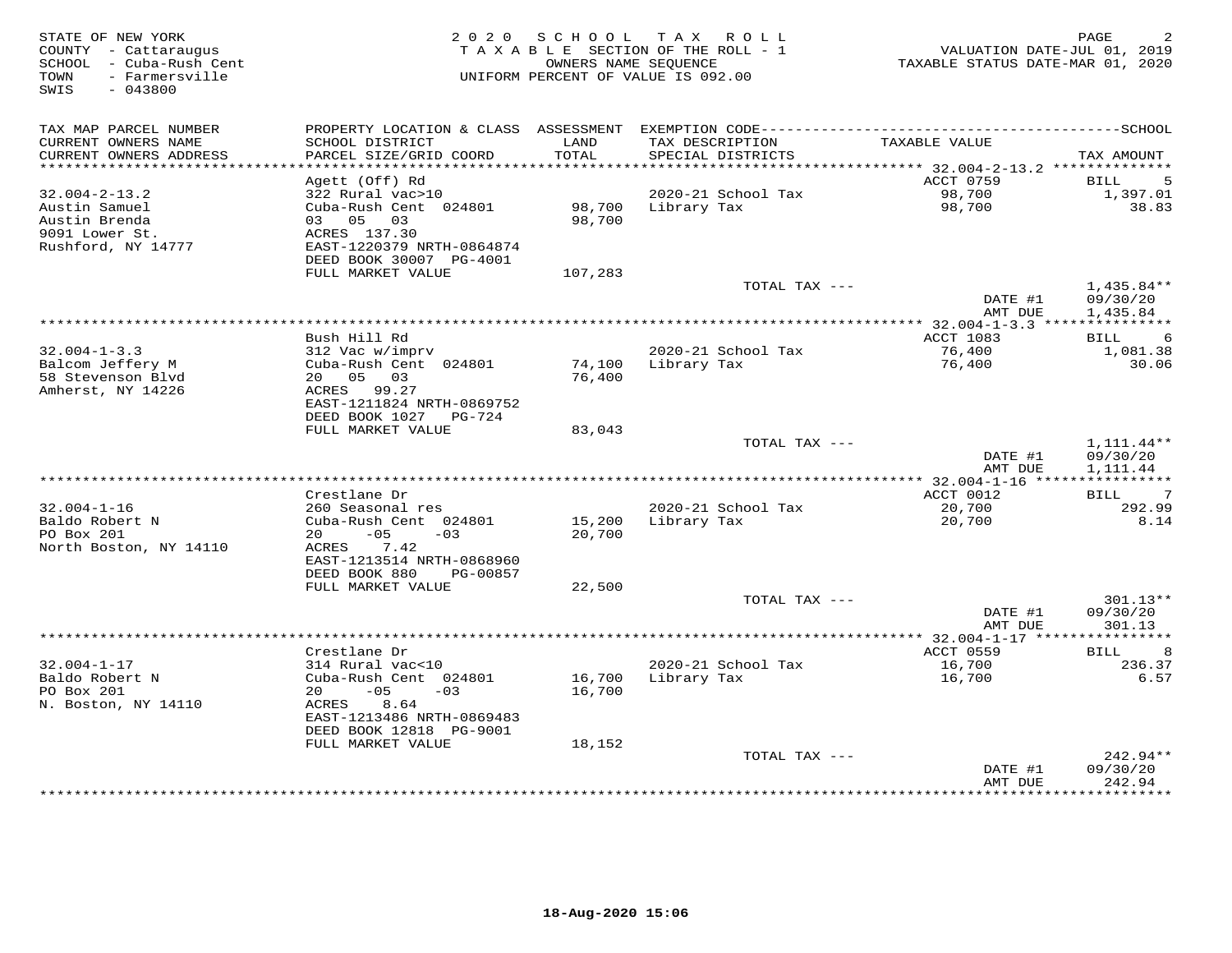STATE OF NEW YORK
COUNTY - Cattaraugus
SCHOOL - Cuba-Rush Cent
TOWN - Farmersville
SWIS - 043800

2 0 2 0 S C H O O L T A X R O L L
T A X A B L E SECTION OF THE ROLL - 1
OWNERS NAME SEQUENCE
UNIFORM PERCENT OF VALUE IS 092.00

VALUATION DATE-JUL 01, 2019
TAXABLE STATUS DATE-MAR 01, 2020

| TAX MAP PARCEL NUMBER / CURRENT OWNERS NAME / CURRENT OWNERS ADDRESS | PROPERTY LOCATION & CLASS / SCHOOL DISTRICT / PARCEL SIZE/GRID COORD | ASSESSMENT LAND / TOTAL | EXEMPTION CODE / TAX DESCRIPTION / SPECIAL DISTRICTS | TAXABLE VALUE | TAX AMOUNT |
|---|---|---|---|---|---|
| 32.004-2-13.2 | Agett (Off) Rd | | | ACCT 0759 | BILL 5 |
| 32.004-2-13.2 | 322 Rural vac>10 | | 2020-21 School Tax | 98,700 | 1,397.01 |
| Austin Samuel | Cuba-Rush Cent 024801 | 98,700 | Library Tax | 98,700 | 38.83 |
| Austin Brenda | 03 05 03 | 98,700 | | | |
| 9091 Lower St. | ACRES 137.30 | | | | |
| Rushford, NY 14777 | EAST-1220379 NRTH-0864874 | | | | |
| | DEED BOOK 30007 PG-4001 | | | | |
| | FULL MARKET VALUE | 107,283 | | | |
| | | | TOTAL TAX --- | | 1,435.84** |
| | | | | DATE #1 | 09/30/20 |
| | | | | AMT DUE | 1,435.84 |
| 32.004-1-3.3 | Bush Hill Rd | | | ACCT 1083 | BILL 6 |
| 32.004-1-3.3 | 312 Vac w/imprv | | 2020-21 School Tax | 76,400 | 1,081.38 |
| Balcom Jeffery M | Cuba-Rush Cent 024801 | 74,100 | Library Tax | 76,400 | 30.06 |
| 58 Stevenson Blvd | 20 05 03 | 76,400 | | | |
| Amherst, NY 14226 | ACRES 99.27 | | | | |
| | EAST-1211824 NRTH-0869752 | | | | |
| | DEED BOOK 1027 PG-724 | | | | |
| | FULL MARKET VALUE | 83,043 | | | |
| | | | TOTAL TAX --- | | 1,111.44** |
| | | | | DATE #1 | 09/30/20 |
| | | | | AMT DUE | 1,111.44 |
| 32.004-1-16 | Crestlane Dr | | | ACCT 0012 | BILL 7 |
| 32.004-1-16 | 260 Seasonal res | | 2020-21 School Tax | 20,700 | 292.99 |
| Baldo Robert N | Cuba-Rush Cent 024801 | 15,200 | Library Tax | 20,700 | 8.14 |
| PO Box 201 | 20 -05 -03 | 20,700 | | | |
| North Boston, NY 14110 | ACRES 7.42 | | | | |
| | EAST-1213514 NRTH-0868960 | | | | |
| | DEED BOOK 880 PG-00857 | | | | |
| | FULL MARKET VALUE | 22,500 | | | |
| | | | TOTAL TAX --- | | 301.13** |
| | | | | DATE #1 | 09/30/20 |
| | | | | AMT DUE | 301.13 |
| 32.004-1-17 | Crestlane Dr | | | ACCT 0559 | BILL 8 |
| 32.004-1-17 | 314 Rural vac<10 | | 2020-21 School Tax | 16,700 | 236.37 |
| Baldo Robert N | Cuba-Rush Cent 024801 | 16,700 | Library Tax | 16,700 | 6.57 |
| PO Box 201 | 20 -05 -03 | 16,700 | | | |
| N. Boston, NY 14110 | ACRES 8.64 | | | | |
| | EAST-1213486 NRTH-0869483 | | | | |
| | DEED BOOK 12818 PG-9001 | | | | |
| | FULL MARKET VALUE | 18,152 | | | |
| | | | TOTAL TAX --- | | 242.94** |
| | | | | DATE #1 | 09/30/20 |
| | | | | AMT DUE | 242.94 |

18-Aug-2020 15:06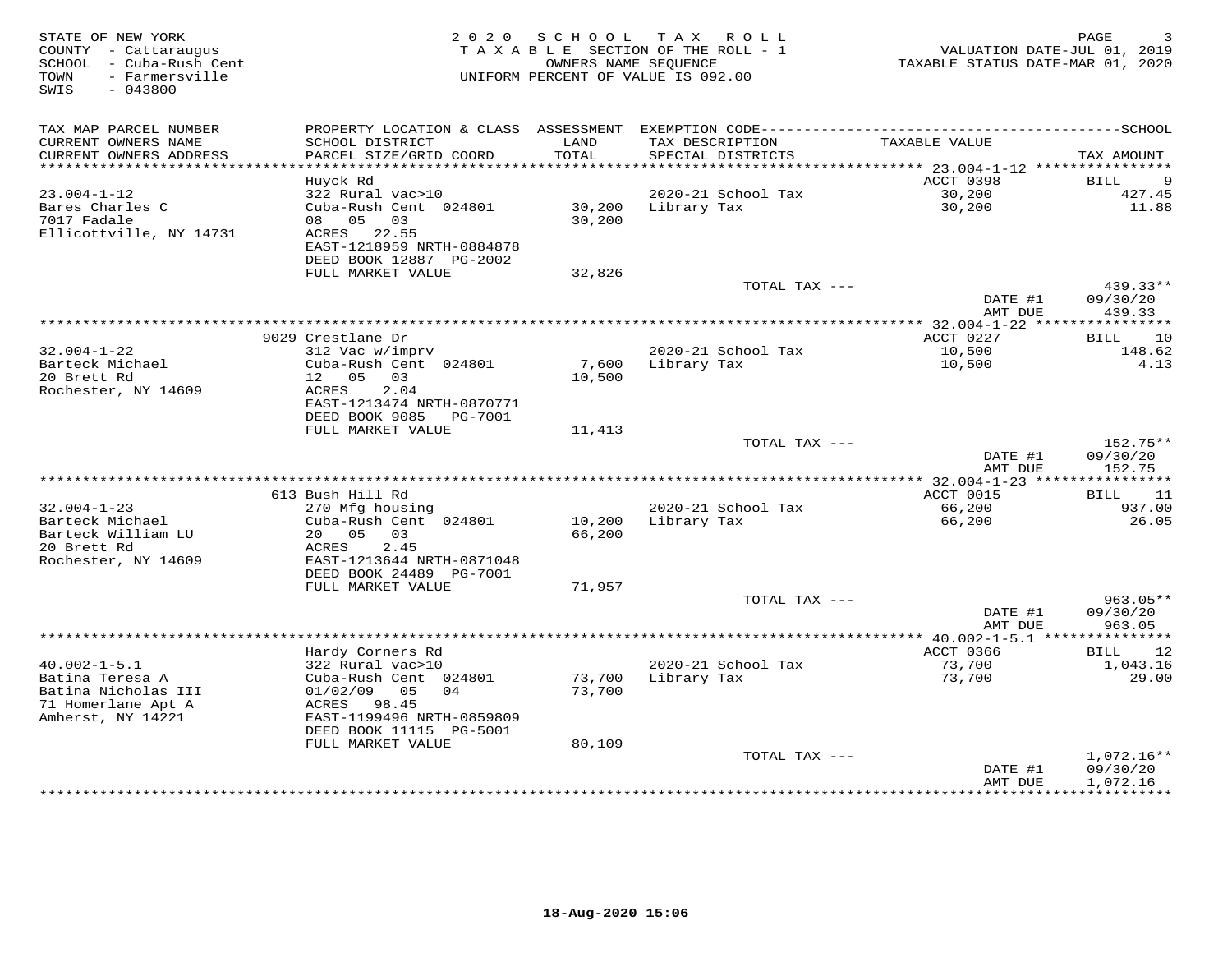STATE OF NEW YORK
COUNTY - Cattaraugus
SCHOOL - Cuba-Rush Cent
TOWN - Farmersville
SWIS - 043800

2020 SCHOOL TAX ROLL
TAXABLE SECTION OF THE ROLL - 1
OWNERS NAME SEQUENCE
UNIFORM PERCENT OF VALUE IS 092.00

VALUATION DATE-JUL 01, 2019
TAXABLE STATUS DATE-MAR 01, 2020

| TAX MAP PARCEL NUMBER / CURRENT OWNERS NAME / CURRENT OWNERS ADDRESS | PROPERTY LOCATION & CLASS / SCHOOL DISTRICT / PARCEL SIZE/GRID COORD | ASSESSMENT LAND / TOTAL | EXEMPTION CODE / TAX DESCRIPTION / SPECIAL DISTRICTS | TAXABLE VALUE | TAX AMOUNT |
|---|---|---|---|---|---|
| 23.004-1-12 | Huyck Rd | | | ACCT 0398 | BILL 9 |
| Bares Charles C | 322 Rural vac>10 | | 2020-21 School Tax | 30,200 | 427.45 |
| 7017 Fadale | Cuba-Rush Cent 024801 | 30,200 | Library Tax | 30,200 | 11.88 |
| Ellicottville, NY 14731 | 08 05 03 | 30,200 | | | |
| | ACRES 22.55 | | | | |
| | EAST-1218959 NRTH-0884878 | | | | |
| | DEED BOOK 12887 PG-2002 | | | | |
| | FULL MARKET VALUE | 32,826 | | | |
| | | | TOTAL TAX --- | | 439.33** |
| | | | | DATE #1 | 09/30/20 |
| | | | | AMT DUE | 439.33 |
| 32.004-1-22 | 9029 Crestlane Dr | | | ACCT 0227 | BILL 10 |
| Barteck Michael | 312 Vac w/imprv | | 2020-21 School Tax | 10,500 | 148.62 |
| 20 Brett Rd | Cuba-Rush Cent 024801 | 7,600 | Library Tax | 10,500 | 4.13 |
| Rochester, NY 14609 | 12 05 03 | 10,500 | | | |
| | ACRES 2.04 | | | | |
| | EAST-1213474 NRTH-0870771 | | | | |
| | DEED BOOK 9085 PG-7001 | | | | |
| | FULL MARKET VALUE | 11,413 | | | |
| | | | TOTAL TAX --- | | 152.75** |
| | | | | DATE #1 | 09/30/20 |
| | | | | AMT DUE | 152.75 |
| 32.004-1-23 | 613 Bush Hill Rd | | | ACCT 0015 | BILL 11 |
| Barteck Michael | 270 Mfg housing | | 2020-21 School Tax | 66,200 | 937.00 |
| Barteck William LU | Cuba-Rush Cent 024801 | 10,200 | Library Tax | 66,200 | 26.05 |
| 20 Brett Rd | 20 05 03 | 66,200 | | | |
| Rochester, NY 14609 | ACRES 2.45 | | | | |
| | EAST-1213644 NRTH-0871048 | | | | |
| | DEED BOOK 24489 PG-7001 | | | | |
| | FULL MARKET VALUE | 71,957 | | | |
| | | | TOTAL TAX --- | | 963.05** |
| | | | | DATE #1 | 09/30/20 |
| | | | | AMT DUE | 963.05 |
| 40.002-1-5.1 | Hardy Corners Rd | | | ACCT 0366 | BILL 12 |
| Batina Teresa A | 322 Rural vac>10 | | 2020-21 School Tax | 73,700 | 1,043.16 |
| Batina Nicholas III | Cuba-Rush Cent 024801 | 73,700 | Library Tax | 73,700 | 29.00 |
| 71 Homerlane Apt A | 01/02/09 05 04 | 73,700 | | | |
| Amherst, NY 14221 | ACRES 98.45 | | | | |
| | EAST-1199496 NRTH-0859809 | | | | |
| | DEED BOOK 11115 PG-5001 | | | | |
| | FULL MARKET VALUE | 80,109 | | | |
| | | | TOTAL TAX --- | | 1,072.16** |
| | | | | DATE #1 | 09/30/20 |
| | | | | AMT DUE | 1,072.16 |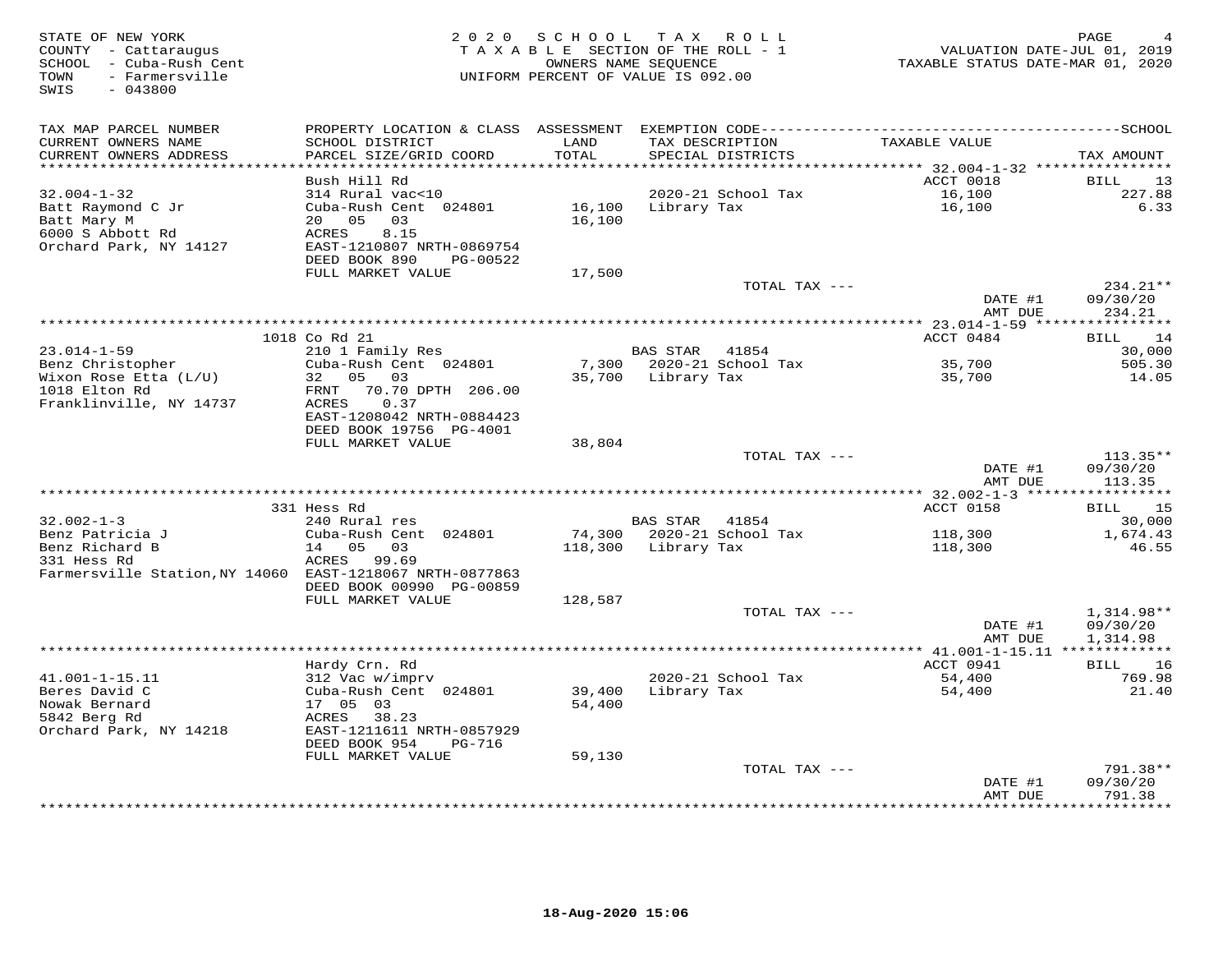STATE OF NEW YORK
COUNTY - Cattaraugus
SCHOOL - Cuba-Rush Cent
TOWN - Farmersville
SWIS - 043800

2020 SCHOOL TAX ROLL
TAXABLE SECTION OF THE ROLL - 1
OWNERS NAME SEQUENCE
UNIFORM PERCENT OF VALUE IS 092.00

VALUATION DATE-JUL 01, 2019
TAXABLE STATUS DATE-MAR 01, 2020

| TAX MAP PARCEL NUMBER / CURRENT OWNERS NAME / CURRENT OWNERS ADDRESS | PROPERTY LOCATION & CLASS / SCHOOL DISTRICT / PARCEL SIZE/GRID COORD | ASSESSMENT LAND / TOTAL | EXEMPTION CODE / TAX DESCRIPTION / SPECIAL DISTRICTS | TAXABLE VALUE | TAX AMOUNT |
|---|---|---|---|---|---|
| 32.004-1-32 | Bush Hill Rd | | | ACCT 0018 | BILL 13 |
| | 314 Rural vac<10 | | 2020-21 School Tax | 16,100 | 227.88 |
| Batt Raymond C Jr | Cuba-Rush Cent 024801 | 16,100 | Library Tax | 16,100 | 6.33 |
| Batt Mary M | 20 05 03 | 16,100 | | | |
| 6000 S Abbott Rd | ACRES 8.15 | | | | |
| Orchard Park, NY 14127 | EAST-1210807 NRTH-0869754 | | | | |
| | DEED BOOK 890 PG-00522 | | | | |
| | FULL MARKET VALUE | 17,500 | | | |
| | | | TOTAL TAX --- | | 234.21** |
| | | | | DATE #1 | 09/30/20 |
| | | | | AMT DUE | 234.21 |
| 23.014-1-59 | 1018 Co Rd 21 | | | ACCT 0484 | BILL 14 |
| | 210 1 Family Res | | BAS STAR 41854 | | 30,000 |
| Benz Christopher | Cuba-Rush Cent 024801 | 7,300 | 2020-21 School Tax | 35,700 | 505.30 |
| Wixon Rose Etta (L/U) | 32 05 03 | 35,700 | Library Tax | 35,700 | 14.05 |
| 1018 Elton Rd | FRNT 70.70 DPTH 206.00 | | | | |
| Franklinville, NY 14737 | ACRES 0.37 | | | | |
| | EAST-1208042 NRTH-0884423 | | | | |
| | DEED BOOK 19756 PG-4001 | | | | |
| | FULL MARKET VALUE | 38,804 | | | |
| | | | TOTAL TAX --- | | 113.35** |
| | | | | DATE #1 | 09/30/20 |
| | | | | AMT DUE | 113.35 |
| 32.002-1-3 | 331 Hess Rd | | | ACCT 0158 | BILL 15 |
| | 240 Rural res | | BAS STAR 41854 | | 30,000 |
| Benz Patricia J | Cuba-Rush Cent 024801 | 74,300 | 2020-21 School Tax | 118,300 | 1,674.43 |
| Benz Richard B | 14 05 03 | 118,300 | Library Tax | 118,300 | 46.55 |
| 331 Hess Rd | ACRES 99.69 | | | | |
| Farmersville Station,NY 14060 | EAST-1218067 NRTH-0877863 | | | | |
| | DEED BOOK 00990 PG-00859 | | | | |
| | FULL MARKET VALUE | 128,587 | | | |
| | | | TOTAL TAX --- | | 1,314.98** |
| | | | | DATE #1 | 09/30/20 |
| | | | | AMT DUE | 1,314.98 |
| 41.001-1-15.11 | Hardy Crn. Rd | | | ACCT 0941 | BILL 16 |
| | 312 Vac w/imprv | | 2020-21 School Tax | 54,400 | 769.98 |
| Beres David C | Cuba-Rush Cent 024801 | 39,400 | Library Tax | 54,400 | 21.40 |
| Nowak Bernard | 17 05 03 | 54,400 | | | |
| 5842 Berg Rd | ACRES 38.23 | | | | |
| Orchard Park, NY 14218 | EAST-1211611 NRTH-0857929 | | | | |
| | DEED BOOK 954 PG-716 | | | | |
| | FULL MARKET VALUE | 59,130 | | | |
| | | | TOTAL TAX --- | | 791.38** |
| | | | | DATE #1 | 09/30/20 |
| | | | | AMT DUE | 791.38 |

18-Aug-2020 15:06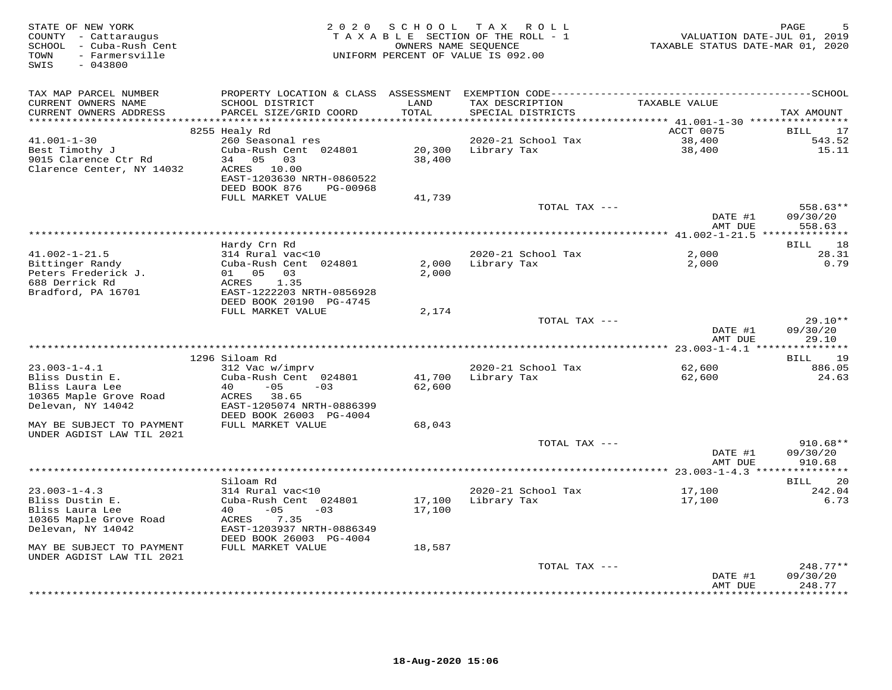STATE OF NEW YORK
COUNTY - Cattaraugus
SCHOOL - Cuba-Rush Cent
TOWN - Farmersville
SWIS - 043800

2 0 2 0 S C H O O L T A X R O L L
T A X A B L E SECTION OF THE ROLL - 1
OWNERS NAME SEQUENCE
UNIFORM PERCENT OF VALUE IS 092.00

VALUATION DATE-JUL 01, 2019
TAXABLE STATUS DATE-MAR 01, 2020

| TAX MAP PARCEL NUMBER / CURRENT OWNERS NAME / CURRENT OWNERS ADDRESS | PROPERTY LOCATION & CLASS / SCHOOL DISTRICT / PARCEL SIZE/GRID COORD | ASSESSMENT LAND / TOTAL | EXEMPTION CODE / TAX DESCRIPTION / SPECIAL DISTRICTS | TAXABLE VALUE | SCHOOL TAX AMOUNT |
|---|---|---|---|---|---|
| **41.001-1-30** | 8255 Healy Rd | | | ACCT 0075 | BILL 17 |
| 41.001-1-30 | 260 Seasonal res | | 2020-21 School Tax | 38,400 | 543.52 |
| Best Timothy J | Cuba-Rush Cent 024801 | 20,300 | Library Tax | 38,400 | 15.11 |
| 9015 Clarence Ctr Rd | 34 05 03 | 38,400 | | | |
| Clarence Center, NY 14032 | ACRES 10.00 | | | | |
| | EAST-1203630 NRTH-0860522 | | | | |
| | DEED BOOK 876 PG-00968 | | | | |
| | FULL MARKET VALUE | 41,739 | | | |
| | | | TOTAL TAX --- | | 558.63** |
| | | | | DATE #1 | 09/30/20 |
| | | | | AMT DUE | 558.63 |
| **41.002-1-21.5** | Hardy Crn Rd | | | | BILL 18 |
| 41.002-1-21.5 | 314 Rural vac<10 | | 2020-21 School Tax | 2,000 | 28.31 |
| Bittinger Randy | Cuba-Rush Cent 024801 | 2,000 | Library Tax | 2,000 | 0.79 |
| Peters Frederick J. | 01 05 03 | 2,000 | | | |
| 688 Derrick Rd | ACRES 1.35 | | | | |
| Bradford, PA 16701 | EAST-1222203 NRTH-0856928 | | | | |
| | DEED BOOK 20190 PG-4745 | | | | |
| | FULL MARKET VALUE | 2,174 | | | |
| | | | TOTAL TAX --- | | 29.10** |
| | | | | DATE #1 | 09/30/20 |
| | | | | AMT DUE | 29.10 |
| **23.003-1-4.1** | 1296 Siloam Rd | | | | BILL 19 |
| 23.003-1-4.1 | 312 Vac w/imprv | | 2020-21 School Tax | 62,600 | 886.05 |
| Bliss Dustin E. | Cuba-Rush Cent 024801 | 41,700 | Library Tax | 62,600 | 24.63 |
| Bliss Laura Lee | 40 -05 -03 | 62,600 | | | |
| 10365 Maple Grove Road | ACRES 38.65 | | | | |
| Delevan, NY 14042 | EAST-1205074 NRTH-0886399 | | | | |
| | DEED BOOK 26003 PG-4004 | | | | |
| MAY BE SUBJECT TO PAYMENT UNDER AGDIST LAW TIL 2021 | FULL MARKET VALUE | 68,043 | | | |
| | | | TOTAL TAX --- | | 910.68** |
| | | | | DATE #1 | 09/30/20 |
| | | | | AMT DUE | 910.68 |
| **23.003-1-4.3** | Siloam Rd | | | | BILL 20 |
| 23.003-1-4.3 | 314 Rural vac<10 | | 2020-21 School Tax | 17,100 | 242.04 |
| Bliss Dustin E. | Cuba-Rush Cent 024801 | 17,100 | Library Tax | 17,100 | 6.73 |
| Bliss Laura Lee | 40 -05 -03 | 17,100 | | | |
| 10365 Maple Grove Road | ACRES 7.35 | | | | |
| Delevan, NY 14042 | EAST-1203937 NRTH-0886349 | | | | |
| | DEED BOOK 26003 PG-4004 | | | | |
| MAY BE SUBJECT TO PAYMENT UNDER AGDIST LAW TIL 2021 | FULL MARKET VALUE | 18,587 | | | |
| | | | TOTAL TAX --- | | 248.77** |
| | | | | DATE #1 | 09/30/20 |
| | | | | AMT DUE | 248.77 |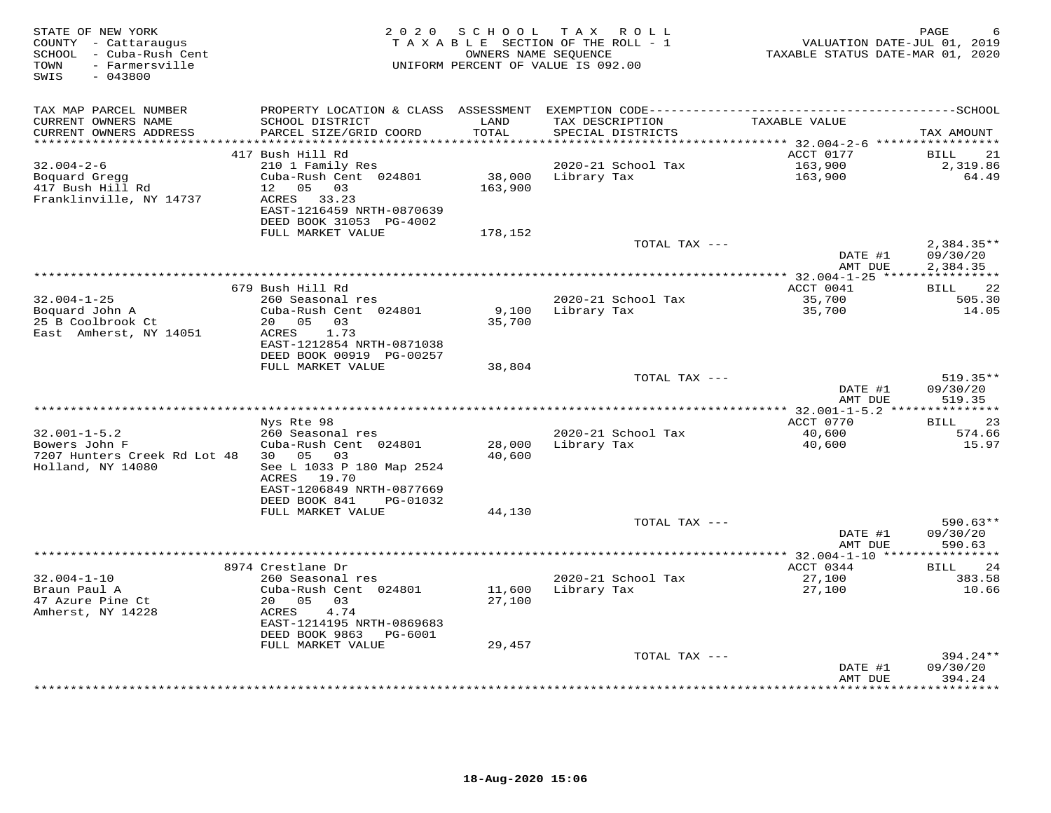STATE OF NEW YORK
COUNTY - Cattaraugus
SCHOOL - Cuba-Rush Cent
TOWN - Farmersville
SWIS - 043800

# 2020 SCHOOL TAX ROLL

TAXABLE SECTION OF THE ROLL - 1
OWNERS NAME SEQUENCE
UNIFORM PERCENT OF VALUE IS 092.00

VALUATION DATE-JUL 01, 2019
TAXABLE STATUS DATE-MAR 01, 2020

| TAX MAP PARCEL NUMBER / CURRENT OWNERS NAME / CURRENT OWNERS ADDRESS | PROPERTY LOCATION & CLASS / SCHOOL DISTRICT / PARCEL SIZE/GRID COORD | ASSESSMENT LAND / TOTAL | EXEMPTION CODE / TAX DESCRIPTION / SPECIAL DISTRICTS | TAXABLE VALUE | SCHOOL TAX AMOUNT |
|---|---|---|---|---|---|
| **32.004-2-6** | 417 Bush Hill Rd | | | ACCT 0177 | BILL 21 |
| 32.004-2-6 | 210 1 Family Res | | 2020-21 School Tax | 163,900 | 2,319.86 |
| Boquard Gregg | Cuba-Rush Cent 024801 | 38,000 | Library Tax | 163,900 | 64.49 |
| 417 Bush Hill Rd | 12 05 03 | 163,900 | | | |
| Franklinville, NY 14737 | ACRES 33.23 | | | | |
| | EAST-1216459 NRTH-0870639 | | | | |
| | DEED BOOK 31053 PG-4002 | | | | |
| | FULL MARKET VALUE | 178,152 | | | |
| | | | TOTAL TAX --- | | 2,384.35** |
| | | | | DATE #1 | 09/30/20 |
| | | | | AMT DUE | 2,384.35 |
| **32.004-1-25** | 679 Bush Hill Rd | | | ACCT 0041 | BILL 22 |
| 32.004-1-25 | 260 Seasonal res | | 2020-21 School Tax | 35,700 | 505.30 |
| Boquard John A | Cuba-Rush Cent 024801 | 9,100 | Library Tax | 35,700 | 14.05 |
| 25 B Coolbrook Ct | 20 05 03 | 35,700 | | | |
| East Amherst, NY 14051 | ACRES 1.73 | | | | |
| | EAST-1212854 NRTH-0871038 | | | | |
| | DEED BOOK 00919 PG-00257 | | | | |
| | FULL MARKET VALUE | 38,804 | | | |
| | | | TOTAL TAX --- | | 519.35** |
| | | | | DATE #1 | 09/30/20 |
| | | | | AMT DUE | 519.35 |
| **32.001-1-5.2** | Nys Rte 98 | | | ACCT 0770 | BILL 23 |
| 32.001-1-5.2 | 260 Seasonal res | | 2020-21 School Tax | 40,600 | 574.66 |
| Bowers John F | Cuba-Rush Cent 024801 | 28,000 | Library Tax | 40,600 | 15.97 |
| 7207 Hunters Creek Rd Lot 48 | 30 05 03 | 40,600 | | | |
| Holland, NY 14080 | See L 1033 P 180 Map 2524 | | | | |
| | ACRES 19.70 | | | | |
| | EAST-1206849 NRTH-0877669 | | | | |
| | DEED BOOK 841 PG-01032 | | | | |
| | FULL MARKET VALUE | 44,130 | | | |
| | | | TOTAL TAX --- | | 590.63** |
| | | | | DATE #1 | 09/30/20 |
| | | | | AMT DUE | 590.63 |
| **32.004-1-10** | 8974 Crestlane Dr | | | ACCT 0344 | BILL 24 |
| 32.004-1-10 | 260 Seasonal res | | 2020-21 School Tax | 27,100 | 383.58 |
| Braun Paul A | Cuba-Rush Cent 024801 | 11,600 | Library Tax | 27,100 | 10.66 |
| 47 Azure Pine Ct | 20 05 03 | 27,100 | | | |
| Amherst, NY 14228 | ACRES 4.74 | | | | |
| | EAST-1214195 NRTH-0869683 | | | | |
| | DEED BOOK 9863 PG-6001 | | | | |
| | FULL MARKET VALUE | 29,457 | | | |
| | | | TOTAL TAX --- | | 394.24** |
| | | | | DATE #1 | 09/30/20 |
| | | | | AMT DUE | 394.24 |

18-Aug-2020 15:06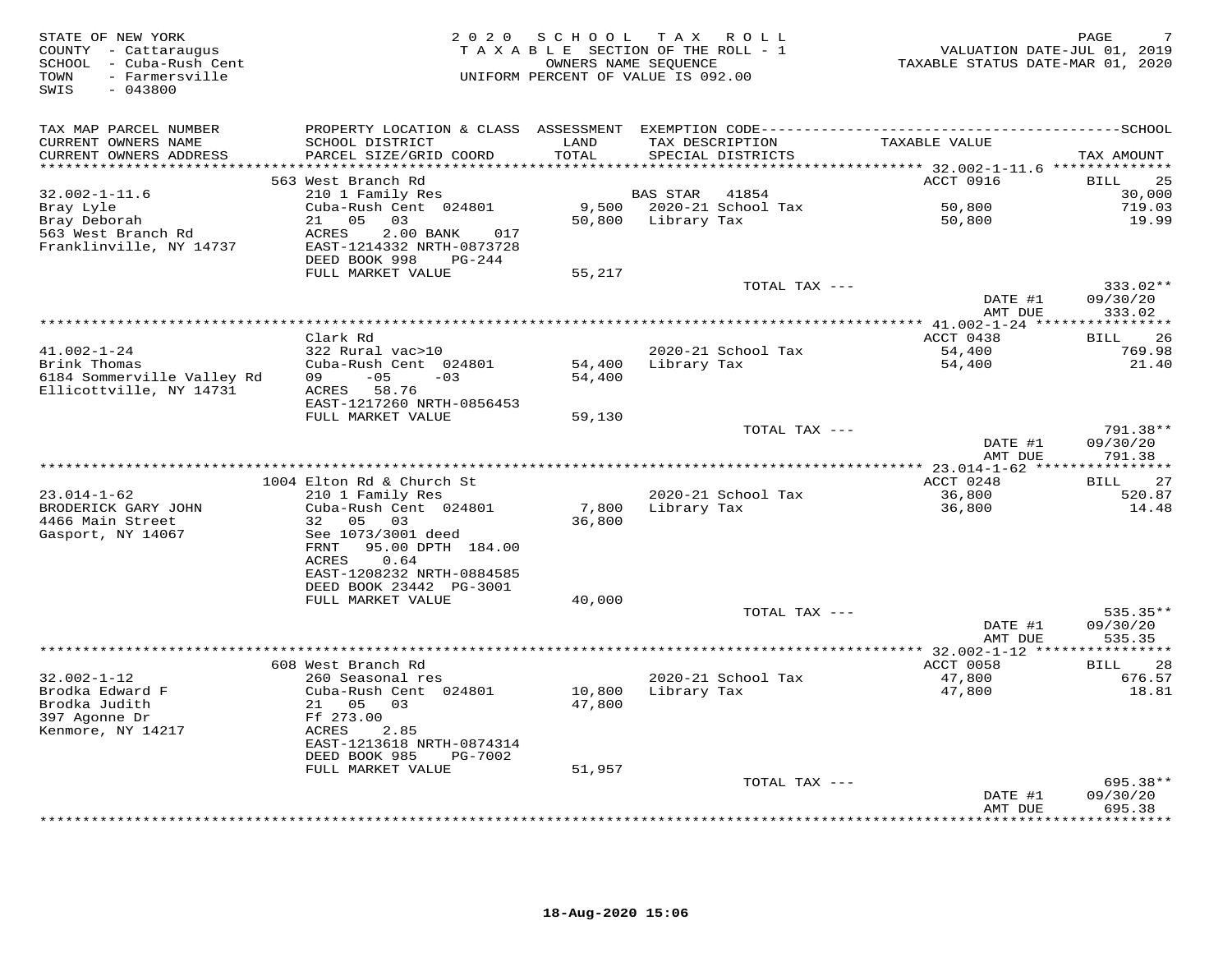STATE OF NEW YORK
COUNTY - Cattaraugus
SCHOOL - Cuba-Rush Cent
TOWN - Farmersville
SWIS - 043800

2 0 2 0 S C H O O L T A X R O L L
T A X A B L E SECTION OF THE ROLL - 1
OWNERS NAME SEQUENCE
UNIFORM PERCENT OF VALUE IS 092.00

VALUATION DATE-JUL 01, 2019
TAXABLE STATUS DATE-MAR 01, 2020

| TAX MAP PARCEL NUMBER / CURRENT OWNERS NAME / CURRENT OWNERS ADDRESS | PROPERTY LOCATION & CLASS / SCHOOL DISTRICT / PARCEL SIZE/GRID COORD | ASSESSMENT LAND / TOTAL | EXEMPTION CODE / TAX DESCRIPTION / SPECIAL DISTRICTS | TAXABLE VALUE | TAX AMOUNT |
|---|---|---|---|---|---|
| **32.002-1-11.6** | 563 West Branch Rd | | | ACCT 0916 | BILL 25 |
| Bray Lyle | 210 1 Family Res | | BAS STAR 41854 | | 30,000 |
| Bray Deborah | Cuba-Rush Cent 024801 | 9,500 | 2020-21 School Tax | 50,800 | 719.03 |
| 563 West Branch Rd | 21 05 03 | 50,800 | Library Tax | 50,800 | 19.99 |
| Franklinville, NY 14737 | ACRES 2.00 BANK 017 | | | | |
| | EAST-1214332 NRTH-0873728 | | | | |
| | DEED BOOK 998 PG-244 | | | | |
| | FULL MARKET VALUE | 55,217 | | | |
| | | | TOTAL TAX --- | | 333.02** |
| | | | | DATE #1 | 09/30/20 |
| | | | | AMT DUE | 333.02 |
| **41.002-1-24** | Clark Rd | | | ACCT 0438 | BILL 26 |
| Brink Thomas | 322 Rural vac>10 | | 2020-21 School Tax | 54,400 | 769.98 |
| 6184 Sommerville Valley Rd | Cuba-Rush Cent 024801 | 54,400 | Library Tax | 54,400 | 21.40 |
| Ellicottville, NY 14731 | 09 -05 -03 | 54,400 | | | |
| | ACRES 58.76 | | | | |
| | EAST-1217260 NRTH-0856453 | | | | |
| | FULL MARKET VALUE | 59,130 | | | |
| | | | TOTAL TAX --- | | 791.38** |
| | | | | DATE #1 | 09/30/20 |
| | | | | AMT DUE | 791.38 |
| **23.014-1-62** | 1004 Elton Rd & Church St | | | ACCT 0248 | BILL 27 |
| BRODERICK GARY JOHN | 210 1 Family Res | | 2020-21 School Tax | 36,800 | 520.87 |
| 4466 Main Street | Cuba-Rush Cent 024801 | 7,800 | Library Tax | 36,800 | 14.48 |
| Gasport, NY 14067 | 32 05 03 | 36,800 | | | |
| | See 1073/3001 deed | | | | |
| | FRNT 95.00 DPTH 184.00 | | | | |
| | ACRES 0.64 | | | | |
| | EAST-1208232 NRTH-0884585 | | | | |
| | DEED BOOK 23442 PG-3001 | | | | |
| | FULL MARKET VALUE | 40,000 | | | |
| | | | TOTAL TAX --- | | 535.35** |
| | | | | DATE #1 | 09/30/20 |
| | | | | AMT DUE | 535.35 |
| **32.002-1-12** | 608 West Branch Rd | | | ACCT 0058 | BILL 28 |
| Brodka Edward F | 260 Seasonal res | | 2020-21 School Tax | 47,800 | 676.57 |
| Brodka Judith | Cuba-Rush Cent 024801 | 10,800 | Library Tax | 47,800 | 18.81 |
| 397 Agonne Dr | 21 05 03 | 47,800 | | | |
| Kenmore, NY 14217 | Ff 273.00 | | | | |
| | ACRES 2.85 | | | | |
| | EAST-1213618 NRTH-0874314 | | | | |
| | DEED BOOK 985 PG-7002 | | | | |
| | FULL MARKET VALUE | 51,957 | | | |
| | | | TOTAL TAX --- | | 695.38** |
| | | | | DATE #1 | 09/30/20 |
| | | | | AMT DUE | 695.38 |

18-Aug-2020 15:06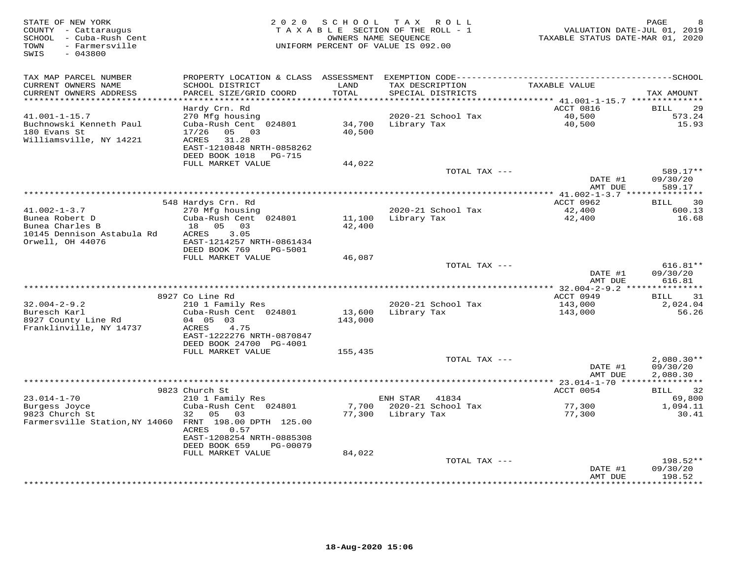STATE OF NEW YORK
COUNTY - Cattaraugus
SCHOOL - Cuba-Rush Cent
TOWN - Farmersville
SWIS - 043800

# 2020 SCHOOL TAX ROLL
TAXABLE SECTION OF THE ROLL - 1
OWNERS NAME SEQUENCE
UNIFORM PERCENT OF VALUE IS 092.00

VALUATION DATE-JUL 01, 2019
TAXABLE STATUS DATE-MAR 01, 2020

| TAX MAP PARCEL NUMBER / CURRENT OWNERS NAME / CURRENT OWNERS ADDRESS | PROPERTY LOCATION & CLASS / SCHOOL DISTRICT / PARCEL SIZE/GRID COORD | ASSESSMENT LAND / TOTAL | EXEMPTION CODE / TAX DESCRIPTION / SPECIAL DISTRICTS | TAXABLE VALUE | TAX AMOUNT |
|---|---|---|---|---|---|
| | Hardy Crn. Rd | | | ACCT 0816 | BILL 29 |
| 41.001-1-15.7 | 270 Mfg housing | | 2020-21 School Tax | 40,500 | 573.24 |
| Buchnowski Kenneth Paul | Cuba-Rush Cent 024801 | 34,700 | Library Tax | 40,500 | 15.93 |
| 180 Evans St | 17/26 05 03 | 40,500 | | | |
| Williamsville, NY 14221 | ACRES 31.28 | | | | |
| | EAST-1210848 NRTH-0858262 | | | | |
| | DEED BOOK 1018 PG-715 | | | | |
| | FULL MARKET VALUE | 44,022 | | | |
| | | | TOTAL TAX --- | | 589.17** |
| | | | | DATE #1 | 09/30/20 |
| | | | | AMT DUE | 589.17 |
| | 548 Hardys Crn. Rd | | | ACCT 0962 | BILL 30 |
| 41.002-1-3.7 | 270 Mfg housing | | 2020-21 School Tax | 42,400 | 600.13 |
| Bunea Robert D | Cuba-Rush Cent 024801 | 11,100 | Library Tax | 42,400 | 16.68 |
| Bunea Charles B | 18 05 03 | 42,400 | | | |
| 10145 Dennison Astabula Rd | ACRES 3.05 | | | | |
| Orwell, OH 44076 | EAST-1214257 NRTH-0861434 | | | | |
| | DEED BOOK 769 PG-5001 | | | | |
| | FULL MARKET VALUE | 46,087 | | | |
| | | | TOTAL TAX --- | | 616.81** |
| | | | | DATE #1 | 09/30/20 |
| | | | | AMT DUE | 616.81 |
| | 8927 Co Line Rd | | | ACCT 0949 | BILL 31 |
| 32.004-2-9.2 | 210 1 Family Res | | 2020-21 School Tax | 143,000 | 2,024.04 |
| Buresch Karl | Cuba-Rush Cent 024801 | 13,600 | Library Tax | 143,000 | 56.26 |
| 8927 County Line Rd | 04 05 03 | 143,000 | | | |
| Franklinville, NY 14737 | ACRES 4.75 | | | | |
| | EAST-1222276 NRTH-0870847 | | | | |
| | DEED BOOK 24700 PG-4001 | | | | |
| | FULL MARKET VALUE | 155,435 | | | |
| | | | TOTAL TAX --- | | 2,080.30** |
| | | | | DATE #1 | 09/30/20 |
| | | | | AMT DUE | 2,080.30 |
| | 9823 Church St | | | ACCT 0054 | BILL 32 |
| 23.014-1-70 | 210 1 Family Res | | ENH STAR 41834 | | 69,800 |
| Burgess Joyce | Cuba-Rush Cent 024801 | 7,700 | 2020-21 School Tax | 77,300 | 1,094.11 |
| 9823 Church St | 32 05 03 | 77,300 | Library Tax | 77,300 | 30.41 |
| Farmersville Station,NY 14060 | FRNT 198.00 DPTH 125.00 | | | | |
| | ACRES 0.57 | | | | |
| | EAST-1208254 NRTH-0885308 | | | | |
| | DEED BOOK 659 PG-00079 | | | | |
| | FULL MARKET VALUE | 84,022 | | | |
| | | | TOTAL TAX --- | | 198.52** |
| | | | | DATE #1 | 09/30/20 |
| | | | | AMT DUE | 198.52 |

18-Aug-2020 15:06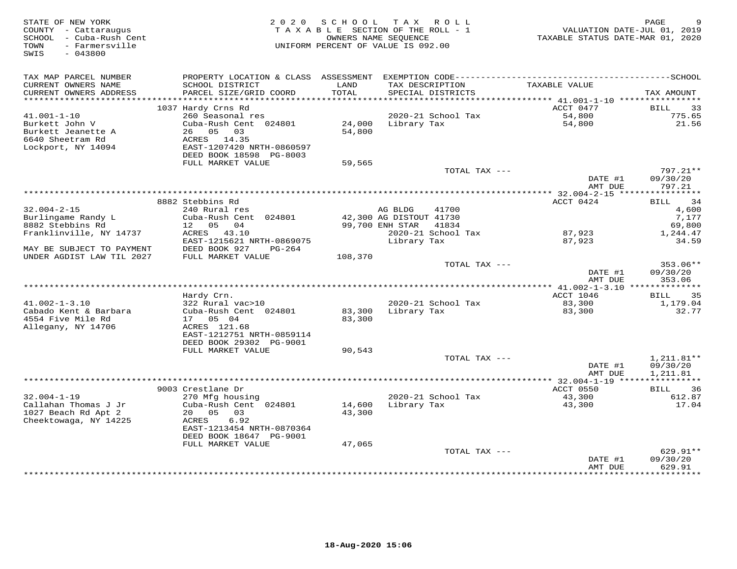STATE OF NEW YORK
COUNTY - Cattaraugus
SCHOOL - Cuba-Rush Cent
TOWN - Farmersville
SWIS - 043800

2020 SCHOOL TAX ROLL
TAXABLE SECTION OF THE ROLL - 1
OWNERS NAME SEQUENCE
UNIFORM PERCENT OF VALUE IS 092.00

VALUATION DATE-JUL 01, 2019
TAXABLE STATUS DATE-MAR 01, 2020

| TAX MAP PARCEL NUMBER / CURRENT OWNERS NAME / CURRENT OWNERS ADDRESS | PROPERTY LOCATION & CLASS / SCHOOL DISTRICT / PARCEL SIZE/GRID COORD | ASSESSMENT LAND / TOTAL | EXEMPTION CODE / TAX DESCRIPTION / SPECIAL DISTRICTS | TAXABLE VALUE | TAX AMOUNT |
|---|---|---|---|---|---|
| **41.001-1-10** | 1037 Hardy Crns Rd | | | ACCT 0477 | BILL 33 |
| Burkett John V | 260 Seasonal res | | 2020-21 School Tax | 54,800 | 775.65 |
| Burkett Jeanette A | Cuba-Rush Cent 024801 | 24,000 | Library Tax | 54,800 | 21.56 |
| 6640 Sheetram Rd | 26 05 03 | 54,800 | | | |
| Lockport, NY 14094 | ACRES 14.35 | | | | |
| | EAST-1207420 NRTH-0860597 | | | | |
| | DEED BOOK 18598 PG-8003 | | | | |
| | FULL MARKET VALUE | 59,565 | | | |
| | | | TOTAL TAX --- | | 797.21** |
| | | | | DATE #1 | 09/30/20 |
| | | | | AMT DUE | 797.21 |
| **32.004-2-15** | 8882 Stebbins Rd | | | ACCT 0424 | BILL 34 |
| Burlingame Randy L | 240 Rural res | | AG BLDG 41700 | | 4,600 |
| 8882 Stebbins Rd | Cuba-Rush Cent 024801 | 42,300 | AG DISTOUT 41730 | | 7,177 |
| Franklinville, NY 14737 | 12 05 04 | 99,700 | ENH STAR 41834 | | 69,800 |
| | ACRES 43.10 | | 2020-21 School Tax | 87,923 | 1,244.47 |
| MAY BE SUBJECT TO PAYMENT | EAST-1215621 NRTH-0869075 | | Library Tax | 87,923 | 34.59 |
| UNDER AGDIST LAW TIL 2027 | DEED BOOK 927 PG-264 | | | | |
| | FULL MARKET VALUE | 108,370 | | | |
| | | | TOTAL TAX --- | | 353.06** |
| | | | | DATE #1 | 09/30/20 |
| | | | | AMT DUE | 353.06 |
| **41.002-1-3.10** | Hardy Crn. | | | ACCT 1046 | BILL 35 |
| Cabado Kent & Barbara | 322 Rural vac>10 | | 2020-21 School Tax | 83,300 | 1,179.04 |
| 4554 Five Mile Rd | Cuba-Rush Cent 024801 | 83,300 | Library Tax | 83,300 | 32.77 |
| Allegany, NY 14706 | 17 05 04 | 83,300 | | | |
| | ACRES 121.68 | | | | |
| | EAST-1212751 NRTH-0859114 | | | | |
| | DEED BOOK 29302 PG-9001 | | | | |
| | FULL MARKET VALUE | 90,543 | | | |
| | | | TOTAL TAX --- | | 1,211.81** |
| | | | | DATE #1 | 09/30/20 |
| | | | | AMT DUE | 1,211.81 |
| **32.004-1-19** | 9003 Crestlane Dr | | | ACCT 0550 | BILL 36 |
| Callahan Thomas J Jr | 270 Mfg housing | | 2020-21 School Tax | 43,300 | 612.87 |
| 1027 Beach Rd Apt 2 | Cuba-Rush Cent 024801 | 14,600 | Library Tax | 43,300 | 17.04 |
| Cheektowaga, NY 14225 | 20 05 03 | 43,300 | | | |
| | ACRES 6.92 | | | | |
| | EAST-1213454 NRTH-0870364 | | | | |
| | DEED BOOK 18647 PG-9001 | | | | |
| | FULL MARKET VALUE | 47,065 | | | |
| | | | TOTAL TAX --- | | 629.91** |
| | | | | DATE #1 | 09/30/20 |
| | | | | AMT DUE | 629.91 |

18-Aug-2020 15:06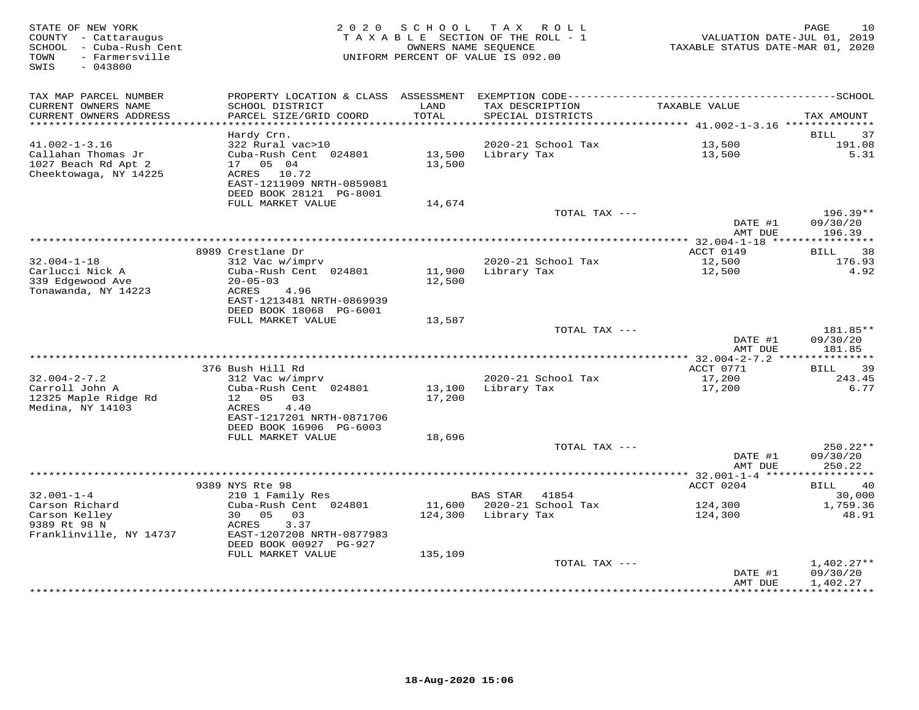STATE OF NEW YORK
COUNTY - Cattaraugus
SCHOOL - Cuba-Rush Cent
TOWN - Farmersville
SWIS - 043800

2 0 2 0 S C H O O L T A X R O L L
T A X A B L E SECTION OF THE ROLL - 1
OWNERS NAME SEQUENCE
UNIFORM PERCENT OF VALUE IS 092.00

VALUATION DATE-JUL 01, 2019
TAXABLE STATUS DATE-MAR 01, 2020

| TAX MAP PARCEL NUMBER / CURRENT OWNERS NAME / CURRENT OWNERS ADDRESS | PROPERTY LOCATION & CLASS / SCHOOL DISTRICT / PARCEL SIZE/GRID COORD | ASSESSMENT LAND / TOTAL | EXEMPTION CODE / TAX DESCRIPTION / SPECIAL DISTRICTS | TAXABLE VALUE | TAX AMOUNT |
|---|---|---|---|---|---|
| 41.002-1-3.16 | Hardy Crn. | | | | BILL 37 |
| 41.002-1-3.16 | 322 Rural vac>10 | | 2020-21 School Tax | 13,500 | 191.08 |
| Callahan Thomas Jr | Cuba-Rush Cent 024801 | 13,500 | Library Tax | 13,500 | 5.31 |
| 1027 Beach Rd Apt 2 | 17 05 04 | 13,500 | | | |
| Cheektowaga, NY 14225 | ACRES 10.72 | | | | |
| | EAST-1211909 NRTH-0859081 | | | | |
| | DEED BOOK 28121 PG-8001 | | | | |
| | FULL MARKET VALUE | 14,674 | | | |
| | | | TOTAL TAX --- | | 196.39** |
| | | | | DATE #1 | 09/30/20 |
| | | | | AMT DUE | 196.39 |
| 32.004-1-18 | 8989 Crestlane Dr | | | ACCT 0149 | BILL 38 |
| 32.004-1-18 | 312 Vac w/imprv | | 2020-21 School Tax | 12,500 | 176.93 |
| Carlucci Nick A | Cuba-Rush Cent 024801 | 11,900 | Library Tax | 12,500 | 4.92 |
| 339 Edgewood Ave | 20-05-03 | 12,500 | | | |
| Tonawanda, NY 14223 | ACRES 4.96 | | | | |
| | EAST-1213481 NRTH-0869939 | | | | |
| | DEED BOOK 18068 PG-6001 | | | | |
| | FULL MARKET VALUE | 13,587 | | | |
| | | | TOTAL TAX --- | | 181.85** |
| | | | | DATE #1 | 09/30/20 |
| | | | | AMT DUE | 181.85 |
| 32.004-2-7.2 | 376 Bush Hill Rd | | | ACCT 0771 | BILL 39 |
| 32.004-2-7.2 | 312 Vac w/imprv | | 2020-21 School Tax | 17,200 | 243.45 |
| Carroll John A | Cuba-Rush Cent 024801 | 13,100 | Library Tax | 17,200 | 6.77 |
| 12325 Maple Ridge Rd | 12 05 03 | 17,200 | | | |
| Medina, NY 14103 | ACRES 4.40 | | | | |
| | EAST-1217201 NRTH-0871706 | | | | |
| | DEED BOOK 16906 PG-6003 | | | | |
| | FULL MARKET VALUE | 18,696 | | | |
| | | | TOTAL TAX --- | | 250.22** |
| | | | | DATE #1 | 09/30/20 |
| | | | | AMT DUE | 250.22 |
| 32.001-1-4 | 9389 NYS Rte 98 | | | ACCT 0204 | BILL 40 |
| 32.001-1-4 | 210 1 Family Res | | BAS STAR 41854 | | 30,000 |
| Carson Richard | Cuba-Rush Cent 024801 | 11,600 | 2020-21 School Tax | 124,300 | 1,759.36 |
| Carson Kelley | 30 05 03 | 124,300 | Library Tax | 124,300 | 48.91 |
| 9389 Rt 98 N | ACRES 3.37 | | | | |
| Franklinville, NY 14737 | EAST-1207208 NRTH-0877983 | | | | |
| | DEED BOOK 00927 PG-927 | | | | |
| | FULL MARKET VALUE | 135,109 | | | |
| | | | TOTAL TAX --- | | 1,402.27** |
| | | | | DATE #1 | 09/30/20 |
| | | | | AMT DUE | 1,402.27 |

18-Aug-2020 15:06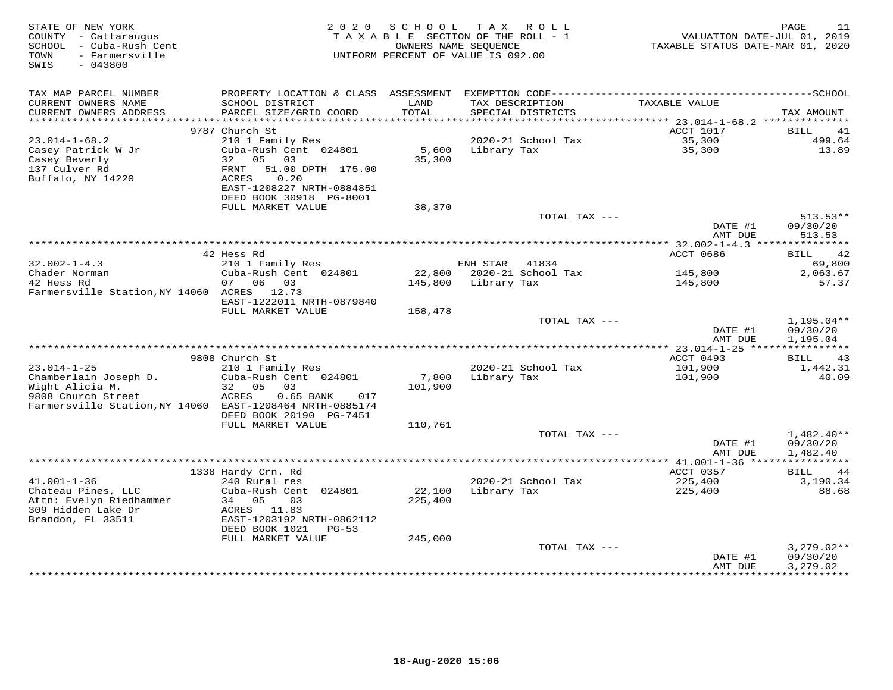STATE OF NEW YORK
COUNTY - Cattaraugus
SCHOOL - Cuba-Rush Cent
TOWN - Farmersville
SWIS - 043800

2020 SCHOOL TAX ROLL
TAXABLE SECTION OF THE ROLL - 1
OWNERS NAME SEQUENCE
UNIFORM PERCENT OF VALUE IS 092.00

VALUATION DATE-JUL 01, 2019
TAXABLE STATUS DATE-MAR 01, 2020

| TAX MAP PARCEL NUMBER / CURRENT OWNERS NAME / CURRENT OWNERS ADDRESS | PROPERTY LOCATION & CLASS / SCHOOL DISTRICT / PARCEL SIZE/GRID COORD | ASSESSMENT LAND / TOTAL | EXEMPTION CODE / TAX DESCRIPTION / SPECIAL DISTRICTS | TAXABLE VALUE | SCHOOL TAX AMOUNT |
|---|---|---|---|---|---|
| | 9787 Church St | | | ACCT 1017 | BILL 41 |
| 23.014-1-68.2 | 210 1 Family Res | | 2020-21 School Tax | 35,300 | 499.64 |
| Casey Patrick W Jr | Cuba-Rush Cent 024801 | 5,600 | Library Tax | 35,300 | 13.89 |
| Casey Beverly | 32 05 03 | 35,300 | | | |
| 137 Culver Rd | FRNT 51.00 DPTH 175.00 | | | | |
| Buffalo, NY 14220 | ACRES 0.20 | | | | |
| | EAST-1208227 NRTH-0884851 | | | | |
| | DEED BOOK 30918 PG-8001 | | | | |
| | FULL MARKET VALUE | 38,370 | | | |
| | | | TOTAL TAX --- | | 513.53** |
| | | | | DATE #1 | 09/30/20 |
| | | | | AMT DUE | 513.53 |
| | 42 Hess Rd | | | ACCT 0686 | BILL 42 |
| 32.002-1-4.3 | 210 1 Family Res | | ENH STAR 41834 | | 69,800 |
| Chader Norman | Cuba-Rush Cent 024801 | 22,800 | 2020-21 School Tax | 145,800 | 2,063.67 |
| 42 Hess Rd | 07 06 03 | 145,800 | Library Tax | 145,800 | 57.37 |
| Farmersville Station,NY 14060 | ACRES 12.73 | | | | |
| | EAST-1222011 NRTH-0879840 | | | | |
| | FULL MARKET VALUE | 158,478 | | | |
| | | | TOTAL TAX --- | | 1,195.04** |
| | | | | DATE #1 | 09/30/20 |
| | | | | AMT DUE | 1,195.04 |
| | 9808 Church St | | | ACCT 0493 | BILL 43 |
| 23.014-1-25 | 210 1 Family Res | | 2020-21 School Tax | 101,900 | 1,442.31 |
| Chamberlain Joseph D. | Cuba-Rush Cent 024801 | 7,800 | Library Tax | 101,900 | 40.09 |
| Wight Alicia M. | 32 05 03 | 101,900 | | | |
| 9808 Church Street | ACRES 0.65 BANK 017 | | | | |
| Farmersville Station,NY 14060 | EAST-1208464 NRTH-0885174 | | | | |
| | DEED BOOK 20190 PG-7451 | | | | |
| | FULL MARKET VALUE | 110,761 | | | |
| | | | TOTAL TAX --- | | 1,482.40** |
| | | | | DATE #1 | 09/30/20 |
| | | | | AMT DUE | 1,482.40 |
| | 1338 Hardy Crn. Rd | | | ACCT 0357 | BILL 44 |
| 41.001-1-36 | 240 Rural res | | 2020-21 School Tax | 225,400 | 3,190.34 |
| Chateau Pines, LLC | Cuba-Rush Cent 024801 | 22,100 | Library Tax | 225,400 | 88.68 |
| Attn: Evelyn Riedhammer | 34 05 03 | 225,400 | | | |
| 309 Hidden Lake Dr | ACRES 11.83 | | | | |
| Brandon, FL 33511 | EAST-1203192 NRTH-0862112 | | | | |
| | DEED BOOK 1021 PG-53 | | | | |
| | FULL MARKET VALUE | 245,000 | | | |
| | | | TOTAL TAX --- | | 3,279.02** |
| | | | | DATE #1 | 09/30/20 |
| | | | | AMT DUE | 3,279.02 |

18-Aug-2020 15:06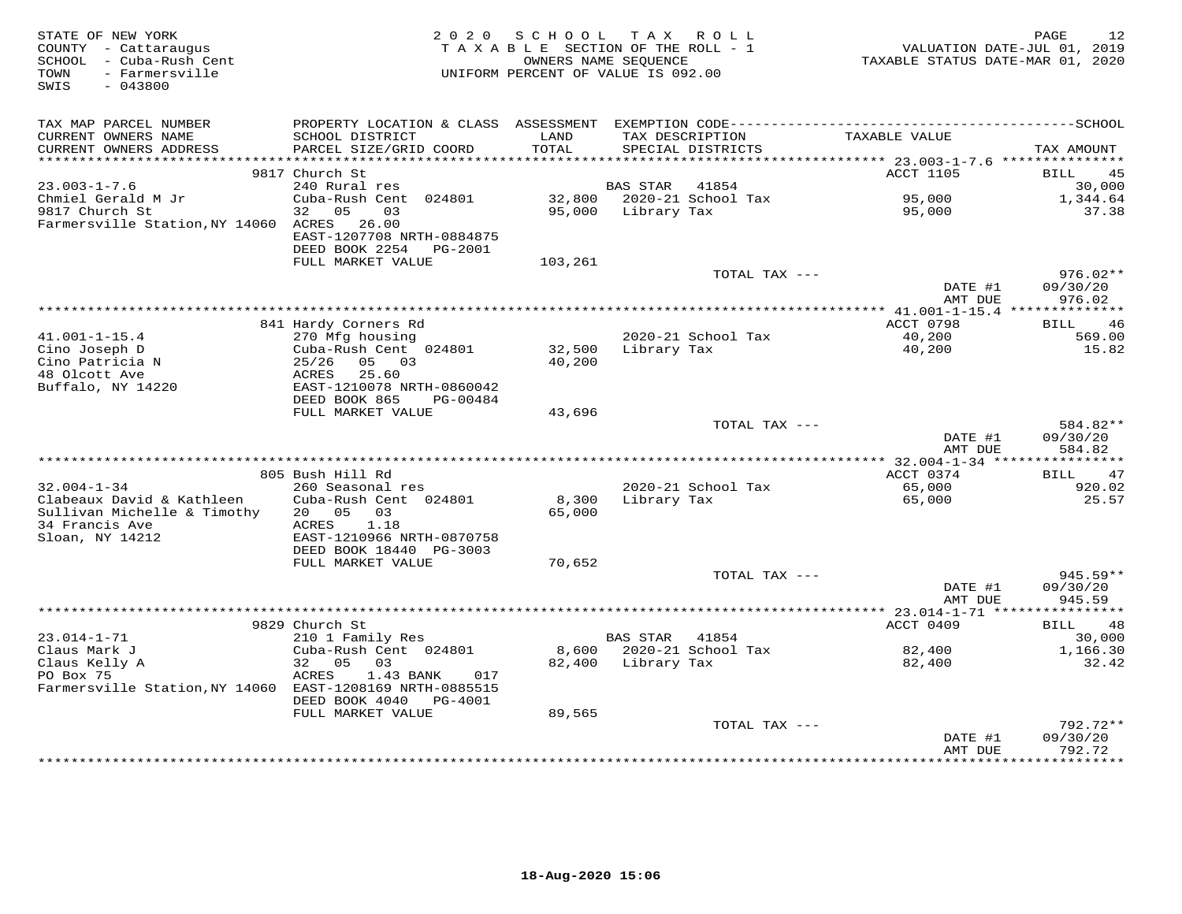STATE OF NEW YORK
COUNTY - Cattaraugus
SCHOOL - Cuba-Rush Cent
TOWN - Farmersville
SWIS - 043800

2020 SCHOOL TAX ROLL
TAXABLE SECTION OF THE ROLL - 1
OWNERS NAME SEQUENCE
UNIFORM PERCENT OF VALUE IS 092.00

VALUATION DATE-JUL 01, 2019
TAXABLE STATUS DATE-MAR 01, 2020

| TAX MAP PARCEL NUMBER / CURRENT OWNERS NAME / CURRENT OWNERS ADDRESS | PROPERTY LOCATION & CLASS / SCHOOL DISTRICT / PARCEL SIZE/GRID COORD | ASSESSMENT LAND / TOTAL | EXEMPTION CODE / TAX DESCRIPTION / SPECIAL DISTRICTS | TAXABLE VALUE | TAX AMOUNT |
|---|---|---|---|---|---|
| | 9817 Church St | | | ACCT 1105 | BILL 45 |
| 23.003-1-7.6 | 240 Rural res | | BAS STAR 41854 | | 30,000 |
| Chmiel Gerald M Jr | Cuba-Rush Cent 024801 | 32,800 | 2020-21 School Tax | 95,000 | 1,344.64 |
| 9817 Church St | 32 05 03 | 95,000 | Library Tax | 95,000 | 37.38 |
| Farmersville Station,NY 14060 | ACRES 26.00 | | | | |
| | EAST-1207708 NRTH-0884875 | | | | |
| | DEED BOOK 2254 PG-2001 | | | | |
| | FULL MARKET VALUE | 103,261 | | | |
| | | | TOTAL TAX --- | | 976.02** |
| | | | | DATE #1 | 09/30/20 |
| | | | | AMT DUE | 976.02 |
| | 841 Hardy Corners Rd | | | ACCT 0798 | BILL 46 |
| 41.001-1-15.4 | 270 Mfg housing | | 2020-21 School Tax | 40,200 | 569.00 |
| Cino Joseph D | Cuba-Rush Cent 024801 | 32,500 | Library Tax | 40,200 | 15.82 |
| Cino Patricia N | 25/26 05 03 | 40,200 | | | |
| 48 Olcott Ave | ACRES 25.60 | | | | |
| Buffalo, NY 14220 | EAST-1210078 NRTH-0860042 | | | | |
| | DEED BOOK 865 PG-00484 | | | | |
| | FULL MARKET VALUE | 43,696 | | | |
| | | | TOTAL TAX --- | | 584.82** |
| | | | | DATE #1 | 09/30/20 |
| | | | | AMT DUE | 584.82 |
| | 805 Bush Hill Rd | | | ACCT 0374 | BILL 47 |
| 32.004-1-34 | 260 Seasonal res | | 2020-21 School Tax | 65,000 | 920.02 |
| Clabeaux David & Kathleen | Cuba-Rush Cent 024801 | 8,300 | Library Tax | 65,000 | 25.57 |
| Sullivan Michelle & Timothy | 20 05 03 | 65,000 | | | |
| 34 Francis Ave | ACRES 1.18 | | | | |
| Sloan, NY 14212 | EAST-1210966 NRTH-0870758 | | | | |
| | DEED BOOK 18440 PG-3003 | | | | |
| | FULL MARKET VALUE | 70,652 | | | |
| | | | TOTAL TAX --- | | 945.59** |
| | | | | DATE #1 | 09/30/20 |
| | | | | AMT DUE | 945.59 |
| | 9829 Church St | | | ACCT 0409 | BILL 48 |
| 23.014-1-71 | 210 1 Family Res | | BAS STAR 41854 | | 30,000 |
| Claus Mark J | Cuba-Rush Cent 024801 | 8,600 | 2020-21 School Tax | 82,400 | 1,166.30 |
| Claus Kelly A | 32 05 03 | 82,400 | Library Tax | 82,400 | 32.42 |
| PO Box 75 | ACRES 1.43 BANK 017 | | | | |
| Farmersville Station,NY 14060 | EAST-1208169 NRTH-0885515 | | | | |
| | DEED BOOK 4040 PG-4001 | | | | |
| | FULL MARKET VALUE | 89,565 | | | |
| | | | TOTAL TAX --- | | 792.72** |
| | | | | DATE #1 | 09/30/20 |
| | | | | AMT DUE | 792.72 |

18-Aug-2020 15:06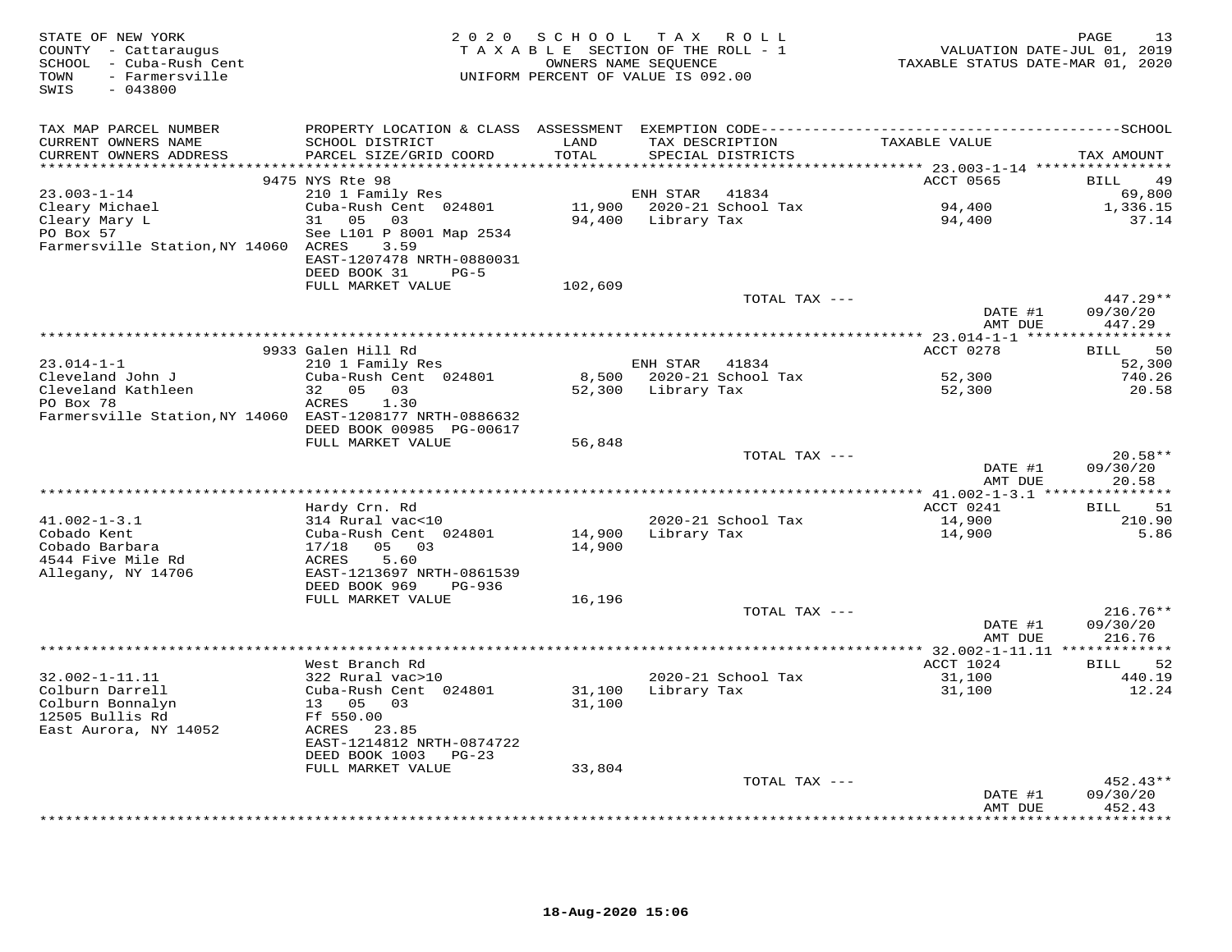STATE OF NEW YORK
COUNTY - Cattaraugus
SCHOOL - Cuba-Rush Cent
TOWN - Farmersville
SWIS - 043800

2020 SCHOOL TAX ROLL
TAXABLE SECTION OF THE ROLL - 1
OWNERS NAME SEQUENCE
UNIFORM PERCENT OF VALUE IS 092.00

VALUATION DATE-JUL 01, 2019
TAXABLE STATUS DATE-MAR 01, 2020

| TAX MAP PARCEL NUMBER / CURRENT OWNERS NAME / CURRENT OWNERS ADDRESS | PROPERTY LOCATION & CLASS / SCHOOL DISTRICT / PARCEL SIZE/GRID COORD | ASSESSMENT LAND / TOTAL | EXEMPTION CODE / TAX DESCRIPTION / SPECIAL DISTRICTS | TAXABLE VALUE | TAX AMOUNT |
|---|---|---|---|---|---|
| **23.003-1-14** | 9475 NYS Rte 98 | | | ACCT 0565 | BILL 49 |
| 23.003-1-14 | 210 1 Family Res | | ENH STAR 41834 | | 69,800 |
| Cleary Michael | Cuba-Rush Cent 024801 | 11,900 | 2020-21 School Tax | 94,400 | 1,336.15 |
| Cleary Mary L | 31 05 03 | 94,400 | Library Tax | 94,400 | 37.14 |
| PO Box 57 | See L101 P 8001 Map 2534 | | | | |
| Farmersville Station,NY 14060 | ACRES 3.59 | | | | |
| | EAST-1207478 NRTH-0880031 | | | | |
| | DEED BOOK 31 PG-5 | | | | |
| | FULL MARKET VALUE | 102,609 | | | |
| | | | TOTAL TAX --- | | 447.29** |
| | | | | DATE #1 | 09/30/20 |
| | | | | AMT DUE | 447.29 |
| **23.014-1-1** | 9933 Galen Hill Rd | | | ACCT 0278 | BILL 50 |
| 23.014-1-1 | 210 1 Family Res | | ENH STAR 41834 | | 52,300 |
| Cleveland John J | Cuba-Rush Cent 024801 | 8,500 | 2020-21 School Tax | 52,300 | 740.26 |
| Cleveland Kathleen | 32 05 03 | 52,300 | Library Tax | 52,300 | 20.58 |
| PO Box 78 | ACRES 1.30 | | | | |
| Farmersville Station,NY 14060 | EAST-1208177 NRTH-0886632 | | | | |
| | DEED BOOK 00985 PG-00617 | | | | |
| | FULL MARKET VALUE | 56,848 | | | |
| | | | TOTAL TAX --- | | 20.58** |
| | | | | DATE #1 | 09/30/20 |
| | | | | AMT DUE | 20.58 |
| **41.002-1-3.1** | Hardy Crn. Rd | | | ACCT 0241 | BILL 51 |
| 41.002-1-3.1 | 314 Rural vac<10 | | 2020-21 School Tax | 14,900 | 210.90 |
| Cobado Kent | Cuba-Rush Cent 024801 | 14,900 | Library Tax | 14,900 | 5.86 |
| Cobado Barbara | 17/18 05 03 | 14,900 | | | |
| 4544 Five Mile Rd | ACRES 5.60 | | | | |
| Allegany, NY 14706 | EAST-1213697 NRTH-0861539 | | | | |
| | DEED BOOK 969 PG-936 | | | | |
| | FULL MARKET VALUE | 16,196 | | | |
| | | | TOTAL TAX --- | | 216.76** |
| | | | | DATE #1 | 09/30/20 |
| | | | | AMT DUE | 216.76 |
| **32.002-1-11.11** | West Branch Rd | | | ACCT 1024 | BILL 52 |
| 32.002-1-11.11 | 322 Rural vac>10 | | 2020-21 School Tax | 31,100 | 440.19 |
| Colburn Darrell | Cuba-Rush Cent 024801 | 31,100 | Library Tax | 31,100 | 12.24 |
| Colburn Bonnalyn | 13 05 03 | 31,100 | | | |
| 12505 Bullis Rd | Ff 550.00 | | | | |
| East Aurora, NY 14052 | ACRES 23.85 | | | | |
| | EAST-1214812 NRTH-0874722 | | | | |
| | DEED BOOK 1003 PG-23 | | | | |
| | FULL MARKET VALUE | 33,804 | | | |
| | | | TOTAL TAX --- | | 452.43** |
| | | | | DATE #1 | 09/30/20 |
| | | | | AMT DUE | 452.43 |

18-Aug-2020 15:06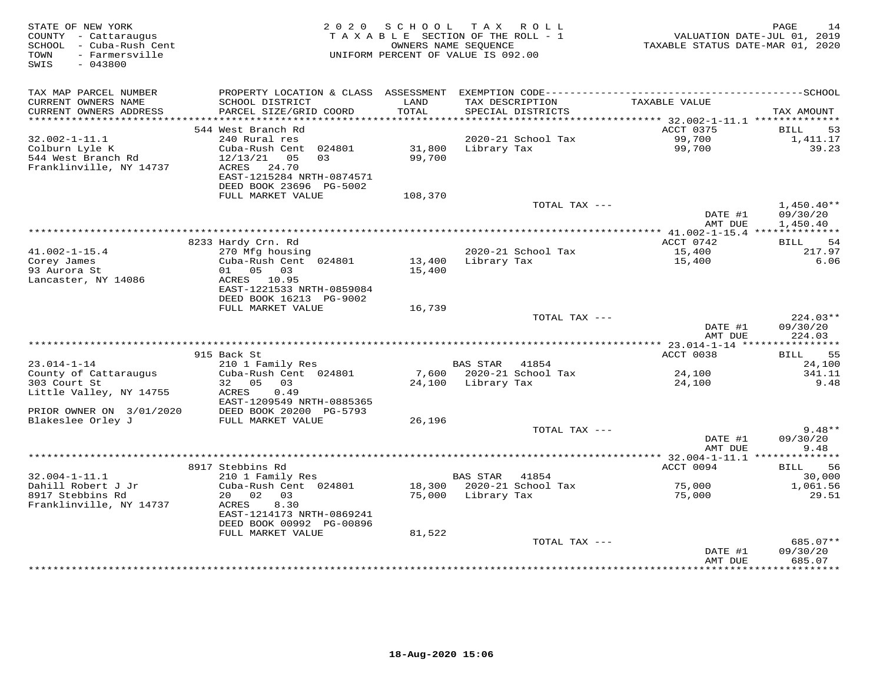STATE OF NEW YORK
COUNTY - Cattaraugus
SCHOOL - Cuba-Rush Cent
TOWN - Farmersville
SWIS - 043800

2020 SCHOOL TAX ROLL
TAXABLE SECTION OF THE ROLL - 1
OWNERS NAME SEQUENCE
UNIFORM PERCENT OF VALUE IS 092.00

VALUATION DATE-JUL 01, 2019
TAXABLE STATUS DATE-MAR 01, 2020

| TAX MAP PARCEL NUMBER / CURRENT OWNERS NAME / CURRENT OWNERS ADDRESS | PROPERTY LOCATION & CLASS / SCHOOL DISTRICT / PARCEL SIZE/GRID COORD | ASSESSMENT LAND / TOTAL | EXEMPTION CODE / TAX DESCRIPTION / SPECIAL DISTRICTS | TAXABLE VALUE | TAX AMOUNT |
|---|---|---|---|---|---|
| 32.002-1-11.1 | 544 West Branch Rd | | | ACCT 0375 | BILL 53 |
| Colburn Lyle K | 240 Rural res | | | | |
| 544 West Branch Rd | Cuba-Rush Cent 024801 | 31,800 | 2020-21 School Tax | 99,700 | 1,411.17 |
| Franklinville, NY 14737 | 12/13/21 05 03 | 99,700 | Library Tax | 99,700 | 39.23 |
| | ACRES 24.70 | | | | |
| | EAST-1215284 NRTH-0874571 | | | | |
| | DEED BOOK 23696 PG-5002 | | | | |
| | FULL MARKET VALUE | 108,370 | | | |
| | | | TOTAL TAX --- | | 1,450.40** |
| | | | | DATE #1 | 09/30/20 |
| | | | | AMT DUE | 1,450.40 |
| 41.002-1-15.4 | 8233 Hardy Crn. Rd | | | ACCT 0742 | BILL 54 |
| Corey James | 270 Mfg housing | | | | |
| 93 Aurora St | Cuba-Rush Cent 024801 | 13,400 | 2020-21 School Tax | 15,400 | 217.97 |
| Lancaster, NY 14086 | 01 05 03 | 15,400 | Library Tax | 15,400 | 6.06 |
| | ACRES 10.95 | | | | |
| | EAST-1221533 NRTH-0859084 | | | | |
| | DEED BOOK 16213 PG-9002 | | | | |
| | FULL MARKET VALUE | 16,739 | | | |
| | | | TOTAL TAX --- | | 224.03** |
| | | | | DATE #1 | 09/30/20 |
| | | | | AMT DUE | 224.03 |
| 23.014-1-14 | 915 Back St | | | ACCT 0038 | BILL 55 |
| County of Cattaraugus | 210 1 Family Res | | BAS STAR 41854 | | 24,100 |
| 303 Court St | Cuba-Rush Cent 024801 | 7,600 | 2020-21 School Tax | 24,100 | 341.11 |
| Little Valley, NY 14755 | 32 05 03 | 24,100 | Library Tax | 24,100 | 9.48 |
| | ACRES 0.49 | | | | |
| | EAST-1209549 NRTH-0885365 | | | | |
| PRIOR OWNER ON 3/01/2020 | DEED BOOK 20200 PG-5793 | | | | |
| Blakeslee Orley J | FULL MARKET VALUE | 26,196 | | | |
| | | | TOTAL TAX --- | | 9.48** |
| | | | | DATE #1 | 09/30/20 |
| | | | | AMT DUE | 9.48 |
| 32.004-1-11.1 | 8917 Stebbins Rd | | | ACCT 0094 | BILL 56 |
| Dahill Robert J Jr | 210 1 Family Res | | BAS STAR 41854 | | 30,000 |
| 8917 Stebbins Rd | Cuba-Rush Cent 024801 | 18,300 | 2020-21 School Tax | 75,000 | 1,061.56 |
| Franklinville, NY 14737 | 20 02 03 | 75,000 | Library Tax | 75,000 | 29.51 |
| | ACRES 8.30 | | | | |
| | EAST-1214173 NRTH-0869241 | | | | |
| | DEED BOOK 00992 PG-00896 | | | | |
| | FULL MARKET VALUE | 81,522 | | | |
| | | | TOTAL TAX --- | | 685.07** |
| | | | | DATE #1 | 09/30/20 |
| | | | | AMT DUE | 685.07 |

18-Aug-2020 15:06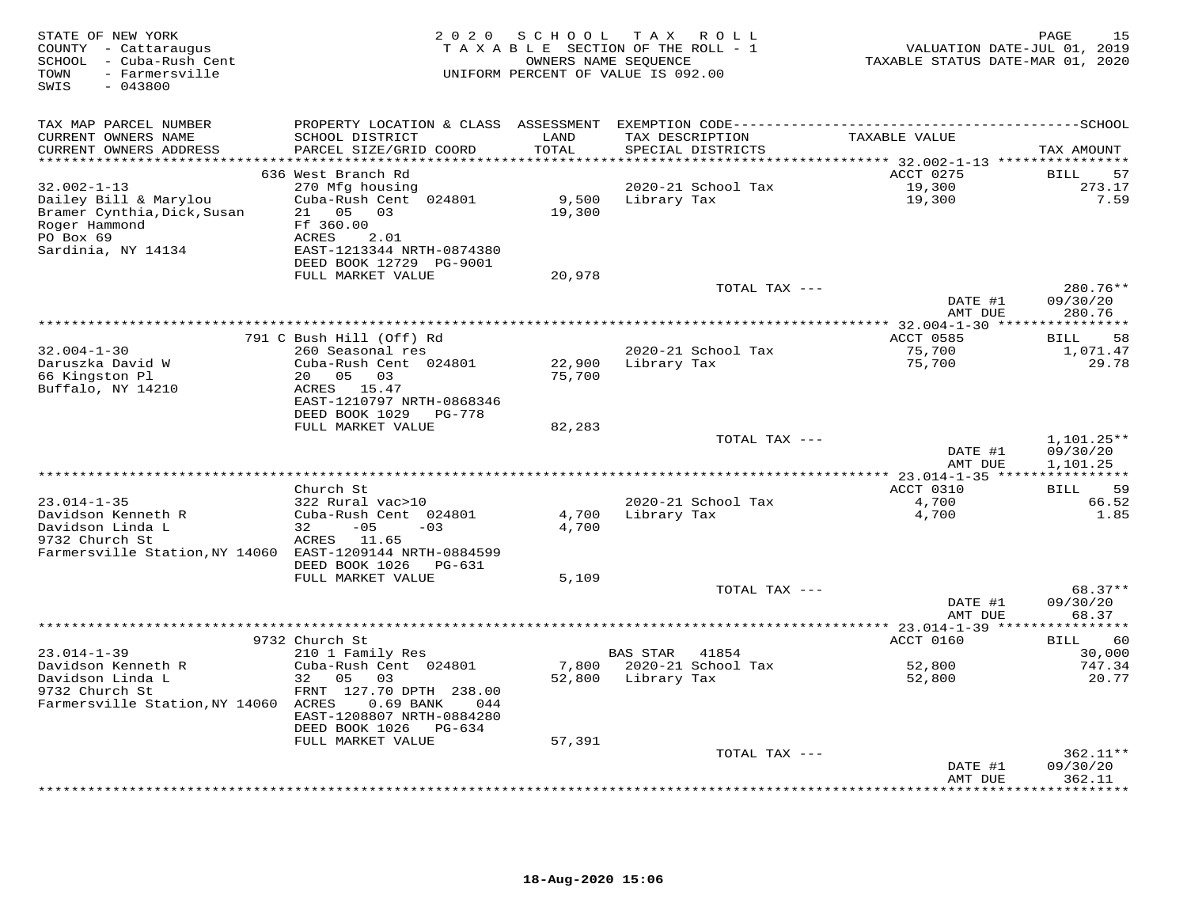STATE OF NEW YORK
COUNTY - Cattaraugus
SCHOOL - Cuba-Rush Cent
TOWN - Farmersville
SWIS - 043800

2020 SCHOOL TAX ROLL
TAXABLE SECTION OF THE ROLL - 1
OWNERS NAME SEQUENCE
UNIFORM PERCENT OF VALUE IS 092.00

VALUATION DATE-JUL 01, 2019
TAXABLE STATUS DATE-MAR 01, 2020

| TAX MAP PARCEL NUMBER / CURRENT OWNERS NAME / CURRENT OWNERS ADDRESS | PROPERTY LOCATION & CLASS / SCHOOL DISTRICT / PARCEL SIZE/GRID COORD | ASSESSMENT LAND / TOTAL | EXEMPTION CODE / TAX DESCRIPTION / SPECIAL DISTRICTS | TAXABLE VALUE | TAX AMOUNT |
|---|---|---|---|---|---|
| | 636 West Branch Rd | | | ACCT 0275 | BILL 57 |
| 32.002-1-13 | 270 Mfg housing | | 2020-21 School Tax | 19,300 | 273.17 |
| Dailey Bill & Marylou | Cuba-Rush Cent 024801 | 9,500 | Library Tax | 19,300 | 7.59 |
| Bramer Cynthia,Dick,Susan | 21 05 03 | 19,300 | | | |
| Roger Hammond | Ff 360.00 | | | | |
| PO Box 69 | ACRES 2.01 | | | | |
| Sardinia, NY 14134 | EAST-1213344 NRTH-0874380 | | | | |
| | DEED BOOK 12729 PG-9001 | | | | |
| | FULL MARKET VALUE | 20,978 | | | |
| | | | TOTAL TAX --- | | 280.76** |
| | | | | DATE #1 | 09/30/20 |
| | | | | AMT DUE | 280.76 |
| | 791 C Bush Hill (Off) Rd | | | ACCT 0585 | BILL 58 |
| 32.004-1-30 | 260 Seasonal res | | 2020-21 School Tax | 75,700 | 1,071.47 |
| Daruszka David W | Cuba-Rush Cent 024801 | 22,900 | Library Tax | 75,700 | 29.78 |
| 66 Kingston Pl | 20 05 03 | 75,700 | | | |
| Buffalo, NY 14210 | ACRES 15.47 | | | | |
| | EAST-1210797 NRTH-0868346 | | | | |
| | DEED BOOK 1029 PG-778 | | | | |
| | FULL MARKET VALUE | 82,283 | | | |
| | | | TOTAL TAX --- | | 1,101.25** |
| | | | | DATE #1 | 09/30/20 |
| | | | | AMT DUE | 1,101.25 |
| | Church St | | | ACCT 0310 | BILL 59 |
| 23.014-1-35 | 322 Rural vac>10 | | 2020-21 School Tax | 4,700 | 66.52 |
| Davidson Kenneth R | Cuba-Rush Cent 024801 | 4,700 | Library Tax | 4,700 | 1.85 |
| Davidson Linda L | 32 -05 -03 | 4,700 | | | |
| 9732 Church St | ACRES 11.65 | | | | |
| Farmersville Station,NY 14060 | EAST-1209144 NRTH-0884599 | | | | |
| | DEED BOOK 1026 PG-631 | | | | |
| | FULL MARKET VALUE | 5,109 | | | |
| | | | TOTAL TAX --- | | 68.37** |
| | | | | DATE #1 | 09/30/20 |
| | | | | AMT DUE | 68.37 |
| | 9732 Church St | | | ACCT 0160 | BILL 60 |
| 23.014-1-39 | 210 1 Family Res | | BAS STAR 41854 | | 30,000 |
| Davidson Kenneth R | Cuba-Rush Cent 024801 | 7,800 | 2020-21 School Tax | 52,800 | 747.34 |
| Davidson Linda L | 32 05 03 | 52,800 | Library Tax | 52,800 | 20.77 |
| 9732 Church St | FRNT 127.70 DPTH 238.00 | | | | |
| Farmersville Station,NY 14060 | ACRES 0.69 BANK 044 | | | | |
| | EAST-1208807 NRTH-0884280 | | | | |
| | DEED BOOK 1026 PG-634 | | | | |
| | FULL MARKET VALUE | 57,391 | | | |
| | | | TOTAL TAX --- | | 362.11** |
| | | | | DATE #1 | 09/30/20 |
| | | | | AMT DUE | 362.11 |

18-Aug-2020 15:06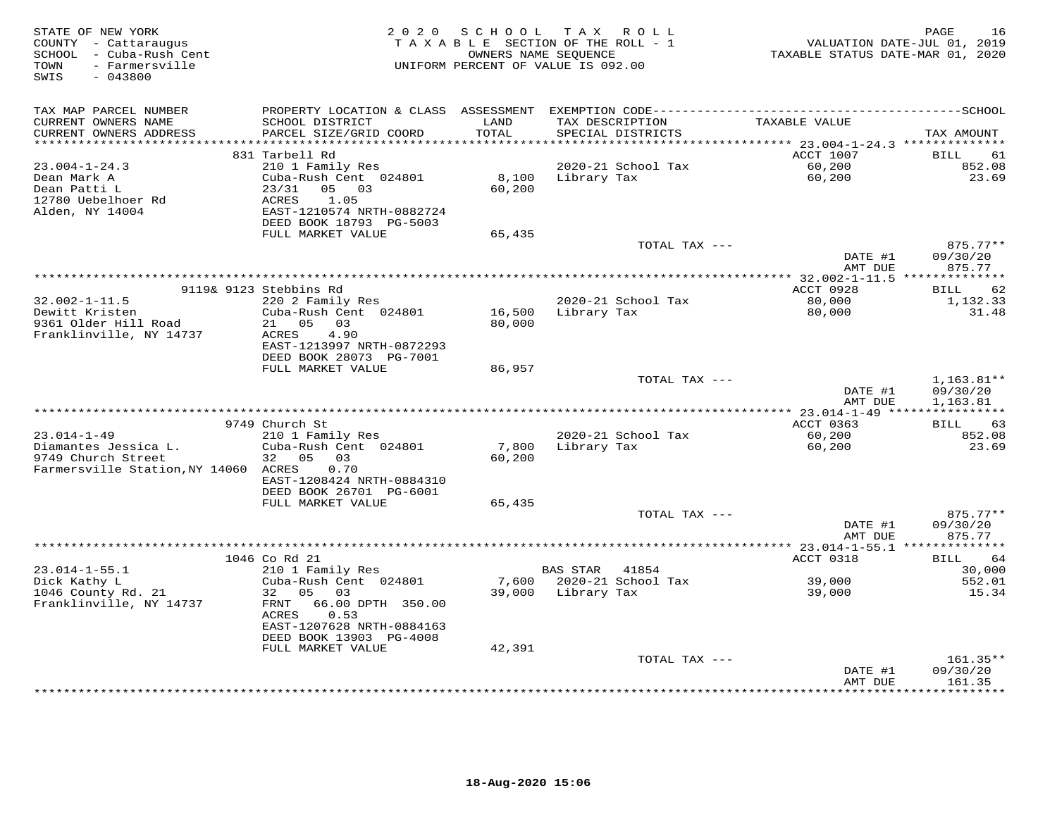STATE OF NEW YORK
COUNTY - Cattaraugus
SCHOOL - Cuba-Rush Cent
TOWN - Farmersville
SWIS - 043800

2 0 2 0 S C H O O L T A X R O L L
T A X A B L E SECTION OF THE ROLL - 1
OWNERS NAME SEQUENCE
UNIFORM PERCENT OF VALUE IS 092.00

VALUATION DATE-JUL 01, 2019
TAXABLE STATUS DATE-MAR 01, 2020

| TAX MAP PARCEL NUMBER / CURRENT OWNERS NAME / CURRENT OWNERS ADDRESS | PROPERTY LOCATION & CLASS / SCHOOL DISTRICT / PARCEL SIZE/GRID COORD | ASSESSMENT LAND / TOTAL | EXEMPTION CODE / TAX DESCRIPTION / SPECIAL DISTRICTS | TAXABLE VALUE | TAX AMOUNT |
|---|---|---|---|---|---|
| | 831 Tarbell Rd | | | ACCT 1007 | BILL 61 |
| 23.004-1-24.3 | 210 1 Family Res | | 2020-21 School Tax | 60,200 | 852.08 |
| Dean Mark A | Cuba-Rush Cent 024801 | 8,100 | Library Tax | 60,200 | 23.69 |
| Dean Patti L | 23/31 05 03 | 60,200 | | | |
| 12780 Uebelhoer Rd | ACRES 1.05 | | | | |
| Alden, NY 14004 | EAST-1210574 NRTH-0882724 | | | | |
| | DEED BOOK 18793 PG-5003 | | | | |
| | FULL MARKET VALUE | 65,435 | | | |
| | | | TOTAL TAX --- | | 875.77** |
| | | | | DATE #1 | 09/30/20 |
| | | | | AMT DUE | 875.77 |
| | 9119& 9123 Stebbins Rd | | | ACCT 0928 | BILL 62 |
| 32.002-1-11.5 | 220 2 Family Res | | 2020-21 School Tax | 80,000 | 1,132.33 |
| Dewitt Kristen | Cuba-Rush Cent 024801 | 16,500 | Library Tax | 80,000 | 31.48 |
| 9361 Older Hill Road | 21 05 03 | 80,000 | | | |
| Franklinville, NY 14737 | ACRES 4.90 | | | | |
| | EAST-1213997 NRTH-0872293 | | | | |
| | DEED BOOK 28073 PG-7001 | | | | |
| | FULL MARKET VALUE | 86,957 | | | |
| | | | TOTAL TAX --- | | 1,163.81** |
| | | | | DATE #1 | 09/30/20 |
| | | | | AMT DUE | 1,163.81 |
| | 9749 Church St | | | ACCT 0363 | BILL 63 |
| 23.014-1-49 | 210 1 Family Res | | 2020-21 School Tax | 60,200 | 852.08 |
| Diamantes Jessica L. | Cuba-Rush Cent 024801 | 7,800 | Library Tax | 60,200 | 23.69 |
| 9749 Church Street | 32 05 03 | 60,200 | | | |
| Farmersville Station,NY 14060 | ACRES 0.70 | | | | |
| | EAST-1208424 NRTH-0884310 | | | | |
| | DEED BOOK 26701 PG-6001 | | | | |
| | FULL MARKET VALUE | 65,435 | | | |
| | | | TOTAL TAX --- | | 875.77** |
| | | | | DATE #1 | 09/30/20 |
| | | | | AMT DUE | 875.77 |
| | 1046 Co Rd 21 | | | ACCT 0318 | BILL 64 |
| 23.014-1-55.1 | 210 1 Family Res | | BAS STAR 41854 | | 30,000 |
| Dick Kathy L | Cuba-Rush Cent 024801 | 7,600 | 2020-21 School Tax | 39,000 | 552.01 |
| 1046 County Rd. 21 | 32 05 03 | 39,000 | Library Tax | 39,000 | 15.34 |
| Franklinville, NY 14737 | FRNT 66.00 DPTH 350.00 | | | | |
| | ACRES 0.53 | | | | |
| | EAST-1207628 NRTH-0884163 | | | | |
| | DEED BOOK 13903 PG-4008 | | | | |
| | FULL MARKET VALUE | 42,391 | | | |
| | | | TOTAL TAX --- | | 161.35** |
| | | | | DATE #1 | 09/30/20 |
| | | | | AMT DUE | 161.35 |

18-Aug-2020 15:06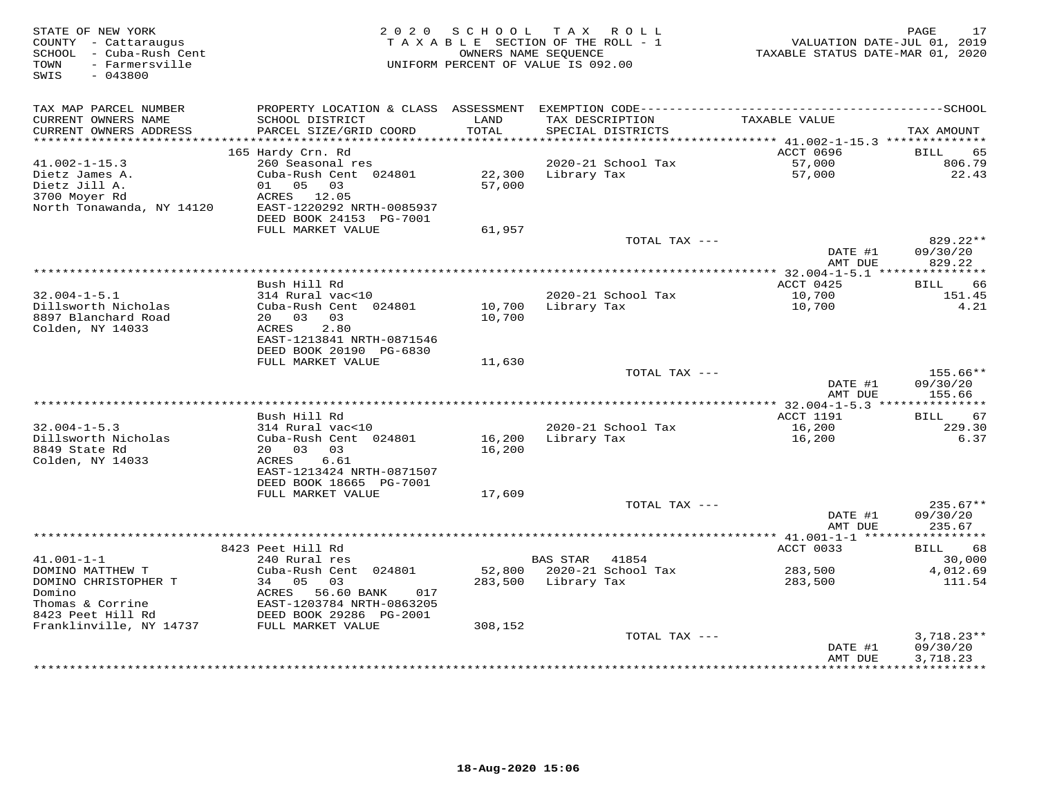STATE OF NEW YORK
COUNTY - Cattaraugus
SCHOOL - Cuba-Rush Cent
TOWN - Farmersville
SWIS - 043800

2 0 2 0 S C H O O L T A X R O L L
T A X A B L E SECTION OF THE ROLL - 1
OWNERS NAME SEQUENCE
UNIFORM PERCENT OF VALUE IS 092.00

VALUATION DATE-JUL 01, 2019
TAXABLE STATUS DATE-MAR 01, 2020

| TAX MAP PARCEL NUMBER / CURRENT OWNERS NAME / CURRENT OWNERS ADDRESS | PROPERTY LOCATION & CLASS / SCHOOL DISTRICT / PARCEL SIZE/GRID COORD | ASSESSMENT LAND / TOTAL | EXEMPTION CODE / TAX DESCRIPTION / SPECIAL DISTRICTS | TAXABLE VALUE | TAX AMOUNT |
|---|---|---|---|---|---|
| | 165 Hardy Crn. Rd | | | ACCT 0696 | BILL 65 |
| 41.002-1-15.3 | 260 Seasonal res | | 2020-21 School Tax | 57,000 | 806.79 |
| Dietz James A. | Cuba-Rush Cent 024801 | 22,300 | Library Tax | 57,000 | 22.43 |
| Dietz Jill A. | 01 05 03 | 57,000 | | | |
| 3700 Moyer Rd | ACRES 12.05 | | | | |
| North Tonawanda, NY 14120 | EAST-1220292 NRTH-0085937 | | | | |
| | DEED BOOK 24153 PG-7001 | | | | |
| | FULL MARKET VALUE | 61,957 | | | |
| | | | TOTAL TAX --- | | 829.22** |
| | | | | DATE #1 | 09/30/20 |
| | | | | AMT DUE | 829.22 |
| | Bush Hill Rd | | | ACCT 0425 | BILL 66 |
| 32.004-1-5.1 | 314 Rural vac<10 | | 2020-21 School Tax | 10,700 | 151.45 |
| Dillsworth Nicholas | Cuba-Rush Cent 024801 | 10,700 | Library Tax | 10,700 | 4.21 |
| 8897 Blanchard Road | 20 03 03 | 10,700 | | | |
| Colden, NY 14033 | ACRES 2.80 | | | | |
| | EAST-1213841 NRTH-0871546 | | | | |
| | DEED BOOK 20190 PG-6830 | | | | |
| | FULL MARKET VALUE | 11,630 | | | |
| | | | TOTAL TAX --- | | 155.66** |
| | | | | DATE #1 | 09/30/20 |
| | | | | AMT DUE | 155.66 |
| | Bush Hill Rd | | | ACCT 1191 | BILL 67 |
| 32.004-1-5.3 | 314 Rural vac<10 | | 2020-21 School Tax | 16,200 | 229.30 |
| Dillsworth Nicholas | Cuba-Rush Cent 024801 | 16,200 | Library Tax | 16,200 | 6.37 |
| 8849 State Rd | 20 03 03 | 16,200 | | | |
| Colden, NY 14033 | ACRES 6.61 | | | | |
| | EAST-1213424 NRTH-0871507 | | | | |
| | DEED BOOK 18665 PG-7001 | | | | |
| | FULL MARKET VALUE | 17,609 | | | |
| | | | TOTAL TAX --- | | 235.67** |
| | | | | DATE #1 | 09/30/20 |
| | | | | AMT DUE | 235.67 |
| | 8423 Peet Hill Rd | | | ACCT 0033 | BILL 68 |
| 41.001-1-1 | 240 Rural res | | BAS STAR 41854 | | 30,000 |
| DOMINO MATTHEW T | Cuba-Rush Cent 024801 | 52,800 | 2020-21 School Tax | 283,500 | 4,012.69 |
| DOMINO CHRISTOPHER T | 34 05 03 | 283,500 | Library Tax | 283,500 | 111.54 |
| Domino | ACRES 56.60 BANK 017 | | | | |
| Thomas & Corrine | EAST-1203784 NRTH-0863205 | | | | |
| 8423 Peet Hill Rd | DEED BOOK 29286 PG-2001 | | | | |
| Franklinville, NY 14737 | FULL MARKET VALUE | 308,152 | | | |
| | | | TOTAL TAX --- | | 3,718.23** |
| | | | | DATE #1 | 09/30/20 |
| | | | | AMT DUE | 3,718.23 |

18-Aug-2020 15:06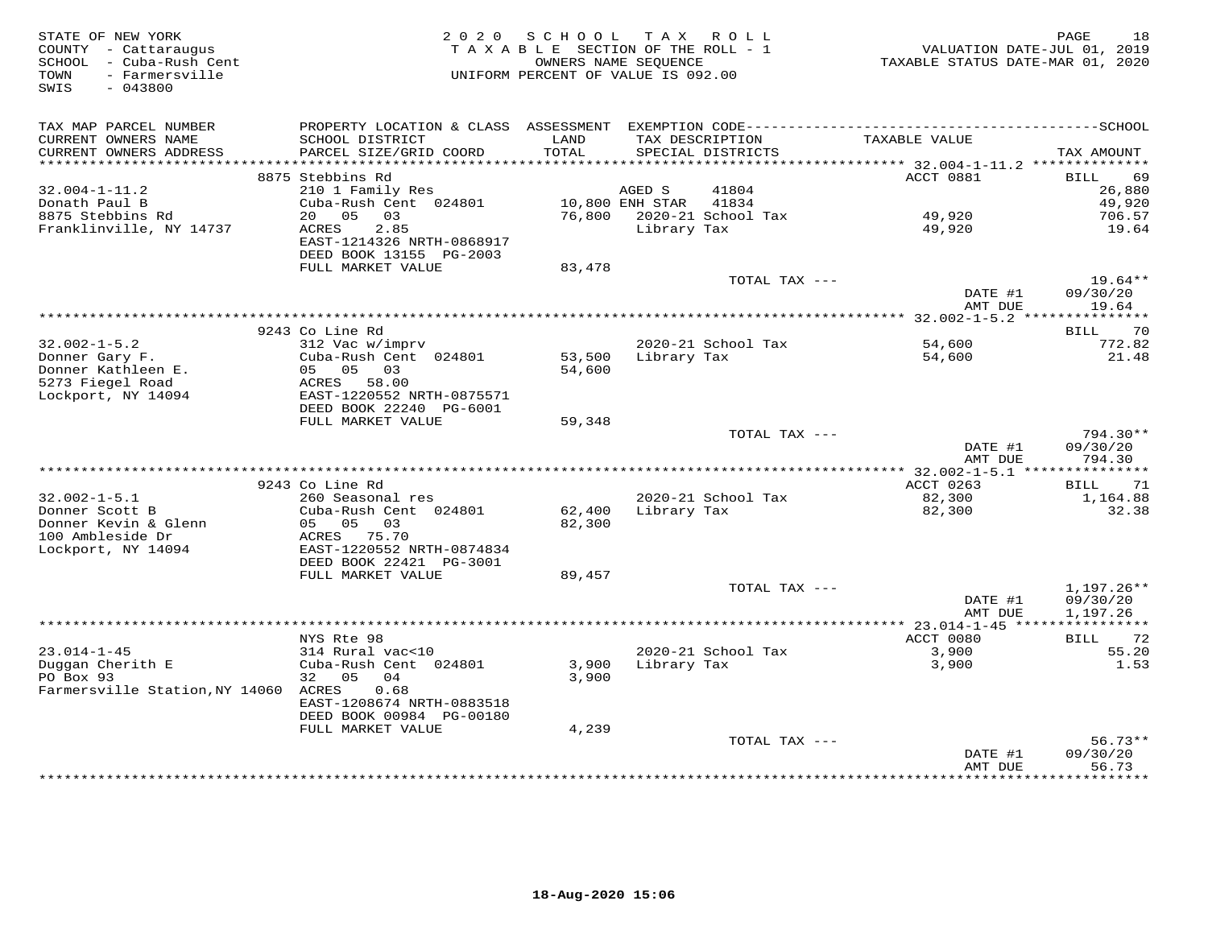STATE OF NEW YORK — 2020 SCHOOL TAX ROLL — PAGE 18
COUNTY - Cattaraugus — TAXABLE SECTION OF THE ROLL - 1 — VALUATION DATE-JUL 01, 2019
SCHOOL - Cuba-Rush Cent — OWNERS NAME SEQUENCE — TAXABLE STATUS DATE-MAR 01, 2020
TOWN - Farmersville — UNIFORM PERCENT OF VALUE IS 092.00
SWIS - 043800

| TAX MAP PARCEL NUMBER / CURRENT OWNERS NAME / CURRENT OWNERS ADDRESS | PROPERTY LOCATION & CLASS / SCHOOL DISTRICT / PARCEL SIZE/GRID COORD | ASSESSMENT LAND | TOTAL | EXEMPTION CODE / TAX DESCRIPTION / SPECIAL DISTRICTS | TAXABLE VALUE | SCHOOL TAX AMOUNT |
|---|---|---|---|---|---|---|
| 32.004-1-11.2 | 8875 Stebbins Rd | | | | ACCT 0881 | BILL 69 |
| Donath Paul B | 210 1 Family Res | | | AGED S 41804 | | 26,880 |
| 8875 Stebbins Rd | Cuba-Rush Cent 024801 | 10,800 | | ENH STAR 41834 | | 49,920 |
| Franklinville, NY 14737 | 20 05 03 | | 76,800 | 2020-21 School Tax | 49,920 | 706.57 |
| | ACRES 2.85 | | | Library Tax | 49,920 | 19.64 |
| | EAST-1214326 NRTH-0868917 | | | | | |
| | DEED BOOK 13155 PG-2003 | | | | | |
| | FULL MARKET VALUE | | 83,478 | | | |
| | | | | TOTAL TAX --- | | 19.64** |
| | | | | | DATE #1 | 09/30/20 |
| | | | | | AMT DUE | 19.64 |
| 32.002-1-5.2 | 9243 Co Line Rd | | | | | BILL 70 |
| Donner Gary F. | 312 Vac w/imprv | | | 2020-21 School Tax | 54,600 | 772.82 |
| Donner Kathleen E. | Cuba-Rush Cent 024801 | 53,500 | | Library Tax | 54,600 | 21.48 |
| 5273 Fiegel Road | 05 05 03 | | 54,600 | | | |
| Lockport, NY 14094 | ACRES 58.00 | | | | | |
| | EAST-1220552 NRTH-0875571 | | | | | |
| | DEED BOOK 22240 PG-6001 | | | | | |
| | FULL MARKET VALUE | | 59,348 | | | |
| | | | | TOTAL TAX --- | | 794.30** |
| | | | | | DATE #1 | 09/30/20 |
| | | | | | AMT DUE | 794.30 |
| 32.002-1-5.1 | 9243 Co Line Rd | | | | ACCT 0263 | BILL 71 |
| Donner Scott B | 260 Seasonal res | | | 2020-21 School Tax | 82,300 | 1,164.88 |
| Donner Kevin & Glenn | Cuba-Rush Cent 024801 | 62,400 | | Library Tax | 82,300 | 32.38 |
| 100 Ambleside Dr | 05 05 03 | | 82,300 | | | |
| Lockport, NY 14094 | ACRES 75.70 | | | | | |
| | EAST-1220552 NRTH-0874834 | | | | | |
| | DEED BOOK 22421 PG-3001 | | | | | |
| | FULL MARKET VALUE | | 89,457 | | | |
| | | | | TOTAL TAX --- | | 1,197.26** |
| | | | | | DATE #1 | 09/30/20 |
| | | | | | AMT DUE | 1,197.26 |
| 23.014-1-45 | NYS Rte 98 | | | | ACCT 0080 | BILL 72 |
| Duggan Cherith E | 314 Rural vac<10 | | | 2020-21 School Tax | 3,900 | 55.20 |
| PO Box 93 | Cuba-Rush Cent 024801 | 3,900 | | Library Tax | 3,900 | 1.53 |
| Farmersville Station,NY 14060 | 32 05 04 | | 3,900 | | | |
| | ACRES 0.68 | | | | | |
| | EAST-1208674 NRTH-0883518 | | | | | |
| | DEED BOOK 00984 PG-00180 | | | | | |
| | FULL MARKET VALUE | | 4,239 | | | |
| | | | | TOTAL TAX --- | | 56.73** |
| | | | | | DATE #1 | 09/30/20 |
| | | | | | AMT DUE | 56.73 |

18-Aug-2020 15:06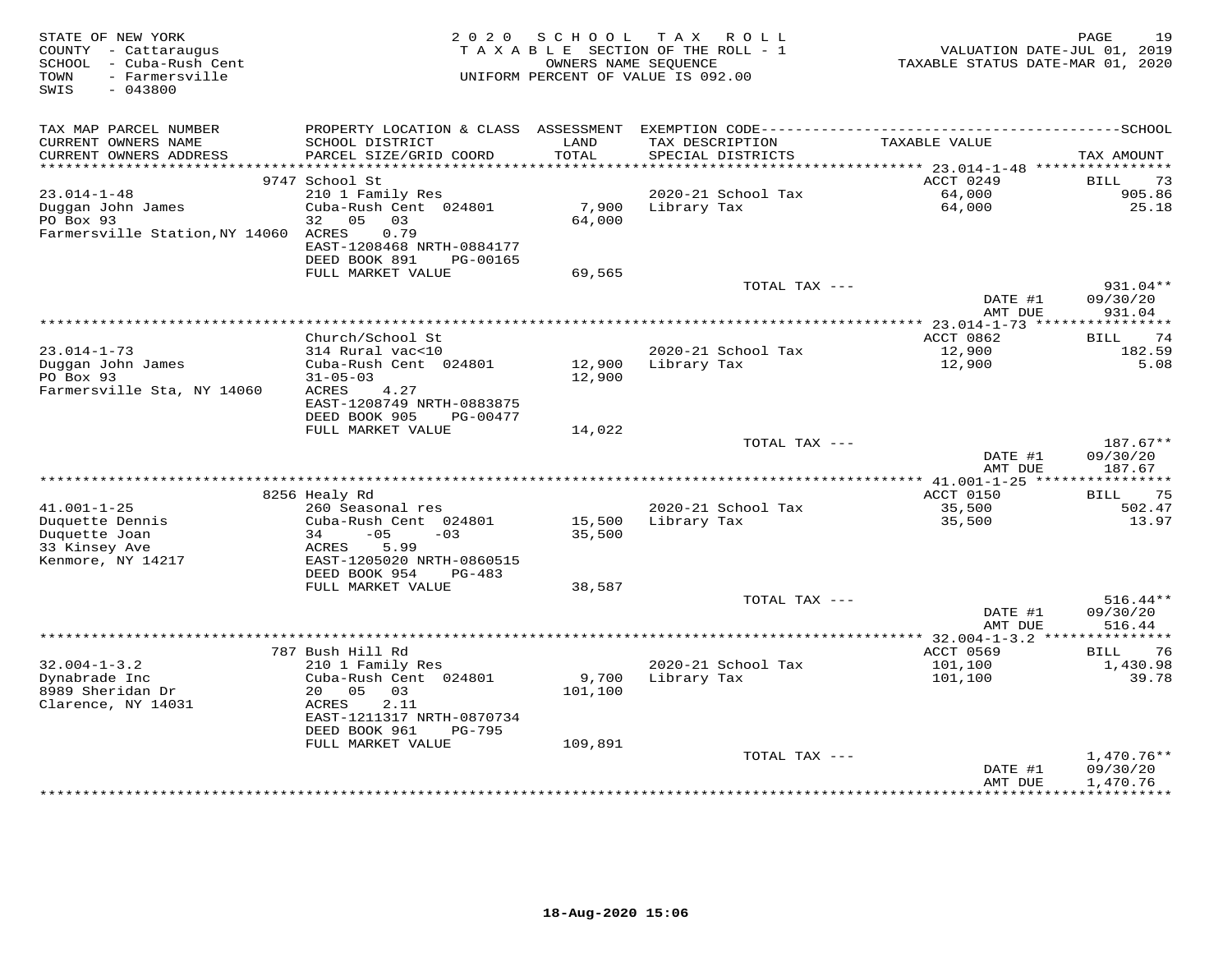STATE OF NEW YORK
COUNTY - Cattaraugus
SCHOOL - Cuba-Rush Cent
TOWN - Farmersville
SWIS - 043800

2 0 2 0 S C H O O L T A X R O L L
T A X A B L E SECTION OF THE ROLL - 1
OWNERS NAME SEQUENCE
UNIFORM PERCENT OF VALUE IS 092.00

VALUATION DATE-JUL 01, 2019
TAXABLE STATUS DATE-MAR 01, 2020

| TAX MAP PARCEL NUMBER / CURRENT OWNERS NAME / CURRENT OWNERS ADDRESS | PROPERTY LOCATION & CLASS / SCHOOL DISTRICT / PARCEL SIZE/GRID COORD | ASSESSMENT LAND | TOTAL | EXEMPTION CODE / TAX DESCRIPTION / SPECIAL DISTRICTS | TAXABLE VALUE | TAX AMOUNT |
|---|---|---|---|---|---|---|
| **23.014-1-48** | 9747 School St | | | | ACCT 0249 | BILL 73 |
| Duggan John James | 210 1 Family Res | | | 2020-21 School Tax | 64,000 | 905.86 |
| PO Box 93 | Cuba-Rush Cent 024801 | 7,900 | | Library Tax | 64,000 | 25.18 |
| Farmersville Station,NY 14060 | 32 05 03 | | 64,000 | | | |
| | ACRES 0.79 | | | | | |
| | EAST-1208468 NRTH-0884177 | | | | | |
| | DEED BOOK 891 PG-00165 | | | | | |
| | FULL MARKET VALUE | | 69,565 | | | |
| | | | | TOTAL TAX --- | | 931.04** |
| | | | | | DATE #1 | 09/30/20 |
| | | | | | AMT DUE | 931.04 |
| **23.014-1-73** | Church/School St | | | | ACCT 0862 | BILL 74 |
| Duggan John James | 314 Rural vac<10 | | | 2020-21 School Tax | 12,900 | 182.59 |
| PO Box 93 | Cuba-Rush Cent 024801 | 12,900 | | Library Tax | 12,900 | 5.08 |
| Farmersville Sta, NY 14060 | 31-05-03 | | 12,900 | | | |
| | ACRES 4.27 | | | | | |
| | EAST-1208749 NRTH-0883875 | | | | | |
| | DEED BOOK 905 PG-00477 | | | | | |
| | FULL MARKET VALUE | | 14,022 | | | |
| | | | | TOTAL TAX --- | | 187.67** |
| | | | | | DATE #1 | 09/30/20 |
| | | | | | AMT DUE | 187.67 |
| **41.001-1-25** | 8256 Healy Rd | | | | ACCT 0150 | BILL 75 |
| Duquette Dennis | 260 Seasonal res | | | 2020-21 School Tax | 35,500 | 502.47 |
| Duquette Joan | Cuba-Rush Cent 024801 | 15,500 | | Library Tax | 35,500 | 13.97 |
| 33 Kinsey Ave | 34 -05 -03 | | 35,500 | | | |
| Kenmore, NY 14217 | ACRES 5.99 | | | | | |
| | EAST-1205020 NRTH-0860515 | | | | | |
| | DEED BOOK 954 PG-483 | | | | | |
| | FULL MARKET VALUE | | 38,587 | | | |
| | | | | TOTAL TAX --- | | 516.44** |
| | | | | | DATE #1 | 09/30/20 |
| | | | | | AMT DUE | 516.44 |
| **32.004-1-3.2** | 787 Bush Hill Rd | | | | ACCT 0569 | BILL 76 |
| Dynabrade Inc | 210 1 Family Res | | | 2020-21 School Tax | 101,100 | 1,430.98 |
| 8989 Sheridan Dr | Cuba-Rush Cent 024801 | 9,700 | | Library Tax | 101,100 | 39.78 |
| Clarence, NY 14031 | 20 05 03 | | 101,100 | | | |
| | ACRES 2.11 | | | | | |
| | EAST-1211317 NRTH-0870734 | | | | | |
| | DEED BOOK 961 PG-795 | | | | | |
| | FULL MARKET VALUE | | 109,891 | | | |
| | | | | TOTAL TAX --- | | 1,470.76** |
| | | | | | DATE #1 | 09/30/20 |
| | | | | | AMT DUE | 1,470.76 |

18-Aug-2020 15:06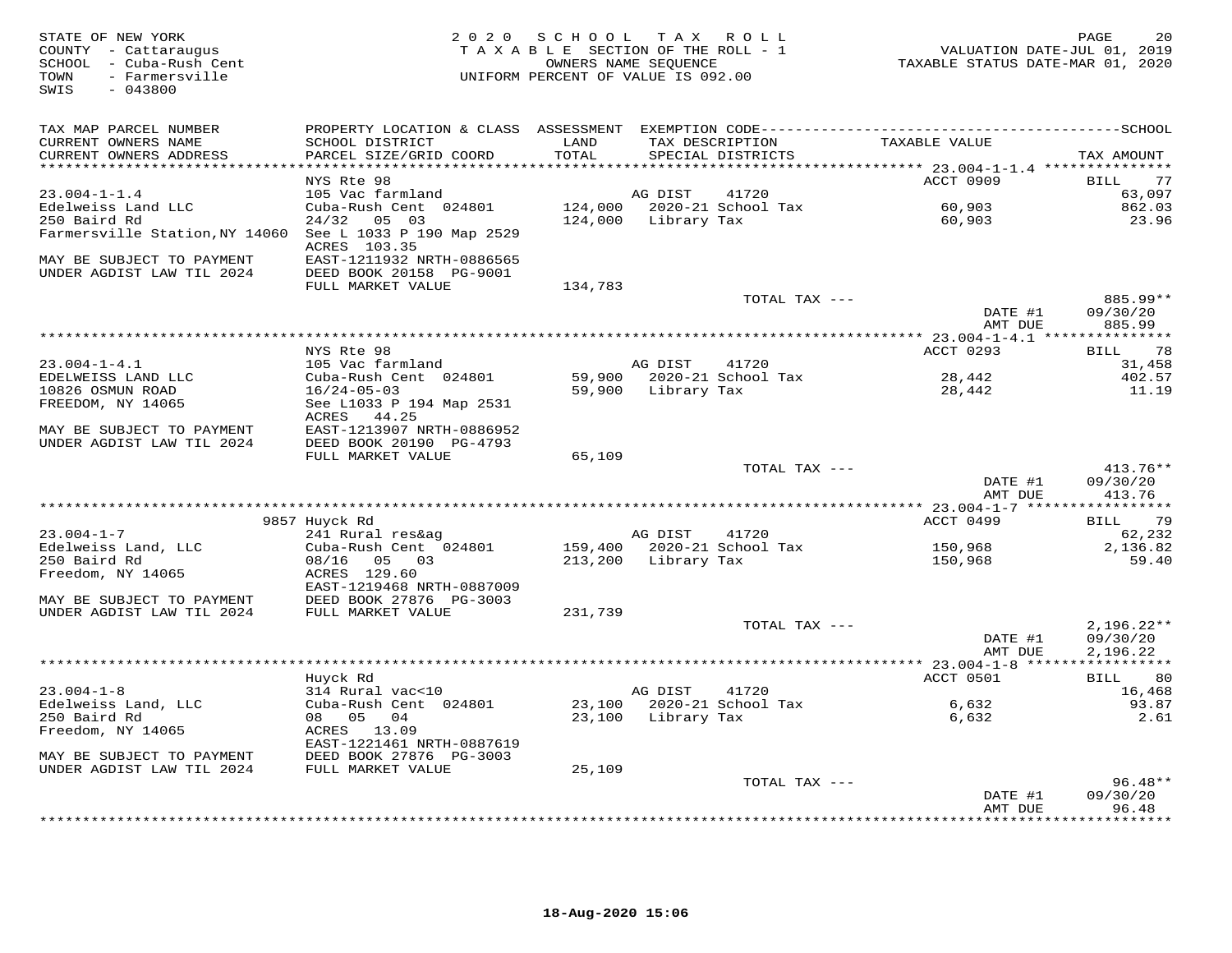STATE OF NEW YORK
COUNTY - Cattaraugus
SCHOOL - Cuba-Rush Cent
TOWN - Farmersville
SWIS - 043800

2020 SCHOOL TAX ROLL
TAXABLE SECTION OF THE ROLL - 1
OWNERS NAME SEQUENCE
UNIFORM PERCENT OF VALUE IS 092.00

VALUATION DATE-JUL 01, 2019
TAXABLE STATUS DATE-MAR 01, 2020

| TAX MAP PARCEL NUMBER / CURRENT OWNERS NAME / CURRENT OWNERS ADDRESS | PROPERTY LOCATION & CLASS / SCHOOL DISTRICT / PARCEL SIZE/GRID COORD | ASSESSMENT LAND / TOTAL | EXEMPTION CODE / TAX DESCRIPTION / SPECIAL DISTRICTS | TAXABLE VALUE | TAX AMOUNT |
|---|---|---|---|---|---|
| | NYS Rte 98 | | | ACCT 0909 | BILL 77 |
| 23.004-1-1.4 | 105 Vac farmland | | AG DIST 41720 | | 63,097 |
| Edelweiss Land LLC | Cuba-Rush Cent 024801 | 124,000 | 2020-21 School Tax | 60,903 | 862.03 |
| 250 Baird Rd | 24/32 05 03 | 124,000 | Library Tax | 60,903 | 23.96 |
| Farmersville Station,NY 14060 | See L 1033 P 190 Map 2529 | | | | |
| | ACRES 103.35 | | | | |
| MAY BE SUBJECT TO PAYMENT | EAST-1211932 NRTH-0886565 | | | | |
| UNDER AGDIST LAW TIL 2024 | DEED BOOK 20158 PG-9001 | | | | |
| | FULL MARKET VALUE | 134,783 | | | |
| | | | TOTAL TAX --- | | 885.99** |
| | | | | DATE #1 | 09/30/20 |
| | | | | AMT DUE | 885.99 |
| | NYS Rte 98 | | | ACCT 0293 | BILL 78 |
| 23.004-1-4.1 | 105 Vac farmland | | AG DIST 41720 | | 31,458 |
| EDELWEISS LAND LLC | Cuba-Rush Cent 024801 | 59,900 | 2020-21 School Tax | 28,442 | 402.57 |
| 10826 OSMUN ROAD | 16/24-05-03 | 59,900 | Library Tax | 28,442 | 11.19 |
| FREEDOM, NY 14065 | See L1033 P 194 Map 2531 | | | | |
| | ACRES 44.25 | | | | |
| MAY BE SUBJECT TO PAYMENT | EAST-1213907 NRTH-0886952 | | | | |
| UNDER AGDIST LAW TIL 2024 | DEED BOOK 20190 PG-4793 | | | | |
| | FULL MARKET VALUE | 65,109 | | | |
| | | | TOTAL TAX --- | | 413.76** |
| | | | | DATE #1 | 09/30/20 |
| | | | | AMT DUE | 413.76 |
| | 9857 Huyck Rd | | | ACCT 0499 | BILL 79 |
| 23.004-1-7 | 241 Rural res&ag | | AG DIST 41720 | | 62,232 |
| Edelweiss Land, LLC | Cuba-Rush Cent 024801 | 159,400 | 2020-21 School Tax | 150,968 | 2,136.82 |
| 250 Baird Rd | 08/16 05 03 | 213,200 | Library Tax | 150,968 | 59.40 |
| Freedom, NY 14065 | ACRES 129.60 | | | | |
| | EAST-1219468 NRTH-0887009 | | | | |
| MAY BE SUBJECT TO PAYMENT | DEED BOOK 27876 PG-3003 | | | | |
| UNDER AGDIST LAW TIL 2024 | FULL MARKET VALUE | 231,739 | | | |
| | | | TOTAL TAX --- | | 2,196.22** |
| | | | | DATE #1 | 09/30/20 |
| | | | | AMT DUE | 2,196.22 |
| | Huyck Rd | | | ACCT 0501 | BILL 80 |
| 23.004-1-8 | 314 Rural vac<10 | | AG DIST 41720 | | 16,468 |
| Edelweiss Land, LLC | Cuba-Rush Cent 024801 | 23,100 | 2020-21 School Tax | 6,632 | 93.87 |
| 250 Baird Rd | 08 05 04 | 23,100 | Library Tax | 6,632 | 2.61 |
| Freedom, NY 14065 | ACRES 13.09 | | | | |
| | EAST-1221461 NRTH-0887619 | | | | |
| MAY BE SUBJECT TO PAYMENT | DEED BOOK 27876 PG-3003 | | | | |
| UNDER AGDIST LAW TIL 2024 | FULL MARKET VALUE | 25,109 | | | |
| | | | TOTAL TAX --- | | 96.48** |
| | | | | DATE #1 | 09/30/20 |
| | | | | AMT DUE | 96.48 |

18-Aug-2020 15:06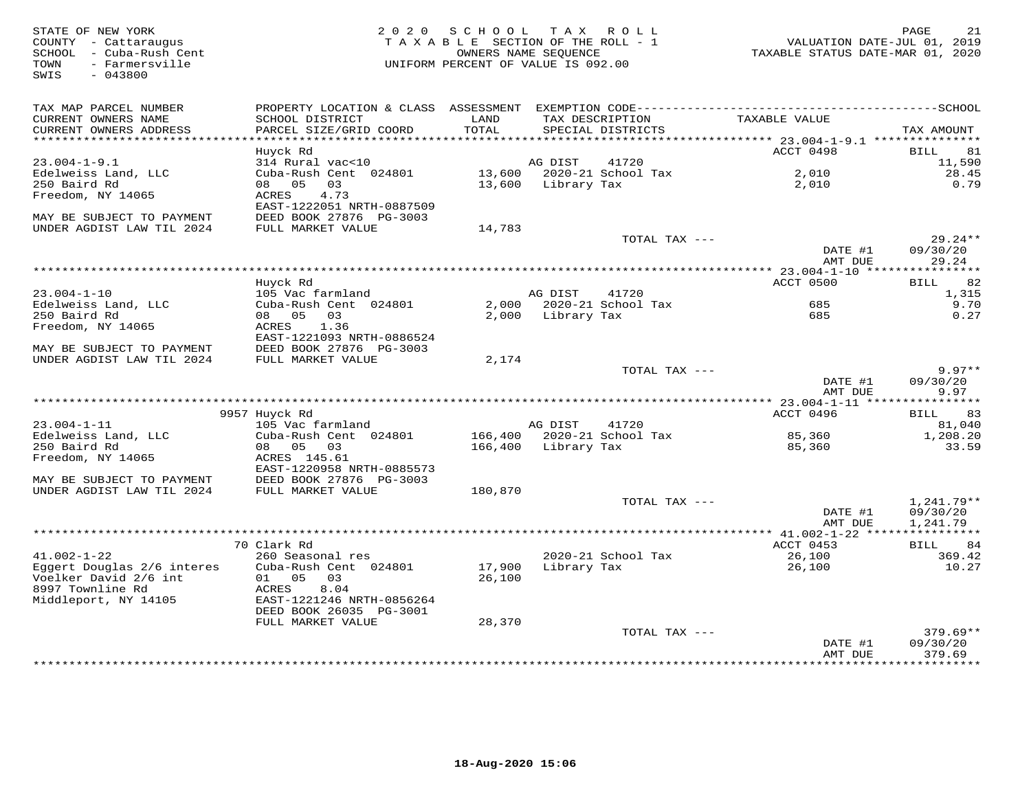STATE OF NEW YORK
COUNTY - Cattaraugus
SCHOOL - Cuba-Rush Cent
TOWN - Farmersville
SWIS - 043800

2 0 2 0 S C H O O L T A X R O L L
T A X A B L E SECTION OF THE ROLL - 1
OWNERS NAME SEQUENCE
UNIFORM PERCENT OF VALUE IS 092.00

VALUATION DATE-JUL 01, 2019
TAXABLE STATUS DATE-MAR 01, 2020

| TAX MAP PARCEL NUMBER / CURRENT OWNERS NAME / CURRENT OWNERS ADDRESS | PROPERTY LOCATION & CLASS / SCHOOL DISTRICT / PARCEL SIZE/GRID COORD | ASSESSMENT LAND / TOTAL | EXEMPTION CODE / TAX DESCRIPTION / SPECIAL DISTRICTS | TAXABLE VALUE | TAX AMOUNT |
|---|---|---|---|---|---|
| | Huyck Rd | | | ACCT 0498 | BILL 81 |
| 23.004-1-9.1 | 314 Rural vac<10 | | AG DIST 41720 | | 11,590 |
| Edelweiss Land, LLC | Cuba-Rush Cent 024801 | 13,600 | 2020-21 School Tax | 2,010 | 28.45 |
| 250 Baird Rd | 08 05 03 | 13,600 | Library Tax | 2,010 | 0.79 |
| Freedom, NY 14065 | ACRES 4.73 | | | | |
| | EAST-1222051 NRTH-0887509 | | | | |
| MAY BE SUBJECT TO PAYMENT | DEED BOOK 27876 PG-3003 | | | | |
| UNDER AGDIST LAW TIL 2024 | FULL MARKET VALUE | 14,783 | | | |
| | | | TOTAL TAX --- | | 29.24** |
| | | | | DATE #1 | 09/30/20 |
| | | | | AMT DUE | 29.24 |
| | Huyck Rd | | | ACCT 0500 | BILL 82 |
| 23.004-1-10 | 105 Vac farmland | | AG DIST 41720 | | 1,315 |
| Edelweiss Land, LLC | Cuba-Rush Cent 024801 | 2,000 | 2020-21 School Tax | 685 | 9.70 |
| 250 Baird Rd | 08 05 03 | 2,000 | Library Tax | 685 | 0.27 |
| Freedom, NY 14065 | ACRES 1.36 | | | | |
| | EAST-1221093 NRTH-0886524 | | | | |
| MAY BE SUBJECT TO PAYMENT | DEED BOOK 27876 PG-3003 | | | | |
| UNDER AGDIST LAW TIL 2024 | FULL MARKET VALUE | 2,174 | | | |
| | | | TOTAL TAX --- | | 9.97** |
| | | | | DATE #1 | 09/30/20 |
| | | | | AMT DUE | 9.97 |
| | 9957 Huyck Rd | | | ACCT 0496 | BILL 83 |
| 23.004-1-11 | 105 Vac farmland | | AG DIST 41720 | | 81,040 |
| Edelweiss Land, LLC | Cuba-Rush Cent 024801 | 166,400 | 2020-21 School Tax | 85,360 | 1,208.20 |
| 250 Baird Rd | 08 05 03 | 166,400 | Library Tax | 85,360 | 33.59 |
| Freedom, NY 14065 | ACRES 145.61 | | | | |
| | EAST-1220958 NRTH-0885573 | | | | |
| MAY BE SUBJECT TO PAYMENT | DEED BOOK 27876 PG-3003 | | | | |
| UNDER AGDIST LAW TIL 2024 | FULL MARKET VALUE | 180,870 | | | |
| | | | TOTAL TAX --- | | 1,241.79** |
| | | | | DATE #1 | 09/30/20 |
| | | | | AMT DUE | 1,241.79 |
| | 70 Clark Rd | | | ACCT 0453 | BILL 84 |
| 41.002-1-22 | 260 Seasonal res | | 2020-21 School Tax | 26,100 | 369.42 |
| Eggert Douglas 2/6 interes | Cuba-Rush Cent 024801 | 17,900 | Library Tax | 26,100 | 10.27 |
| Voelker David 2/6 int | 01 05 03 | 26,100 | | | |
| 8997 Townline Rd | ACRES 8.04 | | | | |
| Middleport, NY 14105 | EAST-1221246 NRTH-0856264 | | | | |
| | DEED BOOK 26035 PG-3001 | | | | |
| | FULL MARKET VALUE | 28,370 | | | |
| | | | TOTAL TAX --- | | 379.69** |
| | | | | DATE #1 | 09/30/20 |
| | | | | AMT DUE | 379.69 |

18-Aug-2020 15:06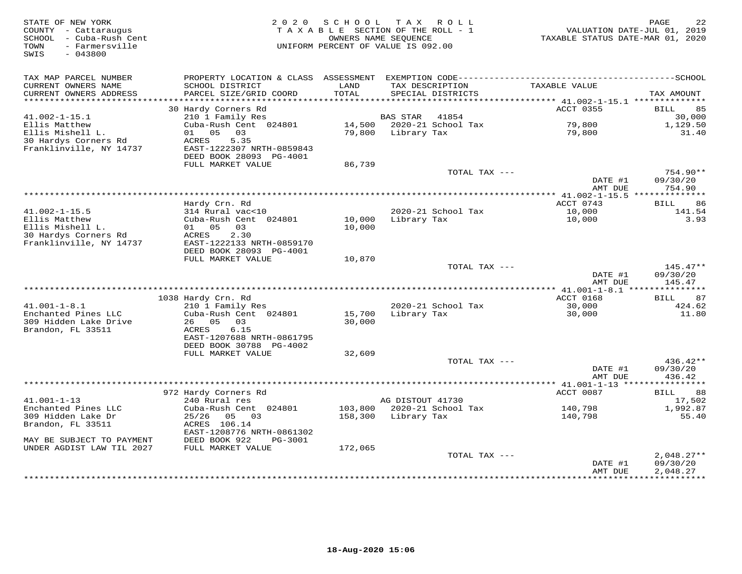STATE OF NEW YORK
COUNTY - Cattaraugus
SCHOOL - Cuba-Rush Cent
TOWN - Farmersville
SWIS - 043800

2020 SCHOOL TAX ROLL
TAXABLE SECTION OF THE ROLL - 1
OWNERS NAME SEQUENCE
UNIFORM PERCENT OF VALUE IS 092.00

VALUATION DATE-JUL 01, 2019
TAXABLE STATUS DATE-MAR 01, 2020

| TAX MAP PARCEL NUMBER / CURRENT OWNERS NAME / CURRENT OWNERS ADDRESS | PROPERTY LOCATION & CLASS / SCHOOL DISTRICT / PARCEL SIZE/GRID COORD | ASSESSMENT LAND / TOTAL | EXEMPTION CODE / TAX DESCRIPTION / SPECIAL DISTRICTS | TAXABLE VALUE | TAX AMOUNT |
|---|---|---|---|---|---|
| | 30 Hardy Corners Rd | | | ACCT 0355 | BILL 85 |
| 41.002-1-15.1 | 210 1 Family Res | | BAS STAR 41854 | | 30,000 |
| Ellis Matthew | Cuba-Rush Cent 024801 | 14,500 | 2020-21 School Tax | 79,800 | 1,129.50 |
| Ellis Mishell L. | 01 05 03 | 79,800 | Library Tax | 79,800 | 31.40 |
| 30 Hardys Corners Rd | ACRES 5.35 | | | | |
| Franklinville, NY 14737 | EAST-1222307 NRTH-0859843 | | | | |
| | DEED BOOK 28093 PG-4001 | | | | |
| | FULL MARKET VALUE | 86,739 | | | |
| | | | TOTAL TAX --- | | 754.90** |
| | | | | DATE #1 | 09/30/20 |
| | | | | AMT DUE | 754.90 |
| | Hardy Crn. Rd | | | ACCT 0743 | BILL 86 |
| 41.002-1-15.5 | 314 Rural vac<10 | | 2020-21 School Tax | 10,000 | 141.54 |
| Ellis Matthew | Cuba-Rush Cent 024801 | 10,000 | Library Tax | 10,000 | 3.93 |
| Ellis Mishell L. | 01 05 03 | 10,000 | | | |
| 30 Hardys Corners Rd | ACRES 2.30 | | | | |
| Franklinville, NY 14737 | EAST-1222133 NRTH-0859170 | | | | |
| | DEED BOOK 28093 PG-4001 | | | | |
| | FULL MARKET VALUE | 10,870 | | | |
| | | | TOTAL TAX --- | | 145.47** |
| | | | | DATE #1 | 09/30/20 |
| | | | | AMT DUE | 145.47 |
| | 1038 Hardy Crn. Rd | | | ACCT 0168 | BILL 87 |
| 41.001-1-8.1 | 210 1 Family Res | | 2020-21 School Tax | 30,000 | 424.62 |
| Enchanted Pines LLC | Cuba-Rush Cent 024801 | 15,700 | Library Tax | 30,000 | 11.80 |
| 309 Hidden Lake Drive | 26 05 03 | 30,000 | | | |
| Brandon, FL 33511 | ACRES 6.15 | | | | |
| | EAST-1207688 NRTH-0861795 | | | | |
| | DEED BOOK 30788 PG-4002 | | | | |
| | FULL MARKET VALUE | 32,609 | | | |
| | | | TOTAL TAX --- | | 436.42** |
| | | | | DATE #1 | 09/30/20 |
| | | | | AMT DUE | 436.42 |
| | 972 Hardy Corners Rd | | | ACCT 0087 | BILL 88 |
| 41.001-1-13 | 240 Rural res | | AG DISTOUT 41730 | | 17,502 |
| Enchanted Pines LLC | Cuba-Rush Cent 024801 | 103,800 | 2020-21 School Tax | 140,798 | 1,992.87 |
| 309 Hidden Lake Dr | 25/26 05 03 | 158,300 | Library Tax | 140,798 | 55.40 |
| Brandon, FL 33511 | ACRES 106.14 | | | | |
| | EAST-1208776 NRTH-0861302 | | | | |
| MAY BE SUBJECT TO PAYMENT | DEED BOOK 922 PG-3001 | | | | |
| UNDER AGDIST LAW TIL 2027 | FULL MARKET VALUE | 172,065 | | | |
| | | | TOTAL TAX --- | | 2,048.27** |
| | | | | DATE #1 | 09/30/20 |
| | | | | AMT DUE | 2,048.27 |

18-Aug-2020 15:06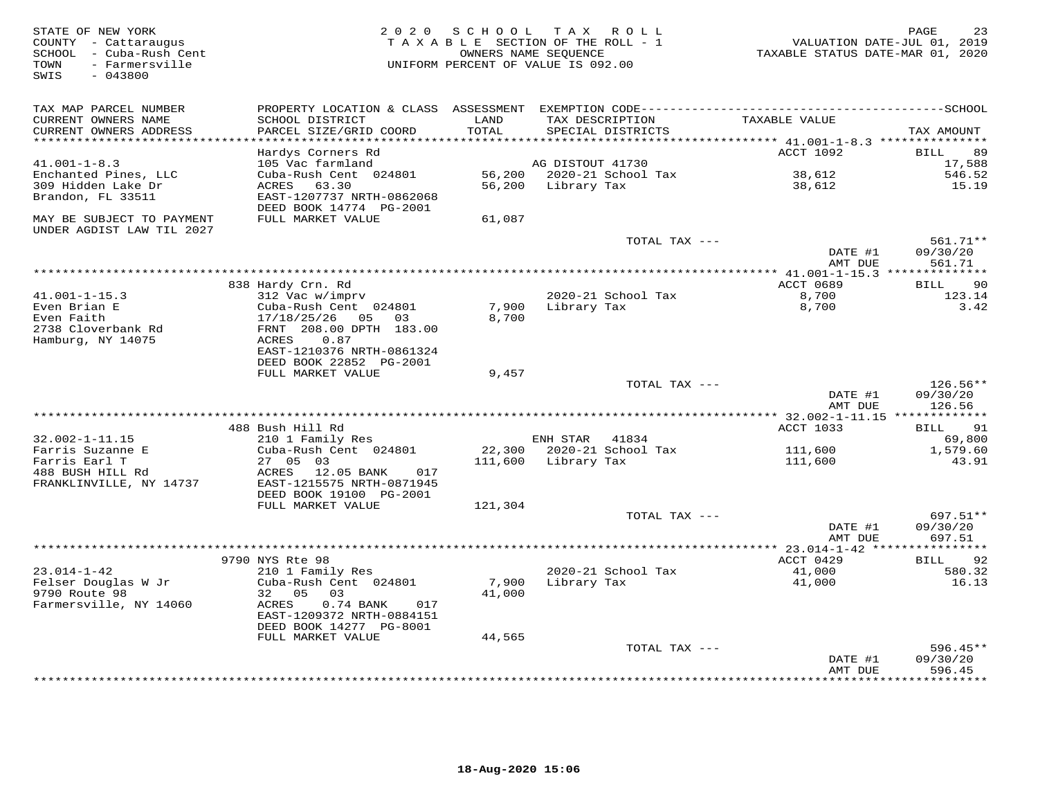STATE OF NEW YORK
COUNTY - Cattaraugus
SCHOOL - Cuba-Rush Cent
TOWN - Farmersville
SWIS - 043800

2020 SCHOOL TAX ROLL
TAXABLE SECTION OF THE ROLL - 1
OWNERS NAME SEQUENCE
UNIFORM PERCENT OF VALUE IS 092.00

VALUATION DATE-JUL 01, 2019
TAXABLE STATUS DATE-MAR 01, 2020

| TAX MAP PARCEL NUMBER / CURRENT OWNERS NAME / CURRENT OWNERS ADDRESS | PROPERTY LOCATION & CLASS / SCHOOL DISTRICT / PARCEL SIZE/GRID COORD | ASSESSMENT LAND / TOTAL | EXEMPTION CODE / TAX DESCRIPTION / SPECIAL DISTRICTS | TAXABLE VALUE | TAX AMOUNT |
|---|---|---|---|---|---|
| **41.001-1-8.3** | Hardys Corners Rd | | | ACCT 1092 | BILL 89 |
| 41.001-1-8.3 | 105 Vac farmland | | AG DISTOUT 41730 | | 17,588 |
| Enchanted Pines, LLC | Cuba-Rush Cent 024801 | 56,200 | 2020-21 School Tax | 38,612 | 546.52 |
| 309 Hidden Lake Dr | ACRES 63.30 | 56,200 | Library Tax | 38,612 | 15.19 |
| Brandon, FL 33511 | EAST-1207737 NRTH-0862068 | | | | |
| | DEED BOOK 14774 PG-2001 | | | | |
| MAY BE SUBJECT TO PAYMENT UNDER AGDIST LAW TIL 2027 | FULL MARKET VALUE | 61,087 | | | |
| | | | TOTAL TAX --- | | 561.71** |
| | | | | DATE #1 | 09/30/20 |
| | | | | AMT DUE | 561.71 |
| **41.001-1-15.3** | 838 Hardy Crn. Rd | | | ACCT 0689 | BILL 90 |
| 41.001-1-15.3 | 312 Vac w/imprv | | 2020-21 School Tax | 8,700 | 123.14 |
| Even Brian E | Cuba-Rush Cent 024801 | 7,900 | Library Tax | 8,700 | 3.42 |
| Even Faith | 17/18/25/26 05 03 | 8,700 | | | |
| 2738 Cloverbank Rd | FRNT 208.00 DPTH 183.00 | | | | |
| Hamburg, NY 14075 | ACRES 0.87 | | | | |
| | EAST-1210376 NRTH-0861324 | | | | |
| | DEED BOOK 22852 PG-2001 | | | | |
| | FULL MARKET VALUE | 9,457 | | | |
| | | | TOTAL TAX --- | | 126.56** |
| | | | | DATE #1 | 09/30/20 |
| | | | | AMT DUE | 126.56 |
| **32.002-1-11.15** | 488 Bush Hill Rd | | | ACCT 1033 | BILL 91 |
| 32.002-1-11.15 | 210 1 Family Res | | ENH STAR 41834 | | 69,800 |
| Farris Suzanne E | Cuba-Rush Cent 024801 | 22,300 | 2020-21 School Tax | 111,600 | 1,579.60 |
| Farris Earl T | 27 05 03 | 111,600 | Library Tax | 111,600 | 43.91 |
| 488 BUSH HILL Rd | ACRES 12.05 BANK 017 | | | | |
| FRANKLINVILLE, NY 14737 | EAST-1215575 NRTH-0871945 | | | | |
| | DEED BOOK 19100 PG-2001 | | | | |
| | FULL MARKET VALUE | 121,304 | | | |
| | | | TOTAL TAX --- | | 697.51** |
| | | | | DATE #1 | 09/30/20 |
| | | | | AMT DUE | 697.51 |
| **23.014-1-42** | 9790 NYS Rte 98 | | | ACCT 0429 | BILL 92 |
| 23.014-1-42 | 210 1 Family Res | | 2020-21 School Tax | 41,000 | 580.32 |
| Felser Douglas W Jr | Cuba-Rush Cent 024801 | 7,900 | Library Tax | 41,000 | 16.13 |
| 9790 Route 98 | 32 05 03 | 41,000 | | | |
| Farmersville, NY 14060 | ACRES 0.74 BANK 017 | | | | |
| | EAST-1209372 NRTH-0884151 | | | | |
| | DEED BOOK 14277 PG-8001 | | | | |
| | FULL MARKET VALUE | 44,565 | | | |
| | | | TOTAL TAX --- | | 596.45** |
| | | | | DATE #1 | 09/30/20 |
| | | | | AMT DUE | 596.45 |

18-Aug-2020 15:06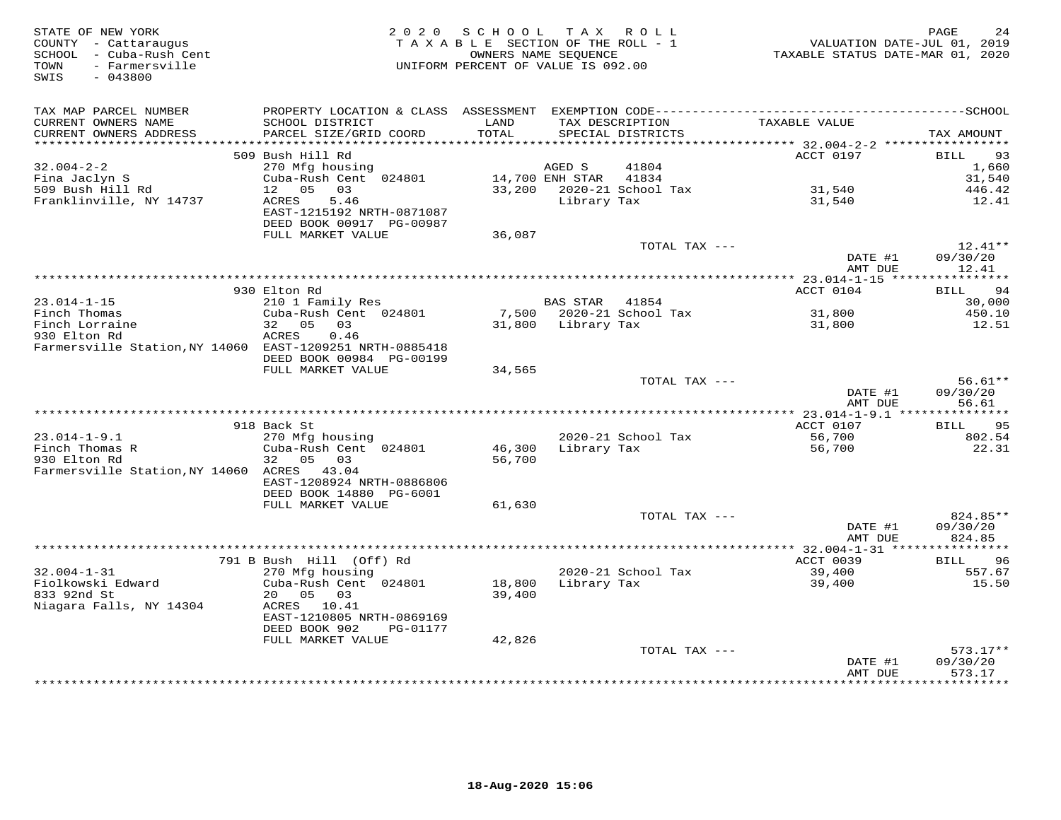STATE OF NEW YORK
COUNTY - Cattaraugus
SCHOOL - Cuba-Rush Cent
TOWN - Farmersville
SWIS - 043800

2 0 2 0 S C H O O L T A X R O L L
T A X A B L E SECTION OF THE ROLL - 1
OWNERS NAME SEQUENCE
UNIFORM PERCENT OF VALUE IS 092.00

VALUATION DATE-JUL 01, 2019
TAXABLE STATUS DATE-MAR 01, 2020

| TAX MAP PARCEL NUMBER<br>CURRENT OWNERS NAME<br>CURRENT OWNERS ADDRESS | PROPERTY LOCATION & CLASS<br>SCHOOL DISTRICT<br>PARCEL SIZE/GRID COORD | ASSESSMENT<br>LAND<br>TOTAL | EXEMPTION CODE<br>TAX DESCRIPTION<br>SPECIAL DISTRICTS | TAXABLE VALUE | SCHOOL<br>TAX AMOUNT |
|---|---|---|---|---|---|
| **32.004-2-2** | 509 Bush Hill Rd | | | ACCT 0197 | BILL 93 |
| Fina Jaclyn S | 270 Mfg housing | | AGED S 41804 | | 1,660 |
| 509 Bush Hill Rd | Cuba-Rush Cent 024801 | 14,700 | ENH STAR 41834 | | 31,540 |
| Franklinville, NY 14737 | 12 05 03 | 33,200 | 2020-21 School Tax | 31,540 | 446.42 |
| | ACRES 5.46 | | Library Tax | 31,540 | 12.41 |
| | EAST-1215192 NRTH-0871087 | | | | |
| | DEED BOOK 00917 PG-00987 | | | | |
| | FULL MARKET VALUE | 36,087 | | | |
| | | | TOTAL TAX --- | | 12.41** |
| | | | | DATE #1 | 09/30/20 |
| | | | | AMT DUE | 12.41 |
| **23.014-1-15** | 930 Elton Rd | | | ACCT 0104 | BILL 94 |
| Finch Thomas | 210 1 Family Res | | BAS STAR 41854 | | 30,000 |
| Finch Lorraine | Cuba-Rush Cent 024801 | 7,500 | 2020-21 School Tax | 31,800 | 450.10 |
| 930 Elton Rd | 32 05 03 | 31,800 | Library Tax | 31,800 | 12.51 |
| Farmersville Station,NY 14060 | ACRES 0.46 | | | | |
| | EAST-1209251 NRTH-0885418 | | | | |
| | DEED BOOK 00984 PG-00199 | | | | |
| | FULL MARKET VALUE | 34,565 | | | |
| | | | TOTAL TAX --- | | 56.61** |
| | | | | DATE #1 | 09/30/20 |
| | | | | AMT DUE | 56.61 |
| **23.014-1-9.1** | 918 Back St | | | ACCT 0107 | BILL 95 |
| Finch Thomas R | 270 Mfg housing | | 2020-21 School Tax | 56,700 | 802.54 |
| 930 Elton Rd | Cuba-Rush Cent 024801 | 46,300 | Library Tax | 56,700 | 22.31 |
| Farmersville Station,NY 14060 | 32 05 03 | 56,700 | | | |
| | ACRES 43.04 | | | | |
| | EAST-1208924 NRTH-0886806 | | | | |
| | DEED BOOK 14880 PG-6001 | | | | |
| | FULL MARKET VALUE | 61,630 | | | |
| | | | TOTAL TAX --- | | 824.85** |
| | | | | DATE #1 | 09/30/20 |
| | | | | AMT DUE | 824.85 |
| **32.004-1-31** | 791 B Bush Hill (Off) Rd | | | ACCT 0039 | BILL 96 |
| Fiolkowski Edward | 270 Mfg housing | | 2020-21 School Tax | 39,400 | 557.67 |
| 833 92nd St | Cuba-Rush Cent 024801 | 18,800 | Library Tax | 39,400 | 15.50 |
| Niagara Falls, NY 14304 | 20 05 03 | 39,400 | | | |
| | ACRES 10.41 | | | | |
| | EAST-1210805 NRTH-0869169 | | | | |
| | DEED BOOK 902 PG-01177 | | | | |
| | FULL MARKET VALUE | 42,826 | | | |
| | | | TOTAL TAX --- | | 573.17** |
| | | | | DATE #1 | 09/30/20 |
| | | | | AMT DUE | 573.17 |

18-Aug-2020 15:06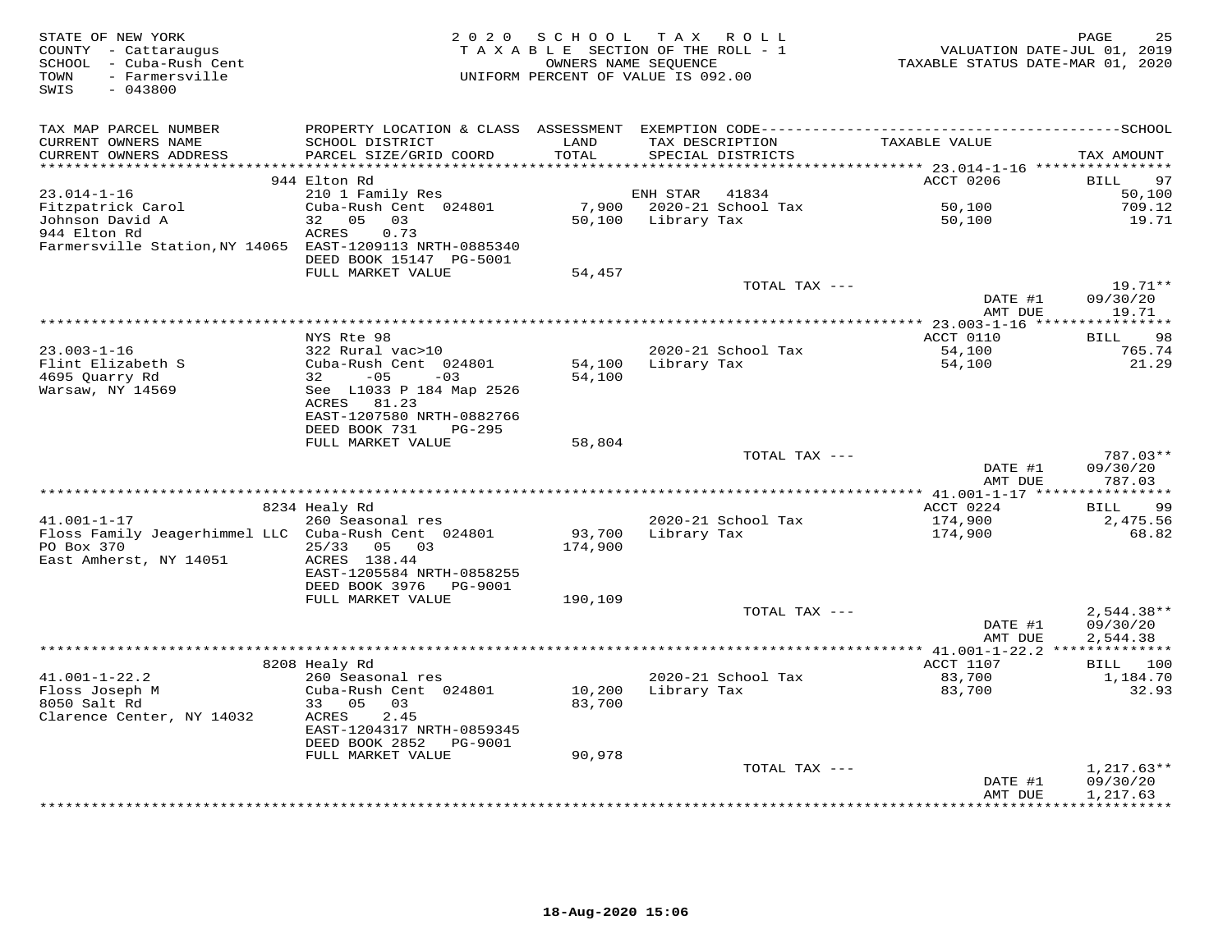STATE OF NEW YORK
COUNTY - Cattaraugus
SCHOOL - Cuba-Rush Cent
TOWN - Farmersville
SWIS - 043800

2020 SCHOOL TAX ROLL
TAXABLE SECTION OF THE ROLL - 1
OWNERS NAME SEQUENCE
UNIFORM PERCENT OF VALUE IS 092.00

VALUATION DATE-JUL 01, 2019
TAXABLE STATUS DATE-MAR 01, 2020

| TAX MAP PARCEL NUMBER / CURRENT OWNERS NAME / CURRENT OWNERS ADDRESS | PROPERTY LOCATION & CLASS / SCHOOL DISTRICT / PARCEL SIZE/GRID COORD | ASSESSMENT LAND | TOTAL | EXEMPTION CODE / TAX DESCRIPTION / SPECIAL DISTRICTS | TAXABLE VALUE | TAX AMOUNT |
|---|---|---|---|---|---|---|
| | 944 Elton Rd | | | | ACCT 0206 | BILL 97 |
| 23.014-1-16 | 210 1 Family Res | | | ENH STAR 41834 | | 50,100 |
| Fitzpatrick Carol | Cuba-Rush Cent 024801 | 7,900 | | 2020-21 School Tax | 50,100 | 709.12 |
| Johnson David A | 32 05 03 | | 50,100 | Library Tax | 50,100 | 19.71 |
| 944 Elton Rd | ACRES 0.73 | | | | | |
| Farmersville Station,NY 14065 | EAST-1209113 NRTH-0885340 | | | | | |
| | DEED BOOK 15147 PG-5001 | | | | | |
| | FULL MARKET VALUE | | 54,457 | | | |
| | | | | TOTAL TAX --- | | 19.71** |
| | | | | | DATE #1 | 09/30/20 |
| | | | | | AMT DUE | 19.71 |
| | NYS Rte 98 | | | | ACCT 0110 | BILL 98 |
| 23.003-1-16 | 322 Rural vac>10 | | | 2020-21 School Tax | 54,100 | 765.74 |
| Flint Elizabeth S | Cuba-Rush Cent 024801 | 54,100 | | Library Tax | 54,100 | 21.29 |
| 4695 Quarry Rd | 32 -05 -03 | | 54,100 | | | |
| Warsaw, NY 14569 | See L1033 P 184 Map 2526 | | | | | |
| | ACRES 81.23 | | | | | |
| | EAST-1207580 NRTH-0882766 | | | | | |
| | DEED BOOK 731 PG-295 | | | | | |
| | FULL MARKET VALUE | | 58,804 | | | |
| | | | | TOTAL TAX --- | | 787.03** |
| | | | | | DATE #1 | 09/30/20 |
| | | | | | AMT DUE | 787.03 |
| | 8234 Healy Rd | | | | ACCT 0224 | BILL 99 |
| 41.001-1-17 | 260 Seasonal res | | | 2020-21 School Tax | 174,900 | 2,475.56 |
| Floss Family Jeagerhimmel LLC | Cuba-Rush Cent 024801 | 93,700 | | Library Tax | 174,900 | 68.82 |
| PO Box 370 | 25/33 05 03 | | 174,900 | | | |
| East Amherst, NY 14051 | ACRES 138.44 | | | | | |
| | EAST-1205584 NRTH-0858255 | | | | | |
| | DEED BOOK 3976 PG-9001 | | | | | |
| | FULL MARKET VALUE | | 190,109 | | | |
| | | | | TOTAL TAX --- | | 2,544.38** |
| | | | | | DATE #1 | 09/30/20 |
| | | | | | AMT DUE | 2,544.38 |
| | 8208 Healy Rd | | | | ACCT 1107 | BILL 100 |
| 41.001-1-22.2 | 260 Seasonal res | | | 2020-21 School Tax | 83,700 | 1,184.70 |
| Floss Joseph M | Cuba-Rush Cent 024801 | 10,200 | | Library Tax | 83,700 | 32.93 |
| 8050 Salt Rd | 33 05 03 | | 83,700 | | | |
| Clarence Center, NY 14032 | ACRES 2.45 | | | | | |
| | EAST-1204317 NRTH-0859345 | | | | | |
| | DEED BOOK 2852 PG-9001 | | | | | |
| | FULL MARKET VALUE | | 90,978 | | | |
| | | | | TOTAL TAX --- | | 1,217.63** |
| | | | | | DATE #1 | 09/30/20 |
| | | | | | AMT DUE | 1,217.63 |

18-Aug-2020 15:06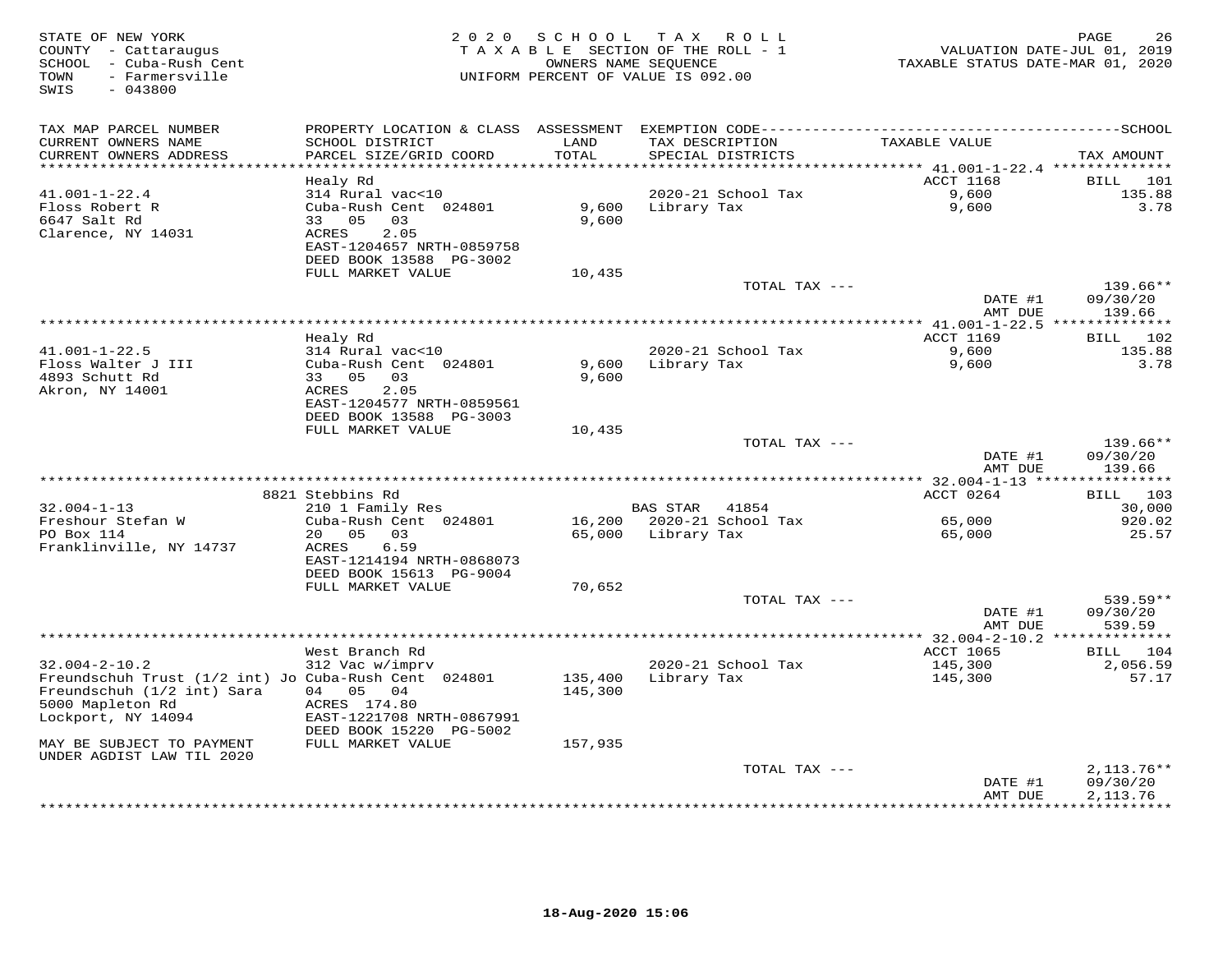STATE OF NEW YORK
COUNTY - Cattaraugus
SCHOOL - Cuba-Rush Cent
TOWN - Farmersville
SWIS - 043800

2020 SCHOOL TAX ROLL
TAXABLE SECTION OF THE ROLL - 1
OWNERS NAME SEQUENCE
UNIFORM PERCENT OF VALUE IS 092.00

VALUATION DATE-JUL 01, 2019
TAXABLE STATUS DATE-MAR 01, 2020

| TAX MAP PARCEL NUMBER / CURRENT OWNERS NAME / CURRENT OWNERS ADDRESS | PROPERTY LOCATION & CLASS / SCHOOL DISTRICT / PARCEL SIZE/GRID COORD | ASSESSMENT LAND / TOTAL | EXEMPTION CODE / TAX DESCRIPTION / SPECIAL DISTRICTS | TAXABLE VALUE | TAX AMOUNT |
|---|---|---|---|---|---|
| 41.001-1-22.4 | Healy Rd | | | ACCT 1168 | BILL 101 |
| Floss Robert R | 314 Rural vac<10 | | 2020-21 School Tax | 9,600 | 135.88 |
| 6647 Salt Rd | Cuba-Rush Cent 024801 | 9,600 | Library Tax | 9,600 | 3.78 |
| Clarence, NY 14031 | 33 05 03 | 9,600 | | | |
| | ACRES 2.05 | | | | |
| | EAST-1204657 NRTH-0859758 | | | | |
| | DEED BOOK 13588 PG-3002 | | | | |
| | FULL MARKET VALUE | 10,435 | | | |
| | | | TOTAL TAX --- | | 139.66** |
| | | | | DATE #1 | 09/30/20 |
| | | | | AMT DUE | 139.66 |
| 41.001-1-22.5 | Healy Rd | | | ACCT 1169 | BILL 102 |
| Floss Walter J III | 314 Rural vac<10 | | 2020-21 School Tax | 9,600 | 135.88 |
| 4893 Schutt Rd | Cuba-Rush Cent 024801 | 9,600 | Library Tax | 9,600 | 3.78 |
| Akron, NY 14001 | 33 05 03 | 9,600 | | | |
| | ACRES 2.05 | | | | |
| | EAST-1204577 NRTH-0859561 | | | | |
| | DEED BOOK 13588 PG-3003 | | | | |
| | FULL MARKET VALUE | 10,435 | | | |
| | | | TOTAL TAX --- | | 139.66** |
| | | | | DATE #1 | 09/30/20 |
| | | | | AMT DUE | 139.66 |
| 32.004-1-13 | 8821 Stebbins Rd | | | ACCT 0264 | BILL 103 |
| Freshour Stefan W | 210 1 Family Res | | BAS STAR 41854 | | 30,000 |
| PO Box 114 | Cuba-Rush Cent 024801 | 16,200 | 2020-21 School Tax | 65,000 | 920.02 |
| Franklinville, NY 14737 | 20 05 03 | 65,000 | Library Tax | 65,000 | 25.57 |
| | ACRES 6.59 | | | | |
| | EAST-1214194 NRTH-0868073 | | | | |
| | DEED BOOK 15613 PG-9004 | | | | |
| | FULL MARKET VALUE | 70,652 | | | |
| | | | TOTAL TAX --- | | 539.59** |
| | | | | DATE #1 | 09/30/20 |
| | | | | AMT DUE | 539.59 |
| 32.004-2-10.2 | West Branch Rd | | | ACCT 1065 | BILL 104 |
| Freundschuh Trust (1/2 int) Jo | 312 Vac w/imprv | | 2020-21 School Tax | 145,300 | 2,056.59 |
| Freundschuh (1/2 int) Sara | Cuba-Rush Cent 024801 | 135,400 | Library Tax | 145,300 | 57.17 |
| 5000 Mapleton Rd | 04 05 04 | 145,300 | | | |
| Lockport, NY 14094 | ACRES 174.80 | | | | |
| | EAST-1221708 NRTH-0867991 | | | | |
| | DEED BOOK 15220 PG-5002 | | | | |
| MAY BE SUBJECT TO PAYMENT UNDER AGDIST LAW TIL 2020 | FULL MARKET VALUE | 157,935 | | | |
| | | | TOTAL TAX --- | | 2,113.76** |
| | | | | DATE #1 | 09/30/20 |
| | | | | AMT DUE | 2,113.76 |

18-Aug-2020 15:06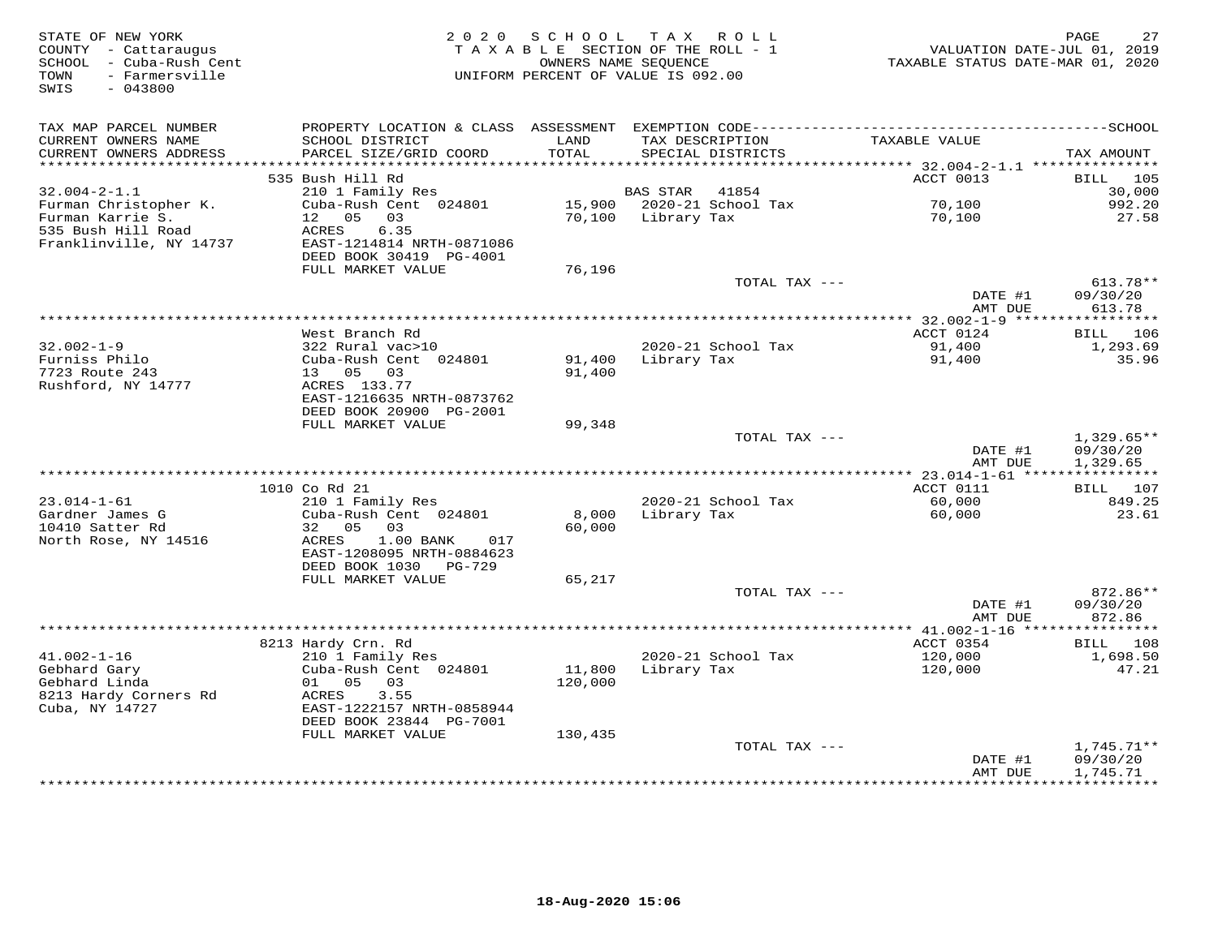STATE OF NEW YORK — 2020 SCHOOL TAX ROLL — PAGE 27
COUNTY - Cattaraugus — TAXABLE SECTION OF THE ROLL - 1 — VALUATION DATE-JUL 01, 2019
SCHOOL - Cuba-Rush Cent — OWNERS NAME SEQUENCE — TAXABLE STATUS DATE-MAR 01, 2020
TOWN - Farmersville — UNIFORM PERCENT OF VALUE IS 092.00
SWIS - 043800

| TAX MAP PARCEL NUMBER / CURRENT OWNERS NAME / CURRENT OWNERS ADDRESS | PROPERTY LOCATION & CLASS / SCHOOL DISTRICT / PARCEL SIZE/GRID COORD | ASSESSMENT LAND / TOTAL | EXEMPTION CODE / TAX DESCRIPTION / SPECIAL DISTRICTS | TAXABLE VALUE | TAX AMOUNT |
|---|---|---|---|---|---|
| | 535 Bush Hill Rd | | | ACCT 0013 | BILL 105 |
| 32.004-2-1.1 | 210 1 Family Res | | BAS STAR 41854 | | 30,000 |
| Furman Christopher K. | Cuba-Rush Cent 024801 | 15,900 | 2020-21 School Tax | 70,100 | 992.20 |
| Furman Karrie S. | 12 05 03 | 70,100 | Library Tax | 70,100 | 27.58 |
| 535 Bush Hill Road | ACRES 6.35 | | | | |
| Franklinville, NY 14737 | EAST-1214814 NRTH-0871086 | | | | |
| | DEED BOOK 30419 PG-4001 | | | | |
| | FULL MARKET VALUE | 76,196 | | | |
| | | | TOTAL TAX --- | | 613.78** |
| | | | | DATE #1 | 09/30/20 |
| | | | | AMT DUE | 613.78 |
| | West Branch Rd | | | ACCT 0124 | BILL 106 |
| 32.002-1-9 | 322 Rural vac>10 | | 2020-21 School Tax | 91,400 | 1,293.69 |
| Furniss Philo | Cuba-Rush Cent 024801 | 91,400 | Library Tax | 91,400 | 35.96 |
| 7723 Route 243 | 13 05 03 | 91,400 | | | |
| Rushford, NY 14777 | ACRES 133.77 | | | | |
| | EAST-1216635 NRTH-0873762 | | | | |
| | DEED BOOK 20900 PG-2001 | | | | |
| | FULL MARKET VALUE | 99,348 | | | |
| | | | TOTAL TAX --- | | 1,329.65** |
| | | | | DATE #1 | 09/30/20 |
| | | | | AMT DUE | 1,329.65 |
| | 1010 Co Rd 21 | | | ACCT 0111 | BILL 107 |
| 23.014-1-61 | 210 1 Family Res | | 2020-21 School Tax | 60,000 | 849.25 |
| Gardner James G | Cuba-Rush Cent 024801 | 8,000 | Library Tax | 60,000 | 23.61 |
| 10410 Satter Rd | 32 05 03 | 60,000 | | | |
| North Rose, NY 14516 | ACRES 1.00 BANK 017 | | | | |
| | EAST-1208095 NRTH-0884623 | | | | |
| | DEED BOOK 1030 PG-729 | | | | |
| | FULL MARKET VALUE | 65,217 | | | |
| | | | TOTAL TAX --- | | 872.86** |
| | | | | DATE #1 | 09/30/20 |
| | | | | AMT DUE | 872.86 |
| | 8213 Hardy Crn. Rd | | | ACCT 0354 | BILL 108 |
| 41.002-1-16 | 210 1 Family Res | | 2020-21 School Tax | 120,000 | 1,698.50 |
| Gebhard Gary | Cuba-Rush Cent 024801 | 11,800 | Library Tax | 120,000 | 47.21 |
| Gebhard Linda | 01 05 03 | 120,000 | | | |
| 8213 Hardy Corners Rd | ACRES 3.55 | | | | |
| Cuba, NY 14727 | EAST-1222157 NRTH-0858944 | | | | |
| | DEED BOOK 23844 PG-7001 | | | | |
| | FULL MARKET VALUE | 130,435 | | | |
| | | | TOTAL TAX --- | | 1,745.71** |
| | | | | DATE #1 | 09/30/20 |
| | | | | AMT DUE | 1,745.71 |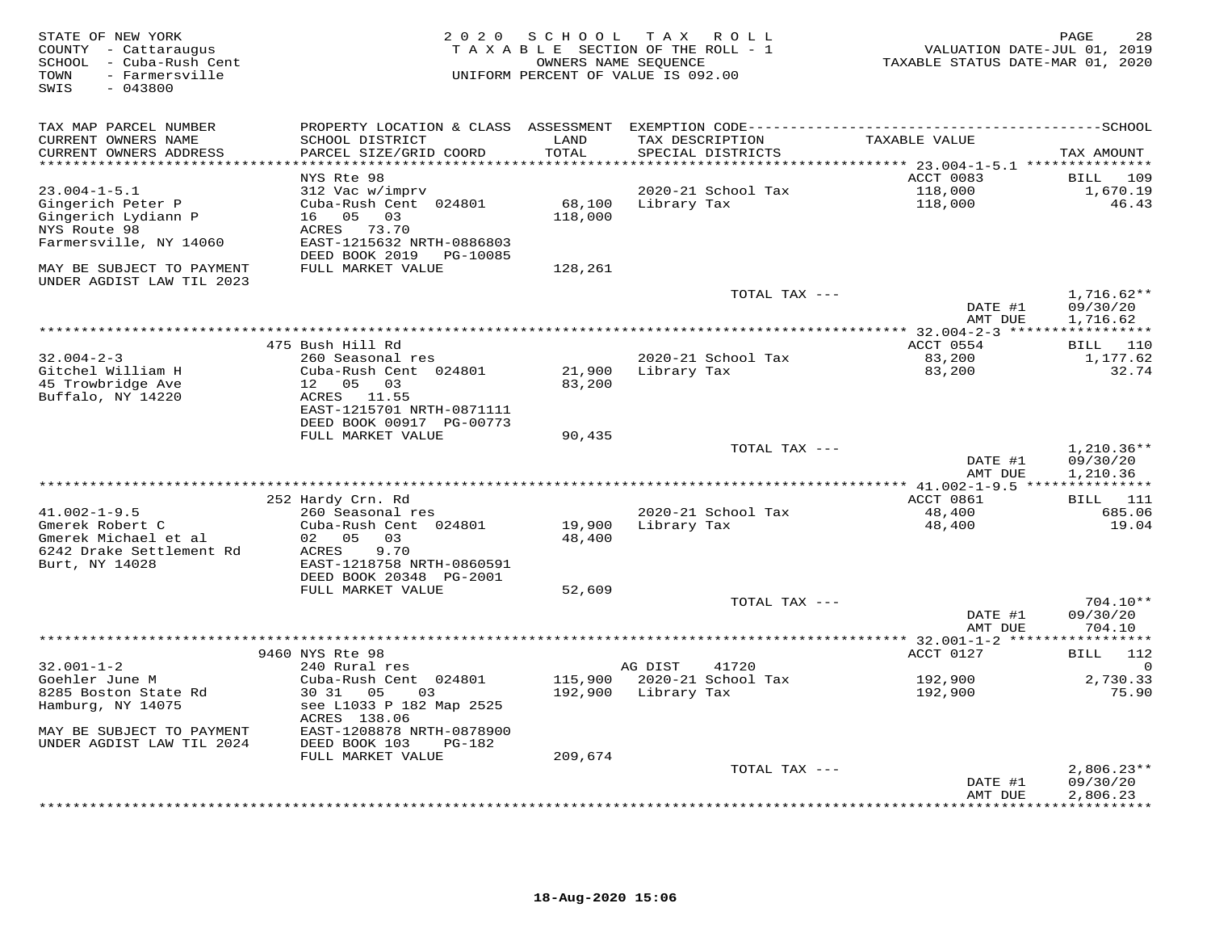STATE OF NEW YORK
COUNTY - Cattaraugus
SCHOOL - Cuba-Rush Cent
TOWN - Farmersville
SWIS - 043800

2020 SCHOOL TAX ROLL
TAXABLE SECTION OF THE ROLL - 1
OWNERS NAME SEQUENCE
UNIFORM PERCENT OF VALUE IS 092.00

VALUATION DATE-JUL 01, 2019
TAXABLE STATUS DATE-MAR 01, 2020

| TAX MAP PARCEL NUMBER / CURRENT OWNERS NAME / CURRENT OWNERS ADDRESS | PROPERTY LOCATION & CLASS / SCHOOL DISTRICT / PARCEL SIZE/GRID COORD | ASSESSMENT LAND | ASSESSMENT TOTAL | EXEMPTION CODE / TAX DESCRIPTION / SPECIAL DISTRICTS | TAXABLE VALUE | TAX AMOUNT |
|---|---|---|---|---|---|---|
| 23.004-1-5.1 | NYS Rte 98 | | | | ACCT 0083 | BILL 109 |
| Gingerich Peter P | 312 Vac w/imprv | | | | | |
| Gingerich Lydiann P | Cuba-Rush Cent 024801 | 68,100 | | 2020-21 School Tax | 118,000 | 1,670.19 |
| NYS Route 98 | 16 05 03 | | 118,000 | Library Tax | 118,000 | 46.43 |
| Farmersville, NY 14060 | ACRES 73.70 | | | | | |
| | EAST-1215632 NRTH-0886803 | | | | | |
| | DEED BOOK 2019 PG-10085 | | | | | |
| MAY BE SUBJECT TO PAYMENT UNDER AGDIST LAW TIL 2023 | FULL MARKET VALUE | | 128,261 | | | |
| | | | | TOTAL TAX --- | | 1,716.62** |
| | | | | | DATE #1 | 09/30/20 |
| | | | | | AMT DUE | 1,716.62 |
| 32.004-2-3 | 475 Bush Hill Rd | | | | ACCT 0554 | BILL 110 |
| Gitchel William H | 260 Seasonal res | | | | | |
| 45 Trowbridge Ave | Cuba-Rush Cent 024801 | 21,900 | | 2020-21 School Tax | 83,200 | 1,177.62 |
| Buffalo, NY 14220 | 12 05 03 | | 83,200 | Library Tax | 83,200 | 32.74 |
| | ACRES 11.55 | | | | | |
| | EAST-1215701 NRTH-0871111 | | | | | |
| | DEED BOOK 00917 PG-00773 | | | | | |
| | FULL MARKET VALUE | | 90,435 | | | |
| | | | | TOTAL TAX --- | | 1,210.36** |
| | | | | | DATE #1 | 09/30/20 |
| | | | | | AMT DUE | 1,210.36 |
| 41.002-1-9.5 | 252 Hardy Crn. Rd | | | | ACCT 0861 | BILL 111 |
| Gmerek Robert C | 260 Seasonal res | | | | | |
| Gmerek Michael et al | Cuba-Rush Cent 024801 | 19,900 | | 2020-21 School Tax | 48,400 | 685.06 |
| 6242 Drake Settlement Rd | 02 05 03 | | 48,400 | Library Tax | 48,400 | 19.04 |
| Burt, NY 14028 | ACRES 9.70 | | | | | |
| | EAST-1218758 NRTH-0860591 | | | | | |
| | DEED BOOK 20348 PG-2001 | | | | | |
| | FULL MARKET VALUE | | 52,609 | | | |
| | | | | TOTAL TAX --- | | 704.10** |
| | | | | | DATE #1 | 09/30/20 |
| | | | | | AMT DUE | 704.10 |
| 32.001-1-2 | 9460 NYS Rte 98 | | | | ACCT 0127 | BILL 112 |
| Goehler June M | 240 Rural res | | | AG DIST 41720 | | 0 |
| 8285 Boston State Rd | Cuba-Rush Cent 024801 | 115,900 | | 2020-21 School Tax | 192,900 | 2,730.33 |
| Hamburg, NY 14075 | 30 31 05 03 | | 192,900 | Library Tax | 192,900 | 75.90 |
| | see L1033 P 182 Map 2525 | | | | | |
| | ACRES 138.06 | | | | | |
| MAY BE SUBJECT TO PAYMENT UNDER AGDIST LAW TIL 2024 | EAST-1208878 NRTH-0878900 | | | | | |
| | DEED BOOK 103 PG-182 | | | | | |
| | FULL MARKET VALUE | | 209,674 | | | |
| | | | | TOTAL TAX --- | | 2,806.23** |
| | | | | | DATE #1 | 09/30/20 |
| | | | | | AMT DUE | 2,806.23 |

18-Aug-2020 15:06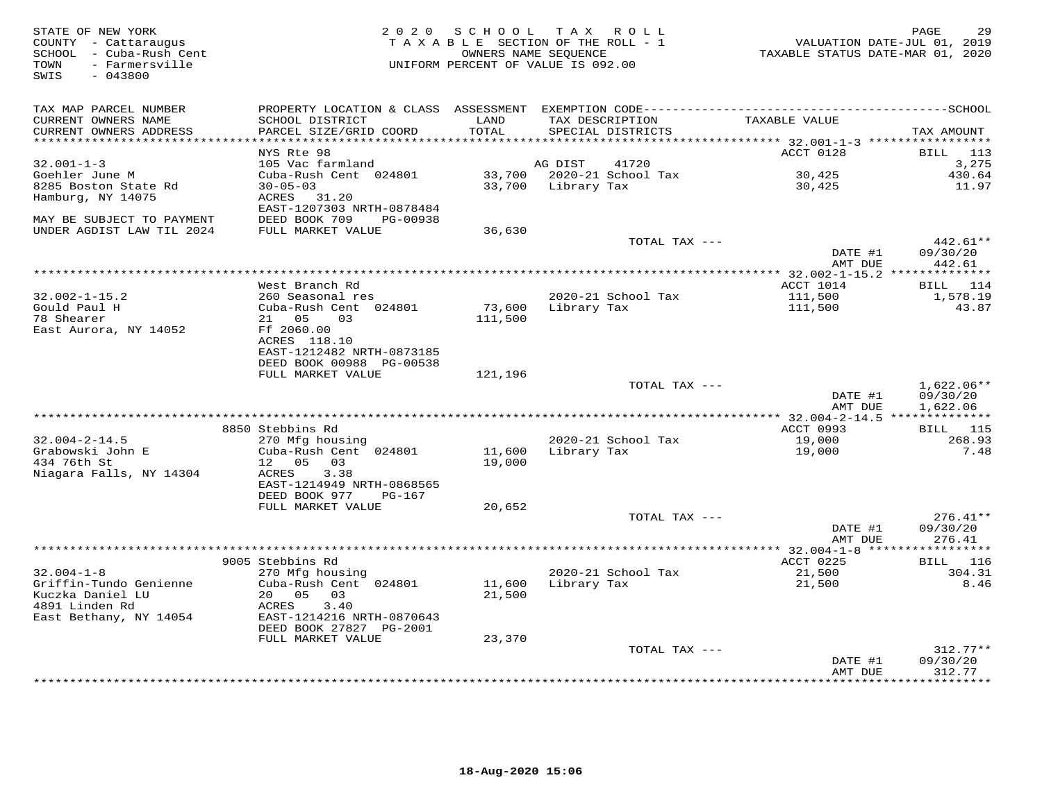STATE OF NEW YORK
COUNTY - Cattaraugus
SCHOOL - Cuba-Rush Cent
TOWN - Farmersville
SWIS - 043800

2 0 2 0 S C H O O L T A X R O L L
T A X A B L E SECTION OF THE ROLL - 1
OWNERS NAME SEQUENCE
UNIFORM PERCENT OF VALUE IS 092.00

VALUATION DATE-JUL 01, 2019
TAXABLE STATUS DATE-MAR 01, 2020

| TAX MAP PARCEL NUMBER / CURRENT OWNERS NAME / CURRENT OWNERS ADDRESS | PROPERTY LOCATION & CLASS / SCHOOL DISTRICT / PARCEL SIZE/GRID COORD | ASSESSMENT LAND / TOTAL | EXEMPTION CODE / TAX DESCRIPTION / SPECIAL DISTRICTS | TAXABLE VALUE | SCHOOL TAX AMOUNT |
|---|---|---|---|---|---|
| | NYS Rte 98 | | | ACCT 0128 | BILL 113 |
| 32.001-1-3 | 105 Vac farmland | | AG DIST 41720 | | 3,275 |
| Goehler June M | Cuba-Rush Cent 024801 | 33,700 | 2020-21 School Tax | 30,425 | 430.64 |
| 8285 Boston State Rd | 30-05-03 | 33,700 | Library Tax | 30,425 | 11.97 |
| Hamburg, NY 14075 | ACRES 31.20 | | | | |
| | EAST-1207303 NRTH-0878484 | | | | |
| MAY BE SUBJECT TO PAYMENT | DEED BOOK 709 PG-00938 | | | | |
| UNDER AGDIST LAW TIL 2024 | FULL MARKET VALUE | 36,630 | | | |
| | | | TOTAL TAX --- | | 442.61** |
| | | | | DATE #1 | 09/30/20 |
| | | | | AMT DUE | 442.61 |
| | West Branch Rd | | | ACCT 1014 | BILL 114 |
| 32.002-1-15.2 | 260 Seasonal res | | 2020-21 School Tax | 111,500 | 1,578.19 |
| Gould Paul H | Cuba-Rush Cent 024801 | 73,600 | Library Tax | 111,500 | 43.87 |
| 78 Shearer | 21 05 03 | 111,500 | | | |
| East Aurora, NY 14052 | Ff 2060.00 | | | | |
| | ACRES 118.10 | | | | |
| | EAST-1212482 NRTH-0873185 | | | | |
| | DEED BOOK 00988 PG-00538 | | | | |
| | FULL MARKET VALUE | 121,196 | | | |
| | | | TOTAL TAX --- | | 1,622.06** |
| | | | | DATE #1 | 09/30/20 |
| | | | | AMT DUE | 1,622.06 |
| | 8850 Stebbins Rd | | | ACCT 0993 | BILL 115 |
| 32.004-2-14.5 | 270 Mfg housing | | 2020-21 School Tax | 19,000 | 268.93 |
| Grabowski John E | Cuba-Rush Cent 024801 | 11,600 | Library Tax | 19,000 | 7.48 |
| 434 76th St | 12 05 03 | 19,000 | | | |
| Niagara Falls, NY 14304 | ACRES 3.38 | | | | |
| | EAST-1214949 NRTH-0868565 | | | | |
| | DEED BOOK 977 PG-167 | | | | |
| | FULL MARKET VALUE | 20,652 | | | |
| | | | TOTAL TAX --- | | 276.41** |
| | | | | DATE #1 | 09/30/20 |
| | | | | AMT DUE | 276.41 |
| | 9005 Stebbins Rd | | | ACCT 0225 | BILL 116 |
| 32.004-1-8 | 270 Mfg housing | | 2020-21 School Tax | 21,500 | 304.31 |
| Griffin-Tundo Genienne | Cuba-Rush Cent 024801 | 11,600 | Library Tax | 21,500 | 8.46 |
| Kuczka Daniel LU | 20 05 03 | 21,500 | | | |
| 4891 Linden Rd | ACRES 3.40 | | | | |
| East Bethany, NY 14054 | EAST-1214216 NRTH-0870643 | | | | |
| | DEED BOOK 27827 PG-2001 | | | | |
| | FULL MARKET VALUE | 23,370 | | | |
| | | | TOTAL TAX --- | | 312.77** |
| | | | | DATE #1 | 09/30/20 |
| | | | | AMT DUE | 312.77 |

18-Aug-2020 15:06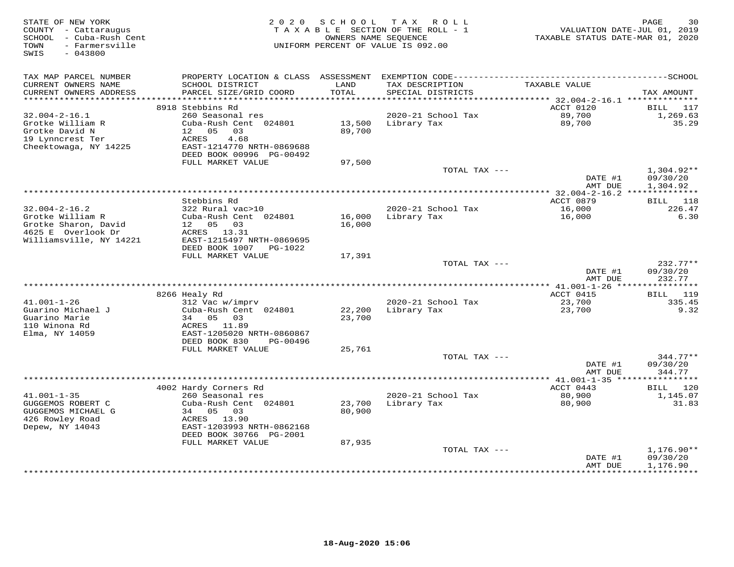STATE OF NEW YORK
COUNTY - Cattaraugus
SCHOOL - Cuba-Rush Cent
TOWN - Farmersville
SWIS - 043800

2020 SCHOOL TAX ROLL
TAXABLE SECTION OF THE ROLL - 1
OWNERS NAME SEQUENCE
UNIFORM PERCENT OF VALUE IS 092.00

VALUATION DATE-JUL 01, 2019
TAXABLE STATUS DATE-MAR 01, 2020

| TAX MAP PARCEL NUMBER / CURRENT OWNERS NAME / CURRENT OWNERS ADDRESS | PROPERTY LOCATION & CLASS / SCHOOL DISTRICT / PARCEL SIZE/GRID COORD | ASSESSMENT LAND / TOTAL | EXEMPTION CODE / TAX DESCRIPTION / SPECIAL DISTRICTS | TAXABLE VALUE | TAX AMOUNT |
|---|---|---|---|---|---|
| | 8918 Stebbins Rd | | | ACCT 0120 | BILL 117 |
| 32.004-2-16.1 | 260 Seasonal res | | 2020-21 School Tax | 89,700 | 1,269.63 |
| Grotke William R | Cuba-Rush Cent 024801 | 13,500 | Library Tax | 89,700 | 35.29 |
| Grotke David N | 12 05 03 | 89,700 | | | |
| 19 Lynncrest Ter | ACRES 4.68 | | | | |
| Cheektowaga, NY 14225 | EAST-1214770 NRTH-0869688 | | | | |
| | DEED BOOK 00996 PG-00492 | | | | |
| | FULL MARKET VALUE | 97,500 | | | |
| | | | TOTAL TAX --- | | 1,304.92** |
| | | | | DATE #1 | 09/30/20 |
| | | | | AMT DUE | 1,304.92 |
| | Stebbins Rd | | | ACCT 0879 | BILL 118 |
| 32.004-2-16.2 | 322 Rural vac>10 | | 2020-21 School Tax | 16,000 | 226.47 |
| Grotke William R | Cuba-Rush Cent 024801 | 16,000 | Library Tax | 16,000 | 6.30 |
| Grotke Sharon, David | 12 05 03 | 16,000 | | | |
| 4625 E Overlook Dr | ACRES 13.31 | | | | |
| Williamsville, NY 14221 | EAST-1215497 NRTH-0869695 | | | | |
| | DEED BOOK 1007 PG-1022 | | | | |
| | FULL MARKET VALUE | 17,391 | | | |
| | | | TOTAL TAX --- | | 232.77** |
| | | | | DATE #1 | 09/30/20 |
| | | | | AMT DUE | 232.77 |
| | 8266 Healy Rd | | | ACCT 0415 | BILL 119 |
| 41.001-1-26 | 312 Vac w/imprv | | 2020-21 School Tax | 23,700 | 335.45 |
| Guarino Michael J | Cuba-Rush Cent 024801 | 22,200 | Library Tax | 23,700 | 9.32 |
| Guarino Marie | 34 05 03 | 23,700 | | | |
| 110 Winona Rd | ACRES 11.89 | | | | |
| Elma, NY 14059 | EAST-1205020 NRTH-0860867 | | | | |
| | DEED BOOK 830 PG-00496 | | | | |
| | FULL MARKET VALUE | 25,761 | | | |
| | | | TOTAL TAX --- | | 344.77** |
| | | | | DATE #1 | 09/30/20 |
| | | | | AMT DUE | 344.77 |
| | 4002 Hardy Corners Rd | | | ACCT 0443 | BILL 120 |
| 41.001-1-35 | 260 Seasonal res | | 2020-21 School Tax | 80,900 | 1,145.07 |
| GUGGEMOS ROBERT C | Cuba-Rush Cent 024801 | 23,700 | Library Tax | 80,900 | 31.83 |
| GUGGEMOS MICHAEL G | 34 05 03 | 80,900 | | | |
| 426 Rowley Road | ACRES 13.90 | | | | |
| Depew, NY 14043 | EAST-1203993 NRTH-0862168 | | | | |
| | DEED BOOK 30766 PG-2001 | | | | |
| | FULL MARKET VALUE | 87,935 | | | |
| | | | TOTAL TAX --- | | 1,176.90** |
| | | | | DATE #1 | 09/30/20 |
| | | | | AMT DUE | 1,176.90 |

18-Aug-2020 15:06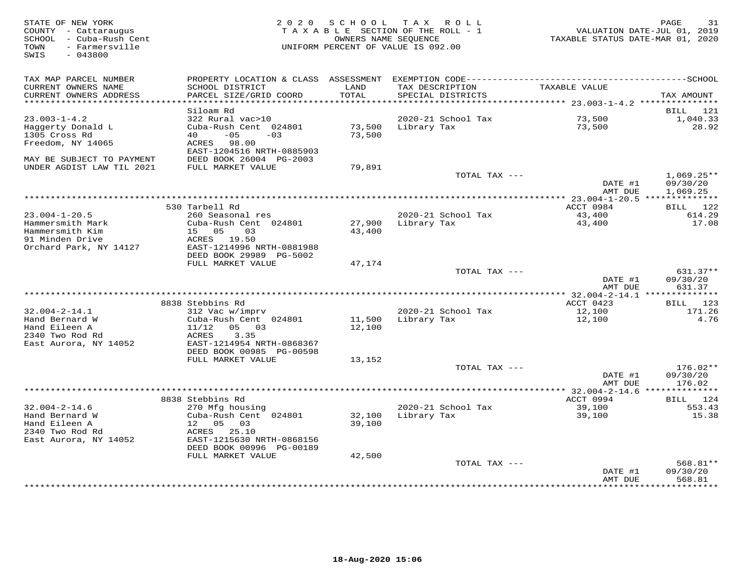STATE OF NEW YORK
COUNTY - Cattaraugus
SCHOOL - Cuba-Rush Cent
TOWN - Farmersville
SWIS - 043800

2020 SCHOOL TAX ROLL
TAXABLE SECTION OF THE ROLL - 1
OWNERS NAME SEQUENCE
UNIFORM PERCENT OF VALUE IS 092.00

VALUATION DATE-JUL 01, 2019
TAXABLE STATUS DATE-MAR 01, 2020

| TAX MAP PARCEL NUMBER / CURRENT OWNERS NAME / CURRENT OWNERS ADDRESS | PROPERTY LOCATION & CLASS / SCHOOL DISTRICT / PARCEL SIZE/GRID COORD | ASSESSMENT LAND / TOTAL | EXEMPTION CODE / TAX DESCRIPTION / SPECIAL DISTRICTS | TAXABLE VALUE | TAX AMOUNT |
|---|---|---|---|---|---|
| 23.003-1-4.2 | Siloam Rd | | | | BILL 121 |
| Haggerty Donald L | 322 Rural vac>10 | | 2020-21 School Tax | 73,500 | 1,040.33 |
| 1305 Cross Rd | Cuba-Rush Cent 024801 | 73,500 | Library Tax | 73,500 | 28.92 |
| Freedom, NY 14065 | 40 -05 -03 | 73,500 | | | |
| | ACRES 98.00 | | | | |
| | EAST-1204516 NRTH-0885903 | | | | |
| MAY BE SUBJECT TO PAYMENT | DEED BOOK 26004 PG-2003 | | | | |
| UNDER AGDIST LAW TIL 2021 | FULL MARKET VALUE | 79,891 | | | |
| | | | TOTAL TAX --- | | 1,069.25** |
| | | | | DATE #1 | 09/30/20 |
| | | | | AMT DUE | 1,069.25 |
| 23.004-1-20.5 | 530 Tarbell Rd | | | ACCT 0984 | BILL 122 |
| Hammersmith Mark | 260 Seasonal res | | 2020-21 School Tax | 43,400 | 614.29 |
| Hammersmith Kim | Cuba-Rush Cent 024801 | 27,900 | Library Tax | 43,400 | 17.08 |
| 91 Minden Drive | 15 05 03 | 43,400 | | | |
| Orchard Park, NY 14127 | ACRES 19.50 | | | | |
| | EAST-1214996 NRTH-0881988 | | | | |
| | DEED BOOK 29989 PG-5002 | | | | |
| | FULL MARKET VALUE | 47,174 | | | |
| | | | TOTAL TAX --- | | 631.37** |
| | | | | DATE #1 | 09/30/20 |
| | | | | AMT DUE | 631.37 |
| 32.004-2-14.1 | 8838 Stebbins Rd | | | ACCT 0423 | BILL 123 |
| Hand Bernard W | 312 Vac w/imprv | | 2020-21 School Tax | 12,100 | 171.26 |
| Hand Eileen A | Cuba-Rush Cent 024801 | 11,500 | Library Tax | 12,100 | 4.76 |
| 2340 Two Rod Rd | 11/12 05 03 | 12,100 | | | |
| East Aurora, NY 14052 | ACRES 3.35 | | | | |
| | EAST-1214954 NRTH-0868367 | | | | |
| | DEED BOOK 00985 PG-00598 | | | | |
| | FULL MARKET VALUE | 13,152 | | | |
| | | | TOTAL TAX --- | | 176.02** |
| | | | | DATE #1 | 09/30/20 |
| | | | | AMT DUE | 176.02 |
| 32.004-2-14.6 | 8838 Stebbins Rd | | | ACCT 0994 | BILL 124 |
| Hand Bernard W | 270 Mfg housing | | 2020-21 School Tax | 39,100 | 553.43 |
| Hand Eileen A | Cuba-Rush Cent 024801 | 32,100 | Library Tax | 39,100 | 15.38 |
| 2340 Two Rod Rd | 12 05 03 | 39,100 | | | |
| East Aurora, NY 14052 | ACRES 25.10 | | | | |
| | EAST-1215630 NRTH-0868156 | | | | |
| | DEED BOOK 00996 PG-00189 | | | | |
| | FULL MARKET VALUE | 42,500 | | | |
| | | | TOTAL TAX --- | | 568.81** |
| | | | | DATE #1 | 09/30/20 |
| | | | | AMT DUE | 568.81 |

18-Aug-2020 15:06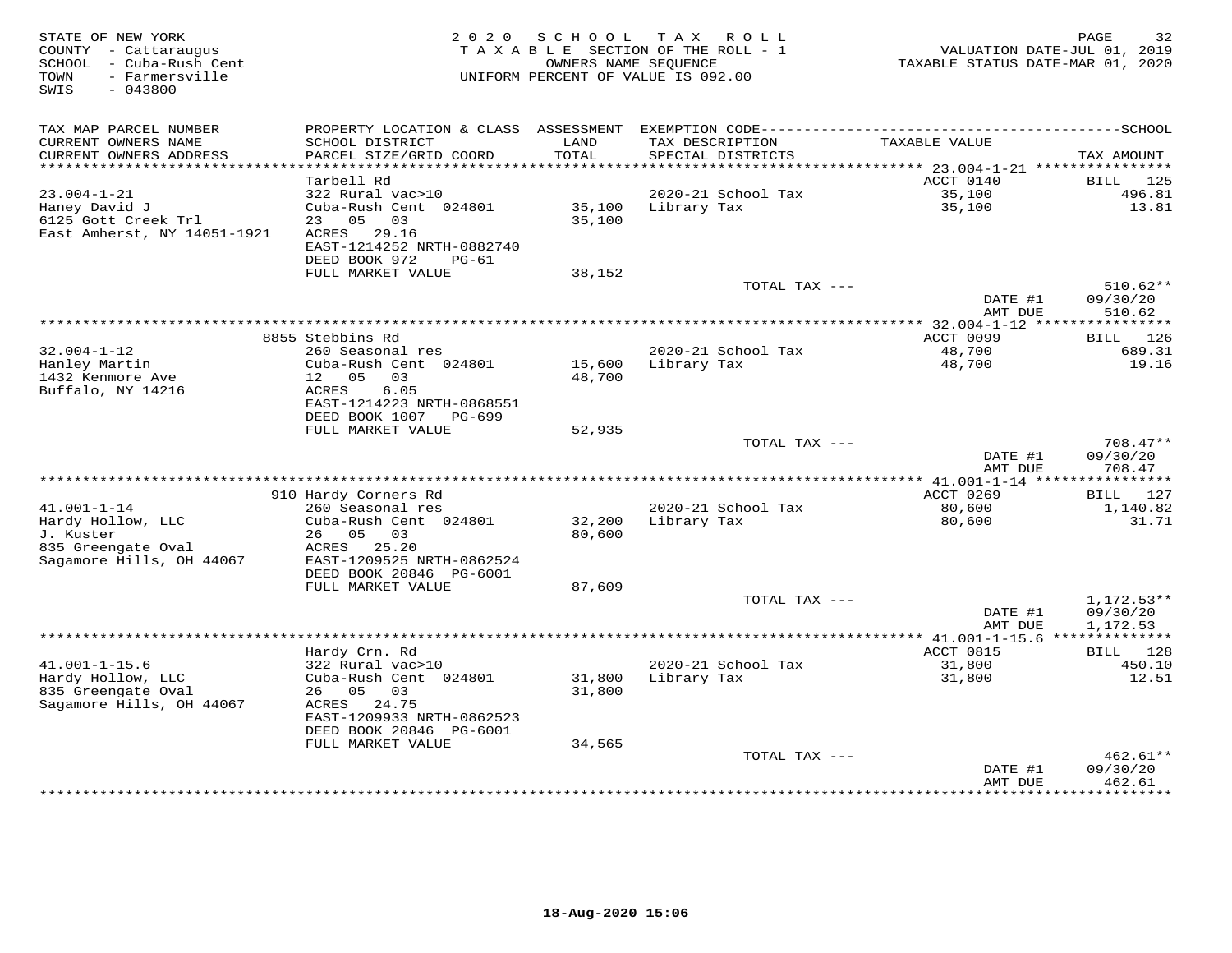STATE OF NEW YORK
COUNTY - Cattaraugus
SCHOOL - Cuba-Rush Cent
TOWN - Farmersville
SWIS - 043800

2020 SCHOOL TAX ROLL
TAXABLE SECTION OF THE ROLL - 1
OWNERS NAME SEQUENCE
UNIFORM PERCENT OF VALUE IS 092.00

VALUATION DATE-JUL 01, 2019
TAXABLE STATUS DATE-MAR 01, 2020

| TAX MAP PARCEL NUMBER / CURRENT OWNERS NAME / CURRENT OWNERS ADDRESS | PROPERTY LOCATION & CLASS / SCHOOL DISTRICT / PARCEL SIZE/GRID COORD | ASSESSMENT LAND | TOTAL | EXEMPTION CODE / TAX DESCRIPTION / SPECIAL DISTRICTS | TAXABLE VALUE | TAX AMOUNT |
|---|---|---|---|---|---|---|
| 23.004-1-21 | Tarbell Rd | | | | ACCT 0140 | BILL 125 |
| Haney David J | 322 Rural vac>10 | | | 2020-21 School Tax | 35,100 | 496.81 |
| 6125 Gott Creek Trl | Cuba-Rush Cent 024801 | 35,100 | | Library Tax | 35,100 | 13.81 |
| East Amherst, NY 14051-1921 | 23 05 03 | | 35,100 | | | |
| | ACRES 29.16 | | | | | |
| | EAST-1214252 NRTH-0882740 | | | | | |
| | DEED BOOK 972 PG-61 | | | | | |
| | FULL MARKET VALUE | | 38,152 | | | |
| | | | | TOTAL TAX --- | | 510.62** |
| | | | | | DATE #1 | 09/30/20 |
| | | | | | AMT DUE | 510.62 |
| 32.004-1-12 | 8855 Stebbins Rd | | | | ACCT 0099 | BILL 126 |
| Hanley Martin | 260 Seasonal res | | | 2020-21 School Tax | 48,700 | 689.31 |
| 1432 Kenmore Ave | Cuba-Rush Cent 024801 | 15,600 | | Library Tax | 48,700 | 19.16 |
| Buffalo, NY 14216 | 12 05 03 | | 48,700 | | | |
| | ACRES 6.05 | | | | | |
| | EAST-1214223 NRTH-0868551 | | | | | |
| | DEED BOOK 1007 PG-699 | | | | | |
| | FULL MARKET VALUE | | 52,935 | | | |
| | | | | TOTAL TAX --- | | 708.47** |
| | | | | | DATE #1 | 09/30/20 |
| | | | | | AMT DUE | 708.47 |
| 41.001-1-14 | 910 Hardy Corners Rd | | | | ACCT 0269 | BILL 127 |
| Hardy Hollow, LLC | 260 Seasonal res | | | 2020-21 School Tax | 80,600 | 1,140.82 |
| J. Kuster | Cuba-Rush Cent 024801 | 32,200 | | Library Tax | 80,600 | 31.71 |
| 835 Greengate Oval | 26 05 03 | | 80,600 | | | |
| Sagamore Hills, OH 44067 | ACRES 25.20 | | | | | |
| | EAST-1209525 NRTH-0862524 | | | | | |
| | DEED BOOK 20846 PG-6001 | | | | | |
| | FULL MARKET VALUE | | 87,609 | | | |
| | | | | TOTAL TAX --- | | 1,172.53** |
| | | | | | DATE #1 | 09/30/20 |
| | | | | | AMT DUE | 1,172.53 |
| 41.001-1-15.6 | Hardy Crn. Rd | | | | ACCT 0815 | BILL 128 |
| Hardy Hollow, LLC | 322 Rural vac>10 | | | 2020-21 School Tax | 31,800 | 450.10 |
| 835 Greengate Oval | Cuba-Rush Cent 024801 | 31,800 | | Library Tax | 31,800 | 12.51 |
| Sagamore Hills, OH 44067 | 26 05 03 | | 31,800 | | | |
| | ACRES 24.75 | | | | | |
| | EAST-1209933 NRTH-0862523 | | | | | |
| | DEED BOOK 20846 PG-6001 | | | | | |
| | FULL MARKET VALUE | | 34,565 | | | |
| | | | | TOTAL TAX --- | | 462.61** |
| | | | | | DATE #1 | 09/30/20 |
| | | | | | AMT DUE | 462.61 |

18-Aug-2020 15:06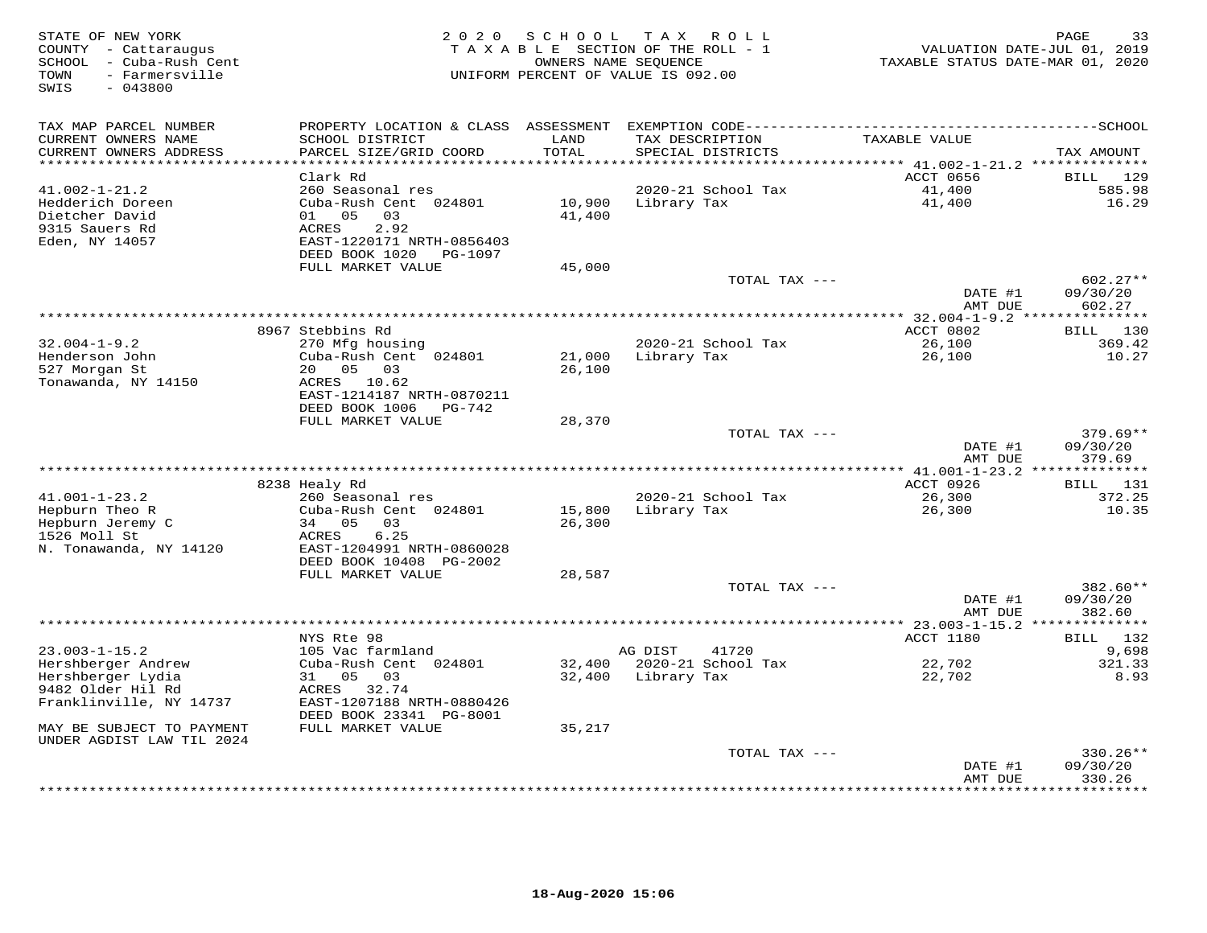STATE OF NEW YORK
COUNTY - Cattaraugus
SCHOOL - Cuba-Rush Cent
TOWN - Farmersville
SWIS - 043800

2020 SCHOOL TAX ROLL
TAXABLE SECTION OF THE ROLL - 1
OWNERS NAME SEQUENCE
UNIFORM PERCENT OF VALUE IS 092.00

VALUATION DATE-JUL 01, 2019
TAXABLE STATUS DATE-MAR 01, 2020

| TAX MAP PARCEL NUMBER / CURRENT OWNERS NAME / CURRENT OWNERS ADDRESS | PROPERTY LOCATION & CLASS / SCHOOL DISTRICT / PARCEL SIZE/GRID COORD | ASSESSMENT LAND / TOTAL | EXEMPTION CODE / TAX DESCRIPTION / SPECIAL DISTRICTS | TAXABLE VALUE | TAX AMOUNT |
|---|---|---|---|---|---|
| 41.002-1-21.2 | Clark Rd | | | ACCT 0656 | BILL 129 |
| 41.002-1-21.2 | 260 Seasonal res | | 2020-21 School Tax | 41,400 | 585.98 |
| Hedderich Doreen | Cuba-Rush Cent 024801 | 10,900 | Library Tax | 41,400 | 16.29 |
| Dietcher David | 01 05 03 | 41,400 | | | |
| 9315 Sauers Rd | ACRES 2.92 | | | | |
| Eden, NY 14057 | EAST-1220171 NRTH-0856403 | | | | |
| | DEED BOOK 1020 PG-1097 | | | | |
| | FULL MARKET VALUE | 45,000 | | | |
| | | | TOTAL TAX --- | | 602.27** |
| | | | | DATE #1 | 09/30/20 |
| | | | | AMT DUE | 602.27 |
| 32.004-1-9.2 | 8967 Stebbins Rd | | | ACCT 0802 | BILL 130 |
| 32.004-1-9.2 | 270 Mfg housing | | 2020-21 School Tax | 26,100 | 369.42 |
| Henderson John | Cuba-Rush Cent 024801 | 21,000 | Library Tax | 26,100 | 10.27 |
| 527 Morgan St | 20 05 03 | 26,100 | | | |
| Tonawanda, NY 14150 | ACRES 10.62 | | | | |
| | EAST-1214187 NRTH-0870211 | | | | |
| | DEED BOOK 1006 PG-742 | | | | |
| | FULL MARKET VALUE | 28,370 | | | |
| | | | TOTAL TAX --- | | 379.69** |
| | | | | DATE #1 | 09/30/20 |
| | | | | AMT DUE | 379.69 |
| 41.001-1-23.2 | 8238 Healy Rd | | | ACCT 0926 | BILL 131 |
| 41.001-1-23.2 | 260 Seasonal res | | 2020-21 School Tax | 26,300 | 372.25 |
| Hepburn Theo R | Cuba-Rush Cent 024801 | 15,800 | Library Tax | 26,300 | 10.35 |
| Hepburn Jeremy C | 34 05 03 | 26,300 | | | |
| 1526 Moll St | ACRES 6.25 | | | | |
| N. Tonawanda, NY 14120 | EAST-1204991 NRTH-0860028 | | | | |
| | DEED BOOK 10408 PG-2002 | | | | |
| | FULL MARKET VALUE | 28,587 | | | |
| | | | TOTAL TAX --- | | 382.60** |
| | | | | DATE #1 | 09/30/20 |
| | | | | AMT DUE | 382.60 |
| 23.003-1-15.2 | NYS Rte 98 | | | ACCT 1180 | BILL 132 |
| 23.003-1-15.2 | 105 Vac farmland | | AG DIST 41720 | | 9,698 |
| Hershberger Andrew | Cuba-Rush Cent 024801 | 32,400 | 2020-21 School Tax | 22,702 | 321.33 |
| Hershberger Lydia | 31 05 03 | 32,400 | Library Tax | 22,702 | 8.93 |
| 9482 Older Hil Rd | ACRES 32.74 | | | | |
| Franklinville, NY 14737 | EAST-1207188 NRTH-0880426 | | | | |
| | DEED BOOK 23341 PG-8001 | | | | |
| MAY BE SUBJECT TO PAYMENT | FULL MARKET VALUE | 35,217 | | | |
| UNDER AGDIST LAW TIL 2024 | | | | | |
| | | | TOTAL TAX --- | | 330.26** |
| | | | | DATE #1 | 09/30/20 |
| | | | | AMT DUE | 330.26 |

18-Aug-2020 15:06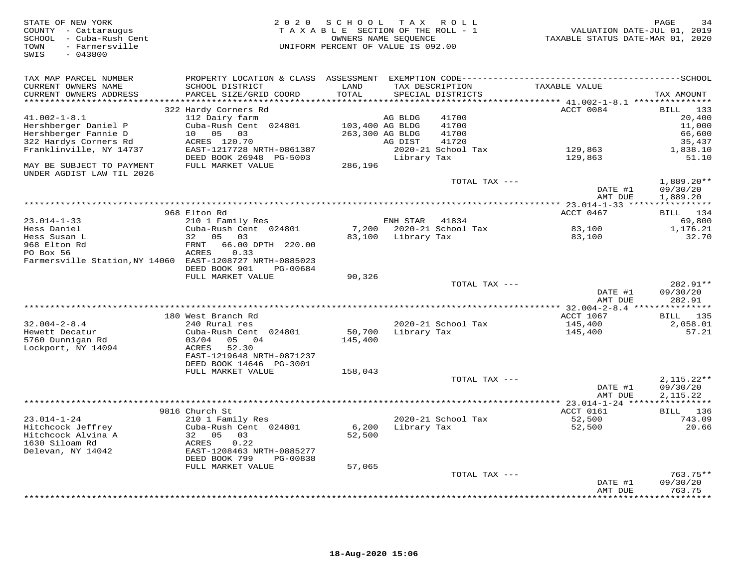STATE OF NEW YORK
COUNTY - Cattaraugus
SCHOOL - Cuba-Rush Cent
TOWN - Farmersville
SWIS - 043800

2020 SCHOOL TAX ROLL
TAXABLE SECTION OF THE ROLL - 1
OWNERS NAME SEQUENCE
UNIFORM PERCENT OF VALUE IS 092.00

VALUATION DATE-JUL 01, 2019
TAXABLE STATUS DATE-MAR 01, 2020

| TAX MAP PARCEL NUMBER / CURRENT OWNERS NAME / CURRENT OWNERS ADDRESS | PROPERTY LOCATION & CLASS / SCHOOL DISTRICT / PARCEL SIZE/GRID COORD | ASSESSMENT LAND / TOTAL | EXEMPTION CODE / TAX DESCRIPTION / SPECIAL DISTRICTS | TAXABLE VALUE | TAX AMOUNT |
|---|---|---|---|---|---|
| | 322 Hardy Corners Rd | | | ACCT 0084 | BILL 133 |
| 41.002-1-8.1 | 112 Dairy farm | | AG BLDG 41700 | | 20,400 |
| Hershberger Daniel P | Cuba-Rush Cent 024801 | 103,400 | AG BLDG 41700 | | 11,000 |
| Hershberger Fannie D | 10 05 03 | 263,300 | AG BLDG 41700 | | 66,600 |
| 322 Hardys Corners Rd | ACRES 120.70 | | AG DIST 41720 | | 35,437 |
| Franklinville, NY 14737 | EAST-1217728 NRTH-0861387 | | 2020-21 School Tax | 129,863 | 1,838.10 |
| | DEED BOOK 26948 PG-5003 | | Library Tax | 129,863 | 51.10 |
| MAY BE SUBJECT TO PAYMENT UNDER AGDIST LAW TIL 2026 | FULL MARKET VALUE | 286,196 | | | |
| | | | TOTAL TAX --- | | 1,889.20** |
| | | | | DATE #1 | 09/30/20 |
| | | | | AMT DUE | 1,889.20 |
| | 968 Elton Rd | | | ACCT 0467 | BILL 134 |
| 23.014-1-33 | 210 1 Family Res | | ENH STAR 41834 | | 69,800 |
| Hess Daniel | Cuba-Rush Cent 024801 | 7,200 | 2020-21 School Tax | 83,100 | 1,176.21 |
| Hess Susan L | 32 05 03 | 83,100 | Library Tax | 83,100 | 32.70 |
| 968 Elton Rd | FRNT 66.00 DPTH 220.00 | | | | |
| PO Box 56 | ACRES 0.33 | | | | |
| Farmersville Station,NY 14060 | EAST-1208727 NRTH-0885023 | | | | |
| | DEED BOOK 901 PG-00684 | | | | |
| | FULL MARKET VALUE | 90,326 | | | |
| | | | TOTAL TAX --- | | 282.91** |
| | | | | DATE #1 | 09/30/20 |
| | | | | AMT DUE | 282.91 |
| | 180 West Branch Rd | | | ACCT 1067 | BILL 135 |
| 32.004-2-8.4 | 240 Rural res | | 2020-21 School Tax | 145,400 | 2,058.01 |
| Hewett Decatur | Cuba-Rush Cent 024801 | 50,700 | Library Tax | 145,400 | 57.21 |
| 5760 Dunnigan Rd | 03/04 05 04 | 145,400 | | | |
| Lockport, NY 14094 | ACRES 52.30 | | | | |
| | EAST-1219648 NRTH-0871237 | | | | |
| | DEED BOOK 14646 PG-3001 | | | | |
| | FULL MARKET VALUE | 158,043 | | | |
| | | | TOTAL TAX --- | | 2,115.22** |
| | | | | DATE #1 | 09/30/20 |
| | | | | AMT DUE | 2,115.22 |
| | 9816 Church St | | | ACCT 0161 | BILL 136 |
| 23.014-1-24 | 210 1 Family Res | | 2020-21 School Tax | 52,500 | 743.09 |
| Hitchcock Jeffrey | Cuba-Rush Cent 024801 | 6,200 | Library Tax | 52,500 | 20.66 |
| Hitchcock Alvina A | 32 05 03 | 52,500 | | | |
| 1630 Siloam Rd | ACRES 0.22 | | | | |
| Delevan, NY 14042 | EAST-1208463 NRTH-0885277 | | | | |
| | DEED BOOK 799 PG-00838 | | | | |
| | FULL MARKET VALUE | 57,065 | | | |
| | | | TOTAL TAX --- | | 763.75** |
| | | | | DATE #1 | 09/30/20 |
| | | | | AMT DUE | 763.75 |

18-Aug-2020 15:06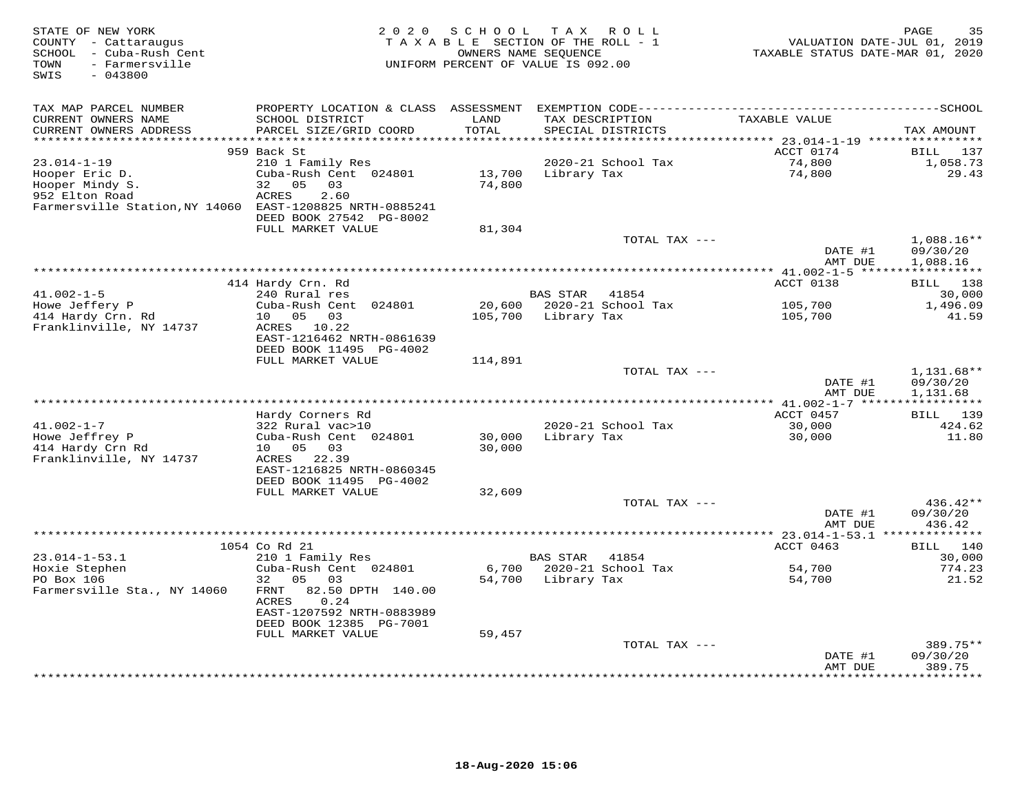STATE OF NEW YORK
COUNTY - Cattaraugus
SCHOOL - Cuba-Rush Cent
TOWN - Farmersville
SWIS - 043800

2020 SCHOOL TAX ROLL
TAXABLE SECTION OF THE ROLL - 1
OWNERS NAME SEQUENCE
UNIFORM PERCENT OF VALUE IS 092.00

VALUATION DATE-JUL 01, 2019
TAXABLE STATUS DATE-MAR 01, 2020

| TAX MAP PARCEL NUMBER / CURRENT OWNERS NAME / CURRENT OWNERS ADDRESS | PROPERTY LOCATION & CLASS / SCHOOL DISTRICT / PARCEL SIZE/GRID COORD | ASSESSMENT LAND / TOTAL | EXEMPTION CODE / TAX DESCRIPTION / SPECIAL DISTRICTS | TAXABLE VALUE | SCHOOL TAX AMOUNT |
|---|---|---|---|---|---|
| | 959 Back St | | | ACCT 0174 | BILL 137 |
| 23.014-1-19 | 210 1 Family Res | | 2020-21 School Tax | 74,800 | 1,058.73 |
| Hooper Eric D. | Cuba-Rush Cent 024801 | 13,700 | Library Tax | 74,800 | 29.43 |
| Hooper Mindy S. | 32 05 03 | 74,800 | | | |
| 952 Elton Road | ACRES 2.60 | | | | |
| Farmersville Station,NY 14060 | EAST-1208825 NRTH-0885241 | | | | |
| | DEED BOOK 27542 PG-8002 | | | | |
| | FULL MARKET VALUE | 81,304 | | | |
| | | | TOTAL TAX --- | | 1,088.16** |
| | | | | DATE #1 | 09/30/20 |
| | | | | AMT DUE | 1,088.16 |
| | 414 Hardy Crn. Rd | | | ACCT 0138 | BILL 138 |
| 41.002-1-5 | 240 Rural res | | BAS STAR 41854 | | 30,000 |
| Howe Jeffery P | Cuba-Rush Cent 024801 | 20,600 | 2020-21 School Tax | 105,700 | 1,496.09 |
| 414 Hardy Crn. Rd | 10 05 03 | 105,700 | Library Tax | 105,700 | 41.59 |
| Franklinville, NY 14737 | ACRES 10.22 | | | | |
| | EAST-1216462 NRTH-0861639 | | | | |
| | DEED BOOK 11495 PG-4002 | | | | |
| | FULL MARKET VALUE | 114,891 | | | |
| | | | TOTAL TAX --- | | 1,131.68** |
| | | | | DATE #1 | 09/30/20 |
| | | | | AMT DUE | 1,131.68 |
| | Hardy Corners Rd | | | ACCT 0457 | BILL 139 |
| 41.002-1-7 | 322 Rural vac>10 | | 2020-21 School Tax | 30,000 | 424.62 |
| Howe Jeffrey P | Cuba-Rush Cent 024801 | 30,000 | Library Tax | 30,000 | 11.80 |
| 414 Hardy Crn Rd | 10 05 03 | 30,000 | | | |
| Franklinville, NY 14737 | ACRES 22.39 | | | | |
| | EAST-1216825 NRTH-0860345 | | | | |
| | DEED BOOK 11495 PG-4002 | | | | |
| | FULL MARKET VALUE | 32,609 | | | |
| | | | TOTAL TAX --- | | 436.42** |
| | | | | DATE #1 | 09/30/20 |
| | | | | AMT DUE | 436.42 |
| | 1054 Co Rd 21 | | | ACCT 0463 | BILL 140 |
| 23.014-1-53.1 | 210 1 Family Res | | BAS STAR 41854 | | 30,000 |
| Hoxie Stephen | Cuba-Rush Cent 024801 | 6,700 | 2020-21 School Tax | 54,700 | 774.23 |
| PO Box 106 | 32 05 03 | 54,700 | Library Tax | 54,700 | 21.52 |
| Farmersville Sta., NY 14060 | FRNT 82.50 DPTH 140.00 | | | | |
| | ACRES 0.24 | | | | |
| | EAST-1207592 NRTH-0883989 | | | | |
| | DEED BOOK 12385 PG-7001 | | | | |
| | FULL MARKET VALUE | 59,457 | | | |
| | | | TOTAL TAX --- | | 389.75** |
| | | | | DATE #1 | 09/30/20 |
| | | | | AMT DUE | 389.75 |

18-Aug-2020 15:06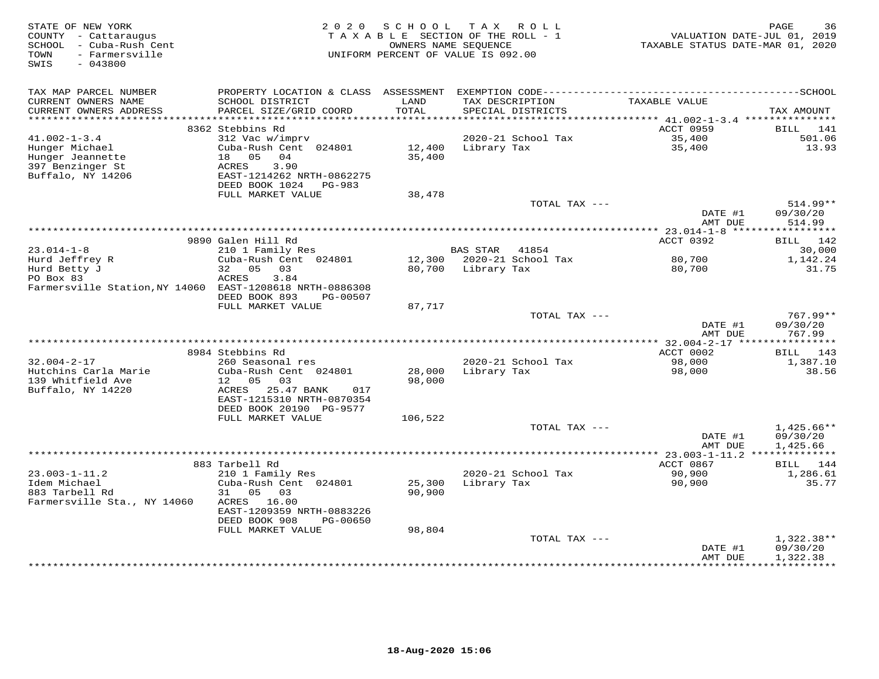STATE OF NEW YORK
COUNTY - Cattaraugus
SCHOOL - Cuba-Rush Cent
TOWN - Farmersville
SWIS - 043800

2 0 2 0 S C H O O L T A X R O L L
T A X A B L E SECTION OF THE ROLL - 1
OWNERS NAME SEQUENCE
UNIFORM PERCENT OF VALUE IS 092.00

VALUATION DATE-JUL 01, 2019
TAXABLE STATUS DATE-MAR 01, 2020

| TAX MAP PARCEL NUMBER / CURRENT OWNERS NAME / CURRENT OWNERS ADDRESS | PROPERTY LOCATION & CLASS / SCHOOL DISTRICT / PARCEL SIZE/GRID COORD | ASSESSMENT LAND / TOTAL | EXEMPTION CODE / TAX DESCRIPTION / SPECIAL DISTRICTS | TAXABLE VALUE | TAX AMOUNT |
|---|---|---|---|---|---|
| | 8362 Stebbins Rd | | | ACCT 0959 | BILL 141 |
| 41.002-1-3.4 | 312 Vac w/imprv | | 2020-21 School Tax | 35,400 | 501.06 |
| Hunger Michael | Cuba-Rush Cent 024801 | 12,400 | Library Tax | 35,400 | 13.93 |
| Hunger Jeannette | 18 05 04 | 35,400 | | | |
| 397 Benzinger St | ACRES 3.90 | | | | |
| Buffalo, NY 14206 | EAST-1214262 NRTH-0862275 | | | | |
| | DEED BOOK 1024 PG-983 | | | | |
| | FULL MARKET VALUE | 38,478 | | | |
| | | | TOTAL TAX --- | | 514.99** |
| | | | | DATE #1 | 09/30/20 |
| | | | | AMT DUE | 514.99 |
| | 9890 Galen Hill Rd | | | ACCT 0392 | BILL 142 |
| 23.014-1-8 | 210 1 Family Res | | BAS STAR 41854 | | 30,000 |
| Hurd Jeffrey R | Cuba-Rush Cent 024801 | 12,300 | 2020-21 School Tax | 80,700 | 1,142.24 |
| Hurd Betty J | 32 05 03 | 80,700 | Library Tax | 80,700 | 31.75 |
| PO Box 83 | ACRES 3.84 | | | | |
| Farmersville Station,NY 14060 | EAST-1208618 NRTH-0886308 | | | | |
| | DEED BOOK 893 PG-00507 | | | | |
| | FULL MARKET VALUE | 87,717 | | | |
| | | | TOTAL TAX --- | | 767.99** |
| | | | | DATE #1 | 09/30/20 |
| | | | | AMT DUE | 767.99 |
| | 8984 Stebbins Rd | | | ACCT 0002 | BILL 143 |
| 32.004-2-17 | 260 Seasonal res | | 2020-21 School Tax | 98,000 | 1,387.10 |
| Hutchins Carla Marie | Cuba-Rush Cent 024801 | 28,000 | Library Tax | 98,000 | 38.56 |
| 139 Whitfield Ave | 12 05 03 | 98,000 | | | |
| Buffalo, NY 14220 | ACRES 25.47 BANK 017 | | | | |
| | EAST-1215310 NRTH-0870354 | | | | |
| | DEED BOOK 20190 PG-9577 | | | | |
| | FULL MARKET VALUE | 106,522 | | | |
| | | | TOTAL TAX --- | | 1,425.66** |
| | | | | DATE #1 | 09/30/20 |
| | | | | AMT DUE | 1,425.66 |
| | 883 Tarbell Rd | | | ACCT 0867 | BILL 144 |
| 23.003-1-11.2 | 210 1 Family Res | | 2020-21 School Tax | 90,900 | 1,286.61 |
| Idem Michael | Cuba-Rush Cent 024801 | 25,300 | Library Tax | 90,900 | 35.77 |
| 883 Tarbell Rd | 31 05 03 | 90,900 | | | |
| Farmersville Sta., NY 14060 | ACRES 16.00 | | | | |
| | EAST-1209359 NRTH-0883226 | | | | |
| | DEED BOOK 908 PG-00650 | | | | |
| | FULL MARKET VALUE | 98,804 | | | |
| | | | TOTAL TAX --- | | 1,322.38** |
| | | | | DATE #1 | 09/30/20 |
| | | | | AMT DUE | 1,322.38 |

18-Aug-2020 15:06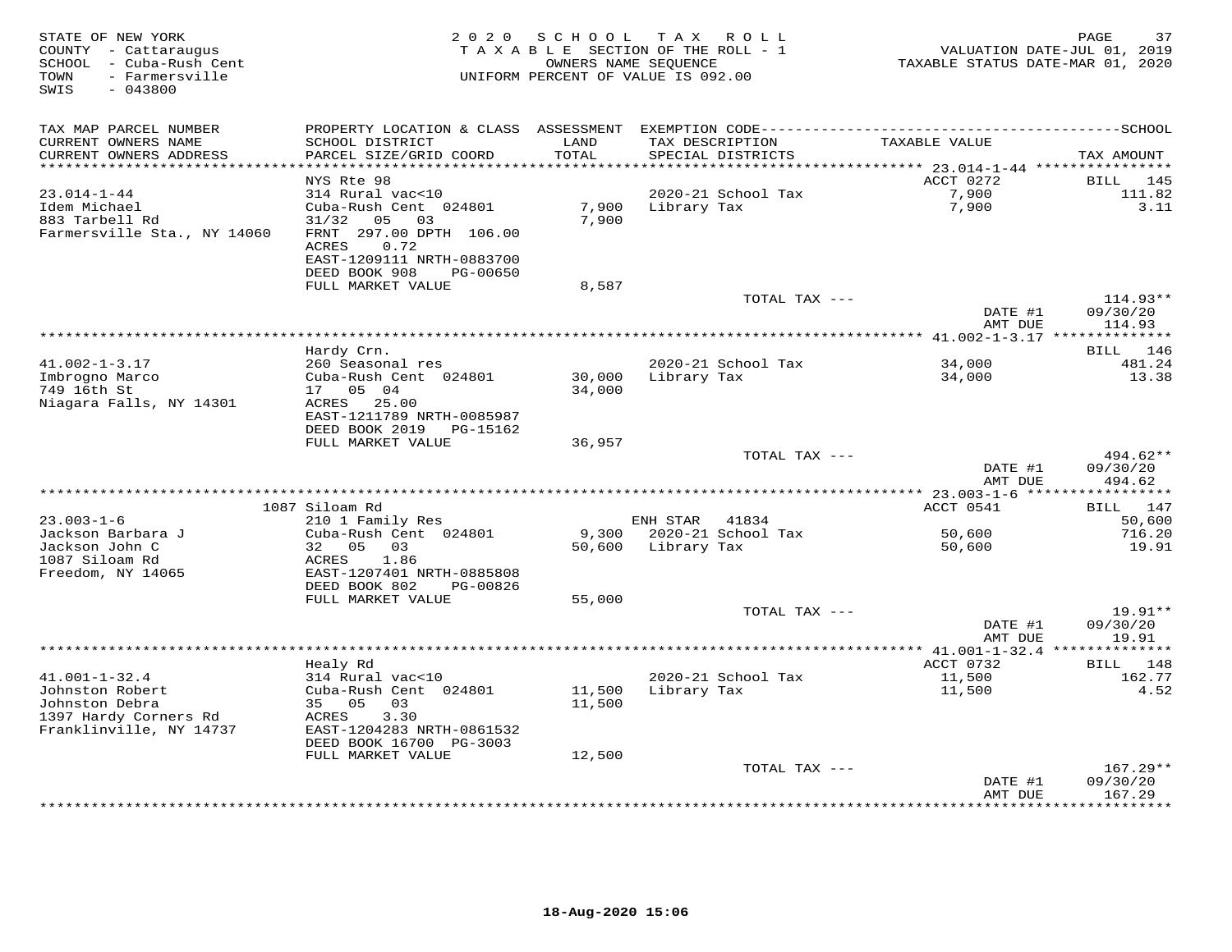STATE OF NEW YORK
COUNTY - Cattaraugus
SCHOOL - Cuba-Rush Cent
TOWN - Farmersville
SWIS - 043800

2020 SCHOOL TAX ROLL
TAXABLE SECTION OF THE ROLL - 1
OWNERS NAME SEQUENCE
UNIFORM PERCENT OF VALUE IS 092.00

VALUATION DATE-JUL 01, 2019
TAXABLE STATUS DATE-MAR 01, 2020

| TAX MAP PARCEL NUMBER / CURRENT OWNERS NAME / CURRENT OWNERS ADDRESS | PROPERTY LOCATION & CLASS / SCHOOL DISTRICT / PARCEL SIZE/GRID COORD | ASSESSMENT LAND / TOTAL | EXEMPTION CODE / TAX DESCRIPTION / SPECIAL DISTRICTS | TAXABLE VALUE | TAX AMOUNT |
|---|---|---|---|---|---|
| 23.014-1-44 | NYS Rte 98 | | | ACCT 0272 | BILL 145 |
| Idem Michael | 314 Rural vac<10 | | | | |
| 883 Tarbell Rd | Cuba-Rush Cent 024801 | 7,900 | 2020-21 School Tax | 7,900 | 111.82 |
| Farmersville Sta., NY 14060 | 31/32 05 03 | 7,900 | Library Tax | 7,900 | 3.11 |
| | FRNT 297.00 DPTH 106.00 | | | | |
| | ACRES 0.72 | | | | |
| | EAST-1209111 NRTH-0883700 | | | | |
| | DEED BOOK 908 PG-00650 | | | | |
| | FULL MARKET VALUE | 8,587 | | | |
| | | | TOTAL TAX --- | | 114.93** |
| | | | | DATE #1 | 09/30/20 |
| | | | | AMT DUE | 114.93 |
| 41.002-1-3.17 | Hardy Crn. | | | | BILL 146 |
| Imbrogno Marco | 260 Seasonal res | | | | |
| 749 16th St | Cuba-Rush Cent 024801 | 30,000 | 2020-21 School Tax | 34,000 | 481.24 |
| Niagara Falls, NY 14301 | 17 05 04 | 34,000 | Library Tax | 34,000 | 13.38 |
| | ACRES 25.00 | | | | |
| | EAST-1211789 NRTH-0085987 | | | | |
| | DEED BOOK 2019 PG-15162 | | | | |
| | FULL MARKET VALUE | 36,957 | | | |
| | | | TOTAL TAX --- | | 494.62** |
| | | | | DATE #1 | 09/30/20 |
| | | | | AMT DUE | 494.62 |
| 23.003-1-6 | 1087 Siloam Rd | | | ACCT 0541 | BILL 147 |
| Jackson Barbara J | 210 1 Family Res | | ENH STAR 41834 | | 50,600 |
| Jackson John C | Cuba-Rush Cent 024801 | 9,300 | 2020-21 School Tax | 50,600 | 716.20 |
| 1087 Siloam Rd | 32 05 03 | 50,600 | Library Tax | 50,600 | 19.91 |
| Freedom, NY 14065 | ACRES 1.86 | | | | |
| | EAST-1207401 NRTH-0885808 | | | | |
| | DEED BOOK 802 PG-00826 | | | | |
| | FULL MARKET VALUE | 55,000 | | | |
| | | | TOTAL TAX --- | | 19.91** |
| | | | | DATE #1 | 09/30/20 |
| | | | | AMT DUE | 19.91 |
| 41.001-1-32.4 | Healy Rd | | | ACCT 0732 | BILL 148 |
| Johnston Robert | 314 Rural vac<10 | | | | |
| Johnston Debra | Cuba-Rush Cent 024801 | 11,500 | 2020-21 School Tax | 11,500 | 162.77 |
| 1397 Hardy Corners Rd | 35 05 03 | 11,500 | Library Tax | 11,500 | 4.52 |
| Franklinville, NY 14737 | ACRES 3.30 | | | | |
| | EAST-1204283 NRTH-0861532 | | | | |
| | DEED BOOK 16700 PG-3003 | | | | |
| | FULL MARKET VALUE | 12,500 | | | |
| | | | TOTAL TAX --- | | 167.29** |
| | | | | DATE #1 | 09/30/20 |
| | | | | AMT DUE | 167.29 |

18-Aug-2020 15:06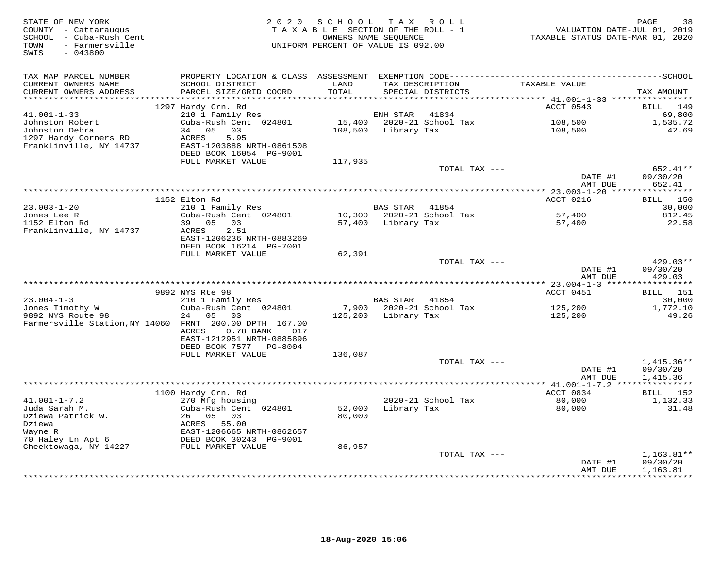STATE OF NEW YORK
COUNTY - Cattaraugus
SCHOOL - Cuba-Rush Cent
TOWN - Farmersville
SWIS - 043800

2020 SCHOOL TAX ROLL
TAXABLE SECTION OF THE ROLL - 1
OWNERS NAME SEQUENCE
UNIFORM PERCENT OF VALUE IS 092.00

VALUATION DATE-JUL 01, 2019
TAXABLE STATUS DATE-MAR 01, 2020

| TAX MAP PARCEL NUMBER / CURRENT OWNERS NAME / CURRENT OWNERS ADDRESS | PROPERTY LOCATION & CLASS / SCHOOL DISTRICT / PARCEL SIZE/GRID COORD | ASSESSMENT LAND / TOTAL | EXEMPTION CODE / TAX DESCRIPTION / SPECIAL DISTRICTS | TAXABLE VALUE | TAX AMOUNT |
|---|---|---|---|---|---|
| | 1297 Hardy Crn. Rd | | | ACCT 0543 | BILL 149 |
| 41.001-1-33 | 210 1 Family Res | | ENH STAR 41834 | | 69,800 |
| Johnston Robert | Cuba-Rush Cent 024801 | 15,400 | 2020-21 School Tax | 108,500 | 1,535.72 |
| Johnston Debra | 34 05 03 | 108,500 | Library Tax | 108,500 | 42.69 |
| 1297 Hardy Corners RD | ACRES 5.95 | | | | |
| Franklinville, NY 14737 | EAST-1203888 NRTH-0861508 | | | | |
| | DEED BOOK 16054 PG-9001 | | | | |
| | FULL MARKET VALUE | 117,935 | | | |
| | | | TOTAL TAX --- | | 652.41** |
| | | | | DATE #1 | 09/30/20 |
| | | | | AMT DUE | 652.41 |
| | 1152 Elton Rd | | | ACCT 0216 | BILL 150 |
| 23.003-1-20 | 210 1 Family Res | | BAS STAR 41854 | | 30,000 |
| Jones Lee R | Cuba-Rush Cent 024801 | 10,300 | 2020-21 School Tax | 57,400 | 812.45 |
| 1152 Elton Rd | 39 05 03 | 57,400 | Library Tax | 57,400 | 22.58 |
| Franklinville, NY 14737 | ACRES 2.51 | | | | |
| | EAST-1206236 NRTH-0883269 | | | | |
| | DEED BOOK 16214 PG-7001 | | | | |
| | FULL MARKET VALUE | 62,391 | | | |
| | | | TOTAL TAX --- | | 429.03** |
| | | | | DATE #1 | 09/30/20 |
| | | | | AMT DUE | 429.03 |
| | 9892 NYS Rte 98 | | | ACCT 0451 | BILL 151 |
| 23.004-1-3 | 210 1 Family Res | | BAS STAR 41854 | | 30,000 |
| Jones Timothy W | Cuba-Rush Cent 024801 | 7,900 | 2020-21 School Tax | 125,200 | 1,772.10 |
| 9892 NYS Route 98 | 24 05 03 | 125,200 | Library Tax | 125,200 | 49.26 |
| Farmersville Station,NY 14060 | FRNT 200.00 DPTH 167.00 | | | | |
| | ACRES 0.78 BANK 017 | | | | |
| | EAST-1212951 NRTH-0885896 | | | | |
| | DEED BOOK 7577 PG-8004 | | | | |
| | FULL MARKET VALUE | 136,087 | | | |
| | | | TOTAL TAX --- | | 1,415.36** |
| | | | | DATE #1 | 09/30/20 |
| | | | | AMT DUE | 1,415.36 |
| | 1100 Hardy Crn. Rd | | | ACCT 0834 | BILL 152 |
| 41.001-1-7.2 | 270 Mfg housing | | 2020-21 School Tax | 80,000 | 1,132.33 |
| Juda Sarah M. | Cuba-Rush Cent 024801 | 52,000 | Library Tax | 80,000 | 31.48 |
| Dziewa Patrick W. | 26 05 03 | 80,000 | | | |
| Dziewa | ACRES 55.00 | | | | |
| Wayne R | EAST-1206665 NRTH-0862657 | | | | |
| 70 Haley Ln Apt 6 | DEED BOOK 30243 PG-9001 | | | | |
| Cheektowaga, NY 14227 | FULL MARKET VALUE | 86,957 | | | |
| | | | TOTAL TAX --- | | 1,163.81** |
| | | | | DATE #1 | 09/30/20 |
| | | | | AMT DUE | 1,163.81 |

18-Aug-2020 15:06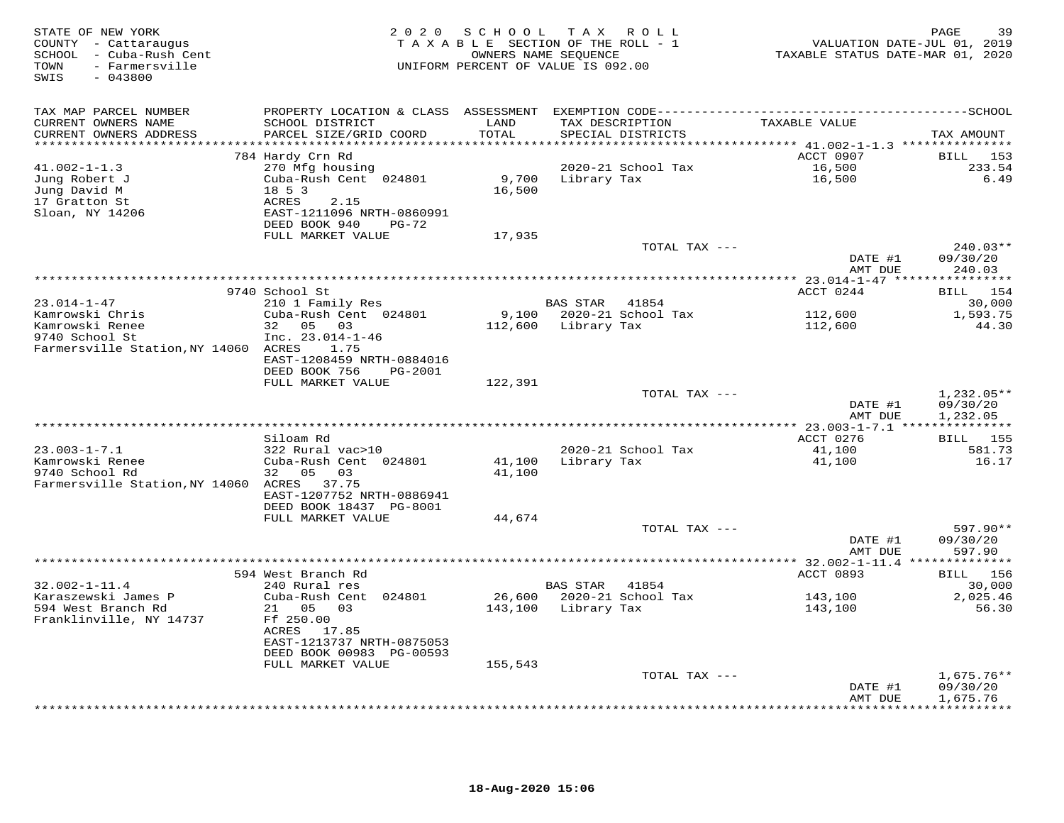STATE OF NEW YORK
COUNTY - Cattaraugus
SCHOOL - Cuba-Rush Cent
TOWN - Farmersville
SWIS - 043800

2 0 2 0 S C H O O L T A X R O L L
T A X A B L E SECTION OF THE ROLL - 1
OWNERS NAME SEQUENCE
UNIFORM PERCENT OF VALUE IS 092.00

VALUATION DATE-JUL 01, 2019
TAXABLE STATUS DATE-MAR 01, 2020

| TAX MAP PARCEL NUMBER / CURRENT OWNERS NAME / CURRENT OWNERS ADDRESS | PROPERTY LOCATION & CLASS / SCHOOL DISTRICT / PARCEL SIZE/GRID COORD | ASSESSMENT LAND / TOTAL | EXEMPTION CODE / TAX DESCRIPTION / SPECIAL DISTRICTS | TAXABLE VALUE | SCHOOL TAX AMOUNT |
|---|---|---|---|---|---|
| 41.002-1-1.3 | 784 Hardy Crn Rd | | | ACCT 0907 | BILL 153 |
| | 270 Mfg housing | | 2020-21 School Tax | 16,500 | 233.54 |
| Jung Robert J | Cuba-Rush Cent 024801 | 9,700 | Library Tax | 16,500 | 6.49 |
| Jung David M | 18 5 3 | 16,500 | | | |
| 17 Gratton St | ACRES 2.15 | | | | |
| Sloan, NY 14206 | EAST-1211096 NRTH-0860991 | | | | |
| | DEED BOOK 940 PG-72 | | | | |
| | FULL MARKET VALUE | 17,935 | | | |
| | | | TOTAL TAX --- | | 240.03** |
| | | | | DATE #1 | 09/30/20 |
| | | | | AMT DUE | 240.03 |
| 23.014-1-47 | 9740 School St | | | ACCT 0244 | BILL 154 |
| | 210 1 Family Res | | BAS STAR 41854 | | 30,000 |
| Kamrowski Chris | Cuba-Rush Cent 024801 | 9,100 | 2020-21 School Tax | 112,600 | 1,593.75 |
| Kamrowski Renee | 32 05 03 | 112,600 | Library Tax | 112,600 | 44.30 |
| 9740 School St | Inc. 23.014-1-46 | | | | |
| Farmersville Station,NY 14060 | ACRES 1.75 | | | | |
| | EAST-1208459 NRTH-0884016 | | | | |
| | DEED BOOK 756 PG-2001 | | | | |
| | FULL MARKET VALUE | 122,391 | | | |
| | | | TOTAL TAX --- | | 1,232.05** |
| | | | | DATE #1 | 09/30/20 |
| | | | | AMT DUE | 1,232.05 |
| 23.003-1-7.1 | Siloam Rd | | | ACCT 0276 | BILL 155 |
| | 322 Rural vac>10 | | 2020-21 School Tax | 41,100 | 581.73 |
| Kamrowski Renee | Cuba-Rush Cent 024801 | 41,100 | Library Tax | 41,100 | 16.17 |
| 9740 School Rd | 32 05 03 | 41,100 | | | |
| Farmersville Station,NY 14060 | ACRES 37.75 | | | | |
| | EAST-1207752 NRTH-0886941 | | | | |
| | DEED BOOK 18437 PG-8001 | | | | |
| | FULL MARKET VALUE | 44,674 | | | |
| | | | TOTAL TAX --- | | 597.90** |
| | | | | DATE #1 | 09/30/20 |
| | | | | AMT DUE | 597.90 |
| 32.002-1-11.4 | 594 West Branch Rd | | | ACCT 0893 | BILL 156 |
| | 240 Rural res | | BAS STAR 41854 | | 30,000 |
| Karaszewski James P | Cuba-Rush Cent 024801 | 26,600 | 2020-21 School Tax | 143,100 | 2,025.46 |
| 594 West Branch Rd | 21 05 03 | 143,100 | Library Tax | 143,100 | 56.30 |
| Franklinville, NY 14737 | Ff 250.00 | | | | |
| | ACRES 17.85 | | | | |
| | EAST-1213737 NRTH-0875053 | | | | |
| | DEED BOOK 00983 PG-00593 | | | | |
| | FULL MARKET VALUE | 155,543 | | | |
| | | | TOTAL TAX --- | | 1,675.76** |
| | | | | DATE #1 | 09/30/20 |
| | | | | AMT DUE | 1,675.76 |

18-Aug-2020 15:06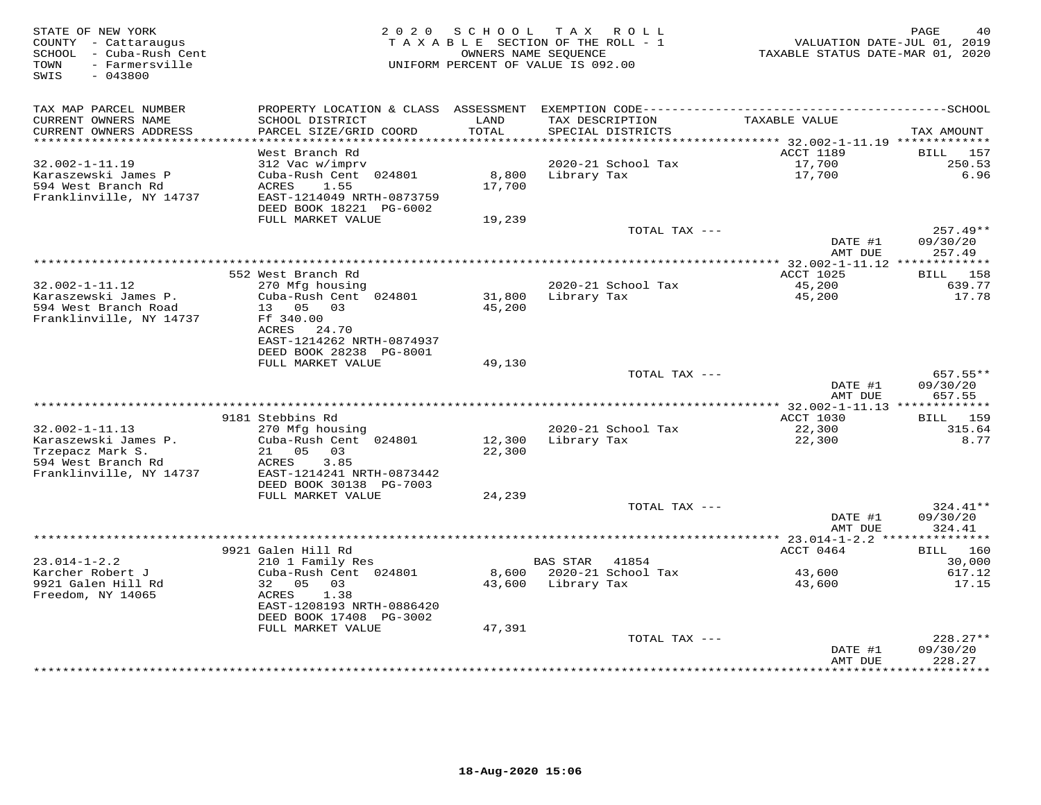STATE OF NEW YORK
COUNTY - Cattaraugus
SCHOOL - Cuba-Rush Cent
TOWN - Farmersville
SWIS - 043800

2020 SCHOOL TAX ROLL
TAXABLE SECTION OF THE ROLL - 1
OWNERS NAME SEQUENCE
UNIFORM PERCENT OF VALUE IS 092.00

VALUATION DATE-JUL 01, 2019
TAXABLE STATUS DATE-MAR 01, 2020

| TAX MAP PARCEL NUMBER<br>CURRENT OWNERS NAME<br>CURRENT OWNERS ADDRESS | PROPERTY LOCATION & CLASS<br>SCHOOL DISTRICT<br>PARCEL SIZE/GRID COORD | ASSESSMENT<br>LAND<br>TOTAL | EXEMPTION CODE<br>TAX DESCRIPTION<br>SPECIAL DISTRICTS | TAXABLE VALUE | SCHOOL<br>TAX AMOUNT |
|---|---|---|---|---|---|
| 32.002-1-11.19 | West Branch Rd | | | ACCT 1189 | BILL 157 |
| 32.002-1-11.19 | 312 Vac w/imprv | | 2020-21 School Tax | 17,700 | 250.53 |
| Karaszewski James P | Cuba-Rush Cent 024801 | 8,800 | Library Tax | 17,700 | 6.96 |
| 594 West Branch Rd | ACRES 1.55 | 17,700 | | | |
| Franklinville, NY 14737 | EAST-1214049 NRTH-0873759 | | | | |
| | DEED BOOK 18221 PG-6002 | | | | |
| | FULL MARKET VALUE | 19,239 | | | |
| | | | TOTAL TAX --- | | 257.49** |
| | | | | DATE #1 | 09/30/20 |
| | | | | AMT DUE | 257.49 |
| 32.002-1-11.12 | 552 West Branch Rd | | | ACCT 1025 | BILL 158 |
| 32.002-1-11.12 | 270 Mfg housing | | 2020-21 School Tax | 45,200 | 639.77 |
| Karaszewski James P. | Cuba-Rush Cent 024801 | 31,800 | Library Tax | 45,200 | 17.78 |
| 594 West Branch Road | 13 05 03 | 45,200 | | | |
| Franklinville, NY 14737 | Ff 340.00 | | | | |
| | ACRES 24.70 | | | | |
| | EAST-1214262 NRTH-0874937 | | | | |
| | DEED BOOK 28238 PG-8001 | | | | |
| | FULL MARKET VALUE | 49,130 | | | |
| | | | TOTAL TAX --- | | 657.55** |
| | | | | DATE #1 | 09/30/20 |
| | | | | AMT DUE | 657.55 |
| 32.002-1-11.13 | 9181 Stebbins Rd | | | ACCT 1030 | BILL 159 |
| 32.002-1-11.13 | 270 Mfg housing | | 2020-21 School Tax | 22,300 | 315.64 |
| Karaszewski James P. | Cuba-Rush Cent 024801 | 12,300 | Library Tax | 22,300 | 8.77 |
| Trzepacz Mark S. | 21 05 03 | 22,300 | | | |
| 594 West Branch Rd | ACRES 3.85 | | | | |
| Franklinville, NY 14737 | EAST-1214241 NRTH-0873442 | | | | |
| | DEED BOOK 30138 PG-7003 | | | | |
| | FULL MARKET VALUE | 24,239 | | | |
| | | | TOTAL TAX --- | | 324.41** |
| | | | | DATE #1 | 09/30/20 |
| | | | | AMT DUE | 324.41 |
| 23.014-1-2.2 | 9921 Galen Hill Rd | | | ACCT 0464 | BILL 160 |
| 23.014-1-2.2 | 210 1 Family Res | | BAS STAR 41854 | | 30,000 |
| Karcher Robert J | Cuba-Rush Cent 024801 | 8,600 | 2020-21 School Tax | 43,600 | 617.12 |
| 9921 Galen Hill Rd | 32 05 03 | 43,600 | Library Tax | 43,600 | 17.15 |
| Freedom, NY 14065 | ACRES 1.38 | | | | |
| | EAST-1208193 NRTH-0886420 | | | | |
| | DEED BOOK 17408 PG-3002 | | | | |
| | FULL MARKET VALUE | 47,391 | | | |
| | | | TOTAL TAX --- | | 228.27** |
| | | | | DATE #1 | 09/30/20 |
| | | | | AMT DUE | 228.27 |

18-Aug-2020 15:06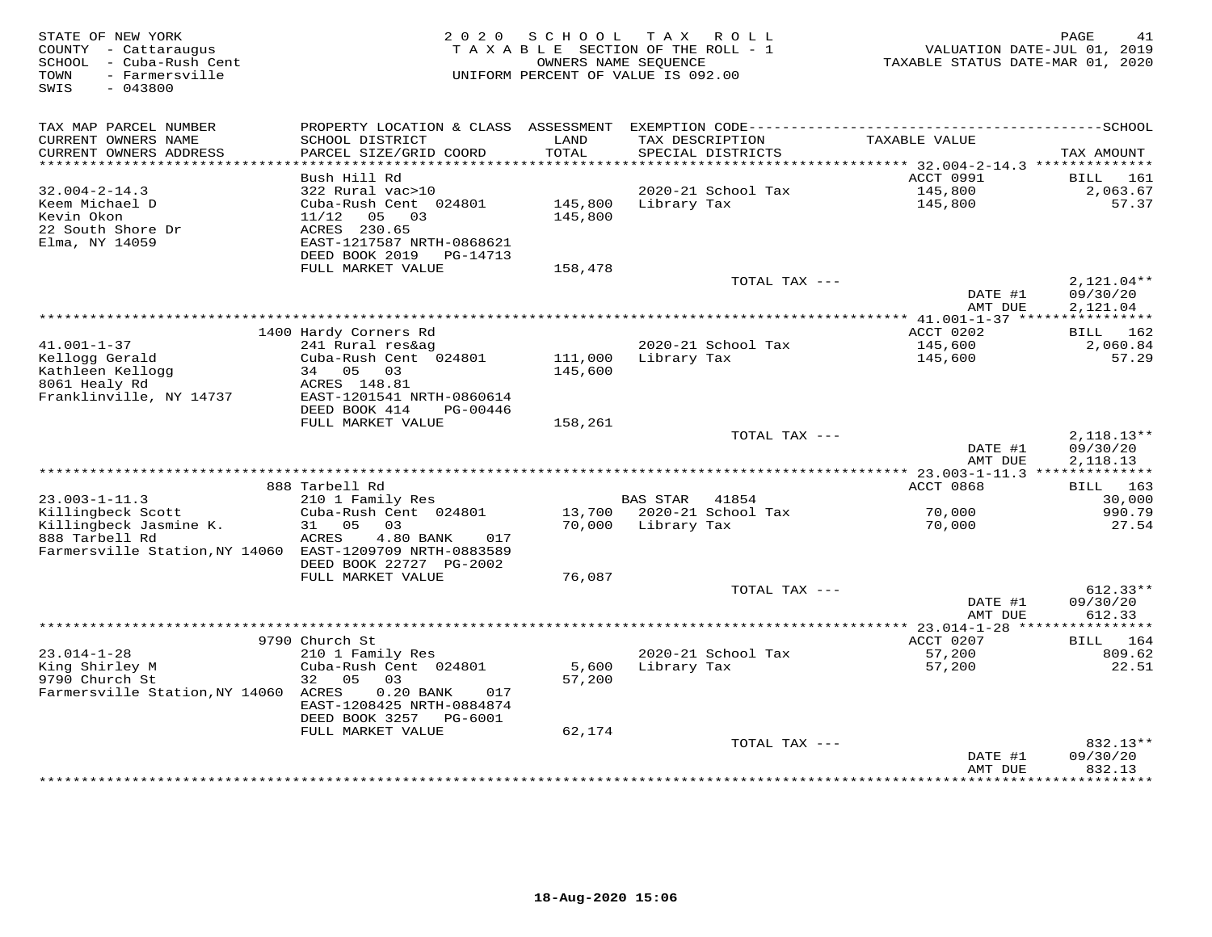STATE OF NEW YORK
COUNTY - Cattaraugus
SCHOOL - Cuba-Rush Cent
TOWN - Farmersville
SWIS - 043800

2020 SCHOOL TAX ROLL
TAXABLE SECTION OF THE ROLL - 1
OWNERS NAME SEQUENCE
UNIFORM PERCENT OF VALUE IS 092.00

VALUATION DATE-JUL 01, 2019
TAXABLE STATUS DATE-MAR 01, 2020

| TAX MAP PARCEL NUMBER / CURRENT OWNERS NAME / CURRENT OWNERS ADDRESS | PROPERTY LOCATION & CLASS / SCHOOL DISTRICT / PARCEL SIZE/GRID COORD | ASSESSMENT LAND / TOTAL | EXEMPTION CODE / TAX DESCRIPTION / SPECIAL DISTRICTS | TAXABLE VALUE | TAX AMOUNT |
|---|---|---|---|---|---|
| | Bush Hill Rd | | | ACCT 0991 | BILL 161 |
| 32.004-2-14.3 | 322 Rural vac>10 | | 2020-21 School Tax | 145,800 | 2,063.67 |
| Keem Michael D | Cuba-Rush Cent 024801 | 145,800 | Library Tax | 145,800 | 57.37 |
| Kevin Okon | 11/12 05 03 | 145,800 | | | |
| 22 South Shore Dr | ACRES 230.65 | | | | |
| Elma, NY 14059 | EAST-1217587 NRTH-0868621 | | | | |
| | DEED BOOK 2019 PG-14713 | | | | |
| | FULL MARKET VALUE | 158,478 | | | |
| | | | TOTAL TAX --- | | 2,121.04** |
| | | | | DATE #1 | 09/30/20 |
| | | | | AMT DUE | 2,121.04 |
| | 1400 Hardy Corners Rd | | | ACCT 0202 | BILL 162 |
| 41.001-1-37 | 241 Rural res&ag | | 2020-21 School Tax | 145,600 | 2,060.84 |
| Kellogg Gerald | Cuba-Rush Cent 024801 | 111,000 | Library Tax | 145,600 | 57.29 |
| Kathleen Kellogg | 34 05 03 | 145,600 | | | |
| 8061 Healy Rd | ACRES 148.81 | | | | |
| Franklinville, NY 14737 | EAST-1201541 NRTH-0860614 | | | | |
| | DEED BOOK 414 PG-00446 | | | | |
| | FULL MARKET VALUE | 158,261 | | | |
| | | | TOTAL TAX --- | | 2,118.13** |
| | | | | DATE #1 | 09/30/20 |
| | | | | AMT DUE | 2,118.13 |
| | 888 Tarbell Rd | | | ACCT 0868 | BILL 163 |
| 23.003-1-11.3 | 210 1 Family Res | | BAS STAR 41854 | | 30,000 |
| Killingbeck Scott | Cuba-Rush Cent 024801 | 13,700 | 2020-21 School Tax | 70,000 | 990.79 |
| Killingbeck Jasmine K. | 31 05 03 | 70,000 | Library Tax | 70,000 | 27.54 |
| 888 Tarbell Rd | ACRES 4.80 BANK 017 | | | | |
| Farmersville Station,NY 14060 | EAST-1209709 NRTH-0883589 | | | | |
| | DEED BOOK 22727 PG-2002 | | | | |
| | FULL MARKET VALUE | 76,087 | | | |
| | | | TOTAL TAX --- | | 612.33** |
| | | | | DATE #1 | 09/30/20 |
| | | | | AMT DUE | 612.33 |
| | 9790 Church St | | | ACCT 0207 | BILL 164 |
| 23.014-1-28 | 210 1 Family Res | | 2020-21 School Tax | 57,200 | 809.62 |
| King Shirley M | Cuba-Rush Cent 024801 | 5,600 | Library Tax | 57,200 | 22.51 |
| 9790 Church St | 32 05 03 | 57,200 | | | |
| Farmersville Station,NY 14060 | ACRES 0.20 BANK 017 | | | | |
| | EAST-1208425 NRTH-0884874 | | | | |
| | DEED BOOK 3257 PG-6001 | | | | |
| | FULL MARKET VALUE | 62,174 | | | |
| | | | TOTAL TAX --- | | 832.13** |
| | | | | DATE #1 | 09/30/20 |
| | | | | AMT DUE | 832.13 |

18-Aug-2020 15:06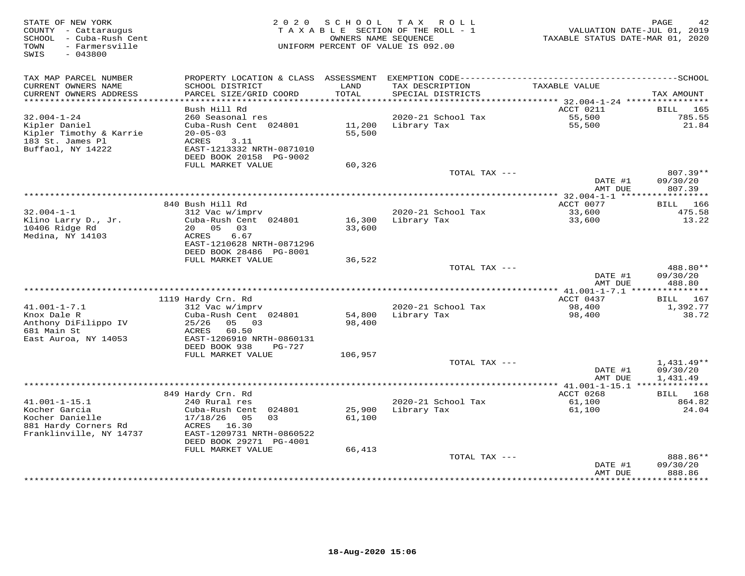STATE OF NEW YORK
COUNTY - Cattaraugus
SCHOOL - Cuba-Rush Cent
TOWN - Farmersville
SWIS - 043800

2020 SCHOOL TAX ROLL
TAXABLE SECTION OF THE ROLL - 1
OWNERS NAME SEQUENCE
UNIFORM PERCENT OF VALUE IS 092.00

VALUATION DATE-JUL 01, 2019
TAXABLE STATUS DATE-MAR 01, 2020

| TAX MAP PARCEL NUMBER / CURRENT OWNERS NAME / CURRENT OWNERS ADDRESS | PROPERTY LOCATION & CLASS / SCHOOL DISTRICT / PARCEL SIZE/GRID COORD | ASSESSMENT LAND / TOTAL | EXEMPTION CODE / TAX DESCRIPTION / SPECIAL DISTRICTS | TAXABLE VALUE | TAX AMOUNT |
|---|---|---|---|---|---|
| 32.004-1-24 | Bush Hill Rd | | | ACCT 0211 | BILL 165 |
| 32.004-1-24 | 260 Seasonal res | | 2020-21 School Tax | 55,500 | 785.55 |
| Kipler Daniel | Cuba-Rush Cent 024801 | 11,200 | Library Tax | 55,500 | 21.84 |
| Kipler Timothy & Karrie | 20-05-03 | 55,500 | | | |
| 183 St. James Pl | ACRES 3.11 | | | | |
| Buffaol, NY 14222 | EAST-1213332 NRTH-0871010 | | | | |
| | DEED BOOK 20158 PG-9002 | | | | |
| | FULL MARKET VALUE | 60,326 | | | |
| | | | TOTAL TAX --- | | 807.39** |
| | | | | DATE #1 | 09/30/20 |
| | | | | AMT DUE | 807.39 |
| 32.004-1-1 | 840 Bush Hill Rd | | | ACCT 0077 | BILL 166 |
| 32.004-1-1 | 312 Vac w/imprv | | 2020-21 School Tax | 33,600 | 475.58 |
| Klino Larry D., Jr. | Cuba-Rush Cent 024801 | 16,300 | Library Tax | 33,600 | 13.22 |
| 10406 Ridge Rd | 20 05 03 | 33,600 | | | |
| Medina, NY 14103 | ACRES 6.67 | | | | |
| | EAST-1210628 NRTH-0871296 | | | | |
| | DEED BOOK 28486 PG-8001 | | | | |
| | FULL MARKET VALUE | 36,522 | | | |
| | | | TOTAL TAX --- | | 488.80** |
| | | | | DATE #1 | 09/30/20 |
| | | | | AMT DUE | 488.80 |
| 41.001-1-7.1 | 1119 Hardy Crn. Rd | | | ACCT 0437 | BILL 167 |
| 41.001-1-7.1 | 312 Vac w/imprv | | 2020-21 School Tax | 98,400 | 1,392.77 |
| Knox Dale R | Cuba-Rush Cent 024801 | 54,800 | Library Tax | 98,400 | 38.72 |
| Anthony DiFilippo IV | 25/26 05 03 | 98,400 | | | |
| 681 Main St | ACRES 60.50 | | | | |
| East Auroa, NY 14053 | EAST-1206910 NRTH-0860131 | | | | |
| | DEED BOOK 938 PG-727 | | | | |
| | FULL MARKET VALUE | 106,957 | | | |
| | | | TOTAL TAX --- | | 1,431.49** |
| | | | | DATE #1 | 09/30/20 |
| | | | | AMT DUE | 1,431.49 |
| 41.001-1-15.1 | 849 Hardy Crn. Rd | | | ACCT 0268 | BILL 168 |
| 41.001-1-15.1 | 240 Rural res | | 2020-21 School Tax | 61,100 | 864.82 |
| Kocher Garcia | Cuba-Rush Cent 024801 | 25,900 | Library Tax | 61,100 | 24.04 |
| Kocher Danielle | 17/18/26 05 03 | 61,100 | | | |
| 881 Hardy Corners Rd | ACRES 16.30 | | | | |
| Franklinville, NY 14737 | EAST-1209731 NRTH-0860522 | | | | |
| | DEED BOOK 29271 PG-4001 | | | | |
| | FULL MARKET VALUE | 66,413 | | | |
| | | | TOTAL TAX --- | | 888.86** |
| | | | | DATE #1 | 09/30/20 |
| | | | | AMT DUE | 888.86 |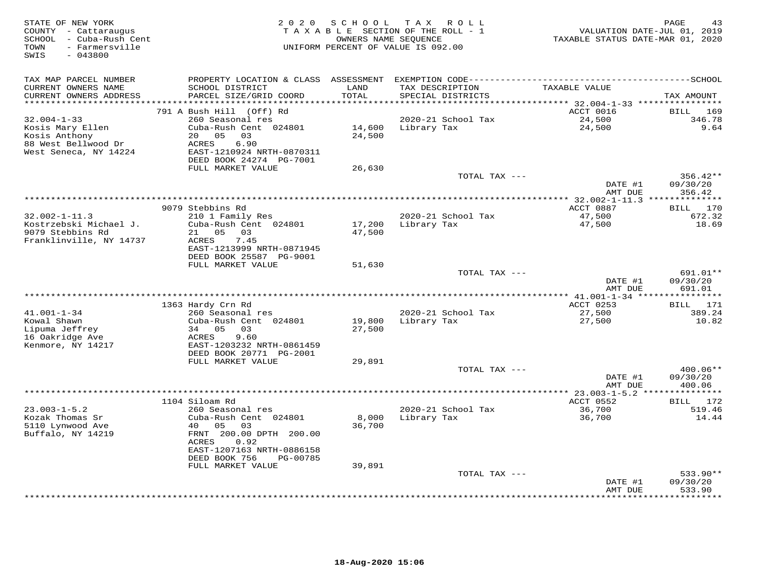STATE OF NEW YORK
COUNTY - Cattaraugus
SCHOOL - Cuba-Rush Cent
TOWN - Farmersville
SWIS - 043800

2020 SCHOOL TAX ROLL
TAXABLE SECTION OF THE ROLL - 1
OWNERS NAME SEQUENCE
UNIFORM PERCENT OF VALUE IS 092.00

VALUATION DATE-JUL 01, 2019
TAXABLE STATUS DATE-MAR 01, 2020

| TAX MAP PARCEL NUMBER / CURRENT OWNERS NAME / CURRENT OWNERS ADDRESS | PROPERTY LOCATION & CLASS / SCHOOL DISTRICT / PARCEL SIZE/GRID COORD | ASSESSMENT LAND / TOTAL | EXEMPTION CODE / TAX DESCRIPTION / SPECIAL DISTRICTS | TAXABLE VALUE | TAX AMOUNT |
|---|---|---|---|---|---|
| 32.004-1-33 | 791 A Bush Hill (Off) Rd | | | ACCT 0016 | BILL 169 |
| Kosis Mary Ellen | 260 Seasonal res | | 2020-21 School Tax | 24,500 | 346.78 |
| Kosis Anthony | Cuba-Rush Cent 024801 | 14,600 | Library Tax | 24,500 | 9.64 |
| 88 West Bellwood Dr | 20 05 03 | 24,500 | | | |
| West Seneca, NY 14224 | ACRES 6.90 | | | | |
| | EAST-1210924 NRTH-0870311 | | | | |
| | DEED BOOK 24274 PG-7001 | | | | |
| | FULL MARKET VALUE | 26,630 | | | |
| | | | TOTAL TAX --- | | 356.42** |
| | | | | DATE #1 | 09/30/20 |
| | | | | AMT DUE | 356.42 |
| 32.002-1-11.3 | 9079 Stebbins Rd | | | ACCT 0887 | BILL 170 |
| Kostrzebski Michael J. | 210 1 Family Res | | 2020-21 School Tax | 47,500 | 672.32 |
| 9079 Stebbins Rd | Cuba-Rush Cent 024801 | 17,200 | Library Tax | 47,500 | 18.69 |
| Franklinville, NY 14737 | 21 05 03 | 47,500 | | | |
| | ACRES 7.45 | | | | |
| | EAST-1213999 NRTH-0871945 | | | | |
| | DEED BOOK 25587 PG-9001 | | | | |
| | FULL MARKET VALUE | 51,630 | | | |
| | | | TOTAL TAX --- | | 691.01** |
| | | | | DATE #1 | 09/30/20 |
| | | | | AMT DUE | 691.01 |
| 41.001-1-34 | 1363 Hardy Crn Rd | | | ACCT 0253 | BILL 171 |
| Kowal Shawn | 260 Seasonal res | | 2020-21 School Tax | 27,500 | 389.24 |
| Lipuma Jeffrey | Cuba-Rush Cent 024801 | 19,800 | Library Tax | 27,500 | 10.82 |
| 16 Oakridge Ave | 34 05 03 | 27,500 | | | |
| Kenmore, NY 14217 | ACRES 9.60 | | | | |
| | EAST-1203232 NRTH-0861459 | | | | |
| | DEED BOOK 20771 PG-2001 | | | | |
| | FULL MARKET VALUE | 29,891 | | | |
| | | | TOTAL TAX --- | | 400.06** |
| | | | | DATE #1 | 09/30/20 |
| | | | | AMT DUE | 400.06 |
| 23.003-1-5.2 | 1104 Siloam Rd | | | ACCT 0552 | BILL 172 |
| Kozak Thomas Sr | 260 Seasonal res | | 2020-21 School Tax | 36,700 | 519.46 |
| 5110 Lynwood Ave | Cuba-Rush Cent 024801 | 8,000 | Library Tax | 36,700 | 14.44 |
| Buffalo, NY 14219 | 40 05 03 | 36,700 | | | |
| | FRNT 200.00 DPTH 200.00 | | | | |
| | ACRES 0.92 | | | | |
| | EAST-1207163 NRTH-0886158 | | | | |
| | DEED BOOK 756 PG-00785 | | | | |
| | FULL MARKET VALUE | 39,891 | | | |
| | | | TOTAL TAX --- | | 533.90** |
| | | | | DATE #1 | 09/30/20 |
| | | | | AMT DUE | 533.90 |

18-Aug-2020 15:06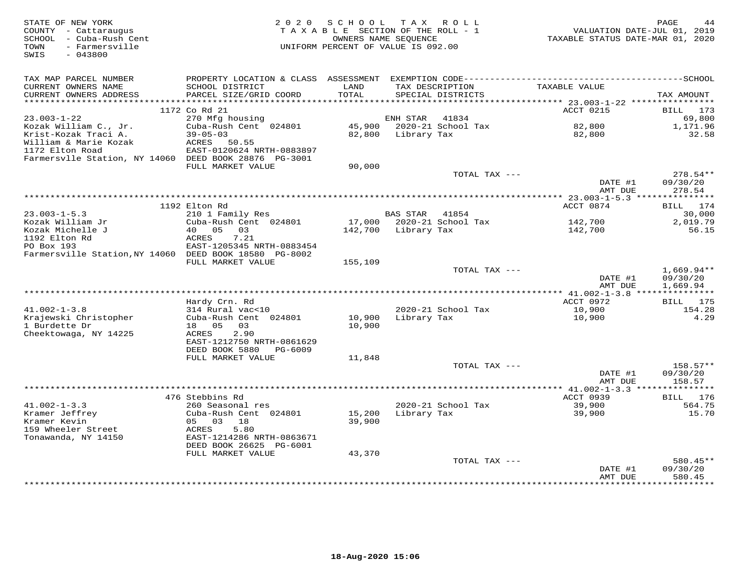STATE OF NEW YORK
COUNTY - Cattaraugus
SCHOOL - Cuba-Rush Cent
TOWN - Farmersville
SWIS - 043800

2020 SCHOOL TAX ROLL
TAXABLE SECTION OF THE ROLL - 1
OWNERS NAME SEQUENCE
UNIFORM PERCENT OF VALUE IS 092.00

VALUATION DATE-JUL 01, 2019
TAXABLE STATUS DATE-MAR 01, 2020

| TAX MAP PARCEL NUMBER / CURRENT OWNERS NAME / CURRENT OWNERS ADDRESS | PROPERTY LOCATION & CLASS / SCHOOL DISTRICT / PARCEL SIZE/GRID COORD | ASSESSMENT LAND / TOTAL | EXEMPTION CODE / TAX DESCRIPTION / SPECIAL DISTRICTS | TAXABLE VALUE | TAX AMOUNT |
|---|---|---|---|---|---|
| | 1172 Co Rd 21 | | | ACCT 0215 | BILL 173 |
| 23.003-1-22 | 270 Mfg housing | | ENH STAR 41834 | | 69,800 |
| Kozak William C., Jr. | Cuba-Rush Cent 024801 | 45,900 | 2020-21 School Tax | 82,800 | 1,171.96 |
| Krist-Kozak Traci A. | 39-05-03 | 82,800 | Library Tax | 82,800 | 32.58 |
| William & Marie Kozak | ACRES 50.55 | | | | |
| 1172 Elton Road | EAST-0120624 NRTH-0883897 | | | | |
| Farmersvlle Station, NY 14060 | DEED BOOK 28876 PG-3001 | | | | |
| | FULL MARKET VALUE | 90,000 | | | |
| | | | TOTAL TAX --- | | 278.54** |
| | | | | DATE #1 | 09/30/20 |
| | | | | AMT DUE | 278.54 |
| | 1192 Elton Rd | | | ACCT 0874 | BILL 174 |
| 23.003-1-5.3 | 210 1 Family Res | | BAS STAR 41854 | | 30,000 |
| Kozak William Jr | Cuba-Rush Cent 024801 | 17,000 | 2020-21 School Tax | 142,700 | 2,019.79 |
| Kozak Michelle J | 40 05 03 | 142,700 | Library Tax | 142,700 | 56.15 |
| 1192 Elton Rd | ACRES 7.21 | | | | |
| PO Box 193 | EAST-1205345 NRTH-0883454 | | | | |
| Farmersville Station,NY 14060 | DEED BOOK 18580 PG-8002 | | | | |
| | FULL MARKET VALUE | 155,109 | | | |
| | | | TOTAL TAX --- | | 1,669.94** |
| | | | | DATE #1 | 09/30/20 |
| | | | | AMT DUE | 1,669.94 |
| | Hardy Crn. Rd | | | ACCT 0972 | BILL 175 |
| 41.002-1-3.8 | 314 Rural vac<10 | | 2020-21 School Tax | 10,900 | 154.28 |
| Krajewski Christopher | Cuba-Rush Cent 024801 | 10,900 | Library Tax | 10,900 | 4.29 |
| 1 Burdette Dr | 18 05 03 | 10,900 | | | |
| Cheektowaga, NY 14225 | ACRES 2.90 | | | | |
| | EAST-1212750 NRTH-0861629 | | | | |
| | DEED BOOK 5880 PG-6009 | | | | |
| | FULL MARKET VALUE | 11,848 | | | |
| | | | TOTAL TAX --- | | 158.57** |
| | | | | DATE #1 | 09/30/20 |
| | | | | AMT DUE | 158.57 |
| | 476 Stebbins Rd | | | ACCT 0939 | BILL 176 |
| 41.002-1-3.3 | 260 Seasonal res | | 2020-21 School Tax | 39,900 | 564.75 |
| Kramer Jeffrey | Cuba-Rush Cent 024801 | 15,200 | Library Tax | 39,900 | 15.70 |
| Kramer Kevin | 05 03 18 | 39,900 | | | |
| 159 Wheeler Street | ACRES 5.80 | | | | |
| Tonawanda, NY 14150 | EAST-1214286 NRTH-0863671 | | | | |
| | DEED BOOK 26625 PG-6001 | | | | |
| | FULL MARKET VALUE | 43,370 | | | |
| | | | TOTAL TAX --- | | 580.45** |
| | | | | DATE #1 | 09/30/20 |
| | | | | AMT DUE | 580.45 |

18-Aug-2020 15:06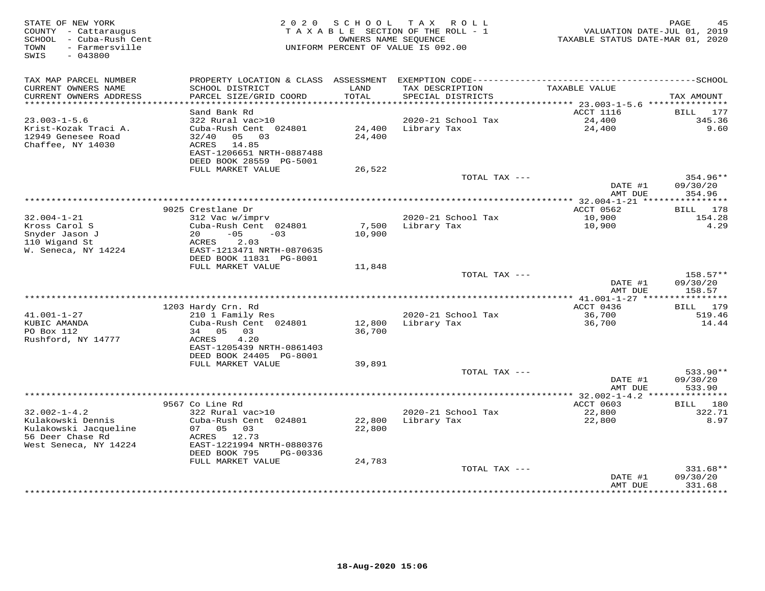STATE OF NEW YORK
COUNTY - Cattaraugus
SCHOOL - Cuba-Rush Cent
TOWN - Farmersville
SWIS - 043800

2020 SCHOOL TAX ROLL
TAXABLE SECTION OF THE ROLL - 1
OWNERS NAME SEQUENCE
UNIFORM PERCENT OF VALUE IS 092.00

VALUATION DATE-JUL 01, 2019
TAXABLE STATUS DATE-MAR 01, 2020

| TAX MAP PARCEL NUMBER / CURRENT OWNERS NAME / CURRENT OWNERS ADDRESS | PROPERTY LOCATION & CLASS / SCHOOL DISTRICT / PARCEL SIZE/GRID COORD | ASSESSMENT LAND / TOTAL | EXEMPTION CODE / TAX DESCRIPTION / SPECIAL DISTRICTS | TAXABLE VALUE | TAX AMOUNT |
|---|---|---|---|---|---|
| | Sand Bank Rd | | | ACCT 1116 | BILL 177 |
| 23.003-1-5.6 | 322 Rural vac>10 | | 2020-21 School Tax | 24,400 | 345.36 |
| Krist-Kozak Traci A. | Cuba-Rush Cent 024801 | 24,400 | Library Tax | 24,400 | 9.60 |
| 12949 Genesee Road | 32/40 05 03 | 24,400 | | | |
| Chaffee, NY 14030 | ACRES 14.85 | | | | |
| | EAST-1206651 NRTH-0887488 | | | | |
| | DEED BOOK 28559 PG-5001 | | | | |
| | FULL MARKET VALUE | 26,522 | | | |
| | | | TOTAL TAX --- | | 354.96** |
| | | | | DATE #1 | 09/30/20 |
| | | | | AMT DUE | 354.96 |
| | 9025 Crestlane Dr | | | ACCT 0562 | BILL 178 |
| 32.004-1-21 | 312 Vac w/imprv | | 2020-21 School Tax | 10,900 | 154.28 |
| Kross Carol S | Cuba-Rush Cent 024801 | 7,500 | Library Tax | 10,900 | 4.29 |
| Snyder Jason J | 20 -05 -03 | 10,900 | | | |
| 110 Wigand St | ACRES 2.03 | | | | |
| W. Seneca, NY 14224 | EAST-1213471 NRTH-0870635 | | | | |
| | DEED BOOK 11831 PG-8001 | | | | |
| | FULL MARKET VALUE | 11,848 | | | |
| | | | TOTAL TAX --- | | 158.57** |
| | | | | DATE #1 | 09/30/20 |
| | | | | AMT DUE | 158.57 |
| | 1203 Hardy Crn. Rd | | | ACCT 0436 | BILL 179 |
| 41.001-1-27 | 210 1 Family Res | | 2020-21 School Tax | 36,700 | 519.46 |
| KUBIC AMANDA | Cuba-Rush Cent 024801 | 12,800 | Library Tax | 36,700 | 14.44 |
| PO Box 112 | 34 05 03 | 36,700 | | | |
| Rushford, NY 14777 | ACRES 4.20 | | | | |
| | EAST-1205439 NRTH-0861403 | | | | |
| | DEED BOOK 24405 PG-8001 | | | | |
| | FULL MARKET VALUE | 39,891 | | | |
| | | | TOTAL TAX --- | | 533.90** |
| | | | | DATE #1 | 09/30/20 |
| | | | | AMT DUE | 533.90 |
| | 9567 Co Line Rd | | | ACCT 0603 | BILL 180 |
| 32.002-1-4.2 | 322 Rural vac>10 | | 2020-21 School Tax | 22,800 | 322.71 |
| Kulakowski Dennis | Cuba-Rush Cent 024801 | 22,800 | Library Tax | 22,800 | 8.97 |
| Kulakowski Jacqueline | 07 05 03 | 22,800 | | | |
| 56 Deer Chase Rd | ACRES 12.73 | | | | |
| West Seneca, NY 14224 | EAST-1221994 NRTH-0880376 | | | | |
| | DEED BOOK 795 PG-00336 | | | | |
| | FULL MARKET VALUE | 24,783 | | | |
| | | | TOTAL TAX --- | | 331.68** |
| | | | | DATE #1 | 09/30/20 |
| | | | | AMT DUE | 331.68 |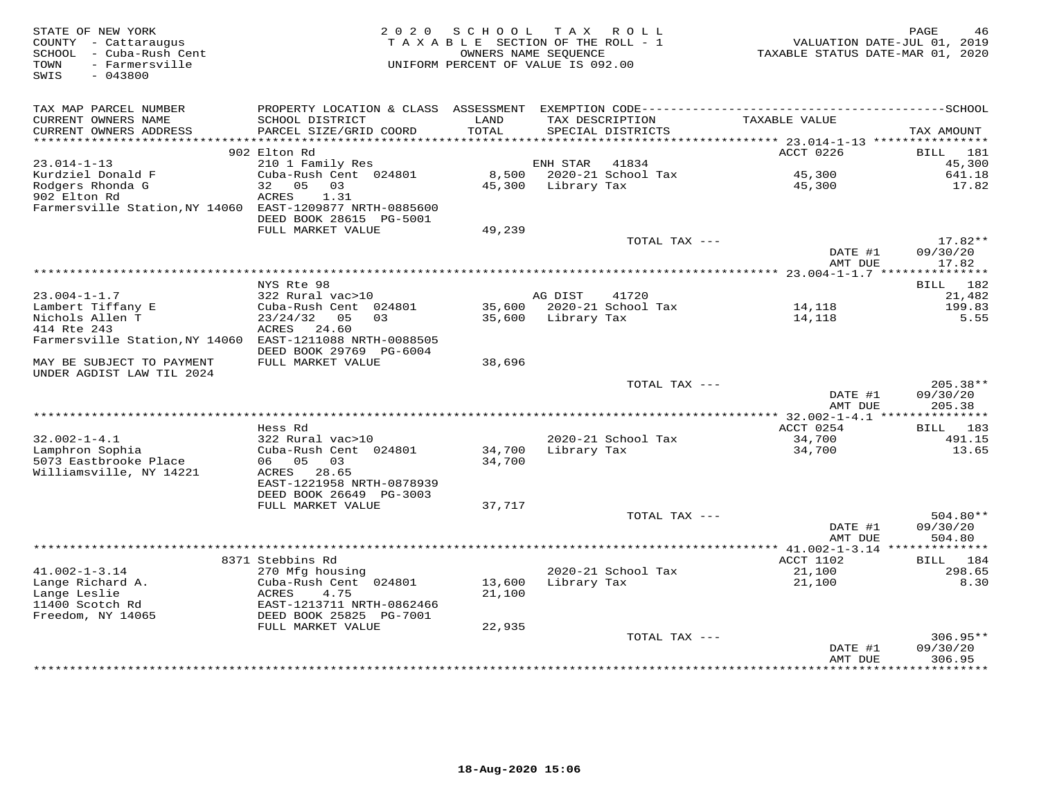STATE OF NEW YORK
COUNTY - Cattaraugus
SCHOOL - Cuba-Rush Cent
TOWN - Farmersville
SWIS - 043800

2020 SCHOOL TAX ROLL
TAXABLE SECTION OF THE ROLL - 1
OWNERS NAME SEQUENCE
UNIFORM PERCENT OF VALUE IS 092.00

VALUATION DATE-JUL 01, 2019
TAXABLE STATUS DATE-MAR 01, 2020

| TAX MAP PARCEL NUMBER / CURRENT OWNERS NAME / CURRENT OWNERS ADDRESS | PROPERTY LOCATION & CLASS / SCHOOL DISTRICT / PARCEL SIZE/GRID COORD | ASSESSMENT LAND / TOTAL | EXEMPTION CODE / TAX DESCRIPTION / SPECIAL DISTRICTS | TAXABLE VALUE | TAX AMOUNT |
|---|---|---|---|---|---|
| | 902 Elton Rd | | | ACCT 0226 | BILL 181 |
| 23.014-1-13 | 210 1 Family Res | | ENH STAR 41834 | | 45,300 |
| Kurdziel Donald F | Cuba-Rush Cent 024801 | 8,500 | 2020-21 School Tax | 45,300 | 641.18 |
| Rodgers Rhonda G | 32 05 03 | 45,300 | Library Tax | 45,300 | 17.82 |
| 902 Elton Rd | ACRES 1.31 | | | | |
| Farmersville Station, NY 14060 | EAST-1209877 NRTH-0885600 | | | | |
| | DEED BOOK 28615 PG-5001 | | | | |
| | FULL MARKET VALUE | 49,239 | | | |
| | | | TOTAL TAX --- | | 17.82** |
| | | | | DATE #1 | 09/30/20 |
| | | | | AMT DUE | 17.82 |
| | NYS Rte 98 | | | | BILL 182 |
| 23.004-1-1.7 | 322 Rural vac>10 | | AG DIST 41720 | | 21,482 |
| Lambert Tiffany E | Cuba-Rush Cent 024801 | 35,600 | 2020-21 School Tax | 14,118 | 199.83 |
| Nichols Allen T | 23/24/32 05 03 | 35,600 | Library Tax | 14,118 | 5.55 |
| 414 Rte 243 | ACRES 24.60 | | | | |
| Farmersville Station, NY 14060 | EAST-1211088 NRTH-0088505 | | | | |
| | DEED BOOK 29769 PG-6004 | | | | |
| MAY BE SUBJECT TO PAYMENT | FULL MARKET VALUE | 38,696 | | | |
| UNDER AGDIST LAW TIL 2024 | | | | | |
| | | | TOTAL TAX --- | | 205.38** |
| | | | | DATE #1 | 09/30/20 |
| | | | | AMT DUE | 205.38 |
| | Hess Rd | | | ACCT 0254 | BILL 183 |
| 32.002-1-4.1 | 322 Rural vac>10 | | 2020-21 School Tax | 34,700 | 491.15 |
| Lamphron Sophia | Cuba-Rush Cent 024801 | 34,700 | Library Tax | 34,700 | 13.65 |
| 5073 Eastbrooke Place | 06 05 03 | 34,700 | | | |
| Williamsville, NY 14221 | ACRES 28.65 | | | | |
| | EAST-1221958 NRTH-0878939 | | | | |
| | DEED BOOK 26649 PG-3003 | | | | |
| | FULL MARKET VALUE | 37,717 | | | |
| | | | TOTAL TAX --- | | 504.80** |
| | | | | DATE #1 | 09/30/20 |
| | | | | AMT DUE | 504.80 |
| | 8371 Stebbins Rd | | | ACCT 1102 | BILL 184 |
| 41.002-1-3.14 | 270 Mfg housing | | 2020-21 School Tax | 21,100 | 298.65 |
| Lange Richard A. | Cuba-Rush Cent 024801 | 13,600 | Library Tax | 21,100 | 8.30 |
| Lange Leslie | ACRES 4.75 | 21,100 | | | |
| 11400 Scotch Rd | EAST-1213711 NRTH-0862466 | | | | |
| Freedom, NY 14065 | DEED BOOK 25825 PG-7001 | | | | |
| | FULL MARKET VALUE | 22,935 | | | |
| | | | TOTAL TAX --- | | 306.95** |
| | | | | DATE #1 | 09/30/20 |
| | | | | AMT DUE | 306.95 |

18-Aug-2020 15:06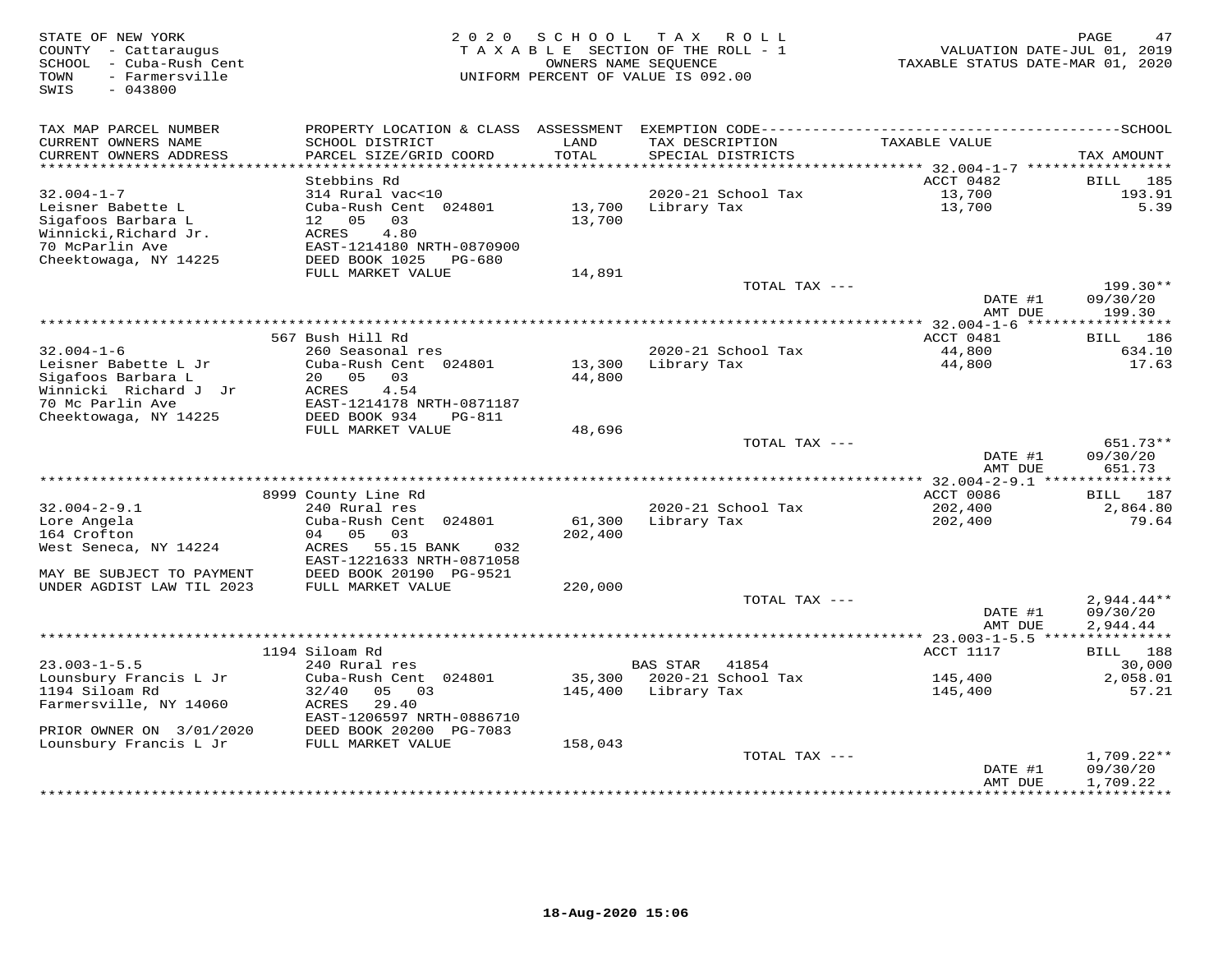STATE OF NEW YORK
COUNTY - Cattaraugus
SCHOOL - Cuba-Rush Cent
TOWN - Farmersville
SWIS - 043800

2020 SCHOOL TAX ROLL
TAXABLE SECTION OF THE ROLL - 1
OWNERS NAME SEQUENCE
UNIFORM PERCENT OF VALUE IS 092.00

VALUATION DATE-JUL 01, 2019
TAXABLE STATUS DATE-MAR 01, 2020

| TAX MAP PARCEL NUMBER / CURRENT OWNERS NAME / CURRENT OWNERS ADDRESS | PROPERTY LOCATION & CLASS / SCHOOL DISTRICT / PARCEL SIZE/GRID COORD | ASSESSMENT LAND / TOTAL | EXEMPTION CODE / TAX DESCRIPTION / SPECIAL DISTRICTS | TAXABLE VALUE | TAX AMOUNT |
|---|---|---|---|---|---|
| | Stebbins Rd | | | ACCT 0482 | BILL 185 |
| 32.004-1-7 | 314 Rural vac<10 | | 2020-21 School Tax | 13,700 | 193.91 |
| Leisner Babette L | Cuba-Rush Cent 024801 | 13,700 | Library Tax | 13,700 | 5.39 |
| Sigafoos Barbara L | 12 05 03 | 13,700 | | | |
| Winnicki,Richard Jr. | ACRES 4.80 | | | | |
| 70 McParlin Ave | EAST-1214180 NRTH-0870900 | | | | |
| Cheektowaga, NY 14225 | DEED BOOK 1025 PG-680 | | | | |
| | FULL MARKET VALUE | 14,891 | | | |
| | | | TOTAL TAX --- | | 199.30** |
| | | | | DATE #1 | 09/30/20 |
| | | | | AMT DUE | 199.30 |
| | 567 Bush Hill Rd | | | ACCT 0481 | BILL 186 |
| 32.004-1-6 | 260 Seasonal res | | 2020-21 School Tax | 44,800 | 634.10 |
| Leisner Babette L Jr | Cuba-Rush Cent 024801 | 13,300 | Library Tax | 44,800 | 17.63 |
| Sigafoos Barbara L | 20 05 03 | 44,800 | | | |
| Winnicki Richard J Jr | ACRES 4.54 | | | | |
| 70 Mc Parlin Ave | EAST-1214178 NRTH-0871187 | | | | |
| Cheektowaga, NY 14225 | DEED BOOK 934 PG-811 | | | | |
| | FULL MARKET VALUE | 48,696 | | | |
| | | | TOTAL TAX --- | | 651.73** |
| | | | | DATE #1 | 09/30/20 |
| | | | | AMT DUE | 651.73 |
| | 8999 County Line Rd | | | ACCT 0086 | BILL 187 |
| 32.004-2-9.1 | 240 Rural res | | 2020-21 School Tax | 202,400 | 2,864.80 |
| Lore Angela | Cuba-Rush Cent 024801 | 61,300 | Library Tax | 202,400 | 79.64 |
| 164 Crofton | 04 05 03 | 202,400 | | | |
| West Seneca, NY 14224 | ACRES 55.15 BANK 032 | | | | |
| | EAST-1221633 NRTH-0871058 | | | | |
| MAY BE SUBJECT TO PAYMENT | DEED BOOK 20190 PG-9521 | | | | |
| UNDER AGDIST LAW TIL 2023 | FULL MARKET VALUE | 220,000 | | | |
| | | | TOTAL TAX --- | | 2,944.44** |
| | | | | DATE #1 | 09/30/20 |
| | | | | AMT DUE | 2,944.44 |
| | 1194 Siloam Rd | | | ACCT 1117 | BILL 188 |
| 23.003-1-5.5 | 240 Rural res | | BAS STAR 41854 | | 30,000 |
| Lounsbury Francis L Jr | Cuba-Rush Cent 024801 | 35,300 | 2020-21 School Tax | 145,400 | 2,058.01 |
| 1194 Siloam Rd | 32/40 05 03 | 145,400 | Library Tax | 145,400 | 57.21 |
| Farmersville, NY 14060 | ACRES 29.40 | | | | |
| | EAST-1206597 NRTH-0886710 | | | | |
| PRIOR OWNER ON 3/01/2020 | DEED BOOK 20200 PG-7083 | | | | |
| Lounsbury Francis L Jr | FULL MARKET VALUE | 158,043 | | | |
| | | | TOTAL TAX --- | | 1,709.22** |
| | | | | DATE #1 | 09/30/20 |
| | | | | AMT DUE | 1,709.22 |

18-Aug-2020 15:06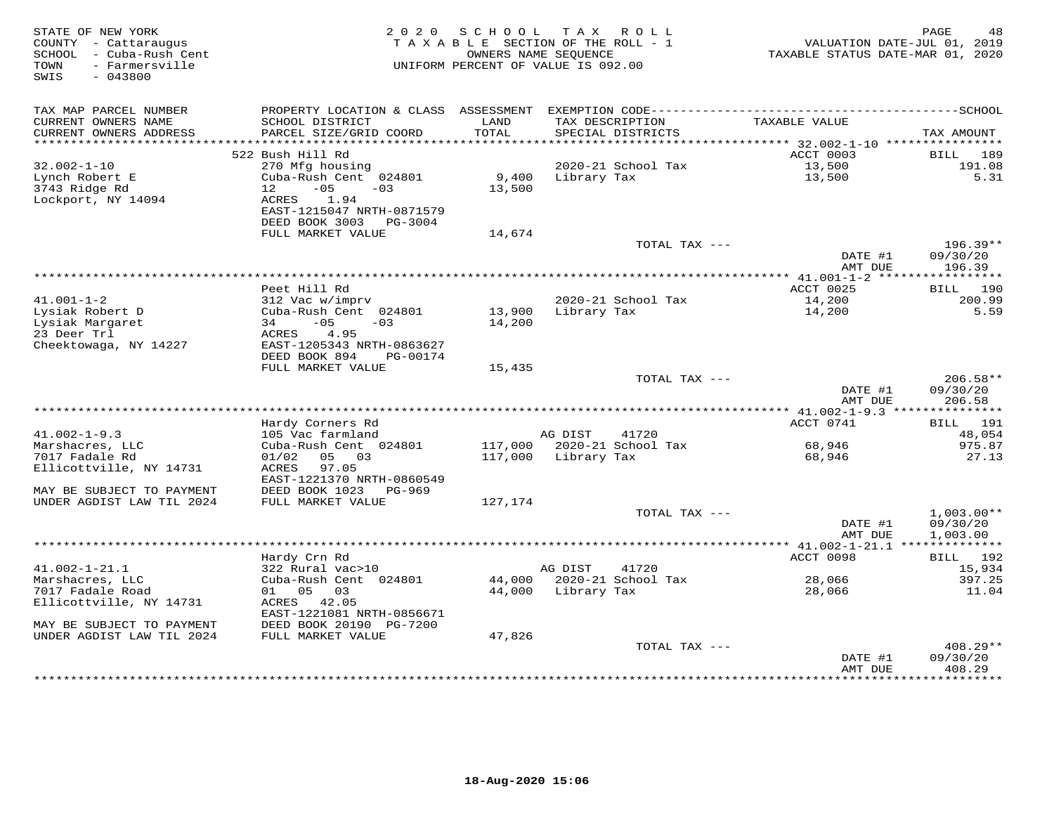STATE OF NEW YORK
COUNTY - Cattaraugus
SCHOOL - Cuba-Rush Cent
TOWN - Farmersville
SWIS - 043800

2020 SCHOOL TAX ROLL
TAXABLE SECTION OF THE ROLL - 1
OWNERS NAME SEQUENCE
UNIFORM PERCENT OF VALUE IS 092.00

VALUATION DATE-JUL 01, 2019
TAXABLE STATUS DATE-MAR 01, 2020

| TAX MAP PARCEL NUMBER / CURRENT OWNERS NAME / CURRENT OWNERS ADDRESS | PROPERTY LOCATION & CLASS / SCHOOL DISTRICT / PARCEL SIZE/GRID COORD | ASSESSMENT LAND / TOTAL | EXEMPTION CODE / TAX DESCRIPTION / SPECIAL DISTRICTS | TAXABLE VALUE | TAX AMOUNT |
|---|---|---|---|---|---|
| 32.002-1-10 | 522 Bush Hill Rd | | | ACCT 0003 | BILL 189 |
| | 270 Mfg housing | | 2020-21 School Tax | 13,500 | 191.08 |
| Lynch Robert E | Cuba-Rush Cent 024801 | 9,400 | Library Tax | 13,500 | 5.31 |
| 3743 Ridge Rd | 12 -05 -03 | 13,500 | | | |
| Lockport, NY 14094 | ACRES 1.94 | | | | |
| | EAST-1215047 NRTH-0871579 | | | | |
| | DEED BOOK 3003 PG-3004 | | | | |
| | FULL MARKET VALUE | 14,674 | | | |
| | | | TOTAL TAX --- | | 196.39** |
| | | | | DATE #1 | 09/30/20 |
| | | | | AMT DUE | 196.39 |
| 41.001-1-2 | Peet Hill Rd | | | ACCT 0025 | BILL 190 |
| | 312 Vac w/imprv | | 2020-21 School Tax | 14,200 | 200.99 |
| Lysiak Robert D | Cuba-Rush Cent 024801 | 13,900 | Library Tax | 14,200 | 5.59 |
| Lysiak Margaret | 34 -05 -03 | 14,200 | | | |
| 23 Deer Trl | ACRES 4.95 | | | | |
| Cheektowaga, NY 14227 | EAST-1205343 NRTH-0863627 | | | | |
| | DEED BOOK 894 PG-00174 | | | | |
| | FULL MARKET VALUE | 15,435 | | | |
| | | | TOTAL TAX --- | | 206.58** |
| | | | | DATE #1 | 09/30/20 |
| | | | | AMT DUE | 206.58 |
| 41.002-1-9.3 | Hardy Corners Rd | | | ACCT 0741 | BILL 191 |
| | 105 Vac farmland | | AG DIST 41720 | | 48,054 |
| Marshacres, LLC | Cuba-Rush Cent 024801 | 117,000 | 2020-21 School Tax | 68,946 | 975.87 |
| 7017 Fadale Rd | 01/02 05 03 | 117,000 | Library Tax | 68,946 | 27.13 |
| Ellicottville, NY 14731 | ACRES 97.05 | | | | |
| | EAST-1221370 NRTH-0860549 | | | | |
| MAY BE SUBJECT TO PAYMENT | DEED BOOK 1023 PG-969 | | | | |
| UNDER AGDIST LAW TIL 2024 | FULL MARKET VALUE | 127,174 | | | |
| | | | TOTAL TAX --- | | 1,003.00** |
| | | | | DATE #1 | 09/30/20 |
| | | | | AMT DUE | 1,003.00 |
| 41.002-1-21.1 | Hardy Crn Rd | | | ACCT 0098 | BILL 192 |
| | 322 Rural vac>10 | | AG DIST 41720 | | 15,934 |
| Marshacres, LLC | Cuba-Rush Cent 024801 | 44,000 | 2020-21 School Tax | 28,066 | 397.25 |
| 7017 Fadale Road | 01 05 03 | 44,000 | Library Tax | 28,066 | 11.04 |
| Ellicottville, NY 14731 | ACRES 42.05 | | | | |
| | EAST-1221081 NRTH-0856671 | | | | |
| MAY BE SUBJECT TO PAYMENT | DEED BOOK 20190 PG-7200 | | | | |
| UNDER AGDIST LAW TIL 2024 | FULL MARKET VALUE | 47,826 | | | |
| | | | TOTAL TAX --- | | 408.29** |
| | | | | DATE #1 | 09/30/20 |
| | | | | AMT DUE | 408.29 |

18-Aug-2020 15:06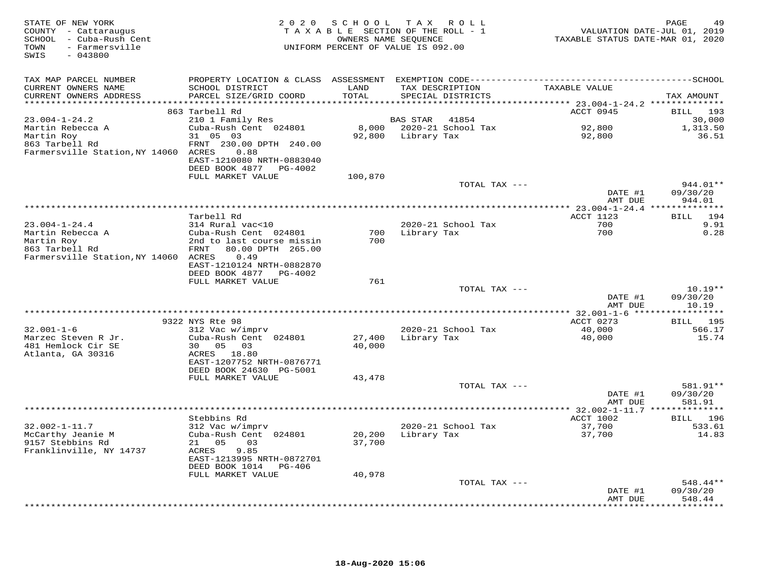STATE OF NEW YORK
COUNTY - Cattaraugus
SCHOOL - Cuba-Rush Cent
TOWN - Farmersville
SWIS - 043800

2020 SCHOOL TAX ROLL
TAXABLE SECTION OF THE ROLL - 1
OWNERS NAME SEQUENCE
UNIFORM PERCENT OF VALUE IS 092.00

VALUATION DATE-JUL 01, 2019
TAXABLE STATUS DATE-MAR 01, 2020

| TAX MAP PARCEL NUMBER / CURRENT OWNERS NAME / CURRENT OWNERS ADDRESS | PROPERTY LOCATION & CLASS / SCHOOL DISTRICT / PARCEL SIZE/GRID COORD | ASSESSMENT LAND / TOTAL | EXEMPTION CODE / TAX DESCRIPTION / SPECIAL DISTRICTS | TAXABLE VALUE | TAX AMOUNT |
|---|---|---|---|---|---|
| 23.004-1-24.2 | 863 Tarbell Rd | | | ACCT 0945 | BILL 193 |
| | 210 1 Family Res | | BAS STAR 41854 | | 30,000 |
| Martin Rebecca A | Cuba-Rush Cent 024801 | 8,000 | 2020-21 School Tax | 92,800 | 1,313.50 |
| Martin Roy | 31 05 03 | 92,800 | Library Tax | 92,800 | 36.51 |
| 863 Tarbell Rd | FRNT 230.00 DPTH 240.00 | | | | |
| Farmersville Station,NY 14060 | ACRES 0.88 | | | | |
| | EAST-1210080 NRTH-0883040 | | | | |
| | DEED BOOK 4877 PG-4002 | | | | |
| | FULL MARKET VALUE | 100,870 | | | |
| | | | TOTAL TAX --- | | 944.01** |
| | | | | DATE #1 | 09/30/20 |
| | | | | AMT DUE | 944.01 |
| 23.004-1-24.4 | Tarbell Rd | | | ACCT 1123 | BILL 194 |
| | 314 Rural vac<10 | | 2020-21 School Tax | 700 | 9.91 |
| Martin Rebecca A | Cuba-Rush Cent 024801 | 700 | Library Tax | 700 | 0.28 |
| Martin Roy | 2nd to last course missin | 700 | | | |
| 863 Tarbell Rd | FRNT 80.00 DPTH 265.00 | | | | |
| Farmersville Station,NY 14060 | ACRES 0.49 | | | | |
| | EAST-1210124 NRTH-0882870 | | | | |
| | DEED BOOK 4877 PG-4002 | | | | |
| | FULL MARKET VALUE | 761 | | | |
| | | | TOTAL TAX --- | | 10.19** |
| | | | | DATE #1 | 09/30/20 |
| | | | | AMT DUE | 10.19 |
| 32.001-1-6 | 9322 NYS Rte 98 | | | ACCT 0273 | BILL 195 |
| | 312 Vac w/imprv | | 2020-21 School Tax | 40,000 | 566.17 |
| Marzec Steven R Jr. | Cuba-Rush Cent 024801 | 27,400 | Library Tax | 40,000 | 15.74 |
| 481 Hemlock Cir SE | 30 05 03 | 40,000 | | | |
| Atlanta, GA 30316 | ACRES 18.80 | | | | |
| | EAST-1207752 NRTH-0876771 | | | | |
| | DEED BOOK 24630 PG-5001 | | | | |
| | FULL MARKET VALUE | 43,478 | | | |
| | | | TOTAL TAX --- | | 581.91** |
| | | | | DATE #1 | 09/30/20 |
| | | | | AMT DUE | 581.91 |
| 32.002-1-11.7 | Stebbins Rd | | | ACCT 1002 | BILL 196 |
| | 312 Vac w/imprv | | 2020-21 School Tax | 37,700 | 533.61 |
| McCarthy Jeanie M | Cuba-Rush Cent 024801 | 20,200 | Library Tax | 37,700 | 14.83 |
| 9157 Stebbins Rd | 21 05 03 | 37,700 | | | |
| Franklinville, NY 14737 | ACRES 9.85 | | | | |
| | EAST-1213995 NRTH-0872701 | | | | |
| | DEED BOOK 1014 PG-406 | | | | |
| | FULL MARKET VALUE | 40,978 | | | |
| | | | TOTAL TAX --- | | 548.44** |
| | | | | DATE #1 | 09/30/20 |
| | | | | AMT DUE | 548.44 |

18-Aug-2020 15:06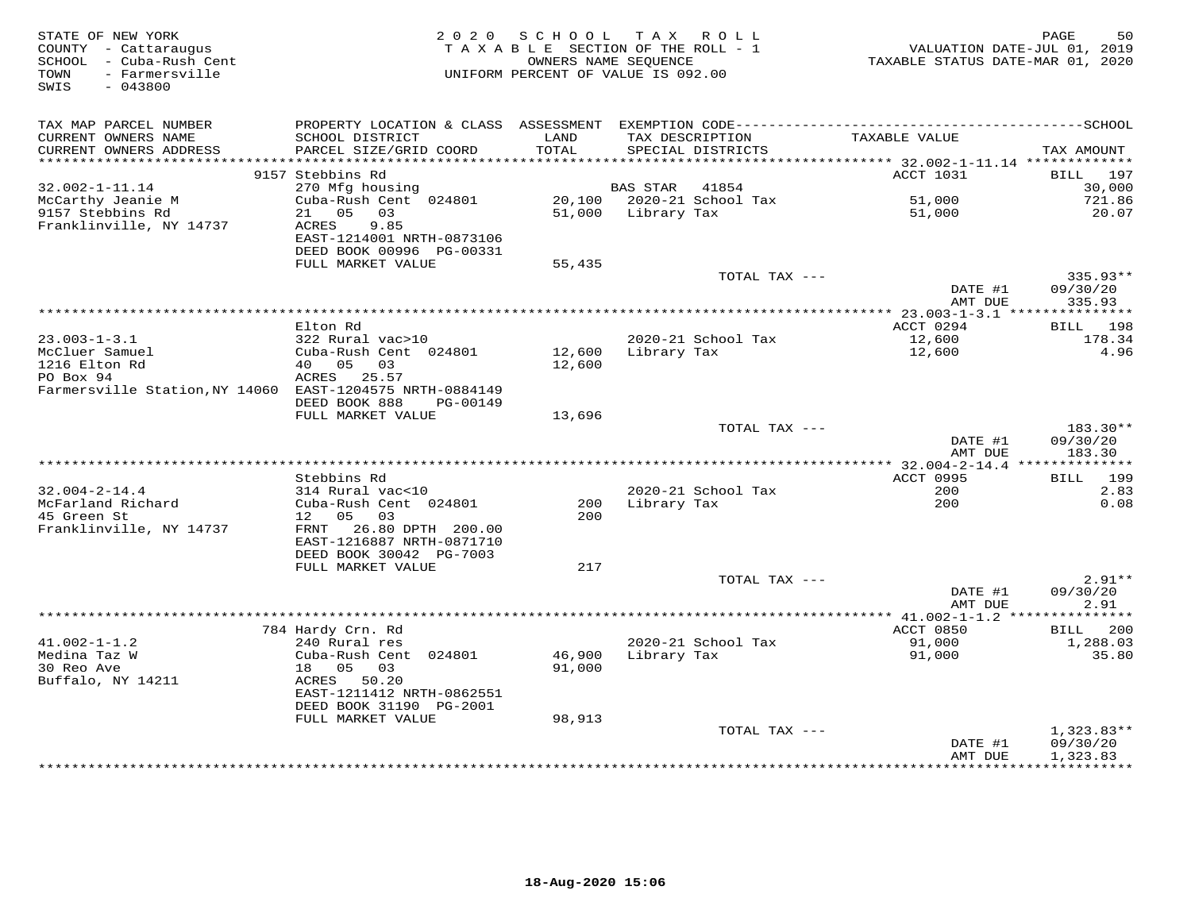STATE OF NEW YORK
COUNTY - Cattaraugus
SCHOOL - Cuba-Rush Cent
TOWN - Farmersville
SWIS - 043800

2020 SCHOOL TAX ROLL
TAXABLE SECTION OF THE ROLL - 1
OWNERS NAME SEQUENCE
UNIFORM PERCENT OF VALUE IS 092.00

VALUATION DATE-JUL 01, 2019
TAXABLE STATUS DATE-MAR 01, 2020

| TAX MAP PARCEL NUMBER<br>CURRENT OWNERS NAME<br>CURRENT OWNERS ADDRESS | PROPERTY LOCATION & CLASS<br>SCHOOL DISTRICT<br>PARCEL SIZE/GRID COORD | ASSESSMENT<br>LAND<br>TOTAL | EXEMPTION CODE<br>TAX DESCRIPTION<br>SPECIAL DISTRICTS | TAXABLE VALUE | SCHOOL<br>TAX AMOUNT |
|---|---|---|---|---|---|
| | 9157 Stebbins Rd | | | ACCT 1031 | BILL 197 |
| 32.002-1-11.14 | 270 Mfg housing | | BAS STAR 41854 | | 30,000 |
| McCarthy Jeanie M | Cuba-Rush Cent 024801 | 20,100 | 2020-21 School Tax | 51,000 | 721.86 |
| 9157 Stebbins Rd | 21 05 03 | 51,000 | Library Tax | 51,000 | 20.07 |
| Franklinville, NY 14737 | ACRES 9.85 | | | | |
| | EAST-1214001 NRTH-0873106 | | | | |
| | DEED BOOK 00996 PG-00331 | | | | |
| | FULL MARKET VALUE | 55,435 | | | |
| | | | TOTAL TAX --- | | 335.93** |
| | | | | DATE #1 | 09/30/20 |
| | | | | AMT DUE | 335.93 |
| | Elton Rd | | | ACCT 0294 | BILL 198 |
| 23.003-1-3.1 | 322 Rural vac>10 | | 2020-21 School Tax | 12,600 | 178.34 |
| McCluer Samuel | Cuba-Rush Cent 024801 | 12,600 | Library Tax | 12,600 | 4.96 |
| 1216 Elton Rd | 40 05 03 | 12,600 | | | |
| PO Box 94 | ACRES 25.57 | | | | |
| Farmersville Station,NY 14060 | EAST-1204575 NRTH-0884149 | | | | |
| | DEED BOOK 888 PG-00149 | | | | |
| | FULL MARKET VALUE | 13,696 | | | |
| | | | TOTAL TAX --- | | 183.30** |
| | | | | DATE #1 | 09/30/20 |
| | | | | AMT DUE | 183.30 |
| | Stebbins Rd | | | ACCT 0995 | BILL 199 |
| 32.004-2-14.4 | 314 Rural vac<10 | | 2020-21 School Tax | 200 | 2.83 |
| McFarland Richard | Cuba-Rush Cent 024801 | 200 | Library Tax | 200 | 0.08 |
| 45 Green St | 12 05 03 | 200 | | | |
| Franklinville, NY 14737 | FRNT 26.80 DPTH 200.00 | | | | |
| | EAST-1216887 NRTH-0871710 | | | | |
| | DEED BOOK 30042 PG-7003 | | | | |
| | FULL MARKET VALUE | 217 | | | |
| | | | TOTAL TAX --- | | 2.91** |
| | | | | DATE #1 | 09/30/20 |
| | | | | AMT DUE | 2.91 |
| | 784 Hardy Crn. Rd | | | ACCT 0850 | BILL 200 |
| 41.002-1-1.2 | 240 Rural res | | 2020-21 School Tax | 91,000 | 1,288.03 |
| Medina Taz W | Cuba-Rush Cent 024801 | 46,900 | Library Tax | 91,000 | 35.80 |
| 30 Reo Ave | 18 05 03 | 91,000 | | | |
| Buffalo, NY 14211 | ACRES 50.20 | | | | |
| | EAST-1211412 NRTH-0862551 | | | | |
| | DEED BOOK 31190 PG-2001 | | | | |
| | FULL MARKET VALUE | 98,913 | | | |
| | | | TOTAL TAX --- | | 1,323.83** |
| | | | | DATE #1 | 09/30/20 |
| | | | | AMT DUE | 1,323.83 |

18-Aug-2020 15:06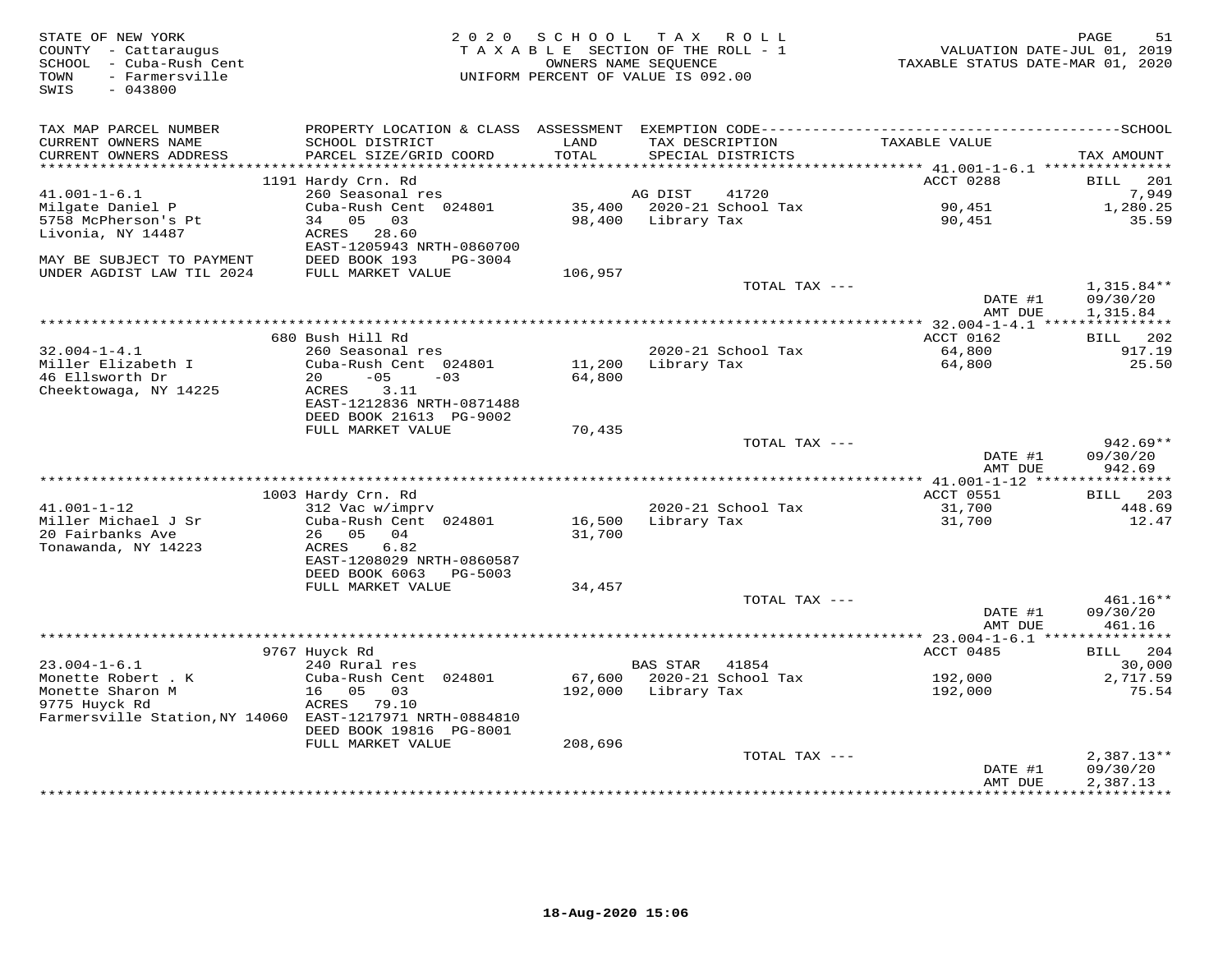STATE OF NEW YORK
COUNTY - Cattaraugus
SCHOOL - Cuba-Rush Cent
TOWN - Farmersville
SWIS - 043800

2020 SCHOOL TAX ROLL
TAXABLE SECTION OF THE ROLL - 1
OWNERS NAME SEQUENCE
UNIFORM PERCENT OF VALUE IS 092.00

VALUATION DATE-JUL 01, 2019
TAXABLE STATUS DATE-MAR 01, 2020

| TAX MAP PARCEL NUMBER / CURRENT OWNERS NAME / CURRENT OWNERS ADDRESS | PROPERTY LOCATION & CLASS / SCHOOL DISTRICT / PARCEL SIZE/GRID COORD | ASSESSMENT LAND / TOTAL | EXEMPTION CODE / TAX DESCRIPTION / SPECIAL DISTRICTS | TAXABLE VALUE | TAX AMOUNT |
|---|---|---|---|---|---|
| | 1191 Hardy Crn. Rd | | | ACCT 0288 | BILL 201 |
| 41.001-1-6.1 | 260 Seasonal res | | AG DIST 41720 | | 7,949 |
| Milgate Daniel P | Cuba-Rush Cent 024801 | 35,400 | 2020-21 School Tax | 90,451 | 1,280.25 |
| 5758 McPherson's Pt | 34 05 03 | 98,400 | Library Tax | 90,451 | 35.59 |
| Livonia, NY 14487 | ACRES 28.60 | | | | |
| | EAST-1205943 NRTH-0860700 | | | | |
| MAY BE SUBJECT TO PAYMENT | DEED BOOK 193 PG-3004 | | | | |
| UNDER AGDIST LAW TIL 2024 | FULL MARKET VALUE | 106,957 | | | |
| | | | TOTAL TAX --- | | 1,315.84** |
| | | | | DATE #1 | 09/30/20 |
| | | | | AMT DUE | 1,315.84 |
| | 680 Bush Hill Rd | | | ACCT 0162 | BILL 202 |
| 32.004-1-4.1 | 260 Seasonal res | | 2020-21 School Tax | 64,800 | 917.19 |
| Miller Elizabeth I | Cuba-Rush Cent 024801 | 11,200 | Library Tax | 64,800 | 25.50 |
| 46 Ellsworth Dr | 20 -05 -03 | 64,800 | | | |
| Cheektowaga, NY 14225 | ACRES 3.11 | | | | |
| | EAST-1212836 NRTH-0871488 | | | | |
| | DEED BOOK 21613 PG-9002 | | | | |
| | FULL MARKET VALUE | 70,435 | | | |
| | | | TOTAL TAX --- | | 942.69** |
| | | | | DATE #1 | 09/30/20 |
| | | | | AMT DUE | 942.69 |
| | 1003 Hardy Crn. Rd | | | ACCT 0551 | BILL 203 |
| 41.001-1-12 | 312 Vac w/imprv | | 2020-21 School Tax | 31,700 | 448.69 |
| Miller Michael J Sr | Cuba-Rush Cent 024801 | 16,500 | Library Tax | 31,700 | 12.47 |
| 20 Fairbanks Ave | 26 05 04 | 31,700 | | | |
| Tonawanda, NY 14223 | ACRES 6.82 | | | | |
| | EAST-1208029 NRTH-0860587 | | | | |
| | DEED BOOK 6063 PG-5003 | | | | |
| | FULL MARKET VALUE | 34,457 | | | |
| | | | TOTAL TAX --- | | 461.16** |
| | | | | DATE #1 | 09/30/20 |
| | | | | AMT DUE | 461.16 |
| | 9767 Huyck Rd | | | ACCT 0485 | BILL 204 |
| 23.004-1-6.1 | 240 Rural res | | BAS STAR 41854 | | 30,000 |
| Monette Robert . K | Cuba-Rush Cent 024801 | 67,600 | 2020-21 School Tax | 192,000 | 2,717.59 |
| Monette Sharon M | 16 05 03 | 192,000 | Library Tax | 192,000 | 75.54 |
| 9775 Huyck Rd | ACRES 79.10 | | | | |
| Farmersville Station,NY 14060 | EAST-1217971 NRTH-0884810 | | | | |
| | DEED BOOK 19816 PG-8001 | | | | |
| | FULL MARKET VALUE | 208,696 | | | |
| | | | TOTAL TAX --- | | 2,387.13** |
| | | | | DATE #1 | 09/30/20 |
| | | | | AMT DUE | 2,387.13 |

18-Aug-2020 15:06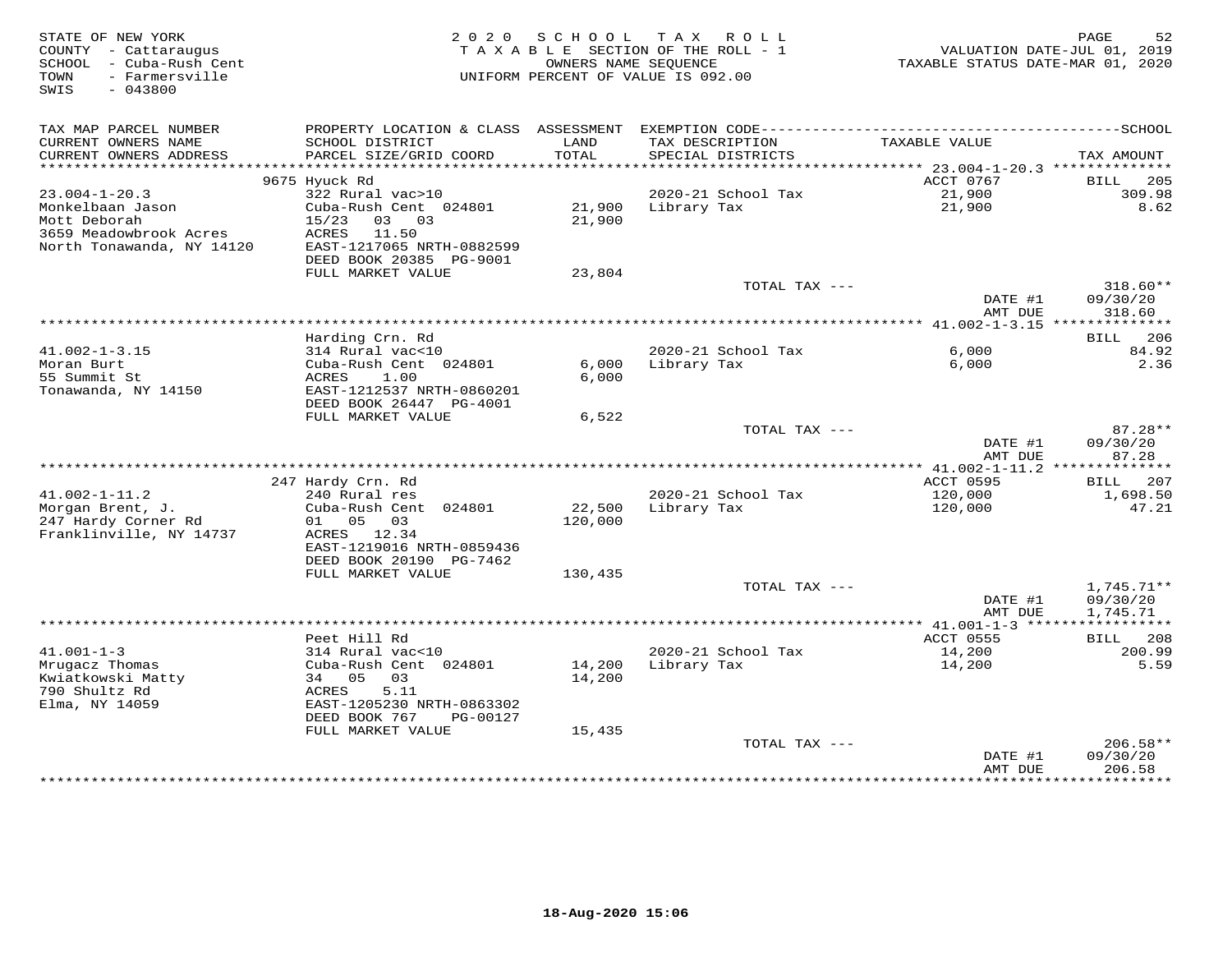STATE OF NEW YORK
COUNTY - Cattaraugus
SCHOOL - Cuba-Rush Cent
TOWN - Farmersville
SWIS - 043800

2 0 2 0 S C H O O L T A X R O L L
T A X A B L E SECTION OF THE ROLL - 1
OWNERS NAME SEQUENCE
UNIFORM PERCENT OF VALUE IS 092.00

VALUATION DATE-JUL 01, 2019
TAXABLE STATUS DATE-MAR 01, 2020

| TAX MAP PARCEL NUMBER / CURRENT OWNERS NAME / CURRENT OWNERS ADDRESS | PROPERTY LOCATION & CLASS / SCHOOL DISTRICT / PARCEL SIZE/GRID COORD | ASSESSMENT LAND / TOTAL | EXEMPTION CODE / TAX DESCRIPTION / SPECIAL DISTRICTS | TAXABLE VALUE | TAX AMOUNT |
|---|---|---|---|---|---|
| 23.004-1-20.3 | 9675 Hyuck Rd | | | ACCT 0767 | BILL 205 |
| Monkelbaan Jason | 322 Rural vac>10 | | 2020-21 School Tax | 21,900 | 309.98 |
| Mott Deborah | Cuba-Rush Cent 024801 | 21,900 | Library Tax | 21,900 | 8.62 |
| 3659 Meadowbrook Acres | 15/23 03 03 | 21,900 | | | |
| North Tonawanda, NY 14120 | ACRES 11.50 | | | | |
| | EAST-1217065 NRTH-0882599 | | | | |
| | DEED BOOK 20385 PG-9001 | | | | |
| | FULL MARKET VALUE | 23,804 | | | |
| | | | TOTAL TAX --- | | 318.60** |
| | | | | DATE #1 | 09/30/20 |
| | | | | AMT DUE | 318.60 |
| 41.002-1-3.15 | Harding Crn. Rd | | | | BILL 206 |
| Moran Burt | 314 Rural vac<10 | | 2020-21 School Tax | 6,000 | 84.92 |
| 55 Summit St | Cuba-Rush Cent 024801 | 6,000 | Library Tax | 6,000 | 2.36 |
| Tonawanda, NY 14150 | ACRES 1.00 | 6,000 | | | |
| | EAST-1212537 NRTH-0860201 | | | | |
| | DEED BOOK 26447 PG-4001 | | | | |
| | FULL MARKET VALUE | 6,522 | | | |
| | | | TOTAL TAX --- | | 87.28** |
| | | | | DATE #1 | 09/30/20 |
| | | | | AMT DUE | 87.28 |
| 41.002-1-11.2 | 247 Hardy Crn. Rd | | | ACCT 0595 | BILL 207 |
| Morgan Brent, J. | 240 Rural res | | 2020-21 School Tax | 120,000 | 1,698.50 |
| 247 Hardy Corner Rd | Cuba-Rush Cent 024801 | 22,500 | Library Tax | 120,000 | 47.21 |
| Franklinville, NY 14737 | 01 05 03 | 120,000 | | | |
| | ACRES 12.34 | | | | |
| | EAST-1219016 NRTH-0859436 | | | | |
| | DEED BOOK 20190 PG-7462 | | | | |
| | FULL MARKET VALUE | 130,435 | | | |
| | | | TOTAL TAX --- | | 1,745.71** |
| | | | | DATE #1 | 09/30/20 |
| | | | | AMT DUE | 1,745.71 |
| 41.001-1-3 | Peet Hill Rd | | | ACCT 0555 | BILL 208 |
| Mrugacz Thomas | 314 Rural vac<10 | | 2020-21 School Tax | 14,200 | 200.99 |
| Kwiatkowski Matty | Cuba-Rush Cent 024801 | 14,200 | Library Tax | 14,200 | 5.59 |
| 790 Shultz Rd | 34 05 03 | 14,200 | | | |
| Elma, NY 14059 | ACRES 5.11 | | | | |
| | EAST-1205230 NRTH-0863302 | | | | |
| | DEED BOOK 767 PG-00127 | | | | |
| | FULL MARKET VALUE | 15,435 | | | |
| | | | TOTAL TAX --- | | 206.58** |
| | | | | DATE #1 | 09/30/20 |
| | | | | AMT DUE | 206.58 |

18-Aug-2020 15:06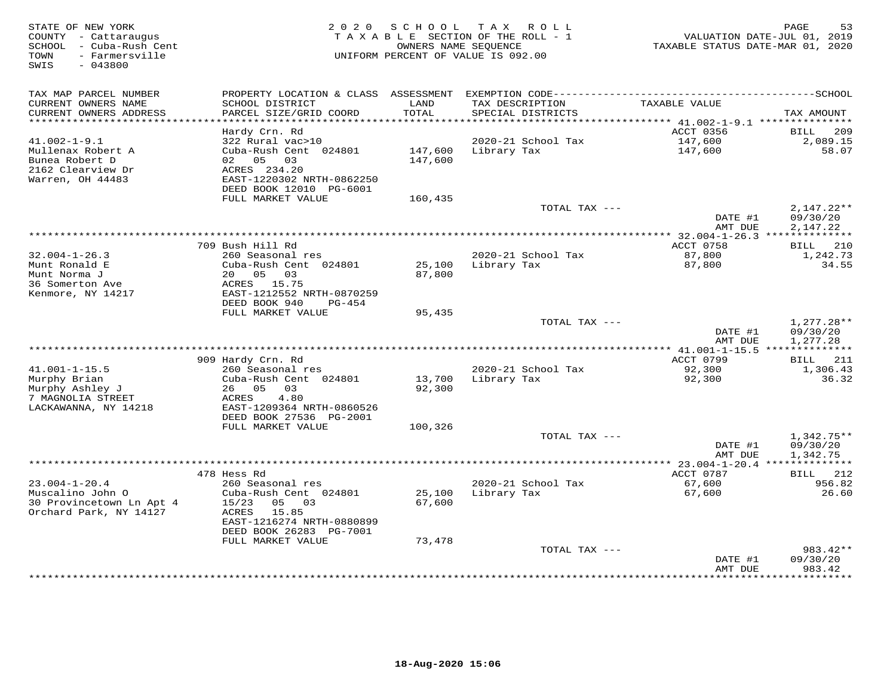STATE OF NEW YORK
COUNTY - Cattaraugus
SCHOOL - Cuba-Rush Cent
TOWN - Farmersville
SWIS - 043800

2020 SCHOOL TAX ROLL
TAXABLE SECTION OF THE ROLL - 1
OWNERS NAME SEQUENCE
UNIFORM PERCENT OF VALUE IS 092.00

VALUATION DATE-JUL 01, 2019
TAXABLE STATUS DATE-MAR 01, 2020

| TAX MAP PARCEL NUMBER / CURRENT OWNERS NAME / CURRENT OWNERS ADDRESS | PROPERTY LOCATION & CLASS / SCHOOL DISTRICT / PARCEL SIZE/GRID COORD | ASSESSMENT LAND / TOTAL | EXEMPTION CODE / TAX DESCRIPTION / SPECIAL DISTRICTS | TAXABLE VALUE | TAX AMOUNT |
|---|---|---|---|---|---|
| 41.002-1-9.1 | Hardy Crn. Rd | | | ACCT 0356 | BILL 209 |
| Mullenax Robert A | 322 Rural vac>10 | | 2020-21 School Tax | 147,600 | 2,089.15 |
| Bunea Robert D | Cuba-Rush Cent 024801 | 147,600 | Library Tax | 147,600 | 58.07 |
| 2162 Clearview Dr | 02 05 03 | 147,600 | | | |
| Warren, OH 44483 | ACRES 234.20 | | | | |
| | EAST-1220302 NRTH-0862250 | | | | |
| | DEED BOOK 12010 PG-6001 | | | | |
| | FULL MARKET VALUE | 160,435 | | | |
| | | | TOTAL TAX --- | | 2,147.22** |
| | | | | DATE #1 | 09/30/20 |
| | | | | AMT DUE | 2,147.22 |
| 32.004-1-26.3 | 709 Bush Hill Rd | | | ACCT 0758 | BILL 210 |
| Munt Ronald E | 260 Seasonal res | | 2020-21 School Tax | 87,800 | 1,242.73 |
| Munt Norma J | Cuba-Rush Cent 024801 | 25,100 | Library Tax | 87,800 | 34.55 |
| 36 Somerton Ave | 20 05 03 | 87,800 | | | |
| Kenmore, NY 14217 | ACRES 15.75 | | | | |
| | EAST-1212552 NRTH-0870259 | | | | |
| | DEED BOOK 940 PG-454 | | | | |
| | FULL MARKET VALUE | 95,435 | | | |
| | | | TOTAL TAX --- | | 1,277.28** |
| | | | | DATE #1 | 09/30/20 |
| | | | | AMT DUE | 1,277.28 |
| 41.001-1-15.5 | 909 Hardy Crn. Rd | | | ACCT 0799 | BILL 211 |
| Murphy Brian | 260 Seasonal res | | 2020-21 School Tax | 92,300 | 1,306.43 |
| Murphy Ashley J | Cuba-Rush Cent 024801 | 13,700 | Library Tax | 92,300 | 36.32 |
| 7 MAGNOLIA STREET | 26 05 03 | 92,300 | | | |
| LACKAWANNA, NY 14218 | ACRES 4.80 | | | | |
| | EAST-1209364 NRTH-0860526 | | | | |
| | DEED BOOK 27536 PG-2001 | | | | |
| | FULL MARKET VALUE | 100,326 | | | |
| | | | TOTAL TAX --- | | 1,342.75** |
| | | | | DATE #1 | 09/30/20 |
| | | | | AMT DUE | 1,342.75 |
| 23.004-1-20.4 | 478 Hess Rd | | | ACCT 0787 | BILL 212 |
| Muscalino John O | 260 Seasonal res | | 2020-21 School Tax | 67,600 | 956.82 |
| 30 Provincetown Ln Apt 4 | Cuba-Rush Cent 024801 | 25,100 | Library Tax | 67,600 | 26.60 |
| Orchard Park, NY 14127 | 15/23 05 03 | 67,600 | | | |
| | ACRES 15.85 | | | | |
| | EAST-1216274 NRTH-0880899 | | | | |
| | DEED BOOK 26283 PG-7001 | | | | |
| | FULL MARKET VALUE | 73,478 | | | |
| | | | TOTAL TAX --- | | 983.42** |
| | | | | DATE #1 | 09/30/20 |
| | | | | AMT DUE | 983.42 |

18-Aug-2020 15:06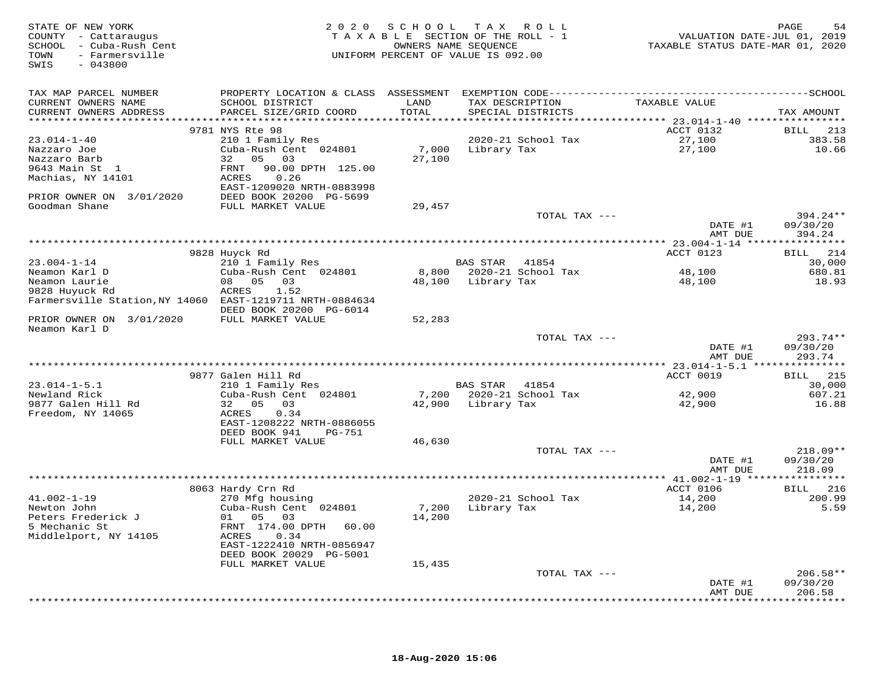STATE OF NEW YORK
COUNTY - Cattaraugus
SCHOOL - Cuba-Rush Cent
TOWN - Farmersville
SWIS - 043800

2020 SCHOOL TAX ROLL
TAXABLE SECTION OF THE ROLL - 1
OWNERS NAME SEQUENCE
UNIFORM PERCENT OF VALUE IS 092.00

VALUATION DATE-JUL 01, 2019
TAXABLE STATUS DATE-MAR 01, 2020

| TAX MAP PARCEL NUMBER / CURRENT OWNERS NAME / CURRENT OWNERS ADDRESS | PROPERTY LOCATION & CLASS / SCHOOL DISTRICT / PARCEL SIZE/GRID COORD | ASSESSMENT LAND / TOTAL | EXEMPTION CODE / TAX DESCRIPTION / SPECIAL DISTRICTS | TAXABLE VALUE | SCHOOL TAX AMOUNT |
|---|---|---|---|---|---|
| | 9781 NYS Rte 98 | | | ACCT 0132 | BILL 213 |
| 23.014-1-40 | 210 1 Family Res | | 2020-21 School Tax | 27,100 | 383.58 |
| Nazzaro Joe | Cuba-Rush Cent 024801 | 7,000 | Library Tax | 27,100 | 10.66 |
| Nazzaro Barb | 32 05 03 | 27,100 | | | |
| 9643 Main St 1 | FRNT 90.00 DPTH 125.00 | | | | |
| Machias, NY 14101 | ACRES 0.26 | | | | |
| | EAST-1209020 NRTH-0883998 | | | | |
| PRIOR OWNER ON 3/01/2020 | DEED BOOK 20200 PG-5699 | | | | |
| Goodman Shane | FULL MARKET VALUE | 29,457 | | | |
| | | | TOTAL TAX --- | | 394.24** |
| | | | | DATE #1 | 09/30/20 |
| | | | | AMT DUE | 394.24 |
| | 9828 Huyck Rd | | | ACCT 0123 | BILL 214 |
| 23.004-1-14 | 210 1 Family Res | | BAS STAR 41854 | | 30,000 |
| Neamon Karl D | Cuba-Rush Cent 024801 | 8,800 | 2020-21 School Tax | 48,100 | 680.81 |
| Neamon Laurie | 08 05 03 | 48,100 | Library Tax | 48,100 | 18.93 |
| 9828 Huyuck Rd | ACRES 1.52 | | | | |
| Farmersville Station,NY 14060 | EAST-1219711 NRTH-0884634 | | | | |
| | DEED BOOK 20200 PG-6014 | | | | |
| PRIOR OWNER ON 3/01/2020 | FULL MARKET VALUE | 52,283 | | | |
| Neamon Karl D | | | | | |
| | | | TOTAL TAX --- | | 293.74** |
| | | | | DATE #1 | 09/30/20 |
| | | | | AMT DUE | 293.74 |
| | 9877 Galen Hill Rd | | | ACCT 0019 | BILL 215 |
| 23.014-1-5.1 | 210 1 Family Res | | BAS STAR 41854 | | 30,000 |
| Newland Rick | Cuba-Rush Cent 024801 | 7,200 | 2020-21 School Tax | 42,900 | 607.21 |
| 9877 Galen Hill Rd | 32 05 03 | 42,900 | Library Tax | 42,900 | 16.88 |
| Freedom, NY 14065 | ACRES 0.34 | | | | |
| | EAST-1208222 NRTH-0886055 | | | | |
| | DEED BOOK 941 PG-751 | | | | |
| | FULL MARKET VALUE | 46,630 | | | |
| | | | TOTAL TAX --- | | 218.09** |
| | | | | DATE #1 | 09/30/20 |
| | | | | AMT DUE | 218.09 |
| | 8063 Hardy Crn Rd | | | ACCT 0106 | BILL 216 |
| 41.002-1-19 | 270 Mfg housing | | 2020-21 School Tax | 14,200 | 200.99 |
| Newton John | Cuba-Rush Cent 024801 | 7,200 | Library Tax | 14,200 | 5.59 |
| Peters Frederick J | 01 05 03 | 14,200 | | | |
| 5 Mechanic St | FRNT 174.00 DPTH 60.00 | | | | |
| Middlelport, NY 14105 | ACRES 0.34 | | | | |
| | EAST-1222410 NRTH-0856947 | | | | |
| | DEED BOOK 20029 PG-5001 | | | | |
| | FULL MARKET VALUE | 15,435 | | | |
| | | | TOTAL TAX --- | | 206.58** |
| | | | | DATE #1 | 09/30/20 |
| | | | | AMT DUE | 206.58 |

18-Aug-2020 15:06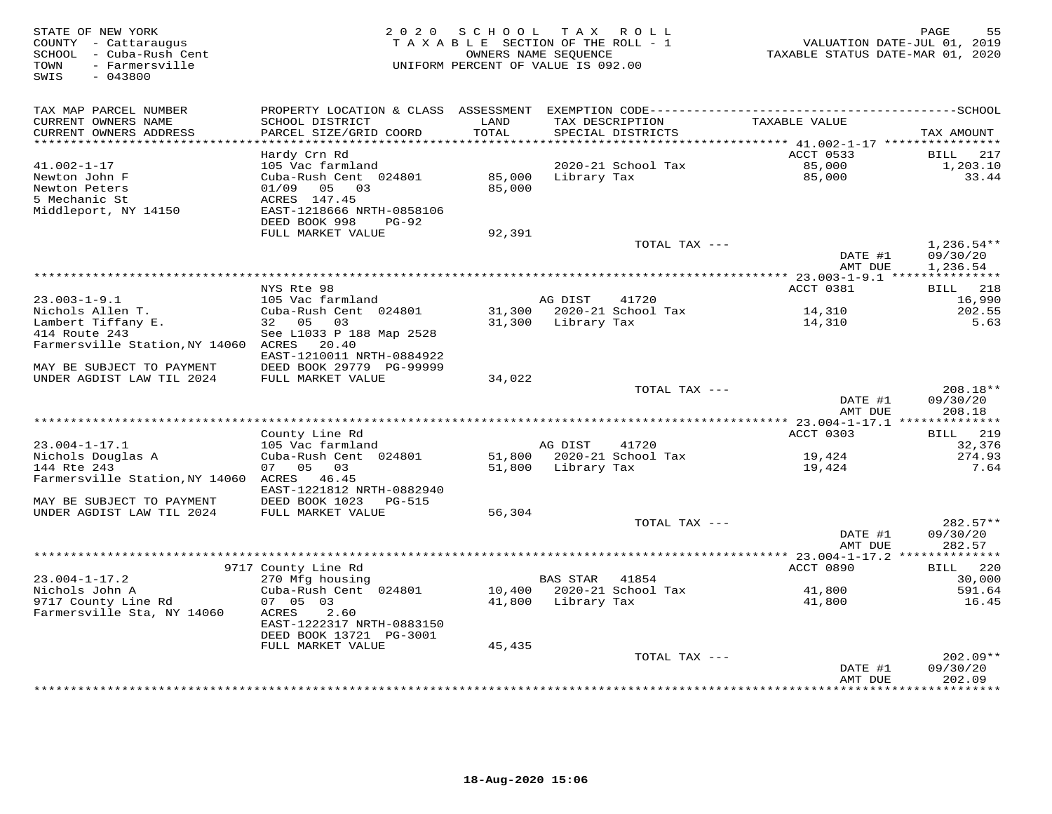STATE OF NEW YORK
COUNTY - Cattaraugus
SCHOOL - Cuba-Rush Cent
TOWN - Farmersville
SWIS - 043800

2 0 2 0 S C H O O L T A X R O L L
T A X A B L E SECTION OF THE ROLL - 1
OWNERS NAME SEQUENCE
UNIFORM PERCENT OF VALUE IS 092.00

VALUATION DATE-JUL 01, 2019
TAXABLE STATUS DATE-MAR 01, 2020

| TAX MAP PARCEL NUMBER<br>CURRENT OWNERS NAME<br>CURRENT OWNERS ADDRESS | PROPERTY LOCATION & CLASS<br>SCHOOL DISTRICT<br>PARCEL SIZE/GRID COORD | ASSESSMENT<br>LAND<br>TOTAL | EXEMPTION CODE<br>TAX DESCRIPTION<br>SPECIAL DISTRICTS | TAXABLE VALUE | SCHOOL<br>TAX AMOUNT |
|---|---|---|---|---|---|
| 41.002-1-17 | Hardy Crn Rd | | | ACCT 0533 | BILL 217 |
| Newton John F | 105 Vac farmland | | | | |
| Newton Peters | Cuba-Rush Cent 024801 | 85,000 | 2020-21 School Tax | 85,000 | 1,203.10 |
| 5 Mechanic St | 01/09 05 03 | 85,000 | Library Tax | 85,000 | 33.44 |
| Middleport, NY 14150 | ACRES 147.45 | | | | |
| | EAST-1218666 NRTH-0858106 | | | | |
| | DEED BOOK 998 PG-92 | | | | |
| | FULL MARKET VALUE | 92,391 | | | |
| | | | TOTAL TAX --- | | 1,236.54** |
| | | | | DATE #1 | 09/30/20 |
| | | | | AMT DUE | 1,236.54 |
| 23.003-1-9.1 | NYS Rte 98 | | | ACCT 0381 | BILL 218 |
| Nichols Allen T. | 105 Vac farmland | | AG DIST 41720 | | 16,990 |
| Lambert Tiffany E. | Cuba-Rush Cent 024801 | 31,300 | 2020-21 School Tax | 14,310 | 202.55 |
| 414 Route 243 | 32 05 03 | 31,300 | Library Tax | 14,310 | 5.63 |
| Farmersville Station,NY 14060 | See L1033 P 188 Map 2528 | | | | |
| | ACRES 20.40 | | | | |
| | EAST-1210011 NRTH-0884922 | | | | |
| MAY BE SUBJECT TO PAYMENT | DEED BOOK 29779 PG-99999 | | | | |
| UNDER AGDIST LAW TIL 2024 | FULL MARKET VALUE | 34,022 | | | |
| | | | TOTAL TAX --- | | 208.18** |
| | | | | DATE #1 | 09/30/20 |
| | | | | AMT DUE | 208.18 |
| 23.004-1-17.1 | County Line Rd | | | ACCT 0303 | BILL 219 |
| Nichols Douglas A | 105 Vac farmland | | AG DIST 41720 | | 32,376 |
| 144 Rte 243 | Cuba-Rush Cent 024801 | 51,800 | 2020-21 School Tax | 19,424 | 274.93 |
| Farmersville Station,NY 14060 | 07 05 03 | 51,800 | Library Tax | 19,424 | 7.64 |
| | ACRES 46.45 | | | | |
| | EAST-1221812 NRTH-0882940 | | | | |
| MAY BE SUBJECT TO PAYMENT | DEED BOOK 1023 PG-515 | | | | |
| UNDER AGDIST LAW TIL 2024 | FULL MARKET VALUE | 56,304 | | | |
| | | | TOTAL TAX --- | | 282.57** |
| | | | | DATE #1 | 09/30/20 |
| | | | | AMT DUE | 282.57 |
| 23.004-1-17.2 | 9717 County Line Rd | | | ACCT 0890 | BILL 220 |
| Nichols John A | 270 Mfg housing | | BAS STAR 41854 | | 30,000 |
| 9717 County Line Rd | Cuba-Rush Cent 024801 | 10,400 | 2020-21 School Tax | 41,800 | 591.64 |
| Farmersville Sta, NY 14060 | 07 05 03 | 41,800 | Library Tax | 41,800 | 16.45 |
| | ACRES 2.60 | | | | |
| | EAST-1222317 NRTH-0883150 | | | | |
| | DEED BOOK 13721 PG-3001 | | | | |
| | FULL MARKET VALUE | 45,435 | | | |
| | | | TOTAL TAX --- | | 202.09** |
| | | | | DATE #1 | 09/30/20 |
| | | | | AMT DUE | 202.09 |

18-Aug-2020 15:06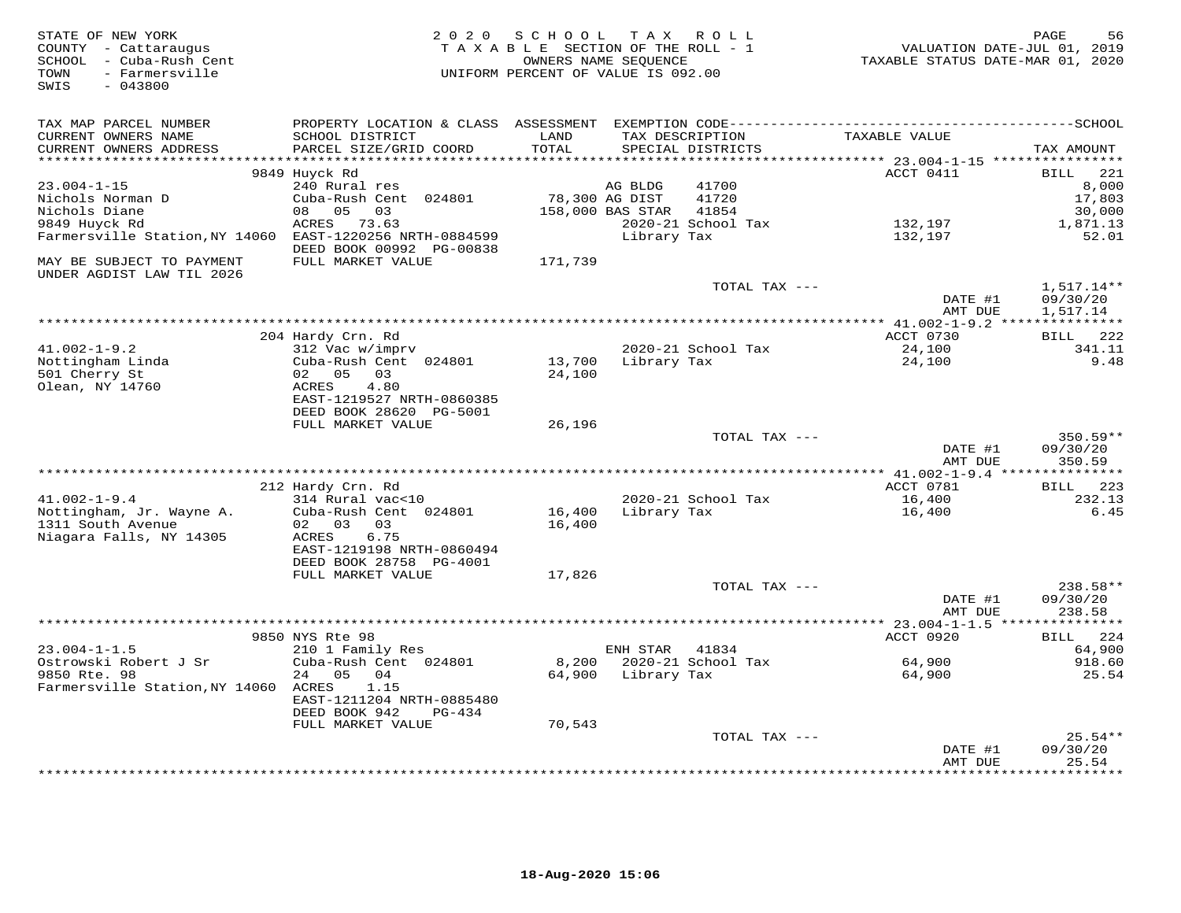STATE OF NEW YORK
COUNTY - Cattaraugus
SCHOOL - Cuba-Rush Cent
TOWN - Farmersville
SWIS - 043800

2020 SCHOOL TAX ROLL
TAXABLE SECTION OF THE ROLL - 1
OWNERS NAME SEQUENCE
UNIFORM PERCENT OF VALUE IS 092.00

VALUATION DATE-JUL 01, 2019
TAXABLE STATUS DATE-MAR 01, 2020

| TAX MAP PARCEL NUMBER / CURRENT OWNERS NAME / CURRENT OWNERS ADDRESS | PROPERTY LOCATION & CLASS / SCHOOL DISTRICT / PARCEL SIZE/GRID COORD | ASSESSMENT LAND / TOTAL | EXEMPTION CODE / TAX DESCRIPTION / SPECIAL DISTRICTS | TAXABLE VALUE | SCHOOL TAX AMOUNT |
|---|---|---|---|---|---|
| | 9849 Huyck Rd | | | ACCT 0411 | BILL 221 |
| 23.004-1-15 | 240 Rural res | | AG BLDG 41700 | | 8,000 |
| Nichols Norman D | Cuba-Rush Cent 024801 | 78,300 | AG DIST 41720 | | 17,803 |
| Nichols Diane | 08 05 03 | 158,000 | BAS STAR 41854 | | 30,000 |
| 9849 Huyck Rd | ACRES 73.63 | | 2020-21 School Tax | 132,197 | 1,871.13 |
| Farmersville Station,NY 14060 | EAST-1220256 NRTH-0884599 | | Library Tax | 132,197 | 52.01 |
| | DEED BOOK 00992 PG-00838 | | | | |
| MAY BE SUBJECT TO PAYMENT UNDER AGDIST LAW TIL 2026 | FULL MARKET VALUE | 171,739 | | | |
| | | | TOTAL TAX --- | | 1,517.14** |
| | | | | DATE #1 | 09/30/20 |
| | | | | AMT DUE | 1,517.14 |
| | 204 Hardy Crn. Rd | | | ACCT 0730 | BILL 222 |
| 41.002-1-9.2 | 312 Vac w/imprv | | 2020-21 School Tax | 24,100 | 341.11 |
| Nottingham Linda | Cuba-Rush Cent 024801 | 13,700 | Library Tax | 24,100 | 9.48 |
| 501 Cherry St | 02 05 03 | 24,100 | | | |
| Olean, NY 14760 | ACRES 4.80 | | | | |
| | EAST-1219527 NRTH-0860385 | | | | |
| | DEED BOOK 28620 PG-5001 | | | | |
| | FULL MARKET VALUE | 26,196 | | | |
| | | | TOTAL TAX --- | | 350.59** |
| | | | | DATE #1 | 09/30/20 |
| | | | | AMT DUE | 350.59 |
| | 212 Hardy Crn. Rd | | | ACCT 0781 | BILL 223 |
| 41.002-1-9.4 | 314 Rural vac<10 | | 2020-21 School Tax | 16,400 | 232.13 |
| Nottingham, Jr. Wayne A. | Cuba-Rush Cent 024801 | 16,400 | Library Tax | 16,400 | 6.45 |
| 1311 South Avenue | 02 03 03 | 16,400 | | | |
| Niagara Falls, NY 14305 | ACRES 6.75 | | | | |
| | EAST-1219198 NRTH-0860494 | | | | |
| | DEED BOOK 28758 PG-4001 | | | | |
| | FULL MARKET VALUE | 17,826 | | | |
| | | | TOTAL TAX --- | | 238.58** |
| | | | | DATE #1 | 09/30/20 |
| | | | | AMT DUE | 238.58 |
| | 9850 NYS Rte 98 | | | ACCT 0920 | BILL 224 |
| 23.004-1-1.5 | 210 1 Family Res | | ENH STAR 41834 | | 64,900 |
| Ostrowski Robert J Sr | Cuba-Rush Cent 024801 | 8,200 | 2020-21 School Tax | 64,900 | 918.60 |
| 9850 Rte. 98 | 24 05 04 | 64,900 | Library Tax | 64,900 | 25.54 |
| Farmersville Station,NY 14060 | ACRES 1.15 | | | | |
| | EAST-1211204 NRTH-0885480 | | | | |
| | DEED BOOK 942 PG-434 | | | | |
| | FULL MARKET VALUE | 70,543 | | | |
| | | | TOTAL TAX --- | | 25.54** |
| | | | | DATE #1 | 09/30/20 |
| | | | | AMT DUE | 25.54 |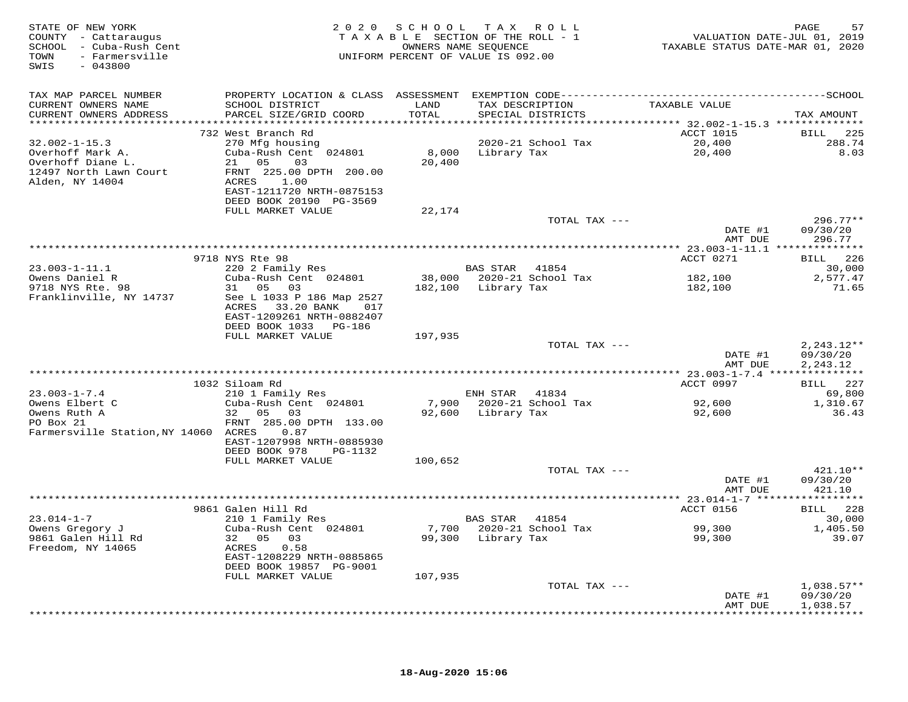STATE OF NEW YORK
COUNTY - Cattaraugus
SCHOOL - Cuba-Rush Cent
TOWN - Farmersville
SWIS - 043800

2020 SCHOOL TAX ROLL
TAXABLE SECTION OF THE ROLL - 1
OWNERS NAME SEQUENCE
UNIFORM PERCENT OF VALUE IS 092.00

VALUATION DATE-JUL 01, 2019
TAXABLE STATUS DATE-MAR 01, 2020

| TAX MAP PARCEL NUMBER / CURRENT OWNERS NAME / CURRENT OWNERS ADDRESS | PROPERTY LOCATION & CLASS / SCHOOL DISTRICT / PARCEL SIZE/GRID COORD | ASSESSMENT LAND / TOTAL | EXEMPTION CODE / TAX DESCRIPTION / SPECIAL DISTRICTS | TAXABLE VALUE | TAX AMOUNT |
|---|---|---|---|---|---|
| | 732 West Branch Rd | | | ACCT 1015 | BILL 225 |
| 32.002-1-15.3 | 270 Mfg housing | | 2020-21 School Tax | 20,400 | 288.74 |
| Overhoff Mark A. | Cuba-Rush Cent 024801 | 8,000 | Library Tax | 20,400 | 8.03 |
| Overhoff Diane L. | 21 05 03 | 20,400 | | | |
| 12497 North Lawn Court | FRNT 225.00 DPTH 200.00 | | | | |
| Alden, NY 14004 | ACRES 1.00 | | | | |
| | EAST-1211720 NRTH-0875153 | | | | |
| | DEED BOOK 20190 PG-3569 | | | | |
| | FULL MARKET VALUE | 22,174 | | | |
| | | | TOTAL TAX --- | | 296.77** |
| | | | | DATE #1 | 09/30/20 |
| | | | | AMT DUE | 296.77 |
| | 9718 NYS Rte 98 | | | ACCT 0271 | BILL 226 |
| 23.003-1-11.1 | 220 2 Family Res | | BAS STAR 41854 | | 30,000 |
| Owens Daniel R | Cuba-Rush Cent 024801 | 38,000 | 2020-21 School Tax | 182,100 | 2,577.47 |
| 9718 NYS Rte. 98 | 31 05 03 | 182,100 | Library Tax | 182,100 | 71.65 |
| Franklinville, NY 14737 | See L 1033 P 186 Map 2527 | | | | |
| | ACRES 33.20 BANK 017 | | | | |
| | EAST-1209261 NRTH-0882407 | | | | |
| | DEED BOOK 1033 PG-186 | | | | |
| | FULL MARKET VALUE | 197,935 | | | |
| | | | TOTAL TAX --- | | 2,243.12** |
| | | | | DATE #1 | 09/30/20 |
| | | | | AMT DUE | 2,243.12 |
| | 1032 Siloam Rd | | | ACCT 0997 | BILL 227 |
| 23.003-1-7.4 | 210 1 Family Res | | ENH STAR 41834 | | 69,800 |
| Owens Elbert C | Cuba-Rush Cent 024801 | 7,900 | 2020-21 School Tax | 92,600 | 1,310.67 |
| Owens Ruth A | 32 05 03 | 92,600 | Library Tax | 92,600 | 36.43 |
| PO Box 21 | FRNT 285.00 DPTH 133.00 | | | | |
| Farmersville Station,NY 14060 | ACRES 0.87 | | | | |
| | EAST-1207998 NRTH-0885930 | | | | |
| | DEED BOOK 978 PG-1132 | | | | |
| | FULL MARKET VALUE | 100,652 | | | |
| | | | TOTAL TAX --- | | 421.10** |
| | | | | DATE #1 | 09/30/20 |
| | | | | AMT DUE | 421.10 |
| | 9861 Galen Hill Rd | | | ACCT 0156 | BILL 228 |
| 23.014-1-7 | 210 1 Family Res | | BAS STAR 41854 | | 30,000 |
| Owens Gregory J | Cuba-Rush Cent 024801 | 7,700 | 2020-21 School Tax | 99,300 | 1,405.50 |
| 9861 Galen Hill Rd | 32 05 03 | 99,300 | Library Tax | 99,300 | 39.07 |
| Freedom, NY 14065 | ACRES 0.58 | | | | |
| | EAST-1208229 NRTH-0885865 | | | | |
| | DEED BOOK 19857 PG-9001 | | | | |
| | FULL MARKET VALUE | 107,935 | | | |
| | | | TOTAL TAX --- | | 1,038.57** |
| | | | | DATE #1 | 09/30/20 |
| | | | | AMT DUE | 1,038.57 |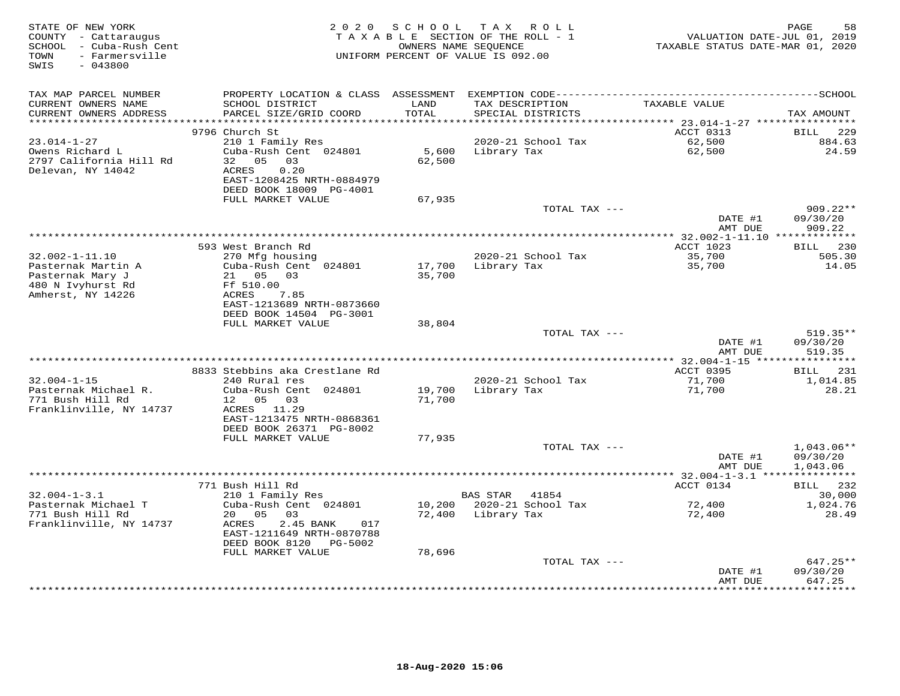STATE OF NEW YORK
COUNTY - Cattaraugus
SCHOOL - Cuba-Rush Cent
TOWN - Farmersville
SWIS - 043800

2 0 2 0 S C H O O L T A X R O L L
T A X A B L E SECTION OF THE ROLL - 1
OWNERS NAME SEQUENCE
UNIFORM PERCENT OF VALUE IS 092.00

VALUATION DATE-JUL 01, 2019
TAXABLE STATUS DATE-MAR 01, 2020

| TAX MAP PARCEL NUMBER / CURRENT OWNERS NAME / CURRENT OWNERS ADDRESS | PROPERTY LOCATION & CLASS / SCHOOL DISTRICT / PARCEL SIZE/GRID COORD | ASSESSMENT LAND / TOTAL | EXEMPTION CODE / TAX DESCRIPTION / SPECIAL DISTRICTS | TAXABLE VALUE | TAX AMOUNT |
|---|---|---|---|---|---|
| | 9796 Church St | | | ACCT 0313 | BILL 229 |
| 23.014-1-27 | 210 1 Family Res | | 2020-21 School Tax | 62,500 | 884.63 |
| Owens Richard L | Cuba-Rush Cent 024801 | 5,600 | Library Tax | 62,500 | 24.59 |
| 2797 California Hill Rd | 32 05 03 | 62,500 | | | |
| Delevan, NY 14042 | ACRES 0.20 | | | | |
| | EAST-1208425 NRTH-0884979 | | | | |
| | DEED BOOK 18009 PG-4001 | | | | |
| | FULL MARKET VALUE | 67,935 | | | |
| | | | TOTAL TAX --- | | 909.22** |
| | | | | DATE #1 | 09/30/20 |
| | | | | AMT DUE | 909.22 |
| | 593 West Branch Rd | | | ACCT 1023 | BILL 230 |
| 32.002-1-11.10 | 270 Mfg housing | | 2020-21 School Tax | 35,700 | 505.30 |
| Pasternak Martin A | Cuba-Rush Cent 024801 | 17,700 | Library Tax | 35,700 | 14.05 |
| Pasternak Mary J | 21 05 03 | 35,700 | | | |
| 480 N Ivyhurst Rd | Ff 510.00 | | | | |
| Amherst, NY 14226 | ACRES 7.85 | | | | |
| | EAST-1213689 NRTH-0873660 | | | | |
| | DEED BOOK 14504 PG-3001 | | | | |
| | FULL MARKET VALUE | 38,804 | | | |
| | | | TOTAL TAX --- | | 519.35** |
| | | | | DATE #1 | 09/30/20 |
| | | | | AMT DUE | 519.35 |
| | 8833 Stebbins aka Crestlane Rd | | | ACCT 0395 | BILL 231 |
| 32.004-1-15 | 240 Rural res | | 2020-21 School Tax | 71,700 | 1,014.85 |
| Pasternak Michael R. | Cuba-Rush Cent 024801 | 19,700 | Library Tax | 71,700 | 28.21 |
| 771 Bush Hill Rd | 12 05 03 | 71,700 | | | |
| Franklinville, NY 14737 | ACRES 11.29 | | | | |
| | EAST-1213475 NRTH-0868361 | | | | |
| | DEED BOOK 26371 PG-8002 | | | | |
| | FULL MARKET VALUE | 77,935 | | | |
| | | | TOTAL TAX --- | | 1,043.06** |
| | | | | DATE #1 | 09/30/20 |
| | | | | AMT DUE | 1,043.06 |
| | 771 Bush Hill Rd | | | ACCT 0134 | BILL 232 |
| 32.004-1-3.1 | 210 1 Family Res | | BAS STAR 41854 | | 30,000 |
| Pasternak Michael T | Cuba-Rush Cent 024801 | 10,200 | 2020-21 School Tax | 72,400 | 1,024.76 |
| 771 Bush Hill Rd | 20 05 03 | 72,400 | Library Tax | 72,400 | 28.49 |
| Franklinville, NY 14737 | ACRES 2.45 BANK 017 | | | | |
| | EAST-1211649 NRTH-0870788 | | | | |
| | DEED BOOK 8120 PG-5002 | | | | |
| | FULL MARKET VALUE | 78,696 | | | |
| | | | TOTAL TAX --- | | 647.25** |
| | | | | DATE #1 | 09/30/20 |
| | | | | AMT DUE | 647.25 |

18-Aug-2020 15:06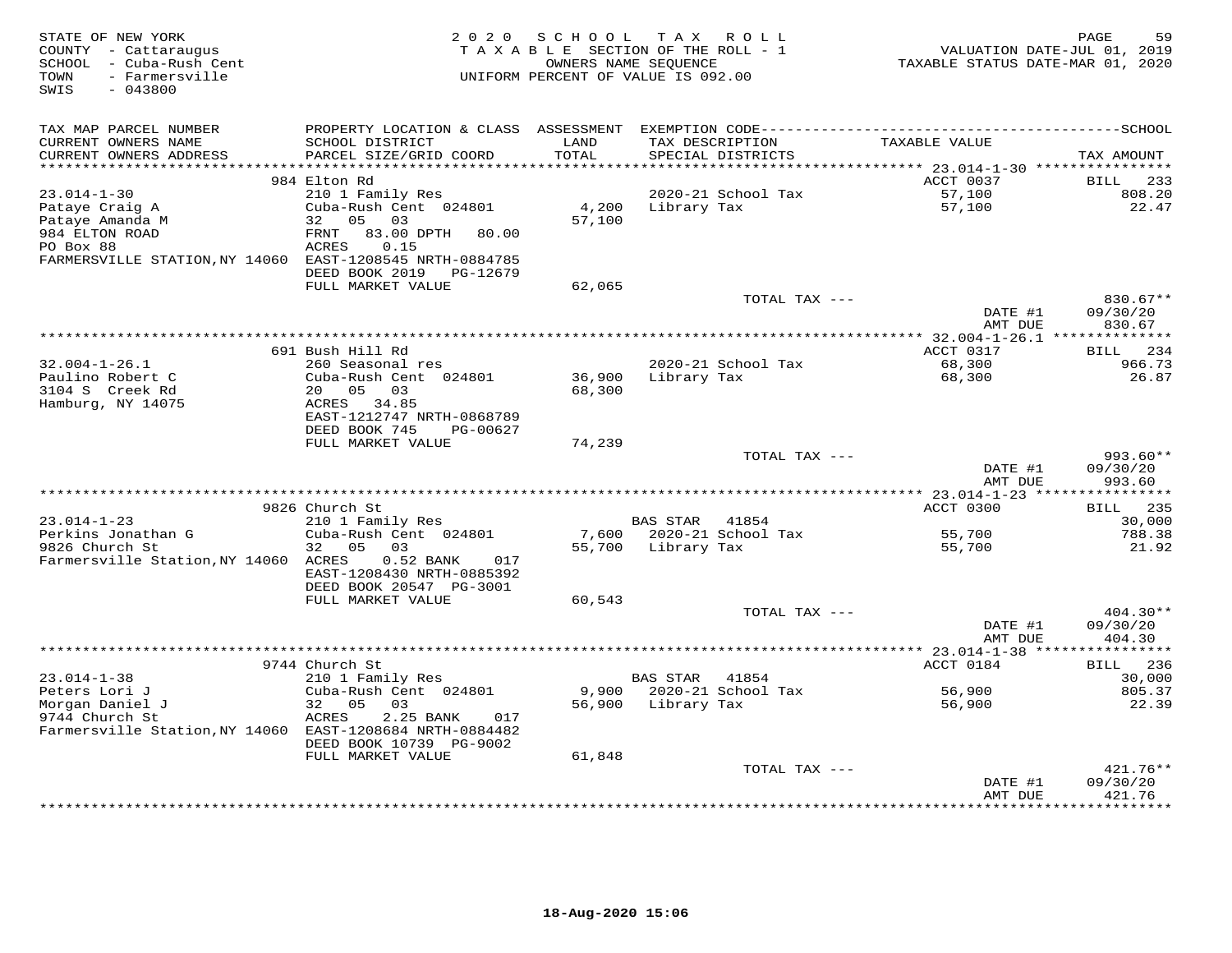STATE OF NEW YORK
COUNTY - Cattaraugus
SCHOOL - Cuba-Rush Cent
TOWN - Farmersville
SWIS - 043800

2020 SCHOOL TAX ROLL
TAXABLE SECTION OF THE ROLL - 1
OWNERS NAME SEQUENCE
UNIFORM PERCENT OF VALUE IS 092.00

VALUATION DATE-JUL 01, 2019
TAXABLE STATUS DATE-MAR 01, 2020

| TAX MAP PARCEL NUMBER / CURRENT OWNERS NAME / CURRENT OWNERS ADDRESS | PROPERTY LOCATION & CLASS / SCHOOL DISTRICT / PARCEL SIZE/GRID COORD | ASSESSMENT LAND / TOTAL | EXEMPTION CODE / TAX DESCRIPTION / SPECIAL DISTRICTS | TAXABLE VALUE | TAX AMOUNT |
|---|---|---|---|---|---|
| **23.014-1-30** | 984 Elton Rd | | | ACCT 0037 | BILL 233 |
| 23.014-1-30 | 210 1 Family Res | | 2020-21 School Tax | 57,100 | 808.20 |
| Pataye Craig A | Cuba-Rush Cent 024801 | 4,200 | Library Tax | 57,100 | 22.47 |
| Pataye Amanda M | 32 05 03 | 57,100 | | | |
| 984 ELTON ROAD | FRNT 83.00 DPTH 80.00 | | | | |
| PO Box 88 | ACRES 0.15 | | | | |
| FARMERSVILLE STATION,NY 14060 | EAST-1208545 NRTH-0884785 | | | | |
| | DEED BOOK 2019 PG-12679 | | | | |
| | FULL MARKET VALUE | 62,065 | | | |
| | | | TOTAL TAX --- | | 830.67** |
| | | | | DATE #1 | 09/30/20 |
| | | | | AMT DUE | 830.67 |
| **32.004-1-26.1** | 691 Bush Hill Rd | | | ACCT 0317 | BILL 234 |
| 32.004-1-26.1 | 260 Seasonal res | | 2020-21 School Tax | 68,300 | 966.73 |
| Paulino Robert C | Cuba-Rush Cent 024801 | 36,900 | Library Tax | 68,300 | 26.87 |
| 3104 S Creek Rd | 20 05 03 | 68,300 | | | |
| Hamburg, NY 14075 | ACRES 34.85 | | | | |
| | EAST-1212747 NRTH-0868789 | | | | |
| | DEED BOOK 745 PG-00627 | | | | |
| | FULL MARKET VALUE | 74,239 | | | |
| | | | TOTAL TAX --- | | 993.60** |
| | | | | DATE #1 | 09/30/20 |
| | | | | AMT DUE | 993.60 |
| **23.014-1-23** | 9826 Church St | | | ACCT 0300 | BILL 235 |
| 23.014-1-23 | 210 1 Family Res | | BAS STAR 41854 | | 30,000 |
| Perkins Jonathan G | Cuba-Rush Cent 024801 | 7,600 | 2020-21 School Tax | 55,700 | 788.38 |
| 9826 Church St | 32 05 03 | 55,700 | Library Tax | 55,700 | 21.92 |
| Farmersville Station,NY 14060 | ACRES 0.52 BANK 017 | | | | |
| | EAST-1208430 NRTH-0885392 | | | | |
| | DEED BOOK 20547 PG-3001 | | | | |
| | FULL MARKET VALUE | 60,543 | | | |
| | | | TOTAL TAX --- | | 404.30** |
| | | | | DATE #1 | 09/30/20 |
| | | | | AMT DUE | 404.30 |
| **23.014-1-38** | 9744 Church St | | | ACCT 0184 | BILL 236 |
| 23.014-1-38 | 210 1 Family Res | | BAS STAR 41854 | | 30,000 |
| Peters Lori J | Cuba-Rush Cent 024801 | 9,900 | 2020-21 School Tax | 56,900 | 805.37 |
| Morgan Daniel J | 32 05 03 | 56,900 | Library Tax | 56,900 | 22.39 |
| 9744 Church St | ACRES 2.25 BANK 017 | | | | |
| Farmersville Station,NY 14060 | EAST-1208684 NRTH-0884482 | | | | |
| | DEED BOOK 10739 PG-9002 | | | | |
| | FULL MARKET VALUE | 61,848 | | | |
| | | | TOTAL TAX --- | | 421.76** |
| | | | | DATE #1 | 09/30/20 |
| | | | | AMT DUE | 421.76 |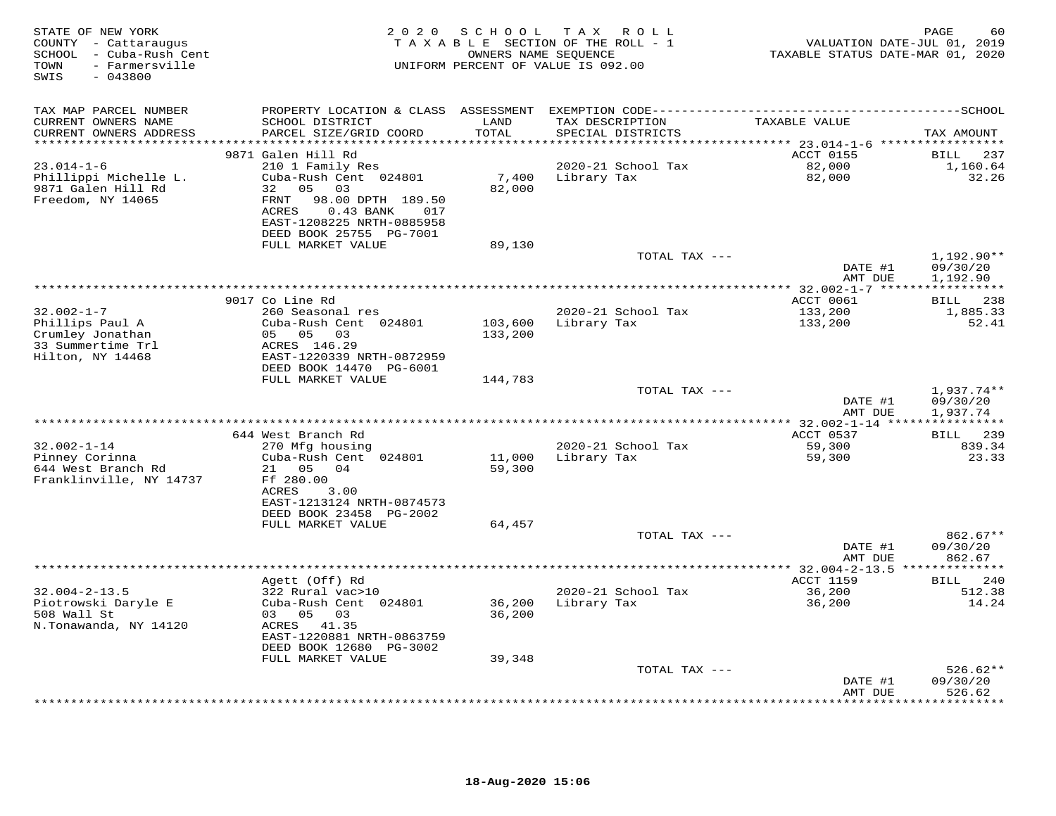STATE OF NEW YORK
COUNTY - Cattaraugus
SCHOOL - Cuba-Rush Cent
TOWN - Farmersville
SWIS - 043800

2020 SCHOOL TAX ROLL
TAXABLE SECTION OF THE ROLL - 1
OWNERS NAME SEQUENCE
UNIFORM PERCENT OF VALUE IS 092.00

VALUATION DATE-JUL 01, 2019
TAXABLE STATUS DATE-MAR 01, 2020

| TAX MAP PARCEL NUMBER / CURRENT OWNERS NAME / CURRENT OWNERS ADDRESS | PROPERTY LOCATION & CLASS / SCHOOL DISTRICT / PARCEL SIZE/GRID COORD | ASSESSMENT LAND / TOTAL | EXEMPTION CODE / TAX DESCRIPTION / SPECIAL DISTRICTS | TAXABLE VALUE | TAX AMOUNT |
|---|---|---|---|---|---|
| | 9871 Galen Hill Rd | | | ACCT 0155 | BILL 237 |
| 23.014-1-6 | 210 1 Family Res | | 2020-21 School Tax | 82,000 | 1,160.64 |
| Phillippi Michelle L. | Cuba-Rush Cent 024801 | 7,400 | Library Tax | 82,000 | 32.26 |
| 9871 Galen Hill Rd | 32 05 03 | 82,000 | | | |
| Freedom, NY 14065 | FRNT 98.00 DPTH 189.50 | | | | |
| | ACRES 0.43 BANK 017 | | | | |
| | EAST-1208225 NRTH-0885958 | | | | |
| | DEED BOOK 25755 PG-7001 | | | | |
| | FULL MARKET VALUE | 89,130 | | | |
| | | | TOTAL TAX --- | | 1,192.90** |
| | | | | DATE #1 | 09/30/20 |
| | | | | AMT DUE | 1,192.90 |
| | 9017 Co Line Rd | | | ACCT 0061 | BILL 238 |
| 32.002-1-7 | 260 Seasonal res | | 2020-21 School Tax | 133,200 | 1,885.33 |
| Phillips Paul A | Cuba-Rush Cent 024801 | 103,600 | Library Tax | 133,200 | 52.41 |
| Crumley Jonathan | 05 05 03 | 133,200 | | | |
| 33 Summertime Trl | ACRES 146.29 | | | | |
| Hilton, NY 14468 | EAST-1220339 NRTH-0872959 | | | | |
| | DEED BOOK 14470 PG-6001 | | | | |
| | FULL MARKET VALUE | 144,783 | | | |
| | | | TOTAL TAX --- | | 1,937.74** |
| | | | | DATE #1 | 09/30/20 |
| | | | | AMT DUE | 1,937.74 |
| | 644 West Branch Rd | | | ACCT 0537 | BILL 239 |
| 32.002-1-14 | 270 Mfg housing | | 2020-21 School Tax | 59,300 | 839.34 |
| Pinney Corinna | Cuba-Rush Cent 024801 | 11,000 | Library Tax | 59,300 | 23.33 |
| 644 West Branch Rd | 21 05 04 | 59,300 | | | |
| Franklinville, NY 14737 | Ff 280.00 | | | | |
| | ACRES 3.00 | | | | |
| | EAST-1213124 NRTH-0874573 | | | | |
| | DEED BOOK 23458 PG-2002 | | | | |
| | FULL MARKET VALUE | 64,457 | | | |
| | | | TOTAL TAX --- | | 862.67** |
| | | | | DATE #1 | 09/30/20 |
| | | | | AMT DUE | 862.67 |
| | Agett (Off) Rd | | | ACCT 1159 | BILL 240 |
| 32.004-2-13.5 | 322 Rural vac>10 | | 2020-21 School Tax | 36,200 | 512.38 |
| Piotrowski Daryle E | Cuba-Rush Cent 024801 | 36,200 | Library Tax | 36,200 | 14.24 |
| 508 Wall St | 03 05 03 | 36,200 | | | |
| N.Tonawanda, NY 14120 | ACRES 41.35 | | | | |
| | EAST-1220881 NRTH-0863759 | | | | |
| | DEED BOOK 12680 PG-3002 | | | | |
| | FULL MARKET VALUE | 39,348 | | | |
| | | | TOTAL TAX --- | | 526.62** |
| | | | | DATE #1 | 09/30/20 |
| | | | | AMT DUE | 526.62 |

18-Aug-2020 15:06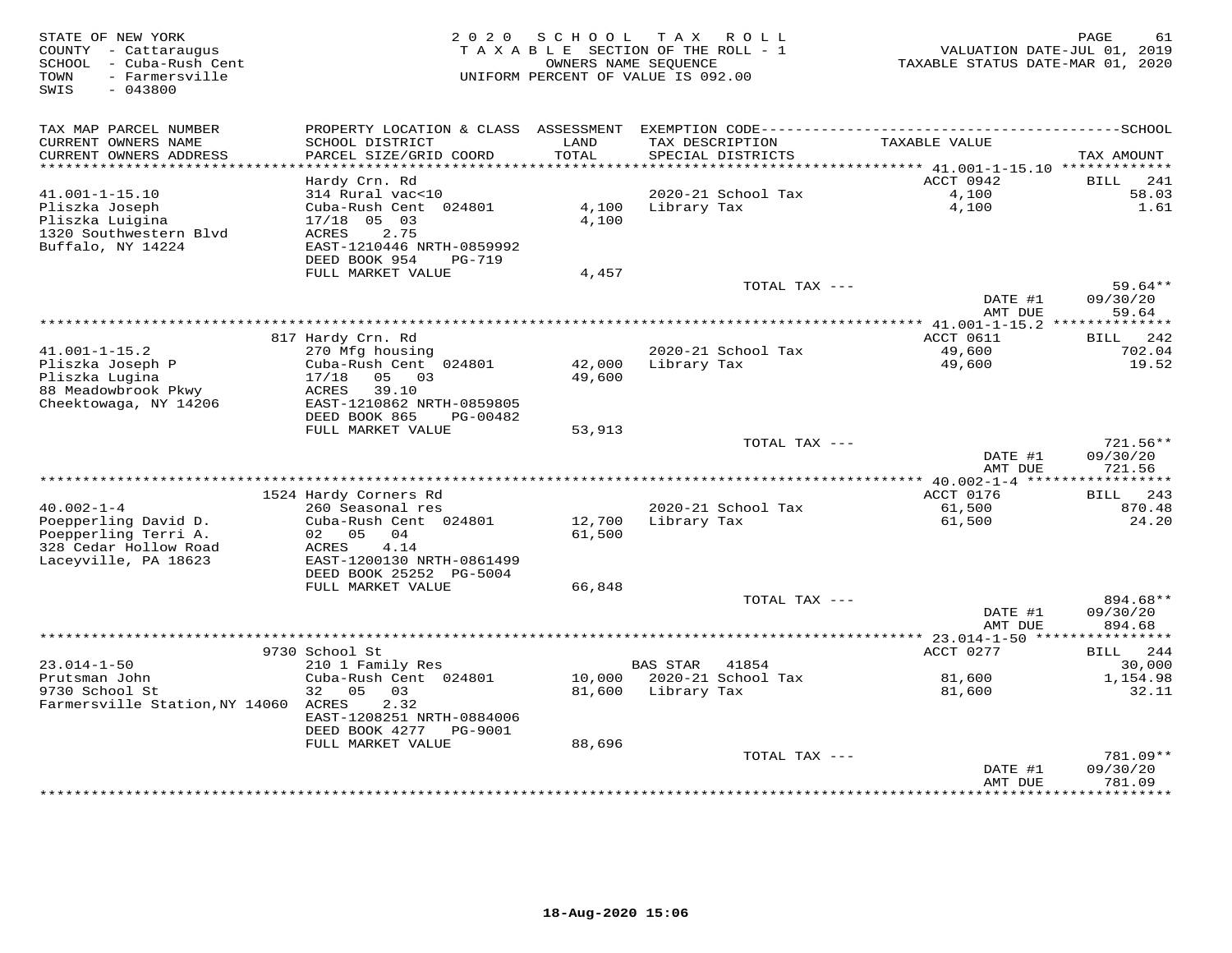STATE OF NEW YORK
COUNTY - Cattaraugus
SCHOOL - Cuba-Rush Cent
TOWN - Farmersville
SWIS - 043800

2020 SCHOOL TAX ROLL
TAXABLE SECTION OF THE ROLL - 1
OWNERS NAME SEQUENCE
UNIFORM PERCENT OF VALUE IS 092.00

VALUATION DATE-JUL 01, 2019
TAXABLE STATUS DATE-MAR 01, 2020

| TAX MAP PARCEL NUMBER / CURRENT OWNERS NAME / CURRENT OWNERS ADDRESS | PROPERTY LOCATION & CLASS / SCHOOL DISTRICT / PARCEL SIZE/GRID COORD | ASSESSMENT LAND / TOTAL | EXEMPTION CODE / TAX DESCRIPTION / SPECIAL DISTRICTS | TAXABLE VALUE | TAX AMOUNT |
|---|---|---|---|---|---|
| 41.001-1-15.10 | Hardy Crn. Rd | | | ACCT 0942 | BILL 241 |
| 41.001-1-15.10 | 314 Rural vac<10 | | 2020-21 School Tax | 4,100 | 58.03 |
| Pliszka Joseph | Cuba-Rush Cent 024801 | 4,100 | Library Tax | 4,100 | 1.61 |
| Pliszka Luigina | 17/18 05 03 | 4,100 | | | |
| 1320 Southwestern Blvd | ACRES 2.75 | | | | |
| Buffalo, NY 14224 | EAST-1210446 NRTH-0859992 | | | | |
| | DEED BOOK 954 PG-719 | | | | |
| | FULL MARKET VALUE | 4,457 | | | |
| | | | TOTAL TAX --- | | 59.64** |
| | | | | DATE #1 | 09/30/20 |
| | | | | AMT DUE | 59.64 |
| 41.001-1-15.2 | 817 Hardy Crn. Rd | | | ACCT 0611 | BILL 242 |
| 41.001-1-15.2 | 270 Mfg housing | | 2020-21 School Tax | 49,600 | 702.04 |
| Pliszka Joseph P | Cuba-Rush Cent 024801 | 42,000 | Library Tax | 49,600 | 19.52 |
| Pliszka Lugina | 17/18 05 03 | 49,600 | | | |
| 88 Meadowbrook Pkwy | ACRES 39.10 | | | | |
| Cheektowaga, NY 14206 | EAST-1210862 NRTH-0859805 | | | | |
| | DEED BOOK 865 PG-00482 | | | | |
| | FULL MARKET VALUE | 53,913 | | | |
| | | | TOTAL TAX --- | | 721.56** |
| | | | | DATE #1 | 09/30/20 |
| | | | | AMT DUE | 721.56 |
| 40.002-1-4 | 1524 Hardy Corners Rd | | | ACCT 0176 | BILL 243 |
| 40.002-1-4 | 260 Seasonal res | | 2020-21 School Tax | 61,500 | 870.48 |
| Poepperling David D. | Cuba-Rush Cent 024801 | 12,700 | Library Tax | 61,500 | 24.20 |
| Poepperling Terri A. | 02 05 04 | 61,500 | | | |
| 328 Cedar Hollow Road | ACRES 4.14 | | | | |
| Laceyville, PA 18623 | EAST-1200130 NRTH-0861499 | | | | |
| | DEED BOOK 25252 PG-5004 | | | | |
| | FULL MARKET VALUE | 66,848 | | | |
| | | | TOTAL TAX --- | | 894.68** |
| | | | | DATE #1 | 09/30/20 |
| | | | | AMT DUE | 894.68 |
| 23.014-1-50 | 9730 School St | | | ACCT 0277 | BILL 244 |
| 23.014-1-50 | 210 1 Family Res | | BAS STAR 41854 | | 30,000 |
| Prutsman John | Cuba-Rush Cent 024801 | 10,000 | 2020-21 School Tax | 81,600 | 1,154.98 |
| 9730 School St | 32 05 03 | 81,600 | Library Tax | 81,600 | 32.11 |
| Farmersville Station,NY 14060 | ACRES 2.32 | | | | |
| | EAST-1208251 NRTH-0884006 | | | | |
| | DEED BOOK 4277 PG-9001 | | | | |
| | FULL MARKET VALUE | 88,696 | | | |
| | | | TOTAL TAX --- | | 781.09** |
| | | | | DATE #1 | 09/30/20 |
| | | | | AMT DUE | 781.09 |

18-Aug-2020 15:06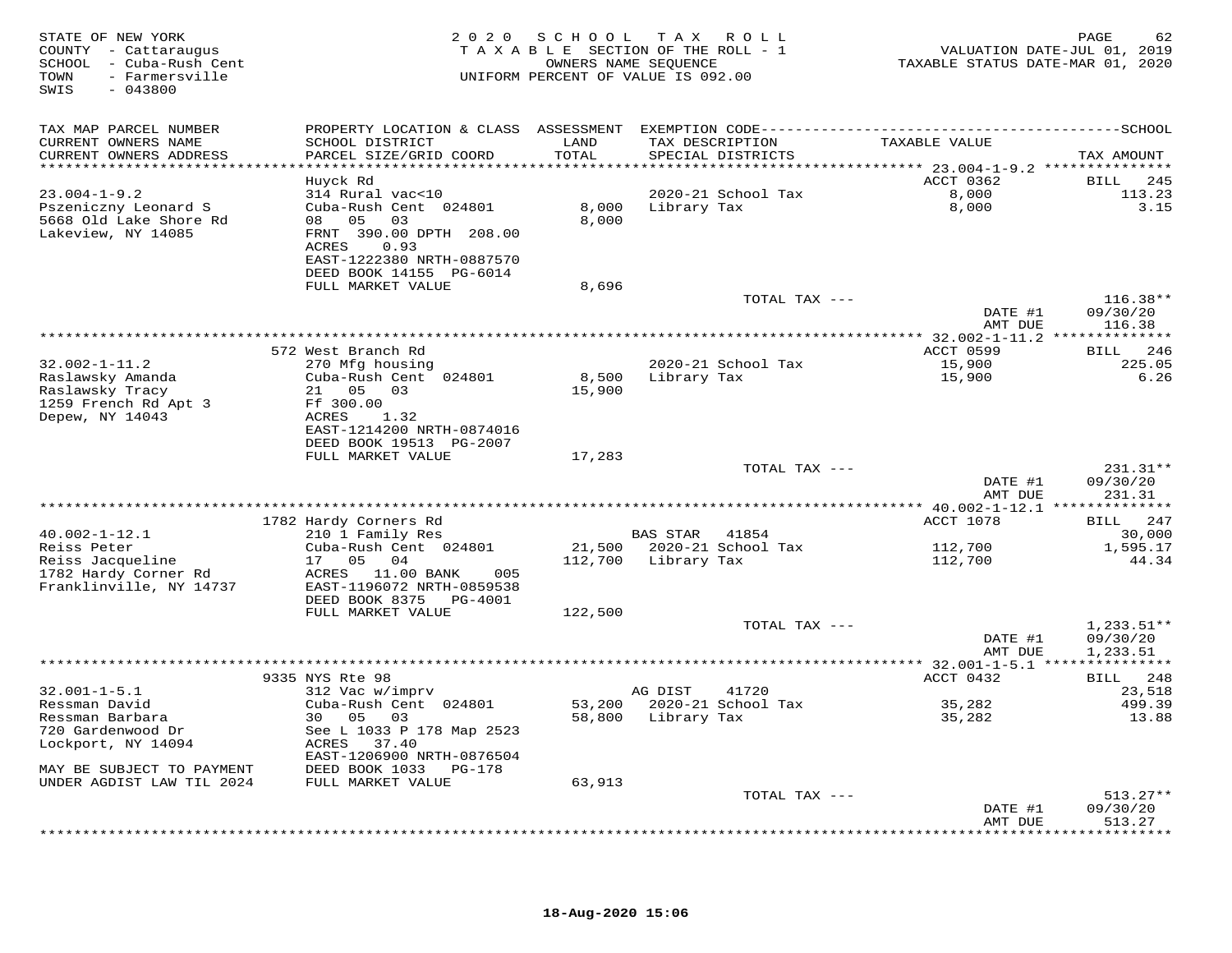STATE OF NEW YORK
COUNTY - Cattaraugus
SCHOOL - Cuba-Rush Cent
TOWN - Farmersville
SWIS - 043800

2020 SCHOOL TAX ROLL
TAXABLE SECTION OF THE ROLL - 1
OWNERS NAME SEQUENCE
UNIFORM PERCENT OF VALUE IS 092.00

VALUATION DATE-JUL 01, 2019
TAXABLE STATUS DATE-MAR 01, 2020

| TAX MAP PARCEL NUMBER / CURRENT OWNERS NAME / CURRENT OWNERS ADDRESS | PROPERTY LOCATION & CLASS / SCHOOL DISTRICT / PARCEL SIZE/GRID COORD | ASSESSMENT LAND / TOTAL | EXEMPTION CODE / TAX DESCRIPTION / SPECIAL DISTRICTS | TAXABLE VALUE | TAX AMOUNT |
|---|---|---|---|---|---|
| **23.004-1-9.2** | Huyck Rd | | | ACCT 0362 | BILL 245 |
| 23.004-1-9.2 | 314 Rural vac<10 | | 2020-21 School Tax | 8,000 | 113.23 |
| Pszeniczny Leonard S | Cuba-Rush Cent 024801 | 8,000 | Library Tax | 8,000 | 3.15 |
| 5668 Old Lake Shore Rd | 08 05 03 | 8,000 | | | |
| Lakeview, NY 14085 | FRNT 390.00 DPTH 208.00 | | | | |
| | ACRES 0.93 | | | | |
| | EAST-1222380 NRTH-0887570 | | | | |
| | DEED BOOK 14155 PG-6014 | | | | |
| | FULL MARKET VALUE | 8,696 | | | |
| | | | TOTAL TAX --- | | 116.38** |
| | | | | DATE #1 | 09/30/20 |
| | | | | AMT DUE | 116.38 |
| **32.002-1-11.2** | 572 West Branch Rd | | | ACCT 0599 | BILL 246 |
| 32.002-1-11.2 | 270 Mfg housing | | 2020-21 School Tax | 15,900 | 225.05 |
| Raslawsky Amanda | Cuba-Rush Cent 024801 | 8,500 | Library Tax | 15,900 | 6.26 |
| Raslawsky Tracy | 21 05 03 | 15,900 | | | |
| 1259 French Rd Apt 3 | Ff 300.00 | | | | |
| Depew, NY 14043 | ACRES 1.32 | | | | |
| | EAST-1214200 NRTH-0874016 | | | | |
| | DEED BOOK 19513 PG-2007 | | | | |
| | FULL MARKET VALUE | 17,283 | | | |
| | | | TOTAL TAX --- | | 231.31** |
| | | | | DATE #1 | 09/30/20 |
| | | | | AMT DUE | 231.31 |
| **40.002-1-12.1** | 1782 Hardy Corners Rd | | | ACCT 1078 | BILL 247 |
| 40.002-1-12.1 | 210 1 Family Res | | BAS STAR 41854 | | 30,000 |
| Reiss Peter | Cuba-Rush Cent 024801 | 21,500 | 2020-21 School Tax | 112,700 | 1,595.17 |
| Reiss Jacqueline | 17 05 04 | 112,700 | Library Tax | 112,700 | 44.34 |
| 1782 Hardy Corner Rd | ACRES 11.00 BANK 005 | | | | |
| Franklinville, NY 14737 | EAST-1196072 NRTH-0859538 | | | | |
| | DEED BOOK 8375 PG-4001 | | | | |
| | FULL MARKET VALUE | 122,500 | | | |
| | | | TOTAL TAX --- | | 1,233.51** |
| | | | | DATE #1 | 09/30/20 |
| | | | | AMT DUE | 1,233.51 |
| **32.001-1-5.1** | 9335 NYS Rte 98 | | | ACCT 0432 | BILL 248 |
| 32.001-1-5.1 | 312 Vac w/imprv | | AG DIST 41720 | | 23,518 |
| Ressman David | Cuba-Rush Cent 024801 | 53,200 | 2020-21 School Tax | 35,282 | 499.39 |
| Ressman Barbara | 30 05 03 | 58,800 | Library Tax | 35,282 | 13.88 |
| 720 Gardenwood Dr | See L 1033 P 178 Map 2523 | | | | |
| Lockport, NY 14094 | ACRES 37.40 | | | | |
| | EAST-1206900 NRTH-0876504 | | | | |
| MAY BE SUBJECT TO PAYMENT | DEED BOOK 1033 PG-178 | | | | |
| UNDER AGDIST LAW TIL 2024 | FULL MARKET VALUE | 63,913 | | | |
| | | | TOTAL TAX --- | | 513.27** |
| | | | | DATE #1 | 09/30/20 |
| | | | | AMT DUE | 513.27 |

18-Aug-2020 15:06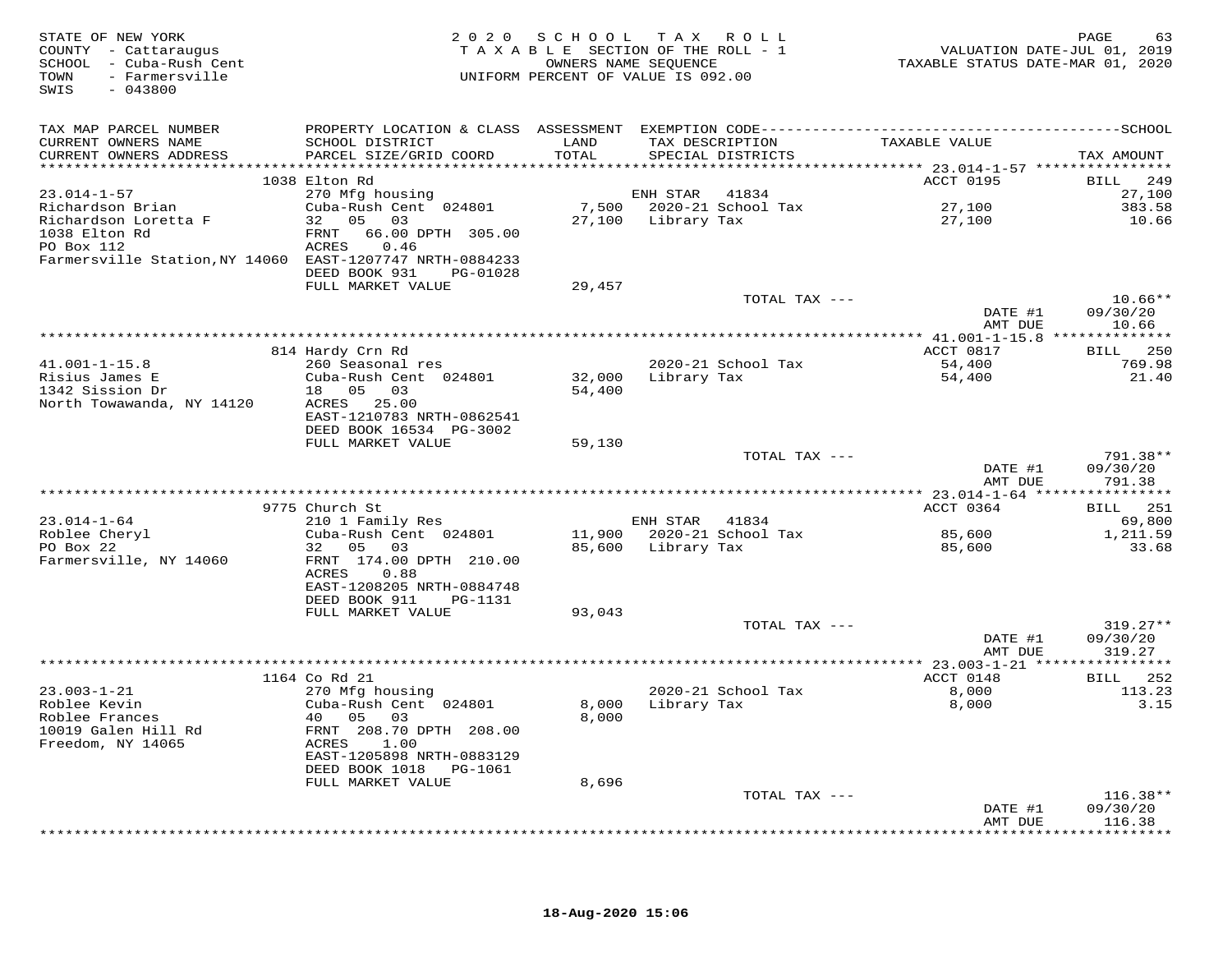STATE OF NEW YORK
COUNTY - Cattaraugus
SCHOOL - Cuba-Rush Cent
TOWN - Farmersville
SWIS - 043800

2020 SCHOOL TAX ROLL
TAXABLE SECTION OF THE ROLL - 1
OWNERS NAME SEQUENCE
UNIFORM PERCENT OF VALUE IS 092.00

VALUATION DATE-JUL 01, 2019
TAXABLE STATUS DATE-MAR 01, 2020

| TAX MAP PARCEL NUMBER / CURRENT OWNERS NAME / CURRENT OWNERS ADDRESS | PROPERTY LOCATION & CLASS / SCHOOL DISTRICT / PARCEL SIZE/GRID COORD | ASSESSMENT LAND / TOTAL | EXEMPTION CODE / TAX DESCRIPTION / SPECIAL DISTRICTS | TAXABLE VALUE | TAX AMOUNT |
|---|---|---|---|---|---|
| | 1038 Elton Rd | | | ACCT 0195 | BILL 249 |
| 23.014-1-57 | 270 Mfg housing | | ENH STAR 41834 | | 27,100 |
| Richardson Brian | Cuba-Rush Cent 024801 | 7,500 | 2020-21 School Tax | 27,100 | 383.58 |
| Richardson Loretta F | 32 05 03 | 27,100 | Library Tax | 27,100 | 10.66 |
| 1038 Elton Rd | FRNT 66.00 DPTH 305.00 | | | | |
| PO Box 112 | ACRES 0.46 | | | | |
| Farmersville Station,NY 14060 | EAST-1207747 NRTH-0884233 | | | | |
| | DEED BOOK 931 PG-01028 | | | | |
| | FULL MARKET VALUE | 29,457 | | | |
| | | | TOTAL TAX --- | | 10.66** |
| | | | | DATE #1 | 09/30/20 |
| | | | | AMT DUE | 10.66 |
| | 814 Hardy Crn Rd | | | ACCT 0817 | BILL 250 |
| 41.001-1-15.8 | 260 Seasonal res | | 2020-21 School Tax | 54,400 | 769.98 |
| Risius James E | Cuba-Rush Cent 024801 | 32,000 | Library Tax | 54,400 | 21.40 |
| 1342 Sission Dr | 18 05 03 | 54,400 | | | |
| North Towawanda, NY 14120 | ACRES 25.00 | | | | |
| | EAST-1210783 NRTH-0862541 | | | | |
| | DEED BOOK 16534 PG-3002 | | | | |
| | FULL MARKET VALUE | 59,130 | | | |
| | | | TOTAL TAX --- | | 791.38** |
| | | | | DATE #1 | 09/30/20 |
| | | | | AMT DUE | 791.38 |
| | 9775 Church St | | | ACCT 0364 | BILL 251 |
| 23.014-1-64 | 210 1 Family Res | | ENH STAR 41834 | | 69,800 |
| Roblee Cheryl | Cuba-Rush Cent 024801 | 11,900 | 2020-21 School Tax | 85,600 | 1,211.59 |
| PO Box 22 | 32 05 03 | 85,600 | Library Tax | 85,600 | 33.68 |
| Farmersville, NY 14060 | FRNT 174.00 DPTH 210.00 | | | | |
| | ACRES 0.88 | | | | |
| | EAST-1208205 NRTH-0884748 | | | | |
| | DEED BOOK 911 PG-1131 | | | | |
| | FULL MARKET VALUE | 93,043 | | | |
| | | | TOTAL TAX --- | | 319.27** |
| | | | | DATE #1 | 09/30/20 |
| | | | | AMT DUE | 319.27 |
| | 1164 Co Rd 21 | | | ACCT 0148 | BILL 252 |
| 23.003-1-21 | 270 Mfg housing | | 2020-21 School Tax | 8,000 | 113.23 |
| Roblee Kevin | Cuba-Rush Cent 024801 | 8,000 | Library Tax | 8,000 | 3.15 |
| Roblee Frances | 40 05 03 | 8,000 | | | |
| 10019 Galen Hill Rd | FRNT 208.70 DPTH 208.00 | | | | |
| Freedom, NY 14065 | ACRES 1.00 | | | | |
| | EAST-1205898 NRTH-0883129 | | | | |
| | DEED BOOK 1018 PG-1061 | | | | |
| | FULL MARKET VALUE | 8,696 | | | |
| | | | TOTAL TAX --- | | 116.38** |
| | | | | DATE #1 | 09/30/20 |
| | | | | AMT DUE | 116.38 |

18-Aug-2020 15:06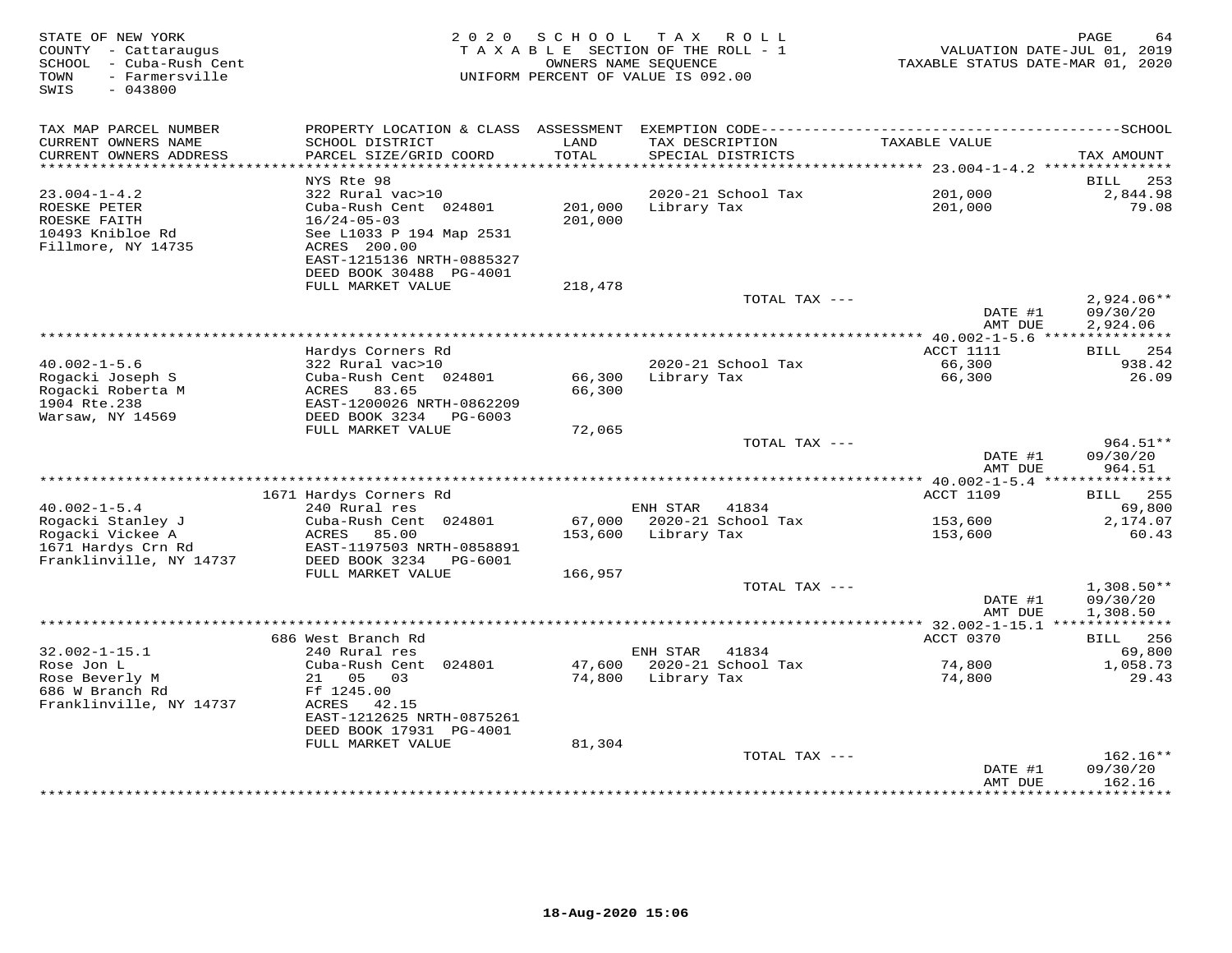STATE OF NEW YORK
COUNTY - Cattaraugus
SCHOOL - Cuba-Rush Cent
TOWN - Farmersville
SWIS - 043800

2020 SCHOOL TAX ROLL
TAXABLE SECTION OF THE ROLL - 1
OWNERS NAME SEQUENCE
UNIFORM PERCENT OF VALUE IS 092.00

VALUATION DATE-JUL 01, 2019
TAXABLE STATUS DATE-MAR 01, 2020

| TAX MAP PARCEL NUMBER / CURRENT OWNERS NAME / CURRENT OWNERS ADDRESS | PROPERTY LOCATION & CLASS / SCHOOL DISTRICT / PARCEL SIZE/GRID COORD | ASSESSMENT LAND / TOTAL | EXEMPTION CODE / TAX DESCRIPTION / SPECIAL DISTRICTS | TAXABLE VALUE | TAX AMOUNT |
|---|---|---|---|---|---|
| **23.004-1-4.2** | NYS Rte 98 | | | | BILL 253 |
| 23.004-1-4.2 | 322 Rural vac>10 | | 2020-21 School Tax | 201,000 | 2,844.98 |
| ROESKE PETER | Cuba-Rush Cent 024801 | 201,000 | Library Tax | 201,000 | 79.08 |
| ROESKE FAITH | 16/24-05-03 | 201,000 | | | |
| 10493 Knibloe Rd | See L1033 P 194 Map 2531 | | | | |
| Fillmore, NY 14735 | ACRES 200.00 | | | | |
| | EAST-1215136 NRTH-0885327 | | | | |
| | DEED BOOK 30488 PG-4001 | | | | |
| | FULL MARKET VALUE | 218,478 | | | |
| | | | TOTAL TAX --- | | 2,924.06** |
| | | | | DATE #1 | 09/30/20 |
| | | | | AMT DUE | 2,924.06 |
| **40.002-1-5.6** | Hardys Corners Rd | | | ACCT 1111 | BILL 254 |
| 40.002-1-5.6 | 322 Rural vac>10 | | 2020-21 School Tax | 66,300 | 938.42 |
| Rogacki Joseph S | Cuba-Rush Cent 024801 | 66,300 | Library Tax | 66,300 | 26.09 |
| Rogacki Roberta M | ACRES 83.65 | 66,300 | | | |
| 1904 Rte.238 | EAST-1200026 NRTH-0862209 | | | | |
| Warsaw, NY 14569 | DEED BOOK 3234 PG-6003 | | | | |
| | FULL MARKET VALUE | 72,065 | | | |
| | | | TOTAL TAX --- | | 964.51** |
| | | | | DATE #1 | 09/30/20 |
| | | | | AMT DUE | 964.51 |
| **40.002-1-5.4** | 1671 Hardys Corners Rd | | | ACCT 1109 | BILL 255 |
| 40.002-1-5.4 | 240 Rural res | | ENH STAR 41834 | | 69,800 |
| Rogacki Stanley J | Cuba-Rush Cent 024801 | 67,000 | 2020-21 School Tax | 153,600 | 2,174.07 |
| Rogacki Vickee A | ACRES 85.00 | 153,600 | Library Tax | 153,600 | 60.43 |
| 1671 Hardys Crn Rd | EAST-1197503 NRTH-0858891 | | | | |
| Franklinville, NY 14737 | DEED BOOK 3234 PG-6001 | | | | |
| | FULL MARKET VALUE | 166,957 | | | |
| | | | TOTAL TAX --- | | 1,308.50** |
| | | | | DATE #1 | 09/30/20 |
| | | | | AMT DUE | 1,308.50 |
| **32.002-1-15.1** | 686 West Branch Rd | | | ACCT 0370 | BILL 256 |
| 32.002-1-15.1 | 240 Rural res | | ENH STAR 41834 | | 69,800 |
| Rose Jon L | Cuba-Rush Cent 024801 | 47,600 | 2020-21 School Tax | 74,800 | 1,058.73 |
| Rose Beverly M | 21 05 03 | 74,800 | Library Tax | 74,800 | 29.43 |
| 686 W Branch Rd | Ff 1245.00 | | | | |
| Franklinville, NY 14737 | ACRES 42.15 | | | | |
| | EAST-1212625 NRTH-0875261 | | | | |
| | DEED BOOK 17931 PG-4001 | | | | |
| | FULL MARKET VALUE | 81,304 | | | |
| | | | TOTAL TAX --- | | 162.16** |
| | | | | DATE #1 | 09/30/20 |
| | | | | AMT DUE | 162.16 |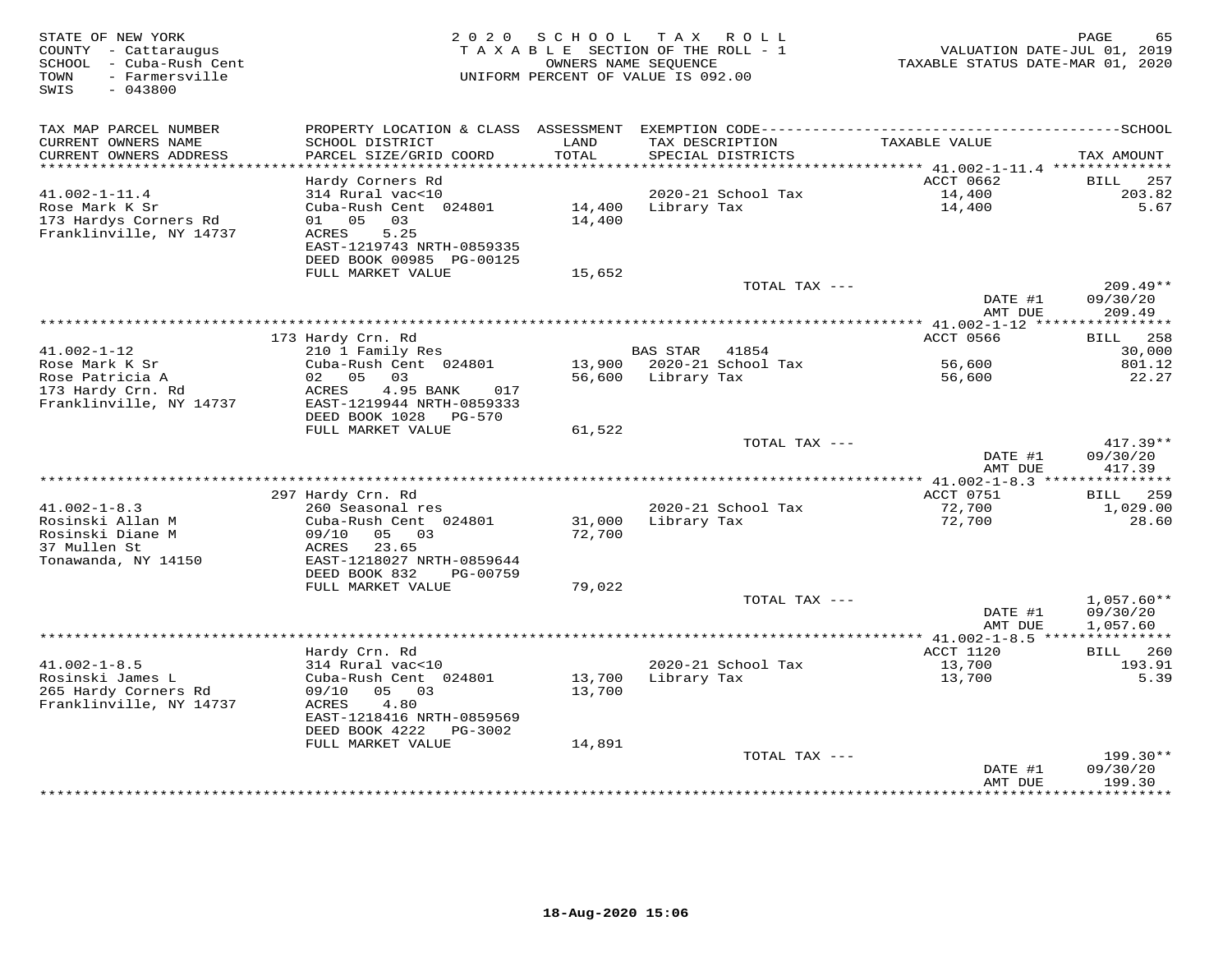STATE OF NEW YORK
COUNTY - Cattaraugus
SCHOOL - Cuba-Rush Cent
TOWN - Farmersville
SWIS - 043800

2 0 2 0 S C H O O L T A X R O L L
T A X A B L E SECTION OF THE ROLL - 1
OWNERS NAME SEQUENCE
UNIFORM PERCENT OF VALUE IS 092.00

VALUATION DATE-JUL 01, 2019
TAXABLE STATUS DATE-MAR 01, 2020

| TAX MAP PARCEL NUMBER / CURRENT OWNERS NAME / CURRENT OWNERS ADDRESS | PROPERTY LOCATION & CLASS / SCHOOL DISTRICT / PARCEL SIZE/GRID COORD | ASSESSMENT LAND / TOTAL | EXEMPTION CODE / TAX DESCRIPTION / SPECIAL DISTRICTS | TAXABLE VALUE | SCHOOL TAX AMOUNT |
|---|---|---|---|---|---|
| | Hardy Corners Rd | | | ACCT 0662 | BILL 257 |
| 41.002-1-11.4 | 314 Rural vac<10 | | 2020-21 School Tax | 14,400 | 203.82 |
| Rose Mark K Sr | Cuba-Rush Cent 024801 | 14,400 | Library Tax | 14,400 | 5.67 |
| 173 Hardys Corners Rd | 01 05 03 | 14,400 | | | |
| Franklinville, NY 14737 | ACRES 5.25 | | | | |
| | EAST-1219743 NRTH-0859335 | | | | |
| | DEED BOOK 00985 PG-00125 | | | | |
| | FULL MARKET VALUE | 15,652 | | | |
| | | | TOTAL TAX --- | | 209.49** |
| | | | | DATE #1 | 09/30/20 |
| | | | | AMT DUE | 209.49 |
| | 173 Hardy Crn. Rd | | | ACCT 0566 | BILL 258 |
| 41.002-1-12 | 210 1 Family Res | | BAS STAR 41854 | | 30,000 |
| Rose Mark K Sr | Cuba-Rush Cent 024801 | 13,900 | 2020-21 School Tax | 56,600 | 801.12 |
| Rose Patricia A | 02 05 03 | 56,600 | Library Tax | 56,600 | 22.27 |
| 173 Hardy Crn. Rd | ACRES 4.95 BANK 017 | | | | |
| Franklinville, NY 14737 | EAST-1219944 NRTH-0859333 | | | | |
| | DEED BOOK 1028 PG-570 | | | | |
| | FULL MARKET VALUE | 61,522 | | | |
| | | | TOTAL TAX --- | | 417.39** |
| | | | | DATE #1 | 09/30/20 |
| | | | | AMT DUE | 417.39 |
| | 297 Hardy Crn. Rd | | | ACCT 0751 | BILL 259 |
| 41.002-1-8.3 | 260 Seasonal res | | 2020-21 School Tax | 72,700 | 1,029.00 |
| Rosinski Allan M | Cuba-Rush Cent 024801 | 31,000 | Library Tax | 72,700 | 28.60 |
| Rosinski Diane M | 09/10 05 03 | 72,700 | | | |
| 37 Mullen St | ACRES 23.65 | | | | |
| Tonawanda, NY 14150 | EAST-1218027 NRTH-0859644 | | | | |
| | DEED BOOK 832 PG-00759 | | | | |
| | FULL MARKET VALUE | 79,022 | | | |
| | | | TOTAL TAX --- | | 1,057.60** |
| | | | | DATE #1 | 09/30/20 |
| | | | | AMT DUE | 1,057.60 |
| | Hardy Crn. Rd | | | ACCT 1120 | BILL 260 |
| 41.002-1-8.5 | 314 Rural vac<10 | | 2020-21 School Tax | 13,700 | 193.91 |
| Rosinski James L | Cuba-Rush Cent 024801 | 13,700 | Library Tax | 13,700 | 5.39 |
| 265 Hardy Corners Rd | 09/10 05 03 | 13,700 | | | |
| Franklinville, NY 14737 | ACRES 4.80 | | | | |
| | EAST-1218416 NRTH-0859569 | | | | |
| | DEED BOOK 4222 PG-3002 | | | | |
| | FULL MARKET VALUE | 14,891 | | | |
| | | | TOTAL TAX --- | | 199.30** |
| | | | | DATE #1 | 09/30/20 |
| | | | | AMT DUE | 199.30 |

18-Aug-2020 15:06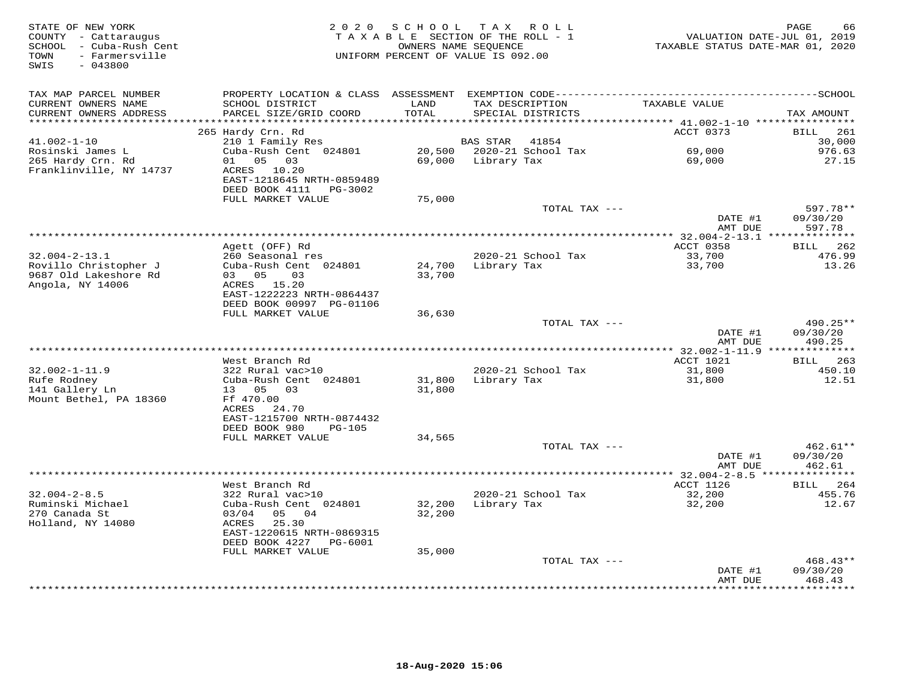STATE OF NEW YORK
COUNTY - Cattaraugus
SCHOOL - Cuba-Rush Cent
TOWN - Farmersville
SWIS - 043800

2020 SCHOOL TAX ROLL
TAXABLE SECTION OF THE ROLL - 1
OWNERS NAME SEQUENCE
UNIFORM PERCENT OF VALUE IS 092.00

VALUATION DATE-JUL 01, 2019
TAXABLE STATUS DATE-MAR 01, 2020

| TAX MAP PARCEL NUMBER / CURRENT OWNERS NAME / CURRENT OWNERS ADDRESS | PROPERTY LOCATION & CLASS / SCHOOL DISTRICT / PARCEL SIZE/GRID COORD | ASSESSMENT LAND / TOTAL | EXEMPTION CODE / TAX DESCRIPTION / SPECIAL DISTRICTS | TAXABLE VALUE | TAX AMOUNT |
|---|---|---|---|---|---|
| **41.002-1-10** | 265 Hardy Crn. Rd | | | ACCT 0373 | BILL 261 |
| Rosinski James L | 210 1 Family Res | | BAS STAR 41854 | | 30,000 |
| 265 Hardy Crn. Rd | Cuba-Rush Cent 024801 | 20,500 | 2020-21 School Tax | 69,000 | 976.63 |
| Franklinville, NY 14737 | 01 05 03 | 69,000 | Library Tax | 69,000 | 27.15 |
| | ACRES 10.20 | | | | |
| | EAST-1218645 NRTH-0859489 | | | | |
| | DEED BOOK 4111 PG-3002 | | | | |
| | FULL MARKET VALUE | 75,000 | | | |
| | | | TOTAL TAX --- | | 597.78** |
| | | | | DATE #1 | 09/30/20 |
| | | | | AMT DUE | 597.78 |
| **32.004-2-13.1** | Agett (OFF) Rd | | | ACCT 0358 | BILL 262 |
| Rovillo Christopher J | 260 Seasonal res | | 2020-21 School Tax | 33,700 | 476.99 |
| 9687 Old Lakeshore Rd | Cuba-Rush Cent 024801 | 24,700 | Library Tax | 33,700 | 13.26 |
| Angola, NY 14006 | 03 05 03 | 33,700 | | | |
| | ACRES 15.20 | | | | |
| | EAST-1222223 NRTH-0864437 | | | | |
| | DEED BOOK 00997 PG-01106 | | | | |
| | FULL MARKET VALUE | 36,630 | | | |
| | | | TOTAL TAX --- | | 490.25** |
| | | | | DATE #1 | 09/30/20 |
| | | | | AMT DUE | 490.25 |
| **32.002-1-11.9** | West Branch Rd | | | ACCT 1021 | BILL 263 |
| Rufe Rodney | 322 Rural vac>10 | | 2020-21 School Tax | 31,800 | 450.10 |
| 141 Gallery Ln | Cuba-Rush Cent 024801 | 31,800 | Library Tax | 31,800 | 12.51 |
| Mount Bethel, PA 18360 | 13 05 03 | 31,800 | | | |
| | Ff 470.00 | | | | |
| | ACRES 24.70 | | | | |
| | EAST-1215700 NRTH-0874432 | | | | |
| | DEED BOOK 980 PG-105 | | | | |
| | FULL MARKET VALUE | 34,565 | | | |
| | | | TOTAL TAX --- | | 462.61** |
| | | | | DATE #1 | 09/30/20 |
| | | | | AMT DUE | 462.61 |
| **32.004-2-8.5** | West Branch Rd | | | ACCT 1126 | BILL 264 |
| Ruminski Michael | 322 Rural vac>10 | | 2020-21 School Tax | 32,200 | 455.76 |
| 270 Canada St | Cuba-Rush Cent 024801 | 32,200 | Library Tax | 32,200 | 12.67 |
| Holland, NY 14080 | 03/04 05 04 | 32,200 | | | |
| | ACRES 25.30 | | | | |
| | EAST-1220615 NRTH-0869315 | | | | |
| | DEED BOOK 4227 PG-6001 | | | | |
| | FULL MARKET VALUE | 35,000 | | | |
| | | | TOTAL TAX --- | | 468.43** |
| | | | | DATE #1 | 09/30/20 |
| | | | | AMT DUE | 468.43 |

18-Aug-2020 15:06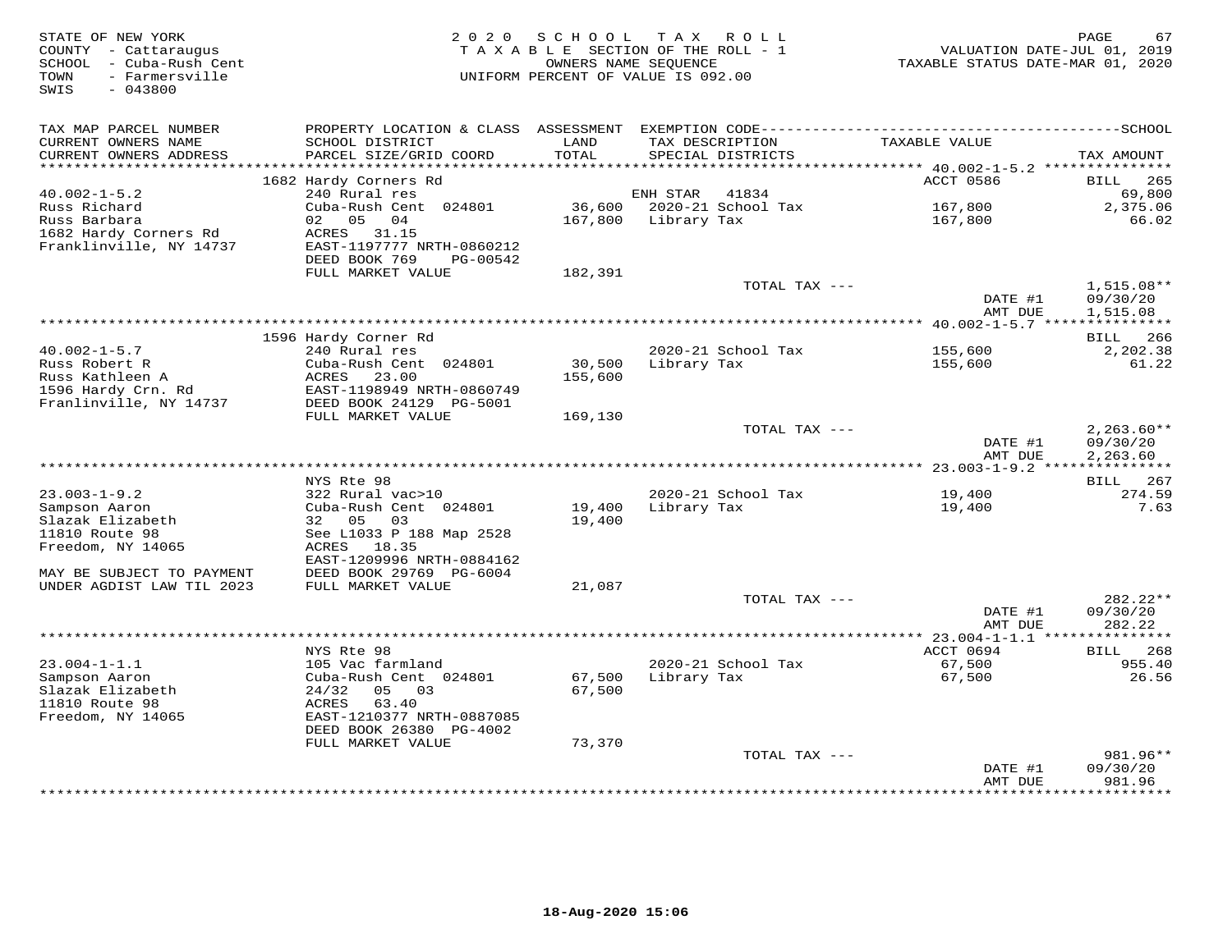STATE OF NEW YORK
COUNTY - Cattaraugus
SCHOOL - Cuba-Rush Cent
TOWN - Farmersville
SWIS - 043800

2020 SCHOOL TAX ROLL
TAXABLE SECTION OF THE ROLL - 1
OWNERS NAME SEQUENCE
UNIFORM PERCENT OF VALUE IS 092.00

VALUATION DATE-JUL 01, 2019
TAXABLE STATUS DATE-MAR 01, 2020

| TAX MAP PARCEL NUMBER / CURRENT OWNERS NAME / CURRENT OWNERS ADDRESS | PROPERTY LOCATION & CLASS / SCHOOL DISTRICT / PARCEL SIZE/GRID COORD | ASSESSMENT LAND / TOTAL | EXEMPTION CODE / TAX DESCRIPTION / SPECIAL DISTRICTS | TAXABLE VALUE | TAX AMOUNT |
|---|---|---|---|---|---|
| **40.002-1-5.2** | 1682 Hardy Corners Rd | | | ACCT 0586 | BILL 265 |
| 40.002-1-5.2 | 240 Rural res | | ENH STAR 41834 | | 69,800 |
| Russ Richard | Cuba-Rush Cent 024801 | 36,600 | 2020-21 School Tax | 167,800 | 2,375.06 |
| Russ Barbara | 02 05 04 | 167,800 | Library Tax | 167,800 | 66.02 |
| 1682 Hardy Corners Rd | ACRES 31.15 | | | | |
| Franklinville, NY 14737 | EAST-1197777 NRTH-0860212 | | | | |
| | DEED BOOK 769 PG-00542 | | | | |
| | FULL MARKET VALUE | 182,391 | | | |
| | | | TOTAL TAX --- | | 1,515.08** |
| | | | | DATE #1 | 09/30/20 |
| | | | | AMT DUE | 1,515.08 |
| **40.002-1-5.7** | 1596 Hardy Corner Rd | | | | BILL 266 |
| 40.002-1-5.7 | 240 Rural res | | 2020-21 School Tax | 155,600 | 2,202.38 |
| Russ Robert R | Cuba-Rush Cent 024801 | 30,500 | Library Tax | 155,600 | 61.22 |
| Russ Kathleen A | ACRES 23.00 | 155,600 | | | |
| 1596 Hardy Crn. Rd | EAST-1198949 NRTH-0860749 | | | | |
| Franlinville, NY 14737 | DEED BOOK 24129 PG-5001 | | | | |
| | FULL MARKET VALUE | 169,130 | | | |
| | | | TOTAL TAX --- | | 2,263.60** |
| | | | | DATE #1 | 09/30/20 |
| | | | | AMT DUE | 2,263.60 |
| **23.003-1-9.2** | NYS Rte 98 | | | | BILL 267 |
| 23.003-1-9.2 | 322 Rural vac>10 | | 2020-21 School Tax | 19,400 | 274.59 |
| Sampson Aaron | Cuba-Rush Cent 024801 | 19,400 | Library Tax | 19,400 | 7.63 |
| Slazak Elizabeth | 32 05 03 | 19,400 | | | |
| 11810 Route 98 | See L1033 P 188 Map 2528 | | | | |
| Freedom, NY 14065 | ACRES 18.35 | | | | |
| | EAST-1209996 NRTH-0884162 | | | | |
| MAY BE SUBJECT TO PAYMENT | DEED BOOK 29769 PG-6004 | | | | |
| UNDER AGDIST LAW TIL 2023 | FULL MARKET VALUE | 21,087 | | | |
| | | | TOTAL TAX --- | | 282.22** |
| | | | | DATE #1 | 09/30/20 |
| | | | | AMT DUE | 282.22 |
| **23.004-1-1.1** | NYS Rte 98 | | | ACCT 0694 | BILL 268 |
| 23.004-1-1.1 | 105 Vac farmland | | 2020-21 School Tax | 67,500 | 955.40 |
| Sampson Aaron | Cuba-Rush Cent 024801 | 67,500 | Library Tax | 67,500 | 26.56 |
| Slazak Elizabeth | 24/32 05 03 | 67,500 | | | |
| 11810 Route 98 | ACRES 63.40 | | | | |
| Freedom, NY 14065 | EAST-1210377 NRTH-0887085 | | | | |
| | DEED BOOK 26380 PG-4002 | | | | |
| | FULL MARKET VALUE | 73,370 | | | |
| | | | TOTAL TAX --- | | 981.96** |
| | | | | DATE #1 | 09/30/20 |
| | | | | AMT DUE | 981.96 |

18-Aug-2020 15:06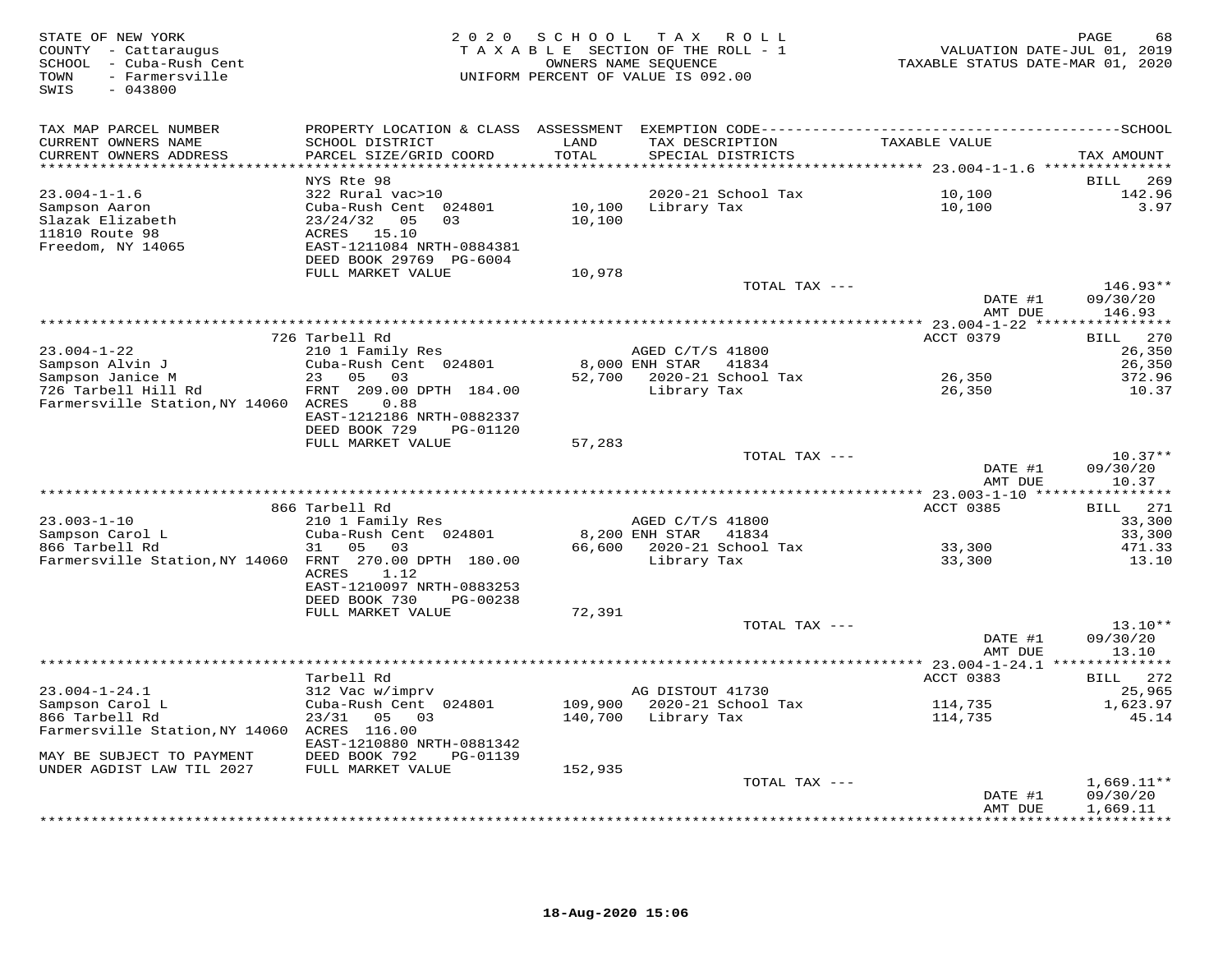STATE OF NEW YORK
COUNTY - Cattaraugus
SCHOOL - Cuba-Rush Cent
TOWN - Farmersville
SWIS - 043800

2 0 2 0 S C H O O L T A X R O L L
T A X A B L E SECTION OF THE ROLL - 1
OWNERS NAME SEQUENCE
UNIFORM PERCENT OF VALUE IS 092.00

VALUATION DATE-JUL 01, 2019
TAXABLE STATUS DATE-MAR 01, 2020

| TAX MAP PARCEL NUMBER / CURRENT OWNERS NAME / CURRENT OWNERS ADDRESS | PROPERTY LOCATION & CLASS / SCHOOL DISTRICT / PARCEL SIZE/GRID COORD | ASSESSMENT LAND / TOTAL | EXEMPTION CODE / TAX DESCRIPTION / SPECIAL DISTRICTS | TAXABLE VALUE | TAX AMOUNT |
|---|---|---|---|---|---|
| | NYS Rte 98 | | | | BILL 269 |
| 23.004-1-1.6 | 322 Rural vac>10 | | 2020-21 School Tax | 10,100 | 142.96 |
| Sampson Aaron | Cuba-Rush Cent 024801 | 10,100 | Library Tax | 10,100 | 3.97 |
| Slazak Elizabeth | 23/24/32 05 03 | 10,100 | | | |
| 11810 Route 98 | ACRES 15.10 | | | | |
| Freedom, NY 14065 | EAST-1211084 NRTH-0884381 | | | | |
| | DEED BOOK 29769 PG-6004 | | | | |
| | FULL MARKET VALUE | 10,978 | | | |
| | | | TOTAL TAX --- | | 146.93** |
| | | | | DATE #1 | 09/30/20 |
| | | | | AMT DUE | 146.93 |
| | 726 Tarbell Rd | | | ACCT 0379 | BILL 270 |
| 23.004-1-22 | 210 1 Family Res | | AGED C/T/S 41800 | | 26,350 |
| Sampson Alvin J | Cuba-Rush Cent 024801 | 8,000 | ENH STAR 41834 | | 26,350 |
| Sampson Janice M | 23 05 03 | 52,700 | 2020-21 School Tax | 26,350 | 372.96 |
| 726 Tarbell Hill Rd | FRNT 209.00 DPTH 184.00 | | Library Tax | 26,350 | 10.37 |
| Farmersville Station,NY 14060 | ACRES 0.88 | | | | |
| | EAST-1212186 NRTH-0882337 | | | | |
| | DEED BOOK 729 PG-01120 | | | | |
| | FULL MARKET VALUE | 57,283 | | | |
| | | | TOTAL TAX --- | | 10.37** |
| | | | | DATE #1 | 09/30/20 |
| | | | | AMT DUE | 10.37 |
| | 866 Tarbell Rd | | | ACCT 0385 | BILL 271 |
| 23.003-1-10 | 210 1 Family Res | | AGED C/T/S 41800 | | 33,300 |
| Sampson Carol L | Cuba-Rush Cent 024801 | 8,200 | ENH STAR 41834 | | 33,300 |
| 866 Tarbell Rd | 31 05 03 | 66,600 | 2020-21 School Tax | 33,300 | 471.33 |
| Farmersville Station,NY 14060 | FRNT 270.00 DPTH 180.00 | | Library Tax | 33,300 | 13.10 |
| | ACRES 1.12 | | | | |
| | EAST-1210097 NRTH-0883253 | | | | |
| | DEED BOOK 730 PG-00238 | | | | |
| | FULL MARKET VALUE | 72,391 | | | |
| | | | TOTAL TAX --- | | 13.10** |
| | | | | DATE #1 | 09/30/20 |
| | | | | AMT DUE | 13.10 |
| | Tarbell Rd | | | ACCT 0383 | BILL 272 |
| 23.004-1-24.1 | 312 Vac w/imprv | | AG DISTOUT 41730 | | 25,965 |
| Sampson Carol L | Cuba-Rush Cent 024801 | 109,900 | 2020-21 School Tax | 114,735 | 1,623.97 |
| 866 Tarbell Rd | 23/31 05 03 | 140,700 | Library Tax | 114,735 | 45.14 |
| Farmersville Station,NY 14060 | ACRES 116.00 | | | | |
| | EAST-1210880 NRTH-0881342 | | | | |
| MAY BE SUBJECT TO PAYMENT | DEED BOOK 792 PG-01139 | | | | |
| UNDER AGDIST LAW TIL 2027 | FULL MARKET VALUE | 152,935 | | | |
| | | | TOTAL TAX --- | | 1,669.11** |
| | | | | DATE #1 | 09/30/20 |
| | | | | AMT DUE | 1,669.11 |

18-Aug-2020 15:06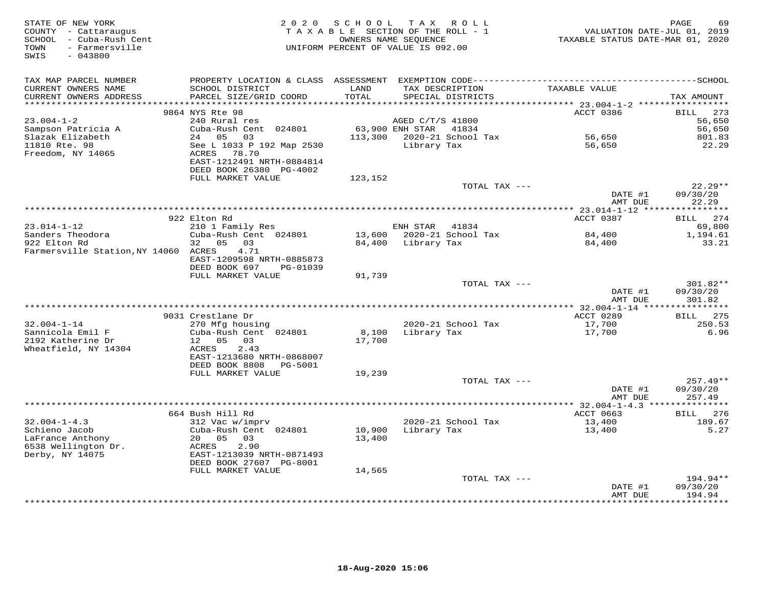STATE OF NEW YORK
COUNTY - Cattaraugus
SCHOOL - Cuba-Rush Cent
TOWN - Farmersville
SWIS - 043800

2020 SCHOOL TAX ROLL
TAXABLE SECTION OF THE ROLL - 1
OWNERS NAME SEQUENCE
UNIFORM PERCENT OF VALUE IS 092.00

VALUATION DATE-JUL 01, 2019
TAXABLE STATUS DATE-MAR 01, 2020

| TAX MAP PARCEL NUMBER / CURRENT OWNERS NAME / CURRENT OWNERS ADDRESS | PROPERTY LOCATION & CLASS / SCHOOL DISTRICT / PARCEL SIZE/GRID COORD | ASSESSMENT LAND / TOTAL | EXEMPTION CODE / TAX DESCRIPTION / SPECIAL DISTRICTS | TAXABLE VALUE | TAX AMOUNT |
|---|---|---|---|---|---|
| | 9864 NYS Rte 98 | | | ACCT 0386 | BILL 273 |
| 23.004-1-2 | 240 Rural res | | AGED C/T/S 41800 | | 56,650 |
| Sampson Patricia A | Cuba-Rush Cent 024801 | 63,900 | ENH STAR 41834 | | 56,650 |
| Slazak Elizabeth | 24 05 03 | 113,300 | 2020-21 School Tax | 56,650 | 801.83 |
| 11810 Rte. 98 | See L 1033 P 192 Map 2530 | | Library Tax | 56,650 | 22.29 |
| Freedom, NY 14065 | ACRES 78.70 | | | | |
| | EAST-1212491 NRTH-0884814 | | | | |
| | DEED BOOK 26380 PG-4002 | | | | |
| | FULL MARKET VALUE | 123,152 | | | |
| | | | TOTAL TAX --- | | 22.29** |
| | | | | DATE #1 | 09/30/20 |
| | | | | AMT DUE | 22.29 |
| | 922 Elton Rd | | | ACCT 0387 | BILL 274 |
| 23.014-1-12 | 210 1 Family Res | | ENH STAR 41834 | | 69,800 |
| Sanders Theodora | Cuba-Rush Cent 024801 | 13,600 | 2020-21 School Tax | 84,400 | 1,194.61 |
| 922 Elton Rd | 32 05 03 | 84,400 | Library Tax | 84,400 | 33.21 |
| Farmersville Station,NY 14060 | ACRES 4.71 | | | | |
| | EAST-1209598 NRTH-0885873 | | | | |
| | DEED BOOK 697 PG-01039 | | | | |
| | FULL MARKET VALUE | 91,739 | | | |
| | | | TOTAL TAX --- | | 301.82** |
| | | | | DATE #1 | 09/30/20 |
| | | | | AMT DUE | 301.82 |
| | 9031 Crestlane Dr | | | ACCT 0289 | BILL 275 |
| 32.004-1-14 | 270 Mfg housing | | 2020-21 School Tax | 17,700 | 250.53 |
| Sannicola Emil F | Cuba-Rush Cent 024801 | 8,100 | Library Tax | 17,700 | 6.96 |
| 2192 Katherine Dr | 12 05 03 | 17,700 | | | |
| Wheatfield, NY 14304 | ACRES 2.43 | | | | |
| | EAST-1213680 NRTH-0868007 | | | | |
| | DEED BOOK 8808 PG-5001 | | | | |
| | FULL MARKET VALUE | 19,239 | | | |
| | | | TOTAL TAX --- | | 257.49** |
| | | | | DATE #1 | 09/30/20 |
| | | | | AMT DUE | 257.49 |
| | 664 Bush Hill Rd | | | ACCT 0663 | BILL 276 |
| 32.004-1-4.3 | 312 Vac w/imprv | | 2020-21 School Tax | 13,400 | 189.67 |
| Schieno Jacob | Cuba-Rush Cent 024801 | 10,900 | Library Tax | 13,400 | 5.27 |
| LaFrance Anthony | 20 05 03 | 13,400 | | | |
| 6538 Wellington Dr. | ACRES 2.90 | | | | |
| Derby, NY 14075 | EAST-1213039 NRTH-0871493 | | | | |
| | DEED BOOK 27607 PG-8001 | | | | |
| | FULL MARKET VALUE | 14,565 | | | |
| | | | TOTAL TAX --- | | 194.94** |
| | | | | DATE #1 | 09/30/20 |
| | | | | AMT DUE | 194.94 |

18-Aug-2020 15:06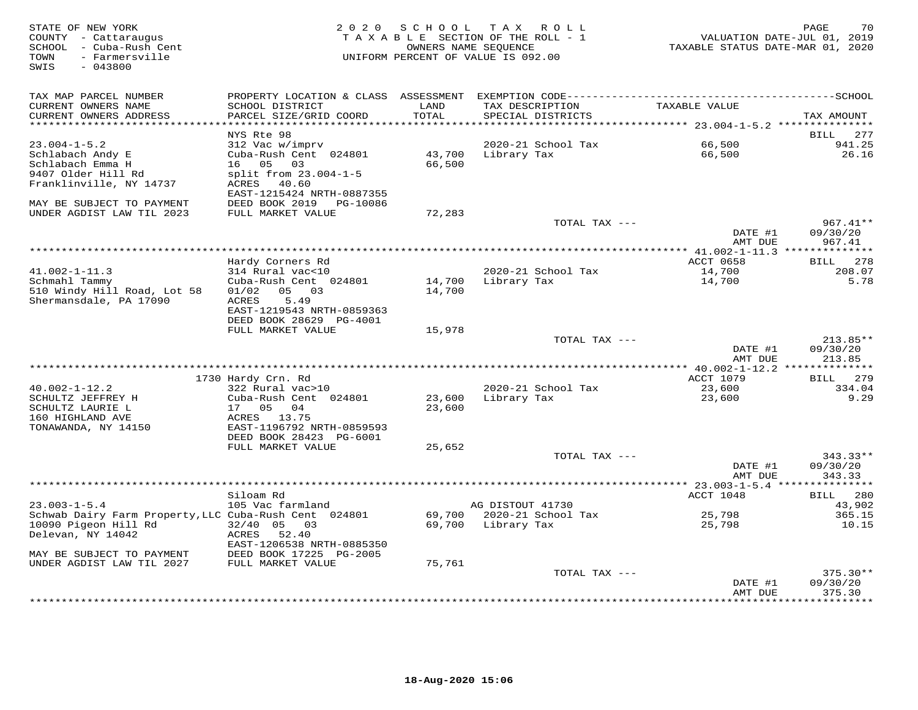STATE OF NEW YORK
COUNTY - Cattaraugus
SCHOOL - Cuba-Rush Cent
TOWN - Farmersville
SWIS - 043800

2020 SCHOOL TAX ROLL
TAXABLE SECTION OF THE ROLL - 1
OWNERS NAME SEQUENCE
UNIFORM PERCENT OF VALUE IS 092.00

VALUATION DATE-JUL 01, 2019
TAXABLE STATUS DATE-MAR 01, 2020

| TAX MAP PARCEL NUMBER / CURRENT OWNERS NAME / CURRENT OWNERS ADDRESS | PROPERTY LOCATION & CLASS / SCHOOL DISTRICT / PARCEL SIZE/GRID COORD | ASSESSMENT LAND / TOTAL | EXEMPTION CODE / TAX DESCRIPTION / SPECIAL DISTRICTS | TAXABLE VALUE | TAX AMOUNT |
|---|---|---|---|---|---|
| **23.004-1-5.2** | NYS Rte 98 | | | | BILL 277 |
| 23.004-1-5.2 | 312 Vac w/imprv | | 2020-21 School Tax | 66,500 | 941.25 |
| Schlabach Andy E | Cuba-Rush Cent 024801 | 43,700 | Library Tax | 66,500 | 26.16 |
| Schlabach Emma H | 16 05 03 | 66,500 | | | |
| 9407 Older Hill Rd | split from 23.004-1-5 | | | | |
| Franklinville, NY 14737 | ACRES 40.60 | | | | |
| | EAST-1215424 NRTH-0887355 | | | | |
| MAY BE SUBJECT TO PAYMENT | DEED BOOK 2019 PG-10086 | | | | |
| UNDER AGDIST LAW TIL 2023 | FULL MARKET VALUE | 72,283 | | | |
| | | | TOTAL TAX --- | | 967.41** |
| | | | | DATE #1 | 09/30/20 |
| | | | | AMT DUE | 967.41 |
| **41.002-1-11.3** | Hardy Corners Rd | | | ACCT 0658 | BILL 278 |
| 41.002-1-11.3 | 314 Rural vac<10 | | 2020-21 School Tax | 14,700 | 208.07 |
| Schmahl Tammy | Cuba-Rush Cent 024801 | 14,700 | Library Tax | 14,700 | 5.78 |
| 510 Windy Hill Road, Lot 58 | 01/02 05 03 | 14,700 | | | |
| Shermansdale, PA 17090 | ACRES 5.49 | | | | |
| | EAST-1219543 NRTH-0859363 | | | | |
| | DEED BOOK 28629 PG-4001 | | | | |
| | FULL MARKET VALUE | 15,978 | | | |
| | | | TOTAL TAX --- | | 213.85** |
| | | | | DATE #1 | 09/30/20 |
| | | | | AMT DUE | 213.85 |
| **40.002-1-12.2** | 1730 Hardy Crn. Rd | | | ACCT 1079 | BILL 279 |
| 40.002-1-12.2 | 322 Rural vac>10 | | 2020-21 School Tax | 23,600 | 334.04 |
| SCHULTZ JEFFREY H | Cuba-Rush Cent 024801 | 23,600 | Library Tax | 23,600 | 9.29 |
| SCHULTZ LAURIE L | 17 05 04 | 23,600 | | | |
| 160 HIGHLAND AVE | ACRES 13.75 | | | | |
| TONAWANDA, NY 14150 | EAST-1196792 NRTH-0859593 | | | | |
| | DEED BOOK 28423 PG-6001 | | | | |
| | FULL MARKET VALUE | 25,652 | | | |
| | | | TOTAL TAX --- | | 343.33** |
| | | | | DATE #1 | 09/30/20 |
| | | | | AMT DUE | 343.33 |
| **23.003-1-5.4** | Siloam Rd | | | ACCT 1048 | BILL 280 |
| 23.003-1-5.4 | 105 Vac farmland | | AG DISTOUT 41730 | | 43,902 |
| Schwab Dairy Farm Property,LLC | Cuba-Rush Cent 024801 | 69,700 | 2020-21 School Tax | 25,798 | 365.15 |
| 10090 Pigeon Hill Rd | 32/40 05 03 | 69,700 | Library Tax | 25,798 | 10.15 |
| Delevan, NY 14042 | ACRES 52.40 | | | | |
| | EAST-1206538 NRTH-0885350 | | | | |
| MAY BE SUBJECT TO PAYMENT | DEED BOOK 17225 PG-2005 | | | | |
| UNDER AGDIST LAW TIL 2027 | FULL MARKET VALUE | 75,761 | | | |
| | | | TOTAL TAX --- | | 375.30** |
| | | | | DATE #1 | 09/30/20 |
| | | | | AMT DUE | 375.30 |

18-Aug-2020 15:06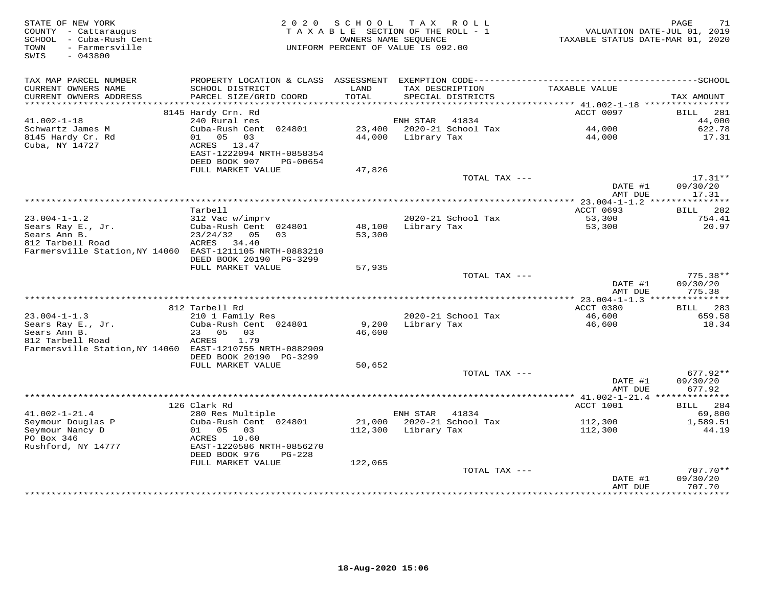STATE OF NEW YORK
COUNTY - Cattaraugus
SCHOOL - Cuba-Rush Cent
TOWN - Farmersville
SWIS - 043800

2020 SCHOOL TAX ROLL
TAXABLE SECTION OF THE ROLL - 1
OWNERS NAME SEQUENCE
UNIFORM PERCENT OF VALUE IS 092.00

VALUATION DATE-JUL 01, 2019
TAXABLE STATUS DATE-MAR 01, 2020

| TAX MAP PARCEL NUMBER / CURRENT OWNERS NAME / CURRENT OWNERS ADDRESS | PROPERTY LOCATION & CLASS / SCHOOL DISTRICT / PARCEL SIZE/GRID COORD | ASSESSMENT LAND / TOTAL | EXEMPTION CODE / TAX DESCRIPTION / SPECIAL DISTRICTS | TAXABLE VALUE | TAX AMOUNT |
|---|---|---|---|---|---|
| **41.002-1-18** | 8145 Hardy Crn. Rd | | | ACCT 0097 | BILL 281 |
| Schwartz James M | 240 Rural res | | ENH STAR 41834 | | 44,000 |
| 8145 Hardy Cr. Rd | Cuba-Rush Cent 024801 | 23,400 | 2020-21 School Tax | 44,000 | 622.78 |
| Cuba, NY 14727 | 01 05 03 | 44,000 | Library Tax | 44,000 | 17.31 |
| | ACRES 13.47 | | | | |
| | EAST-1222094 NRTH-0858354 | | | | |
| | DEED BOOK 907 PG-00654 | | | | |
| | FULL MARKET VALUE | 47,826 | | | |
| | | | TOTAL TAX --- | | 17.31** |
| | | | | DATE #1 | 09/30/20 |
| | | | | AMT DUE | 17.31 |
| **23.004-1-1.2** | Tarbell | | | ACCT 0693 | BILL 282 |
| Sears Ray E., Jr. | 312 Vac w/imprv | | 2020-21 School Tax | 53,300 | 754.41 |
| Sears Ann B. | Cuba-Rush Cent 024801 | 48,100 | Library Tax | 53,300 | 20.97 |
| 812 Tarbell Road | 23/24/32 05 03 | 53,300 | | | |
| Farmersville Station, NY 14060 | ACRES 34.40 | | | | |
| | EAST-1211105 NRTH-0883210 | | | | |
| | DEED BOOK 20190 PG-3299 | | | | |
| | FULL MARKET VALUE | 57,935 | | | |
| | | | TOTAL TAX --- | | 775.38** |
| | | | | DATE #1 | 09/30/20 |
| | | | | AMT DUE | 775.38 |
| **23.004-1-1.3** | 812 Tarbell Rd | | | ACCT 0380 | BILL 283 |
| Sears Ray E., Jr. | 210 1 Family Res | | 2020-21 School Tax | 46,600 | 659.58 |
| Sears Ann B. | Cuba-Rush Cent 024801 | 9,200 | Library Tax | 46,600 | 18.34 |
| 812 Tarbell Road | 23 05 03 | 46,600 | | | |
| Farmersville Station, NY 14060 | ACRES 1.79 | | | | |
| | EAST-1210755 NRTH-0882909 | | | | |
| | DEED BOOK 20190 PG-3299 | | | | |
| | FULL MARKET VALUE | 50,652 | | | |
| | | | TOTAL TAX --- | | 677.92** |
| | | | | DATE #1 | 09/30/20 |
| | | | | AMT DUE | 677.92 |
| **41.002-1-21.4** | 126 Clark Rd | | | ACCT 1001 | BILL 284 |
| Seymour Douglas P | 280 Res Multiple | | ENH STAR 41834 | | 69,800 |
| Seymour Nancy D | Cuba-Rush Cent 024801 | 21,000 | 2020-21 School Tax | 112,300 | 1,589.51 |
| PO Box 346 | 01 05 03 | 112,300 | Library Tax | 112,300 | 44.19 |
| Rushford, NY 14777 | ACRES 10.60 | | | | |
| | EAST-1220586 NRTH-0856270 | | | | |
| | DEED BOOK 976 PG-228 | | | | |
| | FULL MARKET VALUE | 122,065 | | | |
| | | | TOTAL TAX --- | | 707.70** |
| | | | | DATE #1 | 09/30/20 |
| | | | | AMT DUE | 707.70 |

18-Aug-2020 15:06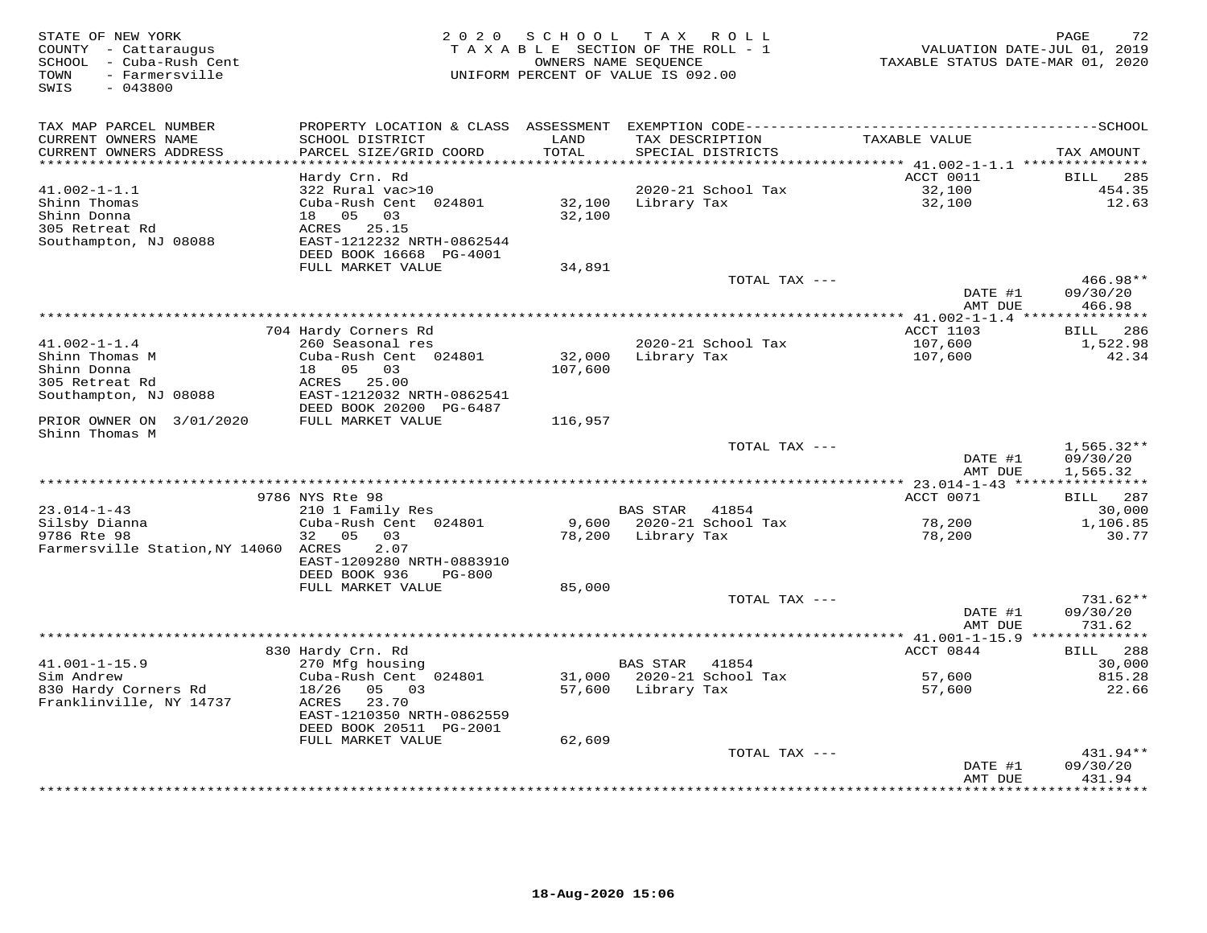STATE OF NEW YORK
COUNTY - Cattaraugus
SCHOOL - Cuba-Rush Cent
TOWN - Farmersville
SWIS - 043800

2020 SCHOOL TAX ROLL
TAXABLE SECTION OF THE ROLL - 1
OWNERS NAME SEQUENCE
UNIFORM PERCENT OF VALUE IS 092.00

VALUATION DATE-JUL 01, 2019
TAXABLE STATUS DATE-MAR 01, 2020

| TAX MAP PARCEL NUMBER / CURRENT OWNERS NAME / CURRENT OWNERS ADDRESS | PROPERTY LOCATION & CLASS / SCHOOL DISTRICT / PARCEL SIZE/GRID COORD | ASSESSMENT LAND / TOTAL | EXEMPTION CODE / TAX DESCRIPTION / SPECIAL DISTRICTS | TAXABLE VALUE | TAX AMOUNT |
|---|---|---|---|---|---|
| | Hardy Crn. Rd | | | ACCT 0011 | BILL 285 |
| 41.002-1-1.1 | 322 Rural vac>10 | | 2020-21 School Tax | 32,100 | 454.35 |
| Shinn Thomas | Cuba-Rush Cent 024801 | 32,100 | Library Tax | 32,100 | 12.63 |
| Shinn Donna | 18 05 03 | 32,100 | | | |
| 305 Retreat Rd | ACRES 25.15 | | | | |
| Southampton, NJ 08088 | EAST-1212232 NRTH-0862544 | | | | |
| | DEED BOOK 16668 PG-4001 | | | | |
| | FULL MARKET VALUE | 34,891 | | | |
| | | | TOTAL TAX --- | | 466.98** |
| | | | | DATE #1 | 09/30/20 |
| | | | | AMT DUE | 466.98 |
| | 704 Hardy Corners Rd | | | ACCT 1103 | BILL 286 |
| 41.002-1-1.4 | 260 Seasonal res | | 2020-21 School Tax | 107,600 | 1,522.98 |
| Shinn Thomas M | Cuba-Rush Cent 024801 | 32,000 | Library Tax | 107,600 | 42.34 |
| Shinn Donna | 18 05 03 | 107,600 | | | |
| 305 Retreat Rd | ACRES 25.00 | | | | |
| Southampton, NJ 08088 | EAST-1212032 NRTH-0862541 | | | | |
| | DEED BOOK 20200 PG-6487 | | | | |
| PRIOR OWNER ON 3/01/2020 | FULL MARKET VALUE | 116,957 | | | |
| Shinn Thomas M | | | | | |
| | | | TOTAL TAX --- | | 1,565.32** |
| | | | | DATE #1 | 09/30/20 |
| | | | | AMT DUE | 1,565.32 |
| | 9786 NYS Rte 98 | | | ACCT 0071 | BILL 287 |
| 23.014-1-43 | 210 1 Family Res | | BAS STAR 41854 | | 30,000 |
| Silsby Dianna | Cuba-Rush Cent 024801 | 9,600 | 2020-21 School Tax | 78,200 | 1,106.85 |
| 9786 Rte 98 | 32 05 03 | 78,200 | Library Tax | 78,200 | 30.77 |
| Farmersville Station,NY 14060 | ACRES 2.07 | | | | |
| | EAST-1209280 NRTH-0883910 | | | | |
| | DEED BOOK 936 PG-800 | | | | |
| | FULL MARKET VALUE | 85,000 | | | |
| | | | TOTAL TAX --- | | 731.62** |
| | | | | DATE #1 | 09/30/20 |
| | | | | AMT DUE | 731.62 |
| | 830 Hardy Crn. Rd | | | ACCT 0844 | BILL 288 |
| 41.001-1-15.9 | 270 Mfg housing | | BAS STAR 41854 | | 30,000 |
| Sim Andrew | Cuba-Rush Cent 024801 | 31,000 | 2020-21 School Tax | 57,600 | 815.28 |
| 830 Hardy Corners Rd | 18/26 05 03 | 57,600 | Library Tax | 57,600 | 22.66 |
| Franklinville, NY 14737 | ACRES 23.70 | | | | |
| | EAST-1210350 NRTH-0862559 | | | | |
| | DEED BOOK 20511 PG-2001 | | | | |
| | FULL MARKET VALUE | 62,609 | | | |
| | | | TOTAL TAX --- | | 431.94** |
| | | | | DATE #1 | 09/30/20 |
| | | | | AMT DUE | 431.94 |

18-Aug-2020 15:06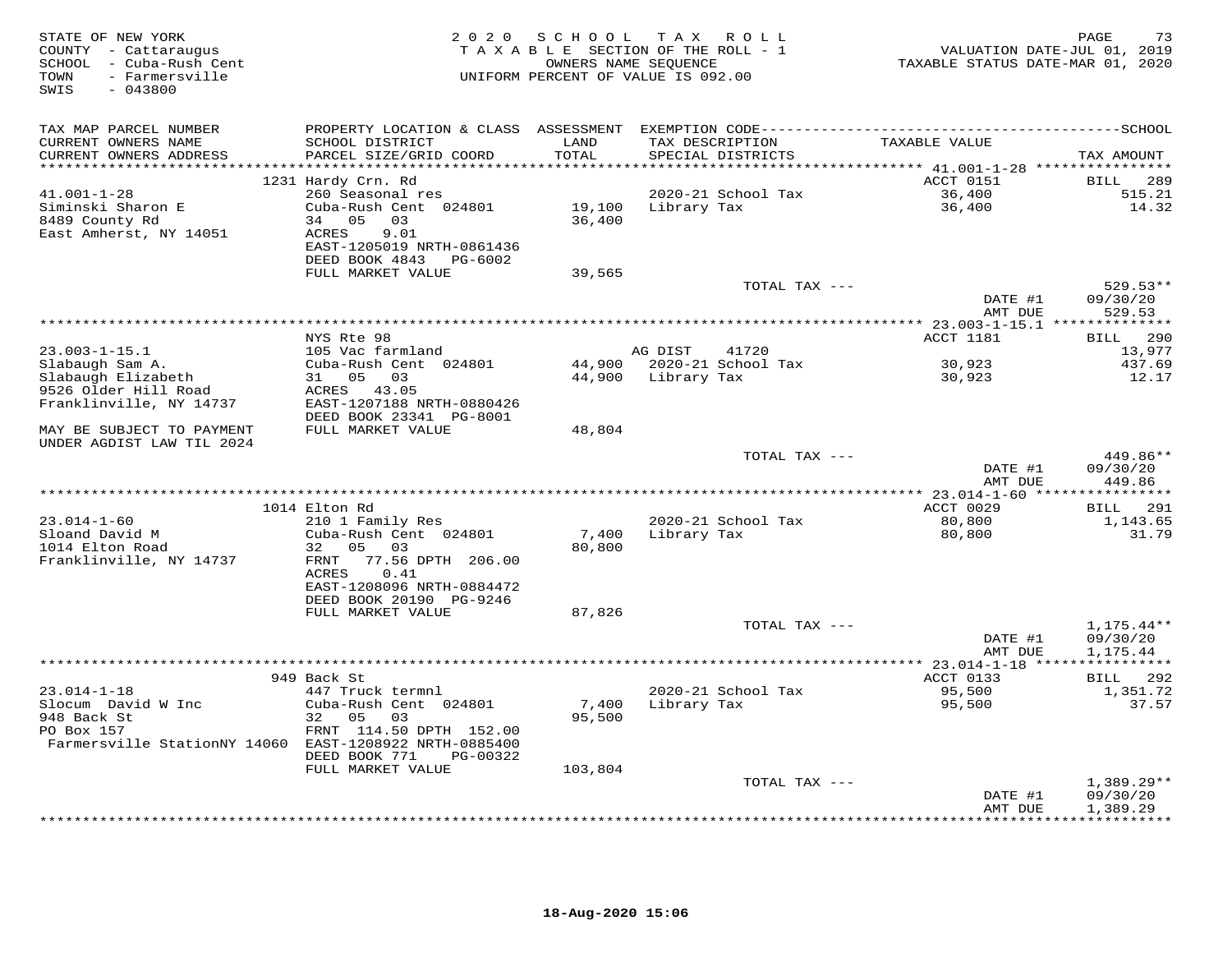STATE OF NEW YORK
COUNTY - Cattaraugus
SCHOOL - Cuba-Rush Cent
TOWN - Farmersville
SWIS - 043800

2020 SCHOOL TAX ROLL
TAXABLE SECTION OF THE ROLL - 1
OWNERS NAME SEQUENCE
UNIFORM PERCENT OF VALUE IS 092.00

VALUATION DATE-JUL 01, 2019
TAXABLE STATUS DATE-MAR 01, 2020

| TAX MAP PARCEL NUMBER / CURRENT OWNERS NAME / CURRENT OWNERS ADDRESS | PROPERTY LOCATION & CLASS / SCHOOL DISTRICT / PARCEL SIZE/GRID COORD | ASSESSMENT LAND / TOTAL | EXEMPTION CODE / TAX DESCRIPTION / SPECIAL DISTRICTS | TAXABLE VALUE | TAX AMOUNT |
|---|---|---|---|---|---|
| | 1231 Hardy Crn. Rd | | | ACCT 0151 | BILL 289 |
| 41.001-1-28 | 260 Seasonal res | | 2020-21 School Tax | 36,400 | 515.21 |
| Siminski Sharon E | Cuba-Rush Cent 024801 | 19,100 | Library Tax | 36,400 | 14.32 |
| 8489 County Rd | 34 05 03 | 36,400 | | | |
| East Amherst, NY 14051 | ACRES 9.01 | | | | |
| | EAST-1205019 NRTH-0861436 | | | | |
| | DEED BOOK 4843 PG-6002 | | | | |
| | FULL MARKET VALUE | 39,565 | | | |
| | | | TOTAL TAX --- | | 529.53** |
| | | | | DATE #1 | 09/30/20 |
| | | | | AMT DUE | 529.53 |
| | NYS Rte 98 | | | ACCT 1181 | BILL 290 |
| 23.003-1-15.1 | 105 Vac farmland | | AG DIST 41720 | | 13,977 |
| Slabaugh Sam A. | Cuba-Rush Cent 024801 | 44,900 | 2020-21 School Tax | 30,923 | 437.69 |
| Slabaugh Elizabeth | 31 05 03 | 44,900 | Library Tax | 30,923 | 12.17 |
| 9526 Older Hill Road | ACRES 43.05 | | | | |
| Franklinville, NY 14737 | EAST-1207188 NRTH-0880426 | | | | |
| | DEED BOOK 23341 PG-8001 | | | | |
| MAY BE SUBJECT TO PAYMENT | FULL MARKET VALUE | 48,804 | | | |
| UNDER AGDIST LAW TIL 2024 | | | | | |
| | | | TOTAL TAX --- | | 449.86** |
| | | | | DATE #1 | 09/30/20 |
| | | | | AMT DUE | 449.86 |
| | 1014 Elton Rd | | | ACCT 0029 | BILL 291 |
| 23.014-1-60 | 210 1 Family Res | | 2020-21 School Tax | 80,800 | 1,143.65 |
| Sloand David M | Cuba-Rush Cent 024801 | 7,400 | Library Tax | 80,800 | 31.79 |
| 1014 Elton Road | 32 05 03 | 80,800 | | | |
| Franklinville, NY 14737 | FRNT 77.56 DPTH 206.00 | | | | |
| | ACRES 0.41 | | | | |
| | EAST-1208096 NRTH-0884472 | | | | |
| | DEED BOOK 20190 PG-9246 | | | | |
| | FULL MARKET VALUE | 87,826 | | | |
| | | | TOTAL TAX --- | | 1,175.44** |
| | | | | DATE #1 | 09/30/20 |
| | | | | AMT DUE | 1,175.44 |
| | 949 Back St | | | ACCT 0133 | BILL 292 |
| 23.014-1-18 | 447 Truck termnl | | 2020-21 School Tax | 95,500 | 1,351.72 |
| Slocum David W Inc | Cuba-Rush Cent 024801 | 7,400 | Library Tax | 95,500 | 37.57 |
| 948 Back St | 32 05 03 | 95,500 | | | |
| PO Box 157 | FRNT 114.50 DPTH 152.00 | | | | |
| Farmersville StationNY 14060 | EAST-1208922 NRTH-0885400 | | | | |
| | DEED BOOK 771 PG-00322 | | | | |
| | FULL MARKET VALUE | 103,804 | | | |
| | | | TOTAL TAX --- | | 1,389.29** |
| | | | | DATE #1 | 09/30/20 |
| | | | | AMT DUE | 1,389.29 |

18-Aug-2020 15:06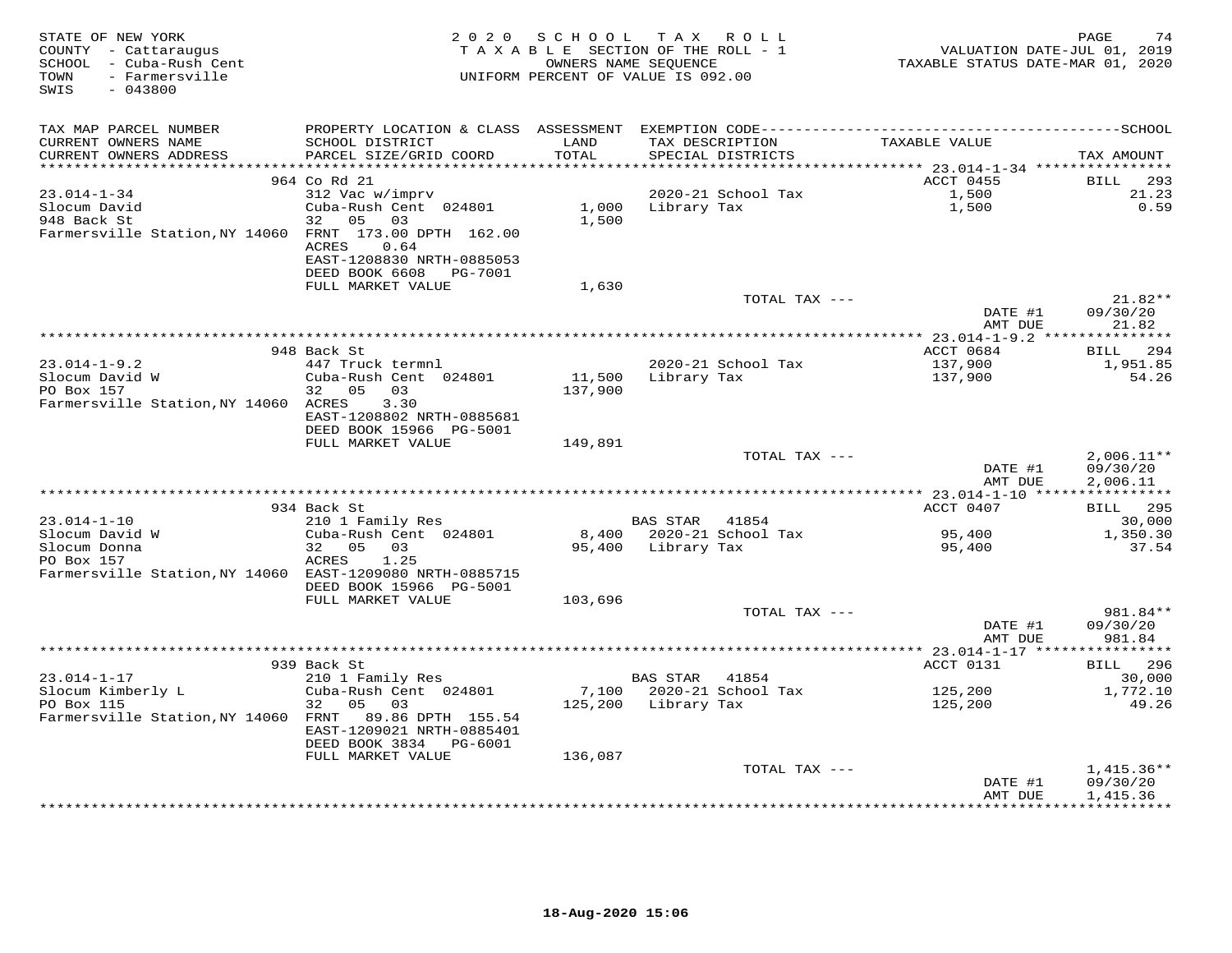STATE OF NEW YORK
COUNTY - Cattaraugus
SCHOOL - Cuba-Rush Cent
TOWN - Farmersville
SWIS - 043800

2020 SCHOOL TAX ROLL
TAXABLE SECTION OF THE ROLL - 1
OWNERS NAME SEQUENCE
UNIFORM PERCENT OF VALUE IS 092.00

VALUATION DATE-JUL 01, 2019
TAXABLE STATUS DATE-MAR 01, 2020

| TAX MAP PARCEL NUMBER / CURRENT OWNERS NAME / CURRENT OWNERS ADDRESS | PROPERTY LOCATION & CLASS / SCHOOL DISTRICT / PARCEL SIZE/GRID COORD | ASSESSMENT LAND / TOTAL | EXEMPTION CODE / TAX DESCRIPTION / SPECIAL DISTRICTS | TAXABLE VALUE | TAX AMOUNT (SCHOOL) |
|---|---|---|---|---|---|
| **23.014-1-34** | 964 Co Rd 21 | | | ACCT 0455 | BILL 293 |
| Slocum David | 312 Vac w/imprv | | | | |
| 948 Back St | Cuba-Rush Cent 024801 | 1,000 | 2020-21 School Tax | 1,500 | 21.23 |
| Farmersville Station,NY 14060 | 32 05 03 | 1,500 | Library Tax | 1,500 | 0.59 |
| | FRNT 173.00 DPTH 162.00 | | | | |
| | ACRES 0.64 | | | | |
| | EAST-1208830 NRTH-0885053 | | | | |
| | DEED BOOK 6608 PG-7001 | | | | |
| | FULL MARKET VALUE | 1,630 | | | |
| | | | TOTAL TAX --- | | 21.82** |
| | | | | DATE #1 | 09/30/20 |
| | | | | AMT DUE | 21.82 |
| **23.014-1-9.2** | 948 Back St | | | ACCT 0684 | BILL 294 |
| Slocum David W | 447 Truck termnl | | | | |
| PO Box 157 | Cuba-Rush Cent 024801 | 11,500 | 2020-21 School Tax | 137,900 | 1,951.85 |
| Farmersville Station,NY 14060 | 32 05 03 | 137,900 | Library Tax | 137,900 | 54.26 |
| | ACRES 3.30 | | | | |
| | EAST-1208802 NRTH-0885681 | | | | |
| | DEED BOOK 15966 PG-5001 | | | | |
| | FULL MARKET VALUE | 149,891 | | | |
| | | | TOTAL TAX --- | | 2,006.11** |
| | | | | DATE #1 | 09/30/20 |
| | | | | AMT DUE | 2,006.11 |
| **23.014-1-10** | 934 Back St | | | ACCT 0407 | BILL 295 |
| Slocum David W | 210 1 Family Res | | BAS STAR 41854 | | 30,000 |
| Slocum Donna | Cuba-Rush Cent 024801 | 8,400 | 2020-21 School Tax | 95,400 | 1,350.30 |
| PO Box 157 | 32 05 03 | 95,400 | Library Tax | 95,400 | 37.54 |
| Farmersville Station,NY 14060 | ACRES 1.25 | | | | |
| | EAST-1209080 NRTH-0885715 | | | | |
| | DEED BOOK 15966 PG-5001 | | | | |
| | FULL MARKET VALUE | 103,696 | | | |
| | | | TOTAL TAX --- | | 981.84** |
| | | | | DATE #1 | 09/30/20 |
| | | | | AMT DUE | 981.84 |
| **23.014-1-17** | 939 Back St | | | ACCT 0131 | BILL 296 |
| Slocum Kimberly L | 210 1 Family Res | | BAS STAR 41854 | | 30,000 |
| PO Box 115 | Cuba-Rush Cent 024801 | 7,100 | 2020-21 School Tax | 125,200 | 1,772.10 |
| Farmersville Station,NY 14060 | 32 05 03 | 125,200 | Library Tax | 125,200 | 49.26 |
| | FRNT 89.86 DPTH 155.54 | | | | |
| | EAST-1209021 NRTH-0885401 | | | | |
| | DEED BOOK 3834 PG-6001 | | | | |
| | FULL MARKET VALUE | 136,087 | | | |
| | | | TOTAL TAX --- | | 1,415.36** |
| | | | | DATE #1 | 09/30/20 |
| | | | | AMT DUE | 1,415.36 |

18-Aug-2020 15:06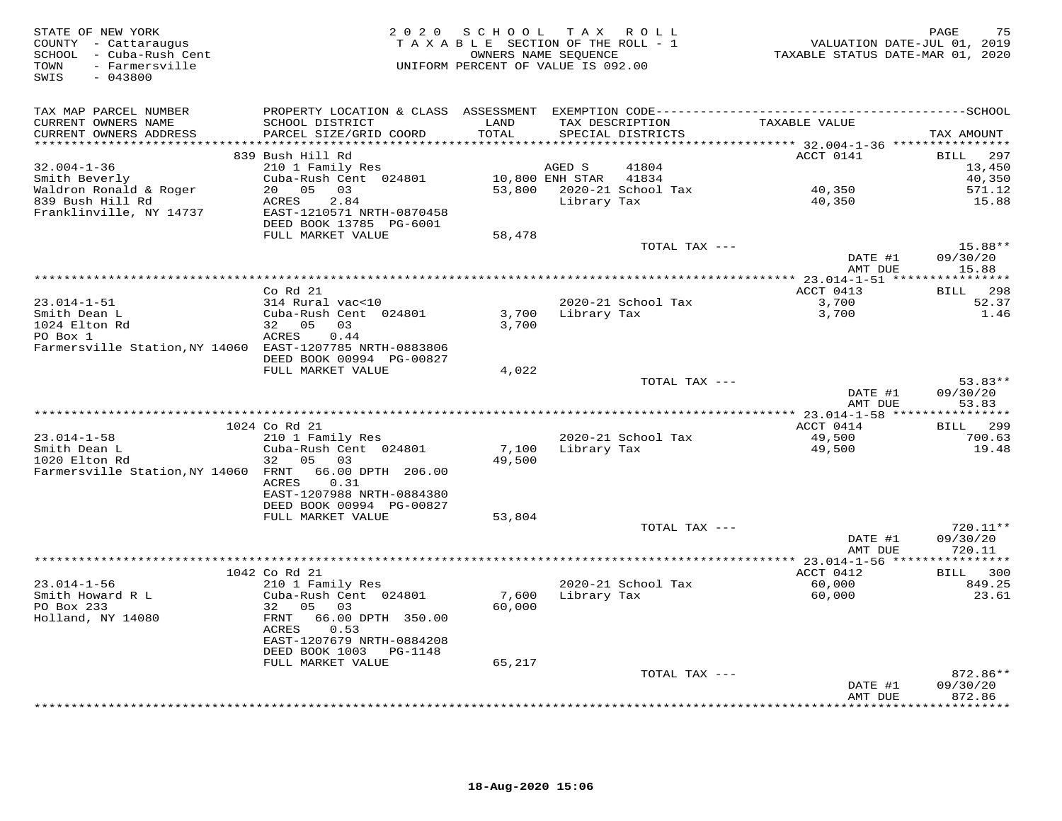STATE OF NEW YORK
COUNTY - Cattaraugus
SCHOOL - Cuba-Rush Cent
TOWN - Farmersville
SWIS - 043800

2020 SCHOOL TAX ROLL
TAXABLE SECTION OF THE ROLL - 1
OWNERS NAME SEQUENCE
UNIFORM PERCENT OF VALUE IS 092.00

VALUATION DATE-JUL 01, 2019
TAXABLE STATUS DATE-MAR 01, 2020

| TAX MAP PARCEL NUMBER / CURRENT OWNERS NAME / CURRENT OWNERS ADDRESS | PROPERTY LOCATION & CLASS / SCHOOL DISTRICT / PARCEL SIZE/GRID COORD | ASSESSMENT LAND / TOTAL | EXEMPTION CODE / TAX DESCRIPTION / SPECIAL DISTRICTS | TAXABLE VALUE | TAX AMOUNT |
|---|---|---|---|---|---|
| **32.004-1-36** | 839 Bush Hill Rd | | | ACCT 0141 | BILL 297 |
| 32.004-1-36 | 210 1 Family Res | | AGED S 41804 | | 13,450 |
| Smith Beverly | Cuba-Rush Cent 024801 | 10,800 | ENH STAR 41834 | | 40,350 |
| Waldron Ronald & Roger | 20 05 03 | 53,800 | 2020-21 School Tax | 40,350 | 571.12 |
| 839 Bush Hill Rd | ACRES 2.84 | | Library Tax | 40,350 | 15.88 |
| Franklinville, NY 14737 | EAST-1210571 NRTH-0870458 | | | | |
| | DEED BOOK 13785 PG-6001 | | | | |
| | FULL MARKET VALUE | 58,478 | | | |
| | | | TOTAL TAX --- | | 15.88** |
| | | | | DATE #1 | 09/30/20 |
| | | | | AMT DUE | 15.88 |
| **23.014-1-51** | Co Rd 21 | | | ACCT 0413 | BILL 298 |
| 23.014-1-51 | 314 Rural vac<10 | | 2020-21 School Tax | 3,700 | 52.37 |
| Smith Dean L | Cuba-Rush Cent 024801 | 3,700 | Library Tax | 3,700 | 1.46 |
| 1024 Elton Rd | 32 05 03 | 3,700 | | | |
| PO Box 1 | ACRES 0.44 | | | | |
| Farmersville Station,NY 14060 | EAST-1207785 NRTH-0883806 | | | | |
| | DEED BOOK 00994 PG-00827 | | | | |
| | FULL MARKET VALUE | 4,022 | | | |
| | | | TOTAL TAX --- | | 53.83** |
| | | | | DATE #1 | 09/30/20 |
| | | | | AMT DUE | 53.83 |
| **23.014-1-58** | 1024 Co Rd 21 | | | ACCT 0414 | BILL 299 |
| 23.014-1-58 | 210 1 Family Res | | 2020-21 School Tax | 49,500 | 700.63 |
| Smith Dean L | Cuba-Rush Cent 024801 | 7,100 | Library Tax | 49,500 | 19.48 |
| 1020 Elton Rd | 32 05 03 | 49,500 | | | |
| Farmersville Station,NY 14060 | FRNT 66.00 DPTH 206.00 | | | | |
| | ACRES 0.31 | | | | |
| | EAST-1207988 NRTH-0884380 | | | | |
| | DEED BOOK 00994 PG-00827 | | | | |
| | FULL MARKET VALUE | 53,804 | | | |
| | | | TOTAL TAX --- | | 720.11** |
| | | | | DATE #1 | 09/30/20 |
| | | | | AMT DUE | 720.11 |
| **23.014-1-56** | 1042 Co Rd 21 | | | ACCT 0412 | BILL 300 |
| 23.014-1-56 | 210 1 Family Res | | 2020-21 School Tax | 60,000 | 849.25 |
| Smith Howard R L | Cuba-Rush Cent 024801 | 7,600 | Library Tax | 60,000 | 23.61 |
| PO Box 233 | 32 05 03 | 60,000 | | | |
| Holland, NY 14080 | FRNT 66.00 DPTH 350.00 | | | | |
| | ACRES 0.53 | | | | |
| | EAST-1207679 NRTH-0884208 | | | | |
| | DEED BOOK 1003 PG-1148 | | | | |
| | FULL MARKET VALUE | 65,217 | | | |
| | | | TOTAL TAX --- | | 872.86** |
| | | | | DATE #1 | 09/30/20 |
| | | | | AMT DUE | 872.86 |

18-Aug-2020 15:06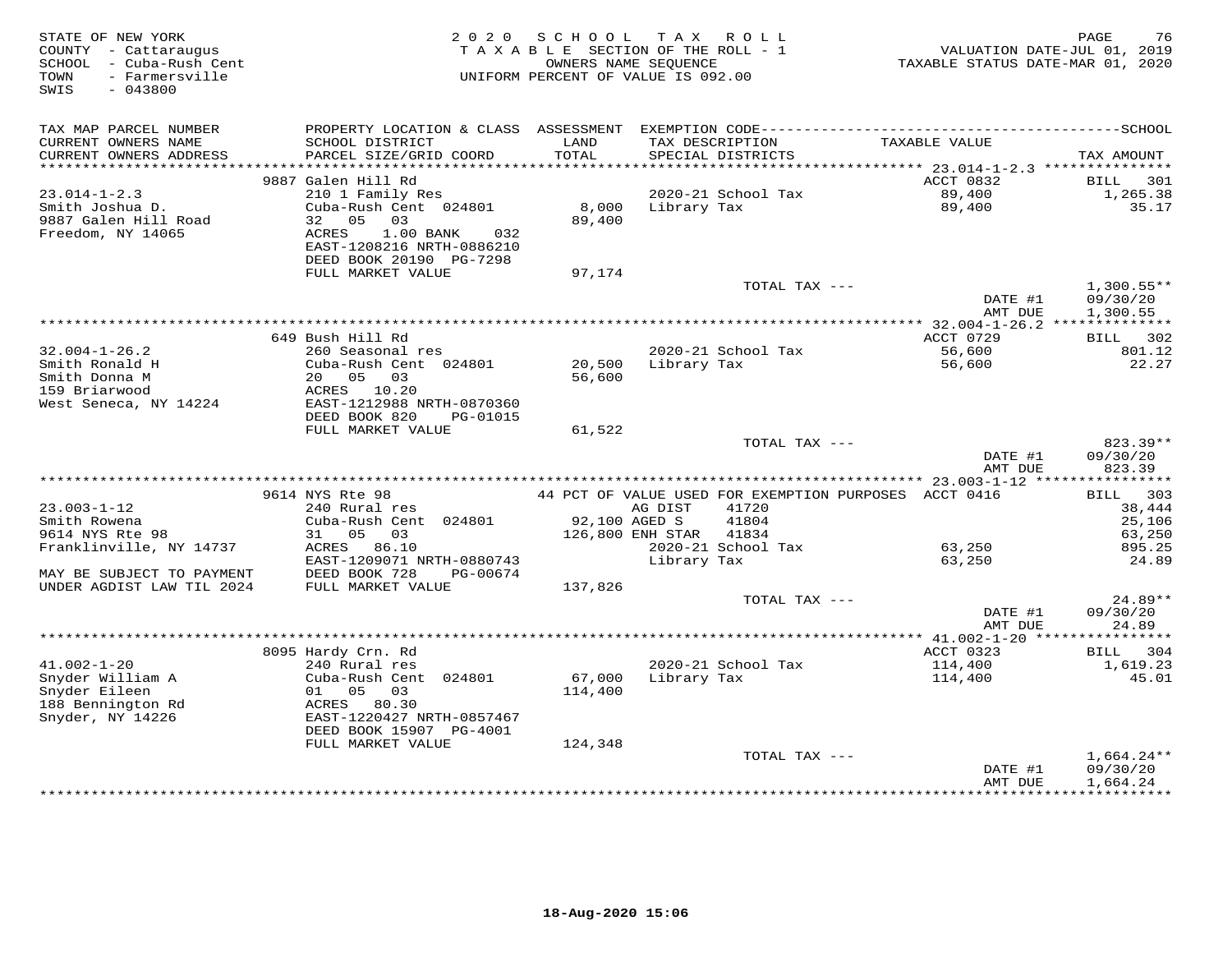STATE OF NEW YORK
COUNTY - Cattaraugus
SCHOOL - Cuba-Rush Cent
TOWN - Farmersville
SWIS - 043800

2020 SCHOOL TAX ROLL
TAXABLE SECTION OF THE ROLL - 1
OWNERS NAME SEQUENCE
UNIFORM PERCENT OF VALUE IS 092.00

VALUATION DATE-JUL 01, 2019
TAXABLE STATUS DATE-MAR 01, 2020

| TAX MAP PARCEL NUMBER / CURRENT OWNERS NAME / CURRENT OWNERS ADDRESS | PROPERTY LOCATION & CLASS / SCHOOL DISTRICT / PARCEL SIZE/GRID COORD | ASSESSMENT LAND / TOTAL | EXEMPTION CODE / TAX DESCRIPTION / SPECIAL DISTRICTS | TAXABLE VALUE | SCHOOL TAX AMOUNT |
|---|---|---|---|---|---|
| 23.014-1-2.3 | 9887 Galen Hill Rd | | | ACCT 0832 | BILL 301 |
| Smith Joshua D. | 210 1 Family Res | | 2020-21 School Tax | 89,400 | 1,265.38 |
| 9887 Galen Hill Road | Cuba-Rush Cent 024801 | 8,000 | Library Tax | 89,400 | 35.17 |
| Freedom, NY 14065 | 32 05 03 | 89,400 | | | |
| | ACRES 1.00 BANK 032 | | | | |
| | EAST-1208216 NRTH-0886210 | | | | |
| | DEED BOOK 20190 PG-7298 | | | | |
| | FULL MARKET VALUE | 97,174 | | | |
| | | | TOTAL TAX --- | | 1,300.55** |
| | | | | DATE #1 | 09/30/20 |
| | | | | AMT DUE | 1,300.55 |
| 32.004-1-26.2 | 649 Bush Hill Rd | | | ACCT 0729 | BILL 302 |
| Smith Ronald H | 260 Seasonal res | | 2020-21 School Tax | 56,600 | 801.12 |
| Smith Donna M | Cuba-Rush Cent 024801 | 20,500 | Library Tax | 56,600 | 22.27 |
| 159 Briarwood | 20 05 03 | 56,600 | | | |
| West Seneca, NY 14224 | ACRES 10.20 | | | | |
| | EAST-1212988 NRTH-0870360 | | | | |
| | DEED BOOK 820 PG-01015 | | | | |
| | FULL MARKET VALUE | 61,522 | | | |
| | | | TOTAL TAX --- | | 823.39** |
| | | | | DATE #1 | 09/30/20 |
| | | | | AMT DUE | 823.39 |
| 23.003-1-12 | 9614 NYS Rte 98 | | 44 PCT OF VALUE USED FOR EXEMPTION PURPOSES | ACCT 0416 | BILL 303 |
| Smith Rowena | 240 Rural res | | AG DIST 41720 | | 38,444 |
| 9614 NYS Rte 98 | Cuba-Rush Cent 024801 | 92,100 | AGED S 41804 | | 25,106 |
| Franklinville, NY 14737 | 31 05 03 | 126,800 | ENH STAR 41834 | | 63,250 |
| | ACRES 86.10 | | 2020-21 School Tax | 63,250 | 895.25 |
| | EAST-1209071 NRTH-0880743 | | Library Tax | 63,250 | 24.89 |
| MAY BE SUBJECT TO PAYMENT | DEED BOOK 728 PG-00674 | | | | |
| UNDER AGDIST LAW TIL 2024 | FULL MARKET VALUE | 137,826 | | | |
| | | | TOTAL TAX --- | | 24.89** |
| | | | | DATE #1 | 09/30/20 |
| | | | | AMT DUE | 24.89 |
| 41.002-1-20 | 8095 Hardy Crn. Rd | | | ACCT 0323 | BILL 304 |
| Snyder William A | 240 Rural res | | 2020-21 School Tax | 114,400 | 1,619.23 |
| Snyder Eileen | Cuba-Rush Cent 024801 | 67,000 | Library Tax | 114,400 | 45.01 |
| 188 Bennington Rd | 01 05 03 | 114,400 | | | |
| Snyder, NY 14226 | ACRES 80.30 | | | | |
| | EAST-1220427 NRTH-0857467 | | | | |
| | DEED BOOK 15907 PG-4001 | | | | |
| | FULL MARKET VALUE | 124,348 | | | |
| | | | TOTAL TAX --- | | 1,664.24** |
| | | | | DATE #1 | 09/30/20 |
| | | | | AMT DUE | 1,664.24 |

18-Aug-2020 15:06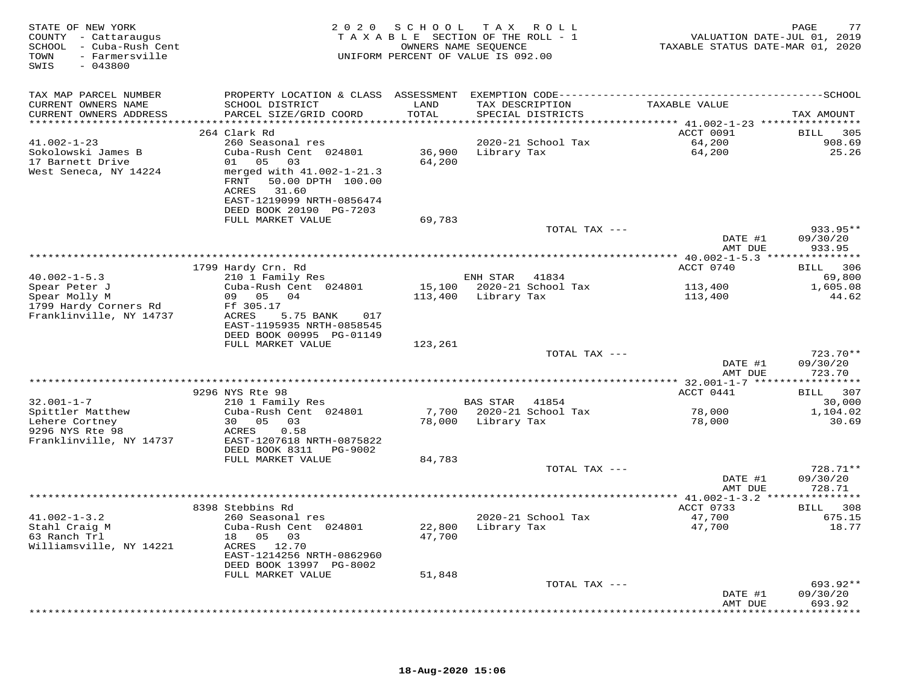STATE OF NEW YORK
COUNTY - Cattaraugus
SCHOOL - Cuba-Rush Cent
TOWN - Farmersville
SWIS - 043800

2020 SCHOOL TAX ROLL
TAXABLE SECTION OF THE ROLL - 1
OWNERS NAME SEQUENCE
UNIFORM PERCENT OF VALUE IS 092.00

VALUATION DATE-JUL 01, 2019
TAXABLE STATUS DATE-MAR 01, 2020

| TAX MAP PARCEL NUMBER / CURRENT OWNERS NAME / CURRENT OWNERS ADDRESS | PROPERTY LOCATION & CLASS / SCHOOL DISTRICT / PARCEL SIZE/GRID COORD | ASSESSMENT LAND / TOTAL | EXEMPTION CODE / TAX DESCRIPTION / SPECIAL DISTRICTS | TAXABLE VALUE | SCHOOL TAX AMOUNT |
|---|---|---|---|---|---|
| 41.002-1-23 | 264 Clark Rd | | | ACCT 0091 | BILL 305 |
| 41.002-1-23 | 260 Seasonal res | | 2020-21 School Tax | 64,200 | 908.69 |
| Sokolowski James B | Cuba-Rush Cent 024801 | 36,900 | Library Tax | 64,200 | 25.26 |
| 17 Barnett Drive | 01 05 03 | 64,200 | | | |
| West Seneca, NY 14224 | merged with 41.002-1-21.3 | | | | |
| | FRNT 50.00 DPTH 100.00 | | | | |
| | ACRES 31.60 | | | | |
| | EAST-1219099 NRTH-0856474 | | | | |
| | DEED BOOK 20190 PG-7203 | | | | |
| | FULL MARKET VALUE | 69,783 | | | |
| | | | TOTAL TAX --- | | 933.95** |
| | | | | DATE #1 | 09/30/20 |
| | | | | AMT DUE | 933.95 |
| 40.002-1-5.3 | 1799 Hardy Crn. Rd | | | ACCT 0740 | BILL 306 |
| 40.002-1-5.3 | 210 1 Family Res | | ENH STAR 41834 | | 69,800 |
| Spear Peter J | Cuba-Rush Cent 024801 | 15,100 | 2020-21 School Tax | 113,400 | 1,605.08 |
| Spear Molly M | 09 05 04 | 113,400 | Library Tax | 113,400 | 44.62 |
| 1799 Hardy Corners Rd | Ff 305.17 | | | | |
| Franklinville, NY 14737 | ACRES 5.75 BANK 017 | | | | |
| | EAST-1195935 NRTH-0858545 | | | | |
| | DEED BOOK 00995 PG-01149 | | | | |
| | FULL MARKET VALUE | 123,261 | | | |
| | | | TOTAL TAX --- | | 723.70** |
| | | | | DATE #1 | 09/30/20 |
| | | | | AMT DUE | 723.70 |
| 32.001-1-7 | 9296 NYS Rte 98 | | | ACCT 0441 | BILL 307 |
| 32.001-1-7 | 210 1 Family Res | | BAS STAR 41854 | | 30,000 |
| Spittler Matthew | Cuba-Rush Cent 024801 | 7,700 | 2020-21 School Tax | 78,000 | 1,104.02 |
| Lehere Cortney | 30 05 03 | 78,000 | Library Tax | 78,000 | 30.69 |
| 9296 NYS Rte 98 | ACRES 0.58 | | | | |
| Franklinville, NY 14737 | EAST-1207618 NRTH-0875822 | | | | |
| | DEED BOOK 8311 PG-9002 | | | | |
| | FULL MARKET VALUE | 84,783 | | | |
| | | | TOTAL TAX --- | | 728.71** |
| | | | | DATE #1 | 09/30/20 |
| | | | | AMT DUE | 728.71 |
| 41.002-1-3.2 | 8398 Stebbins Rd | | | ACCT 0733 | BILL 308 |
| 41.002-1-3.2 | 260 Seasonal res | | 2020-21 School Tax | 47,700 | 675.15 |
| Stahl Craig M | Cuba-Rush Cent 024801 | 22,800 | Library Tax | 47,700 | 18.77 |
| 63 Ranch Trl | 18 05 03 | 47,700 | | | |
| Williamsville, NY 14221 | ACRES 12.70 | | | | |
| | EAST-1214256 NRTH-0862960 | | | | |
| | DEED BOOK 13997 PG-8002 | | | | |
| | FULL MARKET VALUE | 51,848 | | | |
| | | | TOTAL TAX --- | | 693.92** |
| | | | | DATE #1 | 09/30/20 |
| | | | | AMT DUE | 693.92 |

18-Aug-2020 15:06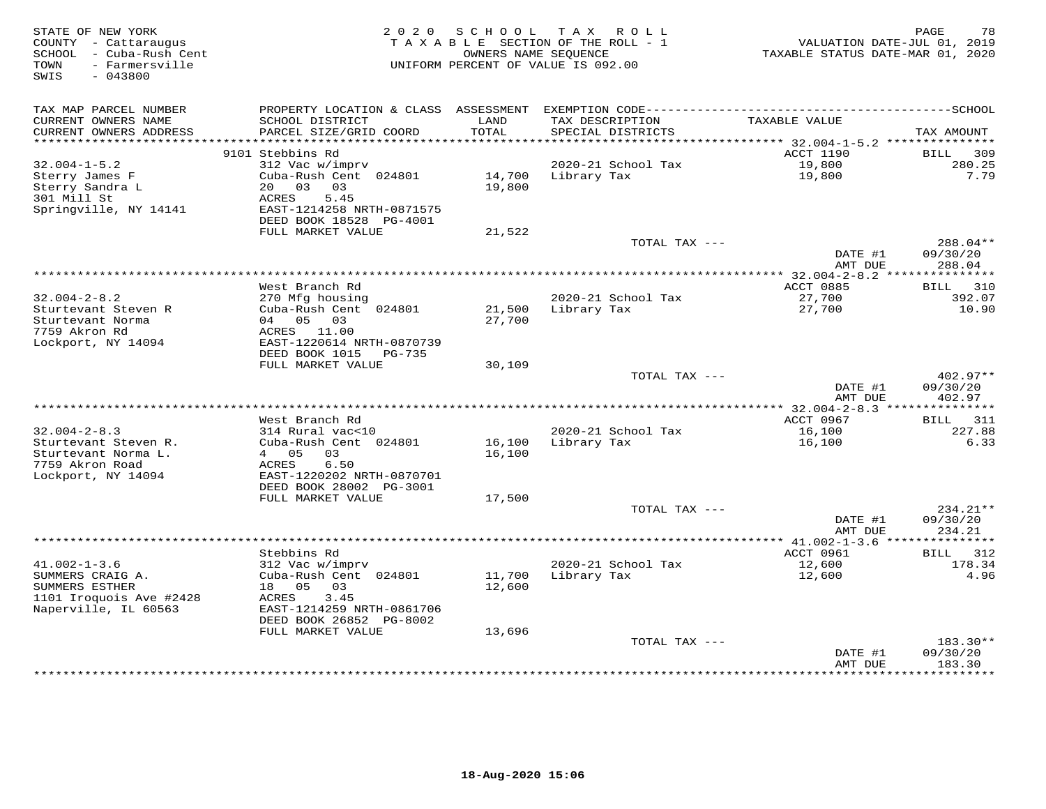STATE OF NEW YORK
COUNTY - Cattaraugus
SCHOOL - Cuba-Rush Cent
TOWN - Farmersville
SWIS - 043800

2 0 2 0 S C H O O L T A X R O L L
T A X A B L E SECTION OF THE ROLL - 1
OWNERS NAME SEQUENCE
UNIFORM PERCENT OF VALUE IS 092.00

VALUATION DATE-JUL 01, 2019
TAXABLE STATUS DATE-MAR 01, 2020

| TAX MAP PARCEL NUMBER / CURRENT OWNERS NAME / CURRENT OWNERS ADDRESS | PROPERTY LOCATION & CLASS / SCHOOL DISTRICT / PARCEL SIZE/GRID COORD | ASSESSMENT LAND / TOTAL | EXEMPTION CODE / TAX DESCRIPTION / SPECIAL DISTRICTS | TAXABLE VALUE | TAX AMOUNT |
|---|---|---|---|---|---|
| **32.004-1-5.2** | 9101 Stebbins Rd | | | ACCT 1190 | BILL 309 |
| 32.004-1-5.2 | 312 Vac w/imprv | | 2020-21 School Tax | 19,800 | 280.25 |
| Sterry James F | Cuba-Rush Cent 024801 | 14,700 | Library Tax | 19,800 | 7.79 |
| Sterry Sandra L | 20 03 03 | 19,800 | | | |
| 301 Mill St | ACRES 5.45 | | | | |
| Springville, NY 14141 | EAST-1214258 NRTH-0871575 | | | | |
| | DEED BOOK 18528 PG-4001 | | | | |
| | FULL MARKET VALUE | 21,522 | | | |
| | | | TOTAL TAX --- | | 288.04** |
| | | | | DATE #1 | 09/30/20 |
| | | | | AMT DUE | 288.04 |
| **32.004-2-8.2** | West Branch Rd | | | ACCT 0885 | BILL 310 |
| 32.004-2-8.2 | 270 Mfg housing | | 2020-21 School Tax | 27,700 | 392.07 |
| Sturtevant Steven R | Cuba-Rush Cent 024801 | 21,500 | Library Tax | 27,700 | 10.90 |
| Sturtevant Norma | 04 05 03 | 27,700 | | | |
| 7759 Akron Rd | ACRES 11.00 | | | | |
| Lockport, NY 14094 | EAST-1220614 NRTH-0870739 | | | | |
| | DEED BOOK 1015 PG-735 | | | | |
| | FULL MARKET VALUE | 30,109 | | | |
| | | | TOTAL TAX --- | | 402.97** |
| | | | | DATE #1 | 09/30/20 |
| | | | | AMT DUE | 402.97 |
| **32.004-2-8.3** | West Branch Rd | | | ACCT 0967 | BILL 311 |
| 32.004-2-8.3 | 314 Rural vac<10 | | 2020-21 School Tax | 16,100 | 227.88 |
| Sturtevant Steven R. | Cuba-Rush Cent 024801 | 16,100 | Library Tax | 16,100 | 6.33 |
| Sturtevant Norma L. | 4 05 03 | 16,100 | | | |
| 7759 Akron Road | ACRES 6.50 | | | | |
| Lockport, NY 14094 | EAST-1220202 NRTH-0870701 | | | | |
| | DEED BOOK 28002 PG-3001 | | | | |
| | FULL MARKET VALUE | 17,500 | | | |
| | | | TOTAL TAX --- | | 234.21** |
| | | | | DATE #1 | 09/30/20 |
| | | | | AMT DUE | 234.21 |
| **41.002-1-3.6** | Stebbins Rd | | | ACCT 0961 | BILL 312 |
| 41.002-1-3.6 | 312 Vac w/imprv | | 2020-21 School Tax | 12,600 | 178.34 |
| SUMMERS CRAIG A. | Cuba-Rush Cent 024801 | 11,700 | Library Tax | 12,600 | 4.96 |
| SUMMERS ESTHER | 18 05 03 | 12,600 | | | |
| 1101 Iroquois Ave #2428 | ACRES 3.45 | | | | |
| Naperville, IL 60563 | EAST-1214259 NRTH-0861706 | | | | |
| | DEED BOOK 26852 PG-8002 | | | | |
| | FULL MARKET VALUE | 13,696 | | | |
| | | | TOTAL TAX --- | | 183.30** |
| | | | | DATE #1 | 09/30/20 |
| | | | | AMT DUE | 183.30 |

18-Aug-2020 15:06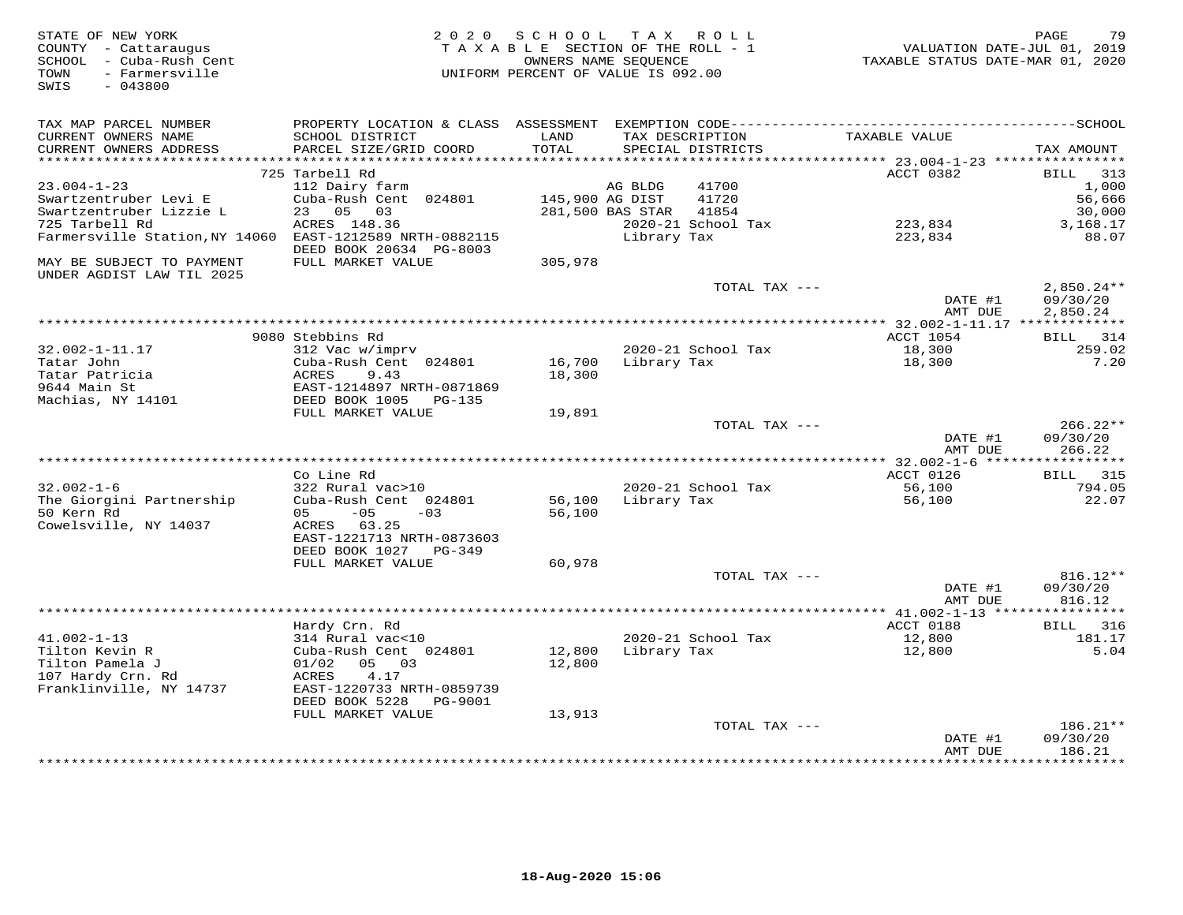STATE OF NEW YORK
COUNTY - Cattaraugus
SCHOOL - Cuba-Rush Cent
TOWN - Farmersville
SWIS - 043800

2 0 2 0 S C H O O L T A X R O L L
T A X A B L E SECTION OF THE ROLL - 1
OWNERS NAME SEQUENCE
UNIFORM PERCENT OF VALUE IS 092.00

VALUATION DATE-JUL 01, 2019
TAXABLE STATUS DATE-MAR 01, 2020

| TAX MAP PARCEL NUMBER / CURRENT OWNERS NAME / CURRENT OWNERS ADDRESS | PROPERTY LOCATION & CLASS / SCHOOL DISTRICT / PARCEL SIZE/GRID COORD | ASSESSMENT LAND / TOTAL | EXEMPTION CODE / TAX DESCRIPTION / SPECIAL DISTRICTS | | TAXABLE VALUE | TAX AMOUNT |
|---|---|---|---|---|---|---|
| **23.004-1-23** | 725 Tarbell Rd | | | | ACCT 0382 | BILL 313 |
| Swartzentruber Levi E | 112 Dairy farm | | AG BLDG | 41700 | | 1,000 |
| Swartzentruber Lizzie L | Cuba-Rush Cent 024801 | 145,900 | AG DIST | 41720 | | 56,666 |
| 725 Tarbell Rd | 23 05 03 | 281,500 | BAS STAR | 41854 | | 30,000 |
| Farmersville Station,NY 14060 | ACRES 148.36 | | 2020-21 School Tax | | 223,834 | 3,168.17 |
| | EAST-1212589 NRTH-0882115 | | Library Tax | | 223,834 | 88.07 |
| MAY BE SUBJECT TO PAYMENT | DEED BOOK 20634 PG-8003 | | | | | |
| UNDER AGDIST LAW TIL 2025 | FULL MARKET VALUE | 305,978 | | | | |
| | | | TOTAL TAX --- | | | 2,850.24** |
| | | | | | DATE #1 | 09/30/20 |
| | | | | | AMT DUE | 2,850.24 |
| **32.002-1-11.17** | 9080 Stebbins Rd | | | | ACCT 1054 | BILL 314 |
| Tatar John | 312 Vac w/imprv | | 2020-21 School Tax | | 18,300 | 259.02 |
| Tatar Patricia | Cuba-Rush Cent 024801 | 16,700 | Library Tax | | 18,300 | 7.20 |
| 9644 Main St | ACRES 9.43 | 18,300 | | | | |
| Machias, NY 14101 | EAST-1214897 NRTH-0871869 | | | | | |
| | DEED BOOK 1005 PG-135 | | | | | |
| | FULL MARKET VALUE | 19,891 | | | | |
| | | | TOTAL TAX --- | | | 266.22** |
| | | | | | DATE #1 | 09/30/20 |
| | | | | | AMT DUE | 266.22 |
| **32.002-1-6** | Co Line Rd | | | | ACCT 0126 | BILL 315 |
| The Giorgini Partnership | 322 Rural vac>10 | | 2020-21 School Tax | | 56,100 | 794.05 |
| 50 Kern Rd | Cuba-Rush Cent 024801 | 56,100 | Library Tax | | 56,100 | 22.07 |
| Cowelsville, NY 14037 | 05 -05 -03 | 56,100 | | | | |
| | ACRES 63.25 | | | | | |
| | EAST-1221713 NRTH-0873603 | | | | | |
| | DEED BOOK 1027 PG-349 | | | | | |
| | FULL MARKET VALUE | 60,978 | | | | |
| | | | TOTAL TAX --- | | | 816.12** |
| | | | | | DATE #1 | 09/30/20 |
| | | | | | AMT DUE | 816.12 |
| **41.002-1-13** | Hardy Crn. Rd | | | | ACCT 0188 | BILL 316 |
| Tilton Kevin R | 314 Rural vac<10 | | 2020-21 School Tax | | 12,800 | 181.17 |
| Tilton Pamela J | Cuba-Rush Cent 024801 | 12,800 | Library Tax | | 12,800 | 5.04 |
| 107 Hardy Crn. Rd | 01/02 05 03 | 12,800 | | | | |
| Franklinville, NY 14737 | ACRES 4.17 | | | | | |
| | EAST-1220733 NRTH-0859739 | | | | | |
| | DEED BOOK 5228 PG-9001 | | | | | |
| | FULL MARKET VALUE | 13,913 | | | | |
| | | | TOTAL TAX --- | | | 186.21** |
| | | | | | DATE #1 | 09/30/20 |
| | | | | | AMT DUE | 186.21 |

18-Aug-2020 15:06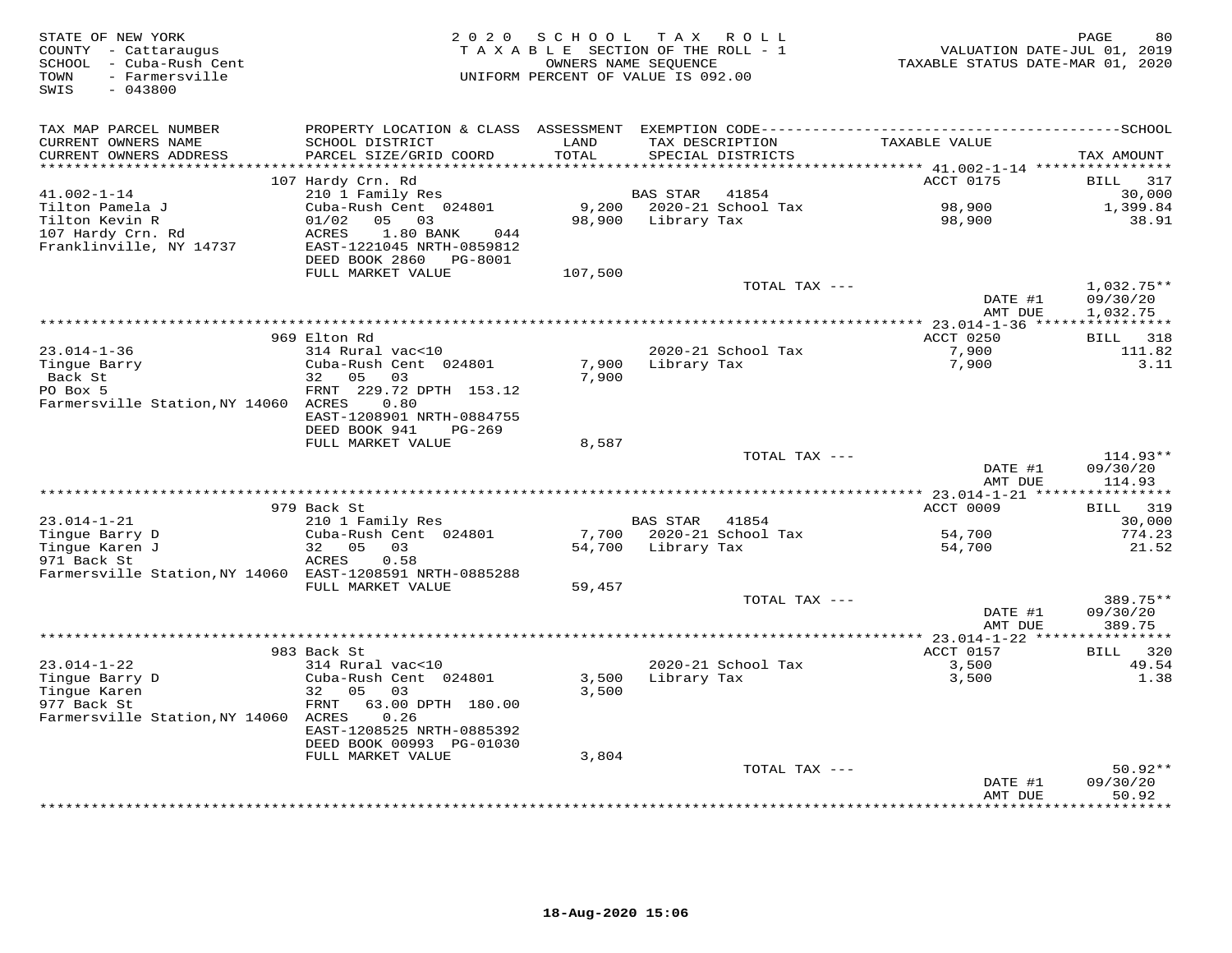STATE OF NEW YORK
COUNTY - Cattaraugus
SCHOOL - Cuba-Rush Cent
TOWN - Farmersville
SWIS - 043800

2020 SCHOOL TAX ROLL
TAXABLE SECTION OF THE ROLL - 1
OWNERS NAME SEQUENCE
UNIFORM PERCENT OF VALUE IS 092.00

VALUATION DATE-JUL 01, 2019
TAXABLE STATUS DATE-MAR 01, 2020

| TAX MAP PARCEL NUMBER / CURRENT OWNERS NAME / CURRENT OWNERS ADDRESS | PROPERTY LOCATION & CLASS / SCHOOL DISTRICT / PARCEL SIZE/GRID COORD | ASSESSMENT LAND / TOTAL | EXEMPTION CODE / TAX DESCRIPTION / SPECIAL DISTRICTS | TAXABLE VALUE | SCHOOL TAX AMOUNT |
|---|---|---|---|---|---|
| | 107 Hardy Crn. Rd | | | ACCT 0175 | BILL 317 |
| 41.002-1-14 | 210 1 Family Res | | BAS STAR 41854 | | 30,000 |
| Tilton Pamela J | Cuba-Rush Cent 024801 | 9,200 | 2020-21 School Tax | 98,900 | 1,399.84 |
| Tilton Kevin R | 01/02 05 03 | 98,900 | Library Tax | 98,900 | 38.91 |
| 107 Hardy Crn. Rd | ACRES 1.80 BANK 044 | | | | |
| Franklinville, NY 14737 | EAST-1221045 NRTH-0859812 | | | | |
| | DEED BOOK 2860 PG-8001 | | | | |
| | FULL MARKET VALUE | 107,500 | | | |
| | | | TOTAL TAX --- | | 1,032.75** |
| | | | | DATE #1 | 09/30/20 |
| | | | | AMT DUE | 1,032.75 |
| | 969 Elton Rd | | | ACCT 0250 | BILL 318 |
| 23.014-1-36 | 314 Rural vac<10 | | 2020-21 School Tax | 7,900 | 111.82 |
| Tingue Barry | Cuba-Rush Cent 024801 | 7,900 | Library Tax | 7,900 | 3.11 |
| Back St | 32 05 03 | 7,900 | | | |
| PO Box 5 | FRNT 229.72 DPTH 153.12 | | | | |
| Farmersville Station, NY 14060 | ACRES 0.80 | | | | |
| | EAST-1208901 NRTH-0884755 | | | | |
| | DEED BOOK 941 PG-269 | | | | |
| | FULL MARKET VALUE | 8,587 | | | |
| | | | TOTAL TAX --- | | 114.93** |
| | | | | DATE #1 | 09/30/20 |
| | | | | AMT DUE | 114.93 |
| | 979 Back St | | | ACCT 0009 | BILL 319 |
| 23.014-1-21 | 210 1 Family Res | | BAS STAR 41854 | | 30,000 |
| Tingue Barry D | Cuba-Rush Cent 024801 | 7,700 | 2020-21 School Tax | 54,700 | 774.23 |
| Tingue Karen J | 32 05 03 | 54,700 | Library Tax | 54,700 | 21.52 |
| 971 Back St | ACRES 0.58 | | | | |
| Farmersville Station, NY 14060 | EAST-1208591 NRTH-0885288 | | | | |
| | FULL MARKET VALUE | 59,457 | | | |
| | | | TOTAL TAX --- | | 389.75** |
| | | | | DATE #1 | 09/30/20 |
| | | | | AMT DUE | 389.75 |
| | 983 Back St | | | ACCT 0157 | BILL 320 |
| 23.014-1-22 | 314 Rural vac<10 | | 2020-21 School Tax | 3,500 | 49.54 |
| Tingue Barry D | Cuba-Rush Cent 024801 | 3,500 | Library Tax | 3,500 | 1.38 |
| Tingue Karen | 32 05 03 | 3,500 | | | |
| 977 Back St | FRNT 63.00 DPTH 180.00 | | | | |
| Farmersville Station, NY 14060 | ACRES 0.26 | | | | |
| | EAST-1208525 NRTH-0885392 | | | | |
| | DEED BOOK 00993 PG-01030 | | | | |
| | FULL MARKET VALUE | 3,804 | | | |
| | | | TOTAL TAX --- | | 50.92** |
| | | | | DATE #1 | 09/30/20 |
| | | | | AMT DUE | 50.92 |

18-Aug-2020 15:06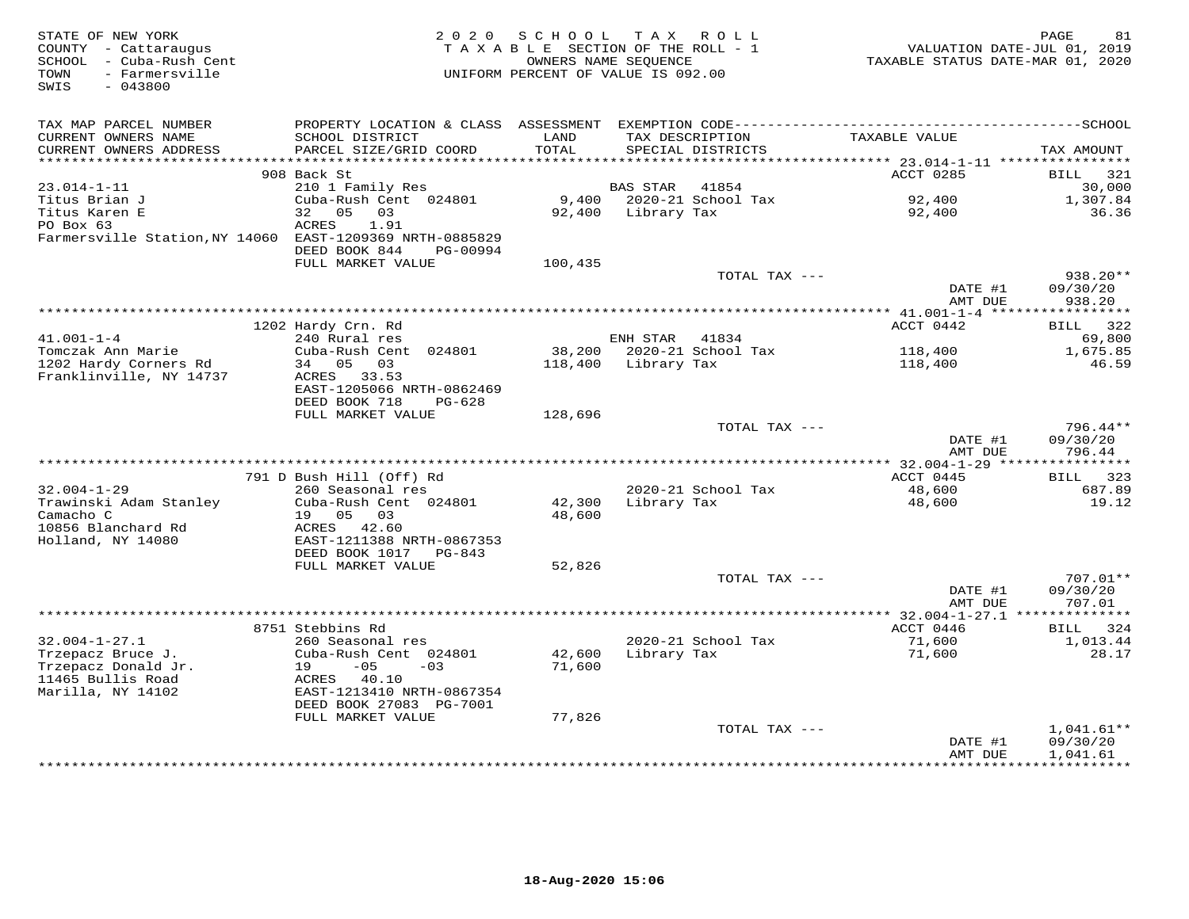STATE OF NEW YORK
COUNTY - Cattaraugus
SCHOOL - Cuba-Rush Cent
TOWN - Farmersville
SWIS - 043800

2020 SCHOOL TAX ROLL
TAXABLE SECTION OF THE ROLL - 1
OWNERS NAME SEQUENCE
UNIFORM PERCENT OF VALUE IS 092.00

VALUATION DATE-JUL 01, 2019
TAXABLE STATUS DATE-MAR 01, 2020

| TAX MAP PARCEL NUMBER / CURRENT OWNERS NAME / CURRENT OWNERS ADDRESS | PROPERTY LOCATION & CLASS / SCHOOL DISTRICT / PARCEL SIZE/GRID COORD | ASSESSMENT LAND / TOTAL | EXEMPTION CODE / TAX DESCRIPTION / SPECIAL DISTRICTS | TAXABLE VALUE | TAX AMOUNT |
|---|---|---|---|---|---|
| | 908 Back St | | | ACCT 0285 | BILL 321 |
| 23.014-1-11 | 210 1 Family Res | | BAS STAR 41854 | | 30,000 |
| Titus Brian J | Cuba-Rush Cent 024801 | 9,400 | 2020-21 School Tax | 92,400 | 1,307.84 |
| Titus Karen E | 32 05 03 | 92,400 | Library Tax | 92,400 | 36.36 |
| PO Box 63 | ACRES 1.91 | | | | |
| Farmersville Station,NY 14060 | EAST-1209369 NRTH-0885829 | | | | |
| | DEED BOOK 844 PG-00994 | | | | |
| | FULL MARKET VALUE | 100,435 | | | |
| | | | TOTAL TAX --- | | 938.20** |
| | | | | DATE #1 | 09/30/20 |
| | | | | AMT DUE | 938.20 |
| | 1202 Hardy Crn. Rd | | | ACCT 0442 | BILL 322 |
| 41.001-1-4 | 240 Rural res | | ENH STAR 41834 | | 69,800 |
| Tomczak Ann Marie | Cuba-Rush Cent 024801 | 38,200 | 2020-21 School Tax | 118,400 | 1,675.85 |
| 1202 Hardy Corners Rd | 34 05 03 | 118,400 | Library Tax | 118,400 | 46.59 |
| Franklinville, NY 14737 | ACRES 33.53 | | | | |
| | EAST-1205066 NRTH-0862469 | | | | |
| | DEED BOOK 718 PG-628 | | | | |
| | FULL MARKET VALUE | 128,696 | | | |
| | | | TOTAL TAX --- | | 796.44** |
| | | | | DATE #1 | 09/30/20 |
| | | | | AMT DUE | 796.44 |
| | 791 D Bush Hill (Off) Rd | | | ACCT 0445 | BILL 323 |
| 32.004-1-29 | 260 Seasonal res | | 2020-21 School Tax | 48,600 | 687.89 |
| Trawinski Adam Stanley | Cuba-Rush Cent 024801 | 42,300 | Library Tax | 48,600 | 19.12 |
| Camacho C | 19 05 03 | 48,600 | | | |
| 10856 Blanchard Rd | ACRES 42.60 | | | | |
| Holland, NY 14080 | EAST-1211388 NRTH-0867353 | | | | |
| | DEED BOOK 1017 PG-843 | | | | |
| | FULL MARKET VALUE | 52,826 | | | |
| | | | TOTAL TAX --- | | 707.01** |
| | | | | DATE #1 | 09/30/20 |
| | | | | AMT DUE | 707.01 |
| | 8751 Stebbins Rd | | | ACCT 0446 | BILL 324 |
| 32.004-1-27.1 | 260 Seasonal res | | 2020-21 School Tax | 71,600 | 1,013.44 |
| Trzepacz Bruce J. | Cuba-Rush Cent 024801 | 42,600 | Library Tax | 71,600 | 28.17 |
| Trzepacz Donald Jr. | 19 -05 -03 | 71,600 | | | |
| 11465 Bullis Road | ACRES 40.10 | | | | |
| Marilla, NY 14102 | EAST-1213410 NRTH-0867354 | | | | |
| | DEED BOOK 27083 PG-7001 | | | | |
| | FULL MARKET VALUE | 77,826 | | | |
| | | | TOTAL TAX --- | | 1,041.61** |
| | | | | DATE #1 | 09/30/20 |
| | | | | AMT DUE | 1,041.61 |

18-Aug-2020 15:06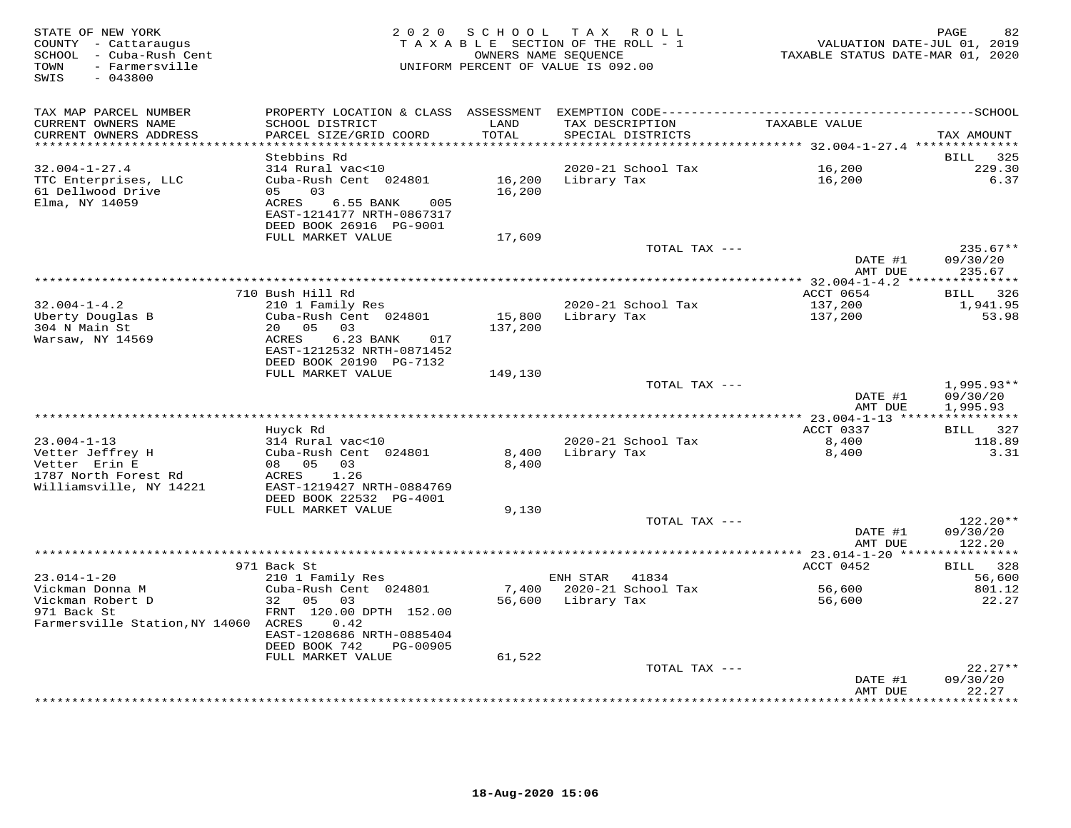STATE OF NEW YORK
COUNTY - Cattaraugus
SCHOOL - Cuba-Rush Cent
TOWN - Farmersville
SWIS - 043800

2 0 2 0 S C H O O L T A X R O L L
T A X A B L E SECTION OF THE ROLL - 1
OWNERS NAME SEQUENCE
UNIFORM PERCENT OF VALUE IS 092.00

VALUATION DATE-JUL 01, 2019
TAXABLE STATUS DATE-MAR 01, 2020

| TAX MAP PARCEL NUMBER / CURRENT OWNERS NAME / CURRENT OWNERS ADDRESS | PROPERTY LOCATION & CLASS / SCHOOL DISTRICT / PARCEL SIZE/GRID COORD | ASSESSMENT LAND / TOTAL | EXEMPTION CODE / TAX DESCRIPTION / SPECIAL DISTRICTS | TAXABLE VALUE | SCHOOL TAX AMOUNT |
|---|---|---|---|---|---|
| | Stebbins Rd | | | | BILL 325 |
| 32.004-1-27.4 | 314 Rural vac<10 | | 2020-21 School Tax | 16,200 | 229.30 |
| TTC Enterprises, LLC | Cuba-Rush Cent 024801 | 16,200 | Library Tax | 16,200 | 6.37 |
| 61 Dellwood Drive | 05 03 | 16,200 | | | |
| Elma, NY 14059 | ACRES 6.55 BANK 005 | | | | |
| | EAST-1214177 NRTH-0867317 | | | | |
| | DEED BOOK 26916 PG-9001 | | | | |
| | FULL MARKET VALUE | 17,609 | | | |
| | | | TOTAL TAX --- | | 235.67** |
| | | | | DATE #1 | 09/30/20 |
| | | | | AMT DUE | 235.67 |
| | 710 Bush Hill Rd | | | ACCT 0654 | BILL 326 |
| 32.004-1-4.2 | 210 1 Family Res | | 2020-21 School Tax | 137,200 | 1,941.95 |
| Uberty Douglas B | Cuba-Rush Cent 024801 | 15,800 | Library Tax | 137,200 | 53.98 |
| 304 N Main St | 20 05 03 | 137,200 | | | |
| Warsaw, NY 14569 | ACRES 6.23 BANK 017 | | | | |
| | EAST-1212532 NRTH-0871452 | | | | |
| | DEED BOOK 20190 PG-7132 | | | | |
| | FULL MARKET VALUE | 149,130 | | | |
| | | | TOTAL TAX --- | | 1,995.93** |
| | | | | DATE #1 | 09/30/20 |
| | | | | AMT DUE | 1,995.93 |
| | Huyck Rd | | | ACCT 0337 | BILL 327 |
| 23.004-1-13 | 314 Rural vac<10 | | 2020-21 School Tax | 8,400 | 118.89 |
| Vetter Jeffrey H | Cuba-Rush Cent 024801 | 8,400 | Library Tax | 8,400 | 3.31 |
| Vetter Erin E | 08 05 03 | 8,400 | | | |
| 1787 North Forest Rd | ACRES 1.26 | | | | |
| Williamsville, NY 14221 | EAST-1219427 NRTH-0884769 | | | | |
| | DEED BOOK 22532 PG-4001 | | | | |
| | FULL MARKET VALUE | 9,130 | | | |
| | | | TOTAL TAX --- | | 122.20** |
| | | | | DATE #1 | 09/30/20 |
| | | | | AMT DUE | 122.20 |
| | 971 Back St | | | ACCT 0452 | BILL 328 |
| 23.014-1-20 | 210 1 Family Res | | ENH STAR 41834 | | 56,600 |
| Vickman Donna M | Cuba-Rush Cent 024801 | 7,400 | 2020-21 School Tax | 56,600 | 801.12 |
| Vickman Robert D | 32 05 03 | 56,600 | Library Tax | 56,600 | 22.27 |
| 971 Back St | FRNT 120.00 DPTH 152.00 | | | | |
| Farmersville Station,NY 14060 | ACRES 0.42 | | | | |
| | EAST-1208686 NRTH-0885404 | | | | |
| | DEED BOOK 742 PG-00905 | | | | |
| | FULL MARKET VALUE | 61,522 | | | |
| | | | TOTAL TAX --- | | 22.27** |
| | | | | DATE #1 | 09/30/20 |
| | | | | AMT DUE | 22.27 |

18-Aug-2020 15:06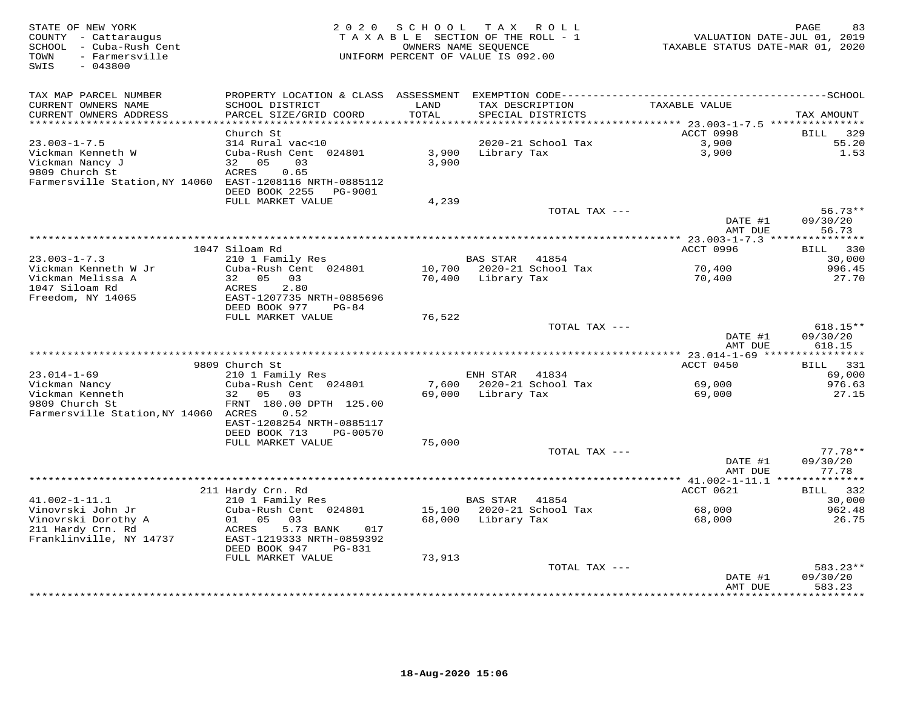STATE OF NEW YORK
COUNTY - Cattaraugus
SCHOOL - Cuba-Rush Cent
TOWN - Farmersville
SWIS - 043800

2020 SCHOOL TAX ROLL
TAXABLE SECTION OF THE ROLL - 1
OWNERS NAME SEQUENCE
UNIFORM PERCENT OF VALUE IS 092.00

VALUATION DATE-JUL 01, 2019
TAXABLE STATUS DATE-MAR 01, 2020

| TAX MAP PARCEL NUMBER / CURRENT OWNERS NAME / CURRENT OWNERS ADDRESS | PROPERTY LOCATION & CLASS / SCHOOL DISTRICT / PARCEL SIZE/GRID COORD | ASSESSMENT LAND / TOTAL | EXEMPTION CODE / TAX DESCRIPTION / SPECIAL DISTRICTS | TAXABLE VALUE | TAX AMOUNT |
|---|---|---|---|---|---|
| **23.003-1-7.5** | Church St | | | ACCT 0998 | BILL 329 |
| 23.003-1-7.5 | 314 Rural vac<10 | | 2020-21 School Tax | 3,900 | 55.20 |
| Vickman Kenneth W | Cuba-Rush Cent 024801 | 3,900 | Library Tax | 3,900 | 1.53 |
| Vickman Nancy J | 32 05 03 | 3,900 | | | |
| 9809 Church St | ACRES 0.65 | | | | |
| Farmersville Station,NY 14060 | EAST-1208116 NRTH-0885112 | | | | |
| | DEED BOOK 2255 PG-9001 | | | | |
| | FULL MARKET VALUE | 4,239 | | | |
| | | | TOTAL TAX --- | | 56.73** |
| | | | | DATE #1 | 09/30/20 |
| | | | | AMT DUE | 56.73 |
| **23.003-1-7.3** | 1047 Siloam Rd | | | ACCT 0996 | BILL 330 |
| 23.003-1-7.3 | 210 1 Family Res | | BAS STAR 41854 | | 30,000 |
| Vickman Kenneth W Jr | Cuba-Rush Cent 024801 | 10,700 | 2020-21 School Tax | 70,400 | 996.45 |
| Vickman Melissa A | 32 05 03 | 70,400 | Library Tax | 70,400 | 27.70 |
| 1047 Siloam Rd | ACRES 2.80 | | | | |
| Freedom, NY 14065 | EAST-1207735 NRTH-0885696 | | | | |
| | DEED BOOK 977 PG-84 | | | | |
| | FULL MARKET VALUE | 76,522 | | | |
| | | | TOTAL TAX --- | | 618.15** |
| | | | | DATE #1 | 09/30/20 |
| | | | | AMT DUE | 618.15 |
| **23.014-1-69** | 9809 Church St | | | ACCT 0450 | BILL 331 |
| 23.014-1-69 | 210 1 Family Res | | ENH STAR 41834 | | 69,000 |
| Vickman Nancy | Cuba-Rush Cent 024801 | 7,600 | 2020-21 School Tax | 69,000 | 976.63 |
| Vickman Kenneth | 32 05 03 | 69,000 | Library Tax | 69,000 | 27.15 |
| 9809 Church St | FRNT 180.00 DPTH 125.00 | | | | |
| Farmersville Station,NY 14060 | ACRES 0.52 | | | | |
| | EAST-1208254 NRTH-0885117 | | | | |
| | DEED BOOK 713 PG-00570 | | | | |
| | FULL MARKET VALUE | 75,000 | | | |
| | | | TOTAL TAX --- | | 77.78** |
| | | | | DATE #1 | 09/30/20 |
| | | | | AMT DUE | 77.78 |
| **41.002-1-11.1** | 211 Hardy Crn. Rd | | | ACCT 0621 | BILL 332 |
| 41.002-1-11.1 | 210 1 Family Res | | BAS STAR 41854 | | 30,000 |
| Vinovrski John Jr | Cuba-Rush Cent 024801 | 15,100 | 2020-21 School Tax | 68,000 | 962.48 |
| Vinovrski Dorothy A | 01 05 03 | 68,000 | Library Tax | 68,000 | 26.75 |
| 211 Hardy Crn. Rd | ACRES 5.73 BANK 017 | | | | |
| Franklinville, NY 14737 | EAST-1219333 NRTH-0859392 | | | | |
| | DEED BOOK 947 PG-831 | | | | |
| | FULL MARKET VALUE | 73,913 | | | |
| | | | TOTAL TAX --- | | 583.23** |
| | | | | DATE #1 | 09/30/20 |
| | | | | AMT DUE | 583.23 |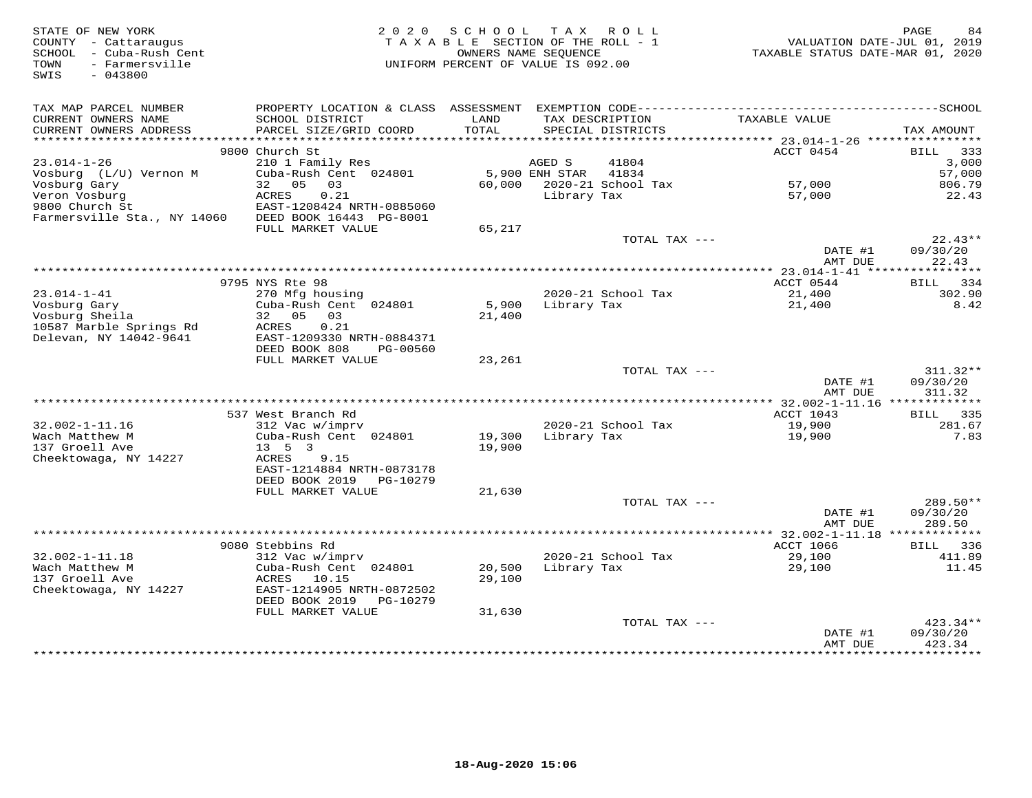STATE OF NEW YORK
COUNTY - Cattaraugus
SCHOOL - Cuba-Rush Cent
TOWN - Farmersville
SWIS - 043800

2 0 2 0 S C H O O L T A X R O L L
T A X A B L E SECTION OF THE ROLL - 1
OWNERS NAME SEQUENCE
UNIFORM PERCENT OF VALUE IS 092.00

VALUATION DATE-JUL 01, 2019
TAXABLE STATUS DATE-MAR 01, 2020

| TAX MAP PARCEL NUMBER / CURRENT OWNERS NAME / CURRENT OWNERS ADDRESS | PROPERTY LOCATION & CLASS / SCHOOL DISTRICT / PARCEL SIZE/GRID COORD | ASSESSMENT LAND / TOTAL | EXEMPTION CODE / TAX DESCRIPTION / SPECIAL DISTRICTS | TAXABLE VALUE | SCHOOL TAX AMOUNT |
|---|---|---|---|---|---|
| **23.014-1-26** | 9800 Church St | | | ACCT 0454 | BILL 333 |
| Vosburg (L/U) Vernon M | 210 1 Family Res | | AGED S 41804 | | 3,000 |
| Vosburg Gary | Cuba-Rush Cent 024801 | 5,900 | ENH STAR 41834 | | 57,000 |
| Veron Vosburg | 32 05 03 | 60,000 | 2020-21 School Tax | 57,000 | 806.79 |
| 9800 Church St | ACRES 0.21 | | Library Tax | 57,000 | 22.43 |
| Farmersville Sta., NY 14060 | EAST-1208424 NRTH-0885060 | | | | |
| | DEED BOOK 16443 PG-8001 | | | | |
| | FULL MARKET VALUE | 65,217 | | | |
| | | | TOTAL TAX --- | | 22.43** |
| | | | | DATE #1 | 09/30/20 |
| | | | | AMT DUE | 22.43 |
| **23.014-1-41** | 9795 NYS Rte 98 | | | ACCT 0544 | BILL 334 |
| Vosburg Gary | 270 Mfg housing | | 2020-21 School Tax | 21,400 | 302.90 |
| Vosburg Sheila | Cuba-Rush Cent 024801 | 5,900 | Library Tax | 21,400 | 8.42 |
| 10587 Marble Springs Rd | 32 05 03 | 21,400 | | | |
| Delevan, NY 14042-9641 | ACRES 0.21 | | | | |
| | EAST-1209330 NRTH-0884371 | | | | |
| | DEED BOOK 808 PG-00560 | | | | |
| | FULL MARKET VALUE | 23,261 | | | |
| | | | TOTAL TAX --- | | 311.32** |
| | | | | DATE #1 | 09/30/20 |
| | | | | AMT DUE | 311.32 |
| **32.002-1-11.16** | 537 West Branch Rd | | | ACCT 1043 | BILL 335 |
| Wach Matthew M | 312 Vac w/imprv | | 2020-21 School Tax | 19,900 | 281.67 |
| 137 Groell Ave | Cuba-Rush Cent 024801 | 19,300 | Library Tax | 19,900 | 7.83 |
| Cheektowaga, NY 14227 | 13 5 3 | 19,900 | | | |
| | ACRES 9.15 | | | | |
| | EAST-1214884 NRTH-0873178 | | | | |
| | DEED BOOK 2019 PG-10279 | | | | |
| | FULL MARKET VALUE | 21,630 | | | |
| | | | TOTAL TAX --- | | 289.50** |
| | | | | DATE #1 | 09/30/20 |
| | | | | AMT DUE | 289.50 |
| **32.002-1-11.18** | 9080 Stebbins Rd | | | ACCT 1066 | BILL 336 |
| Wach Matthew M | 312 Vac w/imprv | | 2020-21 School Tax | 29,100 | 411.89 |
| 137 Groell Ave | Cuba-Rush Cent 024801 | 20,500 | Library Tax | 29,100 | 11.45 |
| Cheektowaga, NY 14227 | ACRES 10.15 | 29,100 | | | |
| | EAST-1214905 NRTH-0872502 | | | | |
| | DEED BOOK 2019 PG-10279 | | | | |
| | FULL MARKET VALUE | 31,630 | | | |
| | | | TOTAL TAX --- | | 423.34** |
| | | | | DATE #1 | 09/30/20 |
| | | | | AMT DUE | 423.34 |

18-Aug-2020 15:06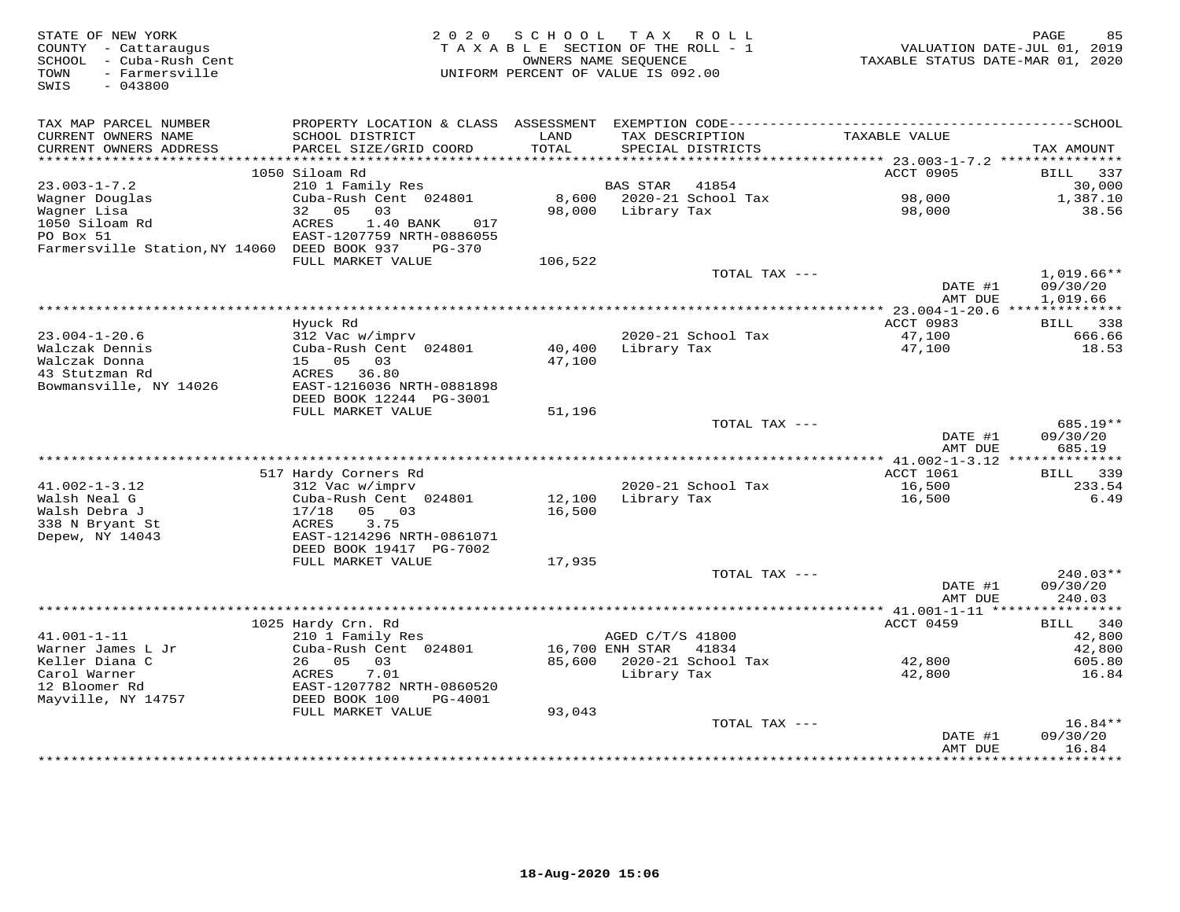STATE OF NEW YORK
COUNTY - Cattaraugus
SCHOOL - Cuba-Rush Cent
TOWN - Farmersville
SWIS - 043800

2020 SCHOOL TAX ROLL
TAXABLE SECTION OF THE ROLL - 1
OWNERS NAME SEQUENCE
UNIFORM PERCENT OF VALUE IS 092.00

VALUATION DATE-JUL 01, 2019
TAXABLE STATUS DATE-MAR 01, 2020

| TAX MAP PARCEL NUMBER / CURRENT OWNERS NAME / CURRENT OWNERS ADDRESS | PROPERTY LOCATION & CLASS / SCHOOL DISTRICT / PARCEL SIZE/GRID COORD | ASSESSMENT LAND / TOTAL | EXEMPTION CODE / TAX DESCRIPTION / SPECIAL DISTRICTS | TAXABLE VALUE | TAX AMOUNT |
|---|---|---|---|---|---|
| | 1050 Siloam Rd | | | ACCT 0905 | BILL 337 |
| 23.003-1-7.2 | 210 1 Family Res | | BAS STAR 41854 | | 30,000 |
| Wagner Douglas | Cuba-Rush Cent 024801 | 8,600 | 2020-21 School Tax | 98,000 | 1,387.10 |
| Wagner Lisa | 32 05 03 | 98,000 | Library Tax | 98,000 | 38.56 |
| 1050 Siloam Rd | ACRES 1.40 BANK 017 | | | | |
| PO Box 51 | EAST-1207759 NRTH-0886055 | | | | |
| Farmersville Station,NY 14060 | DEED BOOK 937 PG-370 | | | | |
| | FULL MARKET VALUE | 106,522 | | | |
| | | | TOTAL TAX --- | | 1,019.66** |
| | | | | DATE #1 | 09/30/20 |
| | | | | AMT DUE | 1,019.66 |
| | Hyuck Rd | | | ACCT 0983 | BILL 338 |
| 23.004-1-20.6 | 312 Vac w/imprv | | 2020-21 School Tax | 47,100 | 666.66 |
| Walczak Dennis | Cuba-Rush Cent 024801 | 40,400 | Library Tax | 47,100 | 18.53 |
| Walczak Donna | 15 05 03 | 47,100 | | | |
| 43 Stutzman Rd | ACRES 36.80 | | | | |
| Bowmansville, NY 14026 | EAST-1216036 NRTH-0881898 | | | | |
| | DEED BOOK 12244 PG-3001 | | | | |
| | FULL MARKET VALUE | 51,196 | | | |
| | | | TOTAL TAX --- | | 685.19** |
| | | | | DATE #1 | 09/30/20 |
| | | | | AMT DUE | 685.19 |
| | 517 Hardy Corners Rd | | | ACCT 1061 | BILL 339 |
| 41.002-1-3.12 | 312 Vac w/imprv | | 2020-21 School Tax | 16,500 | 233.54 |
| Walsh Neal G | Cuba-Rush Cent 024801 | 12,100 | Library Tax | 16,500 | 6.49 |
| Walsh Debra J | 17/18 05 03 | 16,500 | | | |
| 338 N Bryant St | ACRES 3.75 | | | | |
| Depew, NY 14043 | EAST-1214296 NRTH-0861071 | | | | |
| | DEED BOOK 19417 PG-7002 | | | | |
| | FULL MARKET VALUE | 17,935 | | | |
| | | | TOTAL TAX --- | | 240.03** |
| | | | | DATE #1 | 09/30/20 |
| | | | | AMT DUE | 240.03 |
| | 1025 Hardy Crn. Rd | | | ACCT 0459 | BILL 340 |
| 41.001-1-11 | 210 1 Family Res | | AGED C/T/S 41800 | | 42,800 |
| Warner James L Jr | Cuba-Rush Cent 024801 | 16,700 | ENH STAR 41834 | | 42,800 |
| Keller Diana C | 26 05 03 | 85,600 | 2020-21 School Tax | 42,800 | 605.80 |
| Carol Warner | ACRES 7.01 | | Library Tax | 42,800 | 16.84 |
| 12 Bloomer Rd | EAST-1207782 NRTH-0860520 | | | | |
| Mayville, NY 14757 | DEED BOOK 100 PG-4001 | | | | |
| | FULL MARKET VALUE | 93,043 | | | |
| | | | TOTAL TAX --- | | 16.84** |
| | | | | DATE #1 | 09/30/20 |
| | | | | AMT DUE | 16.84 |

18-Aug-2020 15:06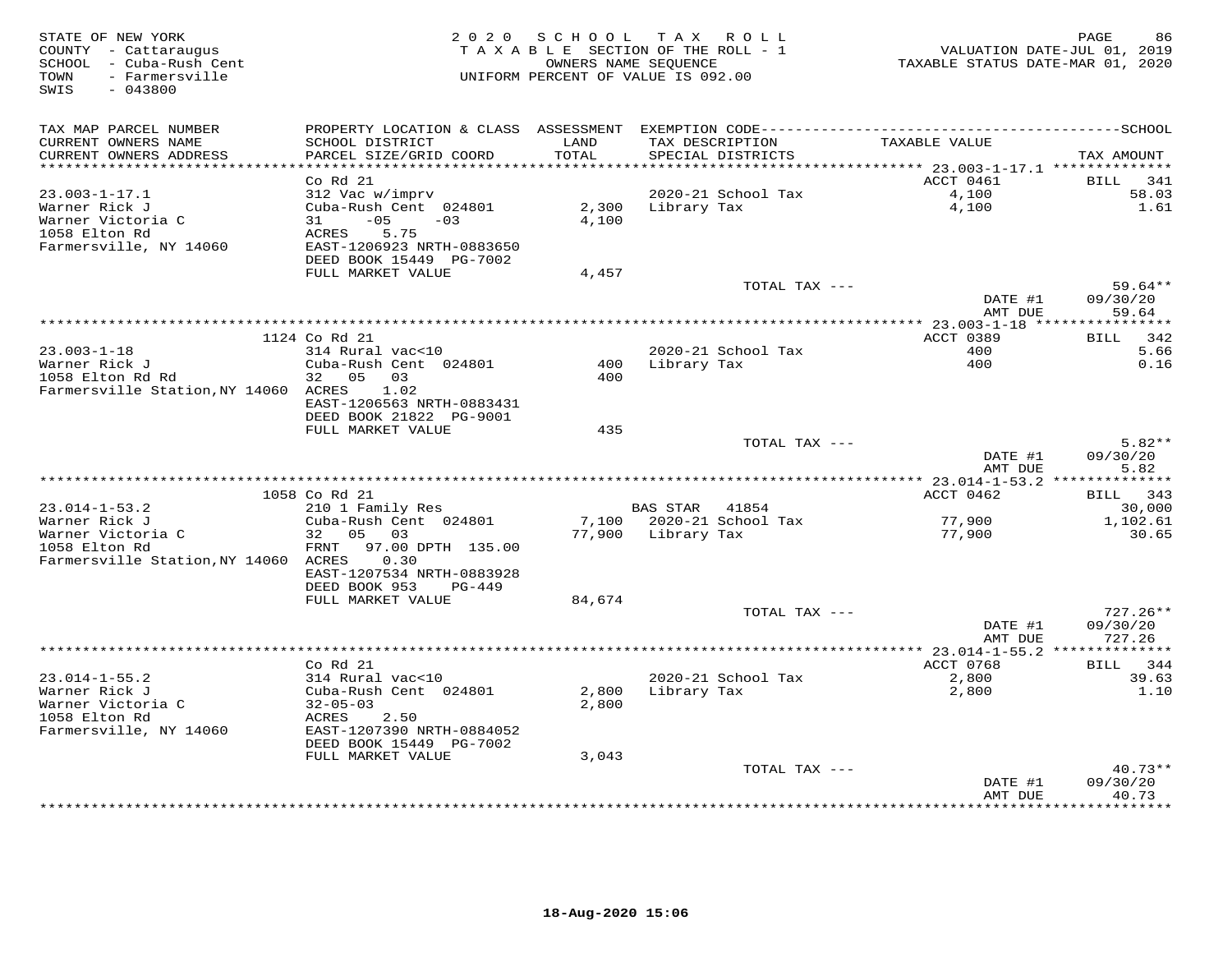STATE OF NEW YORK
COUNTY - Cattaraugus
SCHOOL - Cuba-Rush Cent
TOWN - Farmersville
SWIS - 043800

2020 SCHOOL TAX ROLL
TAXABLE SECTION OF THE ROLL - 1
OWNERS NAME SEQUENCE
UNIFORM PERCENT OF VALUE IS 092.00

VALUATION DATE-JUL 01, 2019
TAXABLE STATUS DATE-MAR 01, 2020

| TAX MAP PARCEL NUMBER / CURRENT OWNERS NAME / CURRENT OWNERS ADDRESS | PROPERTY LOCATION & CLASS / SCHOOL DISTRICT / PARCEL SIZE/GRID COORD | ASSESSMENT LAND / TOTAL | EXEMPTION CODE / TAX DESCRIPTION / SPECIAL DISTRICTS | TAXABLE VALUE | TAX AMOUNT |
|---|---|---|---|---|---|
| 23.003-1-17.1 | Co Rd 21 | | | ACCT 0461 | BILL 341 |
| Warner Rick J | 312 Vac w/imprv | | 2020-21 School Tax | 4,100 | 58.03 |
| Warner Victoria C | Cuba-Rush Cent 024801 | 2,300 | Library Tax | 4,100 | 1.61 |
| 1058 Elton Rd | 31 -05 -03 | 4,100 | | | |
| Farmersville, NY 14060 | ACRES 5.75 | | | | |
| | EAST-1206923 NRTH-0883650 | | | | |
| | DEED BOOK 15449 PG-7002 | | | | |
| | FULL MARKET VALUE | 4,457 | | | |
| | | | TOTAL TAX --- | | 59.64** |
| | | | | DATE #1 | 09/30/20 |
| | | | | AMT DUE | 59.64 |
| 23.003-1-18 | 1124 Co Rd 21 | | | ACCT 0389 | BILL 342 |
| Warner Rick J | 314 Rural vac<10 | | 2020-21 School Tax | 400 | 5.66 |
| 1058 Elton Rd Rd | Cuba-Rush Cent 024801 | 400 | Library Tax | 400 | 0.16 |
| Farmersville Station,NY 14060 | 32 05 03 | 400 | | | |
| | ACRES 1.02 | | | | |
| | EAST-1206563 NRTH-0883431 | | | | |
| | DEED BOOK 21822 PG-9001 | | | | |
| | FULL MARKET VALUE | 435 | | | |
| | | | TOTAL TAX --- | | 5.82** |
| | | | | DATE #1 | 09/30/20 |
| | | | | AMT DUE | 5.82 |
| 23.014-1-53.2 | 1058 Co Rd 21 | | | ACCT 0462 | BILL 343 |
| Warner Rick J | 210 1 Family Res | | BAS STAR 41854 | | 30,000 |
| Warner Victoria C | Cuba-Rush Cent 024801 | 7,100 | 2020-21 School Tax | 77,900 | 1,102.61 |
| 1058 Elton Rd | 32 05 03 | 77,900 | Library Tax | 77,900 | 30.65 |
| Farmersville Station,NY 14060 | FRNT 97.00 DPTH 135.00 | | | | |
| | ACRES 0.30 | | | | |
| | EAST-1207534 NRTH-0883928 | | | | |
| | DEED BOOK 953 PG-449 | | | | |
| | FULL MARKET VALUE | 84,674 | | | |
| | | | TOTAL TAX --- | | 727.26** |
| | | | | DATE #1 | 09/30/20 |
| | | | | AMT DUE | 727.26 |
| 23.014-1-55.2 | Co Rd 21 | | | ACCT 0768 | BILL 344 |
| Warner Rick J | 314 Rural vac<10 | | 2020-21 School Tax | 2,800 | 39.63 |
| Warner Victoria C | Cuba-Rush Cent 024801 | 2,800 | Library Tax | 2,800 | 1.10 |
| 1058 Elton Rd | 32-05-03 | 2,800 | | | |
| Farmersville, NY 14060 | ACRES 2.50 | | | | |
| | EAST-1207390 NRTH-0884052 | | | | |
| | DEED BOOK 15449 PG-7002 | | | | |
| | FULL MARKET VALUE | 3,043 | | | |
| | | | TOTAL TAX --- | | 40.73** |
| | | | | DATE #1 | 09/30/20 |
| | | | | AMT DUE | 40.73 |

18-Aug-2020 15:06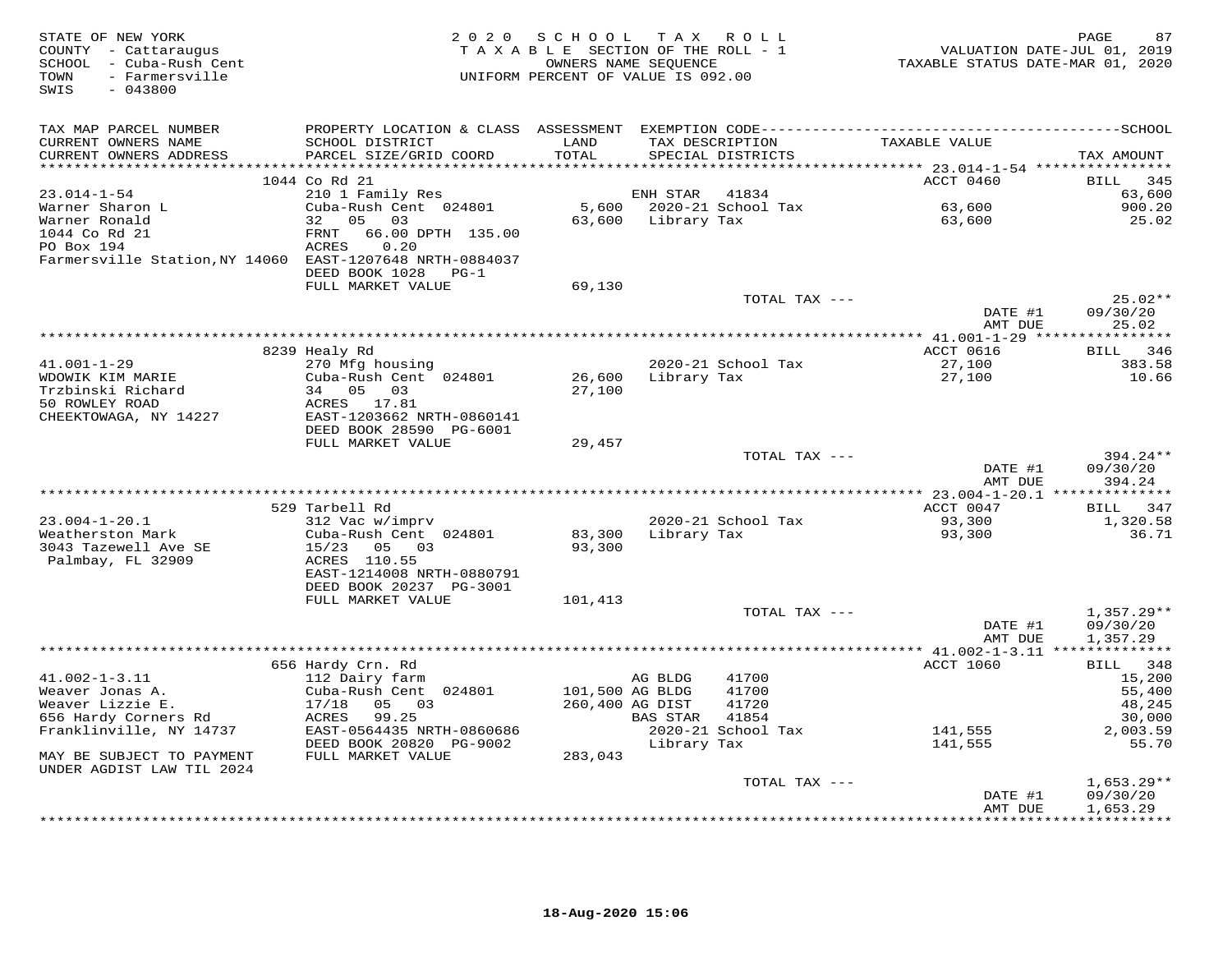STATE OF NEW YORK
COUNTY - Cattaraugus
SCHOOL - Cuba-Rush Cent
TOWN - Farmersville
SWIS - 043800

2020 SCHOOL TAX ROLL
TAXABLE SECTION OF THE ROLL - 1
OWNERS NAME SEQUENCE
UNIFORM PERCENT OF VALUE IS 092.00

VALUATION DATE-JUL 01, 2019
TAXABLE STATUS DATE-MAR 01, 2020

| TAX MAP PARCEL NUMBER / CURRENT OWNERS NAME / CURRENT OWNERS ADDRESS | PROPERTY LOCATION & CLASS / SCHOOL DISTRICT / PARCEL SIZE/GRID COORD | ASSESSMENT LAND / TOTAL | EXEMPTION CODE / TAX DESCRIPTION / SPECIAL DISTRICTS | TAXABLE VALUE | TAX AMOUNT |
|---|---|---|---|---|---|
| | 1044 Co Rd 21 | | | ACCT 0460 | BILL 345 |
| 23.014-1-54 | 210 1 Family Res | | ENH STAR 41834 | | 63,600 |
| Warner Sharon L | Cuba-Rush Cent 024801 | 5,600 | 2020-21 School Tax | 63,600 | 900.20 |
| Warner Ronald | 32 05 03 | 63,600 | Library Tax | 63,600 | 25.02 |
| 1044 Co Rd 21 | FRNT 66.00 DPTH 135.00 | | | | |
| PO Box 194 | ACRES 0.20 | | | | |
| Farmersville Station,NY 14060 | EAST-1207648 NRTH-0884037 | | | | |
| | DEED BOOK 1028 PG-1 | | | | |
| | FULL MARKET VALUE | 69,130 | | | |
| | | | TOTAL TAX --- | | 25.02** |
| | | | | DATE #1 | 09/30/20 |
| | | | | AMT DUE | 25.02 |
| | 8239 Healy Rd | | | ACCT 0616 | BILL 346 |
| 41.001-1-29 | 270 Mfg housing | | 2020-21 School Tax | 27,100 | 383.58 |
| WDOWIK KIM MARIE | Cuba-Rush Cent 024801 | 26,600 | Library Tax | 27,100 | 10.66 |
| Trzbinski Richard | 34 05 03 | 27,100 | | | |
| 50 ROWLEY ROAD | ACRES 17.81 | | | | |
| CHEEKTOWAGA, NY 14227 | EAST-1203662 NRTH-0860141 | | | | |
| | DEED BOOK 28590 PG-6001 | | | | |
| | FULL MARKET VALUE | 29,457 | | | |
| | | | TOTAL TAX --- | | 394.24** |
| | | | | DATE #1 | 09/30/20 |
| | | | | AMT DUE | 394.24 |
| | 529 Tarbell Rd | | | ACCT 0047 | BILL 347 |
| 23.004-1-20.1 | 312 Vac w/imprv | | 2020-21 School Tax | 93,300 | 1,320.58 |
| Weatherston Mark | Cuba-Rush Cent 024801 | 83,300 | Library Tax | 93,300 | 36.71 |
| 3043 Tazewell Ave SE | 15/23 05 03 | 93,300 | | | |
| Palmbay, FL 32909 | ACRES 110.55 | | | | |
| | EAST-1214008 NRTH-0880791 | | | | |
| | DEED BOOK 20237 PG-3001 | | | | |
| | FULL MARKET VALUE | 101,413 | | | |
| | | | TOTAL TAX --- | | 1,357.29** |
| | | | | DATE #1 | 09/30/20 |
| | | | | AMT DUE | 1,357.29 |
| | 656 Hardy Crn. Rd | | | ACCT 1060 | BILL 348 |
| 41.002-1-3.11 | 112 Dairy farm | | AG BLDG 41700 | | 15,200 |
| Weaver Jonas A. | Cuba-Rush Cent 024801 | 101,500 | AG BLDG 41700 | | 55,400 |
| Weaver Lizzie E. | 17/18 05 03 | 260,400 | AG DIST 41720 | | 48,245 |
| 656 Hardy Corners Rd | ACRES 99.25 | | BAS STAR 41854 | | 30,000 |
| Franklinville, NY 14737 | EAST-0564435 NRTH-0860686 | | 2020-21 School Tax | 141,555 | 2,003.59 |
| | DEED BOOK 20820 PG-9002 | | Library Tax | 141,555 | 55.70 |
| MAY BE SUBJECT TO PAYMENT | FULL MARKET VALUE | 283,043 | | | |
| UNDER AGDIST LAW TIL 2024 | | | | | |
| | | | TOTAL TAX --- | | 1,653.29** |
| | | | | DATE #1 | 09/30/20 |
| | | | | AMT DUE | 1,653.29 |

18-Aug-2020 15:06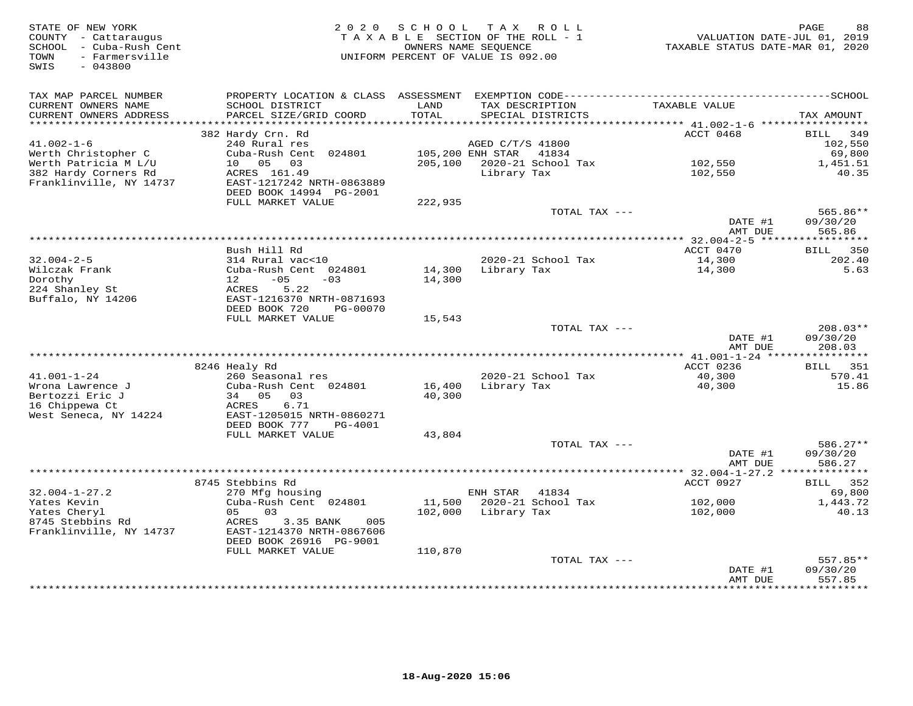STATE OF NEW YORK
COUNTY - Cattaraugus
SCHOOL - Cuba-Rush Cent
TOWN - Farmersville
SWIS - 043800

2 0 2 0 S C H O O L T A X R O L L
T A X A B L E SECTION OF THE ROLL - 1
OWNERS NAME SEQUENCE
UNIFORM PERCENT OF VALUE IS 092.00

VALUATION DATE-JUL 01, 2019
TAXABLE STATUS DATE-MAR 01, 2020

| TAX MAP PARCEL NUMBER / CURRENT OWNERS NAME / CURRENT OWNERS ADDRESS | PROPERTY LOCATION & CLASS / SCHOOL DISTRICT / PARCEL SIZE/GRID COORD | ASSESSMENT LAND | TOTAL | EXEMPTION CODE / TAX DESCRIPTION / SPECIAL DISTRICTS | TAXABLE VALUE | TAX AMOUNT |
|---|---|---|---|---|---|---|
| 41.002-1-6 | 382 Hardy Crn. Rd | | | | ACCT 0468 | BILL 349 |
| Werth Christopher C | 240 Rural res | | | AGED C/T/S 41800 | | 102,550 |
| Werth Patricia M L/U | Cuba-Rush Cent 024801 | 105,200 | | ENH STAR 41834 | | 69,800 |
| 382 Hardy Corners Rd | 10 05 03 | | 205,100 | 2020-21 School Tax | 102,550 | 1,451.51 |
| Franklinville, NY 14737 | ACRES 161.49 | | | Library Tax | 102,550 | 40.35 |
| | EAST-1217242 NRTH-0863889 | | | | | |
| | DEED BOOK 14994 PG-2001 | | | | | |
| | FULL MARKET VALUE | | 222,935 | | | |
| | | | | TOTAL TAX --- | | 565.86** |
| | | | | | DATE #1 | 09/30/20 |
| | | | | | AMT DUE | 565.86 |
| 32.004-2-5 | Bush Hill Rd | | | | ACCT 0470 | BILL 350 |
| Wilczak Frank | 314 Rural vac<10 | | | 2020-21 School Tax | 14,300 | 202.40 |
| Dorothy | Cuba-Rush Cent 024801 | 14,300 | | Library Tax | 14,300 | 5.63 |
| 224 Shanley St | 12 -05 -03 | | 14,300 | | | |
| Buffalo, NY 14206 | ACRES 5.22 | | | | | |
| | EAST-1216370 NRTH-0871693 | | | | | |
| | DEED BOOK 720 PG-00070 | | | | | |
| | FULL MARKET VALUE | | 15,543 | | | |
| | | | | TOTAL TAX --- | | 208.03** |
| | | | | | DATE #1 | 09/30/20 |
| | | | | | AMT DUE | 208.03 |
| 41.001-1-24 | 8246 Healy Rd | | | | ACCT 0236 | BILL 351 |
| Wrona Lawrence J | 260 Seasonal res | | | 2020-21 School Tax | 40,300 | 570.41 |
| Bertozzi Eric J | Cuba-Rush Cent 024801 | 16,400 | | Library Tax | 40,300 | 15.86 |
| 16 Chippewa Ct | 34 05 03 | | 40,300 | | | |
| West Seneca, NY 14224 | ACRES 6.71 | | | | | |
| | EAST-1205015 NRTH-0860271 | | | | | |
| | DEED BOOK 777 PG-4001 | | | | | |
| | FULL MARKET VALUE | | 43,804 | | | |
| | | | | TOTAL TAX --- | | 586.27** |
| | | | | | DATE #1 | 09/30/20 |
| | | | | | AMT DUE | 586.27 |
| 32.004-1-27.2 | 8745 Stebbins Rd | | | | ACCT 0927 | BILL 352 |
| Yates Kevin | 270 Mfg housing | | | ENH STAR 41834 | | 69,800 |
| Yates Cheryl | Cuba-Rush Cent 024801 | 11,500 | | 2020-21 School Tax | 102,000 | 1,443.72 |
| 8745 Stebbins Rd | 05 03 | | 102,000 | Library Tax | 102,000 | 40.13 |
| Franklinville, NY 14737 | ACRES 3.35 BANK 005 | | | | | |
| | EAST-1214370 NRTH-0867606 | | | | | |
| | DEED BOOK 26916 PG-9001 | | | | | |
| | FULL MARKET VALUE | | 110,870 | | | |
| | | | | TOTAL TAX --- | | 557.85** |
| | | | | | DATE #1 | 09/30/20 |
| | | | | | AMT DUE | 557.85 |

18-Aug-2020 15:06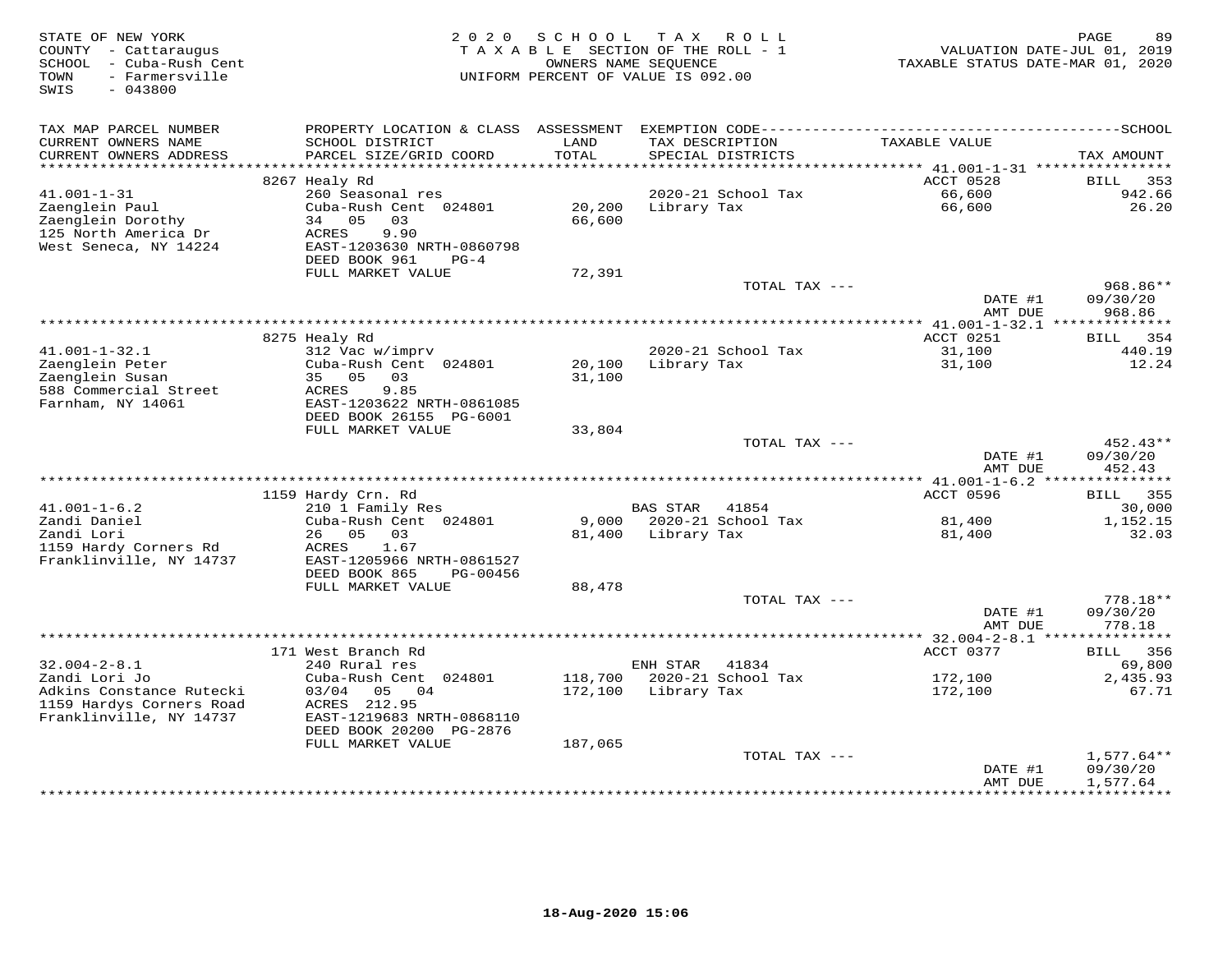STATE OF NEW YORK
COUNTY - Cattaraugus
SCHOOL - Cuba-Rush Cent
TOWN - Farmersville
SWIS - 043800

2020 SCHOOL TAX ROLL
TAXABLE SECTION OF THE ROLL - 1
OWNERS NAME SEQUENCE
UNIFORM PERCENT OF VALUE IS 092.00

VALUATION DATE-JUL 01, 2019
TAXABLE STATUS DATE-MAR 01, 2020

| TAX MAP PARCEL NUMBER / CURRENT OWNERS NAME / CURRENT OWNERS ADDRESS | PROPERTY LOCATION & CLASS / SCHOOL DISTRICT / PARCEL SIZE/GRID COORD | ASSESSMENT LAND / TOTAL | EXEMPTION CODE / TAX DESCRIPTION / SPECIAL DISTRICTS | TAXABLE VALUE | SCHOOL TAX AMOUNT |
|---|---|---|---|---|---|
| 41.001-1-31 | 8267 Healy Rd | | | ACCT 0528 | BILL 353 |
| 41.001-1-31 | 260 Seasonal res | | | | |
| Zaenglein Paul | Cuba-Rush Cent 024801 | 20,200 | 2020-21 School Tax | 66,600 | 942.66 |
| Zaenglein Dorothy | 34 05 03 | 66,600 | Library Tax | 66,600 | 26.20 |
| 125 North America Dr | ACRES 9.90 | | | | |
| West Seneca, NY 14224 | EAST-1203630 NRTH-0860798 | | | | |
| | DEED BOOK 961 PG-4 | | | | |
| | FULL MARKET VALUE | 72,391 | | | |
| | | | TOTAL TAX --- | | 968.86** |
| | | | | DATE #1 | 09/30/20 |
| | | | | AMT DUE | 968.86 |
| 41.001-1-32.1 | 8275 Healy Rd | | | ACCT 0251 | BILL 354 |
| 41.001-1-32.1 | 312 Vac w/imprv | | | | |
| Zaenglein Peter | Cuba-Rush Cent 024801 | 20,100 | 2020-21 School Tax | 31,100 | 440.19 |
| Zaenglein Susan | 35 05 03 | 31,100 | Library Tax | 31,100 | 12.24 |
| 588 Commercial Street | ACRES 9.85 | | | | |
| Farnham, NY 14061 | EAST-1203622 NRTH-0861085 | | | | |
| | DEED BOOK 26155 PG-6001 | | | | |
| | FULL MARKET VALUE | 33,804 | | | |
| | | | TOTAL TAX --- | | 452.43** |
| | | | | DATE #1 | 09/30/20 |
| | | | | AMT DUE | 452.43 |
| 41.001-1-6.2 | 1159 Hardy Crn. Rd | | | ACCT 0596 | BILL 355 |
| 41.001-1-6.2 | 210 1 Family Res | | BAS STAR 41854 | | 30,000 |
| Zandi Daniel | Cuba-Rush Cent 024801 | 9,000 | 2020-21 School Tax | 81,400 | 1,152.15 |
| Zandi Lori | 26 05 03 | 81,400 | Library Tax | 81,400 | 32.03 |
| 1159 Hardy Corners Rd | ACRES 1.67 | | | | |
| Franklinville, NY 14737 | EAST-1205966 NRTH-0861527 | | | | |
| | DEED BOOK 865 PG-00456 | | | | |
| | FULL MARKET VALUE | 88,478 | | | |
| | | | TOTAL TAX --- | | 778.18** |
| | | | | DATE #1 | 09/30/20 |
| | | | | AMT DUE | 778.18 |
| 32.004-2-8.1 | 171 West Branch Rd | | | ACCT 0377 | BILL 356 |
| 32.004-2-8.1 | 240 Rural res | | ENH STAR 41834 | | 69,800 |
| Zandi Lori Jo | Cuba-Rush Cent 024801 | 118,700 | 2020-21 School Tax | 172,100 | 2,435.93 |
| Adkins Constance Rutecki | 03/04 05 04 | 172,100 | Library Tax | 172,100 | 67.71 |
| 1159 Hardys Corners Road | ACRES 212.95 | | | | |
| Franklinville, NY 14737 | EAST-1219683 NRTH-0868110 | | | | |
| | DEED BOOK 20200 PG-2876 | | | | |
| | FULL MARKET VALUE | 187,065 | | | |
| | | | TOTAL TAX --- | | 1,577.64** |
| | | | | DATE #1 | 09/30/20 |
| | | | | AMT DUE | 1,577.64 |

18-Aug-2020 15:06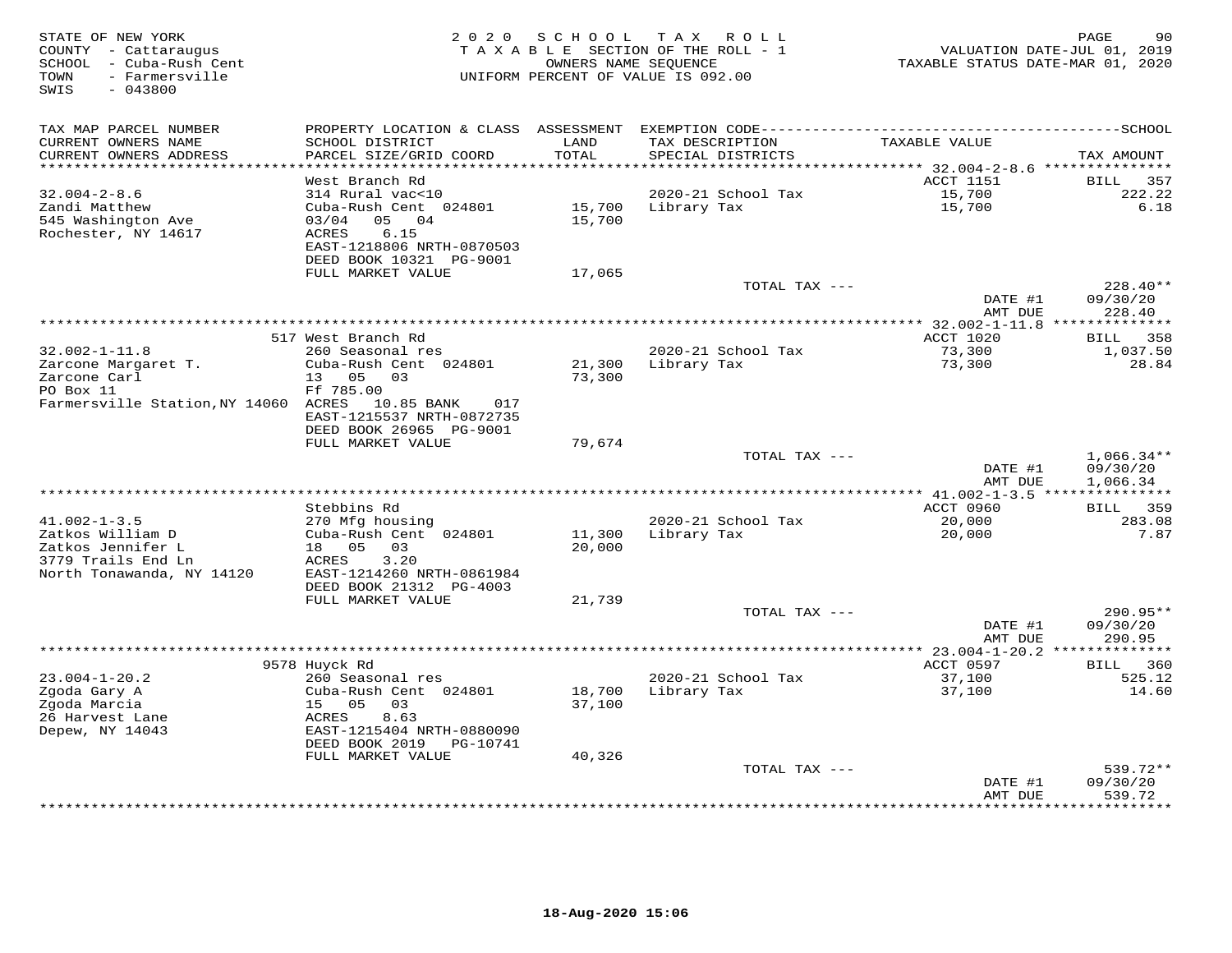STATE OF NEW YORK
COUNTY - Cattaraugus
SCHOOL - Cuba-Rush Cent
TOWN - Farmersville
SWIS - 043800

2020 SCHOOL TAX ROLL
TAXABLE SECTION OF THE ROLL - 1
OWNERS NAME SEQUENCE
UNIFORM PERCENT OF VALUE IS 092.00

VALUATION DATE-JUL 01, 2019
TAXABLE STATUS DATE-MAR 01, 2020

| TAX MAP PARCEL NUMBER / CURRENT OWNERS NAME / CURRENT OWNERS ADDRESS | PROPERTY LOCATION & CLASS / SCHOOL DISTRICT / PARCEL SIZE/GRID COORD | ASSESSMENT LAND / TOTAL | EXEMPTION CODE / TAX DESCRIPTION / SPECIAL DISTRICTS | TAXABLE VALUE | TAX AMOUNT |
|---|---|---|---|---|---|
| 32.004-2-8.6 | West Branch Rd | | | ACCT 1151 | BILL 357 |
| 32.004-2-8.6 | 314 Rural vac<10 | | 2020-21 School Tax | 15,700 | 222.22 |
| Zandi Matthew | Cuba-Rush Cent 024801 | 15,700 | Library Tax | 15,700 | 6.18 |
| 545 Washington Ave | 03/04 05 04 | 15,700 | | | |
| Rochester, NY 14617 | ACRES 6.15 | | | | |
| | EAST-1218806 NRTH-0870503 | | | | |
| | DEED BOOK 10321 PG-9001 | | | | |
| | FULL MARKET VALUE | 17,065 | | | |
| | | | TOTAL TAX --- | | 228.40** |
| | | | | DATE #1 | 09/30/20 |
| | | | | AMT DUE | 228.40 |
| 32.002-1-11.8 | 517 West Branch Rd | | | ACCT 1020 | BILL 358 |
| 32.002-1-11.8 | 260 Seasonal res | | 2020-21 School Tax | 73,300 | 1,037.50 |
| Zarcone Margaret T. | Cuba-Rush Cent 024801 | 21,300 | Library Tax | 73,300 | 28.84 |
| Zarcone Carl | 13 05 03 | 73,300 | | | |
| PO Box 11 | Ff 785.00 | | | | |
| Farmersville Station,NY 14060 | ACRES 10.85 BANK 017 | | | | |
| | EAST-1215537 NRTH-0872735 | | | | |
| | DEED BOOK 26965 PG-9001 | | | | |
| | FULL MARKET VALUE | 79,674 | | | |
| | | | TOTAL TAX --- | | 1,066.34** |
| | | | | DATE #1 | 09/30/20 |
| | | | | AMT DUE | 1,066.34 |
| 41.002-1-3.5 | Stebbins Rd | | | ACCT 0960 | BILL 359 |
| 41.002-1-3.5 | 270 Mfg housing | | 2020-21 School Tax | 20,000 | 283.08 |
| Zatkos William D | Cuba-Rush Cent 024801 | 11,300 | Library Tax | 20,000 | 7.87 |
| Zatkos Jennifer L | 18 05 03 | 20,000 | | | |
| 3779 Trails End Ln | ACRES 3.20 | | | | |
| North Tonawanda, NY 14120 | EAST-1214260 NRTH-0861984 | | | | |
| | DEED BOOK 21312 PG-4003 | | | | |
| | FULL MARKET VALUE | 21,739 | | | |
| | | | TOTAL TAX --- | | 290.95** |
| | | | | DATE #1 | 09/30/20 |
| | | | | AMT DUE | 290.95 |
| 23.004-1-20.2 | 9578 Huyck Rd | | | ACCT 0597 | BILL 360 |
| 23.004-1-20.2 | 260 Seasonal res | | 2020-21 School Tax | 37,100 | 525.12 |
| Zgoda Gary A | Cuba-Rush Cent 024801 | 18,700 | Library Tax | 37,100 | 14.60 |
| Zgoda Marcia | 15 05 03 | 37,100 | | | |
| 26 Harvest Lane | ACRES 8.63 | | | | |
| Depew, NY 14043 | EAST-1215404 NRTH-0880090 | | | | |
| | DEED BOOK 2019 PG-10741 | | | | |
| | FULL MARKET VALUE | 40,326 | | | |
| | | | TOTAL TAX --- | | 539.72** |
| | | | | DATE #1 | 09/30/20 |
| | | | | AMT DUE | 539.72 |

18-Aug-2020 15:06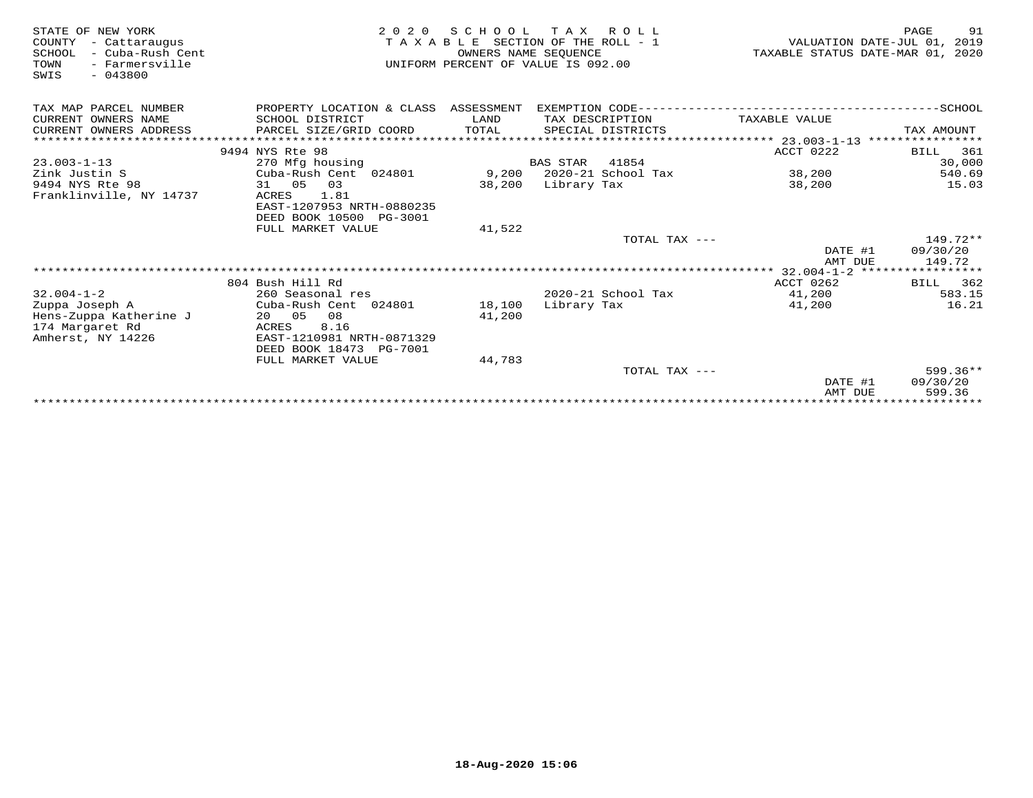STATE OF NEW YORK
COUNTY - Cattaraugus
SCHOOL - Cuba-Rush Cent
TOWN - Farmersville
SWIS - 043800

2 0 2 0 S C H O O L T A X R O L L
T A X A B L E SECTION OF THE ROLL - 1
OWNERS NAME SEQUENCE
UNIFORM PERCENT OF VALUE IS 092.00

VALUATION DATE-JUL 01, 2019
TAXABLE STATUS DATE-MAR 01, 2020

| TAX MAP PARCEL NUMBER / CURRENT OWNERS NAME / CURRENT OWNERS ADDRESS | PROPERTY LOCATION & CLASS / SCHOOL DISTRICT / PARCEL SIZE/GRID COORD | ASSESSMENT LAND / TOTAL | EXEMPTION CODE / TAX DESCRIPTION / SPECIAL DISTRICTS | TAXABLE VALUE | TAX AMOUNT |
|---|---|---|---|---|---|
| **23.003-1-13** | 9494 NYS Rte 98 | | | ACCT 0222 | BILL 361 |
| 23.003-1-13 | 270 Mfg housing | | BAS STAR 41854 | | 30,000 |
| Zink Justin S | Cuba-Rush Cent 024801 | 9,200 | 2020-21 School Tax | 38,200 | 540.69 |
| 9494 NYS Rte 98 | 31 05 03 | 38,200 | Library Tax | 38,200 | 15.03 |
| Franklinville, NY 14737 | ACRES 1.81 | | | | |
| | EAST-1207953 NRTH-0880235 | | | | |
| | DEED BOOK 10500 PG-3001 | | | | |
| | FULL MARKET VALUE | 41,522 | | | |
| | | | TOTAL TAX --- | | 149.72** |
| | | | | DATE #1 | 09/30/20 |
| | | | | AMT DUE | 149.72 |
| **32.004-1-2** | 804 Bush Hill Rd | | | ACCT 0262 | BILL 362 |
| 32.004-1-2 | 260 Seasonal res | | 2020-21 School Tax | 41,200 | 583.15 |
| Zuppa Joseph A | Cuba-Rush Cent 024801 | 18,100 | Library Tax | 41,200 | 16.21 |
| Hens-Zuppa Katherine J | 20 05 08 | 41,200 | | | |
| 174 Margaret Rd | ACRES 8.16 | | | | |
| Amherst, NY 14226 | EAST-1210981 NRTH-0871329 | | | | |
| | DEED BOOK 18473 PG-7001 | | | | |
| | FULL MARKET VALUE | 44,783 | | | |
| | | | TOTAL TAX --- | | 599.36** |
| | | | | DATE #1 | 09/30/20 |
| | | | | AMT DUE | 599.36 |

18-Aug-2020 15:06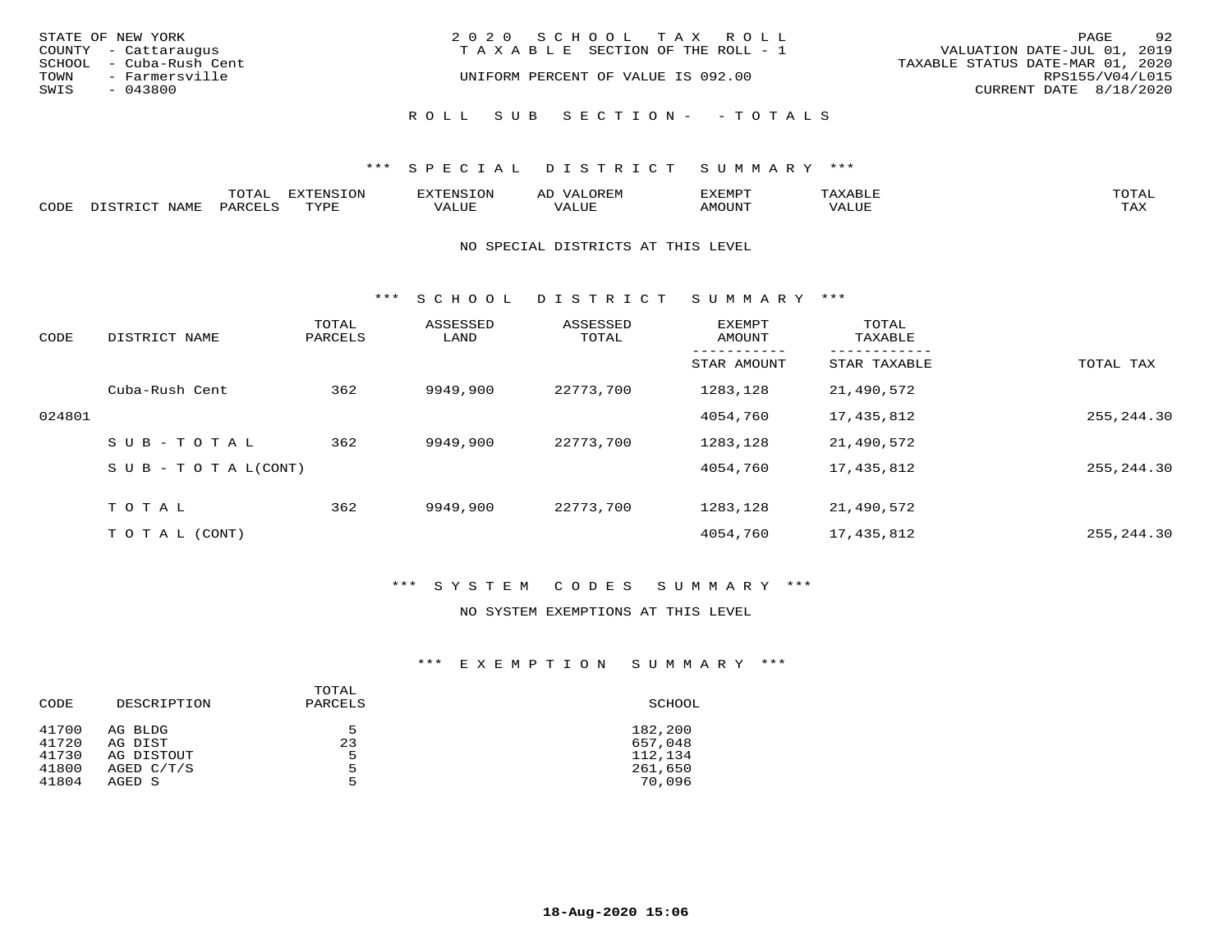STATE OF NEW YORK
COUNTY - Cattaraugus
SCHOOL - Cuba-Rush Cent
TOWN - Farmersville
SWIS - 043800

2 0 2 0 S C H O O L T A X R O L L
T A X A B L E SECTION OF THE ROLL - 1
UNIFORM PERCENT OF VALUE IS 092.00

VALUATION DATE-JUL 01, 2019
TAXABLE STATUS DATE-MAR 01, 2020
RPS155/V04/L015
CURRENT DATE 8/18/2020

R O L L S U B S E C T I O N - - T O T A L S

*** S P E C I A L D I S T R I C T S U M M A R Y ***

| CODE | DISTRICT NAME | TOTAL PARCELS | EXTENSION TYPE | EXTENSION VALUE | AD VALOREM VALUE | EXEMPT AMOUNT | TAXABLE VALUE | TOTAL TAX |
|---|---|---|---|---|---|---|---|---|

NO SPECIAL DISTRICTS AT THIS LEVEL

*** S C H O O L D I S T R I C T S U M M A R Y ***

| CODE | DISTRICT NAME | TOTAL PARCELS | ASSESSED LAND | ASSESSED TOTAL | EXEMPT AMOUNT / STAR AMOUNT | TOTAL TAXABLE / STAR TAXABLE | TOTAL TAX |
|---|---|---|---|---|---|---|---|
| | Cuba-Rush Cent | 362 | 9949,900 | 22773,700 | 1283,128 | 21,490,572 | |
| 024801 | | | | | 4054,760 | 17,435,812 | 255,244.30 |
| | S U B - T O T A L | 362 | 9949,900 | 22773,700 | 1283,128 | 21,490,572 | |
| | S U B - T O T A L(CONT) | | | | 4054,760 | 17,435,812 | 255,244.30 |
| | T O T A L | 362 | 9949,900 | 22773,700 | 1283,128 | 21,490,572 | |
| | T O T A L (CONT) | | | | 4054,760 | 17,435,812 | 255,244.30 |

*** S Y S T E M C O D E S S U M M A R Y ***

NO SYSTEM EXEMPTIONS AT THIS LEVEL

*** E X E M P T I O N S U M M A R Y ***

| CODE | DESCRIPTION | TOTAL PARCELS | SCHOOL |
|---|---|---|---|
| 41700 | AG BLDG | 5 | 182,200 |
| 41720 | AG DIST | 23 | 657,048 |
| 41730 | AG DISTOUT | 5 | 112,134 |
| 41800 | AGED C/T/S | 5 | 261,650 |
| 41804 | AGED S | 5 | 70,096 |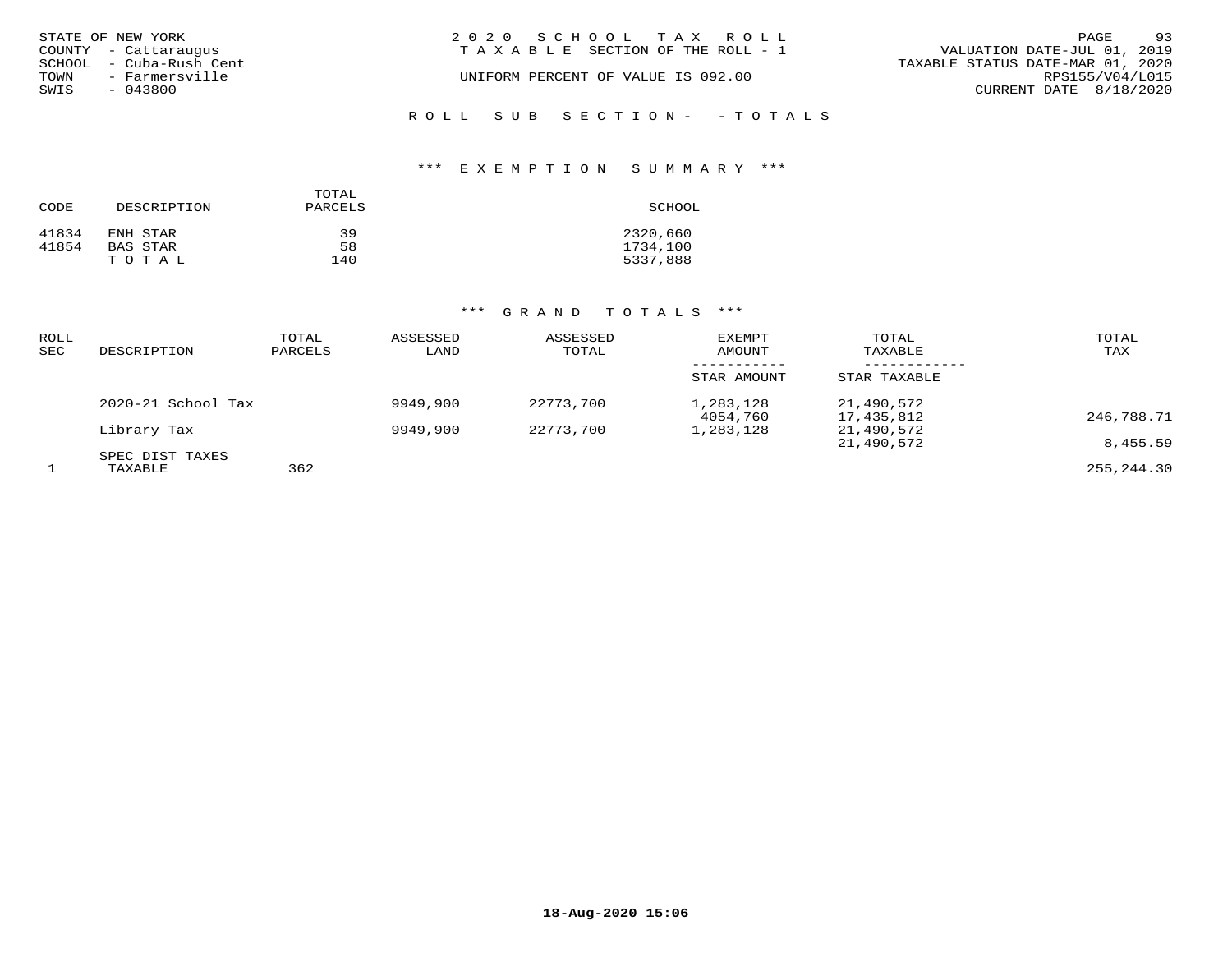STATE OF NEW YORK
COUNTY - Cattaraugus
SCHOOL - Cuba-Rush Cent
TOWN - Farmersville
SWIS - 043800

2020 SCHOOL TAX ROLL
TAXABLE SECTION OF THE ROLL - 1
UNIFORM PERCENT OF VALUE IS 092.00

VALUATION DATE-JUL 01, 2019
TAXABLE STATUS DATE-MAR 01, 2020
RPS155/V04/L015
CURRENT DATE 8/18/2020

ROLL SUB SECTION- - TOTALS

*** EXEMPTION SUMMARY ***

| CODE | DESCRIPTION | TOTAL PARCELS | SCHOOL |
|---|---|---|---|
| 41834 | ENH STAR | 39 | 2320,660 |
| 41854 | BAS STAR | 58 | 1734,100 |
| | TOTAL | 140 | 5337,888 |

*** GRAND TOTALS ***

| ROLL SEC | DESCRIPTION | TOTAL PARCELS | ASSESSED LAND | ASSESSED TOTAL | EXEMPT AMOUNT / STAR AMOUNT | TOTAL TAXABLE / STAR TAXABLE | TOTAL TAX |
|---|---|---|---|---|---|---|---|
| | 2020-21 School Tax | | 9949,900 | 22773,700 | 1,283,128 | 21,490,572 | |
| | | | | | 4054,760 | 17,435,812 | 246,788.71 |
| | Library Tax | | 9949,900 | 22773,700 | 1,283,128 | 21,490,572 | |
| | | | | | | 21,490,572 | 8,455.59 |
| | SPEC DIST TAXES | | | | | | |
| 1 | TAXABLE | 362 | | | | | 255,244.30 |

18-Aug-2020 15:06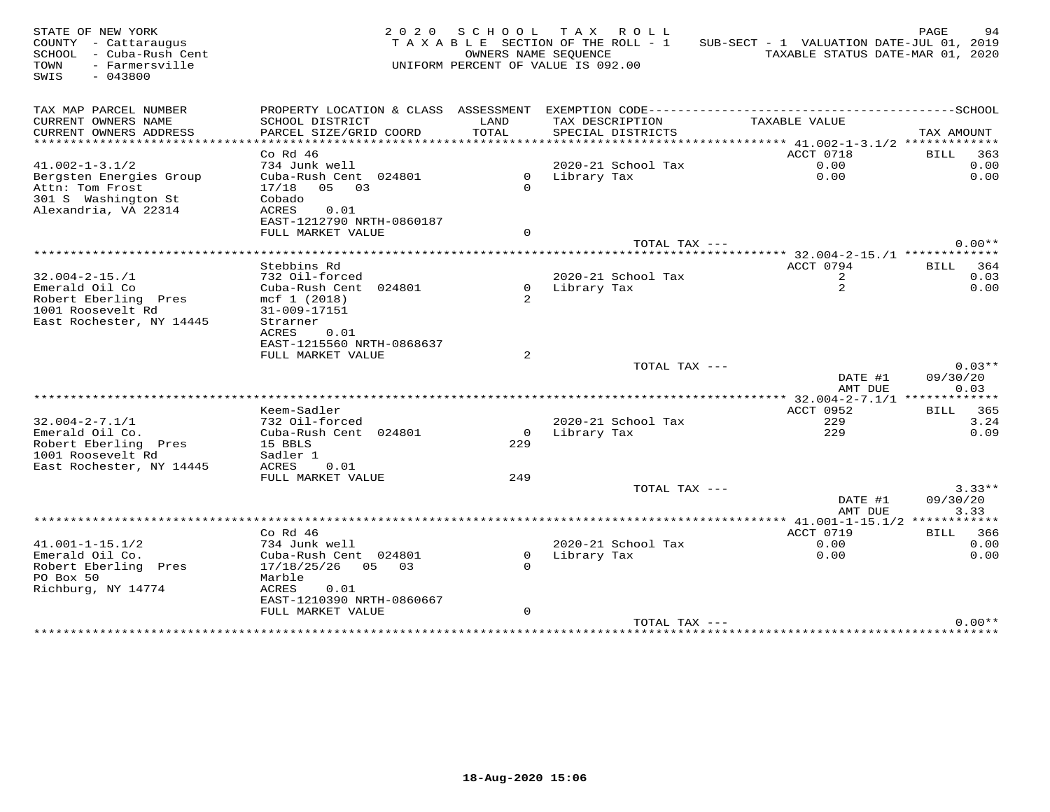STATE OF NEW YORK
COUNTY - Cattaraugus
SCHOOL - Cuba-Rush Cent
TOWN - Farmersville
SWIS - 043800

2020 SCHOOL TAX ROLL
TAXABLE SECTION OF THE ROLL - 1
OWNERS NAME SEQUENCE
UNIFORM PERCENT OF VALUE IS 092.00

SUB-SECT - 1 VALUATION DATE-JUL 01, 2019
TAXABLE STATUS DATE-MAR 01, 2020

| TAX MAP PARCEL NUMBER / CURRENT OWNERS NAME / CURRENT OWNERS ADDRESS | PROPERTY LOCATION & CLASS / SCHOOL DISTRICT / PARCEL SIZE/GRID COORD | ASSESSMENT LAND | TOTAL | EXEMPTION CODE / TAX DESCRIPTION / SPECIAL DISTRICTS | TAXABLE VALUE | TAX AMOUNT |
|---|---|---|---|---|---|---|
| 41.002-1-3.1/2 | Co Rd 46 | | | | ACCT 0718 | BILL 363 |
| 41.002-1-3.1/2 | 734 Junk well | | | 2020-21 School Tax | 0.00 | 0.00 |
| Bergsten Energies Group | Cuba-Rush Cent 024801 | 0 | | Library Tax | 0.00 | 0.00 |
| Attn: Tom Frost | 17/18 05 03 | | 0 | | | |
| 301 S Washington St | Cobado | | | | | |
| Alexandria, VA 22314 | ACRES 0.01 | | | | | |
| | EAST-1212790 NRTH-0860187 | | | | | |
| | FULL MARKET VALUE | | 0 | | | |
| | | | | TOTAL TAX --- | | 0.00** |
| 32.004-2-15./1 | Stebbins Rd | | | | ACCT 0794 | BILL 364 |
| 32.004-2-15./1 | 732 Oil-forced | | | 2020-21 School Tax | 2 | 0.03 |
| Emerald Oil Co | Cuba-Rush Cent 024801 | 0 | | Library Tax | 2 | 0.00 |
| Robert Eberling Pres | mcf 1 (2018) | | 2 | | | |
| 1001 Roosevelt Rd | 31-009-17151 | | | | | |
| East Rochester, NY 14445 | Strarner | | | | | |
| | ACRES 0.01 | | | | | |
| | EAST-1215560 NRTH-0868637 | | | | | |
| | FULL MARKET VALUE | | 2 | | | |
| | | | | TOTAL TAX --- | | 0.03** |
| | | | | | DATE #1 | 09/30/20 |
| | | | | | AMT DUE | 0.03 |
| 32.004-2-7.1/1 | Keem-Sadler | | | | ACCT 0952 | BILL 365 |
| 32.004-2-7.1/1 | 732 Oil-forced | | | 2020-21 School Tax | 229 | 3.24 |
| Emerald Oil Co. | Cuba-Rush Cent 024801 | 0 | | Library Tax | 229 | 0.09 |
| Robert Eberling Pres | 15 BBLS | | 229 | | | |
| 1001 Roosevelt Rd | Sadler 1 | | | | | |
| East Rochester, NY 14445 | ACRES 0.01 | | | | | |
| | FULL MARKET VALUE | | 249 | | | |
| | | | | TOTAL TAX --- | | 3.33** |
| | | | | | DATE #1 | 09/30/20 |
| | | | | | AMT DUE | 3.33 |
| 41.001-1-15.1/2 | Co Rd 46 | | | | ACCT 0719 | BILL 366 |
| 41.001-1-15.1/2 | 734 Junk well | | | 2020-21 School Tax | 0.00 | 0.00 |
| Emerald Oil Co. | Cuba-Rush Cent 024801 | 0 | | Library Tax | 0.00 | 0.00 |
| Robert Eberling Pres | 17/18/25/26 05 03 | | 0 | | | |
| PO Box 50 | Marble | | | | | |
| Richburg, NY 14774 | ACRES 0.01 | | | | | |
| | EAST-1210390 NRTH-0860667 | | | | | |
| | FULL MARKET VALUE | | 0 | | | |
| | | | | TOTAL TAX --- | | 0.00** |

18-Aug-2020 15:06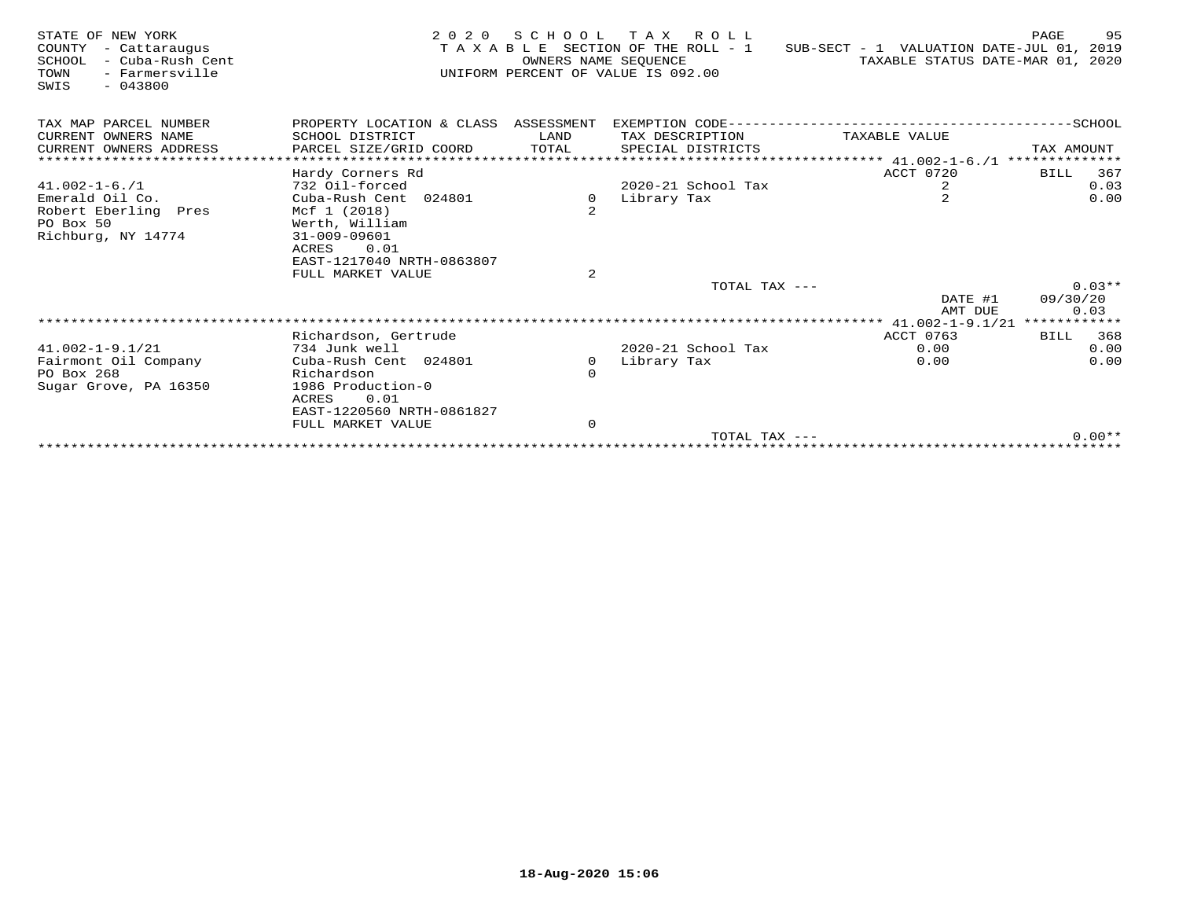STATE OF NEW YORK
COUNTY - Cattaraugus
SCHOOL - Cuba-Rush Cent
TOWN - Farmersville
SWIS - 043800

2 0 2 0 S C H O O L T A X R O L L
T A X A B L E SECTION OF THE ROLL - 1
OWNERS NAME SEQUENCE
UNIFORM PERCENT OF VALUE IS 092.00

SUB-SECT - 1 VALUATION DATE-JUL 01, 2019
TAXABLE STATUS DATE-MAR 01, 2020

| TAX MAP PARCEL NUMBER / CURRENT OWNERS NAME / CURRENT OWNERS ADDRESS | PROPERTY LOCATION & CLASS / SCHOOL DISTRICT / PARCEL SIZE/GRID COORD | ASSESSMENT LAND / TOTAL | EXEMPTION CODE / TAX DESCRIPTION / SPECIAL DISTRICTS | TAXABLE VALUE | SCHOOL TAX AMOUNT |
|---|---|---|---|---|---|
| ******** 41.002-1-6./1 ******** | | | | | |
| | Hardy Corners Rd | | | ACCT 0720 | BILL 367 |
| 41.002-1-6./1 | 732 Oil-forced | | 2020-21 School Tax | 2 | 0.03 |
| Emerald Oil Co. | Cuba-Rush Cent 024801 | 0 | Library Tax | 2 | 0.00 |
| Robert Eberling Pres | Mcf 1 (2018) | 2 | | | |
| PO Box 50 | Werth, William | | | | |
| Richburg, NY 14774 | 31-009-09601 | | | | |
| | ACRES 0.01 | | | | |
| | EAST-1217040 NRTH-0863807 | | | | |
| | FULL MARKET VALUE | 2 | | | |
| | | | TOTAL TAX --- | | 0.03** |
| | | | | DATE #1 | 09/30/20 |
| | | | | AMT DUE | 0.03 |
| ******** 41.002-1-9.1/21 ******** | | | | | |
| | Richardson, Gertrude | | | ACCT 0763 | BILL 368 |
| 41.002-1-9.1/21 | 734 Junk well | | 2020-21 School Tax | 0.00 | 0.00 |
| Fairmont Oil Company | Cuba-Rush Cent 024801 | 0 | Library Tax | 0.00 | 0.00 |
| PO Box 268 | Richardson | 0 | | | |
| Sugar Grove, PA 16350 | 1986 Production-0 | | | | |
| | ACRES 0.01 | | | | |
| | EAST-1220560 NRTH-0861827 | | | | |
| | FULL MARKET VALUE | 0 | | | |
| | | | TOTAL TAX --- | | 0.00** |

18-Aug-2020 15:06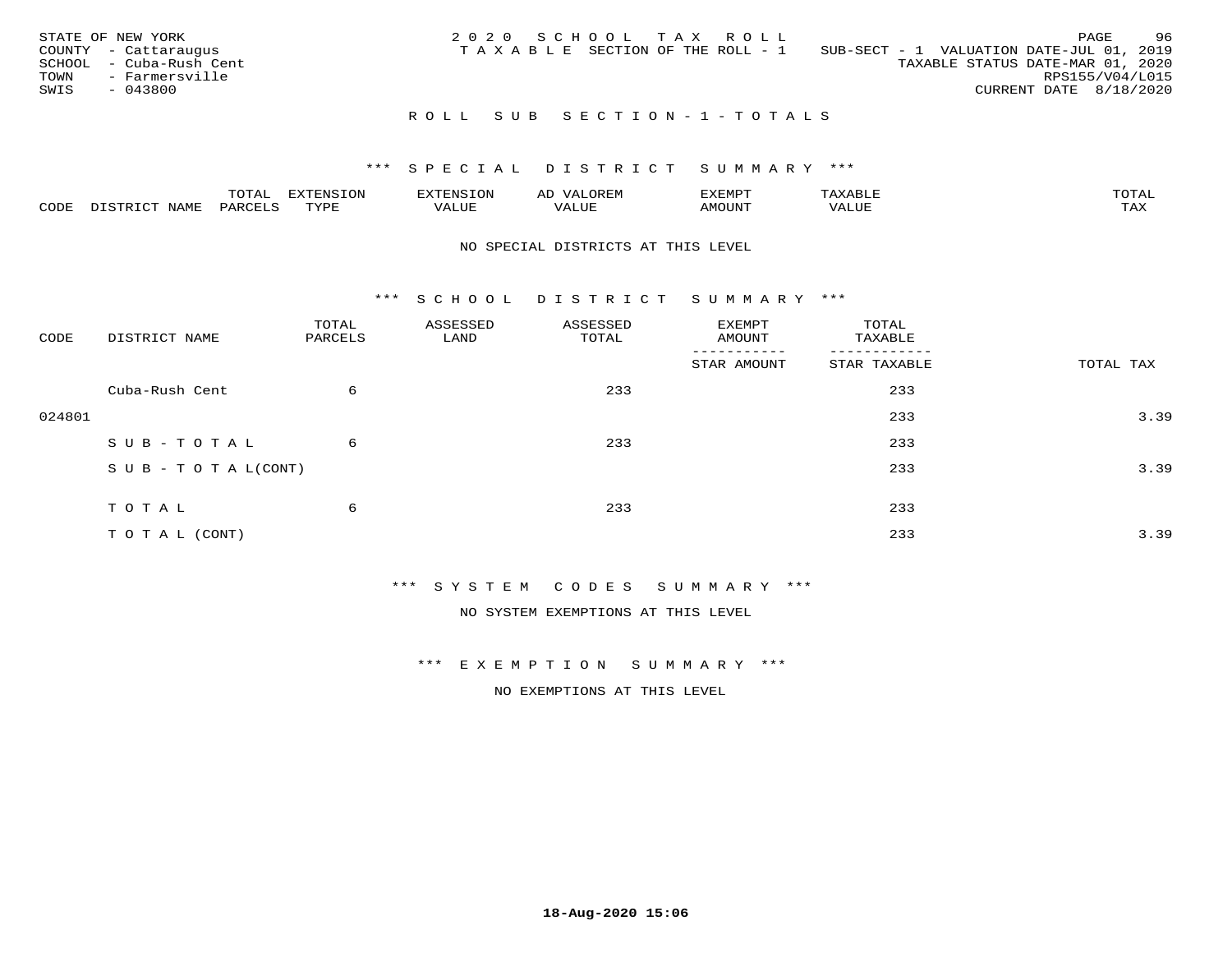STATE OF NEW YORK
COUNTY - Cattaraugus
SCHOOL - Cuba-Rush Cent
TOWN - Farmersville
SWIS - 043800

2 0 2 0 S C H O O L T A X R O L L
T A X A B L E SECTION OF THE ROLL - 1

SUB-SECT - 1 VALUATION DATE-JUL 01, 2019
TAXABLE STATUS DATE-MAR 01, 2020
RPS155/V04/L015
CURRENT DATE 8/18/2020

## R O L L S U B S E C T I O N - 1 - T O T A L S

### \*\*\* S P E C I A L D I S T R I C T S U M M A R Y \*\*\*

| CODE | DISTRICT NAME | TOTAL PARCELS | EXTENSION TYPE | EXTENSION VALUE | AD VALOREM VALUE | EXEMPT AMOUNT | TAXABLE VALUE | TOTAL TAX |
|---|---|---|---|---|---|---|---|---|

NO SPECIAL DISTRICTS AT THIS LEVEL

### \*\*\* S C H O O L D I S T R I C T S U M M A R Y \*\*\*

| CODE | DISTRICT NAME | TOTAL PARCELS | ASSESSED LAND | ASSESSED TOTAL | EXEMPT AMOUNT / STAR AMOUNT | TOTAL TAXABLE / STAR TAXABLE | TOTAL TAX |
|---|---|---|---|---|---|---|---|
| | Cuba-Rush Cent | 6 | | 233 | | 233 | |
| 024801 | | | | | | 233 | 3.39 |
| | S U B - T O T A L | 6 | | 233 | | 233 | |
| | S U B - T O T A L(CONT) | | | | | 233 | 3.39 |
| | T O T A L | 6 | | 233 | | 233 | |
| | T O T A L (CONT) | | | | | 233 | 3.39 |

### \*\*\* S Y S T E M C O D E S S U M M A R Y \*\*\*

NO SYSTEM EXEMPTIONS AT THIS LEVEL

### \*\*\* E X E M P T I O N S U M M A R Y \*\*\*

NO EXEMPTIONS AT THIS LEVEL

18-Aug-2020 15:06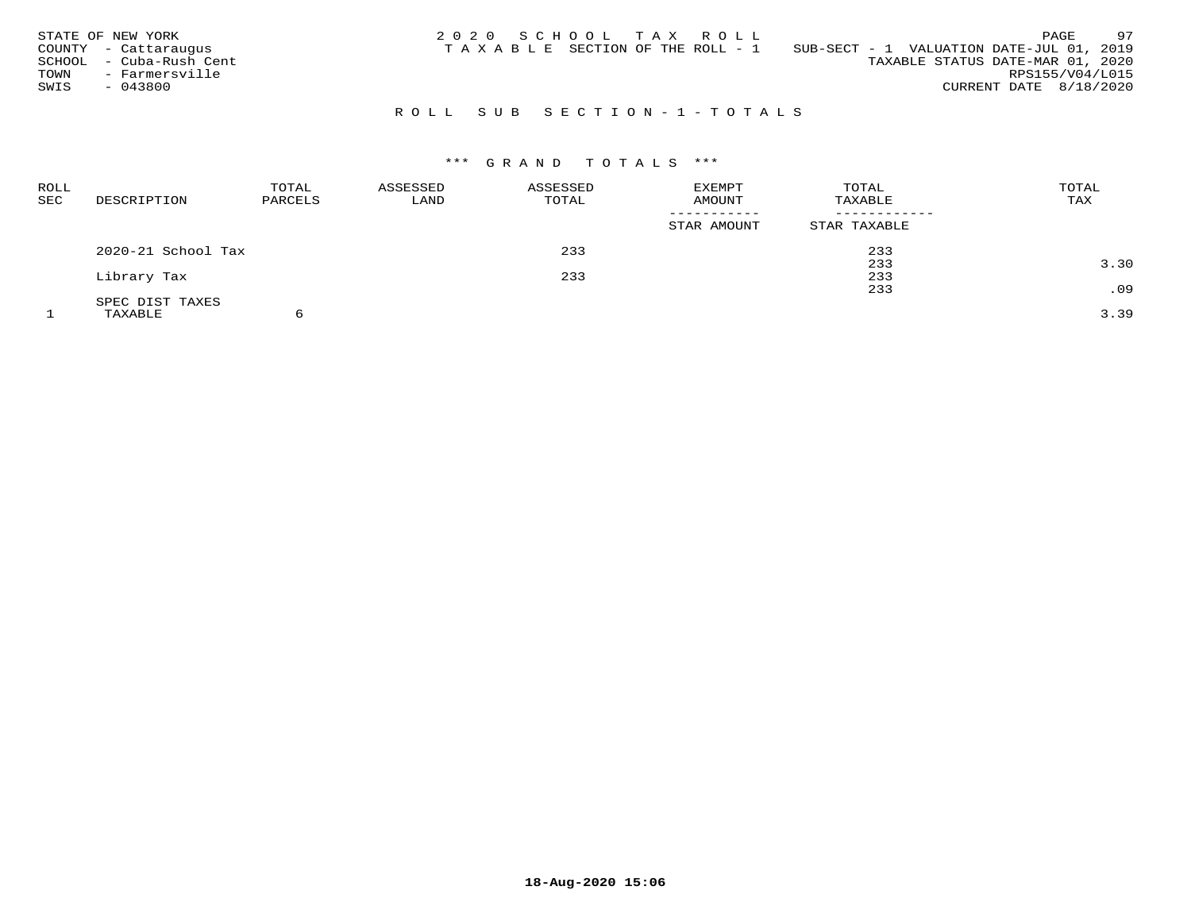STATE OF NEW YORK
COUNTY - Cattaraugus
SCHOOL - Cuba-Rush Cent
TOWN - Farmersville
SWIS - 043800

# 2020 SCHOOL TAX ROLL

TAXABLE SECTION OF THE ROLL - 1

SUB-SECT - 1 VALUATION DATE-JUL 01, 2019
TAXABLE STATUS DATE-MAR 01, 2020
RPS155/V04/L015
CURRENT DATE 8/18/2020

## ROLL SUB SECTION-1-TOTALS

### *** GRAND TOTALS ***

| ROLL SEC | DESCRIPTION | TOTAL PARCELS | ASSESSED LAND | ASSESSED TOTAL | EXEMPT AMOUNT / STAR AMOUNT | TOTAL TAXABLE / STAR TAXABLE | TOTAL TAX |
|---|---|---|---|---|---|---|---|
| | 2020-21 School Tax | | | 233 | | 233 | |
| | | | | | | 233 | 3.30 |
| | Library Tax | | | 233 | | 233 | |
| | | | | | | 233 | .09 |
| | SPEC DIST TAXES | | | | | | |
| 1 | TAXABLE | 6 | | | | | 3.39 |

18-Aug-2020 15:06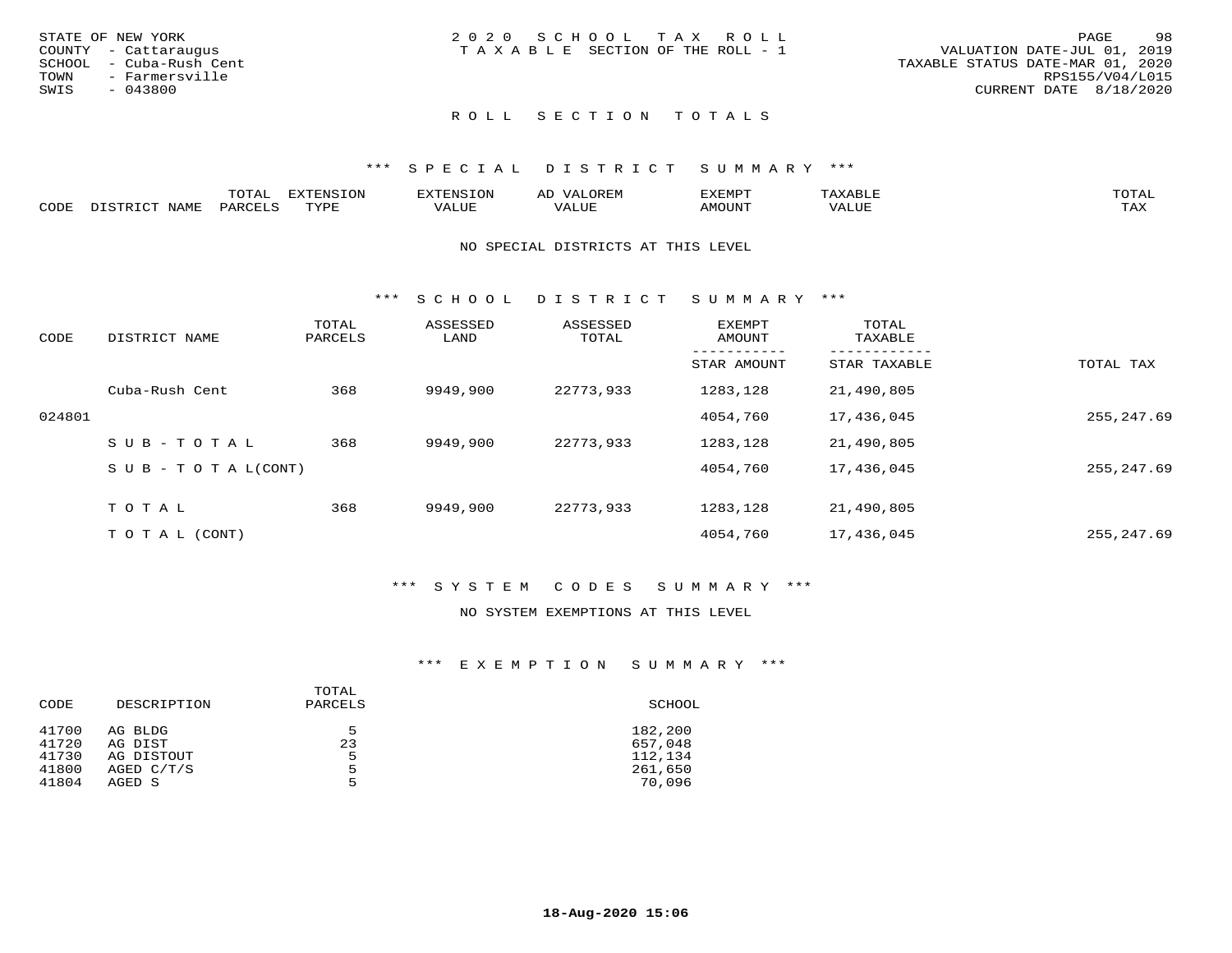STATE OF NEW YORK
COUNTY - Cattaraugus
SCHOOL - Cuba-Rush Cent
TOWN - Farmersville
SWIS - 043800

2020 SCHOOL TAX ROLL
TAXABLE SECTION OF THE ROLL - 1

VALUATION DATE-JUL 01, 2019
TAXABLE STATUS DATE-MAR 01, 2020
RPS155/V04/L015
CURRENT DATE 8/18/2020

## ROLL SECTION TOTALS

### *** SPECIAL DISTRICT SUMMARY ***

| CODE | DISTRICT NAME | TOTAL PARCELS | EXTENSION TYPE | EXTENSION VALUE | AD VALOREM VALUE | EXEMPT AMOUNT | TAXABLE VALUE | TOTAL TAX |
|---|---|---|---|---|---|---|---|---|

NO SPECIAL DISTRICTS AT THIS LEVEL

### *** SCHOOL DISTRICT SUMMARY ***

| CODE | DISTRICT NAME | TOTAL PARCELS | ASSESSED LAND | ASSESSED TOTAL | EXEMPT AMOUNT / STAR AMOUNT | TOTAL TAXABLE / STAR TAXABLE | TOTAL TAX |
|---|---|---|---|---|---|---|---|
| | Cuba-Rush Cent | 368 | 9949,900 | 22773,933 | 1283,128 | 21,490,805 | |
| 024801 | | | | | 4054,760 | 17,436,045 | 255,247.69 |
| | SUB-TOTAL | 368 | 9949,900 | 22773,933 | 1283,128 | 21,490,805 | |
| | SUB-TOTAL(CONT) | | | | 4054,760 | 17,436,045 | 255,247.69 |
| | TOTAL | 368 | 9949,900 | 22773,933 | 1283,128 | 21,490,805 | |
| | TOTAL (CONT) | | | | 4054,760 | 17,436,045 | 255,247.69 |

### *** SYSTEM CODES SUMMARY ***

NO SYSTEM EXEMPTIONS AT THIS LEVEL

### *** EXEMPTION SUMMARY ***

| CODE | DESCRIPTION | TOTAL PARCELS | SCHOOL |
|---|---|---|---|
| 41700 | AG BLDG | 5 | 182,200 |
| 41720 | AG DIST | 23 | 657,048 |
| 41730 | AG DISTOUT | 5 | 112,134 |
| 41800 | AGED C/T/S | 5 | 261,650 |
| 41804 | AGED S | 5 | 70,096 |

18-Aug-2020 15:06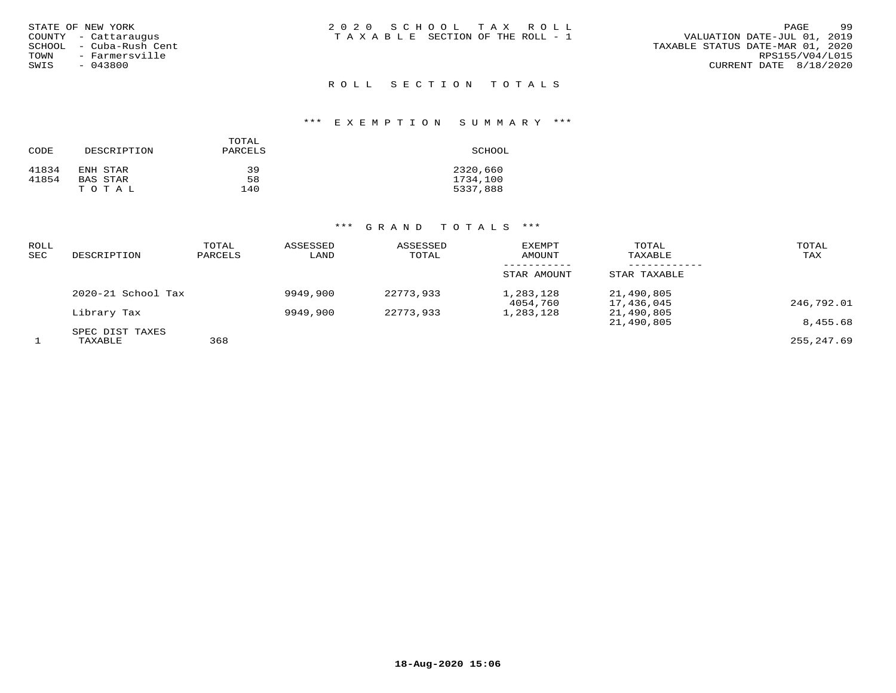STATE OF NEW YORK
COUNTY - Cattaraugus
SCHOOL - Cuba-Rush Cent
TOWN - Farmersville
SWIS - 043800

2 0 2 0 S C H O O L T A X R O L L
T A X A B L E SECTION OF THE ROLL - 1

VALUATION DATE-JUL 01, 2019
TAXABLE STATUS DATE-MAR 01, 2020
RPS155/V04/L015
CURRENT DATE 8/18/2020

## R O L L S E C T I O N T O T A L S

### *** E X E M P T I O N S U M M A R Y ***

| CODE | DESCRIPTION | TOTAL PARCELS | SCHOOL |
|---|---|---|---|
| 41834 | ENH STAR | 39 | 2320,660 |
| 41854 | BAS STAR | 58 | 1734,100 |
| | T O T A L | 140 | 5337,888 |

### *** G R A N D T O T A L S ***

| ROLL SEC | DESCRIPTION | TOTAL PARCELS | ASSESSED LAND | ASSESSED TOTAL | EXEMPT AMOUNT / STAR AMOUNT | TOTAL TAXABLE / STAR TAXABLE | TOTAL TAX |
|---|---|---|---|---|---|---|---|
| | 2020-21 School Tax | | 9949,900 | 22773,933 | 1,283,128 | 21,490,805 | |
| | | | | | 4054,760 | 17,436,045 | 246,792.01 |
| | Library Tax | | 9949,900 | 22773,933 | 1,283,128 | 21,490,805 | |
| | | | | | | 21,490,805 | 8,455.68 |
| | SPEC DIST TAXES | | | | | | |
| 1 | TAXABLE | 368 | | | | | 255,247.69 |

18-Aug-2020 15:06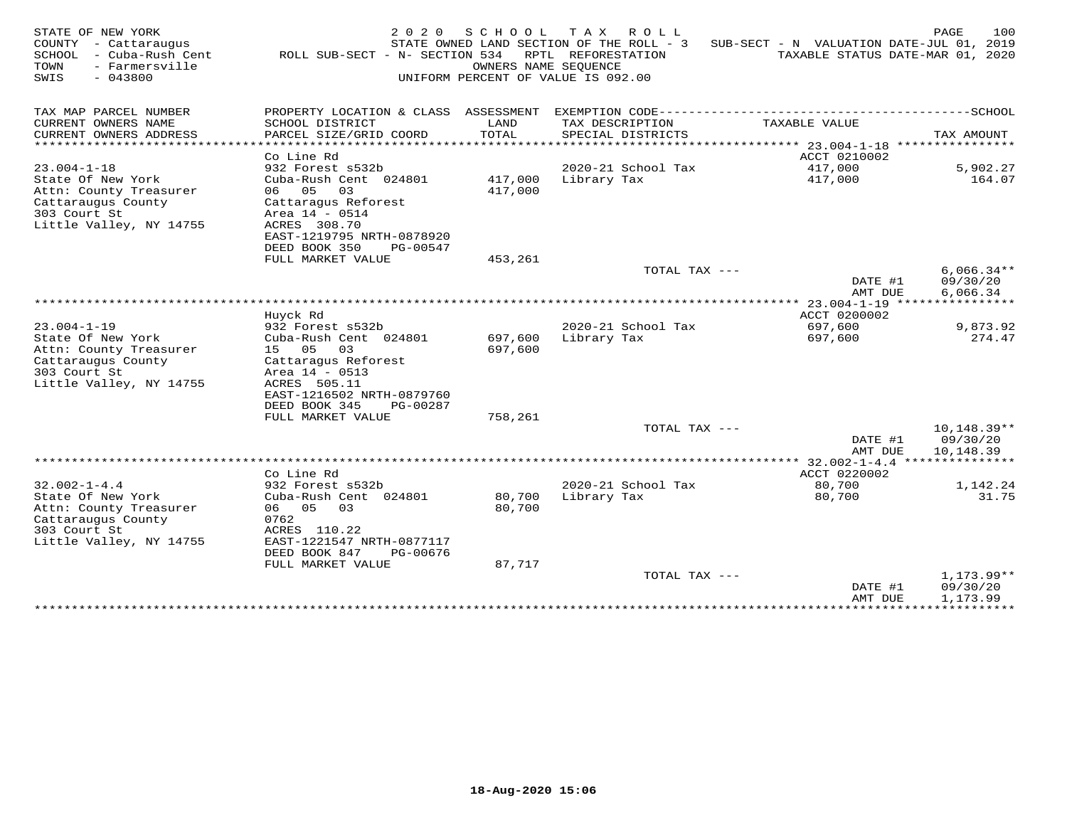STATE OF NEW YORK
COUNTY - Cattaraugus
SCHOOL - Cuba-Rush Cent
TOWN - Farmersville
SWIS - 043800

2020 SCHOOL TAX ROLL
STATE OWNED LAND SECTION OF THE ROLL - 3 SUB-SECT - N VALUATION DATE-JUL 01, 2019
ROLL SUB-SECT - N- SECTION 534 RPTL REFORESTATION TAXABLE STATUS DATE-MAR 01, 2020
OWNERS NAME SEQUENCE
UNIFORM PERCENT OF VALUE IS 092.00

| TAX MAP PARCEL NUMBER / CURRENT OWNERS NAME / CURRENT OWNERS ADDRESS | PROPERTY LOCATION & CLASS / SCHOOL DISTRICT / PARCEL SIZE/GRID COORD | ASSESSMENT LAND / TOTAL | EXEMPTION CODE / TAX DESCRIPTION / SPECIAL DISTRICTS | TAXABLE VALUE | TAX AMOUNT |
|---|---|---|---|---|---|
| **23.004-1-18** | Co Line Rd | | | ACCT 0210002 | |
| 23.004-1-18 | 932 Forest s532b | | 2020-21 School Tax | 417,000 | 5,902.27 |
| State Of New York | Cuba-Rush Cent 024801 | 417,000 | Library Tax | 417,000 | 164.07 |
| Attn: County Treasurer | 06 05 03 | 417,000 | | | |
| Cattaraugus County | Cattaragus Reforest | | | | |
| 303 Court St | Area 14 - 0514 | | | | |
| Little Valley, NY 14755 | ACRES 308.70 | | | | |
| | EAST-1219795 NRTH-0878920 | | | | |
| | DEED BOOK 350 PG-00547 | | | | |
| | FULL MARKET VALUE | 453,261 | | | |
| | | | TOTAL TAX --- | | 6,066.34** |
| | | | | DATE #1 | 09/30/20 |
| | | | | AMT DUE | 6,066.34 |
| **23.004-1-19** | Huyck Rd | | | ACCT 0200002 | |
| 23.004-1-19 | 932 Forest s532b | | 2020-21 School Tax | 697,600 | 9,873.92 |
| State Of New York | Cuba-Rush Cent 024801 | 697,600 | Library Tax | 697,600 | 274.47 |
| Attn: County Treasurer | 15 05 03 | 697,600 | | | |
| Cattaraugus County | Cattaragus Reforest | | | | |
| 303 Court St | Area 14 - 0513 | | | | |
| Little Valley, NY 14755 | ACRES 505.11 | | | | |
| | EAST-1216502 NRTH-0879760 | | | | |
| | DEED BOOK 345 PG-00287 | | | | |
| | FULL MARKET VALUE | 758,261 | | | |
| | | | TOTAL TAX --- | | 10,148.39** |
| | | | | DATE #1 | 09/30/20 |
| | | | | AMT DUE | 10,148.39 |
| **32.002-1-4.4** | Co Line Rd | | | ACCT 0220002 | |
| 32.002-1-4.4 | 932 Forest s532b | | 2020-21 School Tax | 80,700 | 1,142.24 |
| State Of New York | Cuba-Rush Cent 024801 | 80,700 | Library Tax | 80,700 | 31.75 |
| Attn: County Treasurer | 06 05 03 | 80,700 | | | |
| Cattaraugus County | 0762 | | | | |
| 303 Court St | ACRES 110.22 | | | | |
| Little Valley, NY 14755 | EAST-1221547 NRTH-0877117 | | | | |
| | DEED BOOK 847 PG-00676 | | | | |
| | FULL MARKET VALUE | 87,717 | | | |
| | | | TOTAL TAX --- | | 1,173.99** |
| | | | | DATE #1 | 09/30/20 |
| | | | | AMT DUE | 1,173.99 |

18-Aug-2020 15:06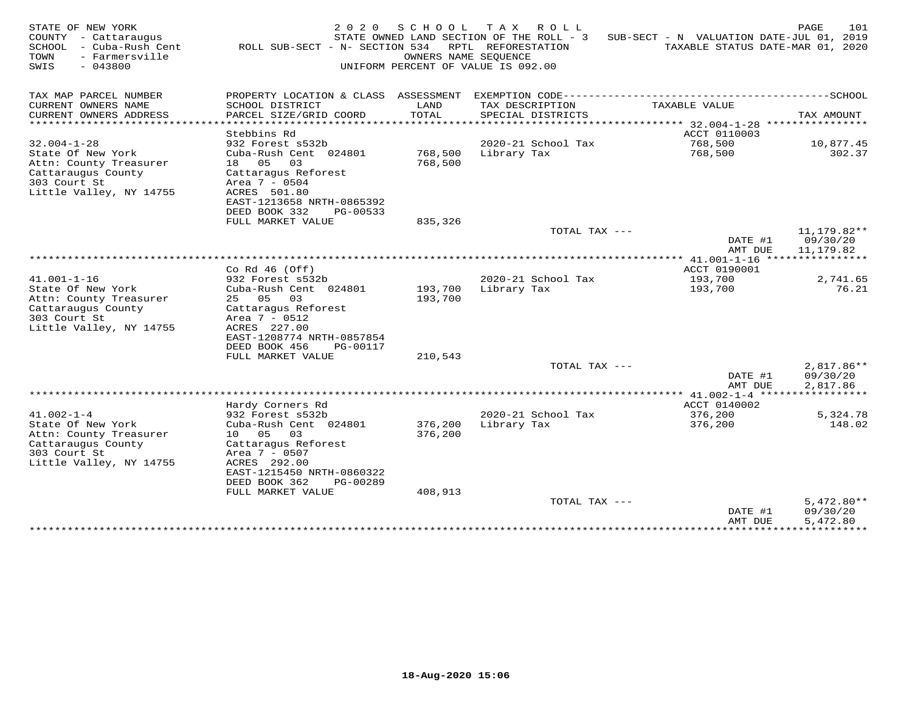STATE OF NEW YORK
COUNTY - Cattaraugus
SCHOOL - Cuba-Rush Cent
TOWN - Farmersville
SWIS - 043800

2 0 2 0 S C H O O L T A X R O L L
STATE OWNED LAND SECTION OF THE ROLL - 3 SUB-SECT - N VALUATION DATE-JUL 01, 2019
ROLL SUB-SECT - N- SECTION 534 RPTL REFORESTATION TAXABLE STATUS DATE-MAR 01, 2020
OWNERS NAME SEQUENCE
UNIFORM PERCENT OF VALUE IS 092.00

| TAX MAP PARCEL NUMBER / CURRENT OWNERS NAME / CURRENT OWNERS ADDRESS | PROPERTY LOCATION & CLASS / SCHOOL DISTRICT / PARCEL SIZE/GRID COORD | ASSESSMENT LAND / TOTAL | EXEMPTION CODE / TAX DESCRIPTION / SPECIAL DISTRICTS | TAXABLE VALUE | TAX AMOUNT |
|---|---|---|---|---|---|
| | Stebbins Rd | | | ACCT 0110003 | |
| 32.004-1-28 | 932 Forest s532b | | 2020-21 School Tax | 768,500 | 10,877.45 |
| State Of New York | Cuba-Rush Cent 024801 | 768,500 | Library Tax | 768,500 | 302.37 |
| Attn: County Treasurer | 18 05 03 | 768,500 | | | |
| Cattaraugus County | Cattaragus Reforest | | | | |
| 303 Court St | Area 7 - 0504 | | | | |
| Little Valley, NY 14755 | ACRES 501.80 | | | | |
| | EAST-1213658 NRTH-0865392 | | | | |
| | DEED BOOK 332 PG-00533 | | | | |
| | FULL MARKET VALUE | 835,326 | | | |
| | | | TOTAL TAX --- | | 11,179.82** |
| | | | | DATE #1 | 09/30/20 |
| | | | | AMT DUE | 11,179.82 |
| | Co Rd 46 (Off) | | | ACCT 0190001 | |
| 41.001-1-16 | 932 Forest s532b | | 2020-21 School Tax | 193,700 | 2,741.65 |
| State Of New York | Cuba-Rush Cent 024801 | 193,700 | Library Tax | 193,700 | 76.21 |
| Attn: County Treasurer | 25 05 03 | 193,700 | | | |
| Cattaraugus County | Cattaragus Reforest | | | | |
| 303 Court St | Area 7 - 0512 | | | | |
| Little Valley, NY 14755 | ACRES 227.00 | | | | |
| | EAST-1208774 NRTH-0857854 | | | | |
| | DEED BOOK 456 PG-00117 | | | | |
| | FULL MARKET VALUE | 210,543 | | | |
| | | | TOTAL TAX --- | | 2,817.86** |
| | | | | DATE #1 | 09/30/20 |
| | | | | AMT DUE | 2,817.86 |
| | Hardy Corners Rd | | | ACCT 0140002 | |
| 41.002-1-4 | 932 Forest s532b | | 2020-21 School Tax | 376,200 | 5,324.78 |
| State Of New York | Cuba-Rush Cent 024801 | 376,200 | Library Tax | 376,200 | 148.02 |
| Attn: County Treasurer | 10 05 03 | 376,200 | | | |
| Cattaraugus County | Cattaragus Reforest | | | | |
| 303 Court St | Area 7 - 0507 | | | | |
| Little Valley, NY 14755 | ACRES 292.00 | | | | |
| | EAST-1215450 NRTH-0860322 | | | | |
| | DEED BOOK 362 PG-00289 | | | | |
| | FULL MARKET VALUE | 408,913 | | | |
| | | | TOTAL TAX --- | | 5,472.80** |
| | | | | DATE #1 | 09/30/20 |
| | | | | AMT DUE | 5,472.80 |

18-Aug-2020 15:06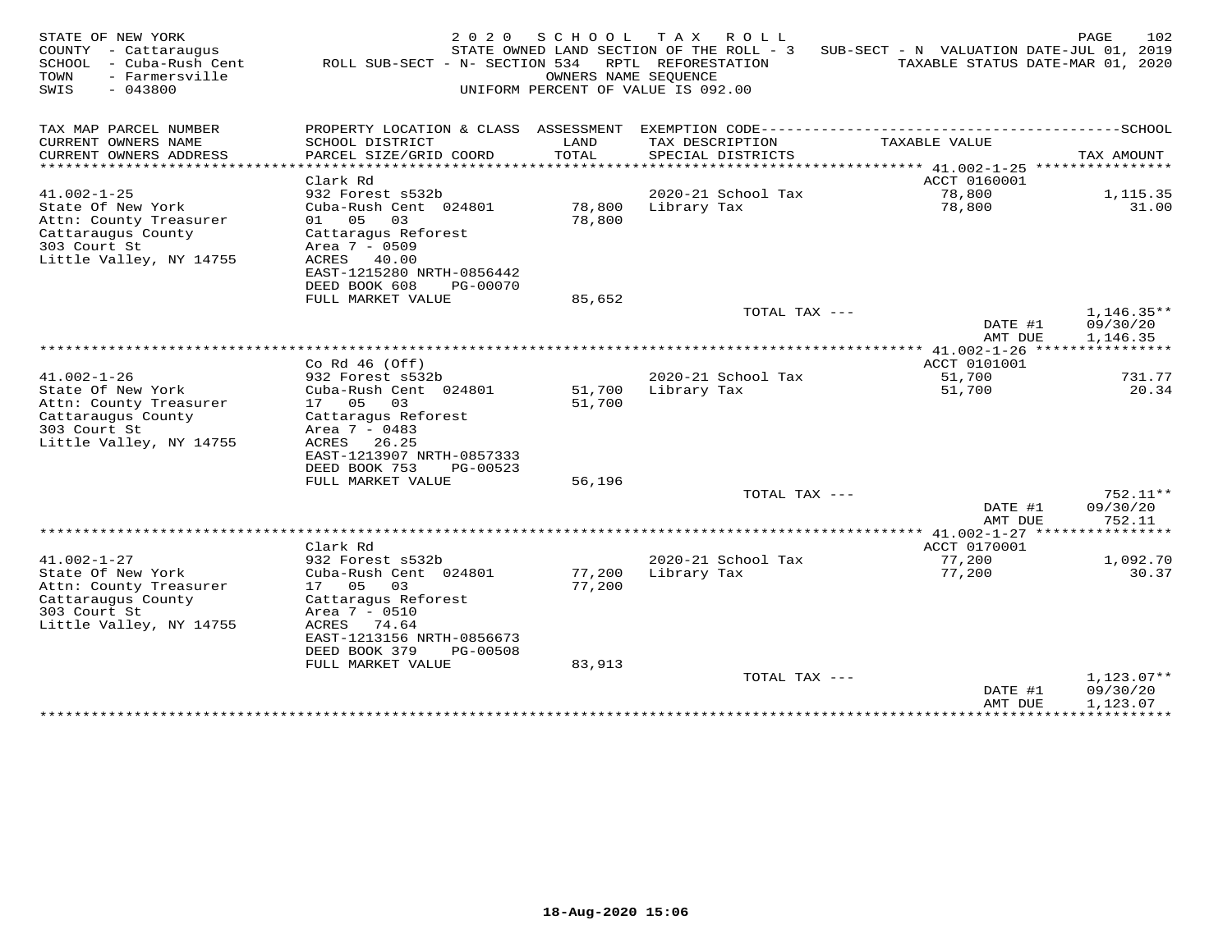STATE OF NEW YORK
COUNTY - Cattaraugus
SCHOOL - Cuba-Rush Cent
TOWN - Farmersville
SWIS - 043800

2 0 2 0 S C H O O L T A X R O L L
STATE OWNED LAND SECTION OF THE ROLL - 3
SUB-SECT - N VALUATION DATE-JUL 01, 2019
ROLL SUB-SECT - N- SECTION 534 RPTL REFORESTATION
TAXABLE STATUS DATE-MAR 01, 2020
OWNERS NAME SEQUENCE
UNIFORM PERCENT OF VALUE IS 092.00

| TAX MAP PARCEL NUMBER / CURRENT OWNERS NAME / CURRENT OWNERS ADDRESS | PROPERTY LOCATION & CLASS / SCHOOL DISTRICT / PARCEL SIZE/GRID COORD | ASSESSMENT LAND / TOTAL | EXEMPTION CODE / TAX DESCRIPTION / SPECIAL DISTRICTS | TAXABLE VALUE | TAX AMOUNT |
|---|---|---|---|---|---|
| ******** 41.002-1-25 ******** | | | | | |
| | Clark Rd | | | ACCT 0160001 | |
| 41.002-1-25 | 932 Forest s532b | | 2020-21 School Tax | 78,800 | 1,115.35 |
| State Of New York | Cuba-Rush Cent 024801 | 78,800 | Library Tax | 78,800 | 31.00 |
| Attn: County Treasurer | 01 05 03 | 78,800 | | | |
| Cattaraugus County | Cattaragus Reforest | | | | |
| 303 Court St | Area 7 - 0509 | | | | |
| Little Valley, NY 14755 | ACRES 40.00 | | | | |
| | EAST-1215280 NRTH-0856442 | | | | |
| | DEED BOOK 608 PG-00070 | | | | |
| | FULL MARKET VALUE | 85,652 | | | |
| | | | TOTAL TAX --- | | 1,146.35** |
| | | | | DATE #1 | 09/30/20 |
| | | | | AMT DUE | 1,146.35 |
| ******** 41.002-1-26 ******** | | | | | |
| | Co Rd 46 (Off) | | | ACCT 0101001 | |
| 41.002-1-26 | 932 Forest s532b | | 2020-21 School Tax | 51,700 | 731.77 |
| State Of New York | Cuba-Rush Cent 024801 | 51,700 | Library Tax | 51,700 | 20.34 |
| Attn: County Treasurer | 17 05 03 | 51,700 | | | |
| Cattaraugus County | Cattaragus Reforest | | | | |
| 303 Court St | Area 7 - 0483 | | | | |
| Little Valley, NY 14755 | ACRES 26.25 | | | | |
| | EAST-1213907 NRTH-0857333 | | | | |
| | DEED BOOK 753 PG-00523 | | | | |
| | FULL MARKET VALUE | 56,196 | | | |
| | | | TOTAL TAX --- | | 752.11** |
| | | | | DATE #1 | 09/30/20 |
| | | | | AMT DUE | 752.11 |
| ******** 41.002-1-27 ******** | | | | | |
| | Clark Rd | | | ACCT 0170001 | |
| 41.002-1-27 | 932 Forest s532b | | 2020-21 School Tax | 77,200 | 1,092.70 |
| State Of New York | Cuba-Rush Cent 024801 | 77,200 | Library Tax | 77,200 | 30.37 |
| Attn: County Treasurer | 17 05 03 | 77,200 | | | |
| Cattaraugus County | Cattaragus Reforest | | | | |
| 303 Court St | Area 7 - 0510 | | | | |
| Little Valley, NY 14755 | ACRES 74.64 | | | | |
| | EAST-1213156 NRTH-0856673 | | | | |
| | DEED BOOK 379 PG-00508 | | | | |
| | FULL MARKET VALUE | 83,913 | | | |
| | | | TOTAL TAX --- | | 1,123.07** |
| | | | | DATE #1 | 09/30/20 |
| | | | | AMT DUE | 1,123.07 |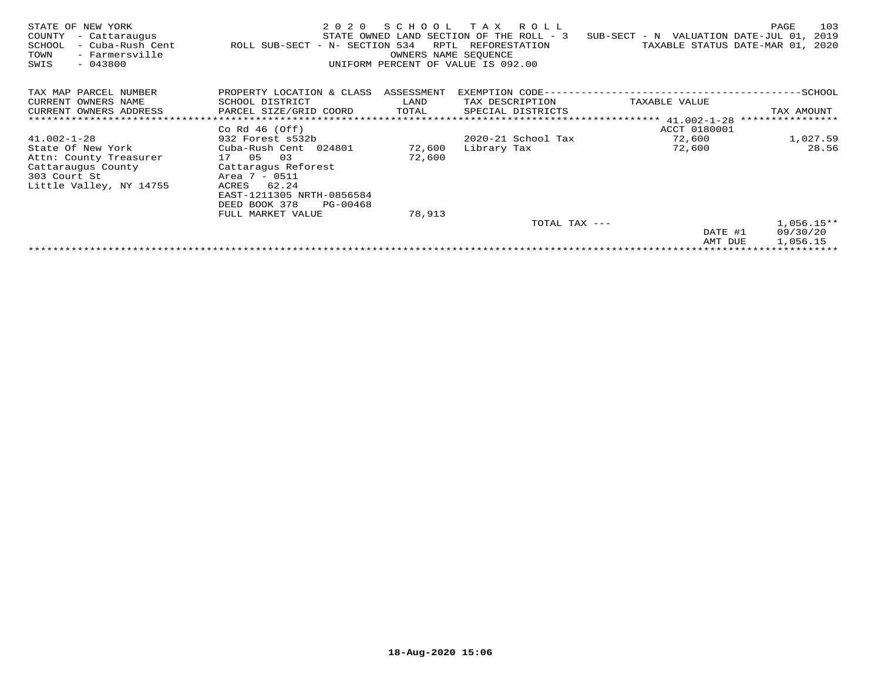STATE OF NEW YORK | 2 0 2 0 S C H O O L T A X R O L L
COUNTY - Cattaraugus | STATE OWNED LAND SECTION OF THE ROLL - 3 | SUB-SECT - N VALUATION DATE-JUL 01, 2019
SCHOOL - Cuba-Rush Cent | ROLL SUB-SECT - N- SECTION 534 RPTL REFORESTATION | TAXABLE STATUS DATE-MAR 01, 2020
TOWN - Farmersville | OWNERS NAME SEQUENCE
SWIS - 043800 | UNIFORM PERCENT OF VALUE IS 092.00

| TAX MAP PARCEL NUMBER<br>CURRENT OWNERS NAME<br>CURRENT OWNERS ADDRESS | PROPERTY LOCATION & CLASS<br>SCHOOL DISTRICT<br>PARCEL SIZE/GRID COORD | ASSESSMENT<br>LAND<br>TOTAL | EXEMPTION CODE<br>TAX DESCRIPTION<br>SPECIAL DISTRICTS | TAXABLE VALUE | SCHOOL<br>TAX AMOUNT |
|---|---|---|---|---|---|
| | Co Rd 46 (Off) | | | 41.002-1-28 ACCT 0180001 | |
| 41.002-1-28 | 932 Forest s532b | | 2020-21 School Tax | 72,600 | 1,027.59 |
| State Of New York | Cuba-Rush Cent 024801 | 72,600 | Library Tax | 72,600 | 28.56 |
| Attn: County Treasurer | 17 05 03 | 72,600 | | | |
| Cattaraugus County | Cattaragus Reforest | | | | |
| 303 Court St | Area 7 - 0511 | | | | |
| Little Valley, NY 14755 | ACRES 62.24 | | | | |
| | EAST-1211305 NRTH-0856584 | | | | |
| | DEED BOOK 378 PG-00468 | | | | |
| | FULL MARKET VALUE | 78,913 | | | |
| | | | TOTAL TAX --- | | 1,056.15** |
| | | | | DATE #1 | 09/30/20 |
| | | | | AMT DUE | 1,056.15 |

18-Aug-2020 15:06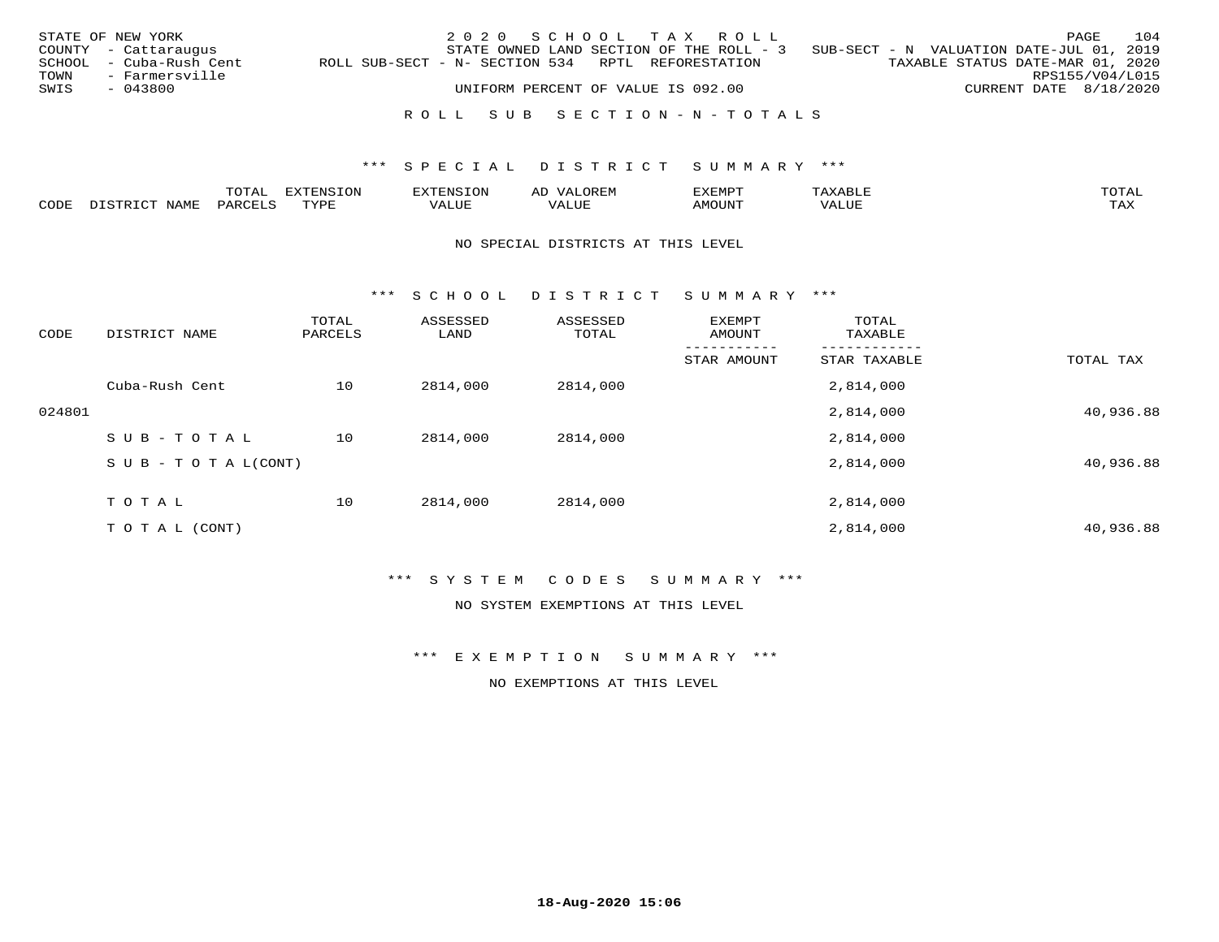STATE OF NEW YORK　　　2 0 2 0　S C H O O L　T A X　R O L L

COUNTY - Cattaraugus　　　STATE OWNED LAND SECTION OF THE ROLL - 3　SUB-SECT - N　VALUATION DATE-JUL 01, 2019

SCHOOL - Cuba-Rush Cent　　ROLL SUB-SECT - N- SECTION 534　RPTL REFORESTATION　　TAXABLE STATUS DATE-MAR 01, 2020

TOWN - Farmersville　　　　RPS155/V04/L015

SWIS - 043800　　　UNIFORM PERCENT OF VALUE IS 092.00　　　CURRENT DATE 8/18/2020

R O L L　S U B　S E C T I O N - N - T O T A L S

\*\*\* S P E C I A L　D I S T R I C T　S U M M A R Y \*\*\*

| CODE | DISTRICT NAME | TOTAL PARCELS | EXTENSION TYPE | EXTENSION VALUE | AD VALOREM VALUE | EXEMPT AMOUNT | TAXABLE VALUE | TOTAL TAX |
|---|---|---|---|---|---|---|---|---|

NO SPECIAL DISTRICTS AT THIS LEVEL

\*\*\* S C H O O L　D I S T R I C T　S U M M A R Y \*\*\*

| CODE | DISTRICT NAME | TOTAL PARCELS | ASSESSED LAND | ASSESSED TOTAL | EXEMPT AMOUNT / STAR AMOUNT | TOTAL TAXABLE / STAR TAXABLE | TOTAL TAX |
|---|---|---|---|---|---|---|---|
| | Cuba-Rush Cent | 10 | 2814,000 | 2814,000 | | 2,814,000 | |
| 024801 | | | | | | 2,814,000 | 40,936.88 |
| | S U B - T O T A L | 10 | 2814,000 | 2814,000 | | 2,814,000 | |
| | S U B - T O T A L(CONT) | | | | | 2,814,000 | 40,936.88 |
| | T O T A L | 10 | 2814,000 | 2814,000 | | 2,814,000 | |
| | T O T A L (CONT) | | | | | 2,814,000 | 40,936.88 |

\*\*\* S Y S T E M　C O D E S　S U M M A R Y \*\*\*

NO SYSTEM EXEMPTIONS AT THIS LEVEL

\*\*\* E X E M P T I O N　S U M M A R Y \*\*\*

NO EXEMPTIONS AT THIS LEVEL

18-Aug-2020 15:06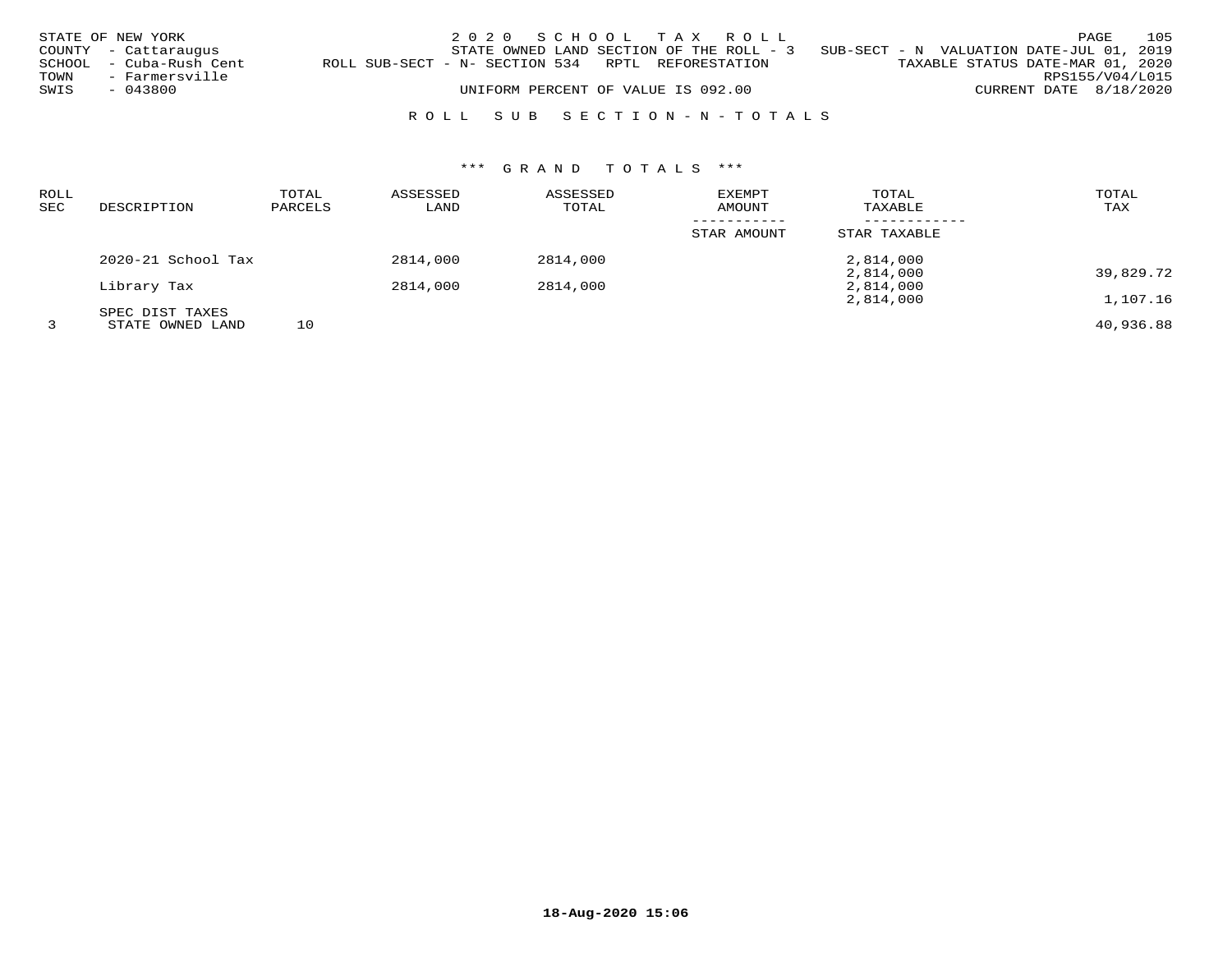STATE OF NEW YORK
COUNTY - Cattaraugus
SCHOOL - Cuba-Rush Cent
TOWN - Farmersville
SWIS - 043800

2 0 2 0 S C H O O L T A X R O L L
STATE OWNED LAND SECTION OF THE ROLL - 3 SUB-SECT - N VALUATION DATE-JUL 01, 2019
ROLL SUB-SECT - N- SECTION 534 RPTL REFORESTATION TAXABLE STATUS DATE-MAR 01, 2020
RPS155/V04/L015
UNIFORM PERCENT OF VALUE IS 092.00 CURRENT DATE 8/18/2020

## R O L L S U B S E C T I O N - N - T O T A L S

### \*\*\* G R A N D T O T A L S \*\*\*

| ROLL SEC | DESCRIPTION | TOTAL PARCELS | ASSESSED LAND | ASSESSED TOTAL | EXEMPT AMOUNT / STAR AMOUNT | TOTAL TAXABLE / STAR TAXABLE | TOTAL TAX |
|---|---|---|---|---|---|---|---|
| | 2020-21 School Tax | | 2814,000 | 2814,000 | | 2,814,000<br>2,814,000 | 39,829.72 |
| | Library Tax | | 2814,000 | 2814,000 | | 2,814,000<br>2,814,000 | 1,107.16 |
| | SPEC DIST TAXES | | | | | | |
| 3 | STATE OWNED LAND | 10 | | | | | 40,936.88 |

18-Aug-2020 15:06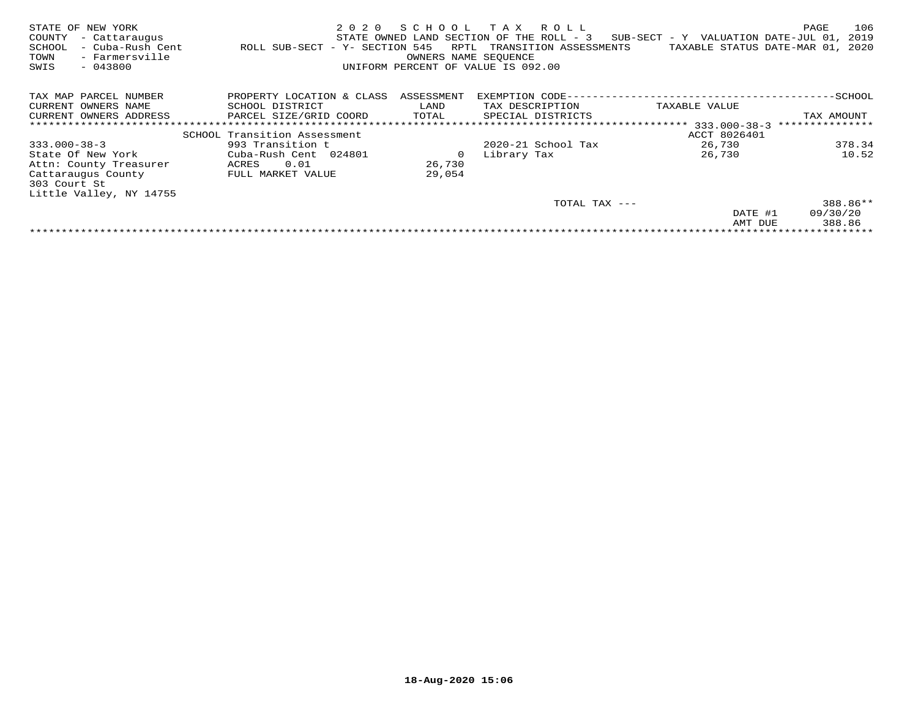STATE OF NEW YORK  
COUNTY - Cattaraugus  
SCHOOL - Cuba-Rush Cent  
TOWN - Farmersville  
SWIS - 043800

**2020 SCHOOL TAX ROLL**  
STATE OWNED LAND SECTION OF THE ROLL - 3  SUB-SECT - Y  VALUATION DATE-JUL 01, 2019  
ROLL SUB-SECT - Y- SECTION 545  RPTL TRANSITION ASSESSMENTS  TAXABLE STATUS DATE-MAR 01, 2020  
OWNERS NAME SEQUENCE  
UNIFORM PERCENT OF VALUE IS 092.00

| TAX MAP PARCEL NUMBER / CURRENT OWNERS NAME / CURRENT OWNERS ADDRESS | PROPERTY LOCATION & CLASS / SCHOOL DISTRICT / PARCEL SIZE/GRID COORD | ASSESSMENT LAND / TOTAL | EXEMPTION CODE / TAX DESCRIPTION / SPECIAL DISTRICTS | TAXABLE VALUE | SCHOOL TAX AMOUNT |
|---|---|---|---|---|---|
| | SCHOOL Transition Assessment | | | ACCT 8026401 | 333.000-38-3 |
| 333.000-38-3 | 993 Transition t | | 2020-21 School Tax | 26,730 | 378.34 |
| State Of New York | Cuba-Rush Cent 024801 | 0 | Library Tax | 26,730 | 10.52 |
| Attn: County Treasurer | ACRES 0.01 | 26,730 | | | |
| Cattaraugus County | FULL MARKET VALUE | 29,054 | | | |
| 303 Court St | | | | | |
| Little Valley, NY 14755 | | | | | |
| | | | TOTAL TAX --- | | 388.86** |
| | | | | DATE #1 | 09/30/20 |
| | | | | AMT DUE | 388.86 |

18-Aug-2020 15:06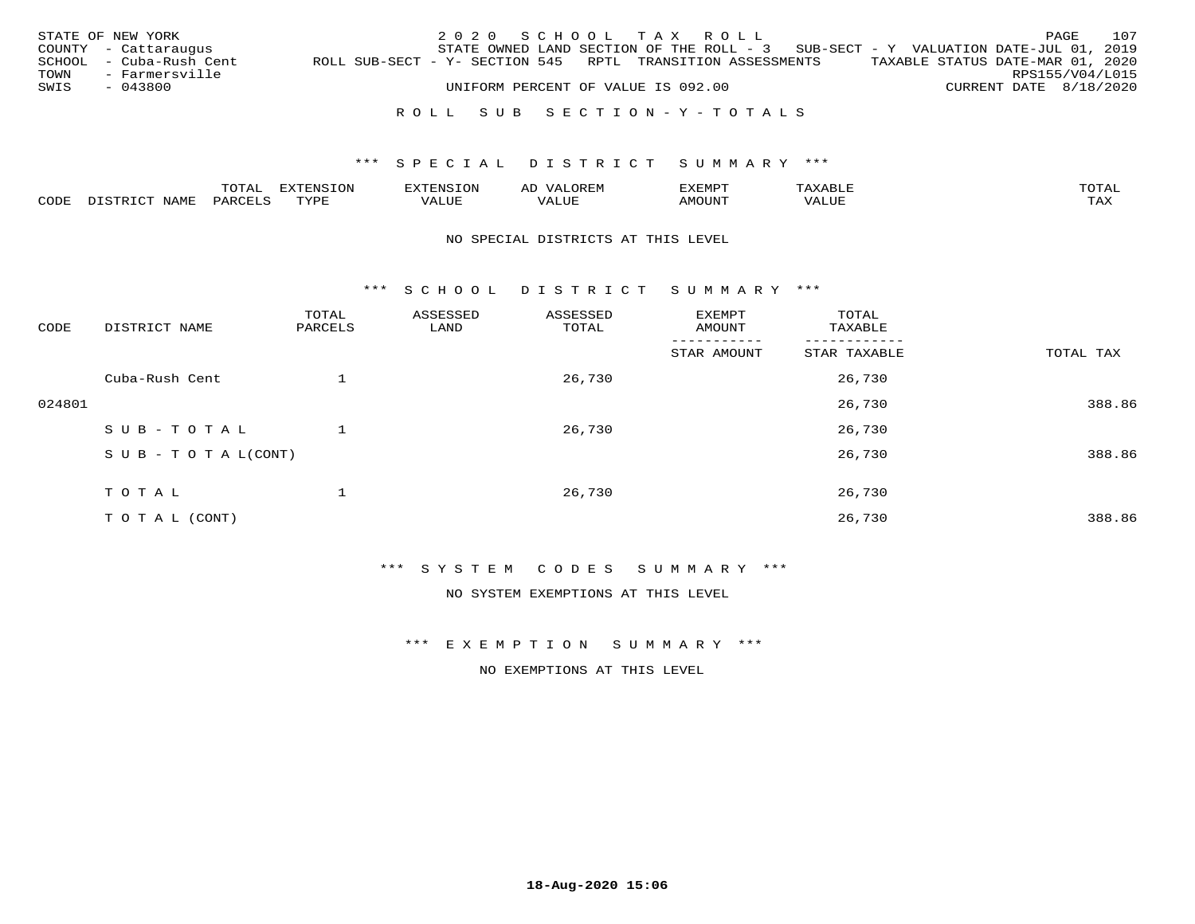STATE OF NEW YORK
COUNTY - Cattaraugus
SCHOOL - Cuba-Rush Cent
TOWN - Farmersville
SWIS - 043800

2 0 2 0 S C H O O L T A X R O L L
STATE OWNED LAND SECTION OF THE ROLL - 3 SUB-SECT - Y VALUATION DATE-JUL 01, 2019
ROLL SUB-SECT - Y- SECTION 545 RPTL TRANSITION ASSESSMENTS TAXABLE STATUS DATE-MAR 01, 2020
RPS155/V04/L015
UNIFORM PERCENT OF VALUE IS 092.00 CURRENT DATE 8/18/2020

R O L L S U B S E C T I O N - Y - T O T A L S

*** S P E C I A L D I S T R I C T S U M M A R Y ***

| CODE | DISTRICT NAME | TOTAL PARCELS | EXTENSION TYPE | EXTENSION VALUE | AD VALOREM VALUE | EXEMPT AMOUNT | TAXABLE VALUE | TOTAL TAX |
|---|---|---|---|---|---|---|---|---|

NO SPECIAL DISTRICTS AT THIS LEVEL

*** S C H O O L D I S T R I C T S U M M A R Y ***

| CODE | DISTRICT NAME | TOTAL PARCELS | ASSESSED LAND | ASSESSED TOTAL | EXEMPT AMOUNT / STAR AMOUNT | TOTAL TAXABLE / STAR TAXABLE | TOTAL TAX |
|---|---|---|---|---|---|---|---|
| | Cuba-Rush Cent | 1 | | 26,730 | | 26,730 | |
| 024801 | | | | | | 26,730 | 388.86 |
| | S U B - T O T A L | 1 | | 26,730 | | 26,730 | |
| | S U B - T O T A L(CONT) | | | | | 26,730 | 388.86 |
| | T O T A L | 1 | | 26,730 | | 26,730 | |
| | T O T A L (CONT) | | | | | 26,730 | 388.86 |

*** S Y S T E M C O D E S S U M M A R Y ***

NO SYSTEM EXEMPTIONS AT THIS LEVEL

*** E X E M P T I O N S U M M A R Y ***

NO EXEMPTIONS AT THIS LEVEL

18-Aug-2020 15:06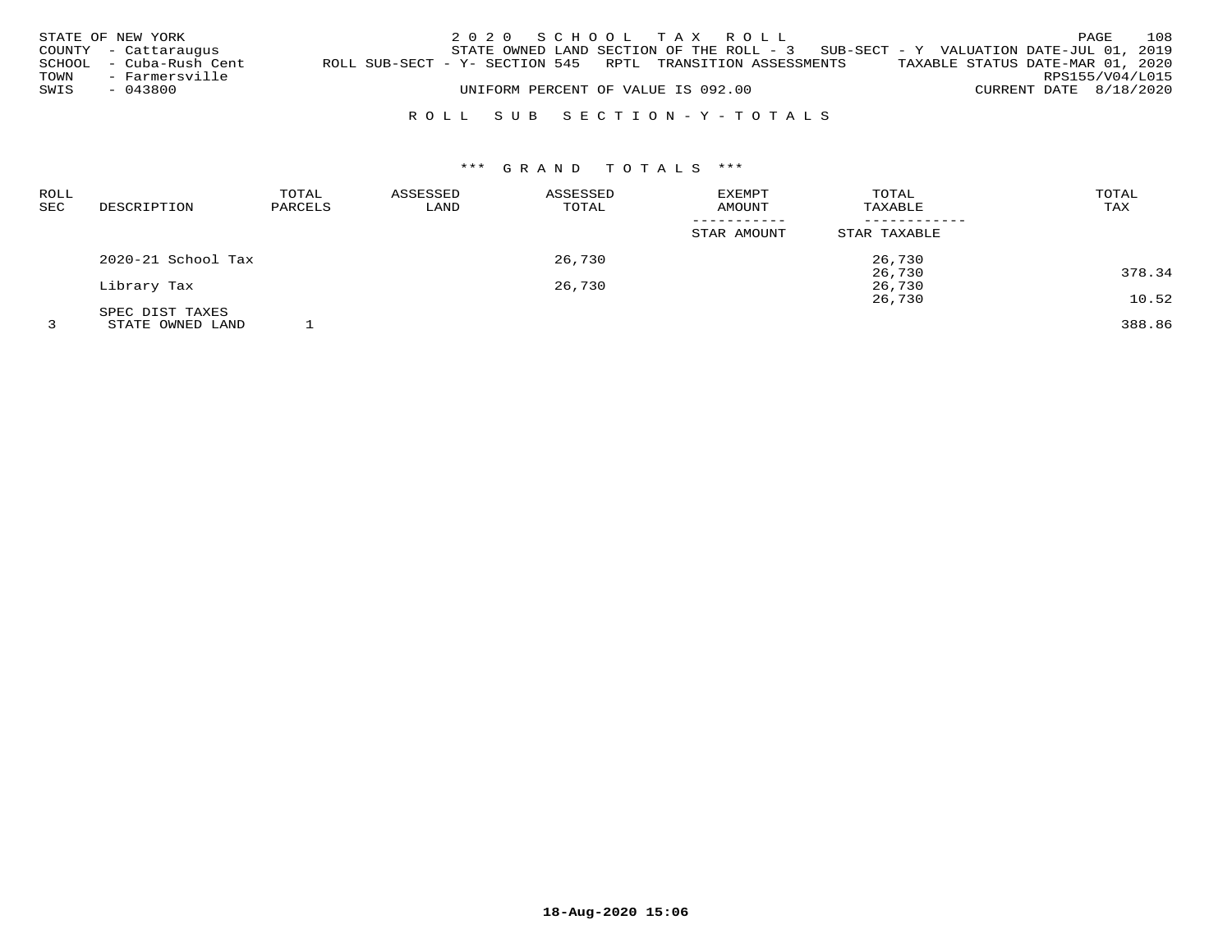STATE OF NEW YORK
COUNTY - Cattaraugus
SCHOOL - Cuba-Rush Cent
TOWN - Farmersville
SWIS - 043800

2020 SCHOOL TAX ROLL
STATE OWNED LAND SECTION OF THE ROLL - 3 SUB-SECT - Y VALUATION DATE-JUL 01, 2019
ROLL SUB-SECT - Y- SECTION 545 RPTL TRANSITION ASSESSMENTS TAXABLE STATUS DATE-MAR 01, 2020
RPS155/V04/L015
UNIFORM PERCENT OF VALUE IS 092.00 CURRENT DATE 8/18/2020

ROLL SUB SECTION - Y - TOTALS

*** GRAND TOTALS ***

| ROLL SEC | DESCRIPTION | TOTAL PARCELS | ASSESSED LAND | ASSESSED TOTAL | EXEMPT AMOUNT / STAR AMOUNT | TOTAL TAXABLE / STAR TAXABLE | TOTAL TAX |
|---|---|---|---|---|---|---|---|
| | 2020-21 School Tax | | | 26,730 | | 26,730 | |
| | | | | | | 26,730 | 378.34 |
| | Library Tax | | | 26,730 | | 26,730 | |
| | | | | | | 26,730 | 10.52 |
| | SPEC DIST TAXES | | | | | | |
| 3 | STATE OWNED LAND | 1 | | | | | 388.86 |

18-Aug-2020 15:06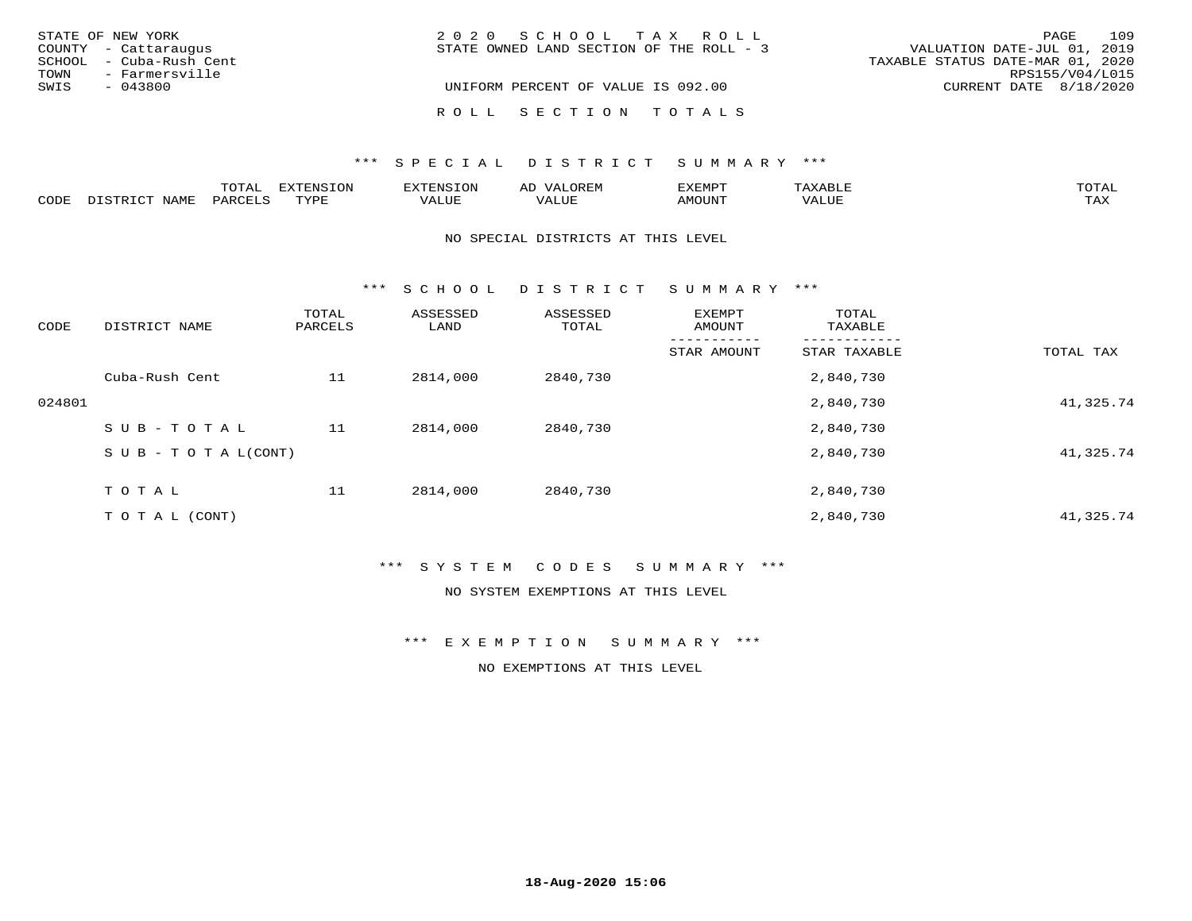STATE OF NEW YORK
COUNTY - Cattaraugus
SCHOOL - Cuba-Rush Cent
TOWN - Farmersville
SWIS - 043800

2020 SCHOOL TAX ROLL
STATE OWNED LAND SECTION OF THE ROLL - 3
UNIFORM PERCENT OF VALUE IS 092.00

VALUATION DATE-JUL 01, 2019
TAXABLE STATUS DATE-MAR 01, 2020
RPS155/V04/L015
CURRENT DATE 8/18/2020

## ROLL SECTION TOTALS

### *** SPECIAL DISTRICT SUMMARY ***

| CODE | DISTRICT NAME | TOTAL PARCELS | EXTENSION TYPE | EXTENSION VALUE | AD VALOREM VALUE | EXEMPT AMOUNT | TAXABLE VALUE | TOTAL TAX |
|---|---|---|---|---|---|---|---|---|

NO SPECIAL DISTRICTS AT THIS LEVEL

### *** SCHOOL DISTRICT SUMMARY ***

| CODE | DISTRICT NAME | TOTAL PARCELS | ASSESSED LAND | ASSESSED TOTAL | EXEMPT AMOUNT / STAR AMOUNT | TOTAL TAXABLE / STAR TAXABLE | TOTAL TAX |
|---|---|---|---|---|---|---|---|
| | Cuba-Rush Cent | 11 | 2814,000 | 2840,730 | | 2,840,730 | |
| 024801 | | | | | | 2,840,730 | 41,325.74 |
| | SUB-TOTAL | 11 | 2814,000 | 2840,730 | | 2,840,730 | |
| | SUB-TOTAL(CONT) | | | | | 2,840,730 | 41,325.74 |
| | TOTAL | 11 | 2814,000 | 2840,730 | | 2,840,730 | |
| | TOTAL (CONT) | | | | | 2,840,730 | 41,325.74 |

### *** SYSTEM CODES SUMMARY ***

NO SYSTEM EXEMPTIONS AT THIS LEVEL

### *** EXEMPTION SUMMARY ***

NO EXEMPTIONS AT THIS LEVEL

18-Aug-2020 15:06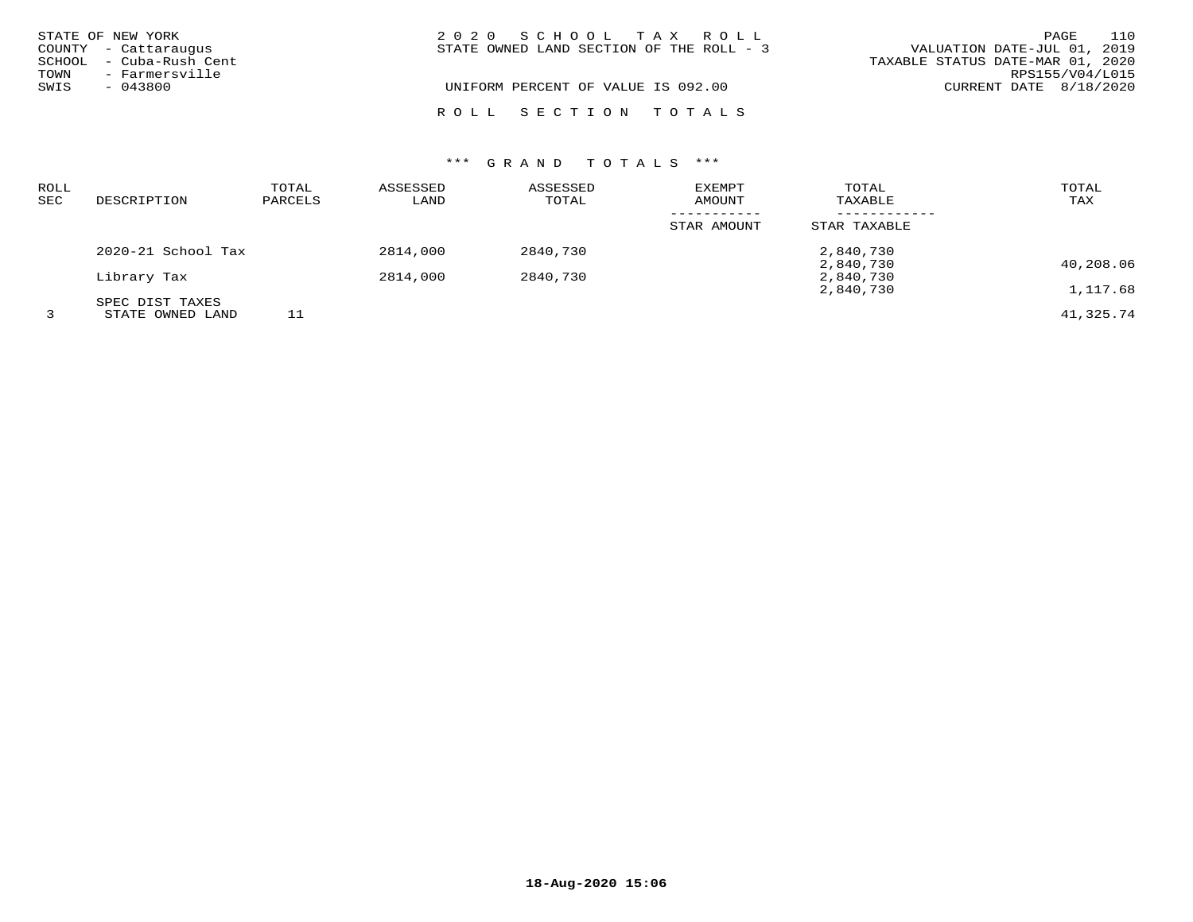STATE OF NEW YORK
COUNTY - Cattaraugus
SCHOOL - Cuba-Rush Cent
TOWN - Farmersville
SWIS - 043800

2020 SCHOOL TAX ROLL
STATE OWNED LAND SECTION OF THE ROLL - 3

VALUATION DATE-JUL 01, 2019
TAXABLE STATUS DATE-MAR 01, 2020
RPS155/V04/L015
CURRENT DATE 8/18/2020

UNIFORM PERCENT OF VALUE IS 092.00

ROLL SECTION TOTALS

*** GRAND TOTALS ***

| ROLL SEC | DESCRIPTION | TOTAL PARCELS | ASSESSED LAND | ASSESSED TOTAL | EXEMPT AMOUNT / STAR AMOUNT | TOTAL TAXABLE / STAR TAXABLE | TOTAL TAX |
|---|---|---|---|---|---|---|---|
| | 2020-21 School Tax | | 2814,000 | 2840,730 | | 2,840,730 | |
| | | | | | | 2,840,730 | 40,208.06 |
| | Library Tax | | 2814,000 | 2840,730 | | 2,840,730 | |
| | | | | | | 2,840,730 | 1,117.68 |
| | SPEC DIST TAXES | | | | | | |
| 3 | STATE OWNED LAND | 11 | | | | | 41,325.74 |

18-Aug-2020 15:06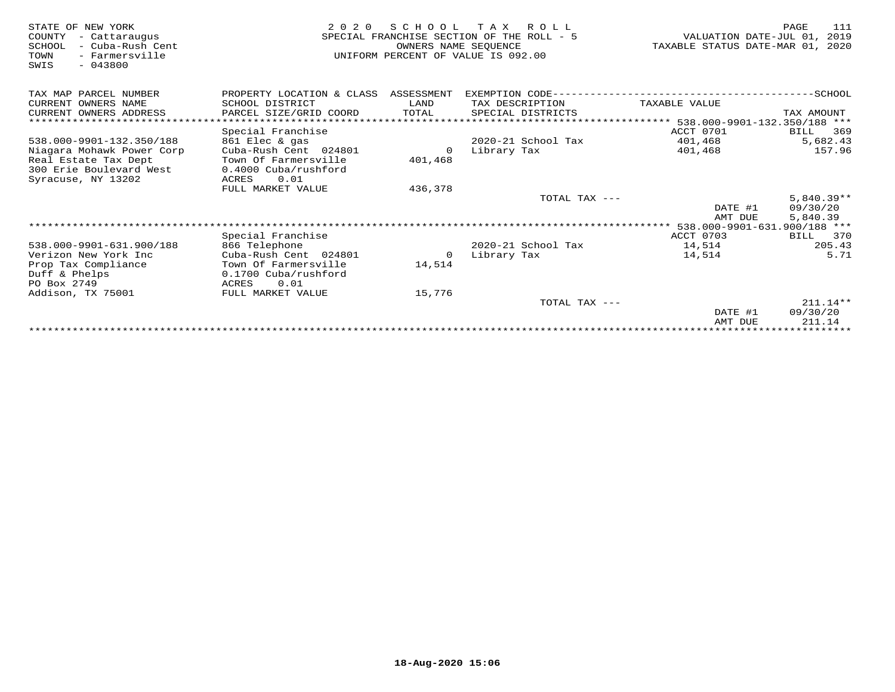STATE OF NEW YORK
COUNTY - Cattaraugus
SCHOOL - Cuba-Rush Cent
TOWN - Farmersville
SWIS - 043800

2 0 2 0 S C H O O L T A X R O L L
SPECIAL FRANCHISE SECTION OF THE ROLL - 5
OWNERS NAME SEQUENCE
UNIFORM PERCENT OF VALUE IS 092.00

VALUATION DATE-JUL 01, 2019
TAXABLE STATUS DATE-MAR 01, 2020

| TAX MAP PARCEL NUMBER / CURRENT OWNERS NAME / CURRENT OWNERS ADDRESS | PROPERTY LOCATION & CLASS / SCHOOL DISTRICT / PARCEL SIZE/GRID COORD | ASSESSMENT LAND / TOTAL | EXEMPTION CODE / TAX DESCRIPTION / SPECIAL DISTRICTS | TAXABLE VALUE | SCHOOL TAX AMOUNT |
|---|---|---|---|---|---|
| **538.000-9901-132.350/188** | | | | | |
| | Special Franchise | | | ACCT 0701 | BILL 369 |
| 538.000-9901-132.350/188 | 861 Elec & gas | | 2020-21 School Tax | 401,468 | 5,682.43 |
| Niagara Mohawk Power Corp | Cuba-Rush Cent 024801 | 0 | Library Tax | 401,468 | 157.96 |
| Real Estate Tax Dept | Town Of Farmersville | 401,468 | | | |
| 300 Erie Boulevard West | 0.4000 Cuba/rushford | | | | |
| Syracuse, NY 13202 | ACRES 0.01 | | | | |
| | FULL MARKET VALUE | 436,378 | | | |
| | | | TOTAL TAX --- | | 5,840.39** |
| | | | | DATE #1 | 09/30/20 |
| | | | | AMT DUE | 5,840.39 |
| **538.000-9901-631.900/188** | | | | | |
| | Special Franchise | | | ACCT 0703 | BILL 370 |
| 538.000-9901-631.900/188 | 866 Telephone | | 2020-21 School Tax | 14,514 | 205.43 |
| Verizon New York Inc | Cuba-Rush Cent 024801 | 0 | Library Tax | 14,514 | 5.71 |
| Prop Tax Compliance | Town Of Farmersville | 14,514 | | | |
| Duff & Phelps | 0.1700 Cuba/rushford | | | | |
| PO Box 2749 | ACRES 0.01 | | | | |
| Addison, TX 75001 | FULL MARKET VALUE | 15,776 | | | |
| | | | TOTAL TAX --- | | 211.14** |
| | | | | DATE #1 | 09/30/20 |
| | | | | AMT DUE | 211.14 |

18-Aug-2020 15:06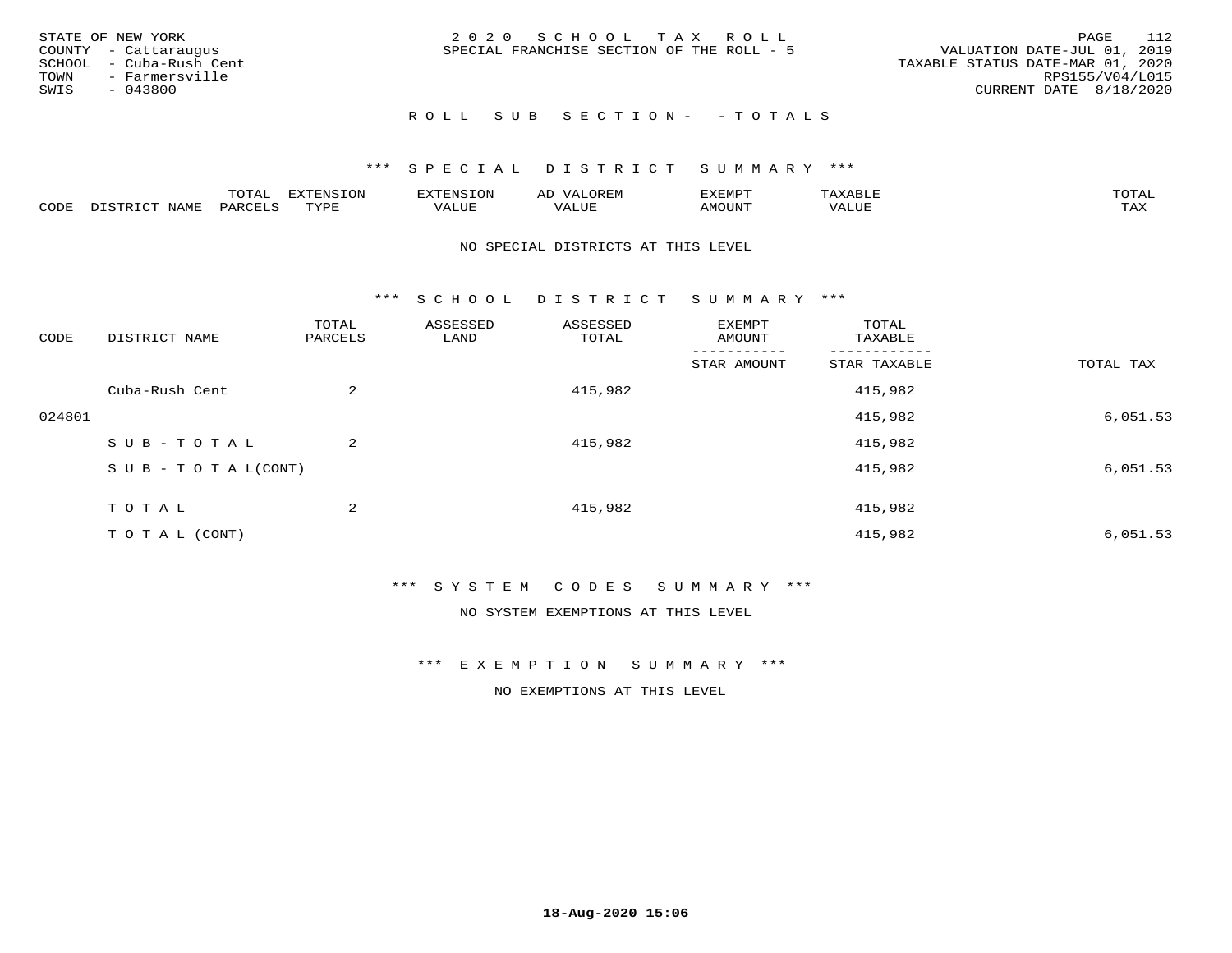STATE OF NEW YORK
COUNTY - Cattaraugus
SCHOOL - Cuba-Rush Cent
TOWN - Farmersville
SWIS - 043800

2020 SCHOOL TAX ROLL
SPECIAL FRANCHISE SECTION OF THE ROLL - 5

VALUATION DATE-JUL 01, 2019
TAXABLE STATUS DATE-MAR 01, 2020
RPS155/V04/L015
CURRENT DATE 8/18/2020

ROLL SUB SECTION- - TOTALS

*** SPECIAL DISTRICT SUMMARY ***

| CODE | DISTRICT NAME | TOTAL PARCELS | EXTENSION TYPE | EXTENSION VALUE | AD VALOREM VALUE | EXEMPT AMOUNT | TAXABLE VALUE | TOTAL TAX |
|---|---|---|---|---|---|---|---|---|

NO SPECIAL DISTRICTS AT THIS LEVEL

*** SCHOOL DISTRICT SUMMARY ***

| CODE | DISTRICT NAME | TOTAL PARCELS | ASSESSED LAND | ASSESSED TOTAL | EXEMPT AMOUNT / STAR AMOUNT | TOTAL TAXABLE / STAR TAXABLE | TOTAL TAX |
|---|---|---|---|---|---|---|---|
| | Cuba-Rush Cent | 2 | | 415,982 | | 415,982 | |
| 024801 | | | | | | 415,982 | 6,051.53 |
| | SUB-TOTAL | 2 | | 415,982 | | 415,982 | |
| | SUB-TOTAL(CONT) | | | | | 415,982 | 6,051.53 |
| | TOTAL | 2 | | 415,982 | | 415,982 | |
| | TOTAL (CONT) | | | | | 415,982 | 6,051.53 |

*** SYSTEM CODES SUMMARY ***

NO SYSTEM EXEMPTIONS AT THIS LEVEL

*** EXEMPTION SUMMARY ***

NO EXEMPTIONS AT THIS LEVEL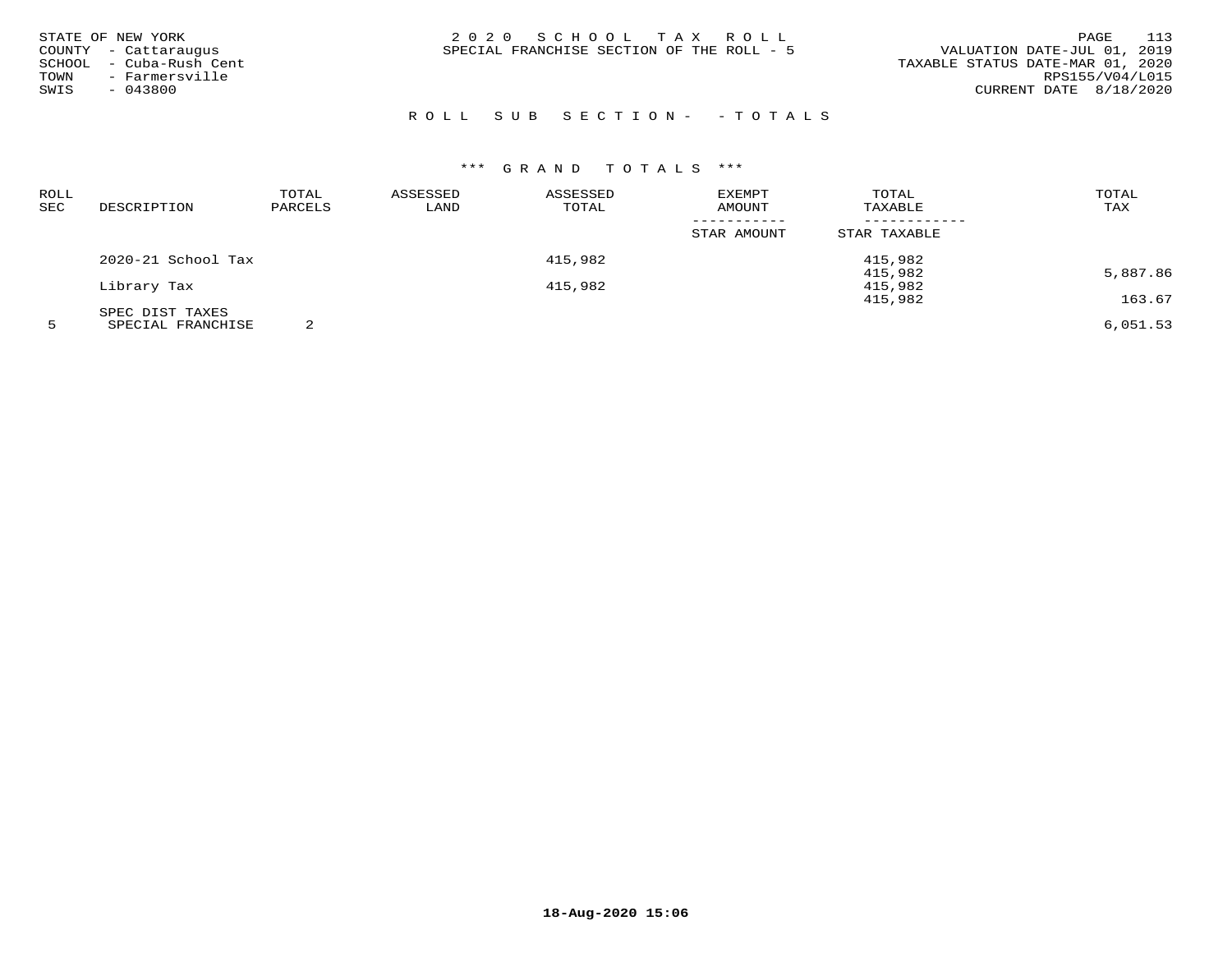STATE OF NEW YORK
COUNTY - Cattaraugus
SCHOOL - Cuba-Rush Cent
TOWN - Farmersville
SWIS - 043800

2020 SCHOOL TAX ROLL
SPECIAL FRANCHISE SECTION OF THE ROLL - 5

VALUATION DATE-JUL 01, 2019
TAXABLE STATUS DATE-MAR 01, 2020
RPS155/V04/L015
CURRENT DATE 8/18/2020

ROLL SUB SECTION- - TOTALS

*** GRAND TOTALS ***

| ROLL SEC | DESCRIPTION | TOTAL PARCELS | ASSESSED LAND | ASSESSED TOTAL | EXEMPT AMOUNT / STAR AMOUNT | TOTAL TAXABLE / STAR TAXABLE | TOTAL TAX |
|---|---|---|---|---|---|---|---|
| | 2020-21 School Tax | | | 415,982 | | 415,982 | |
| | | | | | | 415,982 | 5,887.86 |
| | Library Tax | | | 415,982 | | 415,982 | |
| | | | | | | 415,982 | 163.67 |
| | SPEC DIST TAXES | | | | | | |
| 5 | SPECIAL FRANCHISE | 2 | | | | | 6,051.53 |

18-Aug-2020 15:06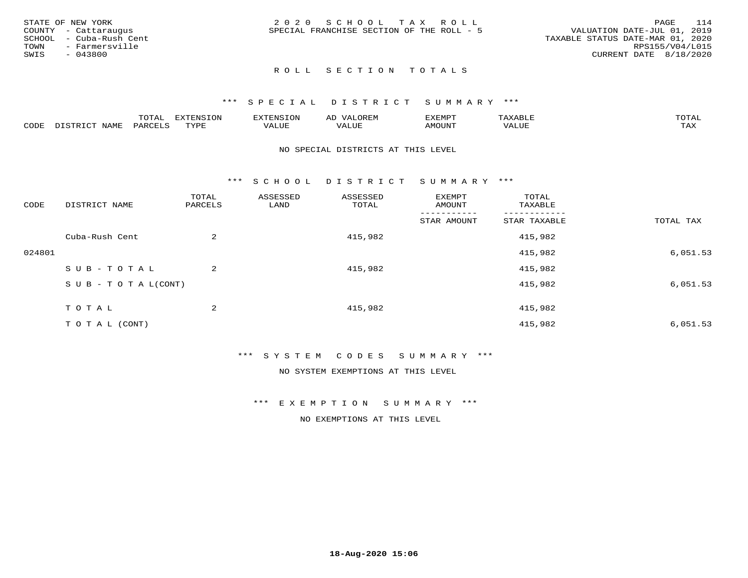STATE OF NEW YORK
COUNTY - Cattaraugus
SCHOOL - Cuba-Rush Cent
TOWN - Farmersville
SWIS - 043800

2020 SCHOOL TAX ROLL
SPECIAL FRANCHISE SECTION OF THE ROLL - 5

VALUATION DATE-JUL 01, 2019
TAXABLE STATUS DATE-MAR 01, 2020
RPS155/V04/L015
CURRENT DATE 8/18/2020

## ROLL SECTION TOTALS

### *** SPECIAL DISTRICT SUMMARY ***

| CODE | DISTRICT NAME | TOTAL PARCELS | EXTENSION TYPE | EXTENSION VALUE | AD VALOREM VALUE | EXEMPT AMOUNT | TAXABLE VALUE | TOTAL TAX |
|---|---|---|---|---|---|---|---|---|

NO SPECIAL DISTRICTS AT THIS LEVEL

### *** SCHOOL DISTRICT SUMMARY ***

| CODE | DISTRICT NAME | TOTAL PARCELS | ASSESSED LAND | ASSESSED TOTAL | EXEMPT AMOUNT / STAR AMOUNT | TOTAL TAXABLE / STAR TAXABLE | TOTAL TAX |
|---|---|---|---|---|---|---|---|
| | Cuba-Rush Cent | 2 | | 415,982 | | 415,982 | |
| 024801 | | | | | | 415,982 | 6,051.53 |
| | SUB-TOTAL | 2 | | 415,982 | | 415,982 | |
| | SUB-TOTAL(CONT) | | | | | 415,982 | 6,051.53 |
| | TOTAL | 2 | | 415,982 | | 415,982 | |
| | TOTAL (CONT) | | | | | 415,982 | 6,051.53 |

### *** SYSTEM CODES SUMMARY ***

NO SYSTEM EXEMPTIONS AT THIS LEVEL

### *** EXEMPTION SUMMARY ***

NO EXEMPTIONS AT THIS LEVEL

18-Aug-2020 15:06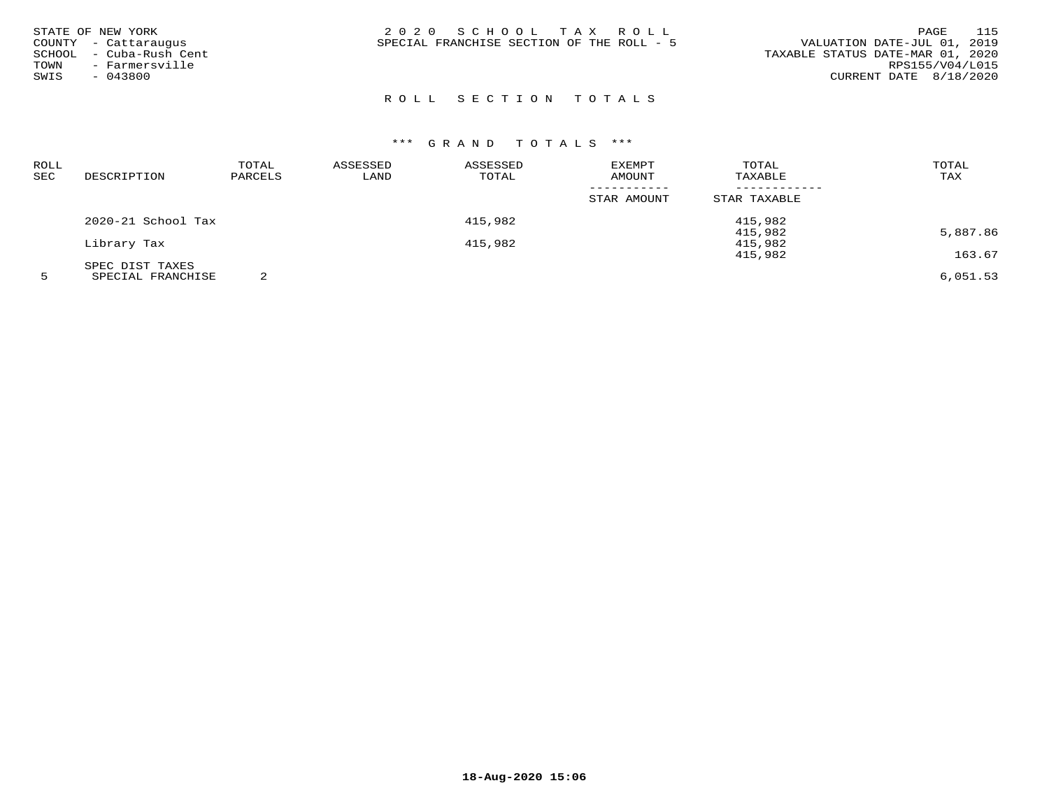STATE OF NEW YORK
COUNTY - Cattaraugus
SCHOOL - Cuba-Rush Cent
TOWN - Farmersville
SWIS - 043800

2020 SCHOOL TAX ROLL
SPECIAL FRANCHISE SECTION OF THE ROLL - 5

VALUATION DATE-JUL 01, 2019
TAXABLE STATUS DATE-MAR 01, 2020
RPS155/V04/L015
CURRENT DATE 8/18/2020

## ROLL SECTION TOTALS

### *** GRAND TOTALS ***

| ROLL SEC | DESCRIPTION | TOTAL PARCELS | ASSESSED LAND | ASSESSED TOTAL | EXEMPT AMOUNT / STAR AMOUNT | TOTAL TAXABLE / STAR TAXABLE | TOTAL TAX |
|---|---|---|---|---|---|---|---|
| | 2020-21 School Tax | | | 415,982 | | 415,982 | |
| | | | | | | 415,982 | 5,887.86 |
| | Library Tax | | | 415,982 | | 415,982 | |
| | | | | | | 415,982 | 163.67 |
| | SPEC DIST TAXES | | | | | | |
| 5 | SPECIAL FRANCHISE | 2 | | | | | 6,051.53 |

18-Aug-2020 15:06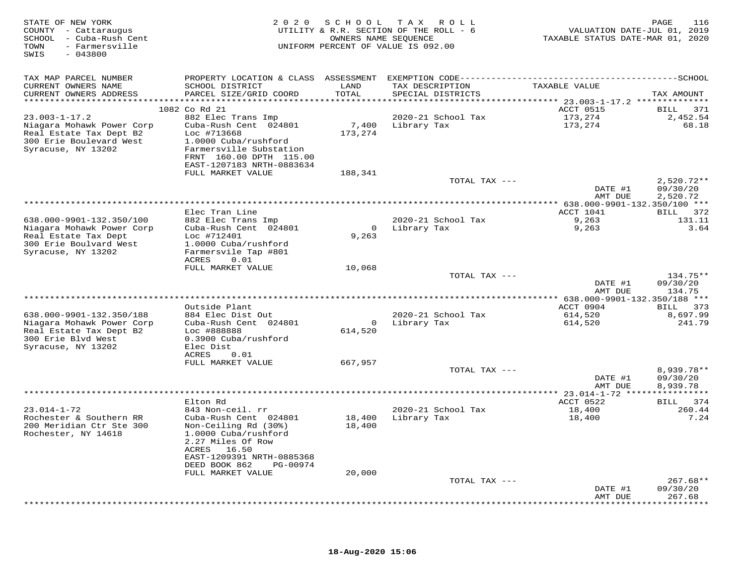STATE OF NEW YORK
COUNTY - Cattaraugus
SCHOOL - Cuba-Rush Cent
TOWN - Farmersville
SWIS - 043800

2020 SCHOOL TAX ROLL
UTILITY & R.R. SECTION OF THE ROLL - 6
OWNERS NAME SEQUENCE
UNIFORM PERCENT OF VALUE IS 092.00

VALUATION DATE-JUL 01, 2019
TAXABLE STATUS DATE-MAR 01, 2020

| TAX MAP PARCEL NUMBER / CURRENT OWNERS NAME / CURRENT OWNERS ADDRESS | PROPERTY LOCATION & CLASS / SCHOOL DISTRICT / PARCEL SIZE/GRID COORD | ASSESSMENT LAND / TOTAL | EXEMPTION CODE / TAX DESCRIPTION / SPECIAL DISTRICTS | TAXABLE VALUE | SCHOOL TAX AMOUNT |
|---|---|---|---|---|---|
| 23.003-1-17.2 | 1082 Co Rd 21 | | | ACCT 0515 | BILL 371 |
| Niagara Mohawk Power Corp | 882 Elec Trans Imp | | 2020-21 School Tax | 173,274 | 2,452.54 |
| Real Estate Tax Dept B2 | Cuba-Rush Cent 024801 | 7,400 | Library Tax | 173,274 | 68.18 |
| 300 Erie Boulevard West | Loc #713668 | 173,274 | | | |
| Syracuse, NY 13202 | 1.0000 Cuba/rushford | | | | |
| | Farmersville Substation | | | | |
| | FRNT 160.00 DPTH 115.00 | | | | |
| | EAST-1207183 NRTH-0883634 | | | | |
| | FULL MARKET VALUE | 188,341 | | | |
| | | | TOTAL TAX --- | | 2,520.72** |
| | | | | DATE #1 | 09/30/20 |
| | | | | AMT DUE | 2,520.72 |
| 638.000-9901-132.350/100 | Elec Tran Line | | | ACCT 1041 | BILL 372 |
| Niagara Mohawk Power Corp | 882 Elec Trans Imp | | 2020-21 School Tax | 9,263 | 131.11 |
| Real Estate Tax Dept | Cuba-Rush Cent 024801 | 0 | Library Tax | 9,263 | 3.64 |
| 300 Erie Boulvard West | Loc #712401 | 9,263 | | | |
| Syracuse, NY 13202 | 1.0000 Cuba/rushford | | | | |
| | Farmersvile Tap #801 | | | | |
| | ACRES 0.01 | | | | |
| | FULL MARKET VALUE | 10,068 | | | |
| | | | TOTAL TAX --- | | 134.75** |
| | | | | DATE #1 | 09/30/20 |
| | | | | AMT DUE | 134.75 |
| 638.000-9901-132.350/188 | Outside Plant | | | ACCT 0904 | BILL 373 |
| Niagara Mohawk Power Corp | 884 Elec Dist Out | | 2020-21 School Tax | 614,520 | 8,697.99 |
| Real Estate Tax Dept B2 | Cuba-Rush Cent 024801 | 0 | Library Tax | 614,520 | 241.79 |
| 300 Erie Blvd West | Loc #888888 | 614,520 | | | |
| Syracuse, NY 13202 | 0.3900 Cuba/rushford | | | | |
| | Elec Dist | | | | |
| | ACRES 0.01 | | | | |
| | FULL MARKET VALUE | 667,957 | | | |
| | | | TOTAL TAX --- | | 8,939.78** |
| | | | | DATE #1 | 09/30/20 |
| | | | | AMT DUE | 8,939.78 |
| 23.014-1-72 | Elton Rd | | | ACCT 0522 | BILL 374 |
| Rochester & Southern RR | 843 Non-ceil. rr | | 2020-21 School Tax | 18,400 | 260.44 |
| 200 Meridian Ctr Ste 300 | Cuba-Rush Cent 024801 | 18,400 | Library Tax | 18,400 | 7.24 |
| Rochester, NY 14618 | Non-Ceiling Rd (30%) | 18,400 | | | |
| | 1.0000 Cuba/rushford | | | | |
| | 2.27 Miles Of Row | | | | |
| | ACRES 16.50 | | | | |
| | EAST-1209391 NRTH-0885368 | | | | |
| | DEED BOOK 862 PG-00974 | | | | |
| | FULL MARKET VALUE | 20,000 | | | |
| | | | TOTAL TAX --- | | 267.68** |
| | | | | DATE #1 | 09/30/20 |
| | | | | AMT DUE | 267.68 |

18-Aug-2020 15:06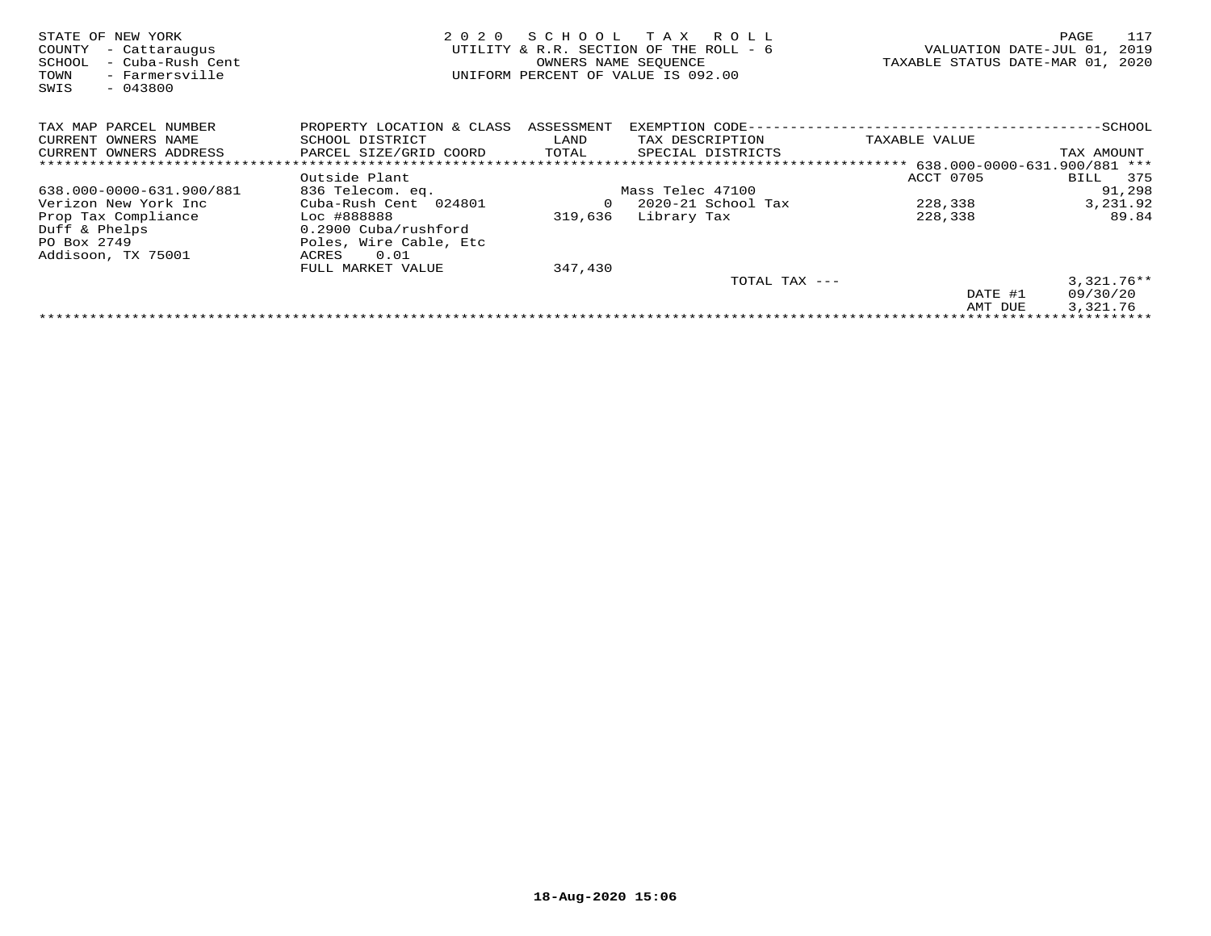STATE OF NEW YORK
COUNTY - Cattaraugus
SCHOOL - Cuba-Rush Cent
TOWN - Farmersville
SWIS - 043800

2020 SCHOOL TAX ROLL
UTILITY & R.R. SECTION OF THE ROLL - 6
OWNERS NAME SEQUENCE
UNIFORM PERCENT OF VALUE IS 092.00

VALUATION DATE-JUL 01, 2019
TAXABLE STATUS DATE-MAR 01, 2020

| TAX MAP PARCEL NUMBER / CURRENT OWNERS NAME / CURRENT OWNERS ADDRESS | PROPERTY LOCATION & CLASS / SCHOOL DISTRICT / PARCEL SIZE/GRID COORD | ASSESSMENT LAND / TOTAL | EXEMPTION CODE / TAX DESCRIPTION / SPECIAL DISTRICTS | TAXABLE VALUE | SCHOOL TAX AMOUNT |
|---|---|---|---|---|---|
| | | | | 638.000-0000-631.900/881 *** | |
| | Outside Plant | | | ACCT 0705 | BILL 375 |
| 638.000-0000-631.900/881 | 836 Telecom. eq. | | Mass Telec 47100 | | 91,298 |
| Verizon New York Inc | Cuba-Rush Cent 024801 | 0 | 2020-21 School Tax | 228,338 | 3,231.92 |
| Prop Tax Compliance | Loc #888888 | 319,636 | Library Tax | 228,338 | 89.84 |
| Duff & Phelps | 0.2900 Cuba/rushford | | | | |
| PO Box 2749 | Poles, Wire Cable, Etc | | | | |
| Addisoon, TX 75001 | ACRES 0.01 | | | | |
| | FULL MARKET VALUE | 347,430 | | | |
| | | | TOTAL TAX --- | | 3,321.76** |
| | | | | DATE #1 | 09/30/20 |
| | | | | AMT DUE | 3,321.76 |

18-Aug-2020 15:06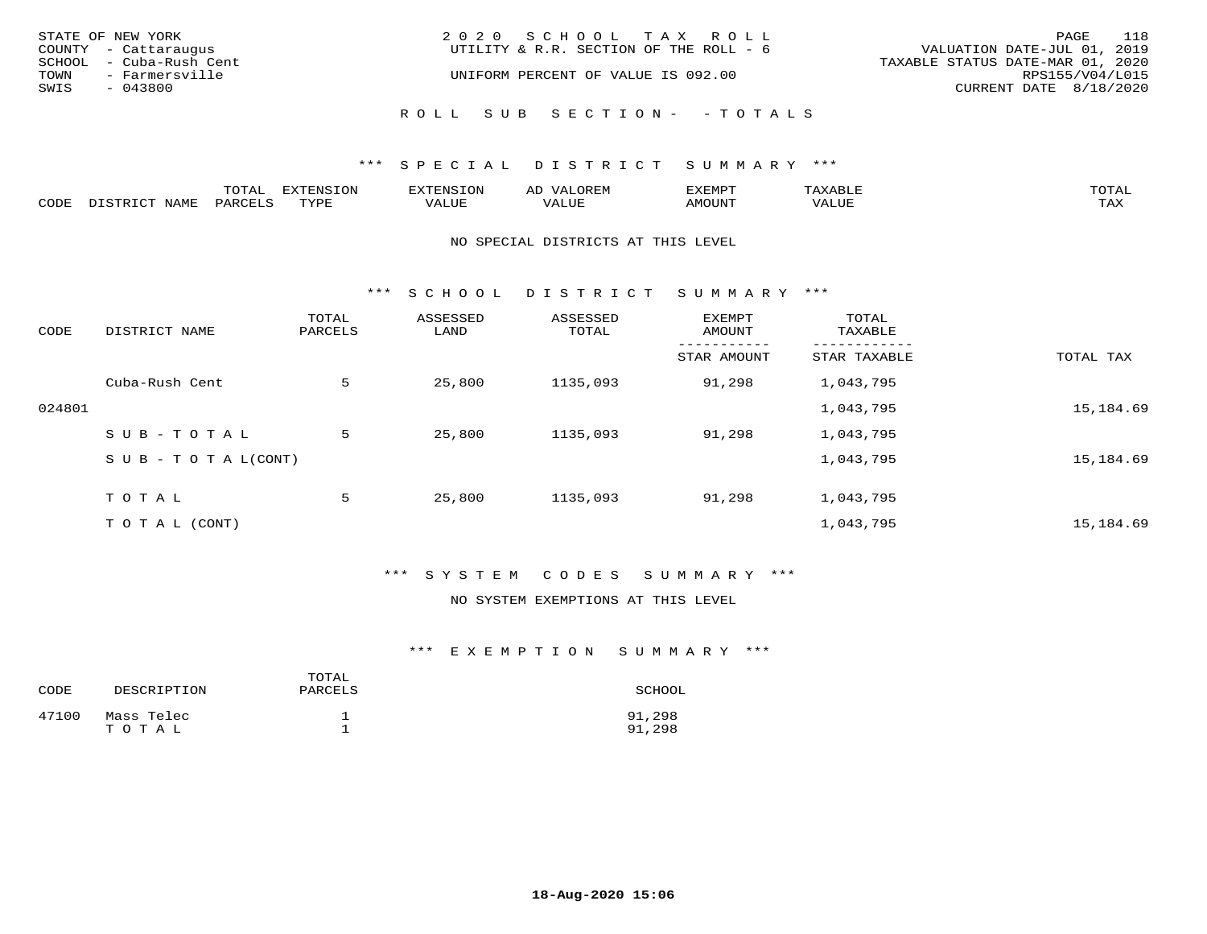STATE OF NEW YORK
COUNTY - Cattaraugus
SCHOOL - Cuba-Rush Cent
TOWN - Farmersville
SWIS - 043800

2020 SCHOOL TAX ROLL
UTILITY & R.R. SECTION OF THE ROLL - 6
UNIFORM PERCENT OF VALUE IS 092.00

VALUATION DATE-JUL 01, 2019
TAXABLE STATUS DATE-MAR 01, 2020
RPS155/V04/L015
CURRENT DATE 8/18/2020

ROLL SUB SECTION- - TOTALS

## *** SPECIAL DISTRICT SUMMARY ***

| CODE | DISTRICT NAME | TOTAL PARCELS | EXTENSION TYPE | EXTENSION VALUE | AD VALOREM VALUE | EXEMPT AMOUNT | TAXABLE VALUE | TOTAL TAX |
|---|---|---|---|---|---|---|---|---|

NO SPECIAL DISTRICTS AT THIS LEVEL

## *** SCHOOL DISTRICT SUMMARY ***

| CODE | DISTRICT NAME | TOTAL PARCELS | ASSESSED LAND | ASSESSED TOTAL | EXEMPT AMOUNT / STAR AMOUNT | TOTAL TAXABLE / STAR TAXABLE | TOTAL TAX |
|---|---|---|---|---|---|---|---|
| | Cuba-Rush Cent | 5 | 25,800 | 1135,093 | 91,298 | 1,043,795 | |
| 024801 | | | | | | 1,043,795 | 15,184.69 |
| | SUB-TOTAL | 5 | 25,800 | 1135,093 | 91,298 | 1,043,795 | |
| | SUB-TOTAL(CONT) | | | | | 1,043,795 | 15,184.69 |
| | TOTAL | 5 | 25,800 | 1135,093 | 91,298 | 1,043,795 | |
| | TOTAL (CONT) | | | | | 1,043,795 | 15,184.69 |

## *** SYSTEM CODES SUMMARY ***

NO SYSTEM EXEMPTIONS AT THIS LEVEL

## *** EXEMPTION SUMMARY ***

| CODE | DESCRIPTION | TOTAL PARCELS | SCHOOL |
|---|---|---|---|
| 47100 | Mass Telec | 1 | 91,298 |
| | TOTAL | 1 | 91,298 |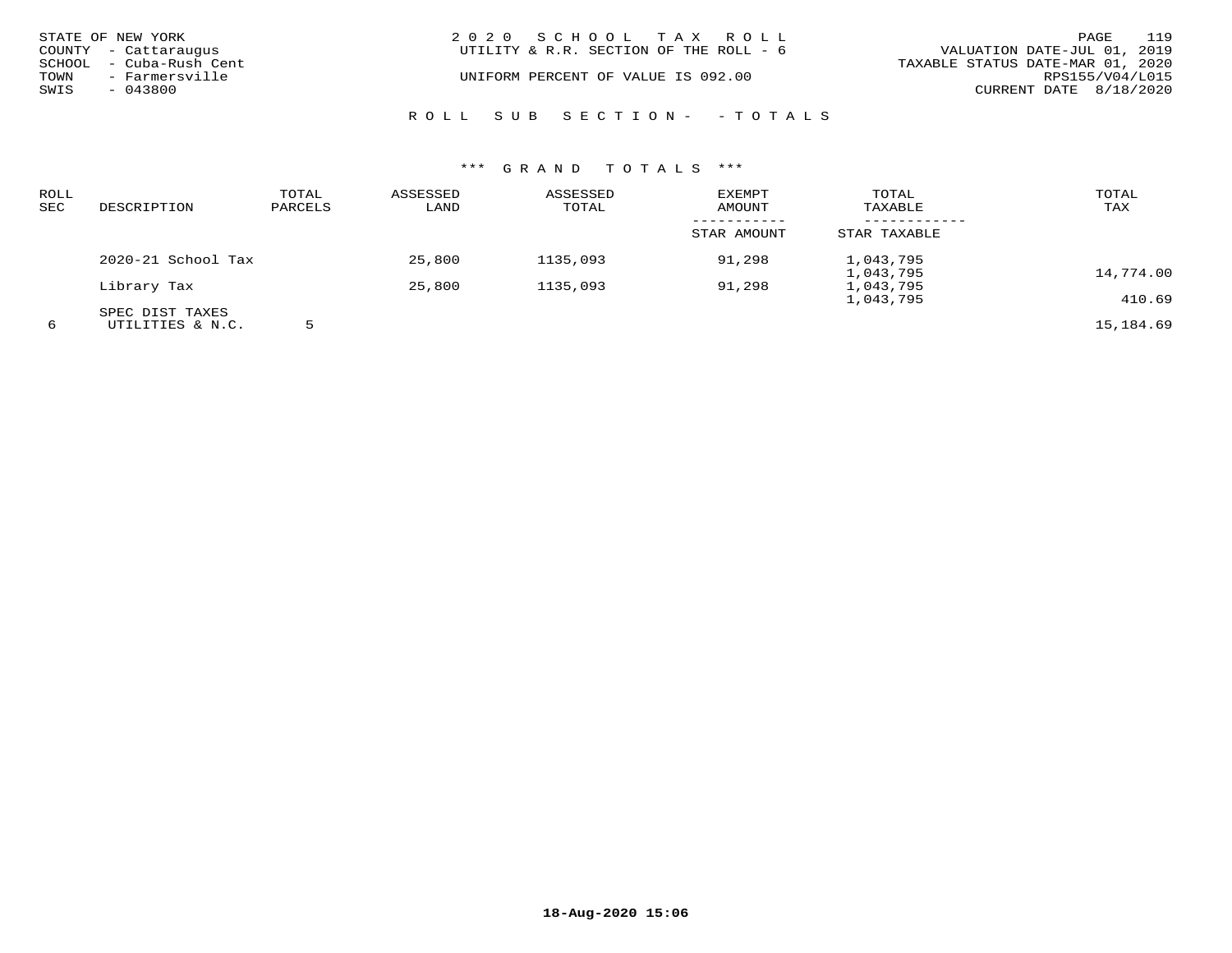STATE OF NEW YORK
COUNTY - Cattaraugus
SCHOOL - Cuba-Rush Cent
TOWN - Farmersville
SWIS - 043800

2 0 2 0 S C H O O L T A X R O L L
UTILITY & R.R. SECTION OF THE ROLL - 6

UNIFORM PERCENT OF VALUE IS 092.00

VALUATION DATE-JUL 01, 2019
TAXABLE STATUS DATE-MAR 01, 2020
RPS155/V04/L015
CURRENT DATE 8/18/2020

R O L L S U B S E C T I O N - - T O T A L S

*** G R A N D T O T A L S ***

| ROLL SEC | DESCRIPTION | TOTAL PARCELS | ASSESSED LAND | ASSESSED TOTAL | EXEMPT AMOUNT / STAR AMOUNT | TOTAL TAXABLE / STAR TAXABLE | TOTAL TAX |
|---|---|---|---|---|---|---|---|
| | 2020-21 School Tax | | 25,800 | 1135,093 | 91,298 | 1,043,795 | |
| | | | | | | 1,043,795 | 14,774.00 |
| | Library Tax | | 25,800 | 1135,093 | 91,298 | 1,043,795 | |
| | | | | | | 1,043,795 | 410.69 |
| | SPEC DIST TAXES | | | | | | |
| 6 | UTILITIES & N.C. | 5 | | | | | 15,184.69 |

18-Aug-2020 15:06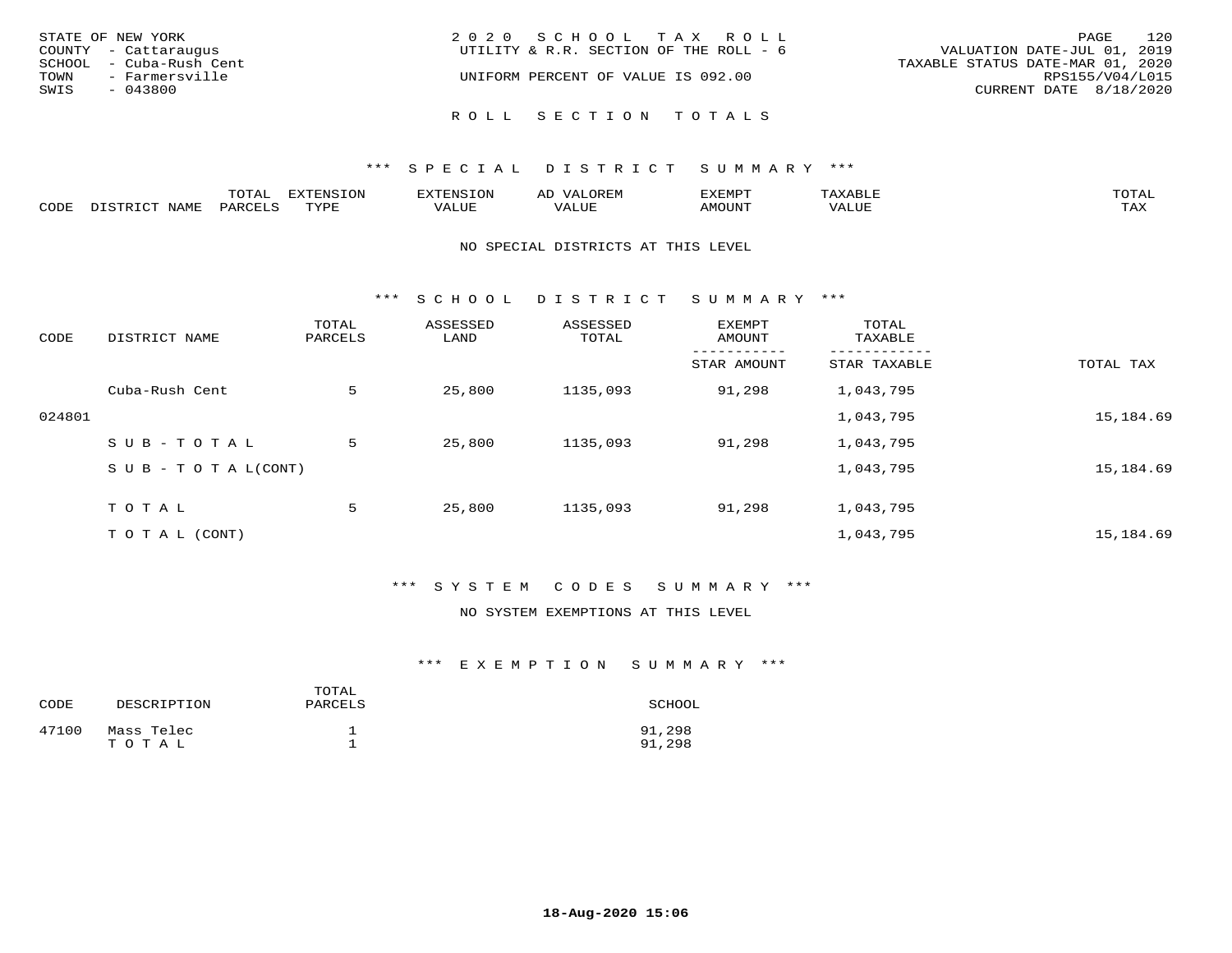STATE OF NEW YORK
COUNTY - Cattaraugus
SCHOOL - Cuba-Rush Cent
TOWN - Farmersville
SWIS - 043800

2020 SCHOOL TAX ROLL
UTILITY & R.R. SECTION OF THE ROLL - 6
UNIFORM PERCENT OF VALUE IS 092.00

VALUATION DATE-JUL 01, 2019
TAXABLE STATUS DATE-MAR 01, 2020
RPS155/V04/L015
CURRENT DATE 8/18/2020

## ROLL SECTION TOTALS

### *** SPECIAL DISTRICT SUMMARY ***

| CODE | DISTRICT NAME | TOTAL PARCELS | EXTENSION TYPE | EXTENSION VALUE | AD VALOREM VALUE | EXEMPT AMOUNT | TAXABLE VALUE | TOTAL TAX |
|---|---|---|---|---|---|---|---|---|

NO SPECIAL DISTRICTS AT THIS LEVEL

### *** SCHOOL DISTRICT SUMMARY ***

| CODE | DISTRICT NAME | TOTAL PARCELS | ASSESSED LAND | ASSESSED TOTAL | EXEMPT AMOUNT / STAR AMOUNT | TOTAL TAXABLE / STAR TAXABLE | TOTAL TAX |
|---|---|---|---|---|---|---|---|
| | Cuba-Rush Cent | 5 | 25,800 | 1135,093 | 91,298 | 1,043,795 | |
| 024801 | | | | | | 1,043,795 | 15,184.69 |
| | S U B - T O T A L | 5 | 25,800 | 1135,093 | 91,298 | 1,043,795 | |
| | S U B - T O T A L(CONT) | | | | | 1,043,795 | 15,184.69 |
| | T O T A L | 5 | 25,800 | 1135,093 | 91,298 | 1,043,795 | |
| | T O T A L (CONT) | | | | | 1,043,795 | 15,184.69 |

### *** SYSTEM CODES SUMMARY ***

NO SYSTEM EXEMPTIONS AT THIS LEVEL

### *** EXEMPTION SUMMARY ***

| CODE | DESCRIPTION | TOTAL PARCELS | SCHOOL |
|---|---|---|---|
| 47100 | Mass Telec | 1 | 91,298 |
| | T O T A L | 1 | 91,298 |

18-Aug-2020 15:06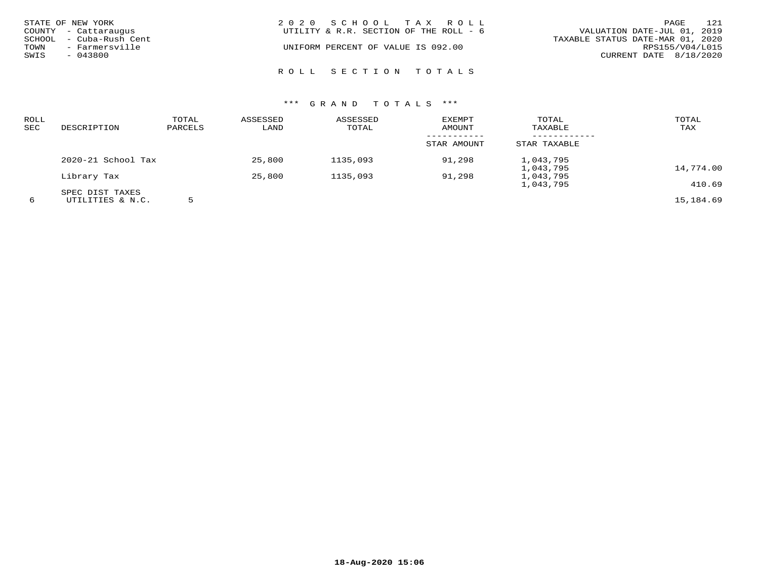STATE OF NEW YORK
COUNTY - Cattaraugus
SCHOOL - Cuba-Rush Cent
TOWN - Farmersville
SWIS - 043800

2020 SCHOOL TAX ROLL
UTILITY & R.R. SECTION OF THE ROLL - 6

UNIFORM PERCENT OF VALUE IS 092.00

VALUATION DATE-JUL 01, 2019
TAXABLE STATUS DATE-MAR 01, 2020
RPS155/V04/L015
CURRENT DATE 8/18/2020

## ROLL SECTION TOTALS

### *** GRAND TOTALS ***

| ROLL SEC | DESCRIPTION | TOTAL PARCELS | ASSESSED LAND | ASSESSED TOTAL | EXEMPT AMOUNT / STAR AMOUNT | TOTAL TAXABLE / STAR TAXABLE | TOTAL TAX |
|---|---|---|---|---|---|---|---|
| | 2020-21 School Tax | | 25,800 | 1135,093 | 91,298 | 1,043,795 | |
| | | | | | | 1,043,795 | 14,774.00 |
| | Library Tax | | 25,800 | 1135,093 | 91,298 | 1,043,795 | |
| | | | | | | 1,043,795 | 410.69 |
| | SPEC DIST TAXES | | | | | | |
| 6 | UTILITIES & N.C. | 5 | | | | | 15,184.69 |

18-Aug-2020 15:06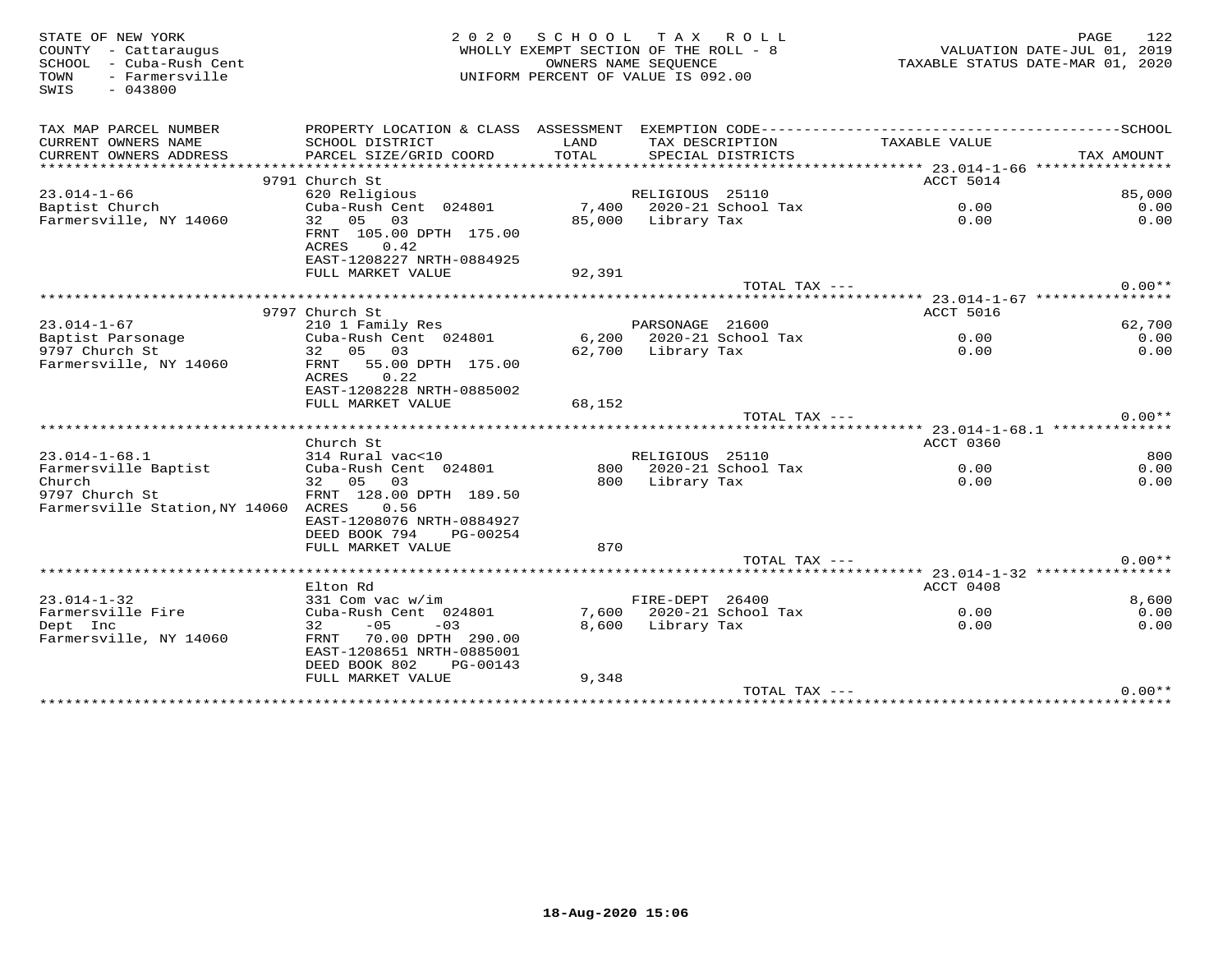STATE OF NEW YORK
COUNTY - Cattaraugus
SCHOOL - Cuba-Rush Cent
TOWN - Farmersville
SWIS - 043800

2 0 2 0 SCHOOL TAX ROLL
WHOLLY EXEMPT SECTION OF THE ROLL - 8
OWNERS NAME SEQUENCE
UNIFORM PERCENT OF VALUE IS 092.00

VALUATION DATE-JUL 01, 2019
TAXABLE STATUS DATE-MAR 01, 2020

| TAX MAP PARCEL NUMBER / CURRENT OWNERS NAME / CURRENT OWNERS ADDRESS | PROPERTY LOCATION & CLASS / SCHOOL DISTRICT / PARCEL SIZE/GRID COORD | ASSESSMENT LAND / TOTAL | EXEMPTION CODE / TAX DESCRIPTION / SPECIAL DISTRICTS | TAXABLE VALUE | SCHOOL / TAX AMOUNT |
|---|---|---|---|---|---|
| | 9791 Church St | | | ACCT 5014 | |
| 23.014-1-66 | 620 Religious | | RELIGIOUS 25110 | | 85,000 |
| Baptist Church | Cuba-Rush Cent 024801 | 7,400 | 2020-21 School Tax | 0.00 | 0.00 |
| Farmersville, NY 14060 | 32 05 03 | 85,000 | Library Tax | 0.00 | 0.00 |
| | FRNT 105.00 DPTH 175.00 | | | | |
| | ACRES 0.42 | | | | |
| | EAST-1208227 NRTH-0884925 | | | | |
| | FULL MARKET VALUE | 92,391 | | | |
| | | | TOTAL TAX --- | | 0.00** |
| | 9797 Church St | | | ACCT 5016 | |
| 23.014-1-67 | 210 1 Family Res | | PARSONAGE 21600 | | 62,700 |
| Baptist Parsonage | Cuba-Rush Cent 024801 | 6,200 | 2020-21 School Tax | 0.00 | 0.00 |
| 9797 Church St | 32 05 03 | 62,700 | Library Tax | 0.00 | 0.00 |
| Farmersville, NY 14060 | FRNT 55.00 DPTH 175.00 | | | | |
| | ACRES 0.22 | | | | |
| | EAST-1208228 NRTH-0885002 | | | | |
| | FULL MARKET VALUE | 68,152 | | | |
| | | | TOTAL TAX --- | | 0.00** |
| | Church St | | | ACCT 0360 | |
| 23.014-1-68.1 | 314 Rural vac<10 | | RELIGIOUS 25110 | | 800 |
| Farmersville Baptist | Cuba-Rush Cent 024801 | 800 | 2020-21 School Tax | 0.00 | 0.00 |
| Church | 32 05 03 | 800 | Library Tax | 0.00 | 0.00 |
| 9797 Church St | FRNT 128.00 DPTH 189.50 | | | | |
| Farmersville Station,NY 14060 | ACRES 0.56 | | | | |
| | EAST-1208076 NRTH-0884927 | | | | |
| | DEED BOOK 794 PG-00254 | | | | |
| | FULL MARKET VALUE | 870 | | | |
| | | | TOTAL TAX --- | | 0.00** |
| | Elton Rd | | | ACCT 0408 | |
| 23.014-1-32 | 331 Com vac w/im | | FIRE-DEPT 26400 | | 8,600 |
| Farmersville Fire | Cuba-Rush Cent 024801 | 7,600 | 2020-21 School Tax | 0.00 | 0.00 |
| Dept Inc | 32 -05 -03 | 8,600 | Library Tax | 0.00 | 0.00 |
| Farmersville, NY 14060 | FRNT 70.00 DPTH 290.00 | | | | |
| | EAST-1208651 NRTH-0885001 | | | | |
| | DEED BOOK 802 PG-00143 | | | | |
| | FULL MARKET VALUE | 9,348 | | | |
| | | | TOTAL TAX --- | | 0.00** |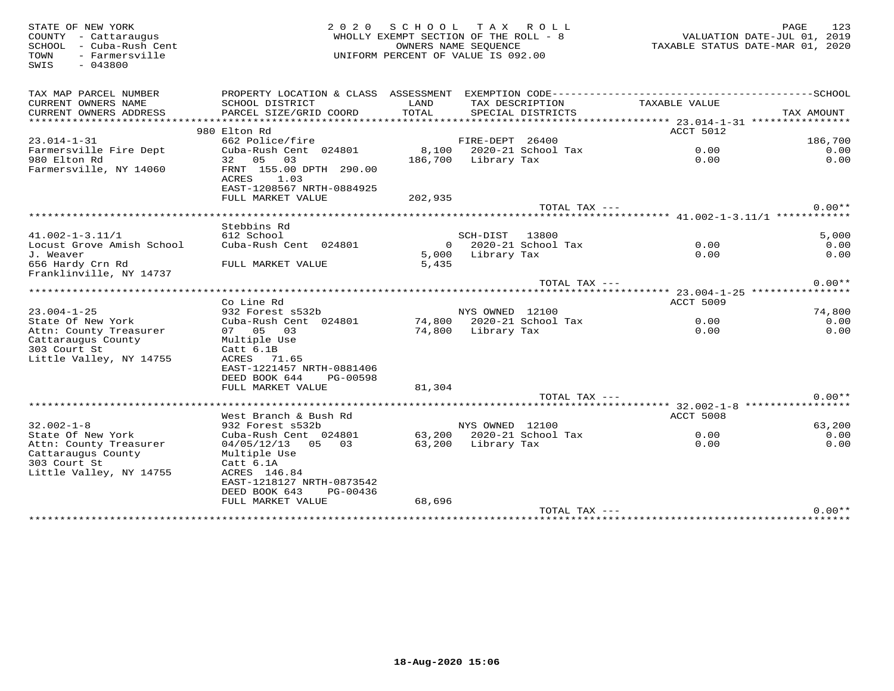STATE OF NEW YORK
COUNTY - Cattaraugus
SCHOOL - Cuba-Rush Cent
TOWN - Farmersville
SWIS - 043800

2 0 2 0 S C H O O L T A X R O L L
WHOLLY EXEMPT SECTION OF THE ROLL - 8
OWNERS NAME SEQUENCE
UNIFORM PERCENT OF VALUE IS 092.00

VALUATION DATE-JUL 01, 2019
TAXABLE STATUS DATE-MAR 01, 2020

| TAX MAP PARCEL NUMBER<br>CURRENT OWNERS NAME<br>CURRENT OWNERS ADDRESS | PROPERTY LOCATION & CLASS<br>SCHOOL DISTRICT<br>PARCEL SIZE/GRID COORD | ASSESSMENT<br>LAND<br>TOTAL | EXEMPTION CODE<br>TAX DESCRIPTION<br>SPECIAL DISTRICTS | TAXABLE VALUE | SCHOOL<br>TAX AMOUNT |
|---|---|---|---|---|---|
| | 980 Elton Rd | | | ACCT 5012 | |
| 23.014-1-31 | 662 Police/fire | | FIRE-DEPT 26400 | | 186,700 |
| Farmersville Fire Dept | Cuba-Rush Cent 024801 | 8,100 | 2020-21 School Tax | 0.00 | 0.00 |
| 980 Elton Rd | 32 05 03 | 186,700 | Library Tax | 0.00 | 0.00 |
| Farmersville, NY 14060 | FRNT 155.00 DPTH 290.00 | | | | |
| | ACRES 1.03 | | | | |
| | EAST-1208567 NRTH-0884925 | | | | |
| | FULL MARKET VALUE | 202,935 | | | |
| | | | TOTAL TAX --- | | 0.00** |
| | Stebbins Rd | | | | |
| 41.002-1-3.11/1 | 612 School | | SCH-DIST 13800 | | 5,000 |
| Locust Grove Amish School | Cuba-Rush Cent 024801 | 0 | 2020-21 School Tax | 0.00 | 0.00 |
| J. Weaver | | 5,000 | Library Tax | 0.00 | 0.00 |
| 656 Hardy Crn Rd | FULL MARKET VALUE | 5,435 | | | |
| Franklinville, NY 14737 | | | | | |
| | | | TOTAL TAX --- | | 0.00** |
| | Co Line Rd | | | ACCT 5009 | |
| 23.004-1-25 | 932 Forest s532b | | NYS OWNED 12100 | | 74,800 |
| State Of New York | Cuba-Rush Cent 024801 | 74,800 | 2020-21 School Tax | 0.00 | 0.00 |
| Attn: County Treasurer | 07 05 03 | 74,800 | Library Tax | 0.00 | 0.00 |
| Cattaraugus County | Multiple Use | | | | |
| 303 Court St | Catt 6.1B | | | | |
| Little Valley, NY 14755 | ACRES 71.65 | | | | |
| | EAST-1221457 NRTH-0881406 | | | | |
| | DEED BOOK 644 PG-00598 | | | | |
| | FULL MARKET VALUE | 81,304 | | | |
| | | | TOTAL TAX --- | | 0.00** |
| | West Branch & Bush Rd | | | ACCT 5008 | |
| 32.002-1-8 | 932 Forest s532b | | NYS OWNED 12100 | | 63,200 |
| State Of New York | Cuba-Rush Cent 024801 | 63,200 | 2020-21 School Tax | 0.00 | 0.00 |
| Attn: County Treasurer | 04/05/12/13 05 03 | 63,200 | Library Tax | 0.00 | 0.00 |
| Cattaraugus County | Multiple Use | | | | |
| 303 Court St | Catt 6.1A | | | | |
| Little Valley, NY 14755 | ACRES 146.84 | | | | |
| | EAST-1218127 NRTH-0873542 | | | | |
| | DEED BOOK 643 PG-00436 | | | | |
| | FULL MARKET VALUE | 68,696 | | | |
| | | | TOTAL TAX --- | | 0.00** |

18-Aug-2020 15:06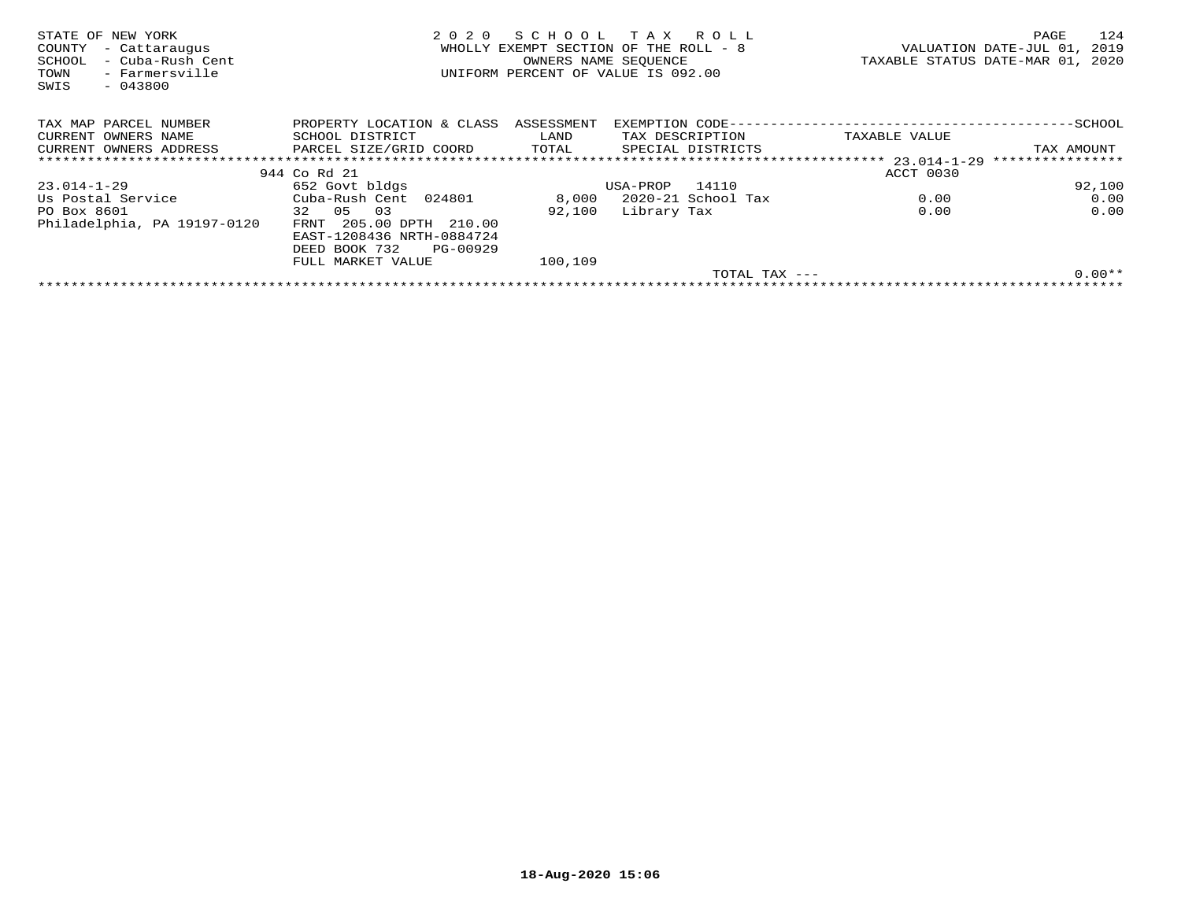STATE OF NEW YORK
COUNTY - Cattaraugus
SCHOOL - Cuba-Rush Cent
TOWN - Farmersville
SWIS - 043800

2 0 2 0 S C H O O L T A X R O L L
WHOLLY EXEMPT SECTION OF THE ROLL - 8
OWNERS NAME SEQUENCE
UNIFORM PERCENT OF VALUE IS 092.00

VALUATION DATE-JUL 01, 2019
TAXABLE STATUS DATE-MAR 01, 2020

| TAX MAP PARCEL NUMBER / CURRENT OWNERS NAME / CURRENT OWNERS ADDRESS | PROPERTY LOCATION & CLASS / SCHOOL DISTRICT / PARCEL SIZE/GRID COORD | ASSESSMENT LAND / TOTAL | EXEMPTION CODE / TAX DESCRIPTION / SPECIAL DISTRICTS | TAXABLE VALUE | SCHOOL / TAX AMOUNT |
|---|---|---|---|---|---|
| | 944 Co Rd 21 | | | ACCT 0030 | |
| 23.014-1-29 | 652 Govt bldgs | | USA-PROP 14110 | | 92,100 |
| Us Postal Service | Cuba-Rush Cent 024801 | 8,000 | 2020-21 School Tax | 0.00 | 0.00 |
| PO Box 8601 | 32 05 03 | 92,100 | Library Tax | 0.00 | 0.00 |
| Philadelphia, PA 19197-0120 | FRNT 205.00 DPTH 210.00 | | | | |
| | EAST-1208436 NRTH-0884724 | | | | |
| | DEED BOOK 732 PG-00929 | | | | |
| | FULL MARKET VALUE | 100,109 | | | |
| | | | TOTAL TAX --- | | 0.00** |

18-Aug-2020 15:06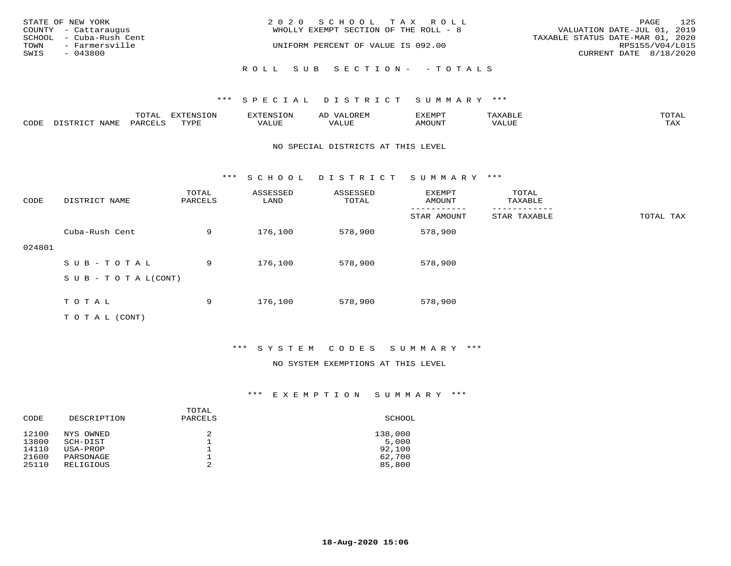STATE OF NEW YORK
COUNTY - Cattaraugus
SCHOOL - Cuba-Rush Cent
TOWN - Farmersville
SWIS - 043800

2020 SCHOOL TAX ROLL
WHOLLY EXEMPT SECTION OF THE ROLL - 8
UNIFORM PERCENT OF VALUE IS 092.00

VALUATION DATE-JUL 01, 2019
TAXABLE STATUS DATE-MAR 01, 2020
RPS155/V04/L015
CURRENT DATE 8/18/2020

ROLL SUB SECTION- - TOTALS

*** SPECIAL DISTRICT SUMMARY ***

| CODE | DISTRICT NAME | TOTAL PARCELS | EXTENSION TYPE | EXTENSION VALUE | AD VALOREM VALUE | EXEMPT AMOUNT | TAXABLE VALUE | TOTAL TAX |
|---|---|---|---|---|---|---|---|---|

NO SPECIAL DISTRICTS AT THIS LEVEL

*** SCHOOL DISTRICT SUMMARY ***

| CODE | DISTRICT NAME | TOTAL PARCELS | ASSESSED LAND | ASSESSED TOTAL | EXEMPT AMOUNT / STAR AMOUNT | TOTAL TAXABLE / STAR TAXABLE | TOTAL TAX |
|---|---|---|---|---|---|---|---|
| 024801 | Cuba-Rush Cent | 9 | 176,100 | 578,900 | 578,900 | | |
| | SUB-TOTAL | 9 | 176,100 | 578,900 | 578,900 | | |
| | SUB-TOTAL(CONT) | | | | | | |
| | TOTAL | 9 | 176,100 | 578,900 | 578,900 | | |
| | TOTAL (CONT) | | | | | | |

*** SYSTEM CODES SUMMARY ***

NO SYSTEM EXEMPTIONS AT THIS LEVEL

*** EXEMPTION SUMMARY ***

| CODE | DESCRIPTION | TOTAL PARCELS | SCHOOL |
|---|---|---|---|
| 12100 | NYS OWNED | 2 | 138,000 |
| 13800 | SCH-DIST | 1 | 5,000 |
| 14110 | USA-PROP | 1 | 92,100 |
| 21600 | PARSONAGE | 1 | 62,700 |
| 25110 | RELIGIOUS | 2 | 85,800 |

18-Aug-2020 15:06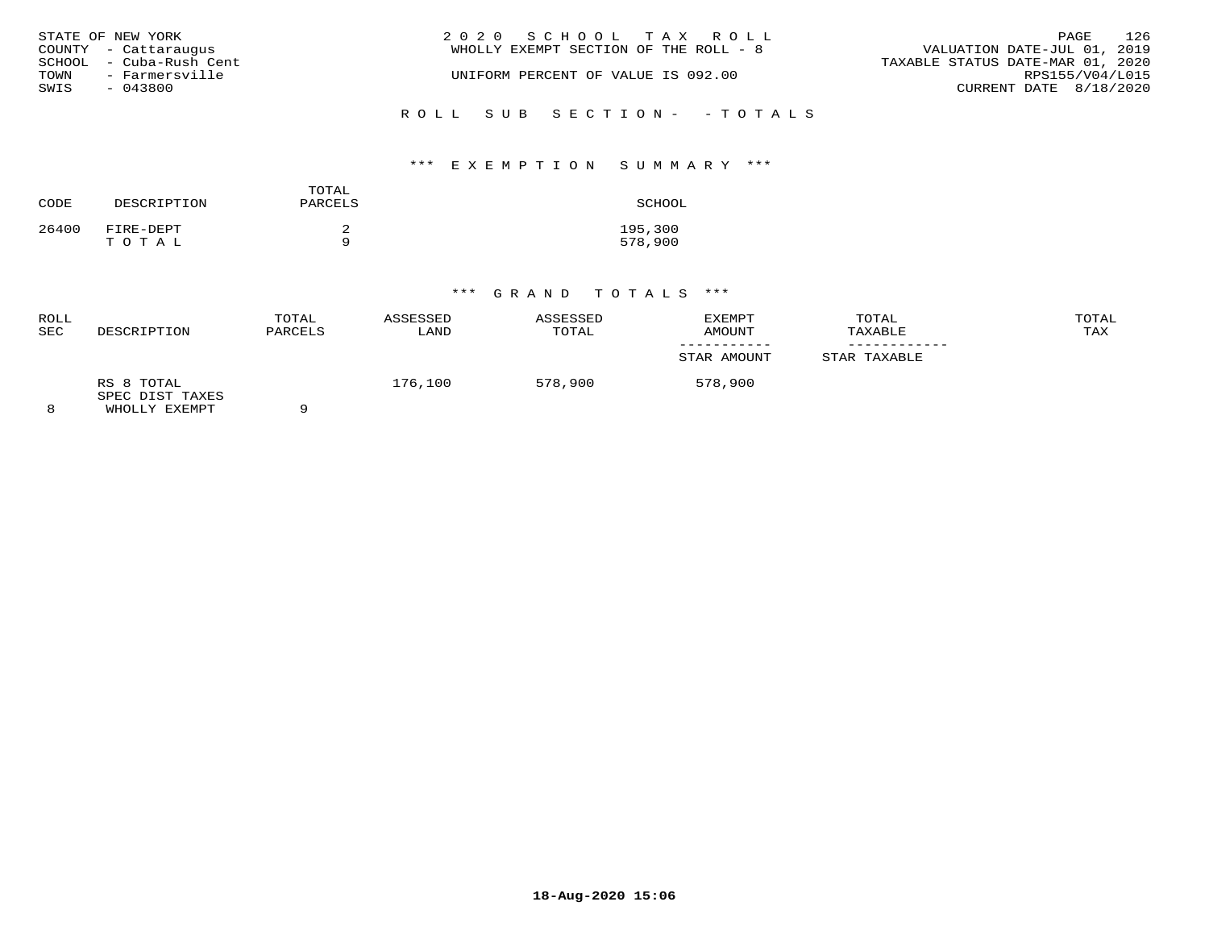STATE OF NEW YORK
COUNTY - Cattaraugus
SCHOOL - Cuba-Rush Cent
TOWN - Farmersville
SWIS - 043800

2020 SCHOOL TAX ROLL
WHOLLY EXEMPT SECTION OF THE ROLL - 8

UNIFORM PERCENT OF VALUE IS 092.00

VALUATION DATE-JUL 01, 2019
TAXABLE STATUS DATE-MAR 01, 2020
RPS155/V04/L015
CURRENT DATE 8/18/2020

## ROLL SUB SECTION- - TOTALS

### *** EXEMPTION SUMMARY ***

| CODE | DESCRIPTION | TOTAL PARCELS | SCHOOL |
|---|---|---|---|
| 26400 | FIRE-DEPT | 2 | 195,300 |
| | T O T A L | 9 | 578,900 |

### *** GRAND TOTALS ***

| ROLL SEC | DESCRIPTION | TOTAL PARCELS | ASSESSED LAND | ASSESSED TOTAL | EXEMPT AMOUNT / STAR AMOUNT | TOTAL TAXABLE / STAR TAXABLE | TOTAL TAX |
|---|---|---|---|---|---|---|---|
| 8 | RS 8 TOTAL SPEC DIST TAXES WHOLLY EXEMPT | 9 | 176,100 | 578,900 | 578,900 | | |

18-Aug-2020 15:06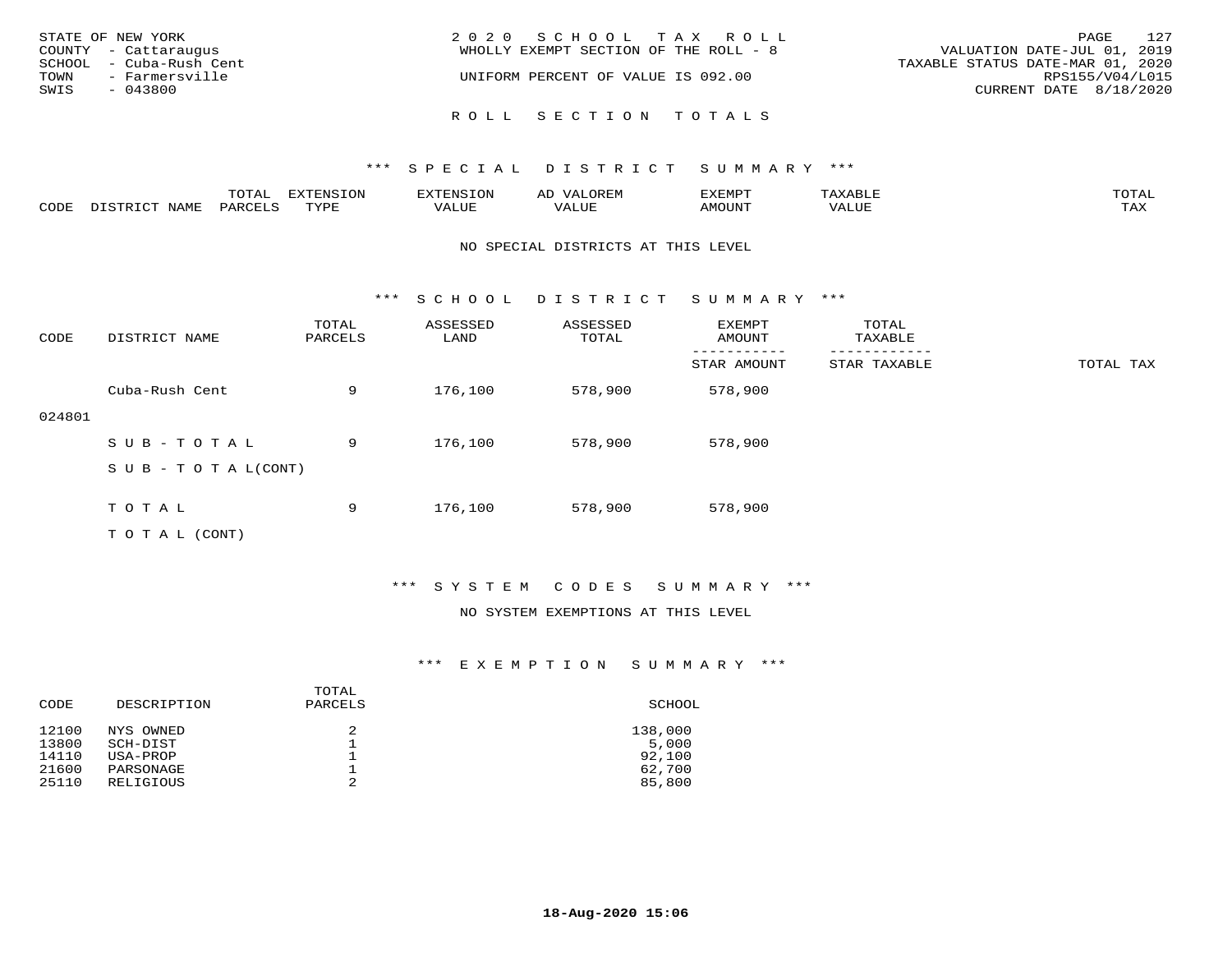STATE OF NEW YORK
COUNTY - Cattaraugus
SCHOOL - Cuba-Rush Cent
TOWN - Farmersville
SWIS - 043800

2020 SCHOOL TAX ROLL
WHOLLY EXEMPT SECTION OF THE ROLL - 8

UNIFORM PERCENT OF VALUE IS 092.00

VALUATION DATE-JUL 01, 2019
TAXABLE STATUS DATE-MAR 01, 2020
RPS155/V04/L015
CURRENT DATE 8/18/2020

## ROLL SECTION TOTALS

### *** SPECIAL DISTRICT SUMMARY ***

| CODE | DISTRICT NAME | TOTAL PARCELS | EXTENSION TYPE | EXTENSION VALUE | AD VALOREM VALUE | EXEMPT AMOUNT | TAXABLE VALUE | TOTAL TAX |
|---|---|---|---|---|---|---|---|---|

NO SPECIAL DISTRICTS AT THIS LEVEL

### *** SCHOOL DISTRICT SUMMARY ***

| CODE | DISTRICT NAME | TOTAL PARCELS | ASSESSED LAND | ASSESSED TOTAL | EXEMPT AMOUNT / STAR AMOUNT | TOTAL TAXABLE / STAR TAXABLE | TOTAL TAX |
|---|---|---|---|---|---|---|---|
| 024801 | Cuba-Rush Cent | 9 | 176,100 | 578,900 | 578,900 | | |
| | SUB-TOTAL | 9 | 176,100 | 578,900 | 578,900 | | |
| | SUB-TOTAL(CONT) | | | | | | |
| | TOTAL | 9 | 176,100 | 578,900 | 578,900 | | |
| | TOTAL (CONT) | | | | | | |

### *** SYSTEM CODES SUMMARY ***

NO SYSTEM EXEMPTIONS AT THIS LEVEL

### *** EXEMPTION SUMMARY ***

| CODE | DESCRIPTION | TOTAL PARCELS | SCHOOL |
|---|---|---|---|
| 12100 | NYS OWNED | 2 | 138,000 |
| 13800 | SCH-DIST | 1 | 5,000 |
| 14110 | USA-PROP | 1 | 92,100 |
| 21600 | PARSONAGE | 1 | 62,700 |
| 25110 | RELIGIOUS | 2 | 85,800 |

18-Aug-2020 15:06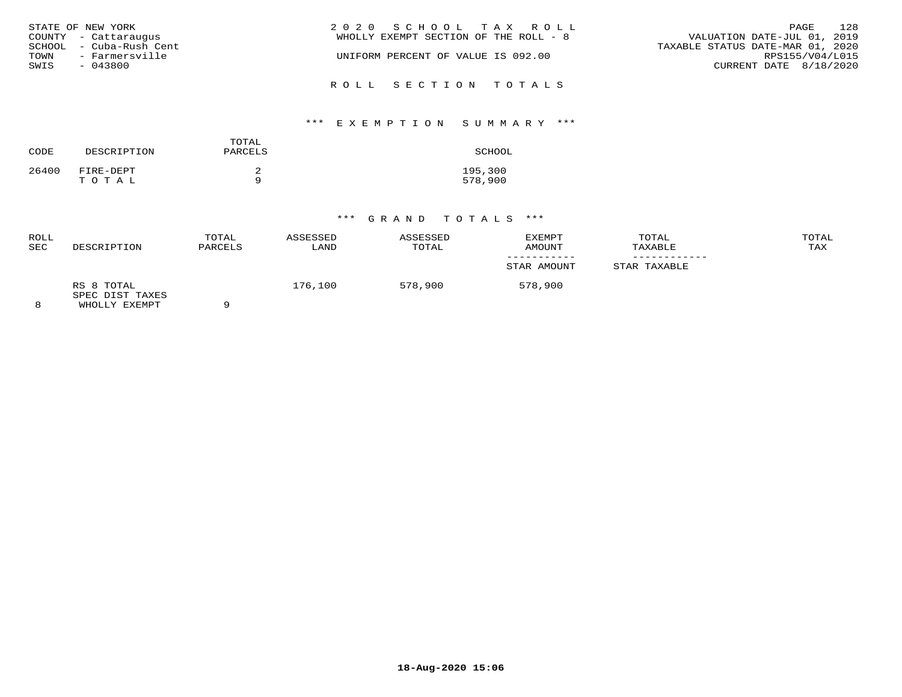STATE OF NEW YORK
COUNTY - Cattaraugus
SCHOOL - Cuba-Rush Cent
TOWN - Farmersville
SWIS - 043800

2020 SCHOOL TAX ROLL
WHOLLY EXEMPT SECTION OF THE ROLL - 8

UNIFORM PERCENT OF VALUE IS 092.00

VALUATION DATE-JUL 01, 2019
TAXABLE STATUS DATE-MAR 01, 2020
RPS155/V04/L015
CURRENT DATE 8/18/2020

## ROLL SECTION TOTALS

### *** EXEMPTION SUMMARY ***

| CODE | DESCRIPTION | TOTAL PARCELS | SCHOOL |
|---|---|---|---|
| 26400 | FIRE-DEPT | 2 | 195,300 |
| | TOTAL | 9 | 578,900 |

### *** GRAND TOTALS ***

| ROLL SEC | DESCRIPTION | TOTAL PARCELS | ASSESSED LAND | ASSESSED TOTAL | EXEMPT AMOUNT / STAR AMOUNT | TOTAL TAXABLE / STAR TAXABLE | TOTAL TAX |
|---|---|---|---|---|---|---|---|
| 8 | RS 8 TOTAL SPEC DIST TAXES WHOLLY EXEMPT | 9 | 176,100 | 578,900 | 578,900 | | |

18-Aug-2020 15:06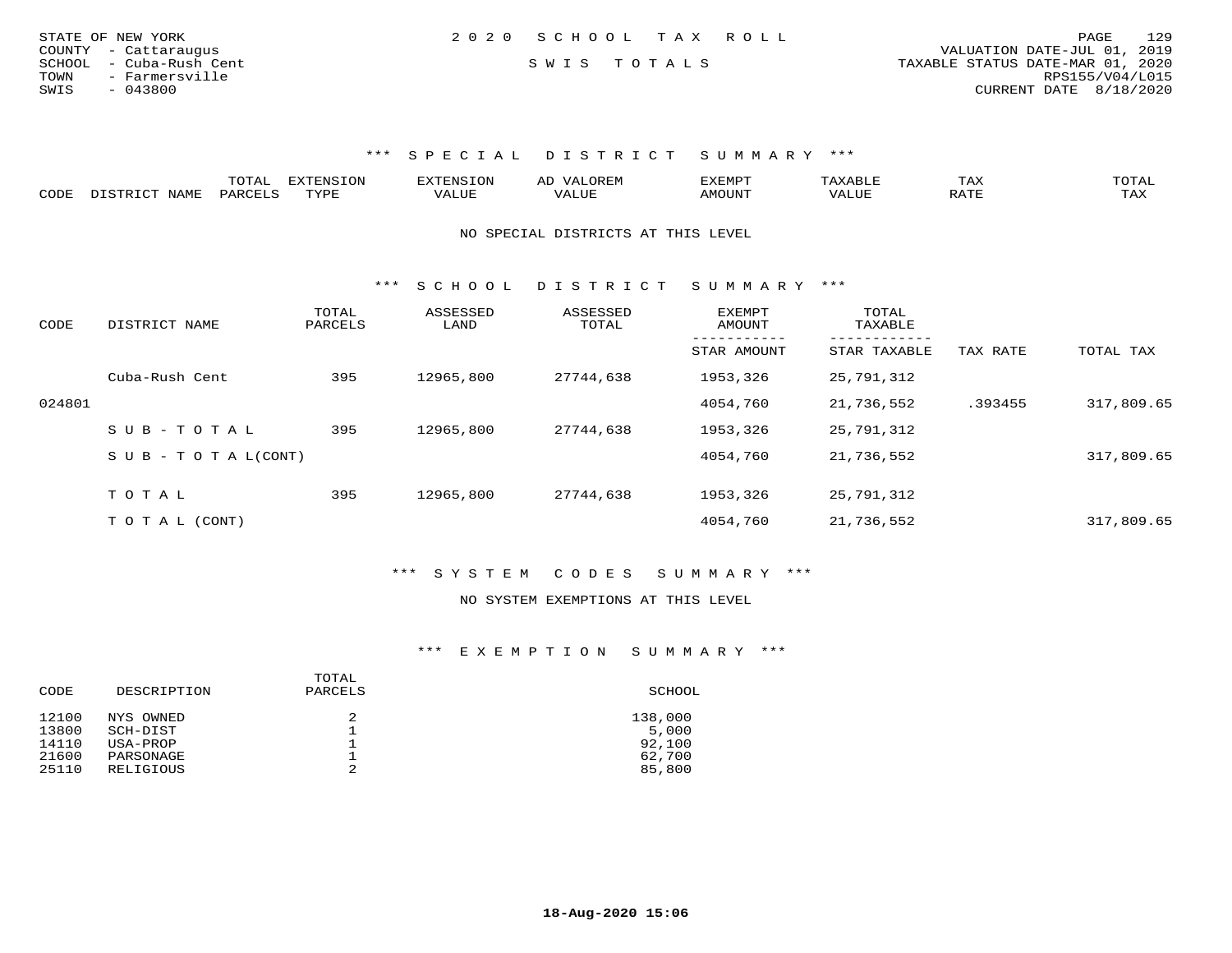STATE OF NEW YORK
COUNTY - Cattaraugus
SCHOOL - Cuba-Rush Cent
TOWN - Farmersville
SWIS - 043800

2020 SCHOOL TAX ROLL

SWIS TOTALS

VALUATION DATE-JUL 01, 2019
TAXABLE STATUS DATE-MAR 01, 2020
RPS155/V04/L015
CURRENT DATE 8/18/2020

### *** SPECIAL DISTRICT SUMMARY ***

| CODE | DISTRICT NAME | TOTAL PARCELS | EXTENSION TYPE | EXTENSION VALUE | AD VALOREM VALUE | EXEMPT AMOUNT | TAXABLE VALUE | TAX RATE | TOTAL TAX |
|---|---|---|---|---|---|---|---|---|---|

NO SPECIAL DISTRICTS AT THIS LEVEL

### *** SCHOOL DISTRICT SUMMARY ***

| CODE | DISTRICT NAME | TOTAL PARCELS | ASSESSED LAND | ASSESSED TOTAL | EXEMPT AMOUNT / STAR AMOUNT | TOTAL TAXABLE / STAR TAXABLE | TAX RATE | TOTAL TAX |
|---|---|---|---|---|---|---|---|---|
| | Cuba-Rush Cent | 395 | 12965,800 | 27744,638 | 1953,326 | 25,791,312 | | |
| 024801 | | | | | 4054,760 | 21,736,552 | .393455 | 317,809.65 |
| | SUB-TOTAL | 395 | 12965,800 | 27744,638 | 1953,326 | 25,791,312 | | |
| | SUB-TOTAL(CONT) | | | | 4054,760 | 21,736,552 | | 317,809.65 |
| | TOTAL | 395 | 12965,800 | 27744,638 | 1953,326 | 25,791,312 | | |
| | TOTAL (CONT) | | | | 4054,760 | 21,736,552 | | 317,809.65 |

### *** SYSTEM CODES SUMMARY ***

NO SYSTEM EXEMPTIONS AT THIS LEVEL

### *** EXEMPTION SUMMARY ***

| CODE | DESCRIPTION | TOTAL PARCELS | SCHOOL |
|---|---|---|---|
| 12100 | NYS OWNED | 2 | 138,000 |
| 13800 | SCH-DIST | 1 | 5,000 |
| 14110 | USA-PROP | 1 | 92,100 |
| 21600 | PARSONAGE | 1 | 62,700 |
| 25110 | RELIGIOUS | 2 | 85,800 |

18-Aug-2020 15:06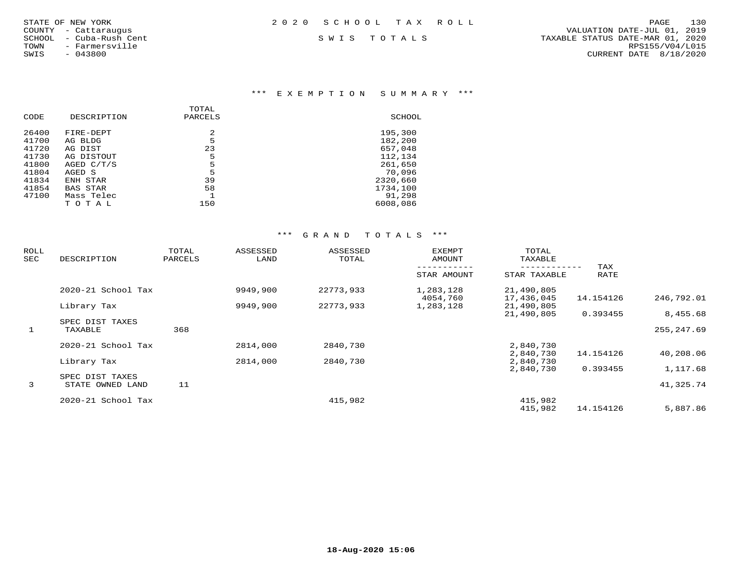STATE OF NEW YORK
COUNTY - Cattaraugus
SCHOOL - Cuba-Rush Cent
TOWN - Farmersville
SWIS - 043800

# 2020 SCHOOL TAX ROLL
## SWIS TOTALS

VALUATION DATE-JUL 01, 2019
TAXABLE STATUS DATE-MAR 01, 2020
RPS155/V04/L015
CURRENT DATE 8/18/2020

### *** EXEMPTION SUMMARY ***

| CODE | DESCRIPTION | TOTAL PARCELS | SCHOOL |
|---|---|---|---|
| 26400 | FIRE-DEPT | 2 | 195,300 |
| 41700 | AG BLDG | 5 | 182,200 |
| 41720 | AG DIST | 23 | 657,048 |
| 41730 | AG DISTOUT | 5 | 112,134 |
| 41800 | AGED C/T/S | 5 | 261,650 |
| 41804 | AGED S | 5 | 70,096 |
| 41834 | ENH STAR | 39 | 2320,660 |
| 41854 | BAS STAR | 58 | 1734,100 |
| 47100 | Mass Telec | 1 | 91,298 |
| | TOTAL | 150 | 6008,086 |

### *** GRAND TOTALS ***

| ROLL SEC | DESCRIPTION | TOTAL PARCELS | ASSESSED LAND | ASSESSED TOTAL | EXEMPT AMOUNT / STAR AMOUNT | TOTAL TAXABLE / STAR TAXABLE | TAX RATE | |
|---|---|---|---|---|---|---|---|---|
| | 2020-21 School Tax | | 9949,900 | 22773,933 | 1,283,128 | 21,490,805 | | |
| | | | | | 4054,760 | 17,436,045 | 14.154126 | 246,792.01 |
| | Library Tax | | 9949,900 | 22773,933 | 1,283,128 | 21,490,805 | | |
| | | | | | | 21,490,805 | 0.393455 | 8,455.68 |
| | SPEC DIST TAXES | | | | | | | |
| 1 | TAXABLE | 368 | | | | | | 255,247.69 |
| | 2020-21 School Tax | | 2814,000 | 2840,730 | | 2,840,730 | | |
| | | | | | | 2,840,730 | 14.154126 | 40,208.06 |
| | Library Tax | | 2814,000 | 2840,730 | | 2,840,730 | | |
| | | | | | | 2,840,730 | 0.393455 | 1,117.68 |
| | SPEC DIST TAXES | | | | | | | |
| 3 | STATE OWNED LAND | 11 | | | | | | 41,325.74 |
| | 2020-21 School Tax | | | 415,982 | | 415,982 | | |
| | | | | | | 415,982 | 14.154126 | 5,887.86 |

18-Aug-2020 15:06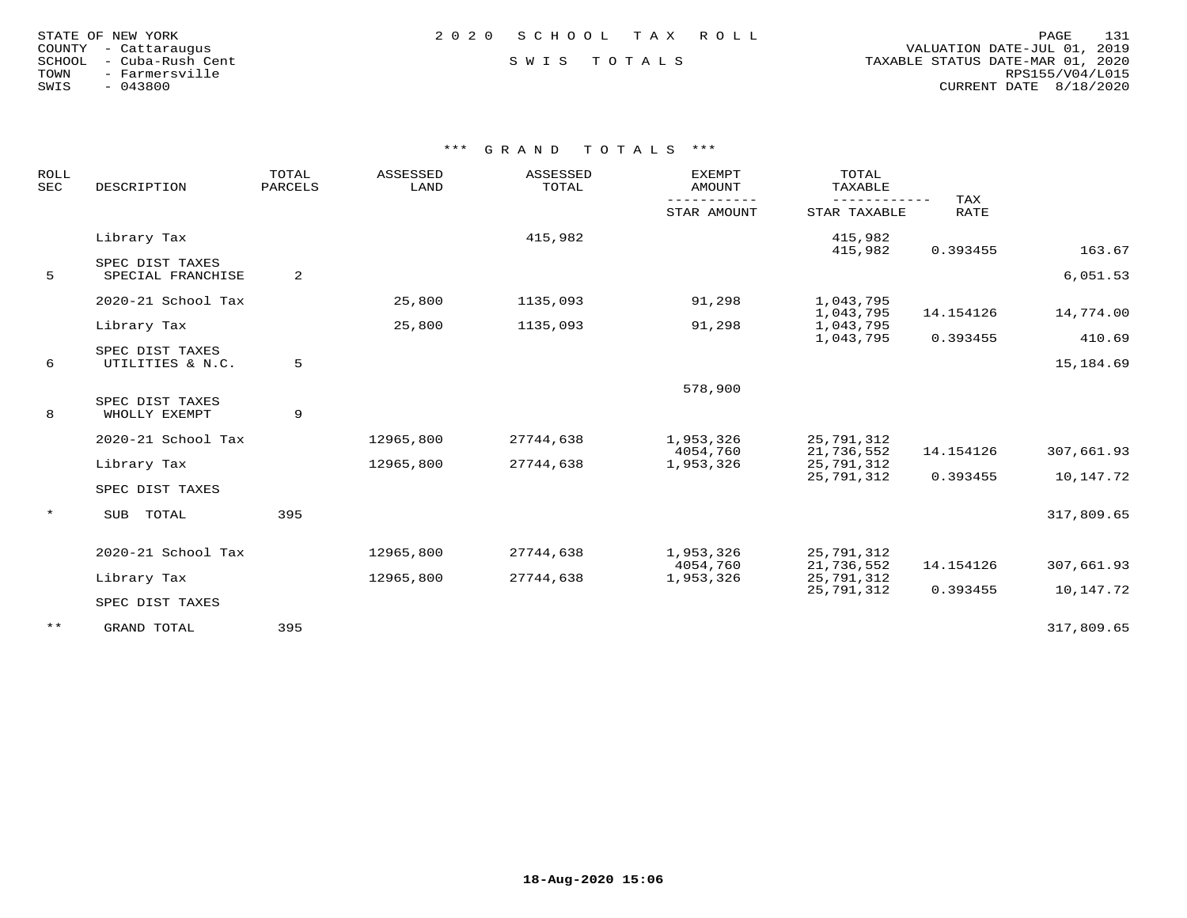STATE OF NEW YORK
COUNTY - Cattaraugus
SCHOOL - Cuba-Rush Cent
TOWN - Farmersville
SWIS - 043800

2020 SCHOOL TAX ROLL

SWIS TOTALS

VALUATION DATE-JUL 01, 2019
TAXABLE STATUS DATE-MAR 01, 2020
RPS155/V04/L015
CURRENT DATE 8/18/2020

*** GRAND TOTALS ***

| ROLL SEC | DESCRIPTION | TOTAL PARCELS | ASSESSED LAND | ASSESSED TOTAL | EXEMPT AMOUNT / STAR AMOUNT | TOTAL TAXABLE / STAR TAXABLE | TAX RATE | |
|---|---|---|---|---|---|---|---|---|
| | Library Tax | | | 415,982 | | 415,982 | | |
| | | | | | | 415,982 | 0.393455 | 163.67 |
| | SPEC DIST TAXES | | | | | | | |
| 5 | SPECIAL FRANCHISE | 2 | | | | | | 6,051.53 |
| | 2020-21 School Tax | | 25,800 | 1135,093 | 91,298 | 1,043,795 | | |
| | | | | | | 1,043,795 | 14.154126 | 14,774.00 |
| | Library Tax | | 25,800 | 1135,093 | 91,298 | 1,043,795 | | |
| | | | | | | 1,043,795 | 0.393455 | 410.69 |
| | SPEC DIST TAXES | | | | | | | |
| 6 | UTILITIES & N.C. | 5 | | | | | | 15,184.69 |
| | | | | | 578,900 | | | |
| | SPEC DIST TAXES | | | | | | | |
| 8 | WHOLLY EXEMPT | 9 | | | | | | |
| | 2020-21 School Tax | | 12965,800 | 27744,638 | 1,953,326 | 25,791,312 | | |
| | | | | | 4054,760 | 21,736,552 | 14.154126 | 307,661.93 |
| | Library Tax | | 12965,800 | 27744,638 | 1,953,326 | 25,791,312 | | |
| | | | | | | 25,791,312 | 0.393455 | 10,147.72 |
| | SPEC DIST TAXES | | | | | | | |
| * | SUB TOTAL | 395 | | | | | | 317,809.65 |
| | 2020-21 School Tax | | 12965,800 | 27744,638 | 1,953,326 | 25,791,312 | | |
| | | | | | 4054,760 | 21,736,552 | 14.154126 | 307,661.93 |
| | Library Tax | | 12965,800 | 27744,638 | 1,953,326 | 25,791,312 | | |
| | | | | | | 25,791,312 | 0.393455 | 10,147.72 |
| | SPEC DIST TAXES | | | | | | | |
| ** | GRAND TOTAL | 395 | | | | | | 317,809.65 |

18-Aug-2020 15:06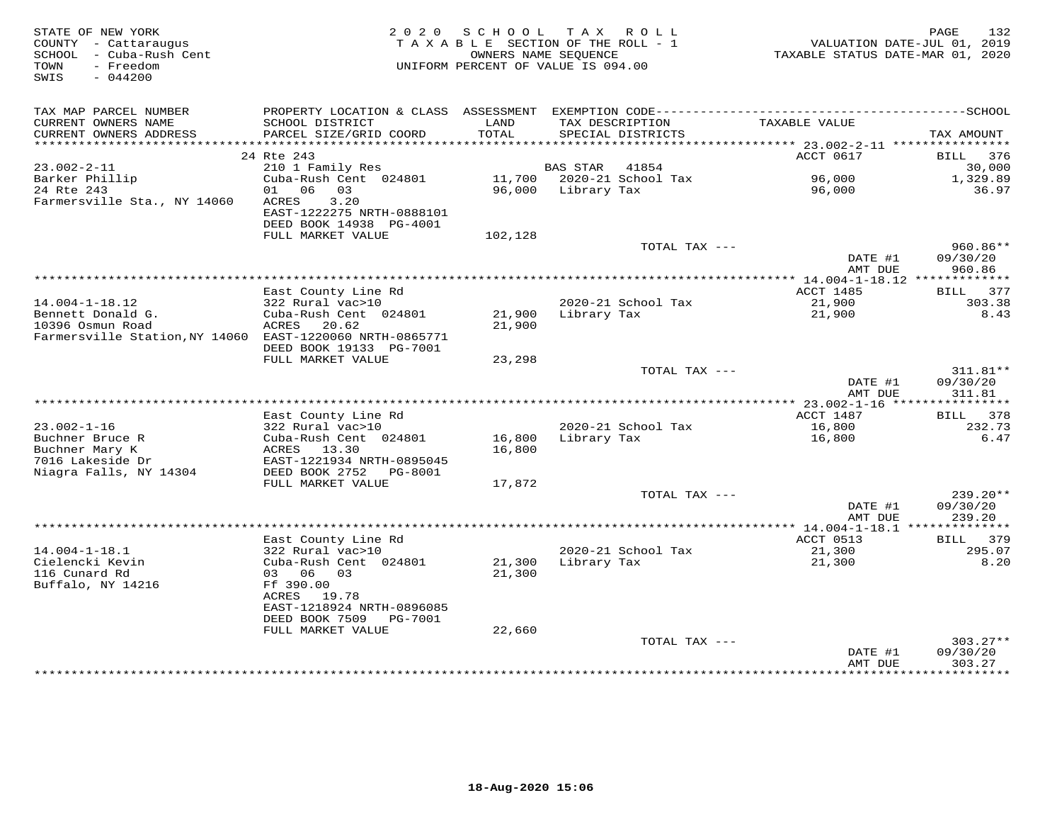STATE OF NEW YORK
COUNTY - Cattaraugus
SCHOOL - Cuba-Rush Cent
TOWN - Freedom
SWIS - 044200

2020 SCHOOL TAX ROLL
TAXABLE SECTION OF THE ROLL - 1
OWNERS NAME SEQUENCE
UNIFORM PERCENT OF VALUE IS 094.00

VALUATION DATE-JUL 01, 2019
TAXABLE STATUS DATE-MAR 01, 2020

| TAX MAP PARCEL NUMBER / CURRENT OWNERS NAME / CURRENT OWNERS ADDRESS | PROPERTY LOCATION & CLASS / SCHOOL DISTRICT / PARCEL SIZE/GRID COORD | ASSESSMENT LAND / TOTAL | EXEMPTION CODE / TAX DESCRIPTION / SPECIAL DISTRICTS | TAXABLE VALUE | TAX AMOUNT |
|---|---|---|---|---|---|
| **23.002-2-11** | 24 Rte 243 | | | ACCT 0617 | BILL 376 |
| 23.002-2-11 | 210 1 Family Res | | BAS STAR 41854 | | 30,000 |
| Barker Phillip | Cuba-Rush Cent 024801 | 11,700 | 2020-21 School Tax | 96,000 | 1,329.89 |
| 24 Rte 243 | 01 06 03 | 96,000 | Library Tax | 96,000 | 36.97 |
| Farmersville Sta., NY 14060 | ACRES 3.20 | | | | |
| | EAST-1222275 NRTH-0888101 | | | | |
| | DEED BOOK 14938 PG-4001 | | | | |
| | FULL MARKET VALUE | 102,128 | | | |
| | | | TOTAL TAX --- | | 960.86** |
| | | | | DATE #1 | 09/30/20 |
| | | | | AMT DUE | 960.86 |
| **14.004-1-18.12** | East County Line Rd | | | ACCT 1485 | BILL 377 |
| 14.004-1-18.12 | 322 Rural vac>10 | | 2020-21 School Tax | 21,900 | 303.38 |
| Bennett Donald G. | Cuba-Rush Cent 024801 | 21,900 | Library Tax | 21,900 | 8.43 |
| 10396 Osmun Road | ACRES 20.62 | 21,900 | | | |
| Farmersville Station,NY 14060 | EAST-1220060 NRTH-0865771 | | | | |
| | DEED BOOK 19133 PG-7001 | | | | |
| | FULL MARKET VALUE | 23,298 | | | |
| | | | TOTAL TAX --- | | 311.81** |
| | | | | DATE #1 | 09/30/20 |
| | | | | AMT DUE | 311.81 |
| **23.002-1-16** | East County Line Rd | | | ACCT 1487 | BILL 378 |
| 23.002-1-16 | 322 Rural vac>10 | | 2020-21 School Tax | 16,800 | 232.73 |
| Buchner Bruce R | Cuba-Rush Cent 024801 | 16,800 | Library Tax | 16,800 | 6.47 |
| Buchner Mary K | ACRES 13.30 | 16,800 | | | |
| 7016 Lakeside Dr | EAST-1221934 NRTH-0895045 | | | | |
| Niagra Falls, NY 14304 | DEED BOOK 2752 PG-8001 | | | | |
| | FULL MARKET VALUE | 17,872 | | | |
| | | | TOTAL TAX --- | | 239.20** |
| | | | | DATE #1 | 09/30/20 |
| | | | | AMT DUE | 239.20 |
| **14.004-1-18.1** | East County Line Rd | | | ACCT 0513 | BILL 379 |
| 14.004-1-18.1 | 322 Rural vac>10 | | 2020-21 School Tax | 21,300 | 295.07 |
| Cielencki Kevin | Cuba-Rush Cent 024801 | 21,300 | Library Tax | 21,300 | 8.20 |
| 116 Cunard Rd | 03 06 03 | 21,300 | | | |
| Buffalo, NY 14216 | Ff 390.00 | | | | |
| | ACRES 19.78 | | | | |
| | EAST-1218924 NRTH-0896085 | | | | |
| | DEED BOOK 7509 PG-7001 | | | | |
| | FULL MARKET VALUE | 22,660 | | | |
| | | | TOTAL TAX --- | | 303.27** |
| | | | | DATE #1 | 09/30/20 |
| | | | | AMT DUE | 303.27 |

18-Aug-2020 15:06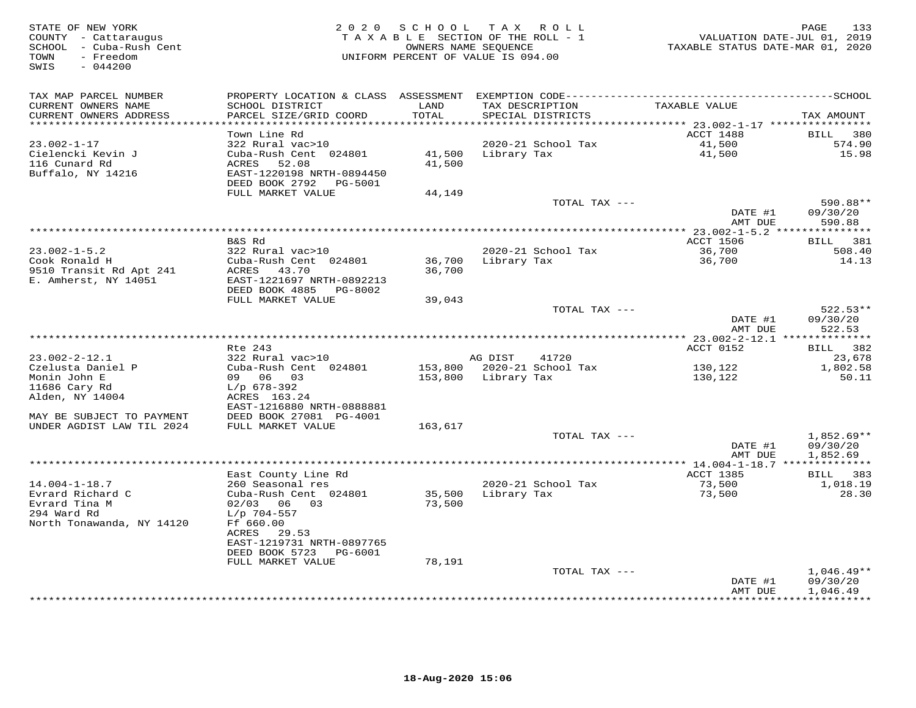STATE OF NEW YORK
COUNTY - Cattaraugus
SCHOOL - Cuba-Rush Cent
TOWN - Freedom
SWIS - 044200

2 0 2 0 S C H O O L T A X R O L L
T A X A B L E SECTION OF THE ROLL - 1
OWNERS NAME SEQUENCE
UNIFORM PERCENT OF VALUE IS 094.00

VALUATION DATE-JUL 01, 2019
TAXABLE STATUS DATE-MAR 01, 2020

| TAX MAP PARCEL NUMBER / CURRENT OWNERS NAME / CURRENT OWNERS ADDRESS | PROPERTY LOCATION & CLASS / SCHOOL DISTRICT / PARCEL SIZE/GRID COORD | ASSESSMENT LAND / TOTAL | EXEMPTION CODE / TAX DESCRIPTION / SPECIAL DISTRICTS | TAXABLE VALUE | TAX AMOUNT |
|---|---|---|---|---|---|
| 23.002-1-17 | Town Line Rd | | | ACCT 1488 | BILL 380 |
| 23.002-1-17 | 322 Rural vac>10 | | | | |
| Cielencki Kevin J | Cuba-Rush Cent 024801 | 41,500 | 2020-21 School Tax | 41,500 | 574.90 |
| 116 Cunard Rd | ACRES 52.08 | 41,500 | Library Tax | 41,500 | 15.98 |
| Buffalo, NY 14216 | EAST-1220198 NRTH-0894450 | | | | |
| | DEED BOOK 2792 PG-5001 | | | | |
| | FULL MARKET VALUE | 44,149 | | | |
| | | | TOTAL TAX --- | | 590.88** |
| | | | | DATE #1 | 09/30/20 |
| | | | | AMT DUE | 590.88 |
| 23.002-1-5.2 | B&S Rd | | | ACCT 1506 | BILL 381 |
| 23.002-1-5.2 | 322 Rural vac>10 | | | | |
| Cook Ronald H | Cuba-Rush Cent 024801 | 36,700 | 2020-21 School Tax | 36,700 | 508.40 |
| 9510 Transit Rd Apt 241 | ACRES 43.70 | 36,700 | Library Tax | 36,700 | 14.13 |
| E. Amherst, NY 14051 | EAST-1221697 NRTH-0892213 | | | | |
| | DEED BOOK 4885 PG-8002 | | | | |
| | FULL MARKET VALUE | 39,043 | | | |
| | | | TOTAL TAX --- | | 522.53** |
| | | | | DATE #1 | 09/30/20 |
| | | | | AMT DUE | 522.53 |
| 23.002-2-12.1 | Rte 243 | | | ACCT 0152 | BILL 382 |
| 23.002-2-12.1 | 322 Rural vac>10 | | AG DIST 41720 | | 23,678 |
| Czelusta Daniel P | Cuba-Rush Cent 024801 | 153,800 | 2020-21 School Tax | 130,122 | 1,802.58 |
| Monin John E | 09 06 03 | 153,800 | Library Tax | 130,122 | 50.11 |
| 11686 Cary Rd | L/p 678-392 | | | | |
| Alden, NY 14004 | ACRES 163.24 | | | | |
| | EAST-1216880 NRTH-0888881 | | | | |
| MAY BE SUBJECT TO PAYMENT | DEED BOOK 27081 PG-4001 | | | | |
| UNDER AGDIST LAW TIL 2024 | FULL MARKET VALUE | 163,617 | | | |
| | | | TOTAL TAX --- | | 1,852.69** |
| | | | | DATE #1 | 09/30/20 |
| | | | | AMT DUE | 1,852.69 |
| 14.004-1-18.7 | East County Line Rd | | | ACCT 1385 | BILL 383 |
| 14.004-1-18.7 | 260 Seasonal res | | | | |
| Evrard Richard C | Cuba-Rush Cent 024801 | 35,500 | 2020-21 School Tax | 73,500 | 1,018.19 |
| Evrard Tina M | 02/03 06 03 | 73,500 | Library Tax | 73,500 | 28.30 |
| 294 Ward Rd | L/p 704-557 | | | | |
| North Tonawanda, NY 14120 | Ff 660.00 | | | | |
| | ACRES 29.53 | | | | |
| | EAST-1219731 NRTH-0897765 | | | | |
| | DEED BOOK 5723 PG-6001 | | | | |
| | FULL MARKET VALUE | 78,191 | | | |
| | | | TOTAL TAX --- | | 1,046.49** |
| | | | | DATE #1 | 09/30/20 |
| | | | | AMT DUE | 1,046.49 |

18-Aug-2020 15:06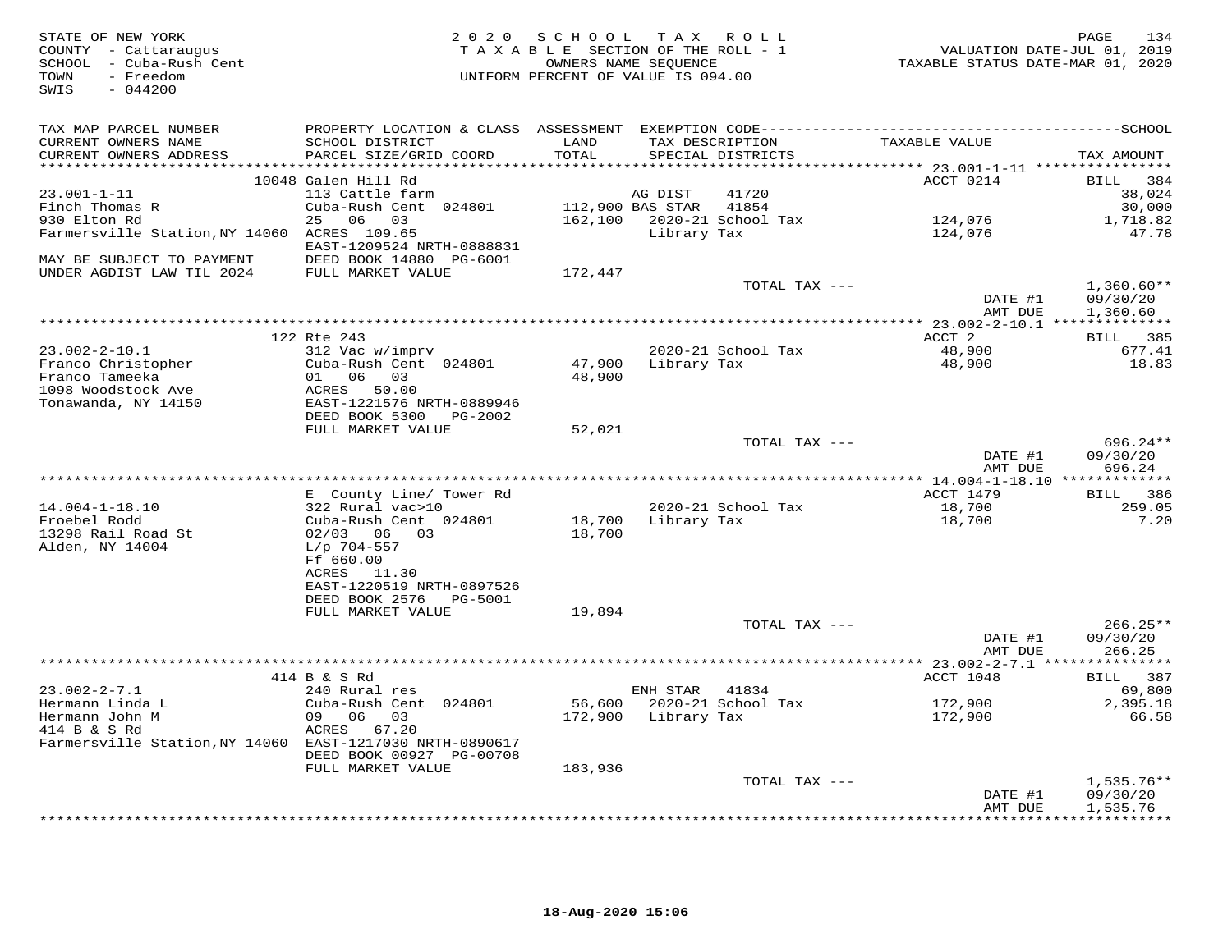STATE OF NEW YORK
COUNTY - Cattaraugus
SCHOOL - Cuba-Rush Cent
TOWN - Freedom
SWIS - 044200

2020 SCHOOL TAX ROLL
TAXABLE SECTION OF THE ROLL - 1
OWNERS NAME SEQUENCE
UNIFORM PERCENT OF VALUE IS 094.00

VALUATION DATE-JUL 01, 2019
TAXABLE STATUS DATE-MAR 01, 2020

| TAX MAP PARCEL NUMBER / CURRENT OWNERS NAME / CURRENT OWNERS ADDRESS | PROPERTY LOCATION & CLASS / SCHOOL DISTRICT / PARCEL SIZE/GRID COORD | ASSESSMENT LAND / TOTAL | EXEMPTION CODE / TAX DESCRIPTION / SPECIAL DISTRICTS | TAXABLE VALUE | TAX AMOUNT |
|---|---|---|---|---|---|
| **23.001-1-11** | 10048 Galen Hill Rd | | | ACCT 0214 | BILL 384 |
| 23.001-1-11 | 113 Cattle farm | | AG DIST 41720 | | 38,024 |
| Finch Thomas R | Cuba-Rush Cent 024801 | 112,900 | BAS STAR 41854 | | 30,000 |
| 930 Elton Rd | 25 06 03 | 162,100 | 2020-21 School Tax | 124,076 | 1,718.82 |
| Farmersville Station,NY 14060 | ACRES 109.65 | | Library Tax | 124,076 | 47.78 |
| | EAST-1209524 NRTH-0888831 | | | | |
| MAY BE SUBJECT TO PAYMENT | DEED BOOK 14880 PG-6001 | | | | |
| UNDER AGDIST LAW TIL 2024 | FULL MARKET VALUE | 172,447 | | | |
| | | | TOTAL TAX --- | | 1,360.60** |
| | | | | DATE #1 | 09/30/20 |
| | | | | AMT DUE | 1,360.60 |
| **23.002-2-10.1** | 122 Rte 243 | | | ACCT 2 | BILL 385 |
| 23.002-2-10.1 | 312 Vac w/imprv | | 2020-21 School Tax | 48,900 | 677.41 |
| Franco Christopher | Cuba-Rush Cent 024801 | 47,900 | Library Tax | 48,900 | 18.83 |
| Franco Tameeka | 01 06 03 | 48,900 | | | |
| 1098 Woodstock Ave | ACRES 50.00 | | | | |
| Tonawanda, NY 14150 | EAST-1221576 NRTH-0889946 | | | | |
| | DEED BOOK 5300 PG-2002 | | | | |
| | FULL MARKET VALUE | 52,021 | | | |
| | | | TOTAL TAX --- | | 696.24** |
| | | | | DATE #1 | 09/30/20 |
| | | | | AMT DUE | 696.24 |
| **14.004-1-18.10** | E County Line/ Tower Rd | | | ACCT 1479 | BILL 386 |
| 14.004-1-18.10 | 322 Rural vac>10 | | 2020-21 School Tax | 18,700 | 259.05 |
| Froebel Rodd | Cuba-Rush Cent 024801 | 18,700 | Library Tax | 18,700 | 7.20 |
| 13298 Rail Road St | 02/03 06 03 | 18,700 | | | |
| Alden, NY 14004 | L/p 704-557 | | | | |
| | Ff 660.00 | | | | |
| | ACRES 11.30 | | | | |
| | EAST-1220519 NRTH-0897526 | | | | |
| | DEED BOOK 2576 PG-5001 | | | | |
| | FULL MARKET VALUE | 19,894 | | | |
| | | | TOTAL TAX --- | | 266.25** |
| | | | | DATE #1 | 09/30/20 |
| | | | | AMT DUE | 266.25 |
| **23.002-2-7.1** | 414 B & S Rd | | | ACCT 1048 | BILL 387 |
| 23.002-2-7.1 | 240 Rural res | | ENH STAR 41834 | | 69,800 |
| Hermann Linda L | Cuba-Rush Cent 024801 | 56,600 | 2020-21 School Tax | 172,900 | 2,395.18 |
| Hermann John M | 09 06 03 | 172,900 | Library Tax | 172,900 | 66.58 |
| 414 B & S Rd | ACRES 67.20 | | | | |
| Farmersville Station,NY 14060 | EAST-1217030 NRTH-0890617 | | | | |
| | DEED BOOK 00927 PG-00708 | | | | |
| | FULL MARKET VALUE | 183,936 | | | |
| | | | TOTAL TAX --- | | 1,535.76** |
| | | | | DATE #1 | 09/30/20 |
| | | | | AMT DUE | 1,535.76 |

18-Aug-2020 15:06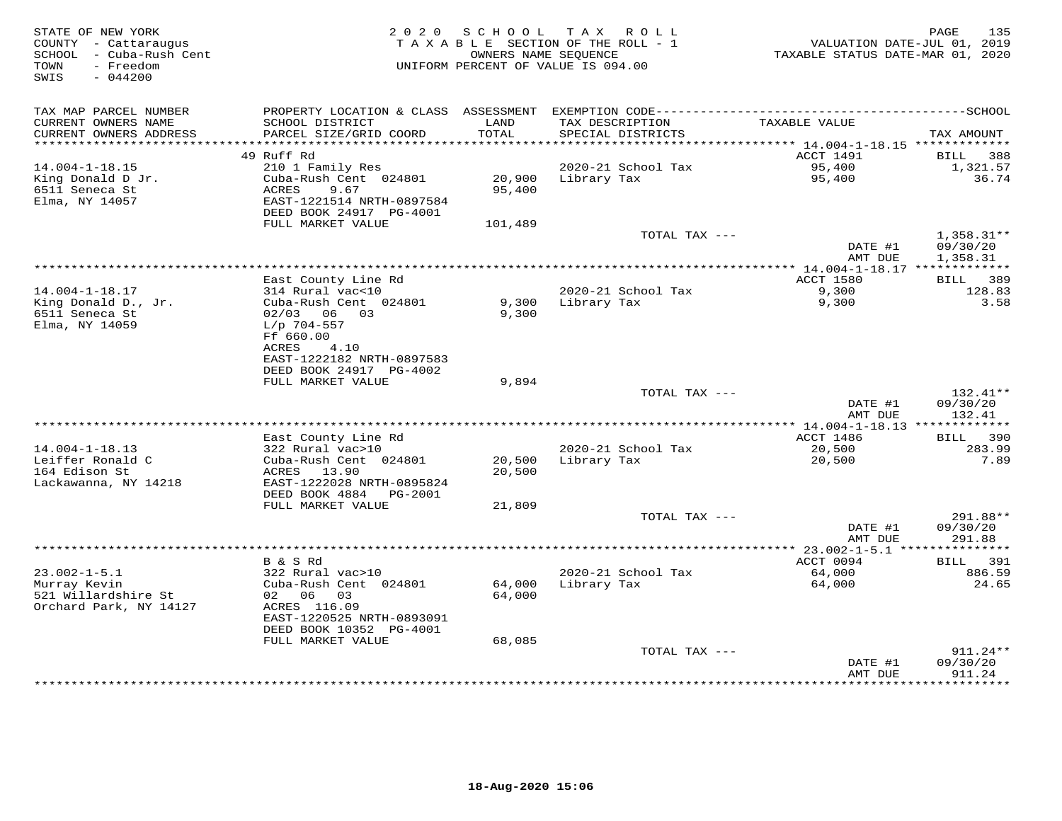STATE OF NEW YORK
COUNTY - Cattaraugus
SCHOOL - Cuba-Rush Cent
TOWN - Freedom
SWIS - 044200

2020 SCHOOL TAX ROLL
TAXABLE SECTION OF THE ROLL - 1
OWNERS NAME SEQUENCE
UNIFORM PERCENT OF VALUE IS 094.00

VALUATION DATE-JUL 01, 2019
TAXABLE STATUS DATE-MAR 01, 2020

| TAX MAP PARCEL NUMBER / CURRENT OWNERS NAME / CURRENT OWNERS ADDRESS | PROPERTY LOCATION & CLASS / SCHOOL DISTRICT / PARCEL SIZE/GRID COORD | ASSESSMENT LAND | TOTAL | EXEMPTION CODE / TAX DESCRIPTION / SPECIAL DISTRICTS | TAXABLE VALUE | TAX AMOUNT |
|---|---|---|---|---|---|---|
| 14.004-1-18.15 | 49 Ruff Rd | | | | ACCT 1491 | BILL 388 |
| King Donald D Jr. | 210 1 Family Res | | | 2020-21 School Tax | 95,400 | 1,321.57 |
| 6511 Seneca St | Cuba-Rush Cent 024801 | 20,900 | 95,400 | Library Tax | 95,400 | 36.74 |
| Elma, NY 14057 | ACRES 9.67 | | | | | |
| | EAST-1221514 NRTH-0897584 | | | | | |
| | DEED BOOK 24917 PG-4001 | | | | | |
| | FULL MARKET VALUE | 101,489 | | | | |
| | | | | TOTAL TAX --- | | 1,358.31** |
| | | | | | DATE #1 | 09/30/20 |
| | | | | | AMT DUE | 1,358.31 |
| 14.004-1-18.17 | East County Line Rd | | | | ACCT 1580 | BILL 389 |
| King Donald D., Jr. | 314 Rural vac<10 | | | 2020-21 School Tax | 9,300 | 128.83 |
| 6511 Seneca St | Cuba-Rush Cent 024801 | 9,300 | 9,300 | Library Tax | 9,300 | 3.58 |
| Elma, NY 14059 | 02/03 06 03 | | | | | |
| | L/p 704-557 | | | | | |
| | Ff 660.00 | | | | | |
| | ACRES 4.10 | | | | | |
| | EAST-1222182 NRTH-0897583 | | | | | |
| | DEED BOOK 24917 PG-4002 | | | | | |
| | FULL MARKET VALUE | 9,894 | | | | |
| | | | | TOTAL TAX --- | | 132.41** |
| | | | | | DATE #1 | 09/30/20 |
| | | | | | AMT DUE | 132.41 |
| 14.004-1-18.13 | East County Line Rd | | | | ACCT 1486 | BILL 390 |
| Leiffer Ronald C | 322 Rural vac>10 | | | 2020-21 School Tax | 20,500 | 283.99 |
| 164 Edison St | Cuba-Rush Cent 024801 | 20,500 | 20,500 | Library Tax | 20,500 | 7.89 |
| Lackawanna, NY 14218 | ACRES 13.90 | | | | | |
| | EAST-1222028 NRTH-0895824 | | | | | |
| | DEED BOOK 4884 PG-2001 | | | | | |
| | FULL MARKET VALUE | 21,809 | | | | |
| | | | | TOTAL TAX --- | | 291.88** |
| | | | | | DATE #1 | 09/30/20 |
| | | | | | AMT DUE | 291.88 |
| 23.002-1-5.1 | B & S Rd | | | | ACCT 0094 | BILL 391 |
| Murray Kevin | 322 Rural vac>10 | | | 2020-21 School Tax | 64,000 | 886.59 |
| 521 Willardshire St | Cuba-Rush Cent 024801 | 64,000 | 64,000 | Library Tax | 64,000 | 24.65 |
| Orchard Park, NY 14127 | 02 06 03 | | | | | |
| | ACRES 116.09 | | | | | |
| | EAST-1220525 NRTH-0893091 | | | | | |
| | DEED BOOK 10352 PG-4001 | | | | | |
| | FULL MARKET VALUE | 68,085 | | | | |
| | | | | TOTAL TAX --- | | 911.24** |
| | | | | | DATE #1 | 09/30/20 |
| | | | | | AMT DUE | 911.24 |

18-Aug-2020 15:06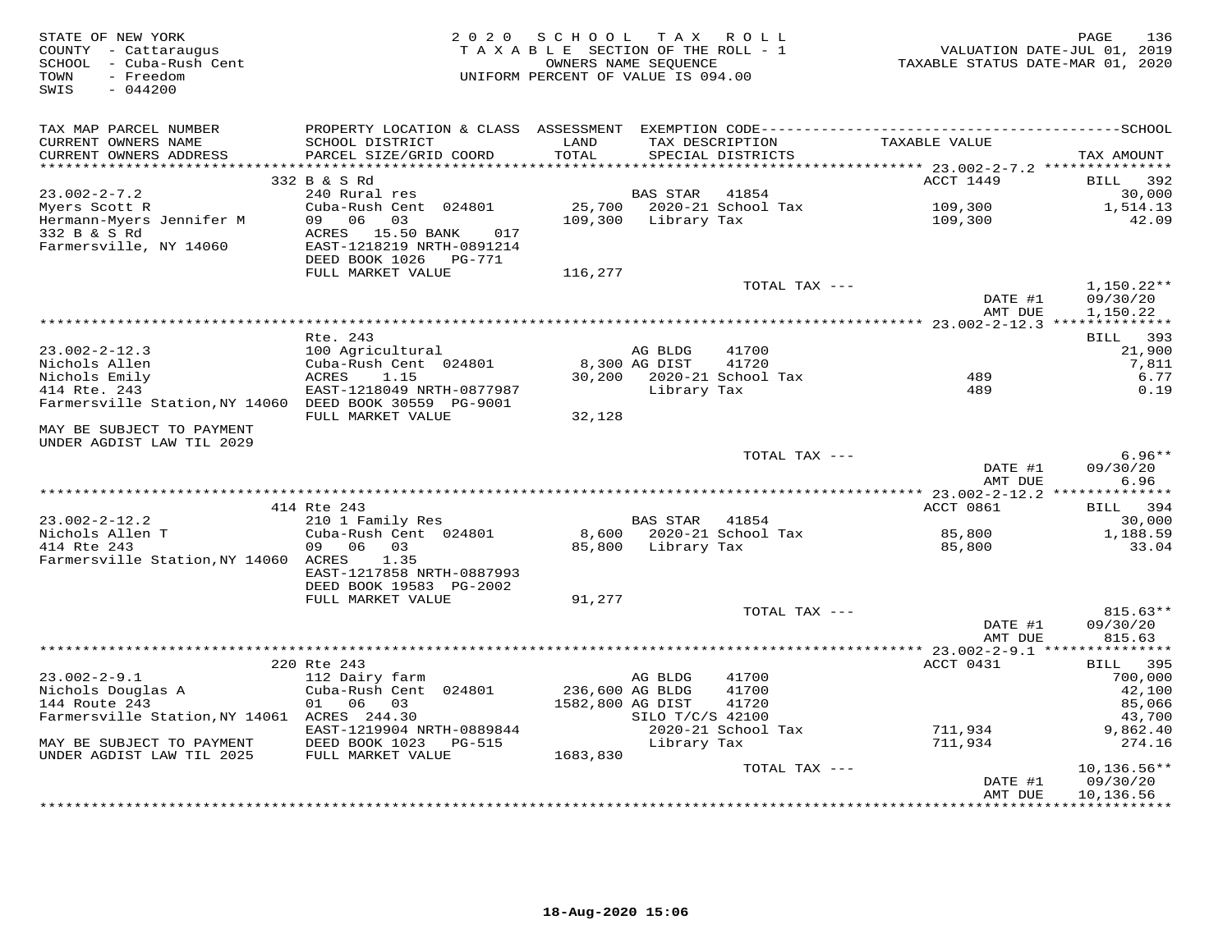STATE OF NEW YORK
COUNTY - Cattaraugus
SCHOOL - Cuba-Rush Cent
TOWN - Freedom
SWIS - 044200

2020 SCHOOL TAX ROLL
TAXABLE SECTION OF THE ROLL - 1
OWNERS NAME SEQUENCE
UNIFORM PERCENT OF VALUE IS 094.00

VALUATION DATE-JUL 01, 2019
TAXABLE STATUS DATE-MAR 01, 2020

| TAX MAP PARCEL NUMBER / CURRENT OWNERS NAME / CURRENT OWNERS ADDRESS | PROPERTY LOCATION & CLASS / SCHOOL DISTRICT / PARCEL SIZE/GRID COORD | ASSESSMENT LAND / TOTAL | EXEMPTION CODE / TAX DESCRIPTION / SPECIAL DISTRICTS | TAXABLE VALUE | TAX AMOUNT |
|---|---|---|---|---|---|
| **23.002-2-7.2** | 332 B & S Rd | | | ACCT 1449 | BILL 392 |
| 23.002-2-7.2 | 240 Rural res | | BAS STAR 41854 | | 30,000 |
| Myers Scott R | Cuba-Rush Cent 024801 | 25,700 | 2020-21 School Tax | 109,300 | 1,514.13 |
| Hermann-Myers Jennifer M | 09 06 03 | 109,300 | Library Tax | 109,300 | 42.09 |
| 332 B & S Rd | ACRES 15.50 BANK 017 | | | | |
| Farmersville, NY 14060 | EAST-1218219 NRTH-0891214 | | | | |
| | DEED BOOK 1026 PG-771 | | | | |
| | FULL MARKET VALUE | 116,277 | | | |
| | | | TOTAL TAX --- | | 1,150.22** |
| | | | | DATE #1 | 09/30/20 |
| | | | | AMT DUE | 1,150.22 |
| **23.002-2-12.3** | Rte. 243 | | | | BILL 393 |
| 23.002-2-12.3 | 100 Agricultural | | AG BLDG 41700 | | 21,900 |
| Nichols Allen | Cuba-Rush Cent 024801 | 8,300 | AG DIST 41720 | | 7,811 |
| Nichols Emily | ACRES 1.15 | 30,200 | 2020-21 School Tax | 489 | 6.77 |
| 414 Rte. 243 | EAST-1218049 NRTH-0877987 | | Library Tax | 489 | 0.19 |
| Farmersville Station, NY 14060 | DEED BOOK 30559 PG-9001 | | | | |
| | FULL MARKET VALUE | 32,128 | | | |
| MAY BE SUBJECT TO PAYMENT UNDER AGDIST LAW TIL 2029 | | | | | |
| | | | TOTAL TAX --- | | 6.96** |
| | | | | DATE #1 | 09/30/20 |
| | | | | AMT DUE | 6.96 |
| **23.002-2-12.2** | 414 Rte 243 | | | ACCT 0861 | BILL 394 |
| 23.002-2-12.2 | 210 1 Family Res | | BAS STAR 41854 | | 30,000 |
| Nichols Allen T | Cuba-Rush Cent 024801 | 8,600 | 2020-21 School Tax | 85,800 | 1,188.59 |
| 414 Rte 243 | 09 06 03 | 85,800 | Library Tax | 85,800 | 33.04 |
| Farmersville Station, NY 14060 | ACRES 1.35 | | | | |
| | EAST-1217858 NRTH-0887993 | | | | |
| | DEED BOOK 19583 PG-2002 | | | | |
| | FULL MARKET VALUE | 91,277 | | | |
| | | | TOTAL TAX --- | | 815.63** |
| | | | | DATE #1 | 09/30/20 |
| | | | | AMT DUE | 815.63 |
| **23.002-2-9.1** | 220 Rte 243 | | | ACCT 0431 | BILL 395 |
| 23.002-2-9.1 | 112 Dairy farm | | AG BLDG 41700 | | 700,000 |
| Nichols Douglas A | Cuba-Rush Cent 024801 | 236,600 | AG BLDG 41700 | | 42,100 |
| 144 Route 243 | 01 06 03 | 1582,800 | AG DIST 41720 | | 85,066 |
| Farmersville Station, NY 14061 | ACRES 244.30 | | SILO T/C/S 42100 | | 43,700 |
| | EAST-1219904 NRTH-0889844 | | 2020-21 School Tax | 711,934 | 9,862.40 |
| MAY BE SUBJECT TO PAYMENT | DEED BOOK 1023 PG-515 | | Library Tax | 711,934 | 274.16 |
| UNDER AGDIST LAW TIL 2025 | FULL MARKET VALUE | 1683,830 | | | |
| | | | TOTAL TAX --- | | 10,136.56** |
| | | | | DATE #1 | 09/30/20 |
| | | | | AMT DUE | 10,136.56 |

18-Aug-2020 15:06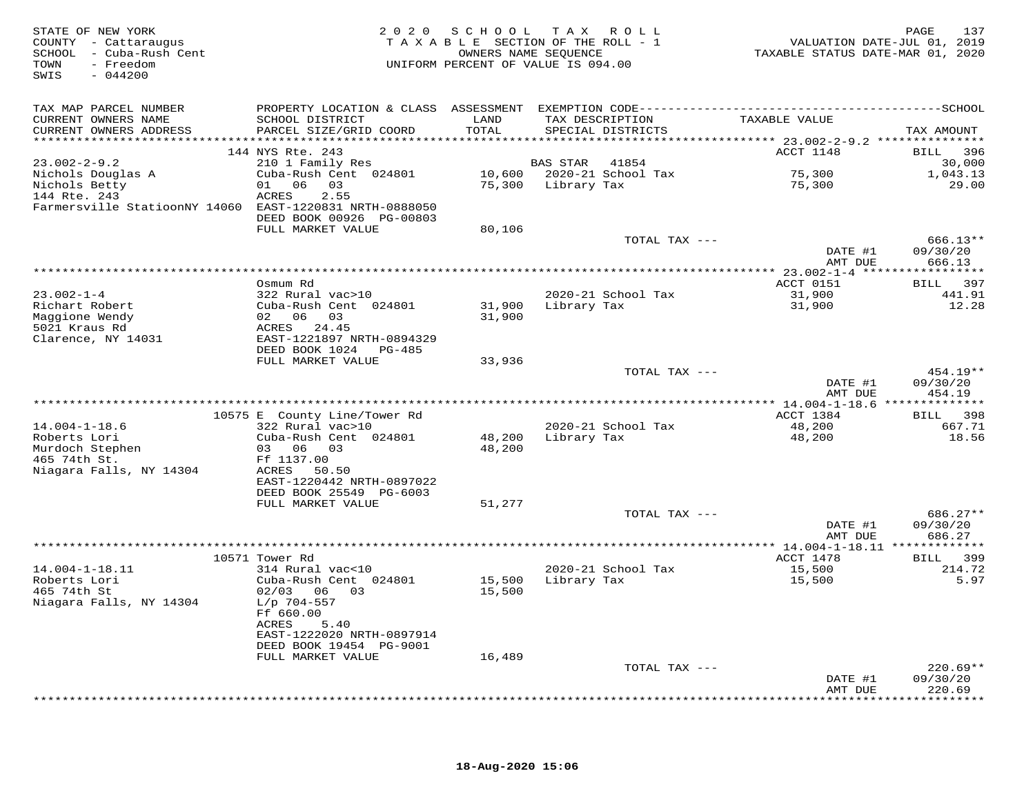STATE OF NEW YORK
COUNTY - Cattaraugus
SCHOOL - Cuba-Rush Cent
TOWN - Freedom
SWIS - 044200

2 0 2 0 S C H O O L T A X R O L L
T A X A B L E SECTION OF THE ROLL - 1
OWNERS NAME SEQUENCE
UNIFORM PERCENT OF VALUE IS 094.00

VALUATION DATE-JUL 01, 2019
TAXABLE STATUS DATE-MAR 01, 2020

| TAX MAP PARCEL NUMBER / CURRENT OWNERS NAME / CURRENT OWNERS ADDRESS | PROPERTY LOCATION & CLASS / SCHOOL DISTRICT / PARCEL SIZE/GRID COORD | ASSESSMENT LAND / TOTAL | EXEMPTION CODE / TAX DESCRIPTION / SPECIAL DISTRICTS | TAXABLE VALUE | SCHOOL TAX AMOUNT |
|---|---|---|---|---|---|
| | 144 NYS Rte. 243 | | | ACCT 1148 | BILL 396 |
| 23.002-2-9.2 | 210 1 Family Res | | BAS STAR 41854 | | 30,000 |
| Nichols Douglas A | Cuba-Rush Cent 024801 | 10,600 | 2020-21 School Tax | 75,300 | 1,043.13 |
| Nichols Betty | 01 06 03 | 75,300 | Library Tax | 75,300 | 29.00 |
| 144 Rte. 243 | ACRES 2.55 | | | | |
| Farmersville StatioonNY 14060 | EAST-1220831 NRTH-0888050 | | | | |
| | DEED BOOK 00926 PG-00803 | | | | |
| | FULL MARKET VALUE | 80,106 | | | |
| | | | TOTAL TAX --- | | 666.13** |
| | | | | DATE #1 | 09/30/20 |
| | | | | AMT DUE | 666.13 |
| | Osmum Rd | | | ACCT 0151 | BILL 397 |
| 23.002-1-4 | 322 Rural vac>10 | | 2020-21 School Tax | 31,900 | 441.91 |
| Richart Robert | Cuba-Rush Cent 024801 | 31,900 | Library Tax | 31,900 | 12.28 |
| Maggione Wendy | 02 06 03 | 31,900 | | | |
| 5021 Kraus Rd | ACRES 24.45 | | | | |
| Clarence, NY 14031 | EAST-1221897 NRTH-0894329 | | | | |
| | DEED BOOK 1024 PG-485 | | | | |
| | FULL MARKET VALUE | 33,936 | | | |
| | | | TOTAL TAX --- | | 454.19** |
| | | | | DATE #1 | 09/30/20 |
| | | | | AMT DUE | 454.19 |
| | 10575 E County Line/Tower Rd | | | ACCT 1384 | BILL 398 |
| 14.004-1-18.6 | 322 Rural vac>10 | | 2020-21 School Tax | 48,200 | 667.71 |
| Roberts Lori | Cuba-Rush Cent 024801 | 48,200 | Library Tax | 48,200 | 18.56 |
| Murdoch Stephen | 03 06 03 | 48,200 | | | |
| 465 74th St. | Ff 1137.00 | | | | |
| Niagara Falls, NY 14304 | ACRES 50.50 | | | | |
| | EAST-1220442 NRTH-0897022 | | | | |
| | DEED BOOK 25549 PG-6003 | | | | |
| | FULL MARKET VALUE | 51,277 | | | |
| | | | TOTAL TAX --- | | 686.27** |
| | | | | DATE #1 | 09/30/20 |
| | | | | AMT DUE | 686.27 |
| | 10571 Tower Rd | | | ACCT 1478 | BILL 399 |
| 14.004-1-18.11 | 314 Rural vac<10 | | 2020-21 School Tax | 15,500 | 214.72 |
| Roberts Lori | Cuba-Rush Cent 024801 | 15,500 | Library Tax | 15,500 | 5.97 |
| 465 74th St | 02/03 06 03 | 15,500 | | | |
| Niagara Falls, NY 14304 | L/p 704-557 | | | | |
| | Ff 660.00 | | | | |
| | ACRES 5.40 | | | | |
| | EAST-1222020 NRTH-0897914 | | | | |
| | DEED BOOK 19454 PG-9001 | | | | |
| | FULL MARKET VALUE | 16,489 | | | |
| | | | TOTAL TAX --- | | 220.69** |
| | | | | DATE #1 | 09/30/20 |
| | | | | AMT DUE | 220.69 |

18-Aug-2020 15:06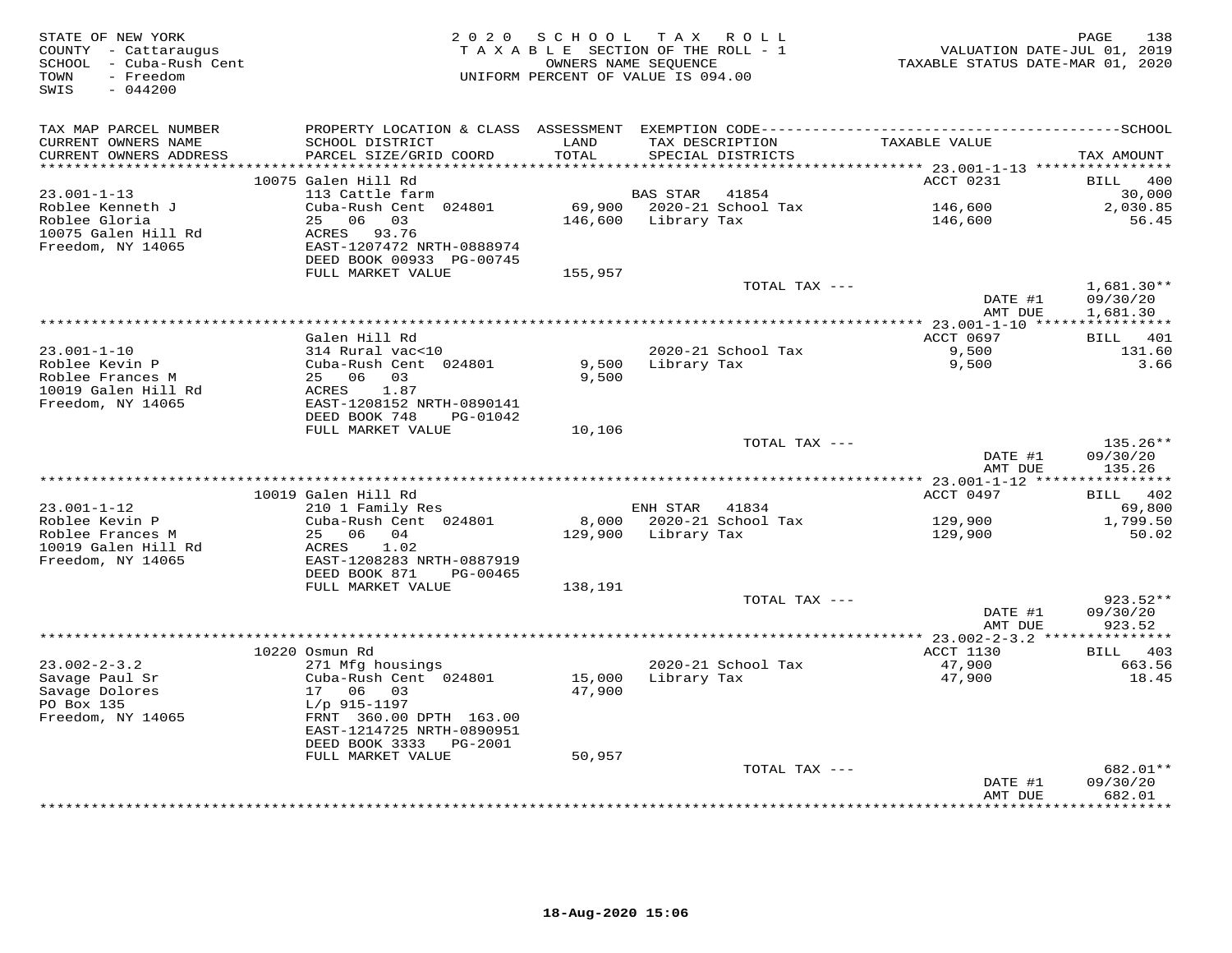STATE OF NEW YORK
COUNTY - Cattaraugus
SCHOOL - Cuba-Rush Cent
TOWN - Freedom
SWIS - 044200

2020 SCHOOL TAX ROLL
TAXABLE SECTION OF THE ROLL - 1
OWNERS NAME SEQUENCE
UNIFORM PERCENT OF VALUE IS 094.00

VALUATION DATE-JUL 01, 2019
TAXABLE STATUS DATE-MAR 01, 2020

| TAX MAP PARCEL NUMBER / CURRENT OWNERS NAME / CURRENT OWNERS ADDRESS | PROPERTY LOCATION & CLASS / SCHOOL DISTRICT / PARCEL SIZE/GRID COORD | ASSESSMENT LAND / TOTAL | EXEMPTION CODE / TAX DESCRIPTION / SPECIAL DISTRICTS | TAXABLE VALUE | TAX AMOUNT |
|---|---|---|---|---|---|
| | 10075 Galen Hill Rd | | | ACCT 0231 | BILL 400 |
| 23.001-1-13 | 113 Cattle farm | | BAS STAR 41854 | | 30,000 |
| Roblee Kenneth J | Cuba-Rush Cent 024801 | 69,900 | 2020-21 School Tax | 146,600 | 2,030.85 |
| Roblee Gloria | 25 06 03 | 146,600 | Library Tax | 146,600 | 56.45 |
| 10075 Galen Hill Rd | ACRES 93.76 | | | | |
| Freedom, NY 14065 | EAST-1207472 NRTH-0888974 | | | | |
| | DEED BOOK 00933 PG-00745 | | | | |
| | FULL MARKET VALUE | 155,957 | | | |
| | | | TOTAL TAX --- | | 1,681.30** |
| | | | | DATE #1 | 09/30/20 |
| | | | | AMT DUE | 1,681.30 |
| | Galen Hill Rd | | | ACCT 0697 | BILL 401 |
| 23.001-1-10 | 314 Rural vac<10 | | 2020-21 School Tax | 9,500 | 131.60 |
| Roblee Kevin P | Cuba-Rush Cent 024801 | 9,500 | Library Tax | 9,500 | 3.66 |
| Roblee Frances M | 25 06 03 | 9,500 | | | |
| 10019 Galen Hill Rd | ACRES 1.87 | | | | |
| Freedom, NY 14065 | EAST-1208152 NRTH-0890141 | | | | |
| | DEED BOOK 748 PG-01042 | | | | |
| | FULL MARKET VALUE | 10,106 | | | |
| | | | TOTAL TAX --- | | 135.26** |
| | | | | DATE #1 | 09/30/20 |
| | | | | AMT DUE | 135.26 |
| | 10019 Galen Hill Rd | | | ACCT 0497 | BILL 402 |
| 23.001-1-12 | 210 1 Family Res | | ENH STAR 41834 | | 69,800 |
| Roblee Kevin P | Cuba-Rush Cent 024801 | 8,000 | 2020-21 School Tax | 129,900 | 1,799.50 |
| Roblee Frances M | 25 06 04 | 129,900 | Library Tax | 129,900 | 50.02 |
| 10019 Galen Hill Rd | ACRES 1.02 | | | | |
| Freedom, NY 14065 | EAST-1208283 NRTH-0887919 | | | | |
| | DEED BOOK 871 PG-00465 | | | | |
| | FULL MARKET VALUE | 138,191 | | | |
| | | | TOTAL TAX --- | | 923.52** |
| | | | | DATE #1 | 09/30/20 |
| | | | | AMT DUE | 923.52 |
| | 10220 Osmun Rd | | | ACCT 1130 | BILL 403 |
| 23.002-2-3.2 | 271 Mfg housings | | 2020-21 School Tax | 47,900 | 663.56 |
| Savage Paul Sr | Cuba-Rush Cent 024801 | 15,000 | Library Tax | 47,900 | 18.45 |
| Savage Dolores | 17 06 03 | 47,900 | | | |
| PO Box 135 | L/p 915-1197 | | | | |
| Freedom, NY 14065 | FRNT 360.00 DPTH 163.00 | | | | |
| | EAST-1214725 NRTH-0890951 | | | | |
| | DEED BOOK 3333 PG-2001 | | | | |
| | FULL MARKET VALUE | 50,957 | | | |
| | | | TOTAL TAX --- | | 682.01** |
| | | | | DATE #1 | 09/30/20 |
| | | | | AMT DUE | 682.01 |

18-Aug-2020 15:06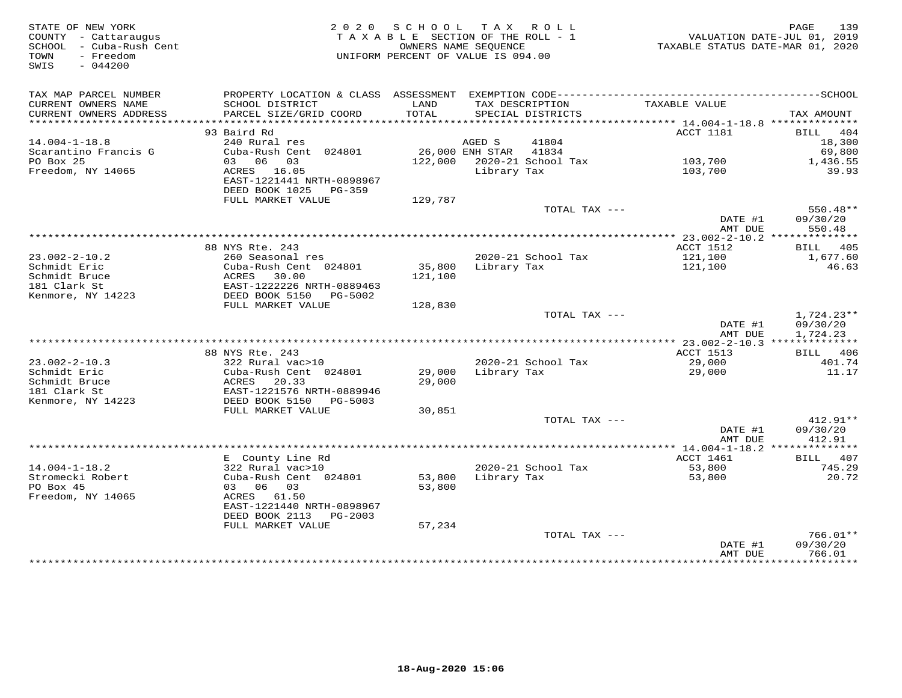STATE OF NEW YORK
COUNTY - Cattaraugus
SCHOOL - Cuba-Rush Cent
TOWN - Freedom
SWIS - 044200

2020 SCHOOL TAX ROLL
TAXABLE SECTION OF THE ROLL - 1
OWNERS NAME SEQUENCE
UNIFORM PERCENT OF VALUE IS 094.00

VALUATION DATE-JUL 01, 2019
TAXABLE STATUS DATE-MAR 01, 2020

| TAX MAP PARCEL NUMBER / CURRENT OWNERS NAME / CURRENT OWNERS ADDRESS | PROPERTY LOCATION & CLASS / SCHOOL DISTRICT / PARCEL SIZE/GRID COORD | ASSESSMENT LAND / TOTAL | EXEMPTION CODE / TAX DESCRIPTION / SPECIAL DISTRICTS | TAXABLE VALUE | TAX AMOUNT |
|---|---|---|---|---|---|
| **14.004-1-18.8** | 93 Baird Rd | | | ACCT 1181 | BILL 404 |
| 14.004-1-18.8 | 240 Rural res | | AGED S 41804 | | 18,300 |
| Scarantino Francis G | Cuba-Rush Cent 024801 | 26,000 | ENH STAR 41834 | | 69,800 |
| PO Box 25 | 03 06 03 | 122,000 | 2020-21 School Tax | 103,700 | 1,436.55 |
| Freedom, NY 14065 | ACRES 16.05 | | Library Tax | 103,700 | 39.93 |
| | EAST-1221441 NRTH-0898967 | | | | |
| | DEED BOOK 1025 PG-359 | | | | |
| | FULL MARKET VALUE | 129,787 | | | |
| | | | TOTAL TAX --- | | 550.48** |
| | | | | DATE #1 | 09/30/20 |
| | | | | AMT DUE | 550.48 |
| **23.002-2-10.2** | 88 NYS Rte. 243 | | | ACCT 1512 | BILL 405 |
| 23.002-2-10.2 | 260 Seasonal res | | 2020-21 School Tax | 121,100 | 1,677.60 |
| Schmidt Eric | Cuba-Rush Cent 024801 | 35,800 | Library Tax | 121,100 | 46.63 |
| Schmidt Bruce | ACRES 30.00 | 121,100 | | | |
| 181 Clark St | EAST-1222226 NRTH-0889463 | | | | |
| Kenmore, NY 14223 | DEED BOOK 5150 PG-5002 | | | | |
| | FULL MARKET VALUE | 128,830 | | | |
| | | | TOTAL TAX --- | | 1,724.23** |
| | | | | DATE #1 | 09/30/20 |
| | | | | AMT DUE | 1,724.23 |
| **23.002-2-10.3** | 88 NYS Rte. 243 | | | ACCT 1513 | BILL 406 |
| 23.002-2-10.3 | 322 Rural vac>10 | | 2020-21 School Tax | 29,000 | 401.74 |
| Schmidt Eric | Cuba-Rush Cent 024801 | 29,000 | Library Tax | 29,000 | 11.17 |
| Schmidt Bruce | ACRES 20.33 | 29,000 | | | |
| 181 Clark St | EAST-1221576 NRTH-0889946 | | | | |
| Kenmore, NY 14223 | DEED BOOK 5150 PG-5003 | | | | |
| | FULL MARKET VALUE | 30,851 | | | |
| | | | TOTAL TAX --- | | 412.91** |
| | | | | DATE #1 | 09/30/20 |
| | | | | AMT DUE | 412.91 |
| **14.004-1-18.2** | E County Line Rd | | | ACCT 1461 | BILL 407 |
| 14.004-1-18.2 | 322 Rural vac>10 | | 2020-21 School Tax | 53,800 | 745.29 |
| Stromecki Robert | Cuba-Rush Cent 024801 | 53,800 | Library Tax | 53,800 | 20.72 |
| PO Box 45 | 03 06 03 | 53,800 | | | |
| Freedom, NY 14065 | ACRES 61.50 | | | | |
| | EAST-1221440 NRTH-0898967 | | | | |
| | DEED BOOK 2113 PG-2003 | | | | |
| | FULL MARKET VALUE | 57,234 | | | |
| | | | TOTAL TAX --- | | 766.01** |
| | | | | DATE #1 | 09/30/20 |
| | | | | AMT DUE | 766.01 |

18-Aug-2020 15:06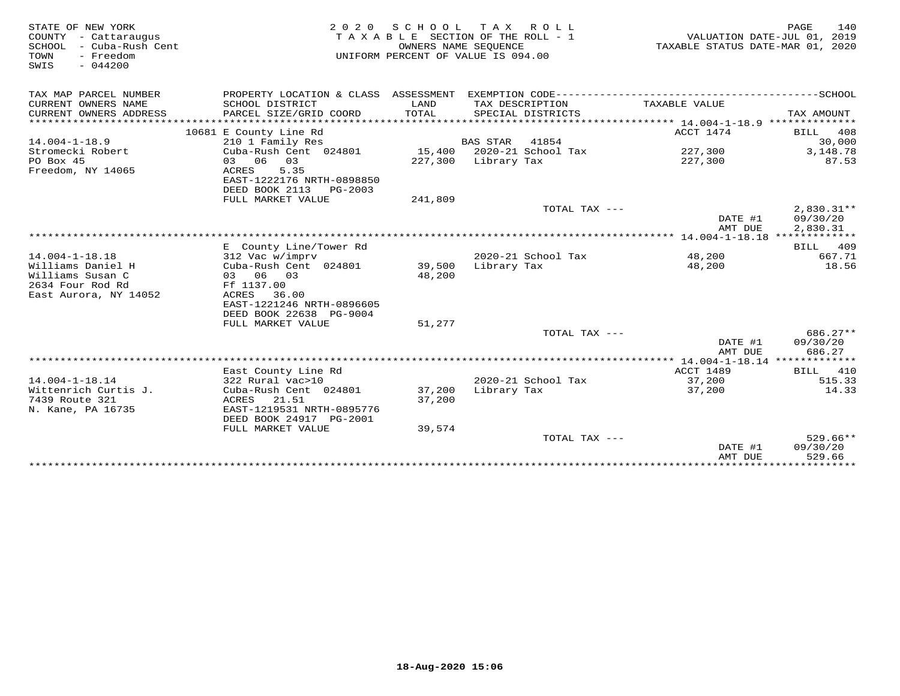STATE OF NEW YORK
COUNTY - Cattaraugus
SCHOOL - Cuba-Rush Cent
TOWN - Freedom
SWIS - 044200

2 0 2 0 S C H O O L T A X R O L L
T A X A B L E SECTION OF THE ROLL - 1
OWNERS NAME SEQUENCE
UNIFORM PERCENT OF VALUE IS 094.00

VALUATION DATE-JUL 01, 2019
TAXABLE STATUS DATE-MAR 01, 2020

| TAX MAP PARCEL NUMBER / CURRENT OWNERS NAME / CURRENT OWNERS ADDRESS | PROPERTY LOCATION & CLASS / SCHOOL DISTRICT / PARCEL SIZE/GRID COORD | ASSESSMENT LAND / TOTAL | EXEMPTION CODE / TAX DESCRIPTION / SPECIAL DISTRICTS | TAXABLE VALUE | SCHOOL TAX AMOUNT |
|---|---|---|---|---|---|
| | 10681 E County Line Rd | | | ACCT 1474 | BILL 408 |
| 14.004-1-18.9 | 210 1 Family Res | | BAS STAR 41854 | | 30,000 |
| Stromecki Robert | Cuba-Rush Cent 024801 | 15,400 | 2020-21 School Tax | 227,300 | 3,148.78 |
| PO Box 45 | 03 06 03 | 227,300 | Library Tax | 227,300 | 87.53 |
| Freedom, NY 14065 | ACRES 5.35 | | | | |
| | EAST-1222176 NRTH-0898850 | | | | |
| | DEED BOOK 2113 PG-2003 | | | | |
| | FULL MARKET VALUE | 241,809 | | | |
| | | | TOTAL TAX --- | | 2,830.31** |
| | | | | DATE #1 | 09/30/20 |
| | | | | AMT DUE | 2,830.31 |
| | E County Line/Tower Rd | | | | BILL 409 |
| 14.004-1-18.18 | 312 Vac w/imprv | | 2020-21 School Tax | 48,200 | 667.71 |
| Williams Daniel H | Cuba-Rush Cent 024801 | 39,500 | Library Tax | 48,200 | 18.56 |
| Williams Susan C | 03 06 03 | 48,200 | | | |
| 2634 Four Rod Rd | Ff 1137.00 | | | | |
| East Aurora, NY 14052 | ACRES 36.00 | | | | |
| | EAST-1221246 NRTH-0896605 | | | | |
| | DEED BOOK 22638 PG-9004 | | | | |
| | FULL MARKET VALUE | 51,277 | | | |
| | | | TOTAL TAX --- | | 686.27** |
| | | | | DATE #1 | 09/30/20 |
| | | | | AMT DUE | 686.27 |
| | East County Line Rd | | | ACCT 1489 | BILL 410 |
| 14.004-1-18.14 | 322 Rural vac>10 | | 2020-21 School Tax | 37,200 | 515.33 |
| Wittenrich Curtis J. | Cuba-Rush Cent 024801 | 37,200 | Library Tax | 37,200 | 14.33 |
| 7439 Route 321 | ACRES 21.51 | 37,200 | | | |
| N. Kane, PA 16735 | EAST-1219531 NRTH-0895776 | | | | |
| | DEED BOOK 24917 PG-2001 | | | | |
| | FULL MARKET VALUE | 39,574 | | | |
| | | | TOTAL TAX --- | | 529.66** |
| | | | | DATE #1 | 09/30/20 |
| | | | | AMT DUE | 529.66 |

18-Aug-2020 15:06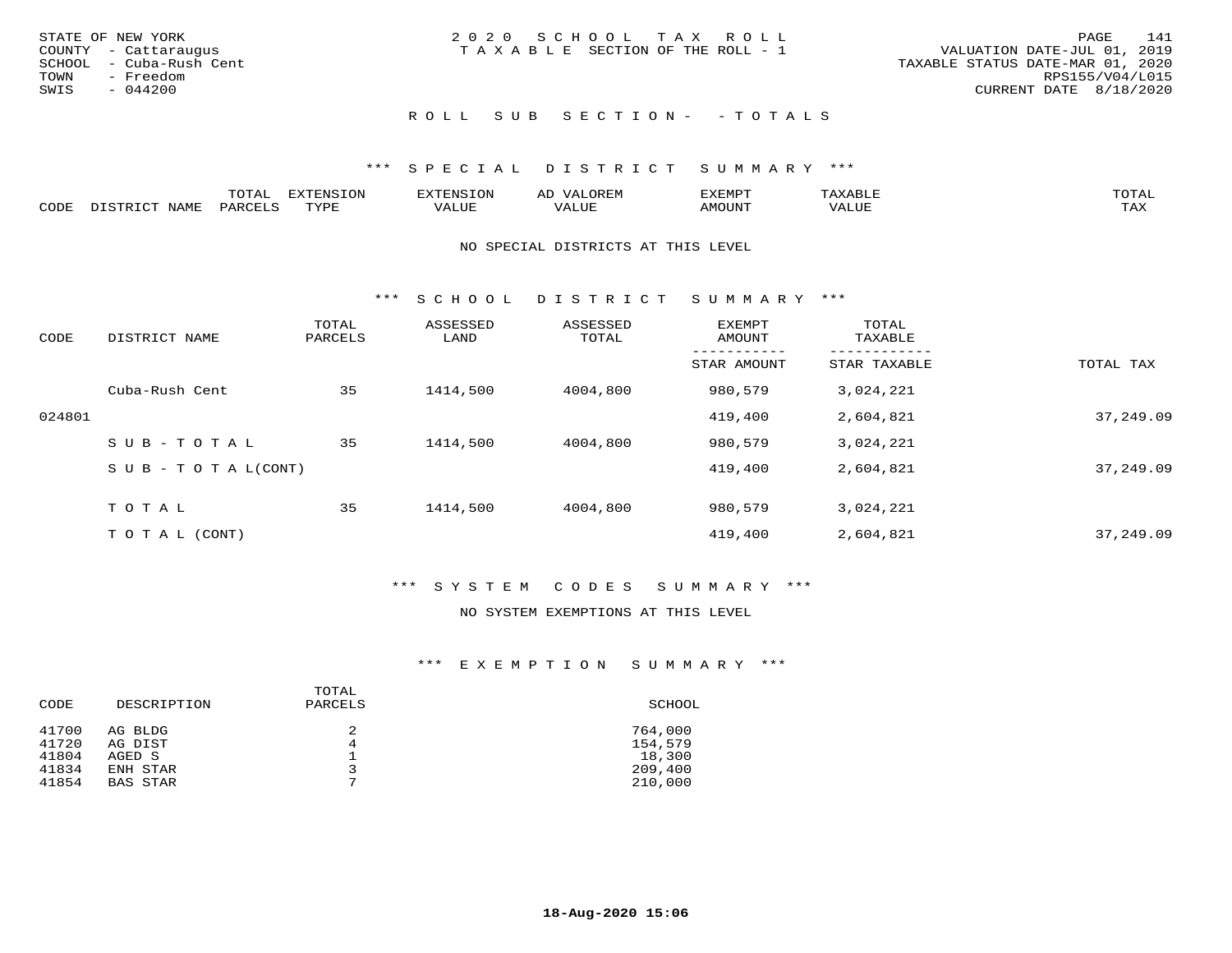STATE OF NEW YORK
COUNTY - Cattaraugus
SCHOOL - Cuba-Rush Cent
TOWN - Freedom
SWIS - 044200

2020 SCHOOL TAX ROLL
TAXABLE SECTION OF THE ROLL - 1

VALUATION DATE-JUL 01, 2019
TAXABLE STATUS DATE-MAR 01, 2020
RPS155/V04/L015
CURRENT DATE 8/18/2020

## ROLL SUB SECTION - - TOTALS

### *** SPECIAL DISTRICT SUMMARY ***

| CODE | DISTRICT NAME | TOTAL PARCELS | EXTENSION TYPE | EXTENSION VALUE | AD VALOREM VALUE | EXEMPT AMOUNT | TAXABLE VALUE | TOTAL TAX |
|---|---|---|---|---|---|---|---|---|

NO SPECIAL DISTRICTS AT THIS LEVEL

### *** SCHOOL DISTRICT SUMMARY ***

| CODE | DISTRICT NAME | TOTAL PARCELS | ASSESSED LAND | ASSESSED TOTAL | EXEMPT AMOUNT / STAR AMOUNT | TOTAL TAXABLE / STAR TAXABLE | TOTAL TAX |
|---|---|---|---|---|---|---|---|
| | Cuba-Rush Cent | 35 | 1414,500 | 4004,800 | 980,579 | 3,024,221 | |
| 024801 | | | | | 419,400 | 2,604,821 | 37,249.09 |
| | SUB-TOTAL | 35 | 1414,500 | 4004,800 | 980,579 | 3,024,221 | |
| | SUB-TOTAL(CONT) | | | | 419,400 | 2,604,821 | 37,249.09 |
| | TOTAL | 35 | 1414,500 | 4004,800 | 980,579 | 3,024,221 | |
| | TOTAL (CONT) | | | | 419,400 | 2,604,821 | 37,249.09 |

### *** SYSTEM CODES SUMMARY ***

NO SYSTEM EXEMPTIONS AT THIS LEVEL

### *** EXEMPTION SUMMARY ***

| CODE | DESCRIPTION | TOTAL PARCELS | SCHOOL |
|---|---|---|---|
| 41700 | AG BLDG | 2 | 764,000 |
| 41720 | AG DIST | 4 | 154,579 |
| 41804 | AGED S | 1 | 18,300 |
| 41834 | ENH STAR | 3 | 209,400 |
| 41854 | BAS STAR | 7 | 210,000 |

18-Aug-2020 15:06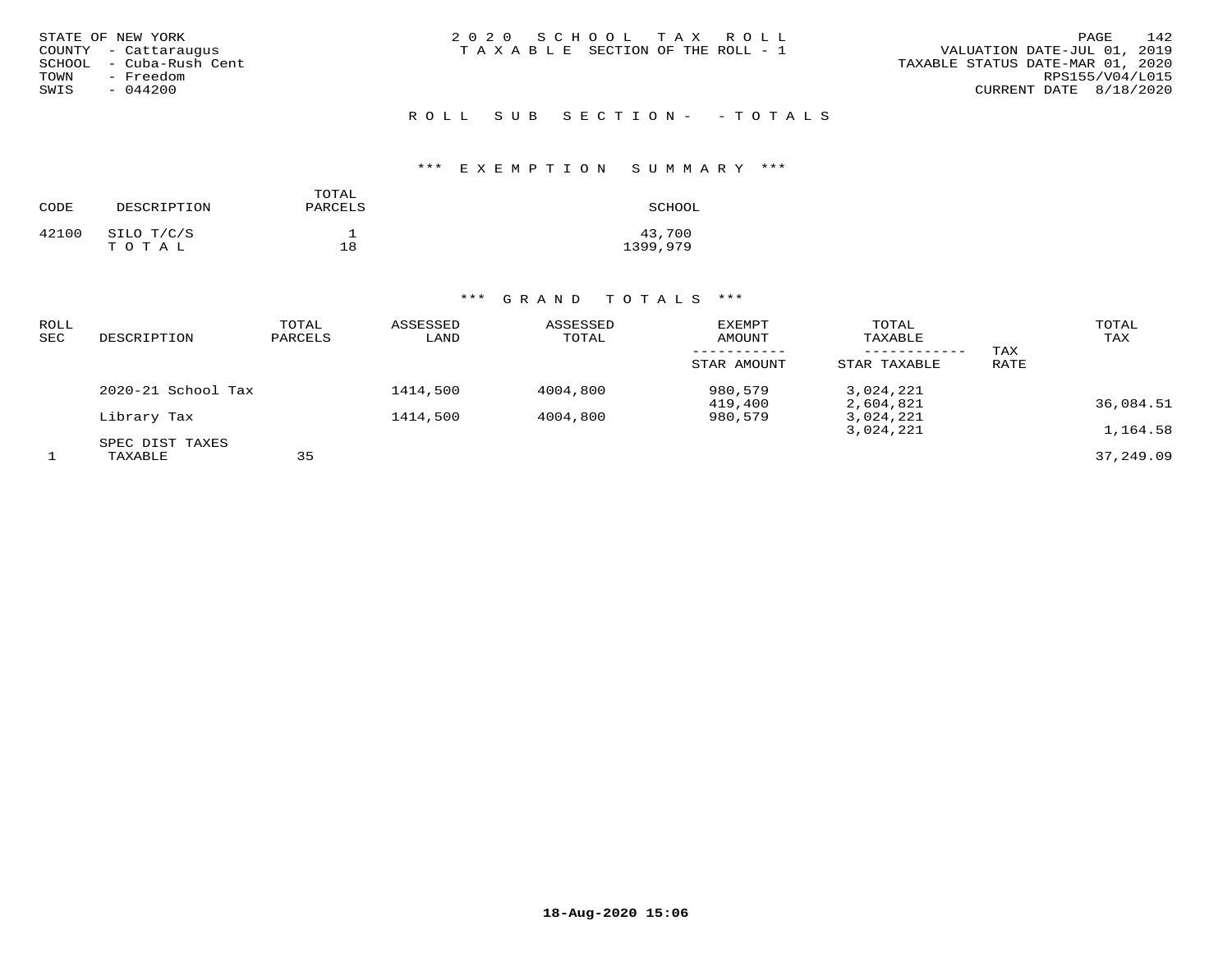STATE OF NEW YORK
COUNTY - Cattaraugus
SCHOOL - Cuba-Rush Cent
TOWN - Freedom
SWIS - 044200

2020 SCHOOL TAX ROLL
TAXABLE SECTION OF THE ROLL - 1

VALUATION DATE-JUL 01, 2019
TAXABLE STATUS DATE-MAR 01, 2020
RPS155/V04/L015
CURRENT DATE 8/18/2020

ROLL SUB SECTION- - TOTALS

*** EXEMPTION SUMMARY ***

| CODE | DESCRIPTION | TOTAL PARCELS | SCHOOL |
|---|---|---|---|
| 42100 | SILO T/C/S | 1 | 43,700 |
| | T O T A L | 18 | 1399,979 |

*** GRAND TOTALS ***

| ROLL SEC | DESCRIPTION | TOTAL PARCELS | ASSESSED LAND | ASSESSED TOTAL | EXEMPT AMOUNT / STAR AMOUNT | TOTAL TAXABLE / STAR TAXABLE | TAX RATE | TOTAL TAX |
|---|---|---|---|---|---|---|---|---|
| | 2020-21 School Tax | | 1414,500 | 4004,800 | 980,579 | 3,024,221 | | |
| | | | | | 419,400 | 2,604,821 | | 36,084.51 |
| | Library Tax | | 1414,500 | 4004,800 | 980,579 | 3,024,221 | | |
| | | | | | | 3,024,221 | | 1,164.58 |
| | SPEC DIST TAXES | | | | | | | |
| 1 | TAXABLE | 35 | | | | | | 37,249.09 |

18-Aug-2020 15:06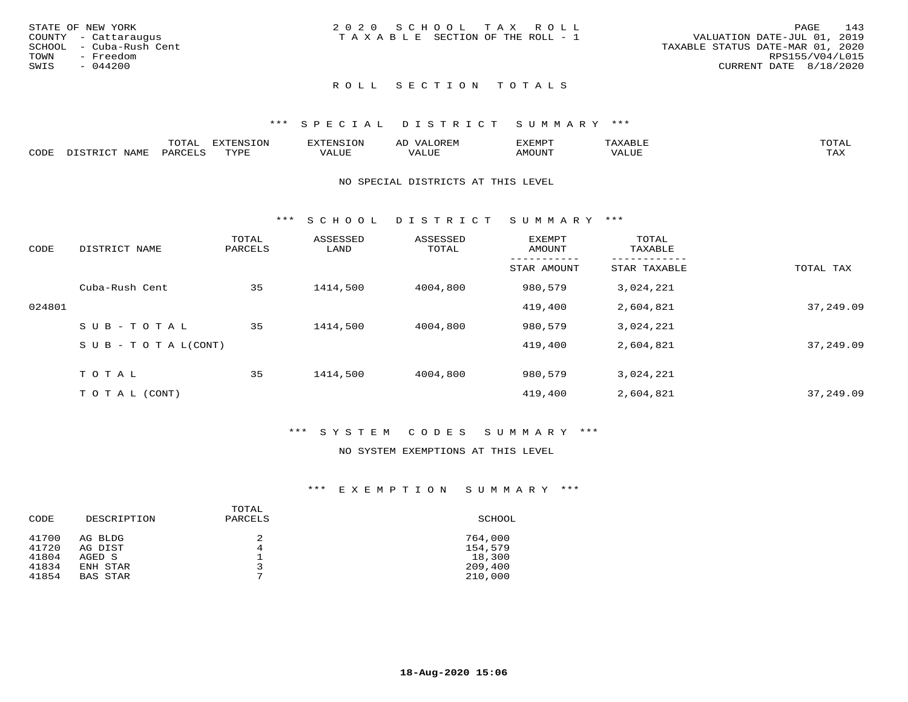STATE OF NEW YORK
COUNTY - Cattaraugus
SCHOOL - Cuba-Rush Cent
TOWN - Freedom
SWIS - 044200

2020 SCHOOL TAX ROLL
TAXABLE SECTION OF THE ROLL - 1

VALUATION DATE-JUL 01, 2019
TAXABLE STATUS DATE-MAR 01, 2020
RPS155/V04/L015
CURRENT DATE 8/18/2020

## ROLL SECTION TOTALS

### *** SPECIAL DISTRICT SUMMARY ***

| CODE | DISTRICT NAME | TOTAL PARCELS | EXTENSION TYPE | EXTENSION VALUE | AD VALOREM VALUE | EXEMPT AMOUNT | TAXABLE VALUE | TOTAL TAX |
|---|---|---|---|---|---|---|---|---|

NO SPECIAL DISTRICTS AT THIS LEVEL

### *** SCHOOL DISTRICT SUMMARY ***

| CODE | DISTRICT NAME | TOTAL PARCELS | ASSESSED LAND | ASSESSED TOTAL | EXEMPT AMOUNT / STAR AMOUNT | TOTAL TAXABLE / STAR TAXABLE | TOTAL TAX |
|---|---|---|---|---|---|---|---|
| | Cuba-Rush Cent | 35 | 1414,500 | 4004,800 | 980,579 | 3,024,221 | |
| 024801 | | | | | 419,400 | 2,604,821 | 37,249.09 |
| | SUB-TOTAL | 35 | 1414,500 | 4004,800 | 980,579 | 3,024,221 | |
| | SUB-TOTAL(CONT) | | | | 419,400 | 2,604,821 | 37,249.09 |
| | TOTAL | 35 | 1414,500 | 4004,800 | 980,579 | 3,024,221 | |
| | TOTAL (CONT) | | | | 419,400 | 2,604,821 | 37,249.09 |

### *** SYSTEM CODES SUMMARY ***

NO SYSTEM EXEMPTIONS AT THIS LEVEL

### *** EXEMPTION SUMMARY ***

| CODE | DESCRIPTION | TOTAL PARCELS | SCHOOL |
|---|---|---|---|
| 41700 | AG BLDG | 2 | 764,000 |
| 41720 | AG DIST | 4 | 154,579 |
| 41804 | AGED S | 1 | 18,300 |
| 41834 | ENH STAR | 3 | 209,400 |
| 41854 | BAS STAR | 7 | 210,000 |

18-Aug-2020 15:06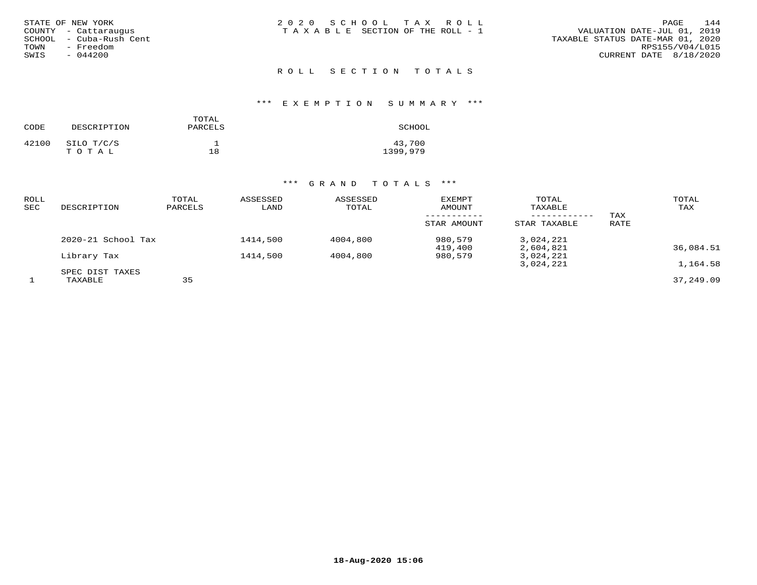STATE OF NEW YORK
COUNTY - Cattaraugus
SCHOOL - Cuba-Rush Cent
TOWN - Freedom
SWIS - 044200

2020 SCHOOL TAX ROLL
TAXABLE SECTION OF THE ROLL - 1

VALUATION DATE-JUL 01, 2019
TAXABLE STATUS DATE-MAR 01, 2020
RPS155/V04/L015
CURRENT DATE 8/18/2020

## ROLL SECTION TOTALS

### *** EXEMPTION SUMMARY ***

| CODE | DESCRIPTION | TOTAL PARCELS | SCHOOL |
|---|---|---|---|
| 42100 | SILO T/C/S | 1 | 43,700 |
| | TOTAL | 18 | 1399,979 |

### *** GRAND TOTALS ***

| ROLL SEC | DESCRIPTION | TOTAL PARCELS | ASSESSED LAND | ASSESSED TOTAL | EXEMPT AMOUNT / STAR AMOUNT | TOTAL TAXABLE / STAR TAXABLE | TAX RATE | TOTAL TAX |
|---|---|---|---|---|---|---|---|---|
| | 2020-21 School Tax | | 1414,500 | 4004,800 | 980,579 | 3,024,221 | | |
| | | | | | 419,400 | 2,604,821 | | 36,084.51 |
| | Library Tax | | 1414,500 | 4004,800 | 980,579 | 3,024,221 | | |
| | | | | | | 3,024,221 | | 1,164.58 |
| | SPEC DIST TAXES | | | | | | | |
| 1 | TAXABLE | 35 | | | | | | 37,249.09 |

18-Aug-2020 15:06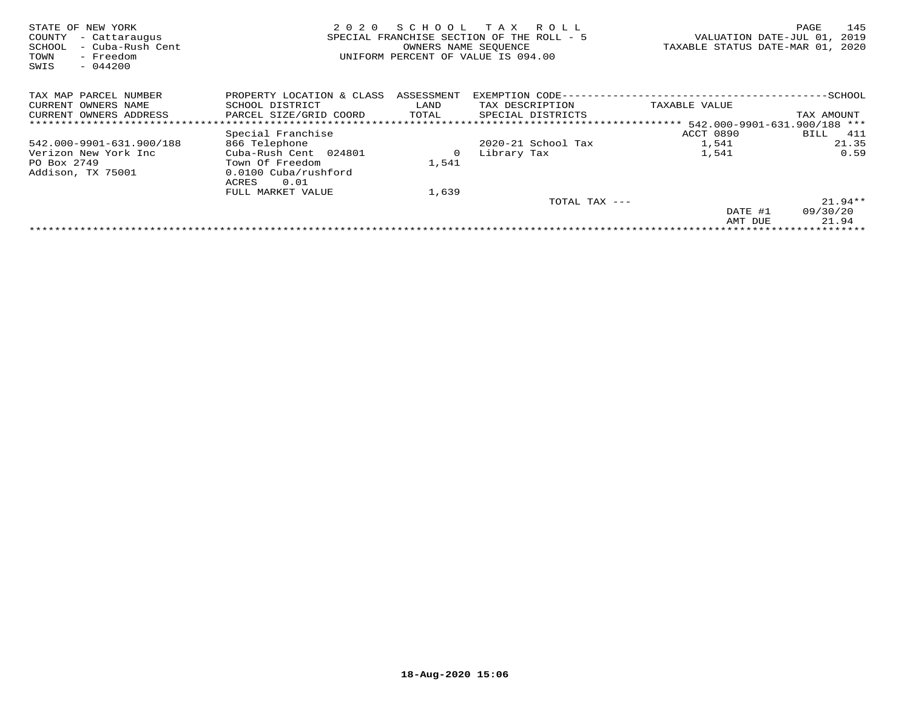STATE OF NEW YORK
COUNTY - Cattaraugus
SCHOOL - Cuba-Rush Cent
TOWN - Freedom
SWIS - 044200

# 2020 SCHOOL TAX ROLL

SPECIAL FRANCHISE SECTION OF THE ROLL - 5
OWNERS NAME SEQUENCE
UNIFORM PERCENT OF VALUE IS 094.00

VALUATION DATE-JUL 01, 2019
TAXABLE STATUS DATE-MAR 01, 2020

| TAX MAP PARCEL NUMBER / CURRENT OWNERS NAME / CURRENT OWNERS ADDRESS | PROPERTY LOCATION & CLASS / SCHOOL DISTRICT / PARCEL SIZE/GRID COORD | ASSESSMENT LAND / TOTAL | EXEMPTION CODE / TAX DESCRIPTION / SPECIAL DISTRICTS | TAXABLE VALUE | TAX AMOUNT |
|---|---|---|---|---|---|
| | | | | 542.000-9901-631.900/188 | |
| | Special Franchise | | | ACCT 0890 | BILL 411 |
| 542.000-9901-631.900/188 | 866 Telephone | | 2020-21 School Tax | 1,541 | 21.35 |
| Verizon New York Inc | Cuba-Rush Cent 024801 | 0 | Library Tax | 1,541 | 0.59 |
| PO Box 2749 | Town Of Freedom | 1,541 | | | |
| Addison, TX 75001 | 0.0100 Cuba/rushford | | | | |
| | ACRES 0.01 | | | | |
| | FULL MARKET VALUE | 1,639 | | | |
| | | | TOTAL TAX --- | | 21.94** |
| | | | | DATE #1 | 09/30/20 |
| | | | | AMT DUE | 21.94 |

18-Aug-2020 15:06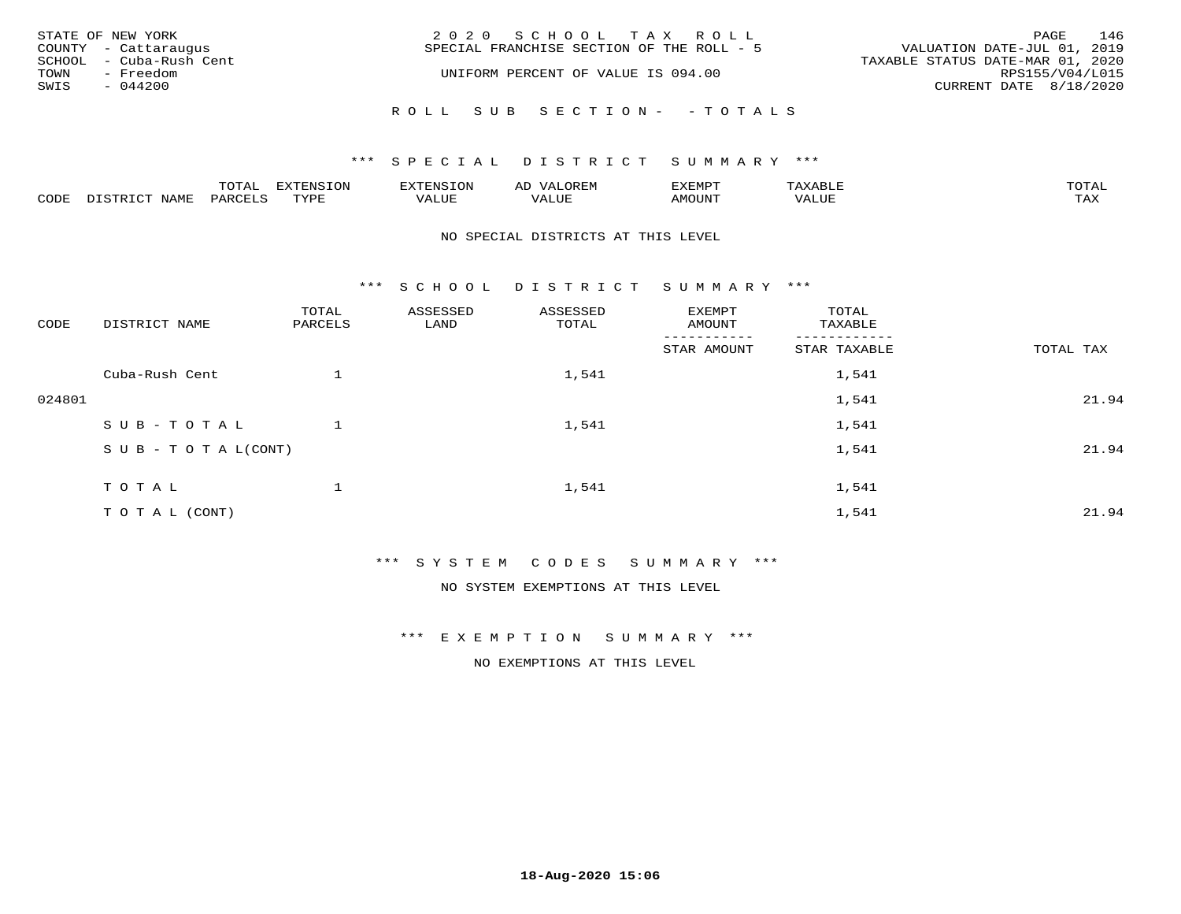STATE OF NEW YORK
COUNTY - Cattaraugus
SCHOOL - Cuba-Rush Cent
TOWN - Freedom
SWIS - 044200

2020 SCHOOL TAX ROLL
SPECIAL FRANCHISE SECTION OF THE ROLL - 5
UNIFORM PERCENT OF VALUE IS 094.00

VALUATION DATE-JUL 01, 2019
TAXABLE STATUS DATE-MAR 01, 2020
RPS155/V04/L015
CURRENT DATE 8/18/2020

ROLL SUB SECTION- - TOTALS

*** SPECIAL DISTRICT SUMMARY ***

| CODE | DISTRICT NAME | TOTAL PARCELS | EXTENSION TYPE | EXTENSION VALUE | AD VALOREM VALUE | EXEMPT AMOUNT | TAXABLE VALUE | TOTAL TAX |
|---|---|---|---|---|---|---|---|---|

NO SPECIAL DISTRICTS AT THIS LEVEL

*** SCHOOL DISTRICT SUMMARY ***

| CODE | DISTRICT NAME | TOTAL PARCELS | ASSESSED LAND | ASSESSED TOTAL | EXEMPT AMOUNT / STAR AMOUNT | TOTAL TAXABLE / STAR TAXABLE | TOTAL TAX |
|---|---|---|---|---|---|---|---|
| | Cuba-Rush Cent | 1 | | 1,541 | | 1,541 | |
| 024801 | | | | | | 1,541 | 21.94 |
| | SUB-TOTAL | 1 | | 1,541 | | 1,541 | |
| | SUB-TOTAL(CONT) | | | | | 1,541 | 21.94 |
| | TOTAL | 1 | | 1,541 | | 1,541 | |
| | TOTAL (CONT) | | | | | 1,541 | 21.94 |

*** SYSTEM CODES SUMMARY ***

NO SYSTEM EXEMPTIONS AT THIS LEVEL

*** EXEMPTION SUMMARY ***

NO EXEMPTIONS AT THIS LEVEL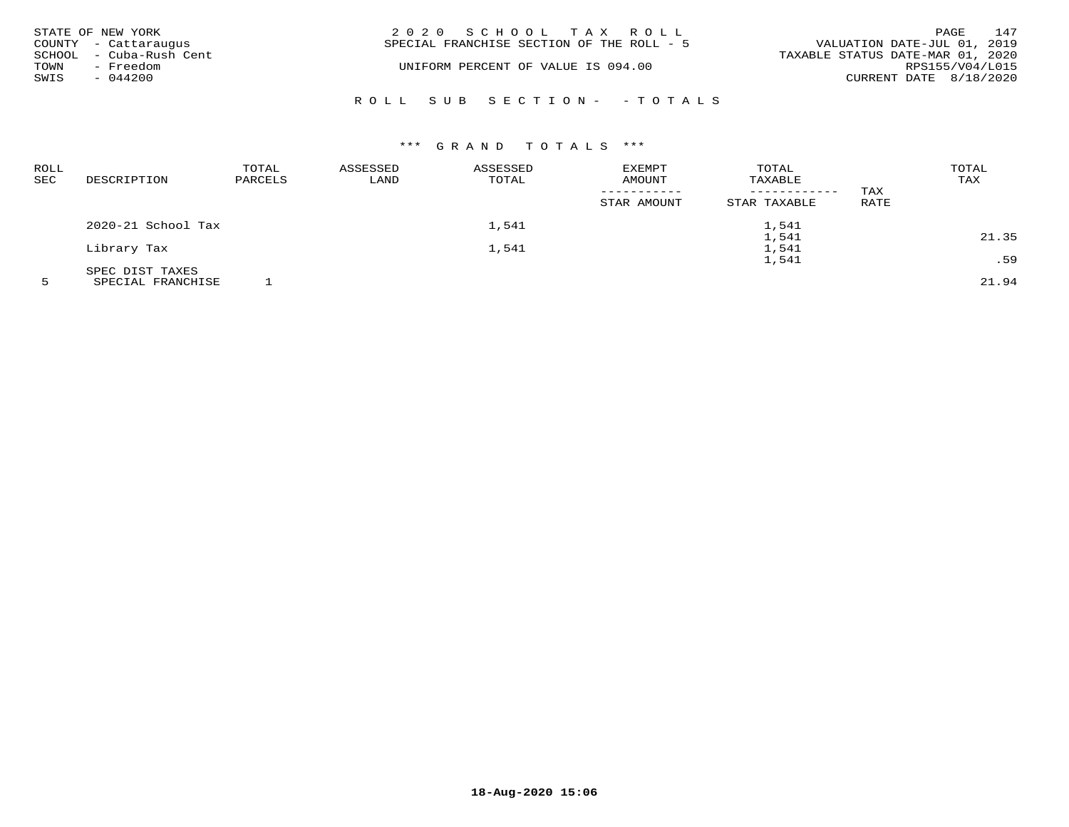STATE OF NEW YORK
COUNTY - Cattaraugus
SCHOOL - Cuba-Rush Cent
TOWN - Freedom
SWIS - 044200

2 0 2 0 S C H O O L T A X R O L L
SPECIAL FRANCHISE SECTION OF THE ROLL - 5

UNIFORM PERCENT OF VALUE IS 094.00

VALUATION DATE-JUL 01, 2019
TAXABLE STATUS DATE-MAR 01, 2020
RPS155/V04/L015
CURRENT DATE 8/18/2020

R O L L S U B S E C T I O N - - T O T A L S

*** G R A N D T O T A L S ***

| ROLL SEC | DESCRIPTION | TOTAL PARCELS | ASSESSED LAND | ASSESSED TOTAL | EXEMPT AMOUNT / STAR AMOUNT | TOTAL TAXABLE / STAR TAXABLE | TAX RATE | TOTAL TAX |
|---|---|---|---|---|---|---|---|---|
| | 2020-21 School Tax | | | 1,541 | | 1,541 | | |
| | | | | | | 1,541 | | 21.35 |
| | Library Tax | | | 1,541 | | 1,541 | | |
| | | | | | | 1,541 | | .59 |
| | SPEC DIST TAXES | | | | | | | |
| 5 | SPECIAL FRANCHISE | 1 | | | | | | 21.94 |

18-Aug-2020 15:06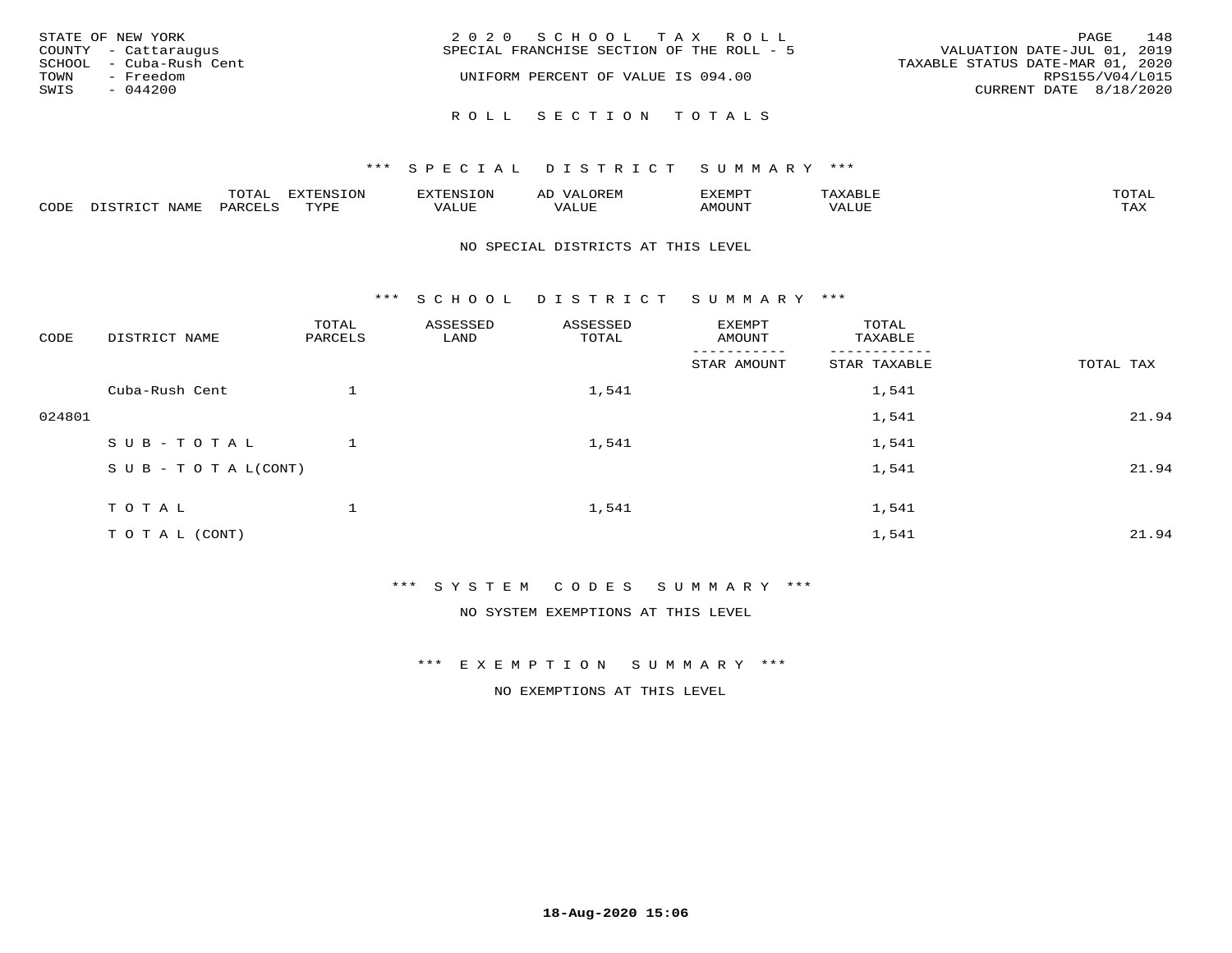STATE OF NEW YORK
COUNTY - Cattaraugus
SCHOOL - Cuba-Rush Cent
TOWN - Freedom
SWIS - 044200

2 0 2 0 S C H O O L T A X R O L L
SPECIAL FRANCHISE SECTION OF THE ROLL - 5
UNIFORM PERCENT OF VALUE IS 094.00

VALUATION DATE-JUL 01, 2019
TAXABLE STATUS DATE-MAR 01, 2020
RPS155/V04/L015
CURRENT DATE 8/18/2020

## R O L L S E C T I O N T O T A L S

### *** S P E C I A L D I S T R I C T S U M M A R Y ***

| CODE | DISTRICT NAME | TOTAL PARCELS | EXTENSION TYPE | EXTENSION VALUE | AD VALOREM VALUE | EXEMPT AMOUNT | TAXABLE VALUE | TOTAL TAX |
|---|---|---|---|---|---|---|---|---|

NO SPECIAL DISTRICTS AT THIS LEVEL

### *** S C H O O L D I S T R I C T S U M M A R Y ***

| CODE | DISTRICT NAME | TOTAL PARCELS | ASSESSED LAND | ASSESSED TOTAL | EXEMPT AMOUNT / STAR AMOUNT | TOTAL TAXABLE / STAR TAXABLE | TOTAL TAX |
|---|---|---|---|---|---|---|---|
| | Cuba-Rush Cent | 1 | | 1,541 | | 1,541 | |
| 024801 | | | | | | 1,541 | 21.94 |
| | S U B - T O T A L | 1 | | 1,541 | | 1,541 | |
| | S U B - T O T A L(CONT) | | | | | 1,541 | 21.94 |
| | T O T A L | 1 | | 1,541 | | 1,541 | |
| | T O T A L (CONT) | | | | | 1,541 | 21.94 |

### *** S Y S T E M C O D E S S U M M A R Y ***

NO SYSTEM EXEMPTIONS AT THIS LEVEL

### *** E X E M P T I O N S U M M A R Y ***

NO EXEMPTIONS AT THIS LEVEL

18-Aug-2020 15:06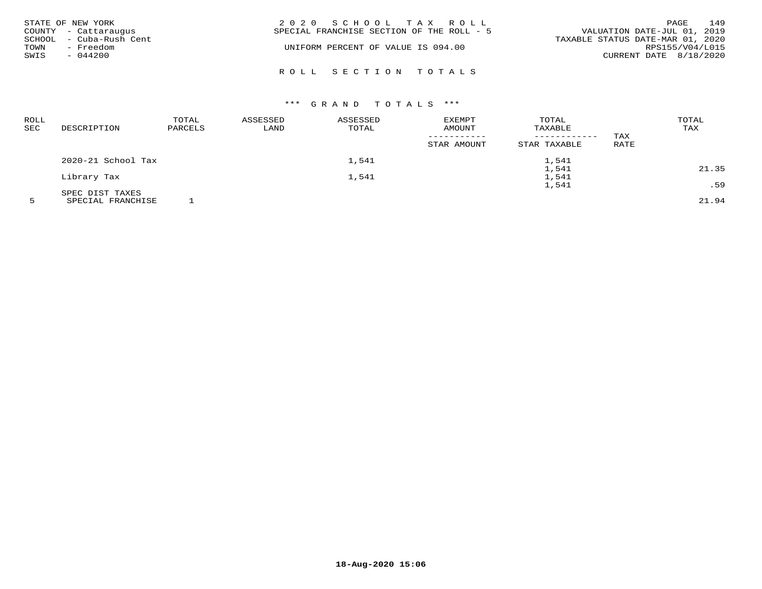STATE OF NEW YORK
COUNTY - Cattaraugus
SCHOOL - Cuba-Rush Cent
TOWN - Freedom
SWIS - 044200

2 0 2 0 S C H O O L T A X R O L L
SPECIAL FRANCHISE SECTION OF THE ROLL - 5

UNIFORM PERCENT OF VALUE IS 094.00

VALUATION DATE-JUL 01, 2019
TAXABLE STATUS DATE-MAR 01, 2020
RPS155/V04/L015
CURRENT DATE 8/18/2020

## R O L L S E C T I O N T O T A L S

### \*\*\* G R A N D T O T A L S \*\*\*

| ROLL SEC | DESCRIPTION | TOTAL PARCELS | ASSESSED LAND | ASSESSED TOTAL | EXEMPT AMOUNT / STAR AMOUNT | TOTAL TAXABLE / STAR TAXABLE | TAX RATE | TOTAL TAX |
|---|---|---|---|---|---|---|---|---|
| | 2020-21 School Tax | | | 1,541 | | 1,541 | | |
| | | | | | | 1,541 | | 21.35 |
| | Library Tax | | | 1,541 | | 1,541 | | |
| | | | | | | 1,541 | | .59 |
| | SPEC DIST TAXES | | | | | | | |
| 5 | SPECIAL FRANCHISE | 1 | | | | | | 21.94 |

**18-Aug-2020 15:06**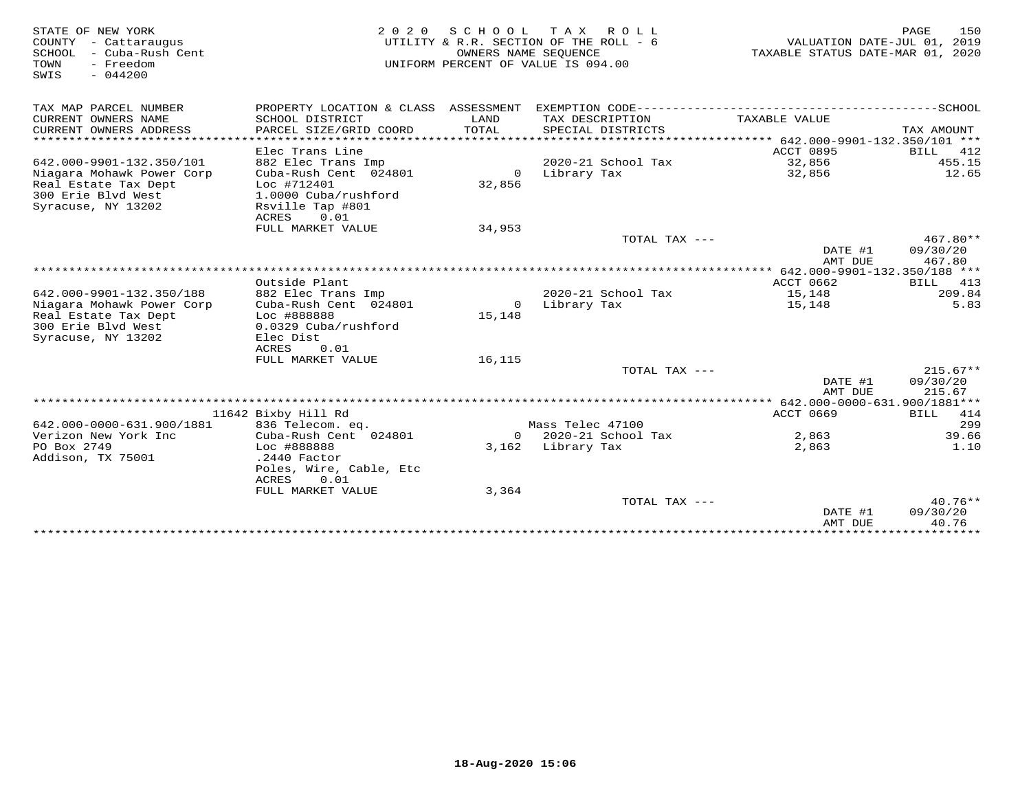STATE OF NEW YORK
COUNTY - Cattaraugus
SCHOOL - Cuba-Rush Cent
TOWN - Freedom
SWIS - 044200

2020 SCHOOL TAX ROLL
UTILITY & R.R. SECTION OF THE ROLL - 6
OWNERS NAME SEQUENCE
UNIFORM PERCENT OF VALUE IS 094.00

VALUATION DATE-JUL 01, 2019
TAXABLE STATUS DATE-MAR 01, 2020

| TAX MAP PARCEL NUMBER / CURRENT OWNERS NAME / CURRENT OWNERS ADDRESS | PROPERTY LOCATION & CLASS / SCHOOL DISTRICT / PARCEL SIZE/GRID COORD | ASSESSMENT LAND / TOTAL | EXEMPTION CODE / TAX DESCRIPTION / SPECIAL DISTRICTS | TAXABLE VALUE | TAX AMOUNT |
|---|---|---|---|---|---|
| **642.000-9901-132.350/101** | Elec Trans Line | | | ACCT 0895 | BILL 412 |
| 642.000-9901-132.350/101 | 882 Elec Trans Imp | | 2020-21 School Tax | 32,856 | 455.15 |
| Niagara Mohawk Power Corp | Cuba-Rush Cent 024801 | 0 | Library Tax | 32,856 | 12.65 |
| Real Estate Tax Dept | Loc #712401 | 32,856 | | | |
| 300 Erie Blvd West | 1.0000 Cuba/rushford | | | | |
| Syracuse, NY 13202 | Rsville Tap #801 | | | | |
| | ACRES 0.01 | | | | |
| | FULL MARKET VALUE | 34,953 | | | |
| | | | TOTAL TAX --- | | 467.80** |
| | | | | DATE #1 | 09/30/20 |
| | | | | AMT DUE | 467.80 |
| **642.000-9901-132.350/188** | Outside Plant | | | ACCT 0662 | BILL 413 |
| 642.000-9901-132.350/188 | 882 Elec Trans Imp | | 2020-21 School Tax | 15,148 | 209.84 |
| Niagara Mohawk Power Corp | Cuba-Rush Cent 024801 | 0 | Library Tax | 15,148 | 5.83 |
| Real Estate Tax Dept | Loc #888888 | 15,148 | | | |
| 300 Erie Blvd West | 0.0329 Cuba/rushford | | | | |
| Syracuse, NY 13202 | Elec Dist | | | | |
| | ACRES 0.01 | | | | |
| | FULL MARKET VALUE | 16,115 | | | |
| | | | TOTAL TAX --- | | 215.67** |
| | | | | DATE #1 | 09/30/20 |
| | | | | AMT DUE | 215.67 |
| **642.000-0000-631.900/1881** | 11642 Bixby Hill Rd | | | ACCT 0669 | BILL 414 |
| 642.000-0000-631.900/1881 | 836 Telecom. eq. | | Mass Telec 47100 | | 299 |
| Verizon New York Inc | Cuba-Rush Cent 024801 | 0 | 2020-21 School Tax | 2,863 | 39.66 |
| PO Box 2749 | Loc #888888 | 3,162 | Library Tax | 2,863 | 1.10 |
| Addison, TX 75001 | .2440 Factor | | | | |
| | Poles, Wire, Cable, Etc | | | | |
| | ACRES 0.01 | | | | |
| | FULL MARKET VALUE | 3,364 | | | |
| | | | TOTAL TAX --- | | 40.76** |
| | | | | DATE #1 | 09/30/20 |
| | | | | AMT DUE | 40.76 |

18-Aug-2020 15:06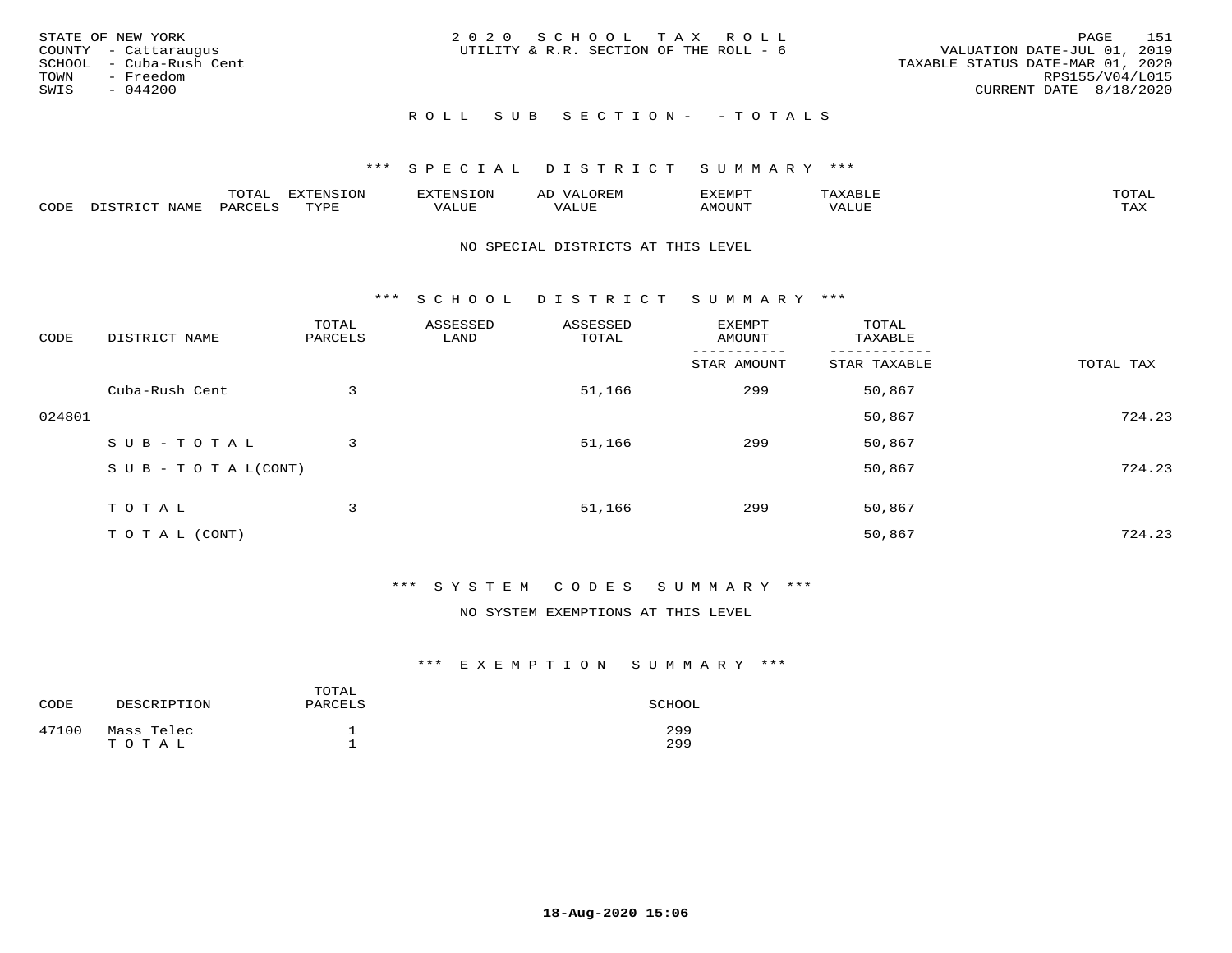STATE OF NEW YORK
COUNTY - Cattaraugus
SCHOOL - Cuba-Rush Cent
TOWN - Freedom
SWIS - 044200

2020 SCHOOL TAX ROLL
UTILITY & R.R. SECTION OF THE ROLL - 6

VALUATION DATE-JUL 01, 2019
TAXABLE STATUS DATE-MAR 01, 2020
RPS155/V04/L015
CURRENT DATE 8/18/2020

## ROLL SUB SECTION - - TOTALS

### *** SPECIAL DISTRICT SUMMARY ***

| CODE | DISTRICT NAME | TOTAL PARCELS | EXTENSION TYPE | EXTENSION VALUE | AD VALOREM VALUE | EXEMPT AMOUNT | TAXABLE VALUE | TOTAL TAX |
|---|---|---|---|---|---|---|---|---|

NO SPECIAL DISTRICTS AT THIS LEVEL

### *** SCHOOL DISTRICT SUMMARY ***

| CODE | DISTRICT NAME | TOTAL PARCELS | ASSESSED LAND | ASSESSED TOTAL | EXEMPT AMOUNT / STAR AMOUNT | TOTAL TAXABLE / STAR TAXABLE | TOTAL TAX |
|---|---|---|---|---|---|---|---|
| | Cuba-Rush Cent | 3 | | 51,166 | 299 | 50,867 | |
| 024801 | | | | | | 50,867 | 724.23 |
| | SUB-TOTAL | 3 | | 51,166 | 299 | 50,867 | |
| | SUB-TOTAL(CONT) | | | | | 50,867 | 724.23 |
| | TOTAL | 3 | | 51,166 | 299 | 50,867 | |
| | TOTAL (CONT) | | | | | 50,867 | 724.23 |

### *** SYSTEM CODES SUMMARY ***

NO SYSTEM EXEMPTIONS AT THIS LEVEL

### *** EXEMPTION SUMMARY ***

| CODE | DESCRIPTION | TOTAL PARCELS | SCHOOL |
|---|---|---|---|
| 47100 | Mass Telec | 1 | 299 |
| | TOTAL | 1 | 299 |

18-Aug-2020 15:06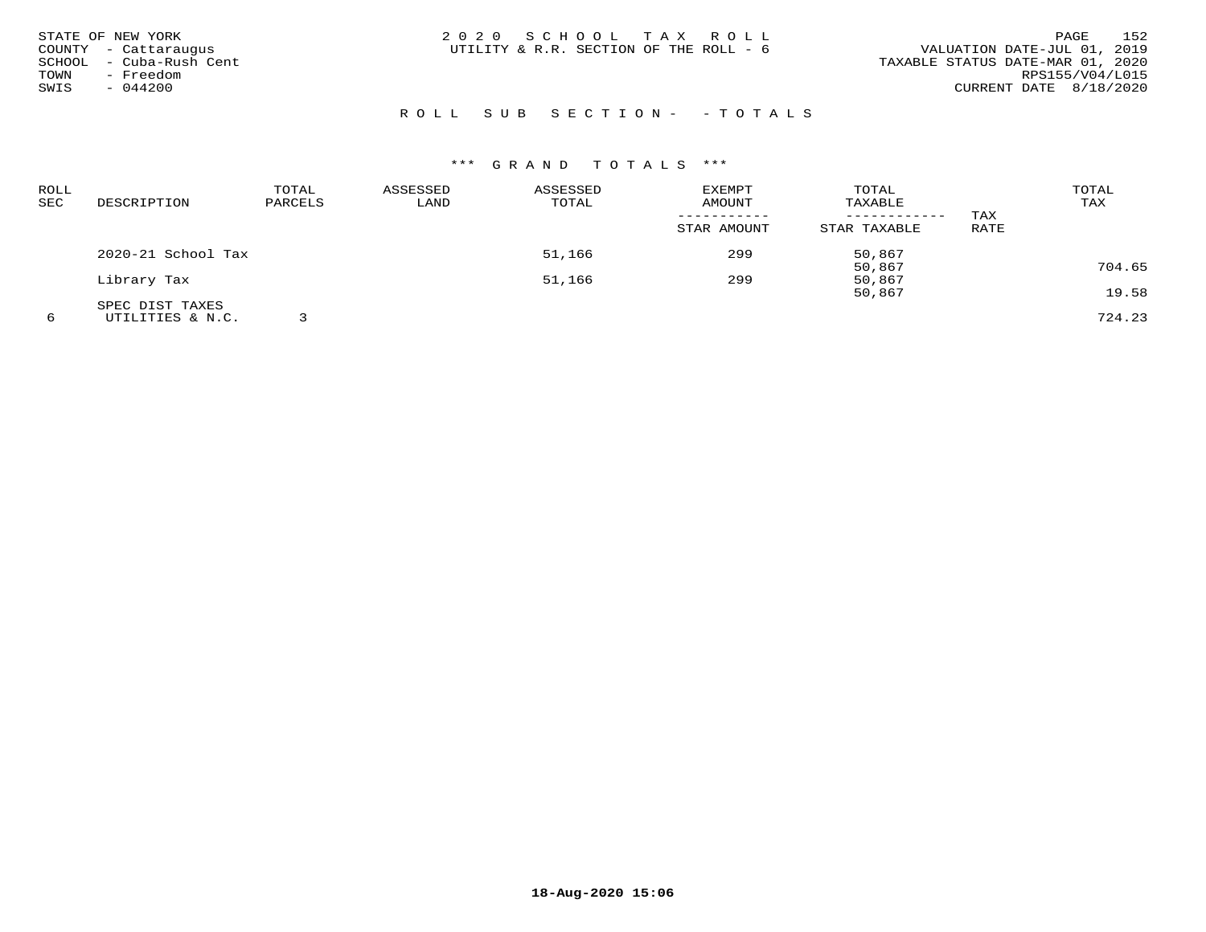STATE OF NEW YORK
COUNTY - Cattaraugus
SCHOOL - Cuba-Rush Cent
TOWN - Freedom
SWIS - 044200

2020 SCHOOL TAX ROLL
UTILITY & R.R. SECTION OF THE ROLL - 6

VALUATION DATE-JUL 01, 2019
TAXABLE STATUS DATE-MAR 01, 2020
RPS155/V04/L015
CURRENT DATE 8/18/2020

## ROLL SUB SECTION- - TOTALS

### *** GRAND TOTALS ***

| ROLL SEC | DESCRIPTION | TOTAL PARCELS | ASSESSED LAND | ASSESSED TOTAL | EXEMPT AMOUNT / STAR AMOUNT | TOTAL TAXABLE / STAR TAXABLE | TAX RATE | TOTAL TAX |
|---|---|---|---|---|---|---|---|---|
| | 2020-21 School Tax | | | 51,166 | 299 | 50,867 | | |
| | | | | | | 50,867 | | 704.65 |
| | Library Tax | | | 51,166 | 299 | 50,867 | | |
| | | | | | | 50,867 | | 19.58 |
| | SPEC DIST TAXES | | | | | | | |
| 6 | UTILITIES & N.C. | 3 | | | | | | 724.23 |

18-Aug-2020 15:06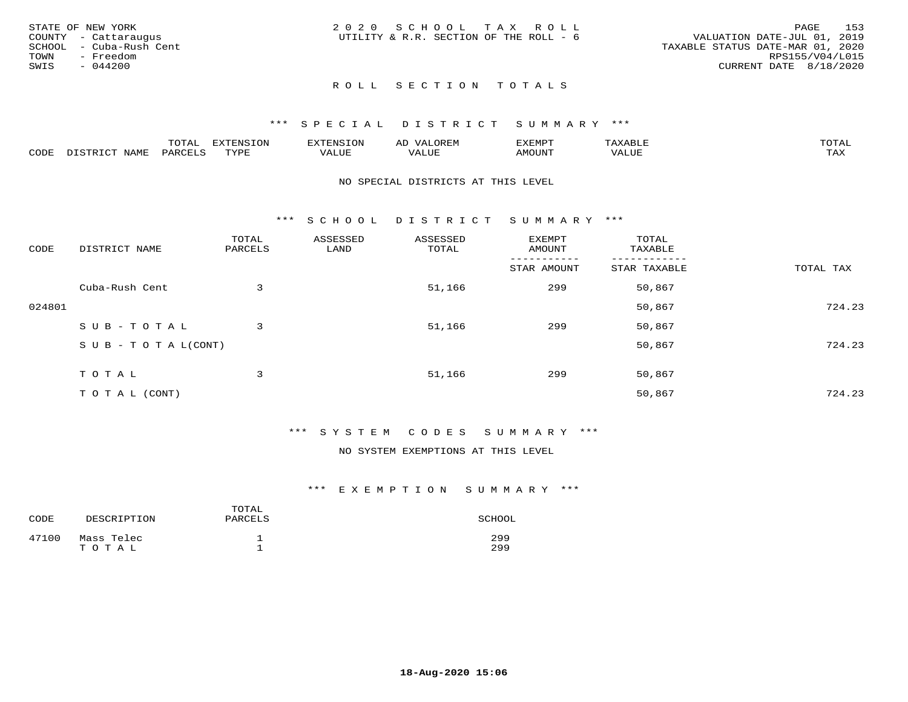STATE OF NEW YORK
COUNTY - Cattaraugus
SCHOOL - Cuba-Rush Cent
TOWN - Freedom
SWIS - 044200

2020 SCHOOL TAX ROLL
UTILITY & R.R. SECTION OF THE ROLL - 6

VALUATION DATE-JUL 01, 2019
TAXABLE STATUS DATE-MAR 01, 2020
RPS155/V04/L015
CURRENT DATE 8/18/2020

## ROLL SECTION TOTALS

### *** SPECIAL DISTRICT SUMMARY ***

| CODE | DISTRICT NAME | TOTAL PARCELS | EXTENSION TYPE | EXTENSION VALUE | AD VALOREM VALUE | EXEMPT AMOUNT | TAXABLE VALUE | TOTAL TAX |
|---|---|---|---|---|---|---|---|---|

NO SPECIAL DISTRICTS AT THIS LEVEL

### *** SCHOOL DISTRICT SUMMARY ***

| CODE | DISTRICT NAME | TOTAL PARCELS | ASSESSED LAND | ASSESSED TOTAL | EXEMPT AMOUNT / STAR AMOUNT | TOTAL TAXABLE / STAR TAXABLE | TOTAL TAX |
|---|---|---|---|---|---|---|---|
| | Cuba-Rush Cent | 3 | | 51,166 | 299 | 50,867 | |
| 024801 | | | | | | 50,867 | 724.23 |
| | SUB-TOTAL | 3 | | 51,166 | 299 | 50,867 | |
| | SUB-TOTAL(CONT) | | | | | 50,867 | 724.23 |
| | TOTAL | 3 | | 51,166 | 299 | 50,867 | |
| | TOTAL (CONT) | | | | | 50,867 | 724.23 |

### *** SYSTEM CODES SUMMARY ***

NO SYSTEM EXEMPTIONS AT THIS LEVEL

### *** EXEMPTION SUMMARY ***

| CODE | DESCRIPTION | TOTAL PARCELS | SCHOOL |
|---|---|---|---|
| 47100 | Mass Telec | 1 | 299 |
| | TOTAL | 1 | 299 |

18-Aug-2020 15:06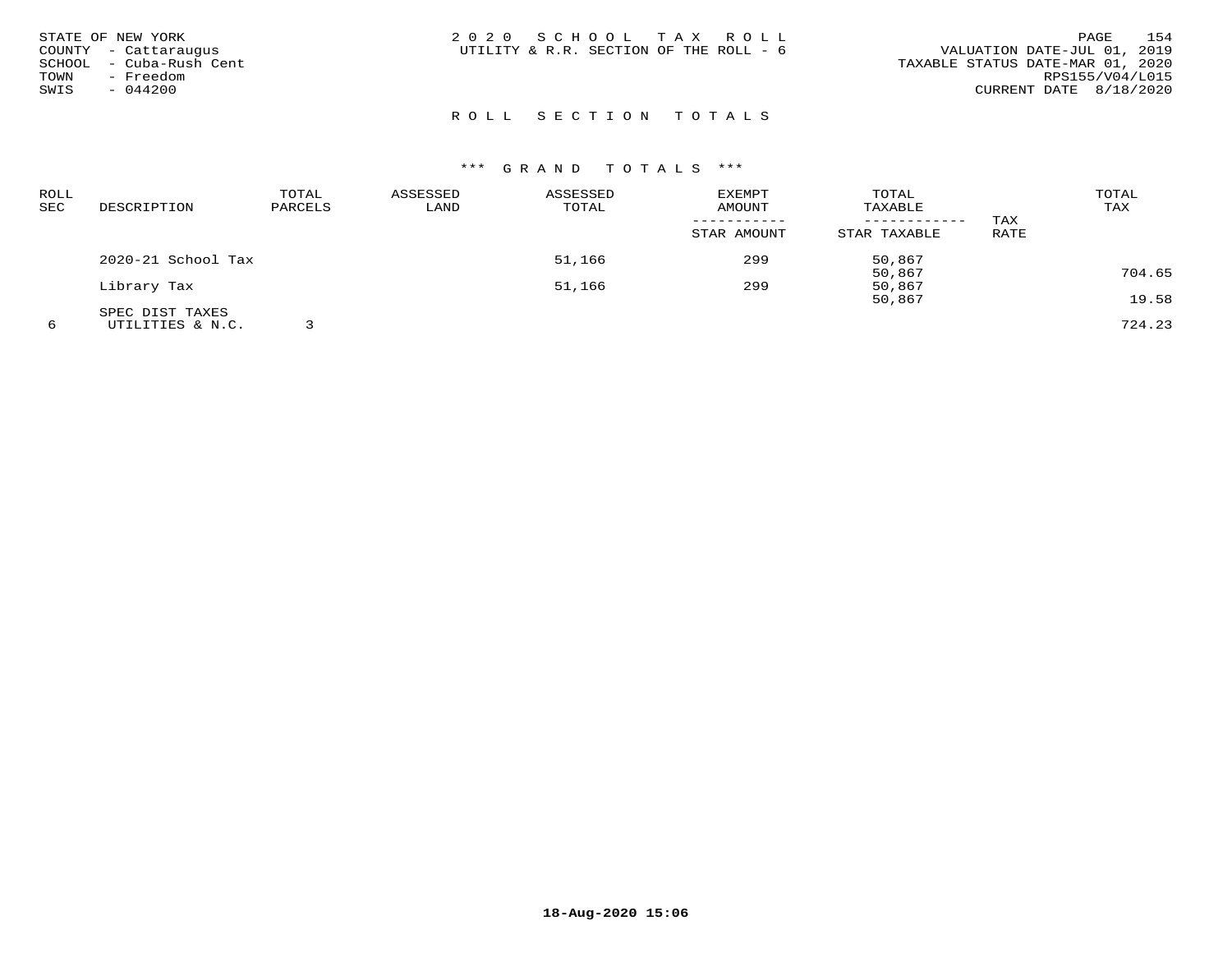STATE OF NEW YORK
COUNTY - Cattaraugus
SCHOOL - Cuba-Rush Cent
TOWN - Freedom
SWIS - 044200

2 0 2 0 S C H O O L T A X R O L L
UTILITY & R.R. SECTION OF THE ROLL - 6

VALUATION DATE-JUL 01, 2019
TAXABLE STATUS DATE-MAR 01, 2020
RPS155/V04/L015
CURRENT DATE 8/18/2020

## R O L L S E C T I O N T O T A L S

### *** G R A N D T O T A L S ***

| ROLL SEC | DESCRIPTION | TOTAL PARCELS | ASSESSED LAND | ASSESSED TOTAL | EXEMPT AMOUNT<br>-----------<br>STAR AMOUNT | TOTAL TAXABLE<br>------------<br>STAR TAXABLE | TAX RATE | TOTAL TAX |
|---|---|---|---|---|---|---|---|---|
| | 2020-21 School Tax | | | 51,166 | 299 | 50,867<br>50,867 | | 704.65 |
| | Library Tax | | | 51,166 | 299 | 50,867<br>50,867 | | 19.58 |
| | SPEC DIST TAXES | | | | | | | |
| 6 | UTILITIES & N.C. | 3 | | | | | | 724.23 |

18-Aug-2020 15:06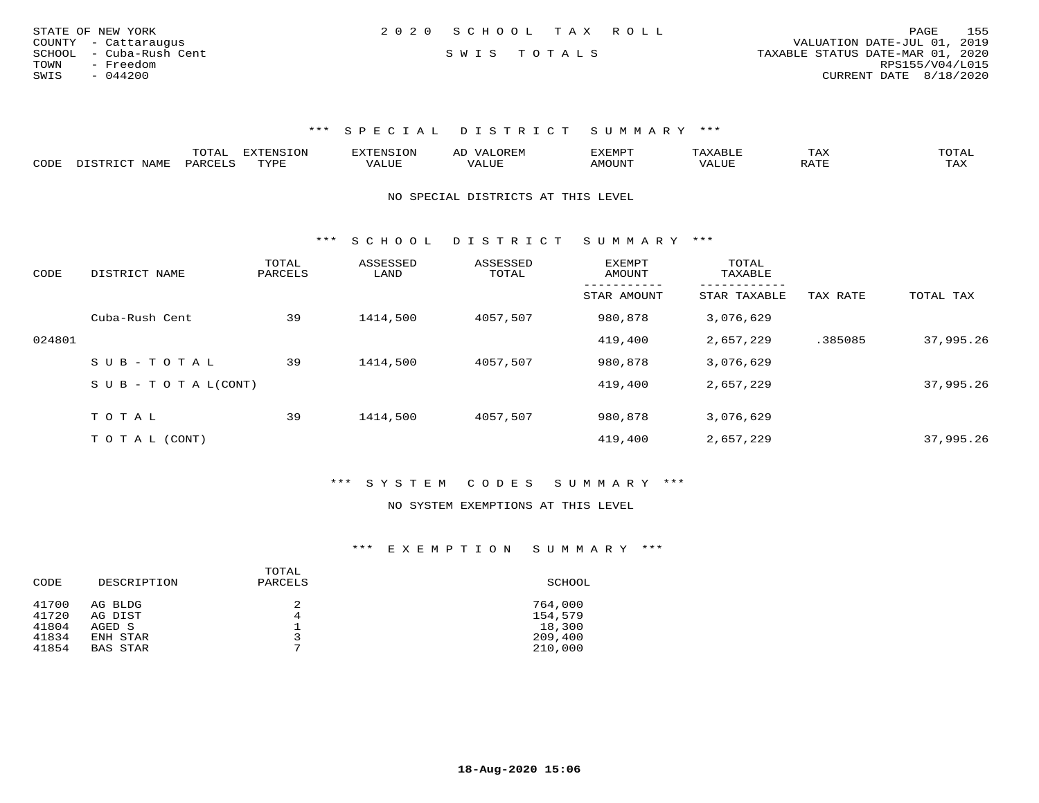STATE OF NEW YORK
COUNTY - Cattaraugus
SCHOOL - Cuba-Rush Cent
TOWN - Freedom
SWIS - 044200

2020 SCHOOL TAX ROLL

SWIS TOTALS

VALUATION DATE-JUL 01, 2019
TAXABLE STATUS DATE-MAR 01, 2020
RPS155/V04/L015
CURRENT DATE 8/18/2020

### *** SPECIAL DISTRICT SUMMARY ***

| CODE | DISTRICT NAME | TOTAL PARCELS | EXTENSION TYPE | EXTENSION VALUE | AD VALOREM VALUE | EXEMPT AMOUNT | TAXABLE VALUE | TAX RATE | TOTAL TAX |
|---|---|---|---|---|---|---|---|---|---|

NO SPECIAL DISTRICTS AT THIS LEVEL

### *** SCHOOL DISTRICT SUMMARY ***

| CODE | DISTRICT NAME | TOTAL PARCELS | ASSESSED LAND | ASSESSED TOTAL | EXEMPT AMOUNT / STAR AMOUNT | TOTAL TAXABLE / STAR TAXABLE | TAX RATE | TOTAL TAX |
|---|---|---|---|---|---|---|---|---|
| | Cuba-Rush Cent | 39 | 1414,500 | 4057,507 | 980,878 | 3,076,629 | | |
| 024801 | | | | | 419,400 | 2,657,229 | .385085 | 37,995.26 |
| | S U B - T O T A L | 39 | 1414,500 | 4057,507 | 980,878 | 3,076,629 | | |
| | S U B - T O T A L(CONT) | | | | 419,400 | 2,657,229 | | 37,995.26 |
| | T O T A L | 39 | 1414,500 | 4057,507 | 980,878 | 3,076,629 | | |
| | T O T A L (CONT) | | | | 419,400 | 2,657,229 | | 37,995.26 |

### *** SYSTEM CODES SUMMARY ***

NO SYSTEM EXEMPTIONS AT THIS LEVEL

### *** EXEMPTION SUMMARY ***

| CODE | DESCRIPTION | TOTAL PARCELS | SCHOOL |
|---|---|---|---|
| 41700 | AG BLDG | 2 | 764,000 |
| 41720 | AG DIST | 4 | 154,579 |
| 41804 | AGED S | 1 | 18,300 |
| 41834 | ENH STAR | 3 | 209,400 |
| 41854 | BAS STAR | 7 | 210,000 |

18-Aug-2020 15:06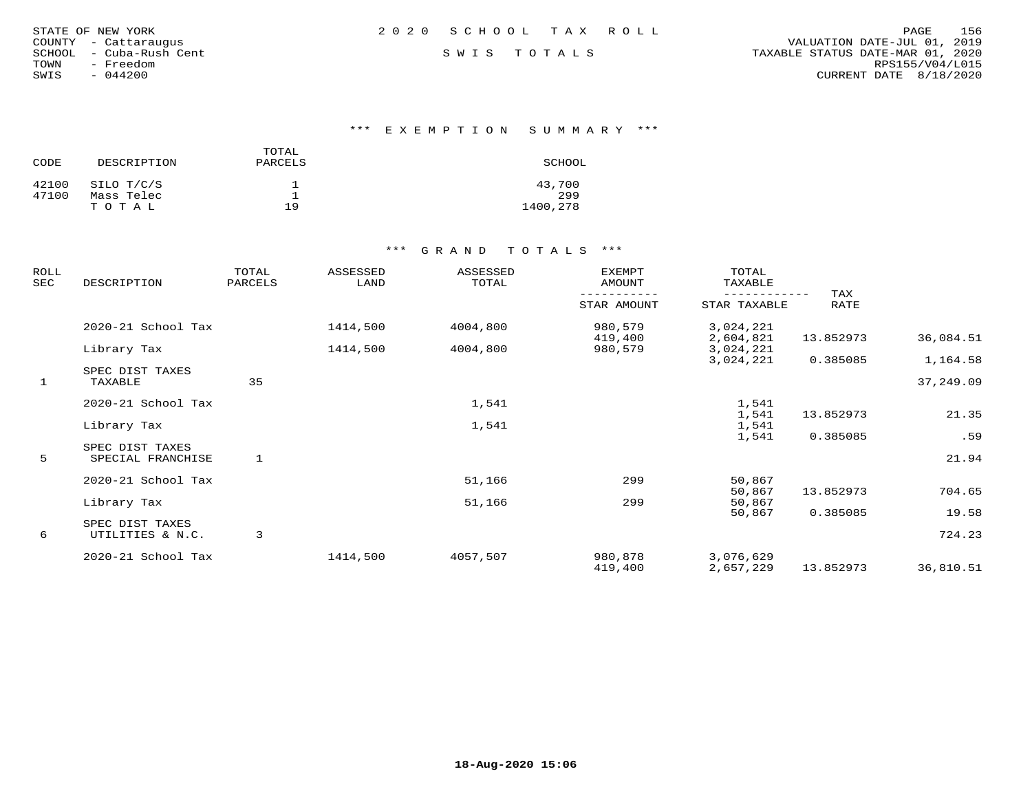STATE OF NEW YORK
COUNTY - Cattaraugus
SCHOOL - Cuba-Rush Cent
TOWN - Freedom
SWIS - 044200

2020 SCHOOL TAX ROLL

SWIS TOTALS

VALUATION DATE-JUL 01, 2019
TAXABLE STATUS DATE-MAR 01, 2020
RPS155/V04/L015
CURRENT DATE 8/18/2020

### *** EXEMPTION SUMMARY ***

| CODE | DESCRIPTION | TOTAL PARCELS | SCHOOL |
|---|---|---|---|
| 42100 | SILO T/C/S | 1 | 43,700 |
| 47100 | Mass Telec | 1 | 299 |
| | T O T A L | 19 | 1400,278 |

### *** GRAND TOTALS ***

| ROLL SEC | DESCRIPTION | TOTAL PARCELS | ASSESSED LAND | ASSESSED TOTAL | EXEMPT AMOUNT / STAR AMOUNT | TOTAL TAXABLE / STAR TAXABLE | TAX RATE | |
|---|---|---|---|---|---|---|---|---|
| | 2020-21 School Tax | | 1414,500 | 4004,800 | 980,579 | 3,024,221 | | |
| | | | | | 419,400 | 2,604,821 | 13.852973 | 36,084.51 |
| | Library Tax | | 1414,500 | 4004,800 | 980,579 | 3,024,221 | | |
| | | | | | | 3,024,221 | 0.385085 | 1,164.58 |
| | SPEC DIST TAXES | | | | | | | |
| 1 | TAXABLE | 35 | | | | | | 37,249.09 |
| | 2020-21 School Tax | | | 1,541 | | 1,541 | | |
| | | | | | | 1,541 | 13.852973 | 21.35 |
| | Library Tax | | | 1,541 | | 1,541 | | |
| | | | | | | 1,541 | 0.385085 | .59 |
| | SPEC DIST TAXES | | | | | | | |
| 5 | SPECIAL FRANCHISE | 1 | | | | | | 21.94 |
| | 2020-21 School Tax | | | 51,166 | 299 | 50,867 | | |
| | | | | | | 50,867 | 13.852973 | 704.65 |
| | Library Tax | | | 51,166 | 299 | 50,867 | | |
| | | | | | | 50,867 | 0.385085 | 19.58 |
| | SPEC DIST TAXES | | | | | | | |
| 6 | UTILITIES & N.C. | 3 | | | | | | 724.23 |
| | 2020-21 School Tax | | 1414,500 | 4057,507 | 980,878 | 3,076,629 | | |
| | | | | | 419,400 | 2,657,229 | 13.852973 | 36,810.51 |

18-Aug-2020 15:06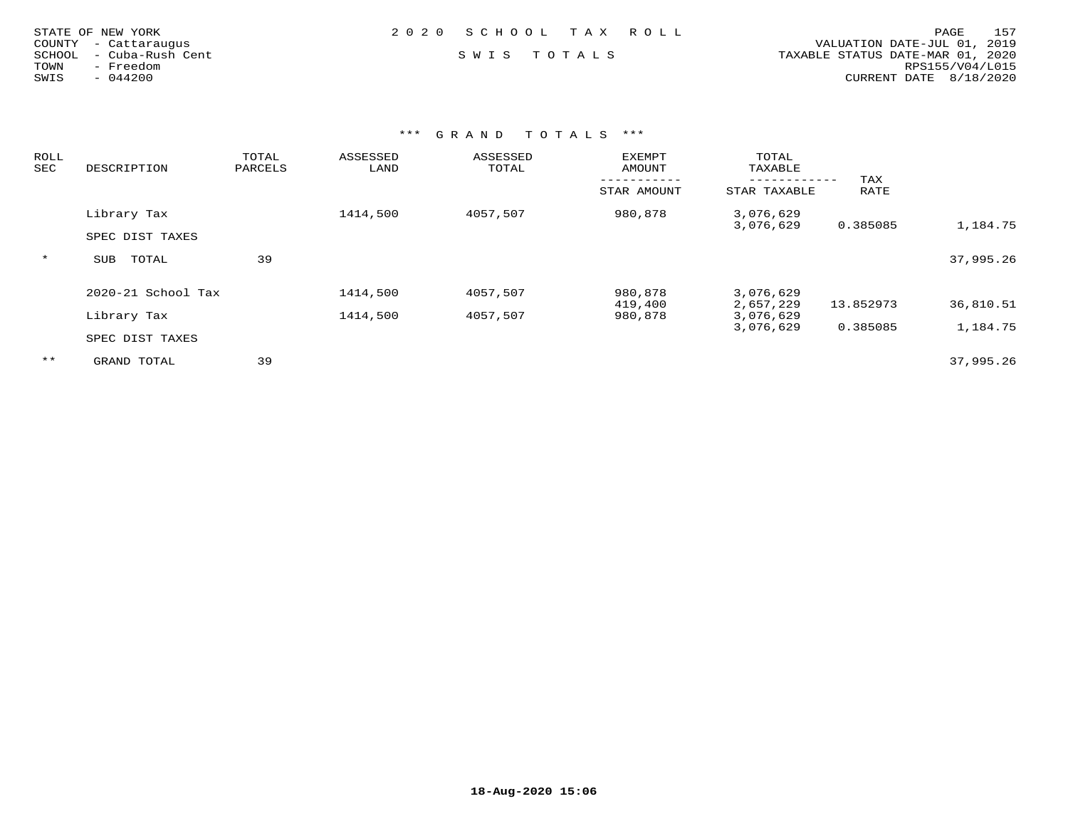STATE OF NEW YORK
COUNTY - Cattaraugus
SCHOOL - Cuba-Rush Cent
TOWN - Freedom
SWIS - 044200

# 2020 SCHOOL TAX ROLL

## SWIS TOTALS

VALUATION DATE-JUL 01, 2019
TAXABLE STATUS DATE-MAR 01, 2020
RPS155/V04/L015
CURRENT DATE 8/18/2020

### *** GRAND TOTALS ***

| ROLL SEC | DESCRIPTION | TOTAL PARCELS | ASSESSED LAND | ASSESSED TOTAL | EXEMPT AMOUNT / STAR AMOUNT | TOTAL TAXABLE / STAR TAXABLE | TAX RATE | |
|---|---|---|---|---|---|---|---|---|
| | Library Tax | | 1414,500 | 4057,507 | 980,878 | 3,076,629 | | |
| | | | | | | 3,076,629 | 0.385085 | 1,184.75 |
| | SPEC DIST TAXES | | | | | | | |
| * | SUB TOTAL | 39 | | | | | | 37,995.26 |
| | 2020-21 School Tax | | 1414,500 | 4057,507 | 980,878 | 3,076,629 | | |
| | | | | | 419,400 | 2,657,229 | 13.852973 | 36,810.51 |
| | Library Tax | | 1414,500 | 4057,507 | 980,878 | 3,076,629 | | |
| | | | | | | 3,076,629 | 0.385085 | 1,184.75 |
| | SPEC DIST TAXES | | | | | | | |
| ** | GRAND TOTAL | 39 | | | | | | 37,995.26 |

18-Aug-2020 15:06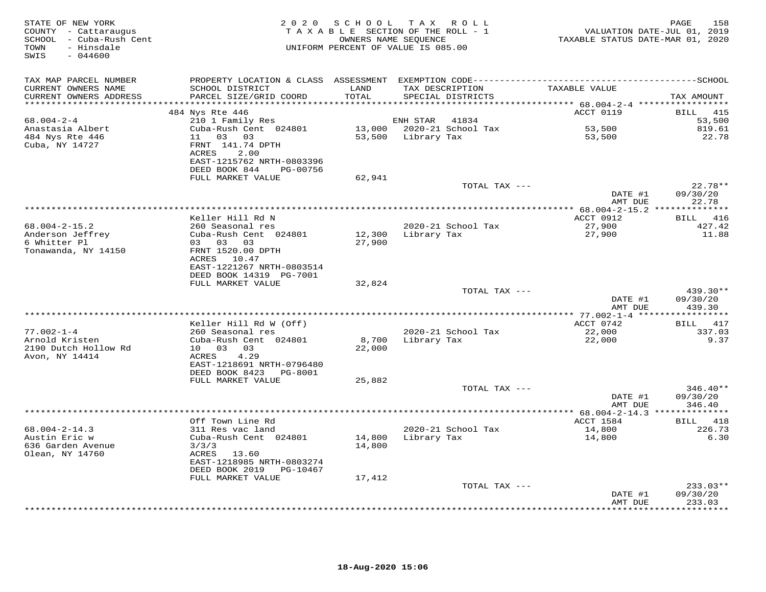STATE OF NEW YORK
COUNTY - Cattaraugus
SCHOOL - Cuba-Rush Cent
TOWN - Hinsdale
SWIS - 044600

2020 SCHOOL TAX ROLL
TAXABLE SECTION OF THE ROLL - 1
OWNERS NAME SEQUENCE
UNIFORM PERCENT OF VALUE IS 085.00

VALUATION DATE-JUL 01, 2019
TAXABLE STATUS DATE-MAR 01, 2020

| TAX MAP PARCEL NUMBER / CURRENT OWNERS NAME / CURRENT OWNERS ADDRESS | PROPERTY LOCATION & CLASS / SCHOOL DISTRICT / PARCEL SIZE/GRID COORD | ASSESSMENT LAND | TOTAL | EXEMPTION CODE / TAX DESCRIPTION / SPECIAL DISTRICTS | TAXABLE VALUE | TAX AMOUNT |
|---|---|---|---|---|---|---|
| 68.004-2-4 | 484 Nys Rte 446 | | | | ACCT 0119 | BILL 415 |
| Anastasia Albert | 210 1 Family Res | | | ENH STAR 41834 | | 53,500 |
| 484 Nys Rte 446 | Cuba-Rush Cent 024801 | 13,000 | | 2020-21 School Tax | 53,500 | 819.61 |
| Cuba, NY 14727 | 11 03 03 | | 53,500 | Library Tax | 53,500 | 22.78 |
| | FRNT 141.74 DPTH | | | | | |
| | ACRES 2.00 | | | | | |
| | EAST-1215762 NRTH-0803396 | | | | | |
| | DEED BOOK 844 PG-00756 | | | | | |
| | FULL MARKET VALUE | | 62,941 | | | |
| | | | | TOTAL TAX --- | | 22.78** |
| | | | | | DATE #1 | 09/30/20 |
| | | | | | AMT DUE | 22.78 |
| 68.004-2-15.2 | Keller Hill Rd N | | | | ACCT 0912 | BILL 416 |
| Anderson Jeffrey | 260 Seasonal res | | | 2020-21 School Tax | 27,900 | 427.42 |
| 6 Whitter Pl | Cuba-Rush Cent 024801 | 12,300 | | Library Tax | 27,900 | 11.88 |
| Tonawanda, NY 14150 | 03 03 03 | | 27,900 | | | |
| | FRNT 1520.00 DPTH | | | | | |
| | ACRES 10.47 | | | | | |
| | EAST-1221267 NRTH-0803514 | | | | | |
| | DEED BOOK 14319 PG-7001 | | | | | |
| | FULL MARKET VALUE | | 32,824 | | | |
| | | | | TOTAL TAX --- | | 439.30** |
| | | | | | DATE #1 | 09/30/20 |
| | | | | | AMT DUE | 439.30 |
| 77.002-1-4 | Keller Hill Rd W (Off) | | | | ACCT 0742 | BILL 417 |
| Arnold Kristen | 260 Seasonal res | | | 2020-21 School Tax | 22,000 | 337.03 |
| 2190 Dutch Hollow Rd | Cuba-Rush Cent 024801 | 8,700 | | Library Tax | 22,000 | 9.37 |
| Avon, NY 14414 | 10 03 03 | | 22,000 | | | |
| | ACRES 4.29 | | | | | |
| | EAST-1218691 NRTH-0796480 | | | | | |
| | DEED BOOK 8423 PG-8001 | | | | | |
| | FULL MARKET VALUE | | 25,882 | | | |
| | | | | TOTAL TAX --- | | 346.40** |
| | | | | | DATE #1 | 09/30/20 |
| | | | | | AMT DUE | 346.40 |
| 68.004-2-14.3 | Off Town Line Rd | | | | ACCT 1584 | BILL 418 |
| Austin Eric w | 311 Res vac land | | | 2020-21 School Tax | 14,800 | 226.73 |
| 636 Garden Avenue | Cuba-Rush Cent 024801 | 14,800 | | Library Tax | 14,800 | 6.30 |
| Olean, NY 14760 | 3/3/3 | | 14,800 | | | |
| | ACRES 13.60 | | | | | |
| | EAST-1218985 NRTH-0803274 | | | | | |
| | DEED BOOK 2019 PG-10467 | | | | | |
| | FULL MARKET VALUE | | 17,412 | | | |
| | | | | TOTAL TAX --- | | 233.03** |
| | | | | | DATE #1 | 09/30/20 |
| | | | | | AMT DUE | 233.03 |

18-Aug-2020 15:06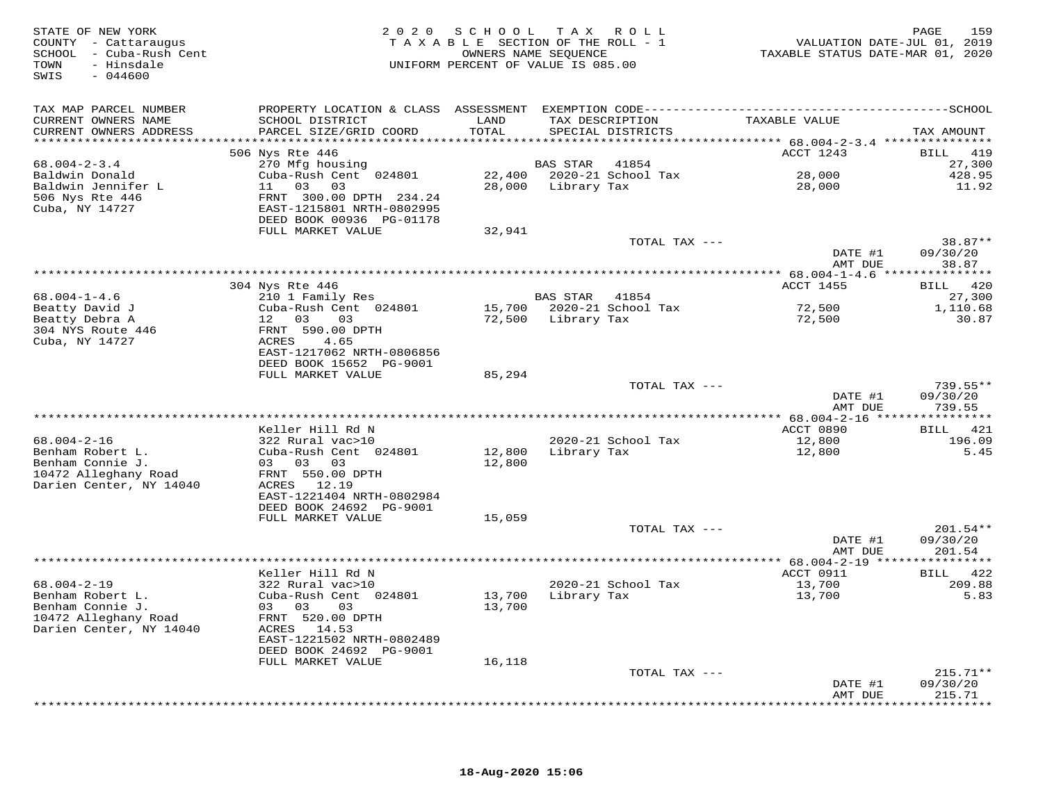STATE OF NEW YORK
COUNTY - Cattaraugus
SCHOOL - Cuba-Rush Cent
TOWN - Hinsdale
SWIS - 044600

2020 SCHOOL TAX ROLL
TAXABLE SECTION OF THE ROLL - 1
OWNERS NAME SEQUENCE
UNIFORM PERCENT OF VALUE IS 085.00

VALUATION DATE-JUL 01, 2019
TAXABLE STATUS DATE-MAR 01, 2020

| TAX MAP PARCEL NUMBER / CURRENT OWNERS NAME / CURRENT OWNERS ADDRESS | PROPERTY LOCATION & CLASS / SCHOOL DISTRICT / PARCEL SIZE/GRID COORD | ASSESSMENT LAND / TOTAL | EXEMPTION CODE / TAX DESCRIPTION / SPECIAL DISTRICTS | TAXABLE VALUE | TAX AMOUNT |
|---|---|---|---|---|---|
| 68.004-2-3.4 | 506 Nys Rte 446 | | | ACCT 1243 | BILL 419 |
| Baldwin Donald | 270 Mfg housing | | BAS STAR 41854 | | 27,300 |
| Baldwin Jennifer L | Cuba-Rush Cent 024801 | 22,400 | 2020-21 School Tax | 28,000 | 428.95 |
| 506 Nys Rte 446 | 11 03 03 | 28,000 | Library Tax | 28,000 | 11.92 |
| Cuba, NY 14727 | FRNT 300.00 DPTH 234.24 | | | | |
| | EAST-1215801 NRTH-0802995 | | | | |
| | DEED BOOK 00936 PG-01178 | | | | |
| | FULL MARKET VALUE | 32,941 | | | |
| | | | TOTAL TAX --- | | 38.87** |
| | | | | DATE #1 | 09/30/20 |
| | | | | AMT DUE | 38.87 |
| 68.004-1-4.6 | 304 Nys Rte 446 | | | ACCT 1455 | BILL 420 |
| Beatty David J | 210 1 Family Res | | BAS STAR 41854 | | 27,300 |
| Beatty Debra A | Cuba-Rush Cent 024801 | 15,700 | 2020-21 School Tax | 72,500 | 1,110.68 |
| 304 NYS Route 446 | 12 03 03 | 72,500 | Library Tax | 72,500 | 30.87 |
| Cuba, NY 14727 | FRNT 590.00 DPTH | | | | |
| | ACRES 4.65 | | | | |
| | EAST-1217062 NRTH-0806856 | | | | |
| | DEED BOOK 15652 PG-9001 | | | | |
| | FULL MARKET VALUE | 85,294 | | | |
| | | | TOTAL TAX --- | | 739.55** |
| | | | | DATE #1 | 09/30/20 |
| | | | | AMT DUE | 739.55 |
| 68.004-2-16 | Keller Hill Rd N | | | ACCT 0890 | BILL 421 |
| Benham Robert L. | 322 Rural vac>10 | | 2020-21 School Tax | 12,800 | 196.09 |
| Benham Connie J. | Cuba-Rush Cent 024801 | 12,800 | Library Tax | 12,800 | 5.45 |
| 10472 Alleghany Road | 03 03 03 | 12,800 | | | |
| Darien Center, NY 14040 | FRNT 550.00 DPTH | | | | |
| | ACRES 12.19 | | | | |
| | EAST-1221404 NRTH-0802984 | | | | |
| | DEED BOOK 24692 PG-9001 | | | | |
| | FULL MARKET VALUE | 15,059 | | | |
| | | | TOTAL TAX --- | | 201.54** |
| | | | | DATE #1 | 09/30/20 |
| | | | | AMT DUE | 201.54 |
| 68.004-2-19 | Keller Hill Rd N | | | ACCT 0911 | BILL 422 |
| Benham Robert L. | 322 Rural vac>10 | | 2020-21 School Tax | 13,700 | 209.88 |
| Benham Connie J. | Cuba-Rush Cent 024801 | 13,700 | Library Tax | 13,700 | 5.83 |
| 10472 Alleghany Road | 03 03 03 | 13,700 | | | |
| Darien Center, NY 14040 | FRNT 520.00 DPTH | | | | |
| | ACRES 14.53 | | | | |
| | EAST-1221502 NRTH-0802489 | | | | |
| | DEED BOOK 24692 PG-9001 | | | | |
| | FULL MARKET VALUE | 16,118 | | | |
| | | | TOTAL TAX --- | | 215.71** |
| | | | | DATE #1 | 09/30/20 |
| | | | | AMT DUE | 215.71 |

18-Aug-2020 15:06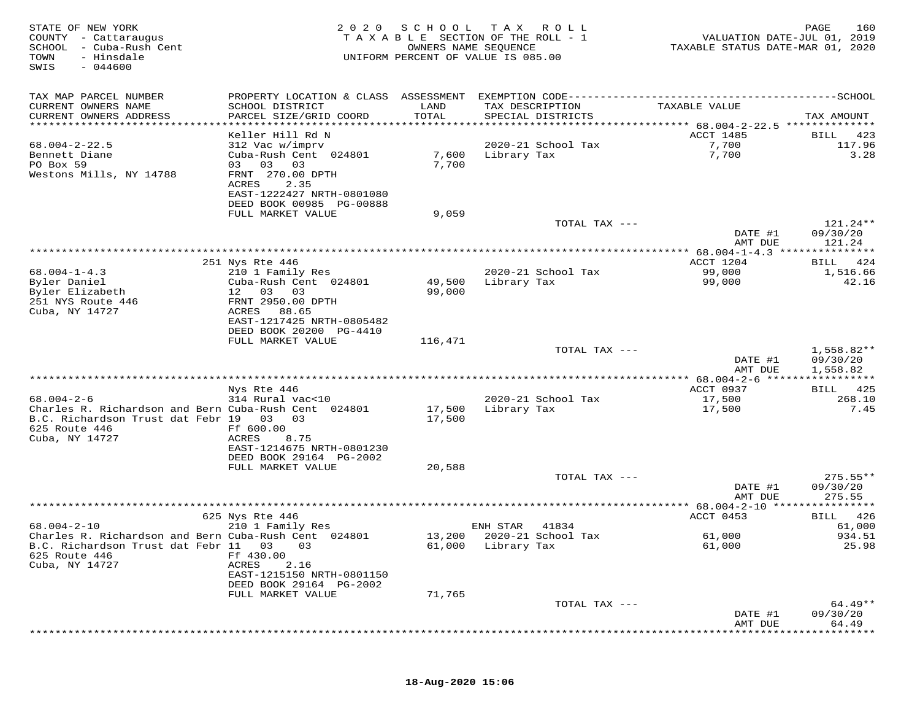STATE OF NEW YORK
COUNTY - Cattaraugus
SCHOOL - Cuba-Rush Cent
TOWN - Hinsdale
SWIS - 044600

2020 SCHOOL TAX ROLL
TAXABLE SECTION OF THE ROLL - 1
OWNERS NAME SEQUENCE
UNIFORM PERCENT OF VALUE IS 085.00

VALUATION DATE-JUL 01, 2019
TAXABLE STATUS DATE-MAR 01, 2020

| TAX MAP PARCEL NUMBER / CURRENT OWNERS NAME / CURRENT OWNERS ADDRESS | PROPERTY LOCATION & CLASS / SCHOOL DISTRICT / PARCEL SIZE/GRID COORD | ASSESSMENT LAND / TOTAL | EXEMPTION CODE / TAX DESCRIPTION / SPECIAL DISTRICTS | TAXABLE VALUE | TAX AMOUNT |
|---|---|---|---|---|---|
| **68.004-2-22.5** | Keller Hill Rd N | | | ACCT 1485 | BILL 423 |
| 68.004-2-22.5 | 312 Vac w/imprv | | 2020-21 School Tax | 7,700 | 117.96 |
| Bennett Diane | Cuba-Rush Cent 024801 | 7,600 | Library Tax | 7,700 | 3.28 |
| PO Box 59 | 03 03 03 | 7,700 | | | |
| Westons Mills, NY 14788 | FRNT 270.00 DPTH | | | | |
| | ACRES 2.35 | | | | |
| | EAST-1222427 NRTH-0801080 | | | | |
| | DEED BOOK 00985 PG-00888 | | | | |
| | FULL MARKET VALUE | 9,059 | | | |
| | | | TOTAL TAX --- | | 121.24** |
| | | | | DATE #1 | 09/30/20 |
| | | | | AMT DUE | 121.24 |
| **68.004-1-4.3** | 251 Nys Rte 446 | | | ACCT 1204 | BILL 424 |
| 68.004-1-4.3 | 210 1 Family Res | | 2020-21 School Tax | 99,000 | 1,516.66 |
| Byler Daniel | Cuba-Rush Cent 024801 | 49,500 | Library Tax | 99,000 | 42.16 |
| Byler Elizabeth | 12 03 03 | 99,000 | | | |
| 251 NYS Route 446 | FRNT 2950.00 DPTH | | | | |
| Cuba, NY 14727 | ACRES 88.65 | | | | |
| | EAST-1217425 NRTH-0805482 | | | | |
| | DEED BOOK 20200 PG-4410 | | | | |
| | FULL MARKET VALUE | 116,471 | | | |
| | | | TOTAL TAX --- | | 1,558.82** |
| | | | | DATE #1 | 09/30/20 |
| | | | | AMT DUE | 1,558.82 |
| **68.004-2-6** | Nys Rte 446 | | | ACCT 0937 | BILL 425 |
| 68.004-2-6 | 314 Rural vac<10 | | 2020-21 School Tax | 17,500 | 268.10 |
| Charles R. Richardson and Bern | Cuba-Rush Cent 024801 | 17,500 | Library Tax | 17,500 | 7.45 |
| B.C. Richardson Trust dat Febr | 19 03 03 | 17,500 | | | |
| 625 Route 446 | Ff 600.00 | | | | |
| Cuba, NY 14727 | ACRES 8.75 | | | | |
| | EAST-1214675 NRTH-0801230 | | | | |
| | DEED BOOK 29164 PG-2002 | | | | |
| | FULL MARKET VALUE | 20,588 | | | |
| | | | TOTAL TAX --- | | 275.55** |
| | | | | DATE #1 | 09/30/20 |
| | | | | AMT DUE | 275.55 |
| **68.004-2-10** | 625 Nys Rte 446 | | | ACCT 0453 | BILL 426 |
| 68.004-2-10 | 210 1 Family Res | | ENH STAR 41834 | | 61,000 |
| Charles R. Richardson and Bern | Cuba-Rush Cent 024801 | 13,200 | 2020-21 School Tax | 61,000 | 934.51 |
| B.C. Richardson Trust dat Febr | 11 03 03 | 61,000 | Library Tax | 61,000 | 25.98 |
| 625 Route 446 | Ff 430.00 | | | | |
| Cuba, NY 14727 | ACRES 2.16 | | | | |
| | EAST-1215150 NRTH-0801150 | | | | |
| | DEED BOOK 29164 PG-2002 | | | | |
| | FULL MARKET VALUE | 71,765 | | | |
| | | | TOTAL TAX --- | | 64.49** |
| | | | | DATE #1 | 09/30/20 |
| | | | | AMT DUE | 64.49 |

18-Aug-2020 15:06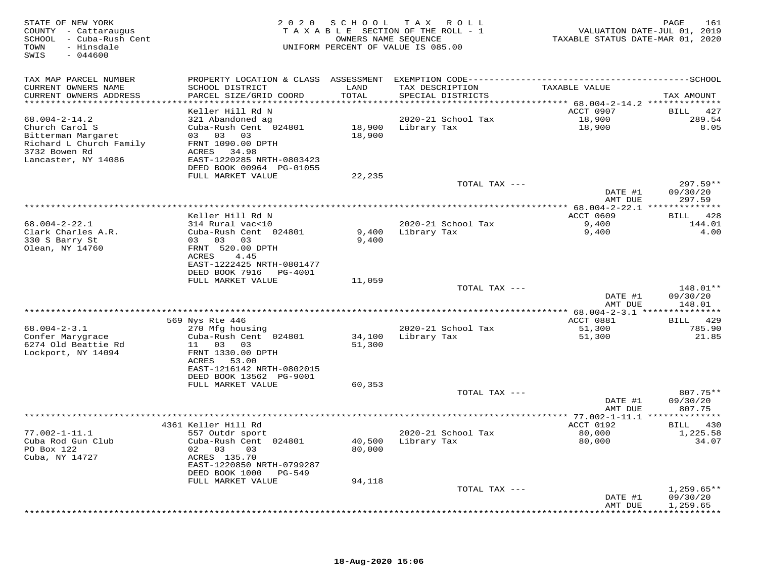STATE OF NEW YORK
COUNTY - Cattaraugus
SCHOOL - Cuba-Rush Cent
TOWN - Hinsdale
SWIS - 044600

2020 SCHOOL TAX ROLL
TAXABLE SECTION OF THE ROLL - 1
OWNERS NAME SEQUENCE
UNIFORM PERCENT OF VALUE IS 085.00

VALUATION DATE-JUL 01, 2019
TAXABLE STATUS DATE-MAR 01, 2020

| TAX MAP PARCEL NUMBER / CURRENT OWNERS NAME / CURRENT OWNERS ADDRESS | PROPERTY LOCATION & CLASS / SCHOOL DISTRICT / PARCEL SIZE/GRID COORD | ASSESSMENT LAND | TOTAL | EXEMPTION CODE / TAX DESCRIPTION / SPECIAL DISTRICTS | TAXABLE VALUE | TAX AMOUNT |
|---|---|---|---|---|---|---|
| 68.004-2-14.2 | Keller Hill Rd N | | | | ACCT 0907 | BILL 427 |
| Church Carol S | 321 Abandoned ag | | | 2020-21 School Tax | 18,900 | 289.54 |
| Bitterman Margaret | Cuba-Rush Cent 024801 | 18,900 | 18,900 | Library Tax | 18,900 | 8.05 |
| Richard L Church Family | 03 03 03 | | | | | |
| 3732 Bowen Rd | FRNT 1090.00 DPTH | | | | | |
| Lancaster, NY 14086 | ACRES 34.98 | | | | | |
| | EAST-1220285 NRTH-0803423 | | | | | |
| | DEED BOOK 00964 PG-01055 | | | | | |
| | FULL MARKET VALUE | 22,235 | | | | |
| | | | | TOTAL TAX --- | | 297.59** |
| | | | | | DATE #1 | 09/30/20 |
| | | | | | AMT DUE | 297.59 |
| 68.004-2-22.1 | Keller Hill Rd N | | | | ACCT 0609 | BILL 428 |
| Clark Charles A.R. | 314 Rural vac<10 | | | 2020-21 School Tax | 9,400 | 144.01 |
| 330 S Barry St | Cuba-Rush Cent 024801 | 9,400 | 9,400 | Library Tax | 9,400 | 4.00 |
| Olean, NY 14760 | 03 03 03 | | | | | |
| | FRNT 520.00 DPTH | | | | | |
| | ACRES 4.45 | | | | | |
| | EAST-1222425 NRTH-0801477 | | | | | |
| | DEED BOOK 7916 PG-4001 | | | | | |
| | FULL MARKET VALUE | 11,059 | | | | |
| | | | | TOTAL TAX --- | | 148.01** |
| | | | | | DATE #1 | 09/30/20 |
| | | | | | AMT DUE | 148.01 |
| 68.004-2-3.1 | 569 Nys Rte 446 | | | | ACCT 0881 | BILL 429 |
| Confer Marygrace | 270 Mfg housing | | | 2020-21 School Tax | 51,300 | 785.90 |
| 6274 Old Beattie Rd | Cuba-Rush Cent 024801 | 34,100 | 51,300 | Library Tax | 51,300 | 21.85 |
| Lockport, NY 14094 | 11 03 03 | | | | | |
| | FRNT 1330.00 DPTH | | | | | |
| | ACRES 53.00 | | | | | |
| | EAST-1216142 NRTH-0802015 | | | | | |
| | DEED BOOK 13562 PG-9001 | | | | | |
| | FULL MARKET VALUE | 60,353 | | | | |
| | | | | TOTAL TAX --- | | 807.75** |
| | | | | | DATE #1 | 09/30/20 |
| | | | | | AMT DUE | 807.75 |
| 77.002-1-11.1 | 4361 Keller Hill Rd | | | | ACCT 0192 | BILL 430 |
| Cuba Rod Gun Club | 557 Outdr sport | | | 2020-21 School Tax | 80,000 | 1,225.58 |
| PO Box 122 | Cuba-Rush Cent 024801 | 40,500 | 80,000 | Library Tax | 80,000 | 34.07 |
| Cuba, NY 14727 | 02 03 03 | | | | | |
| | ACRES 135.70 | | | | | |
| | EAST-1220850 NRTH-0799287 | | | | | |
| | DEED BOOK 1000 PG-549 | | | | | |
| | FULL MARKET VALUE | 94,118 | | | | |
| | | | | TOTAL TAX --- | | 1,259.65** |
| | | | | | DATE #1 | 09/30/20 |
| | | | | | AMT DUE | 1,259.65 |

18-Aug-2020 15:06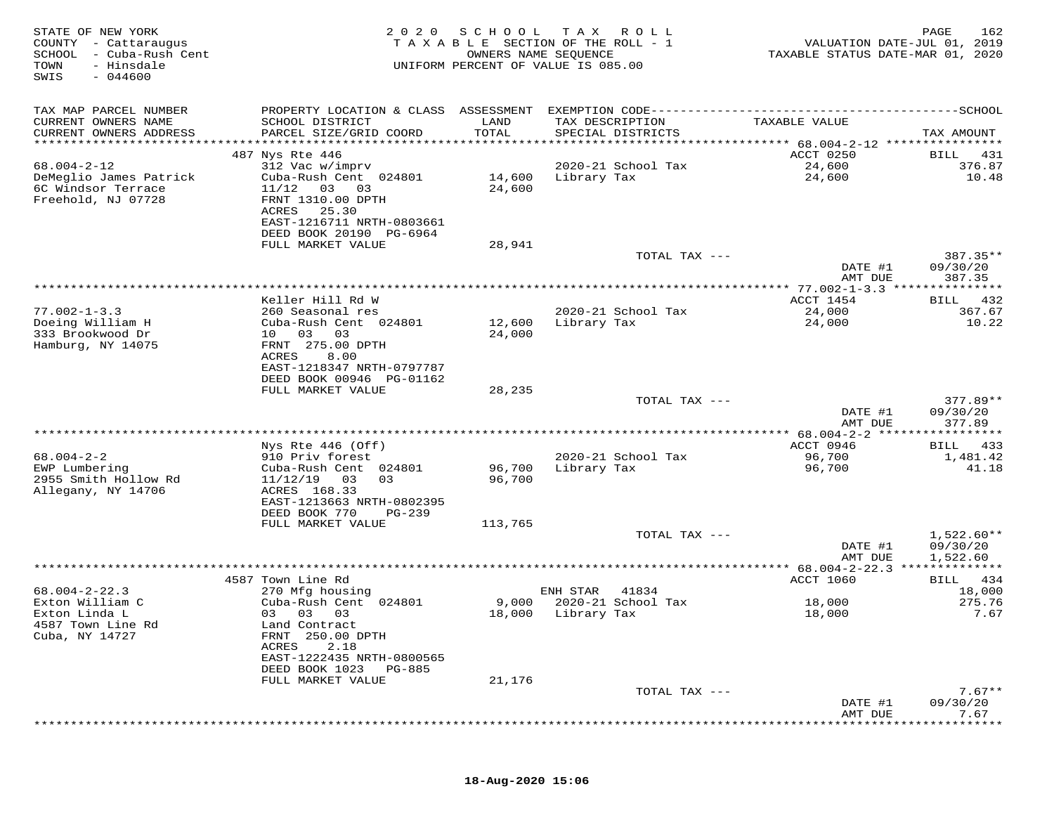STATE OF NEW YORK
COUNTY - Cattaraugus
SCHOOL - Cuba-Rush Cent
TOWN - Hinsdale
SWIS - 044600

# 2020 SCHOOL TAX ROLL

TAXABLE SECTION OF THE ROLL - 1
OWNERS NAME SEQUENCE
UNIFORM PERCENT OF VALUE IS 085.00

VALUATION DATE-JUL 01, 2019
TAXABLE STATUS DATE-MAR 01, 2020

| TAX MAP PARCEL NUMBER / CURRENT OWNERS NAME / CURRENT OWNERS ADDRESS | PROPERTY LOCATION & CLASS / SCHOOL DISTRICT / PARCEL SIZE/GRID COORD | ASSESSMENT LAND | TOTAL | EXEMPTION CODE / TAX DESCRIPTION / SPECIAL DISTRICTS | TAXABLE VALUE | TAX AMOUNT |
|---|---|---|---|---|---|---|
| **68.004-2-12** | 487 Nys Rte 446 | | | | ACCT 0250 | BILL 431 |
| | 312 Vac w/imprv | | | 2020-21 School Tax | 24,600 | 376.87 |
| DeMeglio James Patrick | Cuba-Rush Cent 024801 | 14,600 | | Library Tax | 24,600 | 10.48 |
| 6C Windsor Terrace | 11/12 03 03 | | 24,600 | | | |
| Freehold, NJ 07728 | FRNT 1310.00 DPTH | | | | | |
| | ACRES 25.30 | | | | | |
| | EAST-1216711 NRTH-0803661 | | | | | |
| | DEED BOOK 20190 PG-6964 | | | | | |
| | FULL MARKET VALUE | 28,941 | | | | |
| | | | | TOTAL TAX --- | | 387.35** |
| | | | | | DATE #1 | 09/30/20 |
| | | | | | AMT DUE | 387.35 |
| **77.002-1-3.3** | Keller Hill Rd W | | | | ACCT 1454 | BILL 432 |
| | 260 Seasonal res | | | 2020-21 School Tax | 24,000 | 367.67 |
| Doeing William H | Cuba-Rush Cent 024801 | 12,600 | | Library Tax | 24,000 | 10.22 |
| 333 Brookwood Dr | 10 03 03 | | 24,000 | | | |
| Hamburg, NY 14075 | FRNT 275.00 DPTH | | | | | |
| | ACRES 8.00 | | | | | |
| | EAST-1218347 NRTH-0797787 | | | | | |
| | DEED BOOK 00946 PG-01162 | | | | | |
| | FULL MARKET VALUE | 28,235 | | | | |
| | | | | TOTAL TAX --- | | 377.89** |
| | | | | | DATE #1 | 09/30/20 |
| | | | | | AMT DUE | 377.89 |
| **68.004-2-2** | Nys Rte 446 (Off) | | | | ACCT 0946 | BILL 433 |
| | 910 Priv forest | | | 2020-21 School Tax | 96,700 | 1,481.42 |
| EWP Lumbering | Cuba-Rush Cent 024801 | 96,700 | | Library Tax | 96,700 | 41.18 |
| 2955 Smith Hollow Rd | 11/12/19 03 03 | | 96,700 | | | |
| Allegany, NY 14706 | ACRES 168.33 | | | | | |
| | EAST-1213663 NRTH-0802395 | | | | | |
| | DEED BOOK 770 PG-239 | | | | | |
| | FULL MARKET VALUE | 113,765 | | | | |
| | | | | TOTAL TAX --- | | 1,522.60** |
| | | | | | DATE #1 | 09/30/20 |
| | | | | | AMT DUE | 1,522.60 |
| **68.004-2-22.3** | 4587 Town Line Rd | | | | ACCT 1060 | BILL 434 |
| | 270 Mfg housing | | | ENH STAR 41834 | | 18,000 |
| Exton William C | Cuba-Rush Cent 024801 | 9,000 | | 2020-21 School Tax | 18,000 | 275.76 |
| Exton Linda L | 03 03 03 | | 18,000 | Library Tax | 18,000 | 7.67 |
| 4587 Town Line Rd | Land Contract | | | | | |
| Cuba, NY 14727 | FRNT 250.00 DPTH | | | | | |
| | ACRES 2.18 | | | | | |
| | EAST-1222435 NRTH-0800565 | | | | | |
| | DEED BOOK 1023 PG-885 | | | | | |
| | FULL MARKET VALUE | 21,176 | | | | |
| | | | | TOTAL TAX --- | | 7.67** |
| | | | | | DATE #1 | 09/30/20 |
| | | | | | AMT DUE | 7.67 |

18-Aug-2020 15:06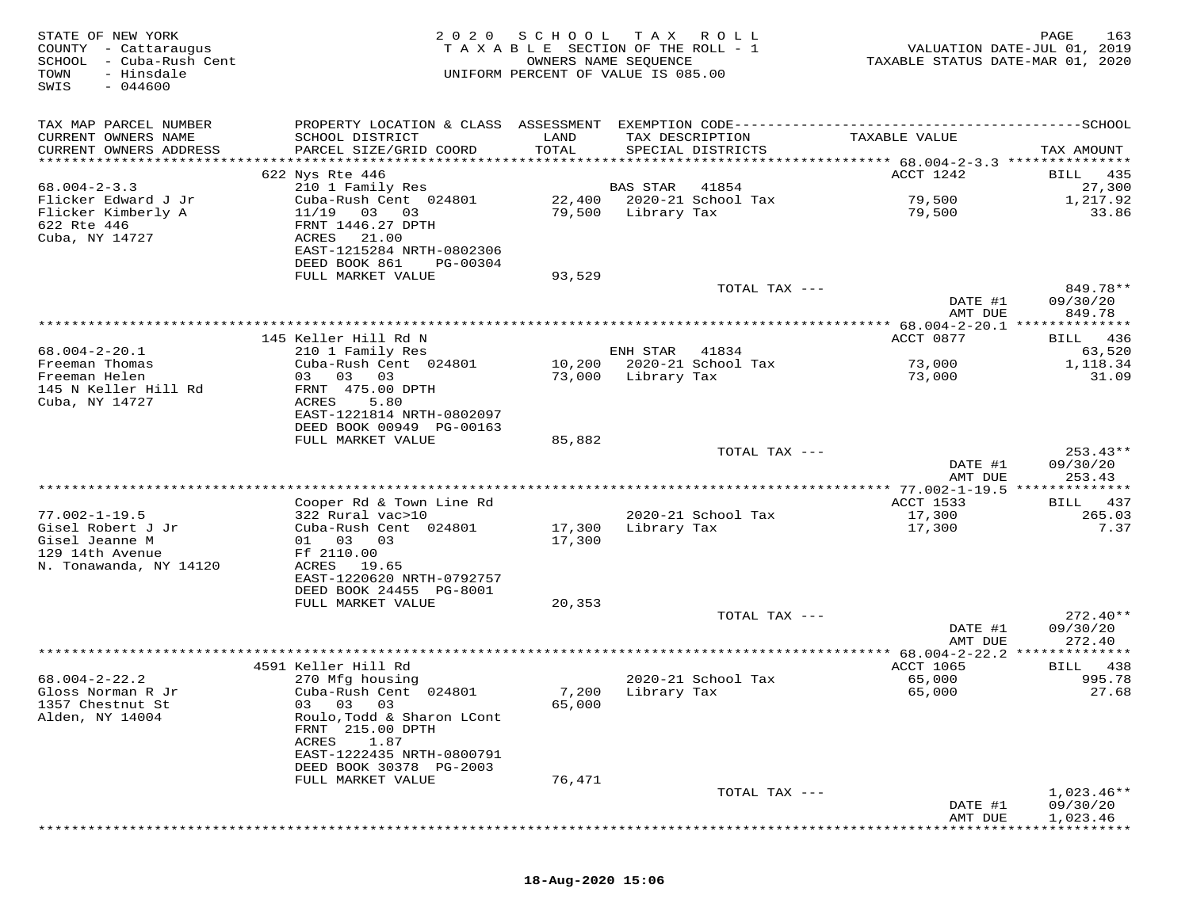STATE OF NEW YORK
COUNTY - Cattaraugus
SCHOOL - Cuba-Rush Cent
TOWN - Hinsdale
SWIS - 044600

2020 SCHOOL TAX ROLL
TAXABLE SECTION OF THE ROLL - 1
OWNERS NAME SEQUENCE
UNIFORM PERCENT OF VALUE IS 085.00

VALUATION DATE-JUL 01, 2019
TAXABLE STATUS DATE-MAR 01, 2020

| TAX MAP PARCEL NUMBER / CURRENT OWNERS NAME / CURRENT OWNERS ADDRESS | PROPERTY LOCATION & CLASS / SCHOOL DISTRICT / PARCEL SIZE/GRID COORD | ASSESSMENT LAND / TOTAL | EXEMPTION CODE / TAX DESCRIPTION / SPECIAL DISTRICTS | TAXABLE VALUE | TAX AMOUNT |
|---|---|---|---|---|---|
| 68.004-2-3.3 | 622 Nys Rte 446 | | | ACCT 1242 | BILL 435 |
| Flicker Edward J Jr | 210 1 Family Res | | BAS STAR 41854 | | 27,300 |
| Flicker Kimberly A | Cuba-Rush Cent 024801 | 22,400 | 2020-21 School Tax | 79,500 | 1,217.92 |
| 622 Rte 446 | 11/19 03 03 | 79,500 | Library Tax | 79,500 | 33.86 |
| Cuba, NY 14727 | FRNT 1446.27 DPTH | | | | |
| | ACRES 21.00 | | | | |
| | EAST-1215284 NRTH-0802306 | | | | |
| | DEED BOOK 861 PG-00304 | | | | |
| | FULL MARKET VALUE | 93,529 | | | |
| | | | TOTAL TAX --- | | 849.78** |
| | | | | DATE #1 | 09/30/20 |
| | | | | AMT DUE | 849.78 |
| 68.004-2-20.1 | 145 Keller Hill Rd N | | | ACCT 0877 | BILL 436 |
| Freeman Thomas | 210 1 Family Res | | ENH STAR 41834 | | 63,520 |
| Freeman Helen | Cuba-Rush Cent 024801 | 10,200 | 2020-21 School Tax | 73,000 | 1,118.34 |
| 145 N Keller Hill Rd | 03 03 03 | 73,000 | Library Tax | 73,000 | 31.09 |
| Cuba, NY 14727 | FRNT 475.00 DPTH | | | | |
| | ACRES 5.80 | | | | |
| | EAST-1221814 NRTH-0802097 | | | | |
| | DEED BOOK 00949 PG-00163 | | | | |
| | FULL MARKET VALUE | 85,882 | | | |
| | | | TOTAL TAX --- | | 253.43** |
| | | | | DATE #1 | 09/30/20 |
| | | | | AMT DUE | 253.43 |
| 77.002-1-19.5 | Cooper Rd & Town Line Rd | | | ACCT 1533 | BILL 437 |
| Gisel Robert J Jr | 322 Rural vac>10 | | 2020-21 School Tax | 17,300 | 265.03 |
| Gisel Jeanne M | Cuba-Rush Cent 024801 | 17,300 | Library Tax | 17,300 | 7.37 |
| 129 14th Avenue | 01 03 03 | 17,300 | | | |
| N. Tonawanda, NY 14120 | Ff 2110.00 | | | | |
| | ACRES 19.65 | | | | |
| | EAST-1220620 NRTH-0792757 | | | | |
| | DEED BOOK 24455 PG-8001 | | | | |
| | FULL MARKET VALUE | 20,353 | | | |
| | | | TOTAL TAX --- | | 272.40** |
| | | | | DATE #1 | 09/30/20 |
| | | | | AMT DUE | 272.40 |
| 68.004-2-22.2 | 4591 Keller Hill Rd | | | ACCT 1065 | BILL 438 |
| Gloss Norman R Jr | 270 Mfg housing | | 2020-21 School Tax | 65,000 | 995.78 |
| 1357 Chestnut St | Cuba-Rush Cent 024801 | 7,200 | Library Tax | 65,000 | 27.68 |
| Alden, NY 14004 | 03 03 03 | 65,000 | | | |
| | Roulo,Todd & Sharon LCont | | | | |
| | FRNT 215.00 DPTH | | | | |
| | ACRES 1.87 | | | | |
| | EAST-1222435 NRTH-0800791 | | | | |
| | DEED BOOK 30378 PG-2003 | | | | |
| | FULL MARKET VALUE | 76,471 | | | |
| | | | TOTAL TAX --- | | 1,023.46** |
| | | | | DATE #1 | 09/30/20 |
| | | | | AMT DUE | 1,023.46 |

18-Aug-2020 15:06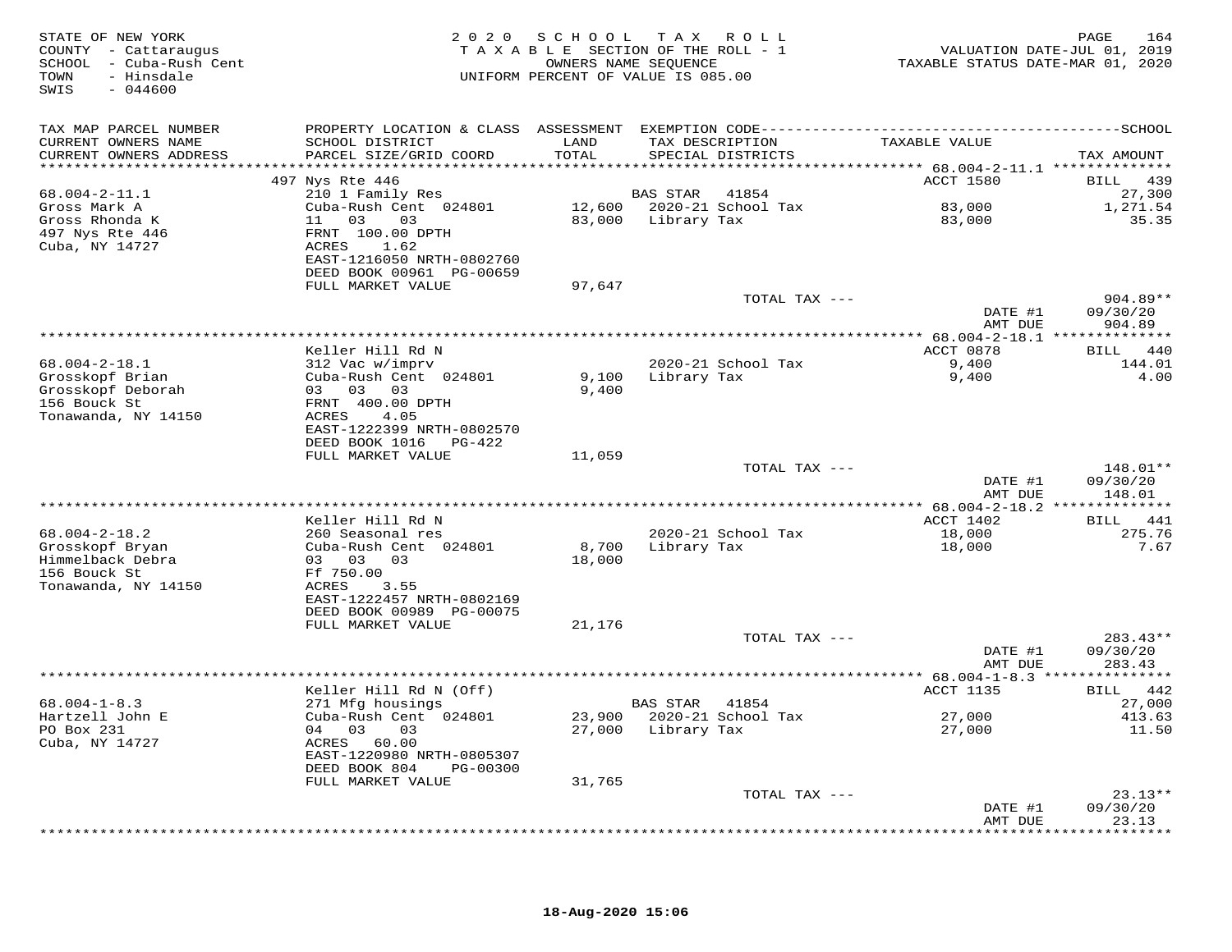STATE OF NEW YORK
COUNTY - Cattaraugus
SCHOOL - Cuba-Rush Cent
TOWN - Hinsdale
SWIS - 044600

2020 SCHOOL TAX ROLL
TAXABLE SECTION OF THE ROLL - 1
OWNERS NAME SEQUENCE
UNIFORM PERCENT OF VALUE IS 085.00

VALUATION DATE-JUL 01, 2019
TAXABLE STATUS DATE-MAR 01, 2020

| TAX MAP PARCEL NUMBER / CURRENT OWNERS NAME / CURRENT OWNERS ADDRESS | PROPERTY LOCATION & CLASS / SCHOOL DISTRICT / PARCEL SIZE/GRID COORD | ASSESSMENT LAND / TOTAL | EXEMPTION CODE / TAX DESCRIPTION / SPECIAL DISTRICTS | TAXABLE VALUE | TAX AMOUNT |
|---|---|---|---|---|---|
| | 497 Nys Rte 446 | | | ACCT 1580 | BILL 439 |
| 68.004-2-11.1 | 210 1 Family Res | | BAS STAR 41854 | | 27,300 |
| Gross Mark A | Cuba-Rush Cent 024801 | 12,600 | 2020-21 School Tax | 83,000 | 1,271.54 |
| Gross Rhonda K | 11 03 03 | 83,000 | Library Tax | 83,000 | 35.35 |
| 497 Nys Rte 446 | FRNT 100.00 DPTH | | | | |
| Cuba, NY 14727 | ACRES 1.62 | | | | |
| | EAST-1216050 NRTH-0802760 | | | | |
| | DEED BOOK 00961 PG-00659 | | | | |
| | FULL MARKET VALUE | 97,647 | | | |
| | | | TOTAL TAX --- | | 904.89** |
| | | | | DATE #1 | 09/30/20 |
| | | | | AMT DUE | 904.89 |
| | Keller Hill Rd N | | | ACCT 0878 | BILL 440 |
| 68.004-2-18.1 | 312 Vac w/imprv | | 2020-21 School Tax | 9,400 | 144.01 |
| Grosskopf Brian | Cuba-Rush Cent 024801 | 9,100 | Library Tax | 9,400 | 4.00 |
| Grosskopf Deborah | 03 03 03 | 9,400 | | | |
| 156 Bouck St | FRNT 400.00 DPTH | | | | |
| Tonawanda, NY 14150 | ACRES 4.05 | | | | |
| | EAST-1222399 NRTH-0802570 | | | | |
| | DEED BOOK 1016 PG-422 | | | | |
| | FULL MARKET VALUE | 11,059 | | | |
| | | | TOTAL TAX --- | | 148.01** |
| | | | | DATE #1 | 09/30/20 |
| | | | | AMT DUE | 148.01 |
| | Keller Hill Rd N | | | ACCT 1402 | BILL 441 |
| 68.004-2-18.2 | 260 Seasonal res | | 2020-21 School Tax | 18,000 | 275.76 |
| Grosskopf Bryan | Cuba-Rush Cent 024801 | 8,700 | Library Tax | 18,000 | 7.67 |
| Himmelback Debra | 03 03 03 | 18,000 | | | |
| 156 Bouck St | Ff 750.00 | | | | |
| Tonawanda, NY 14150 | ACRES 3.55 | | | | |
| | EAST-1222457 NRTH-0802169 | | | | |
| | DEED BOOK 00989 PG-00075 | | | | |
| | FULL MARKET VALUE | 21,176 | | | |
| | | | TOTAL TAX --- | | 283.43** |
| | | | | DATE #1 | 09/30/20 |
| | | | | AMT DUE | 283.43 |
| | Keller Hill Rd N (Off) | | | ACCT 1135 | BILL 442 |
| 68.004-1-8.3 | 271 Mfg housings | | BAS STAR 41854 | | 27,000 |
| Hartzell John E | Cuba-Rush Cent 024801 | 23,900 | 2020-21 School Tax | 27,000 | 413.63 |
| PO Box 231 | 04 03 03 | 27,000 | Library Tax | 27,000 | 11.50 |
| Cuba, NY 14727 | ACRES 60.00 | | | | |
| | EAST-1220980 NRTH-0805307 | | | | |
| | DEED BOOK 804 PG-00300 | | | | |
| | FULL MARKET VALUE | 31,765 | | | |
| | | | TOTAL TAX --- | | 23.13** |
| | | | | DATE #1 | 09/30/20 |
| | | | | AMT DUE | 23.13 |

18-Aug-2020 15:06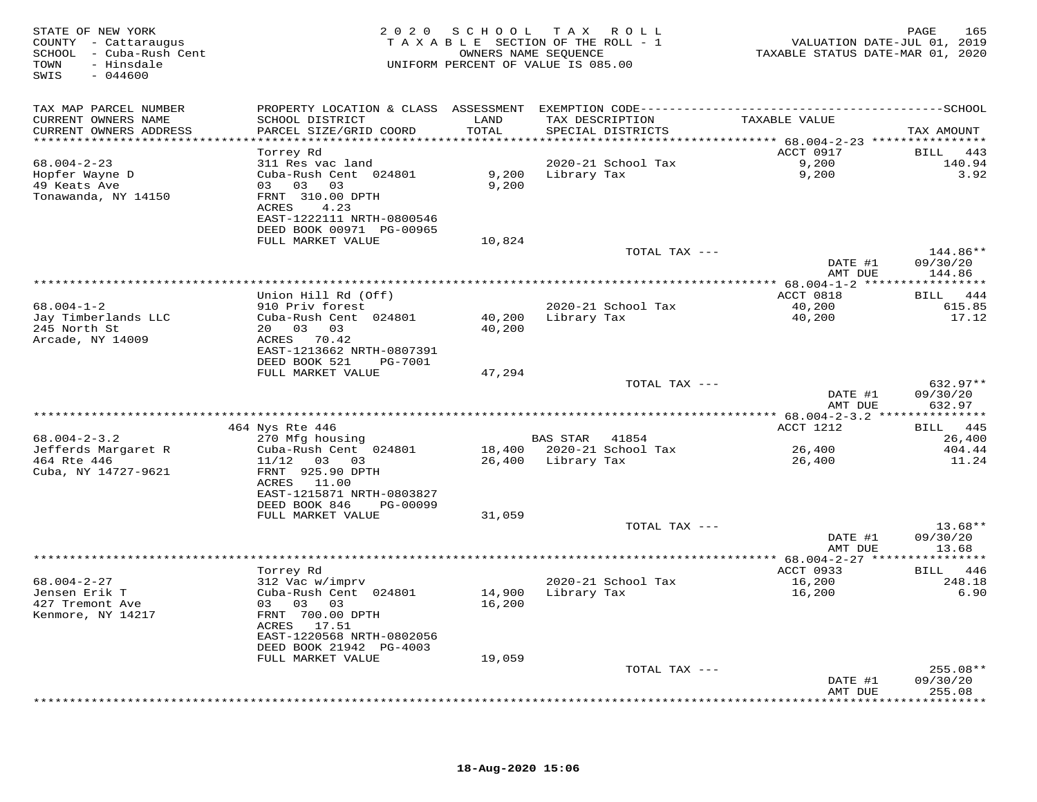STATE OF NEW YORK
COUNTY - Cattaraugus
SCHOOL - Cuba-Rush Cent
TOWN - Hinsdale
SWIS - 044600

2020 SCHOOL TAX ROLL
TAXABLE SECTION OF THE ROLL - 1
OWNERS NAME SEQUENCE
UNIFORM PERCENT OF VALUE IS 085.00

VALUATION DATE-JUL 01, 2019
TAXABLE STATUS DATE-MAR 01, 2020

| TAX MAP PARCEL NUMBER / CURRENT OWNERS NAME / CURRENT OWNERS ADDRESS | PROPERTY LOCATION & CLASS / SCHOOL DISTRICT / PARCEL SIZE/GRID COORD | ASSESSMENT LAND / TOTAL | EXEMPTION CODE / TAX DESCRIPTION / SPECIAL DISTRICTS | TAXABLE VALUE | TAX AMOUNT |
|---|---|---|---|---|---|
| **68.004-2-23** | Torrey Rd | | | ACCT 0917 | BILL 443 |
| 68.004-2-23 | 311 Res vac land | | | | |
| Hopfer Wayne D | Cuba-Rush Cent 024801 | 9,200 | 2020-21 School Tax | 9,200 | 140.94 |
| 49 Keats Ave | 03 03 03 | 9,200 | Library Tax | 9,200 | 3.92 |
| Tonawanda, NY 14150 | FRNT 310.00 DPTH | | | | |
| | ACRES 4.23 | | | | |
| | EAST-1222111 NRTH-0800546 | | | | |
| | DEED BOOK 00971 PG-00965 | | | | |
| | FULL MARKET VALUE | 10,824 | | | |
| | | | TOTAL TAX --- | | 144.86** |
| | | | | DATE #1 | 09/30/20 |
| | | | | AMT DUE | 144.86 |
| **68.004-1-2** | Union Hill Rd (Off) | | | ACCT 0818 | BILL 444 |
| 68.004-1-2 | 910 Priv forest | | | | |
| Jay Timberlands LLC | Cuba-Rush Cent 024801 | 40,200 | 2020-21 School Tax | 40,200 | 615.85 |
| 245 North St | 20 03 03 | 40,200 | Library Tax | 40,200 | 17.12 |
| Arcade, NY 14009 | ACRES 70.42 | | | | |
| | EAST-1213662 NRTH-0807391 | | | | |
| | DEED BOOK 521 PG-7001 | | | | |
| | FULL MARKET VALUE | 47,294 | | | |
| | | | TOTAL TAX --- | | 632.97** |
| | | | | DATE #1 | 09/30/20 |
| | | | | AMT DUE | 632.97 |
| **68.004-2-3.2** | 464 Nys Rte 446 | | | ACCT 1212 | BILL 445 |
| 68.004-2-3.2 | 270 Mfg housing | | BAS STAR 41854 | | 26,400 |
| Jefferds Margaret R | Cuba-Rush Cent 024801 | 18,400 | 2020-21 School Tax | 26,400 | 404.44 |
| 464 Rte 446 | 11/12 03 03 | 26,400 | Library Tax | 26,400 | 11.24 |
| Cuba, NY 14727-9621 | FRNT 925.90 DPTH | | | | |
| | ACRES 11.00 | | | | |
| | EAST-1215871 NRTH-0803827 | | | | |
| | DEED BOOK 846 PG-00099 | | | | |
| | FULL MARKET VALUE | 31,059 | | | |
| | | | TOTAL TAX --- | | 13.68** |
| | | | | DATE #1 | 09/30/20 |
| | | | | AMT DUE | 13.68 |
| **68.004-2-27** | Torrey Rd | | | ACCT 0933 | BILL 446 |
| 68.004-2-27 | 312 Vac w/imprv | | | | |
| Jensen Erik T | Cuba-Rush Cent 024801 | 14,900 | 2020-21 School Tax | 16,200 | 248.18 |
| 427 Tremont Ave | 03 03 03 | 16,200 | Library Tax | 16,200 | 6.90 |
| Kenmore, NY 14217 | FRNT 700.00 DPTH | | | | |
| | ACRES 17.51 | | | | |
| | EAST-1220568 NRTH-0802056 | | | | |
| | DEED BOOK 21942 PG-4003 | | | | |
| | FULL MARKET VALUE | 19,059 | | | |
| | | | TOTAL TAX --- | | 255.08** |
| | | | | DATE #1 | 09/30/20 |
| | | | | AMT DUE | 255.08 |

18-Aug-2020 15:06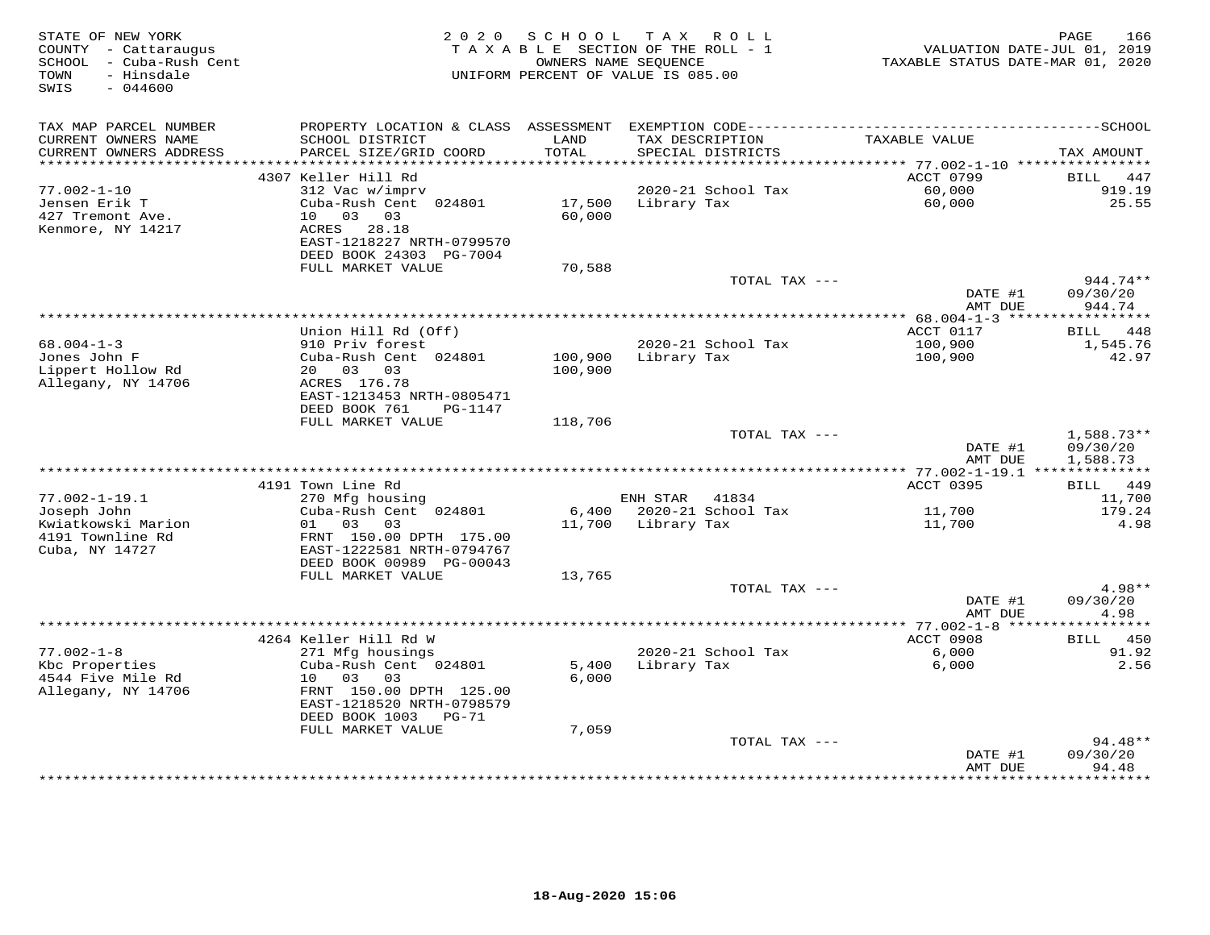STATE OF NEW YORK
COUNTY - Cattaraugus
SCHOOL - Cuba-Rush Cent
TOWN - Hinsdale
SWIS - 044600

2 0 2 0 S C H O O L T A X R O L L
T A X A B L E SECTION OF THE ROLL - 1
OWNERS NAME SEQUENCE
UNIFORM PERCENT OF VALUE IS 085.00

VALUATION DATE-JUL 01, 2019
TAXABLE STATUS DATE-MAR 01, 2020

| TAX MAP PARCEL NUMBER<br>CURRENT OWNERS NAME<br>CURRENT OWNERS ADDRESS | PROPERTY LOCATION & CLASS<br>SCHOOL DISTRICT<br>PARCEL SIZE/GRID COORD | ASSESSMENT<br>LAND<br>TOTAL | EXEMPTION CODE<br>TAX DESCRIPTION<br>SPECIAL DISTRICTS | TAXABLE VALUE | SCHOOL<br>TAX AMOUNT |
|---|---|---|---|---|---|
| | 4307 Keller Hill Rd | | | ACCT 0799 | BILL 447 |
| 77.002-1-10 | 312 Vac w/imprv | | 2020-21 School Tax | 60,000 | 919.19 |
| Jensen Erik T | Cuba-Rush Cent 024801 | 17,500 | Library Tax | 60,000 | 25.55 |
| 427 Tremont Ave. | 10 03 03 | 60,000 | | | |
| Kenmore, NY 14217 | ACRES 28.18 | | | | |
| | EAST-1218227 NRTH-0799570 | | | | |
| | DEED BOOK 24303 PG-7004 | | | | |
| | FULL MARKET VALUE | 70,588 | | | |
| | | | TOTAL TAX --- | | 944.74** |
| | | | | DATE #1 | 09/30/20 |
| | | | | AMT DUE | 944.74 |
| | Union Hill Rd (Off) | | | ACCT 0117 | BILL 448 |
| 68.004-1-3 | 910 Priv forest | | 2020-21 School Tax | 100,900 | 1,545.76 |
| Jones John F | Cuba-Rush Cent 024801 | 100,900 | Library Tax | 100,900 | 42.97 |
| Lippert Hollow Rd | 20 03 03 | 100,900 | | | |
| Allegany, NY 14706 | ACRES 176.78 | | | | |
| | EAST-1213453 NRTH-0805471 | | | | |
| | DEED BOOK 761 PG-1147 | | | | |
| | FULL MARKET VALUE | 118,706 | | | |
| | | | TOTAL TAX --- | | 1,588.73** |
| | | | | DATE #1 | 09/30/20 |
| | | | | AMT DUE | 1,588.73 |
| | 4191 Town Line Rd | | | ACCT 0395 | BILL 449 |
| 77.002-1-19.1 | 270 Mfg housing | | ENH STAR 41834 | | 11,700 |
| Joseph John | Cuba-Rush Cent 024801 | 6,400 | 2020-21 School Tax | 11,700 | 179.24 |
| Kwiatkowski Marion | 01 03 03 | 11,700 | Library Tax | 11,700 | 4.98 |
| 4191 Townline Rd | FRNT 150.00 DPTH 175.00 | | | | |
| Cuba, NY 14727 | EAST-1222581 NRTH-0794767 | | | | |
| | DEED BOOK 00989 PG-00043 | | | | |
| | FULL MARKET VALUE | 13,765 | | | |
| | | | TOTAL TAX --- | | 4.98** |
| | | | | DATE #1 | 09/30/20 |
| | | | | AMT DUE | 4.98 |
| | 4264 Keller Hill Rd W | | | ACCT 0908 | BILL 450 |
| 77.002-1-8 | 271 Mfg housings | | 2020-21 School Tax | 6,000 | 91.92 |
| Kbc Properties | Cuba-Rush Cent 024801 | 5,400 | Library Tax | 6,000 | 2.56 |
| 4544 Five Mile Rd | 10 03 03 | 6,000 | | | |
| Allegany, NY 14706 | FRNT 150.00 DPTH 125.00 | | | | |
| | EAST-1218520 NRTH-0798579 | | | | |
| | DEED BOOK 1003 PG-71 | | | | |
| | FULL MARKET VALUE | 7,059 | | | |
| | | | TOTAL TAX --- | | 94.48** |
| | | | | DATE #1 | 09/30/20 |
| | | | | AMT DUE | 94.48 |

18-Aug-2020 15:06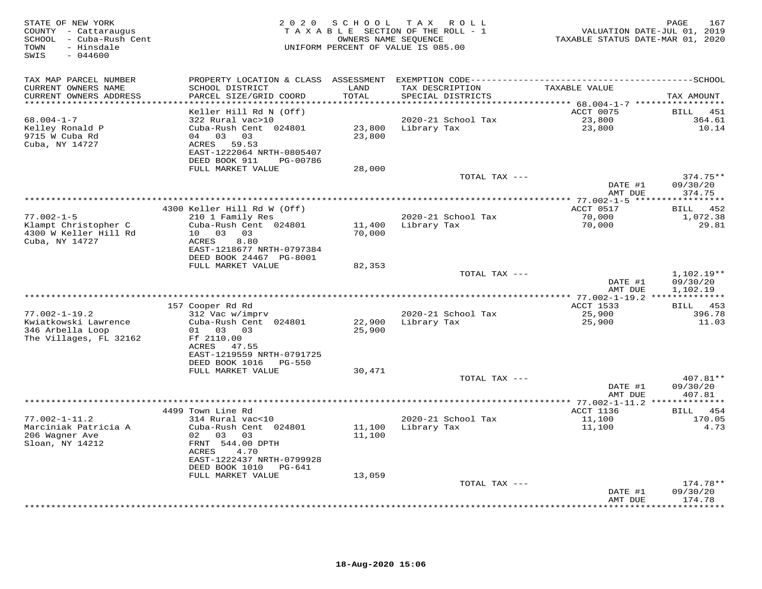STATE OF NEW YORK
COUNTY - Cattaraugus
SCHOOL - Cuba-Rush Cent
TOWN - Hinsdale
SWIS - 044600

2020 SCHOOL TAX ROLL
TAXABLE SECTION OF THE ROLL - 1
OWNERS NAME SEQUENCE
UNIFORM PERCENT OF VALUE IS 085.00

VALUATION DATE-JUL 01, 2019
TAXABLE STATUS DATE-MAR 01, 2020

| TAX MAP PARCEL NUMBER / CURRENT OWNERS NAME / CURRENT OWNERS ADDRESS | PROPERTY LOCATION & CLASS / SCHOOL DISTRICT / PARCEL SIZE/GRID COORD | ASSESSMENT LAND / TOTAL | EXEMPTION CODE / TAX DESCRIPTION / SPECIAL DISTRICTS | TAXABLE VALUE | TAX AMOUNT |
|---|---|---|---|---|---|
| | Keller Hill Rd N (Off) | | | ACCT 0075 | BILL 451 |
| 68.004-1-7 | 322 Rural vac>10 | | 2020-21 School Tax | 23,800 | 364.61 |
| Kelley Ronald P | Cuba-Rush Cent 024801 | 23,800 | Library Tax | 23,800 | 10.14 |
| 9715 W Cuba Rd | 04 03 03 | 23,800 | | | |
| Cuba, NY 14727 | ACRES 59.53 | | | | |
| | EAST-1222064 NRTH-0805407 | | | | |
| | DEED BOOK 911 PG-00786 | | | | |
| | FULL MARKET VALUE | 28,000 | | | |
| | | | TOTAL TAX --- | | 374.75** |
| | | | | DATE #1 | 09/30/20 |
| | | | | AMT DUE | 374.75 |
| | 4300 Keller Hill Rd W (Off) | | | ACCT 0517 | BILL 452 |
| 77.002-1-5 | 210 1 Family Res | | 2020-21 School Tax | 70,000 | 1,072.38 |
| Klampt Christopher C | Cuba-Rush Cent 024801 | 11,400 | Library Tax | 70,000 | 29.81 |
| 4300 W Keller Hill Rd | 10 03 03 | 70,000 | | | |
| Cuba, NY 14727 | ACRES 8.80 | | | | |
| | EAST-1218677 NRTH-0797384 | | | | |
| | DEED BOOK 24467 PG-8001 | | | | |
| | FULL MARKET VALUE | 82,353 | | | |
| | | | TOTAL TAX --- | | 1,102.19** |
| | | | | DATE #1 | 09/30/20 |
| | | | | AMT DUE | 1,102.19 |
| | 157 Cooper Rd Rd | | | ACCT 1533 | BILL 453 |
| 77.002-1-19.2 | 312 Vac w/imprv | | 2020-21 School Tax | 25,900 | 396.78 |
| Kwiatkowski Lawrence | Cuba-Rush Cent 024801 | 22,900 | Library Tax | 25,900 | 11.03 |
| 346 Arbella Loop | 01 03 03 | 25,900 | | | |
| The Villages, FL 32162 | Ff 2110.00 | | | | |
| | ACRES 47.55 | | | | |
| | EAST-1219559 NRTH-0791725 | | | | |
| | DEED BOOK 1016 PG-550 | | | | |
| | FULL MARKET VALUE | 30,471 | | | |
| | | | TOTAL TAX --- | | 407.81** |
| | | | | DATE #1 | 09/30/20 |
| | | | | AMT DUE | 407.81 |
| | 4499 Town Line Rd | | | ACCT 1136 | BILL 454 |
| 77.002-1-11.2 | 314 Rural vac<10 | | 2020-21 School Tax | 11,100 | 170.05 |
| Marciniak Patricia A | Cuba-Rush Cent 024801 | 11,100 | Library Tax | 11,100 | 4.73 |
| 206 Wagner Ave | 02 03 03 | 11,100 | | | |
| Sloan, NY 14212 | FRNT 544.00 DPTH | | | | |
| | ACRES 4.70 | | | | |
| | EAST-1222437 NRTH-0799928 | | | | |
| | DEED BOOK 1010 PG-641 | | | | |
| | FULL MARKET VALUE | 13,059 | | | |
| | | | TOTAL TAX --- | | 174.78** |
| | | | | DATE #1 | 09/30/20 |
| | | | | AMT DUE | 174.78 |

18-Aug-2020 15:06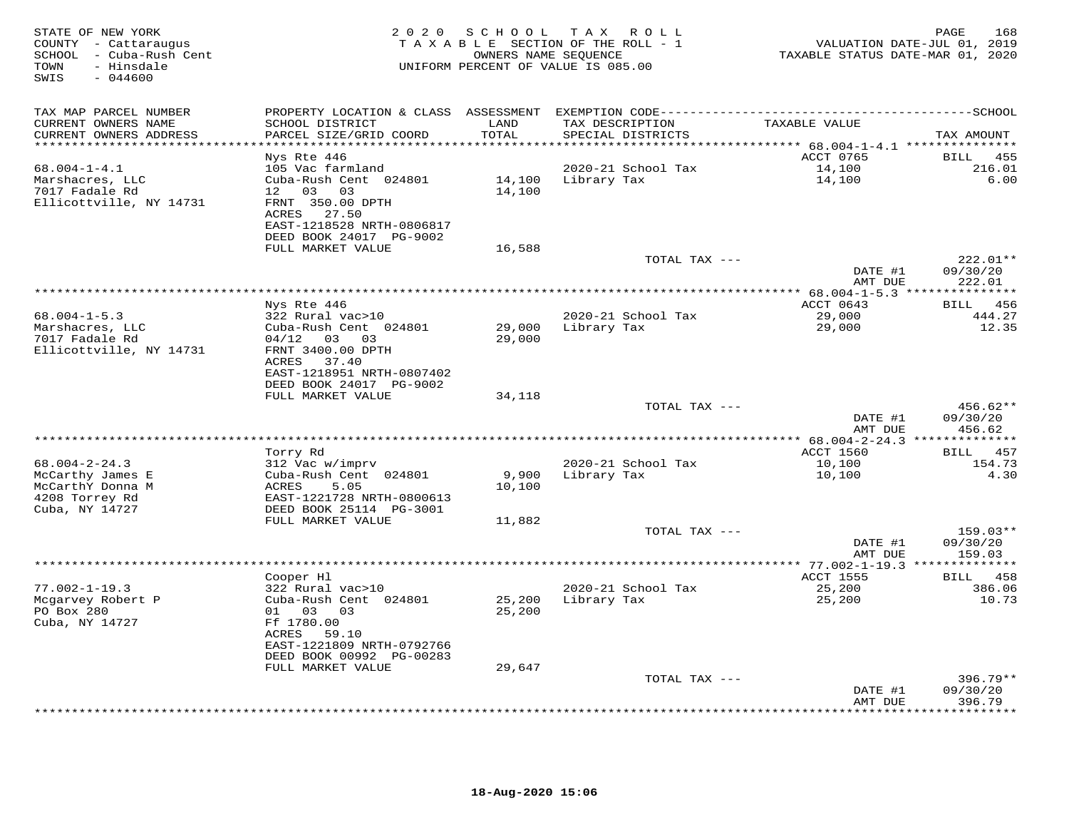STATE OF NEW YORK
COUNTY - Cattaraugus
SCHOOL - Cuba-Rush Cent
TOWN - Hinsdale
SWIS - 044600

2020 SCHOOL TAX ROLL
TAXABLE SECTION OF THE ROLL - 1
OWNERS NAME SEQUENCE
UNIFORM PERCENT OF VALUE IS 085.00

VALUATION DATE-JUL 01, 2019
TAXABLE STATUS DATE-MAR 01, 2020

| TAX MAP PARCEL NUMBER / CURRENT OWNERS NAME / CURRENT OWNERS ADDRESS | PROPERTY LOCATION & CLASS / SCHOOL DISTRICT / PARCEL SIZE/GRID COORD | ASSESSMENT LAND / TOTAL | EXEMPTION CODE / TAX DESCRIPTION / SPECIAL DISTRICTS | TAXABLE VALUE | TAX AMOUNT |
|---|---|---|---|---|---|
| **68.004-1-4.1** | Nys Rte 446 | | | ACCT 0765 | BILL 455 |
| Marshacres, LLC | 105 Vac farmland | | | | |
| 7017 Fadale Rd | Cuba-Rush Cent 024801 | 14,100 | 2020-21 School Tax | 14,100 | 216.01 |
| Ellicottville, NY 14731 | 12 03 03 | 14,100 | Library Tax | 14,100 | 6.00 |
| | FRNT 350.00 DPTH | | | | |
| | ACRES 27.50 | | | | |
| | EAST-1218528 NRTH-0806817 | | | | |
| | DEED BOOK 24017 PG-9002 | | | | |
| | FULL MARKET VALUE | 16,588 | | | |
| | | | TOTAL TAX --- | | 222.01** |
| | | | | DATE #1 | 09/30/20 |
| | | | | AMT DUE | 222.01 |
| **68.004-1-5.3** | Nys Rte 446 | | | ACCT 0643 | BILL 456 |
| Marshacres, LLC | 322 Rural vac>10 | | | | |
| 7017 Fadale Rd | Cuba-Rush Cent 024801 | 29,000 | 2020-21 School Tax | 29,000 | 444.27 |
| Ellicottville, NY 14731 | 04/12 03 03 | 29,000 | Library Tax | 29,000 | 12.35 |
| | FRNT 3400.00 DPTH | | | | |
| | ACRES 37.40 | | | | |
| | EAST-1218951 NRTH-0807402 | | | | |
| | DEED BOOK 24017 PG-9002 | | | | |
| | FULL MARKET VALUE | 34,118 | | | |
| | | | TOTAL TAX --- | | 456.62** |
| | | | | DATE #1 | 09/30/20 |
| | | | | AMT DUE | 456.62 |
| **68.004-2-24.3** | Torry Rd | | | ACCT 1560 | BILL 457 |
| McCarthy James E | 312 Vac w/imprv | | | | |
| McCarthY Donna M | Cuba-Rush Cent 024801 | 9,900 | 2020-21 School Tax | 10,100 | 154.73 |
| 4208 Torrey Rd | ACRES 5.05 | 10,100 | Library Tax | 10,100 | 4.30 |
| Cuba, NY 14727 | EAST-1221728 NRTH-0800613 | | | | |
| | DEED BOOK 25114 PG-3001 | | | | |
| | FULL MARKET VALUE | 11,882 | | | |
| | | | TOTAL TAX --- | | 159.03** |
| | | | | DATE #1 | 09/30/20 |
| | | | | AMT DUE | 159.03 |
| **77.002-1-19.3** | Cooper Hl | | | ACCT 1555 | BILL 458 |
| Mcgarvey Robert P | 322 Rural vac>10 | | | | |
| PO Box 280 | Cuba-Rush Cent 024801 | 25,200 | 2020-21 School Tax | 25,200 | 386.06 |
| Cuba, NY 14727 | 01 03 03 | 25,200 | Library Tax | 25,200 | 10.73 |
| | Ff 1780.00 | | | | |
| | ACRES 59.10 | | | | |
| | EAST-1221809 NRTH-0792766 | | | | |
| | DEED BOOK 00992 PG-00283 | | | | |
| | FULL MARKET VALUE | 29,647 | | | |
| | | | TOTAL TAX --- | | 396.79** |
| | | | | DATE #1 | 09/30/20 |
| | | | | AMT DUE | 396.79 |

18-Aug-2020 15:06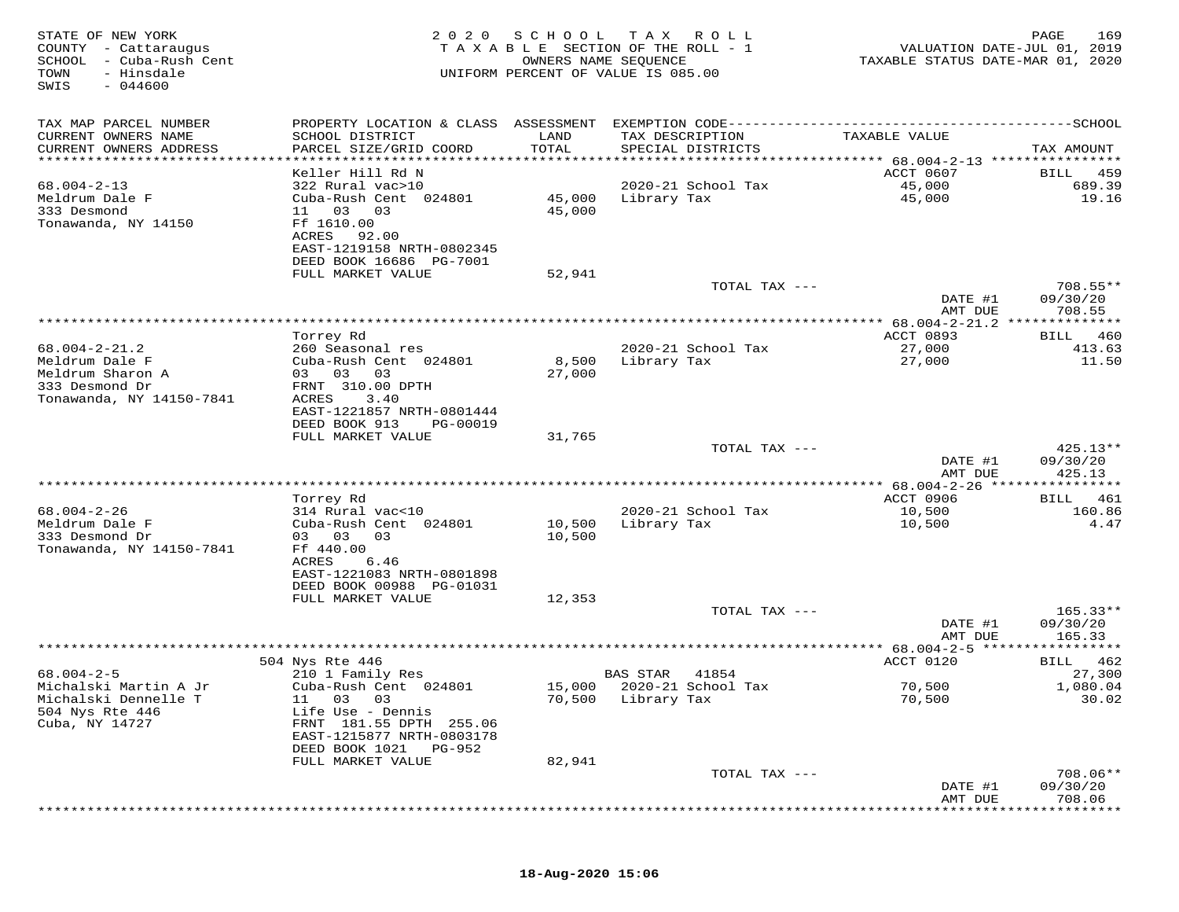STATE OF NEW YORK
COUNTY - Cattaraugus
SCHOOL - Cuba-Rush Cent
TOWN - Hinsdale
SWIS - 044600

2020 SCHOOL TAX ROLL
TAXABLE SECTION OF THE ROLL - 1
OWNERS NAME SEQUENCE
UNIFORM PERCENT OF VALUE IS 085.00

VALUATION DATE-JUL 01, 2019
TAXABLE STATUS DATE-MAR 01, 2020

| TAX MAP PARCEL NUMBER / CURRENT OWNERS NAME / CURRENT OWNERS ADDRESS | PROPERTY LOCATION & CLASS / SCHOOL DISTRICT / PARCEL SIZE/GRID COORD | ASSESSMENT LAND / TOTAL | EXEMPTION CODE / TAX DESCRIPTION / SPECIAL DISTRICTS | TAXABLE VALUE | TAX AMOUNT |
|---|---|---|---|---|---|
| 68.004-2-13 | Keller Hill Rd N | | | ACCT 0607 | BILL 459 |
| Meldrum Dale F | 322 Rural vac>10 | | 2020-21 School Tax | 45,000 | 689.39 |
| 333 Desmond | Cuba-Rush Cent 024801 | 45,000 | Library Tax | 45,000 | 19.16 |
| Tonawanda, NY 14150 | 11 03 03 | 45,000 | | | |
| | Ff 1610.00 | | | | |
| | ACRES 92.00 | | | | |
| | EAST-1219158 NRTH-0802345 | | | | |
| | DEED BOOK 16686 PG-7001 | | | | |
| | FULL MARKET VALUE | 52,941 | | | |
| | | | TOTAL TAX --- | | 708.55** |
| | | | | DATE #1 | 09/30/20 |
| | | | | AMT DUE | 708.55 |
| 68.004-2-21.2 | Torrey Rd | | | ACCT 0893 | BILL 460 |
| Meldrum Dale F | 260 Seasonal res | | 2020-21 School Tax | 27,000 | 413.63 |
| Meldrum Sharon A | Cuba-Rush Cent 024801 | 8,500 | Library Tax | 27,000 | 11.50 |
| 333 Desmond Dr | 03 03 03 | 27,000 | | | |
| Tonawanda, NY 14150-7841 | FRNT 310.00 DPTH | | | | |
| | ACRES 3.40 | | | | |
| | EAST-1221857 NRTH-0801444 | | | | |
| | DEED BOOK 913 PG-00019 | | | | |
| | FULL MARKET VALUE | 31,765 | | | |
| | | | TOTAL TAX --- | | 425.13** |
| | | | | DATE #1 | 09/30/20 |
| | | | | AMT DUE | 425.13 |
| 68.004-2-26 | Torrey Rd | | | ACCT 0906 | BILL 461 |
| Meldrum Dale F | 314 Rural vac<10 | | 2020-21 School Tax | 10,500 | 160.86 |
| 333 Desmond Dr | Cuba-Rush Cent 024801 | 10,500 | Library Tax | 10,500 | 4.47 |
| Tonawanda, NY 14150-7841 | 03 03 03 | 10,500 | | | |
| | Ff 440.00 | | | | |
| | ACRES 6.46 | | | | |
| | EAST-1221083 NRTH-0801898 | | | | |
| | DEED BOOK 00988 PG-01031 | | | | |
| | FULL MARKET VALUE | 12,353 | | | |
| | | | TOTAL TAX --- | | 165.33** |
| | | | | DATE #1 | 09/30/20 |
| | | | | AMT DUE | 165.33 |
| 68.004-2-5 | 504 Nys Rte 446 | | | ACCT 0120 | BILL 462 |
| Michalski Martin A Jr | 210 1 Family Res | | BAS STAR 41854 | | 27,300 |
| Michalski Dennelle T | Cuba-Rush Cent 024801 | 15,000 | 2020-21 School Tax | 70,500 | 1,080.04 |
| 504 Nys Rte 446 | 11 03 03 | 70,500 | Library Tax | 70,500 | 30.02 |
| Cuba, NY 14727 | Life Use - Dennis | | | | |
| | FRNT 181.55 DPTH 255.06 | | | | |
| | EAST-1215877 NRTH-0803178 | | | | |
| | DEED BOOK 1021 PG-952 | | | | |
| | FULL MARKET VALUE | 82,941 | | | |
| | | | TOTAL TAX --- | | 708.06** |
| | | | | DATE #1 | 09/30/20 |
| | | | | AMT DUE | 708.06 |

18-Aug-2020 15:06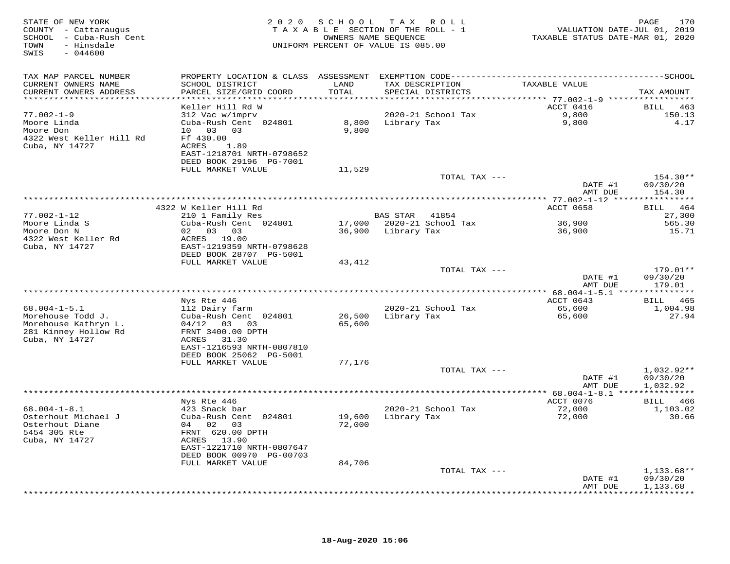STATE OF NEW YORK
COUNTY - Cattaraugus
SCHOOL - Cuba-Rush Cent
TOWN - Hinsdale
SWIS - 044600

2020 SCHOOL TAX ROLL
TAXABLE SECTION OF THE ROLL - 1
OWNERS NAME SEQUENCE
UNIFORM PERCENT OF VALUE IS 085.00

VALUATION DATE-JUL 01, 2019
TAXABLE STATUS DATE-MAR 01, 2020

| TAX MAP PARCEL NUMBER / CURRENT OWNERS NAME / CURRENT OWNERS ADDRESS | PROPERTY LOCATION & CLASS / SCHOOL DISTRICT / PARCEL SIZE/GRID COORD | ASSESSMENT LAND / TOTAL | EXEMPTION CODE / TAX DESCRIPTION / SPECIAL DISTRICTS | TAXABLE VALUE | TAX AMOUNT |
|---|---|---|---|---|---|
| **77.002-1-9** | Keller Hill Rd W | | | ACCT 0416 | BILL 463 |
| 77.002-1-9 | 312 Vac w/imprv | | 2020-21 School Tax | 9,800 | 150.13 |
| Moore Linda | Cuba-Rush Cent 024801 | 8,800 | Library Tax | 9,800 | 4.17 |
| Moore Don | 10 03 03 | 9,800 | | | |
| 4322 West Keller Hill Rd | Ff 430.00 | | | | |
| Cuba, NY 14727 | ACRES 1.89 | | | | |
| | EAST-1218701 NRTH-0798652 | | | | |
| | DEED BOOK 29196 PG-7001 | | | | |
| | FULL MARKET VALUE | 11,529 | | | |
| | | | TOTAL TAX --- | | 154.30** |
| | | | | DATE #1 | 09/30/20 |
| | | | | AMT DUE | 154.30 |
| **77.002-1-12** | 4322 W Keller Hill Rd | | | ACCT 0658 | BILL 464 |
| 77.002-1-12 | 210 1 Family Res | | BAS STAR 41854 | | 27,300 |
| Moore Linda S | Cuba-Rush Cent 024801 | 17,000 | 2020-21 School Tax | 36,900 | 565.30 |
| Moore Don N | 02 03 03 | 36,900 | Library Tax | 36,900 | 15.71 |
| 4322 West Keller Rd | ACRES 19.00 | | | | |
| Cuba, NY 14727 | EAST-1219359 NRTH-0798628 | | | | |
| | DEED BOOK 28707 PG-5001 | | | | |
| | FULL MARKET VALUE | 43,412 | | | |
| | | | TOTAL TAX --- | | 179.01** |
| | | | | DATE #1 | 09/30/20 |
| | | | | AMT DUE | 179.01 |
| **68.004-1-5.1** | Nys Rte 446 | | | ACCT 0643 | BILL 465 |
| 68.004-1-5.1 | 112 Dairy farm | | 2020-21 School Tax | 65,600 | 1,004.98 |
| Morehouse Todd J. | Cuba-Rush Cent 024801 | 26,500 | Library Tax | 65,600 | 27.94 |
| Morehouse Kathryn L. | 04/12 03 03 | 65,600 | | | |
| 281 Kinney Hollow Rd | FRNT 3400.00 DPTH | | | | |
| Cuba, NY 14727 | ACRES 31.30 | | | | |
| | EAST-1216593 NRTH-0807810 | | | | |
| | DEED BOOK 25062 PG-5001 | | | | |
| | FULL MARKET VALUE | 77,176 | | | |
| | | | TOTAL TAX --- | | 1,032.92** |
| | | | | DATE #1 | 09/30/20 |
| | | | | AMT DUE | 1,032.92 |
| **68.004-1-8.1** | Nys Rte 446 | | | ACCT 0076 | BILL 466 |
| 68.004-1-8.1 | 423 Snack bar | | 2020-21 School Tax | 72,000 | 1,103.02 |
| Osterhout Michael J | Cuba-Rush Cent 024801 | 19,600 | Library Tax | 72,000 | 30.66 |
| Osterhout Diane | 04 02 03 | 72,000 | | | |
| 5454 305 Rte | FRNT 620.00 DPTH | | | | |
| Cuba, NY 14727 | ACRES 13.90 | | | | |
| | EAST-1221710 NRTH-0807647 | | | | |
| | DEED BOOK 00970 PG-00703 | | | | |
| | FULL MARKET VALUE | 84,706 | | | |
| | | | TOTAL TAX --- | | 1,133.68** |
| | | | | DATE #1 | 09/30/20 |
| | | | | AMT DUE | 1,133.68 |

18-Aug-2020 15:06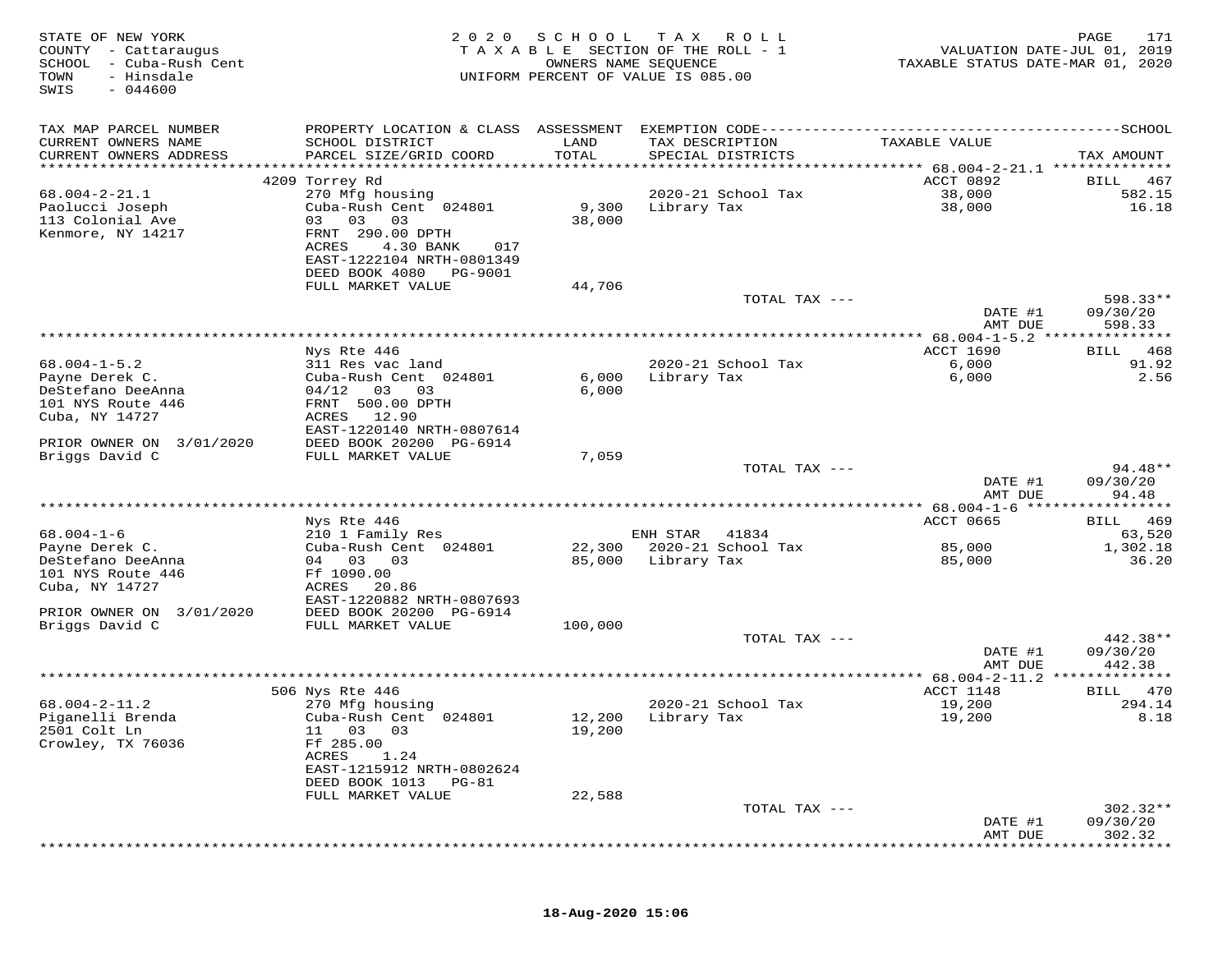STATE OF NEW YORK
COUNTY - Cattaraugus
SCHOOL - Cuba-Rush Cent
TOWN - Hinsdale
SWIS - 044600

2020 SCHOOL TAX ROLL
TAXABLE SECTION OF THE ROLL - 1
OWNERS NAME SEQUENCE
UNIFORM PERCENT OF VALUE IS 085.00

VALUATION DATE-JUL 01, 2019
TAXABLE STATUS DATE-MAR 01, 2020

| TAX MAP PARCEL NUMBER / CURRENT OWNERS NAME / CURRENT OWNERS ADDRESS | PROPERTY LOCATION & CLASS / SCHOOL DISTRICT / PARCEL SIZE/GRID COORD | ASSESSMENT LAND / TOTAL | EXEMPTION CODE / TAX DESCRIPTION / SPECIAL DISTRICTS | TAXABLE VALUE | TAX AMOUNT |
|---|---|---|---|---|---|
| **68.004-2-21.1** | 4209 Torrey Rd | | | ACCT 0892 | BILL 467 |
| 68.004-2-21.1 | 270 Mfg housing | | 2020-21 School Tax | 38,000 | 582.15 |
| Paolucci Joseph | Cuba-Rush Cent 024801 | 9,300 | Library Tax | 38,000 | 16.18 |
| 113 Colonial Ave | 03 03 03 | 38,000 | | | |
| Kenmore, NY 14217 | FRNT 290.00 DPTH | | | | |
| | ACRES 4.30 BANK 017 | | | | |
| | EAST-1222104 NRTH-0801349 | | | | |
| | DEED BOOK 4080 PG-9001 | | | | |
| | FULL MARKET VALUE | 44,706 | | | |
| | | | TOTAL TAX --- | | 598.33** |
| | | | | DATE #1 | 09/30/20 |
| | | | | AMT DUE | 598.33 |
| **68.004-1-5.2** | Nys Rte 446 | | | ACCT 1690 | BILL 468 |
| 68.004-1-5.2 | 311 Res vac land | | 2020-21 School Tax | 6,000 | 91.92 |
| Payne Derek C. | Cuba-Rush Cent 024801 | 6,000 | Library Tax | 6,000 | 2.56 |
| DeStefano DeeAnna | 04/12 03 03 | 6,000 | | | |
| 101 NYS Route 446 | FRNT 500.00 DPTH | | | | |
| Cuba, NY 14727 | ACRES 12.90 | | | | |
| | EAST-1220140 NRTH-0807614 | | | | |
| PRIOR OWNER ON 3/01/2020 | DEED BOOK 20200 PG-6914 | | | | |
| Briggs David C | FULL MARKET VALUE | 7,059 | | | |
| | | | TOTAL TAX --- | | 94.48** |
| | | | | DATE #1 | 09/30/20 |
| | | | | AMT DUE | 94.48 |
| **68.004-1-6** | Nys Rte 446 | | | ACCT 0665 | BILL 469 |
| 68.004-1-6 | 210 1 Family Res | | ENH STAR 41834 | | 63,520 |
| Payne Derek C. | Cuba-Rush Cent 024801 | 22,300 | 2020-21 School Tax | 85,000 | 1,302.18 |
| DeStefano DeeAnna | 04 03 03 | 85,000 | Library Tax | 85,000 | 36.20 |
| 101 NYS Route 446 | Ff 1090.00 | | | | |
| Cuba, NY 14727 | ACRES 20.86 | | | | |
| | EAST-1220882 NRTH-0807693 | | | | |
| PRIOR OWNER ON 3/01/2020 | DEED BOOK 20200 PG-6914 | | | | |
| Briggs David C | FULL MARKET VALUE | 100,000 | | | |
| | | | TOTAL TAX --- | | 442.38** |
| | | | | DATE #1 | 09/30/20 |
| | | | | AMT DUE | 442.38 |
| **68.004-2-11.2** | 506 Nys Rte 446 | | | ACCT 1148 | BILL 470 |
| 68.004-2-11.2 | 270 Mfg housing | | 2020-21 School Tax | 19,200 | 294.14 |
| Piganelli Brenda | Cuba-Rush Cent 024801 | 12,200 | Library Tax | 19,200 | 8.18 |
| 2501 Colt Ln | 11 03 03 | 19,200 | | | |
| Crowley, TX 76036 | Ff 285.00 | | | | |
| | ACRES 1.24 | | | | |
| | EAST-1215912 NRTH-0802624 | | | | |
| | DEED BOOK 1013 PG-81 | | | | |
| | FULL MARKET VALUE | 22,588 | | | |
| | | | TOTAL TAX --- | | 302.32** |
| | | | | DATE #1 | 09/30/20 |
| | | | | AMT DUE | 302.32 |

18-Aug-2020 15:06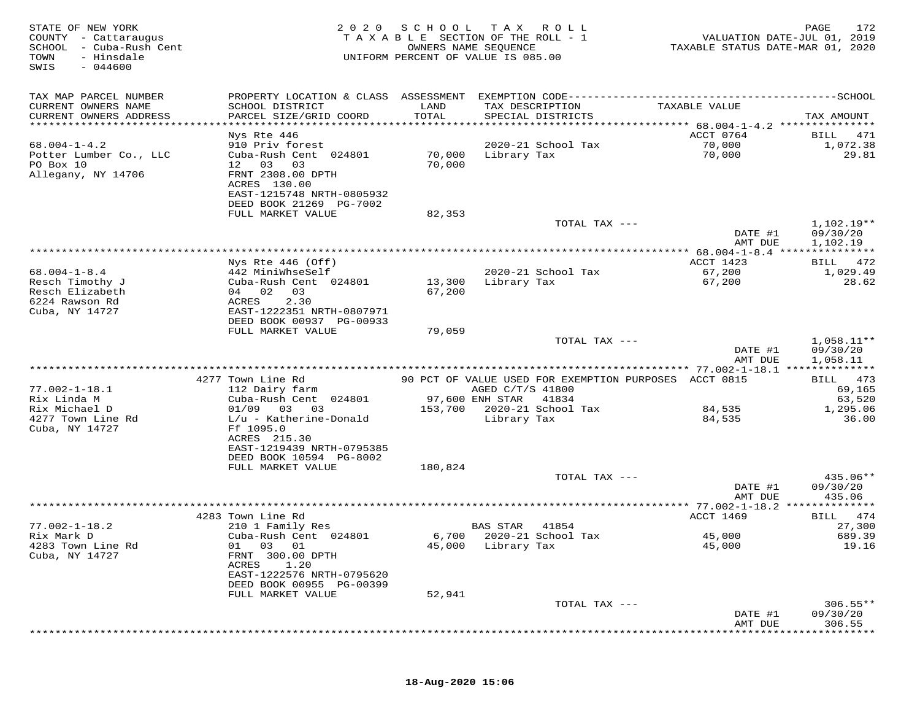STATE OF NEW YORK
COUNTY - Cattaraugus
SCHOOL - Cuba-Rush Cent
TOWN - Hinsdale
SWIS - 044600

2020 SCHOOL TAX ROLL
TAXABLE SECTION OF THE ROLL - 1
OWNERS NAME SEQUENCE
UNIFORM PERCENT OF VALUE IS 085.00

VALUATION DATE-JUL 01, 2019
TAXABLE STATUS DATE-MAR 01, 2020

| TAX MAP PARCEL NUMBER / CURRENT OWNERS NAME / CURRENT OWNERS ADDRESS | PROPERTY LOCATION & CLASS / SCHOOL DISTRICT / PARCEL SIZE/GRID COORD | ASSESSMENT LAND / TOTAL | EXEMPTION CODE / TAX DESCRIPTION / SPECIAL DISTRICTS | TAXABLE VALUE | TAX AMOUNT |
|---|---|---|---|---|---|
| 68.004-1-4.2 | Nys Rte 446 | | | ACCT 0764 | BILL 471 |
| Potter Lumber Co., LLC | 910 Priv forest | | 2020-21 School Tax | 70,000 | 1,072.38 |
| PO Box 10 | Cuba-Rush Cent 024801 | 70,000 | Library Tax | 70,000 | 29.81 |
| Allegany, NY 14706 | 12 03 03 | 70,000 | | | |
| | FRNT 2308.00 DPTH | | | | |
| | ACRES 130.00 | | | | |
| | EAST-1215748 NRTH-0805932 | | | | |
| | DEED BOOK 21269 PG-7002 | | | | |
| | FULL MARKET VALUE | 82,353 | | | |
| | | | TOTAL TAX --- | | 1,102.19** |
| | | | | DATE #1 | 09/30/20 |
| | | | | AMT DUE | 1,102.19 |
| 68.004-1-8.4 | Nys Rte 446 (Off) | | | ACCT 1423 | BILL 472 |
| Resch Timothy J | 442 MiniWhseSelf | | 2020-21 School Tax | 67,200 | 1,029.49 |
| Resch Elizabeth | Cuba-Rush Cent 024801 | 13,300 | Library Tax | 67,200 | 28.62 |
| 6224 Rawson Rd | 04 02 03 | 67,200 | | | |
| Cuba, NY 14727 | ACRES 2.30 | | | | |
| | EAST-1222351 NRTH-0807971 | | | | |
| | DEED BOOK 00937 PG-00933 | | | | |
| | FULL MARKET VALUE | 79,059 | | | |
| | | | TOTAL TAX --- | | 1,058.11** |
| | | | | DATE #1 | 09/30/20 |
| | | | | AMT DUE | 1,058.11 |
| 77.002-1-18.1 | 4277 Town Line Rd | | 90 PCT OF VALUE USED FOR EXEMPTION PURPOSES | ACCT 0815 | BILL 473 |
| Rix Linda M | 112 Dairy farm | | AGED C/T/S 41800 | | 69,165 |
| Rix Michael D | Cuba-Rush Cent 024801 | 97,600 | ENH STAR 41834 | | 63,520 |
| 4277 Town Line Rd | 01/09 03 03 | 153,700 | 2020-21 School Tax | 84,535 | 1,295.06 |
| Cuba, NY 14727 | L/u - Katherine-Donald | | Library Tax | 84,535 | 36.00 |
| | Ff 1095.0 | | | | |
| | ACRES 215.30 | | | | |
| | EAST-1219439 NRTH-0795385 | | | | |
| | DEED BOOK 10594 PG-8002 | | | | |
| | FULL MARKET VALUE | 180,824 | | | |
| | | | TOTAL TAX --- | | 435.06** |
| | | | | DATE #1 | 09/30/20 |
| | | | | AMT DUE | 435.06 |
| 77.002-1-18.2 | 4283 Town Line Rd | | | ACCT 1469 | BILL 474 |
| Rix Mark D | 210 1 Family Res | | BAS STAR 41854 | | 27,300 |
| 4283 Town Line Rd | Cuba-Rush Cent 024801 | 6,700 | 2020-21 School Tax | 45,000 | 689.39 |
| Cuba, NY 14727 | 01 03 01 | 45,000 | Library Tax | 45,000 | 19.16 |
| | FRNT 300.00 DPTH | | | | |
| | ACRES 1.20 | | | | |
| | EAST-1222576 NRTH-0795620 | | | | |
| | DEED BOOK 00955 PG-00399 | | | | |
| | FULL MARKET VALUE | 52,941 | | | |
| | | | TOTAL TAX --- | | 306.55** |
| | | | | DATE #1 | 09/30/20 |
| | | | | AMT DUE | 306.55 |

18-Aug-2020 15:06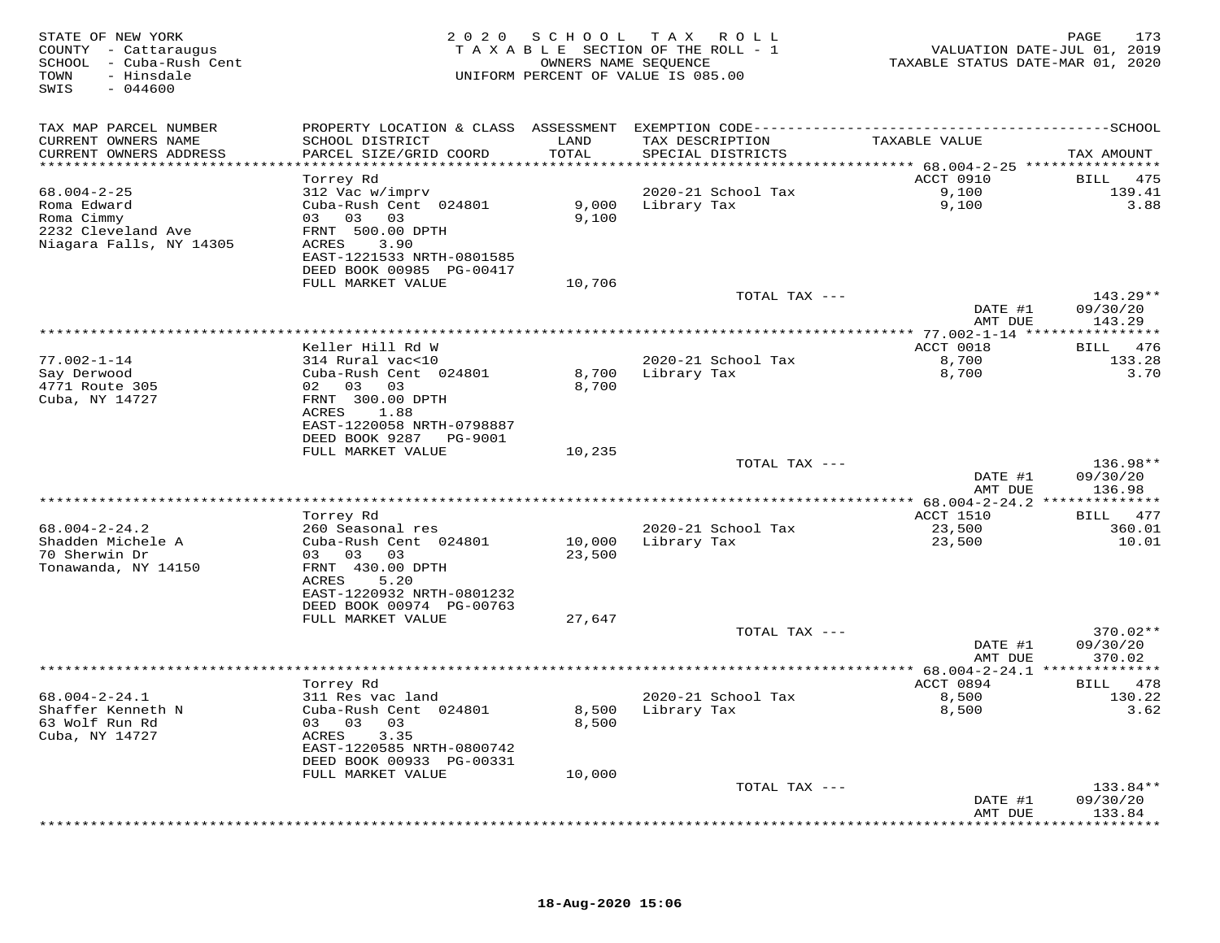STATE OF NEW YORK
COUNTY - Cattaraugus
SCHOOL - Cuba-Rush Cent
TOWN - Hinsdale
SWIS - 044600

2020 SCHOOL TAX ROLL
TAXABLE SECTION OF THE ROLL - 1
OWNERS NAME SEQUENCE
UNIFORM PERCENT OF VALUE IS 085.00

VALUATION DATE-JUL 01, 2019
TAXABLE STATUS DATE-MAR 01, 2020

| TAX MAP PARCEL NUMBER / CURRENT OWNERS NAME / CURRENT OWNERS ADDRESS | PROPERTY LOCATION & CLASS / SCHOOL DISTRICT / PARCEL SIZE/GRID COORD | ASSESSMENT LAND / TOTAL | EXEMPTION CODE / TAX DESCRIPTION / SPECIAL DISTRICTS | TAXABLE VALUE | TAX AMOUNT |
|---|---|---|---|---|---|
| 68.004-2-25 | Torrey Rd | | | ACCT 0910 | BILL 475 |
| Roma Edward | 312 Vac w/imprv | | | | |
| Roma Cimmy | Cuba-Rush Cent 024801 | 9,000 | 2020-21 School Tax | 9,100 | 139.41 |
| 2232 Cleveland Ave | 03 03 03 | 9,100 | Library Tax | 9,100 | 3.88 |
| Niagara Falls, NY 14305 | FRNT 500.00 DPTH | | | | |
| | ACRES 3.90 | | | | |
| | EAST-1221533 NRTH-0801585 | | | | |
| | DEED BOOK 00985 PG-00417 | | | | |
| | FULL MARKET VALUE | 10,706 | | | |
| | | | TOTAL TAX --- | | 143.29** |
| | | | | DATE #1 | 09/30/20 |
| | | | | AMT DUE | 143.29 |
| 77.002-1-14 | Keller Hill Rd W | | | ACCT 0018 | BILL 476 |
| Say Derwood | 314 Rural vac<10 | | | | |
| 4771 Route 305 | Cuba-Rush Cent 024801 | 8,700 | 2020-21 School Tax | 8,700 | 133.28 |
| Cuba, NY 14727 | 02 03 03 | 8,700 | Library Tax | 8,700 | 3.70 |
| | FRNT 300.00 DPTH | | | | |
| | ACRES 1.88 | | | | |
| | EAST-1220058 NRTH-0798887 | | | | |
| | DEED BOOK 9287 PG-9001 | | | | |
| | FULL MARKET VALUE | 10,235 | | | |
| | | | TOTAL TAX --- | | 136.98** |
| | | | | DATE #1 | 09/30/20 |
| | | | | AMT DUE | 136.98 |
| 68.004-2-24.2 | Torrey Rd | | | ACCT 1510 | BILL 477 |
| Shadden Michele A | 260 Seasonal res | | | | |
| 70 Sherwin Dr | Cuba-Rush Cent 024801 | 10,000 | 2020-21 School Tax | 23,500 | 360.01 |
| Tonawanda, NY 14150 | 03 03 03 | 23,500 | Library Tax | 23,500 | 10.01 |
| | FRNT 430.00 DPTH | | | | |
| | ACRES 5.20 | | | | |
| | EAST-1220932 NRTH-0801232 | | | | |
| | DEED BOOK 00974 PG-00763 | | | | |
| | FULL MARKET VALUE | 27,647 | | | |
| | | | TOTAL TAX --- | | 370.02** |
| | | | | DATE #1 | 09/30/20 |
| | | | | AMT DUE | 370.02 |
| 68.004-2-24.1 | Torrey Rd | | | ACCT 0894 | BILL 478 |
| Shaffer Kenneth N | 311 Res vac land | | | | |
| 63 Wolf Run Rd | Cuba-Rush Cent 024801 | 8,500 | 2020-21 School Tax | 8,500 | 130.22 |
| Cuba, NY 14727 | 03 03 03 | 8,500 | Library Tax | 8,500 | 3.62 |
| | ACRES 3.35 | | | | |
| | EAST-1220585 NRTH-0800742 | | | | |
| | DEED BOOK 00933 PG-00331 | | | | |
| | FULL MARKET VALUE | 10,000 | | | |
| | | | TOTAL TAX --- | | 133.84** |
| | | | | DATE #1 | 09/30/20 |
| | | | | AMT DUE | 133.84 |

18-Aug-2020 15:06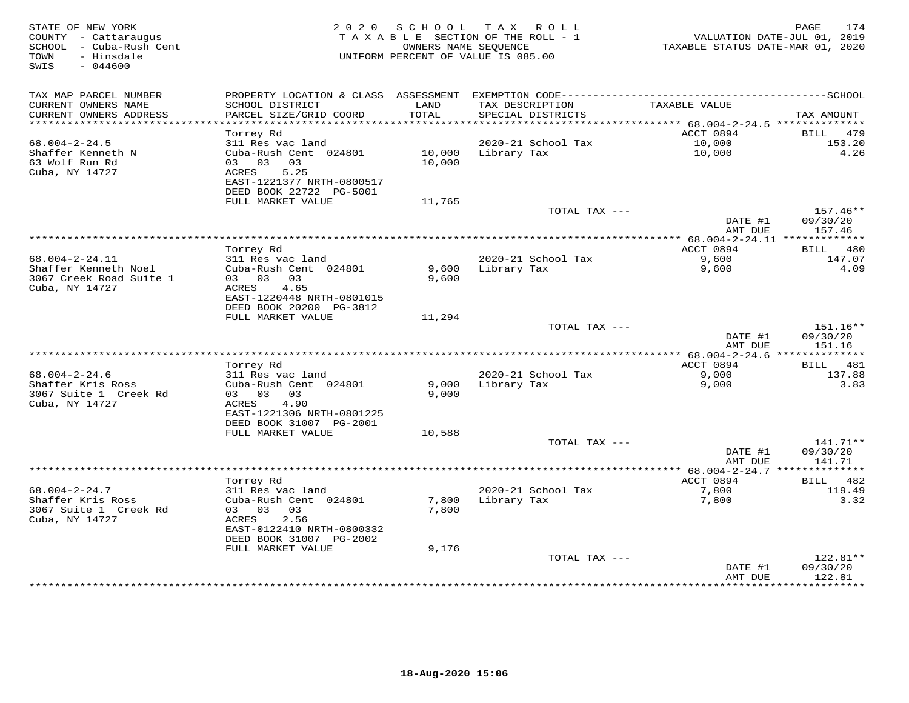STATE OF NEW YORK
COUNTY - Cattaraugus
SCHOOL - Cuba-Rush Cent
TOWN - Hinsdale
SWIS - 044600

2020 SCHOOL TAX ROLL
TAXABLE SECTION OF THE ROLL - 1
OWNERS NAME SEQUENCE
UNIFORM PERCENT OF VALUE IS 085.00

VALUATION DATE-JUL 01, 2019
TAXABLE STATUS DATE-MAR 01, 2020

| TAX MAP PARCEL NUMBER / CURRENT OWNERS NAME / CURRENT OWNERS ADDRESS | PROPERTY LOCATION & CLASS / SCHOOL DISTRICT / PARCEL SIZE/GRID COORD | ASSESSMENT LAND / TOTAL | EXEMPTION CODE / TAX DESCRIPTION / SPECIAL DISTRICTS | TAXABLE VALUE | TAX AMOUNT |
|---|---|---|---|---|---|
| **68.004-2-24.5** | Torrey Rd | | | ACCT 0894 | BILL 479 |
| 68.004-2-24.5 | 311 Res vac land | | 2020-21 School Tax | 10,000 | 153.20 |
| Shaffer Kenneth N | Cuba-Rush Cent 024801 | 10,000 | Library Tax | 10,000 | 4.26 |
| 63 Wolf Run Rd | 03 03 03 | 10,000 | | | |
| Cuba, NY 14727 | ACRES 5.25 | | | | |
| | EAST-1221377 NRTH-0800517 | | | | |
| | DEED BOOK 22722 PG-5001 | | | | |
| | FULL MARKET VALUE | 11,765 | | | |
| | | | TOTAL TAX --- | | 157.46** |
| | | | | DATE #1 | 09/30/20 |
| | | | | AMT DUE | 157.46 |
| **68.004-2-24.11** | Torrey Rd | | | ACCT 0894 | BILL 480 |
| 68.004-2-24.11 | 311 Res vac land | | 2020-21 School Tax | 9,600 | 147.07 |
| Shaffer Kenneth Noel | Cuba-Rush Cent 024801 | 9,600 | Library Tax | 9,600 | 4.09 |
| 3067 Creek Road Suite 1 | 03 03 03 | 9,600 | | | |
| Cuba, NY 14727 | ACRES 4.65 | | | | |
| | EAST-1220448 NRTH-0801015 | | | | |
| | DEED BOOK 20200 PG-3812 | | | | |
| | FULL MARKET VALUE | 11,294 | | | |
| | | | TOTAL TAX --- | | 151.16** |
| | | | | DATE #1 | 09/30/20 |
| | | | | AMT DUE | 151.16 |
| **68.004-2-24.6** | Torrey Rd | | | ACCT 0894 | BILL 481 |
| 68.004-2-24.6 | 311 Res vac land | | 2020-21 School Tax | 9,000 | 137.88 |
| Shaffer Kris Ross | Cuba-Rush Cent 024801 | 9,000 | Library Tax | 9,000 | 3.83 |
| 3067 Suite 1 Creek Rd | 03 03 03 | 9,000 | | | |
| Cuba, NY 14727 | ACRES 4.90 | | | | |
| | EAST-1221306 NRTH-0801225 | | | | |
| | DEED BOOK 31007 PG-2001 | | | | |
| | FULL MARKET VALUE | 10,588 | | | |
| | | | TOTAL TAX --- | | 141.71** |
| | | | | DATE #1 | 09/30/20 |
| | | | | AMT DUE | 141.71 |
| **68.004-2-24.7** | Torrey Rd | | | ACCT 0894 | BILL 482 |
| 68.004-2-24.7 | 311 Res vac land | | 2020-21 School Tax | 7,800 | 119.49 |
| Shaffer Kris Ross | Cuba-Rush Cent 024801 | 7,800 | Library Tax | 7,800 | 3.32 |
| 3067 Suite 1 Creek Rd | 03 03 03 | 7,800 | | | |
| Cuba, NY 14727 | ACRES 2.56 | | | | |
| | EAST-0122410 NRTH-0800332 | | | | |
| | DEED BOOK 31007 PG-2002 | | | | |
| | FULL MARKET VALUE | 9,176 | | | |
| | | | TOTAL TAX --- | | 122.81** |
| | | | | DATE #1 | 09/30/20 |
| | | | | AMT DUE | 122.81 |

18-Aug-2020 15:06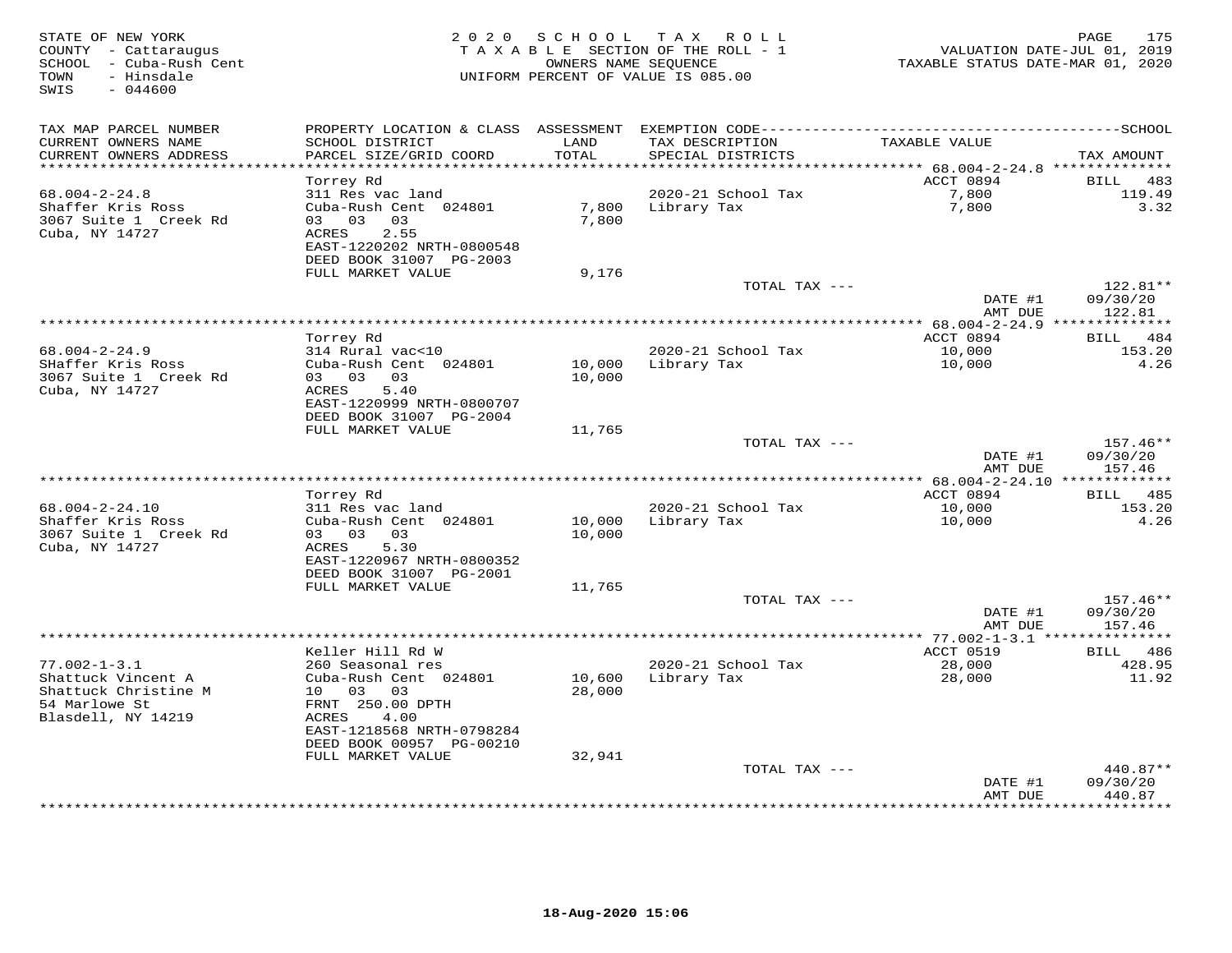STATE OF NEW YORK
COUNTY - Cattaraugus
SCHOOL - Cuba-Rush Cent
TOWN - Hinsdale
SWIS - 044600

2020 SCHOOL TAX ROLL
TAXABLE SECTION OF THE ROLL - 1
OWNERS NAME SEQUENCE
UNIFORM PERCENT OF VALUE IS 085.00

VALUATION DATE-JUL 01, 2019
TAXABLE STATUS DATE-MAR 01, 2020

| TAX MAP PARCEL NUMBER / CURRENT OWNERS NAME / CURRENT OWNERS ADDRESS | PROPERTY LOCATION & CLASS / SCHOOL DISTRICT / PARCEL SIZE/GRID COORD | ASSESSMENT LAND / TOTAL | EXEMPTION CODE / TAX DESCRIPTION / SPECIAL DISTRICTS | TAXABLE VALUE | TAX AMOUNT |
|---|---|---|---|---|---|
| 68.004-2-24.8 | Torrey Rd | | | ACCT 0894 | BILL 483 |
| Shaffer Kris Ross | 311 Res vac land | | 2020-21 School Tax | 7,800 | 119.49 |
| 3067 Suite 1 Creek Rd | Cuba-Rush Cent 024801 | 7,800 | Library Tax | 7,800 | 3.32 |
| Cuba, NY 14727 | 03 03 03 | 7,800 | | | |
| | ACRES 2.55 | | | | |
| | EAST-1220202 NRTH-0800548 | | | | |
| | DEED BOOK 31007 PG-2003 | | | | |
| | FULL MARKET VALUE | 9,176 | | | |
| | | | TOTAL TAX --- | | 122.81** |
| | | | | DATE #1 | 09/30/20 |
| | | | | AMT DUE | 122.81 |
| 68.004-2-24.9 | Torrey Rd | | | ACCT 0894 | BILL 484 |
| SHaffer Kris Ross | 314 Rural vac<10 | | 2020-21 School Tax | 10,000 | 153.20 |
| 3067 Suite 1 Creek Rd | Cuba-Rush Cent 024801 | 10,000 | Library Tax | 10,000 | 4.26 |
| Cuba, NY 14727 | 03 03 03 | 10,000 | | | |
| | ACRES 5.40 | | | | |
| | EAST-1220999 NRTH-0800707 | | | | |
| | DEED BOOK 31007 PG-2004 | | | | |
| | FULL MARKET VALUE | 11,765 | | | |
| | | | TOTAL TAX --- | | 157.46** |
| | | | | DATE #1 | 09/30/20 |
| | | | | AMT DUE | 157.46 |
| 68.004-2-24.10 | Torrey Rd | | | ACCT 0894 | BILL 485 |
| Shaffer Kris Ross | 311 Res vac land | | 2020-21 School Tax | 10,000 | 153.20 |
| 3067 Suite 1 Creek Rd | Cuba-Rush Cent 024801 | 10,000 | Library Tax | 10,000 | 4.26 |
| Cuba, NY 14727 | 03 03 03 | 10,000 | | | |
| | ACRES 5.30 | | | | |
| | EAST-1220967 NRTH-0800352 | | | | |
| | DEED BOOK 31007 PG-2001 | | | | |
| | FULL MARKET VALUE | 11,765 | | | |
| | | | TOTAL TAX --- | | 157.46** |
| | | | | DATE #1 | 09/30/20 |
| | | | | AMT DUE | 157.46 |
| 77.002-1-3.1 | Keller Hill Rd W | | | ACCT 0519 | BILL 486 |
| Shattuck Vincent A | 260 Seasonal res | | 2020-21 School Tax | 28,000 | 428.95 |
| Shattuck Christine M | Cuba-Rush Cent 024801 | 10,600 | Library Tax | 28,000 | 11.92 |
| 54 Marlowe St | 10 03 03 | 28,000 | | | |
| Blasdell, NY 14219 | FRNT 250.00 DPTH | | | | |
| | ACRES 4.00 | | | | |
| | EAST-1218568 NRTH-0798284 | | | | |
| | DEED BOOK 00957 PG-00210 | | | | |
| | FULL MARKET VALUE | 32,941 | | | |
| | | | TOTAL TAX --- | | 440.87** |
| | | | | DATE #1 | 09/30/20 |
| | | | | AMT DUE | 440.87 |

18-Aug-2020 15:06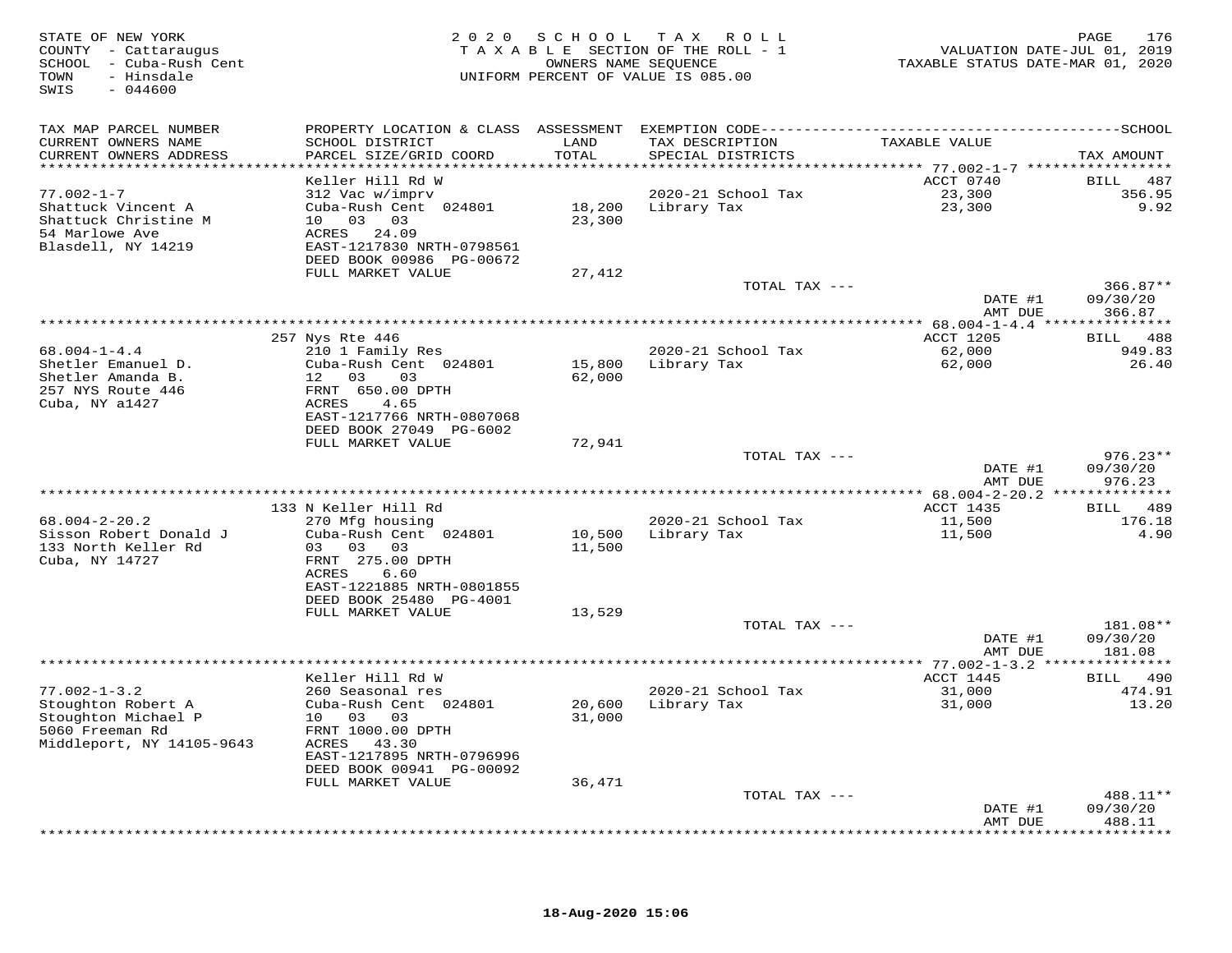STATE OF NEW YORK
COUNTY - Cattaraugus
SCHOOL - Cuba-Rush Cent
TOWN - Hinsdale
SWIS - 044600

2020 SCHOOL TAX ROLL
TAXABLE SECTION OF THE ROLL - 1
OWNERS NAME SEQUENCE
UNIFORM PERCENT OF VALUE IS 085.00

VALUATION DATE-JUL 01, 2019
TAXABLE STATUS DATE-MAR 01, 2020

| TAX MAP PARCEL NUMBER / CURRENT OWNERS NAME / CURRENT OWNERS ADDRESS | PROPERTY LOCATION & CLASS / SCHOOL DISTRICT / PARCEL SIZE/GRID COORD | ASSESSMENT LAND | TOTAL | EXEMPTION CODE / TAX DESCRIPTION / SPECIAL DISTRICTS | TAXABLE VALUE | TAX AMOUNT |
|---|---|---|---|---|---|---|
| 77.002-1-7 | Keller Hill Rd W | | | | ACCT 0740 | BILL 487 |
| Shattuck Vincent A | 312 Vac w/imprv | | | 2020-21 School Tax | 23,300 | 356.95 |
| Shattuck Christine M | Cuba-Rush Cent 024801 | 18,200 | 23,300 | Library Tax | 23,300 | 9.92 |
| 54 Marlowe Ave | 10 03 03 | | | | | |
| Blasdell, NY 14219 | ACRES 24.09 | | | | | |
| | EAST-1217830 NRTH-0798561 | | | | | |
| | DEED BOOK 00986 PG-00672 | | | | | |
| | FULL MARKET VALUE | 27,412 | | | | |
| | | | | TOTAL TAX --- | | 366.87** |
| | | | | | DATE #1 | 09/30/20 |
| | | | | | AMT DUE | 366.87 |
| 68.004-1-4.4 | 257 Nys Rte 446 | | | | ACCT 1205 | BILL 488 |
| Shetler Emanuel D. | 210 1 Family Res | | | 2020-21 School Tax | 62,000 | 949.83 |
| Shetler Amanda B. | Cuba-Rush Cent 024801 | 15,800 | 62,000 | Library Tax | 62,000 | 26.40 |
| 257 NYS Route 446 | 12 03 03 | | | | | |
| Cuba, NY a1427 | FRNT 650.00 DPTH | | | | | |
| | ACRES 4.65 | | | | | |
| | EAST-1217766 NRTH-0807068 | | | | | |
| | DEED BOOK 27049 PG-6002 | | | | | |
| | FULL MARKET VALUE | 72,941 | | | | |
| | | | | TOTAL TAX --- | | 976.23** |
| | | | | | DATE #1 | 09/30/20 |
| | | | | | AMT DUE | 976.23 |
| 68.004-2-20.2 | 133 N Keller Hill Rd | | | | ACCT 1435 | BILL 489 |
| Sisson Robert Donald J | 270 Mfg housing | | | 2020-21 School Tax | 11,500 | 176.18 |
| 133 North Keller Rd | Cuba-Rush Cent 024801 | 10,500 | 11,500 | Library Tax | 11,500 | 4.90 |
| Cuba, NY 14727 | 03 03 03 | | | | | |
| | FRNT 275.00 DPTH | | | | | |
| | ACRES 6.60 | | | | | |
| | EAST-1221885 NRTH-0801855 | | | | | |
| | DEED BOOK 25480 PG-4001 | | | | | |
| | FULL MARKET VALUE | 13,529 | | | | |
| | | | | TOTAL TAX --- | | 181.08** |
| | | | | | DATE #1 | 09/30/20 |
| | | | | | AMT DUE | 181.08 |
| 77.002-1-3.2 | Keller Hill Rd W | | | | ACCT 1445 | BILL 490 |
| Stoughton Robert A | 260 Seasonal res | | | 2020-21 School Tax | 31,000 | 474.91 |
| Stoughton Michael P | Cuba-Rush Cent 024801 | 20,600 | 31,000 | Library Tax | 31,000 | 13.20 |
| 5060 Freeman Rd | 10 03 03 | | | | | |
| Middleport, NY 14105-9643 | FRNT 1000.00 DPTH | | | | | |
| | ACRES 43.30 | | | | | |
| | EAST-1217895 NRTH-0796996 | | | | | |
| | DEED BOOK 00941 PG-00092 | | | | | |
| | FULL MARKET VALUE | 36,471 | | | | |
| | | | | TOTAL TAX --- | | 488.11** |
| | | | | | DATE #1 | 09/30/20 |
| | | | | | AMT DUE | 488.11 |

18-Aug-2020 15:06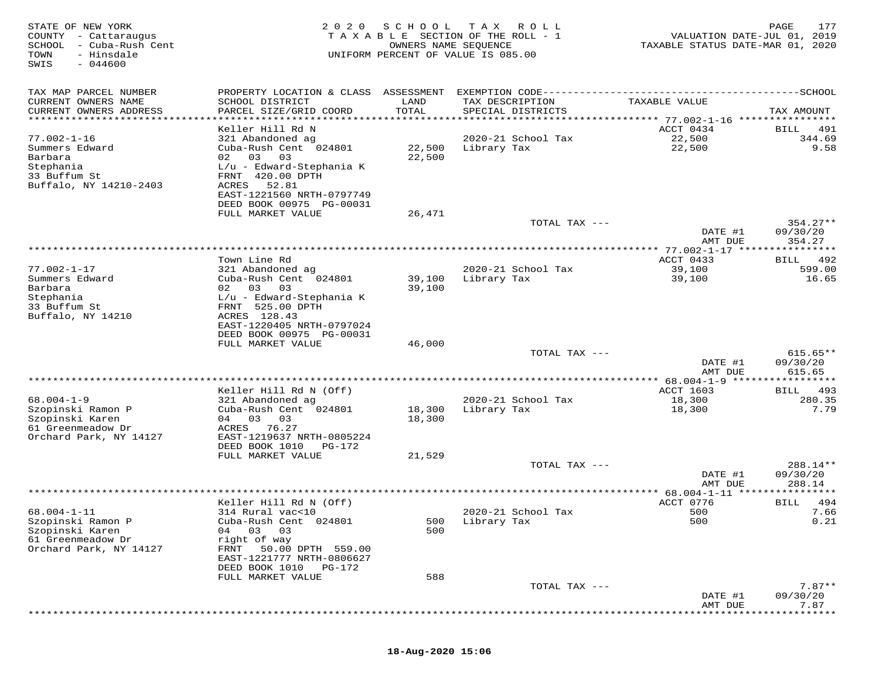STATE OF NEW YORK
COUNTY - Cattaraugus
SCHOOL - Cuba-Rush Cent
TOWN - Hinsdale
SWIS - 044600

2020 SCHOOL TAX ROLL
TAXABLE SECTION OF THE ROLL - 1
OWNERS NAME SEQUENCE
UNIFORM PERCENT OF VALUE IS 085.00

VALUATION DATE-JUL 01, 2019
TAXABLE STATUS DATE-MAR 01, 2020

| TAX MAP PARCEL NUMBER / CURRENT OWNERS NAME / CURRENT OWNERS ADDRESS | PROPERTY LOCATION & CLASS / SCHOOL DISTRICT / PARCEL SIZE/GRID COORD | ASSESSMENT LAND / TOTAL | EXEMPTION CODE / TAX DESCRIPTION / SPECIAL DISTRICTS | TAXABLE VALUE | TAX AMOUNT |
|---|---|---|---|---|---|
| | Keller Hill Rd N | | | ACCT 0434 | BILL 491 |
| 77.002-1-16 | 321 Abandoned ag | | 2020-21 School Tax | 22,500 | 344.69 |
| Summers Edward | Cuba-Rush Cent 024801 | 22,500 | Library Tax | 22,500 | 9.58 |
| Barbara | 02 03 03 | 22,500 | | | |
| Stephania | L/u - Edward-Stephania K | | | | |
| 33 Buffum St | FRNT 420.00 DPTH | | | | |
| Buffalo, NY 14210-2403 | ACRES 52.81 | | | | |
| | EAST-1221560 NRTH-0797749 | | | | |
| | DEED BOOK 00975 PG-00031 | | | | |
| | FULL MARKET VALUE | 26,471 | | | |
| | | | TOTAL TAX --- | | 354.27** |
| | | | | DATE #1 | 09/30/20 |
| | | | | AMT DUE | 354.27 |
| | Town Line Rd | | | ACCT 0433 | BILL 492 |
| 77.002-1-17 | 321 Abandoned ag | | 2020-21 School Tax | 39,100 | 599.00 |
| Summers Edward | Cuba-Rush Cent 024801 | 39,100 | Library Tax | 39,100 | 16.65 |
| Barbara | 02 03 03 | 39,100 | | | |
| Stephania | L/u - Edward-Stephania K | | | | |
| 33 Buffum St | FRNT 525.00 DPTH | | | | |
| Buffalo, NY 14210 | ACRES 128.43 | | | | |
| | EAST-1220405 NRTH-0797024 | | | | |
| | DEED BOOK 00975 PG-00031 | | | | |
| | FULL MARKET VALUE | 46,000 | | | |
| | | | TOTAL TAX --- | | 615.65** |
| | | | | DATE #1 | 09/30/20 |
| | | | | AMT DUE | 615.65 |
| | Keller Hill Rd N (Off) | | | ACCT 1603 | BILL 493 |
| 68.004-1-9 | 321 Abandoned ag | | 2020-21 School Tax | 18,300 | 280.35 |
| Szopinski Ramon P | Cuba-Rush Cent 024801 | 18,300 | Library Tax | 18,300 | 7.79 |
| Szopinski Karen | 04 03 03 | 18,300 | | | |
| 61 Greenmeadow Dr | ACRES 76.27 | | | | |
| Orchard Park, NY 14127 | EAST-1219637 NRTH-0805224 | | | | |
| | DEED BOOK 1010 PG-172 | | | | |
| | FULL MARKET VALUE | 21,529 | | | |
| | | | TOTAL TAX --- | | 288.14** |
| | | | | DATE #1 | 09/30/20 |
| | | | | AMT DUE | 288.14 |
| | Keller Hill Rd N (Off) | | | ACCT 0776 | BILL 494 |
| 68.004-1-11 | 314 Rural vac<10 | | 2020-21 School Tax | 500 | 7.66 |
| Szopinski Ramon P | Cuba-Rush Cent 024801 | 500 | Library Tax | 500 | 0.21 |
| Szopinski Karen | 04 03 03 | 500 | | | |
| 61 Greenmeadow Dr | right of way | | | | |
| Orchard Park, NY 14127 | FRNT 50.00 DPTH 559.00 | | | | |
| | EAST-1221777 NRTH-0806627 | | | | |
| | DEED BOOK 1010 PG-172 | | | | |
| | FULL MARKET VALUE | 588 | | | |
| | | | TOTAL TAX --- | | 7.87** |
| | | | | DATE #1 | 09/30/20 |
| | | | | AMT DUE | 7.87 |

18-Aug-2020 15:06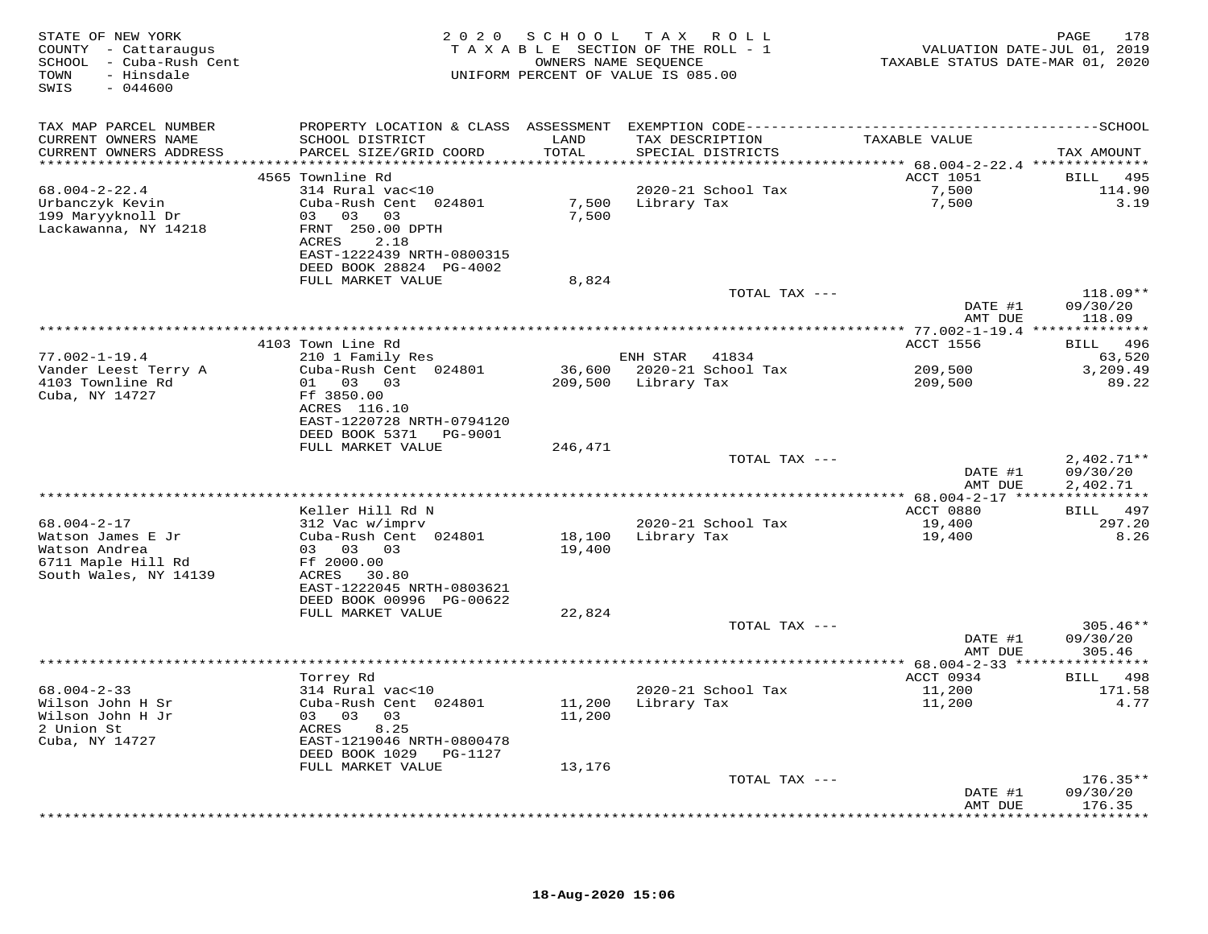STATE OF NEW YORK
COUNTY - Cattaraugus
SCHOOL - Cuba-Rush Cent
TOWN - Hinsdale
SWIS - 044600

2020 SCHOOL TAX ROLL
TAXABLE SECTION OF THE ROLL - 1
OWNERS NAME SEQUENCE
UNIFORM PERCENT OF VALUE IS 085.00

VALUATION DATE-JUL 01, 2019
TAXABLE STATUS DATE-MAR 01, 2020

| TAX MAP PARCEL NUMBER<br>CURRENT OWNERS NAME<br>CURRENT OWNERS ADDRESS | PROPERTY LOCATION & CLASS<br>SCHOOL DISTRICT<br>PARCEL SIZE/GRID COORD | ASSESSMENT<br>LAND<br>TOTAL | EXEMPTION CODE<br>TAX DESCRIPTION<br>SPECIAL DISTRICTS | TAXABLE VALUE | SCHOOL<br>TAX AMOUNT |
|---|---|---|---|---|---|
| 68.004-2-22.4 | 4565 Townline Rd | | | ACCT 1051 | BILL 495 |
| 68.004-2-22.4 | 314 Rural vac<10 | | 2020-21 School Tax | 7,500 | 114.90 |
| Urbanczyk Kevin | Cuba-Rush Cent 024801 | 7,500 | Library Tax | 7,500 | 3.19 |
| 199 Maryyknoll Dr | 03 03 03 | 7,500 | | | |
| Lackawanna, NY 14218 | FRNT 250.00 DPTH | | | | |
| | ACRES 2.18 | | | | |
| | EAST-1222439 NRTH-0800315 | | | | |
| | DEED BOOK 28824 PG-4002 | | | | |
| | FULL MARKET VALUE | 8,824 | | | |
| | | | TOTAL TAX --- | | 118.09** |
| | | | | DATE #1 | 09/30/20 |
| | | | | AMT DUE | 118.09 |
| 77.002-1-19.4 | 4103 Town Line Rd | | | ACCT 1556 | BILL 496 |
| 77.002-1-19.4 | 210 1 Family Res | | ENH STAR 41834 | | 63,520 |
| Vander Leest Terry A | Cuba-Rush Cent 024801 | 36,600 | 2020-21 School Tax | 209,500 | 3,209.49 |
| 4103 Townline Rd | 01 03 03 | 209,500 | Library Tax | 209,500 | 89.22 |
| Cuba, NY 14727 | Ff 3850.00 | | | | |
| | ACRES 116.10 | | | | |
| | EAST-1220728 NRTH-0794120 | | | | |
| | DEED BOOK 5371 PG-9001 | | | | |
| | FULL MARKET VALUE | 246,471 | | | |
| | | | TOTAL TAX --- | | 2,402.71** |
| | | | | DATE #1 | 09/30/20 |
| | | | | AMT DUE | 2,402.71 |
| 68.004-2-17 | Keller Hill Rd N | | | ACCT 0880 | BILL 497 |
| 68.004-2-17 | 312 Vac w/imprv | | 2020-21 School Tax | 19,400 | 297.20 |
| Watson James E Jr | Cuba-Rush Cent 024801 | 18,100 | Library Tax | 19,400 | 8.26 |
| Watson Andrea | 03 03 03 | 19,400 | | | |
| 6711 Maple Hill Rd | Ff 2000.00 | | | | |
| South Wales, NY 14139 | ACRES 30.80 | | | | |
| | EAST-1222045 NRTH-0803621 | | | | |
| | DEED BOOK 00996 PG-00622 | | | | |
| | FULL MARKET VALUE | 22,824 | | | |
| | | | TOTAL TAX --- | | 305.46** |
| | | | | DATE #1 | 09/30/20 |
| | | | | AMT DUE | 305.46 |
| 68.004-2-33 | Torrey Rd | | | ACCT 0934 | BILL 498 |
| 68.004-2-33 | 314 Rural vac<10 | | 2020-21 School Tax | 11,200 | 171.58 |
| Wilson John H Sr | Cuba-Rush Cent 024801 | 11,200 | Library Tax | 11,200 | 4.77 |
| Wilson John H Jr | 03 03 03 | 11,200 | | | |
| 2 Union St | ACRES 8.25 | | | | |
| Cuba, NY 14727 | EAST-1219046 NRTH-0800478 | | | | |
| | DEED BOOK 1029 PG-1127 | | | | |
| | FULL MARKET VALUE | 13,176 | | | |
| | | | TOTAL TAX --- | | 176.35** |
| | | | | DATE #1 | 09/30/20 |
| | | | | AMT DUE | 176.35 |

18-Aug-2020 15:06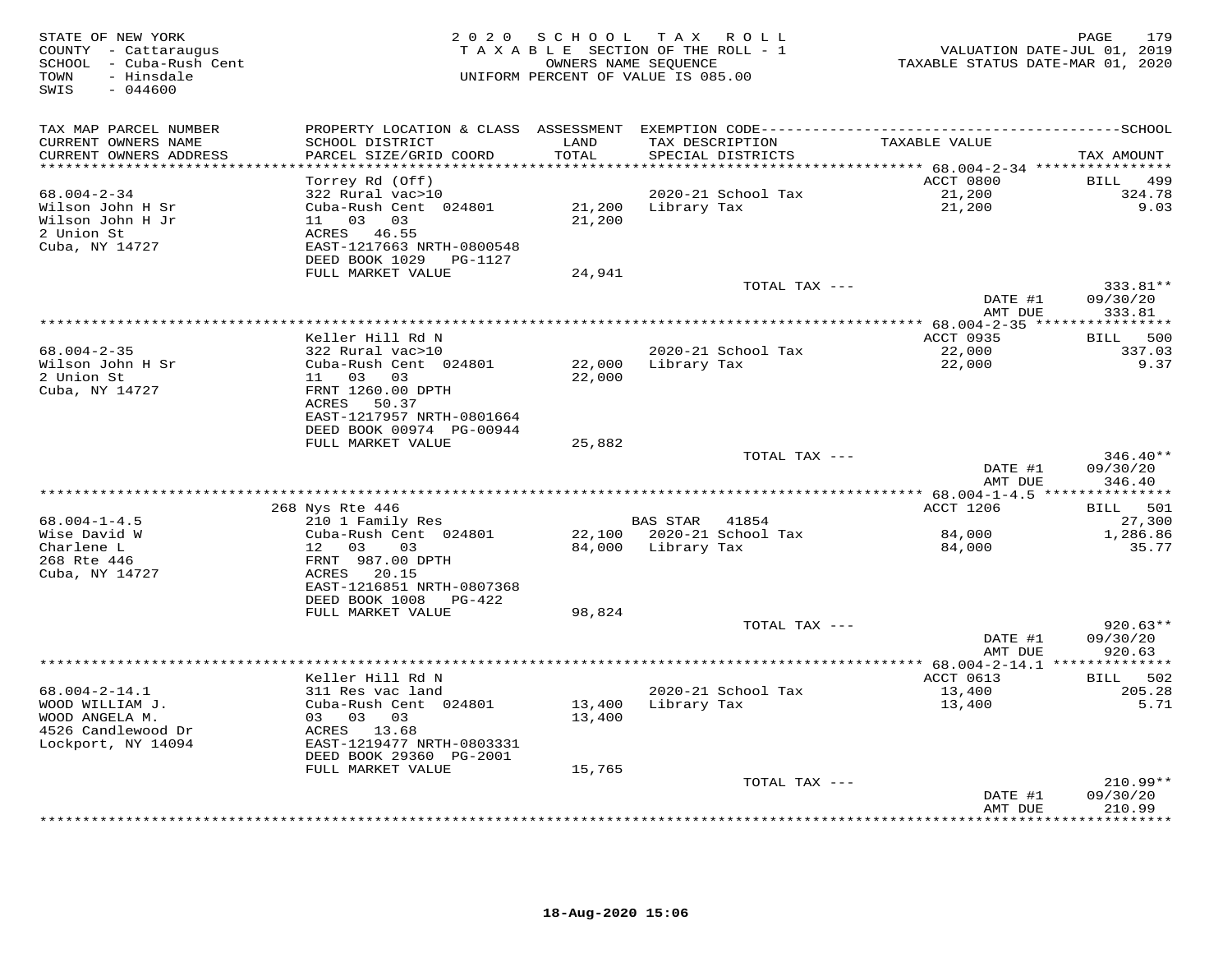STATE OF NEW YORK
COUNTY - Cattaraugus
SCHOOL - Cuba-Rush Cent
TOWN - Hinsdale
SWIS - 044600

2020 SCHOOL TAX ROLL
TAXABLE SECTION OF THE ROLL - 1
OWNERS NAME SEQUENCE
UNIFORM PERCENT OF VALUE IS 085.00

VALUATION DATE-JUL 01, 2019
TAXABLE STATUS DATE-MAR 01, 2020

| TAX MAP PARCEL NUMBER / CURRENT OWNERS NAME / CURRENT OWNERS ADDRESS | PROPERTY LOCATION & CLASS / SCHOOL DISTRICT / PARCEL SIZE/GRID COORD | ASSESSMENT LAND | TOTAL | EXEMPTION CODE / TAX DESCRIPTION / SPECIAL DISTRICTS | TAXABLE VALUE | TAX AMOUNT |
|---|---|---|---|---|---|---|
| 68.004-2-34 | Torrey Rd (Off) | | | | ACCT 0800 | BILL 499 |
| Wilson John H Sr | 322 Rural vac>10 | | | 2020-21 School Tax | 21,200 | 324.78 |
| Wilson John H Jr | Cuba-Rush Cent 024801 | 21,200 | | Library Tax | 21,200 | 9.03 |
| 2 Union St | 11 03 03 | | 21,200 | | | |
| Cuba, NY 14727 | ACRES 46.55 | | | | | |
| | EAST-1217663 NRTH-0800548 | | | | | |
| | DEED BOOK 1029 PG-1127 | | | | | |
| | FULL MARKET VALUE | | 24,941 | | | |
| | | | | TOTAL TAX --- | | 333.81** |
| | | | | | DATE #1 | 09/30/20 |
| | | | | | AMT DUE | 333.81 |
| 68.004-2-35 | Keller Hill Rd N | | | | ACCT 0935 | BILL 500 |
| Wilson John H Sr | 322 Rural vac>10 | | | 2020-21 School Tax | 22,000 | 337.03 |
| 2 Union St | Cuba-Rush Cent 024801 | 22,000 | | Library Tax | 22,000 | 9.37 |
| Cuba, NY 14727 | 11 03 03 | | 22,000 | | | |
| | FRNT 1260.00 DPTH | | | | | |
| | ACRES 50.37 | | | | | |
| | EAST-1217957 NRTH-0801664 | | | | | |
| | DEED BOOK 00974 PG-00944 | | | | | |
| | FULL MARKET VALUE | | 25,882 | | | |
| | | | | TOTAL TAX --- | | 346.40** |
| | | | | | DATE #1 | 09/30/20 |
| | | | | | AMT DUE | 346.40 |
| 68.004-1-4.5 | 268 Nys Rte 446 | | | | ACCT 1206 | BILL 501 |
| Wise David W | 210 1 Family Res | | | BAS STAR 41854 | | 27,300 |
| Charlene L | Cuba-Rush Cent 024801 | 22,100 | | 2020-21 School Tax | 84,000 | 1,286.86 |
| 268 Rte 446 | 12 03 03 | | 84,000 | Library Tax | 84,000 | 35.77 |
| Cuba, NY 14727 | FRNT 987.00 DPTH | | | | | |
| | ACRES 20.15 | | | | | |
| | EAST-1216851 NRTH-0807368 | | | | | |
| | DEED BOOK 1008 PG-422 | | | | | |
| | FULL MARKET VALUE | | 98,824 | | | |
| | | | | TOTAL TAX --- | | 920.63** |
| | | | | | DATE #1 | 09/30/20 |
| | | | | | AMT DUE | 920.63 |
| 68.004-2-14.1 | Keller Hill Rd N | | | | ACCT 0613 | BILL 502 |
| WOOD WILLIAM J. | 311 Res vac land | | | 2020-21 School Tax | 13,400 | 205.28 |
| WOOD ANGELA M. | Cuba-Rush Cent 024801 | 13,400 | | Library Tax | 13,400 | 5.71 |
| 4526 Candlewood Dr | 03 03 03 | | 13,400 | | | |
| Lockport, NY 14094 | ACRES 13.68 | | | | | |
| | EAST-1219477 NRTH-0803331 | | | | | |
| | DEED BOOK 29360 PG-2001 | | | | | |
| | FULL MARKET VALUE | | 15,765 | | | |
| | | | | TOTAL TAX --- | | 210.99** |
| | | | | | DATE #1 | 09/30/20 |
| | | | | | AMT DUE | 210.99 |

18-Aug-2020 15:06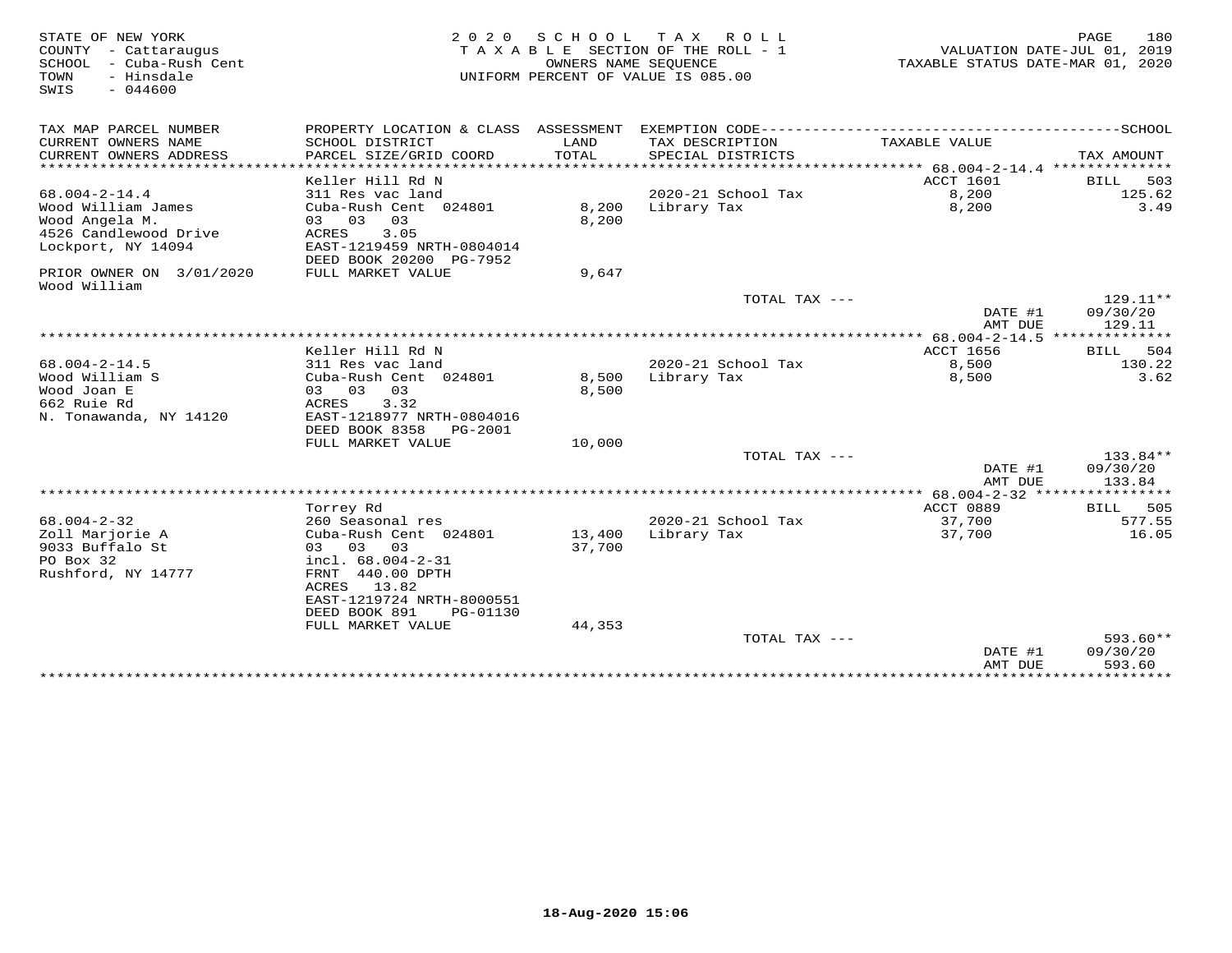STATE OF NEW YORK
COUNTY - Cattaraugus
SCHOOL - Cuba-Rush Cent
TOWN - Hinsdale
SWIS - 044600

2 0 2 0 S C H O O L T A X R O L L
T A X A B L E SECTION OF THE ROLL - 1
OWNERS NAME SEQUENCE
UNIFORM PERCENT OF VALUE IS 085.00

VALUATION DATE-JUL 01, 2019
TAXABLE STATUS DATE-MAR 01, 2020

| TAX MAP PARCEL NUMBER / CURRENT OWNERS NAME / CURRENT OWNERS ADDRESS | PROPERTY LOCATION & CLASS / SCHOOL DISTRICT / PARCEL SIZE/GRID COORD | ASSESSMENT LAND / TOTAL | EXEMPTION CODE / TAX DESCRIPTION / SPECIAL DISTRICTS | TAXABLE VALUE | SCHOOL TAX AMOUNT |
|---|---|---|---|---|---|
| **68.004-2-14.4** | Keller Hill Rd N | | | ACCT 1601 | BILL 503 |
| 68.004-2-14.4 | 311 Res vac land | | 2020-21 School Tax | 8,200 | 125.62 |
| Wood William James | Cuba-Rush Cent 024801 | 8,200 | Library Tax | 8,200 | 3.49 |
| Wood Angela M. | 03 03 03 | 8,200 | | | |
| 4526 Candlewood Drive | ACRES 3.05 | | | | |
| Lockport, NY 14094 | EAST-1219459 NRTH-0804014 | | | | |
| | DEED BOOK 20200 PG-7952 | | | | |
| PRIOR OWNER ON 3/01/2020 | FULL MARKET VALUE | 9,647 | | | |
| Wood William | | | | | |
| | | | TOTAL TAX --- | | 129.11** |
| | | | | DATE #1 | 09/30/20 |
| | | | | AMT DUE | 129.11 |
| **68.004-2-14.5** | Keller Hill Rd N | | | ACCT 1656 | BILL 504 |
| 68.004-2-14.5 | 311 Res vac land | | 2020-21 School Tax | 8,500 | 130.22 |
| Wood William S | Cuba-Rush Cent 024801 | 8,500 | Library Tax | 8,500 | 3.62 |
| Wood Joan E | 03 03 03 | 8,500 | | | |
| 662 Ruie Rd | ACRES 3.32 | | | | |
| N. Tonawanda, NY 14120 | EAST-1218977 NRTH-0804016 | | | | |
| | DEED BOOK 8358 PG-2001 | | | | |
| | FULL MARKET VALUE | 10,000 | | | |
| | | | TOTAL TAX --- | | 133.84** |
| | | | | DATE #1 | 09/30/20 |
| | | | | AMT DUE | 133.84 |
| **68.004-2-32** | Torrey Rd | | | ACCT 0889 | BILL 505 |
| 68.004-2-32 | 260 Seasonal res | | 2020-21 School Tax | 37,700 | 577.55 |
| Zoll Marjorie A | Cuba-Rush Cent 024801 | 13,400 | Library Tax | 37,700 | 16.05 |
| 9033 Buffalo St | 03 03 03 | 37,700 | | | |
| PO Box 32 | incl. 68.004-2-31 | | | | |
| Rushford, NY 14777 | FRNT 440.00 DPTH | | | | |
| | ACRES 13.82 | | | | |
| | EAST-1219724 NRTH-8000551 | | | | |
| | DEED BOOK 891 PG-01130 | | | | |
| | FULL MARKET VALUE | 44,353 | | | |
| | | | TOTAL TAX --- | | 593.60** |
| | | | | DATE #1 | 09/30/20 |
| | | | | AMT DUE | 593.60 |

18-Aug-2020 15:06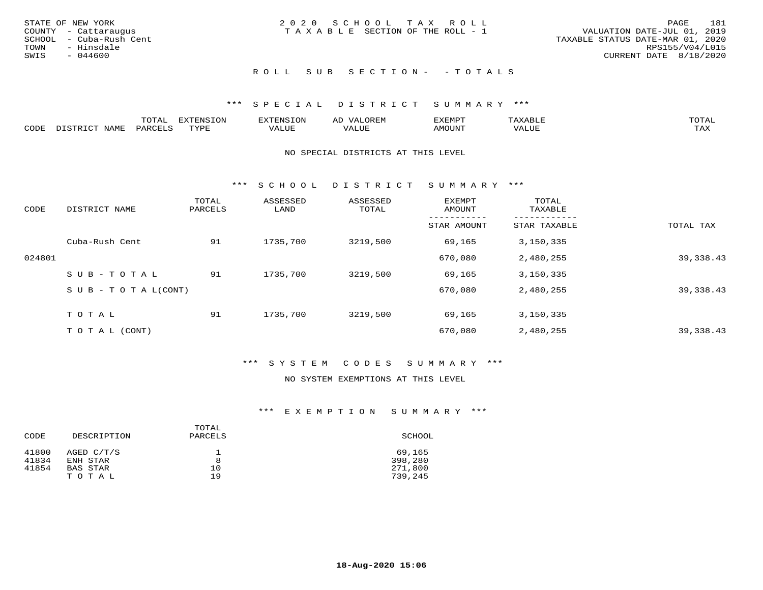STATE OF NEW YORK
COUNTY - Cattaraugus
SCHOOL - Cuba-Rush Cent
TOWN - Hinsdale
SWIS - 044600

2020 SCHOOL TAX ROLL
TAXABLE SECTION OF THE ROLL - 1

VALUATION DATE-JUL 01, 2019
TAXABLE STATUS DATE-MAR 01, 2020
RPS155/V04/L015
CURRENT DATE 8/18/2020

## ROLL SUB SECTION - - TOTALS

### *** SPECIAL DISTRICT SUMMARY ***

| CODE | DISTRICT NAME | TOTAL PARCELS | EXTENSION TYPE | EXTENSION VALUE | AD VALOREM VALUE | EXEMPT AMOUNT | TAXABLE VALUE | TOTAL TAX |
|---|---|---|---|---|---|---|---|---|

NO SPECIAL DISTRICTS AT THIS LEVEL

### *** SCHOOL DISTRICT SUMMARY ***

| CODE | DISTRICT NAME | TOTAL PARCELS | ASSESSED LAND | ASSESSED TOTAL | EXEMPT AMOUNT / STAR AMOUNT | TOTAL TAXABLE / STAR TAXABLE | TOTAL TAX |
|---|---|---|---|---|---|---|---|
| | Cuba-Rush Cent | 91 | 1735,700 | 3219,500 | 69,165 | 3,150,335 | |
| 024801 | | | | | 670,080 | 2,480,255 | 39,338.43 |
| | SUB-TOTAL | 91 | 1735,700 | 3219,500 | 69,165 | 3,150,335 | |
| | SUB-TOTAL(CONT) | | | | 670,080 | 2,480,255 | 39,338.43 |
| | TOTAL | 91 | 1735,700 | 3219,500 | 69,165 | 3,150,335 | |
| | TOTAL (CONT) | | | | 670,080 | 2,480,255 | 39,338.43 |

### *** SYSTEM CODES SUMMARY ***

NO SYSTEM EXEMPTIONS AT THIS LEVEL

### *** EXEMPTION SUMMARY ***

| CODE | DESCRIPTION | TOTAL PARCELS | SCHOOL |
|---|---|---|---|
| 41800 | AGED C/T/S | 1 | 69,165 |
| 41834 | ENH STAR | 8 | 398,280 |
| 41854 | BAS STAR | 10 | 271,800 |
| | TOTAL | 19 | 739,245 |

18-Aug-2020 15:06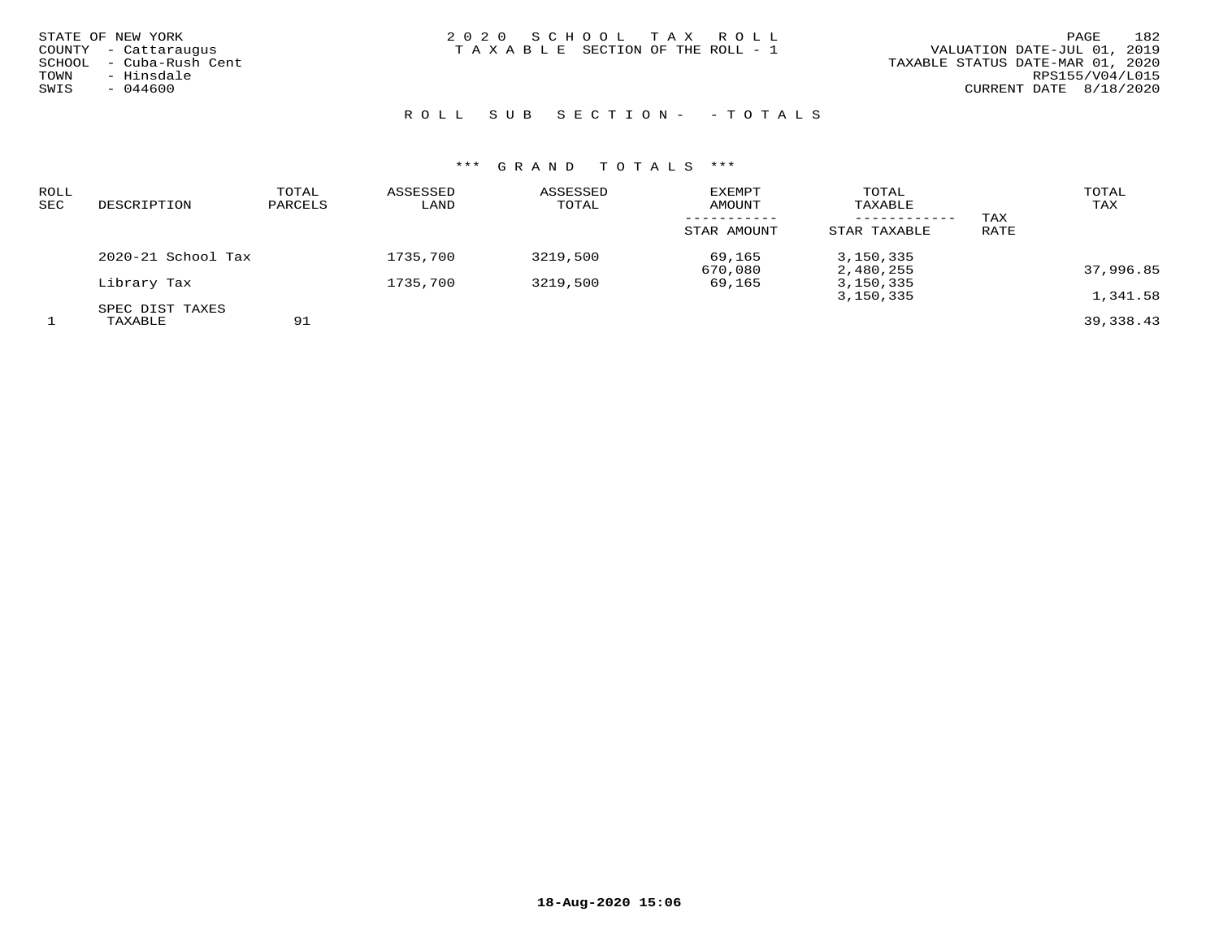STATE OF NEW YORK
COUNTY - Cattaraugus
SCHOOL - Cuba-Rush Cent
TOWN - Hinsdale
SWIS - 044600

2020 SCHOOL TAX ROLL
TAXABLE SECTION OF THE ROLL - 1

VALUATION DATE-JUL 01, 2019
TAXABLE STATUS DATE-MAR 01, 2020
RPS155/V04/L015
CURRENT DATE 8/18/2020

## ROLL SUB SECTION- - TOTALS

### *** GRAND TOTALS ***

| ROLL SEC | DESCRIPTION | TOTAL PARCELS | ASSESSED LAND | ASSESSED TOTAL | EXEMPT AMOUNT / STAR AMOUNT | TOTAL TAXABLE / STAR TAXABLE | TAX RATE | TOTAL TAX |
|---|---|---|---|---|---|---|---|---|
| | 2020-21 School Tax | | 1735,700 | 3219,500 | 69,165 | 3,150,335 | | |
| | | | | | 670,080 | 2,480,255 | | 37,996.85 |
| | Library Tax | | 1735,700 | 3219,500 | 69,165 | 3,150,335 | | |
| | | | | | | 3,150,335 | | 1,341.58 |
| | SPEC DIST TAXES | | | | | | | |
| 1 | TAXABLE | 91 | | | | | | 39,338.43 |

18-Aug-2020 15:06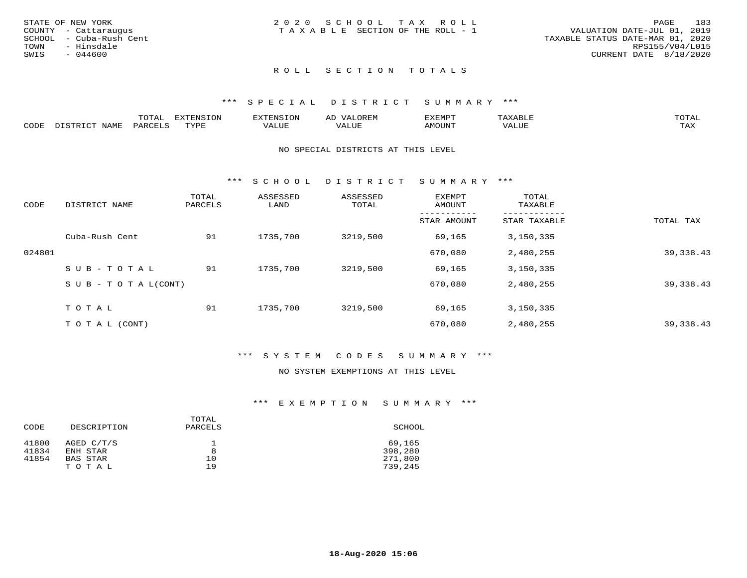STATE OF NEW YORK
COUNTY - Cattaraugus
SCHOOL - Cuba-Rush Cent
TOWN - Hinsdale
SWIS - 044600

2020 SCHOOL TAX ROLL
TAXABLE SECTION OF THE ROLL - 1

VALUATION DATE-JUL 01, 2019
TAXABLE STATUS DATE-MAR 01, 2020
RPS155/V04/L015
CURRENT DATE 8/18/2020

## ROLL SECTION TOTALS

### *** SPECIAL DISTRICT SUMMARY ***

| CODE | DISTRICT NAME | TOTAL PARCELS | EXTENSION TYPE | EXTENSION VALUE | AD VALOREM VALUE | EXEMPT AMOUNT | TAXABLE VALUE | TOTAL TAX |
|---|---|---|---|---|---|---|---|---|

NO SPECIAL DISTRICTS AT THIS LEVEL

### *** SCHOOL DISTRICT SUMMARY ***

| CODE | DISTRICT NAME | TOTAL PARCELS | ASSESSED LAND | ASSESSED TOTAL | EXEMPT AMOUNT / STAR AMOUNT | TOTAL TAXABLE / STAR TAXABLE | TOTAL TAX |
|---|---|---|---|---|---|---|---|
| | Cuba-Rush Cent | 91 | 1735,700 | 3219,500 | 69,165 | 3,150,335 | |
| 024801 | | | | | 670,080 | 2,480,255 | 39,338.43 |
| | SUB-TOTAL | 91 | 1735,700 | 3219,500 | 69,165 | 3,150,335 | |
| | SUB-TOTAL(CONT) | | | | 670,080 | 2,480,255 | 39,338.43 |
| | TOTAL | 91 | 1735,700 | 3219,500 | 69,165 | 3,150,335 | |
| | TOTAL (CONT) | | | | 670,080 | 2,480,255 | 39,338.43 |

### *** SYSTEM CODES SUMMARY ***

NO SYSTEM EXEMPTIONS AT THIS LEVEL

### *** EXEMPTION SUMMARY ***

| CODE | DESCRIPTION | TOTAL PARCELS | SCHOOL |
|---|---|---|---|
| 41800 | AGED C/T/S | 1 | 69,165 |
| 41834 | ENH STAR | 8 | 398,280 |
| 41854 | BAS STAR | 10 | 271,800 |
| | TOTAL | 19 | 739,245 |

18-Aug-2020 15:06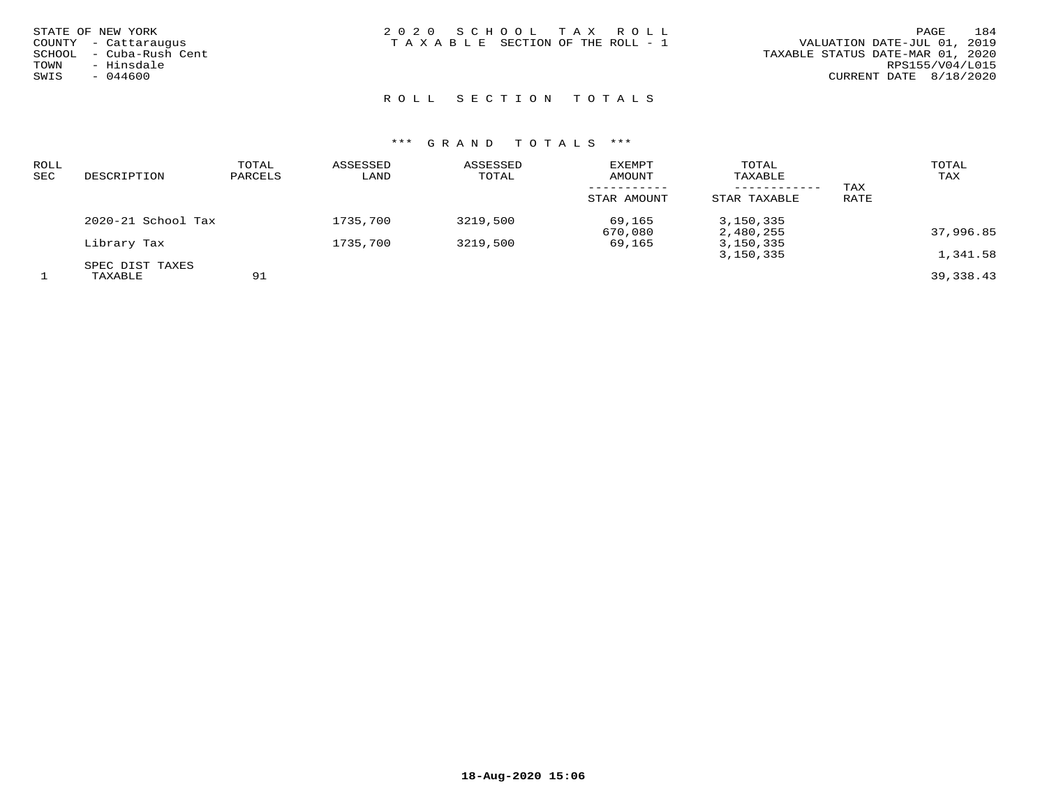STATE OF NEW YORK
COUNTY - Cattaraugus
SCHOOL - Cuba-Rush Cent
TOWN - Hinsdale
SWIS - 044600

2020 SCHOOL TAX ROLL
TAXABLE SECTION OF THE ROLL - 1

VALUATION DATE-JUL 01, 2019
TAXABLE STATUS DATE-MAR 01, 2020
RPS155/V04/L015
CURRENT DATE 8/18/2020

## ROLL SECTION TOTALS

### *** GRAND TOTALS ***

| ROLL SEC | DESCRIPTION | TOTAL PARCELS | ASSESSED LAND | ASSESSED TOTAL | EXEMPT AMOUNT / STAR AMOUNT | TOTAL TAXABLE / STAR TAXABLE | TAX RATE | TOTAL TAX |
|---|---|---|---|---|---|---|---|---|
| | 2020-21 School Tax | | 1735,700 | 3219,500 | 69,165 | 3,150,335 | | |
| | | | | | 670,080 | 2,480,255 | | 37,996.85 |
| | Library Tax | | 1735,700 | 3219,500 | 69,165 | 3,150,335 | | |
| | | | | | | 3,150,335 | | 1,341.58 |
| | SPEC DIST TAXES | | | | | | | |
| 1 | TAXABLE | 91 | | | | | | 39,338.43 |

18-Aug-2020 15:06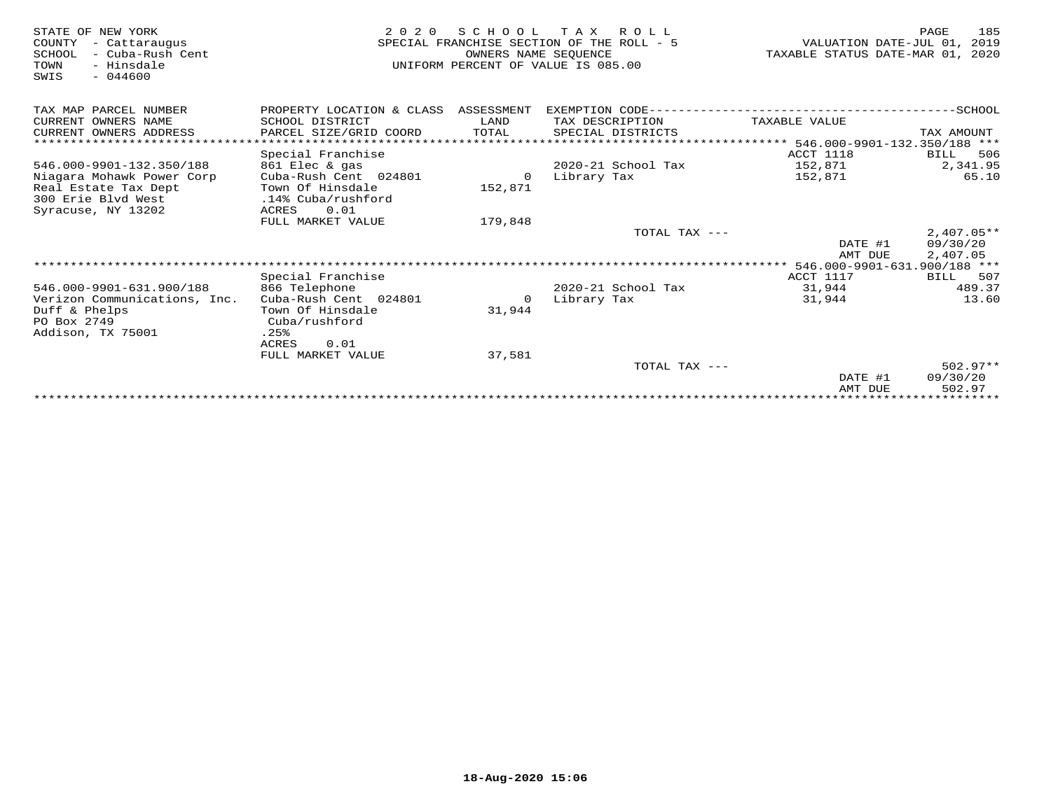STATE OF NEW YORK
COUNTY - Cattaraugus
SCHOOL - Cuba-Rush Cent
TOWN - Hinsdale
SWIS - 044600

# 2020 SCHOOL TAX ROLL

SPECIAL FRANCHISE SECTION OF THE ROLL - 5
OWNERS NAME SEQUENCE
UNIFORM PERCENT OF VALUE IS 085.00

VALUATION DATE-JUL 01, 2019
TAXABLE STATUS DATE-MAR 01, 2020

| TAX MAP PARCEL NUMBER / CURRENT OWNERS NAME / CURRENT OWNERS ADDRESS | PROPERTY LOCATION & CLASS / SCHOOL DISTRICT / PARCEL SIZE/GRID COORD | ASSESSMENT LAND / TOTAL | EXEMPTION CODE / TAX DESCRIPTION / SPECIAL DISTRICTS | TAXABLE VALUE | SCHOOL TAX AMOUNT |
|---|---|---|---|---|---|
| ******** | | | | 546.000-9901-132.350/188 *** | |
| | Special Franchise | | | ACCT 1118 | BILL 506 |
| 546.000-9901-132.350/188 | 861 Elec & gas | | 2020-21 School Tax | 152,871 | 2,341.95 |
| Niagara Mohawk Power Corp | Cuba-Rush Cent 024801 | 0 | Library Tax | 152,871 | 65.10 |
| Real Estate Tax Dept | Town Of Hinsdale | 152,871 | | | |
| 300 Erie Blvd West | .14% Cuba/rushford | | | | |
| Syracuse, NY 13202 | ACRES 0.01 | | | | |
| | FULL MARKET VALUE | 179,848 | | | |
| | | | TOTAL TAX --- | | 2,407.05** |
| | | | | DATE #1 | 09/30/20 |
| | | | | AMT DUE | 2,407.05 |
| ******** | | | | 546.000-9901-631.900/188 *** | |
| | Special Franchise | | | ACCT 1117 | BILL 507 |
| 546.000-9901-631.900/188 | 866 Telephone | | 2020-21 School Tax | 31,944 | 489.37 |
| Verizon Communications, Inc. | Cuba-Rush Cent 024801 | 0 | Library Tax | 31,944 | 13.60 |
| Duff & Phelps | Town Of Hinsdale | 31,944 | | | |
| PO Box 2749 | Cuba/rushford | | | | |
| Addison, TX 75001 | .25% | | | | |
| | ACRES 0.01 | | | | |
| | FULL MARKET VALUE | 37,581 | | | |
| | | | TOTAL TAX --- | | 502.97** |
| | | | | DATE #1 | 09/30/20 |
| | | | | AMT DUE | 502.97 |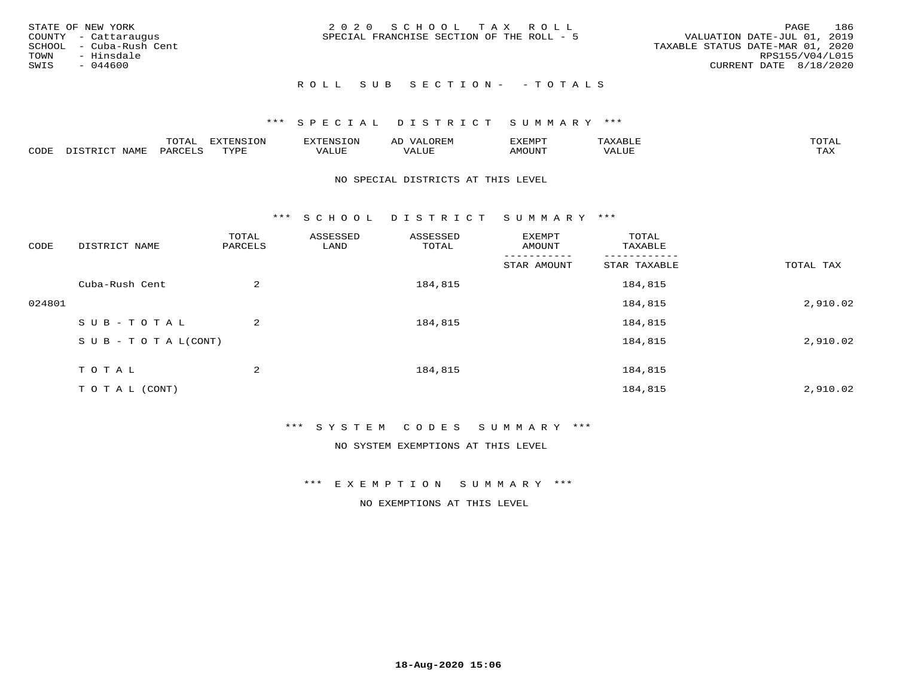STATE OF NEW YORK
COUNTY - Cattaraugus
SCHOOL - Cuba-Rush Cent
TOWN - Hinsdale
SWIS - 044600

2 0 2 0 S C H O O L T A X R O L L
SPECIAL FRANCHISE SECTION OF THE ROLL - 5

VALUATION DATE-JUL 01, 2019
TAXABLE STATUS DATE-MAR 01, 2020
RPS155/V04/L015
CURRENT DATE 8/18/2020

R O L L S U B S E C T I O N - - T O T A L S

*** S P E C I A L D I S T R I C T S U M M A R Y ***

| CODE | DISTRICT NAME | TOTAL PARCELS | EXTENSION TYPE | EXTENSION VALUE | AD VALOREM VALUE | EXEMPT AMOUNT | TAXABLE VALUE | TOTAL TAX |
|---|---|---|---|---|---|---|---|---|

NO SPECIAL DISTRICTS AT THIS LEVEL

*** S C H O O L D I S T R I C T S U M M A R Y ***

| CODE | DISTRICT NAME | TOTAL PARCELS | ASSESSED LAND | ASSESSED TOTAL | EXEMPT AMOUNT / STAR AMOUNT | TOTAL TAXABLE / STAR TAXABLE | TOTAL TAX |
|---|---|---|---|---|---|---|---|
| | Cuba-Rush Cent | 2 | | 184,815 | | 184,815 | |
| 024801 | | | | | | 184,815 | 2,910.02 |
| | S U B - T O T A L | 2 | | 184,815 | | 184,815 | |
| | S U B - T O T A L(CONT) | | | | | 184,815 | 2,910.02 |
| | T O T A L | 2 | | 184,815 | | 184,815 | |
| | T O T A L (CONT) | | | | | 184,815 | 2,910.02 |

*** S Y S T E M C O D E S S U M M A R Y ***

NO SYSTEM EXEMPTIONS AT THIS LEVEL

*** E X E M P T I O N S U M M A R Y ***

NO EXEMPTIONS AT THIS LEVEL

18-Aug-2020 15:06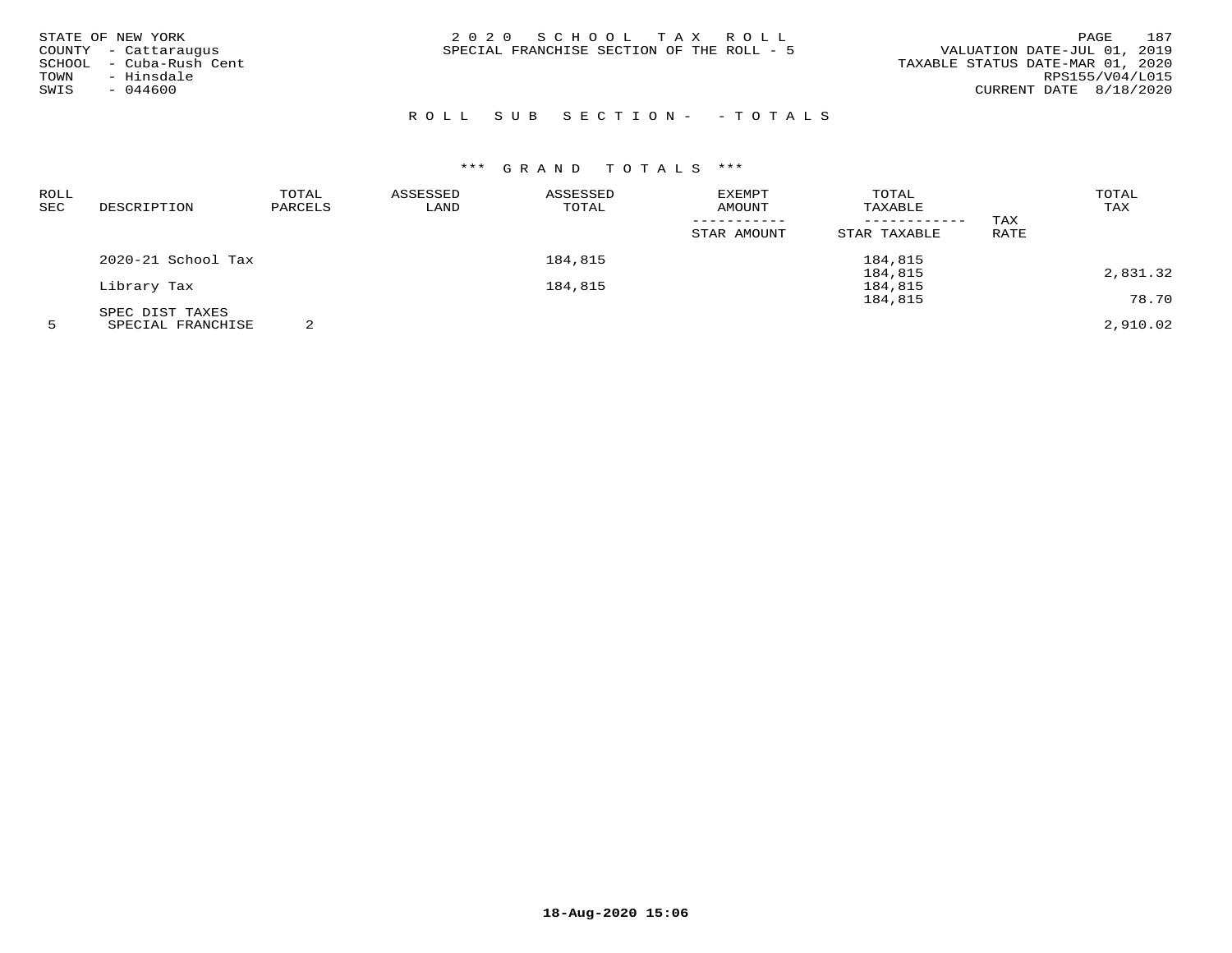STATE OF NEW YORK
COUNTY - Cattaraugus
SCHOOL - Cuba-Rush Cent
TOWN - Hinsdale
SWIS - 044600

2 0 2 0 S C H O O L T A X R O L L
SPECIAL FRANCHISE SECTION OF THE ROLL - 5

VALUATION DATE-JUL 01, 2019
TAXABLE STATUS DATE-MAR 01, 2020
RPS155/V04/L015
CURRENT DATE 8/18/2020

R O L L S U B S E C T I O N - - T O T A L S

\*\*\* G R A N D T O T A L S \*\*\*

| ROLL SEC | DESCRIPTION | TOTAL PARCELS | ASSESSED LAND | ASSESSED TOTAL | EXEMPT AMOUNT / STAR AMOUNT | TOTAL TAXABLE / STAR TAXABLE | TAX RATE | TOTAL TAX |
|---|---|---|---|---|---|---|---|---|
| | 2020-21 School Tax | | | 184,815 | | 184,815 | | |
| | | | | | | 184,815 | | 2,831.32 |
| | Library Tax | | | 184,815 | | 184,815 | | |
| | | | | | | 184,815 | | 78.70 |
| | SPEC DIST TAXES | | | | | | | |
| 5 | SPECIAL FRANCHISE | 2 | | | | | | 2,910.02 |

18-Aug-2020 15:06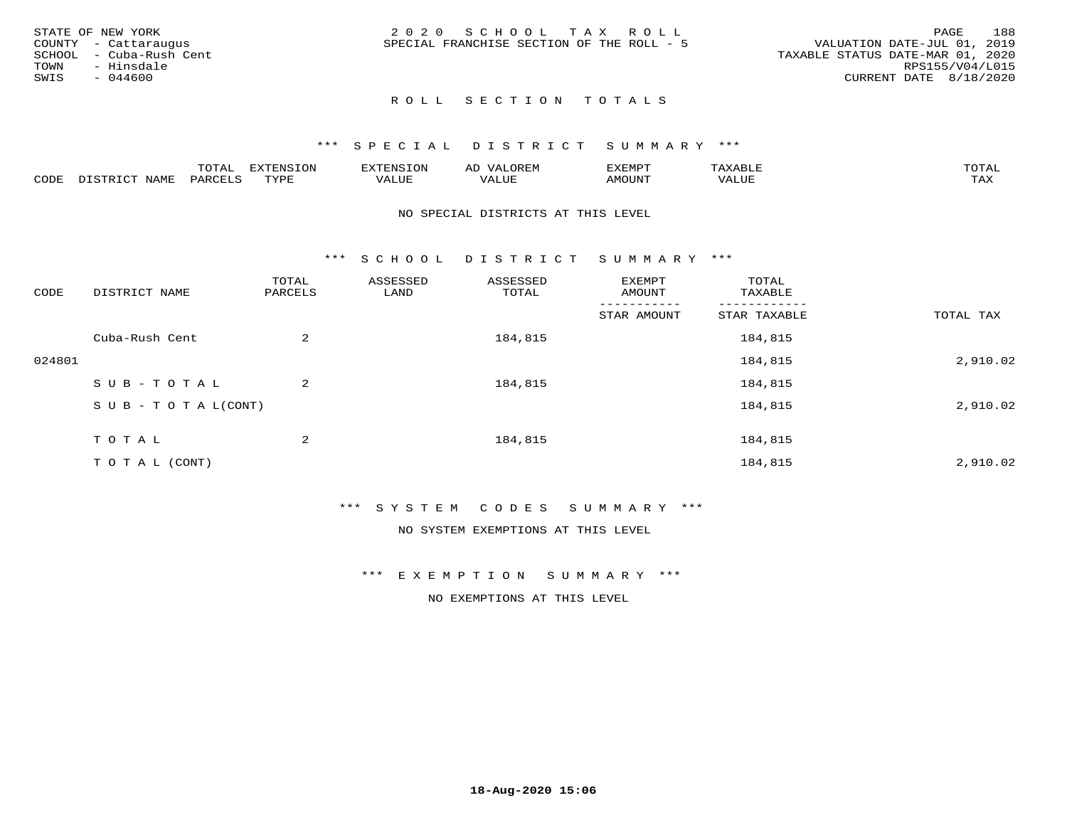STATE OF NEW YORK
COUNTY - Cattaraugus
SCHOOL - Cuba-Rush Cent
TOWN - Hinsdale
SWIS - 044600

# 2020 SCHOOL TAX ROLL
SPECIAL FRANCHISE SECTION OF THE ROLL - 5

VALUATION DATE-JUL 01, 2019
TAXABLE STATUS DATE-MAR 01, 2020
RPS155/V04/L015
CURRENT DATE 8/18/2020

## ROLL SECTION TOTALS

### *** SPECIAL DISTRICT SUMMARY ***

| CODE | DISTRICT NAME | TOTAL PARCELS | EXTENSION TYPE | EXTENSION VALUE | AD VALOREM VALUE | EXEMPT AMOUNT | TAXABLE VALUE | TOTAL TAX |
|---|---|---|---|---|---|---|---|---|

NO SPECIAL DISTRICTS AT THIS LEVEL

### *** SCHOOL DISTRICT SUMMARY ***

| CODE | DISTRICT NAME | TOTAL PARCELS | ASSESSED LAND | ASSESSED TOTAL | EXEMPT AMOUNT / STAR AMOUNT | TOTAL TAXABLE / STAR TAXABLE | TOTAL TAX |
|---|---|---|---|---|---|---|---|
| | Cuba-Rush Cent | 2 | | 184,815 | | 184,815 | |
| 024801 | | | | | | 184,815 | 2,910.02 |
| | SUB-TOTAL | 2 | | 184,815 | | 184,815 | |
| | SUB-TOTAL(CONT) | | | | | 184,815 | 2,910.02 |
| | TOTAL | 2 | | 184,815 | | 184,815 | |
| | TOTAL (CONT) | | | | | 184,815 | 2,910.02 |

### *** SYSTEM CODES SUMMARY ***

NO SYSTEM EXEMPTIONS AT THIS LEVEL

### *** EXEMPTION SUMMARY ***

NO EXEMPTIONS AT THIS LEVEL

18-Aug-2020 15:06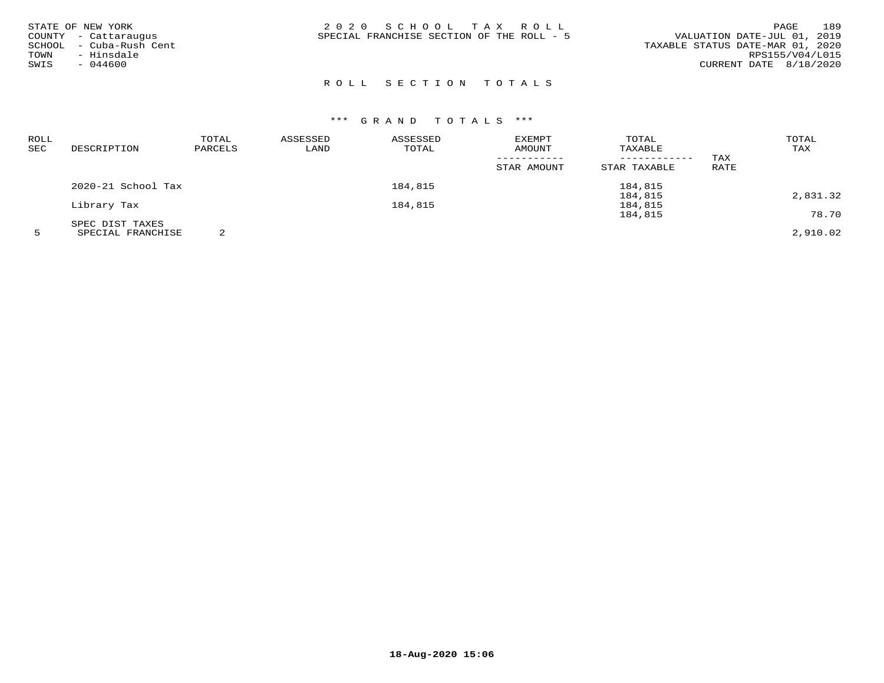STATE OF NEW YORK
COUNTY - Cattaraugus
SCHOOL - Cuba-Rush Cent
TOWN - Hinsdale
SWIS - 044600

2 0 2 0 S C H O O L T A X R O L L
SPECIAL FRANCHISE SECTION OF THE ROLL - 5

VALUATION DATE-JUL 01, 2019
TAXABLE STATUS DATE-MAR 01, 2020
RPS155/V04/L015
CURRENT DATE 8/18/2020

## R O L L S E C T I O N T O T A L S

### *** G R A N D T O T A L S ***

| ROLL SEC | DESCRIPTION | TOTAL PARCELS | ASSESSED LAND | ASSESSED TOTAL | EXEMPT AMOUNT / STAR AMOUNT | TOTAL TAXABLE / STAR TAXABLE | TAX RATE | TOTAL TAX |
|---|---|---|---|---|---|---|---|---|
| | 2020-21 School Tax | | | 184,815 | | 184,815 | | |
| | | | | | | 184,815 | | 2,831.32 |
| | Library Tax | | | 184,815 | | 184,815 | | |
| | | | | | | 184,815 | | 78.70 |
| | SPEC DIST TAXES | | | | | | | |
| 5 | SPECIAL FRANCHISE | 2 | | | | | | 2,910.02 |

18-Aug-2020 15:06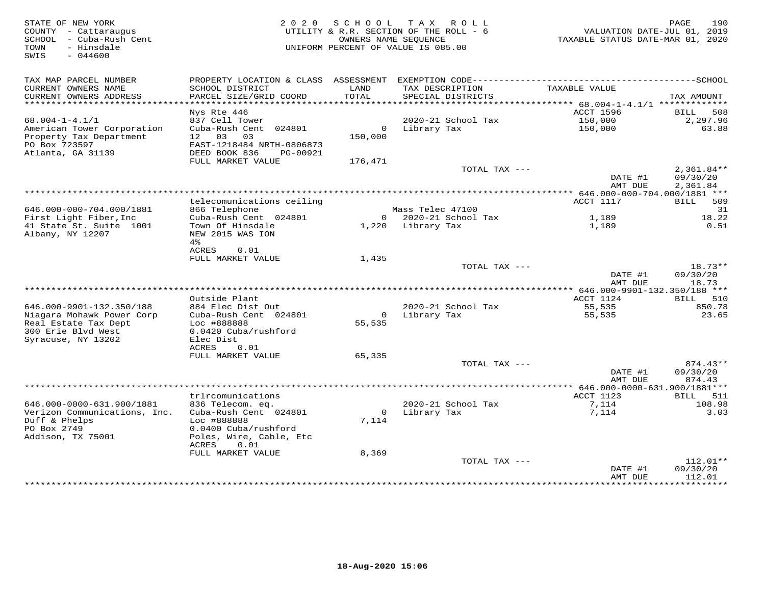STATE OF NEW YORK
COUNTY - Cattaraugus
SCHOOL - Cuba-Rush Cent
TOWN - Hinsdale
SWIS - 044600

2020 SCHOOL TAX ROLL
UTILITY & R.R. SECTION OF THE ROLL - 6
OWNERS NAME SEQUENCE
UNIFORM PERCENT OF VALUE IS 085.00

VALUATION DATE-JUL 01, 2019
TAXABLE STATUS DATE-MAR 01, 2020

| TAX MAP PARCEL NUMBER / CURRENT OWNERS NAME / CURRENT OWNERS ADDRESS | PROPERTY LOCATION & CLASS / SCHOOL DISTRICT / PARCEL SIZE/GRID COORD | ASSESSMENT LAND / TOTAL | EXEMPTION CODE / TAX DESCRIPTION / SPECIAL DISTRICTS | TAXABLE VALUE | TAX AMOUNT |
|---|---|---|---|---|---|
| 68.004-1-4.1/1 | Nys Rte 446 | | | ACCT 1596 | BILL 508 |
| 68.004-1-4.1/1 | 837 Cell Tower | | 2020-21 School Tax | 150,000 | 2,297.96 |
| American Tower Corporation | Cuba-Rush Cent 024801 | 0 | Library Tax | 150,000 | 63.88 |
| Property Tax Department | 12 03 03 | 150,000 | | | |
| PO Box 723597 | EAST-1218484 NRTH-0806873 | | | | |
| Atlanta, GA 31139 | DEED BOOK 836 PG-00921 | | | | |
| | FULL MARKET VALUE | 176,471 | | | |
| | | | TOTAL TAX --- | | 2,361.84** |
| | | | | DATE #1 | 09/30/20 |
| | | | | AMT DUE | 2,361.84 |
| 646.000-000-704.000/1881 | telecomunications ceiling | | | ACCT 1117 | BILL 509 |
| 646.000-000-704.000/1881 | 866 Telephone | | Mass Telec 47100 | | 31 |
| First Light Fiber,Inc | Cuba-Rush Cent 024801 | 0 | 2020-21 School Tax | 1,189 | 18.22 |
| 41 State St. Suite 1001 | Town Of Hinsdale | 1,220 | Library Tax | 1,189 | 0.51 |
| Albany, NY 12207 | NEW 2015 WAS ION | | | | |
| | 4% | | | | |
| | ACRES 0.01 | | | | |
| | FULL MARKET VALUE | 1,435 | | | |
| | | | TOTAL TAX --- | | 18.73** |
| | | | | DATE #1 | 09/30/20 |
| | | | | AMT DUE | 18.73 |
| 646.000-9901-132.350/188 | Outside Plant | | | ACCT 1124 | BILL 510 |
| 646.000-9901-132.350/188 | 884 Elec Dist Out | | 2020-21 School Tax | 55,535 | 850.78 |
| Niagara Mohawk Power Corp | Cuba-Rush Cent 024801 | 0 | Library Tax | 55,535 | 23.65 |
| Real Estate Tax Dept | Loc #888888 | 55,535 | | | |
| 300 Erie Blvd West | 0.0420 Cuba/rushford | | | | |
| Syracuse, NY 13202 | Elec Dist | | | | |
| | ACRES 0.01 | | | | |
| | FULL MARKET VALUE | 65,335 | | | |
| | | | TOTAL TAX --- | | 874.43** |
| | | | | DATE #1 | 09/30/20 |
| | | | | AMT DUE | 874.43 |
| 646.000-0000-631.900/1881 | trlrcomunications | | | ACCT 1123 | BILL 511 |
| 646.000-0000-631.900/1881 | 836 Telecom. eq. | | 2020-21 School Tax | 7,114 | 108.98 |
| Verizon Communications, Inc. | Cuba-Rush Cent 024801 | 0 | Library Tax | 7,114 | 3.03 |
| Duff & Phelps | Loc #888888 | 7,114 | | | |
| PO Box 2749 | 0.0400 Cuba/rushford | | | | |
| Addison, TX 75001 | Poles, Wire, Cable, Etc | | | | |
| | ACRES 0.01 | | | | |
| | FULL MARKET VALUE | 8,369 | | | |
| | | | TOTAL TAX --- | | 112.01** |
| | | | | DATE #1 | 09/30/20 |
| | | | | AMT DUE | 112.01 |

18-Aug-2020 15:06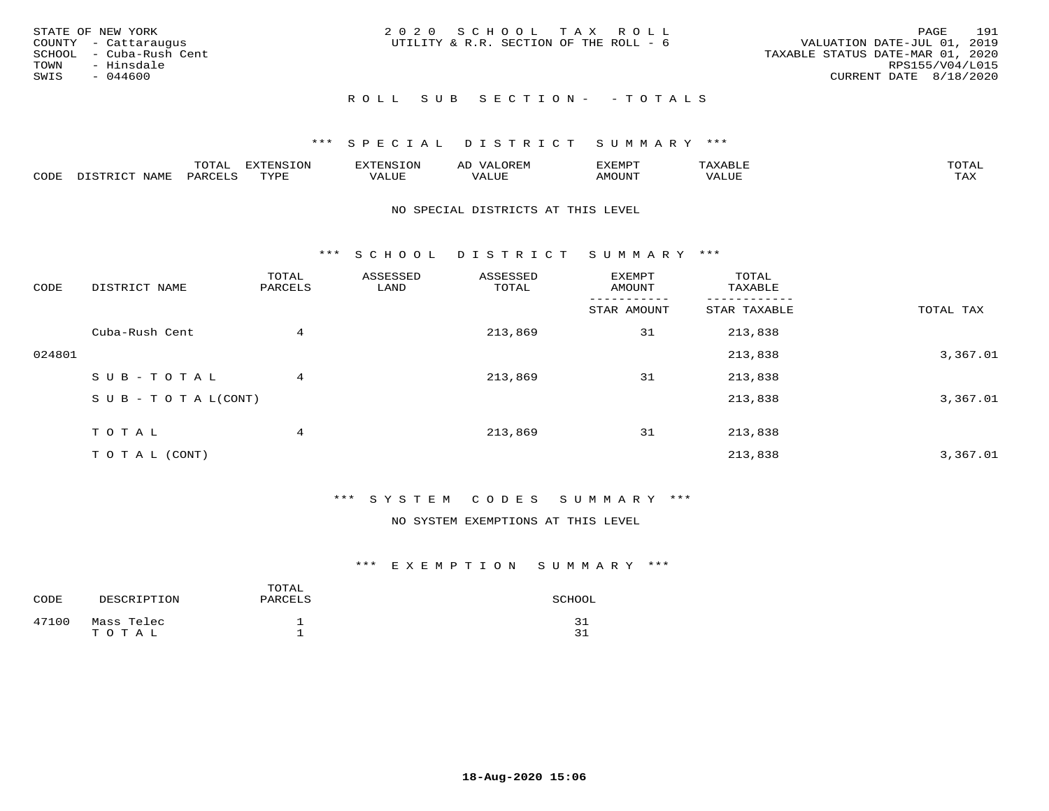STATE OF NEW YORK
COUNTY - Cattaraugus
SCHOOL - Cuba-Rush Cent
TOWN - Hinsdale
SWIS - 044600

2020 SCHOOL TAX ROLL
UTILITY & R.R. SECTION OF THE ROLL - 6

VALUATION DATE-JUL 01, 2019
TAXABLE STATUS DATE-MAR 01, 2020
RPS155/V04/L015
CURRENT DATE 8/18/2020

ROLL SUB SECTION- - TOTALS

*** SPECIAL DISTRICT SUMMARY ***

| CODE | DISTRICT NAME | TOTAL PARCELS | EXTENSION TYPE | EXTENSION VALUE | AD VALOREM VALUE | EXEMPT AMOUNT | TAXABLE VALUE | TOTAL TAX |
|---|---|---|---|---|---|---|---|---|

NO SPECIAL DISTRICTS AT THIS LEVEL

*** SCHOOL DISTRICT SUMMARY ***

| CODE | DISTRICT NAME | TOTAL PARCELS | ASSESSED LAND | ASSESSED TOTAL | EXEMPT AMOUNT / STAR AMOUNT | TOTAL TAXABLE / STAR TAXABLE | TOTAL TAX |
|---|---|---|---|---|---|---|---|
| | Cuba-Rush Cent | 4 | | 213,869 | 31 | 213,838 | |
| 024801 | | | | | | 213,838 | 3,367.01 |
| | SUB-TOTAL | 4 | | 213,869 | 31 | 213,838 | |
| | SUB-TOTAL(CONT) | | | | | 213,838 | 3,367.01 |
| | TOTAL | 4 | | 213,869 | 31 | 213,838 | |
| | TOTAL (CONT) | | | | | 213,838 | 3,367.01 |

*** SYSTEM CODES SUMMARY ***

NO SYSTEM EXEMPTIONS AT THIS LEVEL

*** EXEMPTION SUMMARY ***

| CODE | DESCRIPTION | TOTAL PARCELS | SCHOOL |
|---|---|---|---|
| 47100 | Mass Telec | 1 | 31 |
| | TOTAL | 1 | 31 |

18-Aug-2020 15:06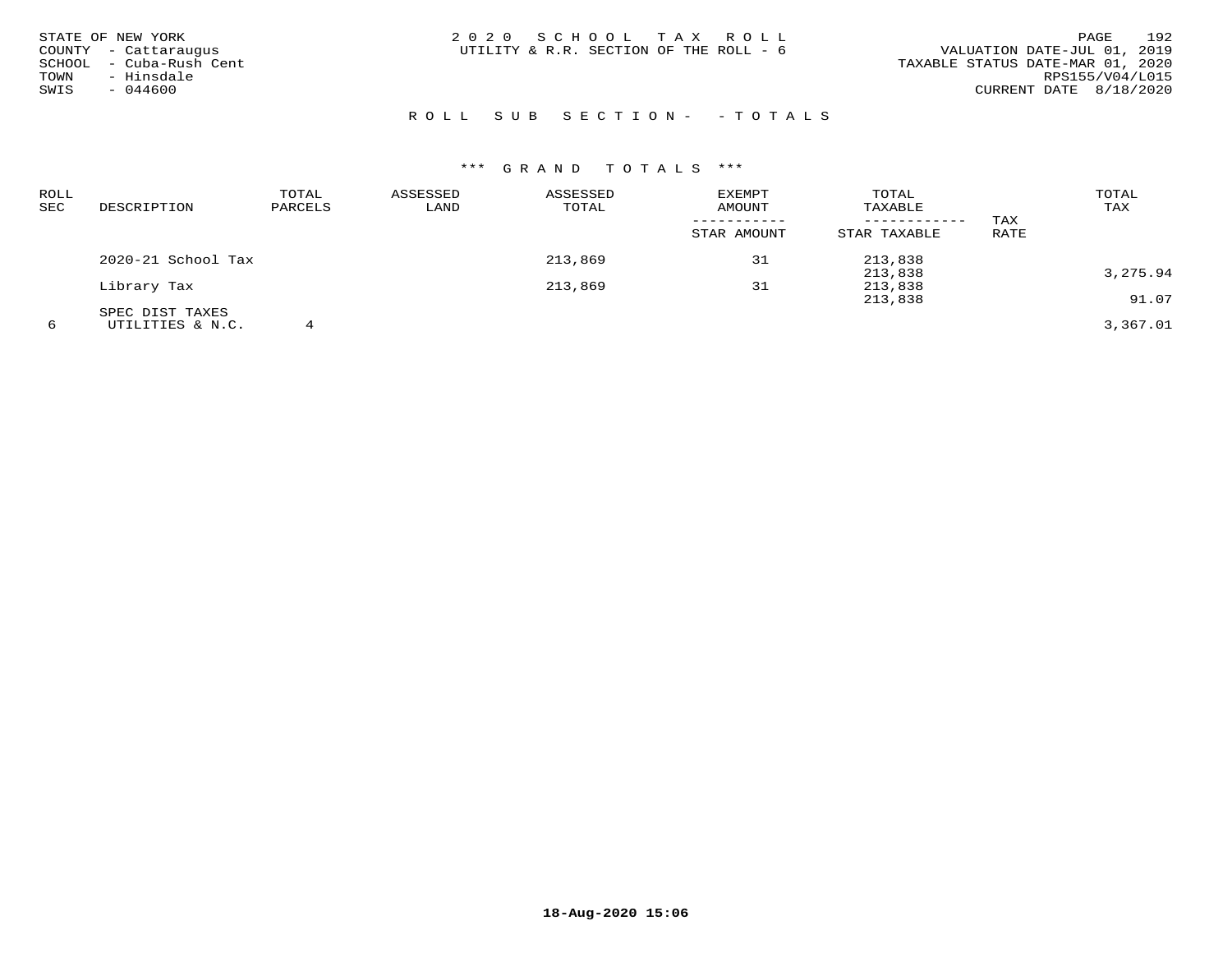STATE OF NEW YORK
COUNTY - Cattaraugus
SCHOOL - Cuba-Rush Cent
TOWN - Hinsdale
SWIS - 044600

2020 SCHOOL TAX ROLL
UTILITY & R.R. SECTION OF THE ROLL - 6

VALUATION DATE-JUL 01, 2019
TAXABLE STATUS DATE-MAR 01, 2020
RPS155/V04/L015
CURRENT DATE 8/18/2020

ROLL SUB SECTION- - TOTALS

*** GRAND TOTALS ***

| ROLL SEC | DESCRIPTION | TOTAL PARCELS | ASSESSED LAND | ASSESSED TOTAL | EXEMPT AMOUNT / STAR AMOUNT | TOTAL TAXABLE / STAR TAXABLE | TAX RATE | TOTAL TAX |
|---|---|---|---|---|---|---|---|---|
| | 2020-21 School Tax | | | 213,869 | 31 | 213,838 | | |
| | | | | | | 213,838 | | 3,275.94 |
| | Library Tax | | | 213,869 | 31 | 213,838 | | |
| | | | | | | 213,838 | | 91.07 |
| | SPEC DIST TAXES | | | | | | | |
| 6 | UTILITIES & N.C. | 4 | | | | | | 3,367.01 |

18-Aug-2020 15:06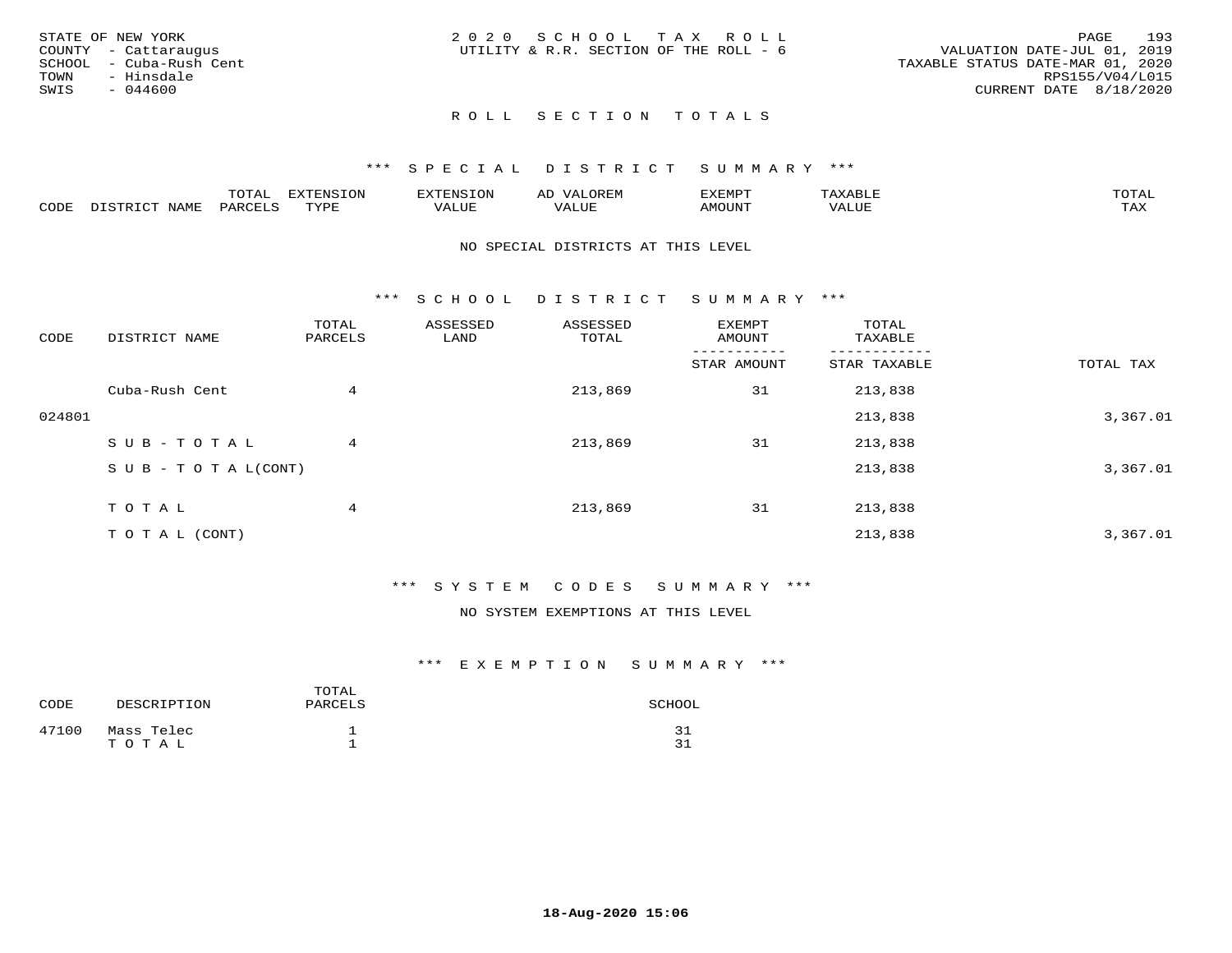STATE OF NEW YORK
COUNTY - Cattaraugus
SCHOOL - Cuba-Rush Cent
TOWN - Hinsdale
SWIS - 044600

2020 SCHOOL TAX ROLL
UTILITY & R.R. SECTION OF THE ROLL - 6

VALUATION DATE-JUL 01, 2019
TAXABLE STATUS DATE-MAR 01, 2020
RPS155/V04/L015
CURRENT DATE 8/18/2020

## ROLL SECTION TOTALS

### *** SPECIAL DISTRICT SUMMARY ***

| CODE | DISTRICT NAME | TOTAL PARCELS | EXTENSION TYPE | EXTENSION VALUE | AD VALOREM VALUE | EXEMPT AMOUNT | TAXABLE VALUE | TOTAL TAX |
|---|---|---|---|---|---|---|---|---|

NO SPECIAL DISTRICTS AT THIS LEVEL

### *** SCHOOL DISTRICT SUMMARY ***

| CODE | DISTRICT NAME | TOTAL PARCELS | ASSESSED LAND | ASSESSED TOTAL | EXEMPT AMOUNT / STAR AMOUNT | TOTAL TAXABLE / STAR TAXABLE | TOTAL TAX |
|---|---|---|---|---|---|---|---|
| | Cuba-Rush Cent | 4 | | 213,869 | 31 | 213,838 | |
| 024801 | | | | | | 213,838 | 3,367.01 |
| | SUB-TOTAL | 4 | | 213,869 | 31 | 213,838 | |
| | SUB-TOTAL(CONT) | | | | | 213,838 | 3,367.01 |
| | TOTAL | 4 | | 213,869 | 31 | 213,838 | |
| | TOTAL (CONT) | | | | | 213,838 | 3,367.01 |

### *** SYSTEM CODES SUMMARY ***

NO SYSTEM EXEMPTIONS AT THIS LEVEL

### *** EXEMPTION SUMMARY ***

| CODE | DESCRIPTION | TOTAL PARCELS | SCHOOL |
|---|---|---|---|
| 47100 | Mass Telec | 1 | 31 |
| | TOTAL | 1 | 31 |

18-Aug-2020 15:06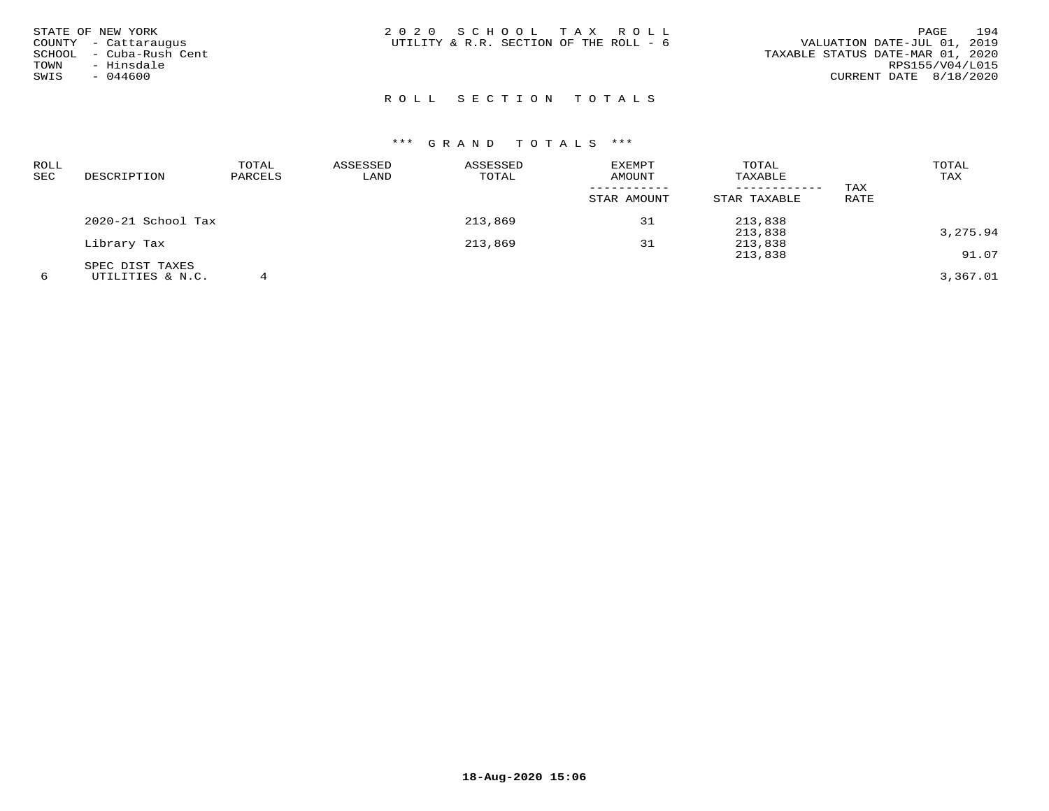STATE OF NEW YORK
COUNTY - Cattaraugus
SCHOOL - Cuba-Rush Cent
TOWN - Hinsdale
SWIS - 044600

2020 SCHOOL TAX ROLL
UTILITY & R.R. SECTION OF THE ROLL - 6

VALUATION DATE-JUL 01, 2019
TAXABLE STATUS DATE-MAR 01, 2020
RPS155/V04/L015
CURRENT DATE 8/18/2020

## ROLL SECTION TOTALS

### *** GRAND TOTALS ***

| ROLL SEC | DESCRIPTION | TOTAL PARCELS | ASSESSED LAND | ASSESSED TOTAL | EXEMPT AMOUNT / STAR AMOUNT | TOTAL TAXABLE / STAR TAXABLE | TAX RATE | TOTAL TAX |
|---|---|---|---|---|---|---|---|---|
| | 2020-21 School Tax | | | 213,869 | 31 | 213,838 | | |
| | | | | | | 213,838 | | 3,275.94 |
| | Library Tax | | | 213,869 | 31 | 213,838 | | |
| | | | | | | 213,838 | | 91.07 |
| | SPEC DIST TAXES | | | | | | | |
| 6 | UTILITIES & N.C. | 4 | | | | | | 3,367.01 |

18-Aug-2020 15:06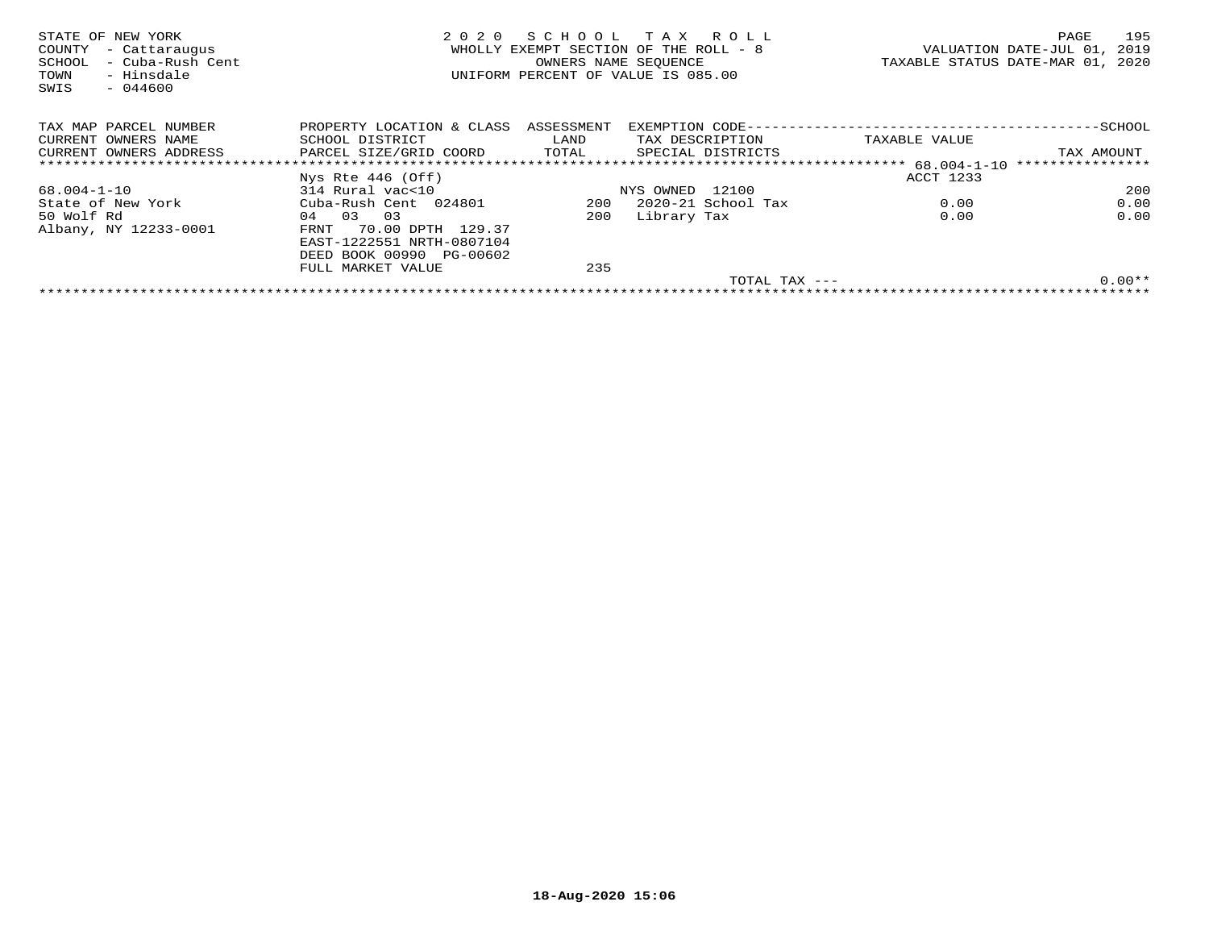STATE OF NEW YORK
COUNTY - Cattaraugus
SCHOOL - Cuba-Rush Cent
TOWN - Hinsdale
SWIS - 044600

2 0 2 0 S C H O O L T A X R O L L
WHOLLY EXEMPT SECTION OF THE ROLL - 8
OWNERS NAME SEQUENCE
UNIFORM PERCENT OF VALUE IS 085.00

VALUATION DATE-JUL 01, 2019
TAXABLE STATUS DATE-MAR 01, 2020

| TAX MAP PARCEL NUMBER<br>CURRENT OWNERS NAME<br>CURRENT OWNERS ADDRESS | PROPERTY LOCATION & CLASS<br>SCHOOL DISTRICT<br>PARCEL SIZE/GRID COORD | ASSESSMENT<br>LAND<br>TOTAL | EXEMPTION CODE<br>TAX DESCRIPTION<br>SPECIAL DISTRICTS | TAXABLE VALUE | SCHOOL<br>TAX AMOUNT |
|---|---|---|---|---|---|
| | Nys Rte 446 (Off) | | | ACCT 1233 | |
| 68.004-1-10 | 314 Rural vac<10 | | NYS OWNED 12100 | | 200 |
| State of New York | Cuba-Rush Cent 024801 | 200 | 2020-21 School Tax | 0.00 | 0.00 |
| 50 Wolf Rd | 04 03 03 | 200 | Library Tax | 0.00 | 0.00 |
| Albany, NY 12233-0001 | FRNT 70.00 DPTH 129.37 | | | | |
| | EAST-1222551 NRTH-0807104 | | | | |
| | DEED BOOK 00990 PG-00602 | | | | |
| | FULL MARKET VALUE | 235 | | | |
| | | | TOTAL TAX --- | | 0.00** |

18-Aug-2020 15:06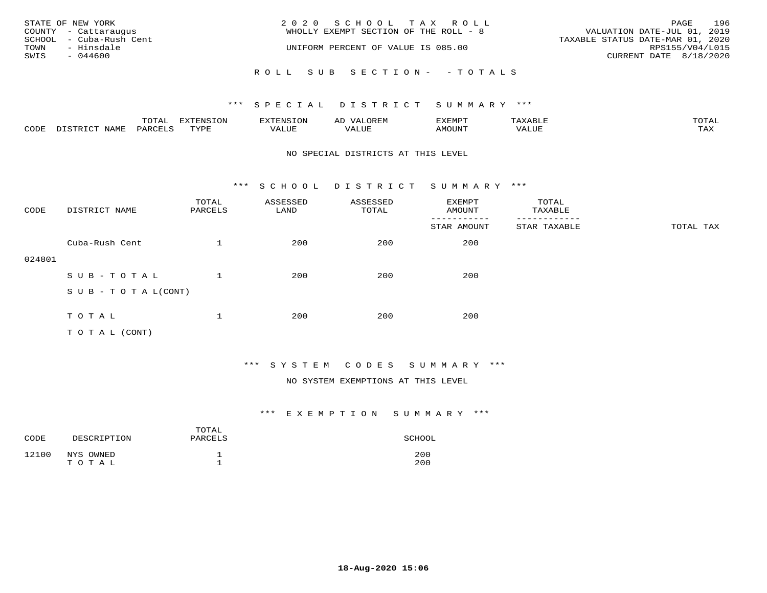STATE OF NEW YORK
COUNTY - Cattaraugus
SCHOOL - Cuba-Rush Cent
TOWN - Hinsdale
SWIS - 044600

2020 SCHOOL TAX ROLL
WHOLLY EXEMPT SECTION OF THE ROLL - 8

UNIFORM PERCENT OF VALUE IS 085.00

VALUATION DATE-JUL 01, 2019
TAXABLE STATUS DATE-MAR 01, 2020
RPS155/V04/L015
CURRENT DATE 8/18/2020

ROLL SUB SECTION- - TOTALS

*** SPECIAL DISTRICT SUMMARY ***

| CODE | DISTRICT NAME | TOTAL PARCELS | EXTENSION TYPE | EXTENSION VALUE | AD VALOREM VALUE | EXEMPT AMOUNT | TAXABLE VALUE | TOTAL TAX |
|---|---|---|---|---|---|---|---|---|

NO SPECIAL DISTRICTS AT THIS LEVEL

*** SCHOOL DISTRICT SUMMARY ***

| CODE | DISTRICT NAME | TOTAL PARCELS | ASSESSED LAND | ASSESSED TOTAL | EXEMPT AMOUNT / STAR AMOUNT | TOTAL TAXABLE / STAR TAXABLE | TOTAL TAX |
|---|---|---|---|---|---|---|---|
| 024801 | Cuba-Rush Cent | 1 | 200 | 200 | 200 | | |
| | SUB-TOTAL | 1 | 200 | 200 | 200 | | |
| | SUB-TOTAL(CONT) | | | | | | |
| | TOTAL | 1 | 200 | 200 | 200 | | |
| | TOTAL (CONT) | | | | | | |

*** SYSTEM CODES SUMMARY ***

NO SYSTEM EXEMPTIONS AT THIS LEVEL

*** EXEMPTION SUMMARY ***

| CODE | DESCRIPTION | TOTAL PARCELS | SCHOOL |
|---|---|---|---|
| 12100 | NYS OWNED | 1 | 200 |
| | TOTAL | 1 | 200 |

18-Aug-2020 15:06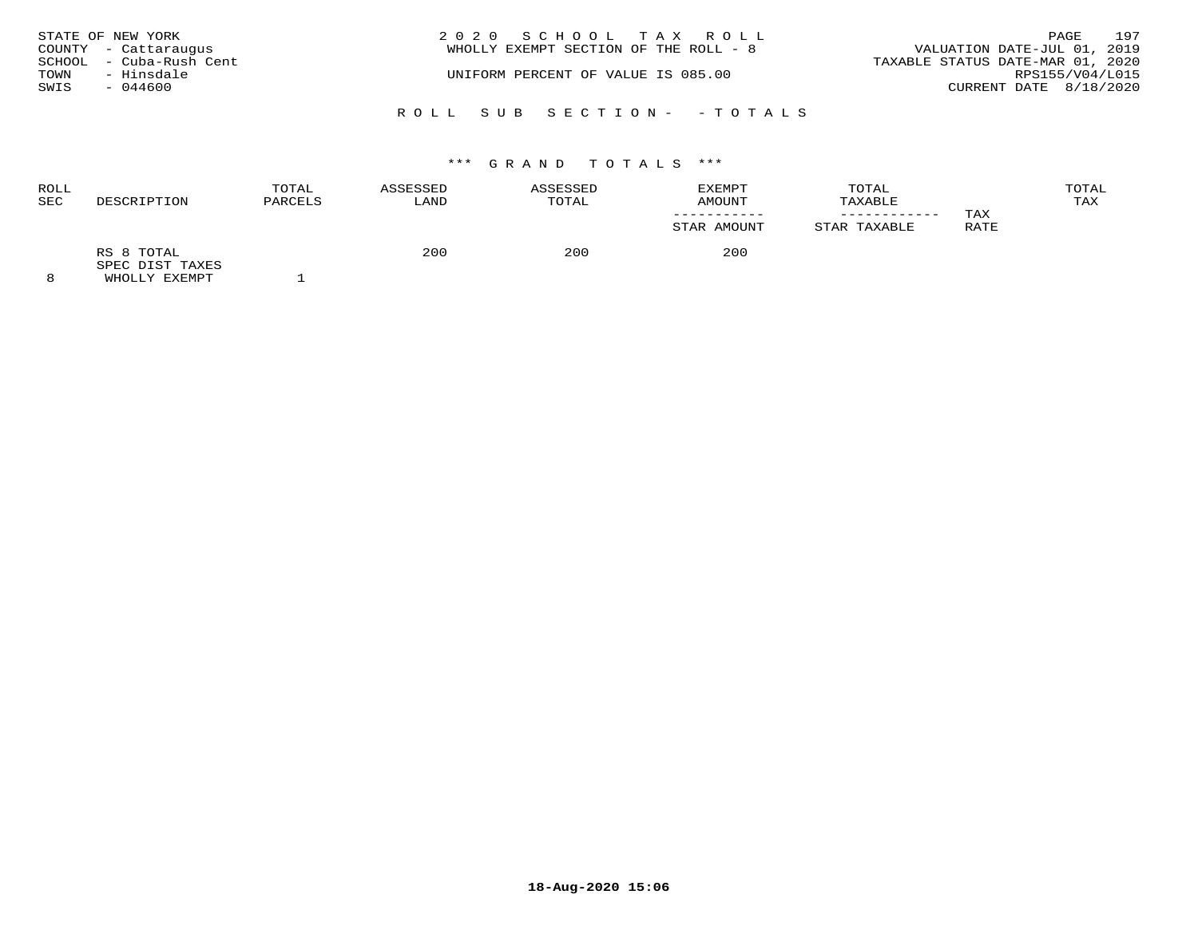STATE OF NEW YORK
COUNTY - Cattaraugus
SCHOOL - Cuba-Rush Cent
TOWN - Hinsdale
SWIS - 044600

2 0 2 0 S C H O O L T A X R O L L
WHOLLY EXEMPT SECTION OF THE ROLL - 8

UNIFORM PERCENT OF VALUE IS 085.00

VALUATION DATE-JUL 01, 2019
TAXABLE STATUS DATE-MAR 01, 2020
RPS155/V04/L015
CURRENT DATE 8/18/2020

R O L L S U B S E C T I O N - - T O T A L S

*** G R A N D T O T A L S ***

| ROLL SEC | DESCRIPTION | TOTAL PARCELS | ASSESSED LAND | ASSESSED TOTAL | EXEMPT AMOUNT ----------- STAR AMOUNT | TOTAL TAXABLE ------------ STAR TAXABLE | TAX RATE | TOTAL TAX |
|---|---|---|---|---|---|---|---|---|
| 8 | RS 8 TOTAL SPEC DIST TAXES WHOLLY EXEMPT | 1 | 200 | 200 | 200 | | | |

18-Aug-2020 15:06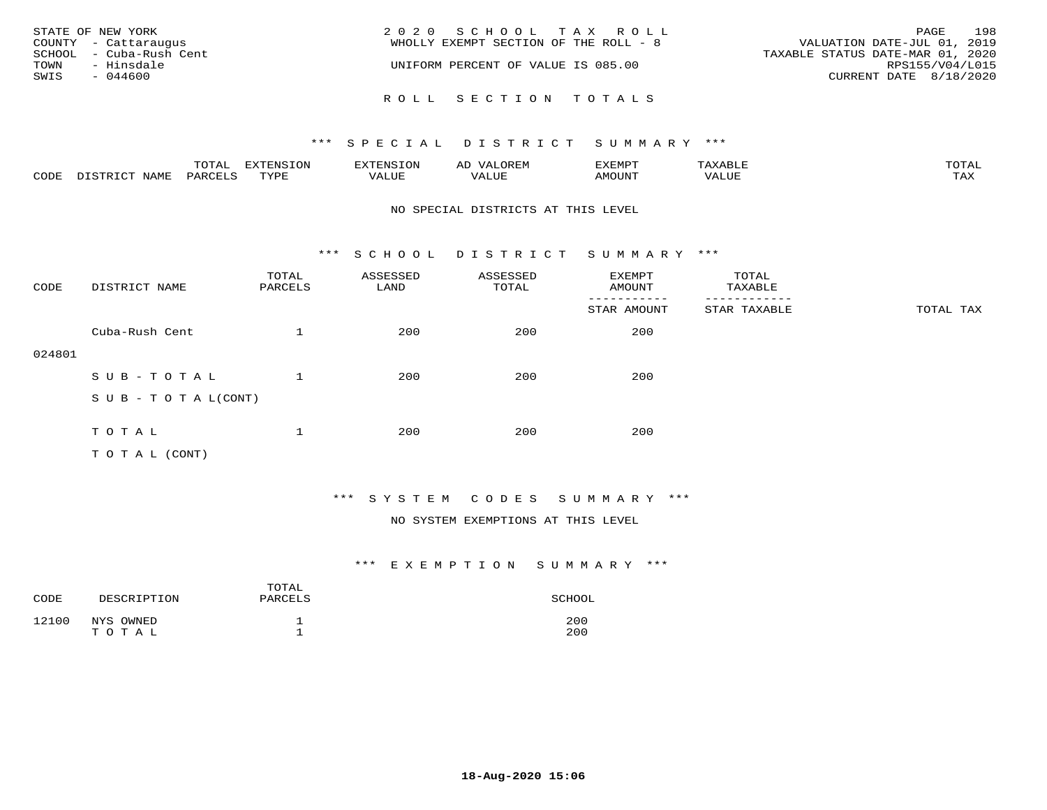STATE OF NEW YORK
COUNTY - Cattaraugus
SCHOOL - Cuba-Rush Cent
TOWN - Hinsdale
SWIS - 044600

2 0 2 0 S C H O O L T A X R O L L
WHOLLY EXEMPT SECTION OF THE ROLL - 8
UNIFORM PERCENT OF VALUE IS 085.00

VALUATION DATE-JUL 01, 2019
TAXABLE STATUS DATE-MAR 01, 2020
RPS155/V04/L015
CURRENT DATE 8/18/2020

# R O L L S E C T I O N T O T A L S

## *** S P E C I A L D I S T R I C T S U M M A R Y ***

| CODE | DISTRICT NAME | TOTAL PARCELS | EXTENSION TYPE | EXTENSION VALUE | AD VALOREM VALUE | EXEMPT AMOUNT | TAXABLE VALUE | TOTAL TAX |
|---|---|---|---|---|---|---|---|---|

NO SPECIAL DISTRICTS AT THIS LEVEL

## *** S C H O O L D I S T R I C T S U M M A R Y ***

| CODE | DISTRICT NAME | TOTAL PARCELS | ASSESSED LAND | ASSESSED TOTAL | EXEMPT AMOUNT / STAR AMOUNT | TOTAL TAXABLE / STAR TAXABLE | TOTAL TAX |
|---|---|---|---|---|---|---|---|
| 024801 | Cuba-Rush Cent | 1 | 200 | 200 | 200 | | |
| | S U B - T O T A L | 1 | 200 | 200 | 200 | | |
| | S U B - T O T A L(CONT) | | | | | | |
| | T O T A L | 1 | 200 | 200 | 200 | | |
| | T O T A L (CONT) | | | | | | |

## *** S Y S T E M C O D E S S U M M A R Y ***

NO SYSTEM EXEMPTIONS AT THIS LEVEL

## *** E X E M P T I O N S U M M A R Y ***

| CODE | DESCRIPTION | TOTAL PARCELS | SCHOOL |
|---|---|---|---|
| 12100 | NYS OWNED | 1 | 200 |
| | T O T A L | 1 | 200 |

18-Aug-2020 15:06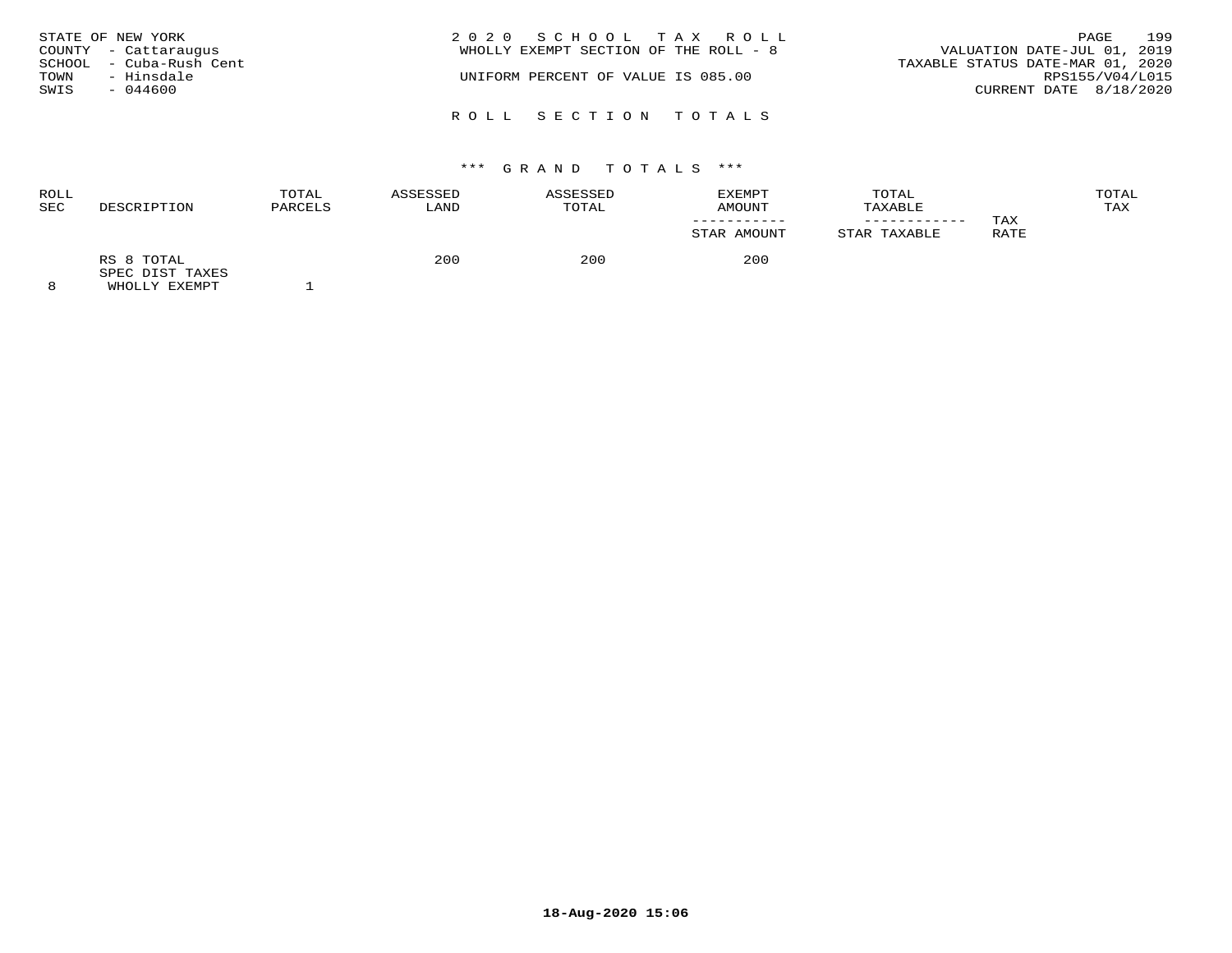STATE OF NEW YORK
COUNTY - Cattaraugus
SCHOOL - Cuba-Rush Cent
TOWN - Hinsdale
SWIS - 044600

2 0 2 0 S C H O O L T A X R O L L
WHOLLY EXEMPT SECTION OF THE ROLL - 8

UNIFORM PERCENT OF VALUE IS 085.00

VALUATION DATE-JUL 01, 2019
TAXABLE STATUS DATE-MAR 01, 2020
RPS155/V04/L015
CURRENT DATE 8/18/2020

R O L L S E C T I O N T O T A L S

\*\*\* G R A N D T O T A L S \*\*\*

| ROLL SEC | DESCRIPTION | TOTAL PARCELS | ASSESSED LAND | ASSESSED TOTAL | EXEMPT AMOUNT / STAR AMOUNT | TOTAL TAXABLE / STAR TAXABLE | TAX RATE | TOTAL TAX |
|---|---|---|---|---|---|---|---|---|
| | RS 8 TOTAL | | 200 | 200 | 200 | | | |
| | SPEC DIST TAXES | | | | | | | |
| 8 | WHOLLY EXEMPT | 1 | | | | | | |

18-Aug-2020 15:06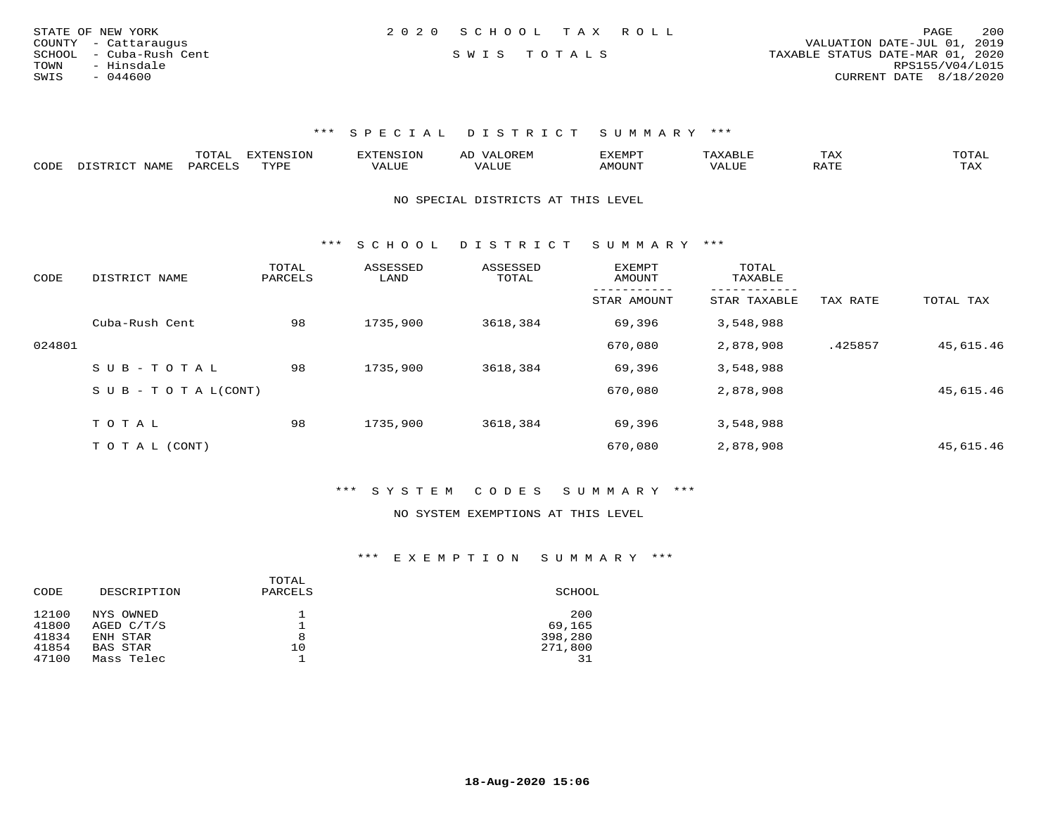STATE OF NEW YORK
COUNTY - Cattaraugus
SCHOOL - Cuba-Rush Cent
TOWN - Hinsdale
SWIS - 044600

2020 SCHOOL TAX ROLL

SWIS TOTALS

VALUATION DATE-JUL 01, 2019
TAXABLE STATUS DATE-MAR 01, 2020
RPS155/V04/L015
CURRENT DATE 8/18/2020

### *** SPECIAL DISTRICT SUMMARY ***

| CODE | DISTRICT NAME | TOTAL PARCELS | EXTENSION TYPE | EXTENSION VALUE | AD VALOREM VALUE | EXEMPT AMOUNT | TAXABLE VALUE | TAX RATE | TOTAL TAX |
|---|---|---|---|---|---|---|---|---|---|

NO SPECIAL DISTRICTS AT THIS LEVEL

### *** SCHOOL DISTRICT SUMMARY ***

| CODE | DISTRICT NAME | TOTAL PARCELS | ASSESSED LAND | ASSESSED TOTAL | EXEMPT AMOUNT / STAR AMOUNT | TOTAL TAXABLE / STAR TAXABLE | TAX RATE | TOTAL TAX |
|---|---|---|---|---|---|---|---|---|
| | Cuba-Rush Cent | 98 | 1735,900 | 3618,384 | 69,396 | 3,548,988 | | |
| 024801 | | | | | 670,080 | 2,878,908 | .425857 | 45,615.46 |
| | SUB-TOTAL | 98 | 1735,900 | 3618,384 | 69,396 | 3,548,988 | | |
| | SUB-TOTAL(CONT) | | | | 670,080 | 2,878,908 | | 45,615.46 |
| | TOTAL | 98 | 1735,900 | 3618,384 | 69,396 | 3,548,988 | | |
| | TOTAL (CONT) | | | | 670,080 | 2,878,908 | | 45,615.46 |

### *** SYSTEM CODES SUMMARY ***

NO SYSTEM EXEMPTIONS AT THIS LEVEL

### *** EXEMPTION SUMMARY ***

| CODE | DESCRIPTION | TOTAL PARCELS | SCHOOL |
|---|---|---|---|
| 12100 | NYS OWNED | 1 | 200 |
| 41800 | AGED C/T/S | 1 | 69,165 |
| 41834 | ENH STAR | 8 | 398,280 |
| 41854 | BAS STAR | 10 | 271,800 |
| 47100 | Mass Telec | 1 | 31 |

18-Aug-2020 15:06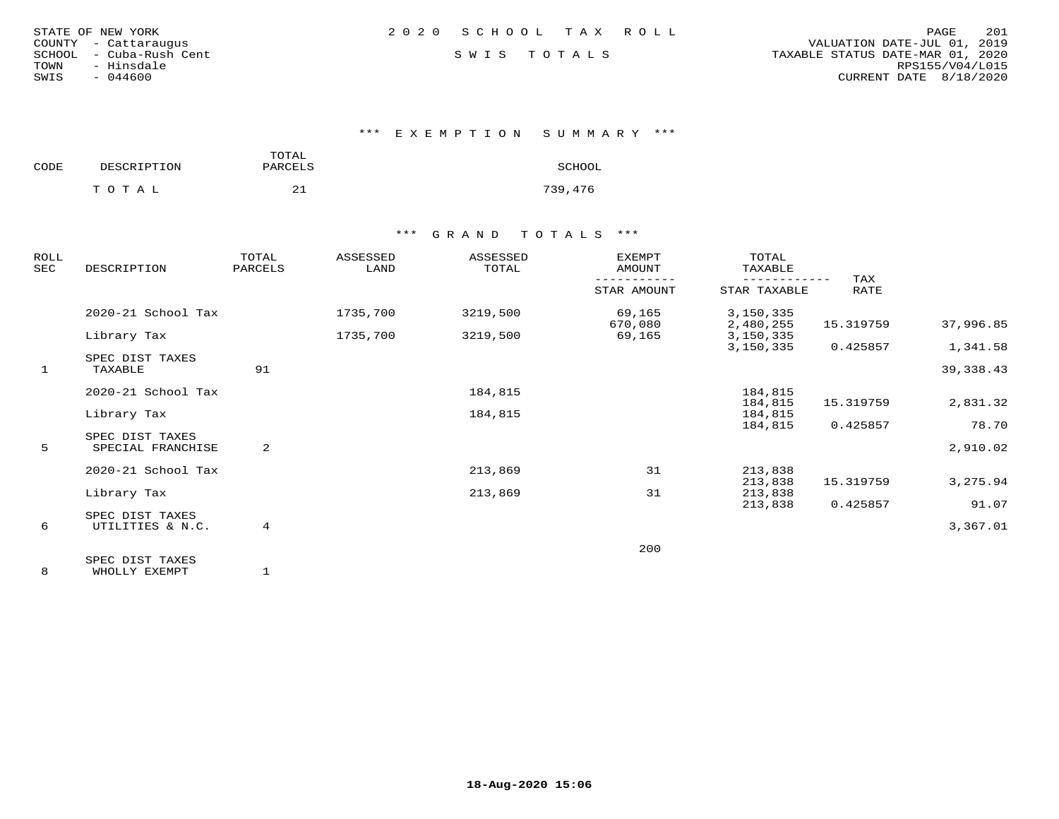STATE OF NEW YORK
COUNTY - Cattaraugus
SCHOOL - Cuba-Rush Cent
TOWN - Hinsdale
SWIS - 044600

2020 SCHOOL TAX ROLL

SWIS TOTALS

VALUATION DATE-JUL 01, 2019
TAXABLE STATUS DATE-MAR 01, 2020
RPS155/V04/L015
CURRENT DATE 8/18/2020

### *** EXEMPTION SUMMARY ***

| CODE | DESCRIPTION | TOTAL PARCELS | SCHOOL |
|---|---|---|---|
| | TOTAL | 21 | 739,476 |

### *** GRAND TOTALS ***

| ROLL SEC | DESCRIPTION | TOTAL PARCELS | ASSESSED LAND | ASSESSED TOTAL | EXEMPT AMOUNT / STAR AMOUNT | TOTAL TAXABLE / STAR TAXABLE | TAX RATE | |
|---|---|---|---|---|---|---|---|---|
| | 2020-21 School Tax | | 1735,700 | 3219,500 | 69,165 | 3,150,335 | | |
| | | | | | 670,080 | 2,480,255 | 15.319759 | 37,996.85 |
| | Library Tax | | 1735,700 | 3219,500 | 69,165 | 3,150,335 | | |
| | | | | | | 3,150,335 | 0.425857 | 1,341.58 |
| | SPEC DIST TAXES | | | | | | | |
| 1 | TAXABLE | 91 | | | | | | 39,338.43 |
| | 2020-21 School Tax | | | 184,815 | | 184,815 | | |
| | | | | | | 184,815 | 15.319759 | 2,831.32 |
| | Library Tax | | | 184,815 | | 184,815 | | |
| | | | | | | 184,815 | 0.425857 | 78.70 |
| | SPEC DIST TAXES | | | | | | | |
| 5 | SPECIAL FRANCHISE | 2 | | | | | | 2,910.02 |
| | 2020-21 School Tax | | | 213,869 | 31 | 213,838 | | |
| | | | | | | 213,838 | 15.319759 | 3,275.94 |
| | Library Tax | | | 213,869 | 31 | 213,838 | | |
| | | | | | | 213,838 | 0.425857 | 91.07 |
| | SPEC DIST TAXES | | | | | | | |
| 6 | UTILITIES & N.C. | 4 | | | | | | 3,367.01 |
| | | | | | 200 | | | |
| | SPEC DIST TAXES | | | | | | | |
| 8 | WHOLLY EXEMPT | 1 | | | | | | |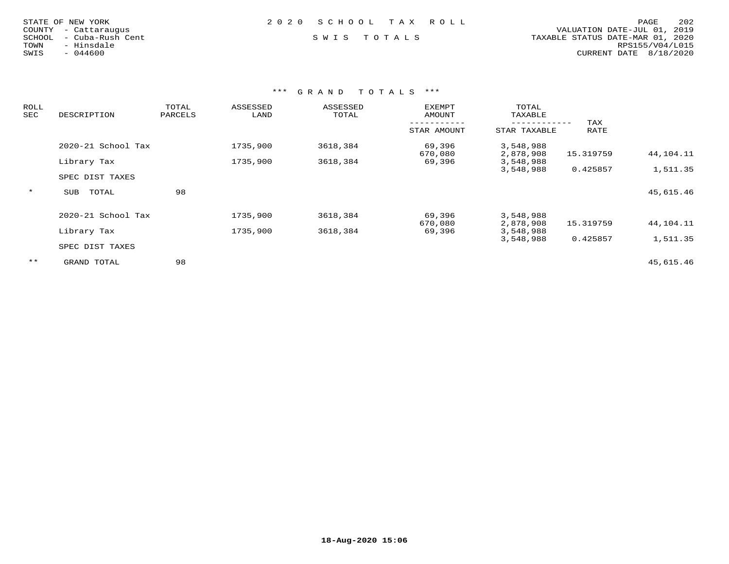STATE OF NEW YORK
COUNTY - Cattaraugus
SCHOOL - Cuba-Rush Cent
TOWN - Hinsdale
SWIS - 044600

2020 SCHOOL TAX ROLL

SWIS TOTALS

VALUATION DATE-JUL 01, 2019
TAXABLE STATUS DATE-MAR 01, 2020
RPS155/V04/L015
CURRENT DATE 8/18/2020

### *** GRAND TOTALS ***

| ROLL SEC | DESCRIPTION | TOTAL PARCELS | ASSESSED LAND | ASSESSED TOTAL | EXEMPT AMOUNT / STAR AMOUNT | TOTAL TAXABLE / STAR TAXABLE | TAX RATE | |
|---|---|---|---|---|---|---|---|---|
| | 2020-21 School Tax | | 1735,900 | 3618,384 | 69,396 | 3,548,988 | | |
| | | | | | 670,080 | 2,878,908 | 15.319759 | 44,104.11 |
| | Library Tax | | 1735,900 | 3618,384 | 69,396 | 3,548,988 | | |
| | | | | | | 3,548,988 | 0.425857 | 1,511.35 |
| | SPEC DIST TAXES | | | | | | | |
| * | SUB TOTAL | 98 | | | | | | 45,615.46 |
| | 2020-21 School Tax | | 1735,900 | 3618,384 | 69,396 | 3,548,988 | | |
| | | | | | 670,080 | 2,878,908 | 15.319759 | 44,104.11 |
| | Library Tax | | 1735,900 | 3618,384 | 69,396 | 3,548,988 | | |
| | | | | | | 3,548,988 | 0.425857 | 1,511.35 |
| | SPEC DIST TAXES | | | | | | | |
| ** | GRAND TOTAL | 98 | | | | | | 45,615.46 |

18-Aug-2020 15:06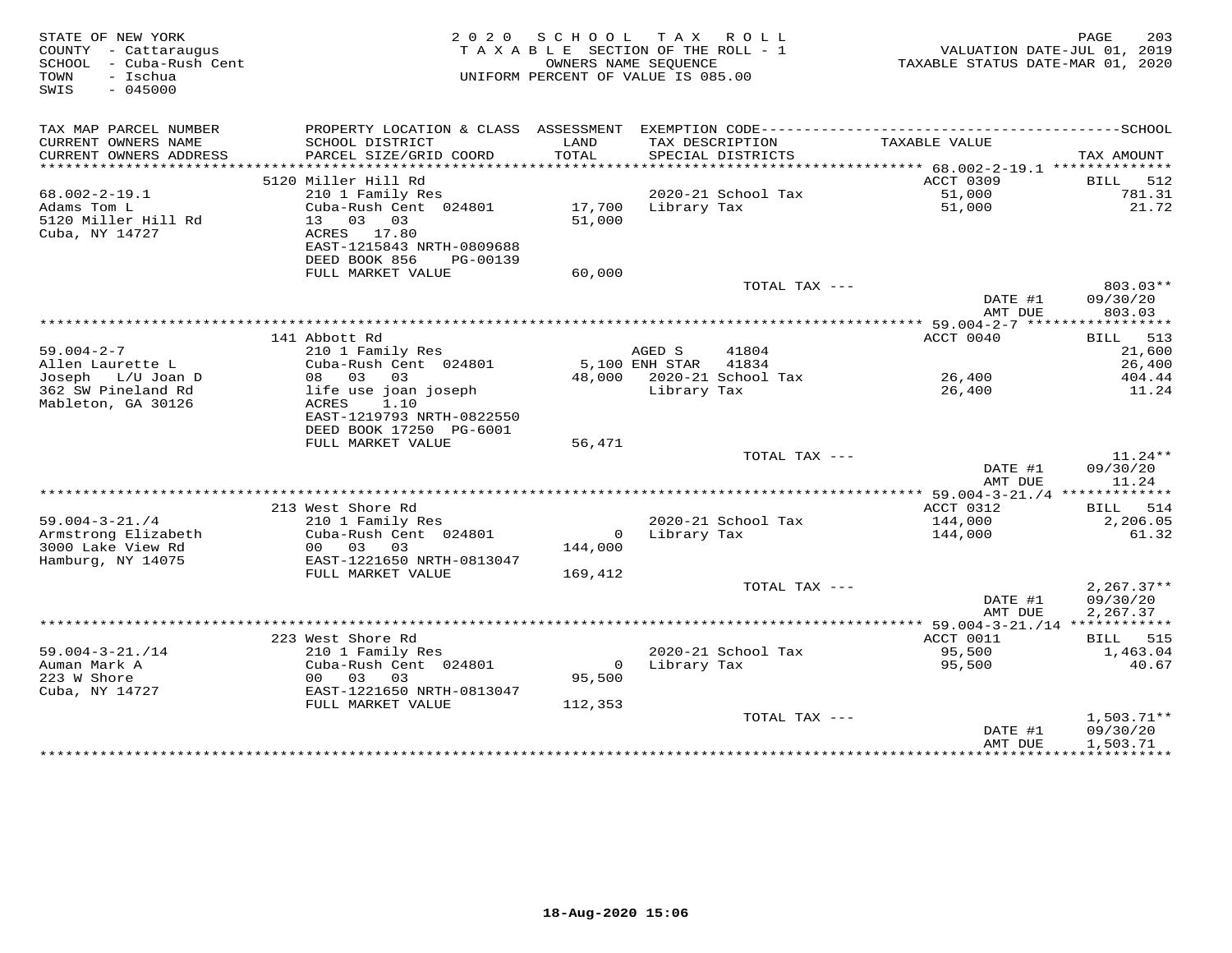STATE OF NEW YORK
COUNTY - Cattaraugus
SCHOOL - Cuba-Rush Cent
TOWN - Ischua
SWIS - 045000

2020 SCHOOL TAX ROLL
TAXABLE SECTION OF THE ROLL - 1
OWNERS NAME SEQUENCE
UNIFORM PERCENT OF VALUE IS 085.00

VALUATION DATE-JUL 01, 2019
TAXABLE STATUS DATE-MAR 01, 2020

| TAX MAP PARCEL NUMBER<br>CURRENT OWNERS NAME<br>CURRENT OWNERS ADDRESS | PROPERTY LOCATION & CLASS<br>SCHOOL DISTRICT<br>PARCEL SIZE/GRID COORD | ASSESSMENT<br>LAND<br>TOTAL | EXEMPTION CODE<br>TAX DESCRIPTION<br>SPECIAL DISTRICTS | SCHOOL<br>TAXABLE VALUE | TAX AMOUNT |
|---|---|---|---|---|---|
| | 5120 Miller Hill Rd | | | ACCT 0309 | BILL 512 |
| 68.002-2-19.1 | 210 1 Family Res | | 2020-21 School Tax | 51,000 | 781.31 |
| Adams Tom L | Cuba-Rush Cent 024801 | 17,700 | Library Tax | 51,000 | 21.72 |
| 5120 Miller Hill Rd | 13 03 03 | 51,000 | | | |
| Cuba, NY 14727 | ACRES 17.80 | | | | |
| | EAST-1215843 NRTH-0809688 | | | | |
| | DEED BOOK 856 PG-00139 | | | | |
| | FULL MARKET VALUE | 60,000 | | | |
| | | | TOTAL TAX --- | | 803.03** |
| | | | | DATE #1 | 09/30/20 |
| | | | | AMT DUE | 803.03 |
| | 141 Abbott Rd | | | ACCT 0040 | BILL 513 |
| 59.004-2-7 | 210 1 Family Res | | AGED S 41804 | | 21,600 |
| Allen Laurette L | Cuba-Rush Cent 024801 | 5,100 | ENH STAR 41834 | | 26,400 |
| Joseph L/U Joan D | 08 03 03 | 48,000 | 2020-21 School Tax | 26,400 | 404.44 |
| 362 SW Pineland Rd | life use joan joseph | | Library Tax | 26,400 | 11.24 |
| Mableton, GA 30126 | ACRES 1.10 | | | | |
| | EAST-1219793 NRTH-0822550 | | | | |
| | DEED BOOK 17250 PG-6001 | | | | |
| | FULL MARKET VALUE | 56,471 | | | |
| | | | TOTAL TAX --- | | 11.24** |
| | | | | DATE #1 | 09/30/20 |
| | | | | AMT DUE | 11.24 |
| | 213 West Shore Rd | | | ACCT 0312 | BILL 514 |
| 59.004-3-21./4 | 210 1 Family Res | | 2020-21 School Tax | 144,000 | 2,206.05 |
| Armstrong Elizabeth | Cuba-Rush Cent 024801 | 0 | Library Tax | 144,000 | 61.32 |
| 3000 Lake View Rd | 00 03 03 | 144,000 | | | |
| Hamburg, NY 14075 | EAST-1221650 NRTH-0813047 | | | | |
| | FULL MARKET VALUE | 169,412 | | | |
| | | | TOTAL TAX --- | | 2,267.37** |
| | | | | DATE #1 | 09/30/20 |
| | | | | AMT DUE | 2,267.37 |
| | 223 West Shore Rd | | | ACCT 0011 | BILL 515 |
| 59.004-3-21./14 | 210 1 Family Res | | 2020-21 School Tax | 95,500 | 1,463.04 |
| Auman Mark A | Cuba-Rush Cent 024801 | 0 | Library Tax | 95,500 | 40.67 |
| 223 W Shore | 00 03 03 | 95,500 | | | |
| Cuba, NY 14727 | EAST-1221650 NRTH-0813047 | | | | |
| | FULL MARKET VALUE | 112,353 | | | |
| | | | TOTAL TAX --- | | 1,503.71** |
| | | | | DATE #1 | 09/30/20 |
| | | | | AMT DUE | 1,503.71 |

18-Aug-2020 15:06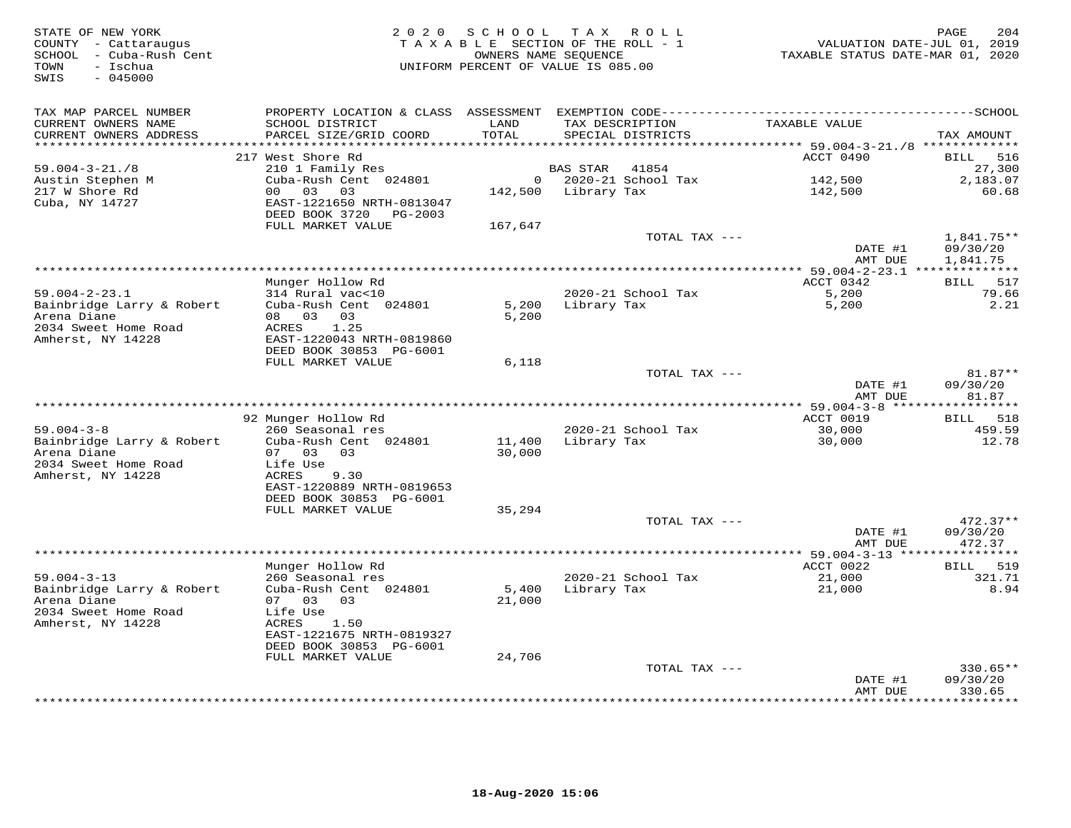STATE OF NEW YORK
COUNTY - Cattaraugus
SCHOOL - Cuba-Rush Cent
TOWN - Ischua
SWIS - 045000

2020 SCHOOL TAX ROLL
TAXABLE SECTION OF THE ROLL - 1
OWNERS NAME SEQUENCE
UNIFORM PERCENT OF VALUE IS 085.00

VALUATION DATE-JUL 01, 2019
TAXABLE STATUS DATE-MAR 01, 2020

| TAX MAP PARCEL NUMBER<br>CURRENT OWNERS NAME<br>CURRENT OWNERS ADDRESS | PROPERTY LOCATION & CLASS<br>SCHOOL DISTRICT<br>PARCEL SIZE/GRID COORD | ASSESSMENT<br>LAND<br>TOTAL | EXEMPTION CODE<br>TAX DESCRIPTION<br>SPECIAL DISTRICTS | TAXABLE VALUE | SCHOOL<br>TAX AMOUNT |
|---|---|---|---|---|---|
| 59.004-3-21./8 | 217 West Shore Rd | | | ACCT 0490 | BILL 516 |
| 59.004-3-21./8 | 210 1 Family Res | | BAS STAR 41854 | | 27,300 |
| Austin Stephen M | Cuba-Rush Cent 024801 | 0 | 2020-21 School Tax | 142,500 | 2,183.07 |
| 217 W Shore Rd | 00 03 03 | 142,500 | Library Tax | 142,500 | 60.68 |
| Cuba, NY 14727 | EAST-1221650 NRTH-0813047 | | | | |
| | DEED BOOK 3720 PG-2003 | | | | |
| | FULL MARKET VALUE | 167,647 | | | |
| | | | TOTAL TAX --- | | 1,841.75** |
| | | | | DATE #1 | 09/30/20 |
| | | | | AMT DUE | 1,841.75 |
| 59.004-2-23.1 | Munger Hollow Rd | | | ACCT 0342 | BILL 517 |
| 59.004-2-23.1 | 314 Rural vac<10 | | 2020-21 School Tax | 5,200 | 79.66 |
| Bainbridge Larry & Robert | Cuba-Rush Cent 024801 | 5,200 | Library Tax | 5,200 | 2.21 |
| Arena Diane | 08 03 03 | 5,200 | | | |
| 2034 Sweet Home Road | ACRES 1.25 | | | | |
| Amherst, NY 14228 | EAST-1220043 NRTH-0819860 | | | | |
| | DEED BOOK 30853 PG-6001 | | | | |
| | FULL MARKET VALUE | 6,118 | | | |
| | | | TOTAL TAX --- | | 81.87** |
| | | | | DATE #1 | 09/30/20 |
| | | | | AMT DUE | 81.87 |
| 59.004-3-8 | 92 Munger Hollow Rd | | | ACCT 0019 | BILL 518 |
| 59.004-3-8 | 260 Seasonal res | | 2020-21 School Tax | 30,000 | 459.59 |
| Bainbridge Larry & Robert | Cuba-Rush Cent 024801 | 11,400 | Library Tax | 30,000 | 12.78 |
| Arena Diane | 07 03 03 | 30,000 | | | |
| 2034 Sweet Home Road | Life Use | | | | |
| Amherst, NY 14228 | ACRES 9.30 | | | | |
| | EAST-1220889 NRTH-0819653 | | | | |
| | DEED BOOK 30853 PG-6001 | | | | |
| | FULL MARKET VALUE | 35,294 | | | |
| | | | TOTAL TAX --- | | 472.37** |
| | | | | DATE #1 | 09/30/20 |
| | | | | AMT DUE | 472.37 |
| 59.004-3-13 | Munger Hollow Rd | | | ACCT 0022 | BILL 519 |
| 59.004-3-13 | 260 Seasonal res | | 2020-21 School Tax | 21,000 | 321.71 |
| Bainbridge Larry & Robert | Cuba-Rush Cent 024801 | 5,400 | Library Tax | 21,000 | 8.94 |
| Arena Diane | 07 03 03 | 21,000 | | | |
| 2034 Sweet Home Road | Life Use | | | | |
| Amherst, NY 14228 | ACRES 1.50 | | | | |
| | EAST-1221675 NRTH-0819327 | | | | |
| | DEED BOOK 30853 PG-6001 | | | | |
| | FULL MARKET VALUE | 24,706 | | | |
| | | | TOTAL TAX --- | | 330.65** |
| | | | | DATE #1 | 09/30/20 |
| | | | | AMT DUE | 330.65 |

18-Aug-2020 15:06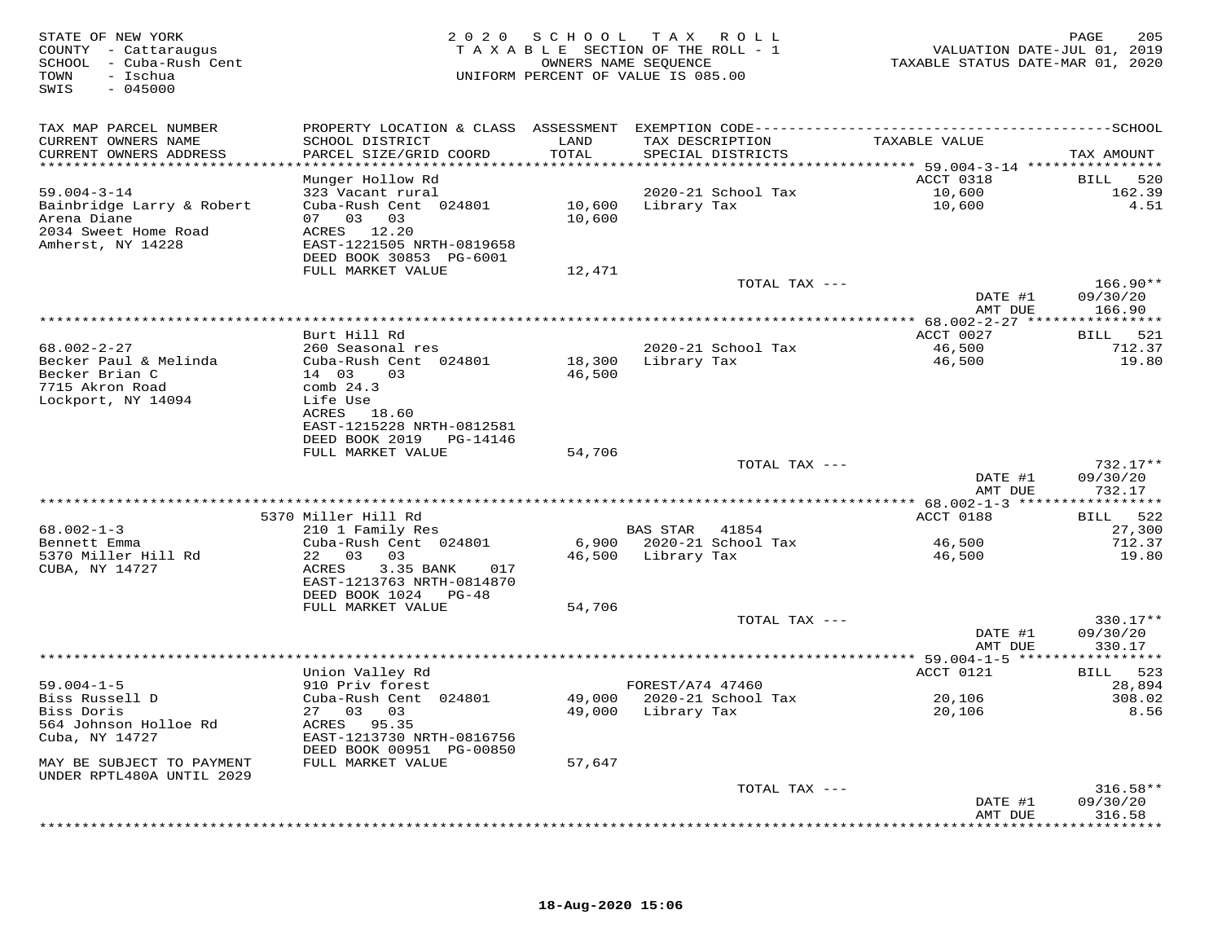STATE OF NEW YORK
COUNTY - Cattaraugus
SCHOOL - Cuba-Rush Cent
TOWN - Ischua
SWIS - 045000

2020 SCHOOL TAX ROLL
TAXABLE SECTION OF THE ROLL - 1
OWNERS NAME SEQUENCE
UNIFORM PERCENT OF VALUE IS 085.00

VALUATION DATE-JUL 01, 2019
TAXABLE STATUS DATE-MAR 01, 2020

| TAX MAP PARCEL NUMBER<br>CURRENT OWNERS NAME<br>CURRENT OWNERS ADDRESS | PROPERTY LOCATION & CLASS<br>SCHOOL DISTRICT<br>PARCEL SIZE/GRID COORD | ASSESSMENT<br>LAND<br>TOTAL | EXEMPTION CODE<br>TAX DESCRIPTION<br>SPECIAL DISTRICTS | SCHOOL<br>TAXABLE VALUE | TAX AMOUNT |
|---|---|---|---|---|---|
| 59.004-3-14 | Munger Hollow Rd | | | ACCT 0318 | BILL 520 |
| 59.004-3-14 | 323 Vacant rural | | 2020-21 School Tax | 10,600 | 162.39 |
| Bainbridge Larry & Robert | Cuba-Rush Cent 024801 | 10,600 | Library Tax | 10,600 | 4.51 |
| Arena Diane | 07 03 03 | 10,600 | | | |
| 2034 Sweet Home Road | ACRES 12.20 | | | | |
| Amherst, NY 14228 | EAST-1221505 NRTH-0819658 | | | | |
| | DEED BOOK 30853 PG-6001 | | | | |
| | FULL MARKET VALUE | 12,471 | | | |
| | | | TOTAL TAX --- | | 166.90** |
| | | | | DATE #1 | 09/30/20 |
| | | | | AMT DUE | 166.90 |
| 68.002-2-27 | Burt Hill Rd | | | ACCT 0027 | BILL 521 |
| 68.002-2-27 | 260 Seasonal res | | 2020-21 School Tax | 46,500 | 712.37 |
| Becker Paul & Melinda | Cuba-Rush Cent 024801 | 18,300 | Library Tax | 46,500 | 19.80 |
| Becker Brian C | 14 03 03 | 46,500 | | | |
| 7715 Akron Road | comb 24.3 | | | | |
| Lockport, NY 14094 | Life Use | | | | |
| | ACRES 18.60 | | | | |
| | EAST-1215228 NRTH-0812581 | | | | |
| | DEED BOOK 2019 PG-14146 | | | | |
| | FULL MARKET VALUE | 54,706 | | | |
| | | | TOTAL TAX --- | | 732.17** |
| | | | | DATE #1 | 09/30/20 |
| | | | | AMT DUE | 732.17 |
| 68.002-1-3 | 5370 Miller Hill Rd | | | ACCT 0188 | BILL 522 |
| 68.002-1-3 | 210 1 Family Res | | BAS STAR 41854 | | 27,300 |
| Bennett Emma | Cuba-Rush Cent 024801 | 6,900 | 2020-21 School Tax | 46,500 | 712.37 |
| 5370 Miller Hill Rd | 22 03 03 | 46,500 | Library Tax | 46,500 | 19.80 |
| CUBA, NY 14727 | ACRES 3.35 BANK 017 | | | | |
| | EAST-1213763 NRTH-0814870 | | | | |
| | DEED BOOK 1024 PG-48 | | | | |
| | FULL MARKET VALUE | 54,706 | | | |
| | | | TOTAL TAX --- | | 330.17** |
| | | | | DATE #1 | 09/30/20 |
| | | | | AMT DUE | 330.17 |
| 59.004-1-5 | Union Valley Rd | | | ACCT 0121 | BILL 523 |
| 59.004-1-5 | 910 Priv forest | | FOREST/A74 47460 | | 28,894 |
| Biss Russell D | Cuba-Rush Cent 024801 | 49,000 | 2020-21 School Tax | 20,106 | 308.02 |
| Biss Doris | 27 03 03 | 49,000 | Library Tax | 20,106 | 8.56 |
| 564 Johnson Holloe Rd | ACRES 95.35 | | | | |
| Cuba, NY 14727 | EAST-1213730 NRTH-0816756 | | | | |
| | DEED BOOK 00951 PG-00850 | | | | |
| MAY BE SUBJECT TO PAYMENT UNDER RPTL480A UNTIL 2029 | FULL MARKET VALUE | 57,647 | | | |
| | | | TOTAL TAX --- | | 316.58** |
| | | | | DATE #1 | 09/30/20 |
| | | | | AMT DUE | 316.58 |

18-Aug-2020 15:06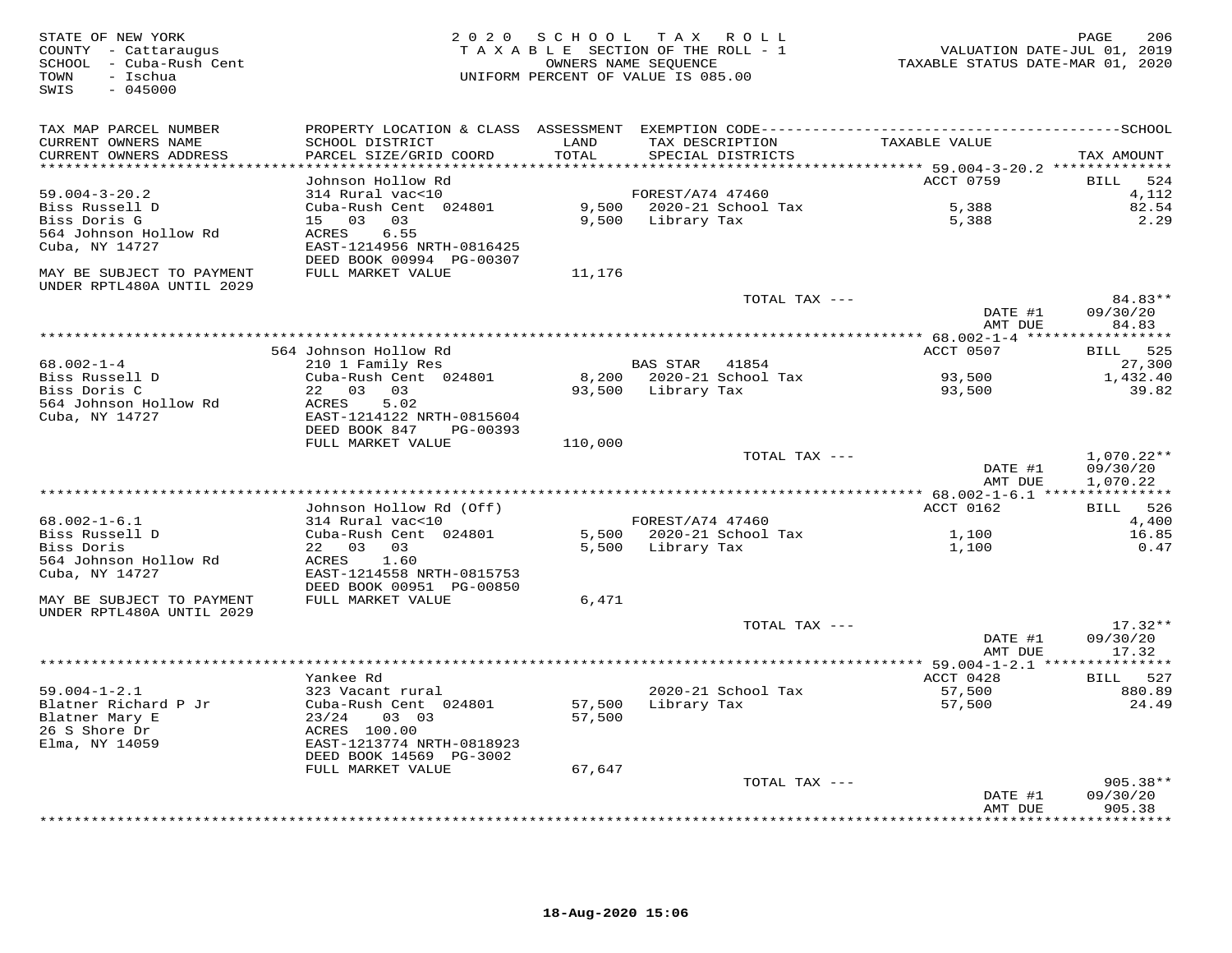STATE OF NEW YORK
COUNTY - Cattaraugus
SCHOOL - Cuba-Rush Cent
TOWN - Ischua
SWIS - 045000

2020 SCHOOL TAX ROLL
TAXABLE SECTION OF THE ROLL - 1
OWNERS NAME SEQUENCE
UNIFORM PERCENT OF VALUE IS 085.00

VALUATION DATE-JUL 01, 2019
TAXABLE STATUS DATE-MAR 01, 2020

| TAX MAP PARCEL NUMBER / CURRENT OWNERS NAME / CURRENT OWNERS ADDRESS | PROPERTY LOCATION & CLASS / SCHOOL DISTRICT / PARCEL SIZE/GRID COORD | ASSESSMENT LAND / TOTAL | EXEMPTION CODE / TAX DESCRIPTION / SPECIAL DISTRICTS | TAXABLE VALUE | TAX AMOUNT |
|---|---|---|---|---|---|
| 59.004-3-20.2 | Johnson Hollow Rd | | | ACCT 0759 | BILL 524 |
| Biss Russell D | 314 Rural vac<10 | | FOREST/A74 47460 | | 4,112 |
| Biss Doris G | Cuba-Rush Cent 024801 | 9,500 | 2020-21 School Tax | 5,388 | 82.54 |
| 564 Johnson Hollow Rd | 15 03 03 | 9,500 | Library Tax | 5,388 | 2.29 |
| Cuba, NY 14727 | ACRES 6.55 | | | | |
| | EAST-1214956 NRTH-0816425 | | | | |
| | DEED BOOK 00994 PG-00307 | | | | |
| MAY BE SUBJECT TO PAYMENT UNDER RPTL480A UNTIL 2029 | FULL MARKET VALUE | 11,176 | | | |
| | | | TOTAL TAX --- | | 84.83** |
| | | | | DATE #1 | 09/30/20 |
| | | | | AMT DUE | 84.83 |
| 68.002-1-4 | 564 Johnson Hollow Rd | | | ACCT 0507 | BILL 525 |
| Biss Russell D | 210 1 Family Res | | BAS STAR 41854 | | 27,300 |
| Biss Doris C | Cuba-Rush Cent 024801 | 8,200 | 2020-21 School Tax | 93,500 | 1,432.40 |
| 564 Johnson Hollow Rd | 22 03 03 | 93,500 | Library Tax | 93,500 | 39.82 |
| Cuba, NY 14727 | ACRES 5.02 | | | | |
| | EAST-1214122 NRTH-0815604 | | | | |
| | DEED BOOK 847 PG-00393 | | | | |
| | FULL MARKET VALUE | 110,000 | | | |
| | | | TOTAL TAX --- | | 1,070.22** |
| | | | | DATE #1 | 09/30/20 |
| | | | | AMT DUE | 1,070.22 |
| 68.002-1-6.1 | Johnson Hollow Rd (Off) | | | ACCT 0162 | BILL 526 |
| Biss Russell D | 314 Rural vac<10 | | FOREST/A74 47460 | | 4,400 |
| Biss Doris | Cuba-Rush Cent 024801 | 5,500 | 2020-21 School Tax | 1,100 | 16.85 |
| 564 Johnson Hollow Rd | 22 03 03 | 5,500 | Library Tax | 1,100 | 0.47 |
| Cuba, NY 14727 | ACRES 1.60 | | | | |
| | EAST-1214558 NRTH-0815753 | | | | |
| | DEED BOOK 00951 PG-00850 | | | | |
| MAY BE SUBJECT TO PAYMENT UNDER RPTL480A UNTIL 2029 | FULL MARKET VALUE | 6,471 | | | |
| | | | TOTAL TAX --- | | 17.32** |
| | | | | DATE #1 | 09/30/20 |
| | | | | AMT DUE | 17.32 |
| 59.004-1-2.1 | Yankee Rd | | | ACCT 0428 | BILL 527 |
| Blatner Richard P Jr | 323 Vacant rural | | 2020-21 School Tax | 57,500 | 880.89 |
| Blatner Mary E | Cuba-Rush Cent 024801 | 57,500 | Library Tax | 57,500 | 24.49 |
| 26 S Shore Dr | 23/24 03 03 | 57,500 | | | |
| Elma, NY 14059 | ACRES 100.00 | | | | |
| | EAST-1213774 NRTH-0818923 | | | | |
| | DEED BOOK 14569 PG-3002 | | | | |
| | FULL MARKET VALUE | 67,647 | | | |
| | | | TOTAL TAX --- | | 905.38** |
| | | | | DATE #1 | 09/30/20 |
| | | | | AMT DUE | 905.38 |

18-Aug-2020 15:06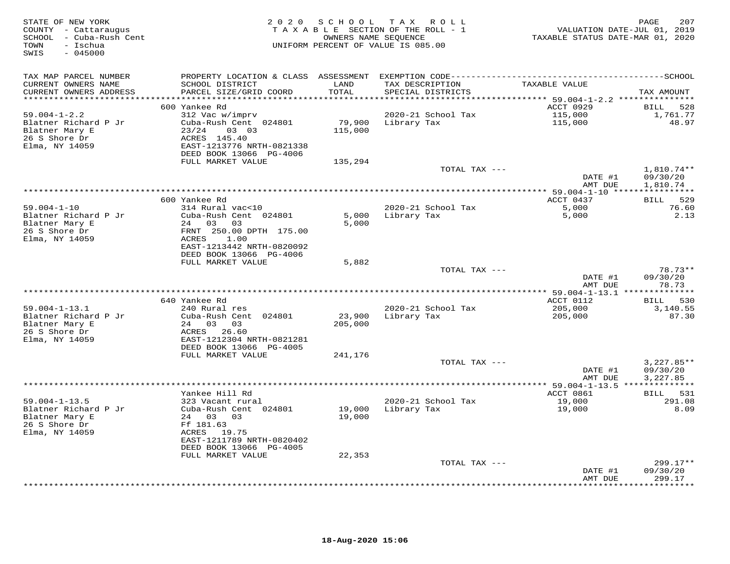STATE OF NEW YORK
COUNTY - Cattaraugus
SCHOOL - Cuba-Rush Cent
TOWN - Ischua
SWIS - 045000

2020 SCHOOL TAX ROLL
TAXABLE SECTION OF THE ROLL - 1
OWNERS NAME SEQUENCE
UNIFORM PERCENT OF VALUE IS 085.00

VALUATION DATE-JUL 01, 2019
TAXABLE STATUS DATE-MAR 01, 2020

| TAX MAP PARCEL NUMBER / CURRENT OWNERS NAME / CURRENT OWNERS ADDRESS | PROPERTY LOCATION & CLASS / SCHOOL DISTRICT / PARCEL SIZE/GRID COORD | ASSESSMENT LAND / TOTAL | EXEMPTION CODE / TAX DESCRIPTION / SPECIAL DISTRICTS | TAXABLE VALUE | TAX AMOUNT |
|---|---|---|---|---|---|
| | 600 Yankee Rd | | | ACCT 0929 | BILL 528 |
| 59.004-1-2.2 | 312 Vac w/imprv | | 2020-21 School Tax | 115,000 | 1,761.77 |
| Blatner Richard P Jr | Cuba-Rush Cent 024801 | 79,900 | Library Tax | 115,000 | 48.97 |
| Blatner Mary E | 23/24 03 03 | 115,000 | | | |
| 26 S Shore Dr | ACRES 145.40 | | | | |
| Elma, NY 14059 | EAST-1213776 NRTH-0821338 | | | | |
| | DEED BOOK 13066 PG-4006 | | | | |
| | FULL MARKET VALUE | 135,294 | | | |
| | | | TOTAL TAX --- | | 1,810.74** |
| | | | | DATE #1 | 09/30/20 |
| | | | | AMT DUE | 1,810.74 |
| | 600 Yankee Rd | | | ACCT 0437 | BILL 529 |
| 59.004-1-10 | 314 Rural vac<10 | | 2020-21 School Tax | 5,000 | 76.60 |
| Blatner Richard P Jr | Cuba-Rush Cent 024801 | 5,000 | Library Tax | 5,000 | 2.13 |
| Blatner Mary E | 24 03 03 | 5,000 | | | |
| 26 S Shore Dr | FRNT 250.00 DPTH 175.00 | | | | |
| Elma, NY 14059 | ACRES 1.00 | | | | |
| | EAST-1213442 NRTH-0820092 | | | | |
| | DEED BOOK 13066 PG-4006 | | | | |
| | FULL MARKET VALUE | 5,882 | | | |
| | | | TOTAL TAX --- | | 78.73** |
| | | | | DATE #1 | 09/30/20 |
| | | | | AMT DUE | 78.73 |
| | 640 Yankee Rd | | | ACCT 0112 | BILL 530 |
| 59.004-1-13.1 | 240 Rural res | | 2020-21 School Tax | 205,000 | 3,140.55 |
| Blatner Richard P Jr | Cuba-Rush Cent 024801 | 23,900 | Library Tax | 205,000 | 87.30 |
| Blatner Mary E | 24 03 03 | 205,000 | | | |
| 26 S Shore Dr | ACRES 26.60 | | | | |
| Elma, NY 14059 | EAST-1212304 NRTH-0821281 | | | | |
| | DEED BOOK 13066 PG-4005 | | | | |
| | FULL MARKET VALUE | 241,176 | | | |
| | | | TOTAL TAX --- | | 3,227.85** |
| | | | | DATE #1 | 09/30/20 |
| | | | | AMT DUE | 3,227.85 |
| | Yankee Hill Rd | | | ACCT 0861 | BILL 531 |
| 59.004-1-13.5 | 323 Vacant rural | | 2020-21 School Tax | 19,000 | 291.08 |
| Blatner Richard P Jr | Cuba-Rush Cent 024801 | 19,000 | Library Tax | 19,000 | 8.09 |
| Blatner Mary E | 24 03 03 | 19,000 | | | |
| 26 S Shore Dr | Ff 181.63 | | | | |
| Elma, NY 14059 | ACRES 19.75 | | | | |
| | EAST-1211789 NRTH-0820402 | | | | |
| | DEED BOOK 13066 PG-4005 | | | | |
| | FULL MARKET VALUE | 22,353 | | | |
| | | | TOTAL TAX --- | | 299.17** |
| | | | | DATE #1 | 09/30/20 |
| | | | | AMT DUE | 299.17 |

18-Aug-2020 15:06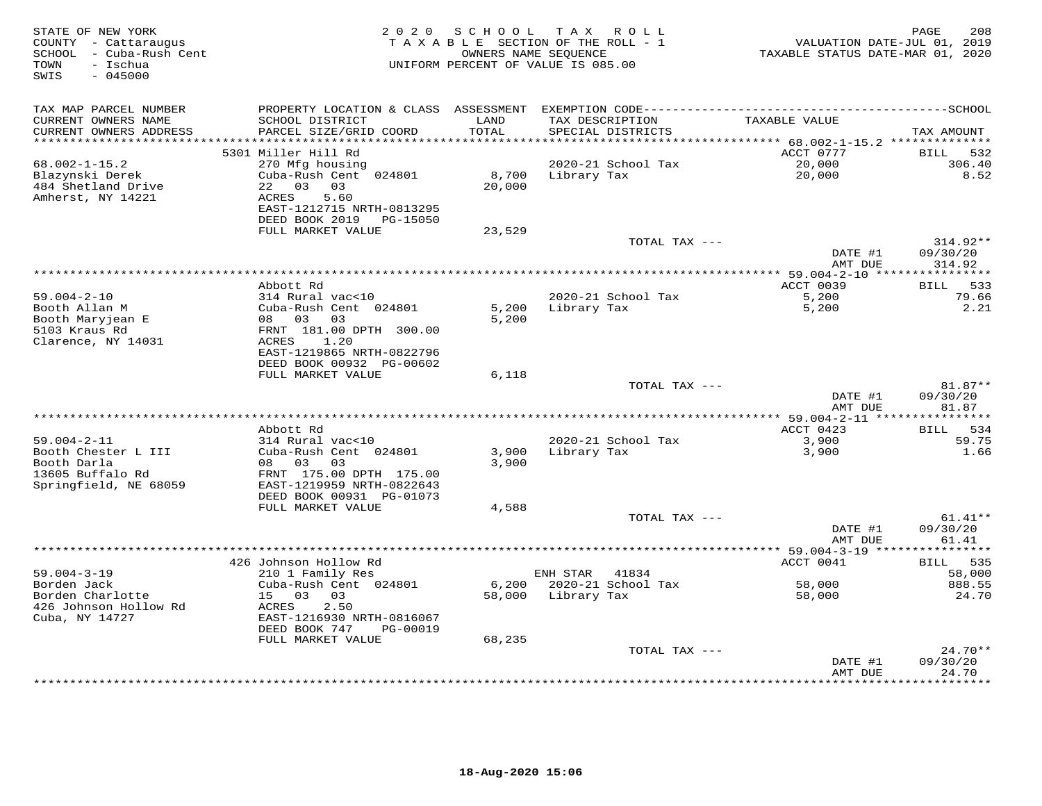STATE OF NEW YORK
COUNTY - Cattaraugus
SCHOOL - Cuba-Rush Cent
TOWN - Ischua
SWIS - 045000

2 0 2 0 S C H O O L T A X R O L L
T A X A B L E SECTION OF THE ROLL - 1
OWNERS NAME SEQUENCE
UNIFORM PERCENT OF VALUE IS 085.00

VALUATION DATE-JUL 01, 2019
TAXABLE STATUS DATE-MAR 01, 2020

| TAX MAP PARCEL NUMBER / CURRENT OWNERS NAME / CURRENT OWNERS ADDRESS | PROPERTY LOCATION & CLASS / SCHOOL DISTRICT / PARCEL SIZE/GRID COORD | ASSESSMENT LAND / TOTAL | EXEMPTION CODE / TAX DESCRIPTION / SPECIAL DISTRICTS | TAXABLE VALUE | SCHOOL TAX AMOUNT |
|---|---|---|---|---|---|
| | 5301 Miller Hill Rd | | | ACCT 0777 | BILL 532 |
| 68.002-1-15.2 | 270 Mfg housing | | 2020-21 School Tax | 20,000 | 306.40 |
| Blazynski Derek | Cuba-Rush Cent 024801 | 8,700 | Library Tax | 20,000 | 8.52 |
| 484 Shetland Drive | 22 03 03 | 20,000 | | | |
| Amherst, NY 14221 | ACRES 5.60 | | | | |
| | EAST-1212715 NRTH-0813295 | | | | |
| | DEED BOOK 2019 PG-15050 | | | | |
| | FULL MARKET VALUE | 23,529 | | | |
| | | | TOTAL TAX --- | | 314.92** |
| | | | | DATE #1 | 09/30/20 |
| | | | | AMT DUE | 314.92 |
| | Abbott Rd | | | ACCT 0039 | BILL 533 |
| 59.004-2-10 | 314 Rural vac<10 | | 2020-21 School Tax | 5,200 | 79.66 |
| Booth Allan M | Cuba-Rush Cent 024801 | 5,200 | Library Tax | 5,200 | 2.21 |
| Booth Maryjean E | 08 03 03 | 5,200 | | | |
| 5103 Kraus Rd | FRNT 181.00 DPTH 300.00 | | | | |
| Clarence, NY 14031 | ACRES 1.20 | | | | |
| | EAST-1219865 NRTH-0822796 | | | | |
| | DEED BOOK 00932 PG-00602 | | | | |
| | FULL MARKET VALUE | 6,118 | | | |
| | | | TOTAL TAX --- | | 81.87** |
| | | | | DATE #1 | 09/30/20 |
| | | | | AMT DUE | 81.87 |
| | Abbott Rd | | | ACCT 0423 | BILL 534 |
| 59.004-2-11 | 314 Rural vac<10 | | 2020-21 School Tax | 3,900 | 59.75 |
| Booth Chester L III | Cuba-Rush Cent 024801 | 3,900 | Library Tax | 3,900 | 1.66 |
| Booth Darla | 08 03 03 | 3,900 | | | |
| 13605 Buffalo Rd | FRNT 175.00 DPTH 175.00 | | | | |
| Springfield, NE 68059 | EAST-1219959 NRTH-0822643 | | | | |
| | DEED BOOK 00931 PG-01073 | | | | |
| | FULL MARKET VALUE | 4,588 | | | |
| | | | TOTAL TAX --- | | 61.41** |
| | | | | DATE #1 | 09/30/20 |
| | | | | AMT DUE | 61.41 |
| | 426 Johnson Hollow Rd | | | ACCT 0041 | BILL 535 |
| 59.004-3-19 | 210 1 Family Res | | ENH STAR 41834 | | 58,000 |
| Borden Jack | Cuba-Rush Cent 024801 | 6,200 | 2020-21 School Tax | 58,000 | 888.55 |
| Borden Charlotte | 15 03 03 | 58,000 | Library Tax | 58,000 | 24.70 |
| 426 Johnson Hollow Rd | ACRES 2.50 | | | | |
| Cuba, NY 14727 | EAST-1216930 NRTH-0816067 | | | | |
| | DEED BOOK 747 PG-00019 | | | | |
| | FULL MARKET VALUE | 68,235 | | | |
| | | | TOTAL TAX --- | | 24.70** |
| | | | | DATE #1 | 09/30/20 |
| | | | | AMT DUE | 24.70 |

18-Aug-2020 15:06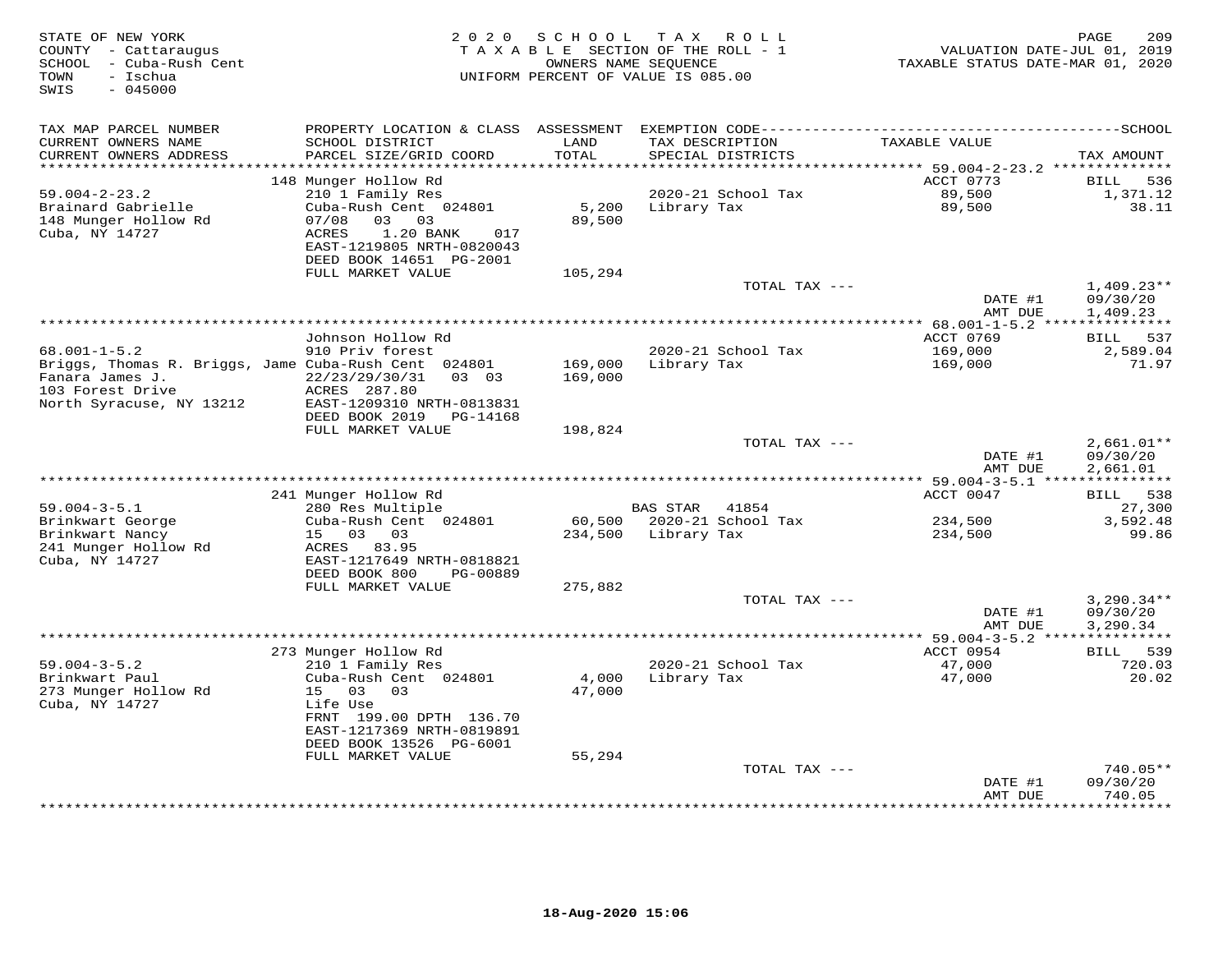STATE OF NEW YORK
COUNTY - Cattaraugus
SCHOOL - Cuba-Rush Cent
TOWN - Ischua
SWIS - 045000

2020 SCHOOL TAX ROLL
TAXABLE SECTION OF THE ROLL - 1
OWNERS NAME SEQUENCE
UNIFORM PERCENT OF VALUE IS 085.00

VALUATION DATE-JUL 01, 2019
TAXABLE STATUS DATE-MAR 01, 2020

| TAX MAP PARCEL NUMBER / CURRENT OWNERS NAME / CURRENT OWNERS ADDRESS | PROPERTY LOCATION & CLASS / SCHOOL DISTRICT / PARCEL SIZE/GRID COORD | ASSESSMENT LAND / TOTAL | EXEMPTION CODE / TAX DESCRIPTION / SPECIAL DISTRICTS | TAXABLE VALUE | TAX AMOUNT |
|---|---|---|---|---|---|
| 59.004-2-23.2 | 148 Munger Hollow Rd | | | ACCT 0773 | BILL 536 |
| Brainard Gabrielle | 210 1 Family Res | | 2020-21 School Tax | 89,500 | 1,371.12 |
| 148 Munger Hollow Rd | Cuba-Rush Cent 024801 | 5,200 | Library Tax | 89,500 | 38.11 |
| Cuba, NY 14727 | 07/08 03 03 | 89,500 | | | |
| | ACRES 1.20 BANK 017 | | | | |
| | EAST-1219805 NRTH-0820043 | | | | |
| | DEED BOOK 14651 PG-2001 | | | | |
| | FULL MARKET VALUE | 105,294 | | | |
| | | | TOTAL TAX --- | | 1,409.23** |
| | | | | DATE #1 | 09/30/20 |
| | | | | AMT DUE | 1,409.23 |
| 68.001-1-5.2 | Johnson Hollow Rd | | | ACCT 0769 | BILL 537 |
| Briggs, Thomas R. Briggs, Jame | 910 Priv forest | | 2020-21 School Tax | 169,000 | 2,589.04 |
| Fanara James J. | Cuba-Rush Cent 024801 | 169,000 | Library Tax | 169,000 | 71.97 |
| 103 Forest Drive | 22/23/29/30/31 03 03 | 169,000 | | | |
| North Syracuse, NY 13212 | ACRES 287.80 | | | | |
| | EAST-1209310 NRTH-0813831 | | | | |
| | DEED BOOK 2019 PG-14168 | | | | |
| | FULL MARKET VALUE | 198,824 | | | |
| | | | TOTAL TAX --- | | 2,661.01** |
| | | | | DATE #1 | 09/30/20 |
| | | | | AMT DUE | 2,661.01 |
| 59.004-3-5.1 | 241 Munger Hollow Rd | | | ACCT 0047 | BILL 538 |
| Brinkwart George | 280 Res Multiple | | BAS STAR 41854 | | 27,300 |
| Brinkwart Nancy | Cuba-Rush Cent 024801 | 60,500 | 2020-21 School Tax | 234,500 | 3,592.48 |
| 241 Munger Hollow Rd | 15 03 03 | 234,500 | Library Tax | 234,500 | 99.86 |
| Cuba, NY 14727 | ACRES 83.95 | | | | |
| | EAST-1217649 NRTH-0818821 | | | | |
| | DEED BOOK 800 PG-00889 | | | | |
| | FULL MARKET VALUE | 275,882 | | | |
| | | | TOTAL TAX --- | | 3,290.34** |
| | | | | DATE #1 | 09/30/20 |
| | | | | AMT DUE | 3,290.34 |
| 59.004-3-5.2 | 273 Munger Hollow Rd | | | ACCT 0954 | BILL 539 |
| Brinkwart Paul | 210 1 Family Res | | 2020-21 School Tax | 47,000 | 720.03 |
| 273 Munger Hollow Rd | Cuba-Rush Cent 024801 | 4,000 | Library Tax | 47,000 | 20.02 |
| Cuba, NY 14727 | 15 03 03 | 47,000 | | | |
| | Life Use | | | | |
| | FRNT 199.00 DPTH 136.70 | | | | |
| | EAST-1217369 NRTH-0819891 | | | | |
| | DEED BOOK 13526 PG-6001 | | | | |
| | FULL MARKET VALUE | 55,294 | | | |
| | | | TOTAL TAX --- | | 740.05** |
| | | | | DATE #1 | 09/30/20 |
| | | | | AMT DUE | 740.05 |

18-Aug-2020 15:06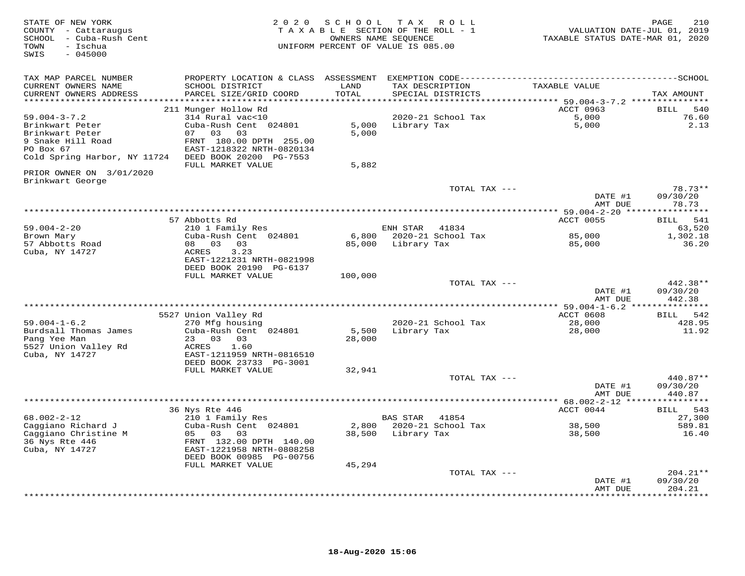STATE OF NEW YORK
COUNTY - Cattaraugus
SCHOOL - Cuba-Rush Cent
TOWN - Ischua
SWIS - 045000

2020 SCHOOL TAX ROLL
TAXABLE SECTION OF THE ROLL - 1
OWNERS NAME SEQUENCE
UNIFORM PERCENT OF VALUE IS 085.00

VALUATION DATE-JUL 01, 2019
TAXABLE STATUS DATE-MAR 01, 2020

| TAX MAP PARCEL NUMBER / CURRENT OWNERS NAME / CURRENT OWNERS ADDRESS | PROPERTY LOCATION & CLASS / SCHOOL DISTRICT / PARCEL SIZE/GRID COORD | ASSESSMENT LAND | TOTAL | EXEMPTION CODE / TAX DESCRIPTION / SPECIAL DISTRICTS | TAXABLE VALUE | TAX AMOUNT |
|---|---|---|---|---|---|---|
| 59.004-3-7.2 | 211 Munger Hollow Rd | | | | ACCT 0963 | BILL 540 |
| 59.004-3-7.2 | 314 Rural vac<10 | | | | | |
| Brinkwart Peter | Cuba-Rush Cent 024801 | 5,000 | | 2020-21 School Tax | 5,000 | 76.60 |
| Brinkwart Peter | 07 03 03 | | 5,000 | Library Tax | 5,000 | 2.13 |
| 9 Snake Hill Road | FRNT 180.00 DPTH 255.00 | | | | | |
| PO Box 67 | EAST-1218322 NRTH-0820134 | | | | | |
| Cold Spring Harbor, NY 11724 | DEED BOOK 20200 PG-7553 | | | | | |
| | FULL MARKET VALUE | | 5,882 | | | |
| PRIOR OWNER ON 3/01/2020 | | | | | | |
| Brinkwart George | | | | | | |
| | | | | TOTAL TAX --- | | 78.73** |
| | | | | | DATE #1 | 09/30/20 |
| | | | | | AMT DUE | 78.73 |
| 59.004-2-20 | 57 Abbotts Rd | | | | ACCT 0055 | BILL 541 |
| 59.004-2-20 | 210 1 Family Res | | | ENH STAR 41834 | | 63,520 |
| Brown Mary | Cuba-Rush Cent 024801 | 6,800 | | 2020-21 School Tax | 85,000 | 1,302.18 |
| 57 Abbotts Road | 08 03 03 | | 85,000 | Library Tax | 85,000 | 36.20 |
| Cuba, NY 14727 | ACRES 3.23 | | | | | |
| | EAST-1221231 NRTH-0821998 | | | | | |
| | DEED BOOK 20190 PG-6137 | | | | | |
| | FULL MARKET VALUE | | 100,000 | | | |
| | | | | TOTAL TAX --- | | 442.38** |
| | | | | | DATE #1 | 09/30/20 |
| | | | | | AMT DUE | 442.38 |
| 59.004-1-6.2 | 5527 Union Valley Rd | | | | ACCT 0608 | BILL 542 |
| 59.004-1-6.2 | 270 Mfg housing | | | | | |
| Burdsall Thomas James | Cuba-Rush Cent 024801 | 5,500 | | 2020-21 School Tax | 28,000 | 428.95 |
| Pang Yee Man | 23 03 03 | | 28,000 | Library Tax | 28,000 | 11.92 |
| 5527 Union Valley Rd | ACRES 1.60 | | | | | |
| Cuba, NY 14727 | EAST-1211959 NRTH-0816510 | | | | | |
| | DEED BOOK 23733 PG-3001 | | | | | |
| | FULL MARKET VALUE | | 32,941 | | | |
| | | | | TOTAL TAX --- | | 440.87** |
| | | | | | DATE #1 | 09/30/20 |
| | | | | | AMT DUE | 440.87 |
| 68.002-2-12 | 36 Nys Rte 446 | | | | ACCT 0044 | BILL 543 |
| 68.002-2-12 | 210 1 Family Res | | | BAS STAR 41854 | | 27,300 |
| Caggiano Richard J | Cuba-Rush Cent 024801 | 2,800 | | 2020-21 School Tax | 38,500 | 589.81 |
| Caggiano Christine M | 05 03 03 | | 38,500 | Library Tax | 38,500 | 16.40 |
| 36 Nys Rte 446 | FRNT 132.00 DPTH 140.00 | | | | | |
| Cuba, NY 14727 | EAST-1221958 NRTH-0808258 | | | | | |
| | DEED BOOK 00985 PG-00756 | | | | | |
| | FULL MARKET VALUE | | 45,294 | | | |
| | | | | TOTAL TAX --- | | 204.21** |
| | | | | | DATE #1 | 09/30/20 |
| | | | | | AMT DUE | 204.21 |

18-Aug-2020 15:06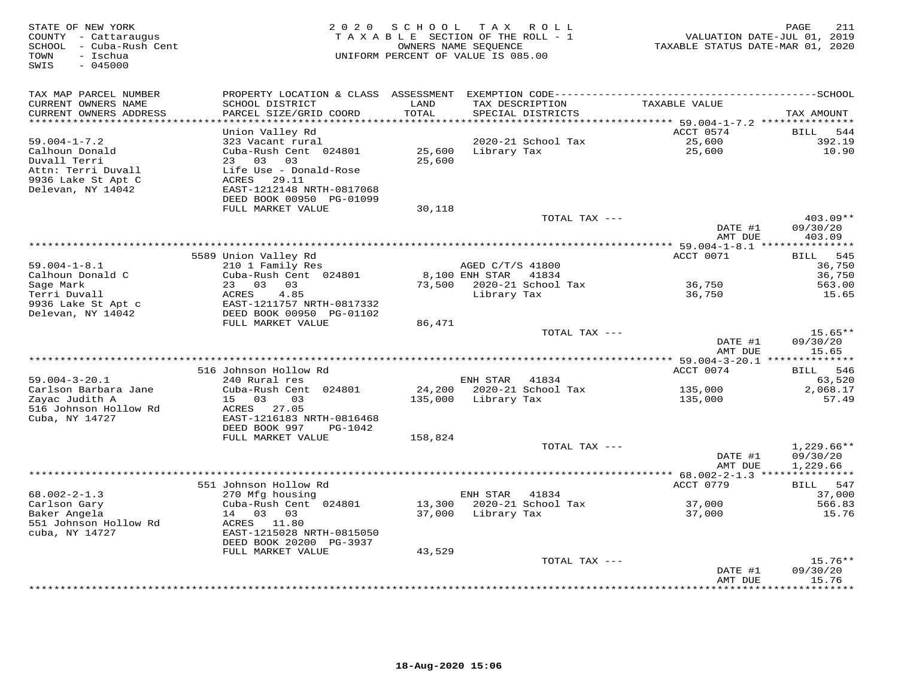STATE OF NEW YORK
COUNTY - Cattaraugus
SCHOOL - Cuba-Rush Cent
TOWN - Ischua
SWIS - 045000

2020 SCHOOL TAX ROLL
TAXABLE SECTION OF THE ROLL - 1
OWNERS NAME SEQUENCE
UNIFORM PERCENT OF VALUE IS 085.00

VALUATION DATE-JUL 01, 2019
TAXABLE STATUS DATE-MAR 01, 2020

| TAX MAP PARCEL NUMBER / CURRENT OWNERS NAME / CURRENT OWNERS ADDRESS | PROPERTY LOCATION & CLASS / SCHOOL DISTRICT / PARCEL SIZE/GRID COORD | ASSESSMENT LAND | TOTAL | EXEMPTION CODE / TAX DESCRIPTION / SPECIAL DISTRICTS | TAXABLE VALUE | TAX AMOUNT |
|---|---|---|---|---|---|---|
| **59.004-1-7.2** | Union Valley Rd | | | | ACCT 0574 | BILL 544 |
| 59.004-1-7.2 | 323 Vacant rural | | | 2020-21 School Tax | 25,600 | 392.19 |
| Calhoun Donald | Cuba-Rush Cent 024801 | 25,600 | | Library Tax | 25,600 | 10.90 |
| Duvall Terri | 23 03 03 | | 25,600 | | | |
| Attn: Terri Duvall | Life Use - Donald-Rose | | | | | |
| 9936 Lake St Apt C | ACRES 29.11 | | | | | |
| Delevan, NY 14042 | EAST-1212148 NRTH-0817068 | | | | | |
| | DEED BOOK 00950 PG-01099 | | | | | |
| | FULL MARKET VALUE | | 30,118 | | | |
| | | | | TOTAL TAX --- | | 403.09** |
| | | | | | DATE #1 | 09/30/20 |
| | | | | | AMT DUE | 403.09 |
| **59.004-1-8.1** | 5589 Union Valley Rd | | | | ACCT 0071 | BILL 545 |
| 59.004-1-8.1 | 210 1 Family Res | | | AGED C/T/S 41800 | | 36,750 |
| Calhoun Donald C | Cuba-Rush Cent 024801 | 8,100 | | ENH STAR 41834 | | 36,750 |
| Sage Mark | 23 03 03 | | 73,500 | 2020-21 School Tax | 36,750 | 563.00 |
| Terri Duvall | ACRES 4.85 | | | Library Tax | 36,750 | 15.65 |
| 9936 Lake St Apt c | EAST-1211757 NRTH-0817332 | | | | | |
| Delevan, NY 14042 | DEED BOOK 00950 PG-01102 | | | | | |
| | FULL MARKET VALUE | | 86,471 | | | |
| | | | | TOTAL TAX --- | | 15.65** |
| | | | | | DATE #1 | 09/30/20 |
| | | | | | AMT DUE | 15.65 |
| **59.004-3-20.1** | 516 Johnson Hollow Rd | | | | ACCT 0074 | BILL 546 |
| 59.004-3-20.1 | 240 Rural res | | | ENH STAR 41834 | | 63,520 |
| Carlson Barbara Jane | Cuba-Rush Cent 024801 | 24,200 | | 2020-21 School Tax | 135,000 | 2,068.17 |
| Zayac Judith A | 15 03 03 | | 135,000 | Library Tax | 135,000 | 57.49 |
| 516 Johnson Hollow Rd | ACRES 27.05 | | | | | |
| Cuba, NY 14727 | EAST-1216183 NRTH-0816468 | | | | | |
| | DEED BOOK 997 PG-1042 | | | | | |
| | FULL MARKET VALUE | | 158,824 | | | |
| | | | | TOTAL TAX --- | | 1,229.66** |
| | | | | | DATE #1 | 09/30/20 |
| | | | | | AMT DUE | 1,229.66 |
| **68.002-2-1.3** | 551 Johnson Hollow Rd | | | | ACCT 0779 | BILL 547 |
| 68.002-2-1.3 | 270 Mfg housing | | | ENH STAR 41834 | | 37,000 |
| Carlson Gary | Cuba-Rush Cent 024801 | 13,300 | | 2020-21 School Tax | 37,000 | 566.83 |
| Baker Angela | 14 03 03 | | 37,000 | Library Tax | 37,000 | 15.76 |
| 551 Johnson Hollow Rd | ACRES 11.80 | | | | | |
| cuba, NY 14727 | EAST-1215028 NRTH-0815050 | | | | | |
| | DEED BOOK 20200 PG-3937 | | | | | |
| | FULL MARKET VALUE | | 43,529 | | | |
| | | | | TOTAL TAX --- | | 15.76** |
| | | | | | DATE #1 | 09/30/20 |
| | | | | | AMT DUE | 15.76 |

18-Aug-2020 15:06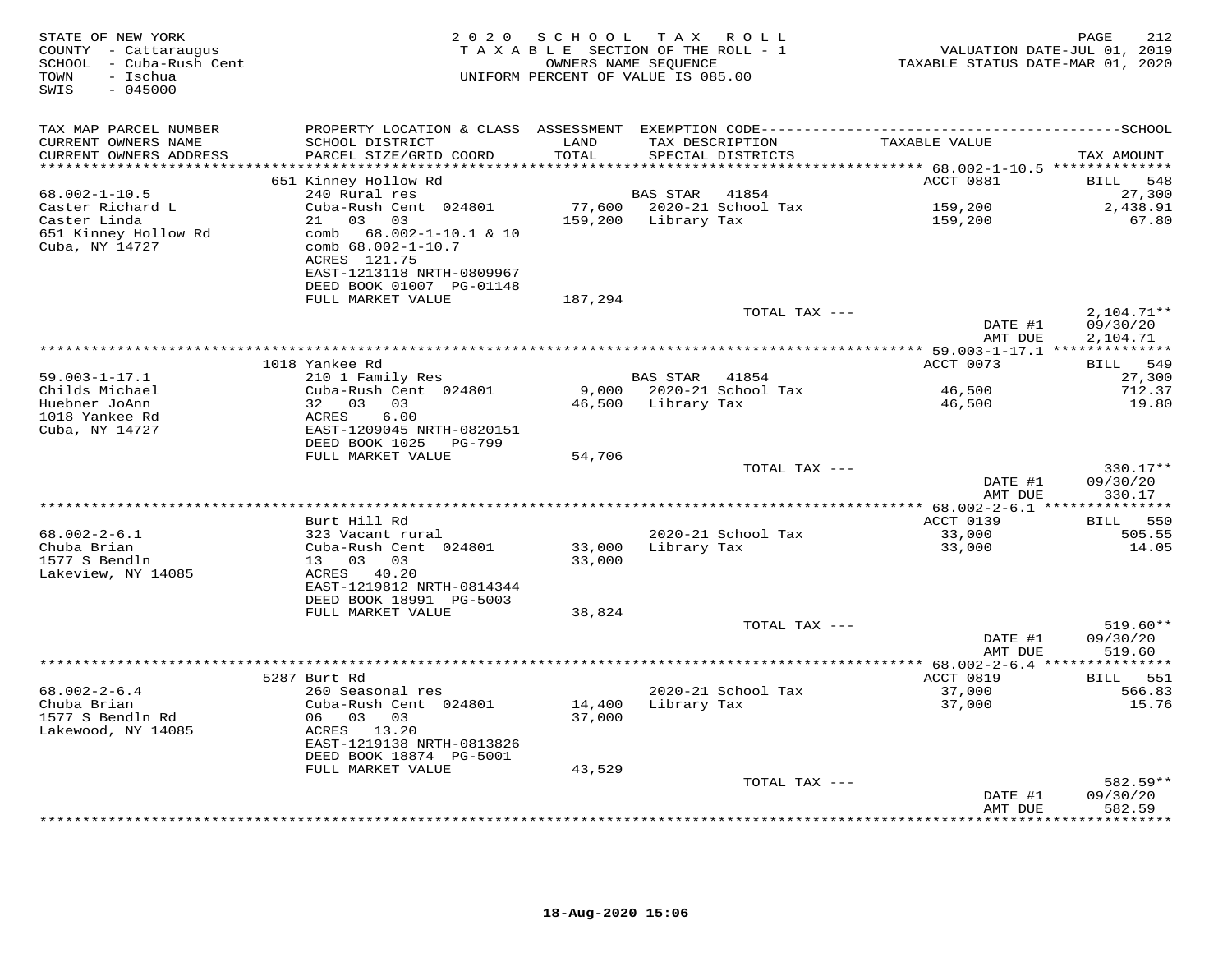STATE OF NEW YORK
COUNTY - Cattaraugus
SCHOOL - Cuba-Rush Cent
TOWN - Ischua
SWIS - 045000

2020 SCHOOL TAX ROLL
TAXABLE SECTION OF THE ROLL - 1
OWNERS NAME SEQUENCE
UNIFORM PERCENT OF VALUE IS 085.00

VALUATION DATE-JUL 01, 2019
TAXABLE STATUS DATE-MAR 01, 2020

| TAX MAP PARCEL NUMBER<br>CURRENT OWNERS NAME<br>CURRENT OWNERS ADDRESS | PROPERTY LOCATION & CLASS<br>SCHOOL DISTRICT<br>PARCEL SIZE/GRID COORD | ASSESSMENT<br>LAND<br>TOTAL | EXEMPTION CODE<br>TAX DESCRIPTION<br>SPECIAL DISTRICTS | TAXABLE VALUE | SCHOOL<br>TAX AMOUNT |
|---|---|---|---|---|---|
| 68.002-1-10.5 | 651 Kinney Hollow Rd | | | ACCT 0881 | BILL 548 |
| Caster Richard L | 240 Rural res | | BAS STAR 41854 | | 27,300 |
| Caster Linda | Cuba-Rush Cent 024801 | 77,600 | 2020-21 School Tax | 159,200 | 2,438.91 |
| 651 Kinney Hollow Rd | 21 03 03 | 159,200 | Library Tax | 159,200 | 67.80 |
| Cuba, NY 14727 | comb 68.002-1-10.1 & 10 | | | | |
| | comb 68.002-1-10.7 | | | | |
| | ACRES 121.75 | | | | |
| | EAST-1213118 NRTH-0809967 | | | | |
| | DEED BOOK 01007 PG-01148 | | | | |
| | FULL MARKET VALUE | 187,294 | | | |
| | | | TOTAL TAX --- | | 2,104.71** |
| | | | | DATE #1 | 09/30/20 |
| | | | | AMT DUE | 2,104.71 |
| 59.003-1-17.1 | 1018 Yankee Rd | | | ACCT 0073 | BILL 549 |
| Childs Michael | 210 1 Family Res | | BAS STAR 41854 | | 27,300 |
| Huebner JoAnn | Cuba-Rush Cent 024801 | 9,000 | 2020-21 School Tax | 46,500 | 712.37 |
| 1018 Yankee Rd | 32 03 03 | 46,500 | Library Tax | 46,500 | 19.80 |
| Cuba, NY 14727 | ACRES 6.00 | | | | |
| | EAST-1209045 NRTH-0820151 | | | | |
| | DEED BOOK 1025 PG-799 | | | | |
| | FULL MARKET VALUE | 54,706 | | | |
| | | | TOTAL TAX --- | | 330.17** |
| | | | | DATE #1 | 09/30/20 |
| | | | | AMT DUE | 330.17 |
| 68.002-2-6.1 | Burt Hill Rd | | | ACCT 0139 | BILL 550 |
| Chuba Brian | 323 Vacant rural | | 2020-21 School Tax | 33,000 | 505.55 |
| 1577 S Bendln | Cuba-Rush Cent 024801 | 33,000 | Library Tax | 33,000 | 14.05 |
| Lakeview, NY 14085 | 13 03 03 | 33,000 | | | |
| | ACRES 40.20 | | | | |
| | EAST-1219812 NRTH-0814344 | | | | |
| | DEED BOOK 18991 PG-5003 | | | | |
| | FULL MARKET VALUE | 38,824 | | | |
| | | | TOTAL TAX --- | | 519.60** |
| | | | | DATE #1 | 09/30/20 |
| | | | | AMT DUE | 519.60 |
| 68.002-2-6.4 | 5287 Burt Rd | | | ACCT 0819 | BILL 551 |
| Chuba Brian | 260 Seasonal res | | 2020-21 School Tax | 37,000 | 566.83 |
| 1577 S Bendln Rd | Cuba-Rush Cent 024801 | 14,400 | Library Tax | 37,000 | 15.76 |
| Lakewood, NY 14085 | 06 03 03 | 37,000 | | | |
| | ACRES 13.20 | | | | |
| | EAST-1219138 NRTH-0813826 | | | | |
| | DEED BOOK 18874 PG-5001 | | | | |
| | FULL MARKET VALUE | 43,529 | | | |
| | | | TOTAL TAX --- | | 582.59** |
| | | | | DATE #1 | 09/30/20 |
| | | | | AMT DUE | 582.59 |

18-Aug-2020 15:06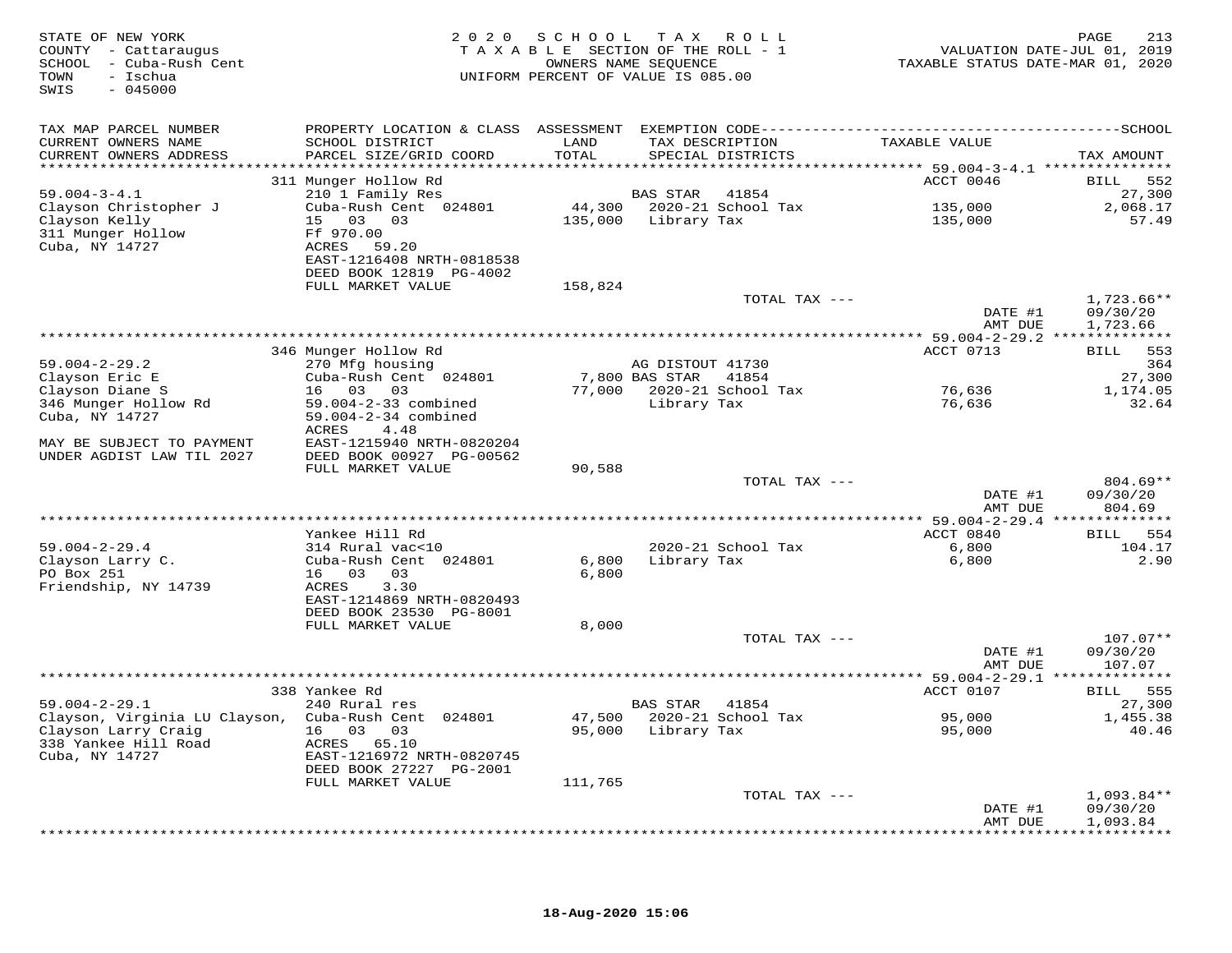STATE OF NEW YORK
COUNTY - Cattaraugus
SCHOOL - Cuba-Rush Cent
TOWN - Ischua
SWIS - 045000

2020 SCHOOL TAX ROLL
TAXABLE SECTION OF THE ROLL - 1
OWNERS NAME SEQUENCE
UNIFORM PERCENT OF VALUE IS 085.00

VALUATION DATE-JUL 01, 2019
TAXABLE STATUS DATE-MAR 01, 2020

| TAX MAP PARCEL NUMBER / CURRENT OWNERS NAME / CURRENT OWNERS ADDRESS | PROPERTY LOCATION & CLASS / SCHOOL DISTRICT / PARCEL SIZE/GRID COORD | ASSESSMENT LAND / TOTAL | EXEMPTION CODE / TAX DESCRIPTION / SPECIAL DISTRICTS | TAXABLE VALUE | SCHOOL TAX AMOUNT |
|---|---|---|---|---|---|
| | 311 Munger Hollow Rd | | | ACCT 0046 | BILL 552 |
| 59.004-3-4.1 | 210 1 Family Res | | BAS STAR 41854 | | 27,300 |
| Clayson Christopher J | Cuba-Rush Cent 024801 | 44,300 | 2020-21 School Tax | 135,000 | 2,068.17 |
| Clayson Kelly | 15 03 03 | 135,000 | Library Tax | 135,000 | 57.49 |
| 311 Munger Hollow | Ff 970.00 | | | | |
| Cuba, NY 14727 | ACRES 59.20 | | | | |
| | EAST-1216408 NRTH-0818538 | | | | |
| | DEED BOOK 12819 PG-4002 | | | | |
| | FULL MARKET VALUE | 158,824 | | | |
| | | | TOTAL TAX --- | | 1,723.66** |
| | | | | DATE #1 | 09/30/20 |
| | | | | AMT DUE | 1,723.66 |
| | 346 Munger Hollow Rd | | | ACCT 0713 | BILL 553 |
| 59.004-2-29.2 | 270 Mfg housing | | AG DISTOUT 41730 | | 364 |
| Clayson Eric E | Cuba-Rush Cent 024801 | 7,800 | BAS STAR 41854 | | 27,300 |
| Clayson Diane S | 16 03 03 | 77,000 | 2020-21 School Tax | 76,636 | 1,174.05 |
| 346 Munger Hollow Rd | 59.004-2-33 combined | | Library Tax | 76,636 | 32.64 |
| Cuba, NY 14727 | 59.004-2-34 combined | | | | |
| | ACRES 4.48 | | | | |
| MAY BE SUBJECT TO PAYMENT | EAST-1215940 NRTH-0820204 | | | | |
| UNDER AGDIST LAW TIL 2027 | DEED BOOK 00927 PG-00562 | | | | |
| | FULL MARKET VALUE | 90,588 | | | |
| | | | TOTAL TAX --- | | 804.69** |
| | | | | DATE #1 | 09/30/20 |
| | | | | AMT DUE | 804.69 |
| | Yankee Hill Rd | | | ACCT 0840 | BILL 554 |
| 59.004-2-29.4 | 314 Rural vac<10 | | 2020-21 School Tax | 6,800 | 104.17 |
| Clayson Larry C. | Cuba-Rush Cent 024801 | 6,800 | Library Tax | 6,800 | 2.90 |
| PO Box 251 | 16 03 03 | 6,800 | | | |
| Friendship, NY 14739 | ACRES 3.30 | | | | |
| | EAST-1214869 NRTH-0820493 | | | | |
| | DEED BOOK 23530 PG-8001 | | | | |
| | FULL MARKET VALUE | 8,000 | | | |
| | | | TOTAL TAX --- | | 107.07** |
| | | | | DATE #1 | 09/30/20 |
| | | | | AMT DUE | 107.07 |
| | 338 Yankee Rd | | | ACCT 0107 | BILL 555 |
| 59.004-2-29.1 | 240 Rural res | | BAS STAR 41854 | | 27,300 |
| Clayson, Virginia LU Clayson, | Cuba-Rush Cent 024801 | 47,500 | 2020-21 School Tax | 95,000 | 1,455.38 |
| Clayson Larry Craig | 16 03 03 | 95,000 | Library Tax | 95,000 | 40.46 |
| 338 Yankee Hill Road | ACRES 65.10 | | | | |
| Cuba, NY 14727 | EAST-1216972 NRTH-0820745 | | | | |
| | DEED BOOK 27227 PG-2001 | | | | |
| | FULL MARKET VALUE | 111,765 | | | |
| | | | TOTAL TAX --- | | 1,093.84** |
| | | | | DATE #1 | 09/30/20 |
| | | | | AMT DUE | 1,093.84 |

18-Aug-2020 15:06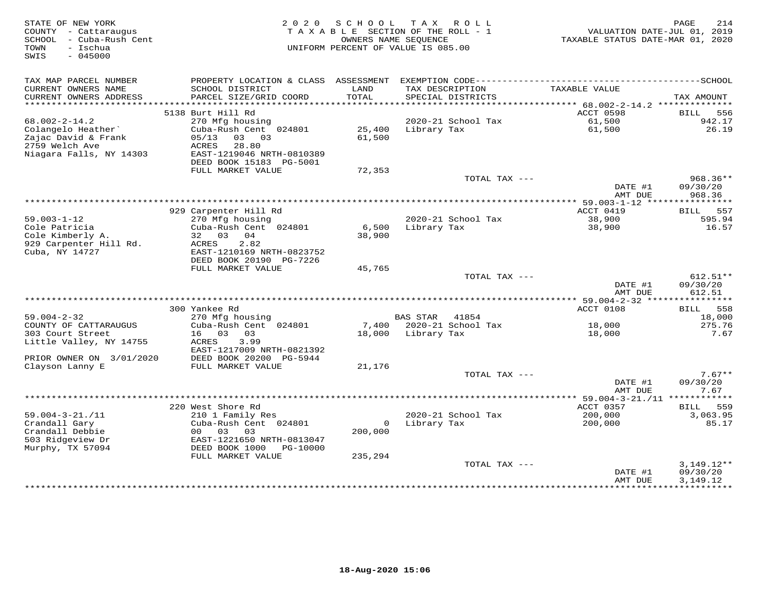STATE OF NEW YORK
COUNTY - Cattaraugus
SCHOOL - Cuba-Rush Cent
TOWN - Ischua
SWIS - 045000

2 0 2 0 S C H O O L T A X R O L L
T A X A B L E SECTION OF THE ROLL - 1
OWNERS NAME SEQUENCE
UNIFORM PERCENT OF VALUE IS 085.00

VALUATION DATE-JUL 01, 2019
TAXABLE STATUS DATE-MAR 01, 2020

| TAX MAP PARCEL NUMBER / CURRENT OWNERS NAME / CURRENT OWNERS ADDRESS | PROPERTY LOCATION & CLASS / SCHOOL DISTRICT / PARCEL SIZE/GRID COORD | ASSESSMENT LAND / TOTAL | EXEMPTION CODE / TAX DESCRIPTION / SPECIAL DISTRICTS | TAXABLE VALUE | TAX AMOUNT |
|---|---|---|---|---|---|
| | 5138 Burt Hill Rd | | | ACCT 0598 | BILL 556 |
| 68.002-2-14.2 | 270 Mfg housing | | 2020-21 School Tax | 61,500 | 942.17 |
| Colangelo Heather` | Cuba-Rush Cent 024801 | 25,400 | Library Tax | 61,500 | 26.19 |
| Zajac David & Frank | 05/13 03 03 | 61,500 | | | |
| 2759 Welch Ave | ACRES 28.80 | | | | |
| Niagara Falls, NY 14303 | EAST-1219046 NRTH-0810389 | | | | |
| | DEED BOOK 15183 PG-5001 | | | | |
| | FULL MARKET VALUE | 72,353 | | | |
| | | | TOTAL TAX --- | | 968.36** |
| | | | | DATE #1 | 09/30/20 |
| | | | | AMT DUE | 968.36 |
| | 929 Carpenter Hill Rd | | | ACCT 0419 | BILL 557 |
| 59.003-1-12 | 270 Mfg housing | | 2020-21 School Tax | 38,900 | 595.94 |
| Cole Patricia | Cuba-Rush Cent 024801 | 6,500 | Library Tax | 38,900 | 16.57 |
| Cole Kimberly A. | 32 03 04 | 38,900 | | | |
| 929 Carpenter Hill Rd. | ACRES 2.82 | | | | |
| Cuba, NY 14727 | EAST-1210169 NRTH-0823752 | | | | |
| | DEED BOOK 20190 PG-7226 | | | | |
| | FULL MARKET VALUE | 45,765 | | | |
| | | | TOTAL TAX --- | | 612.51** |
| | | | | DATE #1 | 09/30/20 |
| | | | | AMT DUE | 612.51 |
| | 300 Yankee Rd | | | ACCT 0108 | BILL 558 |
| 59.004-2-32 | 270 Mfg housing | | BAS STAR 41854 | | 18,000 |
| COUNTY OF CATTARAUGUS | Cuba-Rush Cent 024801 | 7,400 | 2020-21 School Tax | 18,000 | 275.76 |
| 303 Court Street | 16 03 03 | 18,000 | Library Tax | 18,000 | 7.67 |
| Little Valley, NY 14755 | ACRES 3.99 | | | | |
| | EAST-1217009 NRTH-0821392 | | | | |
| PRIOR OWNER ON 3/01/2020 | DEED BOOK 20200 PG-5944 | | | | |
| Clayson Lanny E | FULL MARKET VALUE | 21,176 | | | |
| | | | TOTAL TAX --- | | 7.67** |
| | | | | DATE #1 | 09/30/20 |
| | | | | AMT DUE | 7.67 |
| | 220 West Shore Rd | | | ACCT 0357 | BILL 559 |
| 59.004-3-21./11 | 210 1 Family Res | | 2020-21 School Tax | 200,000 | 3,063.95 |
| Crandall Gary | Cuba-Rush Cent 024801 | 0 | Library Tax | 200,000 | 85.17 |
| Crandall Debbie | 00 03 03 | 200,000 | | | |
| 503 Ridgeview Dr | EAST-1221650 NRTH-0813047 | | | | |
| Murphy, TX 57094 | DEED BOOK 1000 PG-10000 | | | | |
| | FULL MARKET VALUE | 235,294 | | | |
| | | | TOTAL TAX --- | | 3,149.12** |
| | | | | DATE #1 | 09/30/20 |
| | | | | AMT DUE | 3,149.12 |

18-Aug-2020 15:06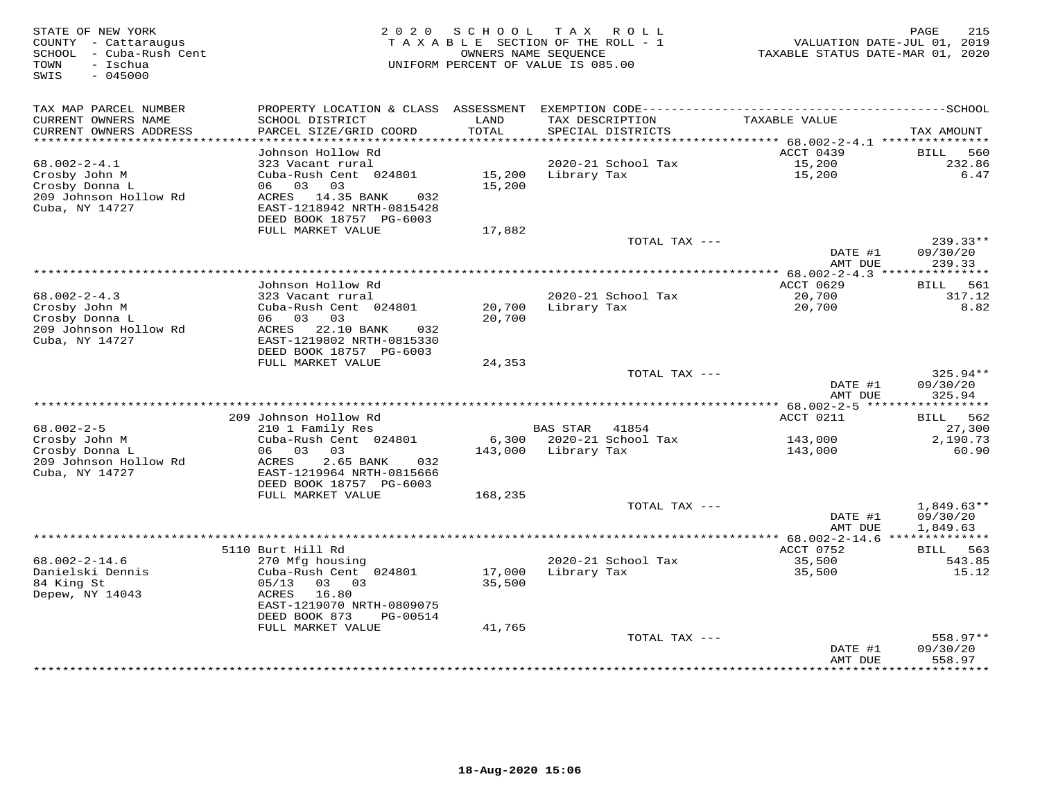STATE OF NEW YORK
COUNTY - Cattaraugus
SCHOOL - Cuba-Rush Cent
TOWN - Ischua
SWIS - 045000

2020 SCHOOL TAX ROLL
TAXABLE SECTION OF THE ROLL - 1
OWNERS NAME SEQUENCE
UNIFORM PERCENT OF VALUE IS 085.00

VALUATION DATE-JUL 01, 2019
TAXABLE STATUS DATE-MAR 01, 2020

| TAX MAP PARCEL NUMBER / CURRENT OWNERS NAME / CURRENT OWNERS ADDRESS | PROPERTY LOCATION & CLASS / SCHOOL DISTRICT / PARCEL SIZE/GRID COORD | ASSESSMENT LAND / TOTAL | EXEMPTION CODE / TAX DESCRIPTION / SPECIAL DISTRICTS | TAXABLE VALUE | TAX AMOUNT |
|---|---|---|---|---|---|
| 68.002-2-4.1 | Johnson Hollow Rd | | | ACCT 0439 | BILL 560 |
| Crosby John M | 323 Vacant rural | | 2020-21 School Tax | 15,200 | 232.86 |
| Crosby Donna L | Cuba-Rush Cent 024801 | 15,200 | Library Tax | 15,200 | 6.47 |
| 209 Johnson Hollow Rd | 06 03 03 | 15,200 | | | |
| Cuba, NY 14727 | ACRES 14.35 BANK 032 | | | | |
| | EAST-1218942 NRTH-0815428 | | | | |
| | DEED BOOK 18757 PG-6003 | | | | |
| | FULL MARKET VALUE | 17,882 | | | |
| | | | TOTAL TAX --- | | 239.33** |
| | | | | DATE #1 | 09/30/20 |
| | | | | AMT DUE | 239.33 |
| 68.002-2-4.3 | Johnson Hollow Rd | | | ACCT 0629 | BILL 561 |
| Crosby John M | 323 Vacant rural | | 2020-21 School Tax | 20,700 | 317.12 |
| Crosby Donna L | Cuba-Rush Cent 024801 | 20,700 | Library Tax | 20,700 | 8.82 |
| 209 Johnson Hollow Rd | 06 03 03 | 20,700 | | | |
| Cuba, NY 14727 | ACRES 22.10 BANK 032 | | | | |
| | EAST-1219802 NRTH-0815330 | | | | |
| | DEED BOOK 18757 PG-6003 | | | | |
| | FULL MARKET VALUE | 24,353 | | | |
| | | | TOTAL TAX --- | | 325.94** |
| | | | | DATE #1 | 09/30/20 |
| | | | | AMT DUE | 325.94 |
| 68.002-2-5 | 209 Johnson Hollow Rd | | | ACCT 0211 | BILL 562 |
| Crosby John M | 210 1 Family Res | | BAS STAR 41854 | | 27,300 |
| Crosby Donna L | Cuba-Rush Cent 024801 | 6,300 | 2020-21 School Tax | 143,000 | 2,190.73 |
| 209 Johnson Hollow Rd | 06 03 03 | 143,000 | Library Tax | 143,000 | 60.90 |
| Cuba, NY 14727 | ACRES 2.65 BANK 032 | | | | |
| | EAST-1219964 NRTH-0815666 | | | | |
| | DEED BOOK 18757 PG-6003 | | | | |
| | FULL MARKET VALUE | 168,235 | | | |
| | | | TOTAL TAX --- | | 1,849.63** |
| | | | | DATE #1 | 09/30/20 |
| | | | | AMT DUE | 1,849.63 |
| 68.002-2-14.6 | 5110 Burt Hill Rd | | | ACCT 0752 | BILL 563 |
| Danielski Dennis | 270 Mfg housing | | 2020-21 School Tax | 35,500 | 543.85 |
| 84 King St | Cuba-Rush Cent 024801 | 17,000 | Library Tax | 35,500 | 15.12 |
| Depew, NY 14043 | 05/13 03 03 | 35,500 | | | |
| | ACRES 16.80 | | | | |
| | EAST-1219070 NRTH-0809075 | | | | |
| | DEED BOOK 873 PG-00514 | | | | |
| | FULL MARKET VALUE | 41,765 | | | |
| | | | TOTAL TAX --- | | 558.97** |
| | | | | DATE #1 | 09/30/20 |
| | | | | AMT DUE | 558.97 |

18-Aug-2020 15:06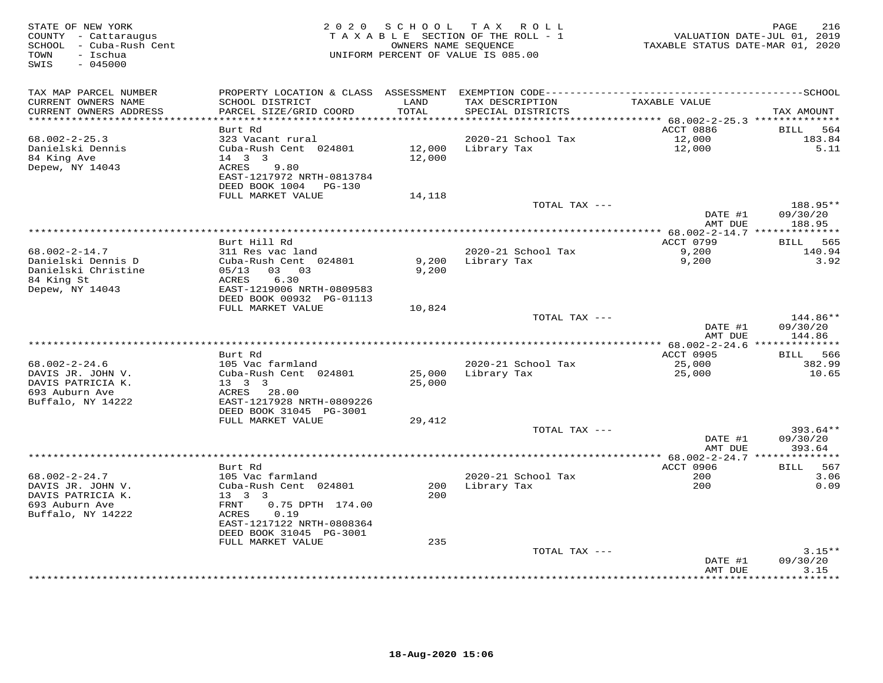STATE OF NEW YORK
COUNTY - Cattaraugus
SCHOOL - Cuba-Rush Cent
TOWN - Ischua
SWIS - 045000

2 0 2 0 S C H O O L T A X R O L L
T A X A B L E SECTION OF THE ROLL - 1
OWNERS NAME SEQUENCE
UNIFORM PERCENT OF VALUE IS 085.00

VALUATION DATE-JUL 01, 2019
TAXABLE STATUS DATE-MAR 01, 2020

| TAX MAP PARCEL NUMBER / CURRENT OWNERS NAME / CURRENT OWNERS ADDRESS | PROPERTY LOCATION & CLASS / SCHOOL DISTRICT / PARCEL SIZE/GRID COORD | ASSESSMENT LAND / TOTAL | EXEMPTION CODE / TAX DESCRIPTION / SPECIAL DISTRICTS | TAXABLE VALUE | TAX AMOUNT |
|---|---|---|---|---|---|
| 68.002-2-25.3 | Burt Rd | | | ACCT 0886 | BILL 564 |
| Danielski Dennis | 323 Vacant rural | | 2020-21 School Tax | 12,000 | 183.84 |
| 84 King Ave | Cuba-Rush Cent 024801 | 12,000 | Library Tax | 12,000 | 5.11 |
| Depew, NY 14043 | 14 3 3 | 12,000 | | | |
| | ACRES 9.80 | | | | |
| | EAST-1217972 NRTH-0813784 | | | | |
| | DEED BOOK 1004 PG-130 | | | | |
| | FULL MARKET VALUE | 14,118 | | | |
| | | | TOTAL TAX --- | | 188.95** |
| | | | | DATE #1 | 09/30/20 |
| | | | | AMT DUE | 188.95 |
| 68.002-2-14.7 | Burt Hill Rd | | | ACCT 0799 | BILL 565 |
| Danielski Dennis D | 311 Res vac land | | 2020-21 School Tax | 9,200 | 140.94 |
| Danielski Christine | Cuba-Rush Cent 024801 | 9,200 | Library Tax | 9,200 | 3.92 |
| 84 King St | 05/13 03 03 | 9,200 | | | |
| Depew, NY 14043 | ACRES 6.30 | | | | |
| | EAST-1219006 NRTH-0809583 | | | | |
| | DEED BOOK 00932 PG-01113 | | | | |
| | FULL MARKET VALUE | 10,824 | | | |
| | | | TOTAL TAX --- | | 144.86** |
| | | | | DATE #1 | 09/30/20 |
| | | | | AMT DUE | 144.86 |
| 68.002-2-24.6 | Burt Rd | | | ACCT 0905 | BILL 566 |
| DAVIS JR. JOHN V. | 105 Vac farmland | | 2020-21 School Tax | 25,000 | 382.99 |
| DAVIS PATRICIA K. | Cuba-Rush Cent 024801 | 25,000 | Library Tax | 25,000 | 10.65 |
| 693 Auburn Ave | 13 3 3 | 25,000 | | | |
| Buffalo, NY 14222 | ACRES 28.00 | | | | |
| | EAST-1217928 NRTH-0809226 | | | | |
| | DEED BOOK 31045 PG-3001 | | | | |
| | FULL MARKET VALUE | 29,412 | | | |
| | | | TOTAL TAX --- | | 393.64** |
| | | | | DATE #1 | 09/30/20 |
| | | | | AMT DUE | 393.64 |
| 68.002-2-24.7 | Burt Rd | | | ACCT 0906 | BILL 567 |
| DAVIS JR. JOHN V. | 105 Vac farmland | | 2020-21 School Tax | 200 | 3.06 |
| DAVIS PATRICIA K. | Cuba-Rush Cent 024801 | 200 | Library Tax | 200 | 0.09 |
| 693 Auburn Ave | 13 3 3 | 200 | | | |
| Buffalo, NY 14222 | FRNT 0.75 DPTH 174.00 | | | | |
| | ACRES 0.19 | | | | |
| | EAST-1217122 NRTH-0808364 | | | | |
| | DEED BOOK 31045 PG-3001 | | | | |
| | FULL MARKET VALUE | 235 | | | |
| | | | TOTAL TAX --- | | 3.15** |
| | | | | DATE #1 | 09/30/20 |
| | | | | AMT DUE | 3.15 |

18-Aug-2020 15:06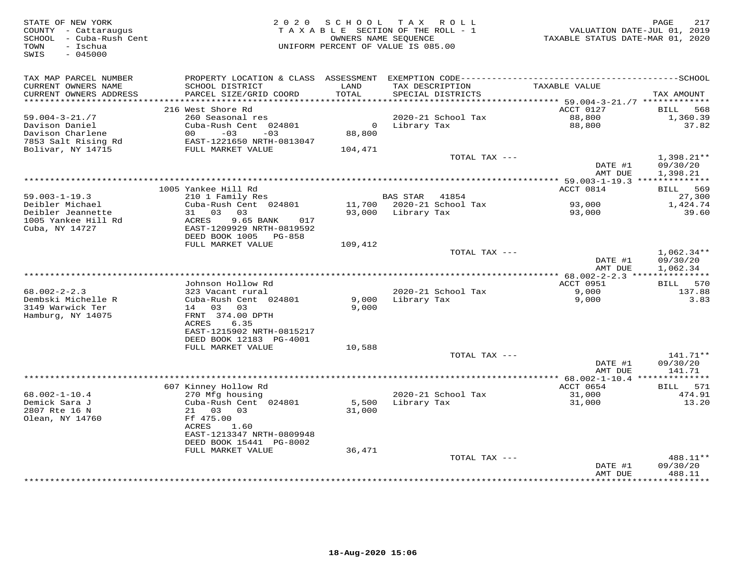STATE OF NEW YORK
COUNTY - Cattaraugus
SCHOOL - Cuba-Rush Cent
TOWN - Ischua
SWIS - 045000

2020 SCHOOL TAX ROLL
TAXABLE SECTION OF THE ROLL - 1
OWNERS NAME SEQUENCE
UNIFORM PERCENT OF VALUE IS 085.00

VALUATION DATE-JUL 01, 2019
TAXABLE STATUS DATE-MAR 01, 2020

| TAX MAP PARCEL NUMBER / CURRENT OWNERS NAME / CURRENT OWNERS ADDRESS | PROPERTY LOCATION & CLASS / SCHOOL DISTRICT / PARCEL SIZE/GRID COORD | ASSESSMENT LAND / TOTAL | EXEMPTION CODE / TAX DESCRIPTION / SPECIAL DISTRICTS | TAXABLE VALUE | SCHOOL TAX AMOUNT |
|---|---|---|---|---|---|
| 59.004-3-21./7 | 216 West Shore Rd | | | ACCT 0127 | BILL 568 |
| 59.004-3-21./7 | 260 Seasonal res | | 2020-21 School Tax | 88,800 | 1,360.39 |
| Davison Daniel | Cuba-Rush Cent 024801 | 0 | Library Tax | 88,800 | 37.82 |
| Davison Charlene | 00 -03 -03 | 88,800 | | | |
| 7853 Salt Rising Rd | EAST-1221650 NRTH-0813047 | | | | |
| Bolivar, NY 14715 | FULL MARKET VALUE | 104,471 | | | |
| | | | TOTAL TAX --- | | 1,398.21** |
| | | | | DATE #1 | 09/30/20 |
| | | | | AMT DUE | 1,398.21 |
| 59.003-1-19.3 | 1005 Yankee Hill Rd | | | ACCT 0814 | BILL 569 |
| 59.003-1-19.3 | 210 1 Family Res | | BAS STAR 41854 | | 27,300 |
| Deibler Michael | Cuba-Rush Cent 024801 | 11,700 | 2020-21 School Tax | 93,000 | 1,424.74 |
| Deibler Jeannette | 31 03 03 | 93,000 | Library Tax | 93,000 | 39.60 |
| 1005 Yankee Hill Rd | ACRES 9.65 BANK 017 | | | | |
| Cuba, NY 14727 | EAST-1209929 NRTH-0819592 | | | | |
| | DEED BOOK 1005 PG-858 | | | | |
| | FULL MARKET VALUE | 109,412 | | | |
| | | | TOTAL TAX --- | | 1,062.34** |
| | | | | DATE #1 | 09/30/20 |
| | | | | AMT DUE | 1,062.34 |
| 68.002-2-2.3 | Johnson Hollow Rd | | | ACCT 0951 | BILL 570 |
| 68.002-2-2.3 | 323 Vacant rural | | 2020-21 School Tax | 9,000 | 137.88 |
| Dembski Michelle R | Cuba-Rush Cent 024801 | 9,000 | Library Tax | 9,000 | 3.83 |
| 3149 Warwick Ter | 14 03 03 | 9,000 | | | |
| Hamburg, NY 14075 | FRNT 374.00 DPTH | | | | |
| | ACRES 6.35 | | | | |
| | EAST-1215902 NRTH-0815217 | | | | |
| | DEED BOOK 12183 PG-4001 | | | | |
| | FULL MARKET VALUE | 10,588 | | | |
| | | | TOTAL TAX --- | | 141.71** |
| | | | | DATE #1 | 09/30/20 |
| | | | | AMT DUE | 141.71 |
| 68.002-1-10.4 | 607 Kinney Hollow Rd | | | ACCT 0654 | BILL 571 |
| 68.002-1-10.4 | 270 Mfg housing | | 2020-21 School Tax | 31,000 | 474.91 |
| Demick Sara J | Cuba-Rush Cent 024801 | 5,500 | Library Tax | 31,000 | 13.20 |
| 2807 Rte 16 N | 21 03 03 | 31,000 | | | |
| Olean, NY 14760 | Ff 475.00 | | | | |
| | ACRES 1.60 | | | | |
| | EAST-1213347 NRTH-0809948 | | | | |
| | DEED BOOK 15441 PG-8002 | | | | |
| | FULL MARKET VALUE | 36,471 | | | |
| | | | TOTAL TAX --- | | 488.11** |
| | | | | DATE #1 | 09/30/20 |
| | | | | AMT DUE | 488.11 |

18-Aug-2020 15:06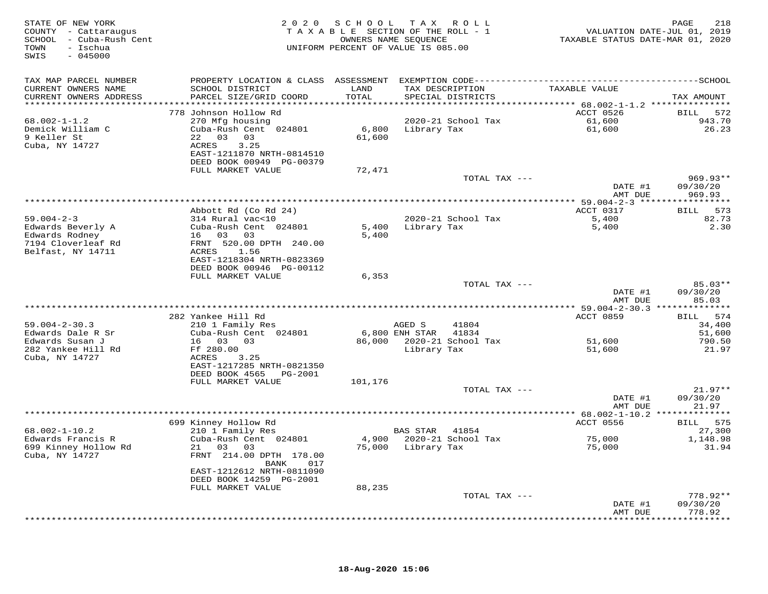STATE OF NEW YORK
COUNTY - Cattaraugus
SCHOOL - Cuba-Rush Cent
TOWN - Ischua
SWIS - 045000

2020 SCHOOL TAX ROLL
TAXABLE SECTION OF THE ROLL - 1
OWNERS NAME SEQUENCE
UNIFORM PERCENT OF VALUE IS 085.00

VALUATION DATE-JUL 01, 2019
TAXABLE STATUS DATE-MAR 01, 2020

| TAX MAP PARCEL NUMBER / CURRENT OWNERS NAME / CURRENT OWNERS ADDRESS | PROPERTY LOCATION & CLASS / SCHOOL DISTRICT / PARCEL SIZE/GRID COORD | ASSESSMENT LAND / TOTAL | EXEMPTION CODE / TAX DESCRIPTION / SPECIAL DISTRICTS | TAXABLE VALUE | TAX AMOUNT |
|---|---|---|---|---|---|
| | 778 Johnson Hollow Rd | | | ACCT 0526 | BILL 572 |
| 68.002-1-1.2 | 270 Mfg housing | | 2020-21 School Tax | 61,600 | 943.70 |
| Demick William C | Cuba-Rush Cent 024801 | 6,800 | Library Tax | 61,600 | 26.23 |
| 9 Keller St | 22 03 03 | 61,600 | | | |
| Cuba, NY 14727 | ACRES 3.25 | | | | |
| | EAST-1211870 NRTH-0814510 | | | | |
| | DEED BOOK 00949 PG-00379 | | | | |
| | FULL MARKET VALUE | 72,471 | | | |
| | | | TOTAL TAX --- | | 969.93** |
| | | | | DATE #1 | 09/30/20 |
| | | | | AMT DUE | 969.93 |
| | Abbott Rd (Co Rd 24) | | | ACCT 0317 | BILL 573 |
| 59.004-2-3 | 314 Rural vac<10 | | 2020-21 School Tax | 5,400 | 82.73 |
| Edwards Beverly A | Cuba-Rush Cent 024801 | 5,400 | Library Tax | 5,400 | 2.30 |
| Edwards Rodney | 16 03 03 | 5,400 | | | |
| 7194 Cloverleaf Rd | FRNT 520.00 DPTH 240.00 | | | | |
| Belfast, NY 14711 | ACRES 1.56 | | | | |
| | EAST-1218304 NRTH-0823369 | | | | |
| | DEED BOOK 00946 PG-00112 | | | | |
| | FULL MARKET VALUE | 6,353 | | | |
| | | | TOTAL TAX --- | | 85.03** |
| | | | | DATE #1 | 09/30/20 |
| | | | | AMT DUE | 85.03 |
| | 282 Yankee Hill Rd | | | ACCT 0859 | BILL 574 |
| 59.004-2-30.3 | 210 1 Family Res | | AGED S 41804 | | 34,400 |
| Edwards Dale R Sr | Cuba-Rush Cent 024801 | 6,800 | ENH STAR 41834 | | 51,600 |
| Edwards Susan J | 16 03 03 | 86,000 | 2020-21 School Tax | 51,600 | 790.50 |
| 282 Yankee Hill Rd | Ff 280.00 | | Library Tax | 51,600 | 21.97 |
| Cuba, NY 14727 | ACRES 3.25 | | | | |
| | EAST-1217285 NRTH-0821350 | | | | |
| | DEED BOOK 4565 PG-2001 | | | | |
| | FULL MARKET VALUE | 101,176 | | | |
| | | | TOTAL TAX --- | | 21.97** |
| | | | | DATE #1 | 09/30/20 |
| | | | | AMT DUE | 21.97 |
| | 699 Kinney Hollow Rd | | | ACCT 0556 | BILL 575 |
| 68.002-1-10.2 | 210 1 Family Res | | BAS STAR 41854 | | 27,300 |
| Edwards Francis R | Cuba-Rush Cent 024801 | 4,900 | 2020-21 School Tax | 75,000 | 1,148.98 |
| 699 Kinney Hollow Rd | 21 03 03 | 75,000 | Library Tax | 75,000 | 31.94 |
| Cuba, NY 14727 | FRNT 214.00 DPTH 178.00 | | | | |
| | BANK 017 | | | | |
| | EAST-1212612 NRTH-0811090 | | | | |
| | DEED BOOK 14259 PG-2001 | | | | |
| | FULL MARKET VALUE | 88,235 | | | |
| | | | TOTAL TAX --- | | 778.92** |
| | | | | DATE #1 | 09/30/20 |
| | | | | AMT DUE | 778.92 |

18-Aug-2020 15:06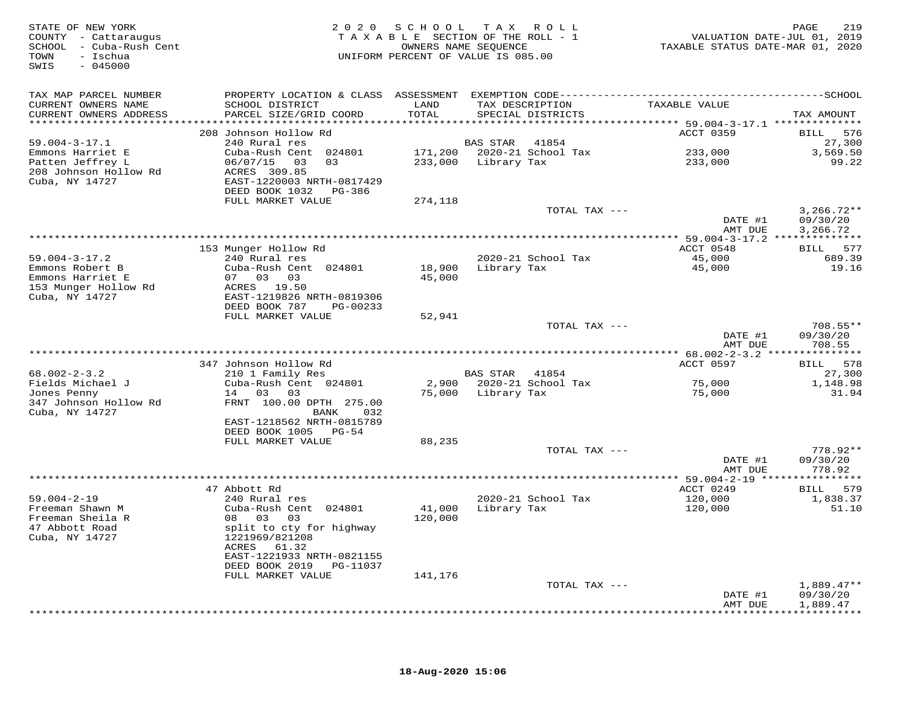STATE OF NEW YORK
COUNTY - Cattaraugus
SCHOOL - Cuba-Rush Cent
TOWN - Ischua
SWIS - 045000

2 0 2 0 S C H O O L T A X R O L L
T A X A B L E SECTION OF THE ROLL - 1
OWNERS NAME SEQUENCE
UNIFORM PERCENT OF VALUE IS 085.00

VALUATION DATE-JUL 01, 2019
TAXABLE STATUS DATE-MAR 01, 2020

| TAX MAP PARCEL NUMBER / CURRENT OWNERS NAME / CURRENT OWNERS ADDRESS | PROPERTY LOCATION & CLASS / SCHOOL DISTRICT / PARCEL SIZE/GRID COORD | ASSESSMENT LAND / TOTAL | EXEMPTION CODE / TAX DESCRIPTION / SPECIAL DISTRICTS | TAXABLE VALUE | TAX AMOUNT |
|---|---|---|---|---|---|
| 59.004-3-17.1 | 208 Johnson Hollow Rd | | | ACCT 0359 | BILL 576 |
| | 240 Rural res | | BAS STAR 41854 | | 27,300 |
| Emmons Harriet E | Cuba-Rush Cent 024801 | 171,200 | 2020-21 School Tax | 233,000 | 3,569.50 |
| Patten Jeffrey L | 06/07/15 03 03 | 233,000 | Library Tax | 233,000 | 99.22 |
| 208 Johnson Hollow Rd | ACRES 309.85 | | | | |
| Cuba, NY 14727 | EAST-1220003 NRTH-0817429 | | | | |
| | DEED BOOK 1032 PG-386 | | | | |
| | FULL MARKET VALUE | 274,118 | | | |
| | | | TOTAL TAX --- | | 3,266.72** |
| | | | | DATE #1 | 09/30/20 |
| | | | | AMT DUE | 3,266.72 |
| 59.004-3-17.2 | 153 Munger Hollow Rd | | | ACCT 0548 | BILL 577 |
| | 240 Rural res | | 2020-21 School Tax | 45,000 | 689.39 |
| Emmons Robert B | Cuba-Rush Cent 024801 | 18,900 | Library Tax | 45,000 | 19.16 |
| Emmons Harriet E | 07 03 03 | 45,000 | | | |
| 153 Munger Hollow Rd | ACRES 19.50 | | | | |
| Cuba, NY 14727 | EAST-1219826 NRTH-0819306 | | | | |
| | DEED BOOK 787 PG-00233 | | | | |
| | FULL MARKET VALUE | 52,941 | | | |
| | | | TOTAL TAX --- | | 708.55** |
| | | | | DATE #1 | 09/30/20 |
| | | | | AMT DUE | 708.55 |
| 68.002-2-3.2 | 347 Johnson Hollow Rd | | | ACCT 0597 | BILL 578 |
| | 210 1 Family Res | | BAS STAR 41854 | | 27,300 |
| Fields Michael J | Cuba-Rush Cent 024801 | 2,900 | 2020-21 School Tax | 75,000 | 1,148.98 |
| Jones Penny | 14 03 03 | 75,000 | Library Tax | 75,000 | 31.94 |
| 347 Johnson Hollow Rd | FRNT 100.00 DPTH 275.00 | | | | |
| Cuba, NY 14727 | BANK 032 | | | | |
| | EAST-1218562 NRTH-0815789 | | | | |
| | DEED BOOK 1005 PG-54 | | | | |
| | FULL MARKET VALUE | 88,235 | | | |
| | | | TOTAL TAX --- | | 778.92** |
| | | | | DATE #1 | 09/30/20 |
| | | | | AMT DUE | 778.92 |
| 59.004-2-19 | 47 Abbott Rd | | | ACCT 0249 | BILL 579 |
| | 240 Rural res | | 2020-21 School Tax | 120,000 | 1,838.37 |
| Freeman Shawn M | Cuba-Rush Cent 024801 | 41,000 | Library Tax | 120,000 | 51.10 |
| Freeman Sheila R | 08 03 03 | 120,000 | | | |
| 47 Abbott Road | split to cty for highway | | | | |
| Cuba, NY 14727 | 1221969/821208 | | | | |
| | ACRES 61.32 | | | | |
| | EAST-1221933 NRTH-0821155 | | | | |
| | DEED BOOK 2019 PG-11037 | | | | |
| | FULL MARKET VALUE | 141,176 | | | |
| | | | TOTAL TAX --- | | 1,889.47** |
| | | | | DATE #1 | 09/30/20 |
| | | | | AMT DUE | 1,889.47 |

18-Aug-2020 15:06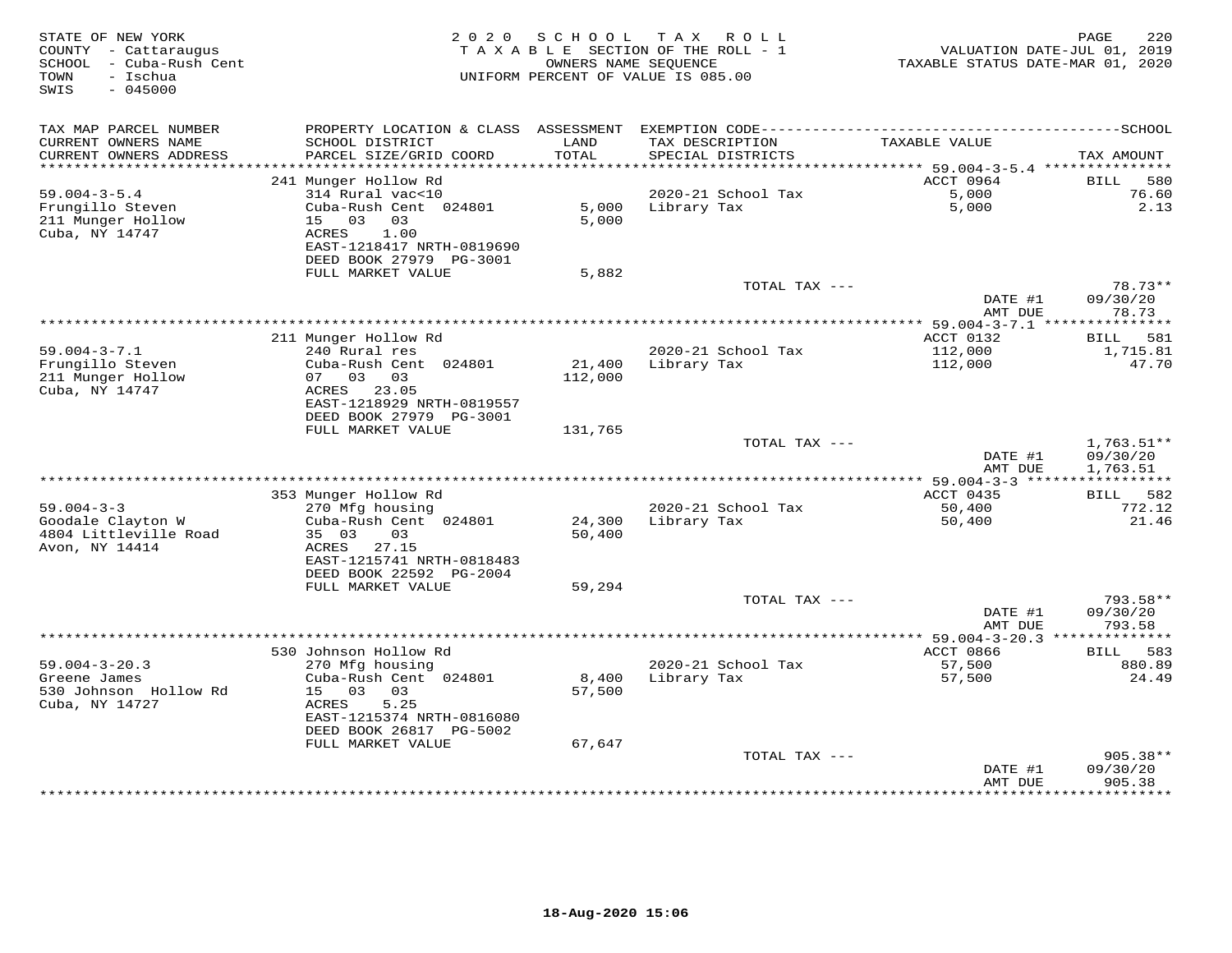STATE OF NEW YORK
COUNTY - Cattaraugus
SCHOOL - Cuba-Rush Cent
TOWN - Ischua
SWIS - 045000

2020 SCHOOL TAX ROLL
TAXABLE SECTION OF THE ROLL - 1
OWNERS NAME SEQUENCE
UNIFORM PERCENT OF VALUE IS 085.00

VALUATION DATE-JUL 01, 2019
TAXABLE STATUS DATE-MAR 01, 2020

| TAX MAP PARCEL NUMBER / CURRENT OWNERS NAME / CURRENT OWNERS ADDRESS | PROPERTY LOCATION & CLASS / SCHOOL DISTRICT / PARCEL SIZE/GRID COORD | ASSESSMENT LAND / TOTAL | EXEMPTION CODE / TAX DESCRIPTION / SPECIAL DISTRICTS | TAXABLE VALUE | SCHOOL TAX AMOUNT |
|---|---|---|---|---|---|
| | 241 Munger Hollow Rd | | | ACCT 0964 | BILL 580 |
| 59.004-3-5.4 | 314 Rural vac<10 | | 2020-21 School Tax | 5,000 | 76.60 |
| Frungillo Steven | Cuba-Rush Cent 024801 | 5,000 | Library Tax | 5,000 | 2.13 |
| 211 Munger Hollow | 15 03 03 | 5,000 | | | |
| Cuba, NY 14747 | ACRES 1.00 | | | | |
| | EAST-1218417 NRTH-0819690 | | | | |
| | DEED BOOK 27979 PG-3001 | | | | |
| | FULL MARKET VALUE | 5,882 | | | |
| | | | TOTAL TAX --- | | 78.73** |
| | | | | DATE #1 | 09/30/20 |
| | | | | AMT DUE | 78.73 |
| | 211 Munger Hollow Rd | | | ACCT 0132 | BILL 581 |
| 59.004-3-7.1 | 240 Rural res | | 2020-21 School Tax | 112,000 | 1,715.81 |
| Frungillo Steven | Cuba-Rush Cent 024801 | 21,400 | Library Tax | 112,000 | 47.70 |
| 211 Munger Hollow | 07 03 03 | 112,000 | | | |
| Cuba, NY 14747 | ACRES 23.05 | | | | |
| | EAST-1218929 NRTH-0819557 | | | | |
| | DEED BOOK 27979 PG-3001 | | | | |
| | FULL MARKET VALUE | 131,765 | | | |
| | | | TOTAL TAX --- | | 1,763.51** |
| | | | | DATE #1 | 09/30/20 |
| | | | | AMT DUE | 1,763.51 |
| | 353 Munger Hollow Rd | | | ACCT 0435 | BILL 582 |
| 59.004-3-3 | 270 Mfg housing | | 2020-21 School Tax | 50,400 | 772.12 |
| Goodale Clayton W | Cuba-Rush Cent 024801 | 24,300 | Library Tax | 50,400 | 21.46 |
| 4804 Littleville Road | 35 03 03 | 50,400 | | | |
| Avon, NY 14414 | ACRES 27.15 | | | | |
| | EAST-1215741 NRTH-0818483 | | | | |
| | DEED BOOK 22592 PG-2004 | | | | |
| | FULL MARKET VALUE | 59,294 | | | |
| | | | TOTAL TAX --- | | 793.58** |
| | | | | DATE #1 | 09/30/20 |
| | | | | AMT DUE | 793.58 |
| | 530 Johnson Hollow Rd | | | ACCT 0866 | BILL 583 |
| 59.004-3-20.3 | 270 Mfg housing | | 2020-21 School Tax | 57,500 | 880.89 |
| Greene James | Cuba-Rush Cent 024801 | 8,400 | Library Tax | 57,500 | 24.49 |
| 530 Johnson Hollow Rd | 15 03 03 | 57,500 | | | |
| Cuba, NY 14727 | ACRES 5.25 | | | | |
| | EAST-1215374 NRTH-0816080 | | | | |
| | DEED BOOK 26817 PG-5002 | | | | |
| | FULL MARKET VALUE | 67,647 | | | |
| | | | TOTAL TAX --- | | 905.38** |
| | | | | DATE #1 | 09/30/20 |
| | | | | AMT DUE | 905.38 |

18-Aug-2020 15:06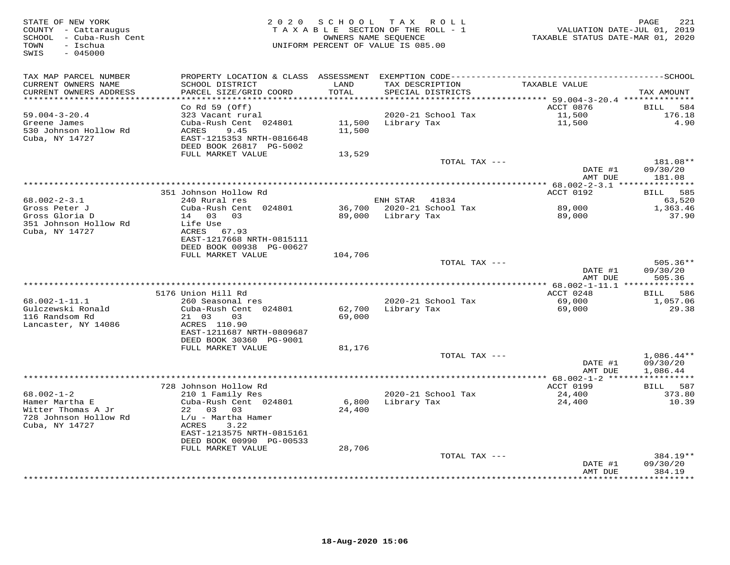STATE OF NEW YORK | COUNTY - Cattaraugus | SCHOOL - Cuba-Rush Cent | TOWN - Ischua | SWIS - 045000

2020 SCHOOL TAX ROLL
TAXABLE SECTION OF THE ROLL - 1
OWNERS NAME SEQUENCE
UNIFORM PERCENT OF VALUE IS 085.00

VALUATION DATE-JUL 01, 2019
TAXABLE STATUS DATE-MAR 01, 2020

| TAX MAP PARCEL NUMBER / CURRENT OWNERS NAME / CURRENT OWNERS ADDRESS | PROPERTY LOCATION & CLASS / SCHOOL DISTRICT / PARCEL SIZE/GRID COORD | ASSESSMENT LAND / TOTAL | EXEMPTION CODE / TAX DESCRIPTION / SPECIAL DISTRICTS | TAXABLE VALUE | TAX AMOUNT |
|---|---|---|---|---|---|
| **59.004-3-20.4** | Co Rd 59 (Off) | | | ACCT 0876 | BILL 584 |
| Greene James | 323 Vacant rural | | 2020-21 School Tax | 11,500 | 176.18 |
| 530 Johnson Hollow Rd | Cuba-Rush Cent 024801 | 11,500 | Library Tax | 11,500 | 4.90 |
| Cuba, NY 14727 | ACRES 9.45 | 11,500 | | | |
| | EAST-1215353 NRTH-0816648 | | | | |
| | DEED BOOK 26817 PG-5002 | | | | |
| | FULL MARKET VALUE | 13,529 | | | |
| | | | TOTAL TAX --- | | 181.08** |
| | | | | DATE #1 | 09/30/20 |
| | | | | AMT DUE | 181.08 |
| **68.002-2-3.1** | 351 Johnson Hollow Rd | | | ACCT 0192 | BILL 585 |
| Gross Peter J | 240 Rural res | | ENH STAR 41834 | | 63,520 |
| Gross Gloria D | Cuba-Rush Cent 024801 | 36,700 | 2020-21 School Tax | 89,000 | 1,363.46 |
| 351 Johnson Hollow Rd | 14 03 03 | 89,000 | Library Tax | 89,000 | 37.90 |
| Cuba, NY 14727 | Life Use | | | | |
| | ACRES 67.93 | | | | |
| | EAST-1217668 NRTH-0815111 | | | | |
| | DEED BOOK 00938 PG-00627 | | | | |
| | FULL MARKET VALUE | 104,706 | | | |
| | | | TOTAL TAX --- | | 505.36** |
| | | | | DATE #1 | 09/30/20 |
| | | | | AMT DUE | 505.36 |
| **68.002-1-11.1** | 5176 Union Hill Rd | | | ACCT 0248 | BILL 586 |
| Gulczewski Ronald | 260 Seasonal res | | 2020-21 School Tax | 69,000 | 1,057.06 |
| 116 Randsom Rd | Cuba-Rush Cent 024801 | 62,700 | Library Tax | 69,000 | 29.38 |
| Lancaster, NY 14086 | 21 03 03 | 69,000 | | | |
| | ACRES 110.90 | | | | |
| | EAST-1211687 NRTH-0809687 | | | | |
| | DEED BOOK 30360 PG-9001 | | | | |
| | FULL MARKET VALUE | 81,176 | | | |
| | | | TOTAL TAX --- | | 1,086.44** |
| | | | | DATE #1 | 09/30/20 |
| | | | | AMT DUE | 1,086.44 |
| **68.002-1-2** | 728 Johnson Hollow Rd | | | ACCT 0199 | BILL 587 |
| Hamer Martha E | 210 1 Family Res | | 2020-21 School Tax | 24,400 | 373.80 |
| Witter Thomas A Jr | Cuba-Rush Cent 024801 | 6,800 | Library Tax | 24,400 | 10.39 |
| 728 Johnson Hollow Rd | 22 03 03 | 24,400 | | | |
| Cuba, NY 14727 | L/u - Martha Hamer | | | | |
| | ACRES 3.22 | | | | |
| | EAST-1213575 NRTH-0815161 | | | | |
| | DEED BOOK 00990 PG-00533 | | | | |
| | FULL MARKET VALUE | 28,706 | | | |
| | | | TOTAL TAX --- | | 384.19** |
| | | | | DATE #1 | 09/30/20 |
| | | | | AMT DUE | 384.19 |

18-Aug-2020 15:06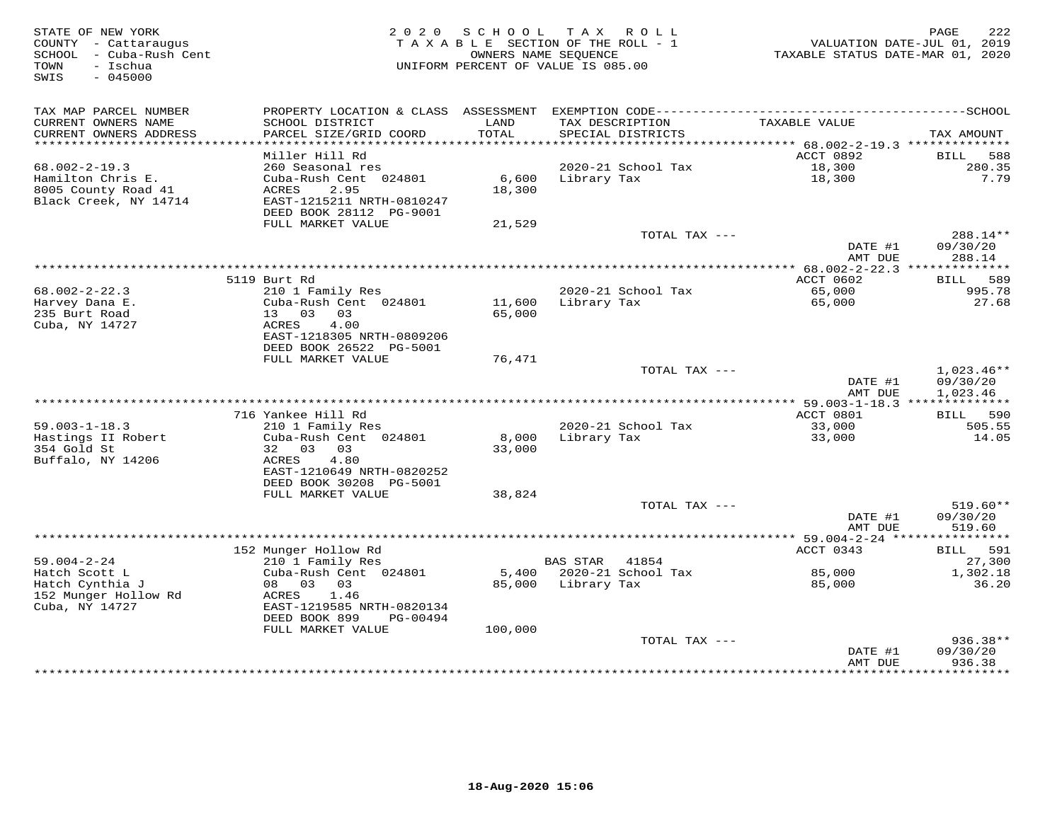STATE OF NEW YORK
COUNTY - Cattaraugus
SCHOOL - Cuba-Rush Cent
TOWN - Ischua
SWIS - 045000

2020 SCHOOL TAX ROLL
TAXABLE SECTION OF THE ROLL - 1
OWNERS NAME SEQUENCE
UNIFORM PERCENT OF VALUE IS 085.00

VALUATION DATE-JUL 01, 2019
TAXABLE STATUS DATE-MAR 01, 2020

| TAX MAP PARCEL NUMBER / CURRENT OWNERS NAME / CURRENT OWNERS ADDRESS | PROPERTY LOCATION & CLASS / SCHOOL DISTRICT / PARCEL SIZE/GRID COORD | ASSESSMENT LAND / TOTAL | EXEMPTION CODE / TAX DESCRIPTION / SPECIAL DISTRICTS | TAXABLE VALUE | TAX AMOUNT |
|---|---|---|---|---|---|
| **68.002-2-19.3** | Miller Hill Rd | | | ACCT 0892 | BILL 588 |
| 68.002-2-19.3 | 260 Seasonal res | | | | |
| Hamilton Chris E. | Cuba-Rush Cent 024801 | 6,600 | 2020-21 School Tax | 18,300 | 280.35 |
| 8005 County Road 41 | ACRES 2.95 | 18,300 | Library Tax | 18,300 | 7.79 |
| Black Creek, NY 14714 | EAST-1215211 NRTH-0810247 | | | | |
| | DEED BOOK 28112 PG-9001 | | | | |
| | FULL MARKET VALUE | 21,529 | | | |
| | | | TOTAL TAX --- | | 288.14** |
| | | | | DATE #1 | 09/30/20 |
| | | | | AMT DUE | 288.14 |
| **68.002-2-22.3** | 5119 Burt Rd | | | ACCT 0602 | BILL 589 |
| 68.002-2-22.3 | 210 1 Family Res | | | | |
| Harvey Dana E. | Cuba-Rush Cent 024801 | 11,600 | 2020-21 School Tax | 65,000 | 995.78 |
| 235 Burt Road | 13 03 03 | 65,000 | Library Tax | 65,000 | 27.68 |
| Cuba, NY 14727 | ACRES 4.00 | | | | |
| | EAST-1218305 NRTH-0809206 | | | | |
| | DEED BOOK 26522 PG-5001 | | | | |
| | FULL MARKET VALUE | 76,471 | | | |
| | | | TOTAL TAX --- | | 1,023.46** |
| | | | | DATE #1 | 09/30/20 |
| | | | | AMT DUE | 1,023.46 |
| **59.003-1-18.3** | 716 Yankee Hill Rd | | | ACCT 0801 | BILL 590 |
| 59.003-1-18.3 | 210 1 Family Res | | | | |
| Hastings II Robert | Cuba-Rush Cent 024801 | 8,000 | 2020-21 School Tax | 33,000 | 505.55 |
| 354 Gold St | 32 03 03 | 33,000 | Library Tax | 33,000 | 14.05 |
| Buffalo, NY 14206 | ACRES 4.80 | | | | |
| | EAST-1210649 NRTH-0820252 | | | | |
| | DEED BOOK 30208 PG-5001 | | | | |
| | FULL MARKET VALUE | 38,824 | | | |
| | | | TOTAL TAX --- | | 519.60** |
| | | | | DATE #1 | 09/30/20 |
| | | | | AMT DUE | 519.60 |
| **59.004-2-24** | 152 Munger Hollow Rd | | | ACCT 0343 | BILL 591 |
| 59.004-2-24 | 210 1 Family Res | | BAS STAR 41854 | | 27,300 |
| Hatch Scott L | Cuba-Rush Cent 024801 | 5,400 | 2020-21 School Tax | 85,000 | 1,302.18 |
| Hatch Cynthia J | 08 03 03 | 85,000 | Library Tax | 85,000 | 36.20 |
| 152 Munger Hollow Rd | ACRES 1.46 | | | | |
| Cuba, NY 14727 | EAST-1219585 NRTH-0820134 | | | | |
| | DEED BOOK 899 PG-00494 | | | | |
| | FULL MARKET VALUE | 100,000 | | | |
| | | | TOTAL TAX --- | | 936.38** |
| | | | | DATE #1 | 09/30/20 |
| | | | | AMT DUE | 936.38 |

18-Aug-2020 15:06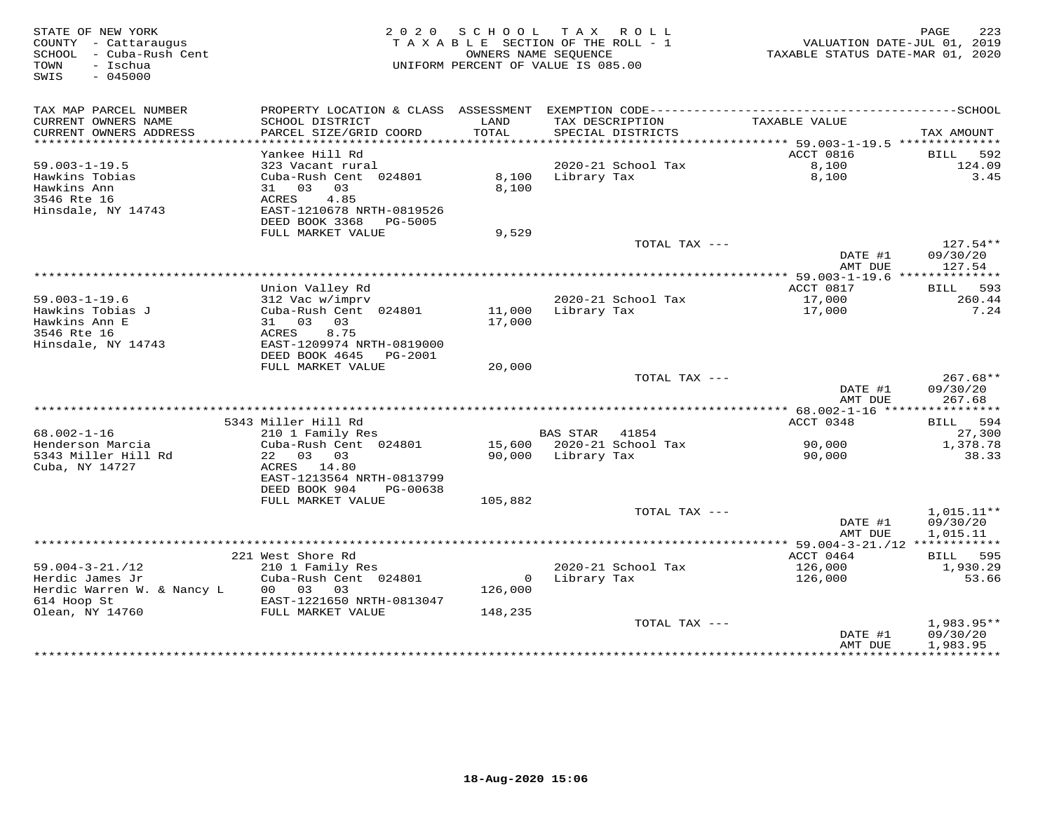STATE OF NEW YORK
COUNTY - Cattaraugus
SCHOOL - Cuba-Rush Cent
TOWN - Ischua
SWIS - 045000

2020 SCHOOL TAX ROLL
TAXABLE SECTION OF THE ROLL - 1
OWNERS NAME SEQUENCE
UNIFORM PERCENT OF VALUE IS 085.00

VALUATION DATE-JUL 01, 2019
TAXABLE STATUS DATE-MAR 01, 2020

| TAX MAP PARCEL NUMBER / CURRENT OWNERS NAME / CURRENT OWNERS ADDRESS | PROPERTY LOCATION & CLASS / SCHOOL DISTRICT / PARCEL SIZE/GRID COORD | ASSESSMENT LAND / TOTAL | EXEMPTION CODE / TAX DESCRIPTION / SPECIAL DISTRICTS | TAXABLE VALUE | TAX AMOUNT |
|---|---|---|---|---|---|
| 59.003-1-19.5 | Yankee Hill Rd | | | ACCT 0816 | BILL 592 |
| 59.003-1-19.5 | 323 Vacant rural | | 2020-21 School Tax | 8,100 | 124.09 |
| Hawkins Tobias | Cuba-Rush Cent 024801 | 8,100 | Library Tax | 8,100 | 3.45 |
| Hawkins Ann | 31 03 03 | 8,100 | | | |
| 3546 Rte 16 | ACRES 4.85 | | | | |
| Hinsdale, NY 14743 | EAST-1210678 NRTH-0819526 | | | | |
| | DEED BOOK 3368 PG-5005 | | | | |
| | FULL MARKET VALUE | 9,529 | | | |
| | | | TOTAL TAX --- | | 127.54** |
| | | | | DATE #1 | 09/30/20 |
| | | | | AMT DUE | 127.54 |
| 59.003-1-19.6 | Union Valley Rd | | | ACCT 0817 | BILL 593 |
| 59.003-1-19.6 | 312 Vac w/imprv | | 2020-21 School Tax | 17,000 | 260.44 |
| Hawkins Tobias J | Cuba-Rush Cent 024801 | 11,000 | Library Tax | 17,000 | 7.24 |
| Hawkins Ann E | 31 03 03 | 17,000 | | | |
| 3546 Rte 16 | ACRES 8.75 | | | | |
| Hinsdale, NY 14743 | EAST-1209974 NRTH-0819000 | | | | |
| | DEED BOOK 4645 PG-2001 | | | | |
| | FULL MARKET VALUE | 20,000 | | | |
| | | | TOTAL TAX --- | | 267.68** |
| | | | | DATE #1 | 09/30/20 |
| | | | | AMT DUE | 267.68 |
| 68.002-1-16 | 5343 Miller Hill Rd | | | ACCT 0348 | BILL 594 |
| 68.002-1-16 | 210 1 Family Res | | BAS STAR 41854 | | 27,300 |
| Henderson Marcia | Cuba-Rush Cent 024801 | 15,600 | 2020-21 School Tax | 90,000 | 1,378.78 |
| 5343 Miller Hill Rd | 22 03 03 | 90,000 | Library Tax | 90,000 | 38.33 |
| Cuba, NY 14727 | ACRES 14.80 | | | | |
| | EAST-1213564 NRTH-0813799 | | | | |
| | DEED BOOK 904 PG-00638 | | | | |
| | FULL MARKET VALUE | 105,882 | | | |
| | | | TOTAL TAX --- | | 1,015.11** |
| | | | | DATE #1 | 09/30/20 |
| | | | | AMT DUE | 1,015.11 |
| 59.004-3-21./12 | 221 West Shore Rd | | | ACCT 0464 | BILL 595 |
| 59.004-3-21./12 | 210 1 Family Res | | 2020-21 School Tax | 126,000 | 1,930.29 |
| Herdic James Jr | Cuba-Rush Cent 024801 | 0 | Library Tax | 126,000 | 53.66 |
| Herdic Warren W. & Nancy L | 00 03 03 | 126,000 | | | |
| 614 Hoop St | EAST-1221650 NRTH-0813047 | | | | |
| Olean, NY 14760 | FULL MARKET VALUE | 148,235 | | | |
| | | | TOTAL TAX --- | | 1,983.95** |
| | | | | DATE #1 | 09/30/20 |
| | | | | AMT DUE | 1,983.95 |

18-Aug-2020 15:06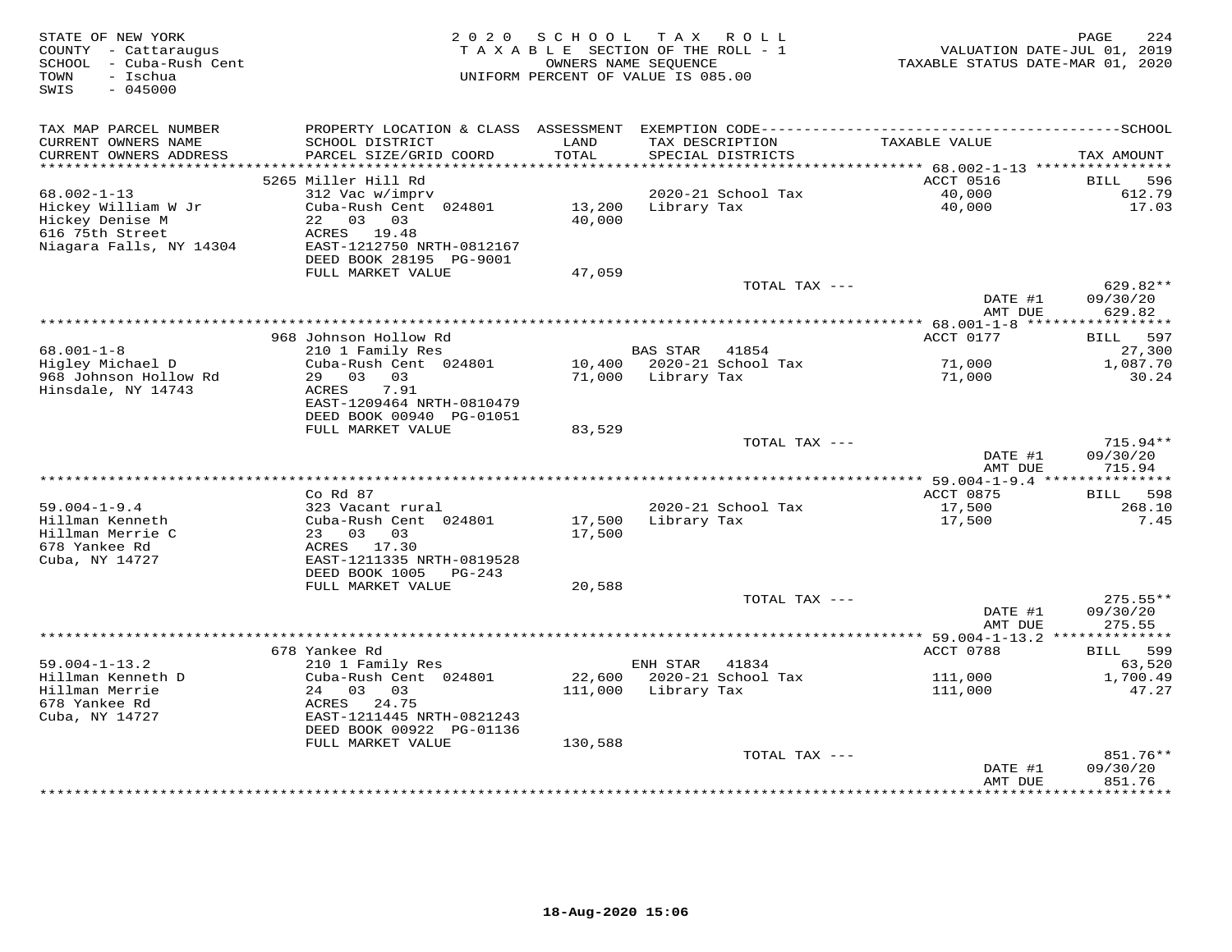STATE OF NEW YORK
COUNTY - Cattaraugus
SCHOOL - Cuba-Rush Cent
TOWN - Ischua
SWIS - 045000

2020 SCHOOL TAX ROLL
TAXABLE SECTION OF THE ROLL - 1
OWNERS NAME SEQUENCE
UNIFORM PERCENT OF VALUE IS 085.00

VALUATION DATE-JUL 01, 2019
TAXABLE STATUS DATE-MAR 01, 2020

| TAX MAP PARCEL NUMBER / CURRENT OWNERS NAME / CURRENT OWNERS ADDRESS | PROPERTY LOCATION & CLASS / SCHOOL DISTRICT / PARCEL SIZE/GRID COORD | ASSESSMENT LAND / TOTAL | EXEMPTION CODE / TAX DESCRIPTION / SPECIAL DISTRICTS | TAXABLE VALUE | TAX AMOUNT |
|---|---|---|---|---|---|
| 68.002-1-13 | 5265 Miller Hill Rd | | | ACCT 0516 | BILL 596 |
| 68.002-1-13 | 312 Vac w/imprv | | 2020-21 School Tax | 40,000 | 612.79 |
| Hickey William W Jr | Cuba-Rush Cent 024801 | 13,200 | Library Tax | 40,000 | 17.03 |
| Hickey Denise M | 22 03 03 | 40,000 | | | |
| 616 75th Street | ACRES 19.48 | | | | |
| Niagara Falls, NY 14304 | EAST-1212750 NRTH-0812167 | | | | |
| | DEED BOOK 28195 PG-9001 | | | | |
| | FULL MARKET VALUE | 47,059 | | | |
| | | | TOTAL TAX --- | | 629.82** |
| | | | | DATE #1 | 09/30/20 |
| | | | | AMT DUE | 629.82 |
| 68.001-1-8 | 968 Johnson Hollow Rd | | | ACCT 0177 | BILL 597 |
| 68.001-1-8 | 210 1 Family Res | | BAS STAR 41854 | | 27,300 |
| Higley Michael D | Cuba-Rush Cent 024801 | 10,400 | 2020-21 School Tax | 71,000 | 1,087.70 |
| 968 Johnson Hollow Rd | 29 03 03 | 71,000 | Library Tax | 71,000 | 30.24 |
| Hinsdale, NY 14743 | ACRES 7.91 | | | | |
| | EAST-1209464 NRTH-0810479 | | | | |
| | DEED BOOK 00940 PG-01051 | | | | |
| | FULL MARKET VALUE | 83,529 | | | |
| | | | TOTAL TAX --- | | 715.94** |
| | | | | DATE #1 | 09/30/20 |
| | | | | AMT DUE | 715.94 |
| 59.004-1-9.4 | Co Rd 87 | | | ACCT 0875 | BILL 598 |
| 59.004-1-9.4 | 323 Vacant rural | | 2020-21 School Tax | 17,500 | 268.10 |
| Hillman Kenneth | Cuba-Rush Cent 024801 | 17,500 | Library Tax | 17,500 | 7.45 |
| Hillman Merrie C | 23 03 03 | 17,500 | | | |
| 678 Yankee Rd | ACRES 17.30 | | | | |
| Cuba, NY 14727 | EAST-1211335 NRTH-0819528 | | | | |
| | DEED BOOK 1005 PG-243 | | | | |
| | FULL MARKET VALUE | 20,588 | | | |
| | | | TOTAL TAX --- | | 275.55** |
| | | | | DATE #1 | 09/30/20 |
| | | | | AMT DUE | 275.55 |
| 59.004-1-13.2 | 678 Yankee Rd | | | ACCT 0788 | BILL 599 |
| 59.004-1-13.2 | 210 1 Family Res | | ENH STAR 41834 | | 63,520 |
| Hillman Kenneth D | Cuba-Rush Cent 024801 | 22,600 | 2020-21 School Tax | 111,000 | 1,700.49 |
| Hillman Merrie | 24 03 03 | 111,000 | Library Tax | 111,000 | 47.27 |
| 678 Yankee Rd | ACRES 24.75 | | | | |
| Cuba, NY 14727 | EAST-1211445 NRTH-0821243 | | | | |
| | DEED BOOK 00922 PG-01136 | | | | |
| | FULL MARKET VALUE | 130,588 | | | |
| | | | TOTAL TAX --- | | 851.76** |
| | | | | DATE #1 | 09/30/20 |
| | | | | AMT DUE | 851.76 |

18-Aug-2020 15:06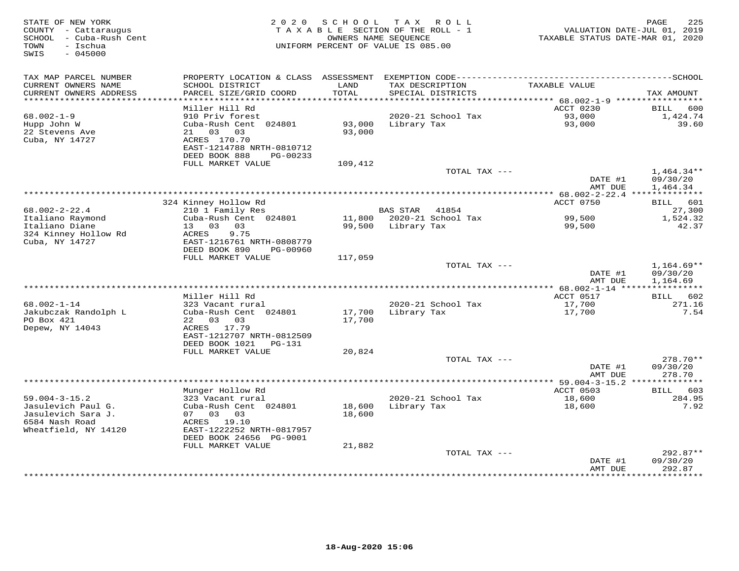STATE OF NEW YORK
COUNTY - Cattaraugus
SCHOOL - Cuba-Rush Cent
TOWN - Ischua
SWIS - 045000

2 0 2 0 S C H O O L T A X R O L L
T A X A B L E SECTION OF THE ROLL - 1
OWNERS NAME SEQUENCE
UNIFORM PERCENT OF VALUE IS 085.00

VALUATION DATE-JUL 01, 2019
TAXABLE STATUS DATE-MAR 01, 2020

| TAX MAP PARCEL NUMBER / CURRENT OWNERS NAME / CURRENT OWNERS ADDRESS | PROPERTY LOCATION & CLASS / SCHOOL DISTRICT / PARCEL SIZE/GRID COORD | ASSESSMENT LAND / TOTAL | EXEMPTION CODE / TAX DESCRIPTION / SPECIAL DISTRICTS | TAXABLE VALUE | TAX AMOUNT (SCHOOL) |
|---|---|---|---|---|---|
| | Miller Hill Rd | | | ACCT 0230 | BILL 600 |
| 68.002-1-9 | 910 Priv forest | | 2020-21 School Tax | 93,000 | 1,424.74 |
| Hupp John W | Cuba-Rush Cent 024801 | 93,000 | Library Tax | 93,000 | 39.60 |
| 22 Stevens Ave | 21 03 03 | 93,000 | | | |
| Cuba, NY 14727 | ACRES 170.70 | | | | |
| | EAST-1214788 NRTH-0810712 | | | | |
| | DEED BOOK 888 PG-00233 | | | | |
| | FULL MARKET VALUE | 109,412 | | | |
| | | | TOTAL TAX --- | | 1,464.34** |
| | | | | DATE #1 | 09/30/20 |
| | | | | AMT DUE | 1,464.34 |
| | 324 Kinney Hollow Rd | | | ACCT 0750 | BILL 601 |
| 68.002-2-22.4 | 210 1 Family Res | | BAS STAR 41854 | | 27,300 |
| Italiano Raymond | Cuba-Rush Cent 024801 | 11,800 | 2020-21 School Tax | 99,500 | 1,524.32 |
| Italiano Diane | 13 03 03 | 99,500 | Library Tax | 99,500 | 42.37 |
| 324 Kinney Hollow Rd | ACRES 9.75 | | | | |
| Cuba, NY 14727 | EAST-1216761 NRTH-0808779 | | | | |
| | DEED BOOK 890 PG-00960 | | | | |
| | FULL MARKET VALUE | 117,059 | | | |
| | | | TOTAL TAX --- | | 1,164.69** |
| | | | | DATE #1 | 09/30/20 |
| | | | | AMT DUE | 1,164.69 |
| | Miller Hill Rd | | | ACCT 0517 | BILL 602 |
| 68.002-1-14 | 323 Vacant rural | | 2020-21 School Tax | 17,700 | 271.16 |
| Jakubczak Randolph L | Cuba-Rush Cent 024801 | 17,700 | Library Tax | 17,700 | 7.54 |
| PO Box 421 | 22 03 03 | 17,700 | | | |
| Depew, NY 14043 | ACRES 17.79 | | | | |
| | EAST-1212707 NRTH-0812509 | | | | |
| | DEED BOOK 1021 PG-131 | | | | |
| | FULL MARKET VALUE | 20,824 | | | |
| | | | TOTAL TAX --- | | 278.70** |
| | | | | DATE #1 | 09/30/20 |
| | | | | AMT DUE | 278.70 |
| | Munger Hollow Rd | | | ACCT 0503 | BILL 603 |
| 59.004-3-15.2 | 323 Vacant rural | | 2020-21 School Tax | 18,600 | 284.95 |
| Jasulevich Paul G. | Cuba-Rush Cent 024801 | 18,600 | Library Tax | 18,600 | 7.92 |
| Jasulevich Sara J. | 07 03 03 | 18,600 | | | |
| 6584 Nash Road | ACRES 19.10 | | | | |
| Wheatfield, NY 14120 | EAST-1222252 NRTH-0817957 | | | | |
| | DEED BOOK 24656 PG-9001 | | | | |
| | FULL MARKET VALUE | 21,882 | | | |
| | | | TOTAL TAX --- | | 292.87** |
| | | | | DATE #1 | 09/30/20 |
| | | | | AMT DUE | 292.87 |

18-Aug-2020 15:06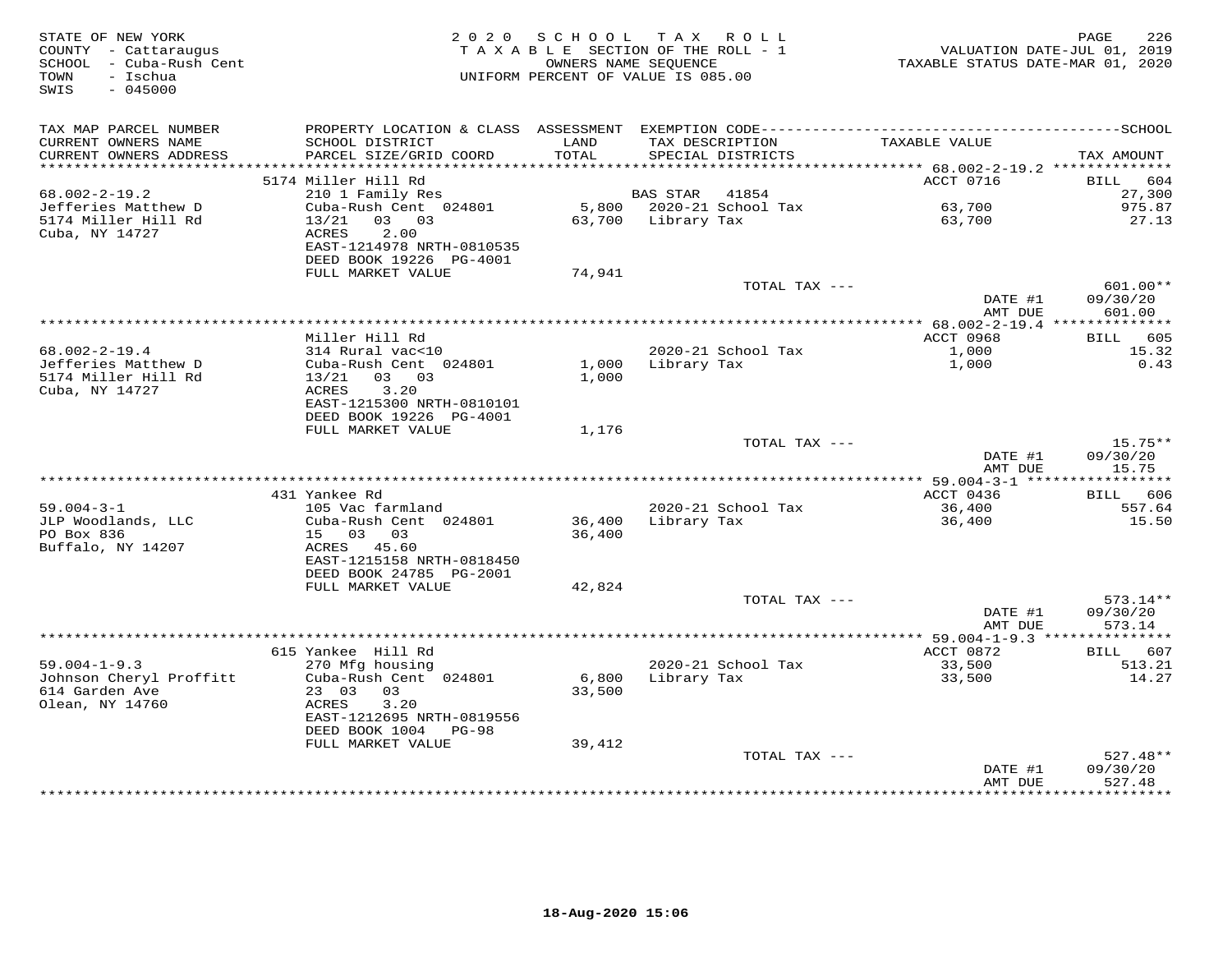STATE OF NEW YORK
COUNTY - Cattaraugus
SCHOOL - Cuba-Rush Cent
TOWN - Ischua
SWIS - 045000

2 0 2 0 S C H O O L T A X R O L L
T A X A B L E SECTION OF THE ROLL - 1
OWNERS NAME SEQUENCE
UNIFORM PERCENT OF VALUE IS 085.00

VALUATION DATE-JUL 01, 2019
TAXABLE STATUS DATE-MAR 01, 2020

| TAX MAP PARCEL NUMBER / CURRENT OWNERS NAME / CURRENT OWNERS ADDRESS | PROPERTY LOCATION & CLASS / SCHOOL DISTRICT / PARCEL SIZE/GRID COORD | ASSESSMENT LAND / TOTAL | EXEMPTION CODE / TAX DESCRIPTION / SPECIAL DISTRICTS | TAXABLE VALUE | TAX AMOUNT |
|---|---|---|---|---|---|
| 68.002-2-19.2 | 5174 Miller Hill Rd | | | ACCT 0716 | BILL 604 |
| Jefferies Matthew D | 210 1 Family Res | | BAS STAR 41854 | | 27,300 |
| 5174 Miller Hill Rd | Cuba-Rush Cent 024801 | 5,800 | 2020-21 School Tax | 63,700 | 975.87 |
| Cuba, NY 14727 | 13/21 03 03 | 63,700 | Library Tax | 63,700 | 27.13 |
| | ACRES 2.00 | | | | |
| | EAST-1214978 NRTH-0810535 | | | | |
| | DEED BOOK 19226 PG-4001 | | | | |
| | FULL MARKET VALUE | 74,941 | | | |
| | | | TOTAL TAX --- | | 601.00** |
| | | | | DATE #1 | 09/30/20 |
| | | | | AMT DUE | 601.00 |
| 68.002-2-19.4 | Miller Hill Rd | | | ACCT 0968 | BILL 605 |
| Jefferies Matthew D | 314 Rural vac<10 | | 2020-21 School Tax | 1,000 | 15.32 |
| 5174 Miller Hill Rd | Cuba-Rush Cent 024801 | 1,000 | Library Tax | 1,000 | 0.43 |
| Cuba, NY 14727 | 13/21 03 03 | 1,000 | | | |
| | ACRES 3.20 | | | | |
| | EAST-1215300 NRTH-0810101 | | | | |
| | DEED BOOK 19226 PG-4001 | | | | |
| | FULL MARKET VALUE | 1,176 | | | |
| | | | TOTAL TAX --- | | 15.75** |
| | | | | DATE #1 | 09/30/20 |
| | | | | AMT DUE | 15.75 |
| 59.004-3-1 | 431 Yankee Rd | | | ACCT 0436 | BILL 606 |
| JLP Woodlands, LLC | 105 Vac farmland | | 2020-21 School Tax | 36,400 | 557.64 |
| PO Box 836 | Cuba-Rush Cent 024801 | 36,400 | Library Tax | 36,400 | 15.50 |
| Buffalo, NY 14207 | 15 03 03 | 36,400 | | | |
| | ACRES 45.60 | | | | |
| | EAST-1215158 NRTH-0818450 | | | | |
| | DEED BOOK 24785 PG-2001 | | | | |
| | FULL MARKET VALUE | 42,824 | | | |
| | | | TOTAL TAX --- | | 573.14** |
| | | | | DATE #1 | 09/30/20 |
| | | | | AMT DUE | 573.14 |
| 59.004-1-9.3 | 615 Yankee Hill Rd | | | ACCT 0872 | BILL 607 |
| Johnson Cheryl Proffitt | 270 Mfg housing | | 2020-21 School Tax | 33,500 | 513.21 |
| 614 Garden Ave | Cuba-Rush Cent 024801 | 6,800 | Library Tax | 33,500 | 14.27 |
| Olean, NY 14760 | 23 03 03 | 33,500 | | | |
| | ACRES 3.20 | | | | |
| | EAST-1212695 NRTH-0819556 | | | | |
| | DEED BOOK 1004 PG-98 | | | | |
| | FULL MARKET VALUE | 39,412 | | | |
| | | | TOTAL TAX --- | | 527.48** |
| | | | | DATE #1 | 09/30/20 |
| | | | | AMT DUE | 527.48 |

18-Aug-2020 15:06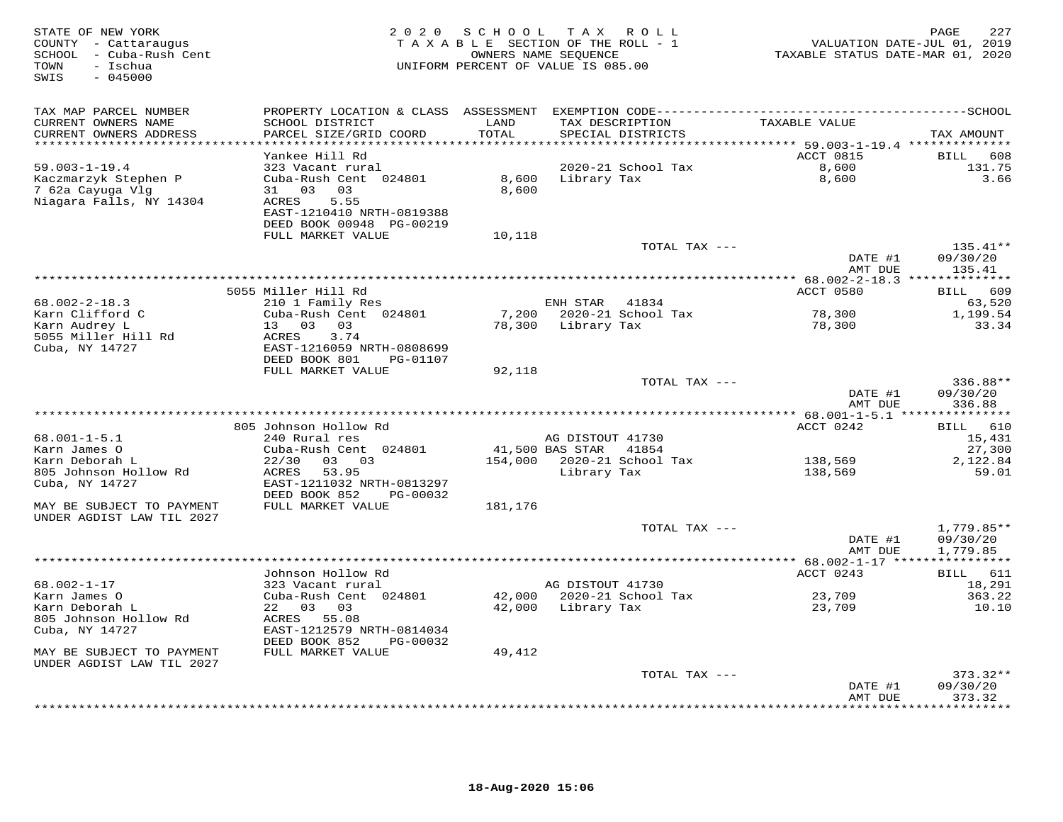STATE OF NEW YORK
COUNTY - Cattaraugus
SCHOOL - Cuba-Rush Cent
TOWN - Ischua
SWIS - 045000

2020 SCHOOL TAX ROLL
TAXABLE SECTION OF THE ROLL - 1
OWNERS NAME SEQUENCE
UNIFORM PERCENT OF VALUE IS 085.00

VALUATION DATE-JUL 01, 2019
TAXABLE STATUS DATE-MAR 01, 2020

| TAX MAP PARCEL NUMBER<br>CURRENT OWNERS NAME<br>CURRENT OWNERS ADDRESS | PROPERTY LOCATION & CLASS<br>SCHOOL DISTRICT<br>PARCEL SIZE/GRID COORD | ASSESSMENT<br>LAND<br>TOTAL | EXEMPTION CODE<br>TAX DESCRIPTION<br>SPECIAL DISTRICTS | TAXABLE VALUE | SCHOOL<br>TAX AMOUNT |
|---|---|---|---|---|---|
| | Yankee Hill Rd | | | ACCT 0815 | BILL 608 |
| 59.003-1-19.4 | 323 Vacant rural | | 2020-21 School Tax | 8,600 | 131.75 |
| Kaczmarzyk Stephen P | Cuba-Rush Cent 024801 | 8,600 | Library Tax | 8,600 | 3.66 |
| 7 62a Cayuga Vlg | 31 03 03 | 8,600 | | | |
| Niagara Falls, NY 14304 | ACRES 5.55 | | | | |
| | EAST-1210410 NRTH-0819388 | | | | |
| | DEED BOOK 00948 PG-00219 | | | | |
| | FULL MARKET VALUE | 10,118 | | | |
| | | | TOTAL TAX --- | | 135.41** |
| | | | | DATE #1 | 09/30/20 |
| | | | | AMT DUE | 135.41 |
| | 5055 Miller Hill Rd | | | ACCT 0580 | BILL 609 |
| 68.002-2-18.3 | 210 1 Family Res | | ENH STAR 41834 | | 63,520 |
| Karn Clifford C | Cuba-Rush Cent 024801 | 7,200 | 2020-21 School Tax | 78,300 | 1,199.54 |
| Karn Audrey L | 13 03 03 | 78,300 | Library Tax | 78,300 | 33.34 |
| 5055 Miller Hill Rd | ACRES 3.74 | | | | |
| Cuba, NY 14727 | EAST-1216059 NRTH-0808699 | | | | |
| | DEED BOOK 801 PG-01107 | | | | |
| | FULL MARKET VALUE | 92,118 | | | |
| | | | TOTAL TAX --- | | 336.88** |
| | | | | DATE #1 | 09/30/20 |
| | | | | AMT DUE | 336.88 |
| | 805 Johnson Hollow Rd | | | ACCT 0242 | BILL 610 |
| 68.001-1-5.1 | 240 Rural res | | AG DISTOUT 41730 | | 15,431 |
| Karn James O | Cuba-Rush Cent 024801 | 41,500 | BAS STAR 41854 | | 27,300 |
| Karn Deborah L | 22/30 03 03 | 154,000 | 2020-21 School Tax | 138,569 | 2,122.84 |
| 805 Johnson Hollow Rd | ACRES 53.95 | | Library Tax | 138,569 | 59.01 |
| Cuba, NY 14727 | EAST-1211032 NRTH-0813297 | | | | |
| | DEED BOOK 852 PG-00032 | | | | |
| MAY BE SUBJECT TO PAYMENT UNDER AGDIST LAW TIL 2027 | FULL MARKET VALUE | 181,176 | | | |
| | | | TOTAL TAX --- | | 1,779.85** |
| | | | | DATE #1 | 09/30/20 |
| | | | | AMT DUE | 1,779.85 |
| | Johnson Hollow Rd | | | ACCT 0243 | BILL 611 |
| 68.002-1-17 | 323 Vacant rural | | AG DISTOUT 41730 | | 18,291 |
| Karn James O | Cuba-Rush Cent 024801 | 42,000 | 2020-21 School Tax | 23,709 | 363.22 |
| Karn Deborah L | 22 03 03 | 42,000 | Library Tax | 23,709 | 10.10 |
| 805 Johnson Hollow Rd | ACRES 55.08 | | | | |
| Cuba, NY 14727 | EAST-1212579 NRTH-0814034 | | | | |
| | DEED BOOK 852 PG-00032 | | | | |
| MAY BE SUBJECT TO PAYMENT UNDER AGDIST LAW TIL 2027 | FULL MARKET VALUE | 49,412 | | | |
| | | | TOTAL TAX --- | | 373.32** |
| | | | | DATE #1 | 09/30/20 |
| | | | | AMT DUE | 373.32 |

18-Aug-2020 15:06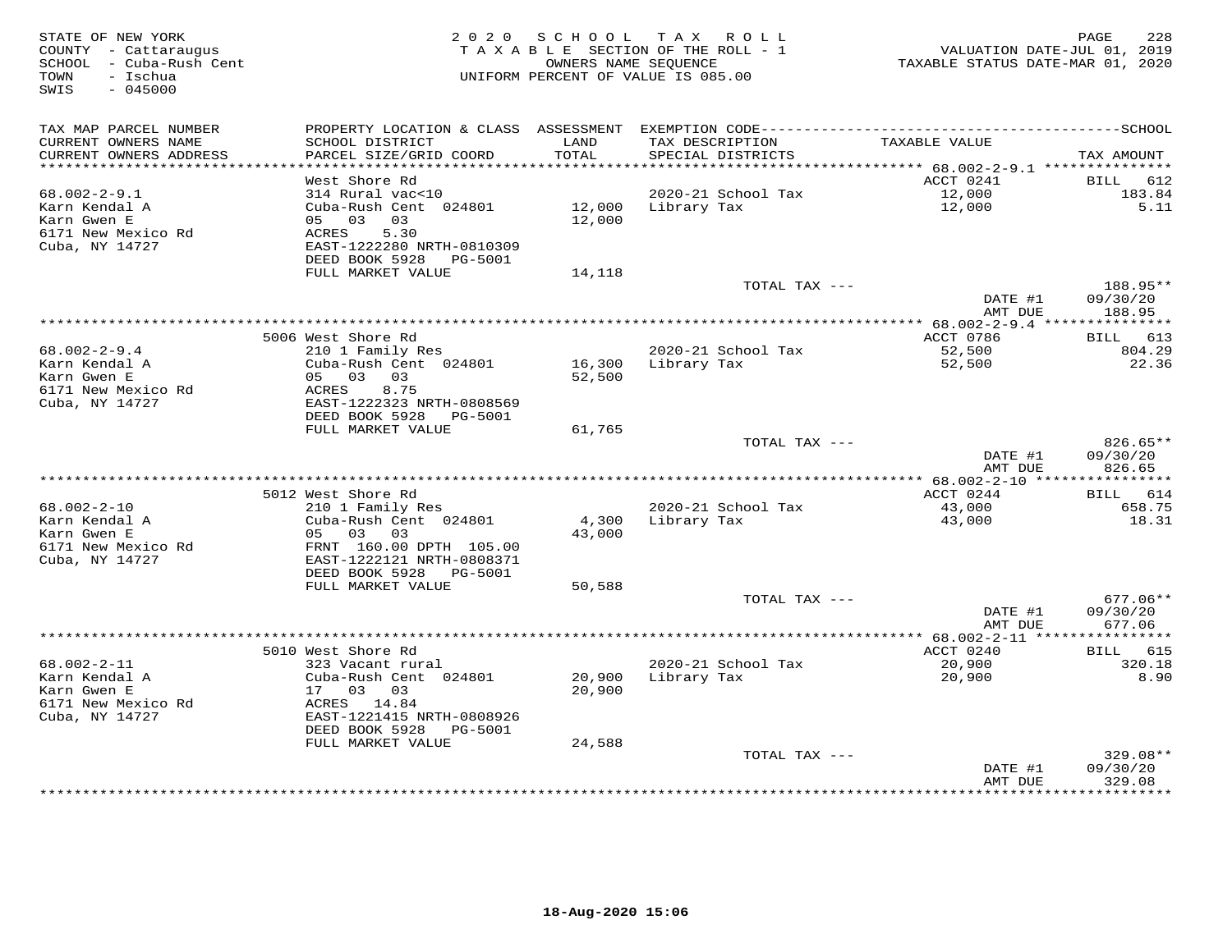STATE OF NEW YORK
COUNTY - Cattaraugus
SCHOOL - Cuba-Rush Cent
TOWN - Ischua
SWIS - 045000

2020 SCHOOL TAX ROLL
TAXABLE SECTION OF THE ROLL - 1
OWNERS NAME SEQUENCE
UNIFORM PERCENT OF VALUE IS 085.00

VALUATION DATE-JUL 01, 2019
TAXABLE STATUS DATE-MAR 01, 2020

| TAX MAP PARCEL NUMBER / CURRENT OWNERS NAME / CURRENT OWNERS ADDRESS | PROPERTY LOCATION & CLASS / SCHOOL DISTRICT / PARCEL SIZE/GRID COORD | ASSESSMENT LAND / TOTAL | EXEMPTION CODE / TAX DESCRIPTION / SPECIAL DISTRICTS | TAXABLE VALUE | TAX AMOUNT |
|---|---|---|---|---|---|
| **68.002-2-9.1** | West Shore Rd | | | ACCT 0241 | BILL 612 |
| 68.002-2-9.1 | 314 Rural vac<10 | | 2020-21 School Tax | 12,000 | 183.84 |
| Karn Kendal A | Cuba-Rush Cent 024801 | 12,000 | Library Tax | 12,000 | 5.11 |
| Karn Gwen E | 05 03 03 | 12,000 | | | |
| 6171 New Mexico Rd | ACRES 5.30 | | | | |
| Cuba, NY 14727 | EAST-1222280 NRTH-0810309 | | | | |
| | DEED BOOK 5928 PG-5001 | | | | |
| | FULL MARKET VALUE | 14,118 | | | |
| | | | TOTAL TAX --- | | 188.95** |
| | | | | DATE #1 | 09/30/20 |
| | | | | AMT DUE | 188.95 |
| **68.002-2-9.4** | 5006 West Shore Rd | | | ACCT 0786 | BILL 613 |
| 68.002-2-9.4 | 210 1 Family Res | | 2020-21 School Tax | 52,500 | 804.29 |
| Karn Kendal A | Cuba-Rush Cent 024801 | 16,300 | Library Tax | 52,500 | 22.36 |
| Karn Gwen E | 05 03 03 | 52,500 | | | |
| 6171 New Mexico Rd | ACRES 8.75 | | | | |
| Cuba, NY 14727 | EAST-1222323 NRTH-0808569 | | | | |
| | DEED BOOK 5928 PG-5001 | | | | |
| | FULL MARKET VALUE | 61,765 | | | |
| | | | TOTAL TAX --- | | 826.65** |
| | | | | DATE #1 | 09/30/20 |
| | | | | AMT DUE | 826.65 |
| **68.002-2-10** | 5012 West Shore Rd | | | ACCT 0244 | BILL 614 |
| 68.002-2-10 | 210 1 Family Res | | 2020-21 School Tax | 43,000 | 658.75 |
| Karn Kendal A | Cuba-Rush Cent 024801 | 4,300 | Library Tax | 43,000 | 18.31 |
| Karn Gwen E | 05 03 03 | 43,000 | | | |
| 6171 New Mexico Rd | FRNT 160.00 DPTH 105.00 | | | | |
| Cuba, NY 14727 | EAST-1222121 NRTH-0808371 | | | | |
| | DEED BOOK 5928 PG-5001 | | | | |
| | FULL MARKET VALUE | 50,588 | | | |
| | | | TOTAL TAX --- | | 677.06** |
| | | | | DATE #1 | 09/30/20 |
| | | | | AMT DUE | 677.06 |
| **68.002-2-11** | 5010 West Shore Rd | | | ACCT 0240 | BILL 615 |
| 68.002-2-11 | 323 Vacant rural | | 2020-21 School Tax | 20,900 | 320.18 |
| Karn Kendal A | Cuba-Rush Cent 024801 | 20,900 | Library Tax | 20,900 | 8.90 |
| Karn Gwen E | 17 03 03 | 20,900 | | | |
| 6171 New Mexico Rd | ACRES 14.84 | | | | |
| Cuba, NY 14727 | EAST-1221415 NRTH-0808926 | | | | |
| | DEED BOOK 5928 PG-5001 | | | | |
| | FULL MARKET VALUE | 24,588 | | | |
| | | | TOTAL TAX --- | | 329.08** |
| | | | | DATE #1 | 09/30/20 |
| | | | | AMT DUE | 329.08 |

18-Aug-2020 15:06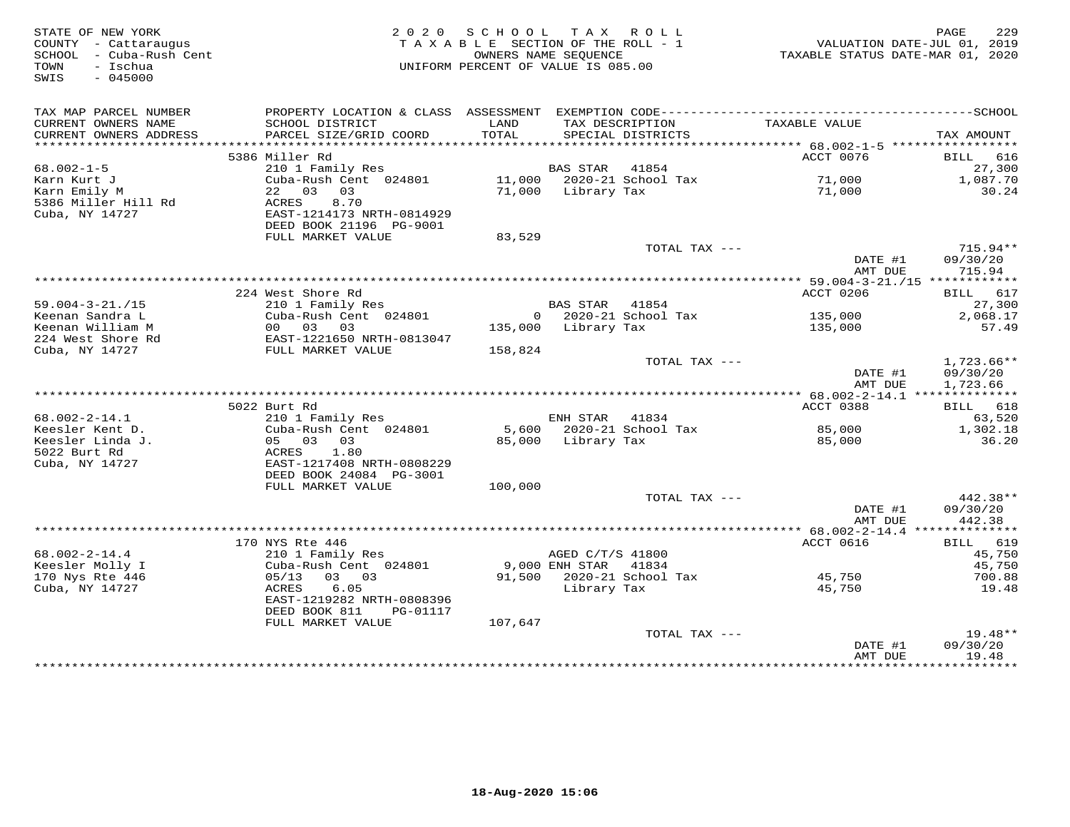STATE OF NEW YORK
COUNTY - Cattaraugus
SCHOOL - Cuba-Rush Cent
TOWN - Ischua
SWIS - 045000

2020 SCHOOL TAX ROLL
TAXABLE SECTION OF THE ROLL - 1
OWNERS NAME SEQUENCE
UNIFORM PERCENT OF VALUE IS 085.00

VALUATION DATE-JUL 01, 2019
TAXABLE STATUS DATE-MAR 01, 2020

| TAX MAP PARCEL NUMBER / CURRENT OWNERS NAME / CURRENT OWNERS ADDRESS | PROPERTY LOCATION & CLASS / SCHOOL DISTRICT / PARCEL SIZE/GRID COORD | ASSESSMENT LAND / TOTAL | EXEMPTION CODE / TAX DESCRIPTION / SPECIAL DISTRICTS | TAXABLE VALUE | TAX AMOUNT (SCHOOL) |
|---|---|---|---|---|---|
| | 5386 Miller Rd | | | ACCT 0076 | BILL 616 |
| 68.002-1-5 | 210 1 Family Res | | BAS STAR 41854 | | 27,300 |
| Karn Kurt J | Cuba-Rush Cent 024801 | 11,000 | 2020-21 School Tax | 71,000 | 1,087.70 |
| Karn Emily M | 22 03 03 | 71,000 | Library Tax | 71,000 | 30.24 |
| 5386 Miller Hill Rd | ACRES 8.70 | | | | |
| Cuba, NY 14727 | EAST-1214173 NRTH-0814929 | | | | |
| | DEED BOOK 21196 PG-9001 | | | | |
| | FULL MARKET VALUE | 83,529 | | | |
| | | | TOTAL TAX --- | | 715.94** |
| | | | | DATE #1 | 09/30/20 |
| | | | | AMT DUE | 715.94 |
| | 224 West Shore Rd | | | ACCT 0206 | BILL 617 |
| 59.004-3-21./15 | 210 1 Family Res | | BAS STAR 41854 | | 27,300 |
| Keenan Sandra L | Cuba-Rush Cent 024801 | 0 | 2020-21 School Tax | 135,000 | 2,068.17 |
| Keenan William M | 00 03 03 | 135,000 | Library Tax | 135,000 | 57.49 |
| 224 West Shore Rd | EAST-1221650 NRTH-0813047 | | | | |
| Cuba, NY 14727 | FULL MARKET VALUE | 158,824 | | | |
| | | | TOTAL TAX --- | | 1,723.66** |
| | | | | DATE #1 | 09/30/20 |
| | | | | AMT DUE | 1,723.66 |
| | 5022 Burt Rd | | | ACCT 0388 | BILL 618 |
| 68.002-2-14.1 | 210 1 Family Res | | ENH STAR 41834 | | 63,520 |
| Keesler Kent D. | Cuba-Rush Cent 024801 | 5,600 | 2020-21 School Tax | 85,000 | 1,302.18 |
| Keesler Linda J. | 05 03 03 | 85,000 | Library Tax | 85,000 | 36.20 |
| 5022 Burt Rd | ACRES 1.80 | | | | |
| Cuba, NY 14727 | EAST-1217408 NRTH-0808229 | | | | |
| | DEED BOOK 24084 PG-3001 | | | | |
| | FULL MARKET VALUE | 100,000 | | | |
| | | | TOTAL TAX --- | | 442.38** |
| | | | | DATE #1 | 09/30/20 |
| | | | | AMT DUE | 442.38 |
| | 170 NYS Rte 446 | | | ACCT 0616 | BILL 619 |
| 68.002-2-14.4 | 210 1 Family Res | | AGED C/T/S 41800 | | 45,750 |
| Keesler Molly I | Cuba-Rush Cent 024801 | 9,000 | ENH STAR 41834 | | 45,750 |
| 170 Nys Rte 446 | 05/13 03 03 | 91,500 | 2020-21 School Tax | 45,750 | 700.88 |
| Cuba, NY 14727 | ACRES 6.05 | | Library Tax | 45,750 | 19.48 |
| | EAST-1219282 NRTH-0808396 | | | | |
| | DEED BOOK 811 PG-01117 | | | | |
| | FULL MARKET VALUE | 107,647 | | | |
| | | | TOTAL TAX --- | | 19.48** |
| | | | | DATE #1 | 09/30/20 |
| | | | | AMT DUE | 19.48 |

18-Aug-2020 15:06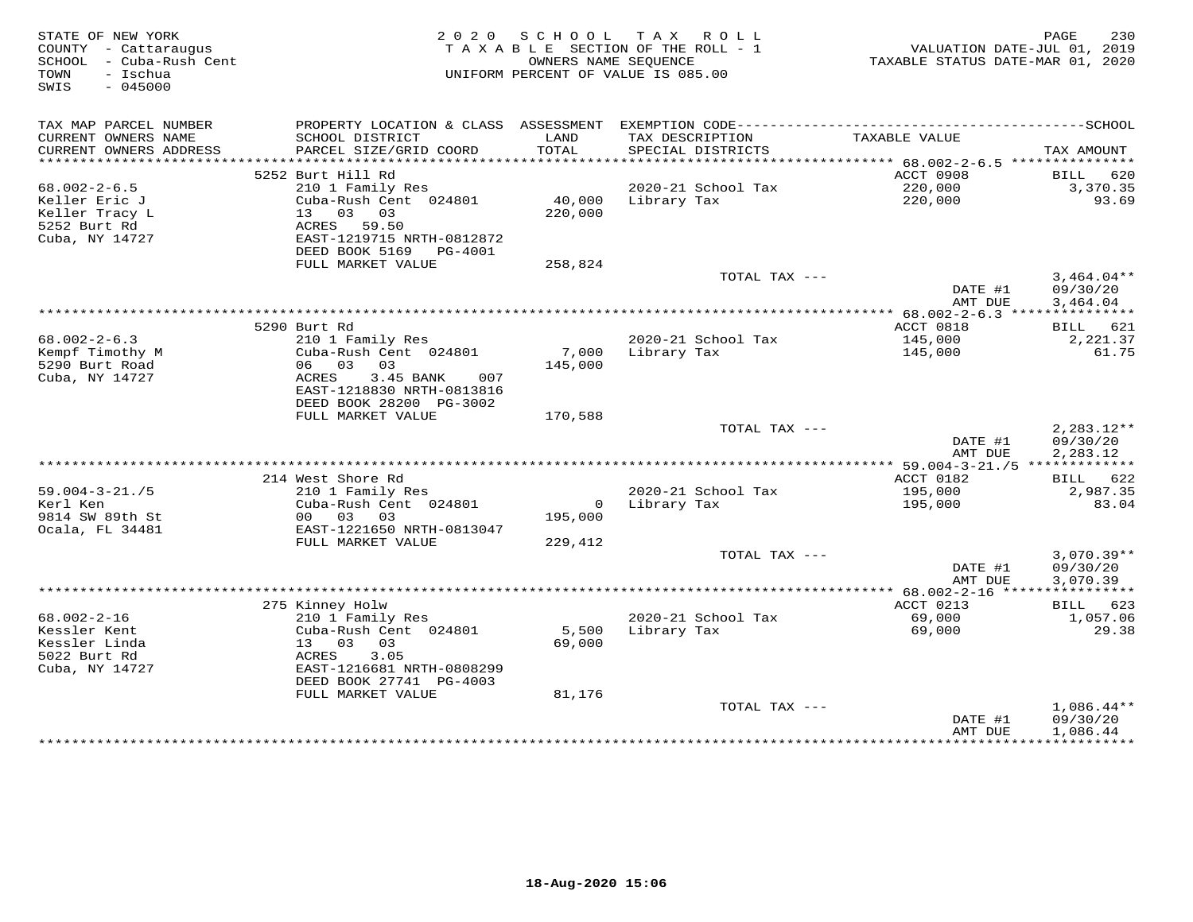STATE OF NEW YORK
COUNTY - Cattaraugus
SCHOOL - Cuba-Rush Cent
TOWN - Ischua
SWIS - 045000

2020 SCHOOL TAX ROLL
TAXABLE SECTION OF THE ROLL - 1
OWNERS NAME SEQUENCE
UNIFORM PERCENT OF VALUE IS 085.00

VALUATION DATE-JUL 01, 2019
TAXABLE STATUS DATE-MAR 01, 2020

| TAX MAP PARCEL NUMBER / CURRENT OWNERS NAME / CURRENT OWNERS ADDRESS | PROPERTY LOCATION & CLASS / SCHOOL DISTRICT / PARCEL SIZE/GRID COORD | ASSESSMENT LAND / TOTAL | EXEMPTION CODE / TAX DESCRIPTION / SPECIAL DISTRICTS | TAXABLE VALUE | TAX AMOUNT |
|---|---|---|---|---|---|
| 68.002-2-6.5 | 5252 Burt Hill Rd | | | ACCT 0908 | BILL 620 |
| | 210 1 Family Res | | 2020-21 School Tax | 220,000 | 3,370.35 |
| Keller Eric J | Cuba-Rush Cent 024801 | 40,000 | Library Tax | 220,000 | 93.69 |
| Keller Tracy L | 13 03 03 | 220,000 | | | |
| 5252 Burt Rd | ACRES 59.50 | | | | |
| Cuba, NY 14727 | EAST-1219715 NRTH-0812872 | | | | |
| | DEED BOOK 5169 PG-4001 | | | | |
| | FULL MARKET VALUE | 258,824 | | | |
| | | | TOTAL TAX --- | | 3,464.04** |
| | | | | DATE #1 | 09/30/20 |
| | | | | AMT DUE | 3,464.04 |
| 68.002-2-6.3 | 5290 Burt Rd | | | ACCT 0818 | BILL 621 |
| | 210 1 Family Res | | 2020-21 School Tax | 145,000 | 2,221.37 |
| Kempf Timothy M | Cuba-Rush Cent 024801 | 7,000 | Library Tax | 145,000 | 61.75 |
| 5290 Burt Road | 06 03 03 | 145,000 | | | |
| Cuba, NY 14727 | ACRES 3.45 BANK 007 | | | | |
| | EAST-1218830 NRTH-0813816 | | | | |
| | DEED BOOK 28200 PG-3002 | | | | |
| | FULL MARKET VALUE | 170,588 | | | |
| | | | TOTAL TAX --- | | 2,283.12** |
| | | | | DATE #1 | 09/30/20 |
| | | | | AMT DUE | 2,283.12 |
| 59.004-3-21./5 | 214 West Shore Rd | | | ACCT 0182 | BILL 622 |
| | 210 1 Family Res | | 2020-21 School Tax | 195,000 | 2,987.35 |
| Kerl Ken | Cuba-Rush Cent 024801 | 0 | Library Tax | 195,000 | 83.04 |
| 9814 SW 89th St | 00 03 03 | 195,000 | | | |
| Ocala, FL 34481 | EAST-1221650 NRTH-0813047 | | | | |
| | FULL MARKET VALUE | 229,412 | | | |
| | | | TOTAL TAX --- | | 3,070.39** |
| | | | | DATE #1 | 09/30/20 |
| | | | | AMT DUE | 3,070.39 |
| 68.002-2-16 | 275 Kinney Holw | | | ACCT 0213 | BILL 623 |
| | 210 1 Family Res | | 2020-21 School Tax | 69,000 | 1,057.06 |
| Kessler Kent | Cuba-Rush Cent 024801 | 5,500 | Library Tax | 69,000 | 29.38 |
| Kessler Linda | 13 03 03 | 69,000 | | | |
| 5022 Burt Rd | ACRES 3.05 | | | | |
| Cuba, NY 14727 | EAST-1216681 NRTH-0808299 | | | | |
| | DEED BOOK 27741 PG-4003 | | | | |
| | FULL MARKET VALUE | 81,176 | | | |
| | | | TOTAL TAX --- | | 1,086.44** |
| | | | | DATE #1 | 09/30/20 |
| | | | | AMT DUE | 1,086.44 |

18-Aug-2020 15:06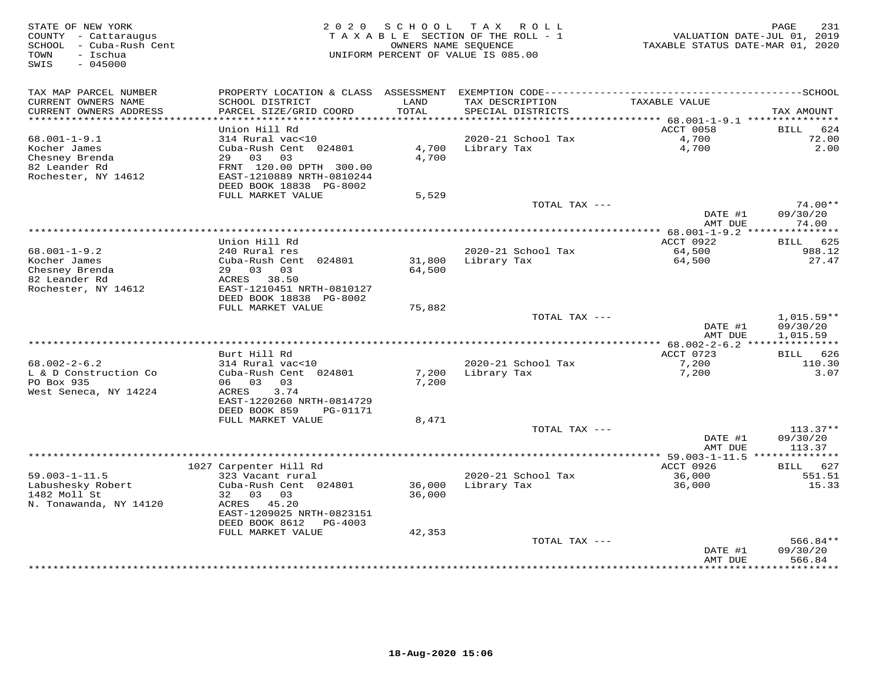STATE OF NEW YORK
COUNTY - Cattaraugus
SCHOOL - Cuba-Rush Cent
TOWN - Ischua
SWIS - 045000

2020 SCHOOL TAX ROLL
TAXABLE SECTION OF THE ROLL - 1
OWNERS NAME SEQUENCE
UNIFORM PERCENT OF VALUE IS 085.00

VALUATION DATE-JUL 01, 2019
TAXABLE STATUS DATE-MAR 01, 2020

| TAX MAP PARCEL NUMBER / CURRENT OWNERS NAME / CURRENT OWNERS ADDRESS | PROPERTY LOCATION & CLASS / SCHOOL DISTRICT / PARCEL SIZE/GRID COORD | ASSESSMENT LAND / TOTAL | EXEMPTION CODE / TAX DESCRIPTION / SPECIAL DISTRICTS | TAXABLE VALUE | SCHOOL TAX AMOUNT |
|---|---|---|---|---|---|
| | Union Hill Rd | | | ACCT 0058 | BILL 624 |
| 68.001-1-9.1 | 314 Rural vac<10 | | 2020-21 School Tax | 4,700 | 72.00 |
| Kocher James | Cuba-Rush Cent 024801 | 4,700 | Library Tax | 4,700 | 2.00 |
| Chesney Brenda | 29 03 03 | 4,700 | | | |
| 82 Leander Rd | FRNT 120.00 DPTH 300.00 | | | | |
| Rochester, NY 14612 | EAST-1210889 NRTH-0810244 | | | | |
| | DEED BOOK 18838 PG-8002 | | | | |
| | FULL MARKET VALUE | 5,529 | | | |
| | | | TOTAL TAX --- | | 74.00** |
| | | | | DATE #1 | 09/30/20 |
| | | | | AMT DUE | 74.00 |
| | Union Hill Rd | | | ACCT 0922 | BILL 625 |
| 68.001-1-9.2 | 240 Rural res | | 2020-21 School Tax | 64,500 | 988.12 |
| Kocher James | Cuba-Rush Cent 024801 | 31,800 | Library Tax | 64,500 | 27.47 |
| Chesney Brenda | 29 03 03 | 64,500 | | | |
| 82 Leander Rd | ACRES 38.50 | | | | |
| Rochester, NY 14612 | EAST-1210451 NRTH-0810127 | | | | |
| | DEED BOOK 18838 PG-8002 | | | | |
| | FULL MARKET VALUE | 75,882 | | | |
| | | | TOTAL TAX --- | | 1,015.59** |
| | | | | DATE #1 | 09/30/20 |
| | | | | AMT DUE | 1,015.59 |
| | Burt Hill Rd | | | ACCT 0723 | BILL 626 |
| 68.002-2-6.2 | 314 Rural vac<10 | | 2020-21 School Tax | 7,200 | 110.30 |
| L & D Construction Co | Cuba-Rush Cent 024801 | 7,200 | Library Tax | 7,200 | 3.07 |
| PO Box 935 | 06 03 03 | 7,200 | | | |
| West Seneca, NY 14224 | ACRES 3.74 | | | | |
| | EAST-1220260 NRTH-0814729 | | | | |
| | DEED BOOK 859 PG-01171 | | | | |
| | FULL MARKET VALUE | 8,471 | | | |
| | | | TOTAL TAX --- | | 113.37** |
| | | | | DATE #1 | 09/30/20 |
| | | | | AMT DUE | 113.37 |
| | 1027 Carpenter Hill Rd | | | ACCT 0926 | BILL 627 |
| 59.003-1-11.5 | 323 Vacant rural | | 2020-21 School Tax | 36,000 | 551.51 |
| Labushesky Robert | Cuba-Rush Cent 024801 | 36,000 | Library Tax | 36,000 | 15.33 |
| 1482 Moll St | 32 03 03 | 36,000 | | | |
| N. Tonawanda, NY 14120 | ACRES 45.20 | | | | |
| | EAST-1209025 NRTH-0823151 | | | | |
| | DEED BOOK 8612 PG-4003 | | | | |
| | FULL MARKET VALUE | 42,353 | | | |
| | | | TOTAL TAX --- | | 566.84** |
| | | | | DATE #1 | 09/30/20 |
| | | | | AMT DUE | 566.84 |

18-Aug-2020 15:06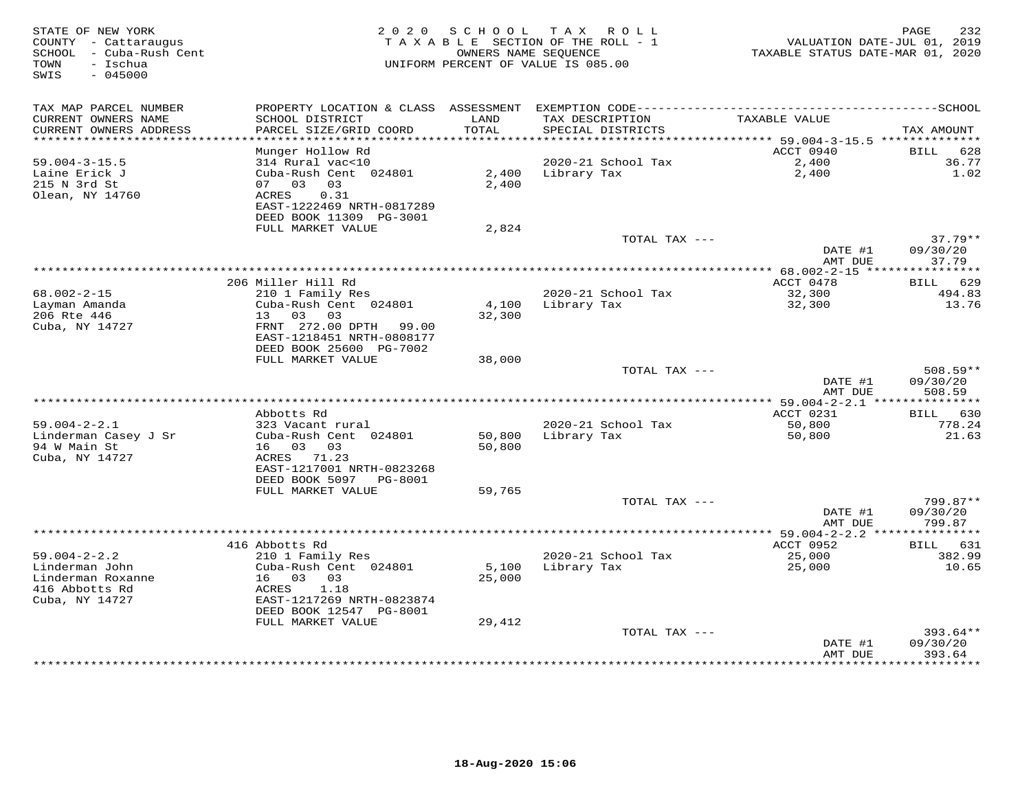STATE OF NEW YORK
COUNTY - Cattaraugus
SCHOOL - Cuba-Rush Cent
TOWN - Ischua
SWIS - 045000

2020 SCHOOL TAX ROLL
TAXABLE SECTION OF THE ROLL - 1
OWNERS NAME SEQUENCE
UNIFORM PERCENT OF VALUE IS 085.00

VALUATION DATE-JUL 01, 2019
TAXABLE STATUS DATE-MAR 01, 2020

| TAX MAP PARCEL NUMBER / CURRENT OWNERS NAME / CURRENT OWNERS ADDRESS | PROPERTY LOCATION & CLASS / SCHOOL DISTRICT / PARCEL SIZE/GRID COORD | ASSESSMENT LAND / TOTAL | EXEMPTION CODE / TAX DESCRIPTION / SPECIAL DISTRICTS | TAXABLE VALUE | SCHOOL TAX AMOUNT |
|---|---|---|---|---|---|
| | Munger Hollow Rd | | | ACCT 0940 | BILL 628 |
| 59.004-3-15.5 | 314 Rural vac<10 | | 2020-21 School Tax | 2,400 | 36.77 |
| Laine Erick J | Cuba-Rush Cent 024801 | 2,400 | Library Tax | 2,400 | 1.02 |
| 215 N 3rd St | 07 03 03 | 2,400 | | | |
| Olean, NY 14760 | ACRES 0.31 | | | | |
| | EAST-1222469 NRTH-0817289 | | | | |
| | DEED BOOK 11309 PG-3001 | | | | |
| | FULL MARKET VALUE | 2,824 | | | |
| | | | TOTAL TAX --- | | 37.79** |
| | | | | DATE #1 | 09/30/20 |
| | | | | AMT DUE | 37.79 |
| | 206 Miller Hill Rd | | | ACCT 0478 | BILL 629 |
| 68.002-2-15 | 210 1 Family Res | | 2020-21 School Tax | 32,300 | 494.83 |
| Layman Amanda | Cuba-Rush Cent 024801 | 4,100 | Library Tax | 32,300 | 13.76 |
| 206 Rte 446 | 13 03 03 | 32,300 | | | |
| Cuba, NY 14727 | FRNT 272.00 DPTH 99.00 | | | | |
| | EAST-1218451 NRTH-0808177 | | | | |
| | DEED BOOK 25600 PG-7002 | | | | |
| | FULL MARKET VALUE | 38,000 | | | |
| | | | TOTAL TAX --- | | 508.59** |
| | | | | DATE #1 | 09/30/20 |
| | | | | AMT DUE | 508.59 |
| | Abbotts Rd | | | ACCT 0231 | BILL 630 |
| 59.004-2-2.1 | 323 Vacant rural | | 2020-21 School Tax | 50,800 | 778.24 |
| Linderman Casey J Sr | Cuba-Rush Cent 024801 | 50,800 | Library Tax | 50,800 | 21.63 |
| 94 W Main St | 16 03 03 | 50,800 | | | |
| Cuba, NY 14727 | ACRES 71.23 | | | | |
| | EAST-1217001 NRTH-0823268 | | | | |
| | DEED BOOK 5097 PG-8001 | | | | |
| | FULL MARKET VALUE | 59,765 | | | |
| | | | TOTAL TAX --- | | 799.87** |
| | | | | DATE #1 | 09/30/20 |
| | | | | AMT DUE | 799.87 |
| | 416 Abbotts Rd | | | ACCT 0952 | BILL 631 |
| 59.004-2-2.2 | 210 1 Family Res | | 2020-21 School Tax | 25,000 | 382.99 |
| Linderman John | Cuba-Rush Cent 024801 | 5,100 | Library Tax | 25,000 | 10.65 |
| Linderman Roxanne | 16 03 03 | 25,000 | | | |
| 416 Abbotts Rd | ACRES 1.18 | | | | |
| Cuba, NY 14727 | EAST-1217269 NRTH-0823874 | | | | |
| | DEED BOOK 12547 PG-8001 | | | | |
| | FULL MARKET VALUE | 29,412 | | | |
| | | | TOTAL TAX --- | | 393.64** |
| | | | | DATE #1 | 09/30/20 |
| | | | | AMT DUE | 393.64 |

18-Aug-2020 15:06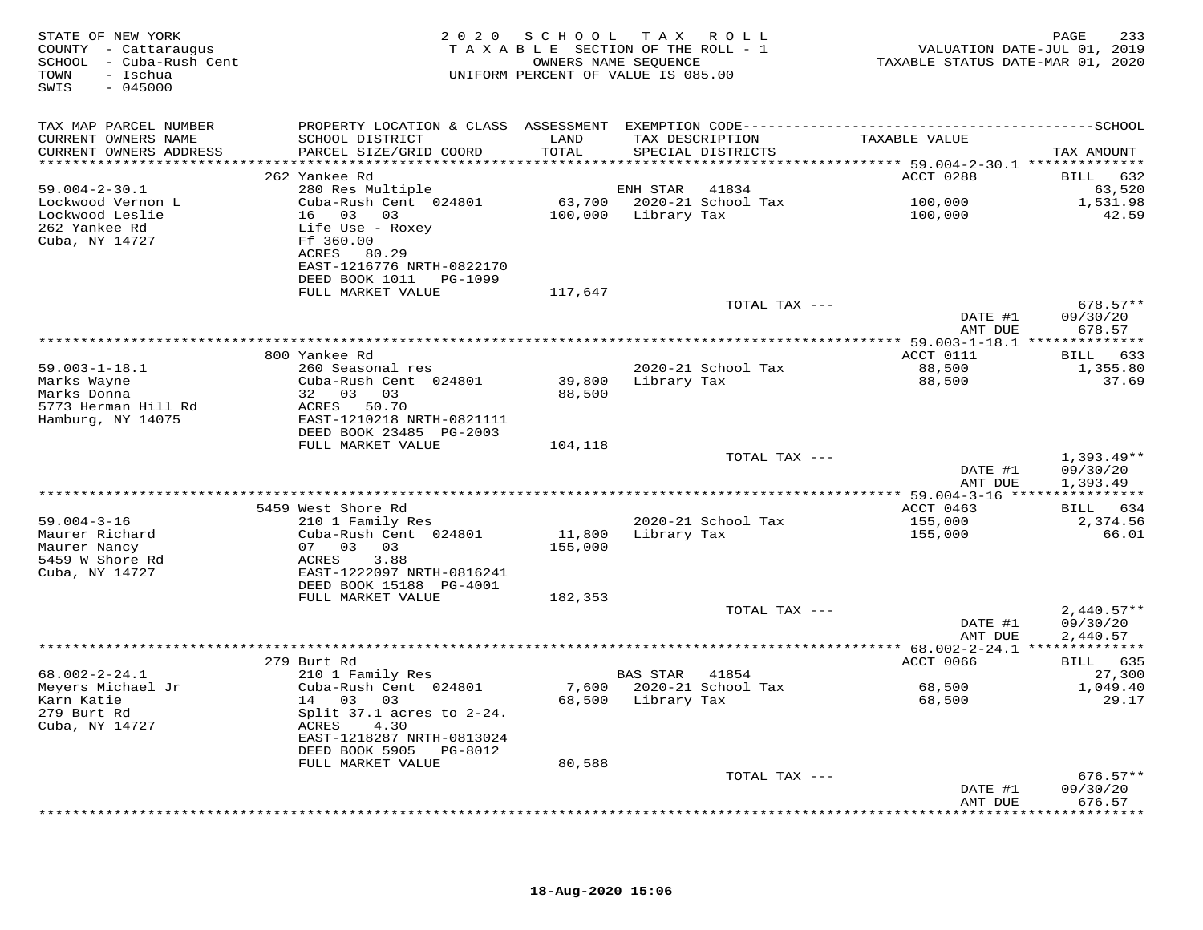STATE OF NEW YORK
COUNTY - Cattaraugus
SCHOOL - Cuba-Rush Cent
TOWN - Ischua
SWIS - 045000

2020 SCHOOL TAX ROLL
TAXABLE SECTION OF THE ROLL - 1
OWNERS NAME SEQUENCE
UNIFORM PERCENT OF VALUE IS 085.00

VALUATION DATE-JUL 01, 2019
TAXABLE STATUS DATE-MAR 01, 2020

| TAX MAP PARCEL NUMBER<br>CURRENT OWNERS NAME<br>CURRENT OWNERS ADDRESS | PROPERTY LOCATION & CLASS<br>SCHOOL DISTRICT<br>PARCEL SIZE/GRID COORD | ASSESSMENT<br>LAND<br>TOTAL | EXEMPTION CODE<br>TAX DESCRIPTION<br>SPECIAL DISTRICTS | TAXABLE VALUE | SCHOOL<br>TAX AMOUNT |
|---|---|---|---|---|---|
| | 262 Yankee Rd | | | ACCT 0288 | BILL 632 |
| 59.004-2-30.1 | 280 Res Multiple | | ENH STAR 41834 | | 63,520 |
| Lockwood Vernon L | Cuba-Rush Cent 024801 | 63,700 | 2020-21 School Tax | 100,000 | 1,531.98 |
| Lockwood Leslie | 16 03 03 | 100,000 | Library Tax | 100,000 | 42.59 |
| 262 Yankee Rd | Life Use - Roxey | | | | |
| Cuba, NY 14727 | Ff 360.00 | | | | |
| | ACRES 80.29 | | | | |
| | EAST-1216776 NRTH-0822170 | | | | |
| | DEED BOOK 1011 PG-1099 | | | | |
| | FULL MARKET VALUE | 117,647 | | | |
| | | | TOTAL TAX --- | | 678.57** |
| | | | | DATE #1 | 09/30/20 |
| | | | | AMT DUE | 678.57 |
| | 800 Yankee Rd | | | ACCT 0111 | BILL 633 |
| 59.003-1-18.1 | 260 Seasonal res | | 2020-21 School Tax | 88,500 | 1,355.80 |
| Marks Wayne | Cuba-Rush Cent 024801 | 39,800 | Library Tax | 88,500 | 37.69 |
| Marks Donna | 32 03 03 | 88,500 | | | |
| 5773 Herman Hill Rd | ACRES 50.70 | | | | |
| Hamburg, NY 14075 | EAST-1210218 NRTH-0821111 | | | | |
| | DEED BOOK 23485 PG-2003 | | | | |
| | FULL MARKET VALUE | 104,118 | | | |
| | | | TOTAL TAX --- | | 1,393.49** |
| | | | | DATE #1 | 09/30/20 |
| | | | | AMT DUE | 1,393.49 |
| | 5459 West Shore Rd | | | ACCT 0463 | BILL 634 |
| 59.004-3-16 | 210 1 Family Res | | 2020-21 School Tax | 155,000 | 2,374.56 |
| Maurer Richard | Cuba-Rush Cent 024801 | 11,800 | Library Tax | 155,000 | 66.01 |
| Maurer Nancy | 07 03 03 | 155,000 | | | |
| 5459 W Shore Rd | ACRES 3.88 | | | | |
| Cuba, NY 14727 | EAST-1222097 NRTH-0816241 | | | | |
| | DEED BOOK 15188 PG-4001 | | | | |
| | FULL MARKET VALUE | 182,353 | | | |
| | | | TOTAL TAX --- | | 2,440.57** |
| | | | | DATE #1 | 09/30/20 |
| | | | | AMT DUE | 2,440.57 |
| | 279 Burt Rd | | | ACCT 0066 | BILL 635 |
| 68.002-2-24.1 | 210 1 Family Res | | BAS STAR 41854 | | 27,300 |
| Meyers Michael Jr | Cuba-Rush Cent 024801 | 7,600 | 2020-21 School Tax | 68,500 | 1,049.40 |
| Karn Katie | 14 03 03 | 68,500 | Library Tax | 68,500 | 29.17 |
| 279 Burt Rd | Split 37.1 acres to 2-24. | | | | |
| Cuba, NY 14727 | ACRES 4.30 | | | | |
| | EAST-1218287 NRTH-0813024 | | | | |
| | DEED BOOK 5905 PG-8012 | | | | |
| | FULL MARKET VALUE | 80,588 | | | |
| | | | TOTAL TAX --- | | 676.57** |
| | | | | DATE #1 | 09/30/20 |
| | | | | AMT DUE | 676.57 |

18-Aug-2020 15:06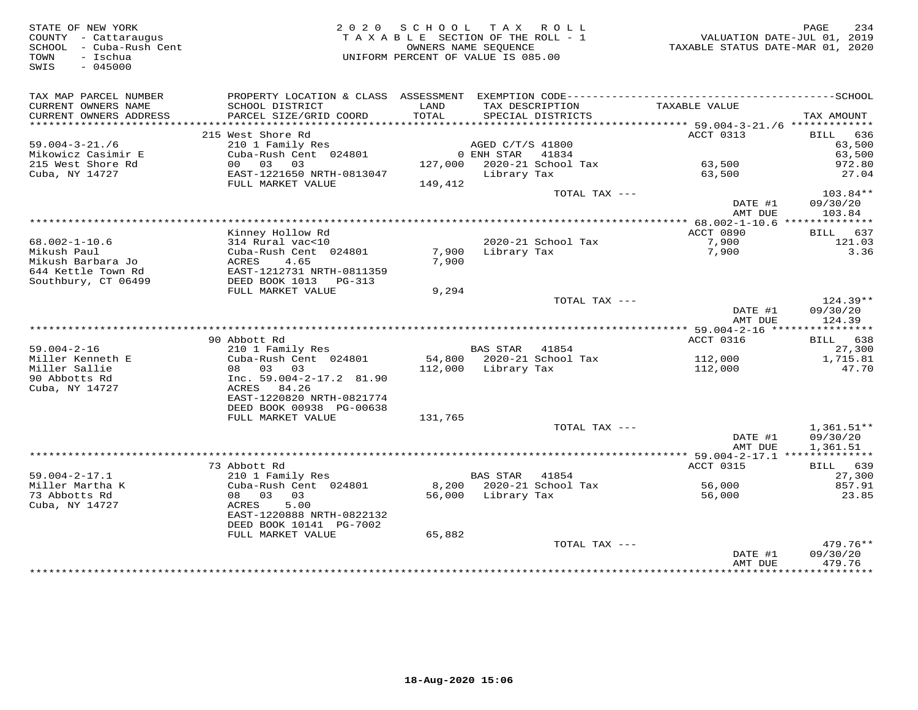STATE OF NEW YORK
COUNTY - Cattaraugus
SCHOOL - Cuba-Rush Cent
TOWN - Ischua
SWIS - 045000

2 0 2 0 S C H O O L T A X R O L L
T A X A B L E SECTION OF THE ROLL - 1
OWNERS NAME SEQUENCE
UNIFORM PERCENT OF VALUE IS 085.00

VALUATION DATE-JUL 01, 2019
TAXABLE STATUS DATE-MAR 01, 2020

| TAX MAP PARCEL NUMBER / CURRENT OWNERS NAME / CURRENT OWNERS ADDRESS | PROPERTY LOCATION & CLASS / SCHOOL DISTRICT / PARCEL SIZE/GRID COORD | ASSESSMENT LAND / TOTAL | EXEMPTION CODE / TAX DESCRIPTION / SPECIAL DISTRICTS | TAXABLE VALUE | TAX AMOUNT |
|---|---|---|---|---|---|
| | 215 West Shore Rd | | | ACCT 0313 | BILL 636 |
| 59.004-3-21./6 | 210 1 Family Res | | AGED C/T/S 41800 | | 63,500 |
| Mikowicz Casimir E | Cuba-Rush Cent 024801 | 0 | ENH STAR 41834 | | 63,500 |
| 215 West Shore Rd | 00 03 03 | 127,000 | 2020-21 School Tax | 63,500 | 972.80 |
| Cuba, NY 14727 | EAST-1221650 NRTH-0813047 | | Library Tax | 63,500 | 27.04 |
| | FULL MARKET VALUE | 149,412 | | | |
| | | | TOTAL TAX --- | | 103.84** |
| | | | | DATE #1 | 09/30/20 |
| | | | | AMT DUE | 103.84 |
| | Kinney Hollow Rd | | | ACCT 0890 | BILL 637 |
| 68.002-1-10.6 | 314 Rural vac<10 | | 2020-21 School Tax | 7,900 | 121.03 |
| Mikush Paul | Cuba-Rush Cent 024801 | 7,900 | Library Tax | 7,900 | 3.36 |
| Mikush Barbara Jo | ACRES 4.65 | 7,900 | | | |
| 644 Kettle Town Rd | EAST-1212731 NRTH-0811359 | | | | |
| Southbury, CT 06499 | DEED BOOK 1013 PG-313 | | | | |
| | FULL MARKET VALUE | 9,294 | | | |
| | | | TOTAL TAX --- | | 124.39** |
| | | | | DATE #1 | 09/30/20 |
| | | | | AMT DUE | 124.39 |
| | 90 Abbott Rd | | | ACCT 0316 | BILL 638 |
| 59.004-2-16 | 210 1 Family Res | | BAS STAR 41854 | | 27,300 |
| Miller Kenneth E | Cuba-Rush Cent 024801 | 54,800 | 2020-21 School Tax | 112,000 | 1,715.81 |
| Miller Sallie | 08 03 03 | 112,000 | Library Tax | 112,000 | 47.70 |
| 90 Abbotts Rd | Inc. 59.004-2-17.2 81.90 | | | | |
| Cuba, NY 14727 | ACRES 84.26 | | | | |
| | EAST-1220820 NRTH-0821774 | | | | |
| | DEED BOOK 00938 PG-00638 | | | | |
| | FULL MARKET VALUE | 131,765 | | | |
| | | | TOTAL TAX --- | | 1,361.51** |
| | | | | DATE #1 | 09/30/20 |
| | | | | AMT DUE | 1,361.51 |
| | 73 Abbott Rd | | | ACCT 0315 | BILL 639 |
| 59.004-2-17.1 | 210 1 Family Res | | BAS STAR 41854 | | 27,300 |
| Miller Martha K | Cuba-Rush Cent 024801 | 8,200 | 2020-21 School Tax | 56,000 | 857.91 |
| 73 Abbotts Rd | 08 03 03 | 56,000 | Library Tax | 56,000 | 23.85 |
| Cuba, NY 14727 | ACRES 5.00 | | | | |
| | EAST-1220888 NRTH-0822132 | | | | |
| | DEED BOOK 10141 PG-7002 | | | | |
| | FULL MARKET VALUE | 65,882 | | | |
| | | | TOTAL TAX --- | | 479.76** |
| | | | | DATE #1 | 09/30/20 |
| | | | | AMT DUE | 479.76 |

18-Aug-2020 15:06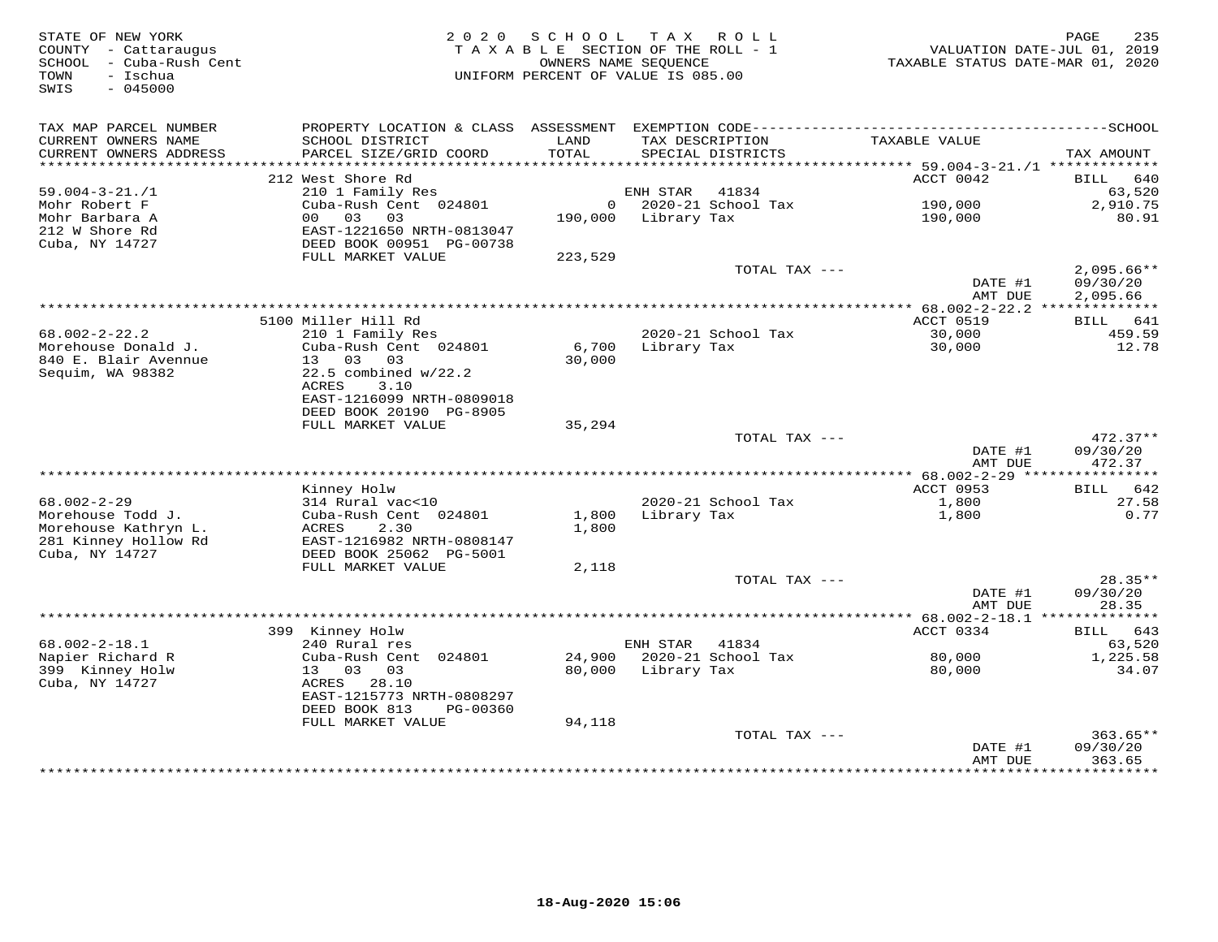STATE OF NEW YORK
COUNTY - Cattaraugus
SCHOOL - Cuba-Rush Cent
TOWN - Ischua
SWIS - 045000

2020 SCHOOL TAX ROLL
TAXABLE SECTION OF THE ROLL - 1
OWNERS NAME SEQUENCE
UNIFORM PERCENT OF VALUE IS 085.00

VALUATION DATE-JUL 01, 2019
TAXABLE STATUS DATE-MAR 01, 2020

| TAX MAP PARCEL NUMBER / CURRENT OWNERS NAME / CURRENT OWNERS ADDRESS | PROPERTY LOCATION & CLASS / SCHOOL DISTRICT / PARCEL SIZE/GRID COORD | ASSESSMENT LAND / TOTAL | EXEMPTION CODE / TAX DESCRIPTION / SPECIAL DISTRICTS | TAXABLE VALUE | TAX AMOUNT |
|---|---|---|---|---|---|
| **59.004-3-21./1** | 212 West Shore Rd | | | ACCT 0042 | BILL 640 |
| 59.004-3-21./1 | 210 1 Family Res | | ENH STAR 41834 | | 63,520 |
| Mohr Robert F | Cuba-Rush Cent 024801 | 0 | 2020-21 School Tax | 190,000 | 2,910.75 |
| Mohr Barbara A | 00 03 03 | 190,000 | Library Tax | 190,000 | 80.91 |
| 212 W Shore Rd | EAST-1221650 NRTH-0813047 | | | | |
| Cuba, NY 14727 | DEED BOOK 00951 PG-00738 | | | | |
| | FULL MARKET VALUE | 223,529 | | | |
| | | | TOTAL TAX --- | | 2,095.66** |
| | | | | DATE #1 | 09/30/20 |
| | | | | AMT DUE | 2,095.66 |
| **68.002-2-22.2** | 5100 Miller Hill Rd | | | ACCT 0519 | BILL 641 |
| 68.002-2-22.2 | 210 1 Family Res | | 2020-21 School Tax | 30,000 | 459.59 |
| Morehouse Donald J. | Cuba-Rush Cent 024801 | 6,700 | Library Tax | 30,000 | 12.78 |
| 840 E. Blair Avenue | 13 03 03 | 30,000 | | | |
| Sequim, WA 98382 | 22.5 combined w/22.2 | | | | |
| | ACRES 3.10 | | | | |
| | EAST-1216099 NRTH-0809018 | | | | |
| | DEED BOOK 20190 PG-8905 | | | | |
| | FULL MARKET VALUE | 35,294 | | | |
| | | | TOTAL TAX --- | | 472.37** |
| | | | | DATE #1 | 09/30/20 |
| | | | | AMT DUE | 472.37 |
| **68.002-2-29** | Kinney Holw | | | ACCT 0953 | BILL 642 |
| 68.002-2-29 | 314 Rural vac<10 | | 2020-21 School Tax | 1,800 | 27.58 |
| Morehouse Todd J. | Cuba-Rush Cent 024801 | 1,800 | Library Tax | 1,800 | 0.77 |
| Morehouse Kathryn L. | ACRES 2.30 | 1,800 | | | |
| 281 Kinney Hollow Rd | EAST-1216982 NRTH-0808147 | | | | |
| Cuba, NY 14727 | DEED BOOK 25062 PG-5001 | | | | |
| | FULL MARKET VALUE | 2,118 | | | |
| | | | TOTAL TAX --- | | 28.35** |
| | | | | DATE #1 | 09/30/20 |
| | | | | AMT DUE | 28.35 |
| **68.002-2-18.1** | 399 Kinney Holw | | | ACCT 0334 | BILL 643 |
| 68.002-2-18.1 | 240 Rural res | | ENH STAR 41834 | | 63,520 |
| Napier Richard R | Cuba-Rush Cent 024801 | 24,900 | 2020-21 School Tax | 80,000 | 1,225.58 |
| 399 Kinney Holw | 13 03 03 | 80,000 | Library Tax | 80,000 | 34.07 |
| Cuba, NY 14727 | ACRES 28.10 | | | | |
| | EAST-1215773 NRTH-0808297 | | | | |
| | DEED BOOK 813 PG-00360 | | | | |
| | FULL MARKET VALUE | 94,118 | | | |
| | | | TOTAL TAX --- | | 363.65** |
| | | | | DATE #1 | 09/30/20 |
| | | | | AMT DUE | 363.65 |

18-Aug-2020 15:06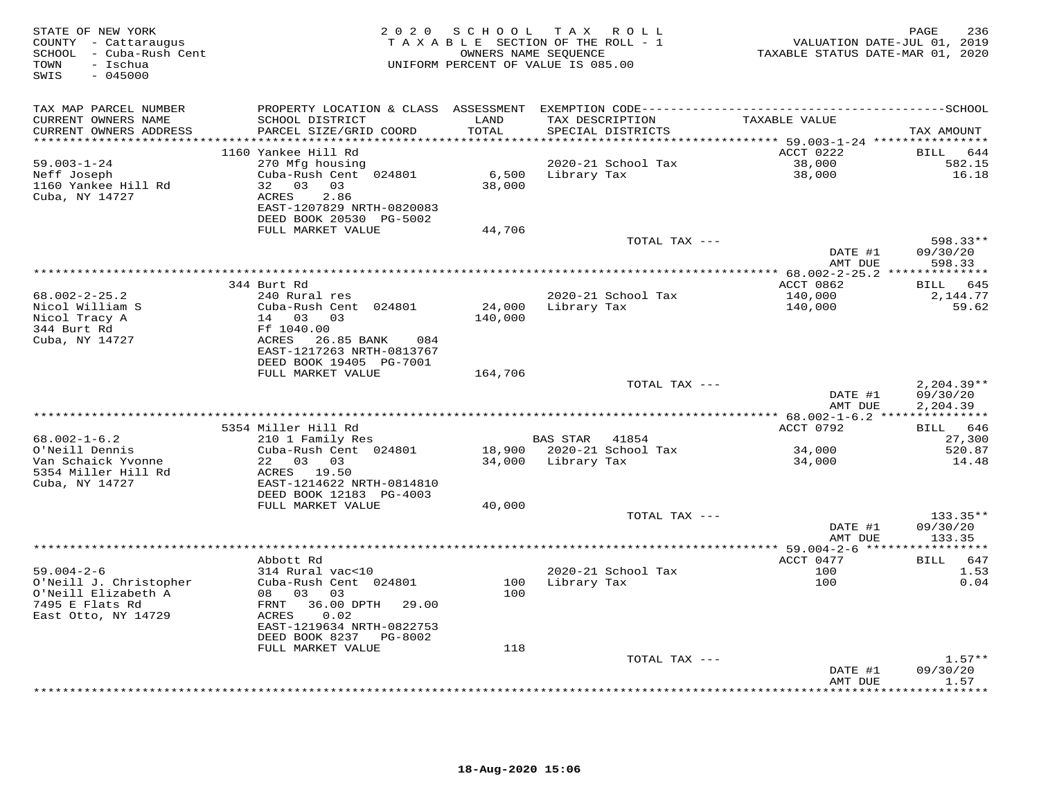STATE OF NEW YORK
COUNTY - Cattaraugus
SCHOOL - Cuba-Rush Cent
TOWN - Ischua
SWIS - 045000

2020 SCHOOL TAX ROLL
TAXABLE SECTION OF THE ROLL - 1
OWNERS NAME SEQUENCE
UNIFORM PERCENT OF VALUE IS 085.00

VALUATION DATE-JUL 01, 2019
TAXABLE STATUS DATE-MAR 01, 2020

| TAX MAP PARCEL NUMBER / CURRENT OWNERS NAME / CURRENT OWNERS ADDRESS | PROPERTY LOCATION & CLASS / SCHOOL DISTRICT / PARCEL SIZE/GRID COORD | ASSESSMENT LAND / TOTAL | EXEMPTION CODE / TAX DESCRIPTION / SPECIAL DISTRICTS | TAXABLE VALUE | SCHOOL TAX AMOUNT |
|---|---|---|---|---|---|
| | 1160 Yankee Hill Rd | | | ACCT 0222 | BILL 644 |
| 59.003-1-24 | 270 Mfg housing | | 2020-21 School Tax | 38,000 | 582.15 |
| Neff Joseph | Cuba-Rush Cent 024801 | 6,500 | Library Tax | 38,000 | 16.18 |
| 1160 Yankee Hill Rd | 32 03 03 | 38,000 | | | |
| Cuba, NY 14727 | ACRES 2.86 | | | | |
| | EAST-1207829 NRTH-0820083 | | | | |
| | DEED BOOK 20530 PG-5002 | | | | |
| | FULL MARKET VALUE | 44,706 | | | |
| | | | TOTAL TAX --- | | 598.33** |
| | | | | DATE #1 | 09/30/20 |
| | | | | AMT DUE | 598.33 |
| | 344 Burt Rd | | | ACCT 0862 | BILL 645 |
| 68.002-2-25.2 | 240 Rural res | | 2020-21 School Tax | 140,000 | 2,144.77 |
| Nicol William S | Cuba-Rush Cent 024801 | 24,000 | Library Tax | 140,000 | 59.62 |
| Nicol Tracy A | 14 03 03 | 140,000 | | | |
| 344 Burt Rd | Ff 1040.00 | | | | |
| Cuba, NY 14727 | ACRES 26.85 BANK 084 | | | | |
| | EAST-1217263 NRTH-0813767 | | | | |
| | DEED BOOK 19405 PG-7001 | | | | |
| | FULL MARKET VALUE | 164,706 | | | |
| | | | TOTAL TAX --- | | 2,204.39** |
| | | | | DATE #1 | 09/30/20 |
| | | | | AMT DUE | 2,204.39 |
| | 5354 Miller Hill Rd | | | ACCT 0792 | BILL 646 |
| 68.002-1-6.2 | 210 1 Family Res | | BAS STAR 41854 | | 27,300 |
| O'Neill Dennis | Cuba-Rush Cent 024801 | 18,900 | 2020-21 School Tax | 34,000 | 520.87 |
| Van Schaick Yvonne | 22 03 03 | 34,000 | Library Tax | 34,000 | 14.48 |
| 5354 Miller Hill Rd | ACRES 19.50 | | | | |
| Cuba, NY 14727 | EAST-1214622 NRTH-0814810 | | | | |
| | DEED BOOK 12183 PG-4003 | | | | |
| | FULL MARKET VALUE | 40,000 | | | |
| | | | TOTAL TAX --- | | 133.35** |
| | | | | DATE #1 | 09/30/20 |
| | | | | AMT DUE | 133.35 |
| | Abbott Rd | | | ACCT 0477 | BILL 647 |
| 59.004-2-6 | 314 Rural vac<10 | | 2020-21 School Tax | 100 | 1.53 |
| O'Neill J. Christopher | Cuba-Rush Cent 024801 | 100 | Library Tax | 100 | 0.04 |
| O'Neill Elizabeth A | 08 03 03 | 100 | | | |
| 7495 E Flats Rd | FRNT 36.00 DPTH 29.00 | | | | |
| East Otto, NY 14729 | ACRES 0.02 | | | | |
| | EAST-1219634 NRTH-0822753 | | | | |
| | DEED BOOK 8237 PG-8002 | | | | |
| | FULL MARKET VALUE | 118 | | | |
| | | | TOTAL TAX --- | | 1.57** |
| | | | | DATE #1 | 09/30/20 |
| | | | | AMT DUE | 1.57 |

18-Aug-2020 15:06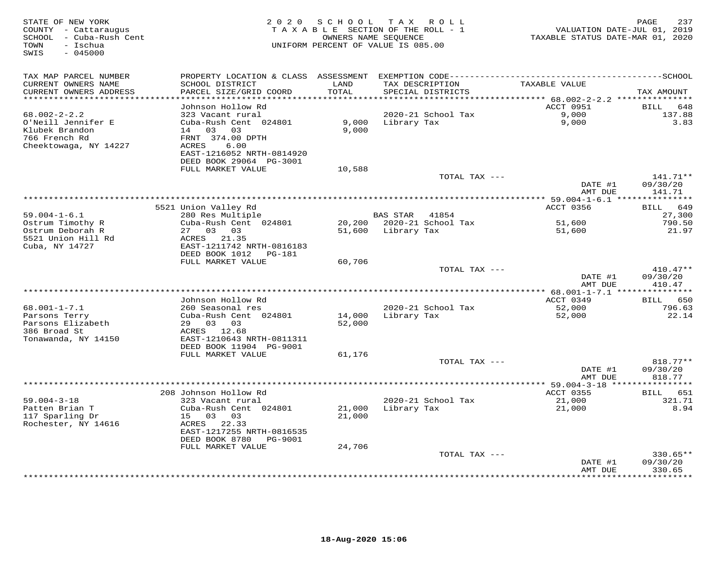STATE OF NEW YORK
COUNTY - Cattaraugus
SCHOOL - Cuba-Rush Cent
TOWN - Ischua
SWIS - 045000

2020 SCHOOL TAX ROLL
TAXABLE SECTION OF THE ROLL - 1
OWNERS NAME SEQUENCE
UNIFORM PERCENT OF VALUE IS 085.00

VALUATION DATE-JUL 01, 2019
TAXABLE STATUS DATE-MAR 01, 2020

| TAX MAP PARCEL NUMBER / CURRENT OWNERS NAME / CURRENT OWNERS ADDRESS | PROPERTY LOCATION & CLASS / SCHOOL DISTRICT / PARCEL SIZE/GRID COORD | ASSESSMENT LAND | TOTAL | EXEMPTION CODE / TAX DESCRIPTION / SPECIAL DISTRICTS | TAXABLE VALUE | TAX AMOUNT |
|---|---|---|---|---|---|---|
| **68.002-2-2.2** | Johnson Hollow Rd | | | | ACCT 0951 | BILL 648 |
| 68.002-2-2.2 | 323 Vacant rural | | | 2020-21 School Tax | 9,000 | 137.88 |
| O'Neill Jennifer E | Cuba-Rush Cent 024801 | 9,000 | | Library Tax | 9,000 | 3.83 |
| Klubek Brandon | 14 03 03 | | 9,000 | | | |
| 766 French Rd | FRNT 374.00 DPTH | | | | | |
| Cheektowaga, NY 14227 | ACRES 6.00 | | | | | |
| | EAST-1216052 NRTH-0814920 | | | | | |
| | DEED BOOK 29064 PG-3001 | | | | | |
| | FULL MARKET VALUE | | 10,588 | | | |
| | | | | TOTAL TAX --- | | 141.71** |
| | | | | | DATE #1 | 09/30/20 |
| | | | | | AMT DUE | 141.71 |
| **59.004-1-6.1** | 5521 Union Valley Rd | | | | ACCT 0356 | BILL 649 |
| 59.004-1-6.1 | 280 Res Multiple | | | BAS STAR 41854 | | 27,300 |
| Ostrum Timothy R | Cuba-Rush Cent 024801 | 20,200 | | 2020-21 School Tax | 51,600 | 790.50 |
| Ostrum Deborah R | 27 03 03 | | 51,600 | Library Tax | 51,600 | 21.97 |
| 5521 Union Hill Rd | ACRES 21.35 | | | | | |
| Cuba, NY 14727 | EAST-1211742 NRTH-0816183 | | | | | |
| | DEED BOOK 1012 PG-181 | | | | | |
| | FULL MARKET VALUE | | 60,706 | | | |
| | | | | TOTAL TAX --- | | 410.47** |
| | | | | | DATE #1 | 09/30/20 |
| | | | | | AMT DUE | 410.47 |
| **68.001-1-7.1** | Johnson Hollow Rd | | | | ACCT 0349 | BILL 650 |
| 68.001-1-7.1 | 260 Seasonal res | | | 2020-21 School Tax | 52,000 | 796.63 |
| Parsons Terry | Cuba-Rush Cent 024801 | 14,000 | | Library Tax | 52,000 | 22.14 |
| Parsons Elizabeth | 29 03 03 | | 52,000 | | | |
| 386 Broad St | ACRES 12.68 | | | | | |
| Tonawanda, NY 14150 | EAST-1210643 NRTH-0811311 | | | | | |
| | DEED BOOK 11904 PG-9001 | | | | | |
| | FULL MARKET VALUE | | 61,176 | | | |
| | | | | TOTAL TAX --- | | 818.77** |
| | | | | | DATE #1 | 09/30/20 |
| | | | | | AMT DUE | 818.77 |
| **59.004-3-18** | 208 Johnson Hollow Rd | | | | ACCT 0355 | BILL 651 |
| 59.004-3-18 | 323 Vacant rural | | | 2020-21 School Tax | 21,000 | 321.71 |
| Patten Brian T | Cuba-Rush Cent 024801 | 21,000 | | Library Tax | 21,000 | 8.94 |
| 117 Sparling Dr | 15 03 03 | | 21,000 | | | |
| Rochester, NY 14616 | ACRES 22.33 | | | | | |
| | EAST-1217255 NRTH-0816535 | | | | | |
| | DEED BOOK 8780 PG-9001 | | | | | |
| | FULL MARKET VALUE | | 24,706 | | | |
| | | | | TOTAL TAX --- | | 330.65** |
| | | | | | DATE #1 | 09/30/20 |
| | | | | | AMT DUE | 330.65 |

18-Aug-2020 15:06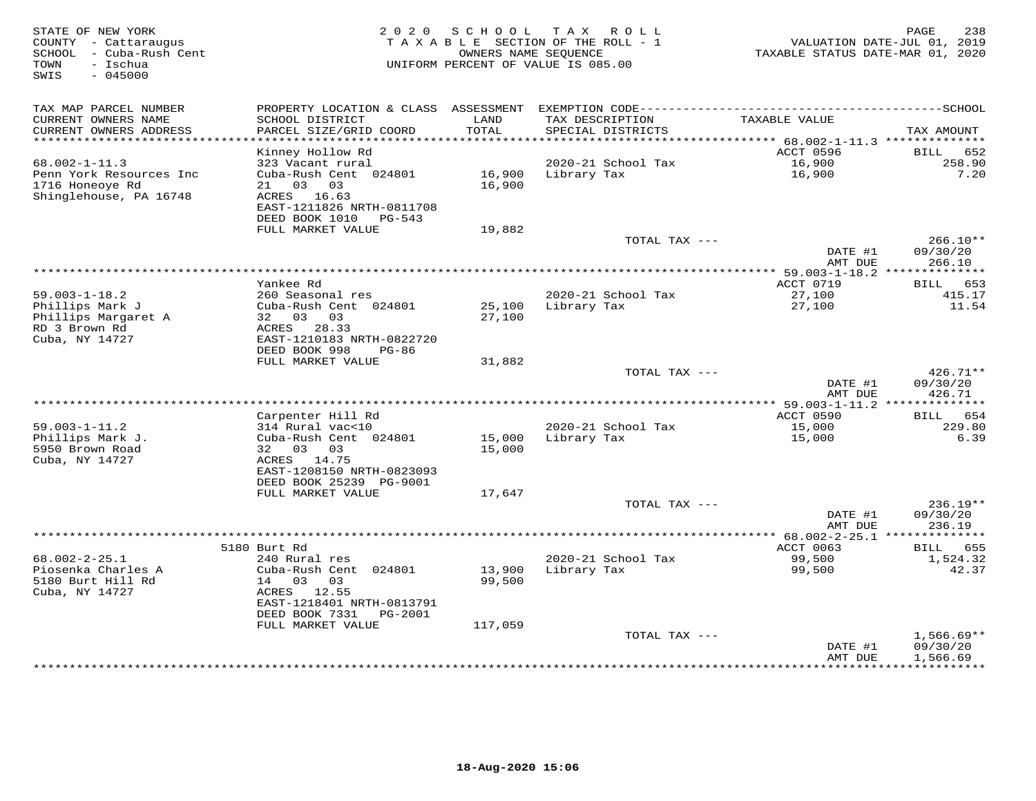STATE OF NEW YORK
COUNTY - Cattaraugus
SCHOOL - Cuba-Rush Cent
TOWN - Ischua
SWIS - 045000

2020 SCHOOL TAX ROLL
TAXABLE SECTION OF THE ROLL - 1
OWNERS NAME SEQUENCE
UNIFORM PERCENT OF VALUE IS 085.00

VALUATION DATE-JUL 01, 2019
TAXABLE STATUS DATE-MAR 01, 2020

| TAX MAP PARCEL NUMBER / CURRENT OWNERS NAME / CURRENT OWNERS ADDRESS | PROPERTY LOCATION & CLASS / SCHOOL DISTRICT / PARCEL SIZE/GRID COORD | ASSESSMENT LAND / TOTAL | EXEMPTION CODE / TAX DESCRIPTION / SPECIAL DISTRICTS | TAXABLE VALUE | TAX AMOUNT |
|---|---|---|---|---|---|
| | Kinney Hollow Rd | | | ACCT 0596 | BILL 652 |
| 68.002-1-11.3 | 323 Vacant rural | | 2020-21 School Tax | 16,900 | 258.90 |
| Penn York Resources Inc | Cuba-Rush Cent 024801 | 16,900 | Library Tax | 16,900 | 7.20 |
| 1716 Honeoye Rd | 21 03 03 | 16,900 | | | |
| Shinglehouse, PA 16748 | ACRES 16.63 | | | | |
| | EAST-1211826 NRTH-0811708 | | | | |
| | DEED BOOK 1010 PG-543 | | | | |
| | FULL MARKET VALUE | 19,882 | | | |
| | | | TOTAL TAX --- | | 266.10** |
| | | | | DATE #1 | 09/30/20 |
| | | | | AMT DUE | 266.10 |
| | Yankee Rd | | | ACCT 0719 | BILL 653 |
| 59.003-1-18.2 | 260 Seasonal res | | 2020-21 School Tax | 27,100 | 415.17 |
| Phillips Mark J | Cuba-Rush Cent 024801 | 25,100 | Library Tax | 27,100 | 11.54 |
| Phillips Margaret A | 32 03 03 | 27,100 | | | |
| RD 3 Brown Rd | ACRES 28.33 | | | | |
| Cuba, NY 14727 | EAST-1210183 NRTH-0822720 | | | | |
| | DEED BOOK 998 PG-86 | | | | |
| | FULL MARKET VALUE | 31,882 | | | |
| | | | TOTAL TAX --- | | 426.71** |
| | | | | DATE #1 | 09/30/20 |
| | | | | AMT DUE | 426.71 |
| | Carpenter Hill Rd | | | ACCT 0590 | BILL 654 |
| 59.003-1-11.2 | 314 Rural vac<10 | | 2020-21 School Tax | 15,000 | 229.80 |
| Phillips Mark J. | Cuba-Rush Cent 024801 | 15,000 | Library Tax | 15,000 | 6.39 |
| 5950 Brown Road | 32 03 03 | 15,000 | | | |
| Cuba, NY 14727 | ACRES 14.75 | | | | |
| | EAST-1208150 NRTH-0823093 | | | | |
| | DEED BOOK 25239 PG-9001 | | | | |
| | FULL MARKET VALUE | 17,647 | | | |
| | | | TOTAL TAX --- | | 236.19** |
| | | | | DATE #1 | 09/30/20 |
| | | | | AMT DUE | 236.19 |
| | 5180 Burt Rd | | | ACCT 0063 | BILL 655 |
| 68.002-2-25.1 | 240 Rural res | | 2020-21 School Tax | 99,500 | 1,524.32 |
| Piosenka Charles A | Cuba-Rush Cent 024801 | 13,900 | Library Tax | 99,500 | 42.37 |
| 5180 Burt Hill Rd | 14 03 03 | 99,500 | | | |
| Cuba, NY 14727 | ACRES 12.55 | | | | |
| | EAST-1218401 NRTH-0813791 | | | | |
| | DEED BOOK 7331 PG-2001 | | | | |
| | FULL MARKET VALUE | 117,059 | | | |
| | | | TOTAL TAX --- | | 1,566.69** |
| | | | | DATE #1 | 09/30/20 |
| | | | | AMT DUE | 1,566.69 |

18-Aug-2020 15:06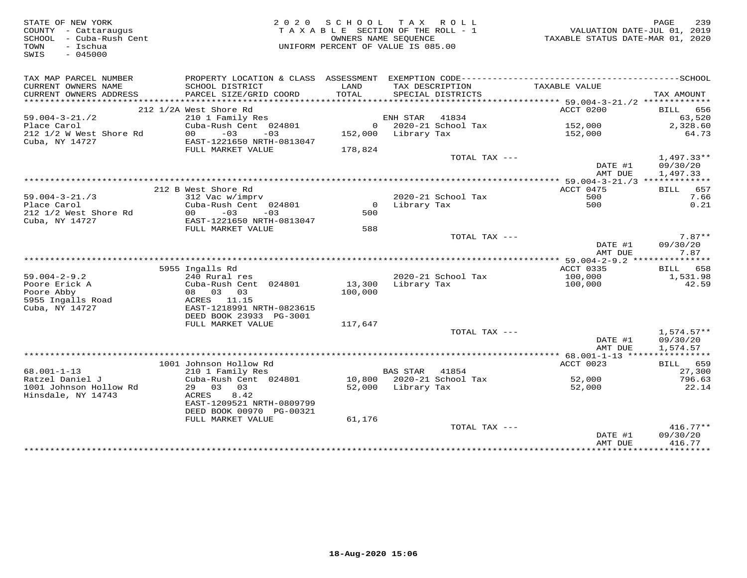STATE OF NEW YORK
COUNTY - Cattaraugus
SCHOOL - Cuba-Rush Cent
TOWN - Ischua
SWIS - 045000

2 0 2 0 S C H O O L T A X R O L L
T A X A B L E SECTION OF THE ROLL - 1
OWNERS NAME SEQUENCE
UNIFORM PERCENT OF VALUE IS 085.00

VALUATION DATE-JUL 01, 2019
TAXABLE STATUS DATE-MAR 01, 2020

| TAX MAP PARCEL NUMBER / CURRENT OWNERS NAME / CURRENT OWNERS ADDRESS | PROPERTY LOCATION & CLASS / SCHOOL DISTRICT / PARCEL SIZE/GRID COORD | ASSESSMENT LAND / TOTAL | EXEMPTION CODE / TAX DESCRIPTION / SPECIAL DISTRICTS | TAXABLE VALUE | SCHOOL TAX AMOUNT |
|---|---|---|---|---|---|
| **59.004-3-21./2** | 212 1/2A West Shore Rd | | | ACCT 0200 | BILL 656 |
| 59.004-3-21./2 | 210 1 Family Res | | ENH STAR 41834 | | 63,520 |
| Place Carol | Cuba-Rush Cent 024801 | 0 | 2020-21 School Tax | 152,000 | 2,328.60 |
| 212 1/2 W West Shore Rd | 00 -03 -03 | 152,000 | Library Tax | 152,000 | 64.73 |
| Cuba, NY 14727 | EAST-1221650 NRTH-0813047 | | | | |
| | FULL MARKET VALUE | 178,824 | | | |
| | | | TOTAL TAX --- | | 1,497.33** |
| | | | | DATE #1 | 09/30/20 |
| | | | | AMT DUE | 1,497.33 |
| **59.004-3-21./3** | 212 B West Shore Rd | | | ACCT 0475 | BILL 657 |
| 59.004-3-21./3 | 312 Vac w/imprv | | 2020-21 School Tax | 500 | 7.66 |
| Place Carol | Cuba-Rush Cent 024801 | 0 | Library Tax | 500 | 0.21 |
| 212 1/2 West Shore Rd | 00 -03 -03 | 500 | | | |
| Cuba, NY 14727 | EAST-1221650 NRTH-0813047 | | | | |
| | FULL MARKET VALUE | 588 | | | |
| | | | TOTAL TAX --- | | 7.87** |
| | | | | DATE #1 | 09/30/20 |
| | | | | AMT DUE | 7.87 |
| **59.004-2-9.2** | 5955 Ingalls Rd | | | ACCT 0335 | BILL 658 |
| 59.004-2-9.2 | 240 Rural res | | 2020-21 School Tax | 100,000 | 1,531.98 |
| Poore Erick A | Cuba-Rush Cent 024801 | 13,300 | Library Tax | 100,000 | 42.59 |
| Poore Abby | 08 03 03 | 100,000 | | | |
| 5955 Ingalls Road | ACRES 11.15 | | | | |
| Cuba, NY 14727 | EAST-1218991 NRTH-0823615 | | | | |
| | DEED BOOK 23933 PG-3001 | | | | |
| | FULL MARKET VALUE | 117,647 | | | |
| | | | TOTAL TAX --- | | 1,574.57** |
| | | | | DATE #1 | 09/30/20 |
| | | | | AMT DUE | 1,574.57 |
| **68.001-1-13** | 1001 Johnson Hollow Rd | | | ACCT 0023 | BILL 659 |
| 68.001-1-13 | 210 1 Family Res | | BAS STAR 41854 | | 27,300 |
| Ratzel Daniel J | Cuba-Rush Cent 024801 | 10,800 | 2020-21 School Tax | 52,000 | 796.63 |
| 1001 Johnson Hollow Rd | 29 03 03 | 52,000 | Library Tax | 52,000 | 22.14 |
| Hinsdale, NY 14743 | ACRES 8.42 | | | | |
| | EAST-1209521 NRTH-0809799 | | | | |
| | DEED BOOK 00970 PG-00321 | | | | |
| | FULL MARKET VALUE | 61,176 | | | |
| | | | TOTAL TAX --- | | 416.77** |
| | | | | DATE #1 | 09/30/20 |
| | | | | AMT DUE | 416.77 |

18-Aug-2020 15:06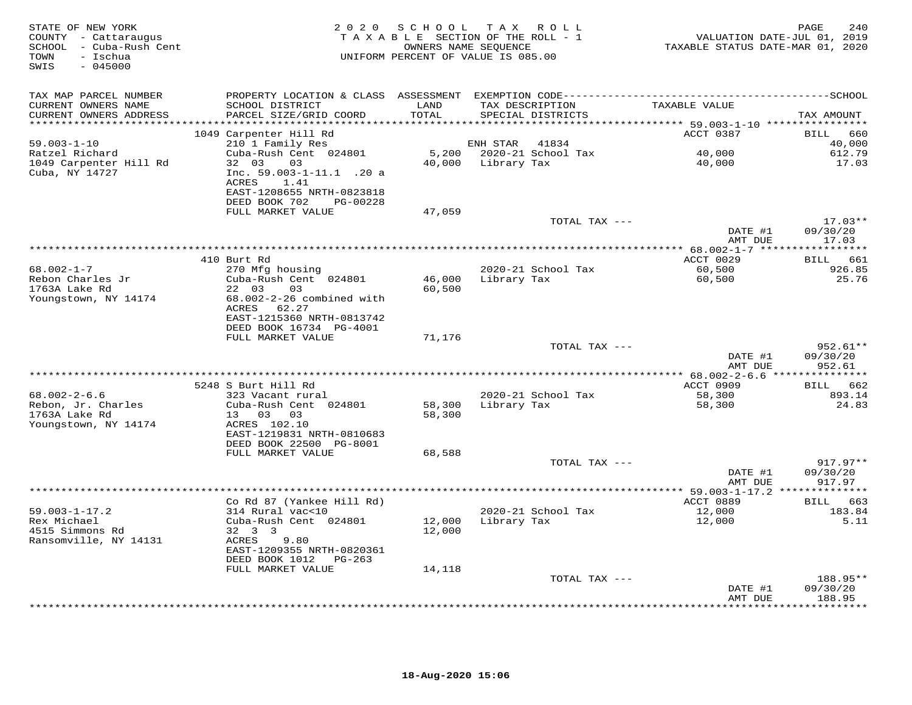STATE OF NEW YORK
COUNTY - Cattaraugus
SCHOOL - Cuba-Rush Cent
TOWN - Ischua
SWIS - 045000

2020 SCHOOL TAX ROLL
TAXABLE SECTION OF THE ROLL - 1
OWNERS NAME SEQUENCE
UNIFORM PERCENT OF VALUE IS 085.00

VALUATION DATE-JUL 01, 2019
TAXABLE STATUS DATE-MAR 01, 2020

| TAX MAP PARCEL NUMBER / CURRENT OWNERS NAME / CURRENT OWNERS ADDRESS | PROPERTY LOCATION & CLASS / SCHOOL DISTRICT / PARCEL SIZE/GRID COORD | ASSESSMENT LAND / TOTAL | EXEMPTION CODE / TAX DESCRIPTION / SPECIAL DISTRICTS | TAXABLE VALUE | TAX AMOUNT |
|---|---|---|---|---|---|
| | 1049 Carpenter Hill Rd | | | ACCT 0387 | BILL 660 |
| 59.003-1-10 | 210 1 Family Res | | ENH STAR 41834 | | 40,000 |
| Ratzel Richard | Cuba-Rush Cent 024801 | 5,200 | 2020-21 School Tax | 40,000 | 612.79 |
| 1049 Carpenter Hill Rd | 32 03 03 | 40,000 | Library Tax | 40,000 | 17.03 |
| Cuba, NY 14727 | Inc. 59.003-1-11.1 .20 a | | | | |
| | ACRES 1.41 | | | | |
| | EAST-1208655 NRTH-0823818 | | | | |
| | DEED BOOK 702 PG-00228 | | | | |
| | FULL MARKET VALUE | 47,059 | | | |
| | | | TOTAL TAX --- | | 17.03** |
| | | | | DATE #1 | 09/30/20 |
| | | | | AMT DUE | 17.03 |
| | 410 Burt Rd | | | ACCT 0029 | BILL 661 |
| 68.002-1-7 | 270 Mfg housing | | 2020-21 School Tax | 60,500 | 926.85 |
| Rebon Charles Jr | Cuba-Rush Cent 024801 | 46,000 | Library Tax | 60,500 | 25.76 |
| 1763A Lake Rd | 22 03 03 | 60,500 | | | |
| Youngstown, NY 14174 | 68.002-2-26 combined with | | | | |
| | ACRES 62.27 | | | | |
| | EAST-1215360 NRTH-0813742 | | | | |
| | DEED BOOK 16734 PG-4001 | | | | |
| | FULL MARKET VALUE | 71,176 | | | |
| | | | TOTAL TAX --- | | 952.61** |
| | | | | DATE #1 | 09/30/20 |
| | | | | AMT DUE | 952.61 |
| | 5248 S Burt Hill Rd | | | ACCT 0909 | BILL 662 |
| 68.002-2-6.6 | 323 Vacant rural | | 2020-21 School Tax | 58,300 | 893.14 |
| Rebon, Jr. Charles | Cuba-Rush Cent 024801 | 58,300 | Library Tax | 58,300 | 24.83 |
| 1763A Lake Rd | 13 03 03 | 58,300 | | | |
| Youngstown, NY 14174 | ACRES 102.10 | | | | |
| | EAST-1219831 NRTH-0810683 | | | | |
| | DEED BOOK 22500 PG-8001 | | | | |
| | FULL MARKET VALUE | 68,588 | | | |
| | | | TOTAL TAX --- | | 917.97** |
| | | | | DATE #1 | 09/30/20 |
| | | | | AMT DUE | 917.97 |
| | Co Rd 87 (Yankee Hill Rd) | | | ACCT 0889 | BILL 663 |
| 59.003-1-17.2 | 314 Rural vac<10 | | 2020-21 School Tax | 12,000 | 183.84 |
| Rex Michael | Cuba-Rush Cent 024801 | 12,000 | Library Tax | 12,000 | 5.11 |
| 4515 Simmons Rd | 32 3 3 | 12,000 | | | |
| Ransomville, NY 14131 | ACRES 9.80 | | | | |
| | EAST-1209355 NRTH-0820361 | | | | |
| | DEED BOOK 1012 PG-263 | | | | |
| | FULL MARKET VALUE | 14,118 | | | |
| | | | TOTAL TAX --- | | 188.95** |
| | | | | DATE #1 | 09/30/20 |
| | | | | AMT DUE | 188.95 |

18-Aug-2020 15:06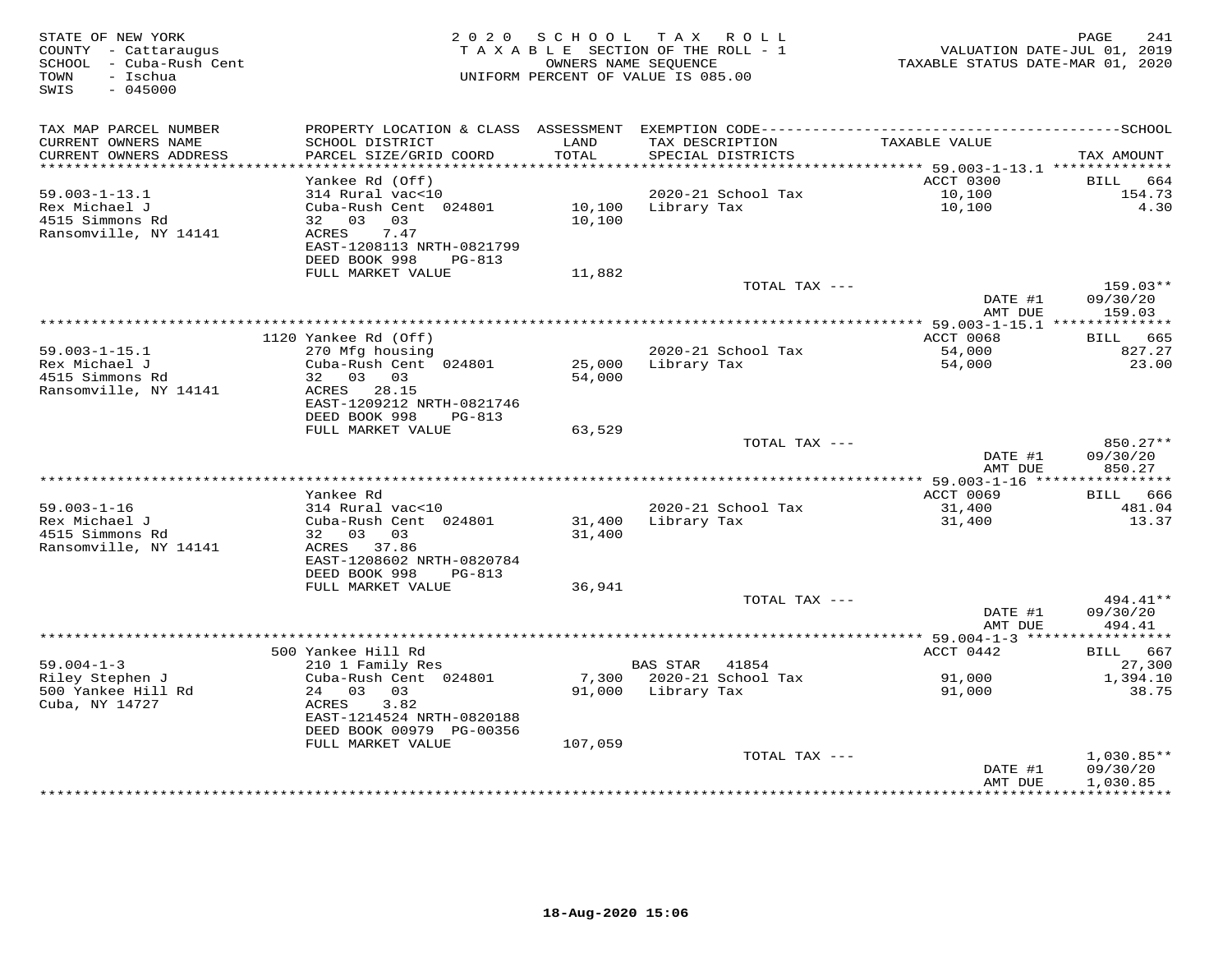STATE OF NEW YORK
COUNTY - Cattaraugus
SCHOOL - Cuba-Rush Cent
TOWN - Ischua
SWIS - 045000

2020 SCHOOL TAX ROLL
TAXABLE SECTION OF THE ROLL - 1
OWNERS NAME SEQUENCE
UNIFORM PERCENT OF VALUE IS 085.00

VALUATION DATE-JUL 01, 2019
TAXABLE STATUS DATE-MAR 01, 2020

| TAX MAP PARCEL NUMBER / CURRENT OWNERS NAME / CURRENT OWNERS ADDRESS | PROPERTY LOCATION & CLASS / SCHOOL DISTRICT / PARCEL SIZE/GRID COORD | ASSESSMENT LAND / TOTAL | EXEMPTION CODE / TAX DESCRIPTION / SPECIAL DISTRICTS | TAXABLE VALUE | TAX AMOUNT |
|---|---|---|---|---|---|
| **59.003-1-13.1** | Yankee Rd (Off) | | | ACCT 0300 | BILL 664 |
| 59.003-1-13.1 | 314 Rural vac<10 | | 2020-21 School Tax | 10,100 | 154.73 |
| Rex Michael J | Cuba-Rush Cent 024801 | 10,100 | Library Tax | 10,100 | 4.30 |
| 4515 Simmons Rd | 32 03 03 | 10,100 | | | |
| Ransomville, NY 14141 | ACRES 7.47 | | | | |
| | EAST-1208113 NRTH-0821799 | | | | |
| | DEED BOOK 998 PG-813 | | | | |
| | FULL MARKET VALUE | 11,882 | | | |
| | | | TOTAL TAX --- | | 159.03** |
| | | | | DATE #1 | 09/30/20 |
| | | | | AMT DUE | 159.03 |
| **59.003-1-15.1** | 1120 Yankee Rd (Off) | | | ACCT 0068 | BILL 665 |
| 59.003-1-15.1 | 270 Mfg housing | | 2020-21 School Tax | 54,000 | 827.27 |
| Rex Michael J | Cuba-Rush Cent 024801 | 25,000 | Library Tax | 54,000 | 23.00 |
| 4515 Simmons Rd | 32 03 03 | 54,000 | | | |
| Ransomville, NY 14141 | ACRES 28.15 | | | | |
| | EAST-1209212 NRTH-0821746 | | | | |
| | DEED BOOK 998 PG-813 | | | | |
| | FULL MARKET VALUE | 63,529 | | | |
| | | | TOTAL TAX --- | | 850.27** |
| | | | | DATE #1 | 09/30/20 |
| | | | | AMT DUE | 850.27 |
| **59.003-1-16** | Yankee Rd | | | ACCT 0069 | BILL 666 |
| 59.003-1-16 | 314 Rural vac<10 | | 2020-21 School Tax | 31,400 | 481.04 |
| Rex Michael J | Cuba-Rush Cent 024801 | 31,400 | Library Tax | 31,400 | 13.37 |
| 4515 Simmons Rd | 32 03 03 | 31,400 | | | |
| Ransomville, NY 14141 | ACRES 37.86 | | | | |
| | EAST-1208602 NRTH-0820784 | | | | |
| | DEED BOOK 998 PG-813 | | | | |
| | FULL MARKET VALUE | 36,941 | | | |
| | | | TOTAL TAX --- | | 494.41** |
| | | | | DATE #1 | 09/30/20 |
| | | | | AMT DUE | 494.41 |
| **59.004-1-3** | 500 Yankee Hill Rd | | | ACCT 0442 | BILL 667 |
| 59.004-1-3 | 210 1 Family Res | | BAS STAR 41854 | | 27,300 |
| Riley Stephen J | Cuba-Rush Cent 024801 | 7,300 | 2020-21 School Tax | 91,000 | 1,394.10 |
| 500 Yankee Hill Rd | 24 03 03 | 91,000 | Library Tax | 91,000 | 38.75 |
| Cuba, NY 14727 | ACRES 3.82 | | | | |
| | EAST-1214524 NRTH-0820188 | | | | |
| | DEED BOOK 00979 PG-00356 | | | | |
| | FULL MARKET VALUE | 107,059 | | | |
| | | | TOTAL TAX --- | | 1,030.85** |
| | | | | DATE #1 | 09/30/20 |
| | | | | AMT DUE | 1,030.85 |

18-Aug-2020 15:06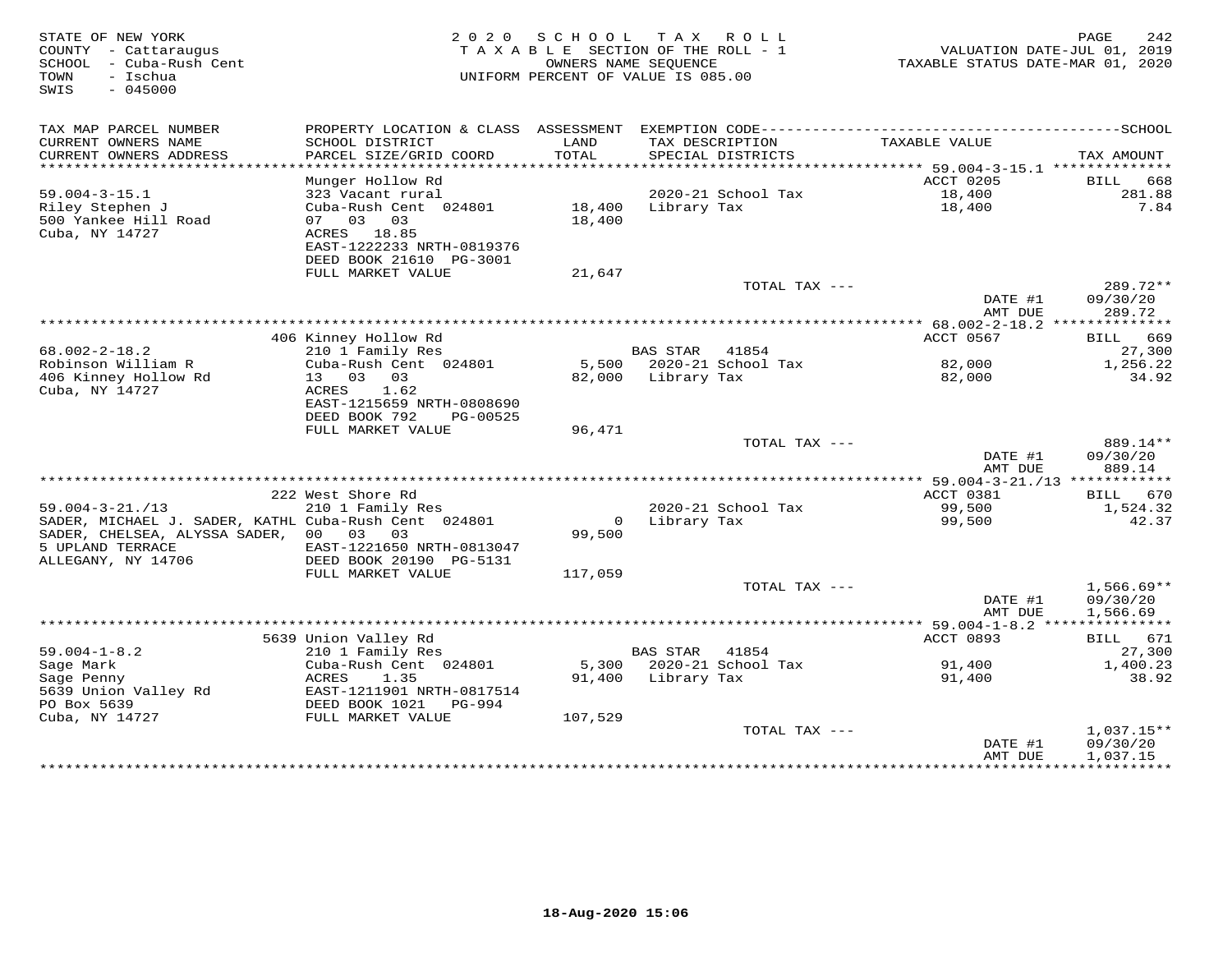STATE OF NEW YORK
COUNTY - Cattaraugus
SCHOOL - Cuba-Rush Cent
TOWN - Ischua
SWIS - 045000

2020 SCHOOL TAX ROLL
TAXABLE SECTION OF THE ROLL - 1
OWNERS NAME SEQUENCE
UNIFORM PERCENT OF VALUE IS 085.00

VALUATION DATE-JUL 01, 2019
TAXABLE STATUS DATE-MAR 01, 2020

| TAX MAP PARCEL NUMBER / CURRENT OWNERS NAME / CURRENT OWNERS ADDRESS | PROPERTY LOCATION & CLASS / SCHOOL DISTRICT / PARCEL SIZE/GRID COORD | ASSESSMENT LAND | TOTAL | EXEMPTION CODE / TAX DESCRIPTION / SPECIAL DISTRICTS | TAXABLE VALUE | TAX AMOUNT |
|---|---|---|---|---|---|---|
| 59.004-3-15.1 | Munger Hollow Rd | | | | ACCT 0205 | BILL 668 |
| Riley Stephen J | 323 Vacant rural | | | 2020-21 School Tax | 18,400 | 281.88 |
| 500 Yankee Hill Road | Cuba-Rush Cent 024801 | 18,400 | 18,400 | Library Tax | 18,400 | 7.84 |
| Cuba, NY 14727 | 07 03 03 | | | | | |
| | ACRES 18.85 | | | | | |
| | EAST-1222233 NRTH-0819376 | | | | | |
| | DEED BOOK 21610 PG-3001 | | | | | |
| | FULL MARKET VALUE | | 21,647 | | | |
| | | | | TOTAL TAX --- | | 289.72** |
| | | | | | DATE #1 | 09/30/20 |
| | | | | | AMT DUE | 289.72 |
| 68.002-2-18.2 | 406 Kinney Hollow Rd | | | | ACCT 0567 | BILL 669 |
| Robinson William R | 210 1 Family Res | | | BAS STAR 41854 | | 27,300 |
| 406 Kinney Hollow Rd | Cuba-Rush Cent 024801 | 5,500 | | 2020-21 School Tax | 82,000 | 1,256.22 |
| Cuba, NY 14727 | 13 03 03 | | 82,000 | Library Tax | 82,000 | 34.92 |
| | ACRES 1.62 | | | | | |
| | EAST-1215659 NRTH-0808690 | | | | | |
| | DEED BOOK 792 PG-00525 | | | | | |
| | FULL MARKET VALUE | | 96,471 | | | |
| | | | | TOTAL TAX --- | | 889.14** |
| | | | | | DATE #1 | 09/30/20 |
| | | | | | AMT DUE | 889.14 |
| 59.004-3-21./13 | 222 West Shore Rd | | | | ACCT 0381 | BILL 670 |
| SADER, MICHAEL J. SADER, KATHL | 210 1 Family Res | | | 2020-21 School Tax | 99,500 | 1,524.32 |
| SADER, CHELSEA, ALYSSA SADER, | Cuba-Rush Cent 024801 | 0 | 99,500 | Library Tax | 99,500 | 42.37 |
| 5 UPLAND TERRACE | 00 03 03 | | | | | |
| ALLEGANY, NY 14706 | EAST-1221650 NRTH-0813047 | | | | | |
| | DEED BOOK 20190 PG-5131 | | | | | |
| | FULL MARKET VALUE | | 117,059 | | | |
| | | | | TOTAL TAX --- | | 1,566.69** |
| | | | | | DATE #1 | 09/30/20 |
| | | | | | AMT DUE | 1,566.69 |
| 59.004-1-8.2 | 5639 Union Valley Rd | | | | ACCT 0893 | BILL 671 |
| Sage Mark | 210 1 Family Res | | | BAS STAR 41854 | | 27,300 |
| Sage Penny | Cuba-Rush Cent 024801 | 5,300 | | 2020-21 School Tax | 91,400 | 1,400.23 |
| 5639 Union Valley Rd | ACRES 1.35 | | 91,400 | Library Tax | 91,400 | 38.92 |
| PO Box 5639 | EAST-1211901 NRTH-0817514 | | | | | |
| Cuba, NY 14727 | DEED BOOK 1021 PG-994 | | | | | |
| | FULL MARKET VALUE | | 107,529 | | | |
| | | | | TOTAL TAX --- | | 1,037.15** |
| | | | | | DATE #1 | 09/30/20 |
| | | | | | AMT DUE | 1,037.15 |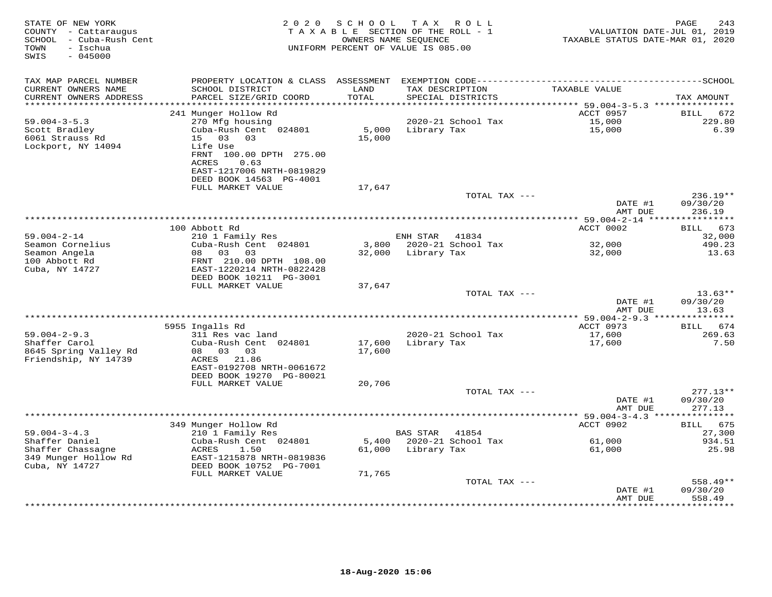STATE OF NEW YORK
COUNTY - Cattaraugus
SCHOOL - Cuba-Rush Cent
TOWN - Ischua
SWIS - 045000

2020 SCHOOL TAX ROLL
TAXABLE SECTION OF THE ROLL - 1
OWNERS NAME SEQUENCE
UNIFORM PERCENT OF VALUE IS 085.00

VALUATION DATE-JUL 01, 2019
TAXABLE STATUS DATE-MAR 01, 2020

| TAX MAP PARCEL NUMBER / CURRENT OWNERS NAME / CURRENT OWNERS ADDRESS | PROPERTY LOCATION & CLASS / SCHOOL DISTRICT / PARCEL SIZE/GRID COORD | ASSESSMENT LAND / TOTAL | EXEMPTION CODE / TAX DESCRIPTION / SPECIAL DISTRICTS | TAXABLE VALUE | TAX AMOUNT |
|---|---|---|---|---|---|
| | 241 Munger Hollow Rd | | | ACCT 0957 | BILL 672 |
| 59.004-3-5.3 | 270 Mfg housing | | 2020-21 School Tax | 15,000 | 229.80 |
| Scott Bradley | Cuba-Rush Cent 024801 | 5,000 | Library Tax | 15,000 | 6.39 |
| 6061 Strauss Rd | 15 03 03 | 15,000 | | | |
| Lockport, NY 14094 | Life Use | | | | |
| | FRNT 100.00 DPTH 275.00 | | | | |
| | ACRES 0.63 | | | | |
| | EAST-1217006 NRTH-0819829 | | | | |
| | DEED BOOK 14563 PG-4001 | | | | |
| | FULL MARKET VALUE | 17,647 | | | |
| | | | TOTAL TAX --- | | 236.19** |
| | | | | DATE #1 | 09/30/20 |
| | | | | AMT DUE | 236.19 |
| | 100 Abbott Rd | | | ACCT 0002 | BILL 673 |
| 59.004-2-14 | 210 1 Family Res | | ENH STAR 41834 | | 32,000 |
| Seamon Cornelius | Cuba-Rush Cent 024801 | 3,800 | 2020-21 School Tax | 32,000 | 490.23 |
| Seamon Angela | 08 03 03 | 32,000 | Library Tax | 32,000 | 13.63 |
| 100 Abbott Rd | FRNT 210.00 DPTH 108.00 | | | | |
| Cuba, NY 14727 | EAST-1220214 NRTH-0822428 | | | | |
| | DEED BOOK 10211 PG-3001 | | | | |
| | FULL MARKET VALUE | 37,647 | | | |
| | | | TOTAL TAX --- | | 13.63** |
| | | | | DATE #1 | 09/30/20 |
| | | | | AMT DUE | 13.63 |
| | 5955 Ingalls Rd | | | ACCT 0973 | BILL 674 |
| 59.004-2-9.3 | 311 Res vac land | | 2020-21 School Tax | 17,600 | 269.63 |
| Shaffer Carol | Cuba-Rush Cent 024801 | 17,600 | Library Tax | 17,600 | 7.50 |
| 8645 Spring Valley Rd | 08 03 03 | 17,600 | | | |
| Friendship, NY 14739 | ACRES 21.86 | | | | |
| | EAST-0192708 NRTH-0061672 | | | | |
| | DEED BOOK 19270 PG-80021 | | | | |
| | FULL MARKET VALUE | 20,706 | | | |
| | | | TOTAL TAX --- | | 277.13** |
| | | | | DATE #1 | 09/30/20 |
| | | | | AMT DUE | 277.13 |
| | 349 Munger Hollow Rd | | | ACCT 0902 | BILL 675 |
| 59.004-3-4.3 | 210 1 Family Res | | BAS STAR 41854 | | 27,300 |
| Shaffer Daniel | Cuba-Rush Cent 024801 | 5,400 | 2020-21 School Tax | 61,000 | 934.51 |
| Shaffer Chassagne | ACRES 1.50 | 61,000 | Library Tax | 61,000 | 25.98 |
| 349 Munger Hollow Rd | EAST-1215878 NRTH-0819836 | | | | |
| Cuba, NY 14727 | DEED BOOK 10752 PG-7001 | | | | |
| | FULL MARKET VALUE | 71,765 | | | |
| | | | TOTAL TAX --- | | 558.49** |
| | | | | DATE #1 | 09/30/20 |
| | | | | AMT DUE | 558.49 |

18-Aug-2020 15:06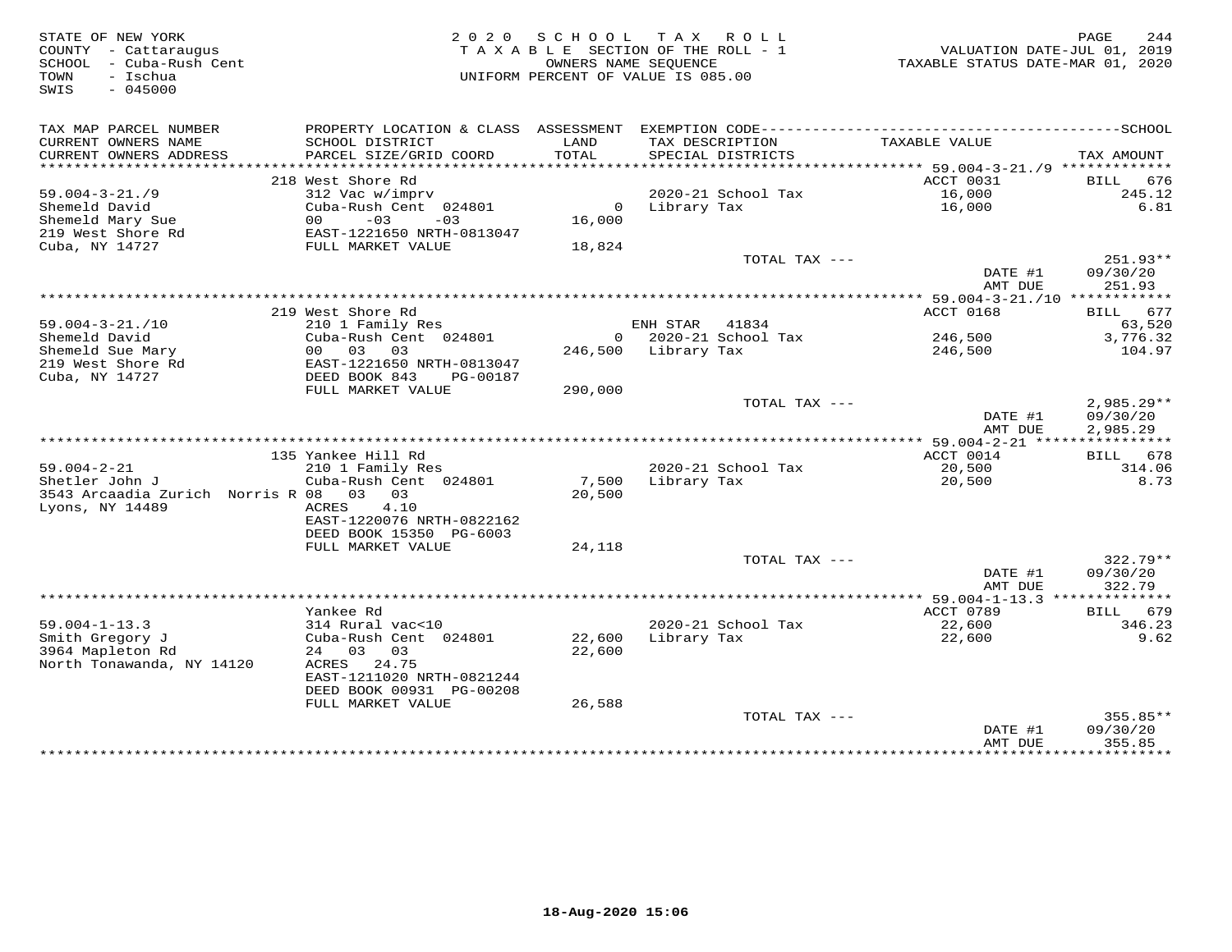STATE OF NEW YORK
COUNTY - Cattaraugus
SCHOOL - Cuba-Rush Cent
TOWN - Ischua
SWIS - 045000

2 0 2 0 S C H O O L T A X R O L L
T A X A B L E SECTION OF THE ROLL - 1
OWNERS NAME SEQUENCE
UNIFORM PERCENT OF VALUE IS 085.00

VALUATION DATE-JUL 01, 2019
TAXABLE STATUS DATE-MAR 01, 2020

| TAX MAP PARCEL NUMBER / CURRENT OWNERS NAME / CURRENT OWNERS ADDRESS | PROPERTY LOCATION & CLASS / SCHOOL DISTRICT / PARCEL SIZE/GRID COORD | ASSESSMENT LAND / TOTAL | EXEMPTION CODE / TAX DESCRIPTION / SPECIAL DISTRICTS | TAXABLE VALUE | TAX AMOUNT |
|---|---|---|---|---|---|
| **59.004-3-21./9** | 218 West Shore Rd | | | ACCT 0031 | BILL 676 |
| 59.004-3-21./9 | 312 Vac w/imprv | | 2020-21 School Tax | 16,000 | 245.12 |
| Shemeld David | Cuba-Rush Cent 024801 | 0 | Library Tax | 16,000 | 6.81 |
| Shemeld Mary Sue | 00 -03 -03 | 16,000 | | | |
| 219 West Shore Rd | EAST-1221650 NRTH-0813047 | | | | |
| Cuba, NY 14727 | FULL MARKET VALUE | 18,824 | | | |
| | | | TOTAL TAX --- | | 251.93** |
| | | | | DATE #1 | 09/30/20 |
| | | | | AMT DUE | 251.93 |
| **59.004-3-21./10** | 219 West Shore Rd | | | ACCT 0168 | BILL 677 |
| 59.004-3-21./10 | 210 1 Family Res | | ENH STAR 41834 | | 63,520 |
| Shemeld David | Cuba-Rush Cent 024801 | 0 | 2020-21 School Tax | 246,500 | 3,776.32 |
| Shemeld Sue Mary | 00 03 03 | 246,500 | Library Tax | 246,500 | 104.97 |
| 219 West Shore Rd | EAST-1221650 NRTH-0813047 | | | | |
| Cuba, NY 14727 | DEED BOOK 843 PG-00187 | | | | |
| | FULL MARKET VALUE | 290,000 | | | |
| | | | TOTAL TAX --- | | 2,985.29** |
| | | | | DATE #1 | 09/30/20 |
| | | | | AMT DUE | 2,985.29 |
| **59.004-2-21** | 135 Yankee Hill Rd | | | ACCT 0014 | BILL 678 |
| 59.004-2-21 | 210 1 Family Res | | 2020-21 School Tax | 20,500 | 314.06 |
| Shetler John J | Cuba-Rush Cent 024801 | 7,500 | Library Tax | 20,500 | 8.73 |
| 3543 Arcaadia Zurich Norris R | 08 03 03 | 20,500 | | | |
| Lyons, NY 14489 | ACRES 4.10 | | | | |
| | EAST-1220076 NRTH-0822162 | | | | |
| | DEED BOOK 15350 PG-6003 | | | | |
| | FULL MARKET VALUE | 24,118 | | | |
| | | | TOTAL TAX --- | | 322.79** |
| | | | | DATE #1 | 09/30/20 |
| | | | | AMT DUE | 322.79 |
| **59.004-1-13.3** | Yankee Rd | | | ACCT 0789 | BILL 679 |
| 59.004-1-13.3 | 314 Rural vac<10 | | 2020-21 School Tax | 22,600 | 346.23 |
| Smith Gregory J | Cuba-Rush Cent 024801 | 22,600 | Library Tax | 22,600 | 9.62 |
| 3964 Mapleton Rd | 24 03 03 | 22,600 | | | |
| North Tonawanda, NY 14120 | ACRES 24.75 | | | | |
| | EAST-1211020 NRTH-0821244 | | | | |
| | DEED BOOK 00931 PG-00208 | | | | |
| | FULL MARKET VALUE | 26,588 | | | |
| | | | TOTAL TAX --- | | 355.85** |
| | | | | DATE #1 | 09/30/20 |
| | | | | AMT DUE | 355.85 |

18-Aug-2020 15:06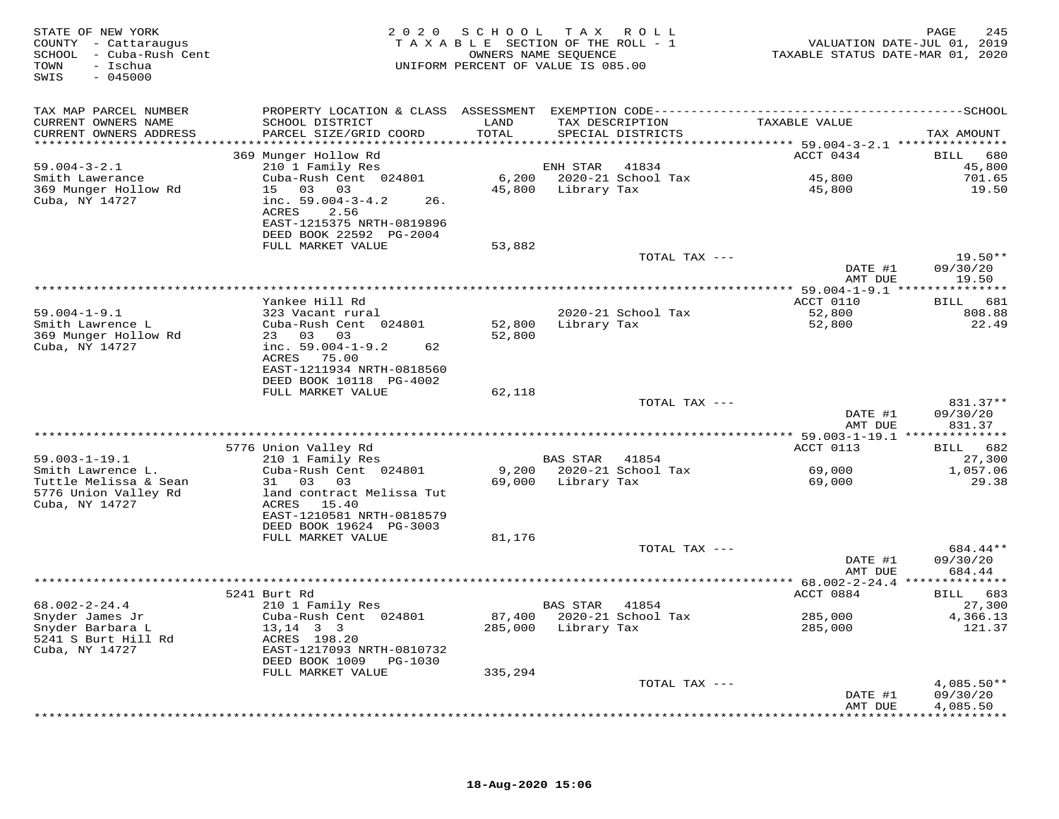STATE OF NEW YORK
COUNTY - Cattaraugus
SCHOOL - Cuba-Rush Cent
TOWN - Ischua
SWIS - 045000

2 0 2 0 S C H O O L T A X R O L L
T A X A B L E SECTION OF THE ROLL - 1
OWNERS NAME SEQUENCE
UNIFORM PERCENT OF VALUE IS 085.00

VALUATION DATE-JUL 01, 2019
TAXABLE STATUS DATE-MAR 01, 2020

```
TAX MAP PARCEL NUMBER      PROPERTY LOCATION & CLASS  ASSESSMENT  EXEMPTION CODE------------------------------------------------SCHOOL
CURRENT OWNERS NAME        SCHOOL DISTRICT              LAND       TAX DESCRIPTION              TAXABLE VALUE
CURRENT OWNERS ADDRESS     PARCEL SIZE/GRID COORD       TOTAL      SPECIAL DISTRICTS                                        TAX AMOUNT
******************************************************************************************* 59.004-3-2.1 ***************
                           369 Munger Hollow Rd                                                 ACCT 0434           BILL  680
59.004-3-2.1               210 1 Family Res                        ENH STAR   41834                                    45,800
Smith Lawerance            Cuba-Rush Cent  024801        6,200     2020-21 School Tax            45,800                701.65
369 Munger Hollow Rd       15   03   03                 45,800     Library Tax                   45,800                 19.50
Cuba, NY 14727             inc. 59.004-3-4.2      26.
                           ACRES     2.56
                           EAST-1215375 NRTH-0819896
                           DEED BOOK 22592  PG-2004
                           FULL MARKET VALUE            53,882
                                                                          TOTAL TAX ---                                 19.50**
                                                                                                  DATE #1           09/30/20
                                                                                                  AMT DUE              19.50
******************************************************************************************* 59.004-1-9.1 ***************
                           Yankee Hill Rd                                                       ACCT 0110           BILL  681
59.004-1-9.1               323 Vacant rural                        2020-21 School Tax            52,800                808.88
Smith Lawrence L           Cuba-Rush Cent  024801       52,800     Library Tax                   52,800                 22.49
369 Munger Hollow Rd       23   03   03                 52,800
Cuba, NY 14727             inc. 59.004-1-9.2      62
                           ACRES    75.00
                           EAST-1211934 NRTH-0818560
                           DEED BOOK 10118  PG-4002
                           FULL MARKET VALUE            62,118
                                                                          TOTAL TAX ---                                831.37**
                                                                                                  DATE #1           09/30/20
                                                                                                  AMT DUE             831.37
******************************************************************************************* 59.003-1-19.1 **************
                           5776 Union Valley Rd                                                 ACCT 0113           BILL  682
59.003-1-19.1              210 1 Family Res                        BAS STAR   41854                                    27,300
Smith Lawrence L.          Cuba-Rush Cent  024801        9,200     2020-21 School Tax            69,000              1,057.06
Tuttle Melissa & Sean      31   03   03                 69,000     Library Tax                   69,000                 29.38
5776 Union Valley Rd       land contract Melissa Tut
Cuba, NY 14727             ACRES    15.40
                           EAST-1210581 NRTH-0818579
                           DEED BOOK 19624  PG-3003
                           FULL MARKET VALUE            81,176
                                                                          TOTAL TAX ---                                684.44**
                                                                                                  DATE #1           09/30/20
                                                                                                  AMT DUE             684.44
******************************************************************************************* 68.002-2-24.4 **************
                           5241 Burt Rd                                                         ACCT 0884           BILL  683
68.002-2-24.4              210 1 Family Res                        BAS STAR   41854                                    27,300
Snyder James Jr            Cuba-Rush Cent  024801       87,400     2020-21 School Tax           285,000              4,366.13
Snyder Barbara L           13,14  3  3                 285,000     Library Tax                  285,000                121.37
5241 S Burt Hill Rd        ACRES   198.20
Cuba, NY 14727             EAST-1217093 NRTH-0810732
                           DEED BOOK 1009   PG-1030
                           FULL MARKET VALUE           335,294
                                                                          TOTAL TAX ---                              4,085.50**
                                                                                                  DATE #1           09/30/20
                                                                                                  AMT DUE           4,085.50
************************************************************************************************************************
```

18-Aug-2020 15:06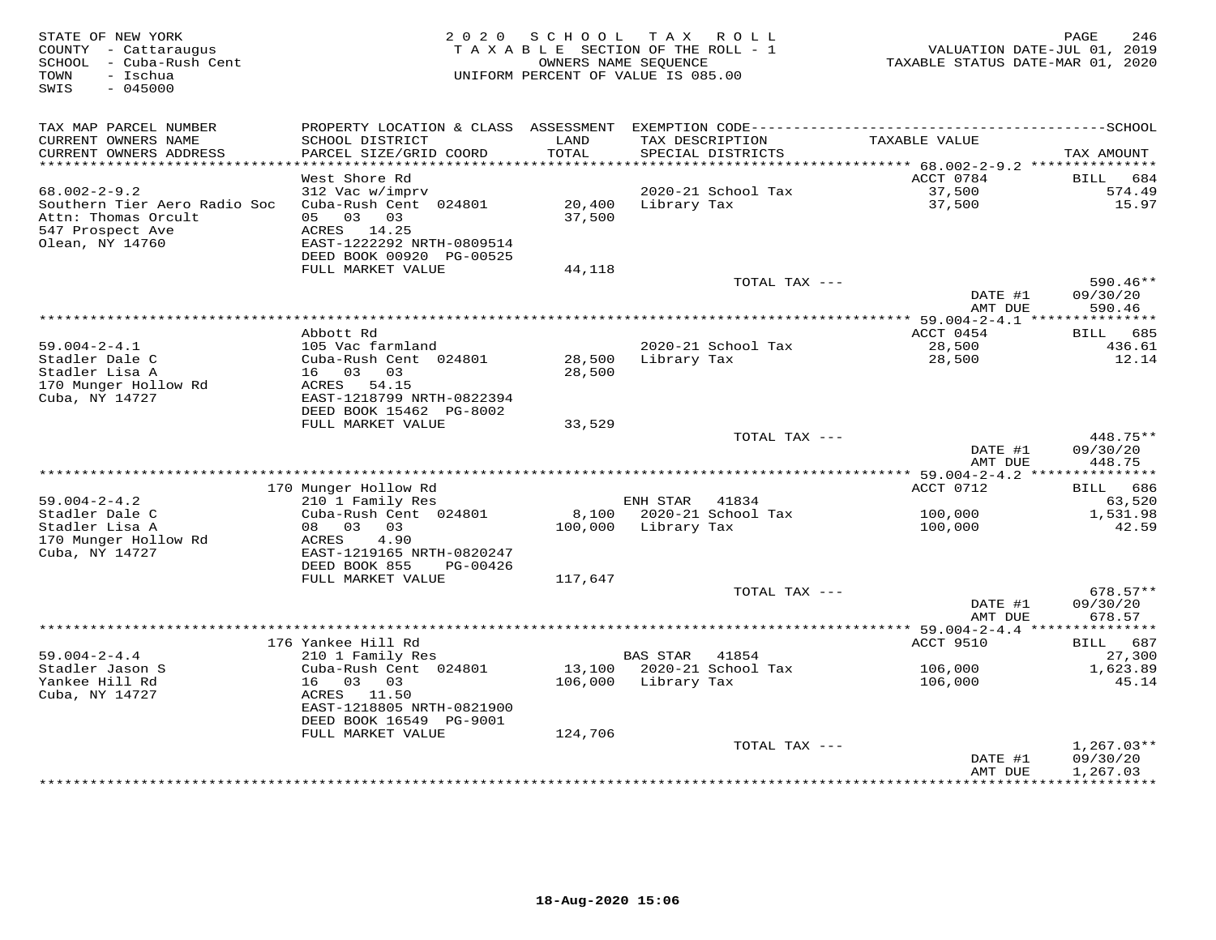STATE OF NEW YORK
COUNTY - Cattaraugus
SCHOOL - Cuba-Rush Cent
TOWN - Ischua
SWIS - 045000

2020 SCHOOL TAX ROLL
TAXABLE SECTION OF THE ROLL - 1
OWNERS NAME SEQUENCE
UNIFORM PERCENT OF VALUE IS 085.00

VALUATION DATE-JUL 01, 2019
TAXABLE STATUS DATE-MAR 01, 2020

| TAX MAP PARCEL NUMBER<br>CURRENT OWNERS NAME<br>CURRENT OWNERS ADDRESS | PROPERTY LOCATION & CLASS<br>SCHOOL DISTRICT<br>PARCEL SIZE/GRID COORD | ASSESSMENT<br>LAND<br>TOTAL | EXEMPTION CODE<br>TAX DESCRIPTION<br>SPECIAL DISTRICTS | TAXABLE VALUE | SCHOOL<br>TAX AMOUNT |
|---|---|---|---|---|---|
| 68.002-2-9.2 | West Shore Rd | | | ACCT 0784 | BILL 684 |
| 68.002-2-9.2 | 312 Vac w/imprv | | 2020-21 School Tax | 37,500 | 574.49 |
| Southern Tier Aero Radio Soc | Cuba-Rush Cent 024801 | 20,400 | Library Tax | 37,500 | 15.97 |
| Attn: Thomas Orcult | 05 03 03 | 37,500 | | | |
| 547 Prospect Ave | ACRES 14.25 | | | | |
| Olean, NY 14760 | EAST-1222292 NRTH-0809514 | | | | |
| | DEED BOOK 00920 PG-00525 | | | | |
| | FULL MARKET VALUE | 44,118 | | | |
| | | | TOTAL TAX --- | | 590.46** |
| | | | | DATE #1 | 09/30/20 |
| | | | | AMT DUE | 590.46 |
| 59.004-2-4.1 | Abbott Rd | | | ACCT 0454 | BILL 685 |
| 59.004-2-4.1 | 105 Vac farmland | | 2020-21 School Tax | 28,500 | 436.61 |
| Stadler Dale C | Cuba-Rush Cent 024801 | 28,500 | Library Tax | 28,500 | 12.14 |
| Stadler Lisa A | 16 03 03 | 28,500 | | | |
| 170 Munger Hollow Rd | ACRES 54.15 | | | | |
| Cuba, NY 14727 | EAST-1218799 NRTH-0822394 | | | | |
| | DEED BOOK 15462 PG-8002 | | | | |
| | FULL MARKET VALUE | 33,529 | | | |
| | | | TOTAL TAX --- | | 448.75** |
| | | | | DATE #1 | 09/30/20 |
| | | | | AMT DUE | 448.75 |
| 59.004-2-4.2 | 170 Munger Hollow Rd | | | ACCT 0712 | BILL 686 |
| 59.004-2-4.2 | 210 1 Family Res | | ENH STAR 41834 | | 63,520 |
| Stadler Dale C | Cuba-Rush Cent 024801 | 8,100 | 2020-21 School Tax | 100,000 | 1,531.98 |
| Stadler Lisa A | 08 03 03 | 100,000 | Library Tax | 100,000 | 42.59 |
| 170 Munger Hollow Rd | ACRES 4.90 | | | | |
| Cuba, NY 14727 | EAST-1219165 NRTH-0820247 | | | | |
| | DEED BOOK 855 PG-00426 | | | | |
| | FULL MARKET VALUE | 117,647 | | | |
| | | | TOTAL TAX --- | | 678.57** |
| | | | | DATE #1 | 09/30/20 |
| | | | | AMT DUE | 678.57 |
| 59.004-2-4.4 | 176 Yankee Hill Rd | | | ACCT 9510 | BILL 687 |
| 59.004-2-4.4 | 210 1 Family Res | | BAS STAR 41854 | | 27,300 |
| Stadler Jason S | Cuba-Rush Cent 024801 | 13,100 | 2020-21 School Tax | 106,000 | 1,623.89 |
| Yankee Hill Rd | 16 03 03 | 106,000 | Library Tax | 106,000 | 45.14 |
| Cuba, NY 14727 | ACRES 11.50 | | | | |
| | EAST-1218805 NRTH-0821900 | | | | |
| | DEED BOOK 16549 PG-9001 | | | | |
| | FULL MARKET VALUE | 124,706 | | | |
| | | | TOTAL TAX --- | | 1,267.03** |
| | | | | DATE #1 | 09/30/20 |
| | | | | AMT DUE | 1,267.03 |

18-Aug-2020 15:06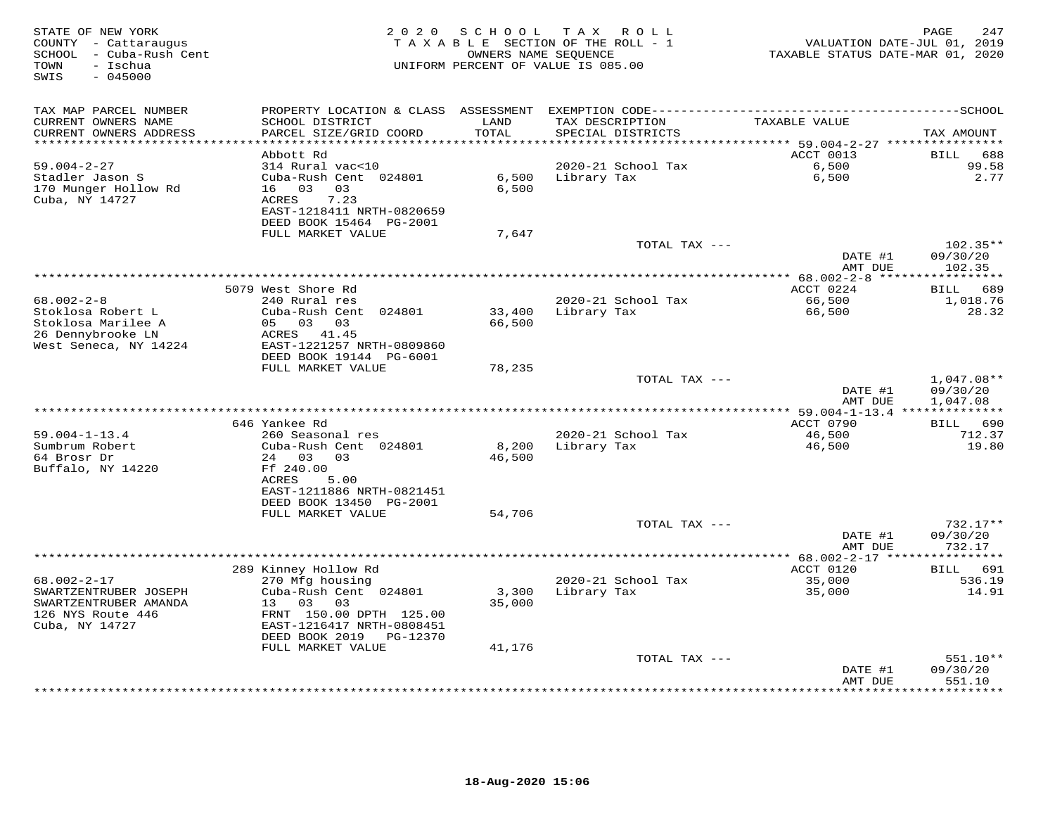STATE OF NEW YORK
COUNTY - Cattaraugus
SCHOOL - Cuba-Rush Cent
TOWN - Ischua
SWIS - 045000

2020 SCHOOL TAX ROLL
TAXABLE SECTION OF THE ROLL - 1
OWNERS NAME SEQUENCE
UNIFORM PERCENT OF VALUE IS 085.00

VALUATION DATE-JUL 01, 2019
TAXABLE STATUS DATE-MAR 01, 2020

| TAX MAP PARCEL NUMBER / CURRENT OWNERS NAME / CURRENT OWNERS ADDRESS | PROPERTY LOCATION & CLASS / SCHOOL DISTRICT / PARCEL SIZE/GRID COORD | ASSESSMENT LAND / TOTAL | EXEMPTION CODE / TAX DESCRIPTION / SPECIAL DISTRICTS | TAXABLE VALUE | TAX AMOUNT |
|---|---|---|---|---|---|
| 59.004-2-27 | Abbott Rd | | | ACCT 0013 | BILL 688 |
| | 314 Rural vac<10 | | | | |
| Stadler Jason S | Cuba-Rush Cent 024801 | 6,500 | 2020-21 School Tax | 6,500 | 99.58 |
| 170 Munger Hollow Rd | 16 03 03 | 6,500 | Library Tax | 6,500 | 2.77 |
| Cuba, NY 14727 | ACRES 7.23 | | | | |
| | EAST-1218411 NRTH-0820659 | | | | |
| | DEED BOOK 15464 PG-2001 | | | | |
| | FULL MARKET VALUE | 7,647 | | | |
| | | | TOTAL TAX --- | | 102.35** |
| | | | | DATE #1 | 09/30/20 |
| | | | | AMT DUE | 102.35 |
| 68.002-2-8 | 5079 West Shore Rd | | | ACCT 0224 | BILL 689 |
| | 240 Rural res | | | | |
| Stoklosa Robert L | Cuba-Rush Cent 024801 | 33,400 | 2020-21 School Tax | 66,500 | 1,018.76 |
| Stoklosa Marilee A | 05 03 03 | 66,500 | Library Tax | 66,500 | 28.32 |
| 26 Dennybrooke LN | ACRES 41.45 | | | | |
| West Seneca, NY 14224 | EAST-1221257 NRTH-0809860 | | | | |
| | DEED BOOK 19144 PG-6001 | | | | |
| | FULL MARKET VALUE | 78,235 | | | |
| | | | TOTAL TAX --- | | 1,047.08** |
| | | | | DATE #1 | 09/30/20 |
| | | | | AMT DUE | 1,047.08 |
| 59.004-1-13.4 | 646 Yankee Rd | | | ACCT 0790 | BILL 690 |
| | 260 Seasonal res | | | | |
| Sumbrum Robert | Cuba-Rush Cent 024801 | 8,200 | 2020-21 School Tax | 46,500 | 712.37 |
| 64 Brosr Dr | 24 03 03 | 46,500 | Library Tax | 46,500 | 19.80 |
| Buffalo, NY 14220 | Ff 240.00 | | | | |
| | ACRES 5.00 | | | | |
| | EAST-1211886 NRTH-0821451 | | | | |
| | DEED BOOK 13450 PG-2001 | | | | |
| | FULL MARKET VALUE | 54,706 | | | |
| | | | TOTAL TAX --- | | 732.17** |
| | | | | DATE #1 | 09/30/20 |
| | | | | AMT DUE | 732.17 |
| 68.002-2-17 | 289 Kinney Hollow Rd | | | ACCT 0120 | BILL 691 |
| | 270 Mfg housing | | | | |
| SWARTZENTRUBER JOSEPH | Cuba-Rush Cent 024801 | 3,300 | 2020-21 School Tax | 35,000 | 536.19 |
| SWARTZENTRUBER AMANDA | 13 03 03 | 35,000 | Library Tax | 35,000 | 14.91 |
| 126 NYS Route 446 | FRNT 150.00 DPTH 125.00 | | | | |
| Cuba, NY 14727 | EAST-1216417 NRTH-0808451 | | | | |
| | DEED BOOK 2019 PG-12370 | | | | |
| | FULL MARKET VALUE | 41,176 | | | |
| | | | TOTAL TAX --- | | 551.10** |
| | | | | DATE #1 | 09/30/20 |
| | | | | AMT DUE | 551.10 |

18-Aug-2020 15:06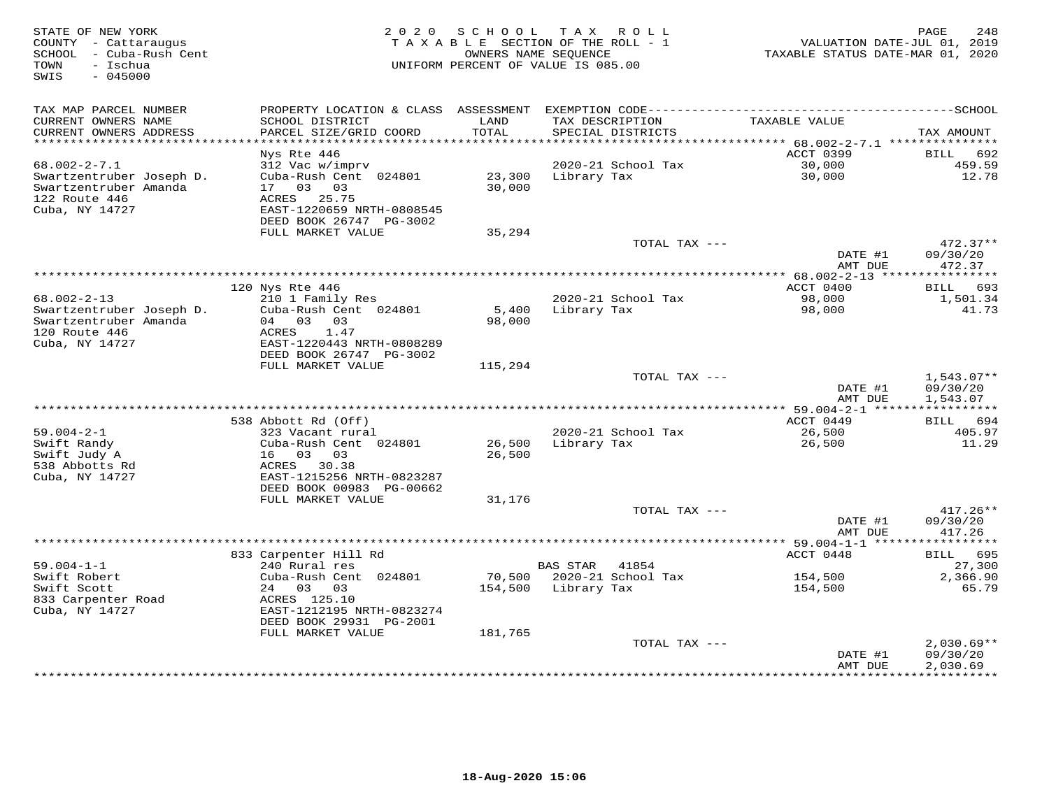STATE OF NEW YORK
COUNTY - Cattaraugus
SCHOOL - Cuba-Rush Cent
TOWN - Ischua
SWIS - 045000

2 0 2 0 S C H O O L T A X R O L L
T A X A B L E SECTION OF THE ROLL - 1
OWNERS NAME SEQUENCE
UNIFORM PERCENT OF VALUE IS 085.00

VALUATION DATE-JUL 01, 2019
TAXABLE STATUS DATE-MAR 01, 2020

| TAX MAP PARCEL NUMBER / CURRENT OWNERS NAME / CURRENT OWNERS ADDRESS | PROPERTY LOCATION & CLASS / SCHOOL DISTRICT / PARCEL SIZE/GRID COORD | ASSESSMENT LAND / TOTAL | EXEMPTION CODE / TAX DESCRIPTION / SPECIAL DISTRICTS | TAXABLE VALUE | TAX AMOUNT |
|---|---|---|---|---|---|
| | Nys Rte 446 | | | ACCT 0399 | BILL 692 |
| 68.002-2-7.1 | 312 Vac w/imprv | | 2020-21 School Tax | 30,000 | 459.59 |
| Swartzentruber Joseph D. | Cuba-Rush Cent 024801 | 23,300 | Library Tax | 30,000 | 12.78 |
| Swartzentruber Amanda | 17 03 03 | 30,000 | | | |
| 122 Route 446 | ACRES 25.75 | | | | |
| Cuba, NY 14727 | EAST-1220659 NRTH-0808545 | | | | |
| | DEED BOOK 26747 PG-3002 | | | | |
| | FULL MARKET VALUE | 35,294 | | | |
| | | | TOTAL TAX --- | | 472.37** |
| | | | | DATE #1 | 09/30/20 |
| | | | | AMT DUE | 472.37 |
| | 120 Nys Rte 446 | | | ACCT 0400 | BILL 693 |
| 68.002-2-13 | 210 1 Family Res | | 2020-21 School Tax | 98,000 | 1,501.34 |
| Swartzentruber Joseph D. | Cuba-Rush Cent 024801 | 5,400 | Library Tax | 98,000 | 41.73 |
| Swartzentruber Amanda | 04 03 03 | 98,000 | | | |
| 120 Route 446 | ACRES 1.47 | | | | |
| Cuba, NY 14727 | EAST-1220443 NRTH-0808289 | | | | |
| | DEED BOOK 26747 PG-3002 | | | | |
| | FULL MARKET VALUE | 115,294 | | | |
| | | | TOTAL TAX --- | | 1,543.07** |
| | | | | DATE #1 | 09/30/20 |
| | | | | AMT DUE | 1,543.07 |
| | 538 Abbott Rd (Off) | | | ACCT 0449 | BILL 694 |
| 59.004-2-1 | 323 Vacant rural | | 2020-21 School Tax | 26,500 | 405.97 |
| Swift Randy | Cuba-Rush Cent 024801 | 26,500 | Library Tax | 26,500 | 11.29 |
| Swift Judy A | 16 03 03 | 26,500 | | | |
| 538 Abbotts Rd | ACRES 30.38 | | | | |
| Cuba, NY 14727 | EAST-1215256 NRTH-0823287 | | | | |
| | DEED BOOK 00983 PG-00662 | | | | |
| | FULL MARKET VALUE | 31,176 | | | |
| | | | TOTAL TAX --- | | 417.26** |
| | | | | DATE #1 | 09/30/20 |
| | | | | AMT DUE | 417.26 |
| | 833 Carpenter Hill Rd | | | ACCT 0448 | BILL 695 |
| 59.004-1-1 | 240 Rural res | | BAS STAR 41854 | | 27,300 |
| Swift Robert | Cuba-Rush Cent 024801 | 70,500 | 2020-21 School Tax | 154,500 | 2,366.90 |
| Swift Scott | 24 03 03 | 154,500 | Library Tax | 154,500 | 65.79 |
| 833 Carpenter Road | ACRES 125.10 | | | | |
| Cuba, NY 14727 | EAST-1212195 NRTH-0823274 | | | | |
| | DEED BOOK 29931 PG-2001 | | | | |
| | FULL MARKET VALUE | 181,765 | | | |
| | | | TOTAL TAX --- | | 2,030.69** |
| | | | | DATE #1 | 09/30/20 |
| | | | | AMT DUE | 2,030.69 |

18-Aug-2020 15:06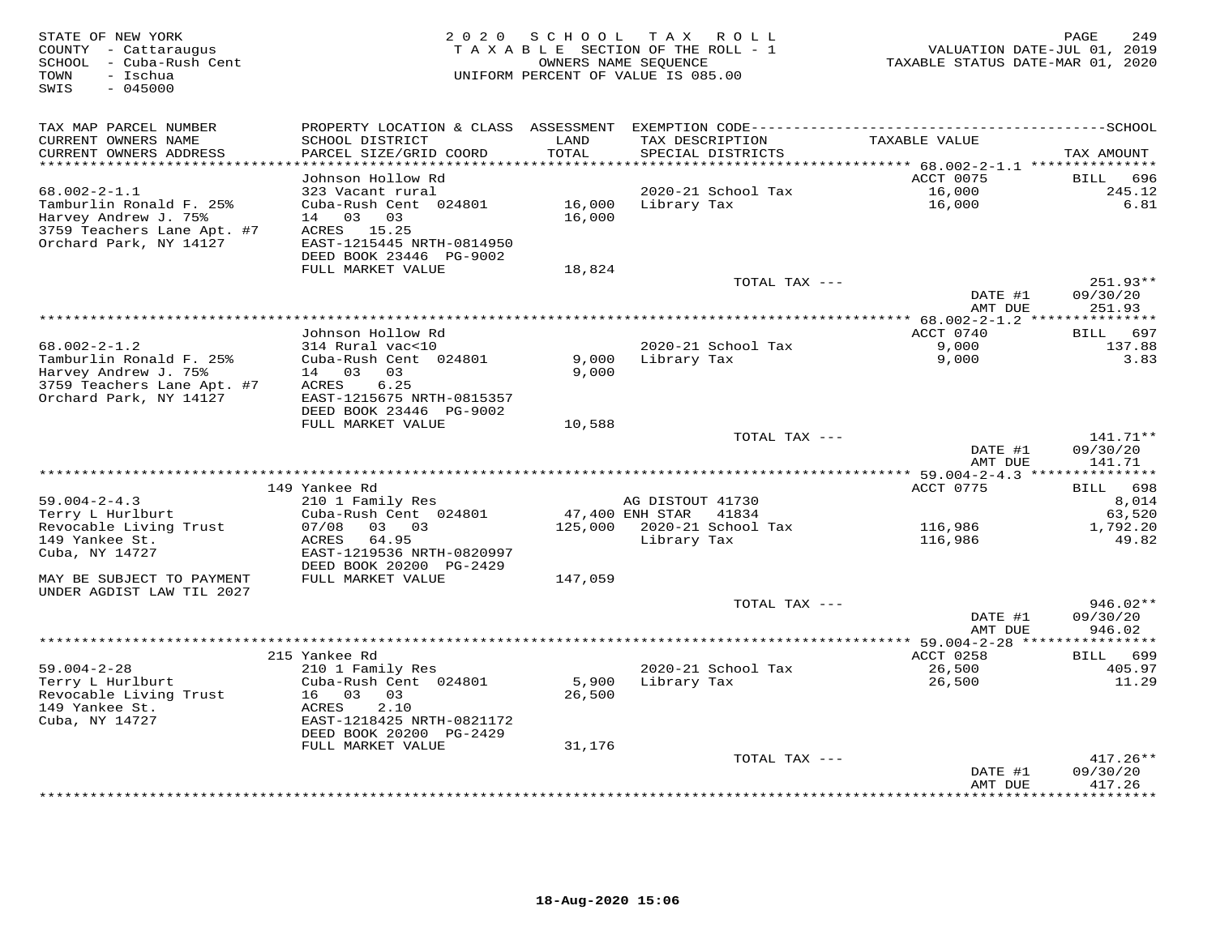STATE OF NEW YORK
COUNTY - Cattaraugus
SCHOOL - Cuba-Rush Cent
TOWN - Ischua
SWIS - 045000

2020 SCHOOL TAX ROLL
TAXABLE SECTION OF THE ROLL - 1
OWNERS NAME SEQUENCE
UNIFORM PERCENT OF VALUE IS 085.00

VALUATION DATE-JUL 01, 2019
TAXABLE STATUS DATE-MAR 01, 2020

| TAX MAP PARCEL NUMBER / CURRENT OWNERS NAME / CURRENT OWNERS ADDRESS | PROPERTY LOCATION & CLASS / SCHOOL DISTRICT / PARCEL SIZE/GRID COORD | ASSESSMENT LAND / TOTAL | EXEMPTION CODE / TAX DESCRIPTION / SPECIAL DISTRICTS | TAXABLE VALUE | SCHOOL TAX AMOUNT |
|---|---|---|---|---|---|
| | Johnson Hollow Rd | | | ACCT 0075 | BILL 696 |
| 68.002-2-1.1 | 323 Vacant rural | | 2020-21 School Tax | 16,000 | 245.12 |
| Tamburlin Ronald F. 25% | Cuba-Rush Cent 024801 | 16,000 | Library Tax | 16,000 | 6.81 |
| Harvey Andrew J. 75% | 14 03 03 | 16,000 | | | |
| 3759 Teachers Lane Apt. #7 | ACRES 15.25 | | | | |
| Orchard Park, NY 14127 | EAST-1215445 NRTH-0814950 | | | | |
| | DEED BOOK 23446 PG-9002 | | | | |
| | FULL MARKET VALUE | 18,824 | | | |
| | | | TOTAL TAX --- | | 251.93** |
| | | | | DATE #1 | 09/30/20 |
| | | | | AMT DUE | 251.93 |
| | Johnson Hollow Rd | | | ACCT 0740 | BILL 697 |
| 68.002-2-1.2 | 314 Rural vac<10 | | 2020-21 School Tax | 9,000 | 137.88 |
| Tamburlin Ronald F. 25% | Cuba-Rush Cent 024801 | 9,000 | Library Tax | 9,000 | 3.83 |
| Harvey Andrew J. 75% | 14 03 03 | 9,000 | | | |
| 3759 Teachers Lane Apt. #7 | ACRES 6.25 | | | | |
| Orchard Park, NY 14127 | EAST-1215675 NRTH-0815357 | | | | |
| | DEED BOOK 23446 PG-9002 | | | | |
| | FULL MARKET VALUE | 10,588 | | | |
| | | | TOTAL TAX --- | | 141.71** |
| | | | | DATE #1 | 09/30/20 |
| | | | | AMT DUE | 141.71 |
| | 149 Yankee Rd | | | ACCT 0775 | BILL 698 |
| 59.004-2-4.3 | 210 1 Family Res | | AG DISTOUT 41730 | | 8,014 |
| Terry L Hurlburt | Cuba-Rush Cent 024801 | 47,400 | ENH STAR 41834 | | 63,520 |
| Revocable Living Trust | 07/08 03 03 | 125,000 | 2020-21 School Tax | 116,986 | 1,792.20 |
| 149 Yankee St. | ACRES 64.95 | | Library Tax | 116,986 | 49.82 |
| Cuba, NY 14727 | EAST-1219536 NRTH-0820997 | | | | |
| | DEED BOOK 20200 PG-2429 | | | | |
| MAY BE SUBJECT TO PAYMENT UNDER AGDIST LAW TIL 2027 | FULL MARKET VALUE | 147,059 | | | |
| | | | TOTAL TAX --- | | 946.02** |
| | | | | DATE #1 | 09/30/20 |
| | | | | AMT DUE | 946.02 |
| | 215 Yankee Rd | | | ACCT 0258 | BILL 699 |
| 59.004-2-28 | 210 1 Family Res | | 2020-21 School Tax | 26,500 | 405.97 |
| Terry L Hurlburt | Cuba-Rush Cent 024801 | 5,900 | Library Tax | 26,500 | 11.29 |
| Revocable Living Trust | 16 03 03 | 26,500 | | | |
| 149 Yankee St. | ACRES 2.10 | | | | |
| Cuba, NY 14727 | EAST-1218425 NRTH-0821172 | | | | |
| | DEED BOOK 20200 PG-2429 | | | | |
| | FULL MARKET VALUE | 31,176 | | | |
| | | | TOTAL TAX --- | | 417.26** |
| | | | | DATE #1 | 09/30/20 |
| | | | | AMT DUE | 417.26 |

18-Aug-2020 15:06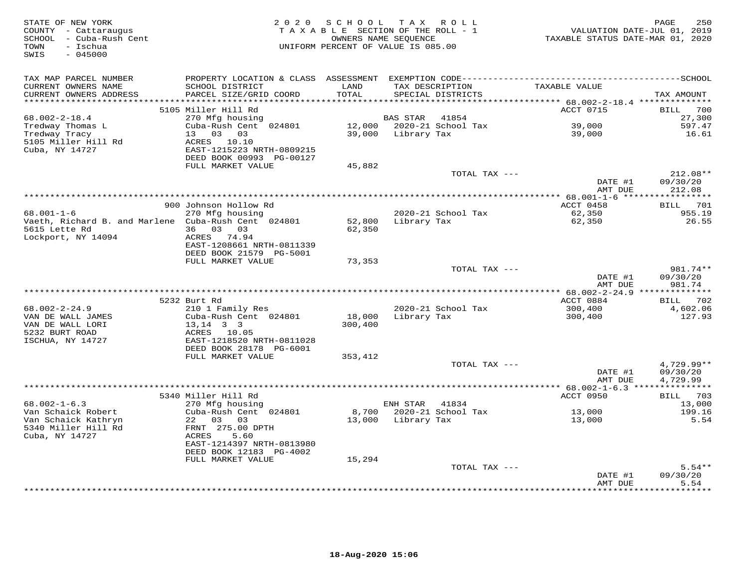STATE OF NEW YORK
COUNTY - Cattaraugus
SCHOOL - Cuba-Rush Cent
TOWN - Ischua
SWIS - 045000

2020 SCHOOL TAX ROLL
TAXABLE SECTION OF THE ROLL - 1
OWNERS NAME SEQUENCE
UNIFORM PERCENT OF VALUE IS 085.00

VALUATION DATE-JUL 01, 2019
TAXABLE STATUS DATE-MAR 01, 2020

| TAX MAP PARCEL NUMBER / CURRENT OWNERS NAME / CURRENT OWNERS ADDRESS | PROPERTY LOCATION & CLASS / SCHOOL DISTRICT / PARCEL SIZE/GRID COORD | ASSESSMENT LAND / TOTAL | EXEMPTION CODE / TAX DESCRIPTION / SPECIAL DISTRICTS | TAXABLE VALUE | TAX AMOUNT |
|---|---|---|---|---|---|
| | 5105 Miller Hill Rd | | | ACCT 0715 | BILL 700 |
| 68.002-2-18.4 | 270 Mfg housing | | BAS STAR 41854 | | 27,300 |
| Tredway Thomas L | Cuba-Rush Cent 024801 | 12,000 | 2020-21 School Tax | 39,000 | 597.47 |
| Tredway Tracy | 13 03 03 | 39,000 | Library Tax | 39,000 | 16.61 |
| 5105 Miller Hill Rd | ACRES 10.10 | | | | |
| Cuba, NY 14727 | EAST-1215223 NRTH-0809215 | | | | |
| | DEED BOOK 00993 PG-00127 | | | | |
| | FULL MARKET VALUE | 45,882 | | | |
| | | | TOTAL TAX --- | | 212.08** |
| | | | | DATE #1 | 09/30/20 |
| | | | | AMT DUE | 212.08 |
| | 900 Johnson Hollow Rd | | | ACCT 0458 | BILL 701 |
| 68.001-1-6 | 270 Mfg housing | | 2020-21 School Tax | 62,350 | 955.19 |
| Vaeth, Richard B. and Marlene | Cuba-Rush Cent 024801 | 52,800 | Library Tax | 62,350 | 26.55 |
| 5615 Lette Rd | 36 03 03 | 62,350 | | | |
| Lockport, NY 14094 | ACRES 74.94 | | | | |
| | EAST-1208661 NRTH-0811339 | | | | |
| | DEED BOOK 21579 PG-5001 | | | | |
| | FULL MARKET VALUE | 73,353 | | | |
| | | | TOTAL TAX --- | | 981.74** |
| | | | | DATE #1 | 09/30/20 |
| | | | | AMT DUE | 981.74 |
| | 5232 Burt Rd | | | ACCT 0884 | BILL 702 |
| 68.002-2-24.9 | 210 1 Family Res | | 2020-21 School Tax | 300,400 | 4,602.06 |
| VAN DE WALL JAMES | Cuba-Rush Cent 024801 | 18,000 | Library Tax | 300,400 | 127.93 |
| VAN DE WALL LORI | 13,14 3 3 | 300,400 | | | |
| 5232 BURT ROAD | ACRES 10.05 | | | | |
| ISCHUA, NY 14727 | EAST-1218520 NRTH-0811028 | | | | |
| | DEED BOOK 28178 PG-6001 | | | | |
| | FULL MARKET VALUE | 353,412 | | | |
| | | | TOTAL TAX --- | | 4,729.99** |
| | | | | DATE #1 | 09/30/20 |
| | | | | AMT DUE | 4,729.99 |
| | 5340 Miller Hill Rd | | | ACCT 0950 | BILL 703 |
| 68.002-1-6.3 | 270 Mfg housing | | ENH STAR 41834 | | 13,000 |
| Van Schaick Robert | Cuba-Rush Cent 024801 | 8,700 | 2020-21 School Tax | 13,000 | 199.16 |
| Van Schaick Kathryn | 22 03 03 | 13,000 | Library Tax | 13,000 | 5.54 |
| 5340 Miller Hill Rd | FRNT 275.00 DPTH | | | | |
| Cuba, NY 14727 | ACRES 5.60 | | | | |
| | EAST-1214397 NRTH-0813980 | | | | |
| | DEED BOOK 12183 PG-4002 | | | | |
| | FULL MARKET VALUE | 15,294 | | | |
| | | | TOTAL TAX --- | | 5.54** |
| | | | | DATE #1 | 09/30/20 |
| | | | | AMT DUE | 5.54 |

18-Aug-2020 15:06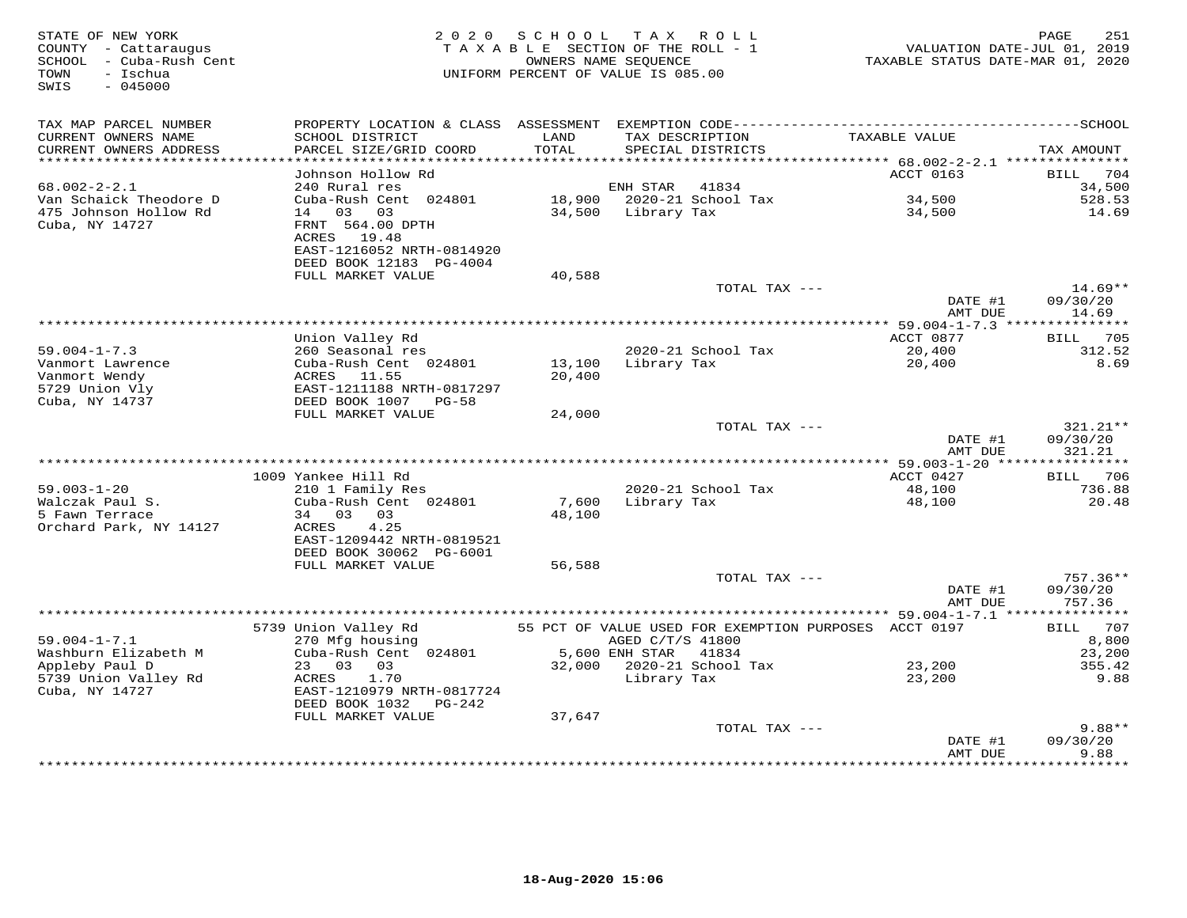STATE OF NEW YORK
COUNTY - Cattaraugus
SCHOOL - Cuba-Rush Cent
TOWN - Ischua
SWIS - 045000

2020 SCHOOL TAX ROLL
TAXABLE SECTION OF THE ROLL - 1
OWNERS NAME SEQUENCE
UNIFORM PERCENT OF VALUE IS 085.00

VALUATION DATE-JUL 01, 2019
TAXABLE STATUS DATE-MAR 01, 2020

| TAX MAP PARCEL NUMBER / CURRENT OWNERS NAME / CURRENT OWNERS ADDRESS | PROPERTY LOCATION & CLASS / SCHOOL DISTRICT / PARCEL SIZE/GRID COORD | ASSESSMENT LAND / TOTAL | EXEMPTION CODE / TAX DESCRIPTION / SPECIAL DISTRICTS | TAXABLE VALUE | TAX AMOUNT |
|---|---|---|---|---|---|
| 68.002-2-2.1 | Johnson Hollow Rd | | | ACCT 0163 | BILL 704 |
| Van Schaick Theodore D | 240 Rural res | | ENH STAR 41834 | | 34,500 |
| 475 Johnson Hollow Rd | Cuba-Rush Cent 024801 | 18,900 | 2020-21 School Tax | 34,500 | 528.53 |
| Cuba, NY 14727 | 14 03 03 | 34,500 | Library Tax | 34,500 | 14.69 |
| | FRNT 564.00 DPTH | | | | |
| | ACRES 19.48 | | | | |
| | EAST-1216052 NRTH-0814920 | | | | |
| | DEED BOOK 12183 PG-4004 | | | | |
| | FULL MARKET VALUE | 40,588 | | | |
| | | | TOTAL TAX --- | | 14.69** |
| | | | | DATE #1 | 09/30/20 |
| | | | | AMT DUE | 14.69 |
| 59.004-1-7.3 | Union Valley Rd | | | ACCT 0877 | BILL 705 |
| Vanmort Lawrence | 260 Seasonal res | | 2020-21 School Tax | 20,400 | 312.52 |
| Vanmort Wendy | Cuba-Rush Cent 024801 | 13,100 | Library Tax | 20,400 | 8.69 |
| 5729 Union Vly | ACRES 11.55 | 20,400 | | | |
| Cuba, NY 14737 | EAST-1211188 NRTH-0817297 | | | | |
| | DEED BOOK 1007 PG-58 | | | | |
| | FULL MARKET VALUE | 24,000 | | | |
| | | | TOTAL TAX --- | | 321.21** |
| | | | | DATE #1 | 09/30/20 |
| | | | | AMT DUE | 321.21 |
| 59.003-1-20 | 1009 Yankee Hill Rd | | | ACCT 0427 | BILL 706 |
| Walczak Paul S. | 210 1 Family Res | | 2020-21 School Tax | 48,100 | 736.88 |
| 5 Fawn Terrace | Cuba-Rush Cent 024801 | 7,600 | Library Tax | 48,100 | 20.48 |
| Orchard Park, NY 14127 | 34 03 03 | 48,100 | | | |
| | ACRES 4.25 | | | | |
| | EAST-1209442 NRTH-0819521 | | | | |
| | DEED BOOK 30062 PG-6001 | | | | |
| | FULL MARKET VALUE | 56,588 | | | |
| | | | TOTAL TAX --- | | 757.36** |
| | | | | DATE #1 | 09/30/20 |
| | | | | AMT DUE | 757.36 |
| 59.004-1-7.1 | 5739 Union Valley Rd | | 55 PCT OF VALUE USED FOR EXEMPTION PURPOSES | ACCT 0197 | BILL 707 |
| Washburn Elizabeth M | 270 Mfg housing | | AGED C/T/S 41800 | | 8,800 |
| Appleby Paul D | Cuba-Rush Cent 024801 | 5,600 | ENH STAR 41834 | | 23,200 |
| 5739 Union Valley Rd | 23 03 03 | 32,000 | 2020-21 School Tax | 23,200 | 355.42 |
| Cuba, NY 14727 | ACRES 1.70 | | Library Tax | 23,200 | 9.88 |
| | EAST-1210979 NRTH-0817724 | | | | |
| | DEED BOOK 1032 PG-242 | | | | |
| | FULL MARKET VALUE | 37,647 | | | |
| | | | TOTAL TAX --- | | 9.88** |
| | | | | DATE #1 | 09/30/20 |
| | | | | AMT DUE | 9.88 |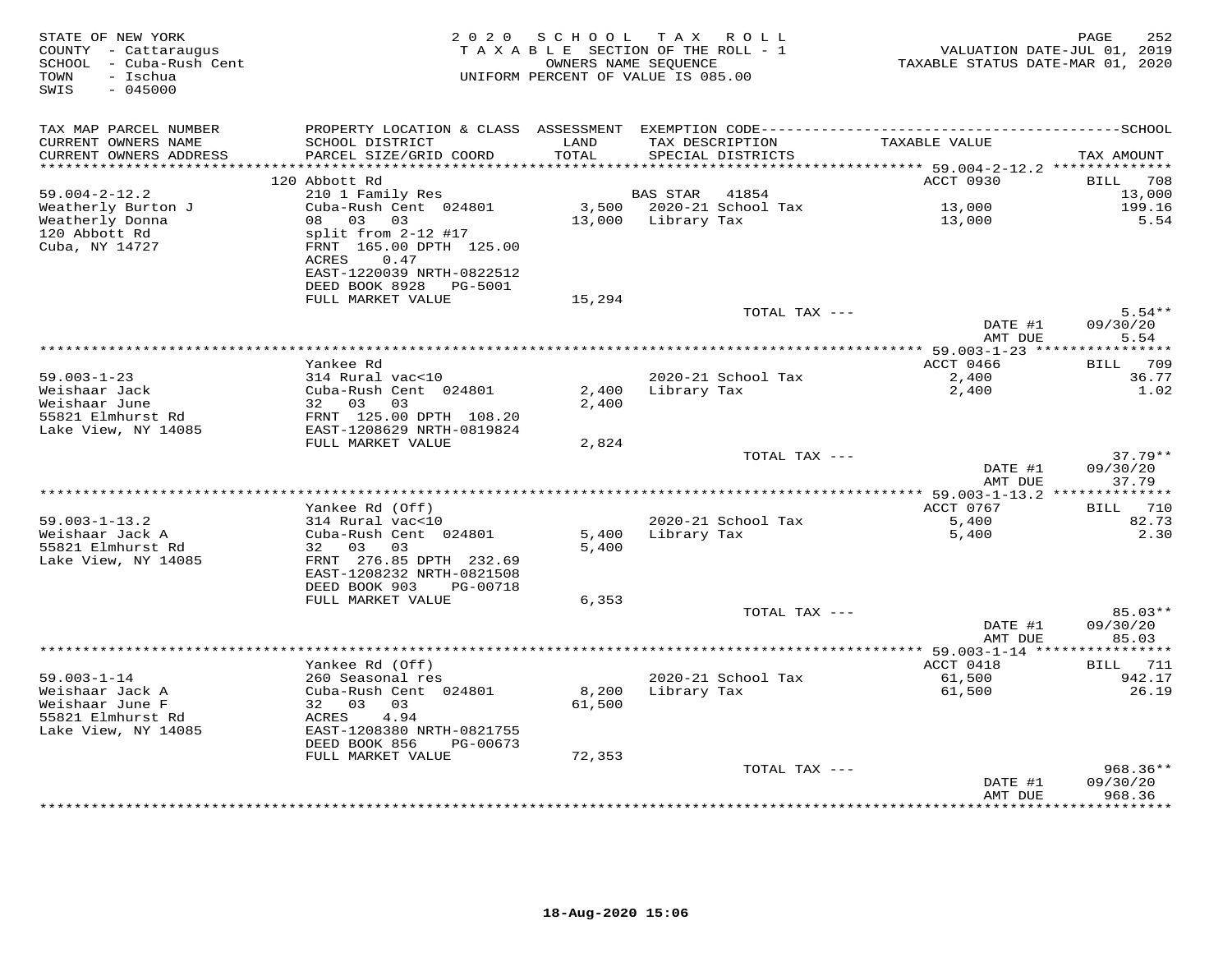STATE OF NEW YORK
COUNTY - Cattaraugus
SCHOOL - Cuba-Rush Cent
TOWN - Ischua
SWIS - 045000

2020 SCHOOL TAX ROLL
TAXABLE SECTION OF THE ROLL - 1
OWNERS NAME SEQUENCE
UNIFORM PERCENT OF VALUE IS 085.00

VALUATION DATE-JUL 01, 2019
TAXABLE STATUS DATE-MAR 01, 2020

| TAX MAP PARCEL NUMBER<br>CURRENT OWNERS NAME<br>CURRENT OWNERS ADDRESS | PROPERTY LOCATION & CLASS<br>SCHOOL DISTRICT<br>PARCEL SIZE/GRID COORD | ASSESSMENT<br>LAND<br>TOTAL | EXEMPTION CODE<br>TAX DESCRIPTION<br>SPECIAL DISTRICTS | TAXABLE VALUE | SCHOOL<br>TAX AMOUNT |
|---|---|---|---|---|---|
| 59.004-2-12.2 | 120 Abbott Rd | | | ACCT 0930 | BILL 708 |
| 59.004-2-12.2 | 210 1 Family Res | | BAS STAR 41854 | | 13,000 |
| Weatherly Burton J | Cuba-Rush Cent 024801 | 3,500 | 2020-21 School Tax | 13,000 | 199.16 |
| Weatherly Donna | 08 03 03 | 13,000 | Library Tax | 13,000 | 5.54 |
| 120 Abbott Rd | split from 2-12 #17 | | | | |
| Cuba, NY 14727 | FRNT 165.00 DPTH 125.00 | | | | |
| | ACRES 0.47 | | | | |
| | EAST-1220039 NRTH-0822512 | | | | |
| | DEED BOOK 8928 PG-5001 | | | | |
| | FULL MARKET VALUE | 15,294 | | | |
| | | | TOTAL TAX --- | | 5.54** |
| | | | | DATE #1 | 09/30/20 |
| | | | | AMT DUE | 5.54 |
| 59.003-1-23 | Yankee Rd | | | ACCT 0466 | BILL 709 |
| 59.003-1-23 | 314 Rural vac<10 | | 2020-21 School Tax | 2,400 | 36.77 |
| Weishaar Jack | Cuba-Rush Cent 024801 | 2,400 | Library Tax | 2,400 | 1.02 |
| Weishaar June | 32 03 03 | 2,400 | | | |
| 55821 Elmhurst Rd | FRNT 125.00 DPTH 108.20 | | | | |
| Lake View, NY 14085 | EAST-1208629 NRTH-0819824 | | | | |
| | FULL MARKET VALUE | 2,824 | | | |
| | | | TOTAL TAX --- | | 37.79** |
| | | | | DATE #1 | 09/30/20 |
| | | | | AMT DUE | 37.79 |
| 59.003-1-13.2 | Yankee Rd (Off) | | | ACCT 0767 | BILL 710 |
| 59.003-1-13.2 | 314 Rural vac<10 | | 2020-21 School Tax | 5,400 | 82.73 |
| Weishaar Jack A | Cuba-Rush Cent 024801 | 5,400 | Library Tax | 5,400 | 2.30 |
| 55821 Elmhurst Rd | 32 03 03 | 5,400 | | | |
| Lake View, NY 14085 | FRNT 276.85 DPTH 232.69 | | | | |
| | EAST-1208232 NRTH-0821508 | | | | |
| | DEED BOOK 903 PG-00718 | | | | |
| | FULL MARKET VALUE | 6,353 | | | |
| | | | TOTAL TAX --- | | 85.03** |
| | | | | DATE #1 | 09/30/20 |
| | | | | AMT DUE | 85.03 |
| 59.003-1-14 | Yankee Rd (Off) | | | ACCT 0418 | BILL 711 |
| 59.003-1-14 | 260 Seasonal res | | 2020-21 School Tax | 61,500 | 942.17 |
| Weishaar Jack A | Cuba-Rush Cent 024801 | 8,200 | Library Tax | 61,500 | 26.19 |
| Weishaar June F | 32 03 03 | 61,500 | | | |
| 55821 Elmhurst Rd | ACRES 4.94 | | | | |
| Lake View, NY 14085 | EAST-1208380 NRTH-0821755 | | | | |
| | DEED BOOK 856 PG-00673 | | | | |
| | FULL MARKET VALUE | 72,353 | | | |
| | | | TOTAL TAX --- | | 968.36** |
| | | | | DATE #1 | 09/30/20 |
| | | | | AMT DUE | 968.36 |

18-Aug-2020 15:06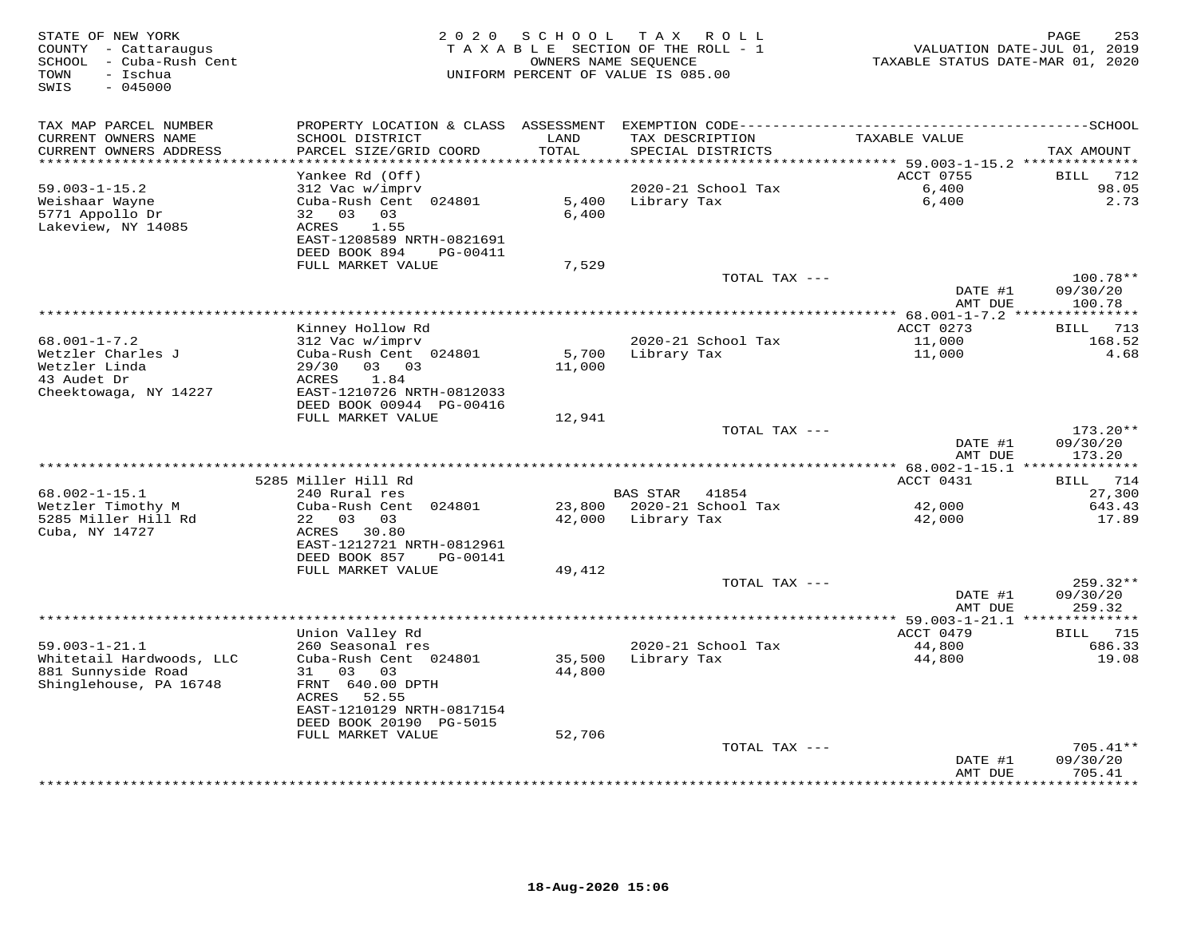STATE OF NEW YORK
COUNTY - Cattaraugus
SCHOOL - Cuba-Rush Cent
TOWN - Ischua
SWIS - 045000

2020 SCHOOL TAX ROLL
TAXABLE SECTION OF THE ROLL - 1
OWNERS NAME SEQUENCE
UNIFORM PERCENT OF VALUE IS 085.00

VALUATION DATE-JUL 01, 2019
TAXABLE STATUS DATE-MAR 01, 2020

| TAX MAP PARCEL NUMBER / CURRENT OWNERS NAME / CURRENT OWNERS ADDRESS | PROPERTY LOCATION & CLASS / SCHOOL DISTRICT / PARCEL SIZE/GRID COORD | ASSESSMENT LAND / TOTAL | EXEMPTION CODE / TAX DESCRIPTION / SPECIAL DISTRICTS | TAXABLE VALUE | SCHOOL TAX AMOUNT |
|---|---|---|---|---|---|
| 59.003-1-15.2 | Yankee Rd (Off) | | | ACCT 0755 | BILL 712 |
| Weishaar Wayne | 312 Vac w/imprv | | 2020-21 School Tax | 6,400 | 98.05 |
| 5771 Appollo Dr | Cuba-Rush Cent 024801 | 5,400 | Library Tax | 6,400 | 2.73 |
| Lakeview, NY 14085 | 32 03 03 | 6,400 | | | |
| | ACRES 1.55 | | | | |
| | EAST-1208589 NRTH-0821691 | | | | |
| | DEED BOOK 894 PG-00411 | | | | |
| | FULL MARKET VALUE | 7,529 | | | |
| | | | TOTAL TAX --- | | 100.78** |
| | | | | DATE #1 | 09/30/20 |
| | | | | AMT DUE | 100.78 |
| 68.001-1-7.2 | Kinney Hollow Rd | | | ACCT 0273 | BILL 713 |
| Wetzler Charles J | 312 Vac w/imprv | | 2020-21 School Tax | 11,000 | 168.52 |
| Wetzler Linda | Cuba-Rush Cent 024801 | 5,700 | Library Tax | 11,000 | 4.68 |
| 43 Audet Dr | 29/30 03 03 | 11,000 | | | |
| Cheektowaga, NY 14227 | ACRES 1.84 | | | | |
| | EAST-1210726 NRTH-0812033 | | | | |
| | DEED BOOK 00944 PG-00416 | | | | |
| | FULL MARKET VALUE | 12,941 | | | |
| | | | TOTAL TAX --- | | 173.20** |
| | | | | DATE #1 | 09/30/20 |
| | | | | AMT DUE | 173.20 |
| 68.002-1-15.1 | 5285 Miller Hill Rd | | | ACCT 0431 | BILL 714 |
| Wetzler Timothy M | 240 Rural res | | BAS STAR 41854 | | 27,300 |
| 5285 Miller Hill Rd | Cuba-Rush Cent 024801 | 23,800 | 2020-21 School Tax | 42,000 | 643.43 |
| Cuba, NY 14727 | 22 03 03 | 42,000 | Library Tax | 42,000 | 17.89 |
| | ACRES 30.80 | | | | |
| | EAST-1212721 NRTH-0812961 | | | | |
| | DEED BOOK 857 PG-00141 | | | | |
| | FULL MARKET VALUE | 49,412 | | | |
| | | | TOTAL TAX --- | | 259.32** |
| | | | | DATE #1 | 09/30/20 |
| | | | | AMT DUE | 259.32 |
| 59.003-1-21.1 | Union Valley Rd | | | ACCT 0479 | BILL 715 |
| Whitetail Hardwoods, LLC | 260 Seasonal res | | 2020-21 School Tax | 44,800 | 686.33 |
| 881 Sunnyside Road | Cuba-Rush Cent 024801 | 35,500 | Library Tax | 44,800 | 19.08 |
| Shinglehouse, PA 16748 | 31 03 03 | 44,800 | | | |
| | FRNT 640.00 DPTH | | | | |
| | ACRES 52.55 | | | | |
| | EAST-1210129 NRTH-0817154 | | | | |
| | DEED BOOK 20190 PG-5015 | | | | |
| | FULL MARKET VALUE | 52,706 | | | |
| | | | TOTAL TAX --- | | 705.41** |
| | | | | DATE #1 | 09/30/20 |
| | | | | AMT DUE | 705.41 |

18-Aug-2020 15:06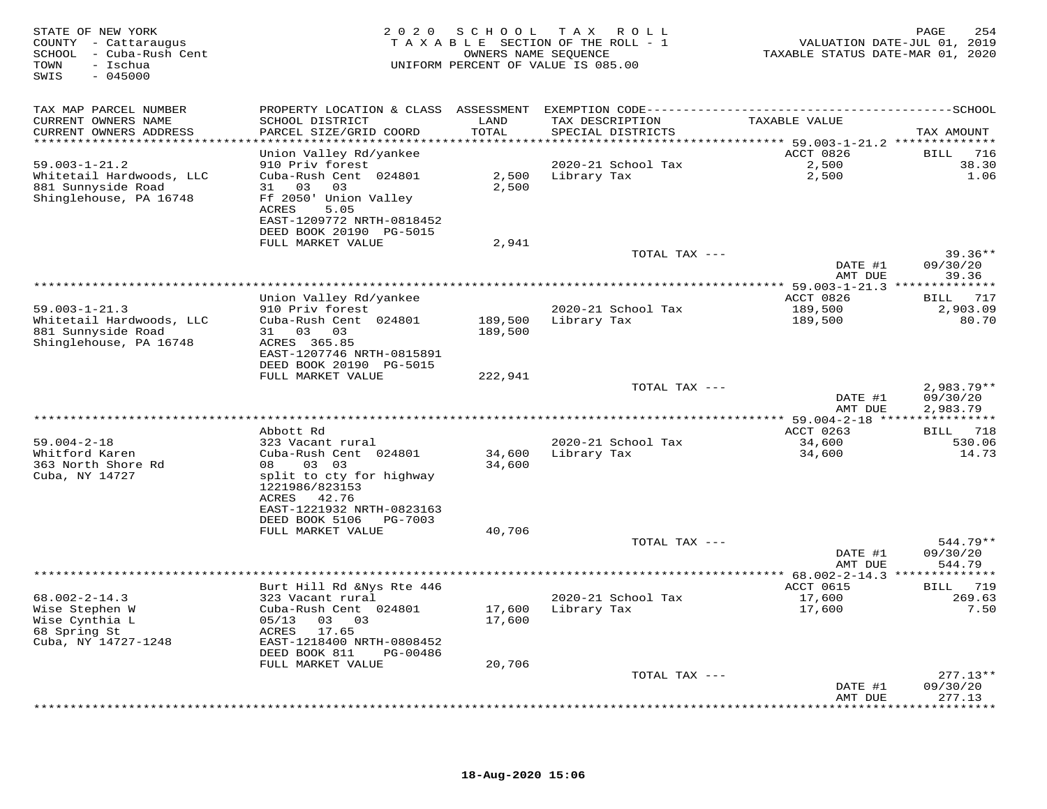STATE OF NEW YORK
COUNTY - Cattaraugus
SCHOOL - Cuba-Rush Cent
TOWN - Ischua
SWIS - 045000

2020 SCHOOL TAX ROLL
TAXABLE SECTION OF THE ROLL - 1
OWNERS NAME SEQUENCE
UNIFORM PERCENT OF VALUE IS 085.00

VALUATION DATE-JUL 01, 2019
TAXABLE STATUS DATE-MAR 01, 2020

| TAX MAP PARCEL NUMBER / CURRENT OWNERS NAME / CURRENT OWNERS ADDRESS | PROPERTY LOCATION & CLASS / SCHOOL DISTRICT / PARCEL SIZE/GRID COORD | ASSESSMENT LAND / TOTAL | EXEMPTION CODE / TAX DESCRIPTION / SPECIAL DISTRICTS | TAXABLE VALUE | SCHOOL TAX AMOUNT |
|---|---|---|---|---|---|
| | Union Valley Rd/yankee | | | ACCT 0826 | BILL 716 |
| 59.003-1-21.2 | 910 Priv forest | | 2020-21 School Tax | 2,500 | 38.30 |
| Whitetail Hardwoods, LLC | Cuba-Rush Cent 024801 | 2,500 | Library Tax | 2,500 | 1.06 |
| 881 Sunnyside Road | 31 03 03 | 2,500 | | | |
| Shinglehouse, PA 16748 | Ff 2050' Union Valley | | | | |
| | ACRES 5.05 | | | | |
| | EAST-1209772 NRTH-0818452 | | | | |
| | DEED BOOK 20190 PG-5015 | | | | |
| | FULL MARKET VALUE | 2,941 | | | |
| | | | TOTAL TAX --- | | 39.36** |
| | | | | DATE #1 | 09/30/20 |
| | | | | AMT DUE | 39.36 |
| | Union Valley Rd/yankee | | | ACCT 0826 | BILL 717 |
| 59.003-1-21.3 | 910 Priv forest | | 2020-21 School Tax | 189,500 | 2,903.09 |
| Whitetail Hardwoods, LLC | Cuba-Rush Cent 024801 | 189,500 | Library Tax | 189,500 | 80.70 |
| 881 Sunnyside Road | 31 03 03 | 189,500 | | | |
| Shinglehouse, PA 16748 | ACRES 365.85 | | | | |
| | EAST-1207746 NRTH-0815891 | | | | |
| | DEED BOOK 20190 PG-5015 | | | | |
| | FULL MARKET VALUE | 222,941 | | | |
| | | | TOTAL TAX --- | | 2,983.79** |
| | | | | DATE #1 | 09/30/20 |
| | | | | AMT DUE | 2,983.79 |
| | Abbott Rd | | | ACCT 0263 | BILL 718 |
| 59.004-2-18 | 323 Vacant rural | | 2020-21 School Tax | 34,600 | 530.06 |
| Whitford Karen | Cuba-Rush Cent 024801 | 34,600 | Library Tax | 34,600 | 14.73 |
| 363 North Shore Rd | 08 03 03 | 34,600 | | | |
| Cuba, NY 14727 | split to cty for highway | | | | |
| | 1221986/823153 | | | | |
| | ACRES 42.76 | | | | |
| | EAST-1221932 NRTH-0823163 | | | | |
| | DEED BOOK 5106 PG-7003 | | | | |
| | FULL MARKET VALUE | 40,706 | | | |
| | | | TOTAL TAX --- | | 544.79** |
| | | | | DATE #1 | 09/30/20 |
| | | | | AMT DUE | 544.79 |
| | Burt Hill Rd &Nys Rte 446 | | | ACCT 0615 | BILL 719 |
| 68.002-2-14.3 | 323 Vacant rural | | 2020-21 School Tax | 17,600 | 269.63 |
| Wise Stephen W | Cuba-Rush Cent 024801 | 17,600 | Library Tax | 17,600 | 7.50 |
| Wise Cynthia L | 05/13 03 03 | 17,600 | | | |
| 68 Spring St | ACRES 17.65 | | | | |
| Cuba, NY 14727-1248 | EAST-1218400 NRTH-0808452 | | | | |
| | DEED BOOK 811 PG-00486 | | | | |
| | FULL MARKET VALUE | 20,706 | | | |
| | | | TOTAL TAX --- | | 277.13** |
| | | | | DATE #1 | 09/30/20 |
| | | | | AMT DUE | 277.13 |

18-Aug-2020 15:06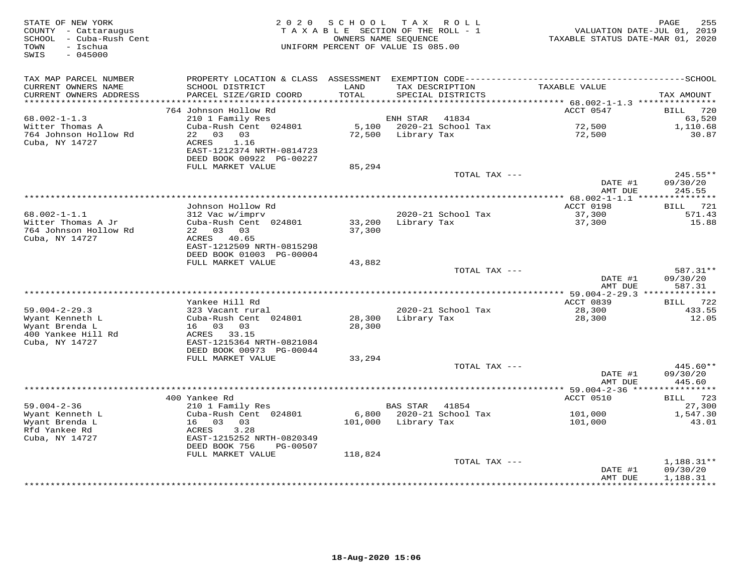STATE OF NEW YORK
COUNTY - Cattaraugus
SCHOOL - Cuba-Rush Cent
TOWN - Ischua
SWIS - 045000

2 0 2 0 S C H O O L T A X R O L L
T A X A B L E SECTION OF THE ROLL - 1
OWNERS NAME SEQUENCE
UNIFORM PERCENT OF VALUE IS 085.00

VALUATION DATE-JUL 01, 2019
TAXABLE STATUS DATE-MAR 01, 2020

| TAX MAP PARCEL NUMBER / CURRENT OWNERS NAME / CURRENT OWNERS ADDRESS | PROPERTY LOCATION & CLASS / SCHOOL DISTRICT / PARCEL SIZE/GRID COORD | ASSESSMENT LAND / TOTAL | EXEMPTION CODE / TAX DESCRIPTION / SPECIAL DISTRICTS | TAXABLE VALUE | SCHOOL TAX AMOUNT |
|---|---|---|---|---|---|
| 68.002-1-1.3 | 764 Johnson Hollow Rd | | | ACCT 0547 | BILL 720 |
| 68.002-1-1.3 | 210 1 Family Res | | ENH STAR 41834 | | 63,520 |
| Witter Thomas A | Cuba-Rush Cent 024801 | 5,100 | 2020-21 School Tax | 72,500 | 1,110.68 |
| 764 Johnson Hollow Rd | 22 03 03 | 72,500 | Library Tax | 72,500 | 30.87 |
| Cuba, NY 14727 | ACRES 1.16 | | | | |
| | EAST-1212374 NRTH-0814723 | | | | |
| | DEED BOOK 00922 PG-00227 | | | | |
| | FULL MARKET VALUE | 85,294 | | | |
| | | | TOTAL TAX --- | | 245.55** |
| | | | | DATE #1 | 09/30/20 |
| | | | | AMT DUE | 245.55 |
| 68.002-1-1.1 | Johnson Hollow Rd | | | ACCT 0198 | BILL 721 |
| 68.002-1-1.1 | 312 Vac w/imprv | | 2020-21 School Tax | 37,300 | 571.43 |
| Witter Thomas A Jr | Cuba-Rush Cent 024801 | 33,200 | Library Tax | 37,300 | 15.88 |
| 764 Johnson Hollow Rd | 22 03 03 | 37,300 | | | |
| Cuba, NY 14727 | ACRES 40.65 | | | | |
| | EAST-1212509 NRTH-0815298 | | | | |
| | DEED BOOK 01003 PG-00004 | | | | |
| | FULL MARKET VALUE | 43,882 | | | |
| | | | TOTAL TAX --- | | 587.31** |
| | | | | DATE #1 | 09/30/20 |
| | | | | AMT DUE | 587.31 |
| 59.004-2-29.3 | Yankee Hill Rd | | | ACCT 0839 | BILL 722 |
| 59.004-2-29.3 | 323 Vacant rural | | 2020-21 School Tax | 28,300 | 433.55 |
| Wyant Kenneth L | Cuba-Rush Cent 024801 | 28,300 | Library Tax | 28,300 | 12.05 |
| Wyant Brenda L | 16 03 03 | 28,300 | | | |
| 400 Yankee Hill Rd | ACRES 33.15 | | | | |
| Cuba, NY 14727 | EAST-1215364 NRTH-0821084 | | | | |
| | DEED BOOK 00973 PG-00044 | | | | |
| | FULL MARKET VALUE | 33,294 | | | |
| | | | TOTAL TAX --- | | 445.60** |
| | | | | DATE #1 | 09/30/20 |
| | | | | AMT DUE | 445.60 |
| 59.004-2-36 | 400 Yankee Rd | | | ACCT 0510 | BILL 723 |
| 59.004-2-36 | 210 1 Family Res | | BAS STAR 41854 | | 27,300 |
| Wyant Kenneth L | Cuba-Rush Cent 024801 | 6,800 | 2020-21 School Tax | 101,000 | 1,547.30 |
| Wyant Brenda L | 16 03 03 | 101,000 | Library Tax | 101,000 | 43.01 |
| Rfd Yankee Rd | ACRES 3.28 | | | | |
| Cuba, NY 14727 | EAST-1215252 NRTH-0820349 | | | | |
| | DEED BOOK 756 PG-00507 | | | | |
| | FULL MARKET VALUE | 118,824 | | | |
| | | | TOTAL TAX --- | | 1,188.31** |
| | | | | DATE #1 | 09/30/20 |
| | | | | AMT DUE | 1,188.31 |

18-Aug-2020 15:06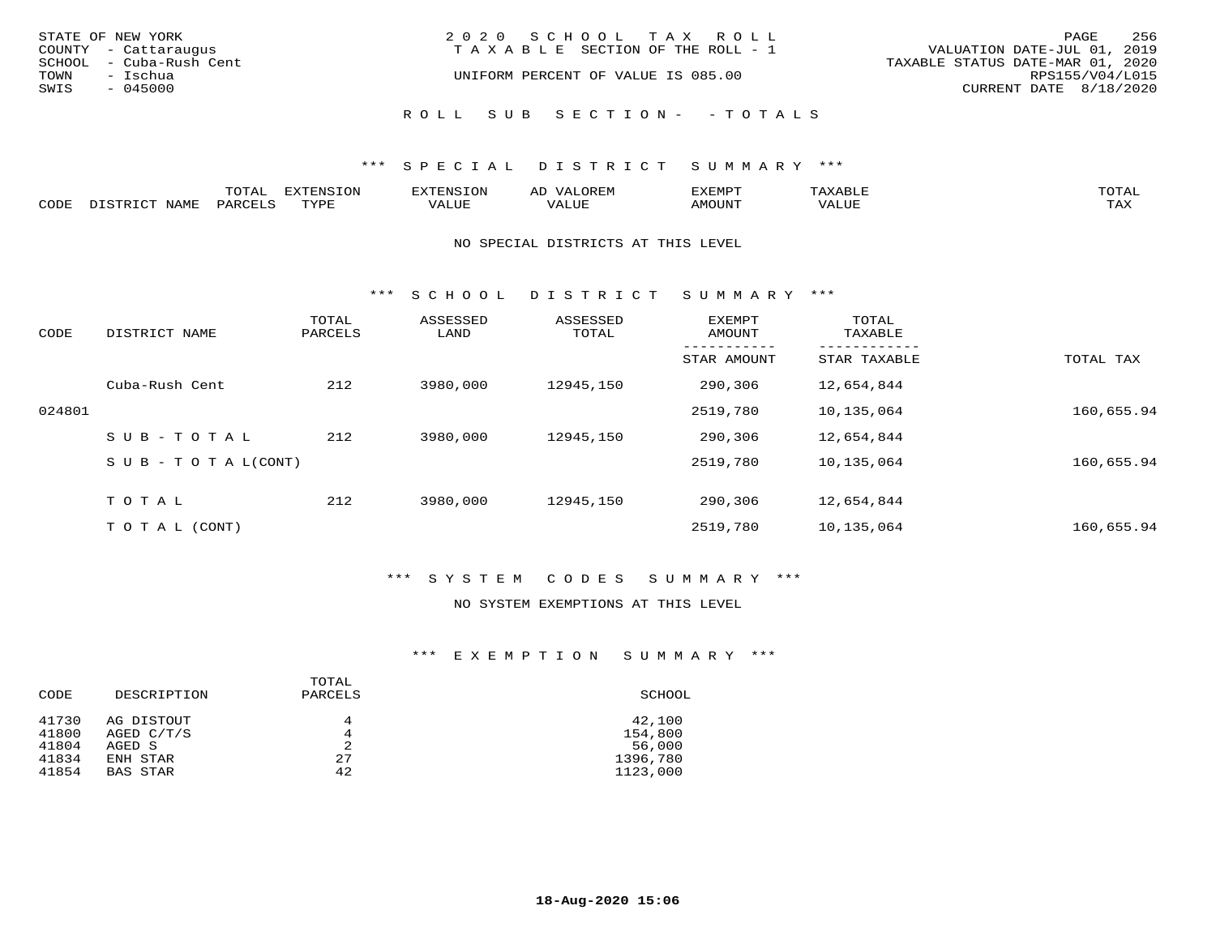STATE OF NEW YORK
COUNTY - Cattaraugus
SCHOOL - Cuba-Rush Cent
TOWN - Ischua
SWIS - 045000

2020 SCHOOL TAX ROLL
TAXABLE SECTION OF THE ROLL - 1
UNIFORM PERCENT OF VALUE IS 085.00

VALUATION DATE-JUL 01, 2019
TAXABLE STATUS DATE-MAR 01, 2020
RPS155/V04/L015
CURRENT DATE 8/18/2020

ROLL SUB SECTION- - TOTALS

*** SPECIAL DISTRICT SUMMARY ***

| CODE | DISTRICT NAME | TOTAL PARCELS | EXTENSION TYPE | EXTENSION VALUE | AD VALOREM VALUE | EXEMPT AMOUNT | TAXABLE VALUE | TOTAL TAX |
|---|---|---|---|---|---|---|---|---|

NO SPECIAL DISTRICTS AT THIS LEVEL

*** SCHOOL DISTRICT SUMMARY ***

| CODE | DISTRICT NAME | TOTAL PARCELS | ASSESSED LAND | ASSESSED TOTAL | EXEMPT AMOUNT / STAR AMOUNT | TOTAL TAXABLE / STAR TAXABLE | TOTAL TAX |
|---|---|---|---|---|---|---|---|
| | Cuba-Rush Cent | 212 | 3980,000 | 12945,150 | 290,306 | 12,654,844 | |
| 024801 | | | | | 2519,780 | 10,135,064 | 160,655.94 |
| | SUB-TOTAL | 212 | 3980,000 | 12945,150 | 290,306 | 12,654,844 | |
| | SUB-TOTAL(CONT) | | | | 2519,780 | 10,135,064 | 160,655.94 |
| | TOTAL | 212 | 3980,000 | 12945,150 | 290,306 | 12,654,844 | |
| | TOTAL (CONT) | | | | 2519,780 | 10,135,064 | 160,655.94 |

*** SYSTEM CODES SUMMARY ***

NO SYSTEM EXEMPTIONS AT THIS LEVEL

*** EXEMPTION SUMMARY ***

| CODE | DESCRIPTION | TOTAL PARCELS | SCHOOL |
|---|---|---|---|
| 41730 | AG DISTOUT | 4 | 42,100 |
| 41800 | AGED C/T/S | 4 | 154,800 |
| 41804 | AGED S | 2 | 56,000 |
| 41834 | ENH STAR | 27 | 1396,780 |
| 41854 | BAS STAR | 42 | 1123,000 |

18-Aug-2020 15:06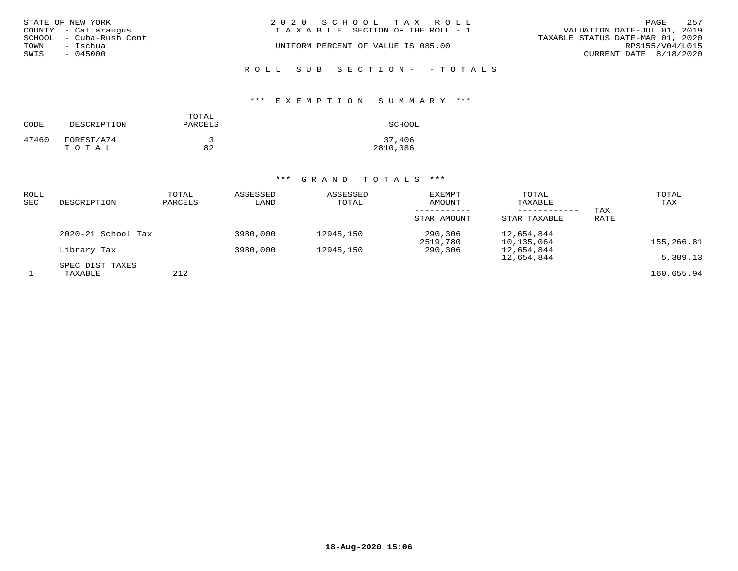STATE OF NEW YORK
COUNTY - Cattaraugus
SCHOOL - Cuba-Rush Cent
TOWN - Ischua
SWIS - 045000

2020 SCHOOL TAX ROLL
TAXABLE SECTION OF THE ROLL - 1
UNIFORM PERCENT OF VALUE IS 085.00

VALUATION DATE-JUL 01, 2019
TAXABLE STATUS DATE-MAR 01, 2020
RPS155/V04/L015
CURRENT DATE 8/18/2020

ROLL SUB SECTION- - TOTALS

*** EXEMPTION SUMMARY ***

| CODE | DESCRIPTION | TOTAL PARCELS | SCHOOL |
|---|---|---|---|
| 47460 | FOREST/A74 | 3 | 37,406 |
| | T O T A L | 82 | 2810,086 |

*** GRAND TOTALS ***

| ROLL SEC | DESCRIPTION | TOTAL PARCELS | ASSESSED LAND | ASSESSED TOTAL | EXEMPT AMOUNT / STAR AMOUNT | TOTAL TAXABLE / STAR TAXABLE | TAX RATE | TOTAL TAX |
|---|---|---|---|---|---|---|---|---|
| | 2020-21 School Tax | | 3980,000 | 12945,150 | 290,306 | 12,654,844 | | |
| | | | | | 2519,780 | 10,135,064 | | 155,266.81 |
| | Library Tax | | 3980,000 | 12945,150 | 290,306 | 12,654,844 | | |
| | | | | | | 12,654,844 | | 5,389.13 |
| | SPEC DIST TAXES | | | | | | | |
| 1 | TAXABLE | 212 | | | | | | 160,655.94 |

18-Aug-2020 15:06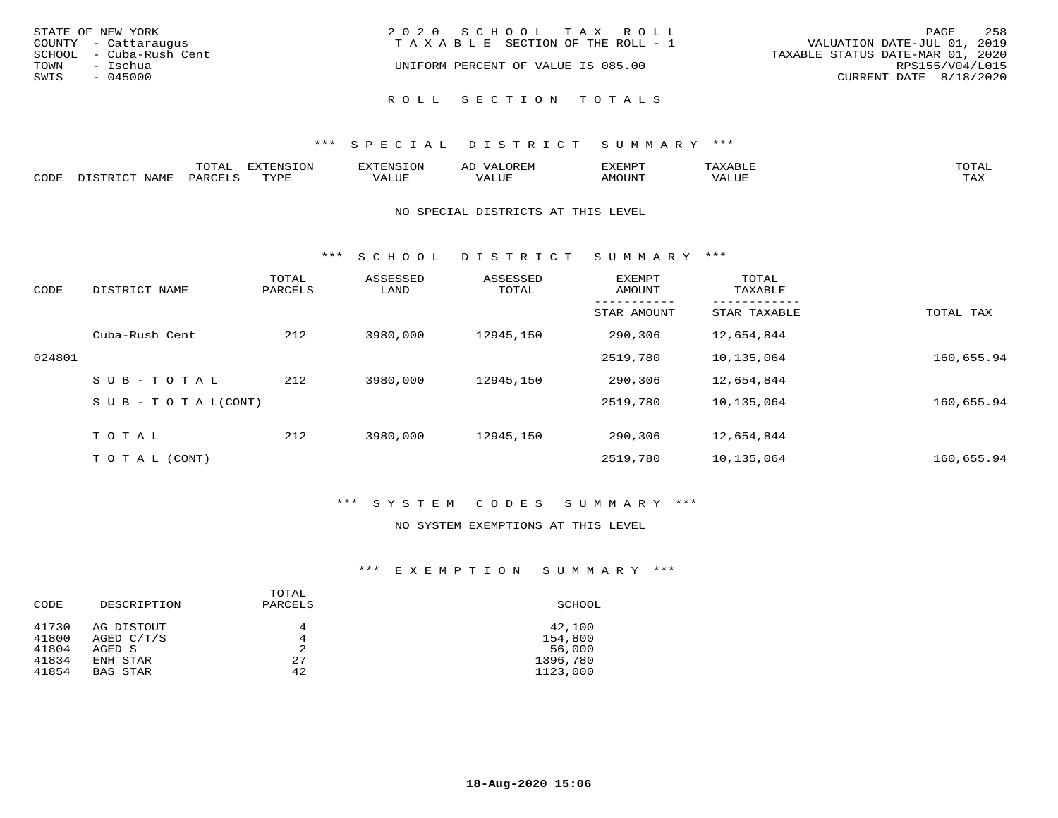STATE OF NEW YORK
COUNTY - Cattaraugus
SCHOOL - Cuba-Rush Cent
TOWN - Ischua
SWIS - 045000

2 0 2 0 S C H O O L T A X R O L L
T A X A B L E SECTION OF THE ROLL - 1

UNIFORM PERCENT OF VALUE IS 085.00

VALUATION DATE-JUL 01, 2019
TAXABLE STATUS DATE-MAR 01, 2020
RPS155/V04/L015
CURRENT DATE 8/18/2020

## R O L L S E C T I O N T O T A L S

### *** S P E C I A L D I S T R I C T S U M M A R Y ***

| CODE | DISTRICT NAME | TOTAL PARCELS | EXTENSION TYPE | EXTENSION VALUE | AD VALOREM VALUE | EXEMPT AMOUNT | TAXABLE VALUE | TOTAL TAX |
|---|---|---|---|---|---|---|---|---|

NO SPECIAL DISTRICTS AT THIS LEVEL

### *** S C H O O L D I S T R I C T S U M M A R Y ***

| CODE | DISTRICT NAME | TOTAL PARCELS | ASSESSED LAND | ASSESSED TOTAL | EXEMPT AMOUNT / STAR AMOUNT | TOTAL TAXABLE / STAR TAXABLE | TOTAL TAX |
|---|---|---|---|---|---|---|---|
| | Cuba-Rush Cent | 212 | 3980,000 | 12945,150 | 290,306 | 12,654,844 | |
| 024801 | | | | | 2519,780 | 10,135,064 | 160,655.94 |
| | S U B - T O T A L | 212 | 3980,000 | 12945,150 | 290,306 | 12,654,844 | |
| | S U B - T O T A L(CONT) | | | | 2519,780 | 10,135,064 | 160,655.94 |
| | T O T A L | 212 | 3980,000 | 12945,150 | 290,306 | 12,654,844 | |
| | T O T A L (CONT) | | | | 2519,780 | 10,135,064 | 160,655.94 |

### *** S Y S T E M C O D E S S U M M A R Y ***

NO SYSTEM EXEMPTIONS AT THIS LEVEL

### *** E X E M P T I O N S U M M A R Y ***

| CODE | DESCRIPTION | TOTAL PARCELS | SCHOOL |
|---|---|---|---|
| 41730 | AG DISTOUT | 4 | 42,100 |
| 41800 | AGED C/T/S | 4 | 154,800 |
| 41804 | AGED S | 2 | 56,000 |
| 41834 | ENH STAR | 27 | 1396,780 |
| 41854 | BAS STAR | 42 | 1123,000 |

18-Aug-2020 15:06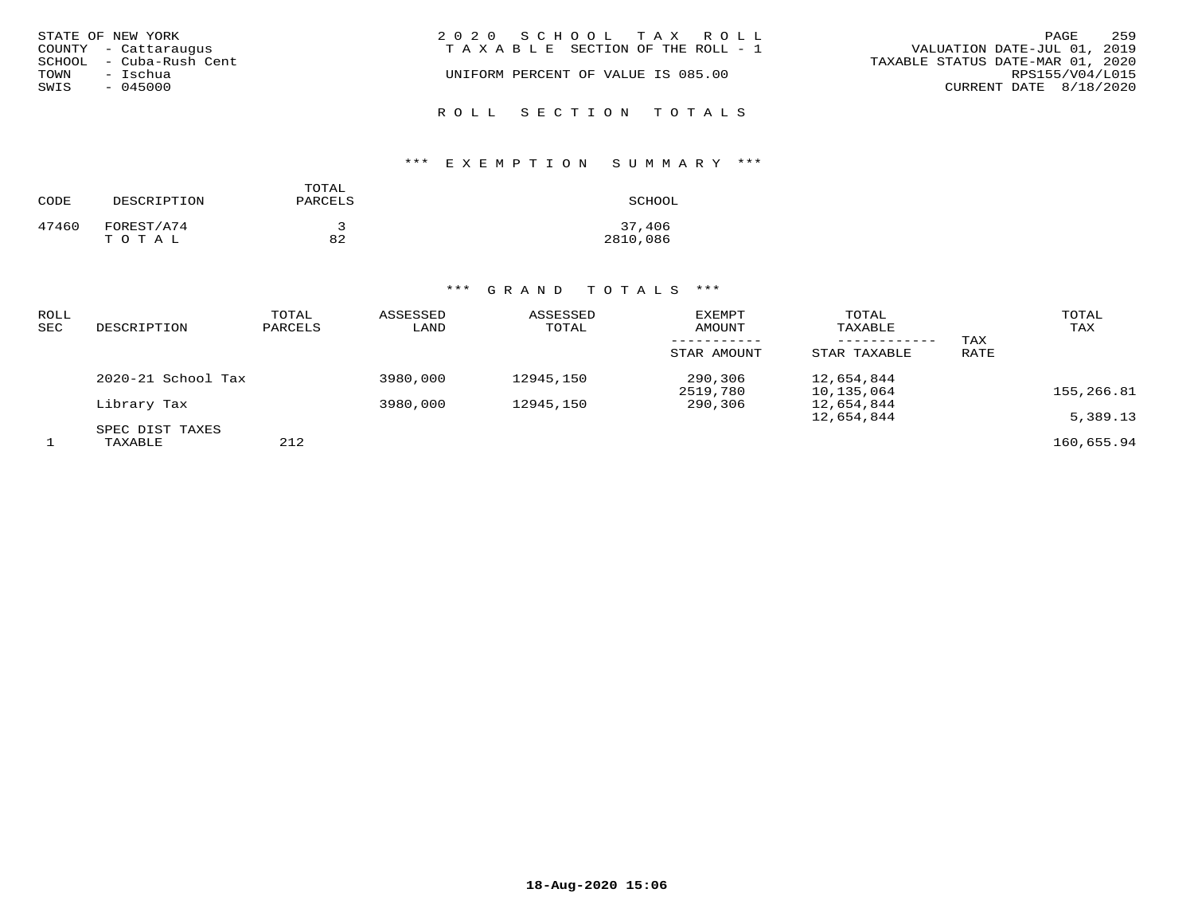STATE OF NEW YORK
COUNTY - Cattaraugus
SCHOOL - Cuba-Rush Cent
TOWN - Ischua
SWIS - 045000

2020 SCHOOL TAX ROLL
TAXABLE SECTION OF THE ROLL - 1
UNIFORM PERCENT OF VALUE IS 085.00

VALUATION DATE-JUL 01, 2019
TAXABLE STATUS DATE-MAR 01, 2020
RPS155/V04/L015
CURRENT DATE 8/18/2020

## ROLL SECTION TOTALS

### *** EXEMPTION SUMMARY ***

| CODE | DESCRIPTION | TOTAL PARCELS | SCHOOL |
|---|---|---|---|
| 47460 | FOREST/A74 | 3 | 37,406 |
| | TOTAL | 82 | 2810,086 |

### *** GRAND TOTALS ***

| ROLL SEC | DESCRIPTION | TOTAL PARCELS | ASSESSED LAND | ASSESSED TOTAL | EXEMPT AMOUNT / STAR AMOUNT | TOTAL TAXABLE / STAR TAXABLE | TAX RATE | TOTAL TAX |
|---|---|---|---|---|---|---|---|---|
| | 2020-21 School Tax | | 3980,000 | 12945,150 | 290,306 | 12,654,844 | | |
| | | | | | 2519,780 | 10,135,064 | | 155,266.81 |
| | Library Tax | | 3980,000 | 12945,150 | 290,306 | 12,654,844 | | |
| | | | | | | 12,654,844 | | 5,389.13 |
| | SPEC DIST TAXES | | | | | | | |
| 1 | TAXABLE | 212 | | | | | | 160,655.94 |

18-Aug-2020 15:06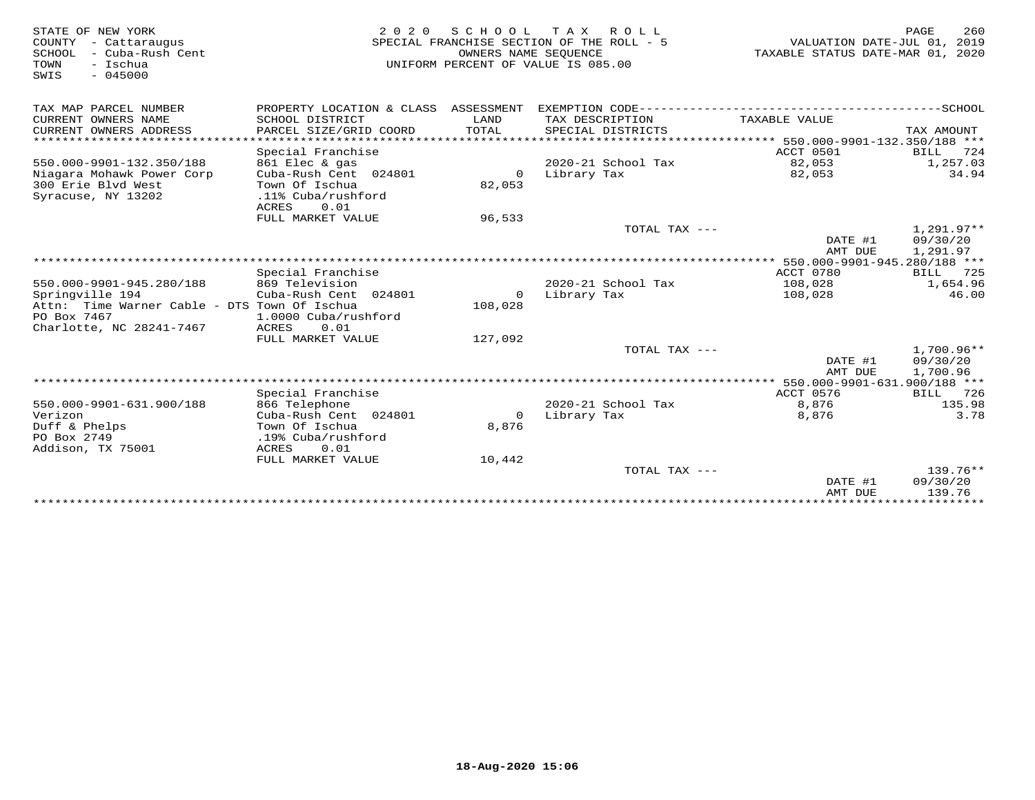STATE OF NEW YORK
COUNTY - Cattaraugus
SCHOOL - Cuba-Rush Cent
TOWN - Ischua
SWIS - 045000

# 2020 SCHOOL TAX ROLL
SPECIAL FRANCHISE SECTION OF THE ROLL - 5
OWNERS NAME SEQUENCE
UNIFORM PERCENT OF VALUE IS 085.00

VALUATION DATE-JUL 01, 2019
TAXABLE STATUS DATE-MAR 01, 2020

| TAX MAP PARCEL NUMBER / CURRENT OWNERS NAME / CURRENT OWNERS ADDRESS | PROPERTY LOCATION & CLASS / SCHOOL DISTRICT / PARCEL SIZE/GRID COORD | ASSESSMENT LAND / TOTAL | EXEMPTION CODE / TAX DESCRIPTION / SPECIAL DISTRICTS | TAXABLE VALUE | SCHOOL TAX AMOUNT |
|---|---|---|---|---|---|
| **550.000-9901-132.350/188** | Special Franchise | | | ACCT 0501 | BILL 724 |
| 550.000-9901-132.350/188 | 861 Elec & gas | | 2020-21 School Tax | 82,053 | 1,257.03 |
| Niagara Mohawk Power Corp | Cuba-Rush Cent 024801 | 0 | Library Tax | 82,053 | 34.94 |
| 300 Erie Blvd West | Town Of Ischua | 82,053 | | | |
| Syracuse, NY 13202 | .11% Cuba/rushford | | | | |
| | ACRES 0.01 | | | | |
| | FULL MARKET VALUE | 96,533 | | | |
| | | | TOTAL TAX --- | | 1,291.97** |
| | | | | DATE #1 | 09/30/20 |
| | | | | AMT DUE | 1,291.97 |
| **550.000-9901-945.280/188** | Special Franchise | | | ACCT 0780 | BILL 725 |
| 550.000-9901-945.280/188 | 869 Television | | 2020-21 School Tax | 108,028 | 1,654.96 |
| Springville 194 | Cuba-Rush Cent 024801 | 0 | Library Tax | 108,028 | 46.00 |
| Attn: Time Warner Cable - DTS | Town Of Ischua | 108,028 | | | |
| PO Box 7467 | 1.0000 Cuba/rushford | | | | |
| Charlotte, NC 28241-7467 | ACRES 0.01 | | | | |
| | FULL MARKET VALUE | 127,092 | | | |
| | | | TOTAL TAX --- | | 1,700.96** |
| | | | | DATE #1 | 09/30/20 |
| | | | | AMT DUE | 1,700.96 |
| **550.000-9901-631.900/188** | Special Franchise | | | ACCT 0576 | BILL 726 |
| 550.000-9901-631.900/188 | 866 Telephone | | 2020-21 School Tax | 8,876 | 135.98 |
| Verizon | Cuba-Rush Cent 024801 | 0 | Library Tax | 8,876 | 3.78 |
| Duff & Phelps | Town Of Ischua | 8,876 | | | |
| PO Box 2749 | .19% Cuba/rushford | | | | |
| Addison, TX 75001 | ACRES 0.01 | | | | |
| | FULL MARKET VALUE | 10,442 | | | |
| | | | TOTAL TAX --- | | 139.76** |
| | | | | DATE #1 | 09/30/20 |
| | | | | AMT DUE | 139.76 |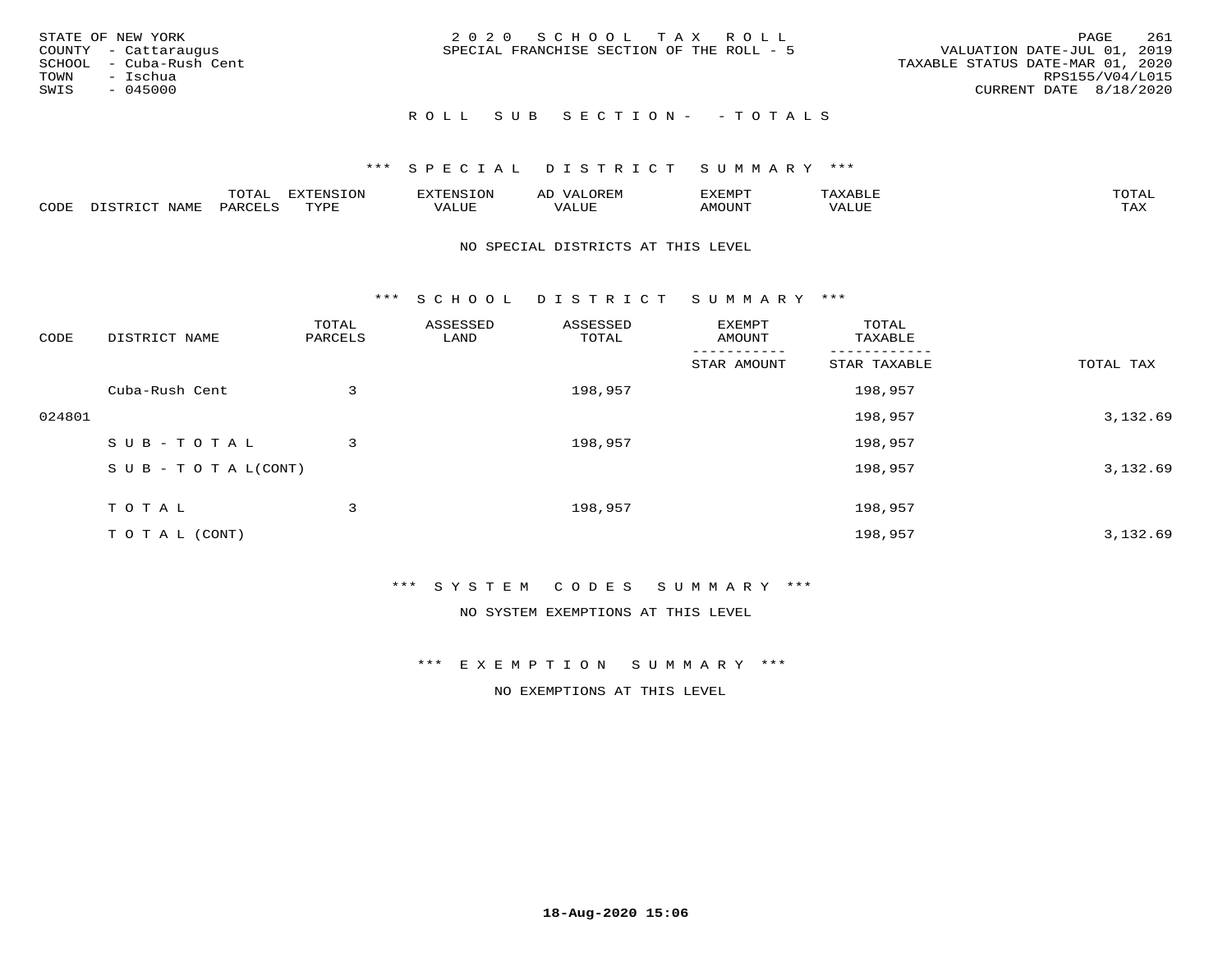STATE OF NEW YORK
COUNTY - Cattaraugus
SCHOOL - Cuba-Rush Cent
TOWN - Ischua
SWIS - 045000

2020 SCHOOL TAX ROLL
SPECIAL FRANCHISE SECTION OF THE ROLL - 5

VALUATION DATE-JUL 01, 2019
TAXABLE STATUS DATE-MAR 01, 2020
RPS155/V04/L015
CURRENT DATE 8/18/2020

ROLL SUB SECTION- - TOTALS

*** SPECIAL DISTRICT SUMMARY ***

| CODE | DISTRICT NAME | TOTAL PARCELS | EXTENSION TYPE | EXTENSION VALUE | AD VALOREM VALUE | EXEMPT AMOUNT | TAXABLE VALUE | TOTAL TAX |
|---|---|---|---|---|---|---|---|---|

NO SPECIAL DISTRICTS AT THIS LEVEL

*** SCHOOL DISTRICT SUMMARY ***

| CODE | DISTRICT NAME | TOTAL PARCELS | ASSESSED LAND | ASSESSED TOTAL | EXEMPT AMOUNT / STAR AMOUNT | TOTAL TAXABLE / STAR TAXABLE | TOTAL TAX |
|---|---|---|---|---|---|---|---|
| | Cuba-Rush Cent | 3 | | 198,957 | | 198,957 | |
| 024801 | | | | | | 198,957 | 3,132.69 |
| | SUB-TOTAL | 3 | | 198,957 | | 198,957 | |
| | SUB-TOTAL(CONT) | | | | | 198,957 | 3,132.69 |
| | TOTAL | 3 | | 198,957 | | 198,957 | |
| | TOTAL (CONT) | | | | | 198,957 | 3,132.69 |

*** SYSTEM CODES SUMMARY ***

NO SYSTEM EXEMPTIONS AT THIS LEVEL

*** EXEMPTION SUMMARY ***

NO EXEMPTIONS AT THIS LEVEL

18-Aug-2020 15:06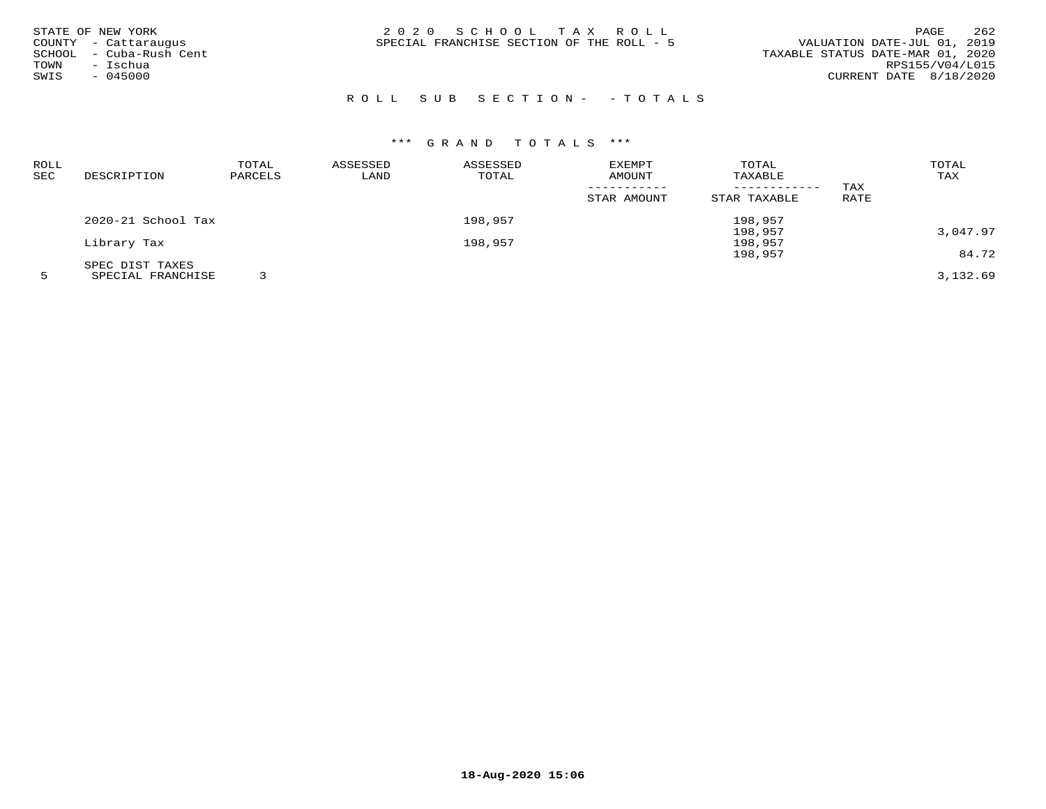STATE OF NEW YORK
COUNTY - Cattaraugus
SCHOOL - Cuba-Rush Cent
TOWN - Ischua
SWIS - 045000

# 2020 SCHOOL TAX ROLL
SPECIAL FRANCHISE SECTION OF THE ROLL - 5

VALUATION DATE-JUL 01, 2019
TAXABLE STATUS DATE-MAR 01, 2020
RPS155/V04/L015
CURRENT DATE 8/18/2020

## ROLL SUB SECTION- - TOTALS

### *** GRAND TOTALS ***

| ROLL SEC | DESCRIPTION | TOTAL PARCELS | ASSESSED LAND | ASSESSED TOTAL | EXEMPT AMOUNT / STAR AMOUNT | TOTAL TAXABLE / STAR TAXABLE | TAX RATE | TOTAL TAX |
|---|---|---|---|---|---|---|---|---|
| | 2020-21 School Tax | | | 198,957 | | 198,957 | | |
| | | | | | | 198,957 | | 3,047.97 |
| | Library Tax | | | 198,957 | | 198,957 | | |
| | | | | | | 198,957 | | 84.72 |
| | SPEC DIST TAXES | | | | | | | |
| 5 | SPECIAL FRANCHISE | 3 | | | | | | 3,132.69 |

18-Aug-2020 15:06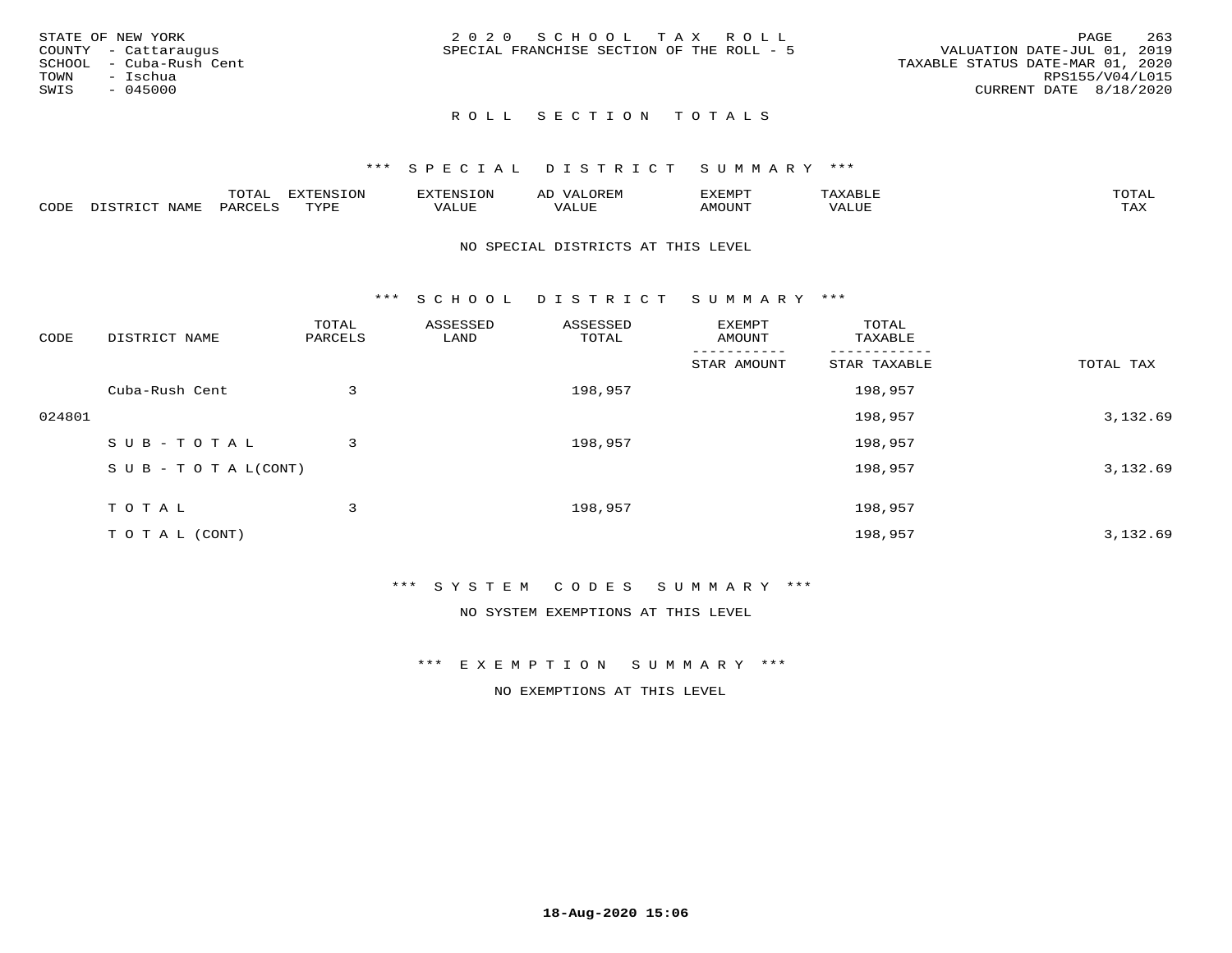STATE OF NEW YORK
COUNTY - Cattaraugus
SCHOOL - Cuba-Rush Cent
TOWN - Ischua
SWIS - 045000

2 0 2 0 S C H O O L T A X R O L L
SPECIAL FRANCHISE SECTION OF THE ROLL - 5

VALUATION DATE-JUL 01, 2019
TAXABLE STATUS DATE-MAR 01, 2020
RPS155/V04/L015
CURRENT DATE 8/18/2020

## R O L L S E C T I O N T O T A L S

### *** S P E C I A L D I S T R I C T S U M M A R Y ***

| CODE | DISTRICT NAME | TOTAL PARCELS | EXTENSION TYPE | EXTENSION VALUE | AD VALOREM VALUE | EXEMPT AMOUNT | TAXABLE VALUE | TOTAL TAX |
|---|---|---|---|---|---|---|---|---|

NO SPECIAL DISTRICTS AT THIS LEVEL

### *** S C H O O L D I S T R I C T S U M M A R Y ***

| CODE | DISTRICT NAME | TOTAL PARCELS | ASSESSED LAND | ASSESSED TOTAL | EXEMPT AMOUNT / STAR AMOUNT | TOTAL TAXABLE / STAR TAXABLE | TOTAL TAX |
|---|---|---|---|---|---|---|---|
| | Cuba-Rush Cent | 3 | | 198,957 | | 198,957 | |
| 024801 | | | | | | 198,957 | 3,132.69 |
| | S U B - T O T A L | 3 | | 198,957 | | 198,957 | |
| | S U B - T O T A L(CONT) | | | | | 198,957 | 3,132.69 |
| | T O T A L | 3 | | 198,957 | | 198,957 | |
| | T O T A L (CONT) | | | | | 198,957 | 3,132.69 |

### *** S Y S T E M C O D E S S U M M A R Y ***

NO SYSTEM EXEMPTIONS AT THIS LEVEL

### *** E X E M P T I O N S U M M A R Y ***

NO EXEMPTIONS AT THIS LEVEL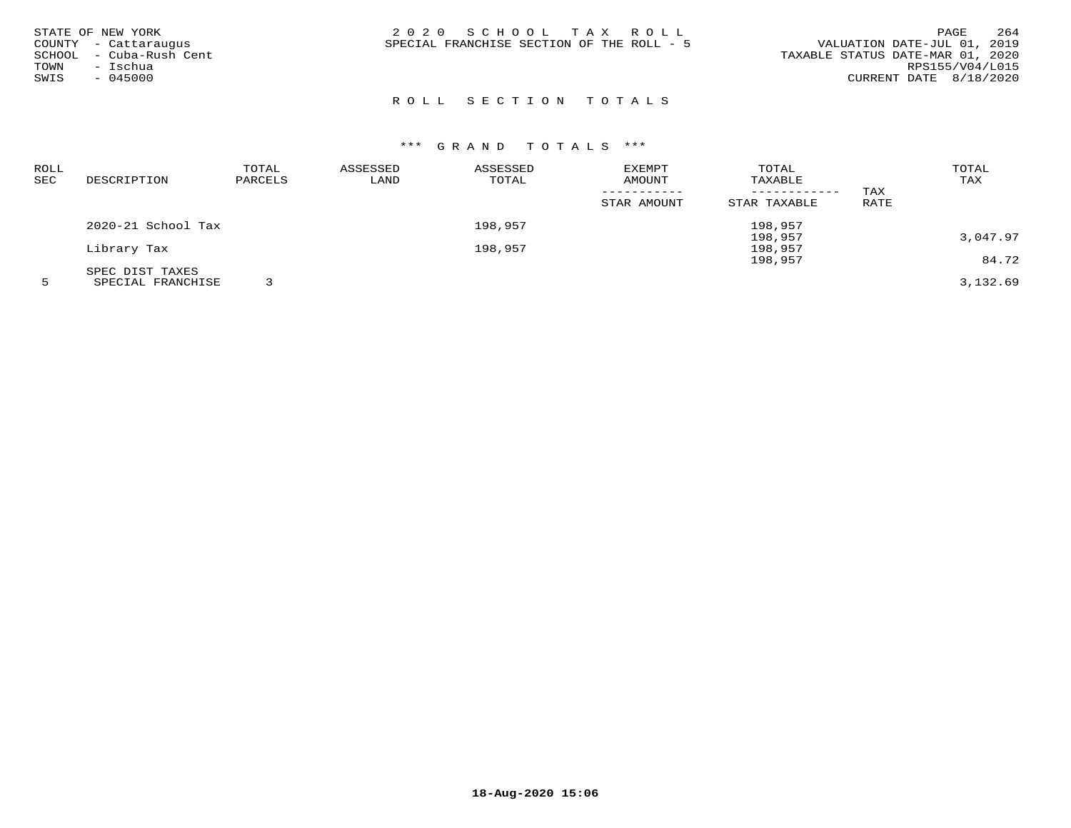STATE OF NEW YORK
COUNTY - Cattaraugus
SCHOOL - Cuba-Rush Cent
TOWN - Ischua
SWIS - 045000

2020 SCHOOL TAX ROLL
SPECIAL FRANCHISE SECTION OF THE ROLL - 5

VALUATION DATE-JUL 01, 2019
TAXABLE STATUS DATE-MAR 01, 2020
RPS155/V04/L015
CURRENT DATE 8/18/2020

## ROLL SECTION TOTALS

### *** GRAND TOTALS ***

| ROLL SEC | DESCRIPTION | TOTAL PARCELS | ASSESSED LAND | ASSESSED TOTAL | EXEMPT AMOUNT / STAR AMOUNT | TOTAL TAXABLE / STAR TAXABLE | TAX RATE | TOTAL TAX |
|---|---|---|---|---|---|---|---|---|
| | 2020-21 School Tax | | | 198,957 | | 198,957 | | |
| | | | | | | 198,957 | | 3,047.97 |
| | Library Tax | | | 198,957 | | 198,957 | | |
| | | | | | | 198,957 | | 84.72 |
| | SPEC DIST TAXES | | | | | | | |
| 5 | SPECIAL FRANCHISE | 3 | | | | | | 3,132.69 |

18-Aug-2020 15:06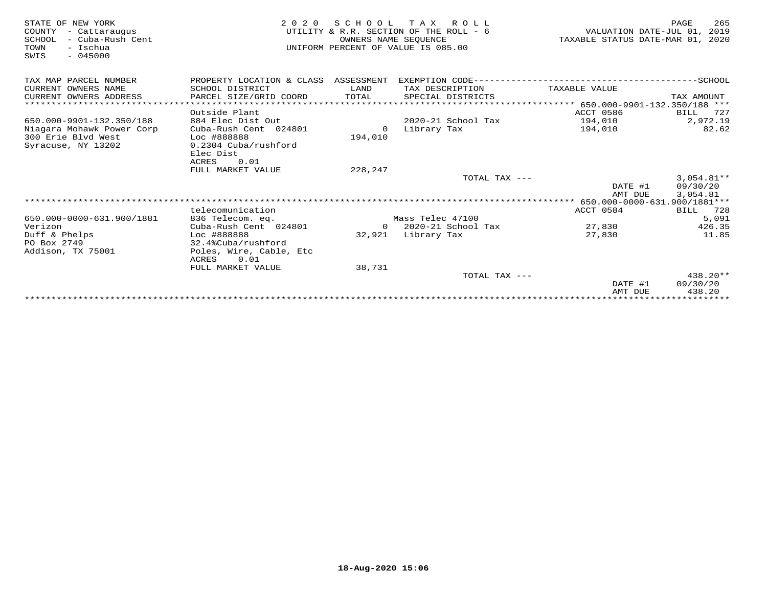STATE OF NEW YORK
COUNTY - Cattaraugus
SCHOOL - Cuba-Rush Cent
TOWN - Ischua
SWIS - 045000

# 2020 SCHOOL TAX ROLL
UTILITY & R.R. SECTION OF THE ROLL - 6
OWNERS NAME SEQUENCE
UNIFORM PERCENT OF VALUE IS 085.00

VALUATION DATE-JUL 01, 2019
TAXABLE STATUS DATE-MAR 01, 2020

| TAX MAP PARCEL NUMBER / CURRENT OWNERS NAME / CURRENT OWNERS ADDRESS | PROPERTY LOCATION & CLASS / SCHOOL DISTRICT / PARCEL SIZE/GRID COORD | ASSESSMENT LAND / TOTAL | EXEMPTION CODE / TAX DESCRIPTION / SPECIAL DISTRICTS | TAXABLE VALUE | TAX AMOUNT |
|---|---|---|---|---|---|
| **650.000-9901-132.350/188** | Outside Plant | | | ACCT 0586 | BILL 727 |
| 650.000-9901-132.350/188 | 884 Elec Dist Out | | 2020-21 School Tax | 194,010 | 2,972.19 |
| Niagara Mohawk Power Corp | Cuba-Rush Cent 024801 | 0 | Library Tax | 194,010 | 82.62 |
| 300 Erie Blvd West | Loc #888888 | 194,010 | | | |
| Syracuse, NY 13202 | 0.2304 Cuba/rushford | | | | |
| | Elec Dist | | | | |
| | ACRES 0.01 | | | | |
| | FULL MARKET VALUE | 228,247 | | | |
| | | | TOTAL TAX --- | | 3,054.81** |
| | | | | DATE #1 | 09/30/20 |
| | | | | AMT DUE | 3,054.81 |
| **650.000-0000-631.900/1881** | telecomunication | | | ACCT 0584 | BILL 728 |
| 650.000-0000-631.900/1881 | 836 Telecom. eq. | | Mass Telec 47100 | | 5,091 |
| Verizon | Cuba-Rush Cent 024801 | 0 | 2020-21 School Tax | 27,830 | 426.35 |
| Duff & Phelps | Loc #888888 | 32,921 | Library Tax | 27,830 | 11.85 |
| PO Box 2749 | 32.4%Cuba/rushford | | | | |
| Addison, TX 75001 | Poles, Wire, Cable, Etc | | | | |
| | ACRES 0.01 | | | | |
| | FULL MARKET VALUE | 38,731 | | | |
| | | | TOTAL TAX --- | | 438.20** |
| | | | | DATE #1 | 09/30/20 |
| | | | | AMT DUE | 438.20 |

18-Aug-2020 15:06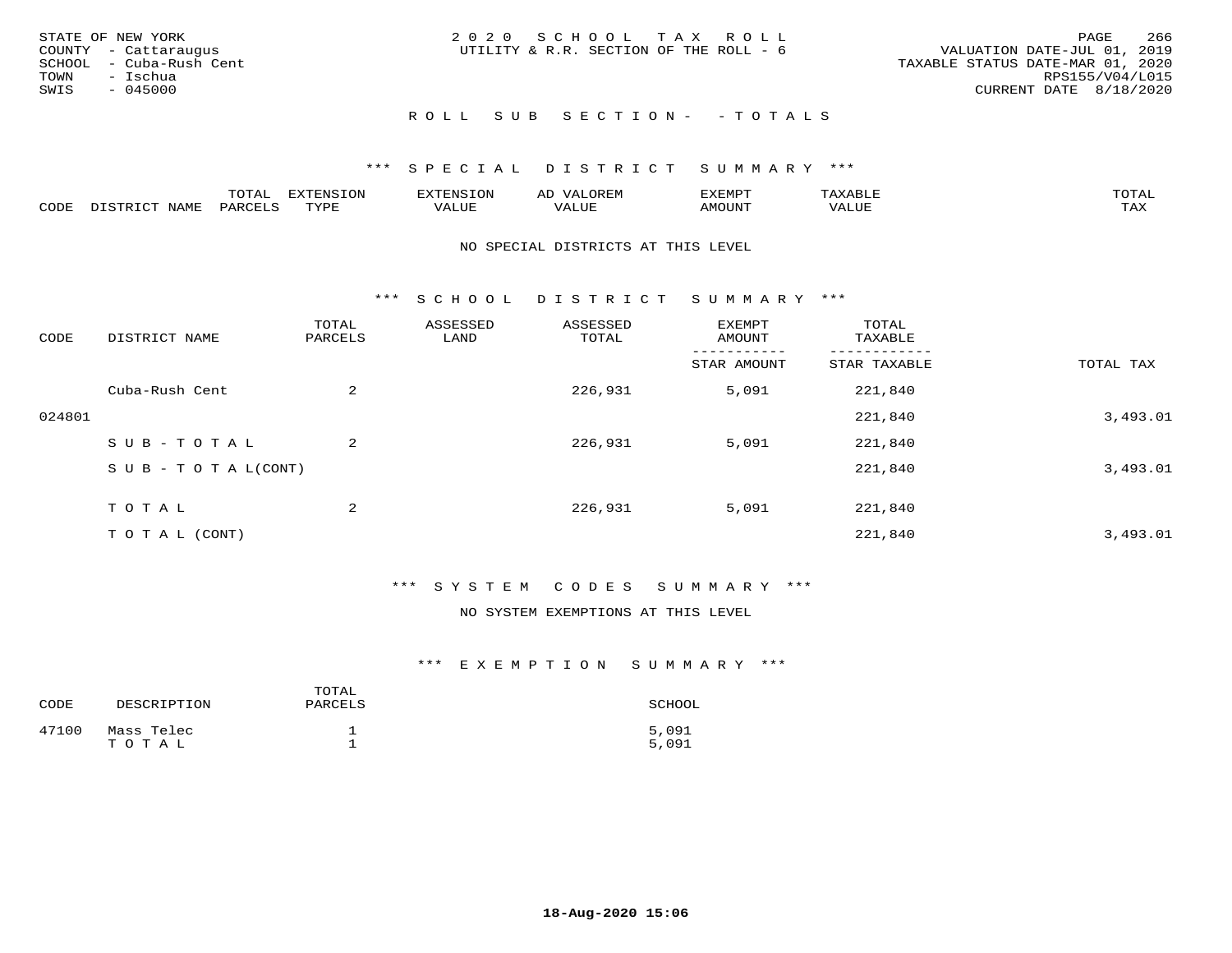STATE OF NEW YORK
COUNTY - Cattaraugus
SCHOOL - Cuba-Rush Cent
TOWN - Ischua
SWIS - 045000

2020 SCHOOL TAX ROLL
UTILITY & R.R. SECTION OF THE ROLL - 6

VALUATION DATE-JUL 01, 2019
TAXABLE STATUS DATE-MAR 01, 2020
RPS155/V04/L015
CURRENT DATE 8/18/2020

## ROLL SUB SECTION- - TOTALS

### *** SPECIAL DISTRICT SUMMARY ***

| CODE | DISTRICT NAME | TOTAL PARCELS | EXTENSION TYPE | EXTENSION VALUE | AD VALOREM VALUE | EXEMPT AMOUNT | TAXABLE VALUE | TOTAL TAX |
|---|---|---|---|---|---|---|---|---|

NO SPECIAL DISTRICTS AT THIS LEVEL

### *** SCHOOL DISTRICT SUMMARY ***

| CODE | DISTRICT NAME | TOTAL PARCELS | ASSESSED LAND | ASSESSED TOTAL | EXEMPT AMOUNT / STAR AMOUNT | TOTAL TAXABLE / STAR TAXABLE | TOTAL TAX |
|---|---|---|---|---|---|---|---|
| | Cuba-Rush Cent | 2 | | 226,931 | 5,091 | 221,840 | |
| 024801 | | | | | | 221,840 | 3,493.01 |
| | SUB-TOTAL | 2 | | 226,931 | 5,091 | 221,840 | |
| | SUB-TOTAL(CONT) | | | | | 221,840 | 3,493.01 |
| | TOTAL | 2 | | 226,931 | 5,091 | 221,840 | |
| | TOTAL (CONT) | | | | | 221,840 | 3,493.01 |

### *** SYSTEM CODES SUMMARY ***

NO SYSTEM EXEMPTIONS AT THIS LEVEL

### *** EXEMPTION SUMMARY ***

| CODE | DESCRIPTION | TOTAL PARCELS | SCHOOL |
|---|---|---|---|
| 47100 | Mass Telec | 1 | 5,091 |
| | TOTAL | 1 | 5,091 |

18-Aug-2020 15:06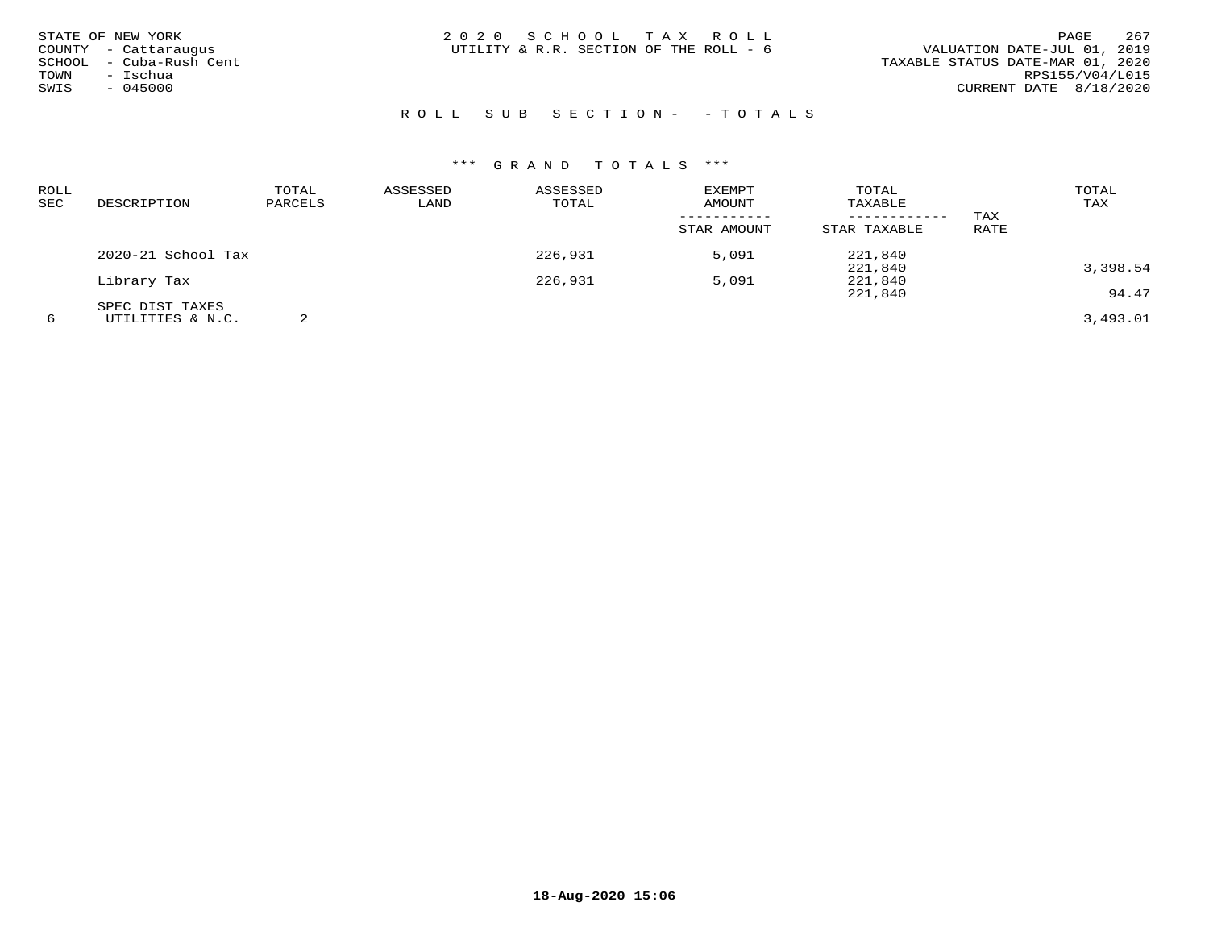STATE OF NEW YORK
COUNTY - Cattaraugus
SCHOOL - Cuba-Rush Cent
TOWN - Ischua
SWIS - 045000

2020 SCHOOL TAX ROLL
UTILITY & R.R. SECTION OF THE ROLL - 6

VALUATION DATE-JUL 01, 2019
TAXABLE STATUS DATE-MAR 01, 2020
RPS155/V04/L015
CURRENT DATE 8/18/2020

## ROLL SUB SECTION- - TOTALS

### *** GRAND TOTALS ***

| ROLL SEC | DESCRIPTION | TOTAL PARCELS | ASSESSED LAND | ASSESSED TOTAL | EXEMPT AMOUNT / STAR AMOUNT | TOTAL TAXABLE / STAR TAXABLE | TAX RATE | TOTAL TAX |
|---|---|---|---|---|---|---|---|---|
| | 2020-21 School Tax | | | 226,931 | 5,091 | 221,840 | | |
| | | | | | | 221,840 | | 3,398.54 |
| | Library Tax | | | 226,931 | 5,091 | 221,840 | | |
| | | | | | | 221,840 | | 94.47 |
| | SPEC DIST TAXES | | | | | | | |
| 6 | UTILITIES & N.C. | 2 | | | | | | 3,493.01 |

18-Aug-2020 15:06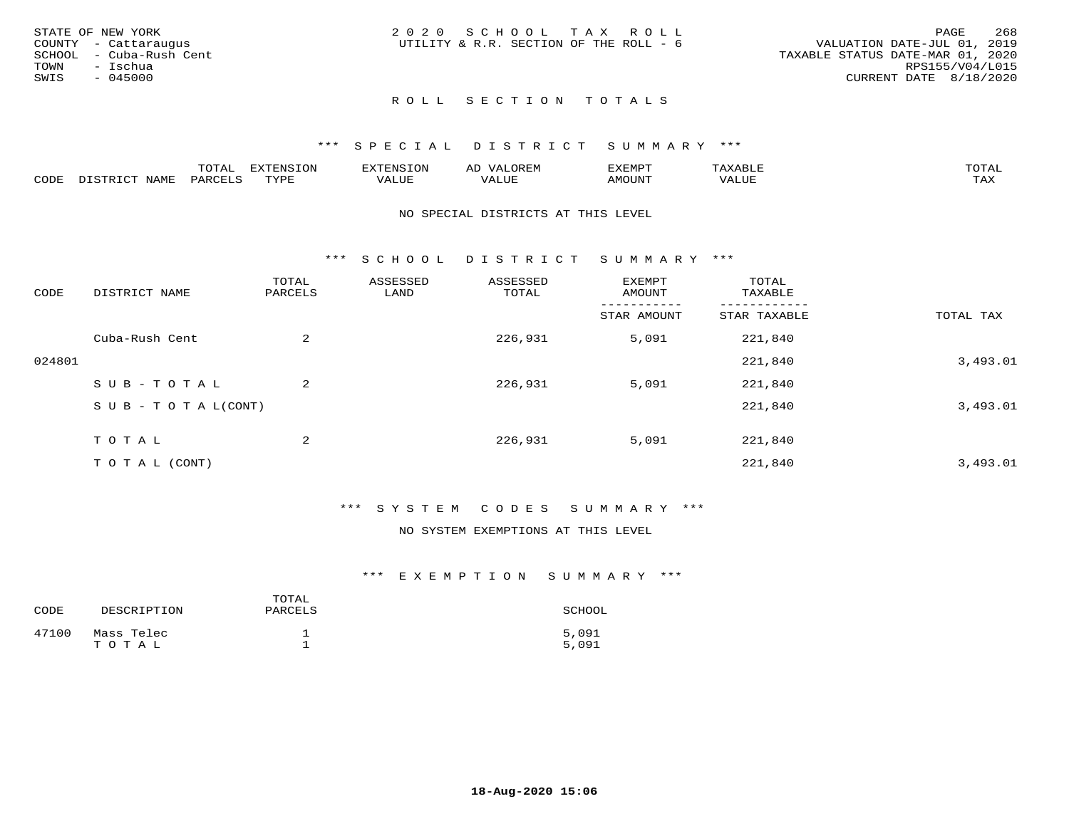STATE OF NEW YORK
COUNTY - Cattaraugus
SCHOOL - Cuba-Rush Cent
TOWN - Ischua
SWIS - 045000

2 0 2 0 S C H O O L T A X R O L L
UTILITY & R.R. SECTION OF THE ROLL - 6

VALUATION DATE-JUL 01, 2019
TAXABLE STATUS DATE-MAR 01, 2020
RPS155/V04/L015
CURRENT DATE 8/18/2020

## R O L L S E C T I O N T O T A L S

### *** S P E C I A L D I S T R I C T S U M M A R Y ***

| CODE | DISTRICT NAME | TOTAL PARCELS | EXTENSION TYPE | EXTENSION VALUE | AD VALOREM VALUE | EXEMPT AMOUNT | TAXABLE VALUE | TOTAL TAX |
|---|---|---|---|---|---|---|---|---|

NO SPECIAL DISTRICTS AT THIS LEVEL

### *** S C H O O L D I S T R I C T S U M M A R Y ***

| CODE | DISTRICT NAME | TOTAL PARCELS | ASSESSED LAND | ASSESSED TOTAL | EXEMPT AMOUNT / STAR AMOUNT | TOTAL TAXABLE / STAR TAXABLE | TOTAL TAX |
|---|---|---|---|---|---|---|---|
| | Cuba-Rush Cent | 2 | | 226,931 | 5,091 | 221,840 | |
| 024801 | | | | | | 221,840 | 3,493.01 |
| | S U B - T O T A L | 2 | | 226,931 | 5,091 | 221,840 | |
| | S U B - T O T A L(CONT) | | | | | 221,840 | 3,493.01 |
| | T O T A L | 2 | | 226,931 | 5,091 | 221,840 | |
| | T O T A L (CONT) | | | | | 221,840 | 3,493.01 |

### *** S Y S T E M C O D E S S U M M A R Y ***

NO SYSTEM EXEMPTIONS AT THIS LEVEL

### *** E X E M P T I O N S U M M A R Y ***

| CODE | DESCRIPTION | TOTAL PARCELS | SCHOOL |
|---|---|---|---|
| 47100 | Mass Telec | 1 | 5,091 |
| | T O T A L | 1 | 5,091 |

18-Aug-2020 15:06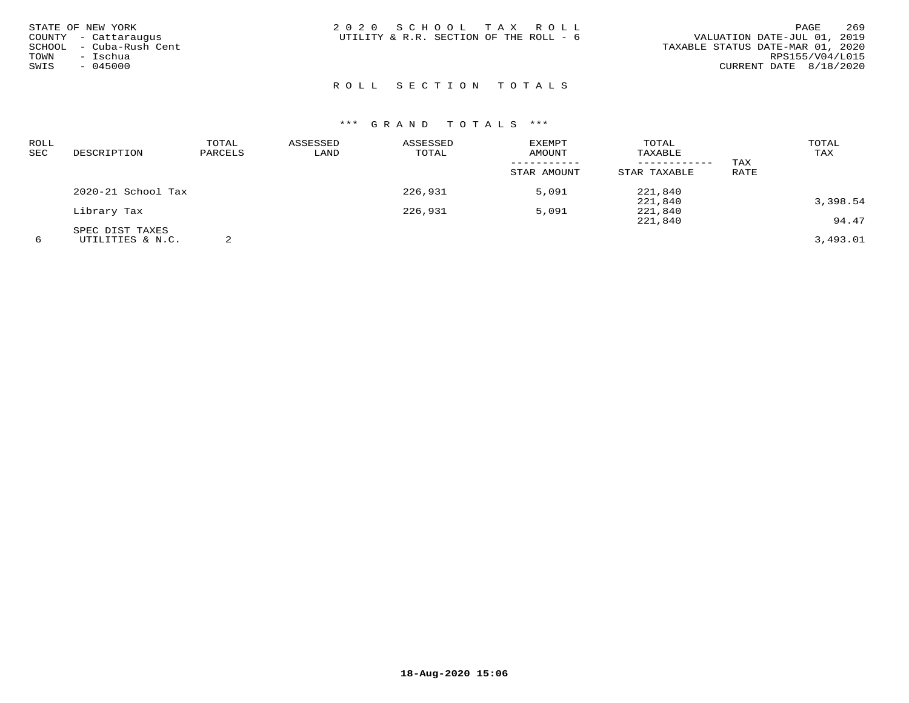STATE OF NEW YORK
COUNTY - Cattaraugus
SCHOOL - Cuba-Rush Cent
TOWN - Ischua
SWIS - 045000

2020 SCHOOL TAX ROLL
UTILITY & R.R. SECTION OF THE ROLL - 6

VALUATION DATE-JUL 01, 2019
TAXABLE STATUS DATE-MAR 01, 2020
RPS155/V04/L015
CURRENT DATE 8/18/2020

## ROLL SECTION TOTALS

### *** GRAND TOTALS ***

| ROLL SEC | DESCRIPTION | TOTAL PARCELS | ASSESSED LAND | ASSESSED TOTAL | EXEMPT AMOUNT / STAR AMOUNT | TOTAL TAXABLE / STAR TAXABLE | TAX RATE | TOTAL TAX |
|---|---|---|---|---|---|---|---|---|
| | 2020-21 School Tax | | | 226,931 | 5,091 | 221,840 | | |
| | | | | | | 221,840 | | 3,398.54 |
| | Library Tax | | | 226,931 | 5,091 | 221,840 | | |
| | | | | | | 221,840 | | 94.47 |
| | SPEC DIST TAXES | | | | | | | |
| 6 | UTILITIES & N.C. | 2 | | | | | | 3,493.01 |

18-Aug-2020 15:06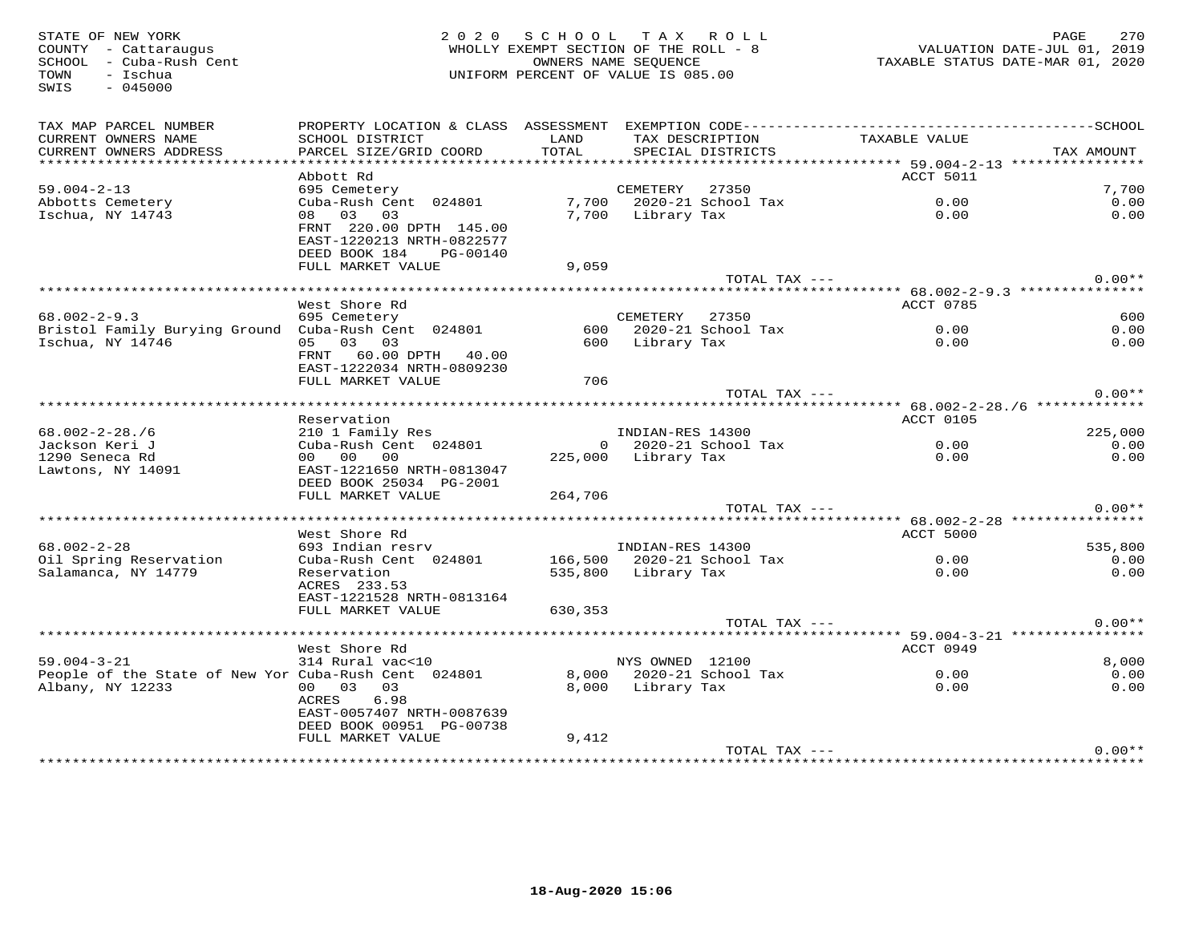STATE OF NEW YORK
COUNTY - Cattaraugus
SCHOOL - Cuba-Rush Cent
TOWN - Ischua
SWIS - 045000

2020 SCHOOL TAX ROLL
WHOLLY EXEMPT SECTION OF THE ROLL - 8
OWNERS NAME SEQUENCE
UNIFORM PERCENT OF VALUE IS 085.00

VALUATION DATE-JUL 01, 2019
TAXABLE STATUS DATE-MAR 01, 2020

| TAX MAP PARCEL NUMBER / CURRENT OWNERS NAME / CURRENT OWNERS ADDRESS | PROPERTY LOCATION & CLASS / SCHOOL DISTRICT / PARCEL SIZE/GRID COORD | ASSESSMENT LAND / TOTAL | EXEMPTION CODE / TAX DESCRIPTION / SPECIAL DISTRICTS | TAXABLE VALUE | SCHOOL / TAX AMOUNT |
|---|---|---|---|---|---|
| **59.004-2-13** | Abbott Rd | | | ACCT 5011 | |
| 59.004-2-13 | 695 Cemetery | | CEMETERY 27350 | | 7,700 |
| Abbotts Cemetery | Cuba-Rush Cent 024801 | 7,700 | 2020-21 School Tax | 0.00 | 0.00 |
| Ischua, NY 14743 | 08 03 03 | 7,700 | Library Tax | 0.00 | 0.00 |
| | FRNT 220.00 DPTH 145.00 | | | | |
| | EAST-1220213 NRTH-0822577 | | | | |
| | DEED BOOK 184 PG-00140 | | | | |
| | FULL MARKET VALUE | 9,059 | | | |
| | | | TOTAL TAX --- | | 0.00** |
| **68.002-2-9.3** | West Shore Rd | | | ACCT 0785 | |
| 68.002-2-9.3 | 695 Cemetery | | CEMETERY 27350 | | 600 |
| Bristol Family Burying Ground | Cuba-Rush Cent 024801 | 600 | 2020-21 School Tax | 0.00 | 0.00 |
| Ischua, NY 14746 | 05 03 03 | 600 | Library Tax | 0.00 | 0.00 |
| | FRNT 60.00 DPTH 40.00 | | | | |
| | EAST-1222034 NRTH-0809230 | | | | |
| | FULL MARKET VALUE | 706 | | | |
| | | | TOTAL TAX --- | | 0.00** |
| **68.002-2-28./6** | Reservation | | | ACCT 0105 | |
| 68.002-2-28./6 | 210 1 Family Res | | INDIAN-RES 14300 | | 225,000 |
| Jackson Keri J | Cuba-Rush Cent 024801 | 0 | 2020-21 School Tax | 0.00 | 0.00 |
| 1290 Seneca Rd | 00 00 00 | 225,000 | Library Tax | 0.00 | 0.00 |
| Lawtons, NY 14091 | EAST-1221650 NRTH-0813047 | | | | |
| | DEED BOOK 25034 PG-2001 | | | | |
| | FULL MARKET VALUE | 264,706 | | | |
| | | | TOTAL TAX --- | | 0.00** |
| **68.002-2-28** | West Shore Rd | | | ACCT 5000 | |
| 68.002-2-28 | 693 Indian resrv | | INDIAN-RES 14300 | | 535,800 |
| Oil Spring Reservation | Cuba-Rush Cent 024801 | 166,500 | 2020-21 School Tax | 0.00 | 0.00 |
| Salamanca, NY 14779 | Reservation | 535,800 | Library Tax | 0.00 | 0.00 |
| | ACRES 233.53 | | | | |
| | EAST-1221528 NRTH-0813164 | | | | |
| | FULL MARKET VALUE | 630,353 | | | |
| | | | TOTAL TAX --- | | 0.00** |
| **59.004-3-21** | West Shore Rd | | | ACCT 0949 | |
| 59.004-3-21 | 314 Rural vac<10 | | NYS OWNED 12100 | | 8,000 |
| People of the State of New Yor | Cuba-Rush Cent 024801 | 8,000 | 2020-21 School Tax | 0.00 | 0.00 |
| Albany, NY 12233 | 00 03 03 | 8,000 | Library Tax | 0.00 | 0.00 |
| | ACRES 6.98 | | | | |
| | EAST-0057407 NRTH-0087639 | | | | |
| | DEED BOOK 00951 PG-00738 | | | | |
| | FULL MARKET VALUE | 9,412 | | | |
| | | | TOTAL TAX --- | | 0.00** |

18-Aug-2020 15:06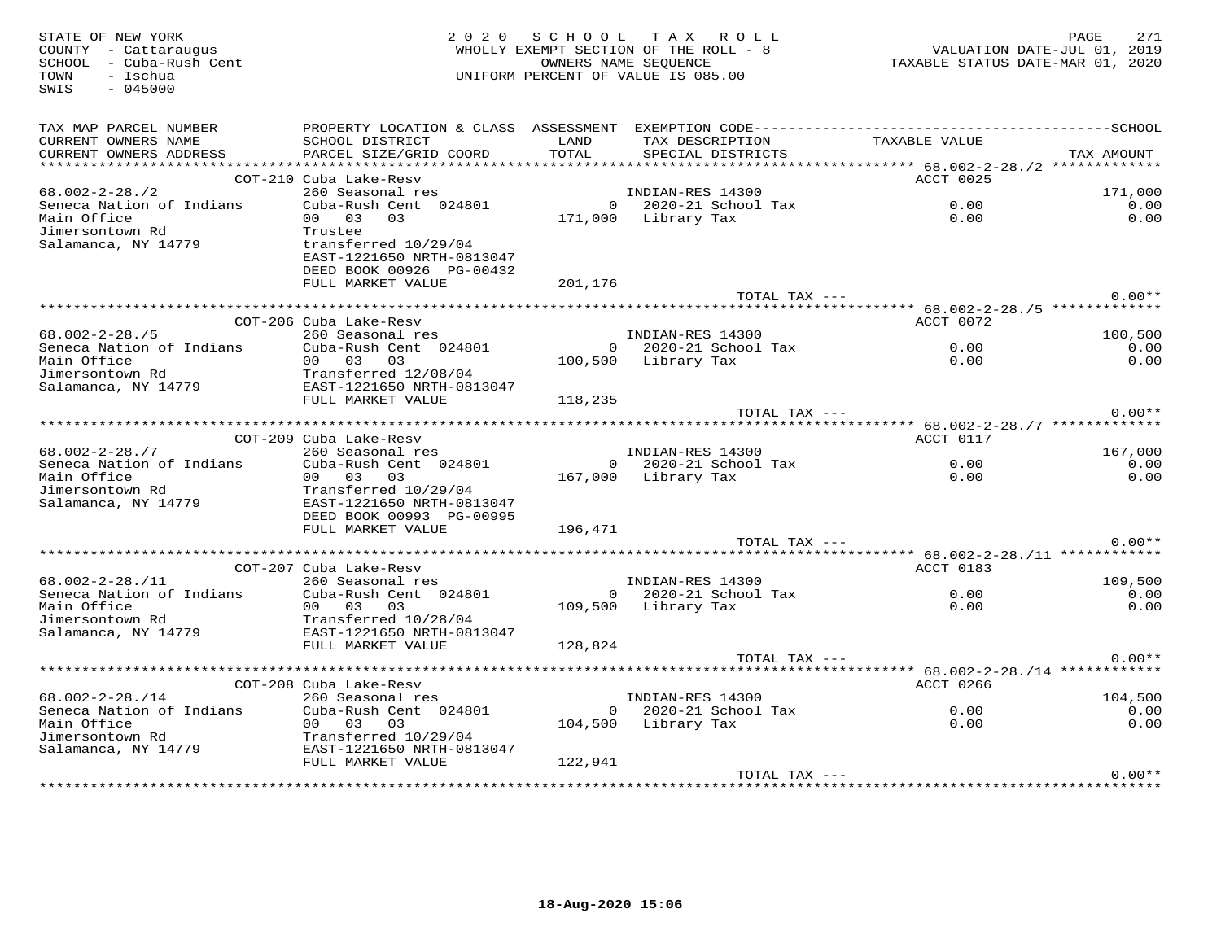STATE OF NEW YORK
COUNTY - Cattaraugus
SCHOOL - Cuba-Rush Cent
TOWN - Ischua
SWIS - 045000

2020 SCHOOL TAX ROLL
WHOLLY EXEMPT SECTION OF THE ROLL - 8
OWNERS NAME SEQUENCE
UNIFORM PERCENT OF VALUE IS 085.00

VALUATION DATE-JUL 01, 2019
TAXABLE STATUS DATE-MAR 01, 2020

| TAX MAP PARCEL NUMBER / CURRENT OWNERS NAME / CURRENT OWNERS ADDRESS | PROPERTY LOCATION & CLASS / SCHOOL DISTRICT / PARCEL SIZE/GRID COORD | ASSESSMENT LAND / TOTAL | EXEMPTION CODE / TAX DESCRIPTION / SPECIAL DISTRICTS | TAXABLE VALUE | TAX AMOUNT |
|---|---|---|---|---|---|
| | COT-210 Cuba Lake-Resv | | | ACCT 0025 | |
| 68.002-2-28./2 | 260 Seasonal res | | INDIAN-RES 14300 | | 171,000 |
| Seneca Nation of Indians | Cuba-Rush Cent 024801 | 0 | 2020-21 School Tax | 0.00 | 0.00 |
| Main Office | 00 03 03 | 171,000 | Library Tax | 0.00 | 0.00 |
| Jimersontown Rd | Trustee | | | | |
| Salamanca, NY 14779 | transferred 10/29/04 | | | | |
| | EAST-1221650 NRTH-0813047 | | | | |
| | DEED BOOK 00926 PG-00432 | | | | |
| | FULL MARKET VALUE | 201,176 | | | |
| | | | TOTAL TAX --- | | 0.00** |
| | COT-206 Cuba Lake-Resv | | | ACCT 0072 | |
| 68.002-2-28./5 | 260 Seasonal res | | INDIAN-RES 14300 | | 100,500 |
| Seneca Nation of Indians | Cuba-Rush Cent 024801 | 0 | 2020-21 School Tax | 0.00 | 0.00 |
| Main Office | 00 03 03 | 100,500 | Library Tax | 0.00 | 0.00 |
| Jimersontown Rd | Transferred 12/08/04 | | | | |
| Salamanca, NY 14779 | EAST-1221650 NRTH-0813047 | | | | |
| | FULL MARKET VALUE | 118,235 | | | |
| | | | TOTAL TAX --- | | 0.00** |
| | COT-209 Cuba Lake-Resv | | | ACCT 0117 | |
| 68.002-2-28./7 | 260 Seasonal res | | INDIAN-RES 14300 | | 167,000 |
| Seneca Nation of Indians | Cuba-Rush Cent 024801 | 0 | 2020-21 School Tax | 0.00 | 0.00 |
| Main Office | 00 03 03 | 167,000 | Library Tax | 0.00 | 0.00 |
| Jimersontown Rd | Transferred 10/29/04 | | | | |
| Salamanca, NY 14779 | EAST-1221650 NRTH-0813047 | | | | |
| | DEED BOOK 00993 PG-00995 | | | | |
| | FULL MARKET VALUE | 196,471 | | | |
| | | | TOTAL TAX --- | | 0.00** |
| | COT-207 Cuba Lake-Resv | | | ACCT 0183 | |
| 68.002-2-28./11 | 260 Seasonal res | | INDIAN-RES 14300 | | 109,500 |
| Seneca Nation of Indians | Cuba-Rush Cent 024801 | 0 | 2020-21 School Tax | 0.00 | 0.00 |
| Main Office | 00 03 03 | 109,500 | Library Tax | 0.00 | 0.00 |
| Jimersontown Rd | Transferred 10/28/04 | | | | |
| Salamanca, NY 14779 | EAST-1221650 NRTH-0813047 | | | | |
| | FULL MARKET VALUE | 128,824 | | | |
| | | | TOTAL TAX --- | | 0.00** |
| | COT-208 Cuba Lake-Resv | | | ACCT 0266 | |
| 68.002-2-28./14 | 260 Seasonal res | | INDIAN-RES 14300 | | 104,500 |
| Seneca Nation of Indians | Cuba-Rush Cent 024801 | 0 | 2020-21 School Tax | 0.00 | 0.00 |
| Main Office | 00 03 03 | 104,500 | Library Tax | 0.00 | 0.00 |
| Jimersontown Rd | Transferred 10/29/04 | | | | |
| Salamanca, NY 14779 | EAST-1221650 NRTH-0813047 | | | | |
| | FULL MARKET VALUE | 122,941 | | | |
| | | | TOTAL TAX --- | | 0.00** |

18-Aug-2020 15:06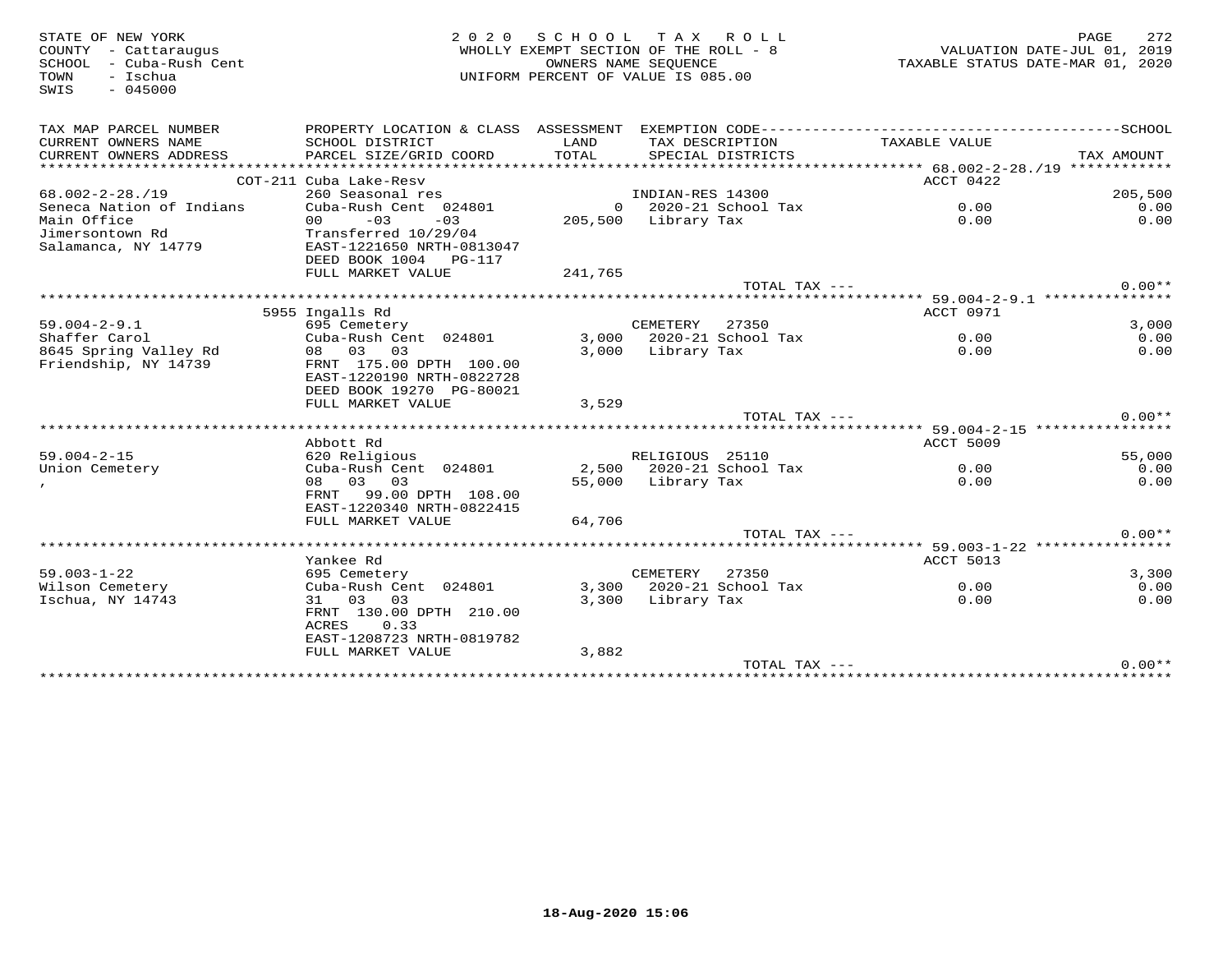STATE OF NEW YORK
COUNTY - Cattaraugus
SCHOOL - Cuba-Rush Cent
TOWN - Ischua
SWIS - 045000

2020 SCHOOL TAX ROLL
WHOLLY EXEMPT SECTION OF THE ROLL - 8
OWNERS NAME SEQUENCE
UNIFORM PERCENT OF VALUE IS 085.00

VALUATION DATE-JUL 01, 2019
TAXABLE STATUS DATE-MAR 01, 2020

| TAX MAP PARCEL NUMBER / CURRENT OWNERS NAME / CURRENT OWNERS ADDRESS | PROPERTY LOCATION & CLASS / SCHOOL DISTRICT / PARCEL SIZE/GRID COORD | ASSESSMENT LAND / TOTAL | EXEMPTION CODE / TAX DESCRIPTION / SPECIAL DISTRICTS | TAXABLE VALUE | SCHOOL / TAX AMOUNT |
|---|---|---|---|---|---|
| **68.002-2-28./19** | COT-211 Cuba Lake-Resv | | | ACCT 0422 | |
| 68.002-2-28./19 | 260 Seasonal res | | INDIAN-RES 14300 | | 205,500 |
| Seneca Nation of Indians | Cuba-Rush Cent 024801 | 0 | 2020-21 School Tax | 0.00 | 0.00 |
| Main Office | 00 -03 -03 | 205,500 | Library Tax | 0.00 | 0.00 |
| Jimersontown Rd | Transferred 10/29/04 | | | | |
| Salamanca, NY 14779 | EAST-1221650 NRTH-0813047 | | | | |
| | DEED BOOK 1004 PG-117 | | | | |
| | FULL MARKET VALUE | 241,765 | | | |
| | | | TOTAL TAX --- | | 0.00** |
| **59.004-2-9.1** | 5955 Ingalls Rd | | | ACCT 0971 | |
| 59.004-2-9.1 | 695 Cemetery | | CEMETERY 27350 | | 3,000 |
| Shaffer Carol | Cuba-Rush Cent 024801 | 3,000 | 2020-21 School Tax | 0.00 | 0.00 |
| 8645 Spring Valley Rd | 08 03 03 | 3,000 | Library Tax | 0.00 | 0.00 |
| Friendship, NY 14739 | FRNT 175.00 DPTH 100.00 | | | | |
| | EAST-1220190 NRTH-0822728 | | | | |
| | DEED BOOK 19270 PG-80021 | | | | |
| | FULL MARKET VALUE | 3,529 | | | |
| | | | TOTAL TAX --- | | 0.00** |
| **59.004-2-15** | Abbott Rd | | | ACCT 5009 | |
| 59.004-2-15 | 620 Religious | | RELIGIOUS 25110 | | 55,000 |
| Union Cemetery | Cuba-Rush Cent 024801 | 2,500 | 2020-21 School Tax | 0.00 | 0.00 |
| , | 08 03 03 | 55,000 | Library Tax | 0.00 | 0.00 |
| | FRNT 99.00 DPTH 108.00 | | | | |
| | EAST-1220340 NRTH-0822415 | | | | |
| | FULL MARKET VALUE | 64,706 | | | |
| | | | TOTAL TAX --- | | 0.00** |
| **59.003-1-22** | Yankee Rd | | | ACCT 5013 | |
| 59.003-1-22 | 695 Cemetery | | CEMETERY 27350 | | 3,300 |
| Wilson Cemetery | Cuba-Rush Cent 024801 | 3,300 | 2020-21 School Tax | 0.00 | 0.00 |
| Ischua, NY 14743 | 31 03 03 | 3,300 | Library Tax | 0.00 | 0.00 |
| | FRNT 130.00 DPTH 210.00 | | | | |
| | ACRES 0.33 | | | | |
| | EAST-1208723 NRTH-0819782 | | | | |
| | FULL MARKET VALUE | 3,882 | | | |
| | | | TOTAL TAX --- | | 0.00** |

18-Aug-2020 15:06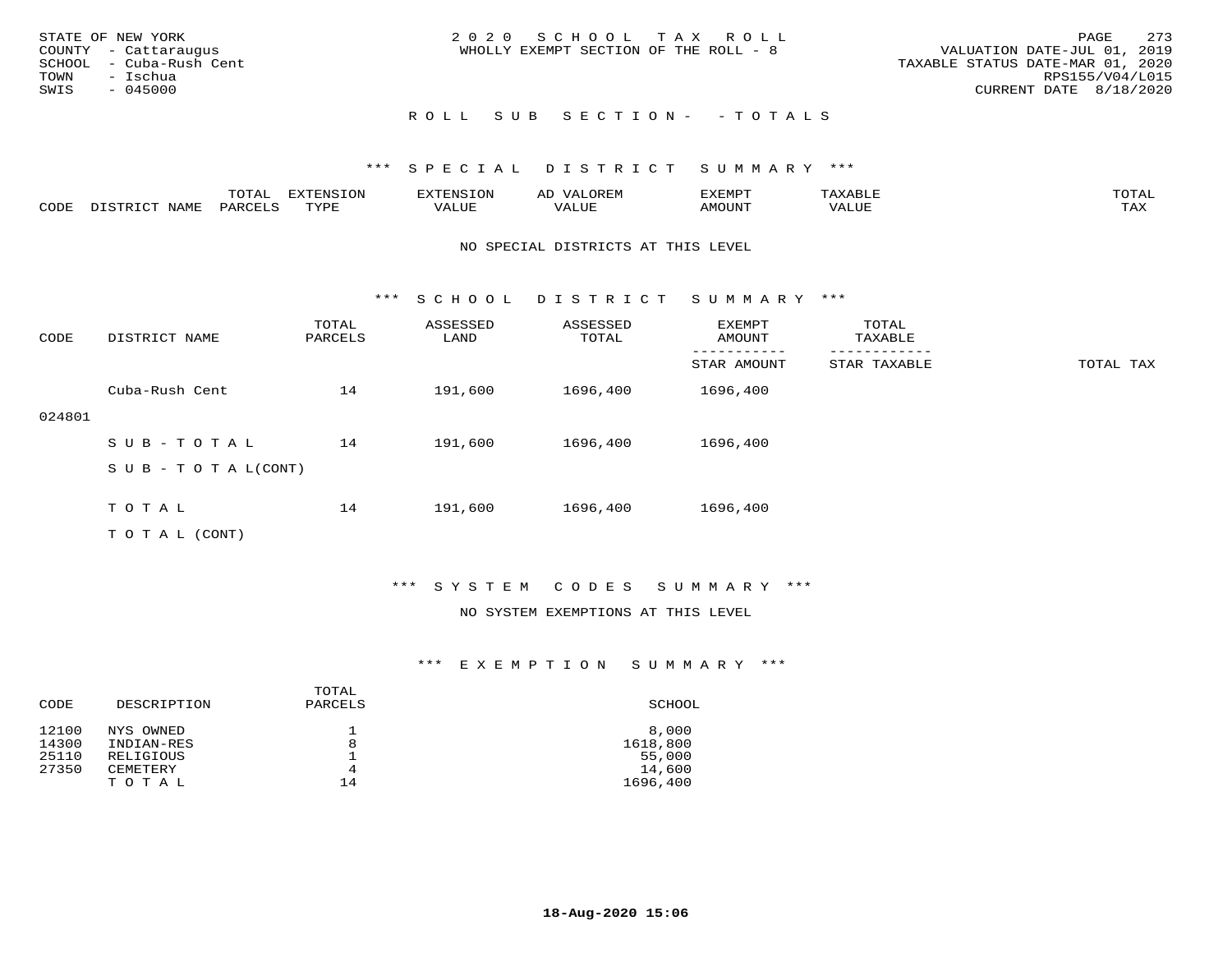STATE OF NEW YORK
COUNTY - Cattaraugus
SCHOOL - Cuba-Rush Cent
TOWN - Ischua
SWIS - 045000

2020 SCHOOL TAX ROLL
WHOLLY EXEMPT SECTION OF THE ROLL - 8

VALUATION DATE-JUL 01, 2019
TAXABLE STATUS DATE-MAR 01, 2020
RPS155/V04/L015
CURRENT DATE 8/18/2020

## ROLL SUB SECTION- - TOTALS

### *** SPECIAL DISTRICT SUMMARY ***

| CODE | DISTRICT NAME | TOTAL PARCELS | EXTENSION TYPE | EXTENSION VALUE | AD VALOREM VALUE | EXEMPT AMOUNT | TAXABLE VALUE | TOTAL TAX |
|---|---|---|---|---|---|---|---|---|

NO SPECIAL DISTRICTS AT THIS LEVEL

### *** SCHOOL DISTRICT SUMMARY ***

| CODE | DISTRICT NAME | TOTAL PARCELS | ASSESSED LAND | ASSESSED TOTAL | EXEMPT AMOUNT / STAR AMOUNT | TOTAL TAXABLE / STAR TAXABLE | TOTAL TAX |
|---|---|---|---|---|---|---|---|
| 024801 | Cuba-Rush Cent | 14 | 191,600 | 1696,400 | 1696,400 | | |
| | SUB-TOTAL | 14 | 191,600 | 1696,400 | 1696,400 | | |
| | SUB-TOTAL(CONT) | | | | | | |
| | TOTAL | 14 | 191,600 | 1696,400 | 1696,400 | | |
| | TOTAL (CONT) | | | | | | |

### *** SYSTEM CODES SUMMARY ***

NO SYSTEM EXEMPTIONS AT THIS LEVEL

### *** EXEMPTION SUMMARY ***

| CODE | DESCRIPTION | TOTAL PARCELS | SCHOOL |
|---|---|---|---|
| 12100 | NYS OWNED | 1 | 8,000 |
| 14300 | INDIAN-RES | 8 | 1618,800 |
| 25110 | RELIGIOUS | 1 | 55,000 |
| 27350 | CEMETERY | 4 | 14,600 |
| | TOTAL | 14 | 1696,400 |

18-Aug-2020 15:06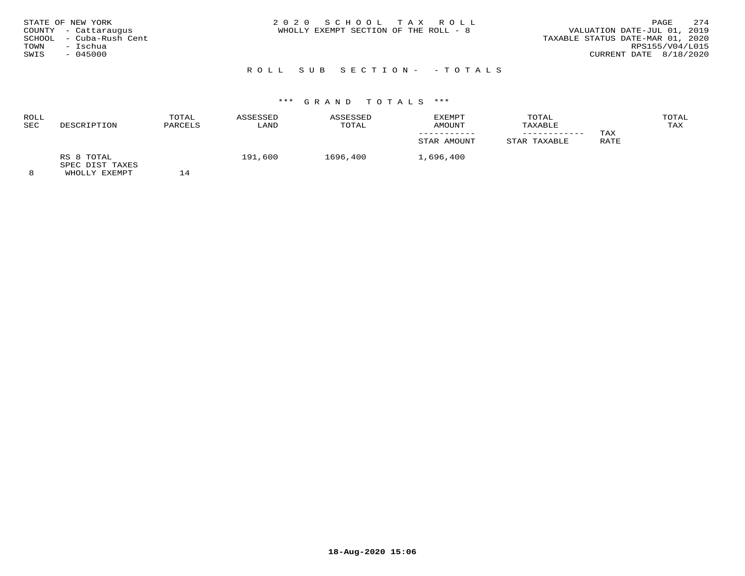STATE OF NEW YORK
COUNTY - Cattaraugus
SCHOOL - Cuba-Rush Cent
TOWN - Ischua
SWIS - 045000

2 0 2 0 S C H O O L T A X R O L L
WHOLLY EXEMPT SECTION OF THE ROLL - 8

VALUATION DATE-JUL 01, 2019
TAXABLE STATUS DATE-MAR 01, 2020
RPS155/V04/L015
CURRENT DATE 8/18/2020

R O L L S U B S E C T I O N - - T O T A L S

\*\*\* G R A N D T O T A L S \*\*\*

| ROLL SEC | DESCRIPTION | TOTAL PARCELS | ASSESSED LAND | ASSESSED TOTAL | EXEMPT AMOUNT<br>-----------<br>STAR AMOUNT | TOTAL TAXABLE<br>------------<br>STAR TAXABLE | TAX RATE | TOTAL TAX |
|---|---|---|---|---|---|---|---|---|
| 8 | RS 8 TOTAL<br>SPEC DIST TAXES<br>WHOLLY EXEMPT | 14 | 191,600 | 1696,400 | 1,696,400 | | | |

18-Aug-2020 15:06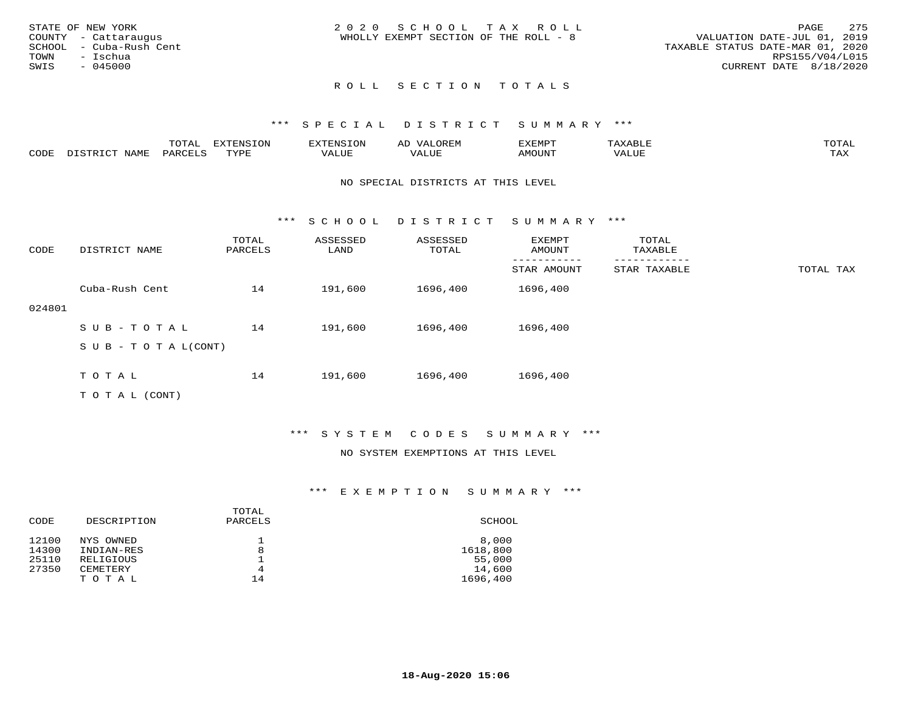STATE OF NEW YORK
COUNTY - Cattaraugus
SCHOOL - Cuba-Rush Cent
TOWN - Ischua
SWIS - 045000

2020 SCHOOL TAX ROLL
WHOLLY EXEMPT SECTION OF THE ROLL - 8

VALUATION DATE-JUL 01, 2019
TAXABLE STATUS DATE-MAR 01, 2020
RPS155/V04/L015
CURRENT DATE 8/18/2020

## ROLL SECTION TOTALS

### *** SPECIAL DISTRICT SUMMARY ***

| CODE | DISTRICT NAME | TOTAL PARCELS | EXTENSION TYPE | EXTENSION VALUE | AD VALOREM VALUE | EXEMPT AMOUNT | TAXABLE VALUE | TOTAL TAX |
|---|---|---|---|---|---|---|---|---|

NO SPECIAL DISTRICTS AT THIS LEVEL

### *** SCHOOL DISTRICT SUMMARY ***

| CODE | DISTRICT NAME | TOTAL PARCELS | ASSESSED LAND | ASSESSED TOTAL | EXEMPT AMOUNT / STAR AMOUNT | TOTAL TAXABLE / STAR TAXABLE | TOTAL TAX |
|---|---|---|---|---|---|---|---|
| 024801 | Cuba-Rush Cent | 14 | 191,600 | 1696,400 | 1696,400 | | |
| | S U B - T O T A L | 14 | 191,600 | 1696,400 | 1696,400 | | |
| | S U B - T O T A L(CONT) | | | | | | |
| | T O T A L | 14 | 191,600 | 1696,400 | 1696,400 | | |
| | T O T A L (CONT) | | | | | | |

### *** SYSTEM CODES SUMMARY ***

NO SYSTEM EXEMPTIONS AT THIS LEVEL

### *** EXEMPTION SUMMARY ***

| CODE | DESCRIPTION | TOTAL PARCELS | SCHOOL |
|---|---|---|---|
| 12100 | NYS OWNED | 1 | 8,000 |
| 14300 | INDIAN-RES | 8 | 1618,800 |
| 25110 | RELIGIOUS | 1 | 55,000 |
| 27350 | CEMETERY | 4 | 14,600 |
| | T O T A L | 14 | 1696,400 |

18-Aug-2020 15:06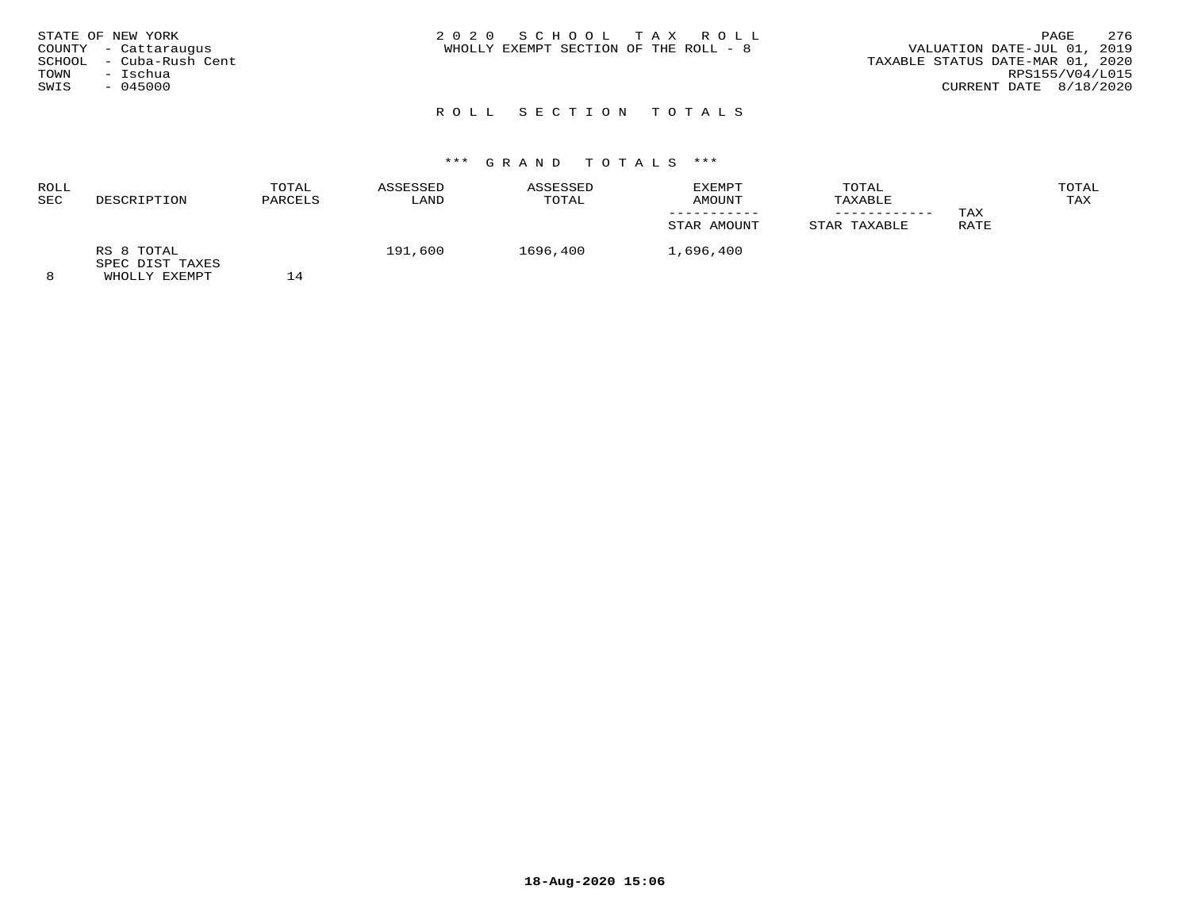STATE OF NEW YORK
COUNTY - Cattaraugus
SCHOOL - Cuba-Rush Cent
TOWN - Ischua
SWIS - 045000

# 2020 SCHOOL TAX ROLL

WHOLLY EXEMPT SECTION OF THE ROLL - 8

VALUATION DATE-JUL 01, 2019
TAXABLE STATUS DATE-MAR 01, 2020
RPS155/V04/L015
CURRENT DATE 8/18/2020

## ROLL SECTION TOTALS

### *** GRAND TOTALS ***

| ROLL SEC | DESCRIPTION | TOTAL PARCELS | ASSESSED LAND | ASSESSED TOTAL | EXEMPT AMOUNT / STAR AMOUNT | TOTAL TAXABLE / STAR TAXABLE | TAX RATE | TOTAL TAX |
|---|---|---|---|---|---|---|---|---|
| 8 | RS 8 TOTAL SPEC DIST TAXES WHOLLY EXEMPT | 14 | 191,600 | 1696,400 | 1,696,400 | | | |

18-Aug-2020 15:06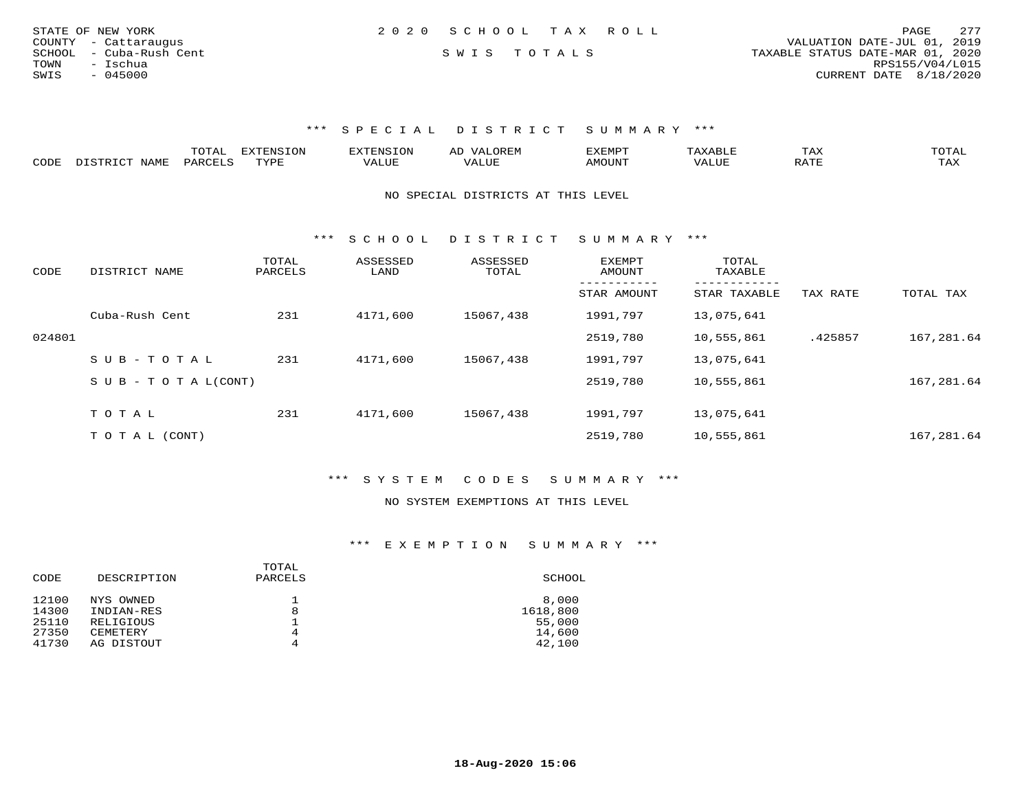STATE OF NEW YORK
COUNTY - Cattaraugus
SCHOOL - Cuba-Rush Cent
TOWN - Ischua
SWIS - 045000

2020 SCHOOL TAX ROLL

SWIS TOTALS

VALUATION DATE-JUL 01, 2019
TAXABLE STATUS DATE-MAR 01, 2020
RPS155/V04/L015
CURRENT DATE 8/18/2020

### *** SPECIAL DISTRICT SUMMARY ***

| CODE | DISTRICT NAME | TOTAL PARCELS | EXTENSION TYPE | EXTENSION VALUE | AD VALOREM VALUE | EXEMPT AMOUNT | TAXABLE VALUE | TAX RATE | TOTAL TAX |
|---|---|---|---|---|---|---|---|---|---|

NO SPECIAL DISTRICTS AT THIS LEVEL

### *** SCHOOL DISTRICT SUMMARY ***

| CODE | DISTRICT NAME | TOTAL PARCELS | ASSESSED LAND | ASSESSED TOTAL | EXEMPT AMOUNT / STAR AMOUNT | TOTAL TAXABLE / STAR TAXABLE | TAX RATE | TOTAL TAX |
|---|---|---|---|---|---|---|---|---|
| | Cuba-Rush Cent | 231 | 4171,600 | 15067,438 | 1991,797 | 13,075,641 | | |
| 024801 | | | | | 2519,780 | 10,555,861 | .425857 | 167,281.64 |
| | SUB-TOTAL | 231 | 4171,600 | 15067,438 | 1991,797 | 13,075,641 | | |
| | SUB-TOTAL(CONT) | | | | 2519,780 | 10,555,861 | | 167,281.64 |
| | TOTAL | 231 | 4171,600 | 15067,438 | 1991,797 | 13,075,641 | | |
| | TOTAL (CONT) | | | | 2519,780 | 10,555,861 | | 167,281.64 |

### *** SYSTEM CODES SUMMARY ***

NO SYSTEM EXEMPTIONS AT THIS LEVEL

### *** EXEMPTION SUMMARY ***

| CODE | DESCRIPTION | TOTAL PARCELS | SCHOOL |
|---|---|---|---|
| 12100 | NYS OWNED | 1 | 8,000 |
| 14300 | INDIAN-RES | 8 | 1618,800 |
| 25110 | RELIGIOUS | 1 | 55,000 |
| 27350 | CEMETERY | 4 | 14,600 |
| 41730 | AG DISTOUT | 4 | 42,100 |

18-Aug-2020 15:06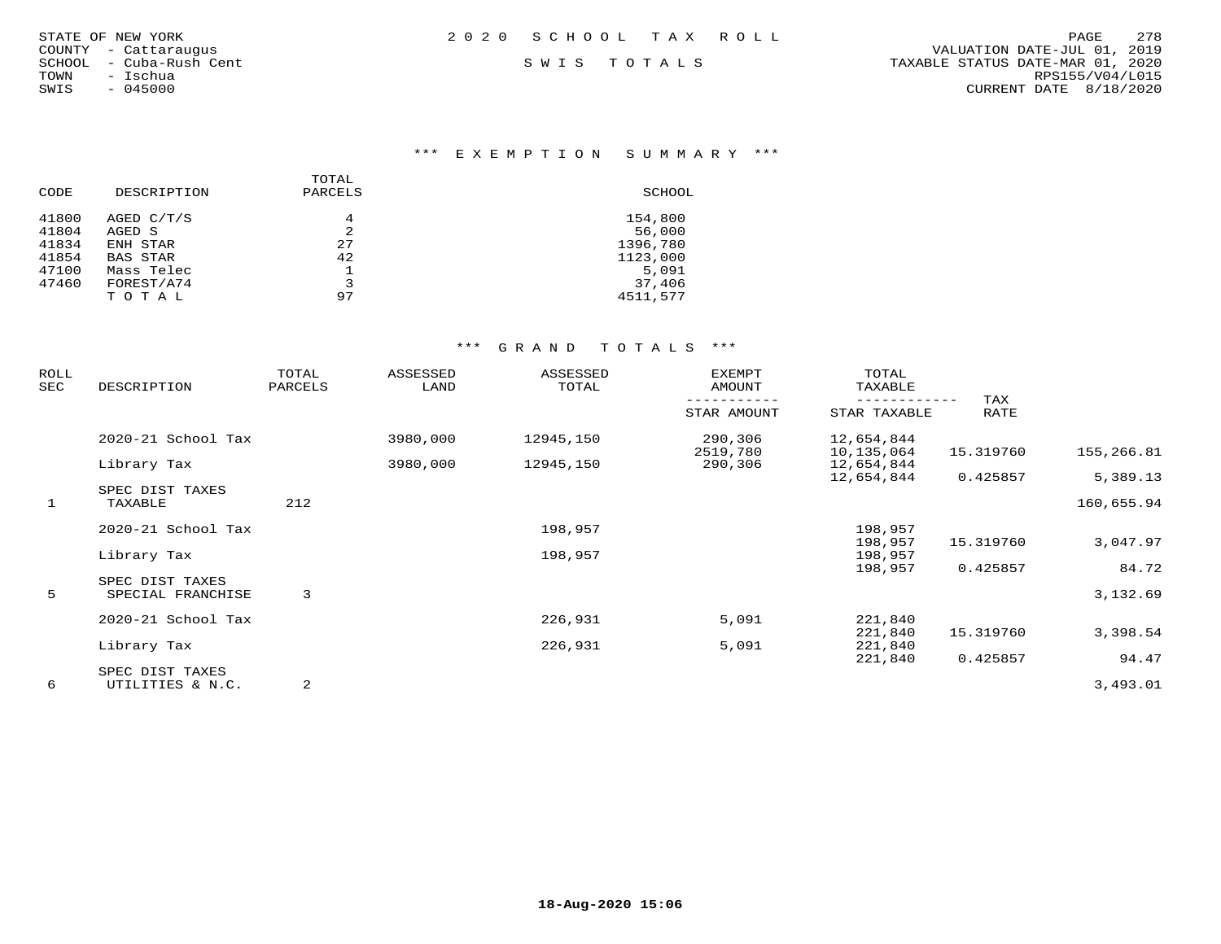STATE OF NEW YORK
COUNTY - Cattaraugus
SCHOOL - Cuba-Rush Cent
TOWN - Ischua
SWIS - 045000

2020 SCHOOL TAX ROLL

SWIS TOTALS

VALUATION DATE-JUL 01, 2019
TAXABLE STATUS DATE-MAR 01, 2020
RPS155/V04/L015
CURRENT DATE 8/18/2020

## *** EXEMPTION SUMMARY ***

| CODE | DESCRIPTION | TOTAL PARCELS | SCHOOL |
|---|---|---|---|
| 41800 | AGED C/T/S | 4 | 154,800 |
| 41804 | AGED S | 2 | 56,000 |
| 41834 | ENH STAR | 27 | 1396,780 |
| 41854 | BAS STAR | 42 | 1123,000 |
| 47100 | Mass Telec | 1 | 5,091 |
| 47460 | FOREST/A74 | 3 | 37,406 |
| | T O T A L | 97 | 4511,577 |

## *** GRAND TOTALS ***

| ROLL SEC | DESCRIPTION | TOTAL PARCELS | ASSESSED LAND | ASSESSED TOTAL | EXEMPT AMOUNT / STAR AMOUNT | TOTAL TAXABLE / STAR TAXABLE | TAX RATE | |
|---|---|---|---|---|---|---|---|---|
| | 2020-21 School Tax | | 3980,000 | 12945,150 | 290,306 | 12,654,844 | | |
| | | | | | 2519,780 | 10,135,064 | 15.319760 | 155,266.81 |
| | Library Tax | | 3980,000 | 12945,150 | 290,306 | 12,654,844 | | |
| | | | | | | 12,654,844 | 0.425857 | 5,389.13 |
| | SPEC DIST TAXES | | | | | | | |
| 1 | TAXABLE | 212 | | | | | | 160,655.94 |
| | 2020-21 School Tax | | | 198,957 | | 198,957 | | |
| | | | | | | 198,957 | 15.319760 | 3,047.97 |
| | Library Tax | | | 198,957 | | 198,957 | | |
| | | | | | | 198,957 | 0.425857 | 84.72 |
| | SPEC DIST TAXES | | | | | | | |
| 5 | SPECIAL FRANCHISE | 3 | | | | | | 3,132.69 |
| | 2020-21 School Tax | | | 226,931 | 5,091 | 221,840 | | |
| | | | | | | 221,840 | 15.319760 | 3,398.54 |
| | Library Tax | | | 226,931 | 5,091 | 221,840 | | |
| | | | | | | 221,840 | 0.425857 | 94.47 |
| | SPEC DIST TAXES | | | | | | | |
| 6 | UTILITIES & N.C. | 2 | | | | | | 3,493.01 |

18-Aug-2020 15:06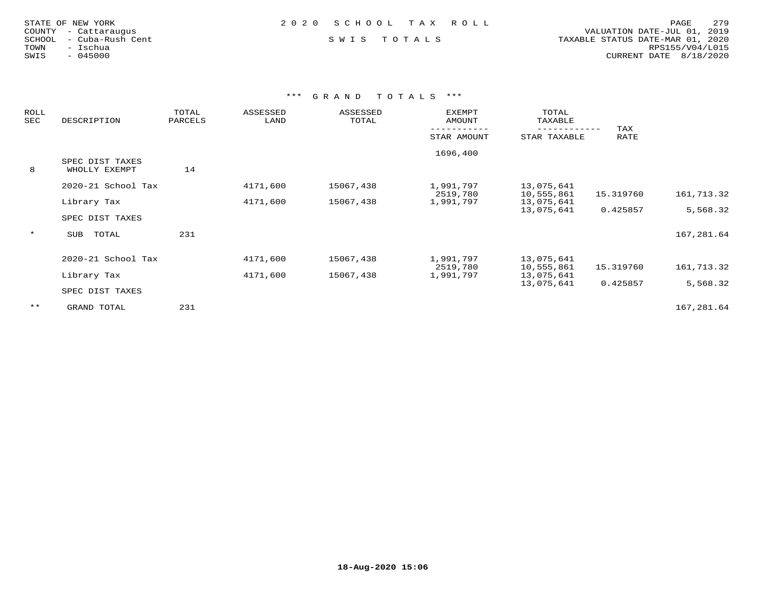STATE OF NEW YORK
COUNTY - Cattaraugus
SCHOOL - Cuba-Rush Cent
TOWN - Ischua
SWIS - 045000

2020 SCHOOL TAX ROLL

SWIS TOTALS

VALUATION DATE-JUL 01, 2019
TAXABLE STATUS DATE-MAR 01, 2020
RPS155/V04/L015
CURRENT DATE 8/18/2020

### *** GRAND TOTALS ***

| ROLL SEC | DESCRIPTION | TOTAL PARCELS | ASSESSED LAND | ASSESSED TOTAL | EXEMPT AMOUNT / STAR AMOUNT | TOTAL TAXABLE / STAR TAXABLE | TAX RATE | |
|---|---|---|---|---|---|---|---|---|
| | | | | | 1696,400 | | | |
| 8 | SPEC DIST TAXES WHOLLY EXEMPT | 14 | | | | | | |
| | 2020-21 School Tax | | 4171,600 | 15067,438 | 1,991,797 | 13,075,641 | | |
| | | | | | 2519,780 | 10,555,861 | 15.319760 | 161,713.32 |
| | Library Tax | | 4171,600 | 15067,438 | 1,991,797 | 13,075,641 | | |
| | | | | | | 13,075,641 | 0.425857 | 5,568.32 |
| | SPEC DIST TAXES | | | | | | | |
| * | SUB TOTAL | 231 | | | | | | 167,281.64 |
| | 2020-21 School Tax | | 4171,600 | 15067,438 | 1,991,797 | 13,075,641 | | |
| | | | | | 2519,780 | 10,555,861 | 15.319760 | 161,713.32 |
| | Library Tax | | 4171,600 | 15067,438 | 1,991,797 | 13,075,641 | | |
| | | | | | | 13,075,641 | 0.425857 | 5,568.32 |
| | SPEC DIST TAXES | | | | | | | |
| ** | GRAND TOTAL | 231 | | | | | | 167,281.64 |

18-Aug-2020 15:06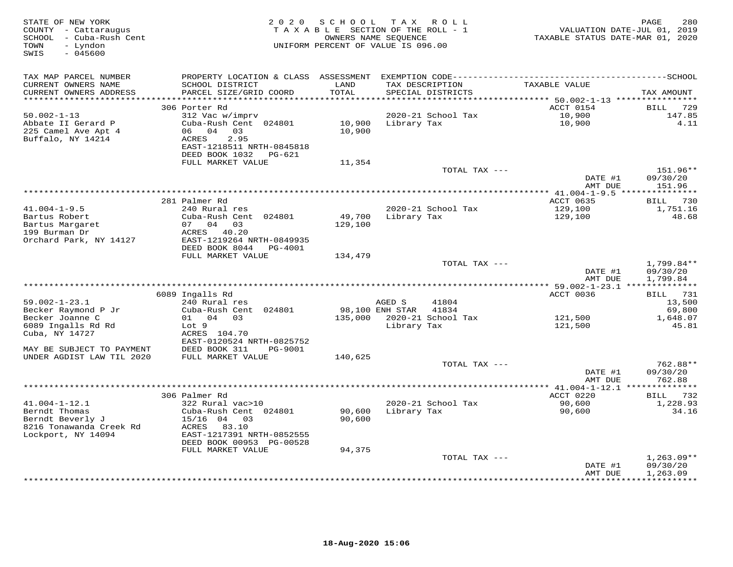STATE OF NEW YORK
COUNTY - Cattaraugus
SCHOOL - Cuba-Rush Cent
TOWN - Lyndon
SWIS - 045600

2020 SCHOOL TAX ROLL
TAXABLE SECTION OF THE ROLL - 1
OWNERS NAME SEQUENCE
UNIFORM PERCENT OF VALUE IS 096.00

VALUATION DATE-JUL 01, 2019
TAXABLE STATUS DATE-MAR 01, 2020

| TAX MAP PARCEL NUMBER / CURRENT OWNERS NAME / CURRENT OWNERS ADDRESS | PROPERTY LOCATION & CLASS / SCHOOL DISTRICT / PARCEL SIZE/GRID COORD | ASSESSMENT LAND / TOTAL | EXEMPTION CODE / TAX DESCRIPTION / SPECIAL DISTRICTS | TAXABLE VALUE | TAX AMOUNT |
|---|---|---|---|---|---|
| 50.002-1-13 | 306 Porter Rd | | | ACCT 0154 | BILL 729 |
| Abbate II Gerard P | 312 Vac w/imprv | | 2020-21 School Tax | 10,900 | 147.85 |
| 225 Camel Ave Apt 4 | Cuba-Rush Cent 024801 | 10,900 | Library Tax | 10,900 | 4.11 |
| Buffalo, NY 14214 | 06 04 03 | 10,900 | | | |
| | ACRES 2.95 | | | | |
| | EAST-1218511 NRTH-0845818 | | | | |
| | DEED BOOK 1032 PG-621 | | | | |
| | FULL MARKET VALUE | 11,354 | | | |
| | | | TOTAL TAX --- | | 151.96** |
| | | | | DATE #1 | 09/30/20 |
| | | | | AMT DUE | 151.96 |
| 41.004-1-9.5 | 281 Palmer Rd | | | ACCT 0635 | BILL 730 |
| Bartus Robert | 240 Rural res | | 2020-21 School Tax | 129,100 | 1,751.16 |
| Bartus Margaret | Cuba-Rush Cent 024801 | 49,700 | Library Tax | 129,100 | 48.68 |
| 199 Burman Dr | 07 04 03 | 129,100 | | | |
| Orchard Park, NY 14127 | ACRES 40.20 | | | | |
| | EAST-1219264 NRTH-0849935 | | | | |
| | DEED BOOK 8044 PG-4001 | | | | |
| | FULL MARKET VALUE | 134,479 | | | |
| | | | TOTAL TAX --- | | 1,799.84** |
| | | | | DATE #1 | 09/30/20 |
| | | | | AMT DUE | 1,799.84 |
| 59.002-1-23.1 | 6089 Ingalls Rd | | | ACCT 0036 | BILL 731 |
| Becker Raymond P Jr | 240 Rural res | | AGED S 41804 | | 13,500 |
| Becker Joanne C | Cuba-Rush Cent 024801 | 98,100 | ENH STAR 41834 | | 69,800 |
| 6089 Ingalls Rd Rd | 01 04 03 | 135,000 | 2020-21 School Tax | 121,500 | 1,648.07 |
| Cuba, NY 14727 | Lot 9 | | Library Tax | 121,500 | 45.81 |
| | ACRES 104.70 | | | | |
| | EAST-0120524 NRTH-0825752 | | | | |
| MAY BE SUBJECT TO PAYMENT | DEED BOOK 311 PG-9001 | | | | |
| UNDER AGDIST LAW TIL 2020 | FULL MARKET VALUE | 140,625 | | | |
| | | | TOTAL TAX --- | | 762.88** |
| | | | | DATE #1 | 09/30/20 |
| | | | | AMT DUE | 762.88 |
| 41.004-1-12.1 | 306 Palmer Rd | | | ACCT 0220 | BILL 732 |
| Berndt Thomas | 322 Rural vac>10 | | 2020-21 School Tax | 90,600 | 1,228.93 |
| Berndt Beverly J | Cuba-Rush Cent 024801 | 90,600 | Library Tax | 90,600 | 34.16 |
| 8216 Tonawanda Creek Rd | 15/16 04 03 | 90,600 | | | |
| Lockport, NY 14094 | ACRES 83.10 | | | | |
| | EAST-1217391 NRTH-0852555 | | | | |
| | DEED BOOK 00953 PG-00528 | | | | |
| | FULL MARKET VALUE | 94,375 | | | |
| | | | TOTAL TAX --- | | 1,263.09** |
| | | | | DATE #1 | 09/30/20 |
| | | | | AMT DUE | 1,263.09 |

18-Aug-2020 15:06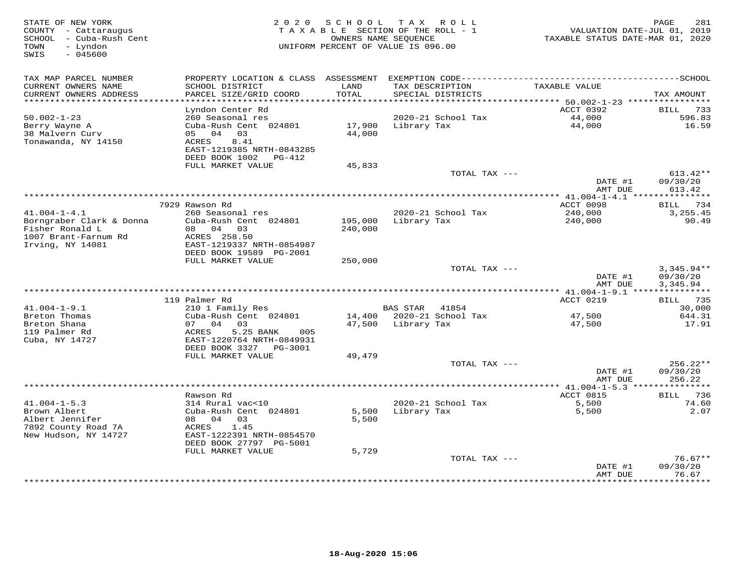STATE OF NEW YORK
COUNTY - Cattaraugus
SCHOOL - Cuba-Rush Cent
TOWN - Lyndon
SWIS - 045600

2020 SCHOOL TAX ROLL
TAXABLE SECTION OF THE ROLL - 1
OWNERS NAME SEQUENCE
UNIFORM PERCENT OF VALUE IS 096.00

VALUATION DATE-JUL 01, 2019
TAXABLE STATUS DATE-MAR 01, 2020

| TAX MAP PARCEL NUMBER / CURRENT OWNERS NAME / CURRENT OWNERS ADDRESS | PROPERTY LOCATION & CLASS / SCHOOL DISTRICT / PARCEL SIZE/GRID COORD | ASSESSMENT LAND / TOTAL | EXEMPTION CODE / TAX DESCRIPTION / SPECIAL DISTRICTS | TAXABLE VALUE | TAX AMOUNT |
|---|---|---|---|---|---|
| 50.002-1-23 | Lyndon Center Rd | | | ACCT 0392 | BILL 733 |
| Berry Wayne A | 260 Seasonal res | | 2020-21 School Tax | 44,000 | 596.83 |
| 38 Malvern Curv | Cuba-Rush Cent 024801 | 17,900 | Library Tax | 44,000 | 16.59 |
| Tonawanda, NY 14150 | 05 04 03 | 44,000 | | | |
| | ACRES 8.41 | | | | |
| | EAST-1219385 NRTH-0843285 | | | | |
| | DEED BOOK 1002 PG-412 | | | | |
| | FULL MARKET VALUE | 45,833 | | | |
| | | | TOTAL TAX --- | | 613.42** |
| | | | | DATE #1 | 09/30/20 |
| | | | | AMT DUE | 613.42 |
| 41.004-1-4.1 | 7929 Rawson Rd | | | ACCT 0098 | BILL 734 |
| Borngraber Clark & Donna | 260 Seasonal res | | 2020-21 School Tax | 240,000 | 3,255.45 |
| Fisher Ronald L | Cuba-Rush Cent 024801 | 195,000 | Library Tax | 240,000 | 90.49 |
| 1007 Brant-Farnum Rd | 08 04 03 | 240,000 | | | |
| Irving, NY 14081 | ACRES 258.50 | | | | |
| | EAST-1219337 NRTH-0854987 | | | | |
| | DEED BOOK 19589 PG-2001 | | | | |
| | FULL MARKET VALUE | 250,000 | | | |
| | | | TOTAL TAX --- | | 3,345.94** |
| | | | | DATE #1 | 09/30/20 |
| | | | | AMT DUE | 3,345.94 |
| 41.004-1-9.1 | 119 Palmer Rd | | | ACCT 0219 | BILL 735 |
| Breton Thomas | 210 1 Family Res | | BAS STAR 41854 | | 30,000 |
| Breton Shana | Cuba-Rush Cent 024801 | 14,400 | 2020-21 School Tax | 47,500 | 644.31 |
| 119 Palmer Rd | 07 04 03 | 47,500 | Library Tax | 47,500 | 17.91 |
| Cuba, NY 14727 | ACRES 5.25 BANK 005 | | | | |
| | EAST-1220764 NRTH-0849931 | | | | |
| | DEED BOOK 3327 PG-3001 | | | | |
| | FULL MARKET VALUE | 49,479 | | | |
| | | | TOTAL TAX --- | | 256.22** |
| | | | | DATE #1 | 09/30/20 |
| | | | | AMT DUE | 256.22 |
| 41.004-1-5.3 | Rawson Rd | | | ACCT 0815 | BILL 736 |
| Brown Albert | 314 Rural vac<10 | | 2020-21 School Tax | 5,500 | 74.60 |
| Albert Jennifer | Cuba-Rush Cent 024801 | 5,500 | Library Tax | 5,500 | 2.07 |
| 7892 County Road 7A | 08 04 03 | 5,500 | | | |
| New Hudson, NY 14727 | ACRES 1.45 | | | | |
| | EAST-1222391 NRTH-0854570 | | | | |
| | DEED BOOK 27797 PG-5001 | | | | |
| | FULL MARKET VALUE | 5,729 | | | |
| | | | TOTAL TAX --- | | 76.67** |
| | | | | DATE #1 | 09/30/20 |
| | | | | AMT DUE | 76.67 |

18-Aug-2020 15:06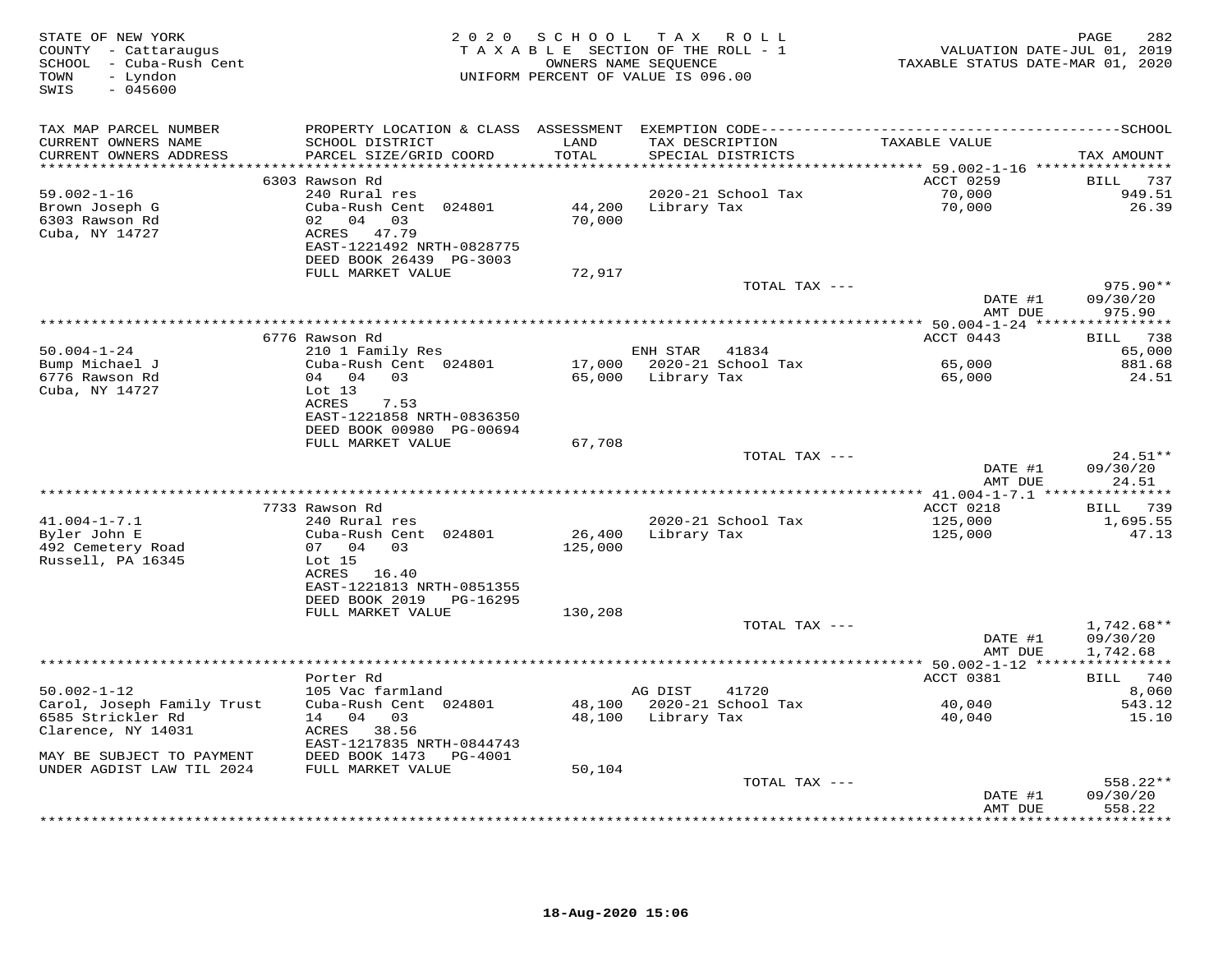STATE OF NEW YORK
COUNTY - Cattaraugus
SCHOOL - Cuba-Rush Cent
TOWN - Lyndon
SWIS - 045600

2020 SCHOOL TAX ROLL
TAXABLE SECTION OF THE ROLL - 1
OWNERS NAME SEQUENCE
UNIFORM PERCENT OF VALUE IS 096.00

VALUATION DATE-JUL 01, 2019
TAXABLE STATUS DATE-MAR 01, 2020

| TAX MAP PARCEL NUMBER / CURRENT OWNERS NAME / CURRENT OWNERS ADDRESS | PROPERTY LOCATION & CLASS / SCHOOL DISTRICT / PARCEL SIZE/GRID COORD | ASSESSMENT LAND / TOTAL | EXEMPTION CODE / TAX DESCRIPTION / SPECIAL DISTRICTS | TAXABLE VALUE | TAX AMOUNT |
|---|---|---|---|---|---|
| | 6303 Rawson Rd | | | ACCT 0259 | BILL 737 |
| 59.002-1-16 | 240 Rural res | | 2020-21 School Tax | 70,000 | 949.51 |
| Brown Joseph G | Cuba-Rush Cent 024801 | 44,200 | Library Tax | 70,000 | 26.39 |
| 6303 Rawson Rd | 02 04 03 | 70,000 | | | |
| Cuba, NY 14727 | ACRES 47.79 | | | | |
| | EAST-1221492 NRTH-0828775 | | | | |
| | DEED BOOK 26439 PG-3003 | | | | |
| | FULL MARKET VALUE | 72,917 | | | |
| | | | TOTAL TAX --- | | 975.90** |
| | | | | DATE #1 | 09/30/20 |
| | | | | AMT DUE | 975.90 |
| | 6776 Rawson Rd | | | ACCT 0443 | BILL 738 |
| 50.004-1-24 | 210 1 Family Res | | ENH STAR 41834 | | 65,000 |
| Bump Michael J | Cuba-Rush Cent 024801 | 17,000 | 2020-21 School Tax | 65,000 | 881.68 |
| 6776 Rawson Rd | 04 04 03 | 65,000 | Library Tax | 65,000 | 24.51 |
| Cuba, NY 14727 | Lot 13 | | | | |
| | ACRES 7.53 | | | | |
| | EAST-1221858 NRTH-0836350 | | | | |
| | DEED BOOK 00980 PG-00694 | | | | |
| | FULL MARKET VALUE | 67,708 | | | |
| | | | TOTAL TAX --- | | 24.51** |
| | | | | DATE #1 | 09/30/20 |
| | | | | AMT DUE | 24.51 |
| | 7733 Rawson Rd | | | ACCT 0218 | BILL 739 |
| 41.004-1-7.1 | 240 Rural res | | 2020-21 School Tax | 125,000 | 1,695.55 |
| Byler John E | Cuba-Rush Cent 024801 | 26,400 | Library Tax | 125,000 | 47.13 |
| 492 Cemetery Road | 07 04 03 | 125,000 | | | |
| Russell, PA 16345 | Lot 15 | | | | |
| | ACRES 16.40 | | | | |
| | EAST-1221813 NRTH-0851355 | | | | |
| | DEED BOOK 2019 PG-16295 | | | | |
| | FULL MARKET VALUE | 130,208 | | | |
| | | | TOTAL TAX --- | | 1,742.68** |
| | | | | DATE #1 | 09/30/20 |
| | | | | AMT DUE | 1,742.68 |
| | Porter Rd | | | ACCT 0381 | BILL 740 |
| 50.002-1-12 | 105 Vac farmland | | AG DIST 41720 | | 8,060 |
| Carol, Joseph Family Trust | Cuba-Rush Cent 024801 | 48,100 | 2020-21 School Tax | 40,040 | 543.12 |
| 6585 Strickler Rd | 14 04 03 | 48,100 | Library Tax | 40,040 | 15.10 |
| Clarence, NY 14031 | ACRES 38.56 | | | | |
| | EAST-1217835 NRTH-0844743 | | | | |
| MAY BE SUBJECT TO PAYMENT | DEED BOOK 1473 PG-4001 | | | | |
| UNDER AGDIST LAW TIL 2024 | FULL MARKET VALUE | 50,104 | | | |
| | | | TOTAL TAX --- | | 558.22** |
| | | | | DATE #1 | 09/30/20 |
| | | | | AMT DUE | 558.22 |

18-Aug-2020 15:06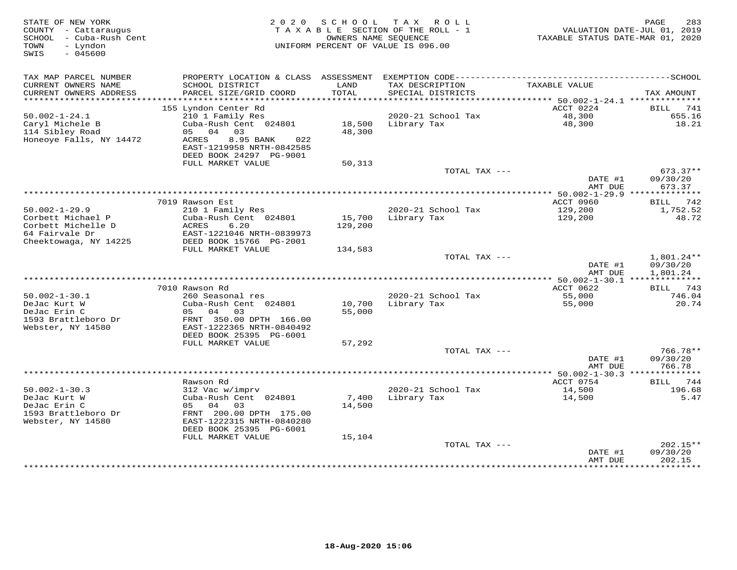STATE OF NEW YORK
COUNTY - Cattaraugus
SCHOOL - Cuba-Rush Cent
TOWN - Lyndon
SWIS - 045600

2020 SCHOOL TAX ROLL
TAXABLE SECTION OF THE ROLL - 1
OWNERS NAME SEQUENCE
UNIFORM PERCENT OF VALUE IS 096.00

VALUATION DATE-JUL 01, 2019
TAXABLE STATUS DATE-MAR 01, 2020

| TAX MAP PARCEL NUMBER / CURRENT OWNERS NAME / CURRENT OWNERS ADDRESS | PROPERTY LOCATION & CLASS / SCHOOL DISTRICT / PARCEL SIZE/GRID COORD | ASSESSMENT LAND / TOTAL | EXEMPTION CODE / TAX DESCRIPTION / SPECIAL DISTRICTS | TAXABLE VALUE | TAX AMOUNT |
|---|---|---|---|---|---|
| | 155 Lyndon Center Rd | | | ACCT 0224 | BILL 741 |
| 50.002-1-24.1 | 210 1 Family Res | | 2020-21 School Tax | 48,300 | 655.16 |
| Caryl Michele B | Cuba-Rush Cent 024801 | 18,500 | Library Tax | 48,300 | 18.21 |
| 114 Sibley Road | 05 04 03 | 48,300 | | | |
| Honeoye Falls, NY 14472 | ACRES 8.95 BANK 022 | | | | |
| | EAST-1219958 NRTH-0842585 | | | | |
| | DEED BOOK 24297 PG-9001 | | | | |
| | FULL MARKET VALUE | 50,313 | | | |
| | | | TOTAL TAX --- | | 673.37** |
| | | | | DATE #1 | 09/30/20 |
| | | | | AMT DUE | 673.37 |
| | 7019 Rawson Est | | | ACCT 0960 | BILL 742 |
| 50.002-1-29.9 | 210 1 Family Res | | 2020-21 School Tax | 129,200 | 1,752.52 |
| Corbett Michael P | Cuba-Rush Cent 024801 | 15,700 | Library Tax | 129,200 | 48.72 |
| Corbett Michelle D | ACRES 6.20 | 129,200 | | | |
| 64 Fairvale Dr | EAST-1221046 NRTH-0839973 | | | | |
| Cheektowaga, NY 14225 | DEED BOOK 15766 PG-2001 | | | | |
| | FULL MARKET VALUE | 134,583 | | | |
| | | | TOTAL TAX --- | | 1,801.24** |
| | | | | DATE #1 | 09/30/20 |
| | | | | AMT DUE | 1,801.24 |
| | 7010 Rawson Rd | | | ACCT 0622 | BILL 743 |
| 50.002-1-30.1 | 260 Seasonal res | | 2020-21 School Tax | 55,000 | 746.04 |
| DeJac Kurt W | Cuba-Rush Cent 024801 | 10,700 | Library Tax | 55,000 | 20.74 |
| DeJac Erin C | 05 04 03 | 55,000 | | | |
| 1593 Brattleboro Dr | FRNT 350.00 DPTH 166.00 | | | | |
| Webster, NY 14580 | EAST-1222365 NRTH-0840492 | | | | |
| | DEED BOOK 25395 PG-6001 | | | | |
| | FULL MARKET VALUE | 57,292 | | | |
| | | | TOTAL TAX --- | | 766.78** |
| | | | | DATE #1 | 09/30/20 |
| | | | | AMT DUE | 766.78 |
| | Rawson Rd | | | ACCT 0754 | BILL 744 |
| 50.002-1-30.3 | 312 Vac w/imprv | | 2020-21 School Tax | 14,500 | 196.68 |
| DeJac Kurt W | Cuba-Rush Cent 024801 | 7,400 | Library Tax | 14,500 | 5.47 |
| DeJac Erin C | 05 04 03 | 14,500 | | | |
| 1593 Brattleboro Dr | FRNT 200.00 DPTH 175.00 | | | | |
| Webster, NY 14580 | EAST-1222315 NRTH-0840280 | | | | |
| | DEED BOOK 25395 PG-6001 | | | | |
| | FULL MARKET VALUE | 15,104 | | | |
| | | | TOTAL TAX --- | | 202.15** |
| | | | | DATE #1 | 09/30/20 |
| | | | | AMT DUE | 202.15 |

18-Aug-2020 15:06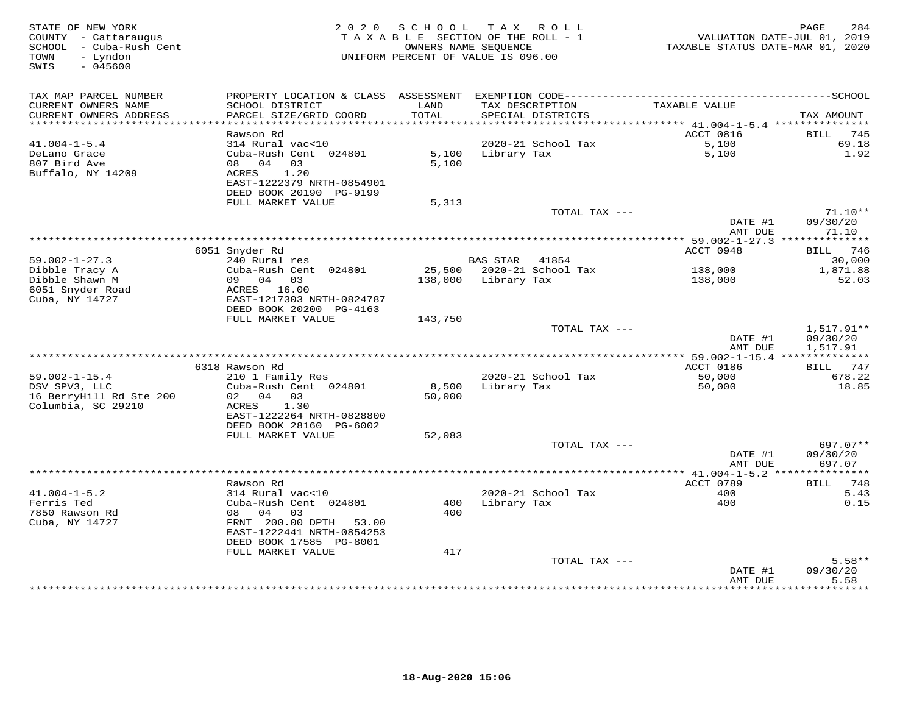STATE OF NEW YORK
COUNTY - Cattaraugus
SCHOOL - Cuba-Rush Cent
TOWN - Lyndon
SWIS - 045600

2020 SCHOOL TAX ROLL
TAXABLE SECTION OF THE ROLL - 1
OWNERS NAME SEQUENCE
UNIFORM PERCENT OF VALUE IS 096.00

VALUATION DATE-JUL 01, 2019
TAXABLE STATUS DATE-MAR 01, 2020

| TAX MAP PARCEL NUMBER / CURRENT OWNERS NAME / CURRENT OWNERS ADDRESS | PROPERTY LOCATION & CLASS / SCHOOL DISTRICT / PARCEL SIZE/GRID COORD | ASSESSMENT LAND / TOTAL | EXEMPTION CODE / TAX DESCRIPTION / SPECIAL DISTRICTS | TAXABLE VALUE | TAX AMOUNT |
|---|---|---|---|---|---|
| 41.004-1-5.4 | Rawson Rd | | | ACCT 0816 | BILL 745 |
| DeLano Grace | 314 Rural vac<10 | | 2020-21 School Tax | 5,100 | 69.18 |
| 807 Bird Ave | Cuba-Rush Cent 024801 | 5,100 | Library Tax | 5,100 | 1.92 |
| Buffalo, NY 14209 | 08 04 03 | 5,100 | | | |
| | ACRES 1.20 | | | | |
| | EAST-1222379 NRTH-0854901 | | | | |
| | DEED BOOK 20190 PG-9199 | | | | |
| | FULL MARKET VALUE | 5,313 | | | |
| | | | TOTAL TAX --- | | 71.10** |
| | | | | DATE #1 | 09/30/20 |
| | | | | AMT DUE | 71.10 |
| 59.002-1-27.3 | 6051 Snyder Rd | | | ACCT 0948 | BILL 746 |
| Dibble Tracy A | 240 Rural res | | BAS STAR 41854 | | 30,000 |
| Dibble Shawn M | Cuba-Rush Cent 024801 | 25,500 | 2020-21 School Tax | 138,000 | 1,871.88 |
| 6051 Snyder Road | 09 04 03 | 138,000 | Library Tax | 138,000 | 52.03 |
| Cuba, NY 14727 | ACRES 16.00 | | | | |
| | EAST-1217303 NRTH-0824787 | | | | |
| | DEED BOOK 20200 PG-4163 | | | | |
| | FULL MARKET VALUE | 143,750 | | | |
| | | | TOTAL TAX --- | | 1,517.91** |
| | | | | DATE #1 | 09/30/20 |
| | | | | AMT DUE | 1,517.91 |
| 59.002-1-15.4 | 6318 Rawson Rd | | | ACCT 0186 | BILL 747 |
| DSV SPV3, LLC | 210 1 Family Res | | 2020-21 School Tax | 50,000 | 678.22 |
| 16 BerryHill Rd Ste 200 | Cuba-Rush Cent 024801 | 8,500 | Library Tax | 50,000 | 18.85 |
| Columbia, SC 29210 | 02 04 03 | 50,000 | | | |
| | ACRES 1.30 | | | | |
| | EAST-1222264 NRTH-0828800 | | | | |
| | DEED BOOK 28160 PG-6002 | | | | |
| | FULL MARKET VALUE | 52,083 | | | |
| | | | TOTAL TAX --- | | 697.07** |
| | | | | DATE #1 | 09/30/20 |
| | | | | AMT DUE | 697.07 |
| 41.004-1-5.2 | Rawson Rd | | | ACCT 0789 | BILL 748 |
| Ferris Ted | 314 Rural vac<10 | | 2020-21 School Tax | 400 | 5.43 |
| 7850 Rawson Rd | Cuba-Rush Cent 024801 | 400 | Library Tax | 400 | 0.15 |
| Cuba, NY 14727 | 08 04 03 | 400 | | | |
| | FRNT 200.00 DPTH 53.00 | | | | |
| | EAST-1222441 NRTH-0854253 | | | | |
| | DEED BOOK 17585 PG-8001 | | | | |
| | FULL MARKET VALUE | 417 | | | |
| | | | TOTAL TAX --- | | 5.58** |
| | | | | DATE #1 | 09/30/20 |
| | | | | AMT DUE | 5.58 |

18-Aug-2020 15:06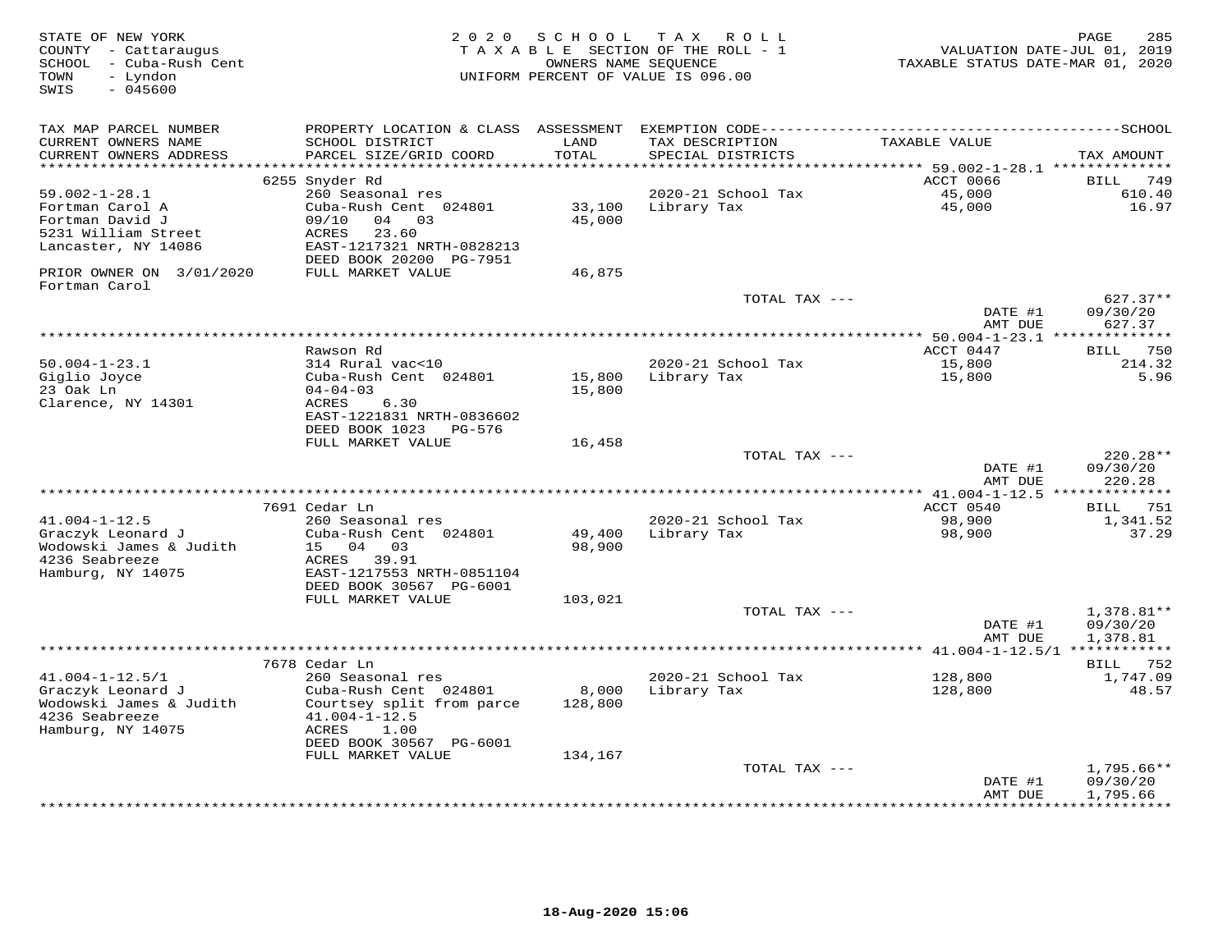STATE OF NEW YORK
COUNTY - Cattaraugus
SCHOOL - Cuba-Rush Cent
TOWN - Lyndon
SWIS - 045600

2020 SCHOOL TAX ROLL
TAXABLE SECTION OF THE ROLL - 1
OWNERS NAME SEQUENCE
UNIFORM PERCENT OF VALUE IS 096.00

VALUATION DATE-JUL 01, 2019
TAXABLE STATUS DATE-MAR 01, 2020

| TAX MAP PARCEL NUMBER / CURRENT OWNERS NAME / CURRENT OWNERS ADDRESS | PROPERTY LOCATION & CLASS / SCHOOL DISTRICT / PARCEL SIZE/GRID COORD | ASSESSMENT LAND / TOTAL | EXEMPTION CODE / TAX DESCRIPTION / SPECIAL DISTRICTS | TAXABLE VALUE | TAX AMOUNT |
|---|---|---|---|---|---|
| 59.002-1-28.1 | 6255 Snyder Rd | | | ACCT 0066 | BILL 749 |
| Fortman Carol A | 260 Seasonal res | | 2020-21 School Tax | 45,000 | 610.40 |
| Fortman David J | Cuba-Rush Cent 024801 | 33,100 | Library Tax | 45,000 | 16.97 |
| 5231 William Street | 09/10 04 03 | 45,000 | | | |
| Lancaster, NY 14086 | ACRES 23.60 | | | | |
| | EAST-1217321 NRTH-0828213 | | | | |
| | DEED BOOK 20200 PG-7951 | | | | |
| PRIOR OWNER ON 3/01/2020 Fortman Carol | FULL MARKET VALUE | 46,875 | | | |
| | | | TOTAL TAX --- | | 627.37** |
| | | | | DATE #1 | 09/30/20 |
| | | | | AMT DUE | 627.37 |
| 50.004-1-23.1 | Rawson Rd | | | ACCT 0447 | BILL 750 |
| Giglio Joyce | 314 Rural vac<10 | | 2020-21 School Tax | 15,800 | 214.32 |
| 23 Oak Ln | Cuba-Rush Cent 024801 | 15,800 | Library Tax | 15,800 | 5.96 |
| Clarence, NY 14301 | 04-04-03 | 15,800 | | | |
| | ACRES 6.30 | | | | |
| | EAST-1221831 NRTH-0836602 | | | | |
| | DEED BOOK 1023 PG-576 | | | | |
| | FULL MARKET VALUE | 16,458 | | | |
| | | | TOTAL TAX --- | | 220.28** |
| | | | | DATE #1 | 09/30/20 |
| | | | | AMT DUE | 220.28 |
| 41.004-1-12.5 | 7691 Cedar Ln | | | ACCT 0540 | BILL 751 |
| Graczyk Leonard J | 260 Seasonal res | | 2020-21 School Tax | 98,900 | 1,341.52 |
| Wodowski James & Judith | Cuba-Rush Cent 024801 | 49,400 | Library Tax | 98,900 | 37.29 |
| 4236 Seabreeze | 15 04 03 | 98,900 | | | |
| Hamburg, NY 14075 | ACRES 39.91 | | | | |
| | EAST-1217553 NRTH-0851104 | | | | |
| | DEED BOOK 30567 PG-6001 | | | | |
| | FULL MARKET VALUE | 103,021 | | | |
| | | | TOTAL TAX --- | | 1,378.81** |
| | | | | DATE #1 | 09/30/20 |
| | | | | AMT DUE | 1,378.81 |
| 41.004-1-12.5/1 | 7678 Cedar Ln | | | | BILL 752 |
| Graczyk Leonard J | 260 Seasonal res | | 2020-21 School Tax | 128,800 | 1,747.09 |
| Wodowski James & Judith | Cuba-Rush Cent 024801 | 8,000 | Library Tax | 128,800 | 48.57 |
| 4236 Seabreeze | Courtsey split from parce | 128,800 | | | |
| Hamburg, NY 14075 | 41.004-1-12.5 | | | | |
| | ACRES 1.00 | | | | |
| | DEED BOOK 30567 PG-6001 | | | | |
| | FULL MARKET VALUE | 134,167 | | | |
| | | | TOTAL TAX --- | | 1,795.66** |
| | | | | DATE #1 | 09/30/20 |
| | | | | AMT DUE | 1,795.66 |

18-Aug-2020 15:06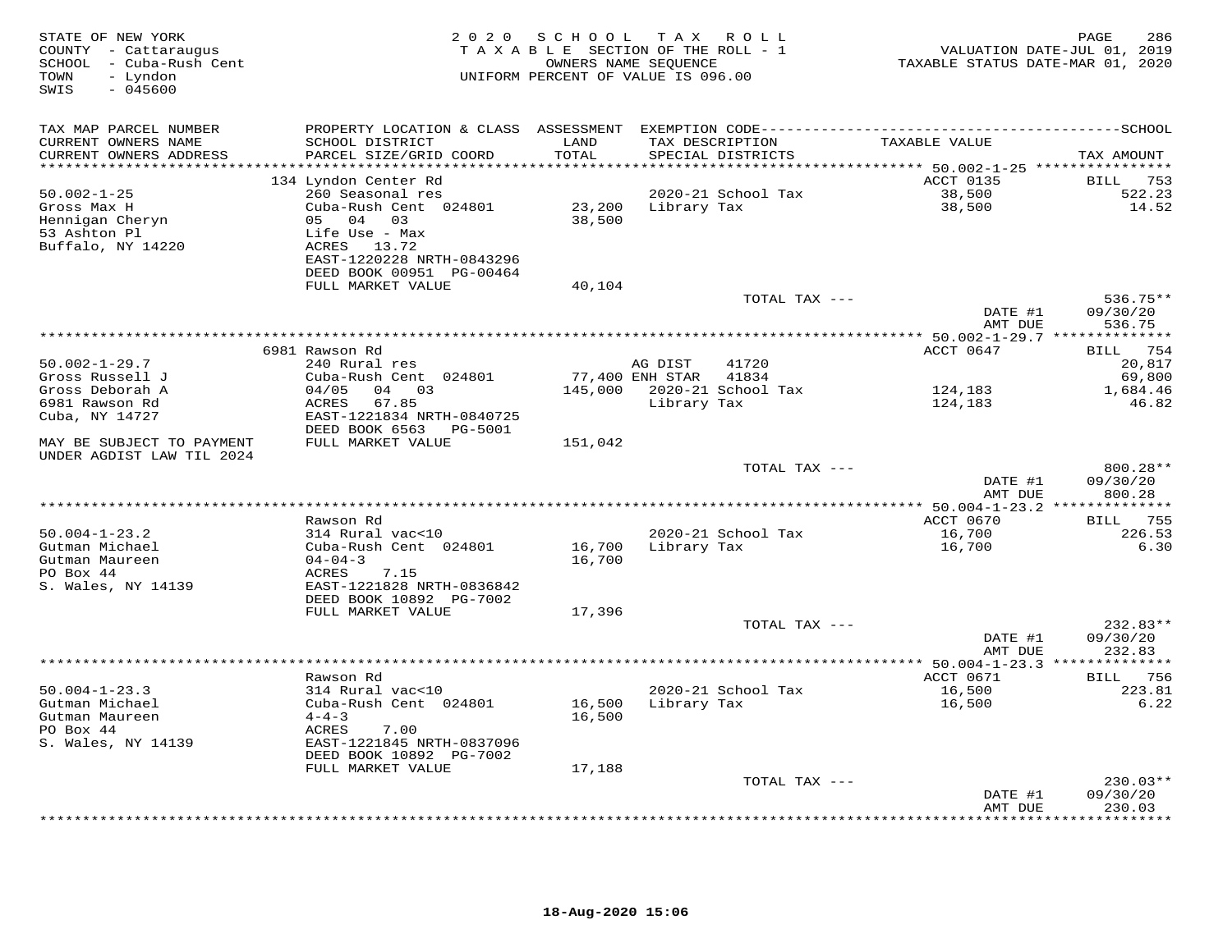STATE OF NEW YORK
COUNTY - Cattaraugus
SCHOOL - Cuba-Rush Cent
TOWN - Lyndon
SWIS - 045600

2 0 2 0 S C H O O L T A X R O L L
T A X A B L E SECTION OF THE ROLL - 1
OWNERS NAME SEQUENCE
UNIFORM PERCENT OF VALUE IS 096.00

VALUATION DATE-JUL 01, 2019
TAXABLE STATUS DATE-MAR 01, 2020

| TAX MAP PARCEL NUMBER / CURRENT OWNERS NAME / CURRENT OWNERS ADDRESS | PROPERTY LOCATION & CLASS / SCHOOL DISTRICT / PARCEL SIZE/GRID COORD | ASSESSMENT LAND / TOTAL | EXEMPTION CODE / TAX DESCRIPTION / SPECIAL DISTRICTS | TAXABLE VALUE | TAX AMOUNT (SCHOOL) |
|---|---|---|---|---|---|
| | 134 Lyndon Center Rd | | | ACCT 0135 | BILL 753 |
| 50.002-1-25 | 260 Seasonal res | | 2020-21 School Tax | 38,500 | 522.23 |
| Gross Max H | Cuba-Rush Cent 024801 | 23,200 | Library Tax | 38,500 | 14.52 |
| Hennigan Cheryn | 05 04 03 | 38,500 | | | |
| 53 Ashton Pl | Life Use - Max | | | | |
| Buffalo, NY 14220 | ACRES 13.72 | | | | |
| | EAST-1220228 NRTH-0843296 | | | | |
| | DEED BOOK 00951 PG-00464 | | | | |
| | FULL MARKET VALUE | 40,104 | | | |
| | | | TOTAL TAX --- | | 536.75** |
| | | | | DATE #1 | 09/30/20 |
| | | | | AMT DUE | 536.75 |
| | 6981 Rawson Rd | | | ACCT 0647 | BILL 754 |
| 50.002-1-29.7 | 240 Rural res | | AG DIST 41720 | | 20,817 |
| Gross Russell J | Cuba-Rush Cent 024801 | 77,400 | ENH STAR 41834 | | 69,800 |
| Gross Deborah A | 04/05 04 03 | 145,000 | 2020-21 School Tax | 124,183 | 1,684.46 |
| 6981 Rawson Rd | ACRES 67.85 | | Library Tax | 124,183 | 46.82 |
| Cuba, NY 14727 | EAST-1221834 NRTH-0840725 | | | | |
| | DEED BOOK 6563 PG-5001 | | | | |
| MAY BE SUBJECT TO PAYMENT UNDER AGDIST LAW TIL 2024 | FULL MARKET VALUE | 151,042 | | | |
| | | | TOTAL TAX --- | | 800.28** |
| | | | | DATE #1 | 09/30/20 |
| | | | | AMT DUE | 800.28 |
| | Rawson Rd | | | ACCT 0670 | BILL 755 |
| 50.004-1-23.2 | 314 Rural vac<10 | | 2020-21 School Tax | 16,700 | 226.53 |
| Gutman Michael | Cuba-Rush Cent 024801 | 16,700 | Library Tax | 16,700 | 6.30 |
| Gutman Maureen | 04-04-3 | 16,700 | | | |
| PO Box 44 | ACRES 7.15 | | | | |
| S. Wales, NY 14139 | EAST-1221828 NRTH-0836842 | | | | |
| | DEED BOOK 10892 PG-7002 | | | | |
| | FULL MARKET VALUE | 17,396 | | | |
| | | | TOTAL TAX --- | | 232.83** |
| | | | | DATE #1 | 09/30/20 |
| | | | | AMT DUE | 232.83 |
| | Rawson Rd | | | ACCT 0671 | BILL 756 |
| 50.004-1-23.3 | 314 Rural vac<10 | | 2020-21 School Tax | 16,500 | 223.81 |
| Gutman Michael | Cuba-Rush Cent 024801 | 16,500 | Library Tax | 16,500 | 6.22 |
| Gutman Maureen | 4-4-3 | 16,500 | | | |
| PO Box 44 | ACRES 7.00 | | | | |
| S. Wales, NY 14139 | EAST-1221845 NRTH-0837096 | | | | |
| | DEED BOOK 10892 PG-7002 | | | | |
| | FULL MARKET VALUE | 17,188 | | | |
| | | | TOTAL TAX --- | | 230.03** |
| | | | | DATE #1 | 09/30/20 |
| | | | | AMT DUE | 230.03 |

18-Aug-2020 15:06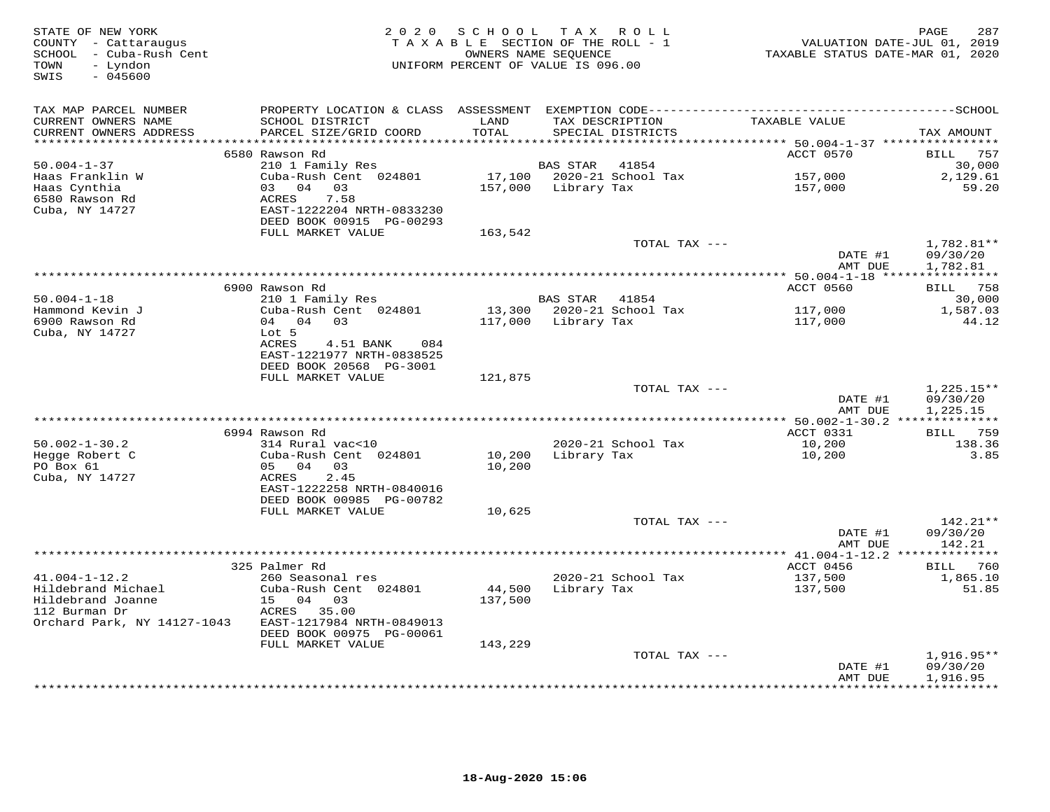STATE OF NEW YORK
COUNTY - Cattaraugus
SCHOOL - Cuba-Rush Cent
TOWN - Lyndon
SWIS - 045600

2020 SCHOOL TAX ROLL
TAXABLE SECTION OF THE ROLL - 1
OWNERS NAME SEQUENCE
UNIFORM PERCENT OF VALUE IS 096.00

VALUATION DATE-JUL 01, 2019
TAXABLE STATUS DATE-MAR 01, 2020

| TAX MAP PARCEL NUMBER / CURRENT OWNERS NAME / CURRENT OWNERS ADDRESS | PROPERTY LOCATION & CLASS / SCHOOL DISTRICT / PARCEL SIZE/GRID COORD | ASSESSMENT LAND / TOTAL | EXEMPTION CODE / TAX DESCRIPTION / SPECIAL DISTRICTS | TAXABLE VALUE | TAX AMOUNT |
|---|---|---|---|---|---|
| | 6580 Rawson Rd | | | ACCT 0570 | BILL 757 |
| 50.004-1-37 | 210 1 Family Res | | BAS STAR 41854 | | 30,000 |
| Haas Franklin W | Cuba-Rush Cent 024801 | 17,100 | 2020-21 School Tax | 157,000 | 2,129.61 |
| Haas Cynthia | 03 04 03 | 157,000 | Library Tax | 157,000 | 59.20 |
| 6580 Rawson Rd | ACRES 7.58 | | | | |
| Cuba, NY 14727 | EAST-1222204 NRTH-0833230 | | | | |
| | DEED BOOK 00915 PG-00293 | | | | |
| | FULL MARKET VALUE | 163,542 | | | |
| | | | TOTAL TAX --- | | 1,782.81** |
| | | | | DATE #1 | 09/30/20 |
| | | | | AMT DUE | 1,782.81 |
| | 6900 Rawson Rd | | | ACCT 0560 | BILL 758 |
| 50.004-1-18 | 210 1 Family Res | | BAS STAR 41854 | | 30,000 |
| Hammond Kevin J | Cuba-Rush Cent 024801 | 13,300 | 2020-21 School Tax | 117,000 | 1,587.03 |
| 6900 Rawson Rd | 04 04 03 | 117,000 | Library Tax | 117,000 | 44.12 |
| Cuba, NY 14727 | Lot 5 | | | | |
| | ACRES 4.51 BANK 084 | | | | |
| | EAST-1221977 NRTH-0838525 | | | | |
| | DEED BOOK 20568 PG-3001 | | | | |
| | FULL MARKET VALUE | 121,875 | | | |
| | | | TOTAL TAX --- | | 1,225.15** |
| | | | | DATE #1 | 09/30/20 |
| | | | | AMT DUE | 1,225.15 |
| | 6994 Rawson Rd | | | ACCT 0331 | BILL 759 |
| 50.002-1-30.2 | 314 Rural vac<10 | | 2020-21 School Tax | 10,200 | 138.36 |
| Hegge Robert C | Cuba-Rush Cent 024801 | 10,200 | Library Tax | 10,200 | 3.85 |
| PO Box 61 | 05 04 03 | 10,200 | | | |
| Cuba, NY 14727 | ACRES 2.45 | | | | |
| | EAST-1222258 NRTH-0840016 | | | | |
| | DEED BOOK 00985 PG-00782 | | | | |
| | FULL MARKET VALUE | 10,625 | | | |
| | | | TOTAL TAX --- | | 142.21** |
| | | | | DATE #1 | 09/30/20 |
| | | | | AMT DUE | 142.21 |
| | 325 Palmer Rd | | | ACCT 0456 | BILL 760 |
| 41.004-1-12.2 | 260 Seasonal res | | 2020-21 School Tax | 137,500 | 1,865.10 |
| Hildebrand Michael | Cuba-Rush Cent 024801 | 44,500 | Library Tax | 137,500 | 51.85 |
| Hildebrand Joanne | 15 04 03 | 137,500 | | | |
| 112 Burman Dr | ACRES 35.00 | | | | |
| Orchard Park, NY 14127-1043 | EAST-1217984 NRTH-0849013 | | | | |
| | DEED BOOK 00975 PG-00061 | | | | |
| | FULL MARKET VALUE | 143,229 | | | |
| | | | TOTAL TAX --- | | 1,916.95** |
| | | | | DATE #1 | 09/30/20 |
| | | | | AMT DUE | 1,916.95 |

18-Aug-2020 15:06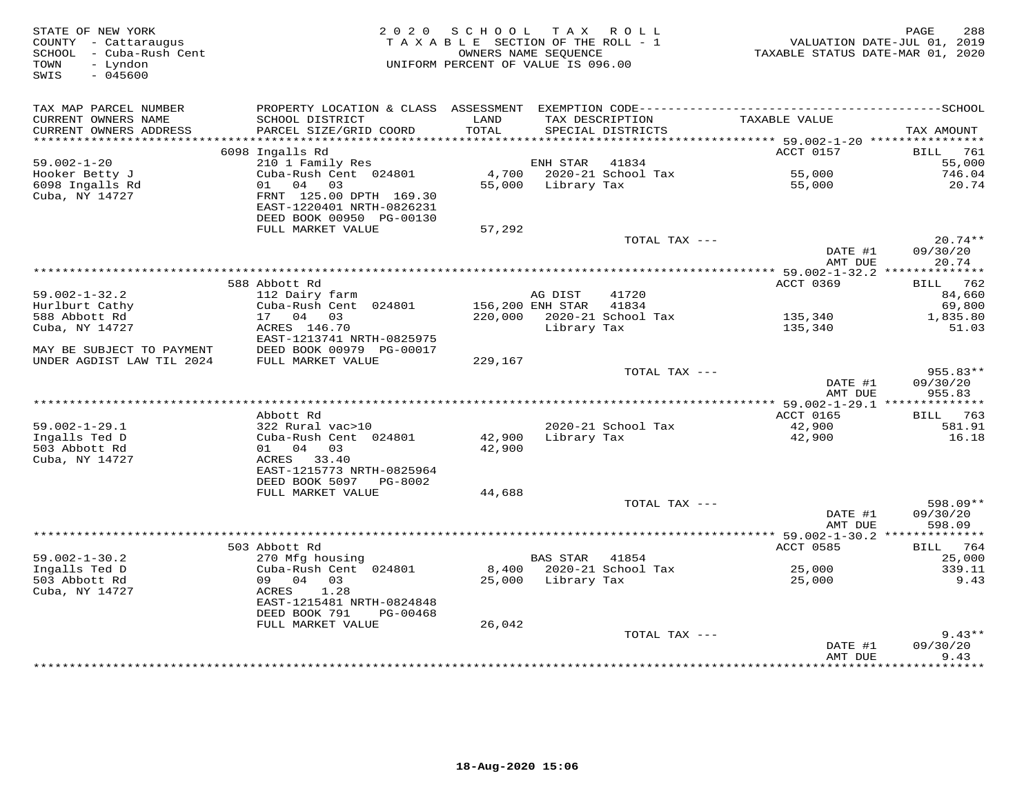STATE OF NEW YORK
COUNTY - Cattaraugus
SCHOOL - Cuba-Rush Cent
TOWN - Lyndon
SWIS - 045600

2020 SCHOOL TAX ROLL
TAXABLE SECTION OF THE ROLL - 1
OWNERS NAME SEQUENCE
UNIFORM PERCENT OF VALUE IS 096.00

VALUATION DATE-JUL 01, 2019
TAXABLE STATUS DATE-MAR 01, 2020

| TAX MAP PARCEL NUMBER / CURRENT OWNERS NAME / CURRENT OWNERS ADDRESS | PROPERTY LOCATION & CLASS / SCHOOL DISTRICT / PARCEL SIZE/GRID COORD | ASSESSMENT LAND / TOTAL | EXEMPTION CODE / TAX DESCRIPTION / SPECIAL DISTRICTS | TAXABLE VALUE | TAX AMOUNT |
|---|---|---|---|---|---|
| | 6098 Ingalls Rd | | | ACCT 0157 | BILL 761 |
| 59.002-1-20 | 210 1 Family Res | | ENH STAR 41834 | | 55,000 |
| Hooker Betty J | Cuba-Rush Cent 024801 | 4,700 | 2020-21 School Tax | 55,000 | 746.04 |
| 6098 Ingalls Rd | 01 04 03 | 55,000 | Library Tax | 55,000 | 20.74 |
| Cuba, NY 14727 | FRNT 125.00 DPTH 169.30 | | | | |
| | EAST-1220401 NRTH-0826231 | | | | |
| | DEED BOOK 00950 PG-00130 | | | | |
| | FULL MARKET VALUE | 57,292 | | | |
| | | | TOTAL TAX --- | | 20.74** |
| | | | | DATE #1 | 09/30/20 |
| | | | | AMT DUE | 20.74 |
| | 588 Abbott Rd | | | ACCT 0369 | BILL 762 |
| 59.002-1-32.2 | 112 Dairy farm | | AG DIST 41720 | | 84,660 |
| Hurlburt Cathy | Cuba-Rush Cent 024801 | 156,200 | ENH STAR 41834 | | 69,800 |
| 588 Abbott Rd | 17 04 03 | 220,000 | 2020-21 School Tax | 135,340 | 1,835.80 |
| Cuba, NY 14727 | ACRES 146.70 | | Library Tax | 135,340 | 51.03 |
| | EAST-1213741 NRTH-0825975 | | | | |
| MAY BE SUBJECT TO PAYMENT | DEED BOOK 00979 PG-00017 | | | | |
| UNDER AGDIST LAW TIL 2024 | FULL MARKET VALUE | 229,167 | | | |
| | | | TOTAL TAX --- | | 955.83** |
| | | | | DATE #1 | 09/30/20 |
| | | | | AMT DUE | 955.83 |
| | Abbott Rd | | | ACCT 0165 | BILL 763 |
| 59.002-1-29.1 | 322 Rural vac>10 | | 2020-21 School Tax | 42,900 | 581.91 |
| Ingalls Ted D | Cuba-Rush Cent 024801 | 42,900 | Library Tax | 42,900 | 16.18 |
| 503 Abbott Rd | 01 04 03 | 42,900 | | | |
| Cuba, NY 14727 | ACRES 33.40 | | | | |
| | EAST-1215773 NRTH-0825964 | | | | |
| | DEED BOOK 5097 PG-8002 | | | | |
| | FULL MARKET VALUE | 44,688 | | | |
| | | | TOTAL TAX --- | | 598.09** |
| | | | | DATE #1 | 09/30/20 |
| | | | | AMT DUE | 598.09 |
| | 503 Abbott Rd | | | ACCT 0585 | BILL 764 |
| 59.002-1-30.2 | 270 Mfg housing | | BAS STAR 41854 | | 25,000 |
| Ingalls Ted D | Cuba-Rush Cent 024801 | 8,400 | 2020-21 School Tax | 25,000 | 339.11 |
| 503 Abbott Rd | 09 04 03 | 25,000 | Library Tax | 25,000 | 9.43 |
| Cuba, NY 14727 | ACRES 1.28 | | | | |
| | EAST-1215481 NRTH-0824848 | | | | |
| | DEED BOOK 791 PG-00468 | | | | |
| | FULL MARKET VALUE | 26,042 | | | |
| | | | TOTAL TAX --- | | 9.43** |
| | | | | DATE #1 | 09/30/20 |
| | | | | AMT DUE | 9.43 |

18-Aug-2020 15:06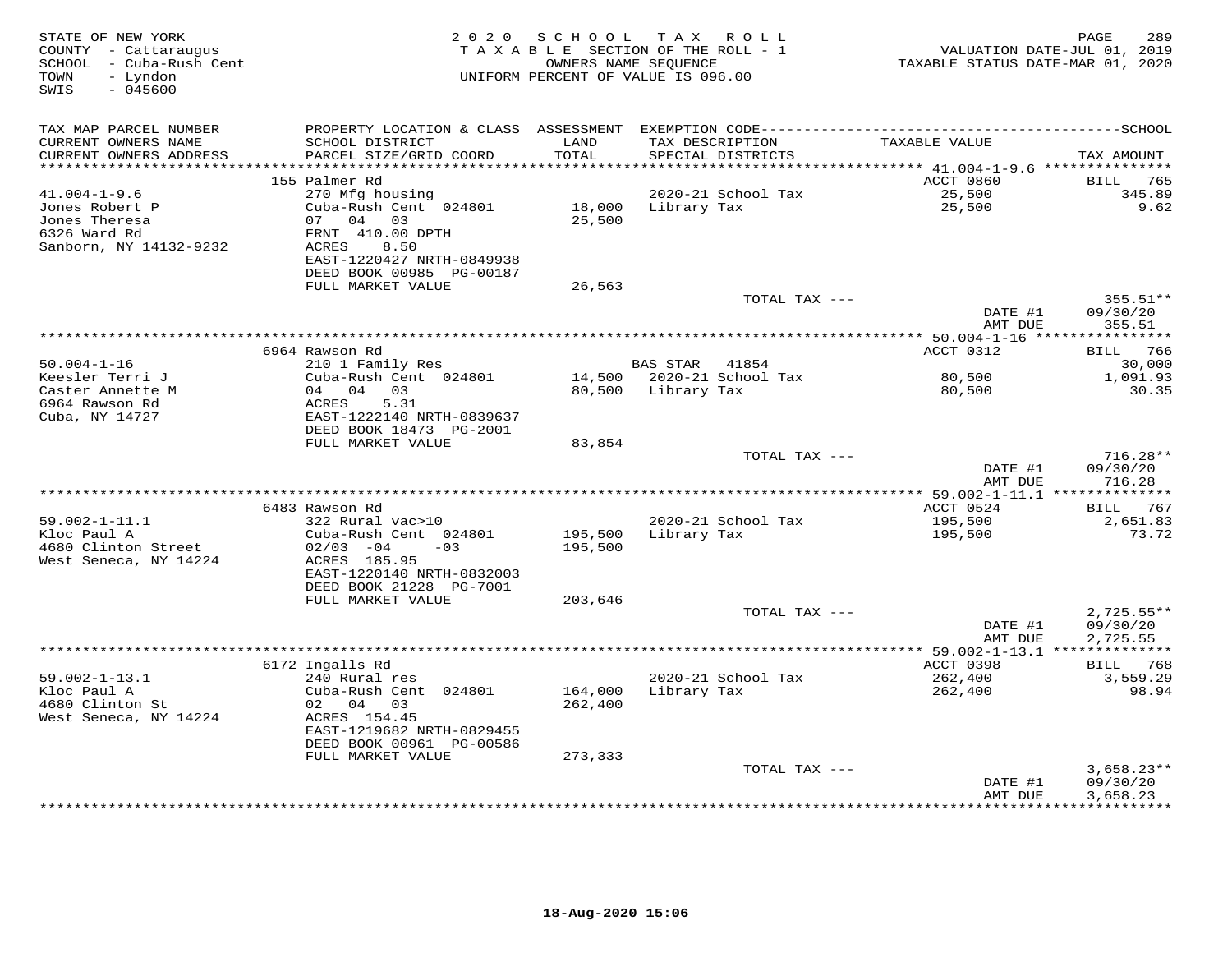STATE OF NEW YORK
COUNTY - Cattaraugus
SCHOOL - Cuba-Rush Cent
TOWN - Lyndon
SWIS - 045600

2 0 2 0 S C H O O L T A X R O L L
T A X A B L E SECTION OF THE ROLL - 1
OWNERS NAME SEQUENCE
UNIFORM PERCENT OF VALUE IS 096.00

VALUATION DATE-JUL 01, 2019
TAXABLE STATUS DATE-MAR 01, 2020

| TAX MAP PARCEL NUMBER / CURRENT OWNERS NAME / CURRENT OWNERS ADDRESS | PROPERTY LOCATION & CLASS / SCHOOL DISTRICT / PARCEL SIZE/GRID COORD | ASSESSMENT LAND / TOTAL | EXEMPTION CODE / TAX DESCRIPTION / SPECIAL DISTRICTS | TAXABLE VALUE | TAX AMOUNT |
|---|---|---|---|---|---|
| | 155 Palmer Rd | | | ACCT 0860 | BILL 765 |
| 41.004-1-9.6 | 270 Mfg housing | | 2020-21 School Tax | 25,500 | 345.89 |
| Jones Robert P | Cuba-Rush Cent 024801 | 18,000 | Library Tax | 25,500 | 9.62 |
| Jones Theresa | 07 04 03 | 25,500 | | | |
| 6326 Ward Rd | FRNT 410.00 DPTH | | | | |
| Sanborn, NY 14132-9232 | ACRES 8.50 | | | | |
| | EAST-1220427 NRTH-0849938 | | | | |
| | DEED BOOK 00985 PG-00187 | | | | |
| | FULL MARKET VALUE | 26,563 | | | |
| | | | TOTAL TAX --- | | 355.51** |
| | | | | DATE #1 | 09/30/20 |
| | | | | AMT DUE | 355.51 |
| | 6964 Rawson Rd | | | ACCT 0312 | BILL 766 |
| 50.004-1-16 | 210 1 Family Res | | BAS STAR 41854 | | 30,000 |
| Keesler Terri J | Cuba-Rush Cent 024801 | 14,500 | 2020-21 School Tax | 80,500 | 1,091.93 |
| Caster Annette M | 04 04 03 | 80,500 | Library Tax | 80,500 | 30.35 |
| 6964 Rawson Rd | ACRES 5.31 | | | | |
| Cuba, NY 14727 | EAST-1222140 NRTH-0839637 | | | | |
| | DEED BOOK 18473 PG-2001 | | | | |
| | FULL MARKET VALUE | 83,854 | | | |
| | | | TOTAL TAX --- | | 716.28** |
| | | | | DATE #1 | 09/30/20 |
| | | | | AMT DUE | 716.28 |
| | 6483 Rawson Rd | | | ACCT 0524 | BILL 767 |
| 59.002-1-11.1 | 322 Rural vac>10 | | 2020-21 School Tax | 195,500 | 2,651.83 |
| Kloc Paul A | Cuba-Rush Cent 024801 | 195,500 | Library Tax | 195,500 | 73.72 |
| 4680 Clinton Street | 02/03 -04 -03 | 195,500 | | | |
| West Seneca, NY 14224 | ACRES 185.95 | | | | |
| | EAST-1220140 NRTH-0832003 | | | | |
| | DEED BOOK 21228 PG-7001 | | | | |
| | FULL MARKET VALUE | 203,646 | | | |
| | | | TOTAL TAX --- | | 2,725.55** |
| | | | | DATE #1 | 09/30/20 |
| | | | | AMT DUE | 2,725.55 |
| | 6172 Ingalls Rd | | | ACCT 0398 | BILL 768 |
| 59.002-1-13.1 | 240 Rural res | | 2020-21 School Tax | 262,400 | 3,559.29 |
| Kloc Paul A | Cuba-Rush Cent 024801 | 164,000 | Library Tax | 262,400 | 98.94 |
| 4680 Clinton St | 02 04 03 | 262,400 | | | |
| West Seneca, NY 14224 | ACRES 154.45 | | | | |
| | EAST-1219682 NRTH-0829455 | | | | |
| | DEED BOOK 00961 PG-00586 | | | | |
| | FULL MARKET VALUE | 273,333 | | | |
| | | | TOTAL TAX --- | | 3,658.23** |
| | | | | DATE #1 | 09/30/20 |
| | | | | AMT DUE | 3,658.23 |

18-Aug-2020 15:06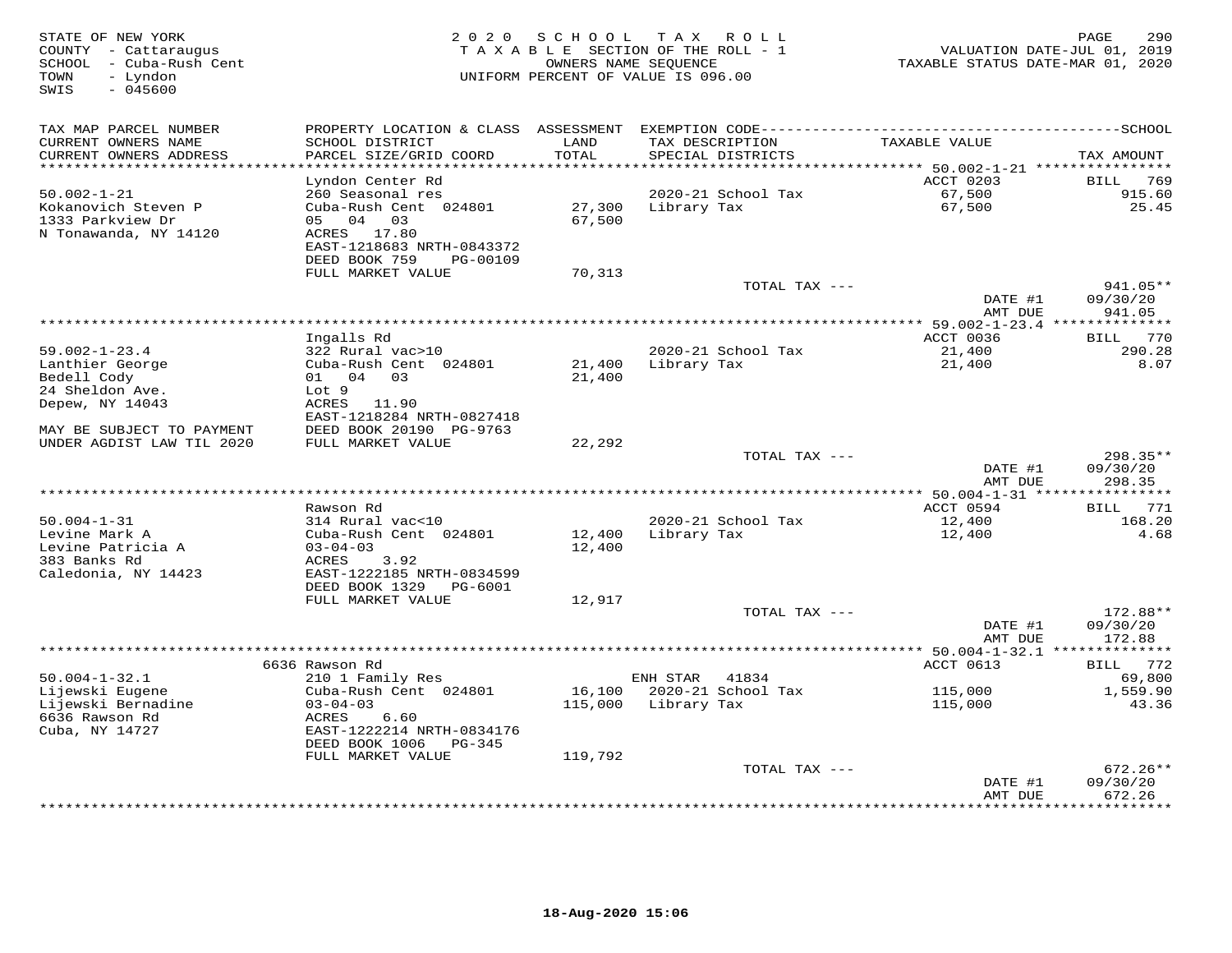STATE OF NEW YORK
COUNTY - Cattaraugus
SCHOOL - Cuba-Rush Cent
TOWN - Lyndon
SWIS - 045600

# 2020 SCHOOL TAX ROLL
TAXABLE SECTION OF THE ROLL - 1
OWNERS NAME SEQUENCE
UNIFORM PERCENT OF VALUE IS 096.00

VALUATION DATE-JUL 01, 2019
TAXABLE STATUS DATE-MAR 01, 2020

| TAX MAP PARCEL NUMBER / CURRENT OWNERS NAME / CURRENT OWNERS ADDRESS | PROPERTY LOCATION & CLASS / SCHOOL DISTRICT / PARCEL SIZE/GRID COORD | ASSESSMENT LAND / TOTAL | EXEMPTION CODE / TAX DESCRIPTION / SPECIAL DISTRICTS | TAXABLE VALUE | TAX AMOUNT |
|---|---|---|---|---|---|
| **50.002-1-21** | Lyndon Center Rd | | | ACCT 0203 | BILL 769 |
| 50.002-1-21 | 260 Seasonal res | | 2020-21 School Tax | 67,500 | 915.60 |
| Kokanovich Steven P | Cuba-Rush Cent 024801 | 27,300 | Library Tax | 67,500 | 25.45 |
| 1333 Parkview Dr | 05 04 03 | 67,500 | | | |
| N Tonawanda, NY 14120 | ACRES 17.80 | | | | |
| | EAST-1218683 NRTH-0843372 | | | | |
| | DEED BOOK 759 PG-00109 | | | | |
| | FULL MARKET VALUE | 70,313 | | | |
| | | | TOTAL TAX --- | | 941.05** |
| | | | | DATE #1 | 09/30/20 |
| | | | | AMT DUE | 941.05 |
| **59.002-1-23.4** | Ingalls Rd | | | ACCT 0036 | BILL 770 |
| 59.002-1-23.4 | 322 Rural vac>10 | | 2020-21 School Tax | 21,400 | 290.28 |
| Lanthier George | Cuba-Rush Cent 024801 | 21,400 | Library Tax | 21,400 | 8.07 |
| Bedell Cody | 01 04 03 | 21,400 | | | |
| 24 Sheldon Ave. | Lot 9 | | | | |
| Depew, NY 14043 | ACRES 11.90 | | | | |
| | EAST-1218284 NRTH-0827418 | | | | |
| MAY BE SUBJECT TO PAYMENT | DEED BOOK 20190 PG-9763 | | | | |
| UNDER AGDIST LAW TIL 2020 | FULL MARKET VALUE | 22,292 | | | |
| | | | TOTAL TAX --- | | 298.35** |
| | | | | DATE #1 | 09/30/20 |
| | | | | AMT DUE | 298.35 |
| **50.004-1-31** | Rawson Rd | | | ACCT 0594 | BILL 771 |
| 50.004-1-31 | 314 Rural vac<10 | | 2020-21 School Tax | 12,400 | 168.20 |
| Levine Mark A | Cuba-Rush Cent 024801 | 12,400 | Library Tax | 12,400 | 4.68 |
| Levine Patricia A | 03-04-03 | 12,400 | | | |
| 383 Banks Rd | ACRES 3.92 | | | | |
| Caledonia, NY 14423 | EAST-1222185 NRTH-0834599 | | | | |
| | DEED BOOK 1329 PG-6001 | | | | |
| | FULL MARKET VALUE | 12,917 | | | |
| | | | TOTAL TAX --- | | 172.88** |
| | | | | DATE #1 | 09/30/20 |
| | | | | AMT DUE | 172.88 |
| **50.004-1-32.1** | 6636 Rawson Rd | | | ACCT 0613 | BILL 772 |
| 50.004-1-32.1 | 210 1 Family Res | | ENH STAR 41834 | | 69,800 |
| Lijewski Eugene | Cuba-Rush Cent 024801 | 16,100 | 2020-21 School Tax | 115,000 | 1,559.90 |
| Lijewski Bernadine | 03-04-03 | 115,000 | Library Tax | 115,000 | 43.36 |
| 6636 Rawson Rd | ACRES 6.60 | | | | |
| Cuba, NY 14727 | EAST-1222214 NRTH-0834176 | | | | |
| | DEED BOOK 1006 PG-345 | | | | |
| | FULL MARKET VALUE | 119,792 | | | |
| | | | TOTAL TAX --- | | 672.26** |
| | | | | DATE #1 | 09/30/20 |
| | | | | AMT DUE | 672.26 |

18-Aug-2020 15:06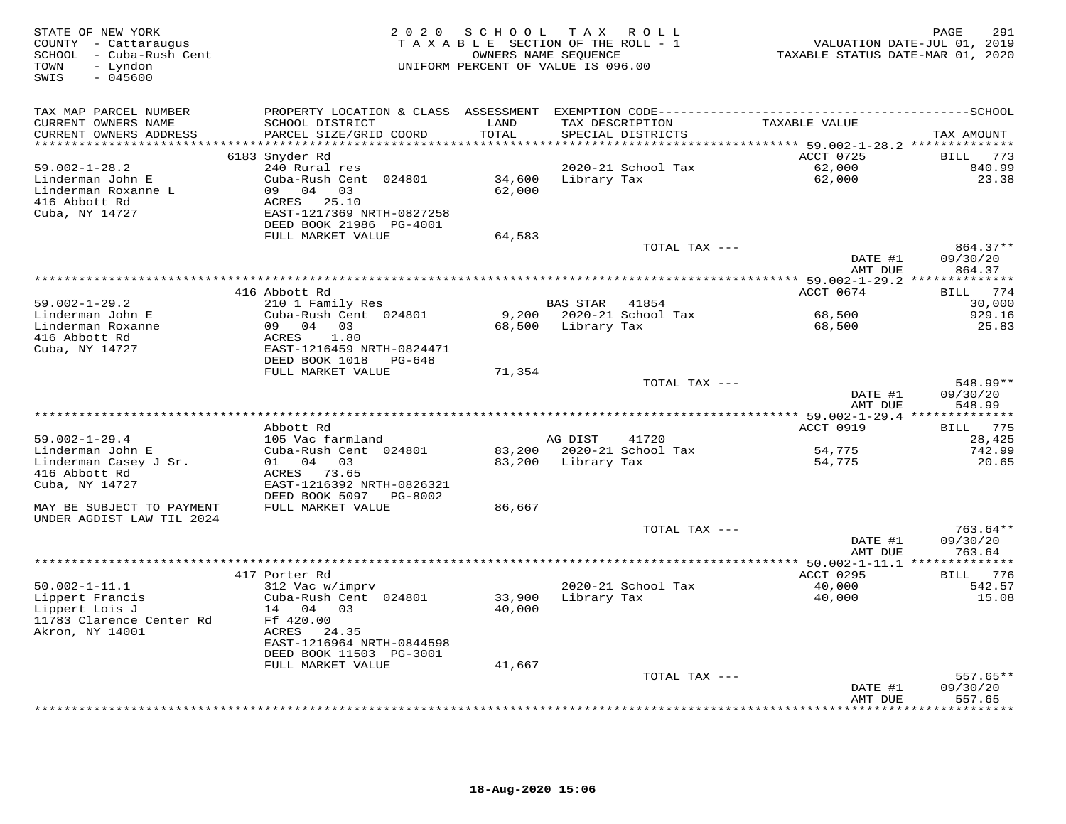STATE OF NEW YORK
COUNTY - Cattaraugus
SCHOOL - Cuba-Rush Cent
TOWN - Lyndon
SWIS - 045600

2020 SCHOOL TAX ROLL
TAXABLE SECTION OF THE ROLL - 1
OWNERS NAME SEQUENCE
UNIFORM PERCENT OF VALUE IS 096.00

VALUATION DATE-JUL 01, 2019
TAXABLE STATUS DATE-MAR 01, 2020

| TAX MAP PARCEL NUMBER / CURRENT OWNERS NAME / CURRENT OWNERS ADDRESS | PROPERTY LOCATION & CLASS / SCHOOL DISTRICT / PARCEL SIZE/GRID COORD | ASSESSMENT LAND / TOTAL | EXEMPTION CODE / TAX DESCRIPTION / SPECIAL DISTRICTS | TAXABLE VALUE | SCHOOL TAX AMOUNT |
|---|---|---|---|---|---|
| **59.002-1-28.2** | 6183 Snyder Rd | | | ACCT 0725 | BILL 773 |
| 59.002-1-28.2 | 240 Rural res | | 2020-21 School Tax | 62,000 | 840.99 |
| Linderman John E | Cuba-Rush Cent 024801 | 34,600 | Library Tax | 62,000 | 23.38 |
| Linderman Roxanne L | 09 04 03 | 62,000 | | | |
| 416 Abbott Rd | ACRES 25.10 | | | | |
| Cuba, NY 14727 | EAST-1217369 NRTH-0827258 | | | | |
| | DEED BOOK 21986 PG-4001 | | | | |
| | FULL MARKET VALUE | 64,583 | | | |
| | | | TOTAL TAX --- | | 864.37** |
| | | | | DATE #1 | 09/30/20 |
| | | | | AMT DUE | 864.37 |
| **59.002-1-29.2** | 416 Abbott Rd | | | ACCT 0674 | BILL 774 |
| 59.002-1-29.2 | 210 1 Family Res | | BAS STAR 41854 | | 30,000 |
| Linderman John E | Cuba-Rush Cent 024801 | 9,200 | 2020-21 School Tax | 68,500 | 929.16 |
| Linderman Roxanne | 09 04 03 | 68,500 | Library Tax | 68,500 | 25.83 |
| 416 Abbott Rd | ACRES 1.80 | | | | |
| Cuba, NY 14727 | EAST-1216459 NRTH-0824471 | | | | |
| | DEED BOOK 1018 PG-648 | | | | |
| | FULL MARKET VALUE | 71,354 | | | |
| | | | TOTAL TAX --- | | 548.99** |
| | | | | DATE #1 | 09/30/20 |
| | | | | AMT DUE | 548.99 |
| **59.002-1-29.4** | Abbott Rd | | | ACCT 0919 | BILL 775 |
| 59.002-1-29.4 | 105 Vac farmland | | AG DIST 41720 | | 28,425 |
| Linderman John E | Cuba-Rush Cent 024801 | 83,200 | 2020-21 School Tax | 54,775 | 742.99 |
| Linderman Casey J Sr. | 01 04 03 | 83,200 | Library Tax | 54,775 | 20.65 |
| 416 Abbott Rd | ACRES 73.65 | | | | |
| Cuba, NY 14727 | EAST-1216392 NRTH-0826321 | | | | |
| | DEED BOOK 5097 PG-8002 | | | | |
| MAY BE SUBJECT TO PAYMENT UNDER AGDIST LAW TIL 2024 | FULL MARKET VALUE | 86,667 | | | |
| | | | TOTAL TAX --- | | 763.64** |
| | | | | DATE #1 | 09/30/20 |
| | | | | AMT DUE | 763.64 |
| **50.002-1-11.1** | 417 Porter Rd | | | ACCT 0295 | BILL 776 |
| 50.002-1-11.1 | 312 Vac w/imprv | | 2020-21 School Tax | 40,000 | 542.57 |
| Lippert Francis | Cuba-Rush Cent 024801 | 33,900 | Library Tax | 40,000 | 15.08 |
| Lippert Lois J | 14 04 03 | 40,000 | | | |
| 11783 Clarence Center Rd | Ff 420.00 | | | | |
| Akron, NY 14001 | ACRES 24.35 | | | | |
| | EAST-1216964 NRTH-0844598 | | | | |
| | DEED BOOK 11503 PG-3001 | | | | |
| | FULL MARKET VALUE | 41,667 | | | |
| | | | TOTAL TAX --- | | 557.65** |
| | | | | DATE #1 | 09/30/20 |
| | | | | AMT DUE | 557.65 |

18-Aug-2020 15:06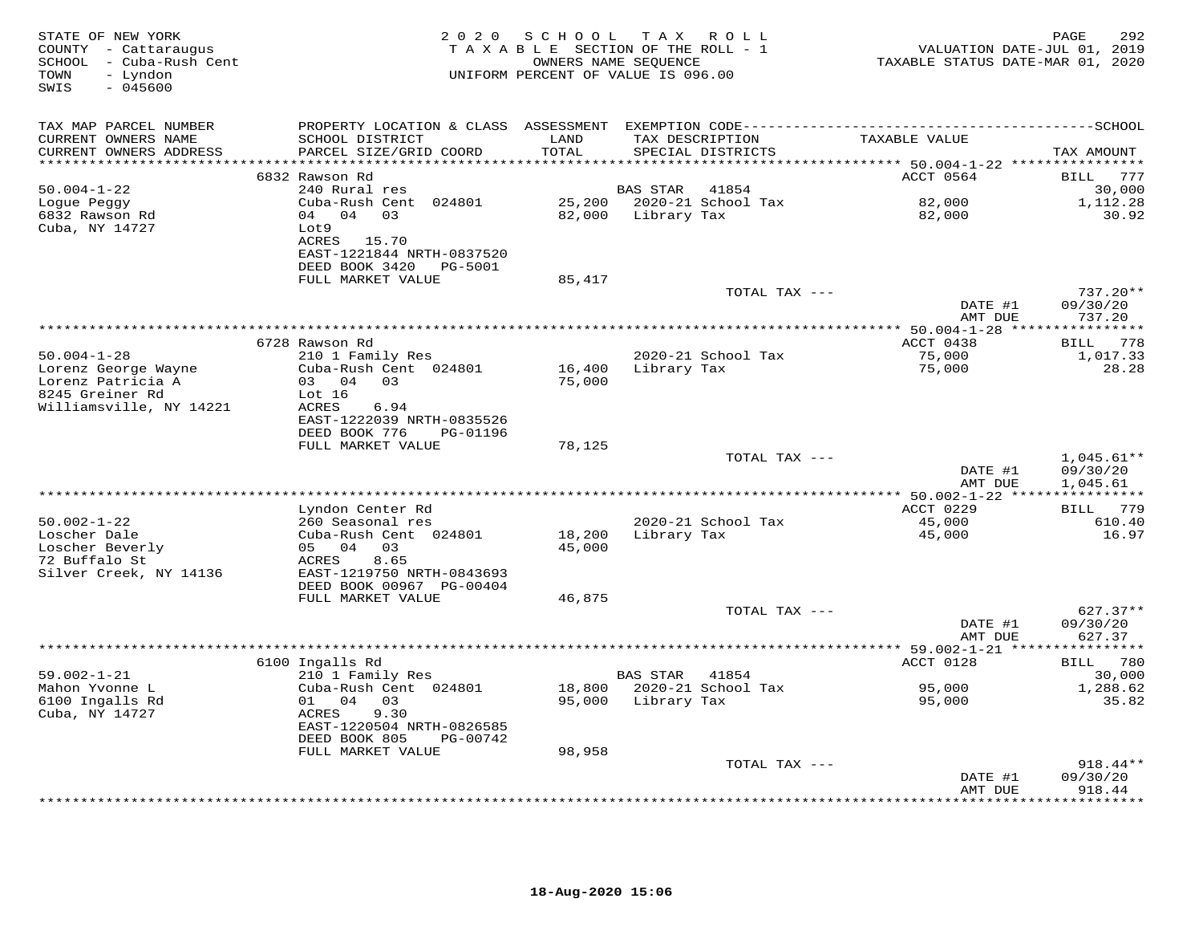STATE OF NEW YORK
COUNTY - Cattaraugus
SCHOOL - Cuba-Rush Cent
TOWN - Lyndon
SWIS - 045600

2 0 2 0 S C H O O L T A X R O L L
T A X A B L E SECTION OF THE ROLL - 1
OWNERS NAME SEQUENCE
UNIFORM PERCENT OF VALUE IS 096.00

VALUATION DATE-JUL 01, 2019
TAXABLE STATUS DATE-MAR 01, 2020

| TAX MAP PARCEL NUMBER / CURRENT OWNERS NAME / CURRENT OWNERS ADDRESS | PROPERTY LOCATION & CLASS / SCHOOL DISTRICT / PARCEL SIZE/GRID COORD | ASSESSMENT LAND / TOTAL | EXEMPTION CODE / TAX DESCRIPTION / SPECIAL DISTRICTS | TAXABLE VALUE | TAX AMOUNT |
|---|---|---|---|---|---|
| **50.004-1-22** | 6832 Rawson Rd | | | ACCT 0564 | BILL 777 |
| 50.004-1-22 | 240 Rural res | | BAS STAR 41854 | | 30,000 |
| Logue Peggy | Cuba-Rush Cent 024801 | 25,200 | 2020-21 School Tax | 82,000 | 1,112.28 |
| 6832 Rawson Rd | 04 04 03 | 82,000 | Library Tax | 82,000 | 30.92 |
| Cuba, NY 14727 | Lot9 | | | | |
| | ACRES 15.70 | | | | |
| | EAST-1221844 NRTH-0837520 | | | | |
| | DEED BOOK 3420 PG-5001 | | | | |
| | FULL MARKET VALUE | 85,417 | | | |
| | | | TOTAL TAX --- | | 737.20** |
| | | | | DATE #1 | 09/30/20 |
| | | | | AMT DUE | 737.20 |
| **50.004-1-28** | 6728 Rawson Rd | | | ACCT 0438 | BILL 778 |
| 50.004-1-28 | 210 1 Family Res | | 2020-21 School Tax | 75,000 | 1,017.33 |
| Lorenz George Wayne | Cuba-Rush Cent 024801 | 16,400 | Library Tax | 75,000 | 28.28 |
| Lorenz Patricia A | 03 04 03 | 75,000 | | | |
| 8245 Greiner Rd | Lot 16 | | | | |
| Williamsville, NY 14221 | ACRES 6.94 | | | | |
| | EAST-1222039 NRTH-0835526 | | | | |
| | DEED BOOK 776 PG-01196 | | | | |
| | FULL MARKET VALUE | 78,125 | | | |
| | | | TOTAL TAX --- | | 1,045.61** |
| | | | | DATE #1 | 09/30/20 |
| | | | | AMT DUE | 1,045.61 |
| **50.002-1-22** | Lyndon Center Rd | | | ACCT 0229 | BILL 779 |
| 50.002-1-22 | 260 Seasonal res | | 2020-21 School Tax | 45,000 | 610.40 |
| Loscher Dale | Cuba-Rush Cent 024801 | 18,200 | Library Tax | 45,000 | 16.97 |
| Loscher Beverly | 05 04 03 | 45,000 | | | |
| 72 Buffalo St | ACRES 8.65 | | | | |
| Silver Creek, NY 14136 | EAST-1219750 NRTH-0843693 | | | | |
| | DEED BOOK 00967 PG-00404 | | | | |
| | FULL MARKET VALUE | 46,875 | | | |
| | | | TOTAL TAX --- | | 627.37** |
| | | | | DATE #1 | 09/30/20 |
| | | | | AMT DUE | 627.37 |
| **59.002-1-21** | 6100 Ingalls Rd | | | ACCT 0128 | BILL 780 |
| 59.002-1-21 | 210 1 Family Res | | BAS STAR 41854 | | 30,000 |
| Mahon Yvonne L | Cuba-Rush Cent 024801 | 18,800 | 2020-21 School Tax | 95,000 | 1,288.62 |
| 6100 Ingalls Rd | 01 04 03 | 95,000 | Library Tax | 95,000 | 35.82 |
| Cuba, NY 14727 | ACRES 9.30 | | | | |
| | EAST-1220504 NRTH-0826585 | | | | |
| | DEED BOOK 805 PG-00742 | | | | |
| | FULL MARKET VALUE | 98,958 | | | |
| | | | TOTAL TAX --- | | 918.44** |
| | | | | DATE #1 | 09/30/20 |
| | | | | AMT DUE | 918.44 |

18-Aug-2020 15:06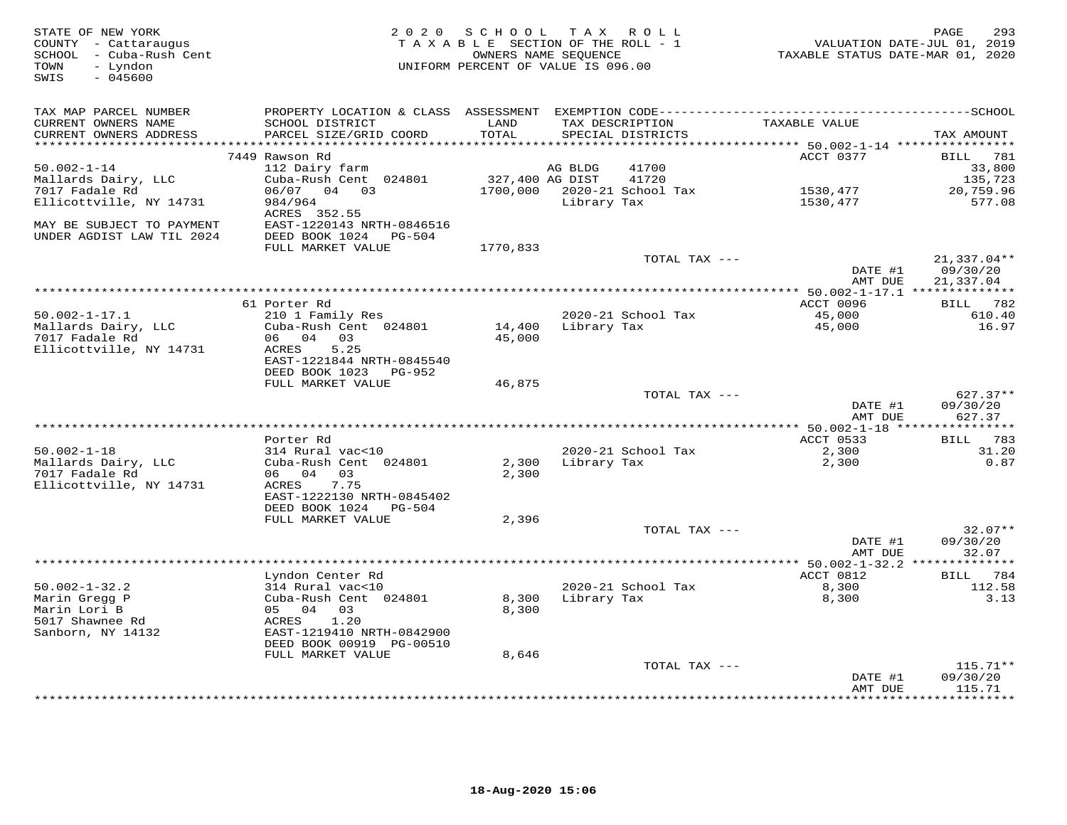STATE OF NEW YORK
COUNTY - Cattaraugus
SCHOOL - Cuba-Rush Cent
TOWN - Lyndon
SWIS - 045600

2020 SCHOOL TAX ROLL
TAXABLE SECTION OF THE ROLL - 1
OWNERS NAME SEQUENCE
UNIFORM PERCENT OF VALUE IS 096.00

VALUATION DATE-JUL 01, 2019
TAXABLE STATUS DATE-MAR 01, 2020

| TAX MAP PARCEL NUMBER / CURRENT OWNERS NAME / CURRENT OWNERS ADDRESS | PROPERTY LOCATION & CLASS / SCHOOL DISTRICT / PARCEL SIZE/GRID COORD | ASSESSMENT LAND / TOTAL | EXEMPTION CODE / TAX DESCRIPTION / SPECIAL DISTRICTS | TAXABLE VALUE | TAX AMOUNT |
|---|---|---|---|---|---|
| **50.002-1-14** | 7449 Rawson Rd | | | ACCT 0377 | BILL 781 |
| 50.002-1-14 | 112 Dairy farm | | AG BLDG 41700 | | 33,800 |
| Mallards Dairy, LLC | Cuba-Rush Cent 024801 | 327,400 | AG DIST 41720 | | 135,723 |
| 7017 Fadale Rd | 06/07 04 03 | 1,700,000 | 2020-21 School Tax | 1530,477 | 20,759.96 |
| Ellicottville, NY 14731 | 984/964 | | Library Tax | 1530,477 | 577.08 |
| | ACRES 352.55 | | | | |
| MAY BE SUBJECT TO PAYMENT | EAST-1220143 NRTH-0846516 | | | | |
| UNDER AGDIST LAW TIL 2024 | DEED BOOK 1024 PG-504 | | | | |
| | FULL MARKET VALUE | 1770,833 | | | |
| | | | TOTAL TAX --- | | 21,337.04** |
| | | | | DATE #1 | 09/30/20 |
| | | | | AMT DUE | 21,337.04 |
| **50.002-1-17.1** | 61 Porter Rd | | | ACCT 0096 | BILL 782 |
| 50.002-1-17.1 | 210 1 Family Res | | 2020-21 School Tax | 45,000 | 610.40 |
| Mallards Dairy, LLC | Cuba-Rush Cent 024801 | 14,400 | Library Tax | 45,000 | 16.97 |
| 7017 Fadale Rd | 06 04 03 | 45,000 | | | |
| Ellicottville, NY 14731 | ACRES 5.25 | | | | |
| | EAST-1221844 NRTH-0845540 | | | | |
| | DEED BOOK 1023 PG-952 | | | | |
| | FULL MARKET VALUE | 46,875 | | | |
| | | | TOTAL TAX --- | | 627.37** |
| | | | | DATE #1 | 09/30/20 |
| | | | | AMT DUE | 627.37 |
| **50.002-1-18** | Porter Rd | | | ACCT 0533 | BILL 783 |
| 50.002-1-18 | 314 Rural vac<10 | | 2020-21 School Tax | 2,300 | 31.20 |
| Mallards Dairy, LLC | Cuba-Rush Cent 024801 | 2,300 | Library Tax | 2,300 | 0.87 |
| 7017 Fadale Rd | 06 04 03 | 2,300 | | | |
| Ellicottville, NY 14731 | ACRES 7.75 | | | | |
| | EAST-1222130 NRTH-0845402 | | | | |
| | DEED BOOK 1024 PG-504 | | | | |
| | FULL MARKET VALUE | 2,396 | | | |
| | | | TOTAL TAX --- | | 32.07** |
| | | | | DATE #1 | 09/30/20 |
| | | | | AMT DUE | 32.07 |
| **50.002-1-32.2** | Lyndon Center Rd | | | ACCT 0812 | BILL 784 |
| 50.002-1-32.2 | 314 Rural vac<10 | | 2020-21 School Tax | 8,300 | 112.58 |
| Marin Gregg P | Cuba-Rush Cent 024801 | 8,300 | Library Tax | 8,300 | 3.13 |
| Marin Lori B | 05 04 03 | 8,300 | | | |
| 5017 Shawnee Rd | ACRES 1.20 | | | | |
| Sanborn, NY 14132 | EAST-1219410 NRTH-0842900 | | | | |
| | DEED BOOK 00919 PG-00510 | | | | |
| | FULL MARKET VALUE | 8,646 | | | |
| | | | TOTAL TAX --- | | 115.71** |
| | | | | DATE #1 | 09/30/20 |
| | | | | AMT DUE | 115.71 |

18-Aug-2020 15:06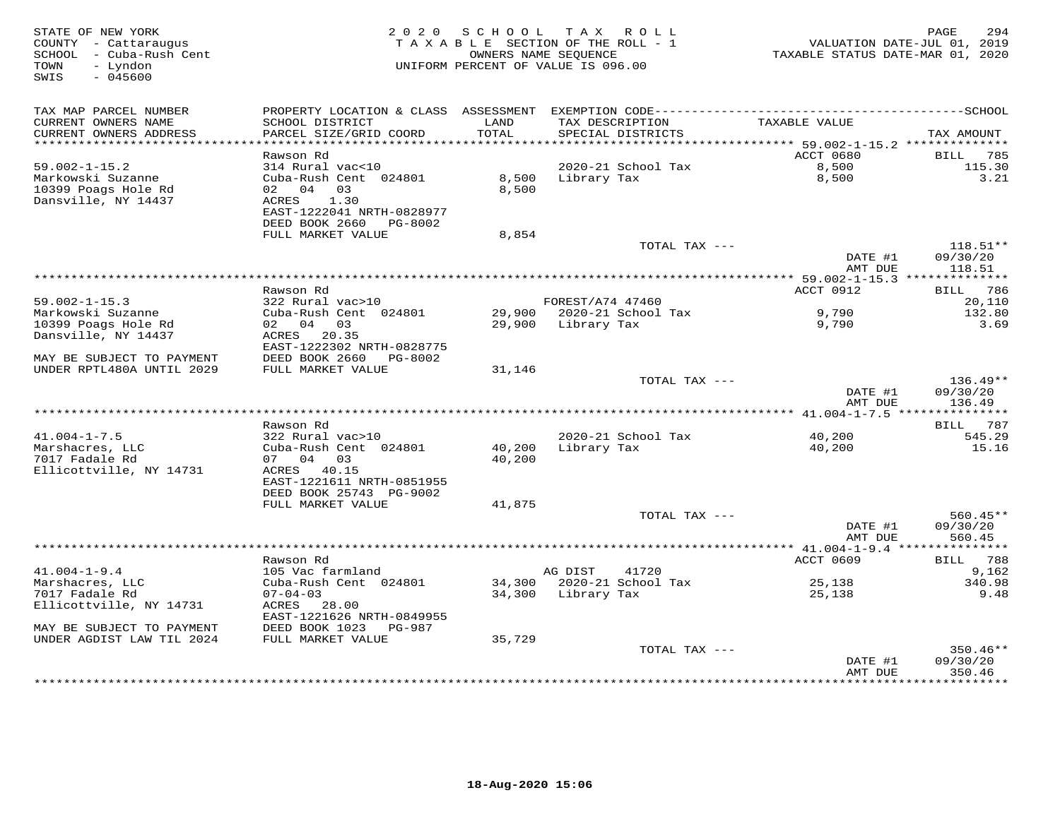STATE OF NEW YORK
COUNTY - Cattaraugus
SCHOOL - Cuba-Rush Cent
TOWN - Lyndon
SWIS - 045600

2020 SCHOOL TAX ROLL
TAXABLE SECTION OF THE ROLL - 1
OWNERS NAME SEQUENCE
UNIFORM PERCENT OF VALUE IS 096.00

VALUATION DATE-JUL 01, 2019
TAXABLE STATUS DATE-MAR 01, 2020

| TAX MAP PARCEL NUMBER<br>CURRENT OWNERS NAME<br>CURRENT OWNERS ADDRESS | PROPERTY LOCATION & CLASS<br>SCHOOL DISTRICT<br>PARCEL SIZE/GRID COORD | ASSESSMENT<br>LAND<br>TOTAL | EXEMPTION CODE<br>TAX DESCRIPTION<br>SPECIAL DISTRICTS | TAXABLE VALUE | SCHOOL<br>TAX AMOUNT |
|---|---|---|---|---|---|
| **59.002-1-15.2** | Rawson Rd | | | ACCT 0680 | BILL 785 |
| Markowski Suzanne | 314 Rural vac<10 | | 2020-21 School Tax | 8,500 | 115.30 |
| 10399 Poags Hole Rd | Cuba-Rush Cent 024801 | 8,500 | Library Tax | 8,500 | 3.21 |
| Dansville, NY 14437 | 02 04 03 | 8,500 | | | |
| | ACRES 1.30 | | | | |
| | EAST-1222041 NRTH-0828977 | | | | |
| | DEED BOOK 2660 PG-8002 | | | | |
| | FULL MARKET VALUE | 8,854 | | | |
| | | | TOTAL TAX --- | | 118.51** |
| | | | | DATE #1 | 09/30/20 |
| | | | | AMT DUE | 118.51 |
| **59.002-1-15.3** | Rawson Rd | | | ACCT 0912 | BILL 786 |
| Markowski Suzanne | 322 Rural vac>10 | | FOREST/A74 47460 | | 20,110 |
| 10399 Poags Hole Rd | Cuba-Rush Cent 024801 | 29,900 | 2020-21 School Tax | 9,790 | 132.80 |
| Dansville, NY 14437 | 02 04 03 | 29,900 | Library Tax | 9,790 | 3.69 |
| | ACRES 20.35 | | | | |
| | EAST-1222302 NRTH-0828775 | | | | |
| MAY BE SUBJECT TO PAYMENT | DEED BOOK 2660 PG-8002 | | | | |
| UNDER RPTL480A UNTIL 2029 | FULL MARKET VALUE | 31,146 | | | |
| | | | TOTAL TAX --- | | 136.49** |
| | | | | DATE #1 | 09/30/20 |
| | | | | AMT DUE | 136.49 |
| **41.004-1-7.5** | Rawson Rd | | | | BILL 787 |
| Marshacres, LLC | 322 Rural vac>10 | | 2020-21 School Tax | 40,200 | 545.29 |
| 7017 Fadale Rd | Cuba-Rush Cent 024801 | 40,200 | Library Tax | 40,200 | 15.16 |
| Ellicottville, NY 14731 | 07 04 03 | 40,200 | | | |
| | ACRES 40.15 | | | | |
| | EAST-1221611 NRTH-0851955 | | | | |
| | DEED BOOK 25743 PG-9002 | | | | |
| | FULL MARKET VALUE | 41,875 | | | |
| | | | TOTAL TAX --- | | 560.45** |
| | | | | DATE #1 | 09/30/20 |
| | | | | AMT DUE | 560.45 |
| **41.004-1-9.4** | Rawson Rd | | | ACCT 0609 | BILL 788 |
| Marshacres, LLC | 105 Vac farmland | | AG DIST 41720 | | 9,162 |
| 7017 Fadale Rd | Cuba-Rush Cent 024801 | 34,300 | 2020-21 School Tax | 25,138 | 340.98 |
| Ellicottville, NY 14731 | 07-04-03 | 34,300 | Library Tax | 25,138 | 9.48 |
| | ACRES 28.00 | | | | |
| | EAST-1221626 NRTH-0849955 | | | | |
| MAY BE SUBJECT TO PAYMENT | DEED BOOK 1023 PG-987 | | | | |
| UNDER AGDIST LAW TIL 2024 | FULL MARKET VALUE | 35,729 | | | |
| | | | TOTAL TAX --- | | 350.46** |
| | | | | DATE #1 | 09/30/20 |
| | | | | AMT DUE | 350.46 |

18-Aug-2020 15:06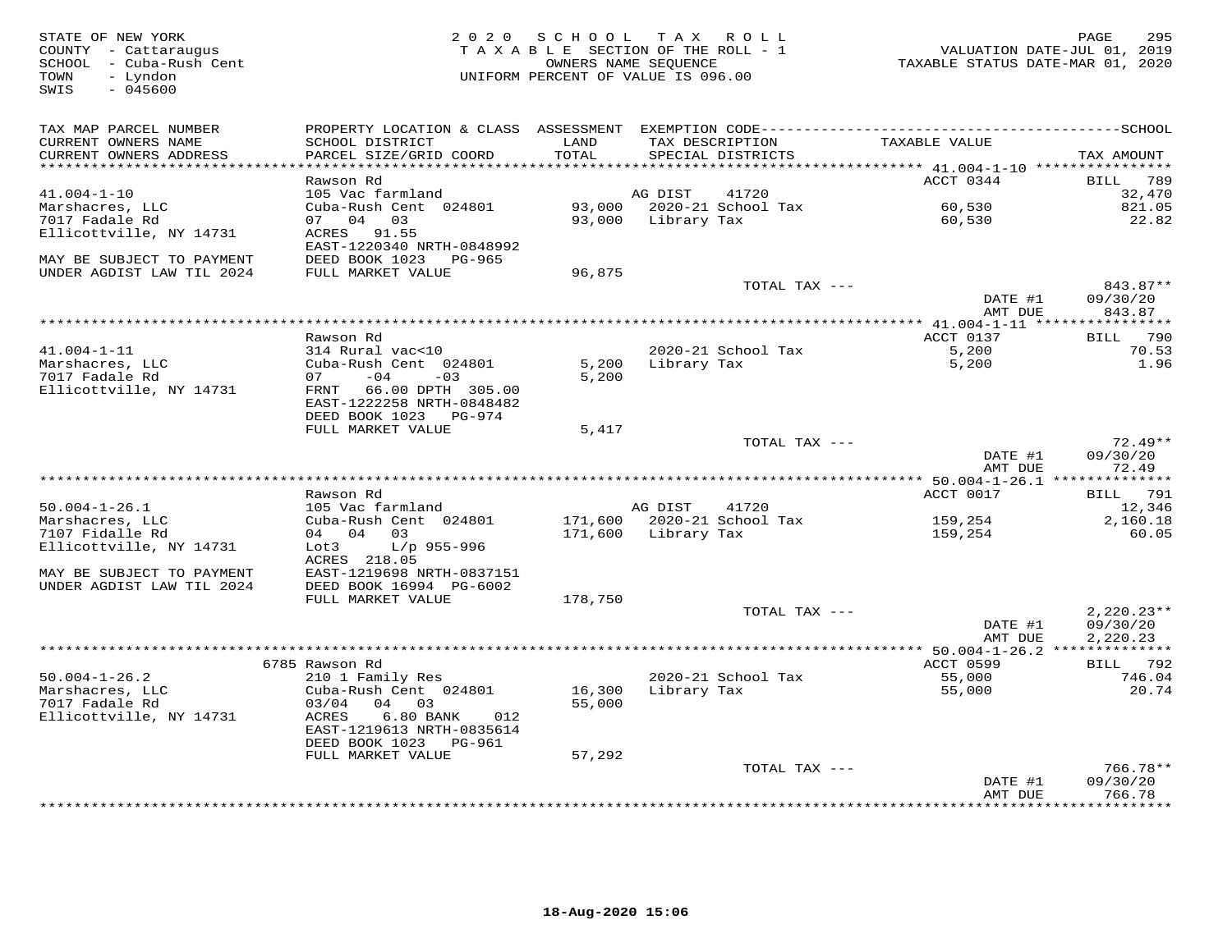STATE OF NEW YORK
COUNTY - Cattaraugus
SCHOOL - Cuba-Rush Cent
TOWN - Lyndon
SWIS - 045600

2 0 2 0 S C H O O L T A X R O L L
T A X A B L E SECTION OF THE ROLL - 1
OWNERS NAME SEQUENCE
UNIFORM PERCENT OF VALUE IS 096.00

VALUATION DATE-JUL 01, 2019
TAXABLE STATUS DATE-MAR 01, 2020

| TAX MAP PARCEL NUMBER / CURRENT OWNERS NAME / CURRENT OWNERS ADDRESS | PROPERTY LOCATION & CLASS / SCHOOL DISTRICT / PARCEL SIZE/GRID COORD | ASSESSMENT LAND / TOTAL | EXEMPTION CODE / TAX DESCRIPTION / SPECIAL DISTRICTS | TAXABLE VALUE | TAX AMOUNT |
|---|---|---|---|---|---|
| **41.004-1-10** | Rawson Rd | | | ACCT 0344 | BILL 789 |
| 41.004-1-10 | 105 Vac farmland | | AG DIST 41720 | | 32,470 |
| Marshacres, LLC | Cuba-Rush Cent 024801 | 93,000 | 2020-21 School Tax | 60,530 | 821.05 |
| 7017 Fadale Rd | 07 04 03 | 93,000 | Library Tax | 60,530 | 22.82 |
| Ellicottville, NY 14731 | ACRES 91.55 | | | | |
| | EAST-1220340 NRTH-0848992 | | | | |
| MAY BE SUBJECT TO PAYMENT | DEED BOOK 1023 PG-965 | | | | |
| UNDER AGDIST LAW TIL 2024 | FULL MARKET VALUE | 96,875 | | | |
| | | | TOTAL TAX --- | | 843.87** |
| | | | | DATE #1 | 09/30/20 |
| | | | | AMT DUE | 843.87 |
| **41.004-1-11** | Rawson Rd | | | ACCT 0137 | BILL 790 |
| 41.004-1-11 | 314 Rural vac<10 | | 2020-21 School Tax | 5,200 | 70.53 |
| Marshacres, LLC | Cuba-Rush Cent 024801 | 5,200 | Library Tax | 5,200 | 1.96 |
| 7017 Fadale Rd | 07 -04 -03 | 5,200 | | | |
| Ellicottville, NY 14731 | FRNT 66.00 DPTH 305.00 | | | | |
| | EAST-1222258 NRTH-0848482 | | | | |
| | DEED BOOK 1023 PG-974 | | | | |
| | FULL MARKET VALUE | 5,417 | | | |
| | | | TOTAL TAX --- | | 72.49** |
| | | | | DATE #1 | 09/30/20 |
| | | | | AMT DUE | 72.49 |
| **50.004-1-26.1** | Rawson Rd | | | ACCT 0017 | BILL 791 |
| 50.004-1-26.1 | 105 Vac farmland | | AG DIST 41720 | | 12,346 |
| Marshacres, LLC | Cuba-Rush Cent 024801 | 171,600 | 2020-21 School Tax | 159,254 | 2,160.18 |
| 7107 Fidalle Rd | 04 04 03 | 171,600 | Library Tax | 159,254 | 60.05 |
| Ellicottville, NY 14731 | Lot3 L/p 955-996 | | | | |
| | ACRES 218.05 | | | | |
| MAY BE SUBJECT TO PAYMENT | EAST-1219698 NRTH-0837151 | | | | |
| UNDER AGDIST LAW TIL 2024 | DEED BOOK 16994 PG-6002 | | | | |
| | FULL MARKET VALUE | 178,750 | | | |
| | | | TOTAL TAX --- | | 2,220.23** |
| | | | | DATE #1 | 09/30/20 |
| | | | | AMT DUE | 2,220.23 |
| **50.004-1-26.2** | 6785 Rawson Rd | | | ACCT 0599 | BILL 792 |
| 50.004-1-26.2 | 210 1 Family Res | | 2020-21 School Tax | 55,000 | 746.04 |
| Marshacres, LLC | Cuba-Rush Cent 024801 | 16,300 | Library Tax | 55,000 | 20.74 |
| 7017 Fadale Rd | 03/04 04 03 | 55,000 | | | |
| Ellicottville, NY 14731 | ACRES 6.80 BANK 012 | | | | |
| | EAST-1219613 NRTH-0835614 | | | | |
| | DEED BOOK 1023 PG-961 | | | | |
| | FULL MARKET VALUE | 57,292 | | | |
| | | | TOTAL TAX --- | | 766.78** |
| | | | | DATE #1 | 09/30/20 |
| | | | | AMT DUE | 766.78 |

18-Aug-2020 15:06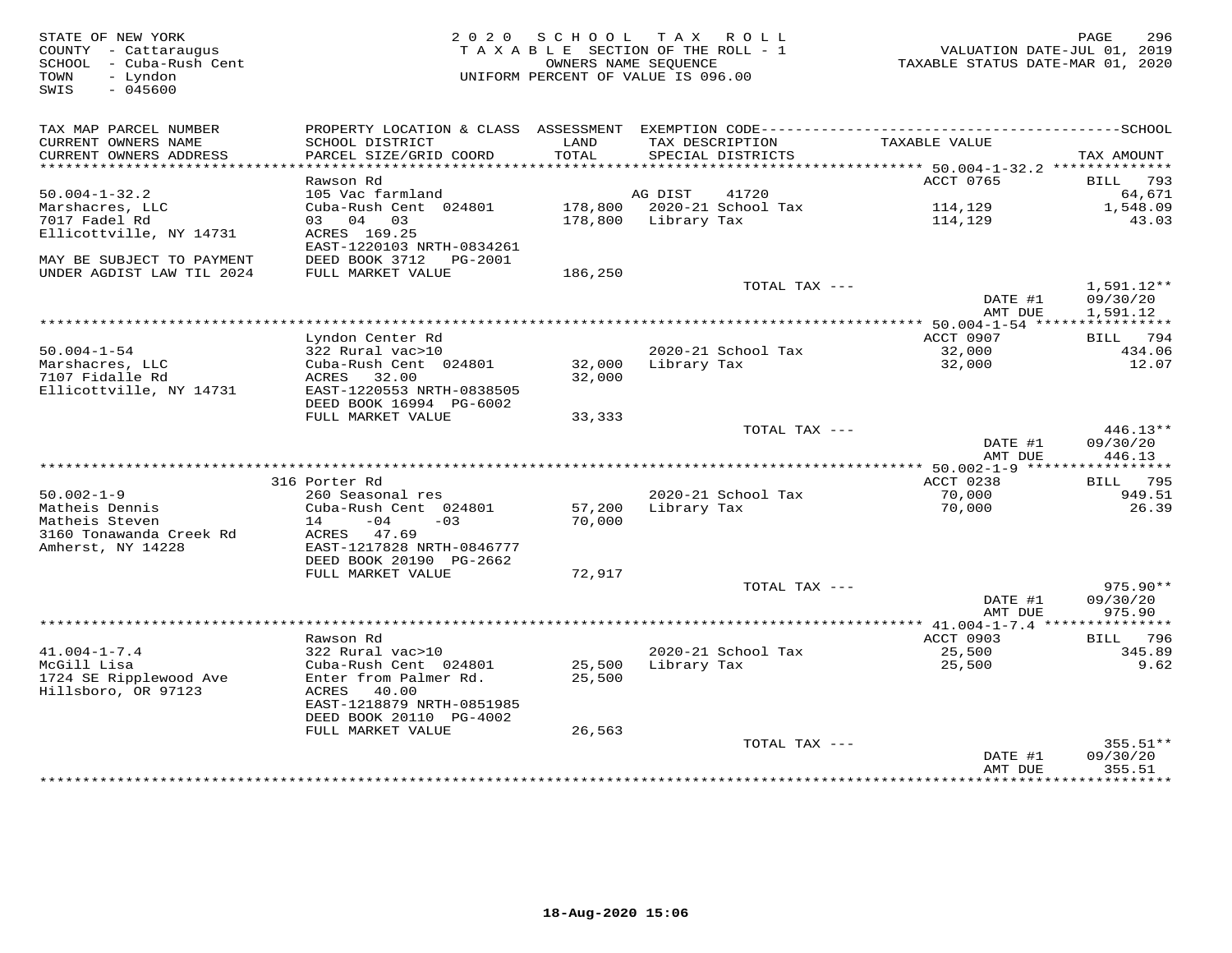STATE OF NEW YORK
COUNTY - Cattaraugus
SCHOOL - Cuba-Rush Cent
TOWN - Lyndon
SWIS - 045600

2 0 2 0 S C H O O L T A X R O L L
T A X A B L E SECTION OF THE ROLL - 1
OWNERS NAME SEQUENCE
UNIFORM PERCENT OF VALUE IS 096.00

VALUATION DATE-JUL 01, 2019
TAXABLE STATUS DATE-MAR 01, 2020

| TAX MAP PARCEL NUMBER / CURRENT OWNERS NAME / CURRENT OWNERS ADDRESS | PROPERTY LOCATION & CLASS / SCHOOL DISTRICT / PARCEL SIZE/GRID COORD | ASSESSMENT LAND / TOTAL | EXEMPTION CODE / TAX DESCRIPTION / SPECIAL DISTRICTS | TAXABLE VALUE | TAX AMOUNT |
|---|---|---|---|---|---|
| 50.004-1-32.2 | Rawson Rd | | | ACCT 0765 | BILL 793 |
| | 105 Vac farmland | | AG DIST 41720 | | 64,671 |
| Marshacres, LLC | Cuba-Rush Cent 024801 | 178,800 | 2020-21 School Tax | 114,129 | 1,548.09 |
| 7017 Fadel Rd | 03 04 03 | 178,800 | Library Tax | 114,129 | 43.03 |
| Ellicottville, NY 14731 | ACRES 169.25 | | | | |
| | EAST-1220103 NRTH-0834261 | | | | |
| MAY BE SUBJECT TO PAYMENT | DEED BOOK 3712 PG-2001 | | | | |
| UNDER AGDIST LAW TIL 2024 | FULL MARKET VALUE | 186,250 | | | |
| | | | TOTAL TAX --- | | 1,591.12** |
| | | | | DATE #1 | 09/30/20 |
| | | | | AMT DUE | 1,591.12 |
| 50.004-1-54 | Lyndon Center Rd | | | ACCT 0907 | BILL 794 |
| | 322 Rural vac>10 | | 2020-21 School Tax | 32,000 | 434.06 |
| Marshacres, LLC | Cuba-Rush Cent 024801 | 32,000 | Library Tax | 32,000 | 12.07 |
| 7107 Fidalle Rd | ACRES 32.00 | 32,000 | | | |
| Ellicottville, NY 14731 | EAST-1220553 NRTH-0838505 | | | | |
| | DEED BOOK 16994 PG-6002 | | | | |
| | FULL MARKET VALUE | 33,333 | | | |
| | | | TOTAL TAX --- | | 446.13** |
| | | | | DATE #1 | 09/30/20 |
| | | | | AMT DUE | 446.13 |
| 50.002-1-9 | 316 Porter Rd | | | ACCT 0238 | BILL 795 |
| | 260 Seasonal res | | 2020-21 School Tax | 70,000 | 949.51 |
| Matheis Dennis | Cuba-Rush Cent 024801 | 57,200 | Library Tax | 70,000 | 26.39 |
| Matheis Steven | 14 -04 -03 | 70,000 | | | |
| 3160 Tonawanda Creek Rd | ACRES 47.69 | | | | |
| Amherst, NY 14228 | EAST-1217828 NRTH-0846777 | | | | |
| | DEED BOOK 20190 PG-2662 | | | | |
| | FULL MARKET VALUE | 72,917 | | | |
| | | | TOTAL TAX --- | | 975.90** |
| | | | | DATE #1 | 09/30/20 |
| | | | | AMT DUE | 975.90 |
| 41.004-1-7.4 | Rawson Rd | | | ACCT 0903 | BILL 796 |
| | 322 Rural vac>10 | | 2020-21 School Tax | 25,500 | 345.89 |
| McGill Lisa | Cuba-Rush Cent 024801 | 25,500 | Library Tax | 25,500 | 9.62 |
| 1724 SE Ripplewood Ave | Enter from Palmer Rd. | 25,500 | | | |
| Hillsboro, OR 97123 | ACRES 40.00 | | | | |
| | EAST-1218879 NRTH-0851985 | | | | |
| | DEED BOOK 20110 PG-4002 | | | | |
| | FULL MARKET VALUE | 26,563 | | | |
| | | | TOTAL TAX --- | | 355.51** |
| | | | | DATE #1 | 09/30/20 |
| | | | | AMT DUE | 355.51 |

18-Aug-2020 15:06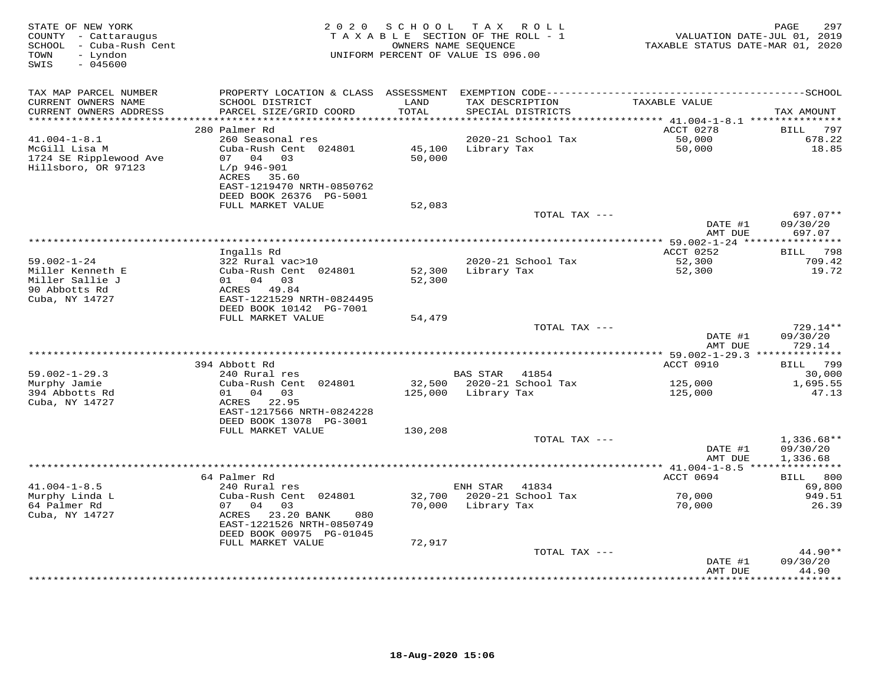STATE OF NEW YORK
COUNTY - Cattaraugus
SCHOOL - Cuba-Rush Cent
TOWN - Lyndon
SWIS - 045600

2020 SCHOOL TAX ROLL
TAXABLE SECTION OF THE ROLL - 1
OWNERS NAME SEQUENCE
UNIFORM PERCENT OF VALUE IS 096.00

VALUATION DATE-JUL 01, 2019
TAXABLE STATUS DATE-MAR 01, 2020

| TAX MAP PARCEL NUMBER / CURRENT OWNERS NAME / CURRENT OWNERS ADDRESS | PROPERTY LOCATION & CLASS / SCHOOL DISTRICT / PARCEL SIZE/GRID COORD | ASSESSMENT LAND / TOTAL | EXEMPTION CODE / TAX DESCRIPTION / SPECIAL DISTRICTS | TAXABLE VALUE | TAX AMOUNT |
|---|---|---|---|---|---|
| **41.004-1-8.1** | 280 Palmer Rd | | | ACCT 0278 | BILL 797 |
| 41.004-1-8.1 | 260 Seasonal res | | 2020-21 School Tax | 50,000 | 678.22 |
| McGill Lisa M | Cuba-Rush Cent 024801 | 45,100 | Library Tax | 50,000 | 18.85 |
| 1724 SE Ripplewood Ave | 07 04 03 | 50,000 | | | |
| Hillsboro, OR 97123 | L/p 946-901 | | | | |
| | ACRES 35.60 | | | | |
| | EAST-1219470 NRTH-0850762 | | | | |
| | DEED BOOK 26376 PG-5001 | | | | |
| | FULL MARKET VALUE | 52,083 | | | |
| | | | TOTAL TAX --- | | 697.07** |
| | | | | DATE #1 | 09/30/20 |
| | | | | AMT DUE | 697.07 |
| **59.002-1-24** | Ingalls Rd | | | ACCT 0252 | BILL 798 |
| 59.002-1-24 | 322 Rural vac>10 | | 2020-21 School Tax | 52,300 | 709.42 |
| Miller Kenneth E | Cuba-Rush Cent 024801 | 52,300 | Library Tax | 52,300 | 19.72 |
| Miller Sallie J | 01 04 03 | 52,300 | | | |
| 90 Abbotts Rd | ACRES 49.84 | | | | |
| Cuba, NY 14727 | EAST-1221529 NRTH-0824495 | | | | |
| | DEED BOOK 10142 PG-7001 | | | | |
| | FULL MARKET VALUE | 54,479 | | | |
| | | | TOTAL TAX --- | | 729.14** |
| | | | | DATE #1 | 09/30/20 |
| | | | | AMT DUE | 729.14 |
| **59.002-1-29.3** | 394 Abbott Rd | | | ACCT 0910 | BILL 799 |
| 59.002-1-29.3 | 240 Rural res | | BAS STAR 41854 | | 30,000 |
| Murphy Jamie | Cuba-Rush Cent 024801 | 32,500 | 2020-21 School Tax | 125,000 | 1,695.55 |
| 394 Abbotts Rd | 01 04 03 | 125,000 | Library Tax | 125,000 | 47.13 |
| Cuba, NY 14727 | ACRES 22.95 | | | | |
| | EAST-1217566 NRTH-0824228 | | | | |
| | DEED BOOK 13078 PG-3001 | | | | |
| | FULL MARKET VALUE | 130,208 | | | |
| | | | TOTAL TAX --- | | 1,336.68** |
| | | | | DATE #1 | 09/30/20 |
| | | | | AMT DUE | 1,336.68 |
| **41.004-1-8.5** | 64 Palmer Rd | | | ACCT 0694 | BILL 800 |
| 41.004-1-8.5 | 240 Rural res | | ENH STAR 41834 | | 69,800 |
| Murphy Linda L | Cuba-Rush Cent 024801 | 32,700 | 2020-21 School Tax | 70,000 | 949.51 |
| 64 Palmer Rd | 07 04 03 | 70,000 | Library Tax | 70,000 | 26.39 |
| Cuba, NY 14727 | ACRES 23.20 BANK 080 | | | | |
| | EAST-1221526 NRTH-0850749 | | | | |
| | DEED BOOK 00975 PG-01045 | | | | |
| | FULL MARKET VALUE | 72,917 | | | |
| | | | TOTAL TAX --- | | 44.90** |
| | | | | DATE #1 | 09/30/20 |
| | | | | AMT DUE | 44.90 |

18-Aug-2020 15:06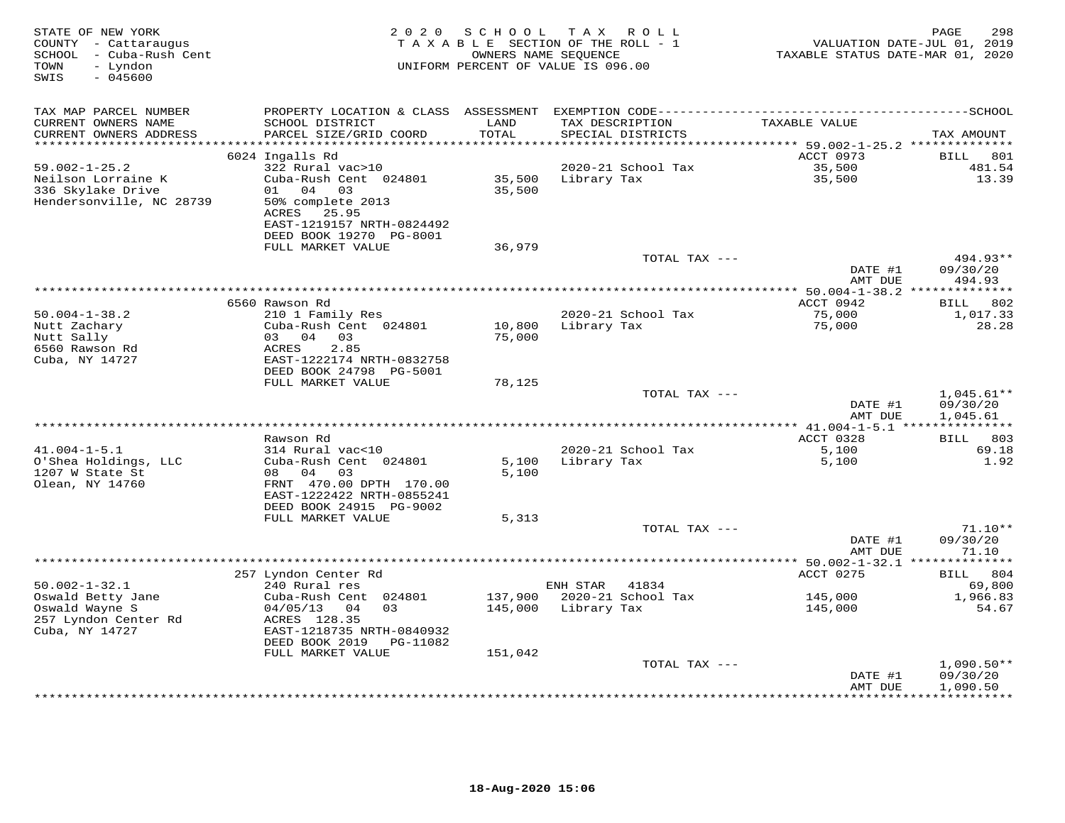STATE OF NEW YORK
COUNTY - Cattaraugus
SCHOOL - Cuba-Rush Cent
TOWN - Lyndon
SWIS - 045600

2020 SCHOOL TAX ROLL
TAXABLE SECTION OF THE ROLL - 1
OWNERS NAME SEQUENCE
UNIFORM PERCENT OF VALUE IS 096.00

VALUATION DATE-JUL 01, 2019
TAXABLE STATUS DATE-MAR 01, 2020

| TAX MAP PARCEL NUMBER / CURRENT OWNERS NAME / CURRENT OWNERS ADDRESS | PROPERTY LOCATION & CLASS / SCHOOL DISTRICT / PARCEL SIZE/GRID COORD | ASSESSMENT LAND / TOTAL | EXEMPTION CODE / TAX DESCRIPTION / SPECIAL DISTRICTS | TAXABLE VALUE | TAX AMOUNT |
|---|---|---|---|---|---|
| 59.002-1-25.2 | 6024 Ingalls Rd | | | ACCT 0973 | BILL 801 |
| | 322 Rural vac>10 | | 2020-21 School Tax | 35,500 | 481.54 |
| Neilson Lorraine K | Cuba-Rush Cent 024801 | 35,500 | Library Tax | 35,500 | 13.39 |
| 336 Skylake Drive | 01 04 03 | 35,500 | | | |
| Hendersonville, NC 28739 | 50% complete 2013 | | | | |
| | ACRES 25.95 | | | | |
| | EAST-1219157 NRTH-0824492 | | | | |
| | DEED BOOK 19270 PG-8001 | | | | |
| | FULL MARKET VALUE | 36,979 | | | |
| | | | TOTAL TAX --- | | 494.93** |
| | | | | DATE #1 | 09/30/20 |
| | | | | AMT DUE | 494.93 |
| 50.004-1-38.2 | 6560 Rawson Rd | | | ACCT 0942 | BILL 802 |
| | 210 1 Family Res | | 2020-21 School Tax | 75,000 | 1,017.33 |
| Nutt Zachary | Cuba-Rush Cent 024801 | 10,800 | Library Tax | 75,000 | 28.28 |
| Nutt Sally | 03 04 03 | 75,000 | | | |
| 6560 Rawson Rd | ACRES 2.85 | | | | |
| Cuba, NY 14727 | EAST-1222174 NRTH-0832758 | | | | |
| | DEED BOOK 24798 PG-5001 | | | | |
| | FULL MARKET VALUE | 78,125 | | | |
| | | | TOTAL TAX --- | | 1,045.61** |
| | | | | DATE #1 | 09/30/20 |
| | | | | AMT DUE | 1,045.61 |
| 41.004-1-5.1 | Rawson Rd | | | ACCT 0328 | BILL 803 |
| | 314 Rural vac<10 | | 2020-21 School Tax | 5,100 | 69.18 |
| O'Shea Holdings, LLC | Cuba-Rush Cent 024801 | 5,100 | Library Tax | 5,100 | 1.92 |
| 1207 W State St | 08 04 03 | 5,100 | | | |
| Olean, NY 14760 | FRNT 470.00 DPTH 170.00 | | | | |
| | EAST-1222422 NRTH-0855241 | | | | |
| | DEED BOOK 24915 PG-9002 | | | | |
| | FULL MARKET VALUE | 5,313 | | | |
| | | | TOTAL TAX --- | | 71.10** |
| | | | | DATE #1 | 09/30/20 |
| | | | | AMT DUE | 71.10 |
| 50.002-1-32.1 | 257 Lyndon Center Rd | | | ACCT 0275 | BILL 804 |
| | 240 Rural res | | ENH STAR 41834 | | 69,800 |
| Oswald Betty Jane | Cuba-Rush Cent 024801 | 137,900 | 2020-21 School Tax | 145,000 | 1,966.83 |
| Oswald Wayne S | 04/05/13 04 03 | 145,000 | Library Tax | 145,000 | 54.67 |
| 257 Lyndon Center Rd | ACRES 128.35 | | | | |
| Cuba, NY 14727 | EAST-1218735 NRTH-0840932 | | | | |
| | DEED BOOK 2019 PG-11082 | | | | |
| | FULL MARKET VALUE | 151,042 | | | |
| | | | TOTAL TAX --- | | 1,090.50** |
| | | | | DATE #1 | 09/30/20 |
| | | | | AMT DUE | 1,090.50 |

18-Aug-2020 15:06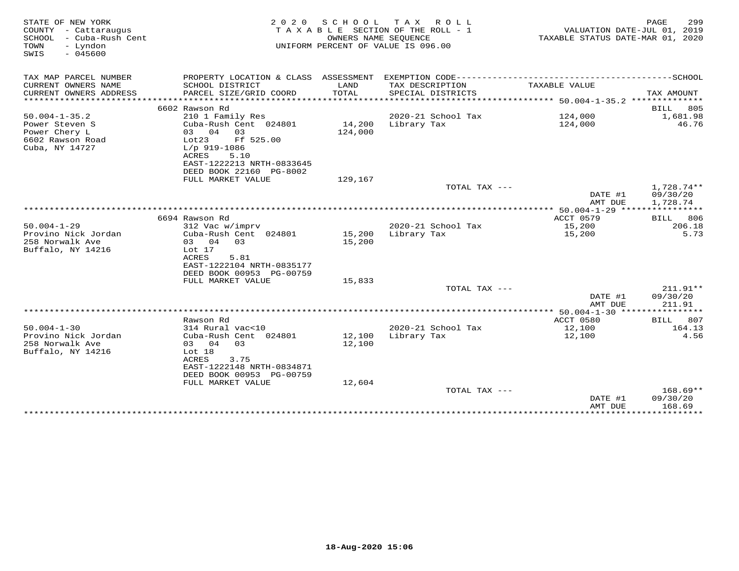STATE OF NEW YORK
COUNTY - Cattaraugus
SCHOOL - Cuba-Rush Cent
TOWN - Lyndon
SWIS - 045600

2020 SCHOOL TAX ROLL
TAXABLE SECTION OF THE ROLL - 1
OWNERS NAME SEQUENCE
UNIFORM PERCENT OF VALUE IS 096.00

VALUATION DATE-JUL 01, 2019
TAXABLE STATUS DATE-MAR 01, 2020

| TAX MAP PARCEL NUMBER / CURRENT OWNERS NAME / CURRENT OWNERS ADDRESS | PROPERTY LOCATION & CLASS / SCHOOL DISTRICT / PARCEL SIZE/GRID COORD | ASSESSMENT LAND / TOTAL | EXEMPTION CODE / TAX DESCRIPTION / SPECIAL DISTRICTS | TAXABLE VALUE | SCHOOL TAX AMOUNT |
|---|---|---|---|---|---|
| **50.004-1-35.2** | 6602 Rawson Rd | | | | BILL 805 |
| 50.004-1-35.2 | 210 1 Family Res | | 2020-21 School Tax | 124,000 | 1,681.98 |
| Power Steven S | Cuba-Rush Cent 024801 | 14,200 | Library Tax | 124,000 | 46.76 |
| Power Chery L | 03 04 03 | 124,000 | | | |
| 6602 Rawson Road | Lot23 Ff 525.00 | | | | |
| Cuba, NY 14727 | L/p 919-1086 | | | | |
| | ACRES 5.10 | | | | |
| | EAST-1222213 NRTH-0833645 | | | | |
| | DEED BOOK 22160 PG-8002 | | | | |
| | FULL MARKET VALUE | 129,167 | | | |
| | | | TOTAL TAX --- | | 1,728.74** |
| | | | | DATE #1 | 09/30/20 |
| | | | | AMT DUE | 1,728.74 |
| **50.004-1-29** | 6694 Rawson Rd | | | ACCT 0579 | BILL 806 |
| 50.004-1-29 | 312 Vac w/imprv | | 2020-21 School Tax | 15,200 | 206.18 |
| Provino Nick Jordan | Cuba-Rush Cent 024801 | 15,200 | Library Tax | 15,200 | 5.73 |
| 258 Norwalk Ave | 03 04 03 | 15,200 | | | |
| Buffalo, NY 14216 | Lot 17 | | | | |
| | ACRES 5.81 | | | | |
| | EAST-1222104 NRTH-0835177 | | | | |
| | DEED BOOK 00953 PG-00759 | | | | |
| | FULL MARKET VALUE | 15,833 | | | |
| | | | TOTAL TAX --- | | 211.91** |
| | | | | DATE #1 | 09/30/20 |
| | | | | AMT DUE | 211.91 |
| **50.004-1-30** | Rawson Rd | | | ACCT 0580 | BILL 807 |
| 50.004-1-30 | 314 Rural vac<10 | | 2020-21 School Tax | 12,100 | 164.13 |
| Provino Nick Jordan | Cuba-Rush Cent 024801 | 12,100 | Library Tax | 12,100 | 4.56 |
| 258 Norwalk Ave | 03 04 03 | 12,100 | | | |
| Buffalo, NY 14216 | Lot 18 | | | | |
| | ACRES 3.75 | | | | |
| | EAST-1222148 NRTH-0834871 | | | | |
| | DEED BOOK 00953 PG-00759 | | | | |
| | FULL MARKET VALUE | 12,604 | | | |
| | | | TOTAL TAX --- | | 168.69** |
| | | | | DATE #1 | 09/30/20 |
| | | | | AMT DUE | 168.69 |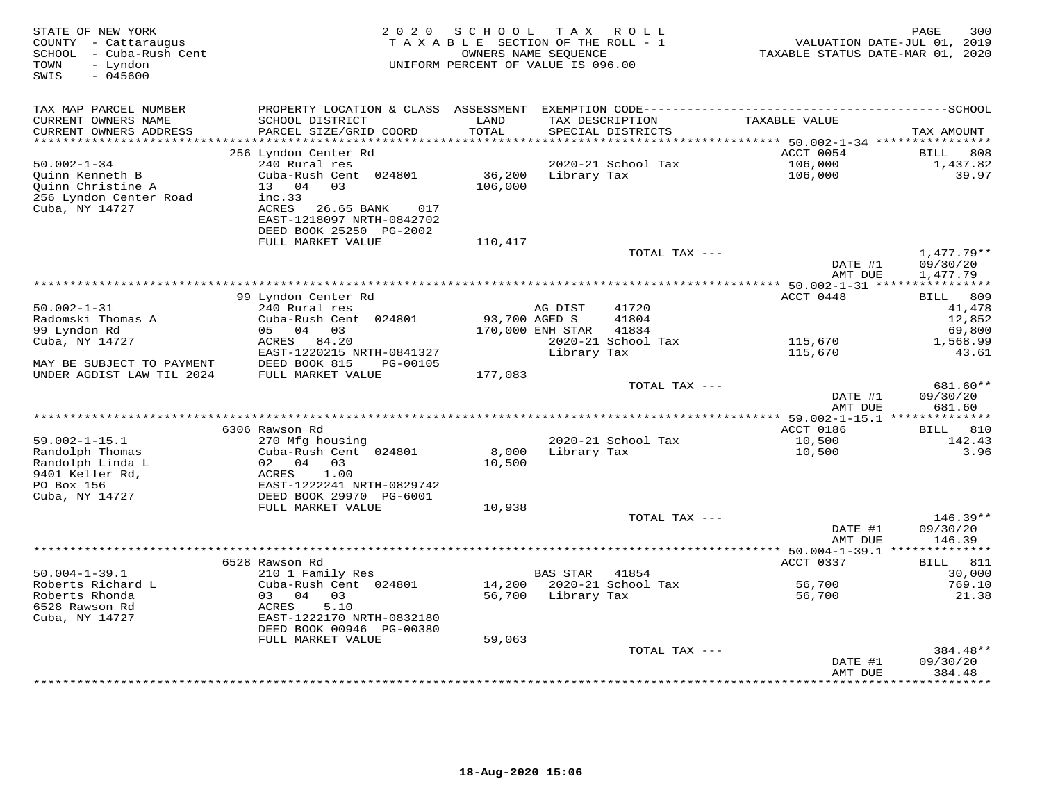STATE OF NEW YORK
COUNTY - Cattaraugus
SCHOOL - Cuba-Rush Cent
TOWN - Lyndon
SWIS - 045600

# 2020 SCHOOL TAX ROLL

TAXABLE SECTION OF THE ROLL - 1
OWNERS NAME SEQUENCE
UNIFORM PERCENT OF VALUE IS 096.00

VALUATION DATE-JUL 01, 2019
TAXABLE STATUS DATE-MAR 01, 2020

| TAX MAP PARCEL NUMBER / CURRENT OWNERS NAME / CURRENT OWNERS ADDRESS | PROPERTY LOCATION & CLASS / SCHOOL DISTRICT / PARCEL SIZE/GRID COORD | ASSESSMENT LAND / TOTAL | EXEMPTION CODE / TAX DESCRIPTION / SPECIAL DISTRICTS | TAXABLE VALUE | TAX AMOUNT |
|---|---|---|---|---|---|
| **50.002-1-34** | 256 Lyndon Center Rd | | | ACCT 0054 | BILL 808 |
| Quinn Kenneth B | 240 Rural res | | 2020-21 School Tax | 106,000 | 1,437.82 |
| Quinn Christine A | Cuba-Rush Cent 024801 | 36,200 | Library Tax | 106,000 | 39.97 |
| 256 Lyndon Center Road | 13 04 03 | 106,000 | | | |
| Cuba, NY 14727 | inc.33 | | | | |
| | ACRES 26.65 BANK 017 | | | | |
| | EAST-1218097 NRTH-0842702 | | | | |
| | DEED BOOK 25250 PG-2002 | | | | |
| | FULL MARKET VALUE | 110,417 | | | |
| | | | TOTAL TAX --- | | 1,477.79** |
| | | | | DATE #1 | 09/30/20 |
| | | | | AMT DUE | 1,477.79 |
| **50.002-1-31** | 99 Lyndon Center Rd | | | ACCT 0448 | BILL 809 |
| Radomski Thomas A | 240 Rural res | | AG DIST 41720 | | 41,478 |
| 99 Lyndon Rd | Cuba-Rush Cent 024801 | 93,700 | AGED S 41804 | | 12,852 |
| Cuba, NY 14727 | 05 04 03 | 170,000 | ENH STAR 41834 | | 69,800 |
| | ACRES 84.20 | | 2020-21 School Tax | 115,670 | 1,568.99 |
| MAY BE SUBJECT TO PAYMENT | EAST-1220215 NRTH-0841327 | | Library Tax | 115,670 | 43.61 |
| UNDER AGDIST LAW TIL 2024 | DEED BOOK 815 PG-00105 | | | | |
| | FULL MARKET VALUE | 177,083 | | | |
| | | | TOTAL TAX --- | | 681.60** |
| | | | | DATE #1 | 09/30/20 |
| | | | | AMT DUE | 681.60 |
| **59.002-1-15.1** | 6306 Rawson Rd | | | ACCT 0186 | BILL 810 |
| Randolph Thomas | 270 Mfg housing | | 2020-21 School Tax | 10,500 | 142.43 |
| Randolph Linda L | Cuba-Rush Cent 024801 | 8,000 | Library Tax | 10,500 | 3.96 |
| 9401 Keller Rd, | 02 04 03 | 10,500 | | | |
| PO Box 156 | ACRES 1.00 | | | | |
| Cuba, NY 14727 | EAST-1222241 NRTH-0829742 | | | | |
| | DEED BOOK 29970 PG-6001 | | | | |
| | FULL MARKET VALUE | 10,938 | | | |
| | | | TOTAL TAX --- | | 146.39** |
| | | | | DATE #1 | 09/30/20 |
| | | | | AMT DUE | 146.39 |
| **50.004-1-39.1** | 6528 Rawson Rd | | | ACCT 0337 | BILL 811 |
| Roberts Richard L | 210 1 Family Res | | BAS STAR 41854 | | 30,000 |
| Roberts Rhonda | Cuba-Rush Cent 024801 | 14,200 | 2020-21 School Tax | 56,700 | 769.10 |
| 6528 Rawson Rd | 03 04 03 | 56,700 | Library Tax | 56,700 | 21.38 |
| Cuba, NY 14727 | ACRES 5.10 | | | | |
| | EAST-1222170 NRTH-0832180 | | | | |
| | DEED BOOK 00946 PG-00380 | | | | |
| | FULL MARKET VALUE | 59,063 | | | |
| | | | TOTAL TAX --- | | 384.48** |
| | | | | DATE #1 | 09/30/20 |
| | | | | AMT DUE | 384.48 |

18-Aug-2020 15:06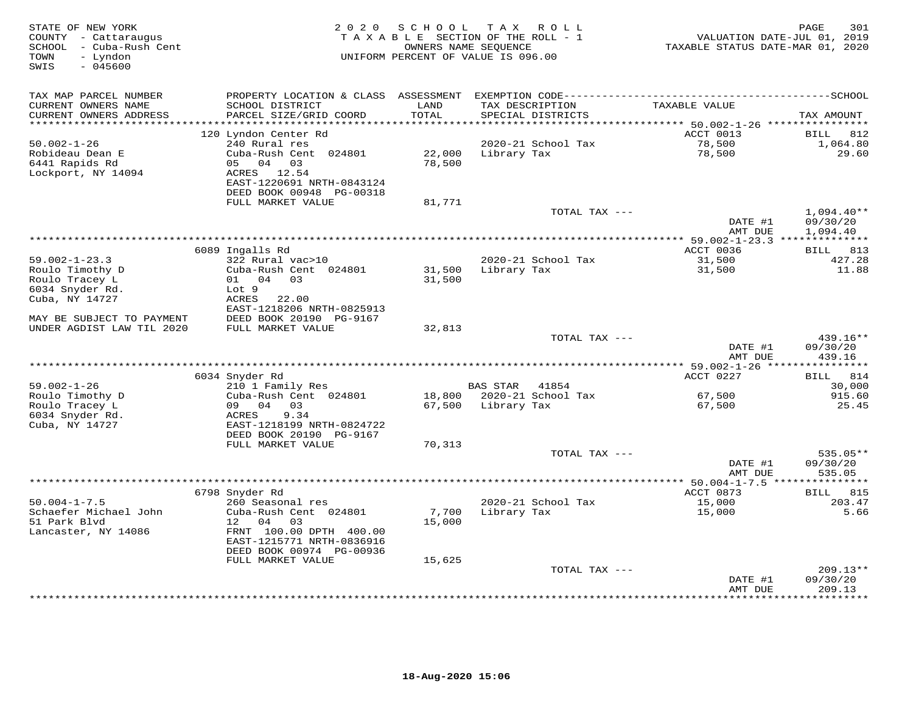STATE OF NEW YORK
COUNTY - Cattaraugus
SCHOOL - Cuba-Rush Cent
TOWN - Lyndon
SWIS - 045600

2020 SCHOOL TAX ROLL
TAXABLE SECTION OF THE ROLL - 1
OWNERS NAME SEQUENCE
UNIFORM PERCENT OF VALUE IS 096.00

VALUATION DATE-JUL 01, 2019
TAXABLE STATUS DATE-MAR 01, 2020

| TAX MAP PARCEL NUMBER / CURRENT OWNERS NAME / CURRENT OWNERS ADDRESS | PROPERTY LOCATION & CLASS / SCHOOL DISTRICT / PARCEL SIZE/GRID COORD | ASSESSMENT LAND / TOTAL | EXEMPTION CODE / TAX DESCRIPTION / SPECIAL DISTRICTS | TAXABLE VALUE | SCHOOL TAX AMOUNT |
|---|---|---|---|---|---|
| 50.002-1-26 | 120 Lyndon Center Rd | | | ACCT 0013 | BILL 812 |
| 50.002-1-26 | 240 Rural res | | 2020-21 School Tax | 78,500 | 1,064.80 |
| Robideau Dean E | Cuba-Rush Cent 024801 | 22,000 | Library Tax | 78,500 | 29.60 |
| 6441 Rapids Rd | 05 04 03 | 78,500 | | | |
| Lockport, NY 14094 | ACRES 12.54 | | | | |
| | EAST-1220691 NRTH-0843124 | | | | |
| | DEED BOOK 00948 PG-00318 | | | | |
| | FULL MARKET VALUE | 81,771 | | | |
| | | | TOTAL TAX --- | | 1,094.40** |
| | | | | DATE #1 | 09/30/20 |
| | | | | AMT DUE | 1,094.40 |
| 59.002-1-23.3 | 6089 Ingalls Rd | | | ACCT 0036 | BILL 813 |
| 59.002-1-23.3 | 322 Rural vac>10 | | 2020-21 School Tax | 31,500 | 427.28 |
| Roulo Timothy D | Cuba-Rush Cent 024801 | 31,500 | Library Tax | 31,500 | 11.88 |
| Roulo Tracey L | 01 04 03 | 31,500 | | | |
| 6034 Snyder Rd. | Lot 9 | | | | |
| Cuba, NY 14727 | ACRES 22.00 | | | | |
| | EAST-1218206 NRTH-0825913 | | | | |
| MAY BE SUBJECT TO PAYMENT | DEED BOOK 20190 PG-9167 | | | | |
| UNDER AGDIST LAW TIL 2020 | FULL MARKET VALUE | 32,813 | | | |
| | | | TOTAL TAX --- | | 439.16** |
| | | | | DATE #1 | 09/30/20 |
| | | | | AMT DUE | 439.16 |
| 59.002-1-26 | 6034 Snyder Rd | | | ACCT 0227 | BILL 814 |
| 59.002-1-26 | 210 1 Family Res | | BAS STAR 41854 | | 30,000 |
| Roulo Timothy D | Cuba-Rush Cent 024801 | 18,800 | 2020-21 School Tax | 67,500 | 915.60 |
| Roulo Tracey L | 09 04 03 | 67,500 | Library Tax | 67,500 | 25.45 |
| 6034 Snyder Rd. | ACRES 9.34 | | | | |
| Cuba, NY 14727 | EAST-1218199 NRTH-0824722 | | | | |
| | DEED BOOK 20190 PG-9167 | | | | |
| | FULL MARKET VALUE | 70,313 | | | |
| | | | TOTAL TAX --- | | 535.05** |
| | | | | DATE #1 | 09/30/20 |
| | | | | AMT DUE | 535.05 |
| 50.004-1-7.5 | 6798 Snyder Rd | | | ACCT 0873 | BILL 815 |
| 50.004-1-7.5 | 260 Seasonal res | | 2020-21 School Tax | 15,000 | 203.47 |
| Schaefer Michael John | Cuba-Rush Cent 024801 | 7,700 | Library Tax | 15,000 | 5.66 |
| 51 Park Blvd | 12 04 03 | 15,000 | | | |
| Lancaster, NY 14086 | FRNT 100.00 DPTH 400.00 | | | | |
| | EAST-1215771 NRTH-0836916 | | | | |
| | DEED BOOK 00974 PG-00936 | | | | |
| | FULL MARKET VALUE | 15,625 | | | |
| | | | TOTAL TAX --- | | 209.13** |
| | | | | DATE #1 | 09/30/20 |
| | | | | AMT DUE | 209.13 |

18-Aug-2020 15:06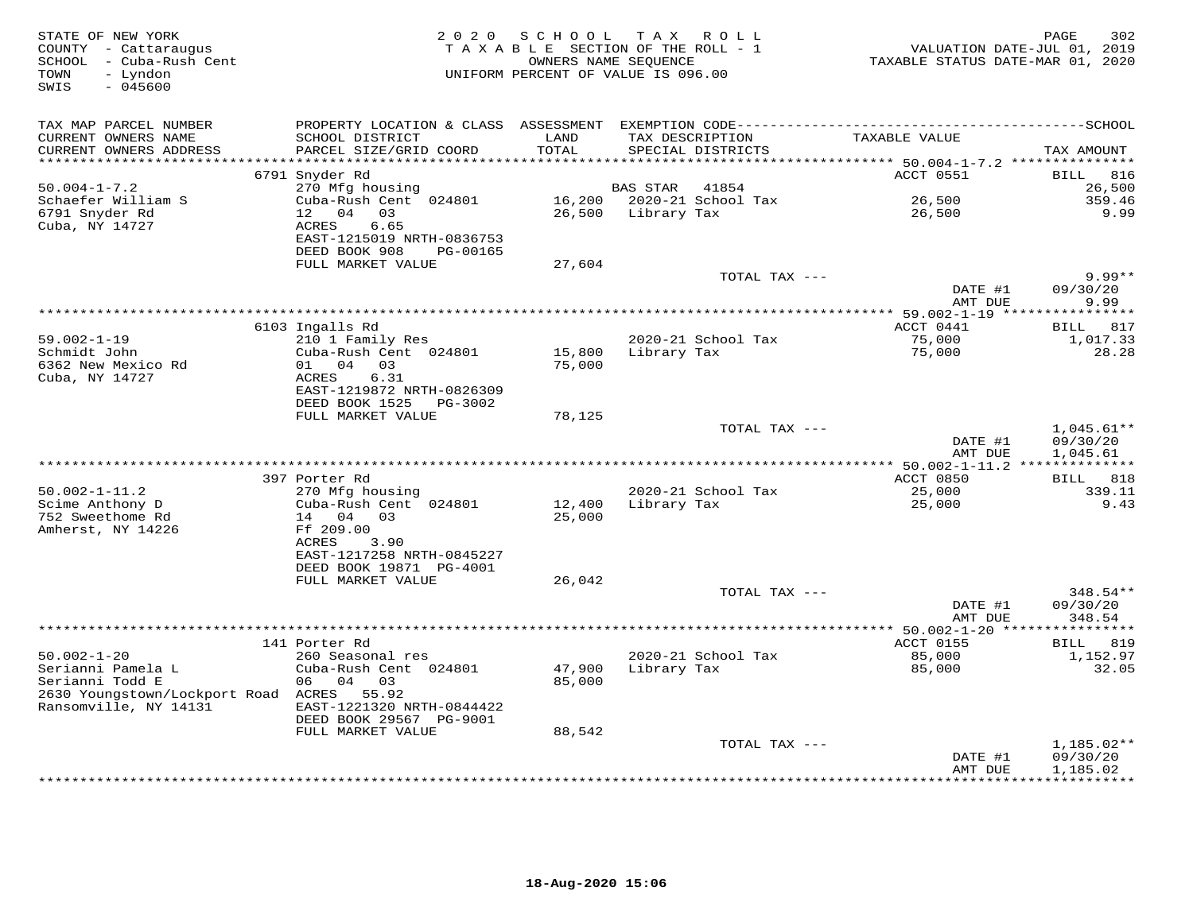STATE OF NEW YORK
COUNTY - Cattaraugus
SCHOOL - Cuba-Rush Cent
TOWN - Lyndon
SWIS - 045600

2020 SCHOOL TAX ROLL
TAXABLE SECTION OF THE ROLL - 1
OWNERS NAME SEQUENCE
UNIFORM PERCENT OF VALUE IS 096.00

VALUATION DATE-JUL 01, 2019
TAXABLE STATUS DATE-MAR 01, 2020

| TAX MAP PARCEL NUMBER / CURRENT OWNERS NAME / CURRENT OWNERS ADDRESS | PROPERTY LOCATION & CLASS / SCHOOL DISTRICT / PARCEL SIZE/GRID COORD | ASSESSMENT LAND / TOTAL | EXEMPTION CODE / TAX DESCRIPTION / SPECIAL DISTRICTS | TAXABLE VALUE | TAX AMOUNT |
|---|---|---|---|---|---|
| 50.004-1-7.2 | 6791 Snyder Rd | | | ACCT 0551 | BILL 816 |
| Schaefer William S | 270 Mfg housing | | BAS STAR 41854 | | 26,500 |
| 6791 Snyder Rd | Cuba-Rush Cent 024801 | 16,200 | 2020-21 School Tax | 26,500 | 359.46 |
| Cuba, NY 14727 | 12 04 03 | 26,500 | Library Tax | 26,500 | 9.99 |
| | ACRES 6.65 | | | | |
| | EAST-1215019 NRTH-0836753 | | | | |
| | DEED BOOK 908 PG-00165 | | | | |
| | FULL MARKET VALUE | 27,604 | | | |
| | | | TOTAL TAX --- | | 9.99** |
| | | | | DATE #1 | 09/30/20 |
| | | | | AMT DUE | 9.99 |
| 59.002-1-19 | 6103 Ingalls Rd | | | ACCT 0441 | BILL 817 |
| Schmidt John | 210 1 Family Res | | 2020-21 School Tax | 75,000 | 1,017.33 |
| 6362 New Mexico Rd | Cuba-Rush Cent 024801 | 15,800 | Library Tax | 75,000 | 28.28 |
| Cuba, NY 14727 | 01 04 03 | 75,000 | | | |
| | ACRES 6.31 | | | | |
| | EAST-1219872 NRTH-0826309 | | | | |
| | DEED BOOK 1525 PG-3002 | | | | |
| | FULL MARKET VALUE | 78,125 | | | |
| | | | TOTAL TAX --- | | 1,045.61** |
| | | | | DATE #1 | 09/30/20 |
| | | | | AMT DUE | 1,045.61 |
| 50.002-1-11.2 | 397 Porter Rd | | | ACCT 0850 | BILL 818 |
| Scime Anthony D | 270 Mfg housing | | 2020-21 School Tax | 25,000 | 339.11 |
| 752 Sweethome Rd | Cuba-Rush Cent 024801 | 12,400 | Library Tax | 25,000 | 9.43 |
| Amherst, NY 14226 | 14 04 03 | 25,000 | | | |
| | Ff 209.00 | | | | |
| | ACRES 3.90 | | | | |
| | EAST-1217258 NRTH-0845227 | | | | |
| | DEED BOOK 19871 PG-4001 | | | | |
| | FULL MARKET VALUE | 26,042 | | | |
| | | | TOTAL TAX --- | | 348.54** |
| | | | | DATE #1 | 09/30/20 |
| | | | | AMT DUE | 348.54 |
| 50.002-1-20 | 141 Porter Rd | | | ACCT 0155 | BILL 819 |
| Serianni Pamela L | 260 Seasonal res | | 2020-21 School Tax | 85,000 | 1,152.97 |
| Serianni Todd E | Cuba-Rush Cent 024801 | 47,900 | Library Tax | 85,000 | 32.05 |
| 2630 Youngstown/Lockport Road | 06 04 03 | 85,000 | | | |
| Ransomville, NY 14131 | ACRES 55.92 | | | | |
| | EAST-1221320 NRTH-0844422 | | | | |
| | DEED BOOK 29567 PG-9001 | | | | |
| | FULL MARKET VALUE | 88,542 | | | |
| | | | TOTAL TAX --- | | 1,185.02** |
| | | | | DATE #1 | 09/30/20 |
| | | | | AMT DUE | 1,185.02 |

18-Aug-2020 15:06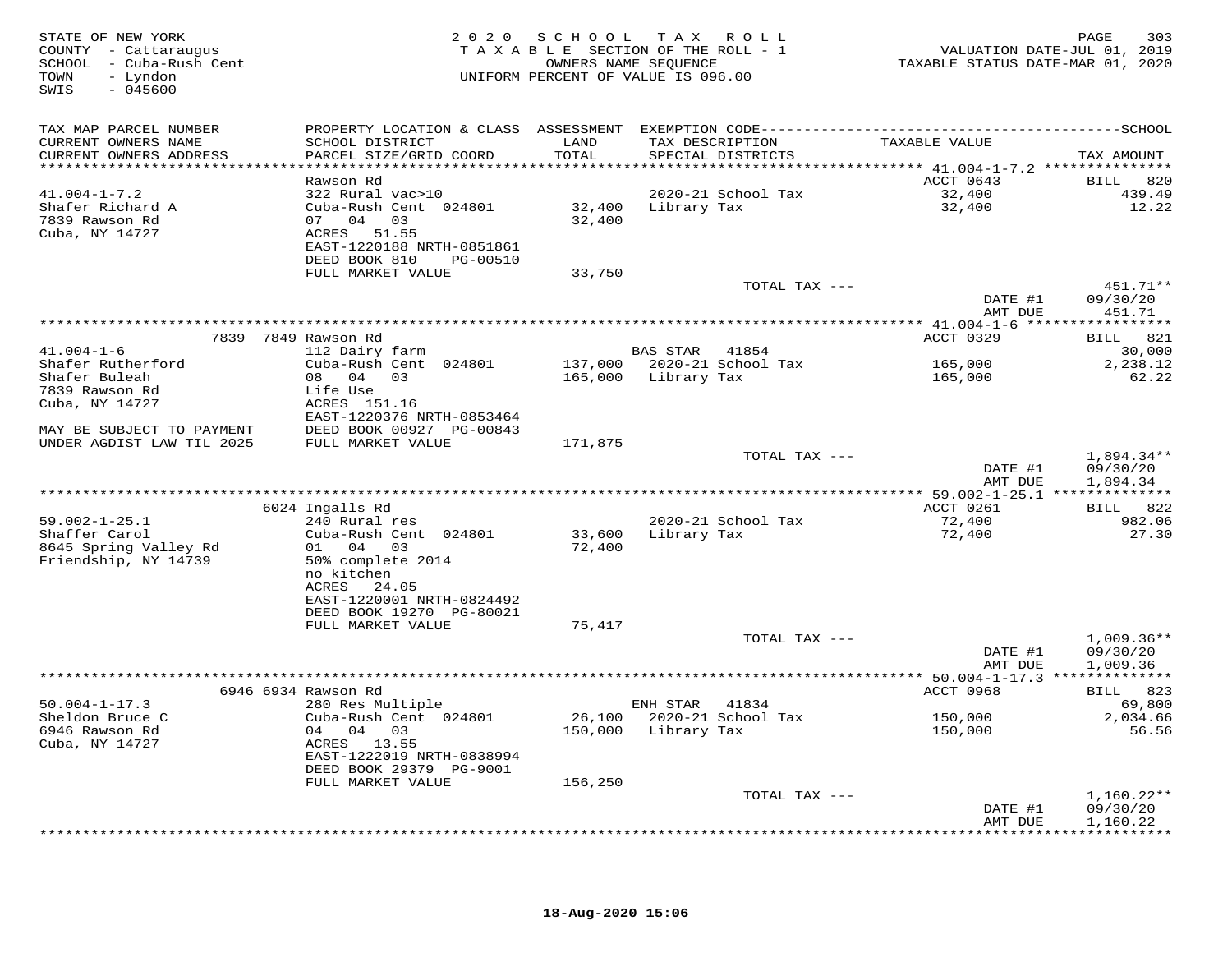STATE OF NEW YORK
COUNTY - Cattaraugus
SCHOOL - Cuba-Rush Cent
TOWN - Lyndon
SWIS - 045600

2020 SCHOOL TAX ROLL
TAXABLE SECTION OF THE ROLL - 1
OWNERS NAME SEQUENCE
UNIFORM PERCENT OF VALUE IS 096.00

VALUATION DATE-JUL 01, 2019
TAXABLE STATUS DATE-MAR 01, 2020

| TAX MAP PARCEL NUMBER / CURRENT OWNERS NAME / CURRENT OWNERS ADDRESS | PROPERTY LOCATION & CLASS / SCHOOL DISTRICT / PARCEL SIZE/GRID COORD | ASSESSMENT LAND / TOTAL | EXEMPTION CODE / TAX DESCRIPTION / SPECIAL DISTRICTS | TAXABLE VALUE | TAX AMOUNT |
|---|---|---|---|---|---|
| 41.004-1-7.2 | Rawson Rd | | | ACCT 0643 | BILL 820 |
| Shafer Richard A | 322 Rural vac>10 | | 2020-21 School Tax | 32,400 | 439.49 |
| 7839 Rawson Rd | Cuba-Rush Cent 024801 | 32,400 | Library Tax | 32,400 | 12.22 |
| Cuba, NY 14727 | 07 04 03 | 32,400 | | | |
| | ACRES 51.55 | | | | |
| | EAST-1220188 NRTH-0851861 | | | | |
| | DEED BOOK 810 PG-00510 | | | | |
| | FULL MARKET VALUE | 33,750 | | | |
| | | | TOTAL TAX --- | | 451.71** |
| | | | | DATE #1 | 09/30/20 |
| | | | | AMT DUE | 451.71 |
| 41.004-1-6 | 7839 7849 Rawson Rd | | | ACCT 0329 | BILL 821 |
| Shafer Rutherford | 112 Dairy farm | | BAS STAR 41854 | | 30,000 |
| Shafer Buleah | Cuba-Rush Cent 024801 | 137,000 | 2020-21 School Tax | 165,000 | 2,238.12 |
| 7839 Rawson Rd | 08 04 03 | 165,000 | Library Tax | 165,000 | 62.22 |
| Cuba, NY 14727 | Life Use | | | | |
| | ACRES 151.16 | | | | |
| | EAST-1220376 NRTH-0853464 | | | | |
| MAY BE SUBJECT TO PAYMENT | DEED BOOK 00927 PG-00843 | | | | |
| UNDER AGDIST LAW TIL 2025 | FULL MARKET VALUE | 171,875 | | | |
| | | | TOTAL TAX --- | | 1,894.34** |
| | | | | DATE #1 | 09/30/20 |
| | | | | AMT DUE | 1,894.34 |
| 59.002-1-25.1 | 6024 Ingalls Rd | | | ACCT 0261 | BILL 822 |
| Shaffer Carol | 240 Rural res | | 2020-21 School Tax | 72,400 | 982.06 |
| 8645 Spring Valley Rd | Cuba-Rush Cent 024801 | 33,600 | Library Tax | 72,400 | 27.30 |
| Friendship, NY 14739 | 01 04 03 | 72,400 | | | |
| | 50% complete 2014 | | | | |
| | no kitchen | | | | |
| | ACRES 24.05 | | | | |
| | EAST-1220001 NRTH-0824492 | | | | |
| | DEED BOOK 19270 PG-80021 | | | | |
| | FULL MARKET VALUE | 75,417 | | | |
| | | | TOTAL TAX --- | | 1,009.36** |
| | | | | DATE #1 | 09/30/20 |
| | | | | AMT DUE | 1,009.36 |
| 50.004-1-17.3 | 6946 6934 Rawson Rd | | | ACCT 0968 | BILL 823 |
| Sheldon Bruce C | 280 Res Multiple | | ENH STAR 41834 | | 69,800 |
| 6946 Rawson Rd | Cuba-Rush Cent 024801 | 26,100 | 2020-21 School Tax | 150,000 | 2,034.66 |
| Cuba, NY 14727 | 04 04 03 | 150,000 | Library Tax | 150,000 | 56.56 |
| | ACRES 13.55 | | | | |
| | EAST-1222019 NRTH-0838994 | | | | |
| | DEED BOOK 29379 PG-9001 | | | | |
| | FULL MARKET VALUE | 156,250 | | | |
| | | | TOTAL TAX --- | | 1,160.22** |
| | | | | DATE #1 | 09/30/20 |
| | | | | AMT DUE | 1,160.22 |

18-Aug-2020 15:06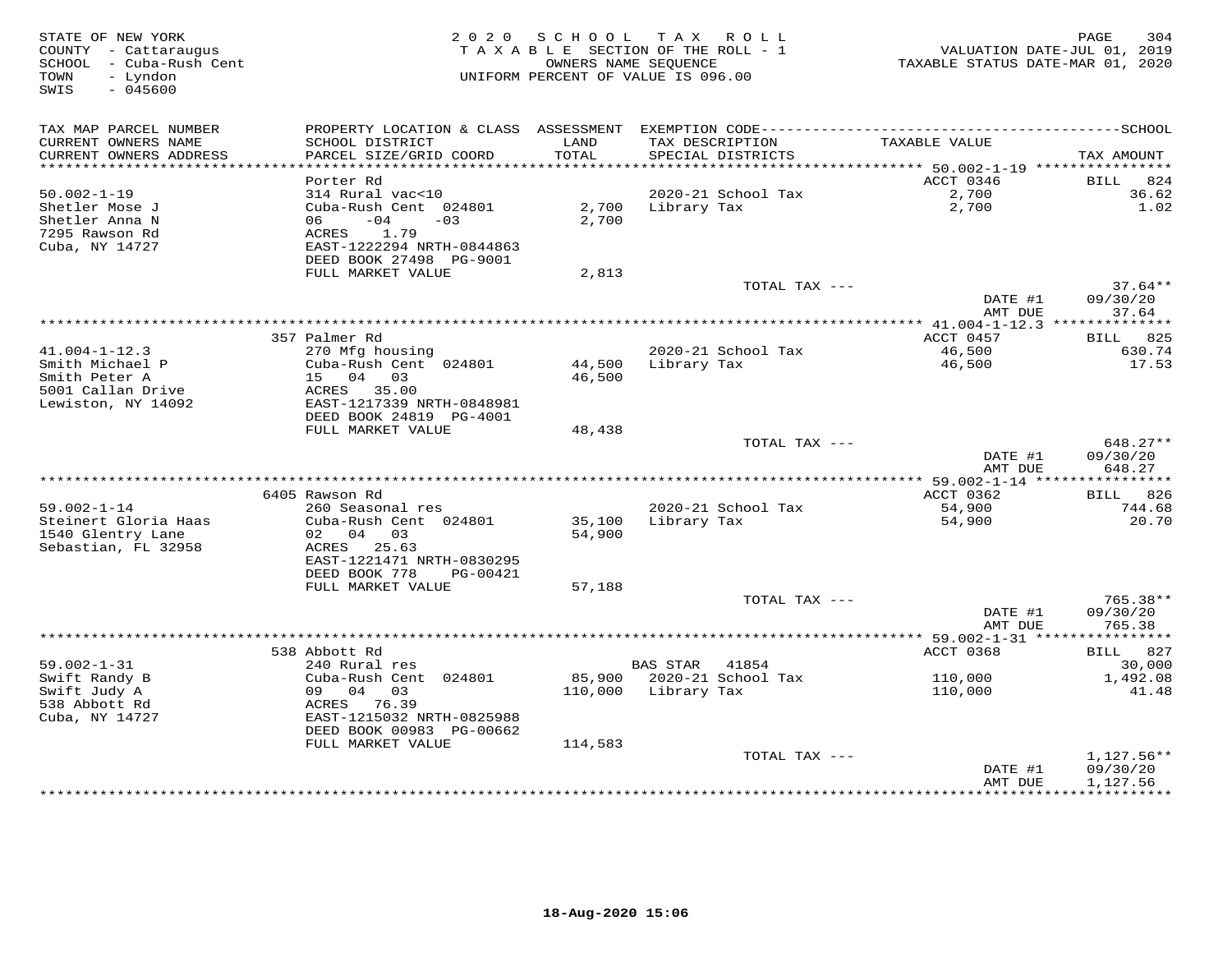STATE OF NEW YORK
COUNTY - Cattaraugus
SCHOOL - Cuba-Rush Cent
TOWN - Lyndon
SWIS - 045600

2020 SCHOOL TAX ROLL
TAXABLE SECTION OF THE ROLL - 1
OWNERS NAME SEQUENCE
UNIFORM PERCENT OF VALUE IS 096.00

VALUATION DATE-JUL 01, 2019
TAXABLE STATUS DATE-MAR 01, 2020

| TAX MAP PARCEL NUMBER / CURRENT OWNERS NAME / CURRENT OWNERS ADDRESS | PROPERTY LOCATION & CLASS / SCHOOL DISTRICT / PARCEL SIZE/GRID COORD | ASSESSMENT LAND / TOTAL | EXEMPTION CODE / TAX DESCRIPTION / SPECIAL DISTRICTS | TAXABLE VALUE | TAX AMOUNT |
|---|---|---|---|---|---|
| **50.002-1-19** | Porter Rd | | | ACCT 0346 | BILL 824 |
| 50.002-1-19 | 314 Rural vac<10 | | 2020-21 School Tax | 2,700 | 36.62 |
| Shetler Mose J | Cuba-Rush Cent 024801 | 2,700 | Library Tax | 2,700 | 1.02 |
| Shetler Anna N | 06 -04 -03 | 2,700 | | | |
| 7295 Rawson Rd | ACRES 1.79 | | | | |
| Cuba, NY 14727 | EAST-1222294 NRTH-0844863 | | | | |
| | DEED BOOK 27498 PG-9001 | | | | |
| | FULL MARKET VALUE | 2,813 | | | |
| | | | TOTAL TAX --- | | 37.64** |
| | | | | DATE #1 | 09/30/20 |
| | | | | AMT DUE | 37.64 |
| **41.004-1-12.3** | 357 Palmer Rd | | | ACCT 0457 | BILL 825 |
| 41.004-1-12.3 | 270 Mfg housing | | 2020-21 School Tax | 46,500 | 630.74 |
| Smith Michael P | Cuba-Rush Cent 024801 | 44,500 | Library Tax | 46,500 | 17.53 |
| Smith Peter A | 15 04 03 | 46,500 | | | |
| 5001 Callan Drive | ACRES 35.00 | | | | |
| Lewiston, NY 14092 | EAST-1217339 NRTH-0848981 | | | | |
| | DEED BOOK 24819 PG-4001 | | | | |
| | FULL MARKET VALUE | 48,438 | | | |
| | | | TOTAL TAX --- | | 648.27** |
| | | | | DATE #1 | 09/30/20 |
| | | | | AMT DUE | 648.27 |
| **59.002-1-14** | 6405 Rawson Rd | | | ACCT 0362 | BILL 826 |
| 59.002-1-14 | 260 Seasonal res | | 2020-21 School Tax | 54,900 | 744.68 |
| Steinert Gloria Haas | Cuba-Rush Cent 024801 | 35,100 | Library Tax | 54,900 | 20.70 |
| 1540 Glentry Lane | 02 04 03 | 54,900 | | | |
| Sebastian, FL 32958 | ACRES 25.63 | | | | |
| | EAST-1221471 NRTH-0830295 | | | | |
| | DEED BOOK 778 PG-00421 | | | | |
| | FULL MARKET VALUE | 57,188 | | | |
| | | | TOTAL TAX --- | | 765.38** |
| | | | | DATE #1 | 09/30/20 |
| | | | | AMT DUE | 765.38 |
| **59.002-1-31** | 538 Abbott Rd | | | ACCT 0368 | BILL 827 |
| 59.002-1-31 | 240 Rural res | | BAS STAR 41854 | | 30,000 |
| Swift Randy B | Cuba-Rush Cent 024801 | 85,900 | 2020-21 School Tax | 110,000 | 1,492.08 |
| Swift Judy A | 09 04 03 | 110,000 | Library Tax | 110,000 | 41.48 |
| 538 Abbott Rd | ACRES 76.39 | | | | |
| Cuba, NY 14727 | EAST-1215032 NRTH-0825988 | | | | |
| | DEED BOOK 00983 PG-00662 | | | | |
| | FULL MARKET VALUE | 114,583 | | | |
| | | | TOTAL TAX --- | | 1,127.56** |
| | | | | DATE #1 | 09/30/20 |
| | | | | AMT DUE | 1,127.56 |

18-Aug-2020 15:06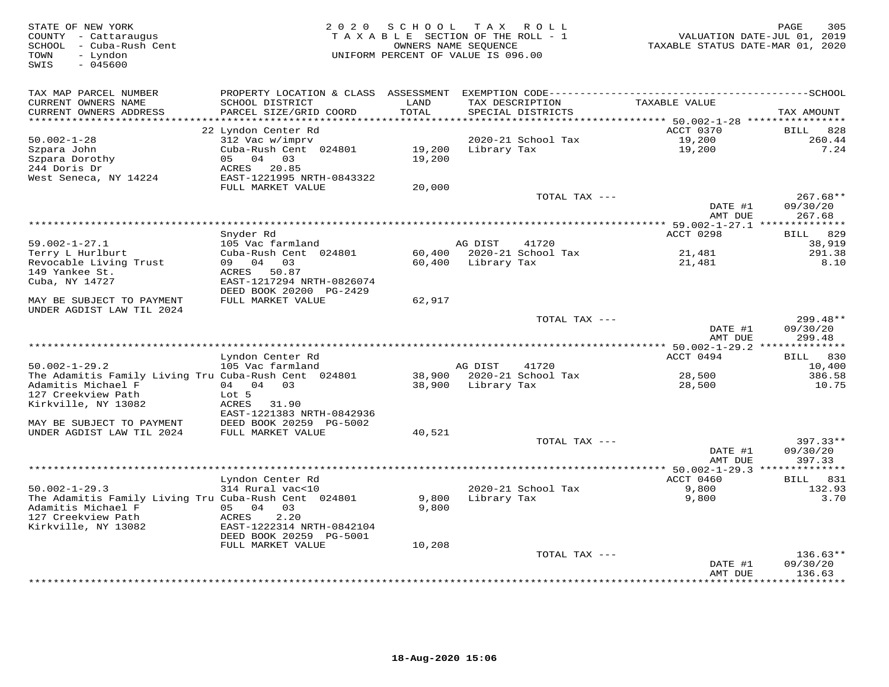STATE OF NEW YORK
COUNTY - Cattaraugus
SCHOOL - Cuba-Rush Cent
TOWN - Lyndon
SWIS - 045600

2020 SCHOOL TAX ROLL
TAXABLE SECTION OF THE ROLL - 1
OWNERS NAME SEQUENCE
UNIFORM PERCENT OF VALUE IS 096.00

VALUATION DATE-JUL 01, 2019
TAXABLE STATUS DATE-MAR 01, 2020

| TAX MAP PARCEL NUMBER / CURRENT OWNERS NAME / CURRENT OWNERS ADDRESS | PROPERTY LOCATION & CLASS / SCHOOL DISTRICT / PARCEL SIZE/GRID COORD | LAND | ASSESSMENT TOTAL | EXEMPTION CODE / TAX DESCRIPTION / SPECIAL DISTRICTS | TAXABLE VALUE | TAX AMOUNT |
|---|---|---|---|---|---|---|
| | 22 Lyndon Center Rd | | | | ACCT 0370 | BILL 828 |
| 50.002-1-28 | 312 Vac w/imprv | | | 2020-21 School Tax | 19,200 | 260.44 |
| Szpara John | Cuba-Rush Cent 024801 | 19,200 | | Library Tax | 19,200 | 7.24 |
| Szpara Dorothy | 05 04 03 | | 19,200 | | | |
| 244 Doris Dr | ACRES 20.85 | | | | | |
| West Seneca, NY 14224 | EAST-1221995 NRTH-0843322 | | | | | |
| | FULL MARKET VALUE | | 20,000 | | | |
| | | | | TOTAL TAX --- | | 267.68** |
| | | | | | DATE #1 | 09/30/20 |
| | | | | | AMT DUE | 267.68 |
| | Snyder Rd | | | | ACCT 0298 | BILL 829 |
| 59.002-1-27.1 | 105 Vac farmland | | | AG DIST 41720 | | 38,919 |
| Terry L Hurlburt | Cuba-Rush Cent 024801 | 60,400 | | 2020-21 School Tax | 21,481 | 291.38 |
| Revocable Living Trust | 09 04 03 | | 60,400 | Library Tax | 21,481 | 8.10 |
| 149 Yankee St. | ACRES 50.87 | | | | | |
| Cuba, NY 14727 | EAST-1217294 NRTH-0826074 | | | | | |
| | DEED BOOK 20200 PG-2429 | | | | | |
| MAY BE SUBJECT TO PAYMENT | FULL MARKET VALUE | | 62,917 | | | |
| UNDER AGDIST LAW TIL 2024 | | | | | | |
| | | | | TOTAL TAX --- | | 299.48** |
| | | | | | DATE #1 | 09/30/20 |
| | | | | | AMT DUE | 299.48 |
| | Lyndon Center Rd | | | | ACCT 0494 | BILL 830 |
| 50.002-1-29.2 | 105 Vac farmland | | | AG DIST 41720 | | 10,400 |
| The Adamitis Family Living Tru | Cuba-Rush Cent 024801 | 38,900 | | 2020-21 School Tax | 28,500 | 386.58 |
| Adamitis Michael F | 04 04 03 | | 38,900 | Library Tax | 28,500 | 10.75 |
| 127 Creekview Path | Lot 5 | | | | | |
| Kirkville, NY 13082 | ACRES 31.90 | | | | | |
| | EAST-1221383 NRTH-0842936 | | | | | |
| MAY BE SUBJECT TO PAYMENT | DEED BOOK 20259 PG-5002 | | | | | |
| UNDER AGDIST LAW TIL 2024 | FULL MARKET VALUE | | 40,521 | | | |
| | | | | TOTAL TAX --- | | 397.33** |
| | | | | | DATE #1 | 09/30/20 |
| | | | | | AMT DUE | 397.33 |
| | Lyndon Center Rd | | | | ACCT 0460 | BILL 831 |
| 50.002-1-29.3 | 314 Rural vac<10 | | | 2020-21 School Tax | 9,800 | 132.93 |
| The Adamitis Family Living Tru | Cuba-Rush Cent 024801 | 9,800 | | Library Tax | 9,800 | 3.70 |
| Adamitis Michael F | 05 04 03 | | 9,800 | | | |
| 127 Creekview Path | ACRES 2.20 | | | | | |
| Kirkville, NY 13082 | EAST-1222314 NRTH-0842104 | | | | | |
| | DEED BOOK 20259 PG-5001 | | | | | |
| | FULL MARKET VALUE | | 10,208 | | | |
| | | | | TOTAL TAX --- | | 136.63** |
| | | | | | DATE #1 | 09/30/20 |
| | | | | | AMT DUE | 136.63 |

18-Aug-2020 15:06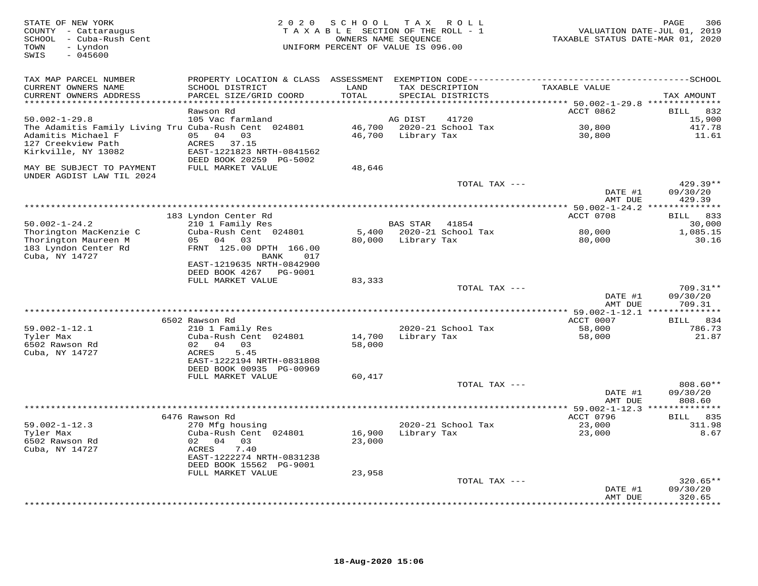STATE OF NEW YORK
COUNTY - Cattaraugus
SCHOOL - Cuba-Rush Cent
TOWN - Lyndon
SWIS - 045600

2020 SCHOOL TAX ROLL
TAXABLE SECTION OF THE ROLL - 1
OWNERS NAME SEQUENCE
UNIFORM PERCENT OF VALUE IS 096.00

VALUATION DATE-JUL 01, 2019
TAXABLE STATUS DATE-MAR 01, 2020

| TAX MAP PARCEL NUMBER / CURRENT OWNERS NAME / CURRENT OWNERS ADDRESS | PROPERTY LOCATION & CLASS / SCHOOL DISTRICT / PARCEL SIZE/GRID COORD | ASSESSMENT LAND / TOTAL | EXEMPTION CODE / TAX DESCRIPTION / SPECIAL DISTRICTS | TAXABLE VALUE | TAX AMOUNT |
|---|---|---|---|---|---|
| 50.002-1-29.8 | Rawson Rd | | | ACCT 0862 | BILL 832 |
| | 105 Vac farmland | | AG DIST 41720 | | 15,900 |
| The Adamitis Family Living Tru | Cuba-Rush Cent 024801 | 46,700 | 2020-21 School Tax | 30,800 | 417.78 |
| Adamitis Michael F | 05 04 03 | 46,700 | Library Tax | 30,800 | 11.61 |
| 127 Creekview Path | ACRES 37.15 | | | | |
| Kirkville, NY 13082 | EAST-1221823 NRTH-0841562 | | | | |
| | DEED BOOK 20259 PG-5002 | | | | |
| MAY BE SUBJECT TO PAYMENT UNDER AGDIST LAW TIL 2024 | FULL MARKET VALUE | 48,646 | | | |
| | | | TOTAL TAX --- | | 429.39** |
| | | | | DATE #1 | 09/30/20 |
| | | | | AMT DUE | 429.39 |
| 50.002-1-24.2 | 183 Lyndon Center Rd | | | ACCT 0708 | BILL 833 |
| | 210 1 Family Res | | BAS STAR 41854 | | 30,000 |
| Thorington MacKenzie C | Cuba-Rush Cent 024801 | 5,400 | 2020-21 School Tax | 80,000 | 1,085.15 |
| Thorington Maureen M | 05 04 03 | 80,000 | Library Tax | 80,000 | 30.16 |
| 183 Lyndon Center Rd | FRNT 125.00 DPTH 166.00 | | | | |
| Cuba, NY 14727 | BANK 017 | | | | |
| | EAST-1219635 NRTH-0842900 | | | | |
| | DEED BOOK 4267 PG-9001 | | | | |
| | FULL MARKET VALUE | 83,333 | | | |
| | | | TOTAL TAX --- | | 709.31** |
| | | | | DATE #1 | 09/30/20 |
| | | | | AMT DUE | 709.31 |
| 59.002-1-12.1 | 6502 Rawson Rd | | | ACCT 0007 | BILL 834 |
| | 210 1 Family Res | | 2020-21 School Tax | 58,000 | 786.73 |
| Tyler Max | Cuba-Rush Cent 024801 | 14,700 | Library Tax | 58,000 | 21.87 |
| 6502 Rawson Rd | 02 04 03 | 58,000 | | | |
| Cuba, NY 14727 | ACRES 5.45 | | | | |
| | EAST-1222194 NRTH-0831808 | | | | |
| | DEED BOOK 00935 PG-00969 | | | | |
| | FULL MARKET VALUE | 60,417 | | | |
| | | | TOTAL TAX --- | | 808.60** |
| | | | | DATE #1 | 09/30/20 |
| | | | | AMT DUE | 808.60 |
| 59.002-1-12.3 | 6476 Rawson Rd | | | ACCT 0796 | BILL 835 |
| | 270 Mfg housing | | 2020-21 School Tax | 23,000 | 311.98 |
| Tyler Max | Cuba-Rush Cent 024801 | 16,900 | Library Tax | 23,000 | 8.67 |
| 6502 Rawson Rd | 02 04 03 | 23,000 | | | |
| Cuba, NY 14727 | ACRES 7.40 | | | | |
| | EAST-1222274 NRTH-0831238 | | | | |
| | DEED BOOK 15562 PG-9001 | | | | |
| | FULL MARKET VALUE | 23,958 | | | |
| | | | TOTAL TAX --- | | 320.65** |
| | | | | DATE #1 | 09/30/20 |
| | | | | AMT DUE | 320.65 |

18-Aug-2020 15:06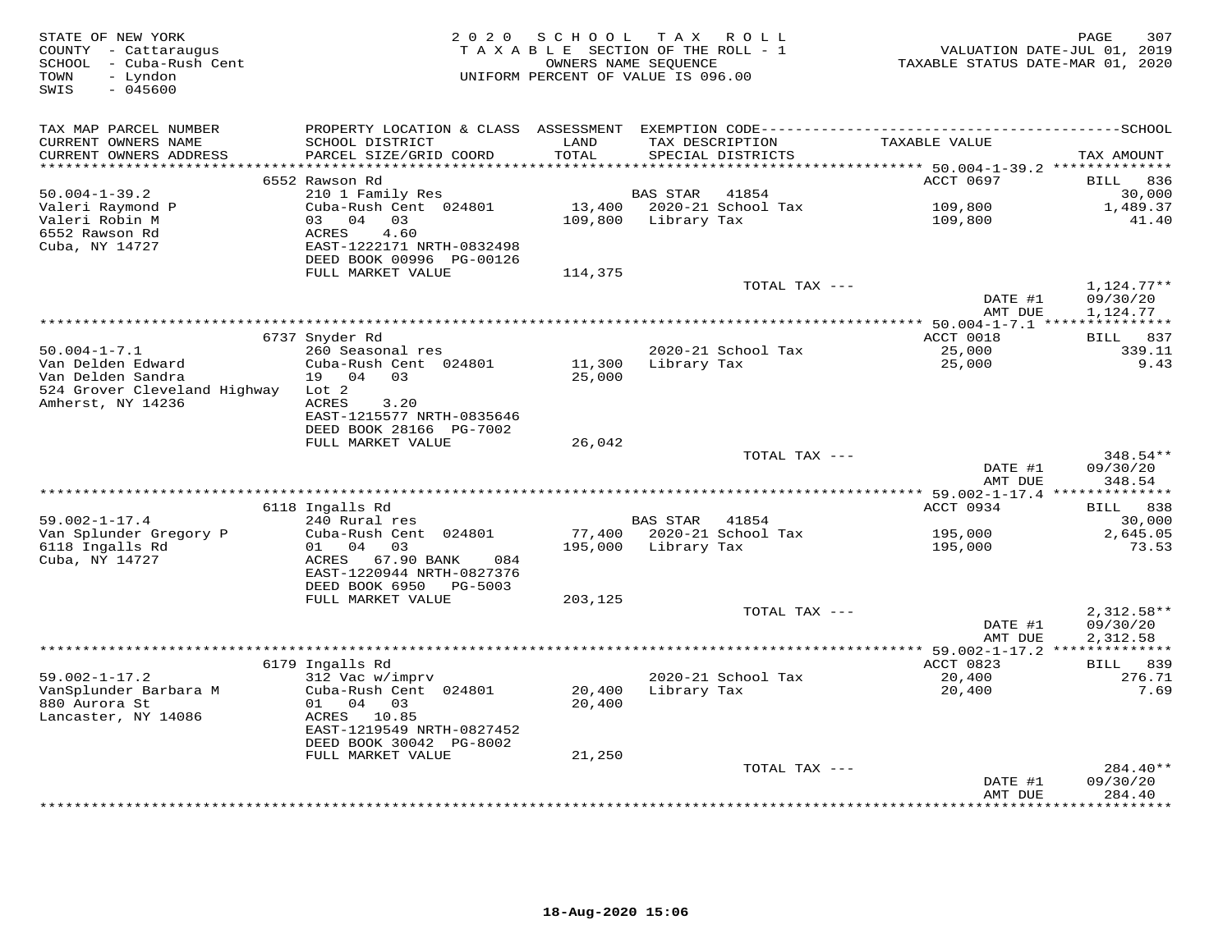STATE OF NEW YORK
COUNTY - Cattaraugus
SCHOOL - Cuba-Rush Cent
TOWN - Lyndon
SWIS - 045600

2020 SCHOOL TAX ROLL
TAXABLE SECTION OF THE ROLL - 1
OWNERS NAME SEQUENCE
UNIFORM PERCENT OF VALUE IS 096.00

VALUATION DATE-JUL 01, 2019
TAXABLE STATUS DATE-MAR 01, 2020

| TAX MAP PARCEL NUMBER / CURRENT OWNERS NAME / CURRENT OWNERS ADDRESS | PROPERTY LOCATION & CLASS / SCHOOL DISTRICT / PARCEL SIZE/GRID COORD | ASSESSMENT LAND / TOTAL | EXEMPTION CODE / TAX DESCRIPTION / SPECIAL DISTRICTS | TAXABLE VALUE | TAX AMOUNT |
|---|---|---|---|---|---|
| | 6552 Rawson Rd | | | ACCT 0697 | BILL 836 |
| 50.004-1-39.2 | 210 1 Family Res | | BAS STAR 41854 | | 30,000 |
| Valeri Raymond P | Cuba-Rush Cent 024801 | 13,400 | 2020-21 School Tax | 109,800 | 1,489.37 |
| Valeri Robin M | 03 04 03 | 109,800 | Library Tax | 109,800 | 41.40 |
| 6552 Rawson Rd | ACRES 4.60 | | | | |
| Cuba, NY 14727 | EAST-1222171 NRTH-0832498 | | | | |
| | DEED BOOK 00996 PG-00126 | | | | |
| | FULL MARKET VALUE | 114,375 | | | |
| | | | TOTAL TAX --- | | 1,124.77** |
| | | | | DATE #1 | 09/30/20 |
| | | | | AMT DUE | 1,124.77 |
| | 6737 Snyder Rd | | | ACCT 0018 | BILL 837 |
| 50.004-1-7.1 | 260 Seasonal res | | 2020-21 School Tax | 25,000 | 339.11 |
| Van Delden Edward | Cuba-Rush Cent 024801 | 11,300 | Library Tax | 25,000 | 9.43 |
| Van Delden Sandra | 19 04 03 | 25,000 | | | |
| 524 Grover Cleveland Highway | Lot 2 | | | | |
| Amherst, NY 14236 | ACRES 3.20 | | | | |
| | EAST-1215577 NRTH-0835646 | | | | |
| | DEED BOOK 28166 PG-7002 | | | | |
| | FULL MARKET VALUE | 26,042 | | | |
| | | | TOTAL TAX --- | | 348.54** |
| | | | | DATE #1 | 09/30/20 |
| | | | | AMT DUE | 348.54 |
| | 6118 Ingalls Rd | | | ACCT 0934 | BILL 838 |
| 59.002-1-17.4 | 240 Rural res | | BAS STAR 41854 | | 30,000 |
| Van Splunder Gregory P | Cuba-Rush Cent 024801 | 77,400 | 2020-21 School Tax | 195,000 | 2,645.05 |
| 6118 Ingalls Rd | 01 04 03 | 195,000 | Library Tax | 195,000 | 73.53 |
| Cuba, NY 14727 | ACRES 67.90 BANK 084 | | | | |
| | EAST-1220944 NRTH-0827376 | | | | |
| | DEED BOOK 6950 PG-5003 | | | | |
| | FULL MARKET VALUE | 203,125 | | | |
| | | | TOTAL TAX --- | | 2,312.58** |
| | | | | DATE #1 | 09/30/20 |
| | | | | AMT DUE | 2,312.58 |
| | 6179 Ingalls Rd | | | ACCT 0823 | BILL 839 |
| 59.002-1-17.2 | 312 Vac w/imprv | | 2020-21 School Tax | 20,400 | 276.71 |
| VanSplunder Barbara M | Cuba-Rush Cent 024801 | 20,400 | Library Tax | 20,400 | 7.69 |
| 880 Aurora St | 01 04 03 | 20,400 | | | |
| Lancaster, NY 14086 | ACRES 10.85 | | | | |
| | EAST-1219549 NRTH-0827452 | | | | |
| | DEED BOOK 30042 PG-8002 | | | | |
| | FULL MARKET VALUE | 21,250 | | | |
| | | | TOTAL TAX --- | | 284.40** |
| | | | | DATE #1 | 09/30/20 |
| | | | | AMT DUE | 284.40 |

18-Aug-2020 15:06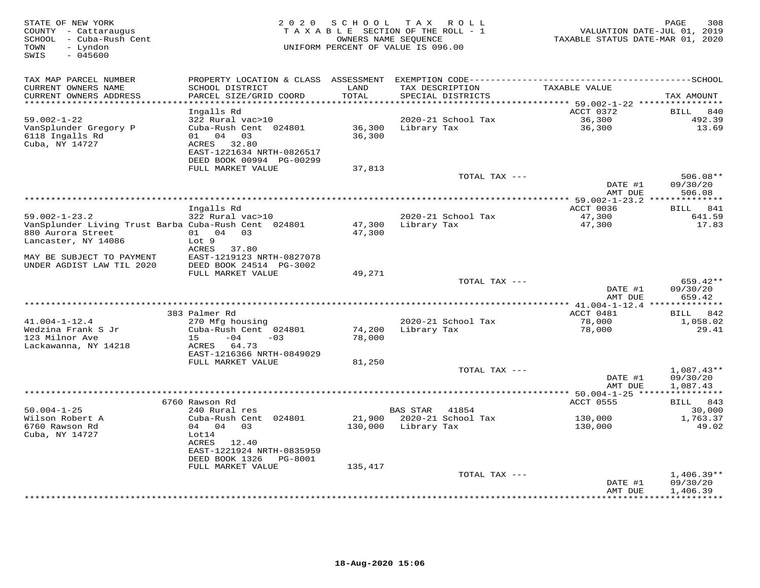STATE OF NEW YORK
COUNTY - Cattaraugus
SCHOOL - Cuba-Rush Cent
TOWN - Lyndon
SWIS - 045600

# 2020 SCHOOL TAX ROLL
TAXABLE SECTION OF THE ROLL - 1
OWNERS NAME SEQUENCE
UNIFORM PERCENT OF VALUE IS 096.00

VALUATION DATE-JUL 01, 2019
TAXABLE STATUS DATE-MAR 01, 2020

| TAX MAP PARCEL NUMBER / CURRENT OWNERS NAME / CURRENT OWNERS ADDRESS | PROPERTY LOCATION & CLASS / SCHOOL DISTRICT / PARCEL SIZE/GRID COORD | ASSESSMENT LAND / TOTAL | EXEMPTION CODE / TAX DESCRIPTION / SPECIAL DISTRICTS | TAXABLE VALUE | TAX AMOUNT (SCHOOL) |
|---|---|---|---|---|---|
| **59.002-1-22** | Ingalls Rd | | | ACCT 0372 | BILL 840 |
| 59.002-1-22 | 322 Rural vac>10 | | 2020-21 School Tax | 36,300 | 492.39 |
| VanSplunder Gregory P | Cuba-Rush Cent 024801 | 36,300 | Library Tax | 36,300 | 13.69 |
| 6118 Ingalls Rd | 01 04 03 | 36,300 | | | |
| Cuba, NY 14727 | ACRES 32.80 | | | | |
| | EAST-1221634 NRTH-0826517 | | | | |
| | DEED BOOK 00994 PG-00299 | | | | |
| | FULL MARKET VALUE | 37,813 | | | |
| | | | TOTAL TAX --- | | 506.08** |
| | | | | DATE #1 | 09/30/20 |
| | | | | AMT DUE | 506.08 |
| **59.002-1-23.2** | Ingalls Rd | | | ACCT 0036 | BILL 841 |
| 59.002-1-23.2 | 322 Rural vac>10 | | 2020-21 School Tax | 47,300 | 641.59 |
| VanSplunder Living Trust Barba | Cuba-Rush Cent 024801 | 47,300 | Library Tax | 47,300 | 17.83 |
| 880 Aurora Street | 01 04 03 | 47,300 | | | |
| Lancaster, NY 14086 | Lot 9 | | | | |
| | ACRES 37.80 | | | | |
| MAY BE SUBJECT TO PAYMENT | EAST-1219123 NRTH-0827078 | | | | |
| UNDER AGDIST LAW TIL 2020 | DEED BOOK 24514 PG-3002 | | | | |
| | FULL MARKET VALUE | 49,271 | | | |
| | | | TOTAL TAX --- | | 659.42** |
| | | | | DATE #1 | 09/30/20 |
| | | | | AMT DUE | 659.42 |
| **41.004-1-12.4** | 383 Palmer Rd | | | ACCT 0481 | BILL 842 |
| 41.004-1-12.4 | 270 Mfg housing | | 2020-21 School Tax | 78,000 | 1,058.02 |
| Wedzina Frank S Jr | Cuba-Rush Cent 024801 | 74,200 | Library Tax | 78,000 | 29.41 |
| 123 Milnor Ave | 15 -04 -03 | 78,000 | | | |
| Lackawanna, NY 14218 | ACRES 64.73 | | | | |
| | EAST-1216366 NRTH-0849029 | | | | |
| | FULL MARKET VALUE | 81,250 | | | |
| | | | TOTAL TAX --- | | 1,087.43** |
| | | | | DATE #1 | 09/30/20 |
| | | | | AMT DUE | 1,087.43 |
| **50.004-1-25** | 6760 Rawson Rd | | | ACCT 0555 | BILL 843 |
| 50.004-1-25 | 240 Rural res | | BAS STAR 41854 | | 30,000 |
| Wilson Robert A | Cuba-Rush Cent 024801 | 21,900 | 2020-21 School Tax | 130,000 | 1,763.37 |
| 6760 Rawson Rd | 04 04 03 | 130,000 | Library Tax | 130,000 | 49.02 |
| Cuba, NY 14727 | Lot14 | | | | |
| | ACRES 12.40 | | | | |
| | EAST-1221924 NRTH-0835959 | | | | |
| | DEED BOOK 1326 PG-8001 | | | | |
| | FULL MARKET VALUE | 135,417 | | | |
| | | | TOTAL TAX --- | | 1,406.39** |
| | | | | DATE #1 | 09/30/20 |
| | | | | AMT DUE | 1,406.39 |

18-Aug-2020 15:06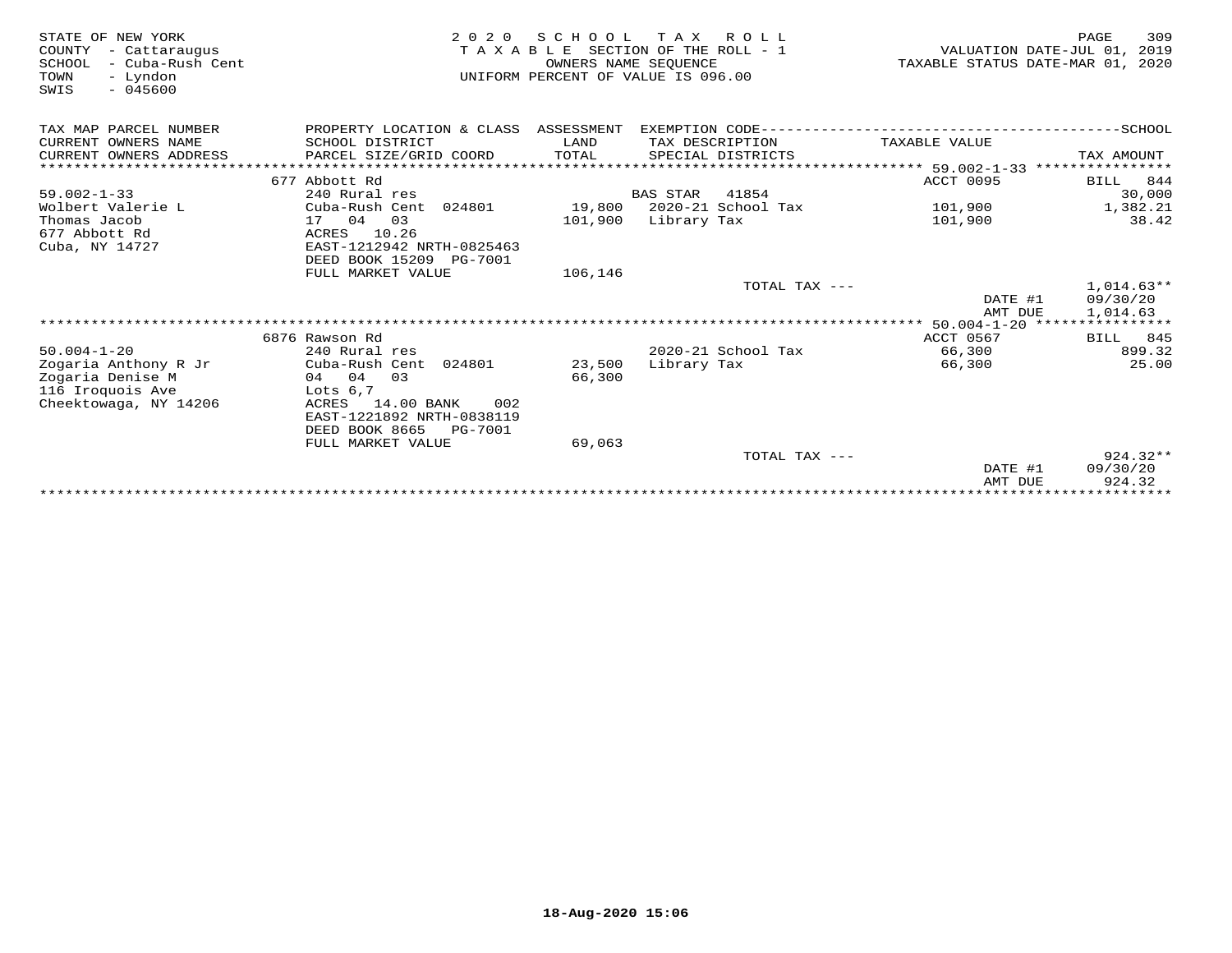STATE OF NEW YORK
COUNTY - Cattaraugus
SCHOOL - Cuba-Rush Cent
TOWN - Lyndon
SWIS - 045600

2 0 2 0 S C H O O L T A X R O L L
T A X A B L E SECTION OF THE ROLL - 1
OWNERS NAME SEQUENCE
UNIFORM PERCENT OF VALUE IS 096.00

VALUATION DATE-JUL 01, 2019
TAXABLE STATUS DATE-MAR 01, 2020

| TAX MAP PARCEL NUMBER / CURRENT OWNERS NAME / CURRENT OWNERS ADDRESS | PROPERTY LOCATION & CLASS / SCHOOL DISTRICT / PARCEL SIZE/GRID COORD | ASSESSMENT LAND / TOTAL | EXEMPTION CODE / TAX DESCRIPTION / SPECIAL DISTRICTS | TAXABLE VALUE | SCHOOL TAX AMOUNT |
|---|---|---|---|---|---|
| 59.002-1-33 | 677 Abbott Rd | | | ACCT 0095 | BILL 844 |
| | 240 Rural res | | BAS STAR 41854 | | 30,000 |
| Wolbert Valerie L | Cuba-Rush Cent 024801 | 19,800 | 2020-21 School Tax | 101,900 | 1,382.21 |
| Thomas Jacob | 17 04 03 | 101,900 | Library Tax | 101,900 | 38.42 |
| 677 Abbott Rd | ACRES 10.26 | | | | |
| Cuba, NY 14727 | EAST-1212942 NRTH-0825463 | | | | |
| | DEED BOOK 15209 PG-7001 | | | | |
| | FULL MARKET VALUE | 106,146 | | | |
| | | | TOTAL TAX --- | | 1,014.63** |
| | | | | DATE #1 | 09/30/20 |
| | | | | AMT DUE | 1,014.63 |
| 50.004-1-20 | 6876 Rawson Rd | | | ACCT 0567 | BILL 845 |
| | 240 Rural res | | 2020-21 School Tax | 66,300 | 899.32 |
| Zogaria Anthony R Jr | Cuba-Rush Cent 024801 | 23,500 | Library Tax | 66,300 | 25.00 |
| Zogaria Denise M | 04 04 03 | 66,300 | | | |
| 116 Iroquois Ave | Lots 6,7 | | | | |
| Cheektowaga, NY 14206 | ACRES 14.00 BANK 002 | | | | |
| | EAST-1221892 NRTH-0838119 | | | | |
| | DEED BOOK 8665 PG-7001 | | | | |
| | FULL MARKET VALUE | 69,063 | | | |
| | | | TOTAL TAX --- | | 924.32** |
| | | | | DATE #1 | 09/30/20 |
| | | | | AMT DUE | 924.32 |

18-Aug-2020 15:06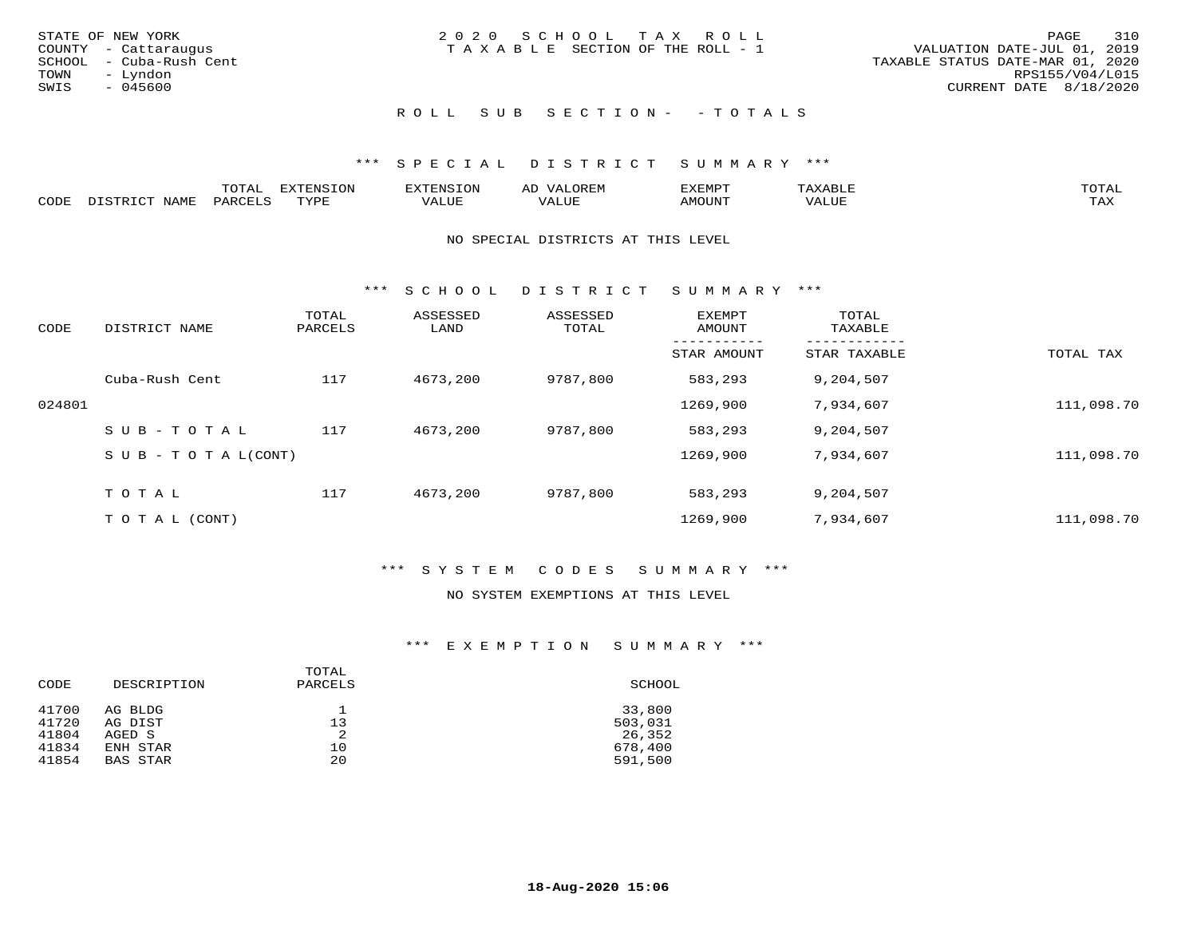STATE OF NEW YORK
COUNTY - Cattaraugus
SCHOOL - Cuba-Rush Cent
TOWN - Lyndon
SWIS - 045600

2020 SCHOOL TAX ROLL
TAXABLE SECTION OF THE ROLL - 1

VALUATION DATE-JUL 01, 2019
TAXABLE STATUS DATE-MAR 01, 2020
RPS155/V04/L015
CURRENT DATE 8/18/2020

ROLL SUB SECTION- - TOTALS

*** SPECIAL DISTRICT SUMMARY ***

| CODE | DISTRICT NAME | TOTAL PARCELS | EXTENSION TYPE | EXTENSION VALUE | AD VALOREM VALUE | EXEMPT AMOUNT | TAXABLE VALUE | TOTAL TAX |
|---|---|---|---|---|---|---|---|---|

NO SPECIAL DISTRICTS AT THIS LEVEL

*** SCHOOL DISTRICT SUMMARY ***

| CODE | DISTRICT NAME | TOTAL PARCELS | ASSESSED LAND | ASSESSED TOTAL | EXEMPT AMOUNT / STAR AMOUNT | TOTAL TAXABLE / STAR TAXABLE | TOTAL TAX |
|---|---|---|---|---|---|---|---|
| | Cuba-Rush Cent | 117 | 4673,200 | 9787,800 | 583,293 | 9,204,507 | |
| 024801 | | | | | 1269,900 | 7,934,607 | 111,098.70 |
| | SUB-TOTAL | 117 | 4673,200 | 9787,800 | 583,293 | 9,204,507 | |
| | SUB-TOTAL(CONT) | | | | 1269,900 | 7,934,607 | 111,098.70 |
| | TOTAL | 117 | 4673,200 | 9787,800 | 583,293 | 9,204,507 | |
| | TOTAL (CONT) | | | | 1269,900 | 7,934,607 | 111,098.70 |

*** SYSTEM CODES SUMMARY ***

NO SYSTEM EXEMPTIONS AT THIS LEVEL

*** EXEMPTION SUMMARY ***

| CODE | DESCRIPTION | TOTAL PARCELS | SCHOOL |
|---|---|---|---|
| 41700 | AG BLDG | 1 | 33,800 |
| 41720 | AG DIST | 13 | 503,031 |
| 41804 | AGED S | 2 | 26,352 |
| 41834 | ENH STAR | 10 | 678,400 |
| 41854 | BAS STAR | 20 | 591,500 |

18-Aug-2020 15:06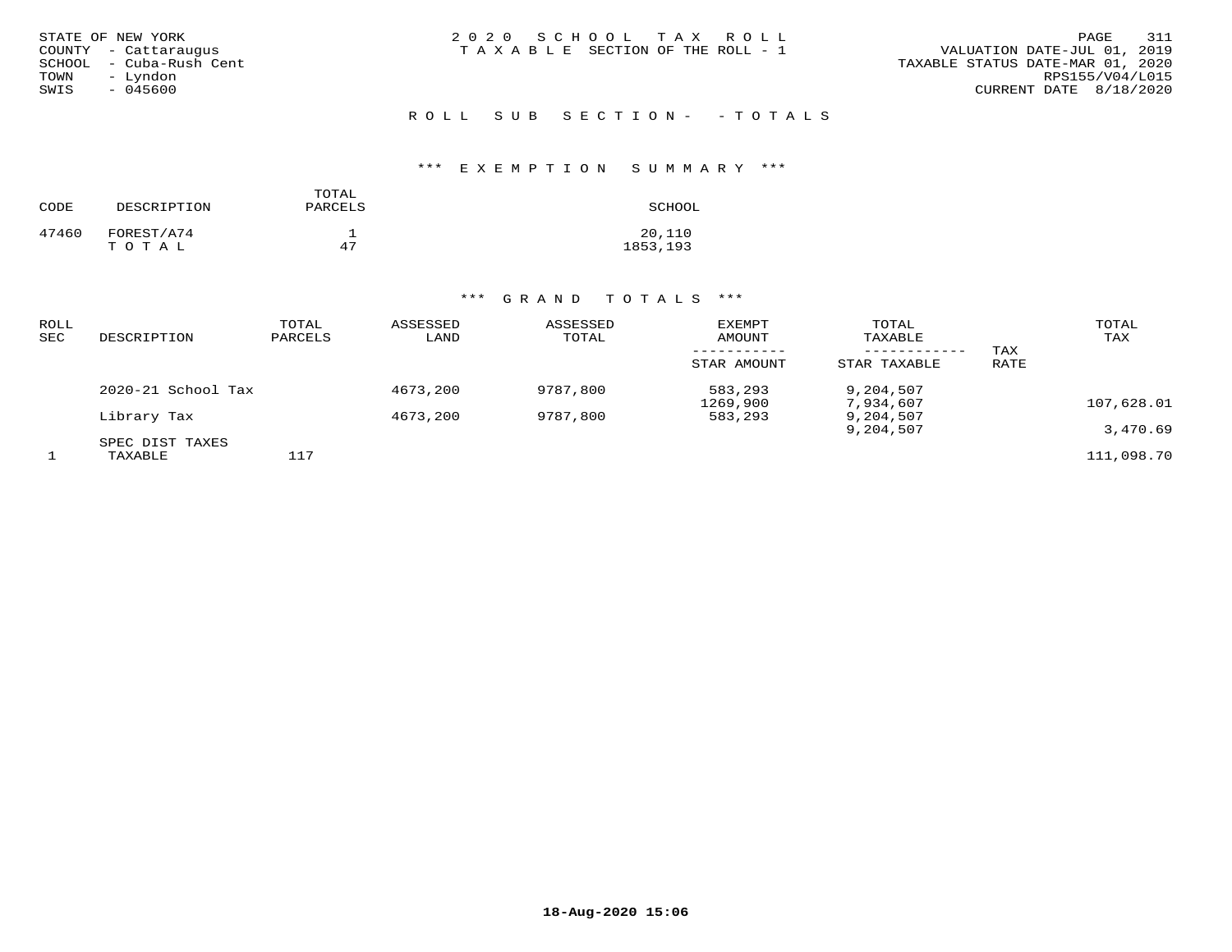STATE OF NEW YORK
COUNTY - Cattaraugus
SCHOOL - Cuba-Rush Cent
TOWN - Lyndon
SWIS - 045600

2 0 2 0 S C H O O L T A X R O L L
T A X A B L E SECTION OF THE ROLL - 1

VALUATION DATE-JUL 01, 2019
TAXABLE STATUS DATE-MAR 01, 2020
RPS155/V04/L015
CURRENT DATE 8/18/2020

R O L L S U B S E C T I O N - - T O T A L S

### \*\*\* E X E M P T I O N S U M M A R Y \*\*\*

| CODE | DESCRIPTION | TOTAL PARCELS | SCHOOL |
|---|---|---|---|
| 47460 | FOREST/A74 | 1 | 20,110 |
| | T O T A L | 47 | 1853,193 |

### \*\*\* G R A N D T O T A L S \*\*\*

| ROLL SEC | DESCRIPTION | TOTAL PARCELS | ASSESSED LAND | ASSESSED TOTAL | EXEMPT AMOUNT / STAR AMOUNT | TOTAL TAXABLE / STAR TAXABLE | TAX RATE | TOTAL TAX |
|---|---|---|---|---|---|---|---|---|
| | 2020-21 School Tax | | 4673,200 | 9787,800 | 583,293 | 9,204,507 | | |
| | | | | | 1269,900 | 7,934,607 | | 107,628.01 |
| | Library Tax | | 4673,200 | 9787,800 | 583,293 | 9,204,507 | | |
| | | | | | | 9,204,507 | | 3,470.69 |
| | SPEC DIST TAXES | | | | | | | |
| 1 | TAXABLE | 117 | | | | | | 111,098.70 |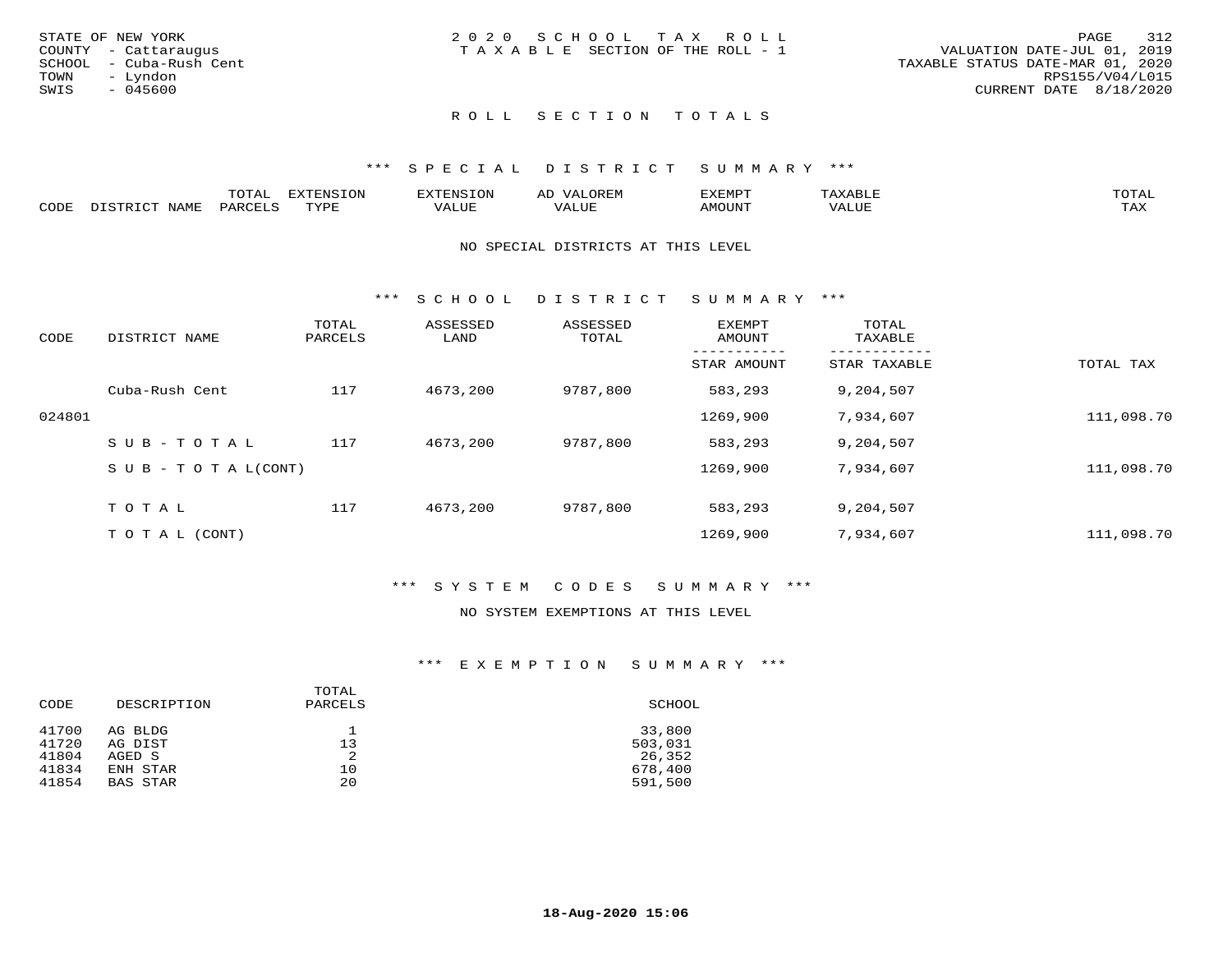STATE OF NEW YORK
COUNTY - Cattaraugus
SCHOOL - Cuba-Rush Cent
TOWN - Lyndon
SWIS - 045600

2020 SCHOOL TAX ROLL
TAXABLE SECTION OF THE ROLL - 1

VALUATION DATE-JUL 01, 2019
TAXABLE STATUS DATE-MAR 01, 2020
RPS155/V04/L015
CURRENT DATE 8/18/2020

## ROLL SECTION TOTALS

### *** SPECIAL DISTRICT SUMMARY ***

| CODE | DISTRICT NAME | TOTAL PARCELS | EXTENSION TYPE | EXTENSION VALUE | AD VALOREM VALUE | EXEMPT AMOUNT | TAXABLE VALUE | TOTAL TAX |
|---|---|---|---|---|---|---|---|---|

NO SPECIAL DISTRICTS AT THIS LEVEL

### *** SCHOOL DISTRICT SUMMARY ***

| CODE | DISTRICT NAME | TOTAL PARCELS | ASSESSED LAND | ASSESSED TOTAL | EXEMPT AMOUNT / STAR AMOUNT | TOTAL TAXABLE / STAR TAXABLE | TOTAL TAX |
|---|---|---|---|---|---|---|---|
| | Cuba-Rush Cent | 117 | 4673,200 | 9787,800 | 583,293 | 9,204,507 | |
| 024801 | | | | | 1269,900 | 7,934,607 | 111,098.70 |
| | SUB-TOTAL | 117 | 4673,200 | 9787,800 | 583,293 | 9,204,507 | |
| | SUB-TOTAL(CONT) | | | | 1269,900 | 7,934,607 | 111,098.70 |
| | TOTAL | 117 | 4673,200 | 9787,800 | 583,293 | 9,204,507 | |
| | TOTAL (CONT) | | | | 1269,900 | 7,934,607 | 111,098.70 |

### *** SYSTEM CODES SUMMARY ***

NO SYSTEM EXEMPTIONS AT THIS LEVEL

### *** EXEMPTION SUMMARY ***

| CODE | DESCRIPTION | TOTAL PARCELS | SCHOOL |
|---|---|---|---|
| 41700 | AG BLDG | 1 | 33,800 |
| 41720 | AG DIST | 13 | 503,031 |
| 41804 | AGED S | 2 | 26,352 |
| 41834 | ENH STAR | 10 | 678,400 |
| 41854 | BAS STAR | 20 | 591,500 |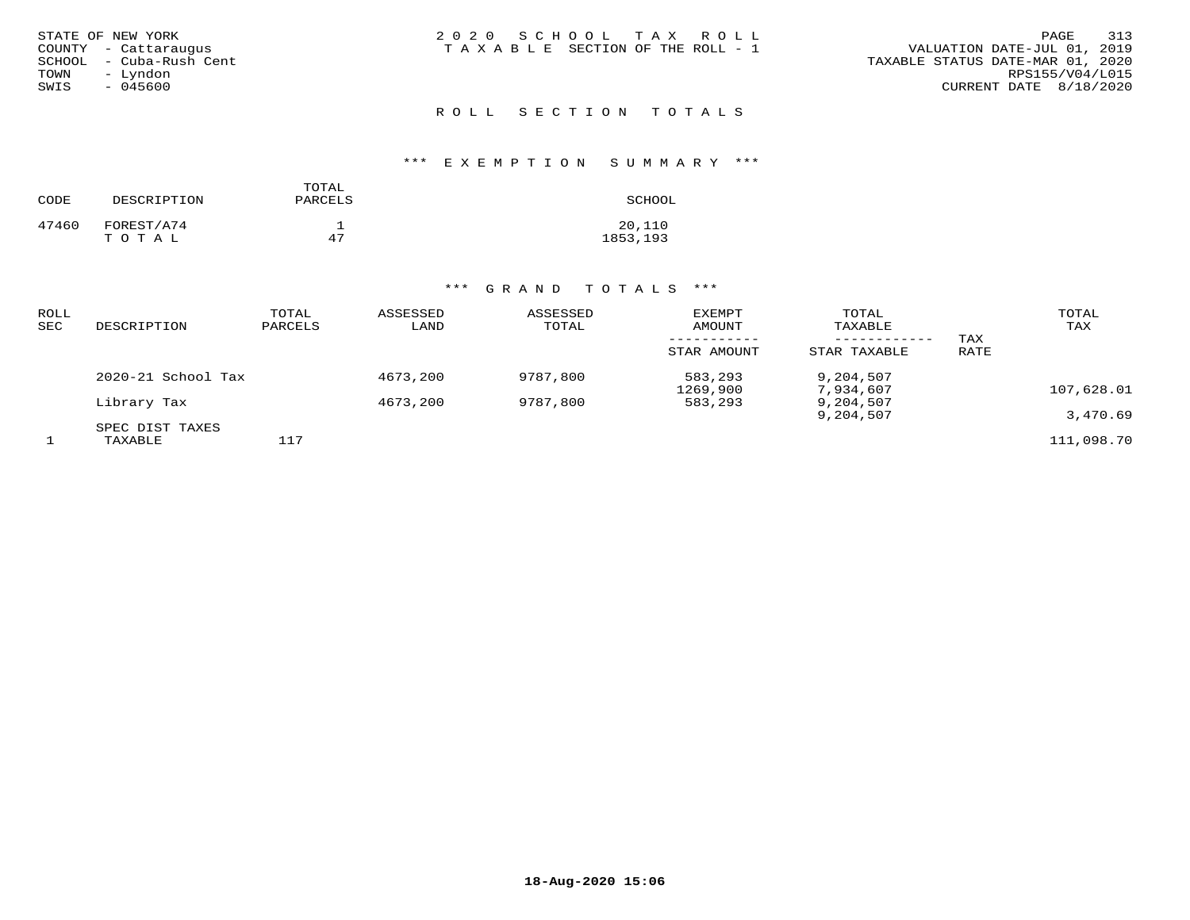STATE OF NEW YORK
COUNTY - Cattaraugus
SCHOOL - Cuba-Rush Cent
TOWN - Lyndon
SWIS - 045600

2020 SCHOOL TAX ROLL
TAXABLE SECTION OF THE ROLL - 1

VALUATION DATE-JUL 01, 2019
TAXABLE STATUS DATE-MAR 01, 2020
RPS155/V04/L015
CURRENT DATE 8/18/2020

## ROLL SECTION TOTALS

### *** EXEMPTION SUMMARY ***

| CODE | DESCRIPTION | TOTAL PARCELS | SCHOOL |
|---|---|---|---|
| 47460 | FOREST/A74 | 1 | 20,110 |
| | T O T A L | 47 | 1853,193 |

### *** GRAND TOTALS ***

| ROLL SEC | DESCRIPTION | TOTAL PARCELS | ASSESSED LAND | ASSESSED TOTAL | EXEMPT AMOUNT / STAR AMOUNT | TOTAL TAXABLE / STAR TAXABLE | TAX RATE | TOTAL TAX |
|---|---|---|---|---|---|---|---|---|
| | 2020-21 School Tax | | 4673,200 | 9787,800 | 583,293 | 9,204,507 | | |
| | | | | | 1269,900 | 7,934,607 | | 107,628.01 |
| | Library Tax | | 4673,200 | 9787,800 | 583,293 | 9,204,507 | | |
| | | | | | | 9,204,507 | | 3,470.69 |
| | SPEC DIST TAXES | | | | | | | |
| 1 | TAXABLE | 117 | | | | | | 111,098.70 |

18-Aug-2020 15:06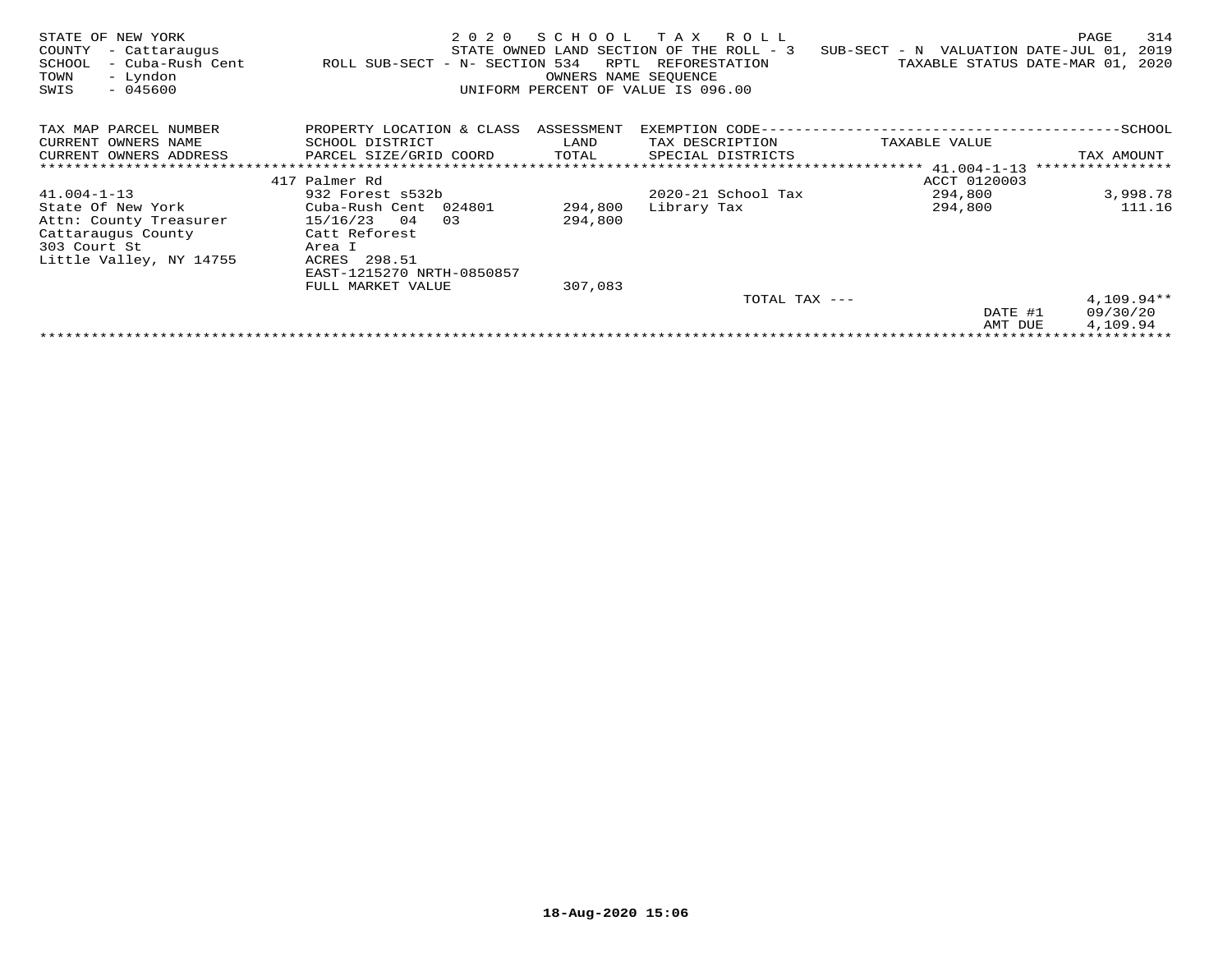STATE OF NEW YORK — 2020 SCHOOL TAX ROLL
COUNTY - Cattaraugus — STATE OWNED LAND SECTION OF THE ROLL - 3 — SUB-SECT - N VALUATION DATE-JUL 01, 2019
SCHOOL - Cuba-Rush Cent — ROLL SUB-SECT - N- SECTION 534 RPTL REFORESTATION — TAXABLE STATUS DATE-MAR 01, 2020
TOWN - Lyndon — OWNERS NAME SEQUENCE
SWIS - 045600 — UNIFORM PERCENT OF VALUE IS 096.00

| TAX MAP PARCEL NUMBER / CURRENT OWNERS NAME / CURRENT OWNERS ADDRESS | PROPERTY LOCATION & CLASS / SCHOOL DISTRICT / PARCEL SIZE/GRID COORD | ASSESSMENT LAND / TOTAL | EXEMPTION CODE / TAX DESCRIPTION / SPECIAL DISTRICTS | TAXABLE VALUE | TAX AMOUNT |
|---|---|---|---|---|---|
| | 417 Palmer Rd | | | ACCT 0120003 | |
| 41.004-1-13 | 932 Forest s532b | | 2020-21 School Tax | 294,800 | 3,998.78 |
| State Of New York | Cuba-Rush Cent 024801 | 294,800 | Library Tax | 294,800 | 111.16 |
| Attn: County Treasurer | 15/16/23 04 03 | 294,800 | | | |
| Cattaraugus County | Catt Reforest | | | | |
| 303 Court St | Area I | | | | |
| Little Valley, NY 14755 | ACRES 298.51 | | | | |
| | EAST-1215270 NRTH-0850857 | | | | |
| | FULL MARKET VALUE | 307,083 | | | |
| | | | TOTAL TAX --- | | 4,109.94** |
| | | | | DATE #1 | 09/30/20 |
| | | | | AMT DUE | 4,109.94 |

18-Aug-2020 15:06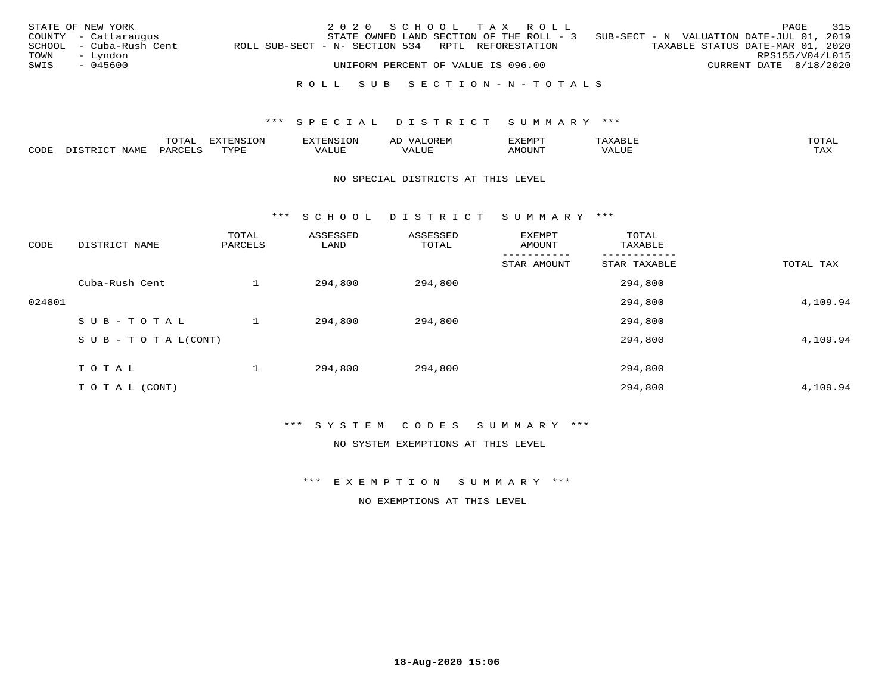STATE OF NEW YORK | 2020 SCHOOL TAX ROLL
COUNTY - Cattaraugus | STATE OWNED LAND SECTION OF THE ROLL - 3 SUB-SECT - N VALUATION DATE-JUL 01, 2019
SCHOOL - Cuba-Rush Cent | ROLL SUB-SECT - N- SECTION 534 RPTL REFORESTATION | TAXABLE STATUS DATE-MAR 01, 2020
TOWN - Lyndon | RPS155/V04/L015
SWIS - 045600 | UNIFORM PERCENT OF VALUE IS 096.00 | CURRENT DATE 8/18/2020

## ROLL SUB SECTION-N-TOTALS

### *** SPECIAL DISTRICT SUMMARY ***

| CODE | DISTRICT NAME | TOTAL PARCELS | EXTENSION TYPE | EXTENSION VALUE | AD VALOREM VALUE | EXEMPT AMOUNT | TAXABLE VALUE | TOTAL TAX |
|---|---|---|---|---|---|---|---|---|

NO SPECIAL DISTRICTS AT THIS LEVEL

### *** SCHOOL DISTRICT SUMMARY ***

| CODE | DISTRICT NAME | TOTAL PARCELS | ASSESSED LAND | ASSESSED TOTAL | EXEMPT AMOUNT / STAR AMOUNT | TOTAL TAXABLE / STAR TAXABLE | TOTAL TAX |
|---|---|---|---|---|---|---|---|
| | Cuba-Rush Cent | 1 | 294,800 | 294,800 | | 294,800 | |
| 024801 | | | | | | 294,800 | 4,109.94 |
| | SUB-TOTAL | 1 | 294,800 | 294,800 | | 294,800 | |
| | SUB-TOTAL(CONT) | | | | | 294,800 | 4,109.94 |
| | TOTAL | 1 | 294,800 | 294,800 | | 294,800 | |
| | TOTAL (CONT) | | | | | 294,800 | 4,109.94 |

### *** SYSTEM CODES SUMMARY ***

NO SYSTEM EXEMPTIONS AT THIS LEVEL

### *** EXEMPTION SUMMARY ***

NO EXEMPTIONS AT THIS LEVEL

18-Aug-2020 15:06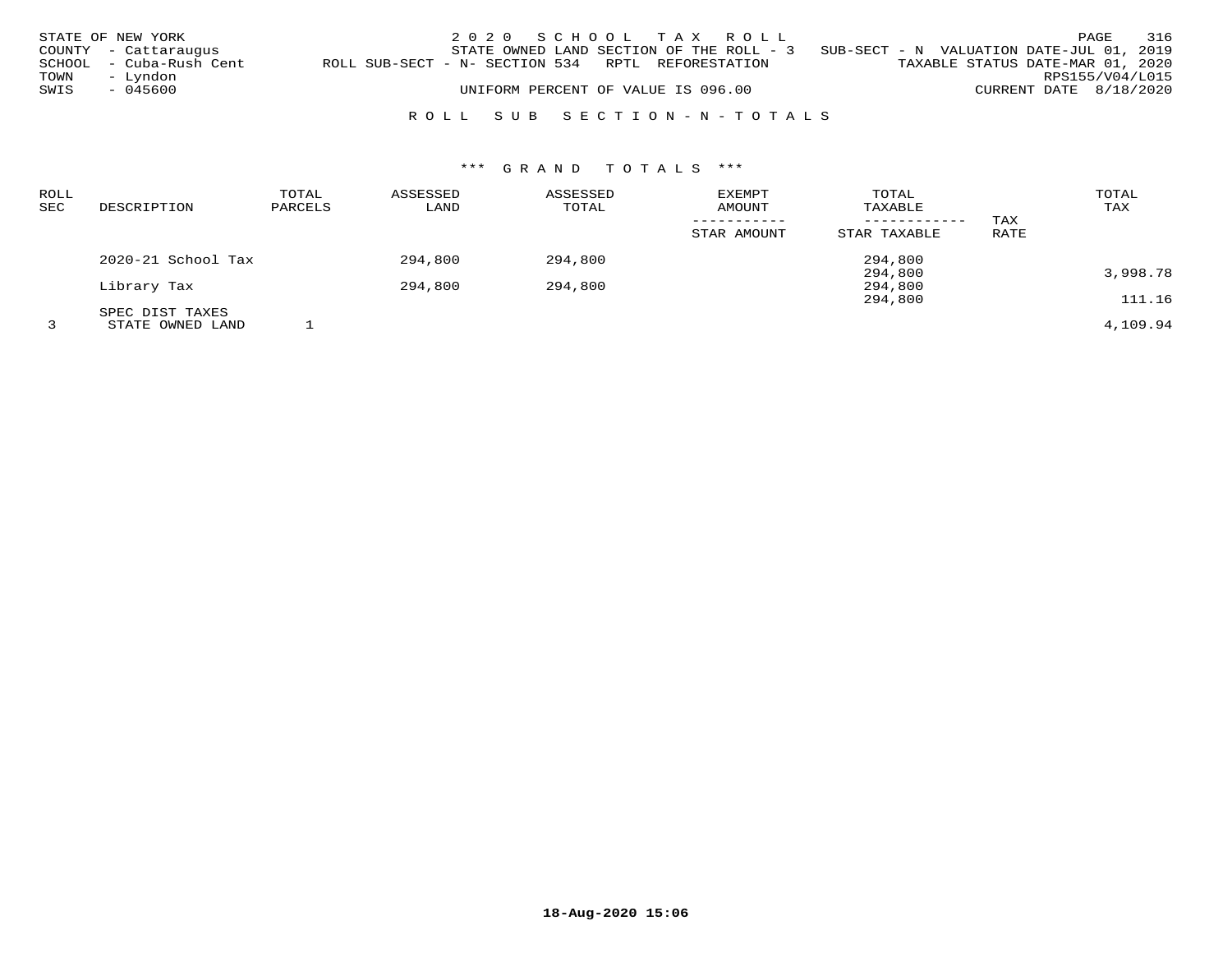STATE OF NEW YORK
COUNTY - Cattaraugus
SCHOOL - Cuba-Rush Cent
TOWN - Lyndon
SWIS - 045600

2020 SCHOOL TAX ROLL
STATE OWNED LAND SECTION OF THE ROLL - 3 SUB-SECT - N VALUATION DATE-JUL 01, 2019
ROLL SUB-SECT - N- SECTION 534 RPTL REFORESTATION TAXABLE STATUS DATE-MAR 01, 2020
RPS155/V04/L015
UNIFORM PERCENT OF VALUE IS 096.00 CURRENT DATE 8/18/2020

ROLL SUB SECTION-N-TOTALS

*** GRAND TOTALS ***

| ROLL SEC | DESCRIPTION | TOTAL PARCELS | ASSESSED LAND | ASSESSED TOTAL | EXEMPT AMOUNT / STAR AMOUNT | TOTAL TAXABLE / STAR TAXABLE | TAX RATE | TOTAL TAX |
|---|---|---|---|---|---|---|---|---|
| | 2020-21 School Tax | | 294,800 | 294,800 | | 294,800 | | |
| | | | | | | 294,800 | | 3,998.78 |
| | Library Tax | | 294,800 | 294,800 | | 294,800 | | |
| | | | | | | 294,800 | | 111.16 |
| | SPEC DIST TAXES | | | | | | | |
| 3 | STATE OWNED LAND | 1 | | | | | | 4,109.94 |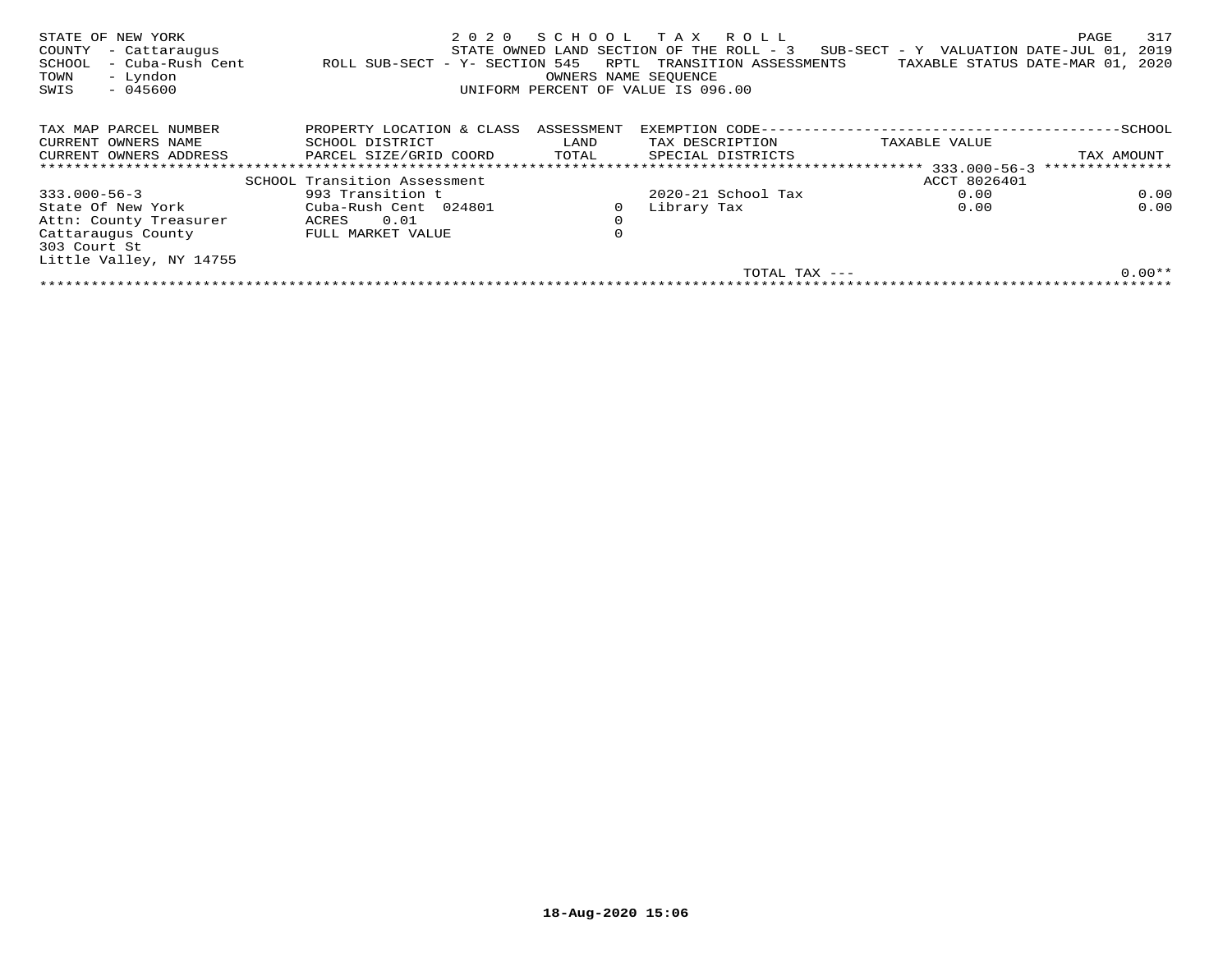STATE OF NEW YORK
COUNTY - Cattaraugus
SCHOOL - Cuba-Rush Cent
TOWN - Lyndon
SWIS - 045600

2020 SCHOOL TAX ROLL
STATE OWNED LAND SECTION OF THE ROLL - 3 SUB-SECT - Y VALUATION DATE-JUL 01, 2019
ROLL SUB-SECT - Y- SECTION 545 RPTL TRANSITION ASSESSMENTS TAXABLE STATUS DATE-MAR 01, 2020
OWNERS NAME SEQUENCE
UNIFORM PERCENT OF VALUE IS 096.00

| TAX MAP PARCEL NUMBER<br>CURRENT OWNERS NAME<br>CURRENT OWNERS ADDRESS | PROPERTY LOCATION & CLASS<br>SCHOOL DISTRICT<br>PARCEL SIZE/GRID COORD | ASSESSMENT<br>LAND<br>TOTAL | EXEMPTION CODE<br>TAX DESCRIPTION<br>SPECIAL DISTRICTS | TAXABLE VALUE | SCHOOL<br>TAX AMOUNT |
|---|---|---|---|---|---|
| | SCHOOL Transition Assessment | | | ACCT 8026401 | |
| 333.000-56-3 | 993 Transition t | | 2020-21 School Tax | 0.00 | 0.00 |
| State Of New York | Cuba-Rush Cent 024801 | 0 | Library Tax | 0.00 | 0.00 |
| Attn: County Treasurer | ACRES 0.01 | 0 | | | |
| Cattaraugus County | FULL MARKET VALUE | 0 | | | |
| 303 Court St | | | | | |
| Little Valley, NY 14755 | | | | | |
| | | | TOTAL TAX --- | | 0.00** |

18-Aug-2020 15:06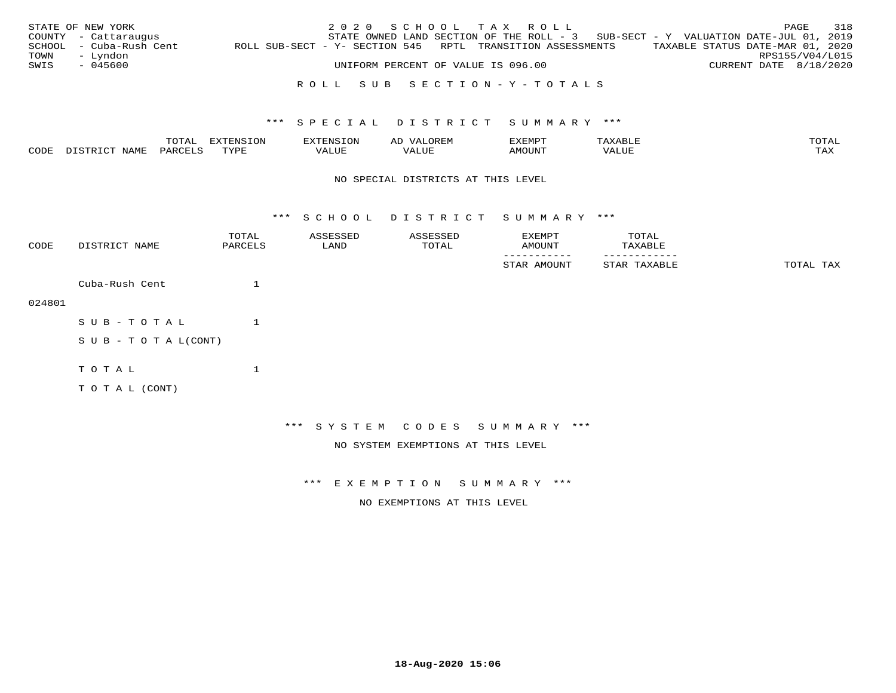STATE OF NEW YORK
COUNTY - Cattaraugus
SCHOOL - Cuba-Rush Cent
TOWN - Lyndon
SWIS - 045600

2 0 2 0 S C H O O L T A X R O L L
STATE OWNED LAND SECTION OF THE ROLL - 3 SUB-SECT - Y VALUATION DATE-JUL 01, 2019
ROLL SUB-SECT - Y- SECTION 545 RPTL TRANSITION ASSESSMENTS TAXABLE STATUS DATE-MAR 01, 2020
RPS155/V04/L015
UNIFORM PERCENT OF VALUE IS 096.00 CURRENT DATE 8/18/2020

R O L L S U B S E C T I O N - Y - T O T A L S

## *** S P E C I A L D I S T R I C T S U M M A R Y ***

| CODE | DISTRICT NAME | TOTAL PARCELS | EXTENSION TYPE | EXTENSION VALUE | AD VALOREM VALUE | EXEMPT AMOUNT | TAXABLE VALUE | TOTAL TAX |
|---|---|---|---|---|---|---|---|---|

NO SPECIAL DISTRICTS AT THIS LEVEL

## *** S C H O O L D I S T R I C T S U M M A R Y ***

| CODE | DISTRICT NAME | TOTAL PARCELS | ASSESSED LAND | ASSESSED TOTAL | EXEMPT AMOUNT / STAR AMOUNT | TOTAL TAXABLE / STAR TAXABLE | TOTAL TAX |
|---|---|---|---|---|---|---|---|
| 024801 | Cuba-Rush Cent | 1 | | | | | |
| | S U B - T O T A L | 1 | | | | | |
| | S U B - T O T A L(CONT) | | | | | | |
| | T O T A L | 1 | | | | | |
| | T O T A L (CONT) | | | | | | |

## *** S Y S T E M C O D E S S U M M A R Y ***

NO SYSTEM EXEMPTIONS AT THIS LEVEL

## *** E X E M P T I O N S U M M A R Y ***

NO EXEMPTIONS AT THIS LEVEL

18-Aug-2020 15:06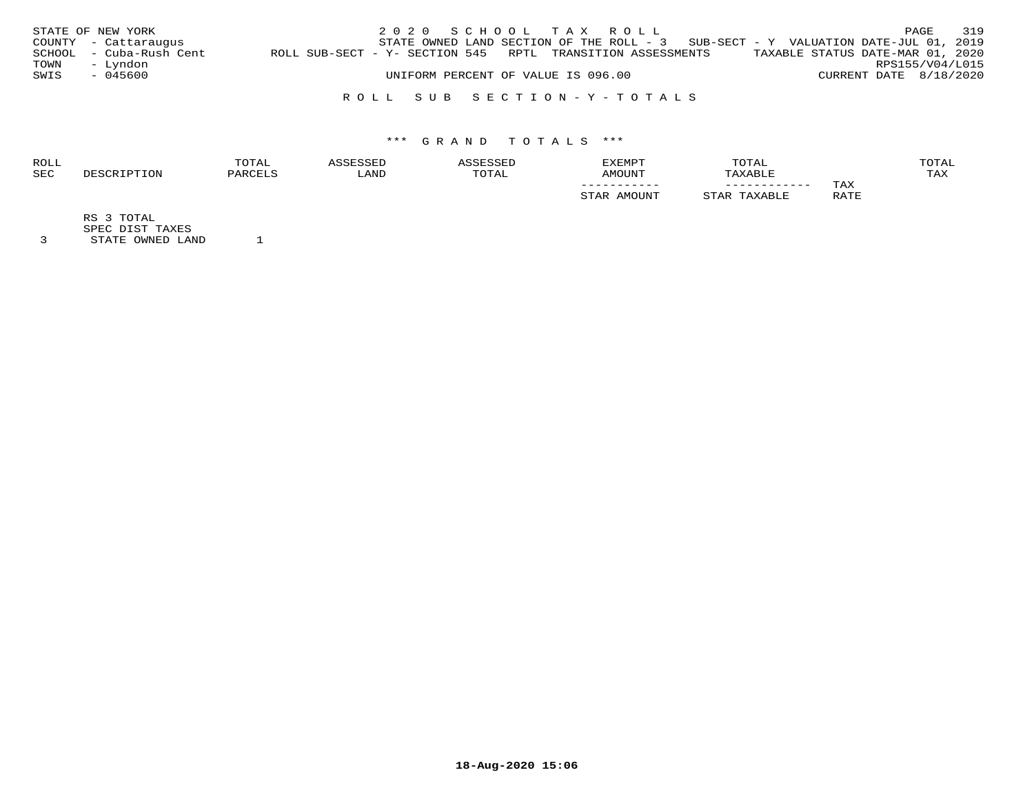STATE OF NEW YORK
COUNTY - Cattaraugus
SCHOOL - Cuba-Rush Cent
TOWN - Lyndon
SWIS - 045600

2 0 2 0 S C H O O L T A X R O L L
STATE OWNED LAND SECTION OF THE ROLL - 3 SUB-SECT - Y VALUATION DATE-JUL 01, 2019
ROLL SUB-SECT - Y- SECTION 545 RPTL TRANSITION ASSESSMENTS TAXABLE STATUS DATE-MAR 01, 2020
RPS155/V04/L015
UNIFORM PERCENT OF VALUE IS 096.00 CURRENT DATE 8/18/2020

R O L L S U B S E C T I O N - Y - T O T A L S

*** G R A N D T O T A L S ***

| ROLL SEC | DESCRIPTION | TOTAL PARCELS | ASSESSED LAND | ASSESSED TOTAL | EXEMPT AMOUNT / STAR AMOUNT | TOTAL TAXABLE / STAR TAXABLE | TAX RATE | TOTAL TAX |
|---|---|---|---|---|---|---|---|---|
| | RS 3 TOTAL | | | | | | | |
| | SPEC DIST TAXES | | | | | | | |
| 3 | STATE OWNED LAND | 1 | | | | | | |

18-Aug-2020 15:06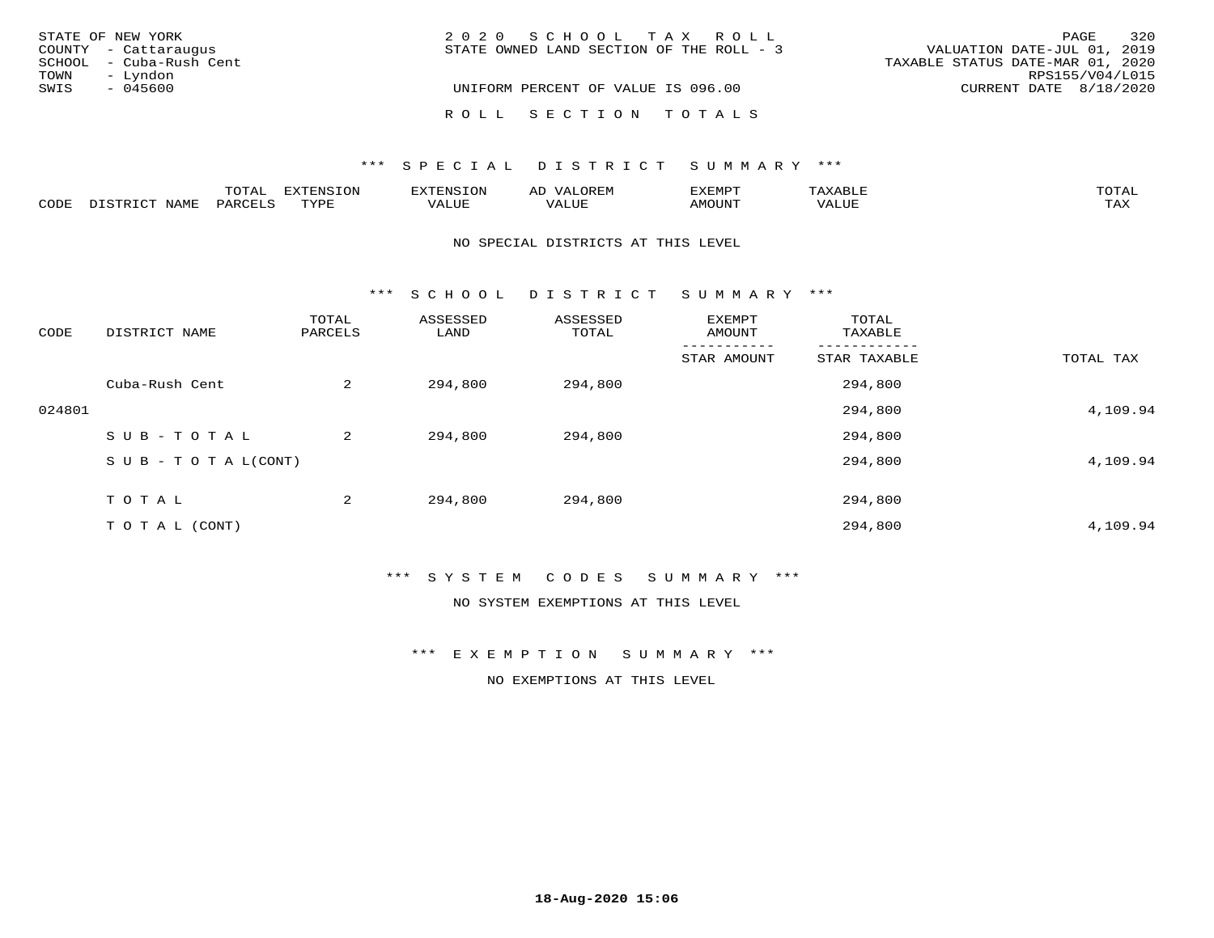STATE OF NEW YORK
COUNTY - Cattaraugus
SCHOOL - Cuba-Rush Cent
TOWN - Lyndon
SWIS - 045600

2020 SCHOOL TAX ROLL
STATE OWNED LAND SECTION OF THE ROLL - 3

UNIFORM PERCENT OF VALUE IS 096.00

VALUATION DATE-JUL 01, 2019
TAXABLE STATUS DATE-MAR 01, 2020
RPS155/V04/L015
CURRENT DATE 8/18/2020

## ROLL SECTION TOTALS

### *** SPECIAL DISTRICT SUMMARY ***

| CODE | DISTRICT NAME | TOTAL PARCELS | EXTENSION TYPE | EXTENSION VALUE | AD VALOREM VALUE | EXEMPT AMOUNT | TAXABLE VALUE | TOTAL TAX |
|---|---|---|---|---|---|---|---|---|

NO SPECIAL DISTRICTS AT THIS LEVEL

### *** SCHOOL DISTRICT SUMMARY ***

| CODE | DISTRICT NAME | TOTAL PARCELS | ASSESSED LAND | ASSESSED TOTAL | EXEMPT AMOUNT / STAR AMOUNT | TOTAL TAXABLE / STAR TAXABLE | TOTAL TAX |
|---|---|---|---|---|---|---|---|
| | Cuba-Rush Cent | 2 | 294,800 | 294,800 | | 294,800 | |
| 024801 | | | | | | 294,800 | 4,109.94 |
| | SUB-TOTAL | 2 | 294,800 | 294,800 | | 294,800 | |
| | SUB-TOTAL(CONT) | | | | | 294,800 | 4,109.94 |
| | TOTAL | 2 | 294,800 | 294,800 | | 294,800 | |
| | TOTAL (CONT) | | | | | 294,800 | 4,109.94 |

### *** SYSTEM CODES SUMMARY ***

NO SYSTEM EXEMPTIONS AT THIS LEVEL

### *** EXEMPTION SUMMARY ***

NO EXEMPTIONS AT THIS LEVEL

18-Aug-2020 15:06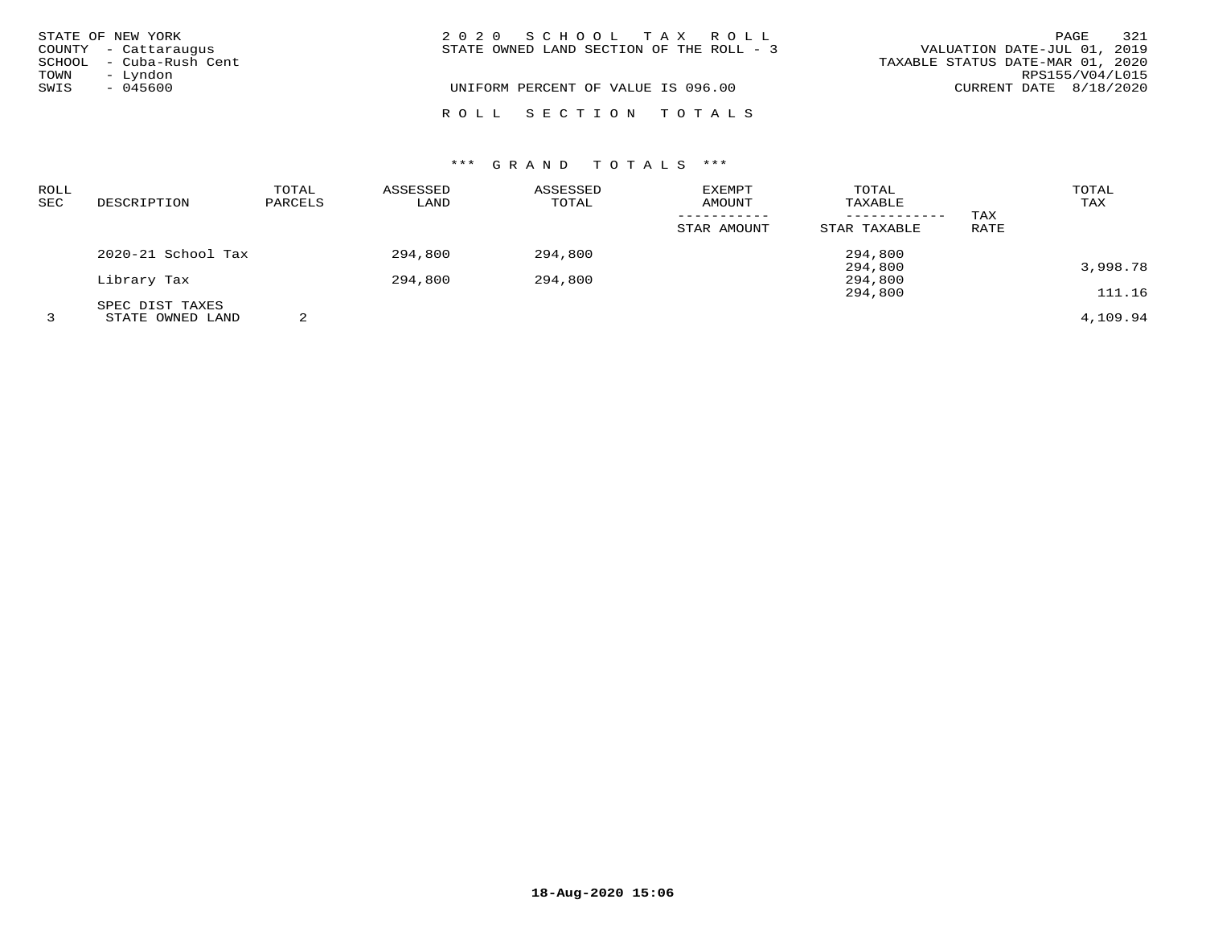STATE OF NEW YORK
COUNTY - Cattaraugus
SCHOOL - Cuba-Rush Cent
TOWN - Lyndon
SWIS - 045600

2 0 2 0 S C H O O L T A X R O L L
STATE OWNED LAND SECTION OF THE ROLL - 3

UNIFORM PERCENT OF VALUE IS 096.00

VALUATION DATE-JUL 01, 2019
TAXABLE STATUS DATE-MAR 01, 2020
RPS155/V04/L015
CURRENT DATE 8/18/2020

R O L L S E C T I O N T O T A L S

*** G R A N D T O T A L S ***

| ROLL SEC | DESCRIPTION | TOTAL PARCELS | ASSESSED LAND | ASSESSED TOTAL | EXEMPT AMOUNT / STAR AMOUNT | TOTAL TAXABLE / STAR TAXABLE | TAX RATE | TOTAL TAX |
|---|---|---|---|---|---|---|---|---|
| | 2020-21 School Tax | | 294,800 | 294,800 | | 294,800 | | |
| | | | | | | 294,800 | | 3,998.78 |
| | Library Tax | | 294,800 | 294,800 | | 294,800 | | |
| | | | | | | 294,800 | | 111.16 |
| | SPEC DIST TAXES | | | | | | | |
| 3 | STATE OWNED LAND | 2 | | | | | | 4,109.94 |

18-Aug-2020 15:06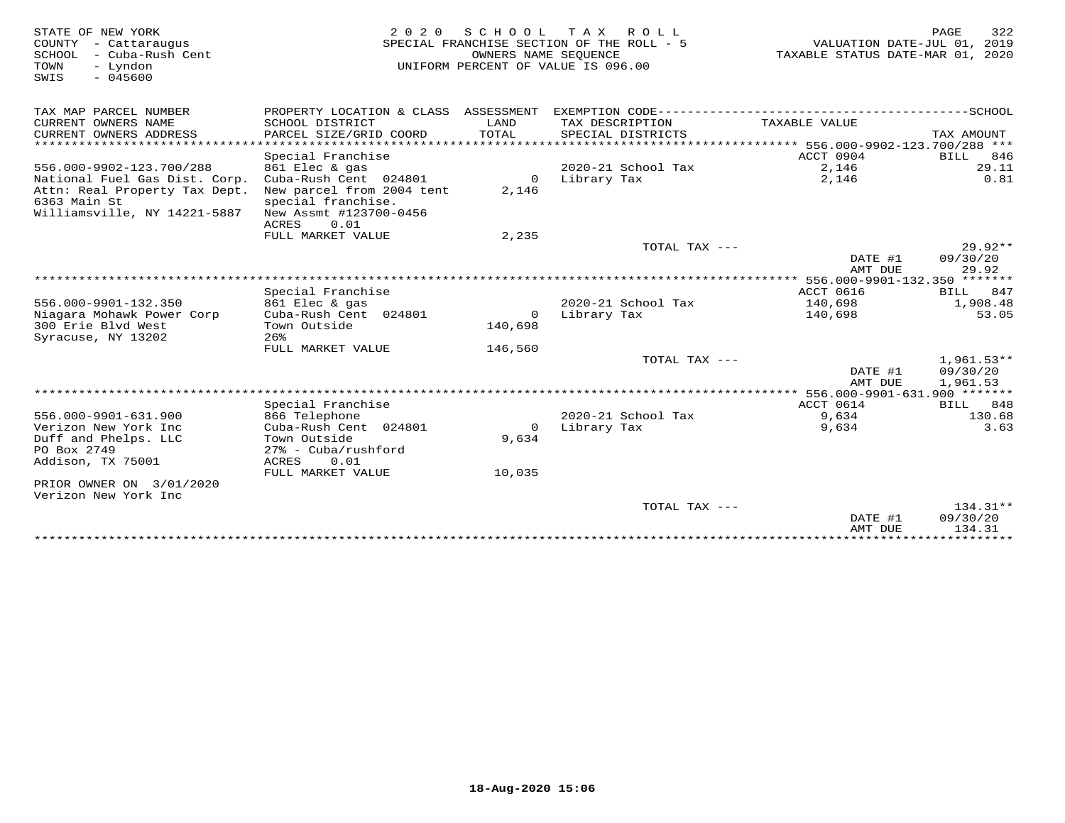STATE OF NEW YORK
COUNTY - Cattaraugus
SCHOOL - Cuba-Rush Cent
TOWN - Lyndon
SWIS - 045600

2020 SCHOOL TAX ROLL
SPECIAL FRANCHISE SECTION OF THE ROLL - 5
OWNERS NAME SEQUENCE
UNIFORM PERCENT OF VALUE IS 096.00

VALUATION DATE-JUL 01, 2019
TAXABLE STATUS DATE-MAR 01, 2020

| TAX MAP PARCEL NUMBER / CURRENT OWNERS NAME / CURRENT OWNERS ADDRESS | PROPERTY LOCATION & CLASS / SCHOOL DISTRICT / PARCEL SIZE/GRID COORD | ASSESSMENT LAND / TOTAL | EXEMPTION CODE / TAX DESCRIPTION / SPECIAL DISTRICTS | TAXABLE VALUE | SCHOOL TAX AMOUNT |
|---|---|---|---|---|---|
| **556.000-9902-123.700/288** | | | | | |
| | Special Franchise | | | ACCT 0904 | BILL 846 |
| 556.000-9902-123.700/288 | 861 Elec & gas | | 2020-21 School Tax | 2,146 | 29.11 |
| National Fuel Gas Dist. Corp. | Cuba-Rush Cent 024801 | 0 | Library Tax | 2,146 | 0.81 |
| Attn: Real Property Tax Dept. | New parcel from 2004 tent | 2,146 | | | |
| 6363 Main St | special franchise. | | | | |
| Williamsville, NY 14221-5887 | New Assmt #123700-0456 | | | | |
| | ACRES 0.01 | | | | |
| | FULL MARKET VALUE | 2,235 | | | |
| | | | TOTAL TAX --- | | 29.92** |
| | | | | DATE #1 | 09/30/20 |
| | | | | AMT DUE | 29.92 |
| **556.000-9901-132.350** | | | | | |
| | Special Franchise | | | ACCT 0616 | BILL 847 |
| 556.000-9901-132.350 | 861 Elec & gas | | 2020-21 School Tax | 140,698 | 1,908.48 |
| Niagara Mohawk Power Corp | Cuba-Rush Cent 024801 | 0 | Library Tax | 140,698 | 53.05 |
| 300 Erie Blvd West | Town Outside | 140,698 | | | |
| Syracuse, NY 13202 | 26% | | | | |
| | FULL MARKET VALUE | 146,560 | | | |
| | | | TOTAL TAX --- | | 1,961.53** |
| | | | | DATE #1 | 09/30/20 |
| | | | | AMT DUE | 1,961.53 |
| **556.000-9901-631.900** | | | | | |
| | Special Franchise | | | ACCT 0614 | BILL 848 |
| 556.000-9901-631.900 | 866 Telephone | | 2020-21 School Tax | 9,634 | 130.68 |
| Verizon New York Inc | Cuba-Rush Cent 024801 | 0 | Library Tax | 9,634 | 3.63 |
| Duff and Phelps. LLC | Town Outside | 9,634 | | | |
| PO Box 2749 | 27% - Cuba/rushford | | | | |
| Addison, TX 75001 | ACRES 0.01 | | | | |
| | FULL MARKET VALUE | 10,035 | | | |
| PRIOR OWNER ON 3/01/2020 | | | | | |
| Verizon New York Inc | | | | | |
| | | | TOTAL TAX --- | | 134.31** |
| | | | | DATE #1 | 09/30/20 |
| | | | | AMT DUE | 134.31 |

18-Aug-2020 15:06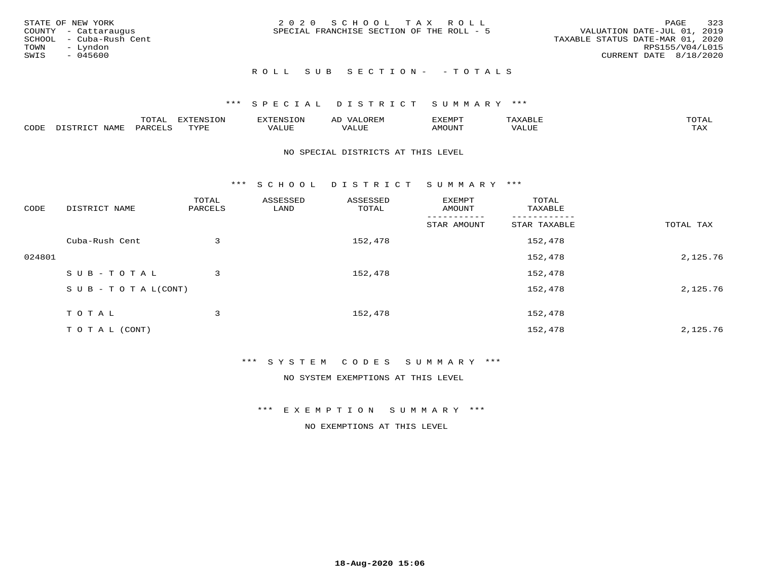STATE OF NEW YORK
COUNTY - Cattaraugus
SCHOOL - Cuba-Rush Cent
TOWN - Lyndon
SWIS - 045600

2 0 2 0 S C H O O L T A X R O L L
SPECIAL FRANCHISE SECTION OF THE ROLL - 5

VALUATION DATE-JUL 01, 2019
TAXABLE STATUS DATE-MAR 01, 2020
RPS155/V04/L015
CURRENT DATE 8/18/2020

R O L L S U B S E C T I O N - - T O T A L S

*** S P E C I A L D I S T R I C T S U M M A R Y ***

| CODE | DISTRICT NAME | TOTAL PARCELS | EXTENSION TYPE | EXTENSION VALUE | AD VALOREM VALUE | EXEMPT AMOUNT | TAXABLE VALUE | TOTAL TAX |
|---|---|---|---|---|---|---|---|---|

NO SPECIAL DISTRICTS AT THIS LEVEL

*** S C H O O L D I S T R I C T S U M M A R Y ***

| CODE | DISTRICT NAME | TOTAL PARCELS | ASSESSED LAND | ASSESSED TOTAL | EXEMPT AMOUNT / STAR AMOUNT | TOTAL TAXABLE / STAR TAXABLE | TOTAL TAX |
|---|---|---|---|---|---|---|---|
| | Cuba-Rush Cent | 3 | | 152,478 | | 152,478 | |
| 024801 | | | | | | 152,478 | 2,125.76 |
| | S U B - T O T A L | 3 | | 152,478 | | 152,478 | |
| | S U B - T O T A L(CONT) | | | | | 152,478 | 2,125.76 |
| | T O T A L | 3 | | 152,478 | | 152,478 | |
| | T O T A L (CONT) | | | | | 152,478 | 2,125.76 |

*** S Y S T E M C O D E S S U M M A R Y ***

NO SYSTEM EXEMPTIONS AT THIS LEVEL

*** E X E M P T I O N S U M M A R Y ***

NO EXEMPTIONS AT THIS LEVEL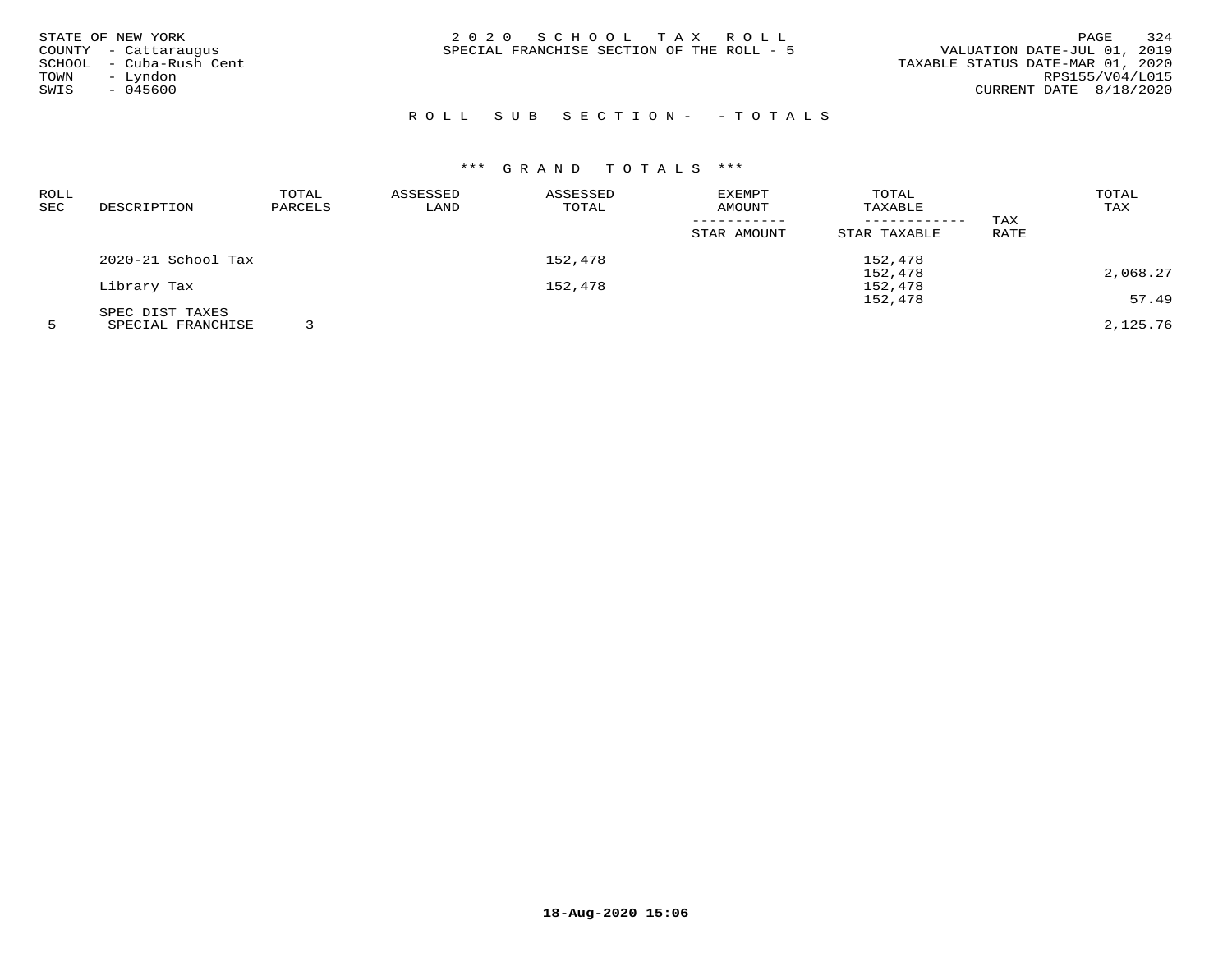STATE OF NEW YORK
COUNTY - Cattaraugus
SCHOOL - Cuba-Rush Cent
TOWN - Lyndon
SWIS - 045600

2 0 2 0 S C H O O L T A X R O L L
SPECIAL FRANCHISE SECTION OF THE ROLL - 5

VALUATION DATE-JUL 01, 2019
TAXABLE STATUS DATE-MAR 01, 2020
RPS155/V04/L015
CURRENT DATE 8/18/2020

R O L L S U B S E C T I O N - - T O T A L S

\*\*\* G R A N D T O T A L S \*\*\*

| ROLL SEC | DESCRIPTION | TOTAL PARCELS | ASSESSED LAND | ASSESSED TOTAL | EXEMPT AMOUNT / STAR AMOUNT | TOTAL TAXABLE / STAR TAXABLE | TAX RATE | TOTAL TAX |
|---|---|---|---|---|---|---|---|---|
| | 2020-21 School Tax | | | 152,478 | | 152,478 | | |
| | | | | | | 152,478 | | 2,068.27 |
| | Library Tax | | | 152,478 | | 152,478 | | |
| | | | | | | 152,478 | | 57.49 |
| | SPEC DIST TAXES | | | | | | | |
| 5 | SPECIAL FRANCHISE | 3 | | | | | | 2,125.76 |

18-Aug-2020 15:06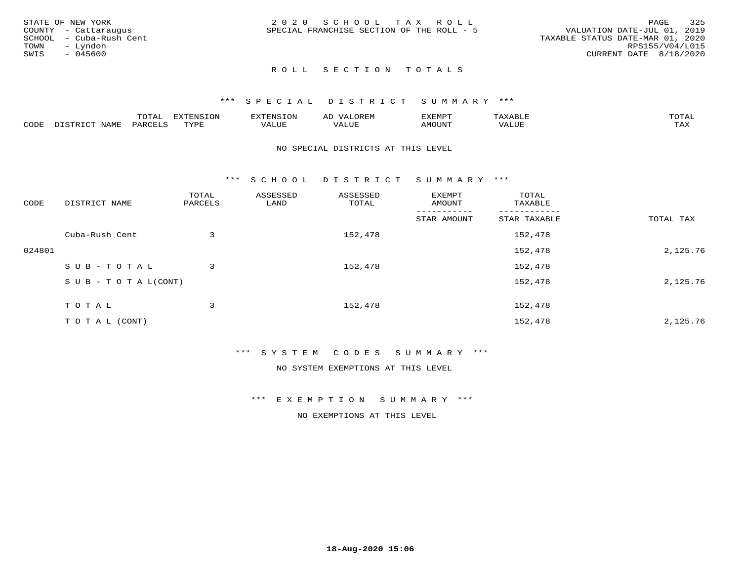STATE OF NEW YORK
COUNTY - Cattaraugus
SCHOOL - Cuba-Rush Cent
TOWN - Lyndon
SWIS - 045600

2 0 2 0 S C H O O L T A X R O L L
SPECIAL FRANCHISE SECTION OF THE ROLL - 5

VALUATION DATE-JUL 01, 2019
TAXABLE STATUS DATE-MAR 01, 2020
RPS155/V04/L015
CURRENT DATE 8/18/2020

## R O L L S E C T I O N T O T A L S

### *** S P E C I A L D I S T R I C T S U M M A R Y ***

| CODE | DISTRICT NAME | TOTAL PARCELS | EXTENSION TYPE | EXTENSION VALUE | AD VALOREM VALUE | EXEMPT AMOUNT | TAXABLE VALUE | TOTAL TAX |
|---|---|---|---|---|---|---|---|---|

NO SPECIAL DISTRICTS AT THIS LEVEL

### *** S C H O O L D I S T R I C T S U M M A R Y ***

| CODE | DISTRICT NAME | TOTAL PARCELS | ASSESSED LAND | ASSESSED TOTAL | EXEMPT AMOUNT / STAR AMOUNT | TOTAL TAXABLE / STAR TAXABLE | TOTAL TAX |
|---|---|---|---|---|---|---|---|
| | Cuba-Rush Cent | 3 | | 152,478 | | 152,478 | |
| 024801 | | | | | | 152,478 | 2,125.76 |
| | S U B - T O T A L | 3 | | 152,478 | | 152,478 | |
| | S U B - T O T A L(CONT) | | | | | 152,478 | 2,125.76 |
| | T O T A L | 3 | | 152,478 | | 152,478 | |
| | T O T A L (CONT) | | | | | 152,478 | 2,125.76 |

### *** S Y S T E M C O D E S S U M M A R Y ***

NO SYSTEM EXEMPTIONS AT THIS LEVEL

### *** E X E M P T I O N S U M M A R Y ***

NO EXEMPTIONS AT THIS LEVEL

18-Aug-2020 15:06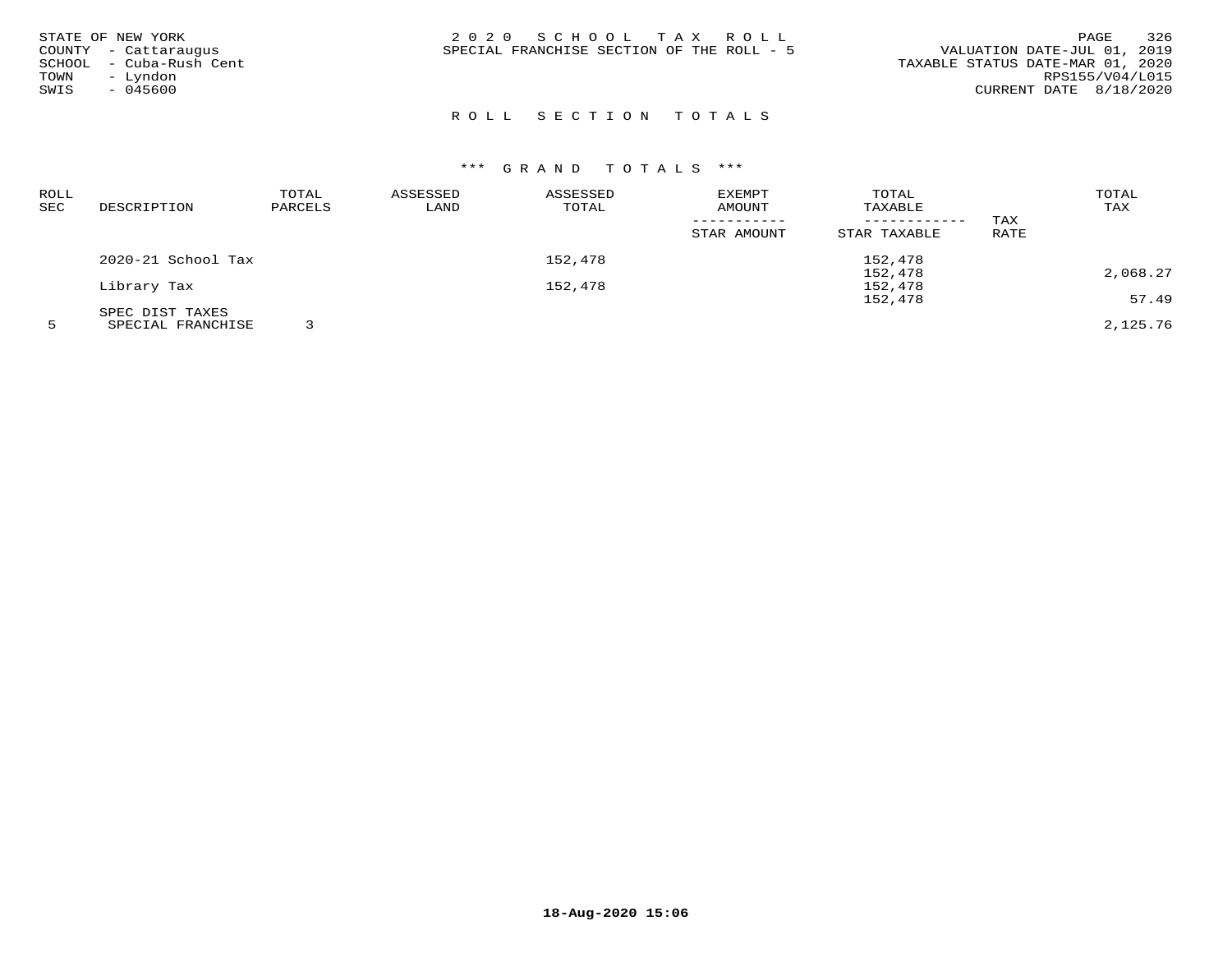STATE OF NEW YORK
COUNTY - Cattaraugus
SCHOOL - Cuba-Rush Cent
TOWN - Lyndon
SWIS - 045600

2 0 2 0 S C H O O L T A X R O L L
SPECIAL FRANCHISE SECTION OF THE ROLL - 5

VALUATION DATE-JUL 01, 2019
TAXABLE STATUS DATE-MAR 01, 2020
RPS155/V04/L015
CURRENT DATE 8/18/2020

## R O L L S E C T I O N T O T A L S

### \*\*\* G R A N D T O T A L S \*\*\*

| ROLL SEC | DESCRIPTION | TOTAL PARCELS | ASSESSED LAND | ASSESSED TOTAL | EXEMPT AMOUNT / STAR AMOUNT | TOTAL TAXABLE / STAR TAXABLE | TAX RATE | TOTAL TAX |
|---|---|---|---|---|---|---|---|---|
| | 2020-21 School Tax | | | 152,478 | | 152,478 | | |
| | | | | | | 152,478 | | 2,068.27 |
| | Library Tax | | | 152,478 | | 152,478 | | |
| | | | | | | 152,478 | | 57.49 |
| | SPEC DIST TAXES | | | | | | | |
| 5 | SPECIAL FRANCHISE | 3 | | | | | | 2,125.76 |

18-Aug-2020 15:06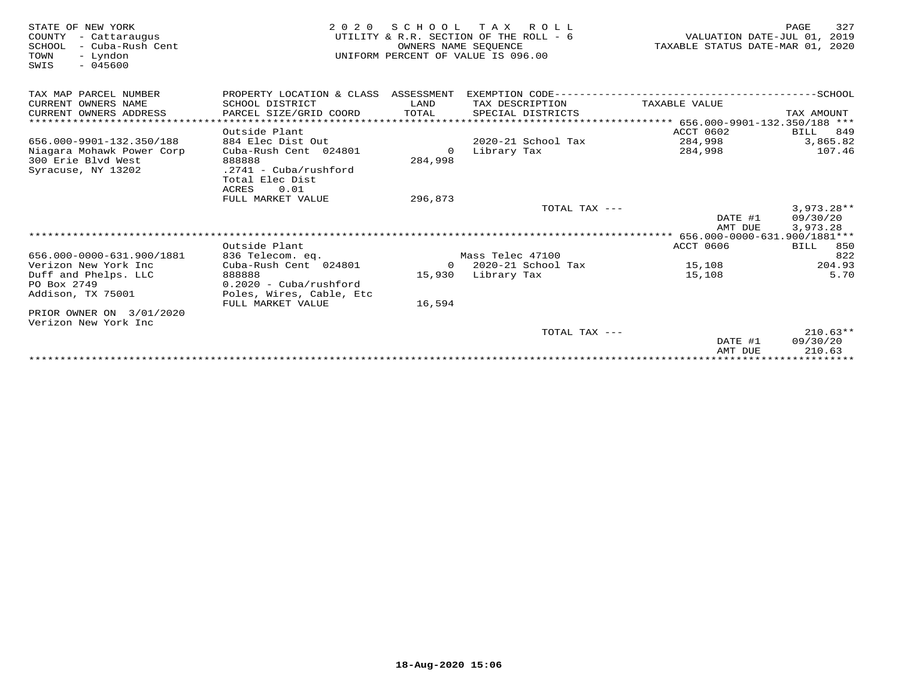STATE OF NEW YORK
COUNTY - Cattaraugus
SCHOOL - Cuba-Rush Cent
TOWN - Lyndon
SWIS - 045600

2020 SCHOOL TAX ROLL
UTILITY & R.R. SECTION OF THE ROLL - 6
OWNERS NAME SEQUENCE
UNIFORM PERCENT OF VALUE IS 096.00

VALUATION DATE-JUL 01, 2019
TAXABLE STATUS DATE-MAR 01, 2020

| TAX MAP PARCEL NUMBER / CURRENT OWNERS NAME / CURRENT OWNERS ADDRESS | PROPERTY LOCATION & CLASS / SCHOOL DISTRICT / PARCEL SIZE/GRID COORD | ASSESSMENT LAND / TOTAL | EXEMPTION CODE / TAX DESCRIPTION / SPECIAL DISTRICTS | TAXABLE VALUE | SCHOOL TAX AMOUNT |
|---|---|---|---|---|---|
| **656.000-9901-132.350/188** | Outside Plant | | | ACCT 0602 | BILL 849 |
| 656.000-9901-132.350/188 | 884 Elec Dist Out | | 2020-21 School Tax | 284,998 | 3,865.82 |
| Niagara Mohawk Power Corp | Cuba-Rush Cent 024801 | 0 | Library Tax | 284,998 | 107.46 |
| 300 Erie Blvd West | 888888 | 284,998 | | | |
| Syracuse, NY 13202 | .2741 - Cuba/rushford | | | | |
| | Total Elec Dist | | | | |
| | ACRES 0.01 | | | | |
| | FULL MARKET VALUE | 296,873 | | | |
| | | | TOTAL TAX --- | | 3,973.28** |
| | | | | DATE #1 | 09/30/20 |
| | | | | AMT DUE | 3,973.28 |
| **656.000-0000-631.900/1881** | Outside Plant | | | ACCT 0606 | BILL 850 |
| 656.000-0000-631.900/1881 | 836 Telecom. eq. | | Mass Telec 47100 | | 822 |
| Verizon New York Inc | Cuba-Rush Cent 024801 | 0 | 2020-21 School Tax | 15,108 | 204.93 |
| Duff and Phelps. LLC | 888888 | 15,930 | Library Tax | 15,108 | 5.70 |
| PO Box 2749 | 0.2020 - Cuba/rushford | | | | |
| Addison, TX 75001 | Poles, Wires, Cable, Etc | | | | |
| | FULL MARKET VALUE | 16,594 | | | |
| PRIOR OWNER ON 3/01/2020 | | | | | |
| Verizon New York Inc | | | | | |
| | | | TOTAL TAX --- | | 210.63** |
| | | | | DATE #1 | 09/30/20 |
| | | | | AMT DUE | 210.63 |

18-Aug-2020 15:06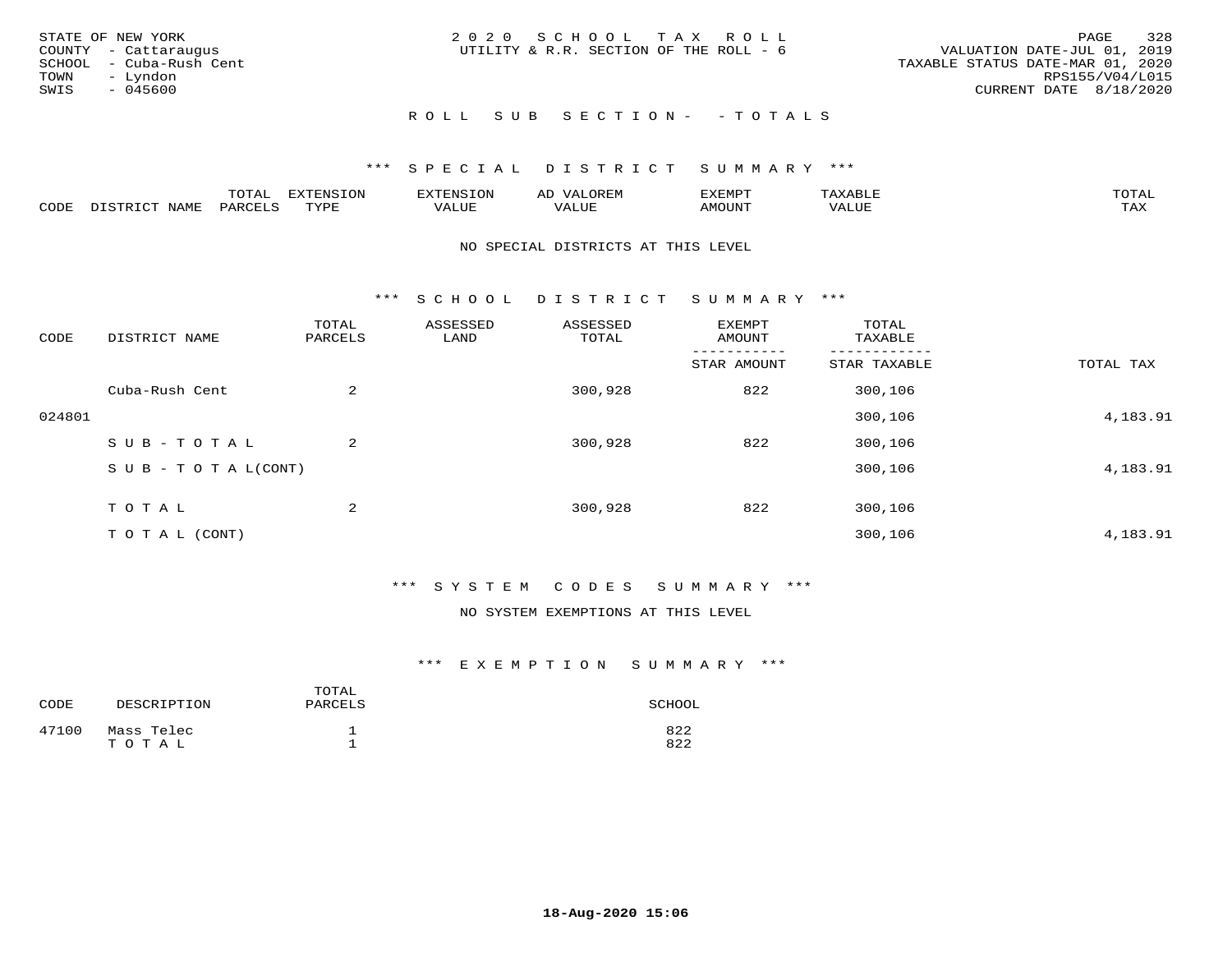STATE OF NEW YORK
COUNTY - Cattaraugus
SCHOOL - Cuba-Rush Cent
TOWN - Lyndon
SWIS - 045600

2 0 2 0 S C H O O L T A X R O L L
UTILITY & R.R. SECTION OF THE ROLL - 6

VALUATION DATE-JUL 01, 2019
TAXABLE STATUS DATE-MAR 01, 2020
RPS155/V04/L015
CURRENT DATE 8/18/2020

R O L L S U B S E C T I O N - - T O T A L S

\*\*\* S P E C I A L D I S T R I C T S U M M A R Y \*\*\*

| CODE | DISTRICT NAME | TOTAL PARCELS | EXTENSION TYPE | EXTENSION VALUE | AD VALOREM VALUE | EXEMPT AMOUNT | TAXABLE VALUE | TOTAL TAX |
|---|---|---|---|---|---|---|---|---|

NO SPECIAL DISTRICTS AT THIS LEVEL

\*\*\* S C H O O L D I S T R I C T S U M M A R Y \*\*\*

| CODE | DISTRICT NAME | TOTAL PARCELS | ASSESSED LAND | ASSESSED TOTAL | EXEMPT AMOUNT / STAR AMOUNT | TOTAL TAXABLE / STAR TAXABLE | TOTAL TAX |
|---|---|---|---|---|---|---|---|
| | Cuba-Rush Cent | 2 | | 300,928 | 822 | 300,106 | |
| 024801 | | | | | | 300,106 | 4,183.91 |
| | S U B - T O T A L | 2 | | 300,928 | 822 | 300,106 | |
| | S U B - T O T A L(CONT) | | | | | 300,106 | 4,183.91 |
| | T O T A L | 2 | | 300,928 | 822 | 300,106 | |
| | T O T A L (CONT) | | | | | 300,106 | 4,183.91 |

\*\*\* S Y S T E M C O D E S S U M M A R Y \*\*\*

NO SYSTEM EXEMPTIONS AT THIS LEVEL

\*\*\* E X E M P T I O N S U M M A R Y \*\*\*

| CODE | DESCRIPTION | TOTAL PARCELS | SCHOOL |
|---|---|---|---|
| 47100 | Mass Telec | 1 | 822 |
| | T O T A L | 1 | 822 |

18-Aug-2020 15:06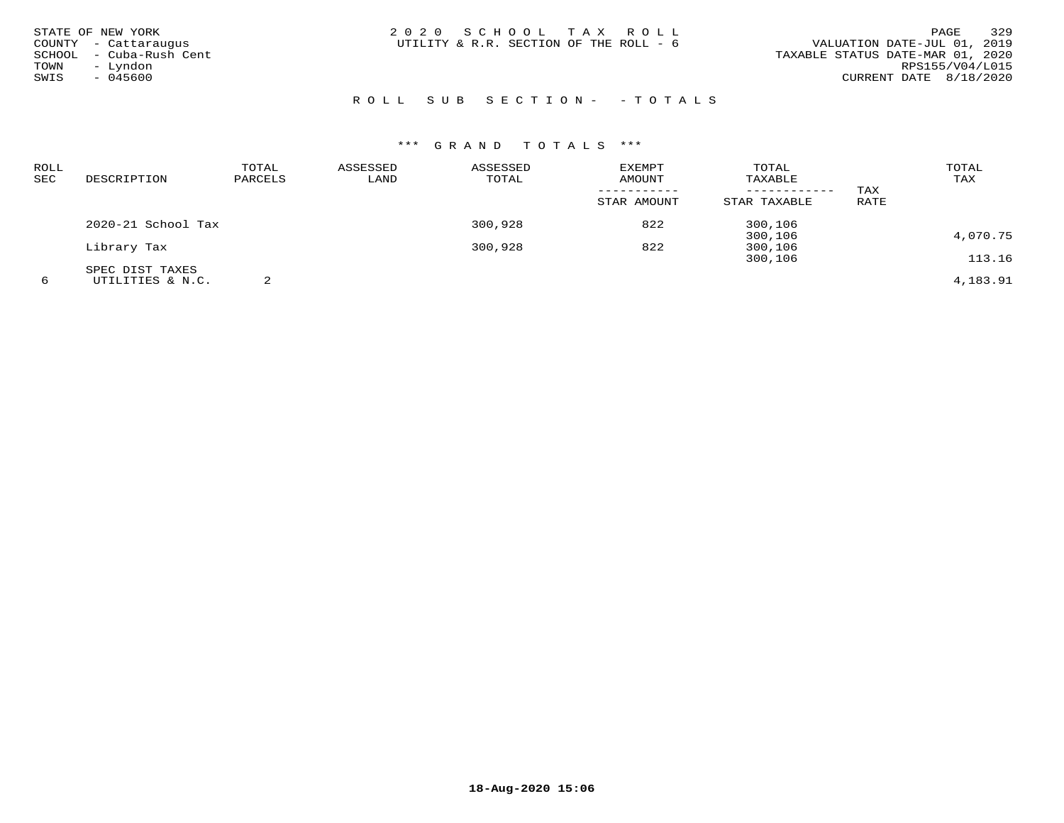STATE OF NEW YORK
COUNTY - Cattaraugus
SCHOOL - Cuba-Rush Cent
TOWN - Lyndon
SWIS - 045600

2020 SCHOOL TAX ROLL
UTILITY & R.R. SECTION OF THE ROLL - 6

VALUATION DATE-JUL 01, 2019
TAXABLE STATUS DATE-MAR 01, 2020
RPS155/V04/L015
CURRENT DATE 8/18/2020

ROLL SUB SECTION- - TOTALS

*** GRAND TOTALS ***

| ROLL SEC | DESCRIPTION | TOTAL PARCELS | ASSESSED LAND | ASSESSED TOTAL | EXEMPT AMOUNT / STAR AMOUNT | TOTAL TAXABLE / STAR TAXABLE | TAX RATE | TOTAL TAX |
|---|---|---|---|---|---|---|---|---|
| | 2020-21 School Tax | | | 300,928 | 822 | 300,106 | | |
| | | | | | | 300,106 | | 4,070.75 |
| | Library Tax | | | 300,928 | 822 | 300,106 | | |
| | | | | | | 300,106 | | 113.16 |
| | SPEC DIST TAXES | | | | | | | |
| 6 | UTILITIES & N.C. | 2 | | | | | | 4,183.91 |

18-Aug-2020 15:06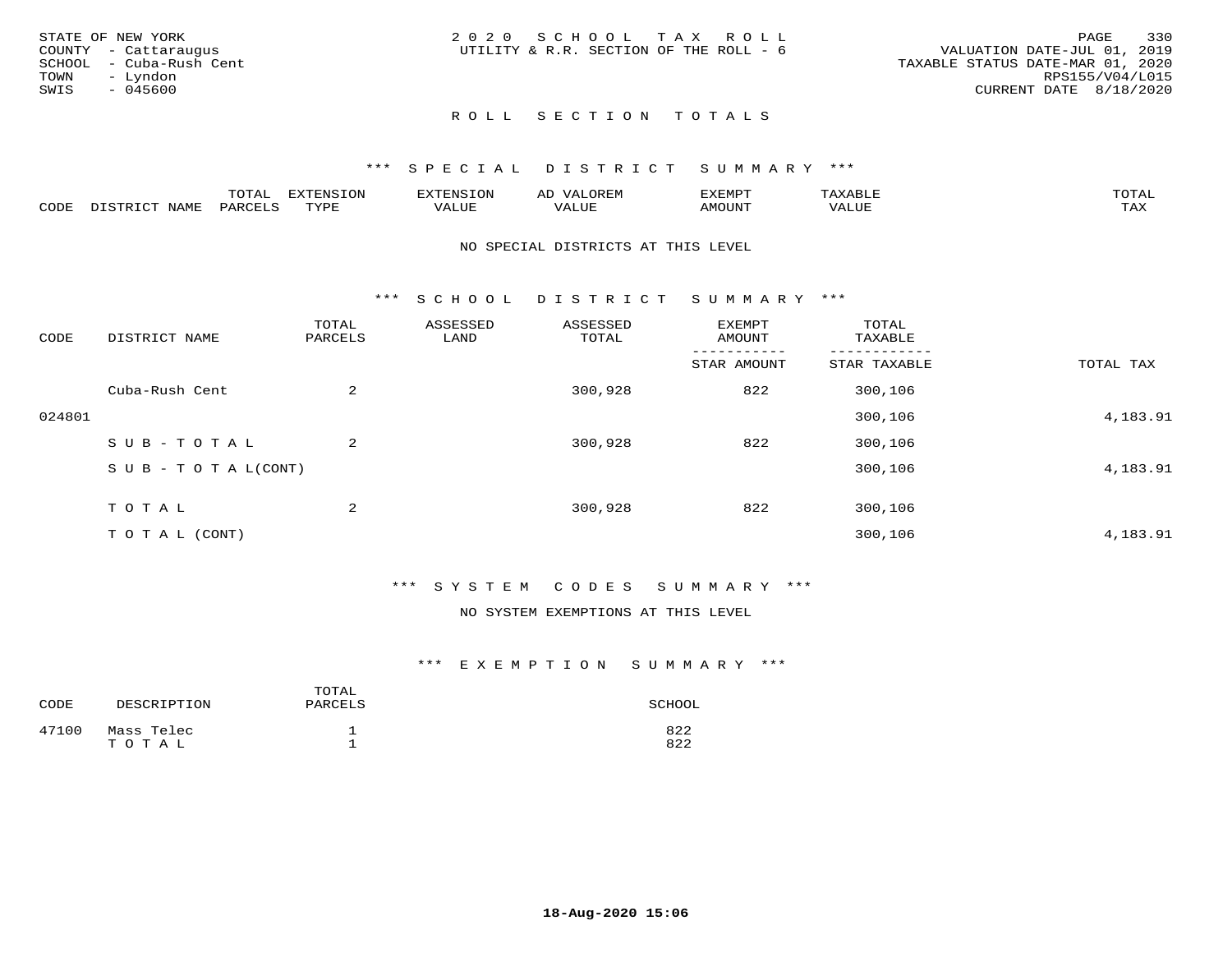STATE OF NEW YORK
COUNTY - Cattaraugus
SCHOOL - Cuba-Rush Cent
TOWN - Lyndon
SWIS - 045600

2020 SCHOOL TAX ROLL
UTILITY & R.R. SECTION OF THE ROLL - 6

VALUATION DATE-JUL 01, 2019
TAXABLE STATUS DATE-MAR 01, 2020
RPS155/V04/L015
CURRENT DATE 8/18/2020

## ROLL SECTION TOTALS

### *** SPECIAL DISTRICT SUMMARY ***

| CODE | DISTRICT NAME | TOTAL PARCELS | EXTENSION TYPE | EXTENSION VALUE | AD VALOREM VALUE | EXEMPT AMOUNT | TAXABLE VALUE | TOTAL TAX |
|---|---|---|---|---|---|---|---|---|

NO SPECIAL DISTRICTS AT THIS LEVEL

### *** SCHOOL DISTRICT SUMMARY ***

| CODE | DISTRICT NAME | TOTAL PARCELS | ASSESSED LAND | ASSESSED TOTAL | EXEMPT AMOUNT / STAR AMOUNT | TOTAL TAXABLE / STAR TAXABLE | TOTAL TAX |
|---|---|---|---|---|---|---|---|
| | Cuba-Rush Cent | 2 | | 300,928 | 822 | 300,106 | |
| 024801 | | | | | | 300,106 | 4,183.91 |
| | SUB-TOTAL | 2 | | 300,928 | 822 | 300,106 | |
| | SUB-TOTAL(CONT) | | | | | 300,106 | 4,183.91 |
| | TOTAL | 2 | | 300,928 | 822 | 300,106 | |
| | TOTAL (CONT) | | | | | 300,106 | 4,183.91 |

### *** SYSTEM CODES SUMMARY ***

NO SYSTEM EXEMPTIONS AT THIS LEVEL

### *** EXEMPTION SUMMARY ***

| CODE | DESCRIPTION | TOTAL PARCELS | SCHOOL |
|---|---|---|---|
| 47100 | Mass Telec | 1 | 822 |
| | TOTAL | 1 | 822 |

18-Aug-2020 15:06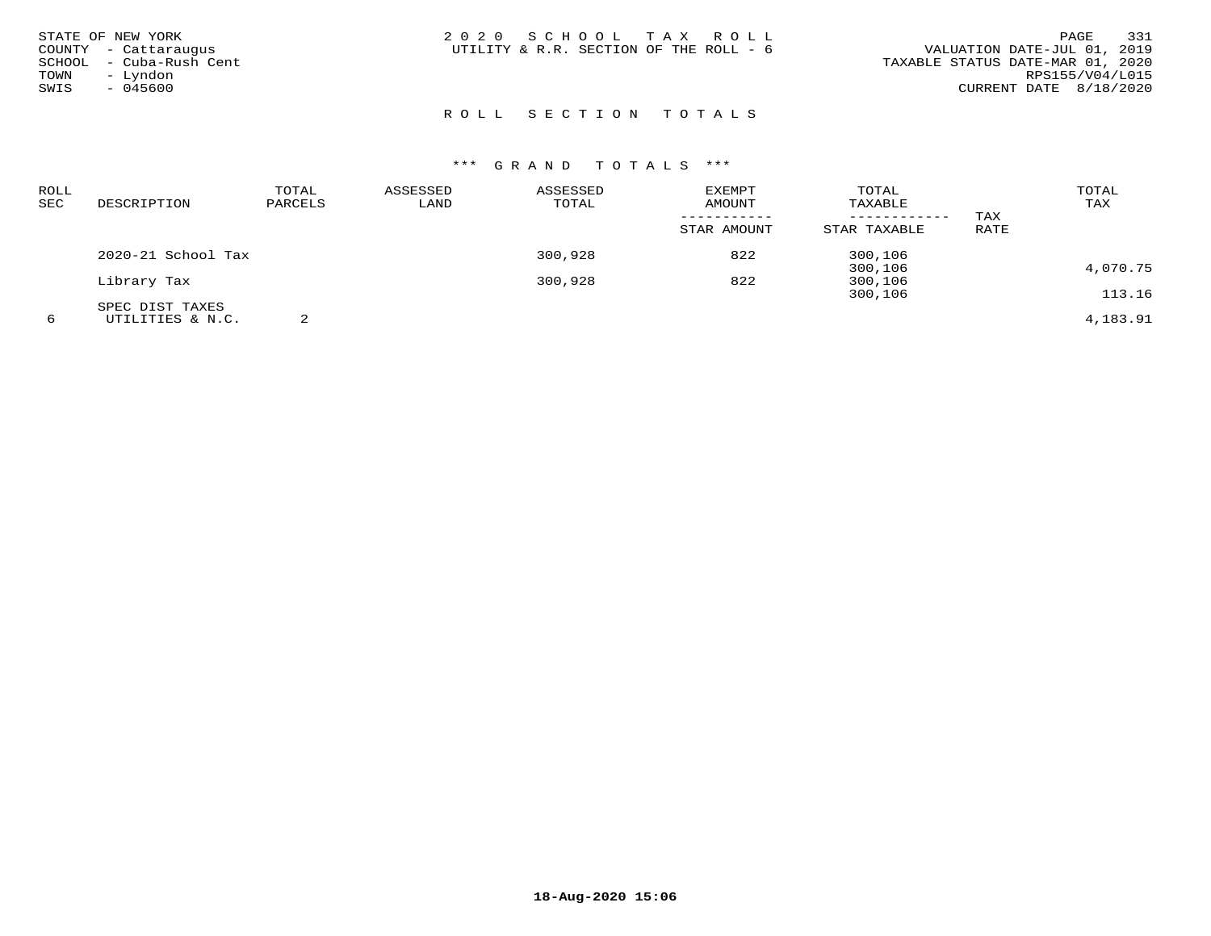STATE OF NEW YORK
COUNTY - Cattaraugus
SCHOOL - Cuba-Rush Cent
TOWN - Lyndon
SWIS - 045600

2020 SCHOOL TAX ROLL
UTILITY & R.R. SECTION OF THE ROLL - 6

VALUATION DATE-JUL 01, 2019
TAXABLE STATUS DATE-MAR 01, 2020
RPS155/V04/L015
CURRENT DATE 8/18/2020

## ROLL SECTION TOTALS

### *** GRAND TOTALS ***

| ROLL SEC | DESCRIPTION | TOTAL PARCELS | ASSESSED LAND | ASSESSED TOTAL | EXEMPT AMOUNT / STAR AMOUNT | TOTAL TAXABLE / STAR TAXABLE | TAX RATE | TOTAL TAX |
|---|---|---|---|---|---|---|---|---|
| | 2020-21 School Tax | | | 300,928 | 822 | 300,106 | | |
| | | | | | | 300,106 | | 4,070.75 |
| | Library Tax | | | 300,928 | 822 | 300,106 | | |
| | | | | | | 300,106 | | 113.16 |
| | SPEC DIST TAXES | | | | | | | |
| 6 | UTILITIES & N.C. | 2 | | | | | | 4,183.91 |

18-Aug-2020 15:06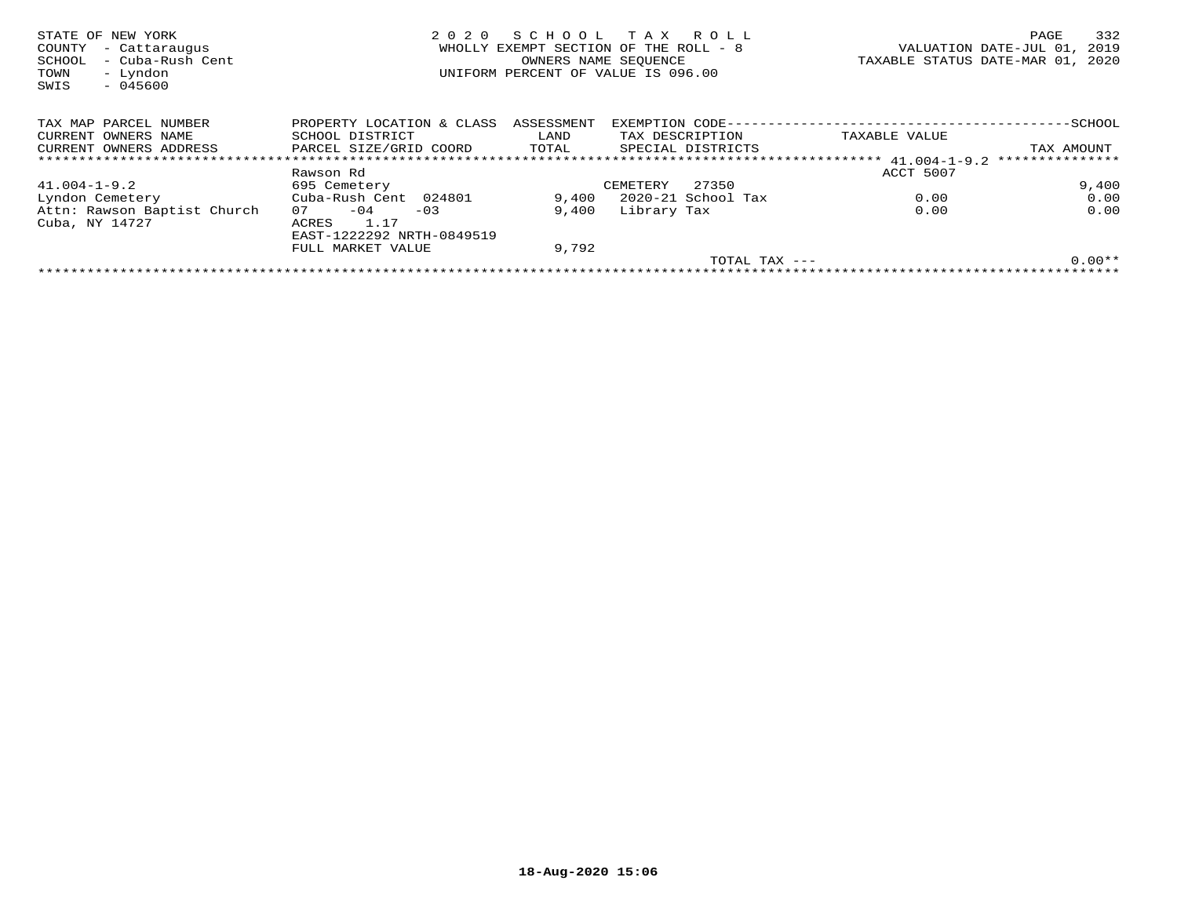STATE OF NEW YORK
COUNTY - Cattaraugus
SCHOOL - Cuba-Rush Cent
TOWN - Lyndon
SWIS - 045600

2 0 2 0 S C H O O L T A X R O L L
WHOLLY EXEMPT SECTION OF THE ROLL - 8
OWNERS NAME SEQUENCE
UNIFORM PERCENT OF VALUE IS 096.00

VALUATION DATE-JUL 01, 2019
TAXABLE STATUS DATE-MAR 01, 2020

| TAX MAP PARCEL NUMBER / CURRENT OWNERS NAME / CURRENT OWNERS ADDRESS | PROPERTY LOCATION & CLASS / SCHOOL DISTRICT / PARCEL SIZE/GRID COORD | ASSESSMENT LAND / TOTAL | EXEMPTION CODE / TAX DESCRIPTION / SPECIAL DISTRICTS | TAXABLE VALUE | SCHOOL / TAX AMOUNT |
|---|---|---|---|---|---|
| | | | | 41.004-1-9.2 | |
| | Rawson Rd | | | ACCT 5007 | |
| 41.004-1-9.2 | 695 Cemetery | | CEMETERY 27350 | | 9,400 |
| Lyndon Cemetery | Cuba-Rush Cent 024801 | 9,400 | 2020-21 School Tax | 0.00 | 0.00 |
| Attn: Rawson Baptist Church | 07 -04 -03 | 9,400 | Library Tax | 0.00 | 0.00 |
| Cuba, NY 14727 | ACRES 1.17 | | | | |
| | EAST-1222292 NRTH-0849519 | | | | |
| | FULL MARKET VALUE | 9,792 | | | |
| | | | TOTAL TAX --- | | 0.00** |

18-Aug-2020 15:06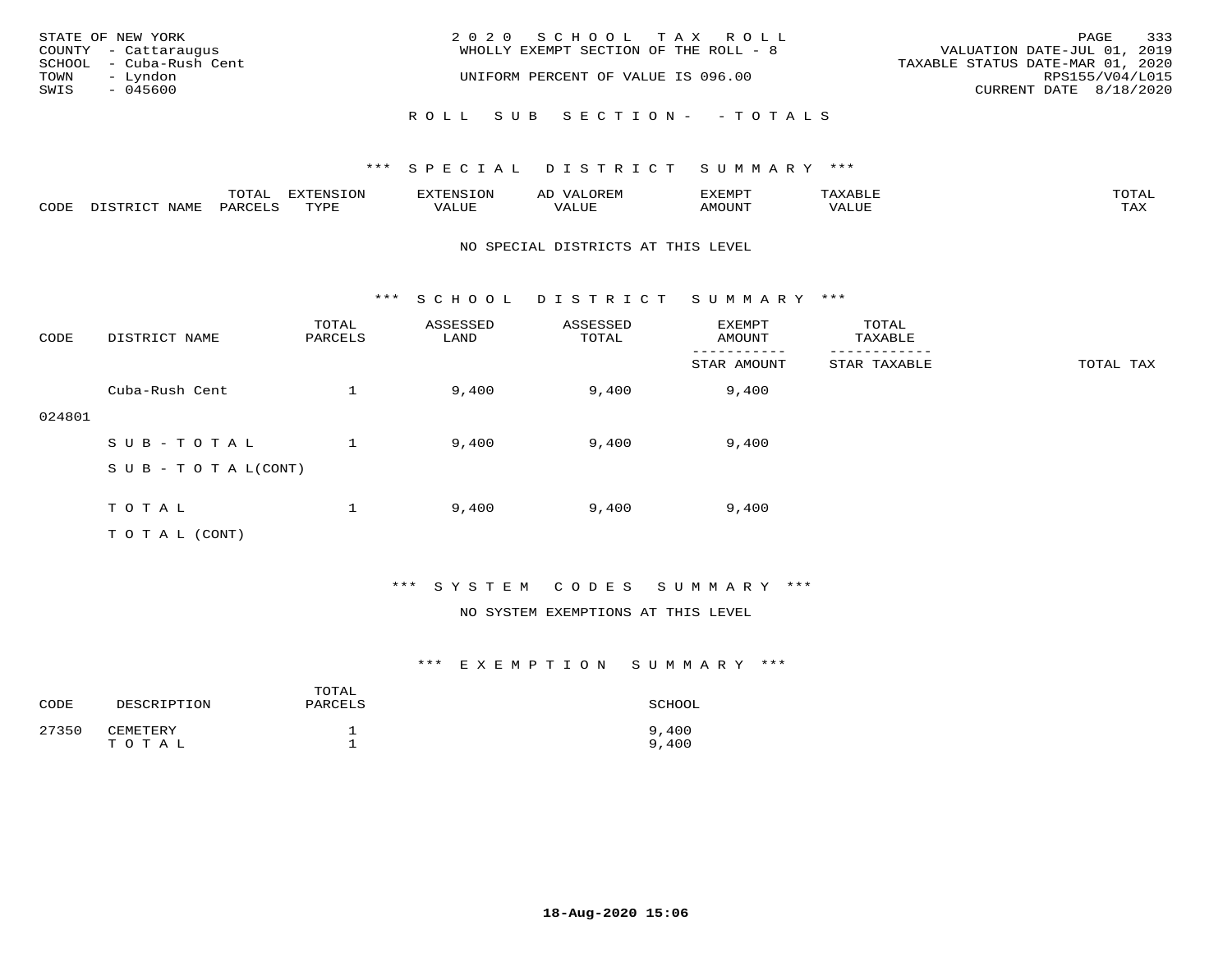STATE OF NEW YORK
COUNTY - Cattaraugus
SCHOOL - Cuba-Rush Cent
TOWN - Lyndon
SWIS - 045600

2020 SCHOOL TAX ROLL
WHOLLY EXEMPT SECTION OF THE ROLL - 8

UNIFORM PERCENT OF VALUE IS 096.00

VALUATION DATE-JUL 01, 2019
TAXABLE STATUS DATE-MAR 01, 2020
RPS155/V04/L015
CURRENT DATE 8/18/2020

ROLL SUB SECTION- - TOTALS

*** SPECIAL DISTRICT SUMMARY ***

| CODE | DISTRICT NAME | TOTAL PARCELS | EXTENSION TYPE | EXTENSION VALUE | AD VALOREM VALUE | EXEMPT AMOUNT | TAXABLE VALUE | TOTAL TAX |
|---|---|---|---|---|---|---|---|---|

NO SPECIAL DISTRICTS AT THIS LEVEL

*** SCHOOL DISTRICT SUMMARY ***

| CODE | DISTRICT NAME | TOTAL PARCELS | ASSESSED LAND | ASSESSED TOTAL | EXEMPT AMOUNT / STAR AMOUNT | TOTAL TAXABLE / STAR TAXABLE | TOTAL TAX |
|---|---|---|---|---|---|---|---|
| 024801 | Cuba-Rush Cent | 1 | 9,400 | 9,400 | 9,400 | | |
| | SUB-TOTAL | 1 | 9,400 | 9,400 | 9,400 | | |
| | SUB-TOTAL(CONT) | | | | | | |
| | TOTAL | 1 | 9,400 | 9,400 | 9,400 | | |
| | TOTAL (CONT) | | | | | | |

*** SYSTEM CODES SUMMARY ***

NO SYSTEM EXEMPTIONS AT THIS LEVEL

*** EXEMPTION SUMMARY ***

| CODE | DESCRIPTION | TOTAL PARCELS | SCHOOL |
|---|---|---|---|
| 27350 | CEMETERY | 1 | 9,400 |
| | TOTAL | 1 | 9,400 |

18-Aug-2020 15:06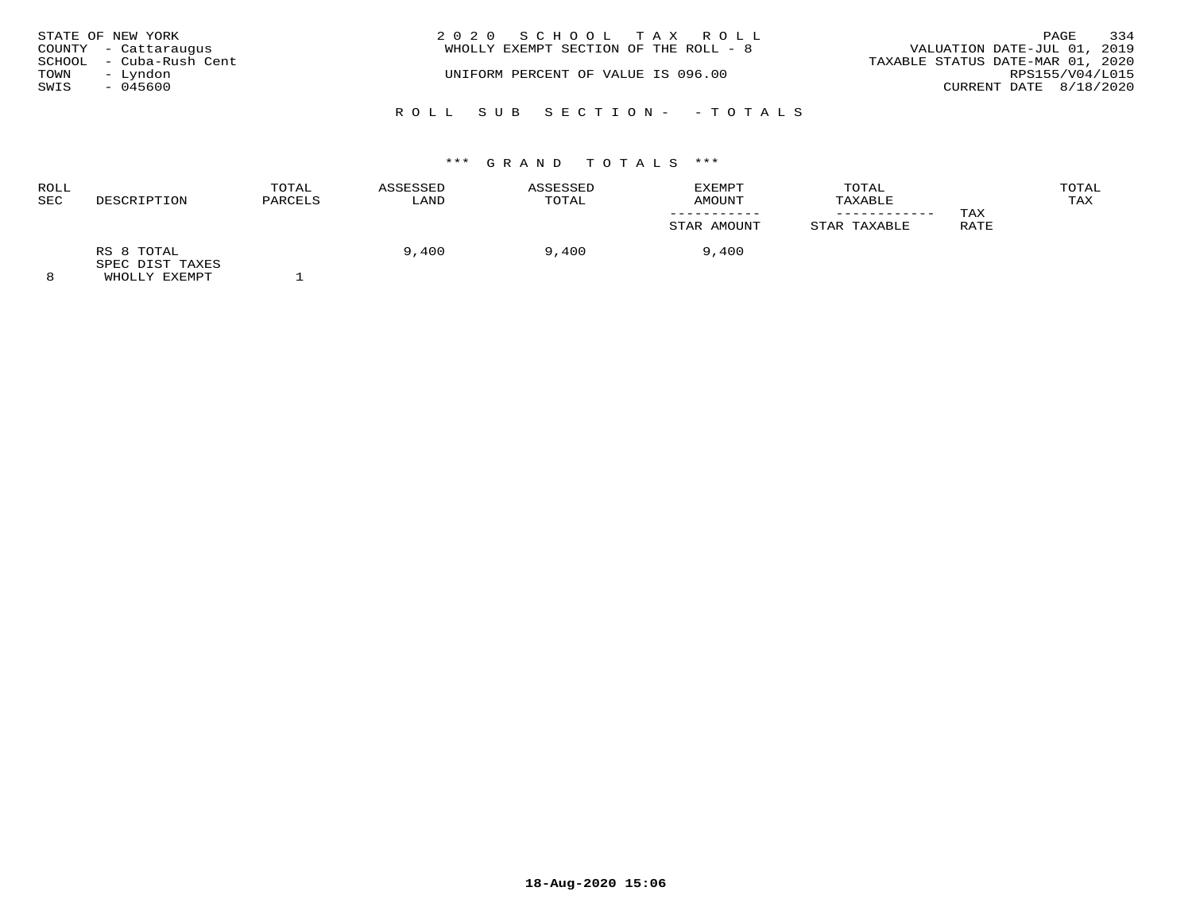STATE OF NEW YORK
COUNTY - Cattaraugus
SCHOOL - Cuba-Rush Cent
TOWN - Lyndon
SWIS - 045600

2 0 2 0 S C H O O L T A X R O L L
WHOLLY EXEMPT SECTION OF THE ROLL - 8

UNIFORM PERCENT OF VALUE IS 096.00

VALUATION DATE-JUL 01, 2019
TAXABLE STATUS DATE-MAR 01, 2020
RPS155/V04/L015
CURRENT DATE 8/18/2020

R O L L S U B S E C T I O N - - T O T A L S

\*\*\* G R A N D T O T A L S \*\*\*

| ROLL SEC | DESCRIPTION | TOTAL PARCELS | ASSESSED LAND | ASSESSED TOTAL | EXEMPT AMOUNT / STAR AMOUNT | TOTAL TAXABLE / STAR TAXABLE | TAX RATE | TOTAL TAX |
|---|---|---|---|---|---|---|---|---|
| | RS 8 TOTAL | | 9,400 | 9,400 | 9,400 | | | |
| | SPEC DIST TAXES | | | | | | | |
| 8 | WHOLLY EXEMPT | 1 | | | | | | |

18-Aug-2020 15:06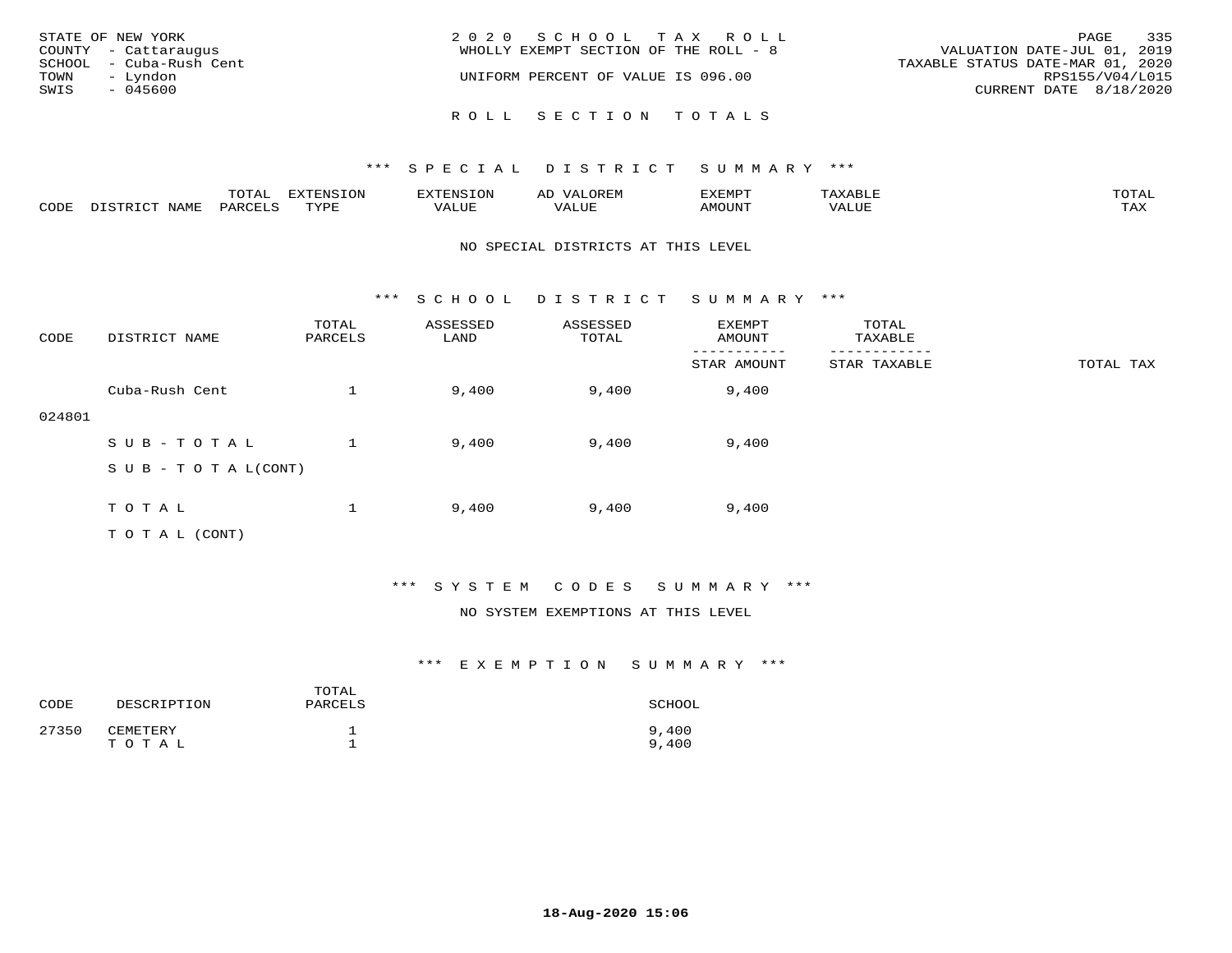STATE OF NEW YORK
COUNTY - Cattaraugus
SCHOOL - Cuba-Rush Cent
TOWN - Lyndon
SWIS - 045600

2020 SCHOOL TAX ROLL
WHOLLY EXEMPT SECTION OF THE ROLL - 8

UNIFORM PERCENT OF VALUE IS 096.00

VALUATION DATE-JUL 01, 2019
TAXABLE STATUS DATE-MAR 01, 2020
RPS155/V04/L015
CURRENT DATE 8/18/2020

## ROLL SECTION TOTALS

### *** SPECIAL DISTRICT SUMMARY ***

| CODE | DISTRICT NAME | TOTAL PARCELS | EXTENSION TYPE | EXTENSION VALUE | AD VALOREM VALUE | EXEMPT AMOUNT | TAXABLE VALUE | TOTAL TAX |
|---|---|---|---|---|---|---|---|---|

NO SPECIAL DISTRICTS AT THIS LEVEL

### *** SCHOOL DISTRICT SUMMARY ***

| CODE | DISTRICT NAME | TOTAL PARCELS | ASSESSED LAND | ASSESSED TOTAL | EXEMPT AMOUNT / STAR AMOUNT | TOTAL TAXABLE / STAR TAXABLE | TOTAL TAX |
|---|---|---|---|---|---|---|---|
| 024801 | Cuba-Rush Cent | 1 | 9,400 | 9,400 | 9,400 | | |
| | SUB-TOTAL | 1 | 9,400 | 9,400 | 9,400 | | |
| | SUB-TOTAL(CONT) | | | | | | |
| | TOTAL | 1 | 9,400 | 9,400 | 9,400 | | |
| | TOTAL (CONT) | | | | | | |

### *** SYSTEM CODES SUMMARY ***

NO SYSTEM EXEMPTIONS AT THIS LEVEL

### *** EXEMPTION SUMMARY ***

| CODE | DESCRIPTION | TOTAL PARCELS | SCHOOL |
|---|---|---|---|
| 27350 | CEMETERY | 1 | 9,400 |
| | TOTAL | 1 | 9,400 |

18-Aug-2020 15:06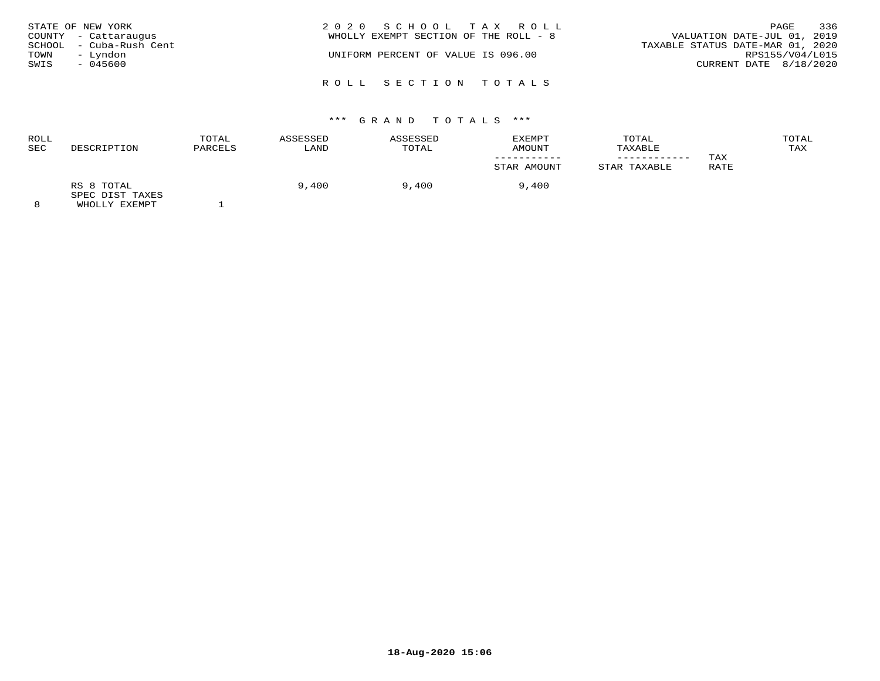STATE OF NEW YORK
COUNTY - Cattaraugus
SCHOOL - Cuba-Rush Cent
TOWN - Lyndon
SWIS - 045600

2020 SCHOOL TAX ROLL
WHOLLY EXEMPT SECTION OF THE ROLL - 8

UNIFORM PERCENT OF VALUE IS 096.00

VALUATION DATE-JUL 01, 2019
TAXABLE STATUS DATE-MAR 01, 2020
RPS155/V04/L015
CURRENT DATE 8/18/2020

## ROLL SECTION TOTALS

### *** GRAND TOTALS ***

| ROLL SEC | DESCRIPTION | TOTAL PARCELS | ASSESSED LAND | ASSESSED TOTAL | EXEMPT AMOUNT / STAR AMOUNT | TOTAL TAXABLE / STAR TAXABLE | TAX RATE | TOTAL TAX |
|---|---|---|---|---|---|---|---|---|
| | RS 8 TOTAL | | 9,400 | 9,400 | 9,400 | | | |
| | SPEC DIST TAXES | | | | | | | |
| 8 | WHOLLY EXEMPT | 1 | | | | | | |

18-Aug-2020 15:06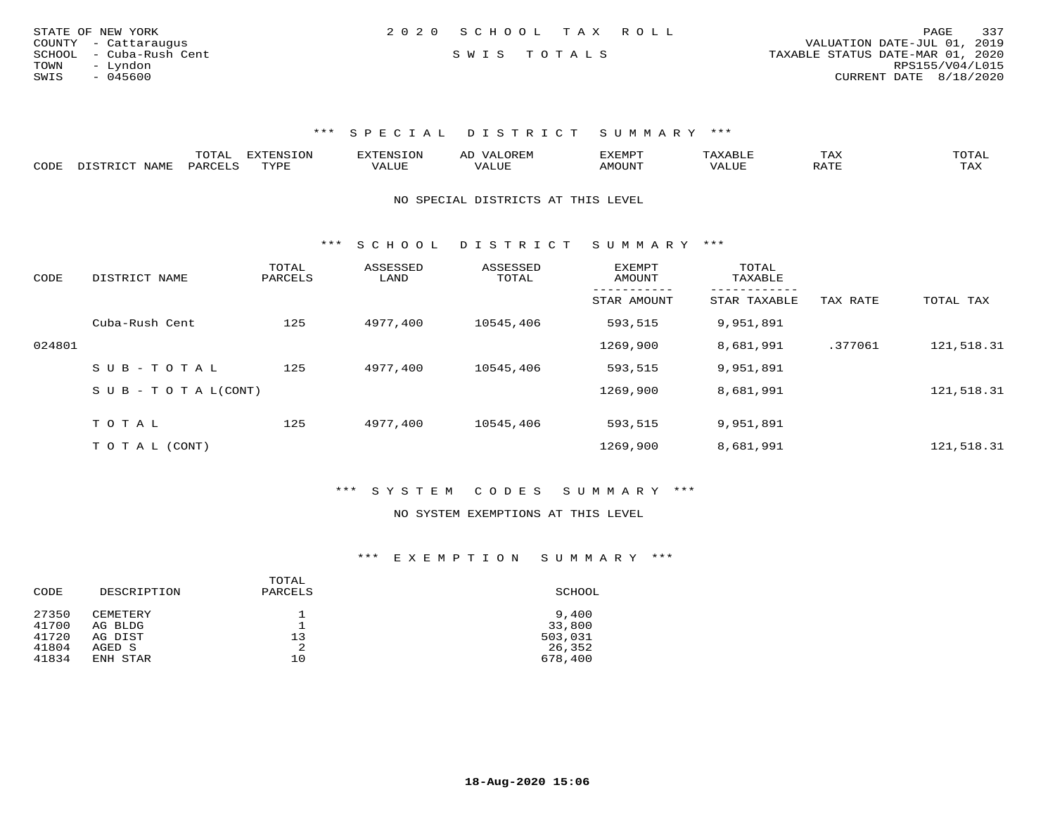STATE OF NEW YORK
COUNTY - Cattaraugus
SCHOOL - Cuba-Rush Cent
TOWN - Lyndon
SWIS - 045600

2 0 2 0 S C H O O L T A X R O L L

S W I S T O T A L S

VALUATION DATE-JUL 01, 2019
TAXABLE STATUS DATE-MAR 01, 2020
RPS155/V04/L015
CURRENT DATE 8/18/2020

### *** S P E C I A L D I S T R I C T S U M M A R Y ***

| CODE | DISTRICT NAME | TOTAL PARCELS | EXTENSION TYPE | EXTENSION VALUE | AD VALOREM VALUE | EXEMPT AMOUNT | TAXABLE VALUE | TAX RATE | TOTAL TAX |
|---|---|---|---|---|---|---|---|---|---|

NO SPECIAL DISTRICTS AT THIS LEVEL

### *** S C H O O L D I S T R I C T S U M M A R Y ***

| CODE | DISTRICT NAME | TOTAL PARCELS | ASSESSED LAND | ASSESSED TOTAL | EXEMPT AMOUNT / STAR AMOUNT | TOTAL TAXABLE / STAR TAXABLE | TAX RATE | TOTAL TAX |
|---|---|---|---|---|---|---|---|---|
| | Cuba-Rush Cent | 125 | 4977,400 | 10545,406 | 593,515 | 9,951,891 | | |
| 024801 | | | | | 1269,900 | 8,681,991 | .377061 | 121,518.31 |
| | S U B - T O T A L | 125 | 4977,400 | 10545,406 | 593,515 | 9,951,891 | | |
| | S U B - T O T A L(CONT) | | | | 1269,900 | 8,681,991 | | 121,518.31 |
| | T O T A L | 125 | 4977,400 | 10545,406 | 593,515 | 9,951,891 | | |
| | T O T A L (CONT) | | | | 1269,900 | 8,681,991 | | 121,518.31 |

### *** S Y S T E M C O D E S S U M M A R Y ***

NO SYSTEM EXEMPTIONS AT THIS LEVEL

### *** E X E M P T I O N S U M M A R Y ***

| CODE | DESCRIPTION | TOTAL PARCELS | SCHOOL |
|---|---|---|---|
| 27350 | CEMETERY | 1 | 9,400 |
| 41700 | AG BLDG | 1 | 33,800 |
| 41720 | AG DIST | 13 | 503,031 |
| 41804 | AGED S | 2 | 26,352 |
| 41834 | ENH STAR | 10 | 678,400 |

18-Aug-2020 15:06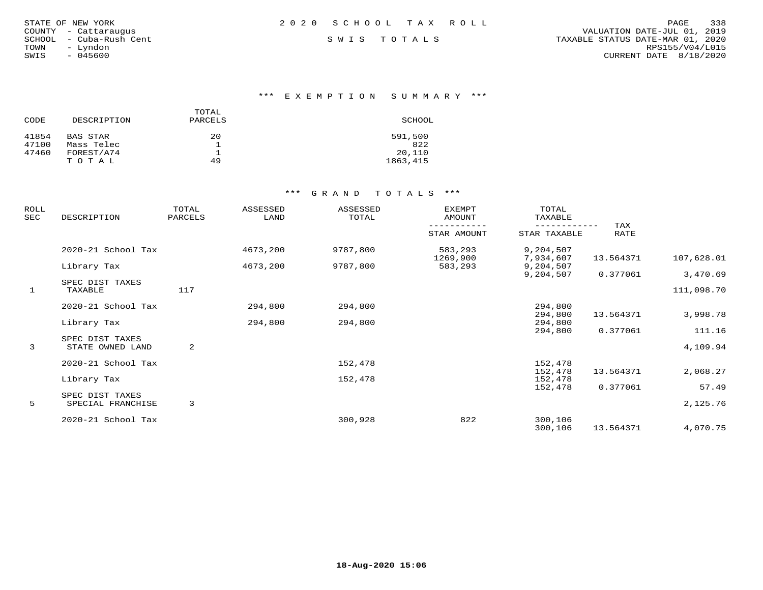STATE OF NEW YORK
COUNTY - Cattaraugus
SCHOOL - Cuba-Rush Cent
TOWN - Lyndon
SWIS - 045600

2 0 2 0 S C H O O L T A X R O L L

S W I S T O T A L S

VALUATION DATE-JUL 01, 2019
TAXABLE STATUS DATE-MAR 01, 2020
RPS155/V04/L015
CURRENT DATE 8/18/2020

### *** E X E M P T I O N S U M M A R Y ***

| CODE | DESCRIPTION | TOTAL PARCELS | SCHOOL |
|---|---|---|---|
| 41854 | BAS STAR | 20 | 591,500 |
| 47100 | Mass Telec | 1 | 822 |
| 47460 | FOREST/A74 | 1 | 20,110 |
| | T O T A L | 49 | 1863,415 |

### *** G R A N D T O T A L S ***

| ROLL SEC | DESCRIPTION | TOTAL PARCELS | ASSESSED LAND | ASSESSED TOTAL | EXEMPT AMOUNT / STAR AMOUNT | TOTAL TAXABLE / STAR TAXABLE | TAX RATE | |
|---|---|---|---|---|---|---|---|---|
| | 2020-21 School Tax | | 4673,200 | 9787,800 | 583,293 | 9,204,507 | | |
| | | | | | 1269,900 | 7,934,607 | 13.564371 | 107,628.01 |
| | Library Tax | | 4673,200 | 9787,800 | 583,293 | 9,204,507 | | |
| | | | | | | 9,204,507 | 0.377061 | 3,470.69 |
| | SPEC DIST TAXES | | | | | | | |
| 1 | TAXABLE | 117 | | | | | | 111,098.70 |
| | 2020-21 School Tax | | 294,800 | 294,800 | | 294,800 | | |
| | | | | | | 294,800 | 13.564371 | 3,998.78 |
| | Library Tax | | 294,800 | 294,800 | | 294,800 | | |
| | | | | | | 294,800 | 0.377061 | 111.16 |
| | SPEC DIST TAXES | | | | | | | |
| 3 | STATE OWNED LAND | 2 | | | | | | 4,109.94 |
| | 2020-21 School Tax | | | 152,478 | | 152,478 | | |
| | | | | | | 152,478 | 13.564371 | 2,068.27 |
| | Library Tax | | | 152,478 | | 152,478 | | |
| | | | | | | 152,478 | 0.377061 | 57.49 |
| | SPEC DIST TAXES | | | | | | | |
| 5 | SPECIAL FRANCHISE | 3 | | | | | | 2,125.76 |
| | 2020-21 School Tax | | | 300,928 | 822 | 300,106 | | |
| | | | | | | 300,106 | 13.564371 | 4,070.75 |

18-Aug-2020 15:06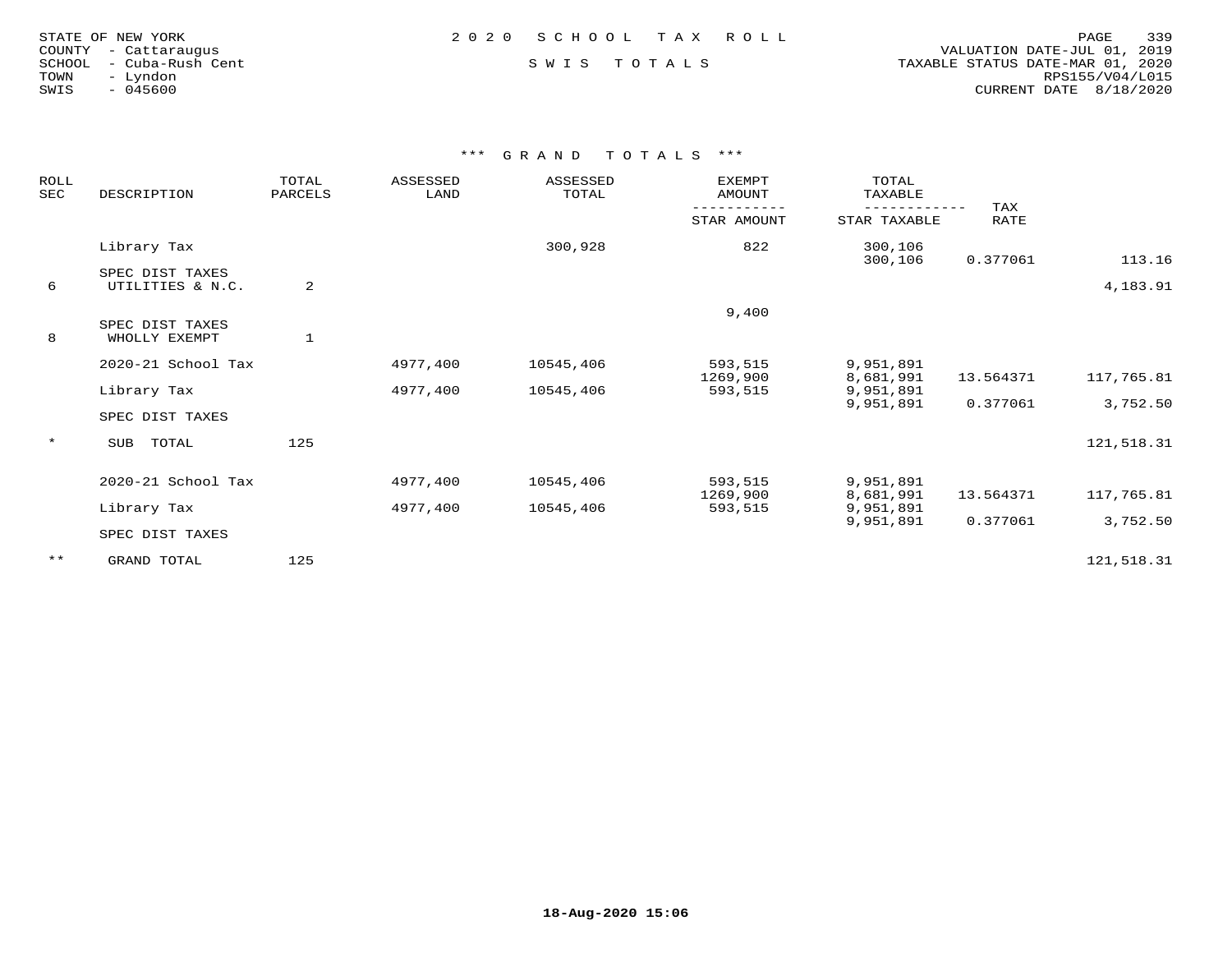STATE OF NEW YORK
COUNTY - Cattaraugus
SCHOOL - Cuba-Rush Cent
TOWN - Lyndon
SWIS - 045600

2 0 2 0 S C H O O L T A X R O L L

S W I S T O T A L S

VALUATION DATE-JUL 01, 2019
TAXABLE STATUS DATE-MAR 01, 2020
RPS155/V04/L015
CURRENT DATE 8/18/2020

### *** G R A N D T O T A L S ***

| ROLL SEC | DESCRIPTION | TOTAL PARCELS | ASSESSED LAND | ASSESSED TOTAL | EXEMPT AMOUNT / STAR AMOUNT | TOTAL TAXABLE / STAR TAXABLE | TAX RATE | |
|---|---|---|---|---|---|---|---|---|
| | Library Tax | | | 300,928 | 822 | 300,106 | | |
| | | | | | | 300,106 | 0.377061 | 113.16 |
| | SPEC DIST TAXES | | | | | | | |
| 6 | UTILITIES & N.C. | 2 | | | | | | 4,183.91 |
| | | | | | 9,400 | | | |
| | SPEC DIST TAXES | | | | | | | |
| 8 | WHOLLY EXEMPT | 1 | | | | | | |
| | 2020-21 School Tax | | 4977,400 | 10545,406 | 593,515 | 9,951,891 | | |
| | | | | | 1269,900 | 8,681,991 | 13.564371 | 117,765.81 |
| | Library Tax | | 4977,400 | 10545,406 | 593,515 | 9,951,891 | | |
| | | | | | | 9,951,891 | 0.377061 | 3,752.50 |
| | SPEC DIST TAXES | | | | | | | |
| * | SUB TOTAL | 125 | | | | | | 121,518.31 |
| | 2020-21 School Tax | | 4977,400 | 10545,406 | 593,515 | 9,951,891 | | |
| | | | | | 1269,900 | 8,681,991 | 13.564371 | 117,765.81 |
| | Library Tax | | 4977,400 | 10545,406 | 593,515 | 9,951,891 | | |
| | | | | | | 9,951,891 | 0.377061 | 3,752.50 |
| | SPEC DIST TAXES | | | | | | | |
| ** | GRAND TOTAL | 125 | | | | | | 121,518.31 |

18-Aug-2020 15:06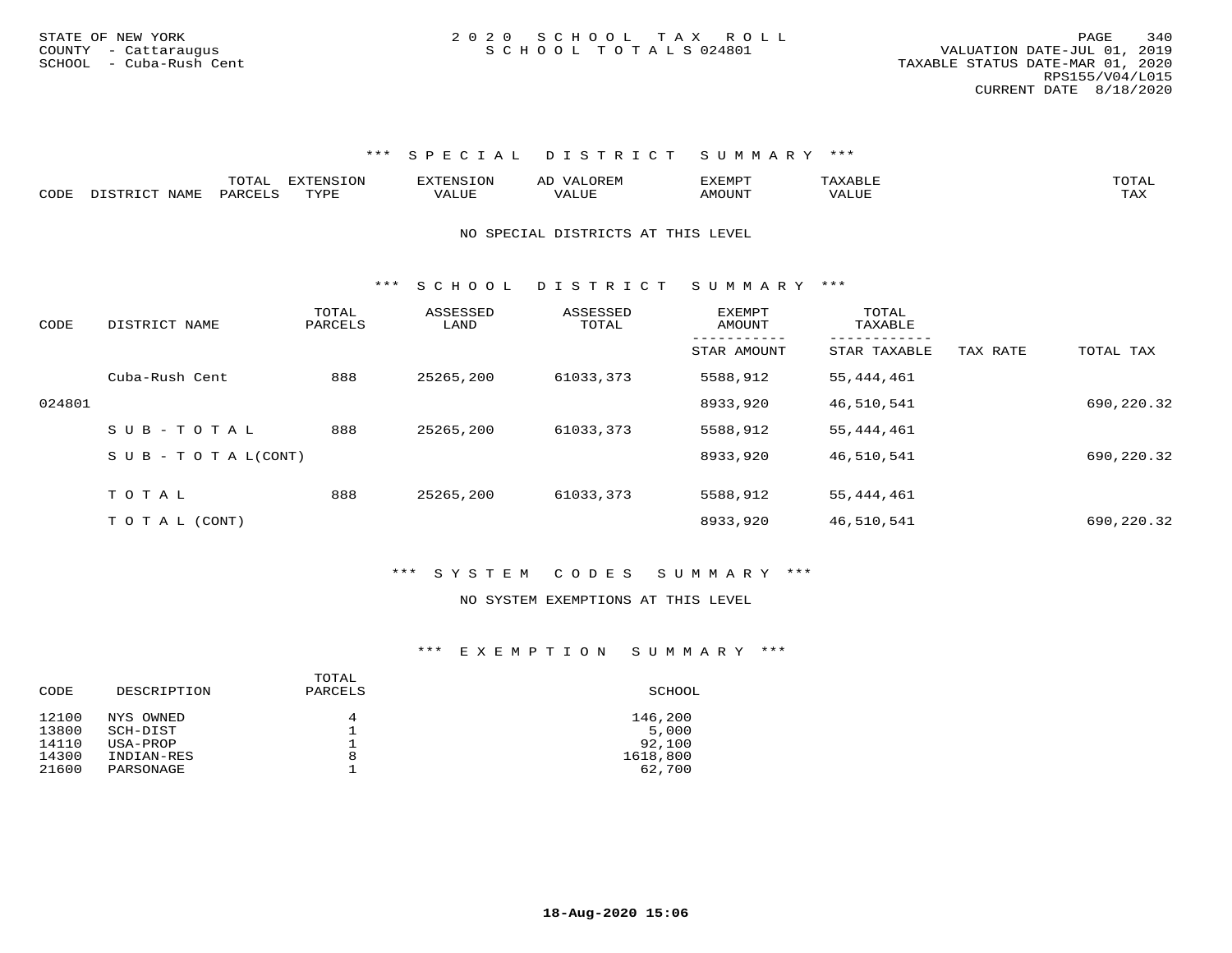STATE OF NEW YORK
COUNTY - Cattaraugus
SCHOOL - Cuba-Rush Cent

2 0 2 0 S C H O O L T A X R O L L
S C H O O L T O T A L S 024801

VALUATION DATE-JUL 01, 2019
TAXABLE STATUS DATE-MAR 01, 2020
RPS155/V04/L015
CURRENT DATE 8/18/2020

### *** S P E C I A L D I S T R I C T S U M M A R Y ***

| CODE | DISTRICT NAME | TOTAL PARCELS | EXTENSION TYPE | EXTENSION VALUE | AD VALOREM VALUE | EXEMPT AMOUNT | TAXABLE VALUE | TOTAL TAX |
|---|---|---|---|---|---|---|---|---|

NO SPECIAL DISTRICTS AT THIS LEVEL

### *** S C H O O L D I S T R I C T S U M M A R Y ***

| CODE | DISTRICT NAME | TOTAL PARCELS | ASSESSED LAND | ASSESSED TOTAL | EXEMPT AMOUNT / STAR AMOUNT | TOTAL TAXABLE / STAR TAXABLE | TAX RATE | TOTAL TAX |
|---|---|---|---|---|---|---|---|---|
| | Cuba-Rush Cent | 888 | 25265,200 | 61033,373 | 5588,912 | 55,444,461 | | |
| 024801 | | | | | 8933,920 | 46,510,541 | | 690,220.32 |
| | S U B - T O T A L | 888 | 25265,200 | 61033,373 | 5588,912 | 55,444,461 | | |
| | S U B - T O T A L(CONT) | | | | 8933,920 | 46,510,541 | | 690,220.32 |
| | T O T A L | 888 | 25265,200 | 61033,373 | 5588,912 | 55,444,461 | | |
| | T O T A L (CONT) | | | | 8933,920 | 46,510,541 | | 690,220.32 |

### *** S Y S T E M C O D E S S U M M A R Y ***

NO SYSTEM EXEMPTIONS AT THIS LEVEL

### *** E X E M P T I O N S U M M A R Y ***

| CODE | DESCRIPTION | TOTAL PARCELS | SCHOOL |
|---|---|---|---|
| 12100 | NYS OWNED | 4 | 146,200 |
| 13800 | SCH-DIST | 1 | 5,000 |
| 14110 | USA-PROP | 1 | 92,100 |
| 14300 | INDIAN-RES | 8 | 1618,800 |
| 21600 | PARSONAGE | 1 | 62,700 |

18-Aug-2020 15:06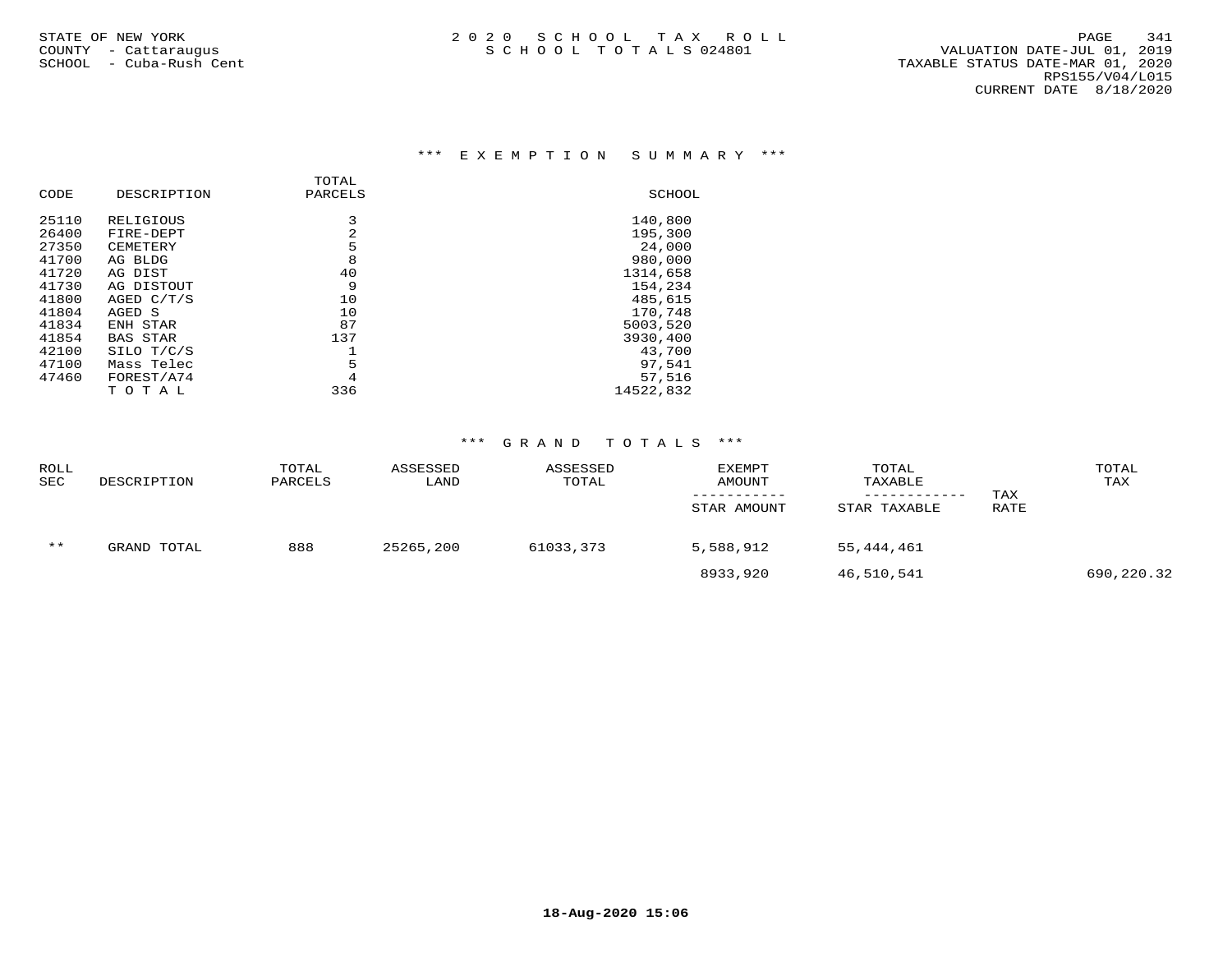STATE OF NEW YORK
COUNTY - Cattaraugus
SCHOOL - Cuba-Rush Cent

# 2020 SCHOOL TAX ROLL
## SCHOOL TOTALS 024801

VALUATION DATE-JUL 01, 2019
TAXABLE STATUS DATE-MAR 01, 2020
RPS155/V04/L015
CURRENT DATE 8/18/2020

### *** EXEMPTION SUMMARY ***

| CODE | DESCRIPTION | TOTAL PARCELS | SCHOOL |
|---|---|---|---|
| 25110 | RELIGIOUS | 3 | 140,800 |
| 26400 | FIRE-DEPT | 2 | 195,300 |
| 27350 | CEMETERY | 5 | 24,000 |
| 41700 | AG BLDG | 8 | 980,000 |
| 41720 | AG DIST | 40 | 1314,658 |
| 41730 | AG DISTOUT | 9 | 154,234 |
| 41800 | AGED C/T/S | 10 | 485,615 |
| 41804 | AGED S | 10 | 170,748 |
| 41834 | ENH STAR | 87 | 5003,520 |
| 41854 | BAS STAR | 137 | 3930,400 |
| 42100 | SILO T/C/S | 1 | 43,700 |
| 47100 | Mass Telec | 5 | 97,541 |
| 47460 | FOREST/A74 | 4 | 57,516 |
| | T O T A L | 336 | 14522,832 |

### *** GRAND TOTALS ***

| ROLL SEC | DESCRIPTION | TOTAL PARCELS | ASSESSED LAND | ASSESSED TOTAL | EXEMPT AMOUNT / STAR AMOUNT | TOTAL TAXABLE / STAR TAXABLE | TAX RATE | TOTAL TAX |
|---|---|---|---|---|---|---|---|---|
| ** | GRAND TOTAL | 888 | 25265,200 | 61033,373 | 5,588,912 | 55,444,461 | | |
| | | | | | 8933,920 | 46,510,541 | | 690,220.32 |

18-Aug-2020 15:06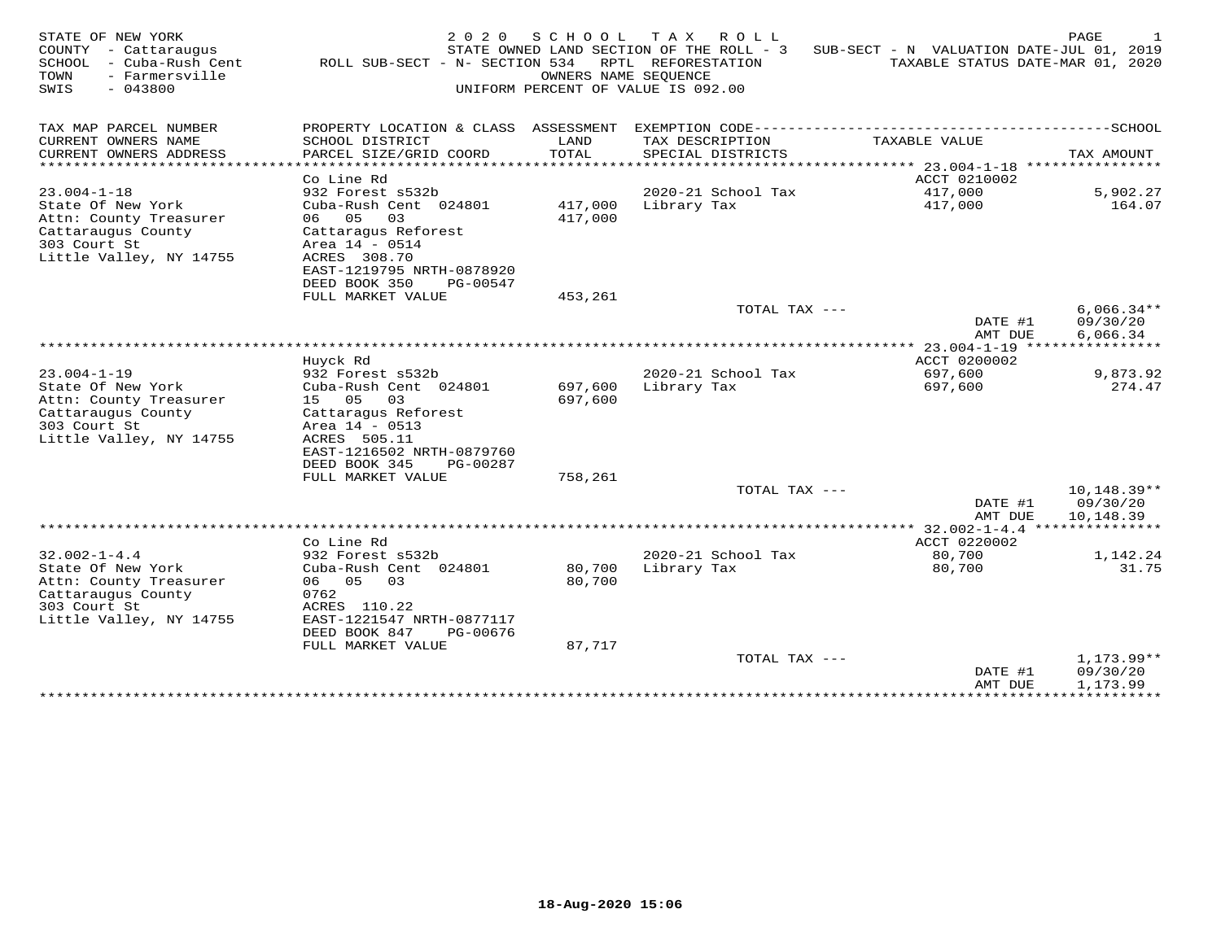STATE OF NEW YORK
COUNTY - Cattaraugus
SCHOOL - Cuba-Rush Cent
TOWN - Farmersville
SWIS - 043800

2 0 2 0 S C H O O L T A X R O L L
STATE OWNED LAND SECTION OF THE ROLL - 3 SUB-SECT - N VALUATION DATE-JUL 01, 2019
ROLL SUB-SECT - N- SECTION 534 RPTL REFORESTATION TAXABLE STATUS DATE-MAR 01, 2020
OWNERS NAME SEQUENCE
UNIFORM PERCENT OF VALUE IS 092.00

| TAX MAP PARCEL NUMBER / CURRENT OWNERS NAME / CURRENT OWNERS ADDRESS | PROPERTY LOCATION & CLASS / SCHOOL DISTRICT / PARCEL SIZE/GRID COORD | ASSESSMENT LAND / TOTAL | EXEMPTION CODE / TAX DESCRIPTION / SPECIAL DISTRICTS | TAXABLE VALUE | TAX AMOUNT |
|---|---|---|---|---|---|
| 23.004-1-18 | Co Line Rd | | | ACCT 0210002 | |
| State Of New York | 932 Forest s532b | | 2020-21 School Tax | 417,000 | 5,902.27 |
| Attn: County Treasurer | Cuba-Rush Cent 024801 | 417,000 | Library Tax | 417,000 | 164.07 |
| Cattaraugus County | 06 05 03 | 417,000 | | | |
| 303 Court St | Cattaragus Reforest | | | | |
| Little Valley, NY 14755 | Area 14 - 0514 | | | | |
| | ACRES 308.70 | | | | |
| | EAST-1219795 NRTH-0878920 | | | | |
| | DEED BOOK 350 PG-00547 | | | | |
| | FULL MARKET VALUE | 453,261 | | | |
| | | | TOTAL TAX --- | | 6,066.34** |
| | | | | DATE #1 | 09/30/20 |
| | | | | AMT DUE | 6,066.34 |
| 23.004-1-19 | Huyck Rd | | | ACCT 0200002 | |
| State Of New York | 932 Forest s532b | | 2020-21 School Tax | 697,600 | 9,873.92 |
| Attn: County Treasurer | Cuba-Rush Cent 024801 | 697,600 | Library Tax | 697,600 | 274.47 |
| Cattaraugus County | 15 05 03 | 697,600 | | | |
| 303 Court St | Cattaragus Reforest | | | | |
| Little Valley, NY 14755 | Area 14 - 0513 | | | | |
| | ACRES 505.11 | | | | |
| | EAST-1216502 NRTH-0879760 | | | | |
| | DEED BOOK 345 PG-00287 | | | | |
| | FULL MARKET VALUE | 758,261 | | | |
| | | | TOTAL TAX --- | | 10,148.39** |
| | | | | DATE #1 | 09/30/20 |
| | | | | AMT DUE | 10,148.39 |
| 32.002-1-4.4 | Co Line Rd | | | ACCT 0220002 | |
| State Of New York | 932 Forest s532b | | 2020-21 School Tax | 80,700 | 1,142.24 |
| Attn: County Treasurer | Cuba-Rush Cent 024801 | 80,700 | Library Tax | 80,700 | 31.75 |
| Cattaraugus County | 06 05 03 | 80,700 | | | |
| 303 Court St | 0762 | | | | |
| Little Valley, NY 14755 | ACRES 110.22 | | | | |
| | EAST-1221547 NRTH-0877117 | | | | |
| | DEED BOOK 847 PG-00676 | | | | |
| | FULL MARKET VALUE | 87,717 | | | |
| | | | TOTAL TAX --- | | 1,173.99** |
| | | | | DATE #1 | 09/30/20 |
| | | | | AMT DUE | 1,173.99 |

18-Aug-2020 15:06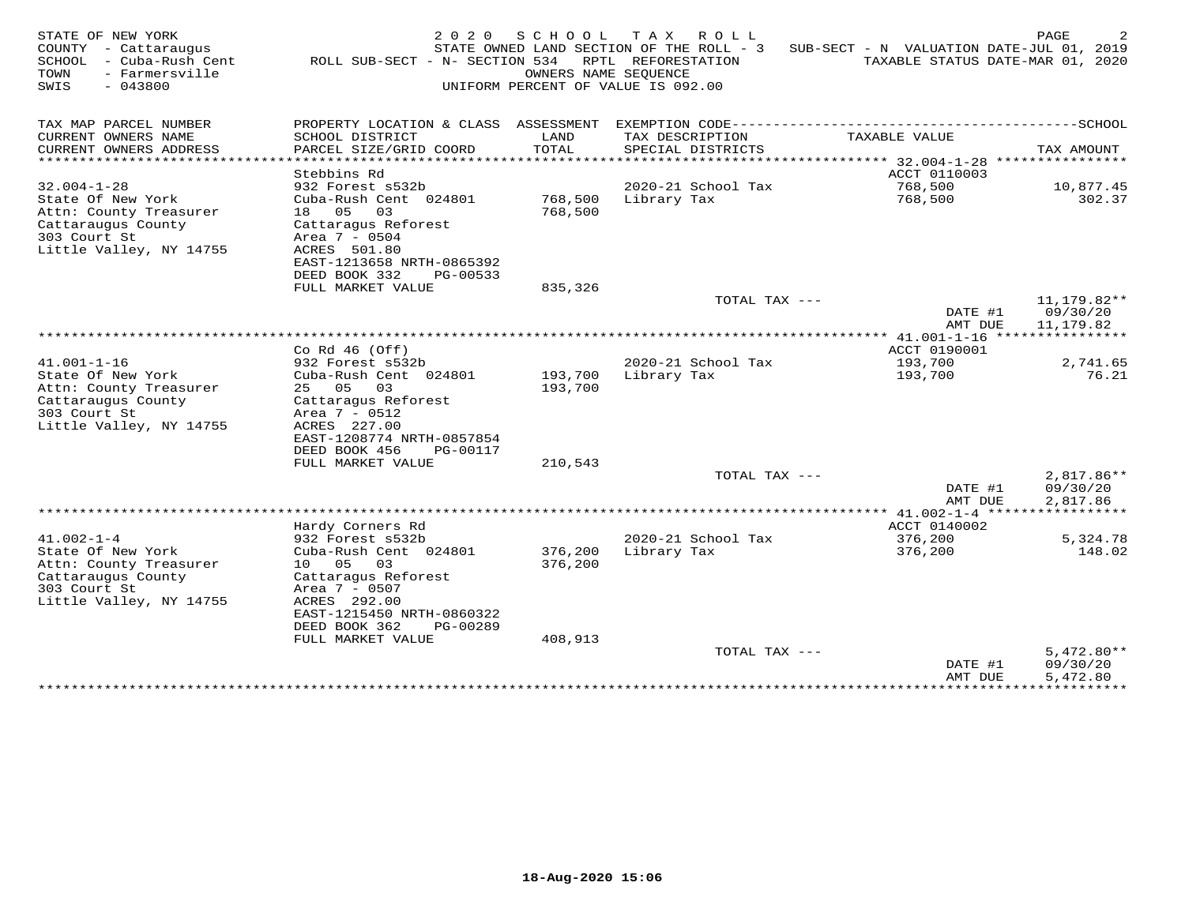STATE OF NEW YORK
COUNTY - Cattaraugus
SCHOOL - Cuba-Rush Cent
TOWN - Farmersville
SWIS - 043800

2020 SCHOOL TAX ROLL
STATE OWNED LAND SECTION OF THE ROLL - 3
ROLL SUB-SECT - N- SECTION 534 RPTL REFORESTATION
OWNERS NAME SEQUENCE
UNIFORM PERCENT OF VALUE IS 092.00

SUB-SECT - N VALUATION DATE-JUL 01, 2019
TAXABLE STATUS DATE-MAR 01, 2020

| TAX MAP PARCEL NUMBER / CURRENT OWNERS NAME / CURRENT OWNERS ADDRESS | PROPERTY LOCATION & CLASS / SCHOOL DISTRICT / PARCEL SIZE/GRID COORD | ASSESSMENT LAND / TOTAL | EXEMPTION CODE / TAX DESCRIPTION / SPECIAL DISTRICTS | TAXABLE VALUE | TAX AMOUNT |
|---|---|---|---|---|---|
| **32.004-1-28** | Stebbins Rd | | | ACCT 0110003 | |
| 32.004-1-28 | 932 Forest s532b | | 2020-21 School Tax | 768,500 | 10,877.45 |
| State Of New York | Cuba-Rush Cent 024801 | 768,500 | Library Tax | 768,500 | 302.37 |
| Attn: County Treasurer | 18 05 03 | 768,500 | | | |
| Cattaraugus County | Cattaragus Reforest | | | | |
| 303 Court St | Area 7 - 0504 | | | | |
| Little Valley, NY 14755 | ACRES 501.80 | | | | |
| | EAST-1213658 NRTH-0865392 | | | | |
| | DEED BOOK 332 PG-00533 | | | | |
| | FULL MARKET VALUE | 835,326 | | | |
| | | | TOTAL TAX --- | | 11,179.82** |
| | | | | DATE #1 | 09/30/20 |
| | | | | AMT DUE | 11,179.82 |
| **41.001-1-16** | Co Rd 46 (Off) | | | ACCT 0190001 | |
| 41.001-1-16 | 932 Forest s532b | | 2020-21 School Tax | 193,700 | 2,741.65 |
| State Of New York | Cuba-Rush Cent 024801 | 193,700 | Library Tax | 193,700 | 76.21 |
| Attn: County Treasurer | 25 05 03 | 193,700 | | | |
| Cattaraugus County | Cattaragus Reforest | | | | |
| 303 Court St | Area 7 - 0512 | | | | |
| Little Valley, NY 14755 | ACRES 227.00 | | | | |
| | EAST-1208774 NRTH-0857854 | | | | |
| | DEED BOOK 456 PG-00117 | | | | |
| | FULL MARKET VALUE | 210,543 | | | |
| | | | TOTAL TAX --- | | 2,817.86** |
| | | | | DATE #1 | 09/30/20 |
| | | | | AMT DUE | 2,817.86 |
| **41.002-1-4** | Hardy Corners Rd | | | ACCT 0140002 | |
| 41.002-1-4 | 932 Forest s532b | | 2020-21 School Tax | 376,200 | 5,324.78 |
| State Of New York | Cuba-Rush Cent 024801 | 376,200 | Library Tax | 376,200 | 148.02 |
| Attn: County Treasurer | 10 05 03 | 376,200 | | | |
| Cattaraugus County | Cattaragus Reforest | | | | |
| 303 Court St | Area 7 - 0507 | | | | |
| Little Valley, NY 14755 | ACRES 292.00 | | | | |
| | EAST-1215450 NRTH-0860322 | | | | |
| | DEED BOOK 362 PG-00289 | | | | |
| | FULL MARKET VALUE | 408,913 | | | |
| | | | TOTAL TAX --- | | 5,472.80** |
| | | | | DATE #1 | 09/30/20 |
| | | | | AMT DUE | 5,472.80 |

18-Aug-2020 15:06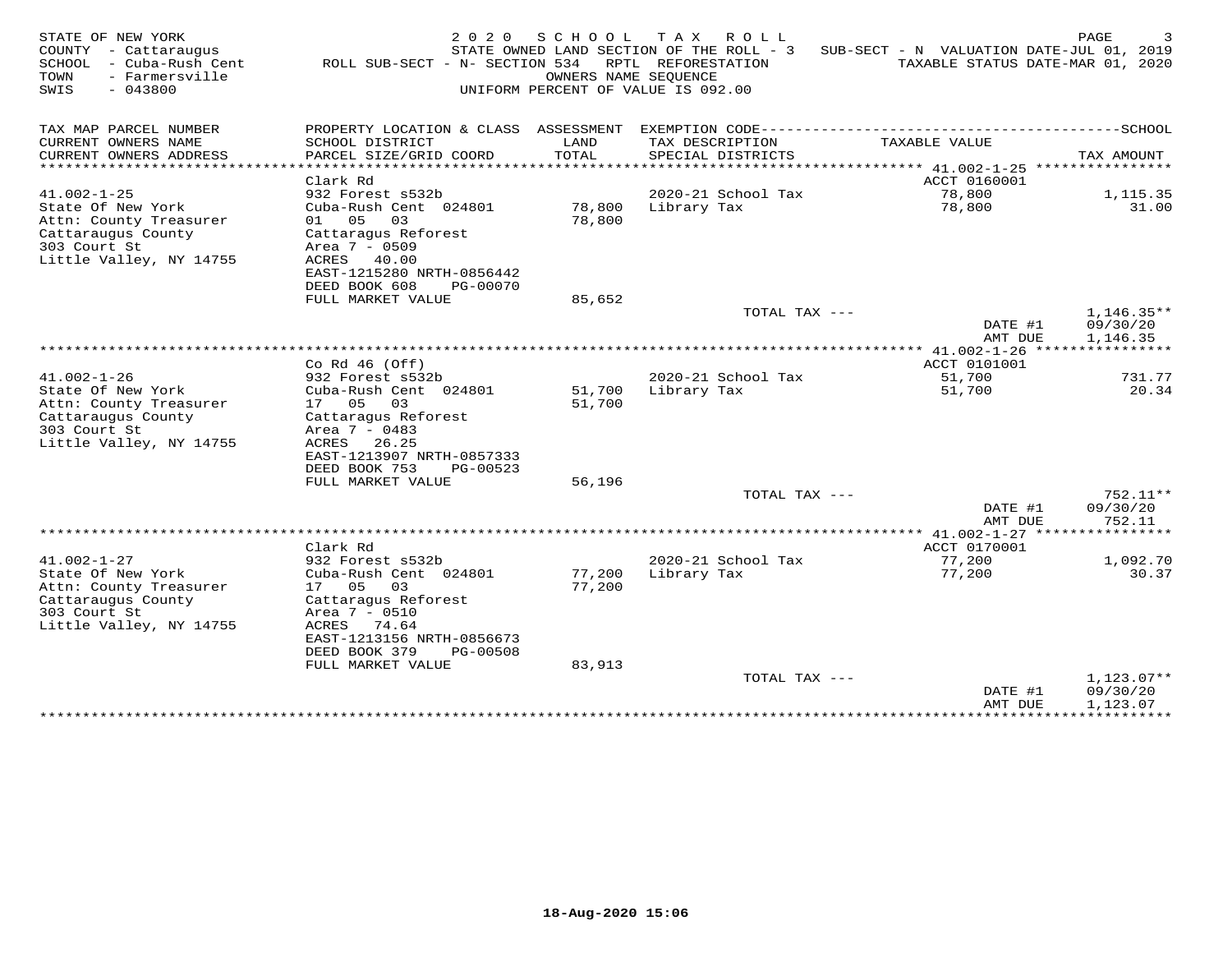STATE OF NEW YORK
COUNTY - Cattaraugus
SCHOOL - Cuba-Rush Cent
TOWN - Farmersville
SWIS - 043800

2 0 2 0 S C H O O L T A X R O L L
STATE OWNED LAND SECTION OF THE ROLL - 3 SUB-SECT - N VALUATION DATE-JUL 01, 2019
ROLL SUB-SECT - N- SECTION 534 RPTL REFORESTATION TAXABLE STATUS DATE-MAR 01, 2020
OWNERS NAME SEQUENCE
UNIFORM PERCENT OF VALUE IS 092.00

| TAX MAP PARCEL NUMBER / CURRENT OWNERS NAME / CURRENT OWNERS ADDRESS | PROPERTY LOCATION & CLASS / SCHOOL DISTRICT / PARCEL SIZE/GRID COORD | ASSESSMENT LAND / TOTAL | EXEMPTION CODE / TAX DESCRIPTION / SPECIAL DISTRICTS | TAXABLE VALUE | TAX AMOUNT |
|---|---|---|---|---|---|
| **41.002-1-25** | Clark Rd | | | ACCT 0160001 | |
| 41.002-1-25 | 932 Forest s532b | | 2020-21 School Tax | 78,800 | 1,115.35 |
| State Of New York | Cuba-Rush Cent 024801 | 78,800 | Library Tax | 78,800 | 31.00 |
| Attn: County Treasurer | 01 05 03 | 78,800 | | | |
| Cattaraugus County | Cattaragus Reforest | | | | |
| 303 Court St | Area 7 - 0509 | | | | |
| Little Valley, NY 14755 | ACRES 40.00 | | | | |
| | EAST-1215280 NRTH-0856442 | | | | |
| | DEED BOOK 608 PG-00070 | | | | |
| | FULL MARKET VALUE | 85,652 | | | |
| | | | TOTAL TAX --- | | 1,146.35** |
| | | | | DATE #1 | 09/30/20 |
| | | | | AMT DUE | 1,146.35 |
| **41.002-1-26** | Co Rd 46 (Off) | | | ACCT 0101001 | |
| 41.002-1-26 | 932 Forest s532b | | 2020-21 School Tax | 51,700 | 731.77 |
| State Of New York | Cuba-Rush Cent 024801 | 51,700 | Library Tax | 51,700 | 20.34 |
| Attn: County Treasurer | 17 05 03 | 51,700 | | | |
| Cattaraugus County | Cattaragus Reforest | | | | |
| 303 Court St | Area 7 - 0483 | | | | |
| Little Valley, NY 14755 | ACRES 26.25 | | | | |
| | EAST-1213907 NRTH-0857333 | | | | |
| | DEED BOOK 753 PG-00523 | | | | |
| | FULL MARKET VALUE | 56,196 | | | |
| | | | TOTAL TAX --- | | 752.11** |
| | | | | DATE #1 | 09/30/20 |
| | | | | AMT DUE | 752.11 |
| **41.002-1-27** | Clark Rd | | | ACCT 0170001 | |
| 41.002-1-27 | 932 Forest s532b | | 2020-21 School Tax | 77,200 | 1,092.70 |
| State Of New York | Cuba-Rush Cent 024801 | 77,200 | Library Tax | 77,200 | 30.37 |
| Attn: County Treasurer | 17 05 03 | 77,200 | | | |
| Cattaraugus County | Cattaragus Reforest | | | | |
| 303 Court St | Area 7 - 0510 | | | | |
| Little Valley, NY 14755 | ACRES 74.64 | | | | |
| | EAST-1213156 NRTH-0856673 | | | | |
| | DEED BOOK 379 PG-00508 | | | | |
| | FULL MARKET VALUE | 83,913 | | | |
| | | | TOTAL TAX --- | | 1,123.07** |
| | | | | DATE #1 | 09/30/20 |
| | | | | AMT DUE | 1,123.07 |

18-Aug-2020 15:06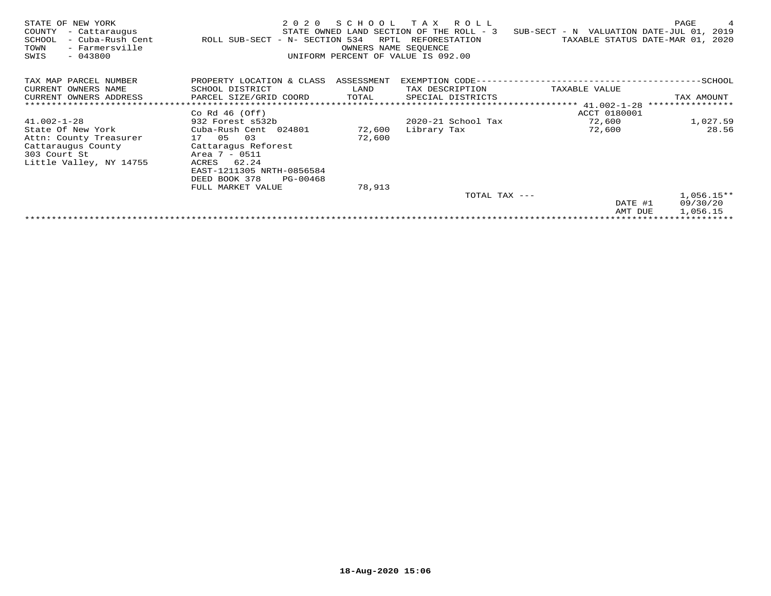STATE OF NEW YORK
COUNTY - Cattaraugus
SCHOOL - Cuba-Rush Cent
TOWN - Farmersville
SWIS - 043800

2 0 2 0 S C H O O L T A X R O L L
STATE OWNED LAND SECTION OF THE ROLL - 3
ROLL SUB-SECT - N- SECTION 534 RPTL REFORESTATION
OWNERS NAME SEQUENCE
UNIFORM PERCENT OF VALUE IS 092.00

SUB-SECT - N VALUATION DATE-JUL 01, 2019
TAXABLE STATUS DATE-MAR 01, 2020

| TAX MAP PARCEL NUMBER / CURRENT OWNERS NAME / CURRENT OWNERS ADDRESS | PROPERTY LOCATION & CLASS / SCHOOL DISTRICT / PARCEL SIZE/GRID COORD | ASSESSMENT LAND / TOTAL | EXEMPTION CODE / TAX DESCRIPTION / SPECIAL DISTRICTS | TAXABLE VALUE | SCHOOL TAX AMOUNT |
|---|---|---|---|---|---|
| | Co Rd 46 (Off) | | | ACCT 0180001 | |
| 41.002-1-28 | 932 Forest s532b | | 2020-21 School Tax | 72,600 | 1,027.59 |
| State Of New York | Cuba-Rush Cent 024801 | 72,600 | Library Tax | 72,600 | 28.56 |
| Attn: County Treasurer | 17 05 03 | 72,600 | | | |
| Cattaraugus County | Cattaragus Reforest | | | | |
| 303 Court St | Area 7 - 0511 | | | | |
| Little Valley, NY 14755 | ACRES 62.24 | | | | |
| | EAST-1211305 NRTH-0856584 | | | | |
| | DEED BOOK 378 PG-00468 | | | | |
| | FULL MARKET VALUE | 78,913 | | | |
| | | | TOTAL TAX --- | | 1,056.15** |
| | | | | DATE #1 | 09/30/20 |
| | | | | AMT DUE | 1,056.15 |

18-Aug-2020 15:06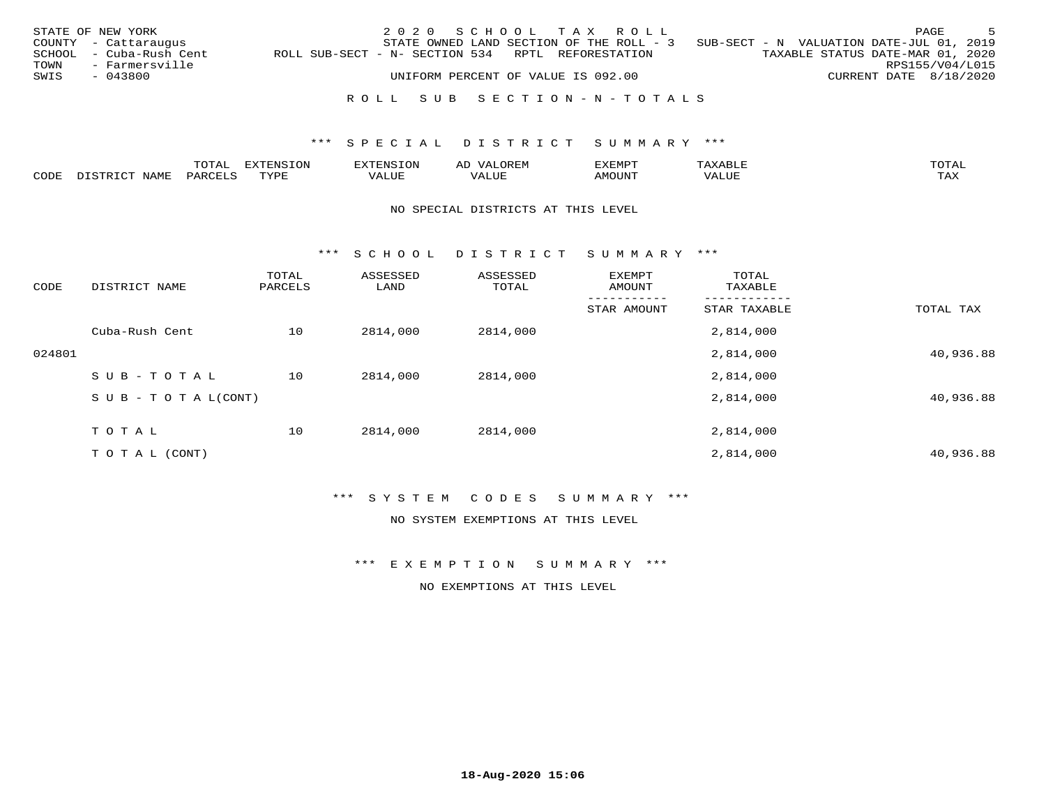STATE OF NEW YORK
COUNTY - Cattaraugus
SCHOOL - Cuba-Rush Cent
TOWN - Farmersville
SWIS - 043800

2 0 2 0 S C H O O L T A X R O L L
STATE OWNED LAND SECTION OF THE ROLL - 3 SUB-SECT - N VALUATION DATE-JUL 01, 2019
ROLL SUB-SECT - N- SECTION 534 RPTL REFORESTATION TAXABLE STATUS DATE-MAR 01, 2020
RPS155/V04/L015
UNIFORM PERCENT OF VALUE IS 092.00 CURRENT DATE 8/18/2020

R O L L S U B S E C T I O N - N - T O T A L S

*** S P E C I A L D I S T R I C T S U M M A R Y ***

| CODE | DISTRICT NAME | TOTAL PARCELS | EXTENSION TYPE | EXTENSION VALUE | AD VALOREM VALUE | EXEMPT AMOUNT | TAXABLE VALUE | TOTAL TAX |
|---|---|---|---|---|---|---|---|---|

NO SPECIAL DISTRICTS AT THIS LEVEL

*** S C H O O L D I S T R I C T S U M M A R Y ***

| CODE | DISTRICT NAME | TOTAL PARCELS | ASSESSED LAND | ASSESSED TOTAL | EXEMPT AMOUNT / STAR AMOUNT | TOTAL TAXABLE / STAR TAXABLE | TOTAL TAX |
|---|---|---|---|---|---|---|---|
| | Cuba-Rush Cent | 10 | 2814,000 | 2814,000 | | 2,814,000 | |
| 024801 | | | | | | 2,814,000 | 40,936.88 |
| | S U B - T O T A L | 10 | 2814,000 | 2814,000 | | 2,814,000 | |
| | S U B - T O T A L(CONT) | | | | | 2,814,000 | 40,936.88 |
| | T O T A L | 10 | 2814,000 | 2814,000 | | 2,814,000 | |
| | T O T A L (CONT) | | | | | 2,814,000 | 40,936.88 |

*** S Y S T E M C O D E S S U M M A R Y ***

NO SYSTEM EXEMPTIONS AT THIS LEVEL

*** E X E M P T I O N S U M M A R Y ***

NO EXEMPTIONS AT THIS LEVEL

18-Aug-2020 15:06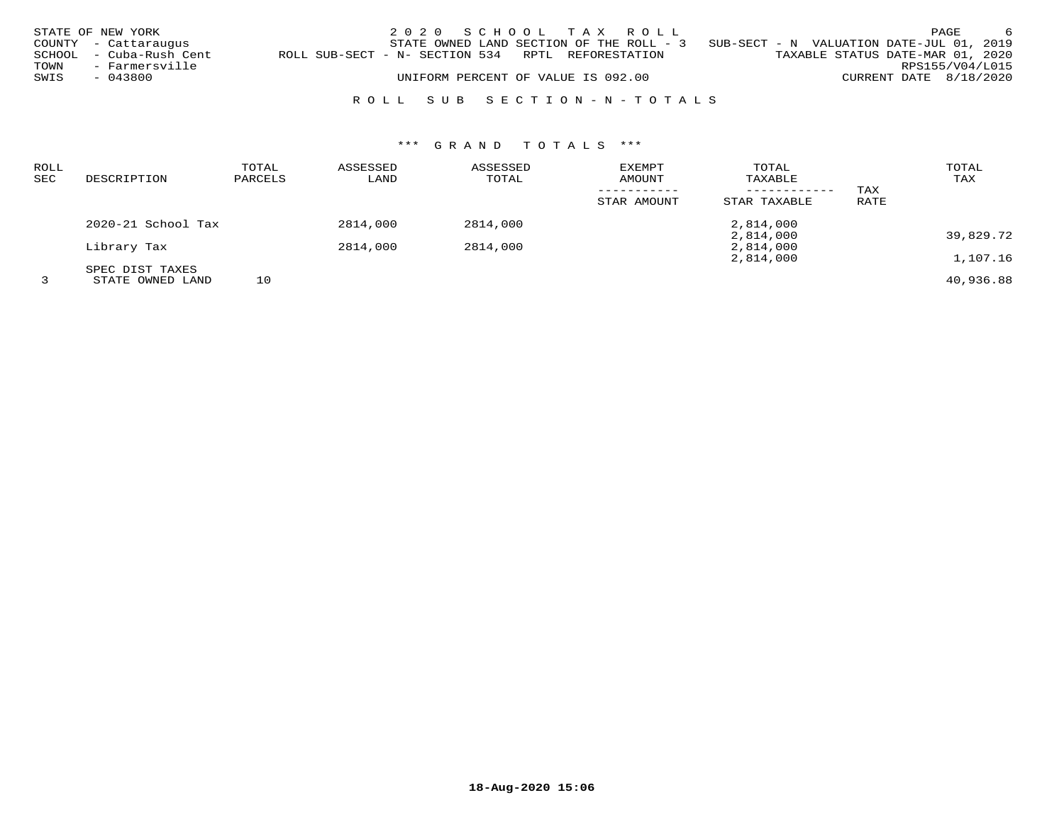STATE OF NEW YORK
COUNTY - Cattaraugus
SCHOOL - Cuba-Rush Cent
TOWN - Farmersville
SWIS - 043800

2020 SCHOOL TAX ROLL
STATE OWNED LAND SECTION OF THE ROLL - 3 SUB-SECT - N VALUATION DATE-JUL 01, 2019
ROLL SUB-SECT - N- SECTION 534 RPTL REFORESTATION TAXABLE STATUS DATE-MAR 01, 2020
RPS155/V04/L015
UNIFORM PERCENT OF VALUE IS 092.00 CURRENT DATE 8/18/2020

ROLL SUB SECTION-N-TOTALS

*** GRAND TOTALS ***

| ROLL SEC | DESCRIPTION | TOTAL PARCELS | ASSESSED LAND | ASSESSED TOTAL | EXEMPT AMOUNT<br>-----------<br>STAR AMOUNT | TOTAL TAXABLE<br>------------<br>STAR TAXABLE | TAX RATE | TOTAL TAX |
|---|---|---|---|---|---|---|---|---|
| | 2020-21 School Tax | | 2814,000 | 2814,000 | | 2,814,000<br>2,814,000 | | 39,829.72 |
| | Library Tax | | 2814,000 | 2814,000 | | 2,814,000<br>2,814,000 | | 1,107.16 |
| | SPEC DIST TAXES | | | | | | | |
| 3 | STATE OWNED LAND | 10 | | | | | | 40,936.88 |

18-Aug-2020 15:06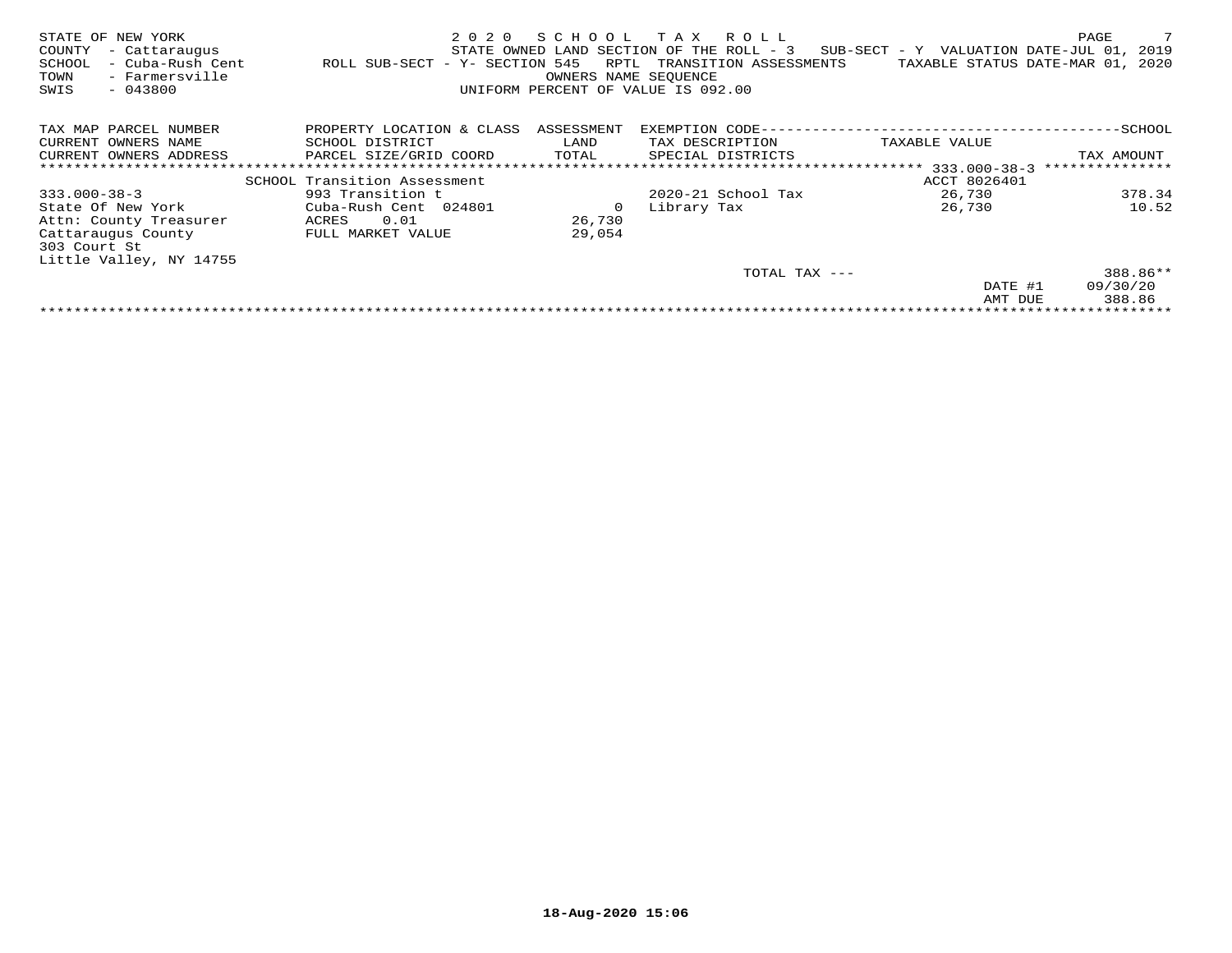STATE OF NEW YORK
COUNTY - Cattaraugus
SCHOOL - Cuba-Rush Cent
TOWN - Farmersville
SWIS - 043800

2 0 2 0 S C H O O L T A X R O L L
STATE OWNED LAND SECTION OF THE ROLL - 3 SUB-SECT - Y VALUATION DATE-JUL 01, 2019
ROLL SUB-SECT - Y- SECTION 545 RPTL TRANSITION ASSESSMENTS TAXABLE STATUS DATE-MAR 01, 2020
OWNERS NAME SEQUENCE
UNIFORM PERCENT OF VALUE IS 092.00

| TAX MAP PARCEL NUMBER<br>CURRENT OWNERS NAME<br>CURRENT OWNERS ADDRESS | PROPERTY LOCATION & CLASS<br>SCHOOL DISTRICT<br>PARCEL SIZE/GRID COORD | ASSESSMENT<br>LAND<br>TOTAL | EXEMPTION CODE---SCHOOL<br>TAX DESCRIPTION<br>SPECIAL DISTRICTS | TAXABLE VALUE | TAX AMOUNT |
|---|---|---|---|---|---|
| | SCHOOL Transition Assessment | | | ACCT 8026401 | |
| 333.000-38-3 | 993 Transition t | | 2020-21 School Tax | 26,730 | 378.34 |
| State Of New York | Cuba-Rush Cent 024801 | 0 | Library Tax | 26,730 | 10.52 |
| Attn: County Treasurer | ACRES 0.01 | 26,730 | | | |
| Cattaraugus County | FULL MARKET VALUE | 29,054 | | | |
| 303 Court St | | | | | |
| Little Valley, NY 14755 | | | | | |
| | | | TOTAL TAX --- | | 388.86** |
| | | | | DATE #1 | 09/30/20 |
| | | | | AMT DUE | 388.86 |

18-Aug-2020 15:06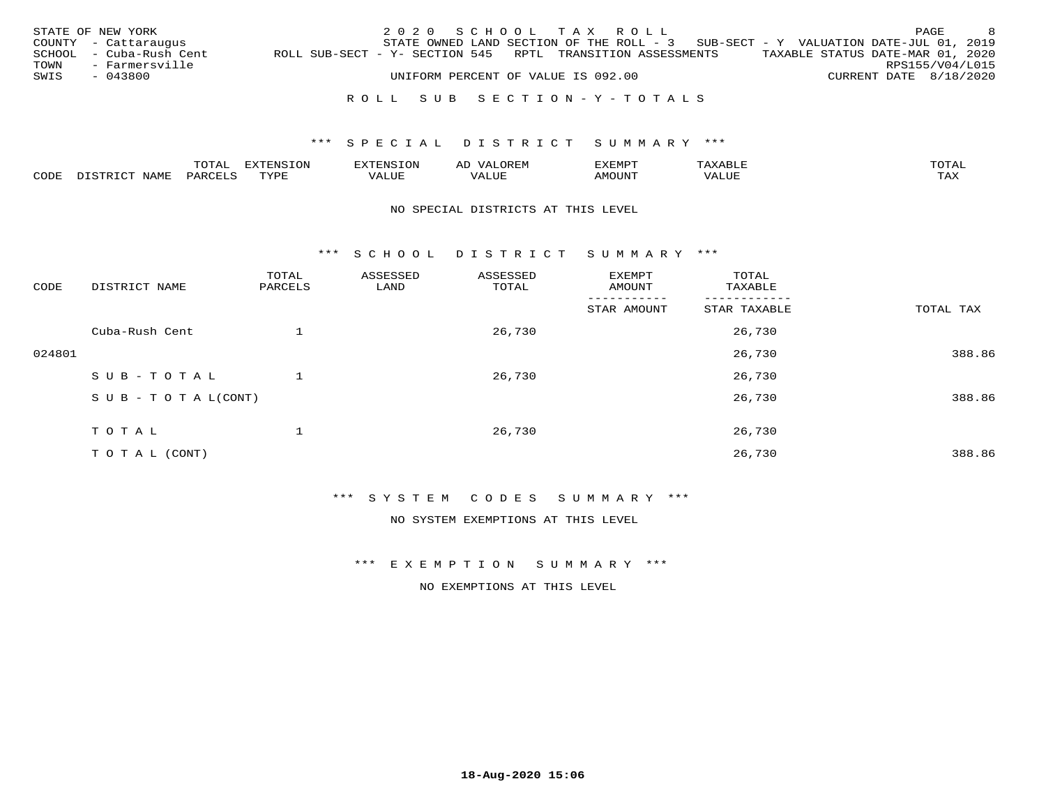STATE OF NEW YORK
COUNTY - Cattaraugus
SCHOOL - Cuba-Rush Cent
TOWN - Farmersville
SWIS - 043800

2 0 2 0 S C H O O L T A X R O L L
STATE OWNED LAND SECTION OF THE ROLL - 3 SUB-SECT - Y VALUATION DATE-JUL 01, 2019
ROLL SUB-SECT - Y- SECTION 545 RPTL TRANSITION ASSESSMENTS TAXABLE STATUS DATE-MAR 01, 2020
RPS155/V04/L015
UNIFORM PERCENT OF VALUE IS 092.00 CURRENT DATE 8/18/2020

R O L L S U B S E C T I O N - Y - T O T A L S

*** S P E C I A L D I S T R I C T S U M M A R Y ***

| CODE | DISTRICT NAME | TOTAL PARCELS | EXTENSION TYPE | EXTENSION VALUE | AD VALOREM VALUE | EXEMPT AMOUNT | TAXABLE VALUE | TOTAL TAX |
|---|---|---|---|---|---|---|---|---|

NO SPECIAL DISTRICTS AT THIS LEVEL

*** S C H O O L D I S T R I C T S U M M A R Y ***

| CODE | DISTRICT NAME | TOTAL PARCELS | ASSESSED LAND | ASSESSED TOTAL | EXEMPT AMOUNT / STAR AMOUNT | TOTAL TAXABLE / STAR TAXABLE | TOTAL TAX |
|---|---|---|---|---|---|---|---|
| | Cuba-Rush Cent | 1 | | 26,730 | | 26,730 | |
| 024801 | | | | | | 26,730 | 388.86 |
| | S U B - T O T A L | 1 | | 26,730 | | 26,730 | |
| | S U B - T O T A L(CONT) | | | | | 26,730 | 388.86 |
| | T O T A L | 1 | | 26,730 | | 26,730 | |
| | T O T A L (CONT) | | | | | 26,730 | 388.86 |

*** S Y S T E M C O D E S S U M M A R Y ***

NO SYSTEM EXEMPTIONS AT THIS LEVEL

*** E X E M P T I O N S U M M A R Y ***

NO EXEMPTIONS AT THIS LEVEL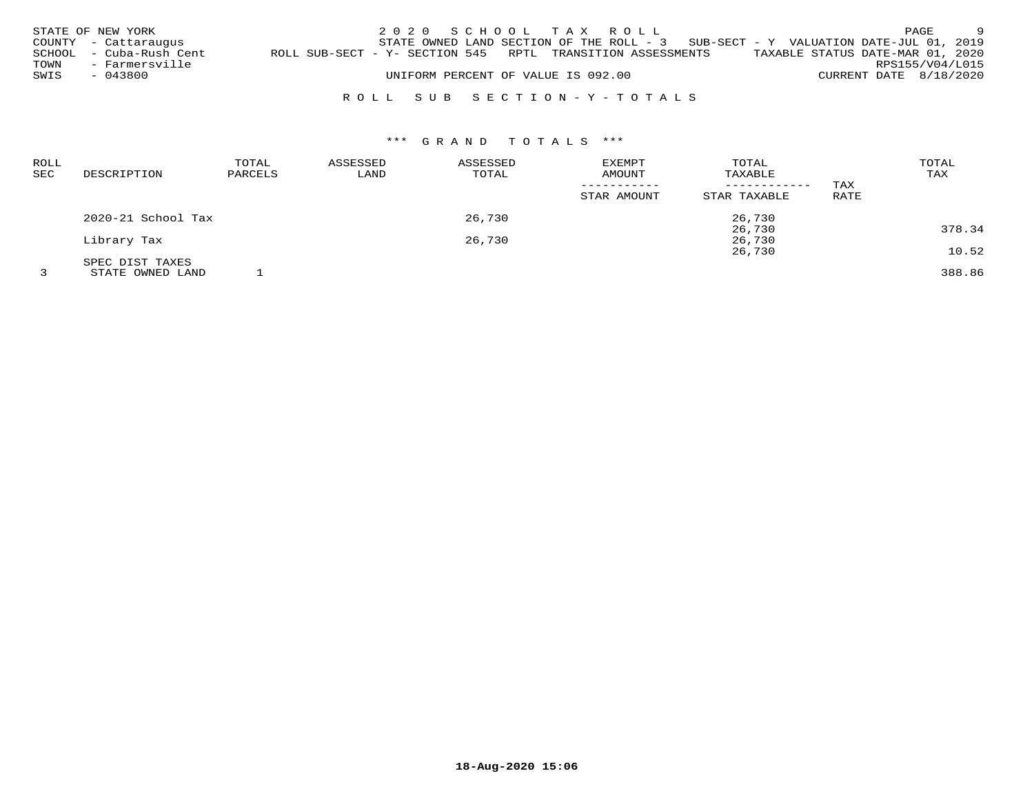STATE OF NEW YORK
COUNTY - Cattaraugus
SCHOOL - Cuba-Rush Cent
TOWN - Farmersville
SWIS - 043800

2020 SCHOOL TAX ROLL
STATE OWNED LAND SECTION OF THE ROLL - 3 SUB-SECT - Y VALUATION DATE-JUL 01, 2019
ROLL SUB-SECT - Y- SECTION 545 RPTL TRANSITION ASSESSMENTS TAXABLE STATUS DATE-MAR 01, 2020
UNIFORM PERCENT OF VALUE IS 092.00
RPS155/V04/L015
CURRENT DATE 8/18/2020

## ROLL SUB SECTION - Y - TOTALS

### *** GRAND TOTALS ***

| ROLL SEC | DESCRIPTION | TOTAL PARCELS | ASSESSED LAND | ASSESSED TOTAL | EXEMPT AMOUNT / STAR AMOUNT | TOTAL TAXABLE / STAR TAXABLE | TAX RATE | TOTAL TAX |
|---|---|---|---|---|---|---|---|---|
| | 2020-21 School Tax | | | 26,730 | | 26,730 | | |
| | | | | | | 26,730 | | 378.34 |
| | Library Tax | | | 26,730 | | 26,730 | | |
| | | | | | | 26,730 | | 10.52 |
| | SPEC DIST TAXES | | | | | | | |
| 3 | STATE OWNED LAND | 1 | | | | | | 388.86 |

18-Aug-2020 15:06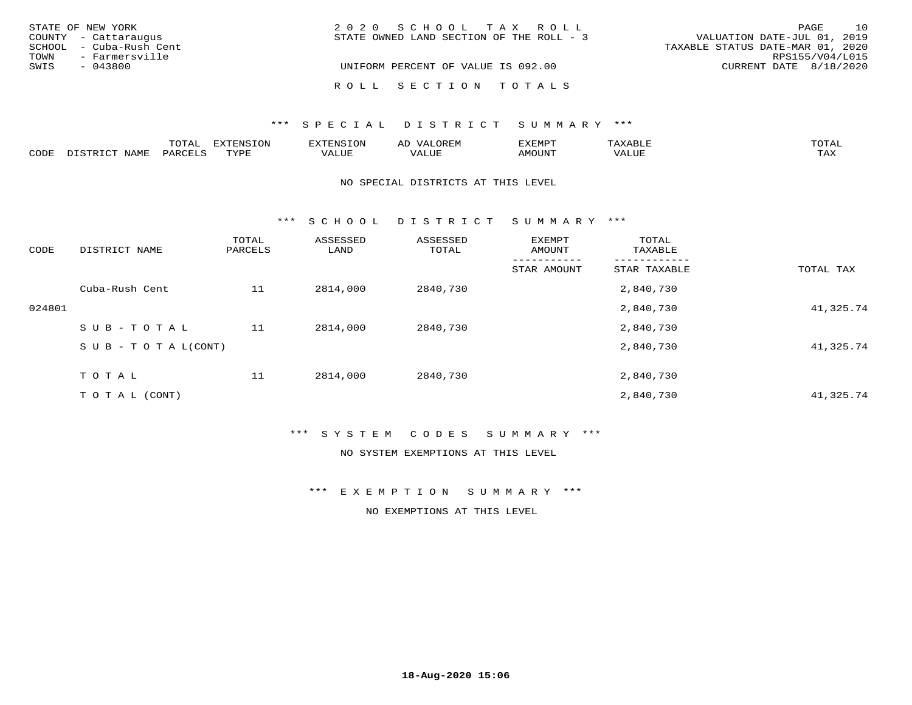STATE OF NEW YORK
COUNTY - Cattaraugus
SCHOOL - Cuba-Rush Cent
TOWN - Farmersville
SWIS - 043800

2 0 2 0 S C H O O L T A X R O L L
STATE OWNED LAND SECTION OF THE ROLL - 3

UNIFORM PERCENT OF VALUE IS 092.00

VALUATION DATE-JUL 01, 2019
TAXABLE STATUS DATE-MAR 01, 2020
RPS155/V04/L015
CURRENT DATE 8/18/2020

R O L L S E C T I O N T O T A L S

## *** S P E C I A L D I S T R I C T S U M M A R Y ***

| CODE | DISTRICT NAME | TOTAL PARCELS | EXTENSION TYPE | EXTENSION VALUE | AD VALOREM VALUE | EXEMPT AMOUNT | TAXABLE VALUE | TOTAL TAX |
|---|---|---|---|---|---|---|---|---|

NO SPECIAL DISTRICTS AT THIS LEVEL

## *** S C H O O L D I S T R I C T S U M M A R Y ***

| CODE | DISTRICT NAME | TOTAL PARCELS | ASSESSED LAND | ASSESSED TOTAL | EXEMPT AMOUNT / STAR AMOUNT | TOTAL TAXABLE / STAR TAXABLE | TOTAL TAX |
|---|---|---|---|---|---|---|---|
| | Cuba-Rush Cent | 11 | 2814,000 | 2840,730 | | 2,840,730 | |
| 024801 | | | | | | 2,840,730 | 41,325.74 |
| | S U B - T O T A L | 11 | 2814,000 | 2840,730 | | 2,840,730 | |
| | S U B - T O T A L(CONT) | | | | | 2,840,730 | 41,325.74 |
| | T O T A L | 11 | 2814,000 | 2840,730 | | 2,840,730 | |
| | T O T A L (CONT) | | | | | 2,840,730 | 41,325.74 |

## *** S Y S T E M C O D E S S U M M A R Y ***

NO SYSTEM EXEMPTIONS AT THIS LEVEL

## *** E X E M P T I O N S U M M A R Y ***

NO EXEMPTIONS AT THIS LEVEL

18-Aug-2020 15:06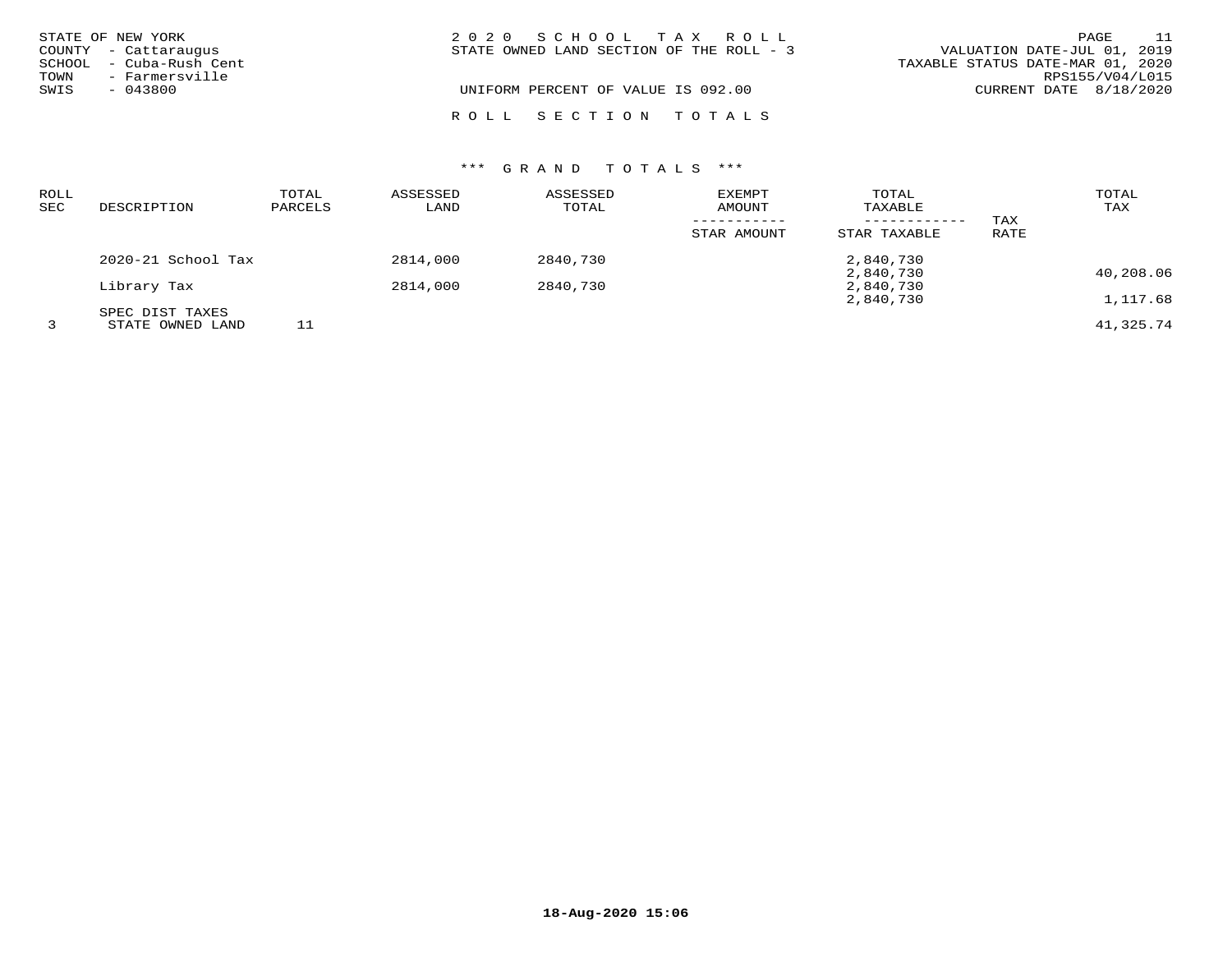STATE OF NEW YORK
COUNTY - Cattaraugus
SCHOOL - Cuba-Rush Cent
TOWN - Farmersville
SWIS - 043800

2 0 2 0 S C H O O L T A X R O L L
STATE OWNED LAND SECTION OF THE ROLL - 3
UNIFORM PERCENT OF VALUE IS 092.00

VALUATION DATE-JUL 01, 2019
TAXABLE STATUS DATE-MAR 01, 2020
RPS155/V04/L015
CURRENT DATE 8/18/2020

R O L L S E C T I O N T O T A L S

*** G R A N D T O T A L S ***

| ROLL SEC | DESCRIPTION | TOTAL PARCELS | ASSESSED LAND | ASSESSED TOTAL | EXEMPT AMOUNT / STAR AMOUNT | TOTAL TAXABLE / STAR TAXABLE | TAX RATE | TOTAL TAX |
|---|---|---|---|---|---|---|---|---|
| | 2020-21 School Tax | | 2814,000 | 2840,730 | | 2,840,730 | | |
| | | | | | | 2,840,730 | | 40,208.06 |
| | Library Tax | | 2814,000 | 2840,730 | | 2,840,730 | | |
| | | | | | | 2,840,730 | | 1,117.68 |
| | SPEC DIST TAXES | | | | | | | |
| 3 | STATE OWNED LAND | 11 | | | | | | 41,325.74 |

18-Aug-2020 15:06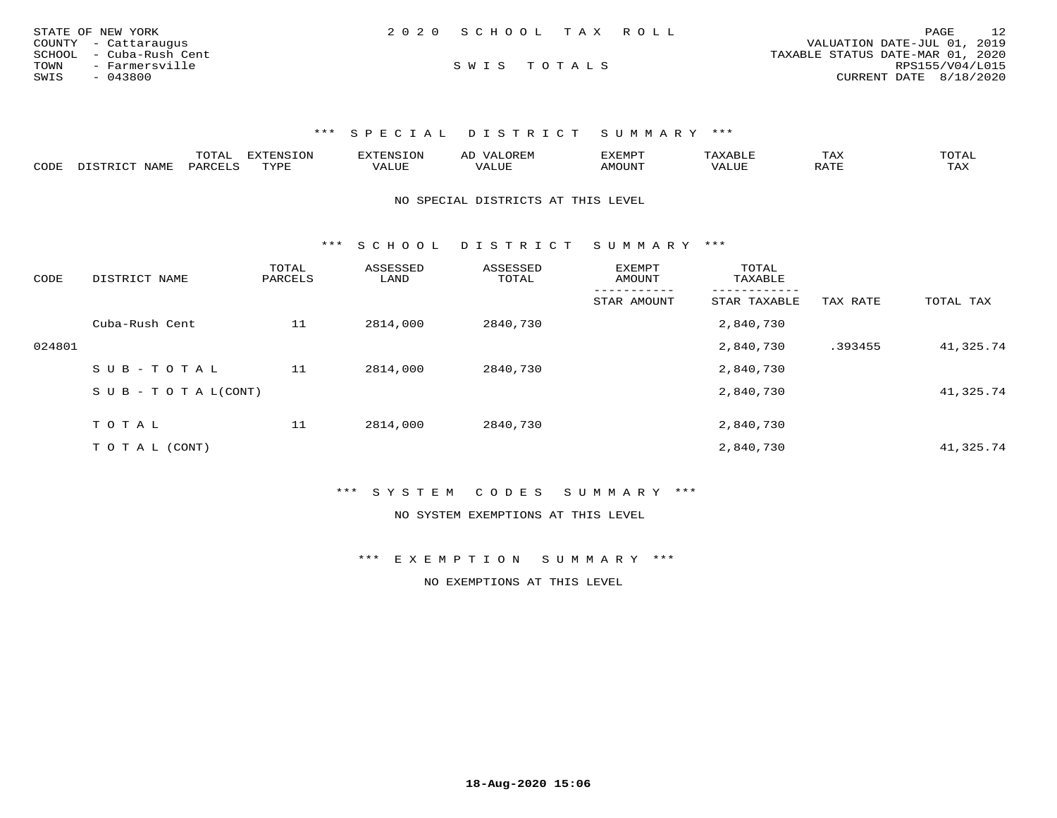STATE OF NEW YORK
COUNTY - Cattaraugus
SCHOOL - Cuba-Rush Cent
TOWN - Farmersville
SWIS - 043800

2020 SCHOOL TAX ROLL

SWIS TOTALS

VALUATION DATE-JUL 01, 2019
TAXABLE STATUS DATE-MAR 01, 2020
RPS155/V04/L015
CURRENT DATE 8/18/2020

### *** SPECIAL DISTRICT SUMMARY ***

| CODE | DISTRICT NAME | TOTAL PARCELS | EXTENSION TYPE | EXTENSION VALUE | AD VALOREM VALUE | EXEMPT AMOUNT | TAXABLE VALUE | TAX RATE | TOTAL TAX |
|---|---|---|---|---|---|---|---|---|---|

NO SPECIAL DISTRICTS AT THIS LEVEL

### *** SCHOOL DISTRICT SUMMARY ***

| CODE | DISTRICT NAME | TOTAL PARCELS | ASSESSED LAND | ASSESSED TOTAL | EXEMPT AMOUNT / STAR AMOUNT | TOTAL TAXABLE / STAR TAXABLE | TAX RATE | TOTAL TAX |
|---|---|---|---|---|---|---|---|---|
| | Cuba-Rush Cent | 11 | 2814,000 | 2840,730 | | 2,840,730 | | |
| 024801 | | | | | | 2,840,730 | .393455 | 41,325.74 |
| | SUB-TOTAL | 11 | 2814,000 | 2840,730 | | 2,840,730 | | |
| | SUB-TOTAL(CONT) | | | | | 2,840,730 | | 41,325.74 |
| | TOTAL | 11 | 2814,000 | 2840,730 | | 2,840,730 | | |
| | TOTAL (CONT) | | | | | 2,840,730 | | 41,325.74 |

### *** SYSTEM CODES SUMMARY ***

NO SYSTEM EXEMPTIONS AT THIS LEVEL

### *** EXEMPTION SUMMARY ***

NO EXEMPTIONS AT THIS LEVEL

18-Aug-2020 15:06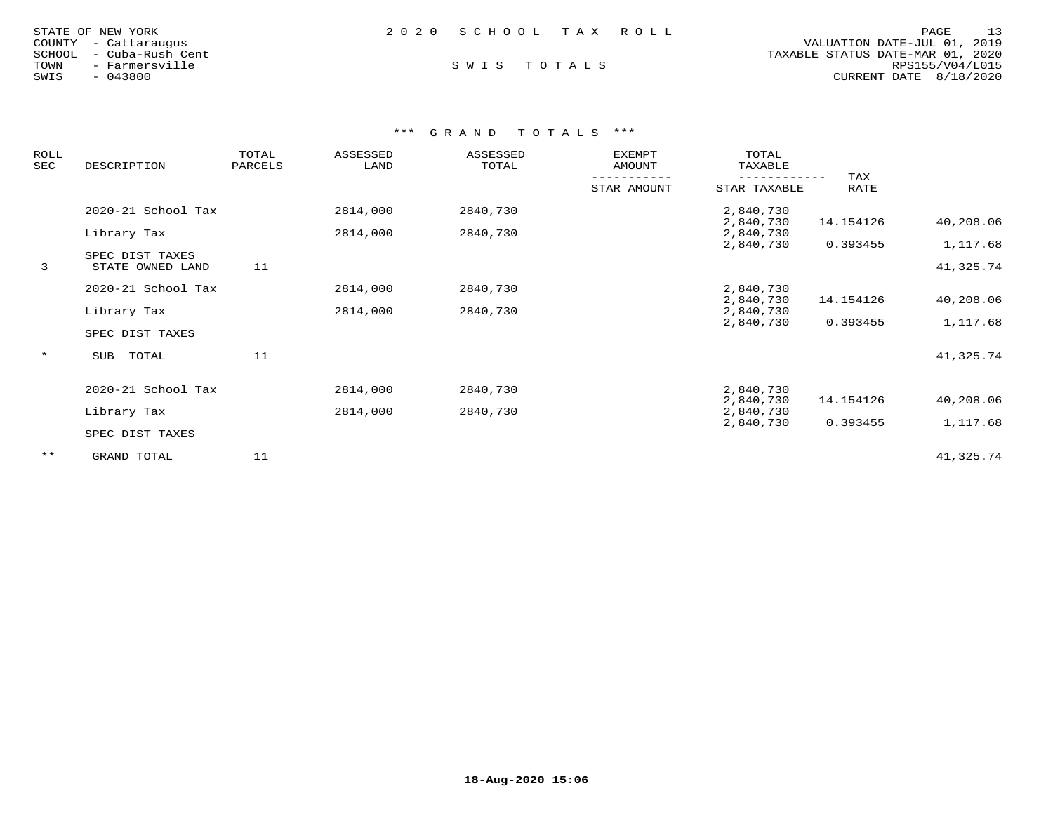STATE OF NEW YORK
COUNTY - Cattaraugus
SCHOOL - Cuba-Rush Cent
TOWN - Farmersville
SWIS - 043800

2 0 2 0 S C H O O L T A X R O L L

S W I S T O T A L S

VALUATION DATE-JUL 01, 2019
TAXABLE STATUS DATE-MAR 01, 2020
RPS155/V04/L015
CURRENT DATE 8/18/2020

*** G R A N D T O T A L S ***

| ROLL SEC | DESCRIPTION | TOTAL PARCELS | ASSESSED LAND | ASSESSED TOTAL | EXEMPT AMOUNT / STAR AMOUNT | TOTAL TAXABLE / STAR TAXABLE | TAX RATE | |
|---|---|---|---|---|---|---|---|---|
| | 2020-21 School Tax | | 2814,000 | 2840,730 | | 2,840,730 / 2,840,730 | 14.154126 | 40,208.06 |
| | Library Tax | | 2814,000 | 2840,730 | | 2,840,730 / 2,840,730 | 0.393455 | 1,117.68 |
| | SPEC DIST TAXES | | | | | | | |
| 3 | STATE OWNED LAND | 11 | | | | | | 41,325.74 |
| | 2020-21 School Tax | | 2814,000 | 2840,730 | | 2,840,730 / 2,840,730 | 14.154126 | 40,208.06 |
| | Library Tax | | 2814,000 | 2840,730 | | 2,840,730 / 2,840,730 | 0.393455 | 1,117.68 |
| | SPEC DIST TAXES | | | | | | | |
| * | SUB TOTAL | 11 | | | | | | 41,325.74 |
| | 2020-21 School Tax | | 2814,000 | 2840,730 | | 2,840,730 / 2,840,730 | 14.154126 | 40,208.06 |
| | Library Tax | | 2814,000 | 2840,730 | | 2,840,730 / 2,840,730 | 0.393455 | 1,117.68 |
| | SPEC DIST TAXES | | | | | | | |
| ** | GRAND TOTAL | 11 | | | | | | 41,325.74 |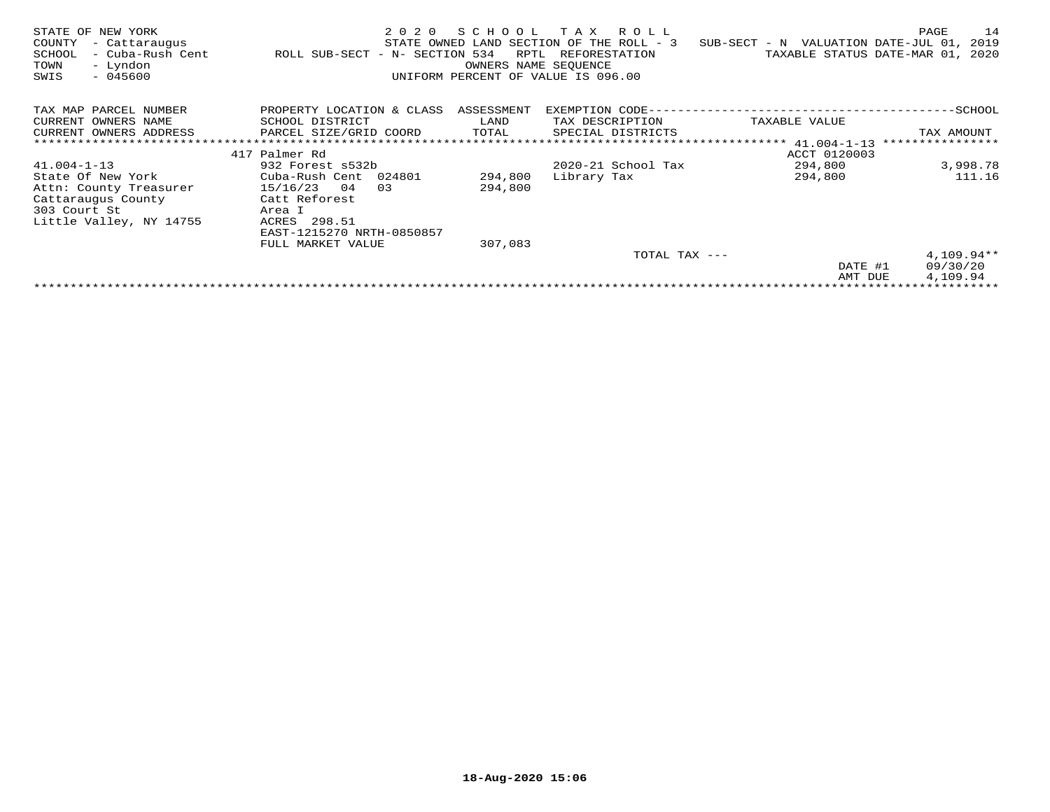STATE OF NEW YORK　　　　2 0 2 0　S C H O O L　T A X　R O L L　　　　PAGE 14
COUNTY - Cattaraugus　　　　STATE OWNED LAND SECTION OF THE ROLL - 3　SUB-SECT - N　VALUATION DATE-JUL 01, 2019
SCHOOL - Cuba-Rush Cent　　ROLL SUB-SECT - N- SECTION 534　RPTL REFORESTATION　　TAXABLE STATUS DATE-MAR 01, 2020
TOWN - Lyndon　　　　OWNERS NAME SEQUENCE
SWIS - 045600　　　　UNIFORM PERCENT OF VALUE IS 096.00

| TAX MAP PARCEL NUMBER / CURRENT OWNERS NAME / CURRENT OWNERS ADDRESS | PROPERTY LOCATION & CLASS / SCHOOL DISTRICT / PARCEL SIZE/GRID COORD | ASSESSMENT LAND / TOTAL | EXEMPTION CODE / TAX DESCRIPTION / SPECIAL DISTRICTS | TAXABLE VALUE | SCHOOL TAX AMOUNT |
|---|---|---|---|---|---|
| | 417 Palmer Rd | | | ACCT 0120003 | |
| 41.004-1-13 | 932 Forest s532b | | 2020-21 School Tax | 294,800 | 3,998.78 |
| State Of New York | Cuba-Rush Cent 024801 | 294,800 | Library Tax | 294,800 | 111.16 |
| Attn: County Treasurer | 15/16/23 04 03 | 294,800 | | | |
| Cattaraugus County | Catt Reforest | | | | |
| 303 Court St | Area I | | | | |
| Little Valley, NY 14755 | ACRES 298.51 | | | | |
| | EAST-1215270 NRTH-0850857 | | | | |
| | FULL MARKET VALUE | 307,083 | | | |
| | | | TOTAL TAX --- | | 4,109.94** |
| | | | | DATE #1 | 09/30/20 |
| | | | | AMT DUE | 4,109.94 |

18-Aug-2020 15:06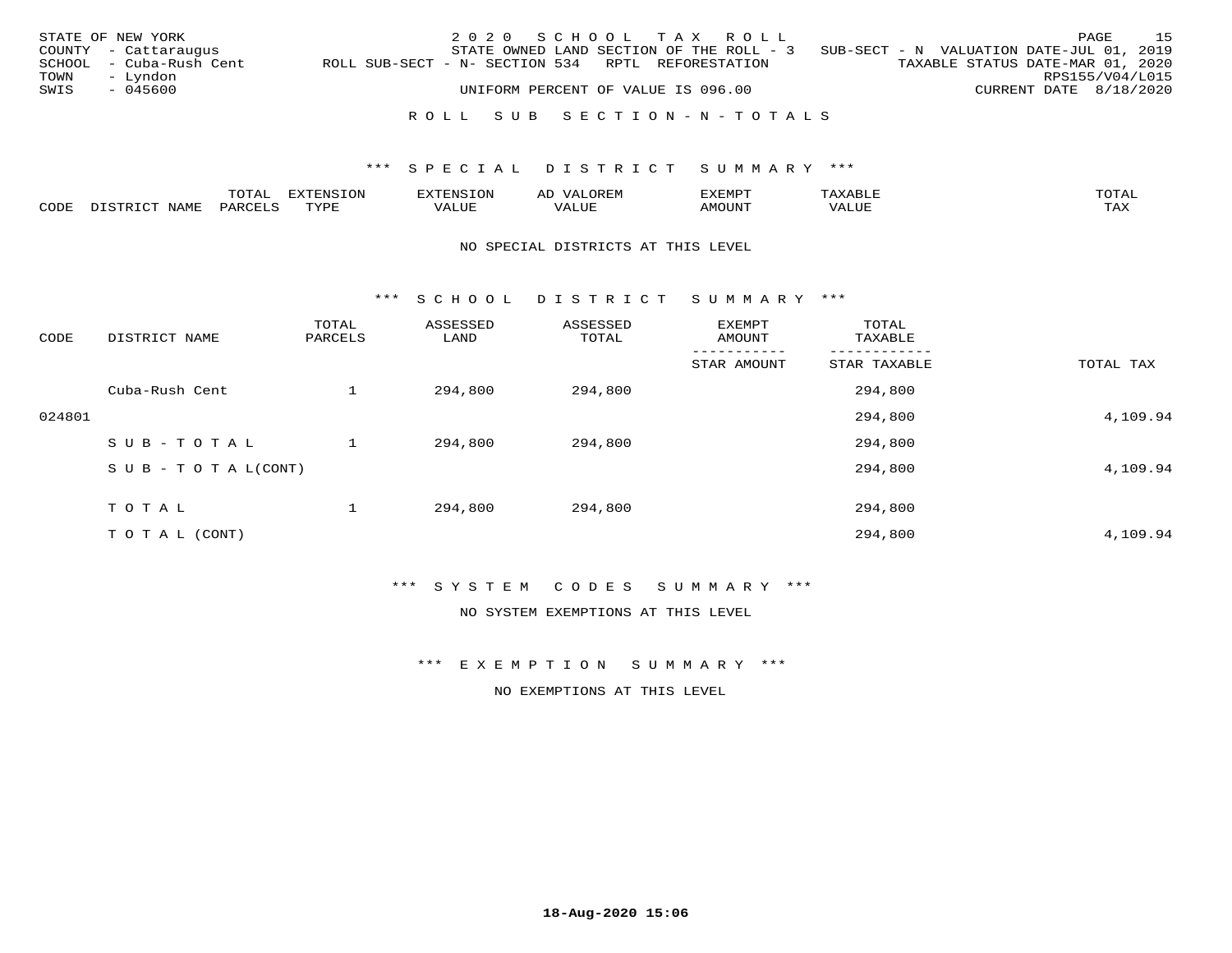STATE OF NEW YORK
COUNTY - Cattaraugus
SCHOOL - Cuba-Rush Cent
TOWN - Lyndon
SWIS - 045600

2020 SCHOOL TAX ROLL
STATE OWNED LAND SECTION OF THE ROLL - 3 SUB-SECT - N VALUATION DATE-JUL 01, 2019
ROLL SUB-SECT - N- SECTION 534 RPTL REFORESTATION TAXABLE STATUS DATE-MAR 01, 2020
RPS155/V04/L015
UNIFORM PERCENT OF VALUE IS 096.00 CURRENT DATE 8/18/2020

ROLL SUB SECTION-N-TOTALS

*** SPECIAL DISTRICT SUMMARY ***

| CODE | DISTRICT NAME | TOTAL PARCELS | EXTENSION TYPE | EXTENSION VALUE | AD VALOREM VALUE | EXEMPT AMOUNT | TAXABLE VALUE | TOTAL TAX |
|---|---|---|---|---|---|---|---|---|

NO SPECIAL DISTRICTS AT THIS LEVEL

*** SCHOOL DISTRICT SUMMARY ***

| CODE | DISTRICT NAME | TOTAL PARCELS | ASSESSED LAND | ASSESSED TOTAL | EXEMPT AMOUNT / STAR AMOUNT | TOTAL TAXABLE / STAR TAXABLE | TOTAL TAX |
|---|---|---|---|---|---|---|---|
| | Cuba-Rush Cent | 1 | 294,800 | 294,800 | | 294,800 | |
| 024801 | | | | | | 294,800 | 4,109.94 |
| | SUB-TOTAL | 1 | 294,800 | 294,800 | | 294,800 | |
| | SUB-TOTAL(CONT) | | | | | 294,800 | 4,109.94 |
| | TOTAL | 1 | 294,800 | 294,800 | | 294,800 | |
| | TOTAL (CONT) | | | | | 294,800 | 4,109.94 |

*** SYSTEM CODES SUMMARY ***

NO SYSTEM EXEMPTIONS AT THIS LEVEL

*** EXEMPTION SUMMARY ***

NO EXEMPTIONS AT THIS LEVEL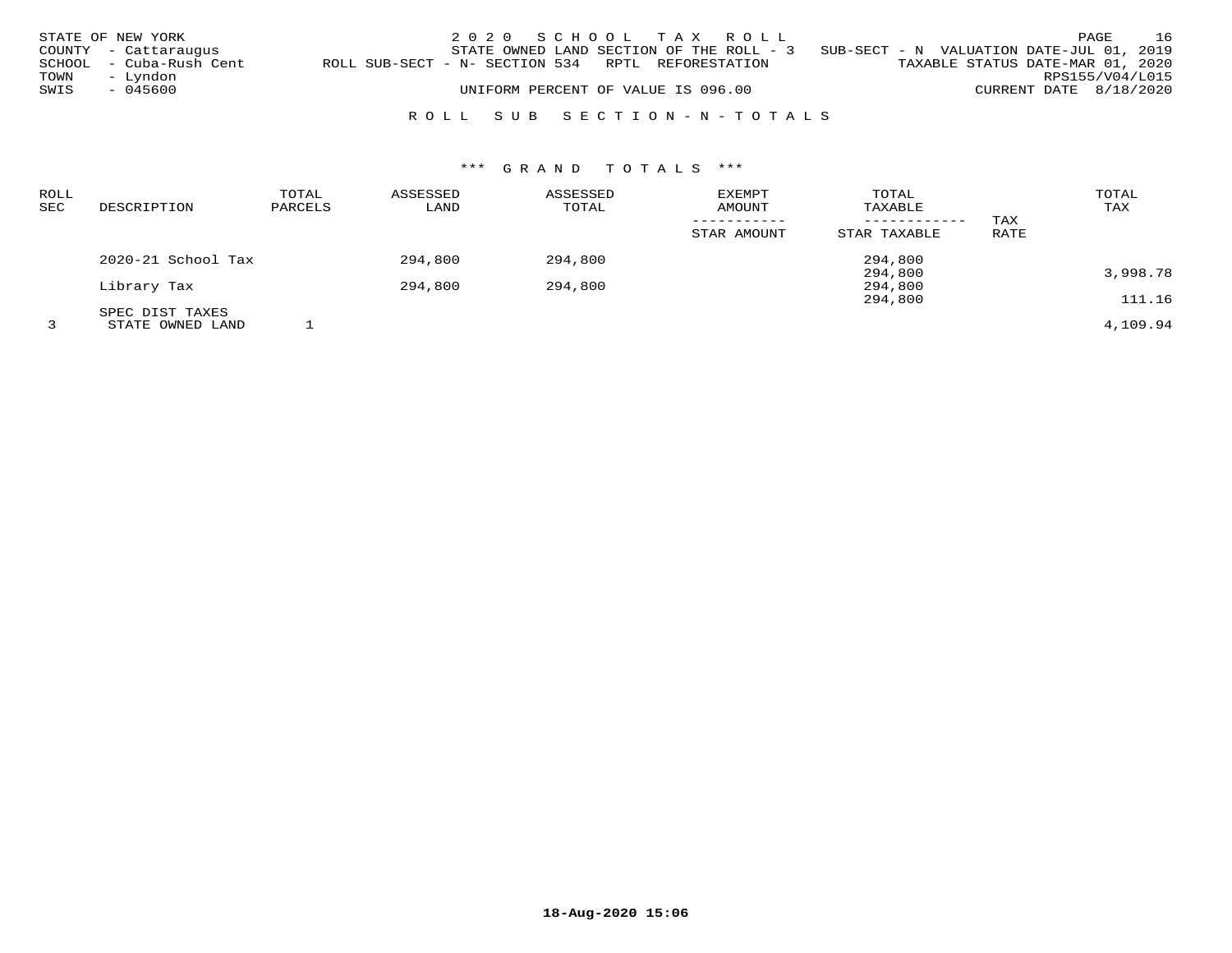STATE OF NEW YORK | 2 0 2 0 S C H O O L T A X R O L L | PAGE 16
COUNTY - Cattaraugus | STATE OWNED LAND SECTION OF THE ROLL - 3 SUB-SECT - N VALUATION DATE-JUL 01, 2019
SCHOOL - Cuba-Rush Cent | ROLL SUB-SECT - N- SECTION 534 RPTL REFORESTATION | TAXABLE STATUS DATE-MAR 01, 2020
TOWN - Lyndon | RPS155/V04/L015
SWIS - 045600 | UNIFORM PERCENT OF VALUE IS 096.00 | CURRENT DATE 8/18/2020

R O L L S U B S E C T I O N - N - T O T A L S

\*\*\* G R A N D T O T A L S \*\*\*

| ROLL SEC | DESCRIPTION | TOTAL PARCELS | ASSESSED LAND | ASSESSED TOTAL | EXEMPT AMOUNT / STAR AMOUNT | TOTAL TAXABLE / STAR TAXABLE | TAX RATE | TOTAL TAX |
|---|---|---|---|---|---|---|---|---|
| | 2020-21 School Tax | | 294,800 | 294,800 | | 294,800 | | |
| | | | | | | 294,800 | | 3,998.78 |
| | Library Tax | | 294,800 | 294,800 | | 294,800 | | |
| | | | | | | 294,800 | | 111.16 |
| | SPEC DIST TAXES | | | | | | | |
| 3 | STATE OWNED LAND | 1 | | | | | | 4,109.94 |

18-Aug-2020 15:06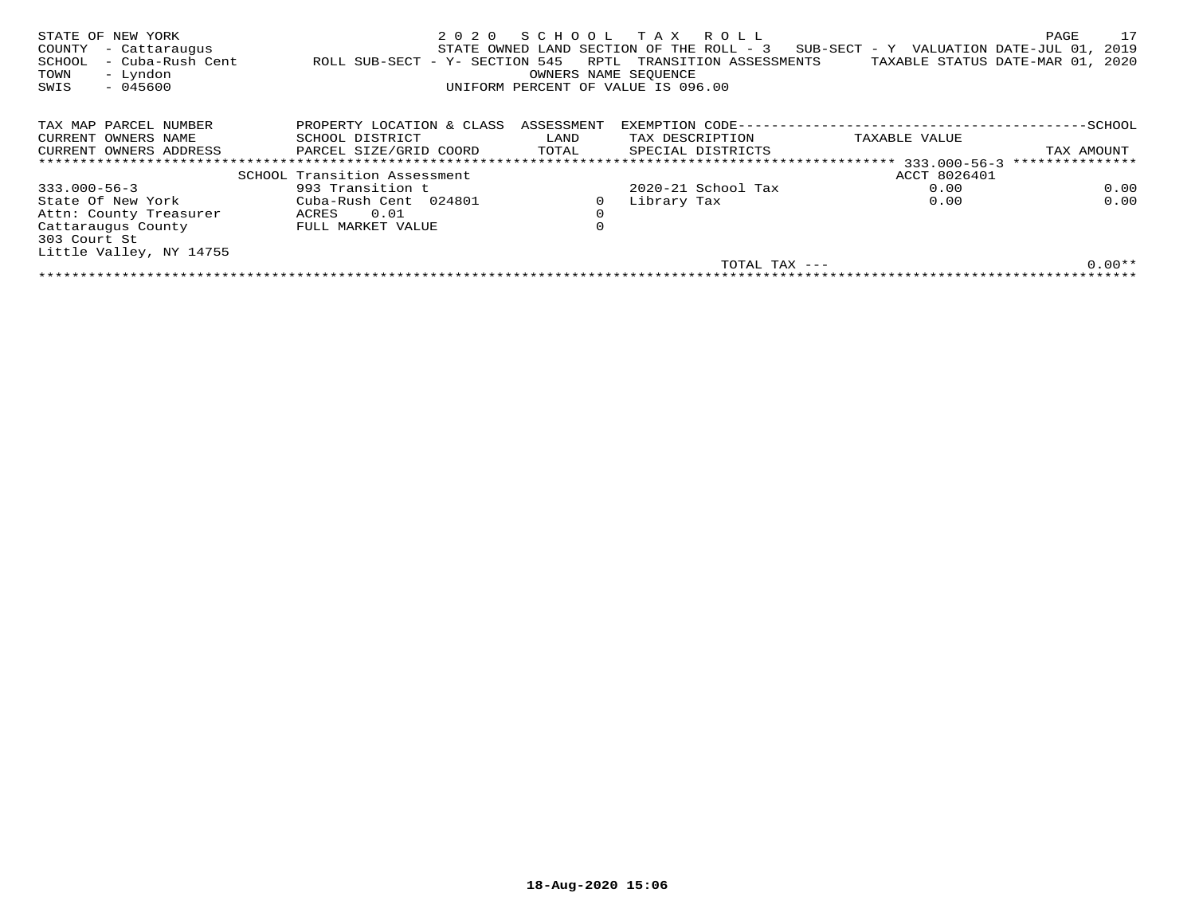STATE OF NEW YORK
COUNTY - Cattaraugus
SCHOOL - Cuba-Rush Cent
TOWN - Lyndon
SWIS - 045600

2 0 2 0 S C H O O L T A X R O L L
STATE OWNED LAND SECTION OF THE ROLL - 3 SUB-SECT - Y VALUATION DATE-JUL 01, 2019
ROLL SUB-SECT - Y- SECTION 545 RPTL TRANSITION ASSESSMENTS TAXABLE STATUS DATE-MAR 01, 2020
OWNERS NAME SEQUENCE
UNIFORM PERCENT OF VALUE IS 096.00

| TAX MAP PARCEL NUMBER / CURRENT OWNERS NAME / CURRENT OWNERS ADDRESS | PROPERTY LOCATION & CLASS / SCHOOL DISTRICT / PARCEL SIZE/GRID COORD | ASSESSMENT LAND / TOTAL | EXEMPTION CODE / TAX DESCRIPTION / SPECIAL DISTRICTS | TAXABLE VALUE | SCHOOL TAX AMOUNT |
|---|---|---|---|---|---|
| | SCHOOL Transition Assessment | | | 333.000-56-3 ACCT 8026401 | |
| 333.000-56-3 | 993 Transition t | | 2020-21 School Tax | 0.00 | 0.00 |
| State Of New York | Cuba-Rush Cent 024801 | 0 | Library Tax | 0.00 | 0.00 |
| Attn: County Treasurer | ACRES 0.01 | 0 | | | |
| Cattaraugus County | FULL MARKET VALUE | 0 | | | |
| 303 Court St | | | | | |
| Little Valley, NY 14755 | | | | | |
| | | | TOTAL TAX --- | | 0.00** |

18-Aug-2020 15:06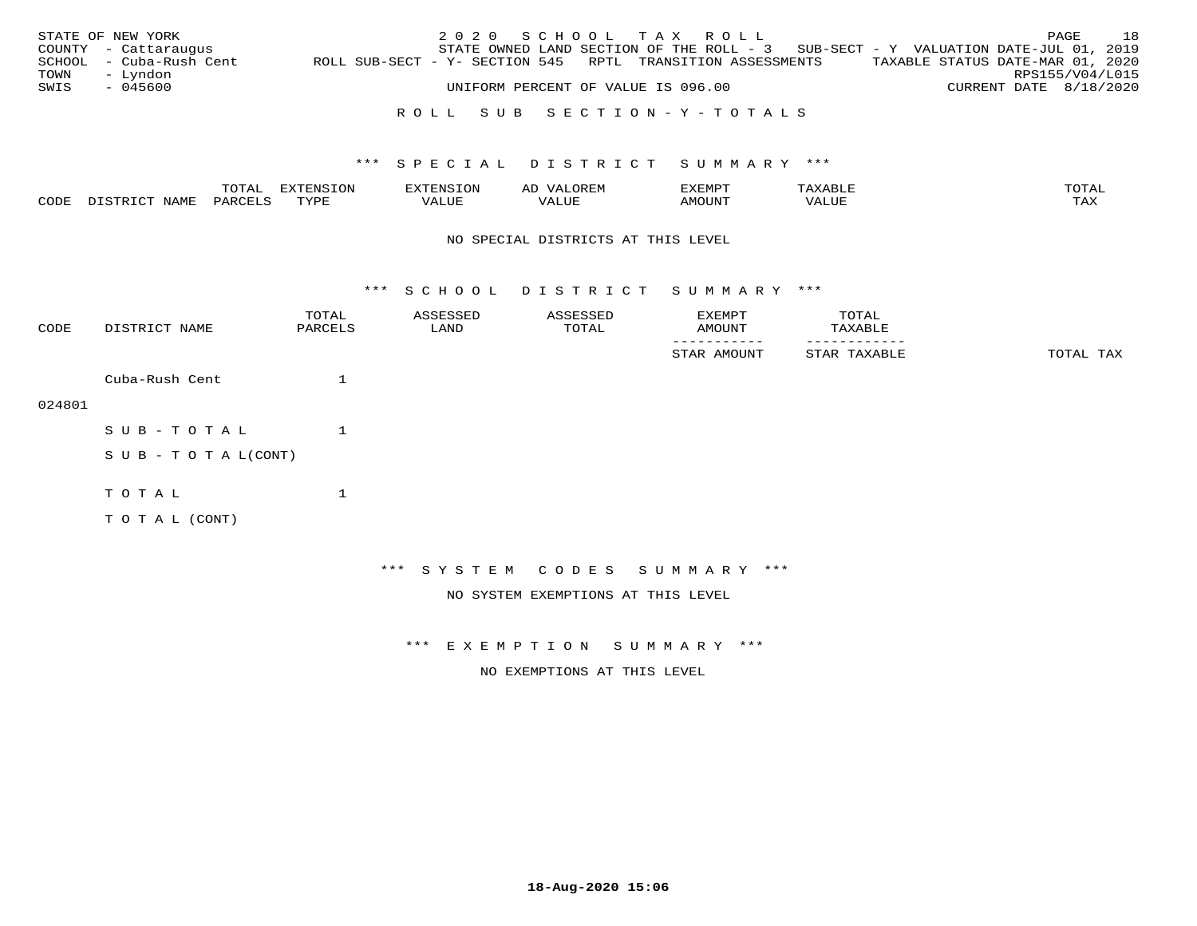STATE OF NEW YORK
COUNTY - Cattaraugus
SCHOOL - Cuba-Rush Cent
TOWN - Lyndon
SWIS - 045600

2 0 2 0 S C H O O L T A X R O L L
STATE OWNED LAND SECTION OF THE ROLL - 3 SUB-SECT - Y VALUATION DATE-JUL 01, 2019
ROLL SUB-SECT - Y- SECTION 545 RPTL TRANSITION ASSESSMENTS TAXABLE STATUS DATE-MAR 01, 2020
RPS155/V04/L015
UNIFORM PERCENT OF VALUE IS 096.00 CURRENT DATE 8/18/2020

## R O L L S U B S E C T I O N - Y - T O T A L S

### *** S P E C I A L D I S T R I C T S U M M A R Y ***

| CODE | DISTRICT NAME | TOTAL PARCELS | EXTENSION TYPE | EXTENSION VALUE | AD VALOREM VALUE | EXEMPT AMOUNT | TAXABLE VALUE | TOTAL TAX |
|---|---|---|---|---|---|---|---|---|

NO SPECIAL DISTRICTS AT THIS LEVEL

### *** S C H O O L D I S T R I C T S U M M A R Y ***

| CODE | DISTRICT NAME | TOTAL PARCELS | ASSESSED LAND | ASSESSED TOTAL | EXEMPT AMOUNT / STAR AMOUNT | TOTAL TAXABLE / STAR TAXABLE | TOTAL TAX |
|---|---|---|---|---|---|---|---|
| 024801 | Cuba-Rush Cent | 1 | | | | | |
| | S U B - T O T A L | 1 | | | | | |
| | S U B - T O T A L(CONT) | | | | | | |
| | T O T A L | 1 | | | | | |
| | T O T A L (CONT) | | | | | | |

### *** S Y S T E M C O D E S S U M M A R Y ***

NO SYSTEM EXEMPTIONS AT THIS LEVEL

### *** E X E M P T I O N S U M M A R Y ***

NO EXEMPTIONS AT THIS LEVEL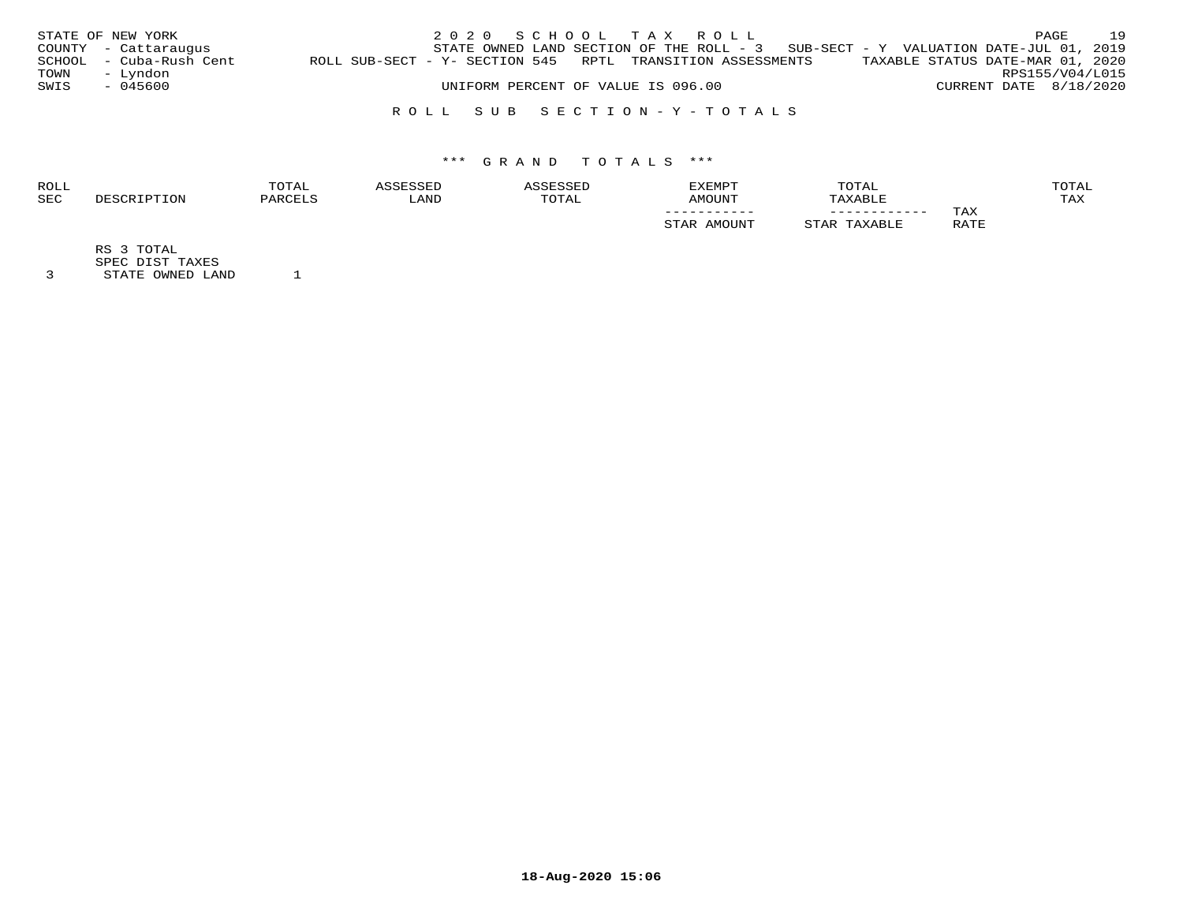STATE OF NEW YORK | 2 0 2 0 S C H O O L T A X R O L L | PAGE 19
COUNTY - Cattaraugus | STATE OWNED LAND SECTION OF THE ROLL - 3 SUB-SECT - Y VALUATION DATE-JUL 01, 2019
SCHOOL - Cuba-Rush Cent | ROLL SUB-SECT - Y- SECTION 545 RPTL TRANSITION ASSESSMENTS | TAXABLE STATUS DATE-MAR 01, 2020
TOWN - Lyndon | RPS155/V04/L015
SWIS - 045600 | UNIFORM PERCENT OF VALUE IS 096.00 | CURRENT DATE 8/18/2020

R O L L S U B S E C T I O N - Y - T O T A L S

*** G R A N D T O T A L S ***

| ROLL SEC | DESCRIPTION | TOTAL PARCELS | ASSESSED LAND | ASSESSED TOTAL | EXEMPT AMOUNT ----------- STAR AMOUNT | TOTAL TAXABLE ------------ STAR TAXABLE | TAX RATE | TOTAL TAX |
|---|---|---|---|---|---|---|---|---|
| | RS 3 TOTAL | | | | | | | |
| | SPEC DIST TAXES | | | | | | | |
| 3 | STATE OWNED LAND | 1 | | | | | | |

18-Aug-2020 15:06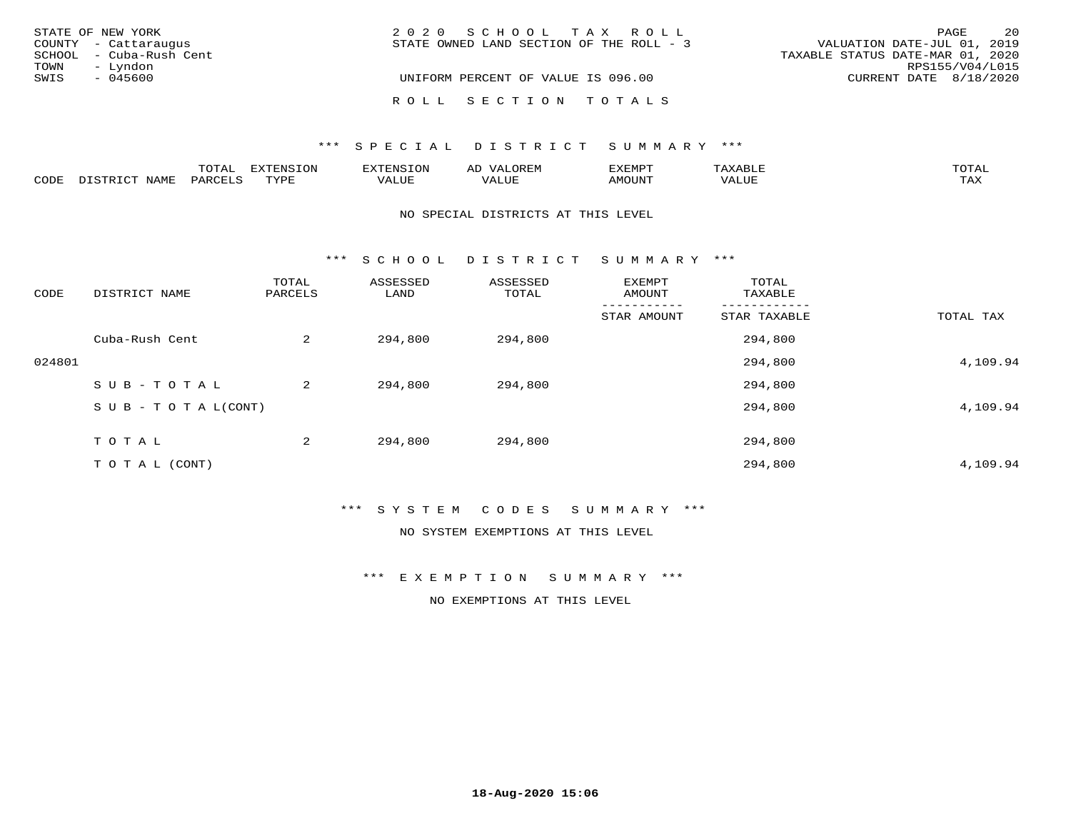STATE OF NEW YORK
COUNTY - Cattaraugus
SCHOOL - Cuba-Rush Cent
TOWN - Lyndon
SWIS - 045600

2 0 2 0 S C H O O L T A X R O L L
STATE OWNED LAND SECTION OF THE ROLL - 3

UNIFORM PERCENT OF VALUE IS 096.00

VALUATION DATE-JUL 01, 2019
TAXABLE STATUS DATE-MAR 01, 2020
RPS155/V04/L015
CURRENT DATE 8/18/2020

R O L L S E C T I O N T O T A L S

## *** S P E C I A L D I S T R I C T S U M M A R Y ***

| CODE | DISTRICT NAME | TOTAL PARCELS | EXTENSION TYPE | EXTENSION VALUE | AD VALOREM VALUE | EXEMPT AMOUNT | TAXABLE VALUE | TOTAL TAX |
|---|---|---|---|---|---|---|---|---|

NO SPECIAL DISTRICTS AT THIS LEVEL

## *** S C H O O L D I S T R I C T S U M M A R Y ***

| CODE | DISTRICT NAME | TOTAL PARCELS | ASSESSED LAND | ASSESSED TOTAL | EXEMPT AMOUNT / STAR AMOUNT | TOTAL TAXABLE / STAR TAXABLE | TOTAL TAX |
|---|---|---|---|---|---|---|---|
| | Cuba-Rush Cent | 2 | 294,800 | 294,800 | | 294,800 | |
| 024801 | | | | | | 294,800 | 4,109.94 |
| | S U B - T O T A L | 2 | 294,800 | 294,800 | | 294,800 | |
| | S U B - T O T A L(CONT) | | | | | 294,800 | 4,109.94 |
| | T O T A L | 2 | 294,800 | 294,800 | | 294,800 | |
| | T O T A L (CONT) | | | | | 294,800 | 4,109.94 |

## *** S Y S T E M C O D E S S U M M A R Y ***

NO SYSTEM EXEMPTIONS AT THIS LEVEL

## *** E X E M P T I O N S U M M A R Y ***

NO EXEMPTIONS AT THIS LEVEL

18-Aug-2020 15:06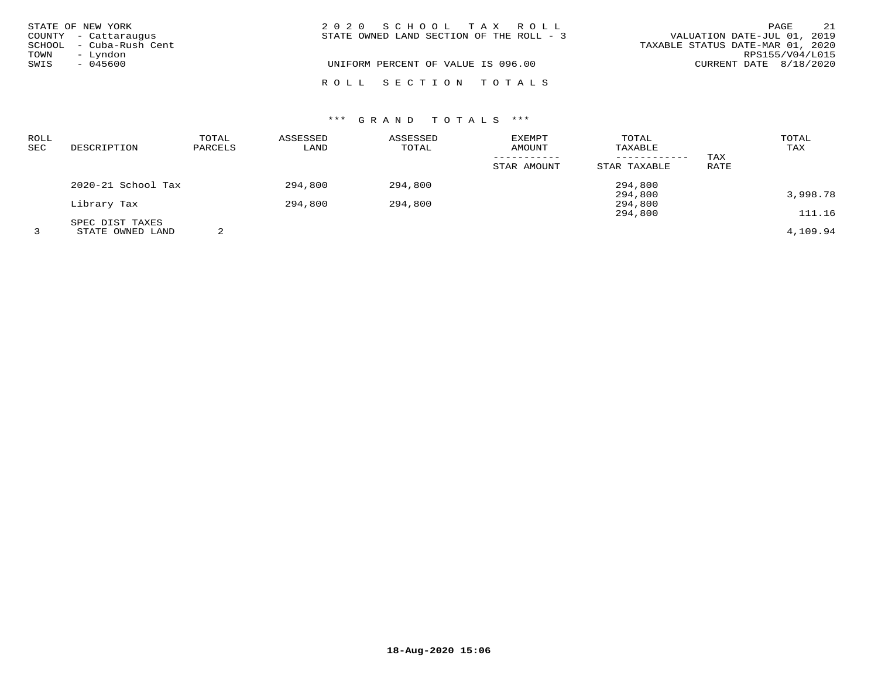STATE OF NEW YORK
COUNTY - Cattaraugus
SCHOOL - Cuba-Rush Cent
TOWN - Lyndon
SWIS - 045600

2 0 2 0 S C H O O L T A X R O L L
STATE OWNED LAND SECTION OF THE ROLL - 3

UNIFORM PERCENT OF VALUE IS 096.00

VALUATION DATE-JUL 01, 2019
TAXABLE STATUS DATE-MAR 01, 2020
RPS155/V04/L015
CURRENT DATE 8/18/2020

R O L L S E C T I O N T O T A L S

\*\*\* G R A N D T O T A L S \*\*\*

| ROLL SEC | DESCRIPTION | TOTAL PARCELS | ASSESSED LAND | ASSESSED TOTAL | EXEMPT AMOUNT / STAR AMOUNT | TOTAL TAXABLE / STAR TAXABLE | TAX RATE | TOTAL TAX |
|---|---|---|---|---|---|---|---|---|
| | 2020-21 School Tax | | 294,800 | 294,800 | | 294,800 | | |
| | | | | | | 294,800 | | 3,998.78 |
| | Library Tax | | 294,800 | 294,800 | | 294,800 | | |
| | | | | | | 294,800 | | 111.16 |
| | SPEC DIST TAXES | | | | | | | |
| 3 | STATE OWNED LAND | 2 | | | | | | 4,109.94 |

18-Aug-2020 15:06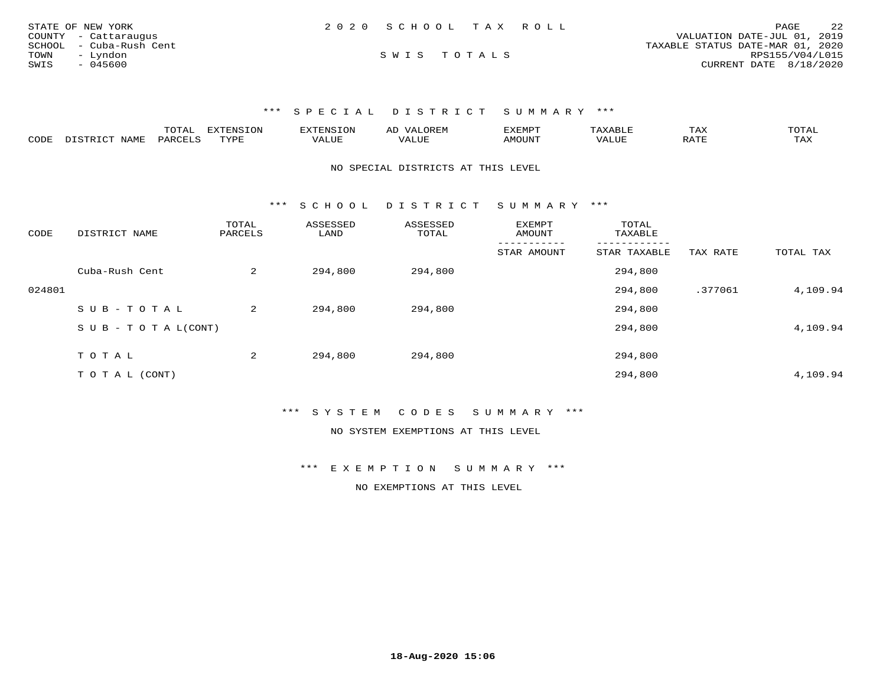STATE OF NEW YORK
COUNTY - Cattaraugus
SCHOOL - Cuba-Rush Cent
TOWN - Lyndon
SWIS - 045600

2020 SCHOOL TAX ROLL

SWIS TOTALS

VALUATION DATE-JUL 01, 2019
TAXABLE STATUS DATE-MAR 01, 2020
RPS155/V04/L015
CURRENT DATE 8/18/2020

### *** SPECIAL DISTRICT SUMMARY ***

| CODE | DISTRICT NAME | TOTAL PARCELS | EXTENSION TYPE | EXTENSION VALUE | AD VALOREM VALUE | EXEMPT AMOUNT | TAXABLE VALUE | TAX RATE | TOTAL TAX |
|---|---|---|---|---|---|---|---|---|---|

NO SPECIAL DISTRICTS AT THIS LEVEL

### *** SCHOOL DISTRICT SUMMARY ***

| CODE | DISTRICT NAME | TOTAL PARCELS | ASSESSED LAND | ASSESSED TOTAL | EXEMPT AMOUNT / STAR AMOUNT | TOTAL TAXABLE / STAR TAXABLE | TAX RATE | TOTAL TAX |
|---|---|---|---|---|---|---|---|---|
| | Cuba-Rush Cent | 2 | 294,800 | 294,800 | | 294,800 | | |
| 024801 | | | | | | 294,800 | .377061 | 4,109.94 |
| | SUB-TOTAL | 2 | 294,800 | 294,800 | | 294,800 | | |
| | SUB-TOTAL(CONT) | | | | | 294,800 | | 4,109.94 |
| | TOTAL | 2 | 294,800 | 294,800 | | 294,800 | | |
| | TOTAL (CONT) | | | | | 294,800 | | 4,109.94 |

### *** SYSTEM CODES SUMMARY ***

NO SYSTEM EXEMPTIONS AT THIS LEVEL

### *** EXEMPTION SUMMARY ***

NO EXEMPTIONS AT THIS LEVEL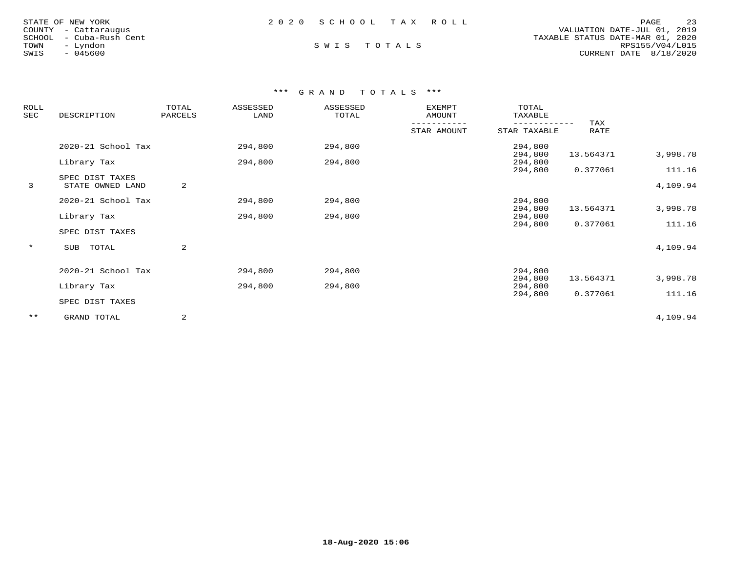STATE OF NEW YORK
COUNTY - Cattaraugus
SCHOOL - Cuba-Rush Cent
TOWN - Lyndon
SWIS - 045600

# 2 0 2 0 S C H O O L T A X R O L L

## S W I S T O T A L S

VALUATION DATE-JUL 01, 2019
TAXABLE STATUS DATE-MAR 01, 2020
RPS155/V04/L015
CURRENT DATE 8/18/2020

### *** G R A N D T O T A L S ***

| ROLL SEC | DESCRIPTION | TOTAL PARCELS | ASSESSED LAND | ASSESSED TOTAL | EXEMPT AMOUNT / STAR AMOUNT | TOTAL TAXABLE / STAR TAXABLE | TAX RATE | |
|---|---|---|---|---|---|---|---|---|
| | 2020-21 School Tax | | 294,800 | 294,800 | | 294,800 / 294,800 | 13.564371 | 3,998.78 |
| | Library Tax | | 294,800 | 294,800 | | 294,800 / 294,800 | 0.377061 | 111.16 |
| | SPEC DIST TAXES | | | | | | | |
| 3 | STATE OWNED LAND | 2 | | | | | | 4,109.94 |
| | 2020-21 School Tax | | 294,800 | 294,800 | | 294,800 / 294,800 | 13.564371 | 3,998.78 |
| | Library Tax | | 294,800 | 294,800 | | 294,800 / 294,800 | 0.377061 | 111.16 |
| | SPEC DIST TAXES | | | | | | | |
| * | SUB TOTAL | 2 | | | | | | 4,109.94 |
| | 2020-21 School Tax | | 294,800 | 294,800 | | 294,800 / 294,800 | 13.564371 | 3,998.78 |
| | Library Tax | | 294,800 | 294,800 | | 294,800 / 294,800 | 0.377061 | 111.16 |
| | SPEC DIST TAXES | | | | | | | |
| ** | GRAND TOTAL | 2 | | | | | | 4,109.94 |

18-Aug-2020 15:06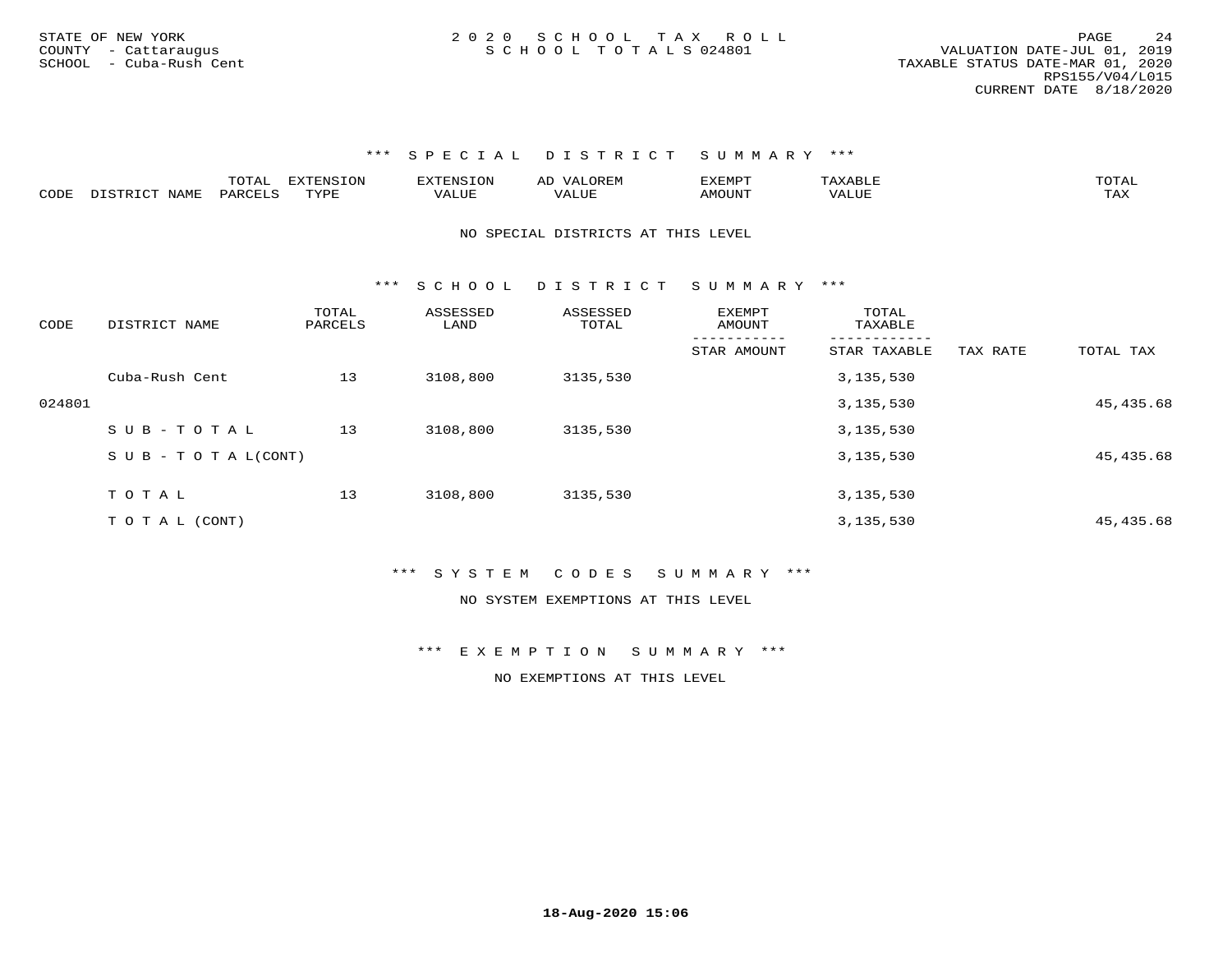STATE OF NEW YORK
COUNTY - Cattaraugus
SCHOOL - Cuba-Rush Cent

2020 SCHOOL TAX ROLL
SCHOOL TOTALS 024801

VALUATION DATE-JUL 01, 2019
TAXABLE STATUS DATE-MAR 01, 2020
RPS155/V04/L015
CURRENT DATE 8/18/2020

*** SPECIAL DISTRICT SUMMARY ***

| CODE | DISTRICT NAME | TOTAL PARCELS | EXTENSION TYPE | EXTENSION VALUE | AD VALOREM VALUE | EXEMPT AMOUNT | TAXABLE VALUE | TOTAL TAX |
|---|---|---|---|---|---|---|---|---|

NO SPECIAL DISTRICTS AT THIS LEVEL

*** SCHOOL DISTRICT SUMMARY ***

| CODE | DISTRICT NAME | TOTAL PARCELS | ASSESSED LAND | ASSESSED TOTAL | EXEMPT AMOUNT / STAR AMOUNT | TOTAL TAXABLE / STAR TAXABLE | TAX RATE | TOTAL TAX |
|---|---|---|---|---|---|---|---|---|
| | Cuba-Rush Cent | 13 | 3108,800 | 3135,530 | | 3,135,530 | | |
| 024801 | | | | | | 3,135,530 | | 45,435.68 |
| | SUB-TOTAL | 13 | 3108,800 | 3135,530 | | 3,135,530 | | |
| | SUB-TOTAL(CONT) | | | | | 3,135,530 | | 45,435.68 |
| | TOTAL | 13 | 3108,800 | 3135,530 | | 3,135,530 | | |
| | TOTAL (CONT) | | | | | 3,135,530 | | 45,435.68 |

*** SYSTEM CODES SUMMARY ***

NO SYSTEM EXEMPTIONS AT THIS LEVEL

*** EXEMPTION SUMMARY ***

NO EXEMPTIONS AT THIS LEVEL

18-Aug-2020 15:06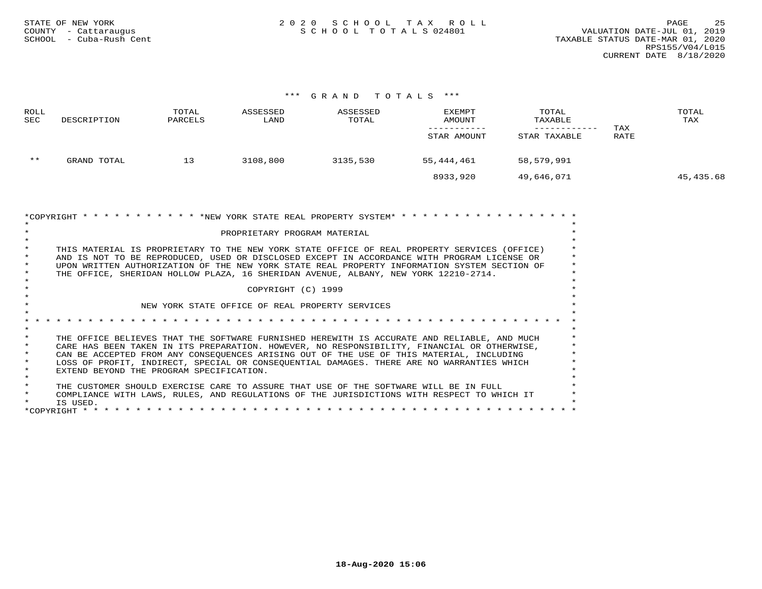*** G R A N D   T O T A L S ***

| ROLL SEC | DESCRIPTION | TOTAL PARCELS | ASSESSED LAND | ASSESSED TOTAL | EXEMPT AMOUNT / STAR AMOUNT | TOTAL TAXABLE / STAR TAXABLE | TAX RATE | TOTAL TAX |
|---|---|---|---|---|---|---|---|---|
| ** | GRAND TOTAL | 13 | 3108,800 | 3135,530 | 55,444,461 | 58,579,991 | | |
| | | | | | 8933,920 | 49,646,071 | | 45,435.68 |

```
*COPYRIGHT * * * * * * * * * * * *NEW YORK STATE REAL PROPERTY SYSTEM* * * * * * * * * * * * * * * * * * *
*                                                                                                          *
*                                    PROPRIETARY PROGRAM MATERIAL                                          *
*                                                                                                          *
*     THIS MATERIAL IS PROPRIETARY TO THE NEW YORK STATE OFFICE OF REAL PROPERTY SERVICES (OFFICE)         *
*     AND IS NOT TO BE REPRODUCED, USED OR DISCLOSED EXCEPT IN ACCORDANCE WITH PROGRAM LICENSE OR          *
*     UPON WRITTEN AUTHORIZATION OF THE NEW YORK STATE REAL PROPERTY INFORMATION SYSTEM SECTION OF         *
*     THE OFFICE, SHERIDAN HOLLOW PLAZA, 16 SHERIDAN AVENUE, ALBANY, NEW YORK 12210-2714.                  *
*                                                                                                          *
*                                         COPYRIGHT (C) 1999                                               *
*                                                                                                          *
*                       NEW YORK STATE OFFICE OF REAL PROPERTY SERVICES                                    *
*                                                                                                          *
* * * * * * * * * * * * * * * * * * * * * * * * * * * * * * * * * * * * * * * * * * * * * * * * * * * * *
*                                                                                                          *
*     THE OFFICE BELIEVES THAT THE SOFTWARE FURNISHED HEREWITH IS ACCURATE AND RELIABLE, AND MUCH           *
*     CARE HAS BEEN TAKEN IN ITS PREPARATION. HOWEVER, NO RESPONSIBILITY, FINANCIAL OR OTHERWISE,          *
*     CAN BE ACCEPTED FROM ANY CONSEQUENCES ARISING OUT OF THE USE OF THIS MATERIAL, INCLUDING             *
*     LOSS OF PROFIT, INDIRECT, SPECIAL OR CONSEQUENTIAL DAMAGES. THERE ARE NO WARRANTIES WHICH            *
*     EXTEND BEYOND THE PROGRAM SPECIFICATION.                                                             *
*                                                                                                          *
*     THE CUSTOMER SHOULD EXERCISE CARE TO ASSURE THAT USE OF THE SOFTWARE WILL BE IN FULL                 *
*     COMPLIANCE WITH LAWS, RULES, AND REGULATIONS OF THE JURISDICTIONS WITH RESPECT TO WHICH IT           *
*     IS USED.                                                                                             *
*COPYRIGHT * * * * * * * * * * * * * * * * * * * * * * * * * * * * * * * * * * * * * * * * * * * * * * *
```

18-Aug-2020 15:06